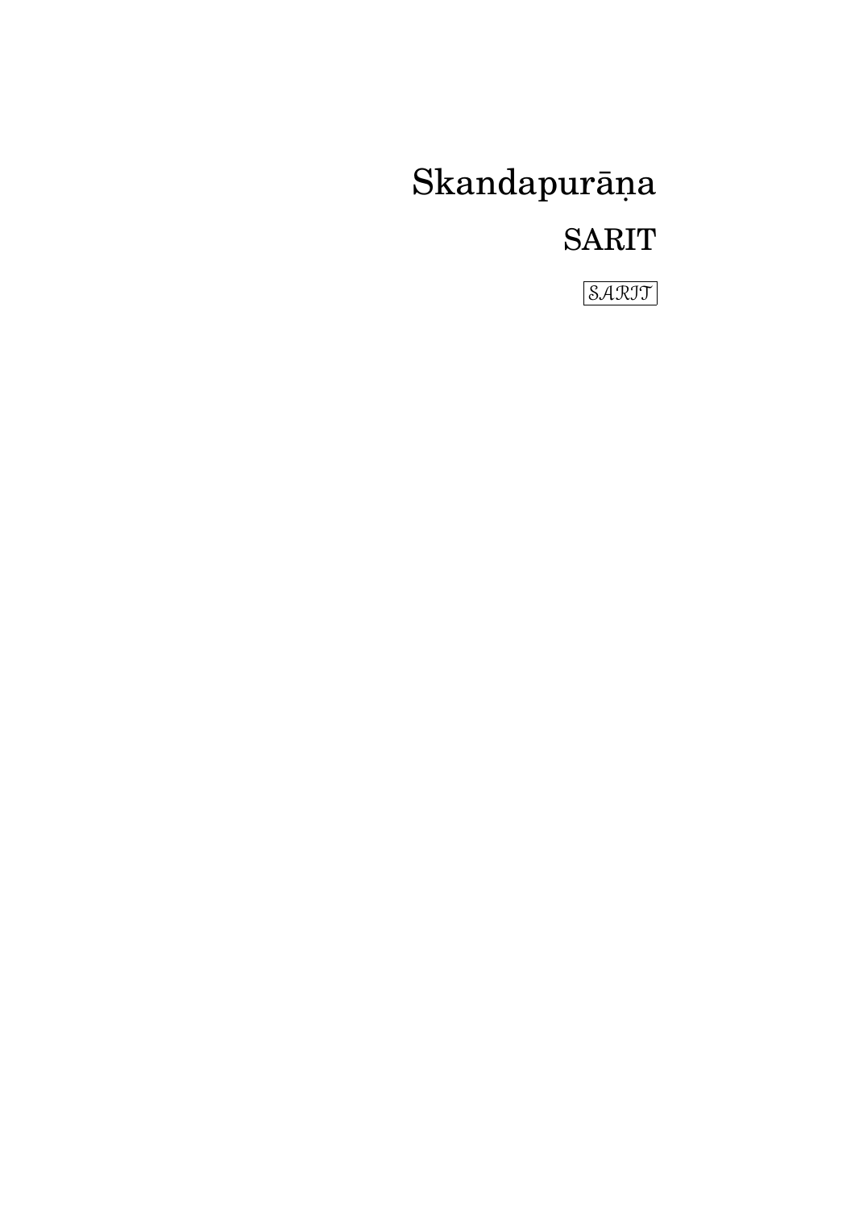# Skandapurāṇa

## SARIT

SARIT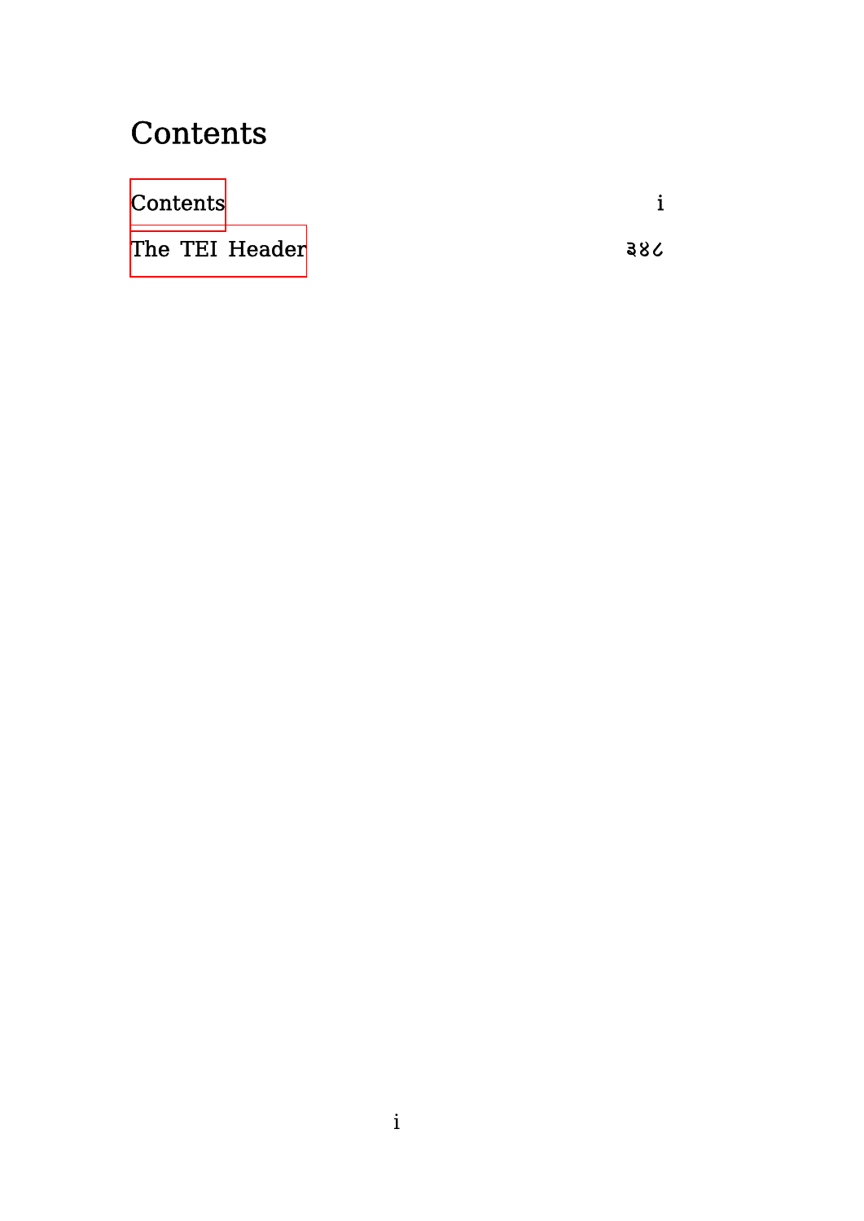# Contents

| | |
|---|---|
| Contents | i |
| The TEI Header | ३४८ |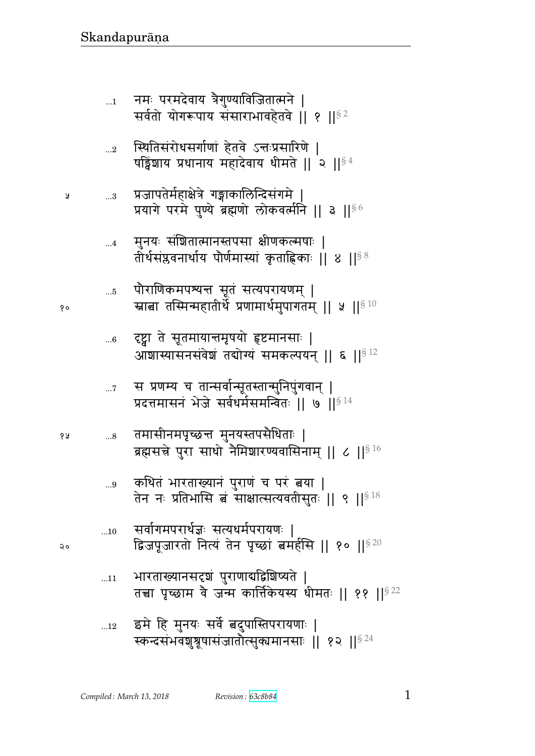...1 नमः परमदेवाय त्रैगुण्याविजितात्मने |
सर्वतो योगरूपाय संसाराभावहेतवे || १ ||§ 2

...2 स्थितिसंरोधसर्गाणां हेतवे ऽन्तःप्रसारिणे |
षड्विंशाय प्रधानाय महादेवाय धीमते || २ ||§ 4

५ ...3 प्रजापतेर्महाक्षेत्रे गङ्गाकालिन्दिसंगमे |
प्रयागे परमे पुण्ये ब्रह्मणो लोकवर्त्मनि || ३ ||§ 6

...4 मुनयः संशितात्मानस्तपसा क्षीणकल्मषाः |
तीर्थसंप्लवनार्थाय पौर्णमास्यां कृताह्निकाः || ४ ||§ 8

...5 पौराणिकमपश्यन्त सूतं सत्यपरायणम् |
१० स्नात्वा तस्मिन्महातीर्थे प्रणामार्थमुपागतम् || ५ ||§ 10

...6 दृष्ट्वा ते सूतमायान्तमृषयो हृष्टमानसाः |
आशास्यासनसंवेशं तद्योग्यं समकल्पयन् || ६ ||§ 12

...7 स प्रणम्य च तान्सर्वान्सूतस्तान्मुनिपुंगवान् |
प्रदत्तमासनं भेजे सर्वधर्मसमन्वितः || ७ ||§ 14

१५ ...8 तमासीनमपृच्छन्त मुनयस्तपसैधिताः |
ब्रह्मसत्त्रे पुरा साधो नैमिशारण्यवासिनाम् || ८ ||§ 16

...9 कथितं भारताख्यानं पुराणं च परं त्वया |
तेन नः प्रतिभासि त्वं साक्षात्सत्यवतीसुतः || ९ ||§ 18

...10 सर्वागमपरार्थज्ञः सत्यधर्मपरायणः |
२० द्विजपूजारतो नित्यं तेन पृच्छां त्वमर्हसि || १० ||§ 20

...11 भारताख्यानसदृशं पुराणाद्यद्विशिष्यते |
तत्त्वा पृच्छाम वै जन्म कार्त्तिकेयस्य धीमतः || ११ ||§ 22

...12 इमे हि मुनयः सर्वे त्वदुपास्तिपरायणाः |
स्कन्दसंभवशुश्रूषासंजातोत्सुक्यमानसाः || १२ ||§ 24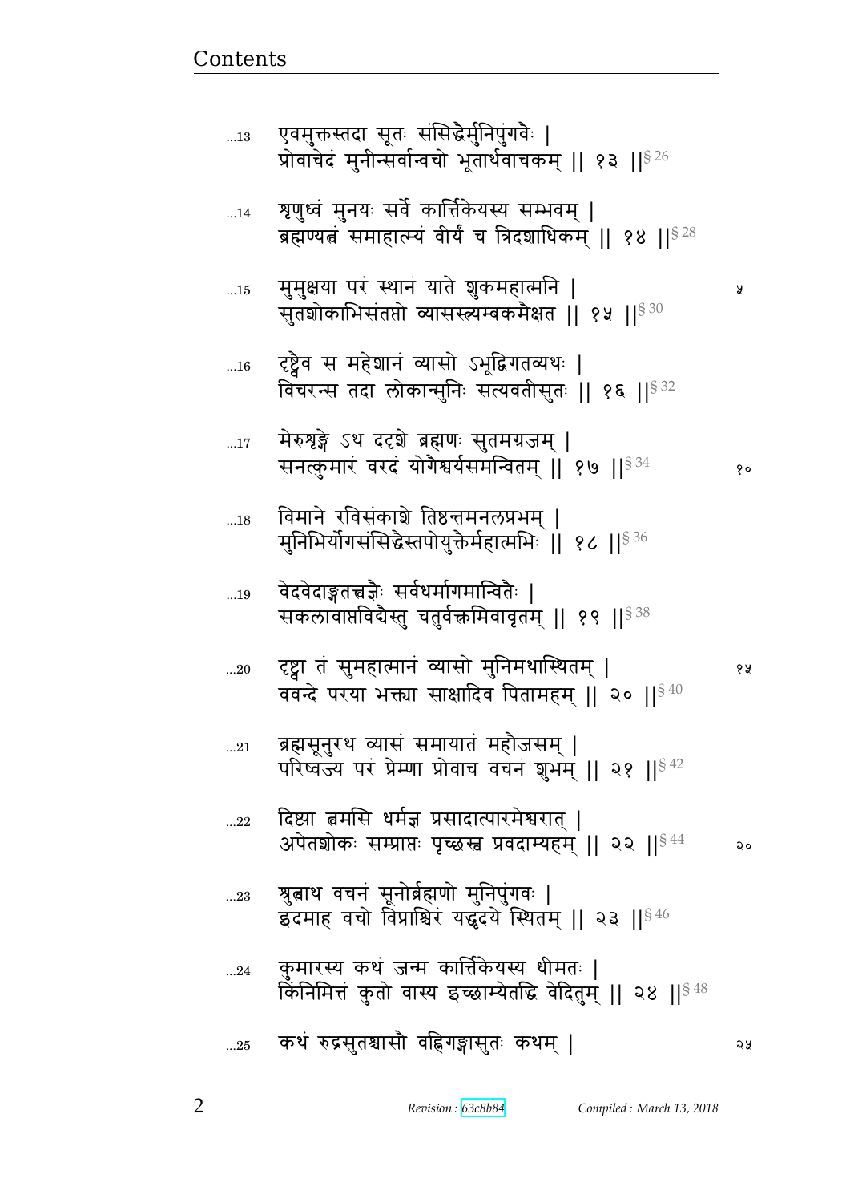...13 एवमुक्तस्तदा सूतः संसिद्धैर्मुनिपुंगवैः |
प्रोवाचेदं मुनीन्सर्वान्वचो भूतार्थवाचकम् || १३ ||§ 26

...14 शृणुध्वं मुनयः सर्वे कार्त्तिकेयस्य सम्भवम् |
ब्रह्मण्यत्वं समाहात्म्यं वीर्यं च त्रिदशाधिकम् || १४ ||§ 28

...15 मुमुक्षया परं स्थानं याते शुकमहात्मनि | ५
सुतशोकाभिसंतप्तो व्यासस्त्र्यम्बकमैक्षत || १५ ||§ 30

...16 दृष्ट्वैव स महेशानं व्यासो ऽभूद्विगतव्यथः |
विचरन्स तदा लोकान्मुनिः सत्यवतीसुतः || १६ ||§ 32

...17 मेरुशृङ्गे ऽथ ददृशे ब्रह्मणः सुतमग्रजम् |
सनत्कुमारं वरदं योगैश्वर्यसमन्वितम् || १७ ||§ 34 १०

...18 विमाने रविसंकाशे तिष्ठन्तमनलप्रभम् |
मुनिभिर्योगसंसिद्धैस्तपोयुक्तैर्महात्मभिः || १८ ||§ 36

...19 वेदवेदाङ्गतत्त्वज्ञैः सर्वधर्मागमान्वितैः |
सकलावाप्तविद्यैस्तु चतुर्वक्त्रमिवावृतम् || १९ ||§ 38

...20 दृष्ट्वा तं सुमहात्मानं व्यासो मुनिमथास्थितम् | १५
ववन्दे परया भक्त्या साक्षादिव पितामहम् || २० ||§ 40

...21 ब्रह्मसूनुरथ व्यासं समायातं महौजसम् |
परिष्वज्य परं प्रेम्णा प्रोवाच वचनं शुभम् || २१ ||§ 42

...22 दिष्ट्या त्वमसि धर्मज्ञ प्रसादात्पारमेश्वरात् |
अपेतशोकः सम्प्राप्तः पृच्छस्व प्रवदाम्यहम् || २२ ||§ 44 २०

...23 श्रुत्वाथ वचनं सूनोर्ब्रह्मणो मुनिपुंगवः |
इदमाह वचो विप्राश्चिरं यद्धृदये स्थितम् || २३ ||§ 46

...24 कुमारस्य कथं जन्म कार्त्तिकेयस्य धीमतः |
किंनिमित्तं कुतो वास्य इच्छाम्येतद्धि वेदितुम् || २४ ||§ 48

...25 कथं रुद्रसुतश्चासौ वह्निगङ्गासुतः कथम् | २५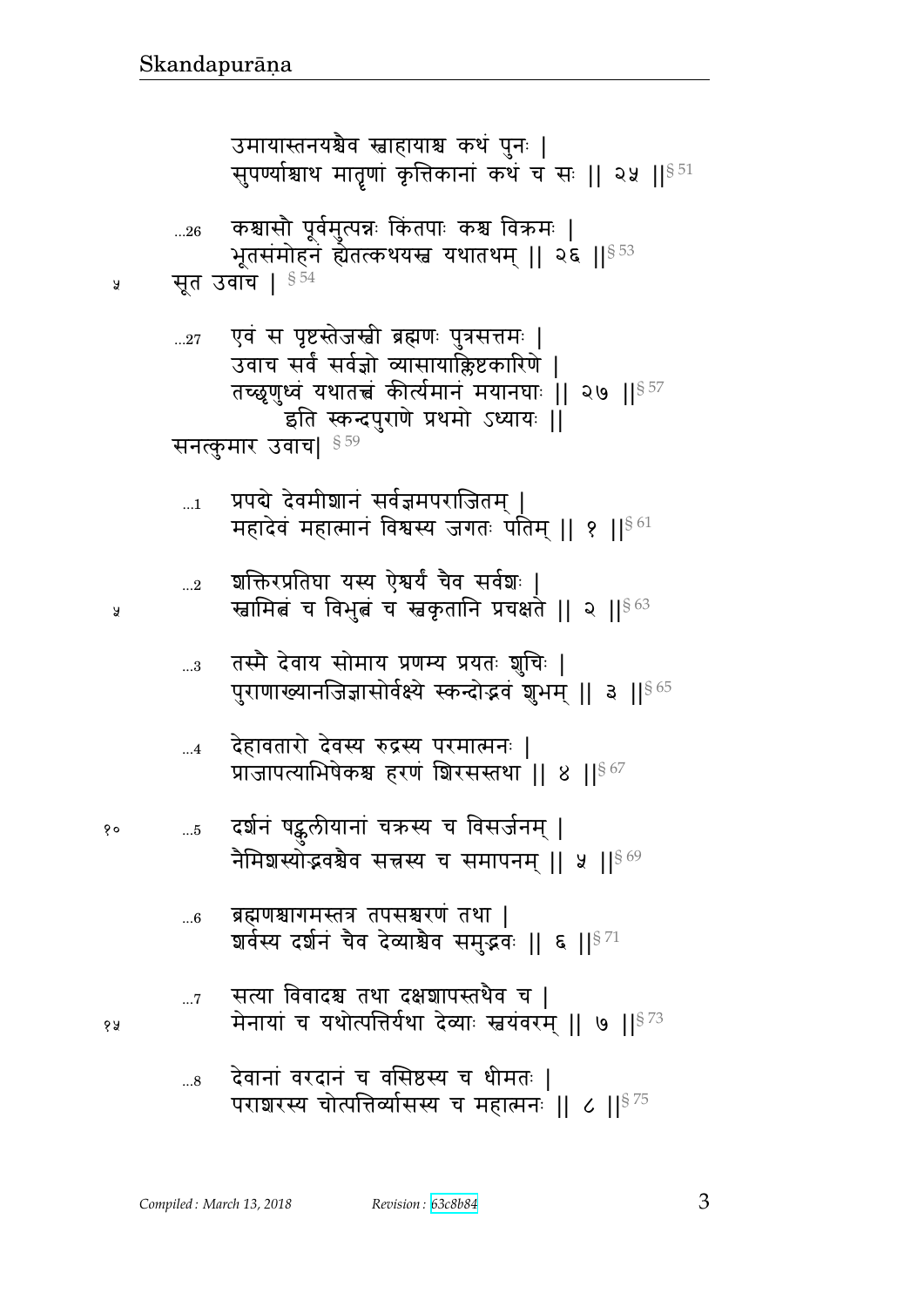उमायास्तनयश्चैव स्वाहायाश्च कथं पुनः |
सुपर्ण्याश्चाथ मातॄणां कृत्तिकानां कथं च सः || २५ ||§ 51

...26 कश्चासौ पूर्वमुत्पन्नः किंतपाः कश्च विक्रमः |
भूतसंमोहनं ह्येतत्कथयस्व यथातथम् || २६ ||§ 53

सूत उवाच | § 54

...27 एवं स पृष्टस्तेजस्वी ब्रह्मणः पुत्रसत्तमः |
उवाच सर्वं सर्वज्ञो व्यासायाक्लिष्टकारिणे |
तच्छृणुध्वं यथातत्त्वं कीर्त्यमानं मयानघाः || २७ ||§ 57

इति स्कन्दपुराणे प्रथमो ऽध्यायः ||

सनत्कुमार उवाच| § 59

...1 प्रपद्ये देवमीशानं सर्वज्ञमपराजितम् |
महादेवं महात्मानं विश्वस्य जगतः पतिम् || १ ||§ 61

...2 शक्तिरप्रतिघा यस्य ऐश्वर्यं चैव सर्वशः |
स्वामित्वं च विभुत्वं च स्वकृतानि प्रचक्षते || २ ||§ 63

...3 तस्मै देवाय सोमाय प्रणम्य प्रयतः शुचिः |
पुराणाख्यानजिज्ञासोर्वक्ष्ये स्कन्दोद्भवं शुभम् || ३ ||§ 65

...4 देहावतारो देवस्य रुद्रस्य परमात्मनः |
प्राजापत्याभिषेकश्च हरणं शिरसस्तथा || ४ ||§ 67

...5 दर्शनं षट्कुलीयानां चक्रस्य च विसर्जनम् |
नैमिशस्योद्भवश्चैव सत्त्रस्य च समापनम् || ५ ||§ 69

...6 ब्रह्मणश्चागमस्तत्र तपसश्चरणं तथा |
शर्वस्य दर्शनं चैव देव्याश्चैव समुद्भवः || ६ ||§ 71

...7 सत्या विवादश्च तथा दक्षशापस्तथैव च |
मेनायां च यथोत्पत्तिर्यथा देव्याः स्वयंवरम् || ७ ||§ 73

...8 देवानां वरदानं च वसिष्ठस्य च धीमतः |
पराशरस्य चोत्पत्तिर्व्यासस्य च महात्मनः || ८ ||§ 75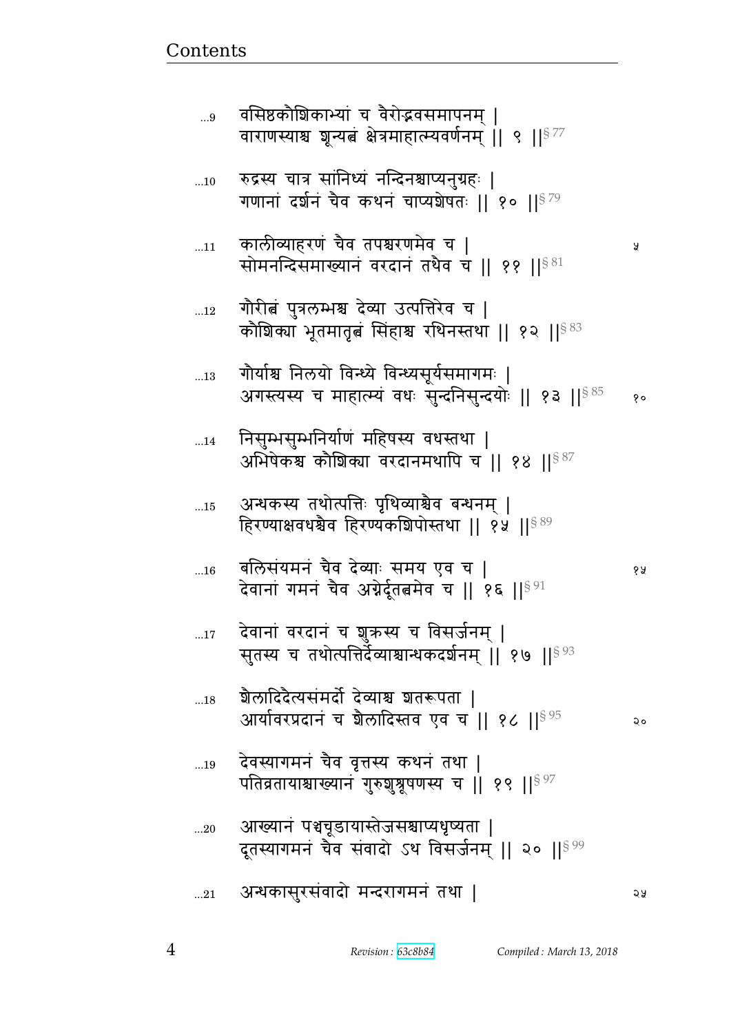...9 वसिष्ठकौशिकाभ्यां च वैरोद्भवसमापनम् ।
वाराणस्याश्च शून्यत्वं क्षेत्रमाहात्म्यवर्णनम् ॥ ९ ॥§ 77

...10 रुद्रस्य चात्र सांनिध्यं नन्दिनश्चाप्यनुग्रहः ।
गणानां दर्शनं चैव कथनं चाप्यशेषतः ॥ १० ॥§ 79

...11 कालीव्याहरणं चैव तपश्चरणमेव च । ५
सोमनन्दिसमाख्यानं वरदानं तथैव च ॥ ११ ॥§ 81

...12 गौरीत्वं पुत्रलम्भश्च देव्या उत्पत्तिरेव च ।
कौशिक्या भूतमातृत्वं सिंहाश्च रथिनस्तथा ॥ १२ ॥§ 83

...13 गौर्याश्च निलयो विन्ध्ये विन्ध्यसूर्यसमागमः ।
अगस्त्यस्य च माहात्म्यं वधः सुन्दनिसुन्दयोः ॥ १३ ॥§ 85 १०

...14 निसुम्भसुम्भनिर्याणं महिषस्य वधस्तथा ।
अभिषेकश्च कौशिक्या वरदानमथापि च ॥ १४ ॥§ 87

...15 अन्धकस्य तथोत्पत्तिः पृथिव्याश्चैव बन्धनम् ।
हिरण्याक्षवधश्चैव हिरण्यकशिपोस्तथा ॥ १५ ॥§ 89

...16 बलिसंयमनं चैव देव्याः समय एव च । १५
देवानां गमनं चैव अग्नेर्दूतत्वमेव च ॥ १६ ॥§ 91

...17 देवानां वरदानं च शुक्रस्य च विसर्जनम् ।
सुतस्य च तथोत्पत्तिर्देव्याश्चान्धकदर्शनम् ॥ १७ ॥§ 93

...18 शैलादिदैत्यसंमर्दो देव्याश्च शतरूपता ।
आर्यावरप्रदानं च शैलादिस्तव एव च ॥ १८ ॥§ 95 २०

...19 देवस्यागमनं चैव वृत्तस्य कथनं तथा ।
पतिव्रतायाश्चाख्यानं गुरुशुश्रूषणस्य च ॥ १९ ॥§ 97

...20 आख्यानं पञ्चचूडायास्तेजसश्चाप्यधृष्यता ।
दूतस्यागमनं चैव संवादो ऽथ विसर्जनम् ॥ २० ॥§ 99

...21 अन्धकासुरसंवादो मन्दरागमनं तथा । २५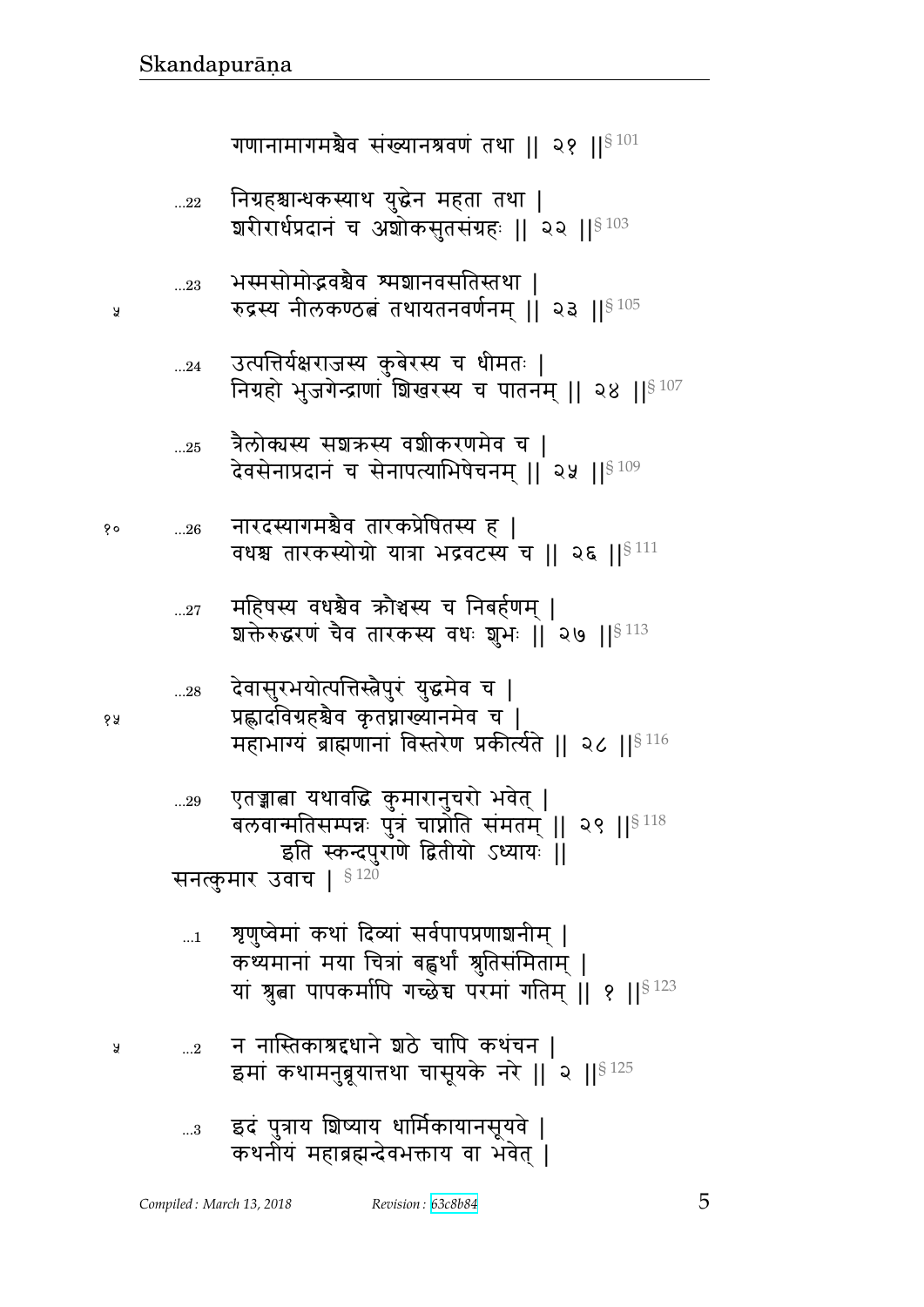गणानामागमश्चैव संख्यानश्रवणं तथा ॥ २१ ॥§ 101

...22 निग्रहश्चान्धकस्याथ युद्धेन महता तथा ।
शरीरार्धप्रदानं च अशोकसुतसंग्रहः ॥ २२ ॥§ 103

...23 भस्मसोमोद्भवश्चैव श्मशानवसतिस्तथा ।
रुद्रस्य नीलकण्ठत्वं तथायतनवर्णनम् ॥ २३ ॥§ 105

...24 उत्पत्तिर्यक्षराजस्य कुबेरस्य च धीमतः ।
निग्रहो भुजगेन्द्राणां शिखरस्य च पातनम् ॥ २४ ॥§ 107

...25 त्रैलोक्यस्य सशक्रस्य वशीकरणमेव च ।
देवसेनाप्रदानं च सेनापत्याभिषेचनम् ॥ २५ ॥§ 109

...26 नारदस्यागमश्चैव तारकप्रेषितस्य ह ।
वधश्च तारकस्योग्रो यात्रा भद्रवटस्य च ॥ २६ ॥§ 111

...27 महिषस्य वधश्चैव क्रौञ्चस्य च निबर्हणम् ।
शक्तेरुद्धरणं चैव तारकस्य वधः शुभः ॥ २७ ॥§ 113

...28 देवासुरभयोत्पत्तिस्त्रैपुरं युद्धमेव च ।
प्रह्लादविग्रहश्चैव कृतघ्नाख्यानमेव च ।
महाभाग्यं ब्राह्मणानां विस्तरेण प्रकीर्त्यते ॥ २८ ॥§ 116

...29 एतज्ज्ञात्वा यथावद्धि कुमारानुचरो भवेत् ।
बलवान्मतिसम्पन्नः पुत्रं चाप्नोति संमतम् ॥ २९ ॥§ 118

इति स्कन्दपुराणे द्वितीयो ऽध्यायः ॥

सनत्कुमार उवाच । § 120

...1 शृणुष्वेमां कथां दिव्यां सर्वपापप्रणाशनीम् ।
कथ्यमानां मया चित्रां बह्वर्थां श्रुतिसंमिताम् ।
यां श्रुत्वा पापकर्मापि गच्छेच्च परमां गतिम् ॥ १ ॥§ 123

...2 न नास्तिकाश्रद्दधाने शठे चापि कथंचन ।
इमां कथामनुब्रूयात्तथा चासूयके नरे ॥ २ ॥§ 125

...3 इदं पुत्राय शिष्याय धार्मिकायानसूयवे ।
कथनीयं महाब्रह्मन्देवभक्ताय वा भवेत् ।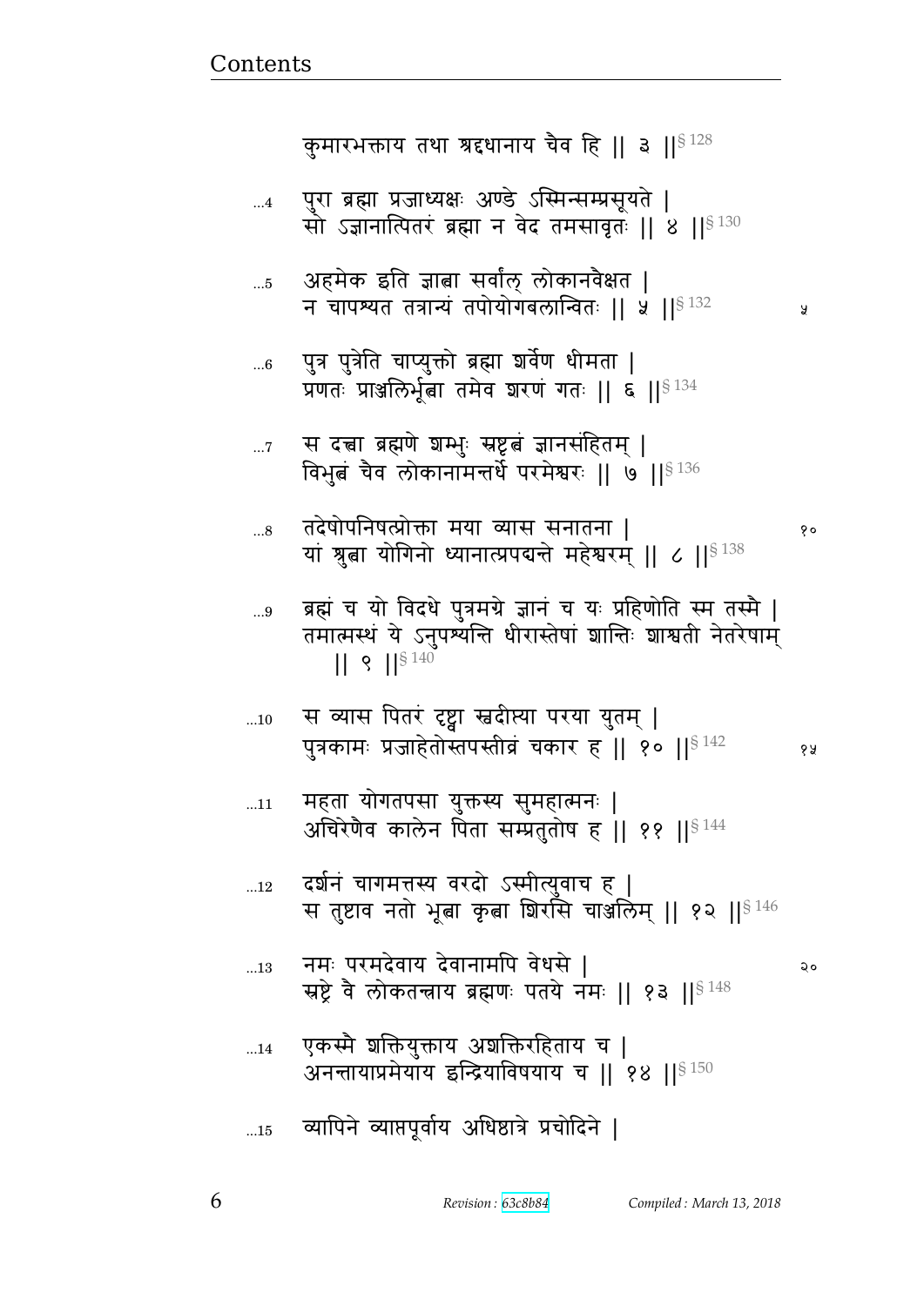कुमारभक्ताय तथा श्रद्दधानाय चैव हि ॥ ३ ॥[§ 128]

...4 पुरा ब्रह्मा प्रजाध्यक्षः अण्डे ऽस्मिन्सम्प्रसूयते ।
सो ऽज्ञानात्पितरं ब्रह्मा न वेद तमसावृतः ॥ ४ ॥[§ 130]

...5 अहमेक इति ज्ञात्वा सर्वांल् लोकानवैक्षत ।
न चापश्यत तत्रान्यं तपोयोगबलान्वितः ॥ ५ ॥[§ 132]

...6 पुत्र पुत्रेति चाप्युक्तो ब्रह्मा शर्वेण धीमता ।
प्रणतः प्राञ्जलिर्भूत्वा तमेव शरणं गतः ॥ ६ ॥[§ 134]

...7 स दत्त्वा ब्रह्मणे शम्भुः स्रष्टृत्वं ज्ञानसंहितम् ।
विभुत्वं चैव लोकानामन्तर्धे परमेश्वरः ॥ ७ ॥[§ 136]

...8 तदेषोपनिषत्प्रोक्ता मया व्यास सनातना ।
यां श्रुत्वा योगिनो ध्यानात्प्रपद्यन्ते महेश्वरम् ॥ ८ ॥[§ 138]

...9 ब्रह्मं च यो विदधे पुत्रमग्रे ज्ञानं च यः प्रहिणोति स्म तस्मै ।
तमात्मस्थं ये ऽनुपश्यन्ति धीरास्तेषां शान्तिः शाश्वती नेतरेषाम्
॥ ९ ॥[§ 140]

...10 स व्यास पितरं दृष्ट्वा स्वदीप्त्या परया युतम् ।
पुत्रकामः प्रजाहेतोस्तपस्तीव्रं चकार ह ॥ १० ॥[§ 142]

...11 महता योगतपसा युक्तस्य सुमहात्मनः ।
अचिरेणैव कालेन पिता सम्प्रतुतोष ह ॥ ११ ॥[§ 144]

...12 दर्शनं चागमत्तस्य वरदो ऽस्मीत्युवाच ह ।
स तुष्टाव नतो भूत्वा कृत्वा शिरसि चाञ्जलिम् ॥ १२ ॥[§ 146]

...13 नमः परमदेवाय देवानामपि वेधसे ।
स्रष्ट्रे वै लोकतन्त्राय ब्रह्मणः पतये नमः ॥ १३ ॥[§ 148]

...14 एकस्मै शक्तियुक्ताय अशक्तिरहिताय च ।
अनन्तायाप्रमेयाय इन्द्रियाविषयाय च ॥ १४ ॥[§ 150]

...15 व्यापिने व्याप्तपूर्वाय अधिष्ठात्रे प्रचोदिने ।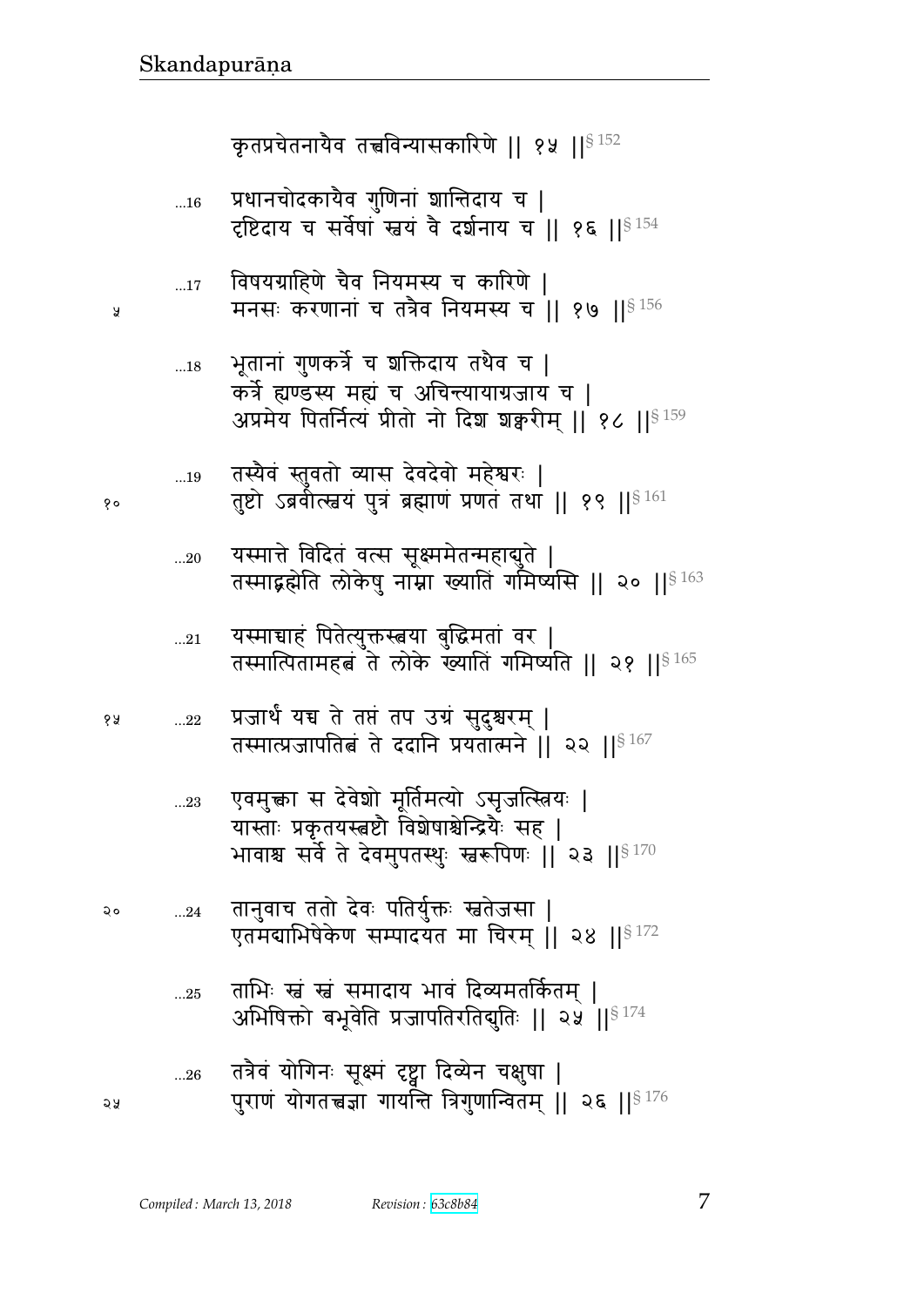कृतप्रचेतनायैव तत्त्वविन्यासकारिणे || १५ ||§ 152

...16 प्रधानचोदकायैव गुणिनां शान्तिदाय च |
दृष्टिदाय च सर्वेषां स्वयं वै दर्शनाय च || १६ ||§ 154

...17 विषयग्राहिणे चैव नियमस्य च कारिणे |
मनसः करणानां च तत्रैव नियमस्य च || १७ ||§ 156

...18 भूतानां गुणकर्त्रे च शक्तिदाय तथैव च |
कर्त्रे ह्यण्डस्य मह्यं च अचिन्त्यायाग्रजाय च |
अप्रमेय पितर्नित्यं प्रीतो नो दिश शङ्करीम् || १८ ||§ 159

...19 तस्यैवं स्तुवतो व्यास देवदेवो महेश्वरः |
तुष्टो ऽब्रवीत्स्वयं पुत्रं ब्रह्माणं प्रणतं तथा || १९ ||§ 161

...20 यस्मात्ते विदितं वत्स सूक्ष्ममेतन्महाद्युते |
तस्माद्ब्रह्मेति लोकेषु नाम्ना ख्यातिं गमिष्यसि || २० ||§ 163

...21 यस्माच्चाहं पितेत्युक्तस्त्वया बुद्धिमतां वर |
तस्मात्पितामहत्वं ते लोके ख्यातिं गमिष्यति || २१ ||§ 165

...22 प्रजार्थं यच्च ते तप्तं तप उग्रं सुदुश्चरम् |
तस्मात्प्रजापतित्वं ते ददानि प्रयतात्मने || २२ ||§ 167

...23 एवमुक्त्वा स देवेशो मूर्तिमत्यो ऽसृजत्स्त्रियः |
यास्ताः प्रकृतयस्त्वष्टौ विशेषाश्चेन्द्रियैः सह |
भावाश्च सर्वे ते देवमुपतस्थुः स्वरूपिणः || २३ ||§ 170

...24 तानुवाच ततो देवः पतिर्युक्तः स्वतेजसा |
एतमद्याभिषेकेण सम्पादयत मा चिरम् || २४ ||§ 172

...25 ताभिः स्वं स्वं समादाय भावं दिव्यमतर्कितम् |
अभिषिक्तो बभूवेति प्रजापतिरतिद्युतिः || २५ ||§ 174

...26 तत्रैवं योगिनः सूक्ष्मं दृष्ट्वा दिव्येन चक्षुषा |
पुराणं योगतत्त्वज्ञा गायन्ति त्रिगुणान्वितम् || २६ ||§ 176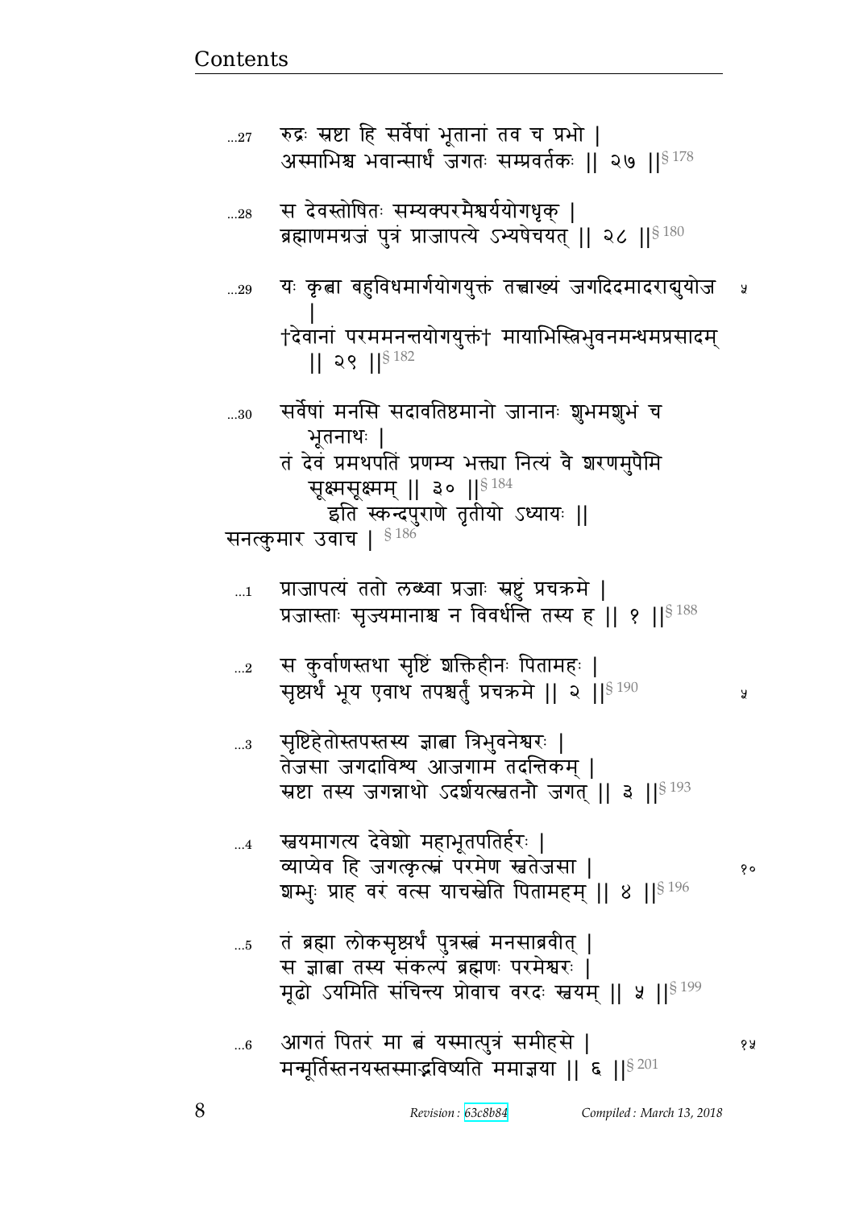...27 रुद्रः स्रष्टा हि सर्वेषां भूतानां तव च प्रभो |
अस्माभिश्च भवान्सार्धं जगतः सम्प्रवर्तकः || २७ ||§ 178

...28 स देवस्तोषितः सम्यक्परमैश्वर्ययोगधृक् |
ब्रह्माणमग्रजं पुत्रं प्राजापत्ये ऽभ्यषेचयत् || २८ ||§ 180

...29 यः कृत्वा बहुविधमार्गयोगयुक्तं तत्त्वाख्यं जगदिदमादराद्युयोज |
†देवानां परममनन्तयोगयुक्तं† मायाभिस्त्रिभुवनमन्धमप्रसादम् || २९ ||§ 182

...30 सर्वेषां मनसि सदावतिष्ठमानो जानानः शुभमशुभं च भूतनाथः |
तं देवं प्रमथपतिं प्रणम्य भक्त्या नित्यं वै शरणमुपैमि सूक्ष्मसूक्ष्मम् || ३० ||§ 184

इति स्कन्दपुराणे तृतीयो ऽध्यायः ||

सनत्कुमार उवाच | § 186

...1 प्राजापत्यं ततो लब्ध्वा प्रजाः स्रष्टुं प्रचक्रमे |
प्रजास्ताः सृज्यमानाश्च न विवर्धन्ति तस्य ह || १ ||§ 188

...2 स कुर्वाणस्तथा सृष्टिं शक्तिहीनः पितामहः |
सृष्ट्यर्थं भूय एवाथ तपश्चर्तुं प्रचक्रमे || २ ||§ 190

...3 सृष्टिहेतोस्तपस्तस्य ज्ञात्वा त्रिभुवनेश्वरः |
तेजसा जगदाविश्य आजगाम तदन्तिकम् |
स्रष्टा तस्य जगन्नाथो ऽदर्शयत्स्वतनौ जगत् || ३ ||§ 193

...4 स्वयमागत्य देवेशो महाभूतपतिर्हरः |
व्याप्येव हि जगत्कृत्स्नं परमेण स्वतेजसा |
शम्भुः प्राह वरं वत्स याचस्वेति पितामहम् || ४ ||§ 196

...5 तं ब्रह्मा लोकसृष्ट्यर्थं पुत्रस्त्वं मनसाब्रवीत् |
स ज्ञात्वा तस्य संकल्पं ब्रह्मणः परमेश्वरः |
मूढो ऽयमिति संचिन्त्य प्रोवाच वरदः स्वयम् || ५ ||§ 199

...6 आगतं पितरं मा त्वं यस्मात्पुत्रं समीहसे |
मन्मूर्तिस्तनयस्तस्माद्भविष्यति ममाज्ञया || ६ ||§ 201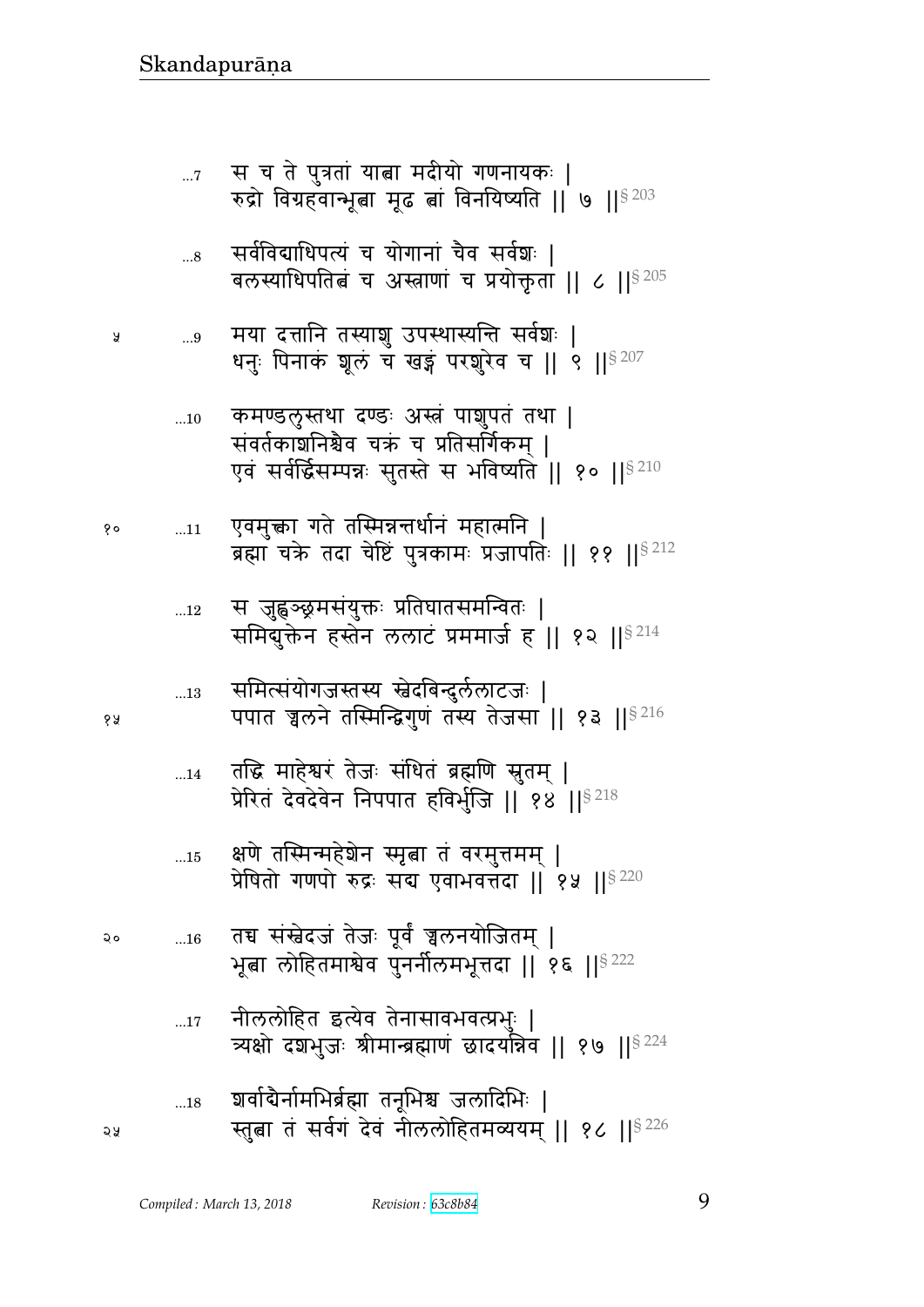...7 स च ते पुत्रतां यात्वा मदीयो गणनायकः |
रुद्रो विग्रहवान्भूत्वा मूढ त्वां विनयिष्यति || ७ ||§ 203

...8 सर्वविद्याधिपत्यं च योगानां चैव सर्वशः |
बलस्याधिपतित्वं च अस्त्राणां च प्रयोक्तृता || ८ ||§ 205

...9 मया दत्तानि तस्याशु उपस्थास्यन्ति सर्वशः |
धनुः पिनाकं शूलं च खड्गं परशुरेव च || ९ ||§ 207

...10 कमण्डलुस्तथा दण्डः अस्त्रं पाशुपतं तथा |
संवर्तकाशनिश्चैव चक्रं च प्रतिसर्गिकम् |
एवं सर्वर्द्धिसम्पन्नः सुतस्ते स भविष्यति || १० ||§ 210

...11 एवमुक्त्वा गते तस्मिन्नन्तर्धानं महात्मनि |
ब्रह्मा चक्रे तदा चेष्टिं पुत्रकामः प्रजापतिः || ११ ||§ 212

...12 स जुह्वञ्छ्रमसंयुक्तः प्रतिघातसमन्वितः |
समिद्युक्तेन हस्तेन ललाटं प्रममार्ज ह || १२ ||§ 214

...13 समित्संयोगजस्तस्य स्वेदबिन्दुर्ललाटजः |
पपात ज्वलने तस्मिन्द्विगुणं तस्य तेजसा || १३ ||§ 216

...14 तद्धि माहेश्वरं तेजः संधितं ब्रह्मणि स्रुतम् |
प्रेरितं देवदेवेन निपपात हविर्भुजि || १४ ||§ 218

...15 क्षणे तस्मिन्महेशेन स्मृत्वा तं वरमुत्तमम् |
प्रेषितो गणपो रुद्रः सद्य एवाभवत्तदा || १५ ||§ 220

...16 तच्च संस्वेदजं तेजः पूर्वं ज्वलनयोजितम् |
भूत्वा लोहितमाश्वेव पुनर्नीलमभूत्तदा || १६ ||§ 222

...17 नीललोहित इत्येव तेनासावभवत्प्रभुः |
त्र्यक्षो दशभुजः श्रीमान्ब्रह्माणं छादयन्निव || १७ ||§ 224

...18 शर्वाद्यैर्नामभिर्ब्रह्मा तनूभिश्च जलादिभिः |
स्तुत्वा तं सर्वगं देवं नीललोहितमव्ययम् || १८ ||§ 226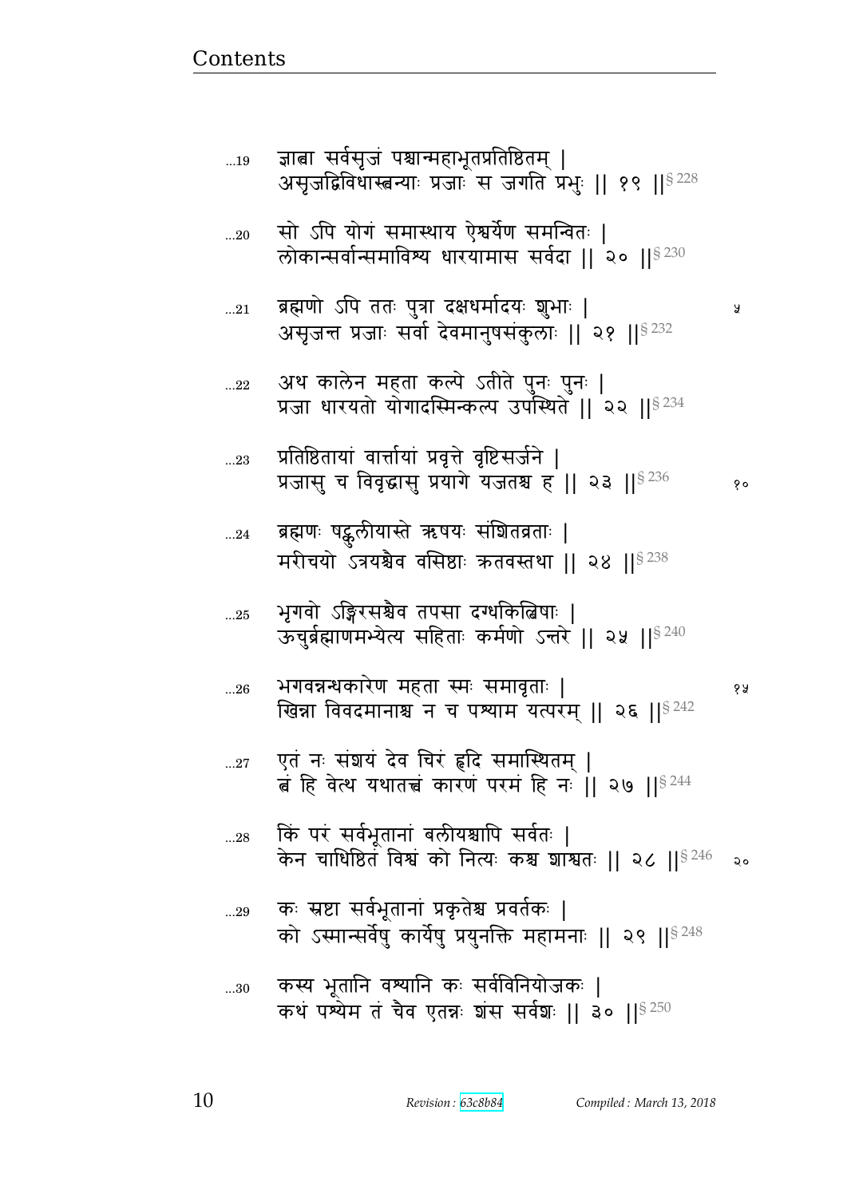...19 ज्ञात्वा सर्वसृजं पश्चान्महाभूतप्रतिष्ठितम् |
असृजद्विविधास्त्वन्याः प्रजाः स जगति प्रभुः || १९ ||§ 228

...20 सो ऽपि योगं समास्थाय ऐश्वर्येण समन्वितः |
लोकान्सर्वान्समाविश्य धारयामास सर्वदा || २० ||§ 230

...21 ब्रह्मणो ऽपि ततः पुत्रा दक्षधर्मादयः शुभाः | ५
असृजन्त प्रजाः सर्वा देवमानुषसंकुलाः || २१ ||§ 232

...22 अथ कालेन महता कल्पे ऽतीते पुनः पुनः |
प्रजा धारयतो योगादस्मिन्कल्प उपस्थिते || २२ ||§ 234

...23 प्रतिष्ठितायां वार्त्तायां प्रवृत्ते वृष्टिसर्जने |
प्रजासु च विवृद्धासु प्रयागे यजतश्च ह || २३ ||§ 236 १०

...24 ब्रह्मणः षट्कुलीयास्ते ऋषयः संशितव्रताः |
मरीचयो ऽत्रयश्चैव वसिष्ठाः क्रतवस्तथा || २४ ||§ 238

...25 भृगवो ऽङ्गिरसश्चैव तपसा दग्धकिल्बिषाः |
ऊचुर्ब्रह्माणमभ्येत्य सहिताः कर्मणो ऽन्तरे || २५ ||§ 240

...26 भगवन्नन्धकारेण महता स्मः समावृताः | १५
खिन्ना विवदमानाश्च न च पश्याम यत्परम् || २६ ||§ 242

...27 एतं नः संशयं देव चिरं हृदि समास्थितम् |
त्वं हि वेत्थ यथातत्त्वं कारणं परमं हि नः || २७ ||§ 244

...28 किं परं सर्वभूतानां बलीयश्चापि सर्वतः |
केन चाधिष्ठितं विश्वं को नित्यः कश्च शाश्वतः || २८ ||§ 246 २०

...29 कः स्रष्टा सर्वभूतानां प्रकृतेश्च प्रवर्तकः |
को ऽस्मान्सर्वेषु कार्येषु प्रयुनक्ति महामनाः || २९ ||§ 248

...30 कस्य भूतानि वश्यानि कः सर्वविनियोजकः |
कथं पश्येम तं चैव एतन्नः शंस सर्वशः || ३० ||§ 250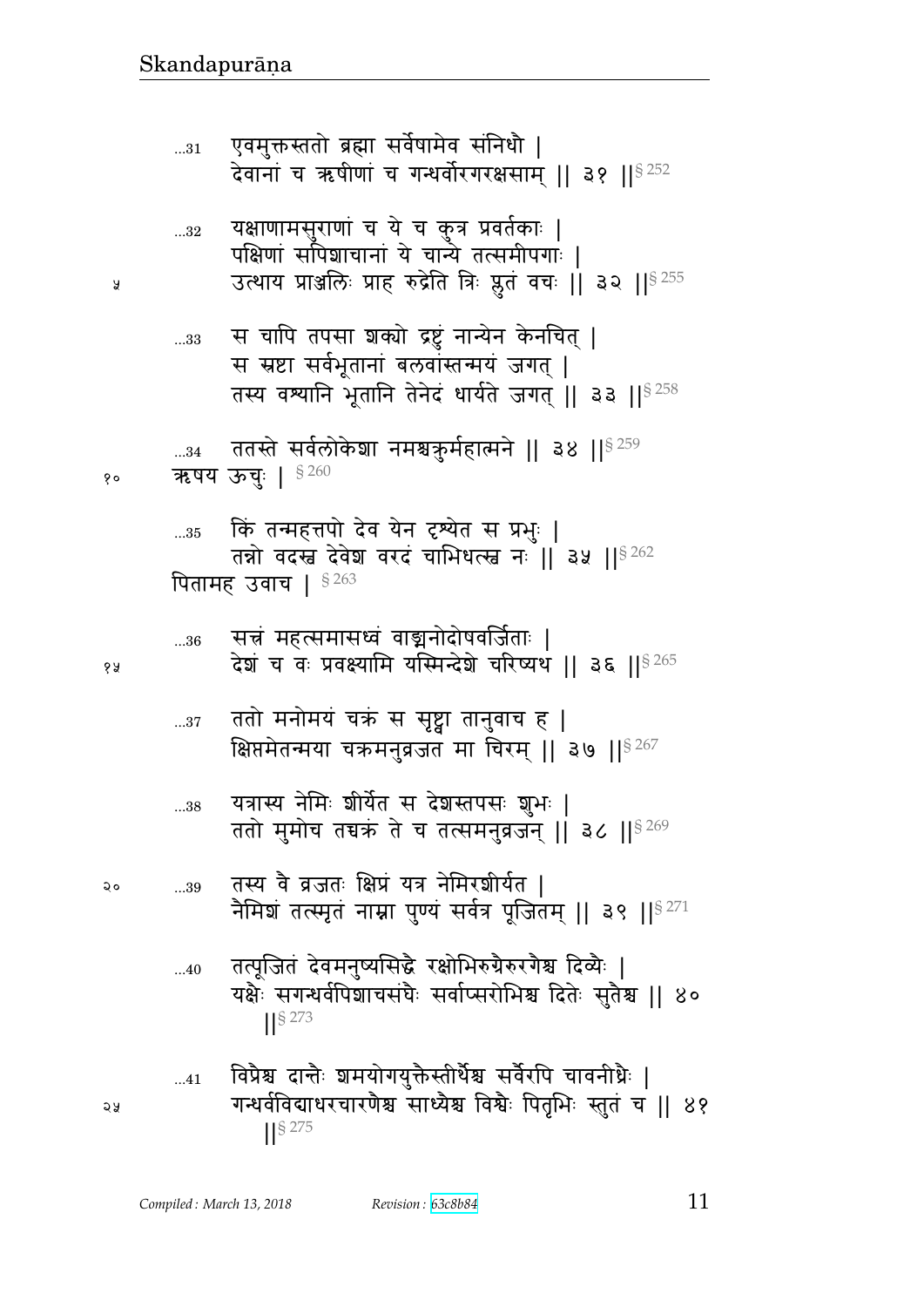...31 एवमुक्तस्ततो ब्रह्मा सर्वेषामेव संनिधौ |
देवानां च ऋषीणां च गन्धर्वोरगरक्षसाम् || ३१ ||§ 252

...32 यक्षाणामसुराणां च ये च कुत्र प्रवर्तकाः |
पक्षिणां सपिशाचानां ये चान्ये तत्समीपगाः |
उत्थाय प्राञ्जलिः प्राह रुद्रेति त्रिः प्लुतं वचः || ३२ ||§ 255

...33 स चापि तपसा शक्यो द्रष्टुं नान्येन केनचित् |
स स्रष्टा सर्वभूतानां बलवांस्तन्मयं जगत् |
तस्य वश्यानि भूतानि तेनेदं धार्यते जगत् || ३३ ||§ 258

...34 ततस्ते सर्वलोकेशा नमश्चक्रुर्महात्मने || ३४ ||§ 259

ऋषय ऊचुः | § 260

...35 किं तन्महत्तपो देव येन दृश्येत स प्रभुः |
तन्नो वदस्व देवेश वरदं चाभिधत्स्व नः || ३५ ||§ 262

पितामह उवाच | § 263

...36 सत्त्रं महत्समासध्वं वाङ्मनोदोषवर्जिताः |
देशं च वः प्रवक्ष्यामि यस्मिन्देशे चरिष्यथ || ३६ ||§ 265

...37 ततो मनोमयं चक्रं स सृष्ट्वा तानुवाच ह |
क्षिप्तमेतन्मया चक्रमनुव्रजत मा चिरम् || ३७ ||§ 267

...38 यत्रास्य नेमिः शीर्येत स देशस्तपसः शुभः |
ततो मुमोच तच्चक्रं ते च तत्समनुव्रजन् || ३८ ||§ 269

...39 तस्य वै व्रजतः क्षिप्रं यत्र नेमिरशीर्यत |
नैमिशं तत्स्मृतं नाम्ना पुण्यं सर्वत्र पूजितम् || ३९ ||§ 271

...40 तत्पूजितं देवमनुष्यसिद्धै रक्षोभिरुग्रैरुरगैश्च दिव्यैः |
यक्षैः सगन्धर्वपिशाचसंघैः सर्वाप्सरोभिश्च दितेः सुतैश्च || ४० ||§ 273

...41 विप्रैश्च दान्तैः शमयोगयुक्तैस्तीर्थैश्च सर्वैरपि चावनीध्रैः |
गन्धर्वविद्याधरचारणैश्च साध्यैश्च विश्वैः पितृभिः स्तुतं च || ४१ ||§ 275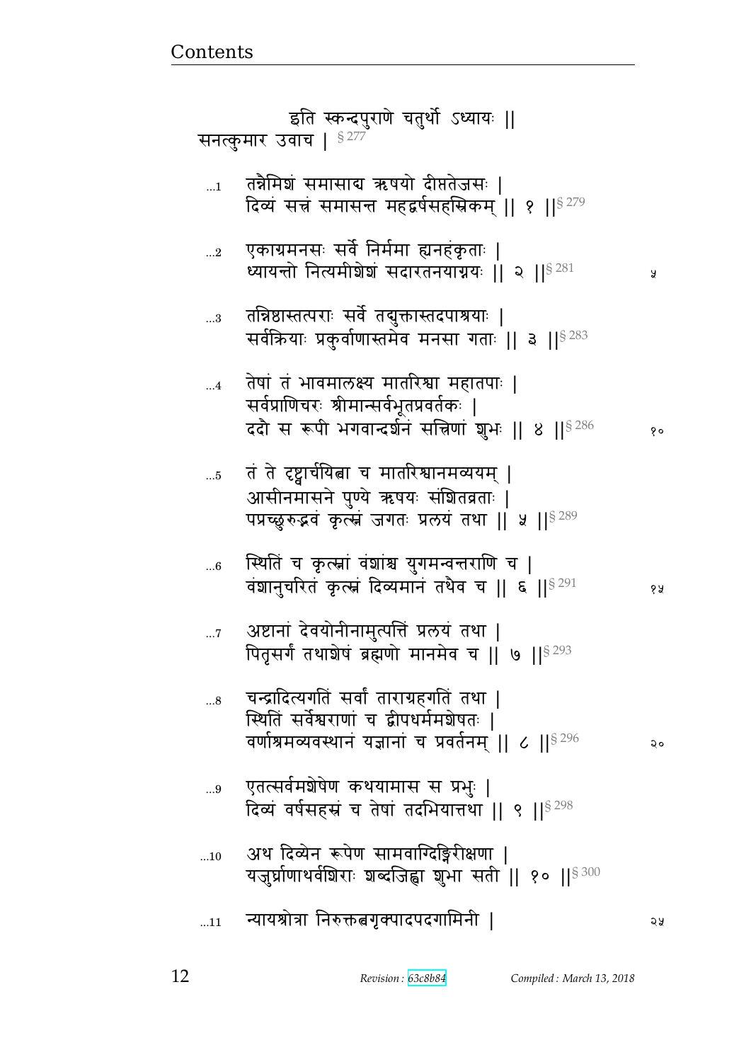इति स्कन्दपुराणे चतुर्थो ऽध्यायः ||

सनत्कुमार उवाच | § 277

...1 तन्नैमिशं समासाद्य ऋषयो दीप्ततेजसः |
दिव्यं सत्त्रं समासन्त महद्वर्षसहस्रिकम् || १ ||§ 279

...2 एकाग्रमनसः सर्वे निर्ममा ह्यनहंकृताः |
ध्यायन्तो नित्यमीशेशं सदारतनयाग्रयः || २ ||§ 281

...3 तन्निष्ठास्तत्पराः सर्वे तद्युक्तास्तदपाश्रयाः |
सर्वक्रियाः प्रकुर्वाणास्तमेव मनसा गताः || ३ ||§ 283

...4 तेषां तं भावमालक्ष्य मातरिश्वा महातपाः |
सर्वप्राणिचरः श्रीमान्सर्वभूतप्रवर्तकः |
ददौ स रूपी भगवान्दर्शनं सत्त्रिणां शुभः || ४ ||§ 286

...5 तं ते दृष्ट्वार्चयित्वा च मातरिश्वानमव्ययम् |
आसीनमासने पुण्ये ऋषयः संशितव्रताः |
पप्रच्छुरुद्भवं कृत्स्नं जगतः प्रलयं तथा || ५ ||§ 289

...6 स्थितिं च कृत्स्नां वंशांश्च युगमन्वन्तराणि च |
वंशानुचरितं कृत्स्नं दिव्यमानं तथैव च || ६ ||§ 291

...7 अष्टानां देवयोनीनामुत्पत्तिं प्रलयं तथा |
पितृसर्गं तथाशेषं ब्रह्मणो मानमेव च || ७ ||§ 293

...8 चन्द्रादित्यगतिं सर्वां ताराग्रहगतिं तथा |
स्थितिं सर्वेश्वराणां च द्वीपधर्ममशेषतः |
वर्णाश्रमव्यवस्थानं यज्ञानां च प्रवर्तनम् || ८ ||§ 296

...9 एतत्सर्वमशेषेण कथयामास स प्रभुः |
दिव्यं वर्षसहस्रं च तेषां तदभियात्तथा || ९ ||§ 298

...10 अथ दिव्येन रूपेण सामवाग्दिङ्गिरीक्षणा |
यजुर्घ्राणाथर्वशिराः शब्दजिह्वा शुभा सती || १० ||§ 300

...11 न्यायश्रोत्रा निरुक्तत्वगृक्पादपदगामिनी |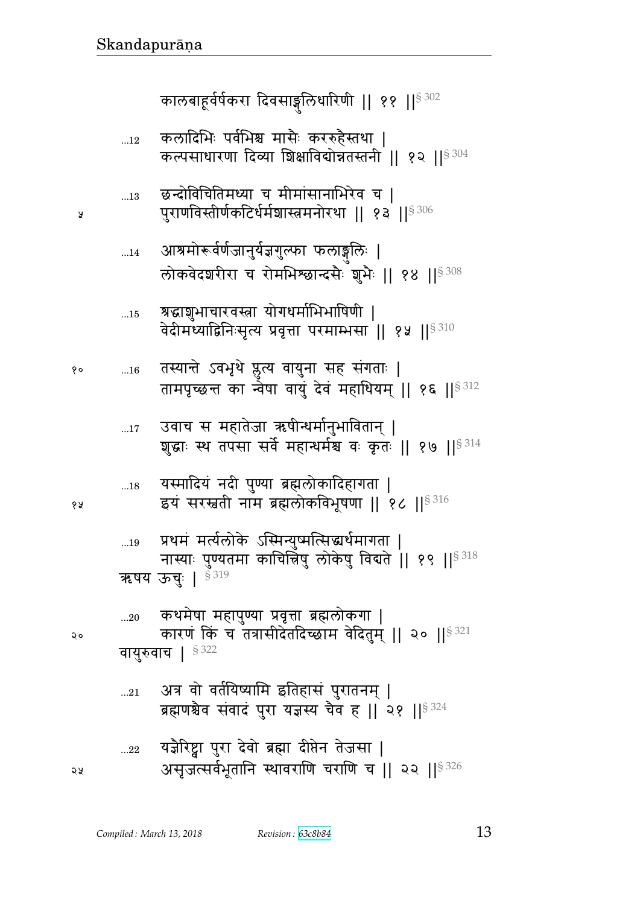कालबाहूर्वर्षकरा दिवसाङ्गुलिधारिणी || ११ ||§ 302

...12 कलादिभिः पर्वभिश्च मासैः कररुहैस्तथा |
कल्पसाधारणा दिव्या शिक्षाविद्योन्नतस्तनी || १२ ||§ 304

...13 छन्दोविचितिमध्या च मीमांसानाभिरेव च |
पुराणविस्तीर्णकटिर्धर्मशास्त्रमनोरथा || १३ ||§ 306

...14 आश्रमोरूर्वर्णजानुर्यज्ञगुल्फा फलाङ्गुलिः |
लोकवेदशरीरा च रोमभिश्छान्दसैः शुभैः || १४ ||§ 308

...15 श्रद्धाशुभाचारवस्त्रा योगधर्माभिभाषिणी |
वेदीमध्याद्विनिःसृत्य प्रवृत्ता परमाम्भसा || १५ ||§ 310

...16 तस्यान्ते ऽवभृथे प्लुत्य वायुना सह संगताः |
तामपृच्छन्त का न्वेषा वायुं देवं महाधियम् || १६ ||§ 312

...17 उवाच स महातेजा ऋषीन्धर्मानुभावितान् |
शुद्धाः स्थ तपसा सर्वे महान्धर्मश्च वः कृतः || १७ ||§ 314

...18 यस्मादियं नदी पुण्या ब्रह्मलोकादिहागता |
इयं सरस्वती नाम ब्रह्मलोकविभूषणा || १८ ||§ 316

...19 प्रथमं मर्त्यलोके ऽस्मिन्युष्मत्सिद्ध्यर्थमागता |
नास्याः पुण्यतमा काचित्त्रिषु लोकेषु विद्यते || १९ ||§ 318

ऋषय ऊचुः | § 319

...20 कथमेषा महापुण्या प्रवृत्ता ब्रह्मलोकगा |
कारणं किं च तत्रासीदेतदिच्छाम वेदितुम् || २० ||§ 321

वायुरुवाच | § 322

...21 अत्र वो वर्तयिष्यामि इतिहासं पुरातनम् |
ब्रह्मणश्चैव संवादं पुरा यज्ञस्य चैव ह || २१ ||§ 324

...22 यज्ञैरिष्ट्वा पुरा देवो ब्रह्मा दीप्तेन तेजसा |
असृजत्सर्वभूतानि स्थावराणि चराणि च || २२ ||§ 326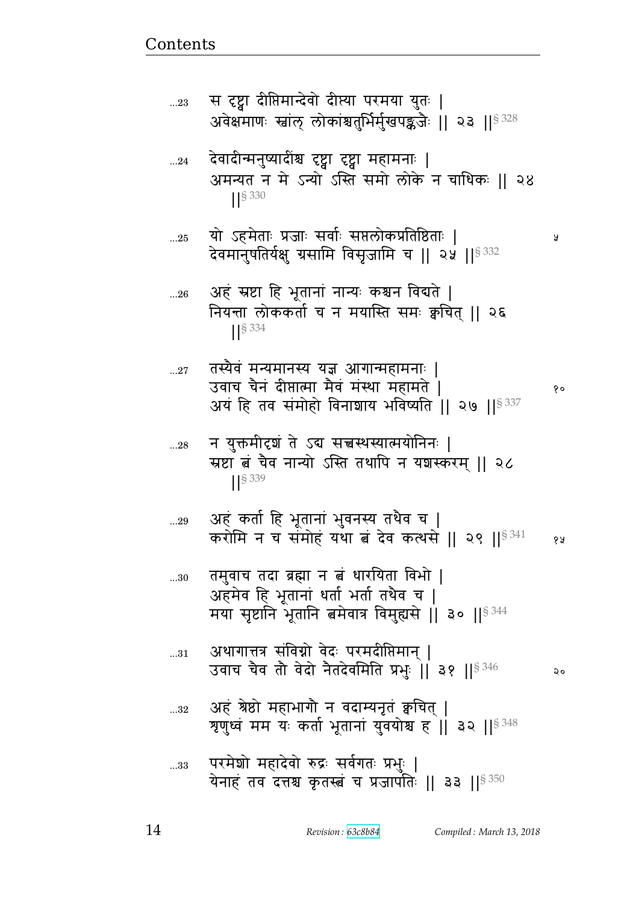...23 स दृष्ट्वा दीप्तिमान्देवो दीप्त्या परमया युतः |
अवेक्षमाणः स्वांल् लोकांश्चतुर्भिर्मुखपङ्कजैः || २३ ||§ 328

...24 देवादीन्मनुष्यादींश्च दृष्ट्वा दृष्ट्वा महामनाः |
अमन्यत न मे ऽन्यो ऽस्ति समो लोके न चाधिकः || २४ ||§ 330

...25 यो ऽहमेताः प्रजाः सर्वाः सप्तलोकप्रतिष्ठिताः |
देवमानुषतिर्यक्षु ग्रसामि विसृजामि च || २५ ||§ 332 ५

...26 अहं स्रष्टा हि भूतानां नान्यः कश्चन विद्यते |
नियन्ता लोककर्ता च न मयास्ति समः क्वचित् || २६ ||§ 334

...27 तस्यैवं मन्यमानस्य यज्ञ आगान्महामनाः |
उवाच चैनं दीप्तात्मा मैवं मंस्था महामते |
अयं हि तव संमोहो विनाशाय भविष्यति || २७ ||§ 337 १०

...28 न युक्तमीदृशं ते ऽद्य सत्त्वस्थस्यात्मयोनिनः |
स्रष्टा त्वं चैव नान्यो ऽस्ति तथापि न यशस्करम् || २८ ||§ 339

...29 अहं कर्ता हि भूतानां भुवनस्य तथैव च |
करोमि न च संमोहं यथा त्वं देव कत्थसे || २९ ||§ 341 १५

...30 तमुवाच तदा ब्रह्मा न त्वं धारयिता विभो |
अहमेव हि भूतानां धर्ता भर्ता तथैव च |
मया सृष्टानि भूतानि त्वमेवात्र विमुह्यसे || ३० ||§ 344

...31 अथागात्तत्र संविग्नो वेदः परमदीप्तिमान् |
उवाच चैव तौ वेदो नैतदेवमिति प्रभुः || ३१ ||§ 346 २०

...32 अहं श्रेष्ठो महाभागौ न वदाम्यनृतं क्वचित् |
शृणुध्वं मम यः कर्ता भूतानां युवयोश्च ह || ३२ ||§ 348

...33 परमेशो महादेवो रुद्रः सर्वगतः प्रभुः |
येनाहं तव दत्तश्च कृतस्त्वं च प्रजापतिः || ३३ ||§ 350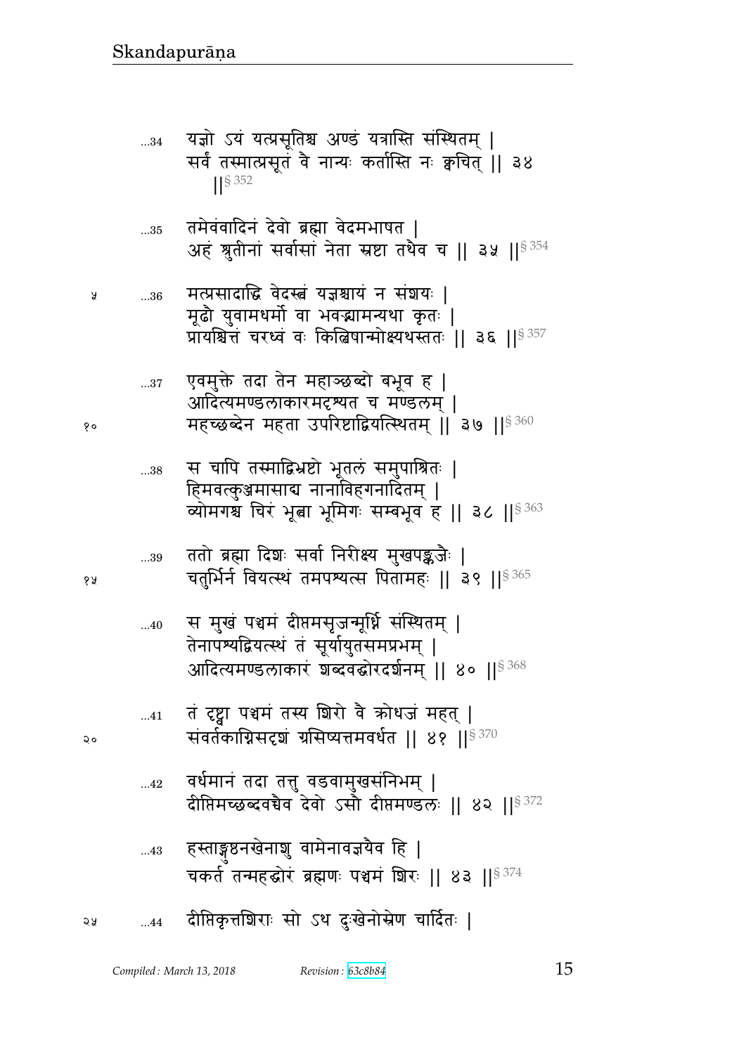...34 यज्ञो ऽयं यत्प्रसूतिश्च अण्डं यत्रास्ति संस्थितम् ।
सर्वं तस्मात्प्रसूतं वै नान्यः कर्तास्ति नः क्वचित् ॥ ३४ ॥§ 352

...35 तमेवंवादिनं देवो ब्रह्मा वेदमभाषत ।
अहं श्रुतीनां सर्वासां नेता स्रष्टा तथैव च ॥ ३५ ॥§ 354

...36 मत्प्रसादाद्धि वेदस्त्वं यज्ञश्चायं न संशयः ।
मूढौ युवामधर्मो वा भवद्भ्यामन्यथा कृतः ।
प्रायश्चित्तं चरध्वं वः किल्बिषान्मोक्ष्यथस्ततः ॥ ३६ ॥§ 357

...37 एवमुक्ते तदा तेन महाञ्छब्दो बभूव ह ।
आदित्यमण्डलाकारमदृश्यत च मण्डलम् ।
महच्छब्देन महता उपरिष्टाद्वियत्स्थितम् ॥ ३७ ॥§ 360

...38 स चापि तस्माद्विभ्रष्टो भूतलं समुपाश्रितः ।
हिमवत्कुञ्जमासाद्य नानाविहगनादितम् ।
व्योमगश्च चिरं भूत्वा भूमिगः सम्बभूव ह ॥ ३८ ॥§ 363

...39 ततो ब्रह्मा दिशः सर्वा निरीक्ष्य मुखपङ्कजैः ।
चतुर्भिर्न वियत्स्थं तमपश्यत्स पितामहः ॥ ३९ ॥§ 365

...40 स मुखं पञ्चमं दीप्तमसृजन्मूर्ध्नि संस्थितम् ।
तेनापश्यद्वियत्स्थं तं सूर्यायुतसमप्रभम् ।
आदित्यमण्डलाकारं शब्दवद्घोरदर्शनम् ॥ ४० ॥§ 368

...41 तं दृष्ट्वा पञ्चमं तस्य शिरो वै क्रोधजं महत् ।
संवर्तकाग्निसदृशं ग्रसिष्यत्तमवर्धत ॥ ४१ ॥§ 370

...42 वर्धमानं तदा तत्तु वडवामुखसंनिभम् ।
दीप्तिमच्छब्दवच्चैव देवो ऽसौ दीप्तमण्डलः ॥ ४२ ॥§ 372

...43 हस्ताङ्गुष्ठनखेनाशु वामेनावज्ञयैव हि ।
चकर्त तन्महद्घोरं ब्रह्मणः पञ्चमं शिरः ॥ ४३ ॥§ 374

...44 दीप्तिकृत्तशिराः सो ऽथ दुःखेनोस्रेण चार्दितः ।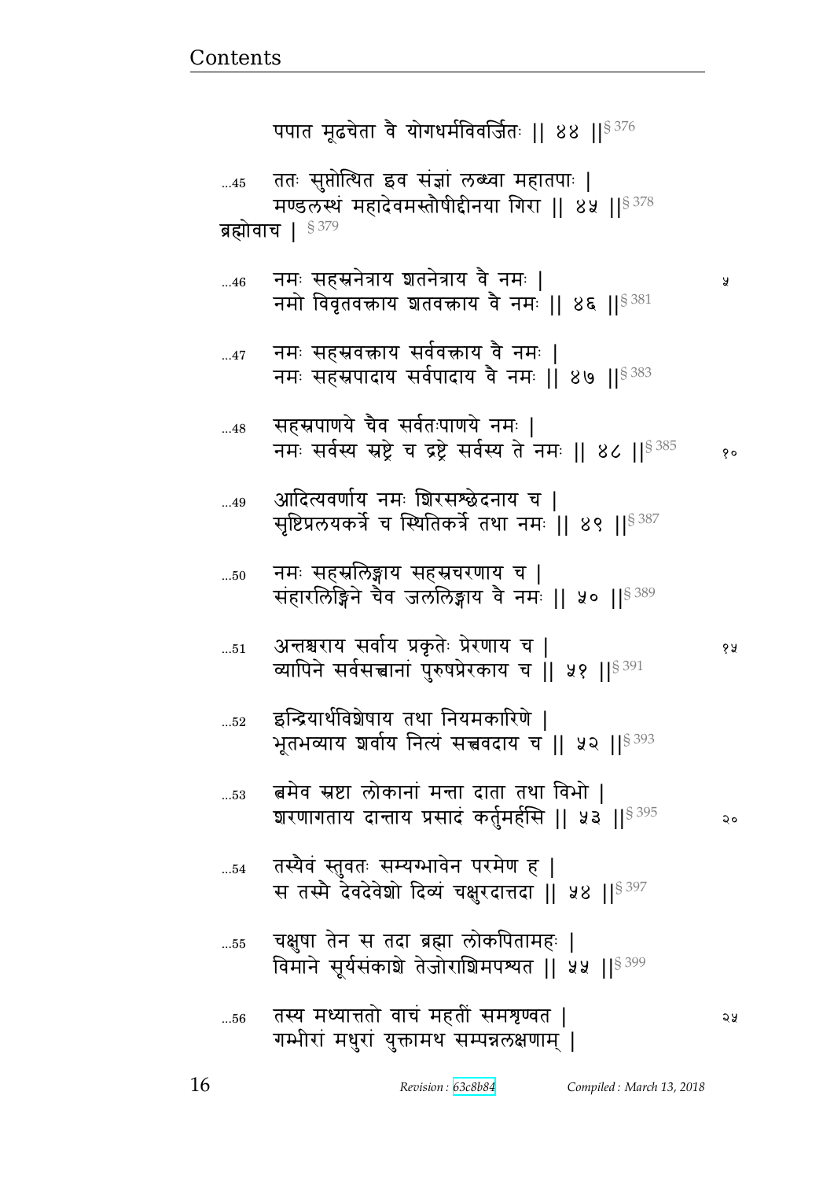पपात मूढचेता वै योगधर्मविवर्जितः ॥ ४४ ॥[§ 376]

...45 ततः सुप्तोत्थित इव संज्ञां लब्ध्वा महातपाः ।
मण्डलस्थं महादेवमस्तौषीद्दीनया गिरा ॥ ४५ ॥[§ 378]

ब्रह्मोवाच । [§ 379]

...46 नमः सहस्रनेत्राय शतनेत्राय वै नमः । ५
नमो विवृतवक्त्राय शतवक्त्राय वै नमः ॥ ४६ ॥[§ 381]

...47 नमः सहस्रवक्त्राय सर्ववक्त्राय वै नमः ।
नमः सहस्रपादाय सर्वपादाय वै नमः ॥ ४७ ॥[§ 383]

...48 सहस्रपाणये चैव सर्वतःपाणये नमः ।
नमः सर्वस्य स्रष्ट्रे च द्रष्ट्रे सर्वस्य ते नमः ॥ ४८ ॥[§ 385] १०

...49 आदित्यवर्णाय नमः शिरसश्छेदनाय च ।
सृष्टिप्रलयकर्त्रे च स्थितिकर्त्रे तथा नमः ॥ ४९ ॥[§ 387]

...50 नमः सहस्रलिङ्गाय सहस्रचरणाय च ।
संहारलिङ्गिने चैव जललिङ्गाय वै नमः ॥ ५० ॥[§ 389]

...51 अन्तश्चराय सर्वाय प्रकृतेः प्रेरणाय च । १५
व्यापिने सर्वसत्त्वानां पुरुषप्रेरकाय च ॥ ५१ ॥[§ 391]

...52 इन्द्रियार्थविशेषाय तथा नियमकारिणे ।
भूतभव्याय शर्वाय नित्यं सत्त्ववदाय च ॥ ५२ ॥[§ 393]

...53 त्वमेव स्रष्टा लोकानां मन्ता दाता तथा विभो ।
शरणागताय दान्ताय प्रसादं कर्तुमर्हसि ॥ ५३ ॥[§ 395] २०

...54 तस्यैवं स्तुवतः सम्यग्भावेन परमेण ह ।
स तस्मै देवदेवेशो दिव्यं चक्षुरदात्तदा ॥ ५४ ॥[§ 397]

...55 चक्षुषा तेन स तदा ब्रह्मा लोकपितामहः ।
विमाने सूर्यसंकाशे तेजोराशिमपश्यत ॥ ५५ ॥[§ 399]

...56 तस्य मध्यात्ततो वाचं महतीं समशृण्वत । २५
गम्भीरां मधुरां युक्तामथ सम्पन्नलक्षणाम् ।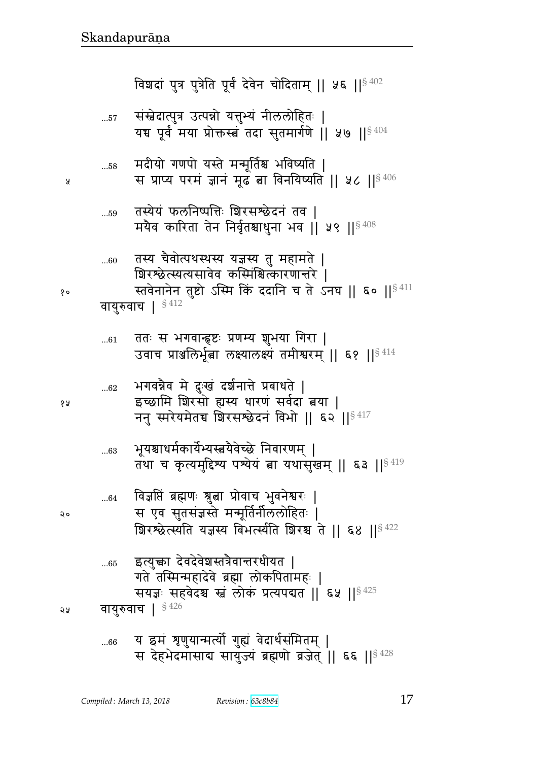विशदां पुत्र पुत्रेति पूर्वं देवेन चोदिताम् ॥ ५६ ॥§ 402

...57 संस्वेदात्पुत्र उत्पन्नो यत्तुभ्यं नीललोहितः ।
यच्च पूर्वं मया प्रोक्तस्त्वं तदा सुतमार्गणे ॥ ५७ ॥§ 404

...58 मदीयो गणपो यस्ते मन्मूर्तिश्च भविष्यति ।
स प्राप्य परमं ज्ञानं मूढ त्वा विनयिष्यति ॥ ५८ ॥§ 406

...59 तस्येयं फलनिष्पत्तिः शिरसश्छेदनं तव ।
मयैव कारिता तेन निर्वृतश्चाधुना भव ॥ ५९ ॥§ 408

...60 तस्य चैवोत्पथस्थस्य यज्ञस्य तु महामते ।
शिरश्छेत्स्यत्यसावेव कस्मिंश्चित्कारणान्तरे ।
स्तवेनानेन तुष्टो ऽस्मि किं ददानि च ते ऽनघ ॥ ६० ॥§ 411

वायुरुवाच । § 412

...61 ततः स भगवान्हृष्टः प्रणम्य शुभया गिरा ।
उवाच प्राञ्जलिर्भूत्वा लक्ष्यालक्ष्यं तमीश्वरम् ॥ ६१ ॥§ 414

...62 भगवन्नैव मे दुःखं दर्शनात्ते प्रबाधते ।
इच्छामि शिरसो ह्यस्य धारणं सर्वदा त्वया ।
ननु स्मरेयमेतच्च शिरसश्छेदनं विभो ॥ ६२ ॥§ 417

...63 भूयश्चाधर्मकार्येभ्यस्त्वयैवेच्छे निवारणम् ।
तथा च कृत्यमुद्दिश्य पश्येयं त्वा यथासुखम् ॥ ६३ ॥§ 419

...64 विज्ञप्तिं ब्रह्मणः श्रुत्वा प्रोवाच भुवनेश्वरः ।
स एव सुतसंज्ञस्ते मन्मूर्तिर्नीललोहितः ।
शिरश्छेत्स्यति यज्ञस्य बिभर्त्स्यति शिरश्च ते ॥ ६४ ॥§ 422

...65 इत्युक्त्वा देवदेवेशस्तत्रैवान्तरधीयत ।
गते तस्मिन्महादेवे ब्रह्मा लोकपितामहः ।
सयज्ञः सहवेदश्च स्वं लोकं प्रत्यपद्यत ॥ ६५ ॥§ 425

वायुरुवाच । § 426

...66 य इमं शृणुयान्मर्त्यो गुह्यं वेदार्थसंमितम् ।
स देहभेदमासाद्य सायुज्यं ब्रह्मणो व्रजेत् ॥ ६६ ॥§ 428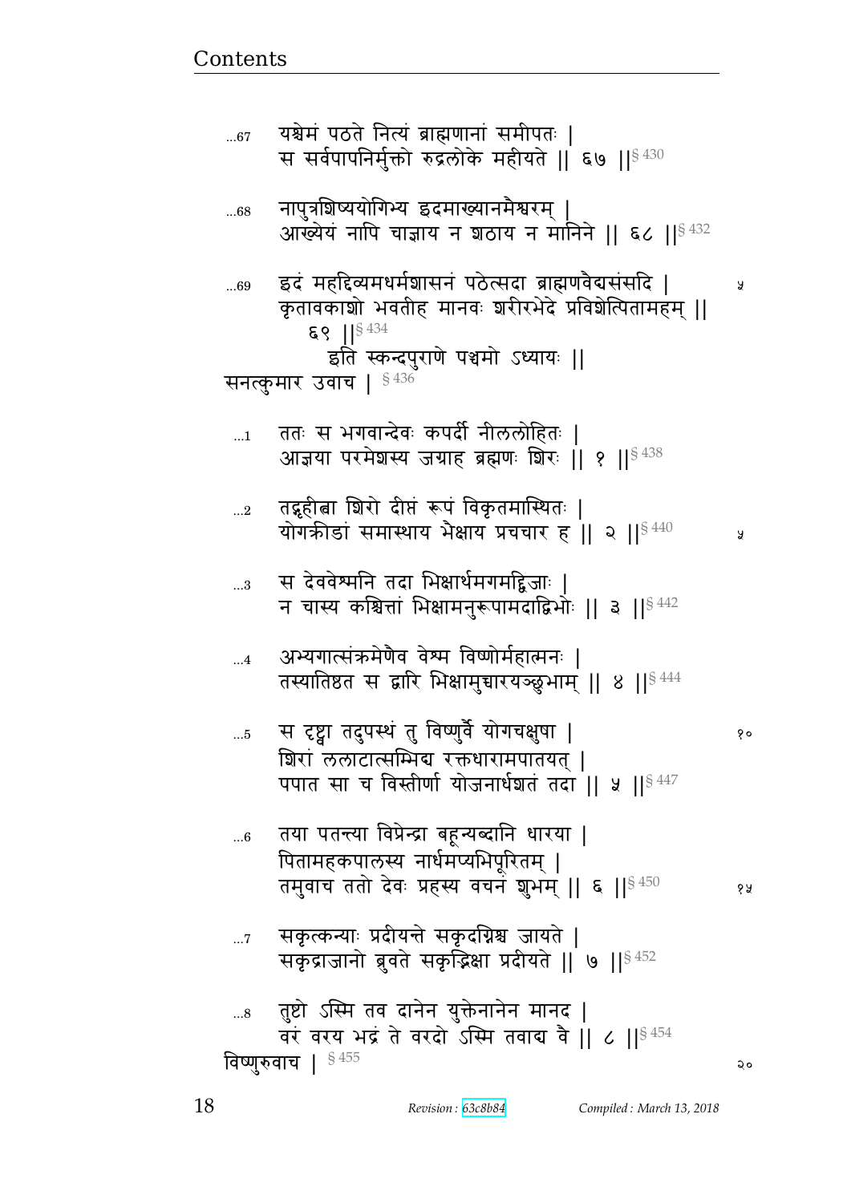...67 यश्चेमं पठते नित्यं ब्राह्मणानां समीपतः |
स सर्वपापनिर्मुक्तो रुद्रलोके महीयते || ६७ ||§ 430

...68 नापुत्रशिष्ययोगिभ्य इदमाख्यानमैश्वरम् |
आख्येयं नापि चाज्ञाय न शठाय न मानिने || ६८ ||§ 432

...69 इदं महद्दिव्यमधर्मशासनं पठेत्सदा ब्राह्मणवेदसंसदि | ५
कृतावकाशो भवतीह मानवः शरीरभेदे प्रविशेत्पितामहम् ||
६९ ||§ 434

इति स्कन्दपुराणे पञ्चमो ऽध्यायः ||

सनत्कुमार उवाच | § 436

...1 ततः स भगवान्देवः कपर्दी नीललोहितः |
आज्ञया परमेशस्य जग्राह ब्रह्मणः शिरः || १ ||§ 438

...2 तद्गृहीत्वा शिरो दीप्तं रूपं विकृतमास्थितः |
योगक्रीडां समास्थाय भैक्षाय प्रचचार ह || २ ||§ 440 ५

...3 स देववेश्मनि तदा भिक्षार्थमगमद्द्विजाः |
न चास्य कश्चित्तां भिक्षामनुरूपामदाद्विभोः || ३ ||§ 442

...4 अभ्यगात्संक्रमेणैव वेश्म विष्णोर्महात्मनः |
तस्यातिष्ठत स द्वारि भिक्षामुच्चारयञ्छुभाम् || ४ ||§ 444

...5 स दृष्ट्वा तदुपस्थं तु विष्णुर्वै योगचक्षुषा | १०
शिरां ललाटात्सम्भिद्य रक्तधारामपातयत् |
पपात सा च विस्तीर्णा योजनार्धशतं तदा || ५ ||§ 447

...6 तया पतन्त्या विप्रेन्द्रा बहून्यब्दानि धारया |
पितामहकपालस्य नार्धमप्यभिपूरितम् |
तमुवाच ततो देवः प्रहस्य वचनं शुभम् || ६ ||§ 450 १५

...7 सकृत्कन्याः प्रदीयन्ते सकृदग्निश्च जायते |
सकृद्राजानो ब्रुवते सकृद्भिक्षा प्रदीयते || ७ ||§ 452

...8 तुष्टो ऽस्मि तव दानेन युक्तेनानेन मानद |
वरं वरय भद्रं ते वरदो ऽस्मि तवाद्य वै || ८ ||§ 454

विष्णुरुवाच | § 455 २०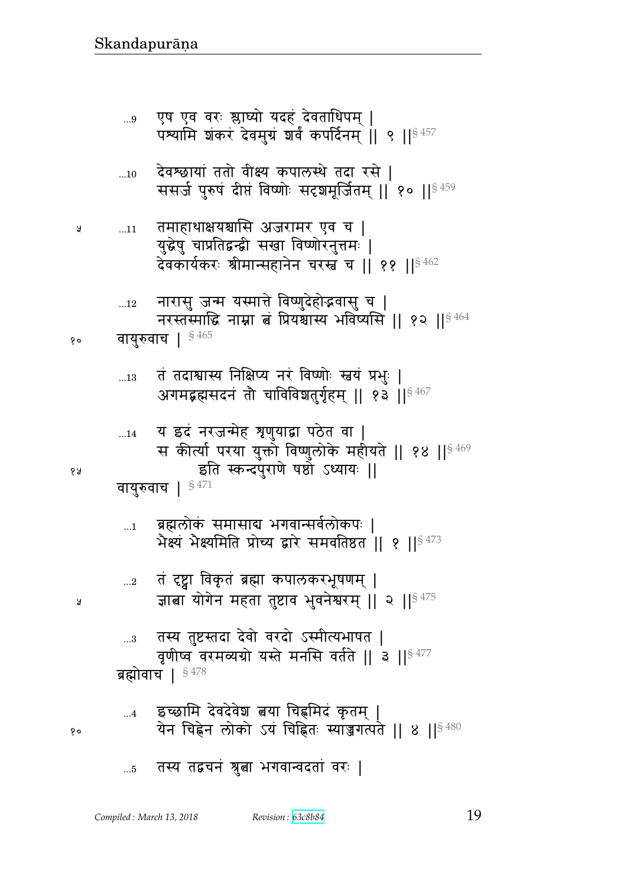...9 एष एव वरः श्लाघ्यो यदहं देवताधिपम् |
पश्यामि शंकरं देवमुग्रं शर्वं कपर्दिनम् || ९ ||§ 457

...10 देवश्छायां ततो वीक्ष्य कपालस्थे तदा रसे |
ससर्ज पुरुषं दीप्तं विष्णोः सदृशमूर्जितम् || १० ||§ 459

...11 तमाहाथाक्षयश्चासि अजरामर एव च |
युद्धेषु चाप्रतिद्वन्द्वी सखा विष्णोरनुत्तमः |
देवकार्यकरः श्रीमान्सहानेन चरस्व च || ११ ||§ 462

...12 नारासु जन्म यस्मात्ते विष्णुदेहोद्भवासु च |
नरस्तस्माद्धि नाम्ना त्वं प्रियश्चास्य भविष्यसि || १२ ||§ 464

वायुरुवाच | § 465

...13 तं तदाश्चास्य निक्षिप्य नरं विष्णोः स्वयं प्रभुः |
अगमद्ब्रह्मसदनं तौ चाविविशतुर्गृहम् || १३ ||§ 467

...14 य इदं नरजन्मेह शृणुयाद्वा पठेत वा |
स कीर्त्या परया युक्तो विष्णुलोके महीयते || १४ ||§ 469

इति स्कन्दपुराणे षष्ठो ऽध्यायः ||

वायुरुवाच | § 471

...1 ब्रह्मलोकं समासाद्य भगवान्सर्वलोकपः |
भैक्ष्यं भैक्ष्यमिति प्रोच्य द्वारे समवतिष्ठत || १ ||§ 473

...2 तं दृष्ट्वा विकृतं ब्रह्मा कपालकरभूषणम् |
ज्ञात्वा योगेन महता तुष्टाव भुवनेश्वरम् || २ ||§ 475

...3 तस्य तुष्टस्तदा देवो वरदो ऽस्मीत्यभाषत |
वृणीष्व वरमव्यग्रो यस्ते मनसि वर्तते || ३ ||§ 477

ब्रह्मोवाच | § 478

...4 इच्छामि देवदेवेश त्वया चिह्नमिदं कृतम् |
येन चिह्नेन लोको ऽयं चिह्नितः स्याज्जगत्पते || ४ ||§ 480

...5 तस्य तद्वचनं श्रुत्वा भगवान्वदतां वरः |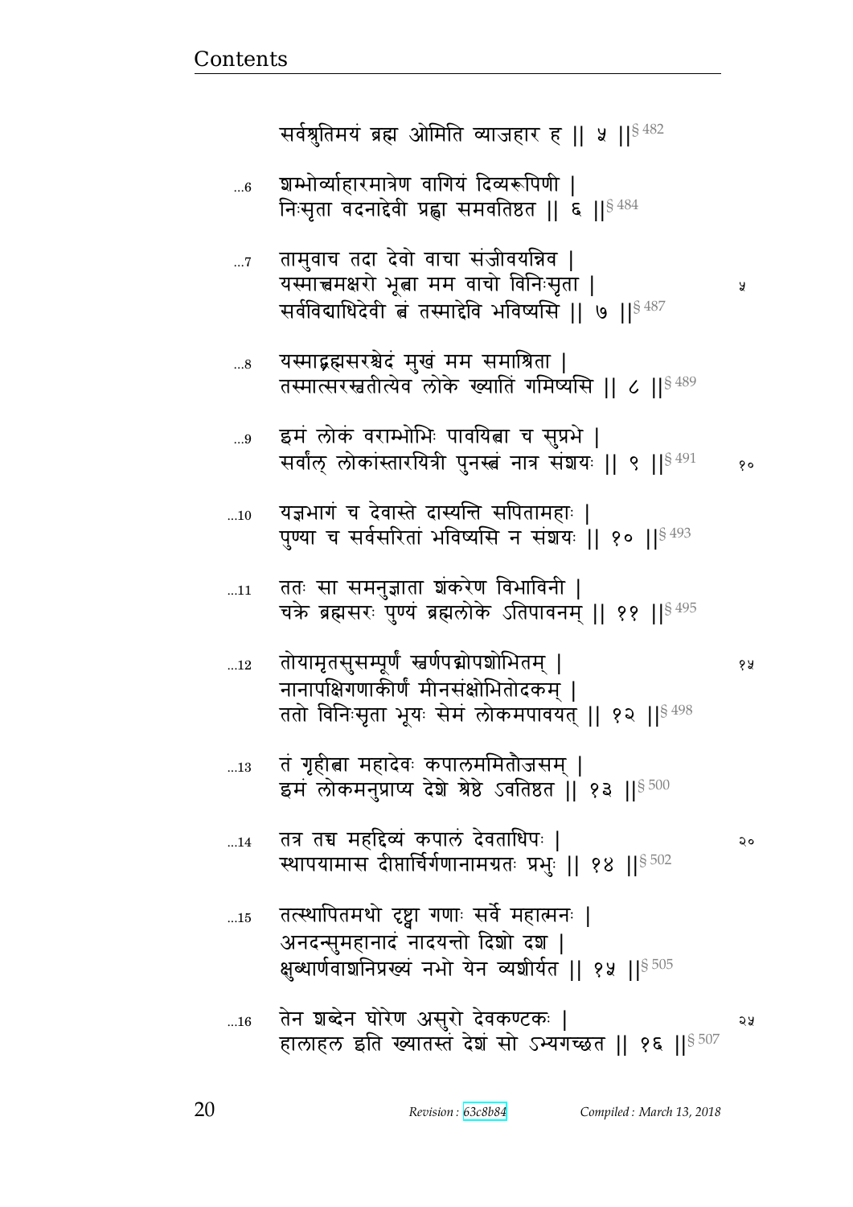सर्वश्रुतिमयं ब्रह्म ओमिति व्याजहार ह ॥ ५ ॥§ 482

...6 शम्भोर्व्याहारमात्रेण वागियं दिव्यरूपिणी ।
निःसृता वदनाद्देवी प्रह्वा समवतिष्ठत ॥ ६ ॥§ 484

...7 तामुवाच तदा देवो वाचा संजीवयन्निव ।
यस्मात्त्वमक्षरो भूत्वा मम वाचो विनिःसृता ।
सर्वविद्याधिदेवी त्वं तस्माद्देवि भविष्यसि ॥ ७ ॥§ 487

...8 यस्माद्ब्रह्मसरश्चेदं मुखं मम समाश्रिता ।
तस्मात्सरस्वतीत्येव लोके ख्यातिं गमिष्यसि ॥ ८ ॥§ 489

...9 इमं लोकं वराम्भोभिः पावयित्वा च सुप्रभे ।
सर्वांल् लोकांस्तारयित्री पुनस्त्वं नात्र संशयः ॥ ९ ॥§ 491

...10 यज्ञभागं च देवास्ते दास्यन्ति सपितामहाः ।
पुण्या च सर्वसरितां भविष्यसि न संशयः ॥ १० ॥§ 493

...11 ततः सा समनुज्ञाता शंकरेण विभाविनी ।
चक्रे ब्रह्मसरः पुण्यं ब्रह्मलोके ऽतिपावनम् ॥ ११ ॥§ 495

...12 तोयामृतसुसम्पूर्णं स्वर्णपद्मोपशोभितम् ।
नानापक्षिगणाकीर्णं मीनसंक्षोभितोदकम् ।
ततो विनिःसृता भूयः सेमं लोकमपावयत् ॥ १२ ॥§ 498

...13 तं गृहीत्वा महादेवः कपालममितौजसम् ।
इमं लोकमनुप्राप्य देशे श्रेष्ठे ऽवतिष्ठत ॥ १३ ॥§ 500

...14 तत्र तच्च महद्दिव्यं कपालं देवताधिपः ।
स्थापयामास दीप्तार्चिर्गणानामग्रतः प्रभुः ॥ १४ ॥§ 502

...15 तत्स्थापितमथो दृष्ट्वा गणाः सर्वे महात्मनः ।
अनदन्सुमहानादं नादयन्तो दिशो दश ।
क्षुब्धार्णवाशनिप्रख्यं नभो येन व्यशीर्यत ॥ १५ ॥§ 505

...16 तेन शब्देन घोरेण असुरो देवकण्टकः ।
हालाहल इति ख्यातस्तं देशं सो ऽभ्यगच्छत ॥ १६ ॥§ 507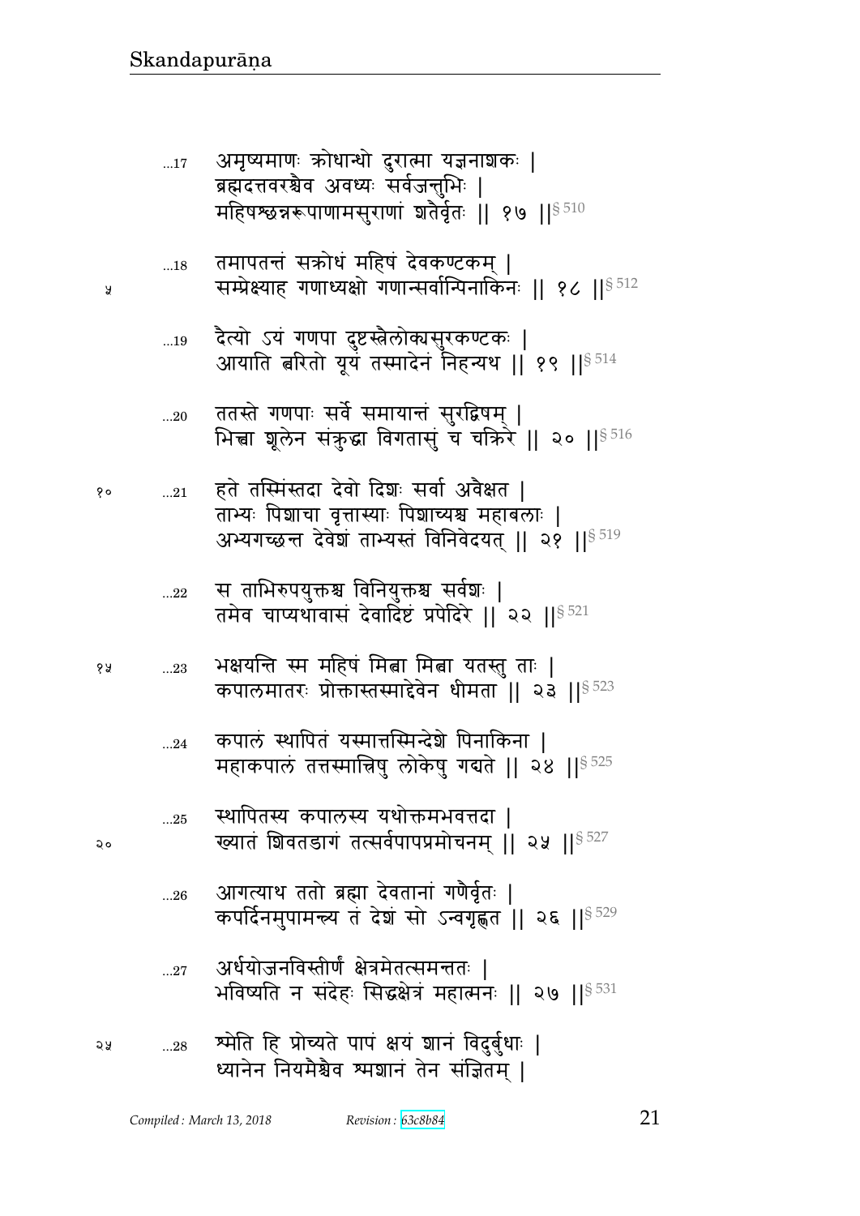...17 अमृष्यमाणः क्रोधान्धो दुरात्मा यज्ञनाशकः |
ब्रह्मदत्तवरश्चैव अवध्यः सर्वजन्तुभिः |
महिषश्छन्नरूपाणामसुराणां शतैर्वृतः || १७ ||§ 510

...18 तमापतन्तं सक्रोधं महिषं देवकण्टकम् |
सम्प्रेक्ष्याह गणाध्यक्षो गणान्सर्वान्पिनाकिनः || १८ ||§ 512

...19 दैत्यो ऽयं गणपा दुष्टस्त्रैलोक्यसुरकण्टकः |
आयाति त्वरितो यूयं तस्मादेनं निहन्यथ || १९ ||§ 514

...20 ततस्ते गणपाः सर्वे समायान्तं सुरद्विषम् |
भित्त्वा शूलेन संक्रुद्धा विगतासुं च चक्रिरे || २० ||§ 516

...21 हते तस्मिंस्तदा देवो दिशः सर्वा अवैक्षत |
ताभ्यः पिशाचा वृत्तास्याः पिशाच्यश्च महाबलाः |
अभ्यगच्छन्त देवेशं ताभ्यस्तं विनिवेदयत् || २१ ||§ 519

...22 स ताभिरुपयुक्तश्च विनियुक्तश्च सर्वशः |
तमेव चाप्यथावासं देवादिष्टं प्रपेदिरे || २२ ||§ 521

...23 भक्षयन्ति स्म महिषं मित्वा मित्वा यतस्तु ताः |
कपालमातरः प्रोक्तास्तस्माद्देवेन धीमता || २३ ||§ 523

...24 कपालं स्थापितं यस्मात्तस्मिन्देशे पिनाकिना |
महाकपालं तत्तस्मात्त्रिषु लोकेषु गद्यते || २४ ||§ 525

...25 स्थापितस्य कपालस्य यथोक्तमभवत्तदा |
ख्यातं शिवतडागं तत्सर्वपापप्रमोचनम् || २५ ||§ 527

...26 आगत्याथ ततो ब्रह्मा देवतानां गणैर्वृतः |
कपर्दिनमुपामन्त्य तं देशं सो ऽन्वगृह्णत || २६ ||§ 529

...27 अर्धयोजनविस्तीर्णं क्षेत्रमेतत्समन्ततः |
भविष्यति न संदेहः सिद्धक्षेत्रं महात्मनः || २७ ||§ 531

...28 श्मेति हि प्रोच्यते पापं क्षयं शानं विदुर्बुधाः |
ध्यानेन नियमैश्चैव श्मशानं तेन संज्ञितम् |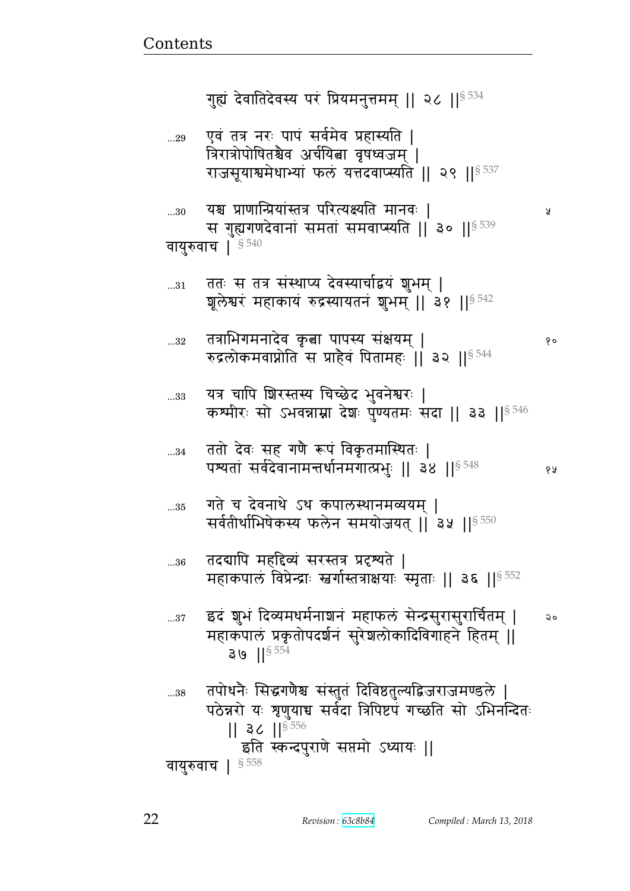गुह्यं देवातिदेवस्य परं प्रियमनुत्तमम् || २८ ||§ 534

...29 एवं तत्र नरः पापं सर्वमेव प्रहास्यति |
त्रिरात्रोपोषितश्चैव अर्चयित्वा वृषध्वजम् |
राजसूयाश्वमेधाभ्यां फलं यत्तदवाप्स्यति || २९ ||§ 537

...30 यश्च प्राणान्प्रियांस्तत्र परित्यक्ष्यति मानवः |
स गुह्यगणदेवानां समतां समवाप्स्यति || ३० ||§ 539

वायुरुवाच | § 540

...31 ततः स तत्र संस्थाप्य देवस्यार्चाद्वयं शुभम् |
शूलेश्वरं महाकायं रुद्रस्यायतनं शुभम् || ३१ ||§ 542

...32 तत्राभिगमनादेव कृत्वा पापस्य संक्षयम् |
रुद्रलोकमवाप्नोति स प्राहैवं पितामहः || ३२ ||§ 544

...33 यत्र चापि शिरस्तस्य चिच्छेद भुवनेश्वरः |
कश्मीरः सो ऽभवन्नाम्ना देशः पुण्यतमः सदा || ३३ ||§ 546

...34 ततो देवः सह गणै रूपं विकृतमास्थितः |
पश्यतां सर्वदेवानामन्तर्धानमगात्प्रभुः || ३४ ||§ 548

...35 गते च देवनाथे ऽथ कपालस्थानमव्ययम् |
सर्वतीर्थाभिषेकस्य फलेन समयोजयत् || ३५ ||§ 550

...36 तदद्यापि महद्दिव्यं सरस्तत्र प्रदृश्यते |
महाकपालं विप्रेन्द्राः स्वर्गास्तत्राक्षयाः स्मृताः || ३६ ||§ 552

...37 इदं शुभं दिव्यमधर्मनाशनं महाफलं सेन्द्रसुरासुरार्चितम् |
महाकपालं प्रकृतोपदर्शनं सुरेशलोकादिविगाहने हितम् ||
३७ ||§ 554

...38 तपोधनैः सिद्धगणैश्च संस्तुतं दिविष्ठतुल्यद्विजराजमण्डले |
पठेन्नरो यः शृणुयाच्च सर्वदा त्रिपिष्टपं गच्छति सो ऽभिनन्दितः
|| ३८ ||§ 556

इति स्कन्दपुराणे सप्तमो ऽध्यायः ||

वायुरुवाच | § 558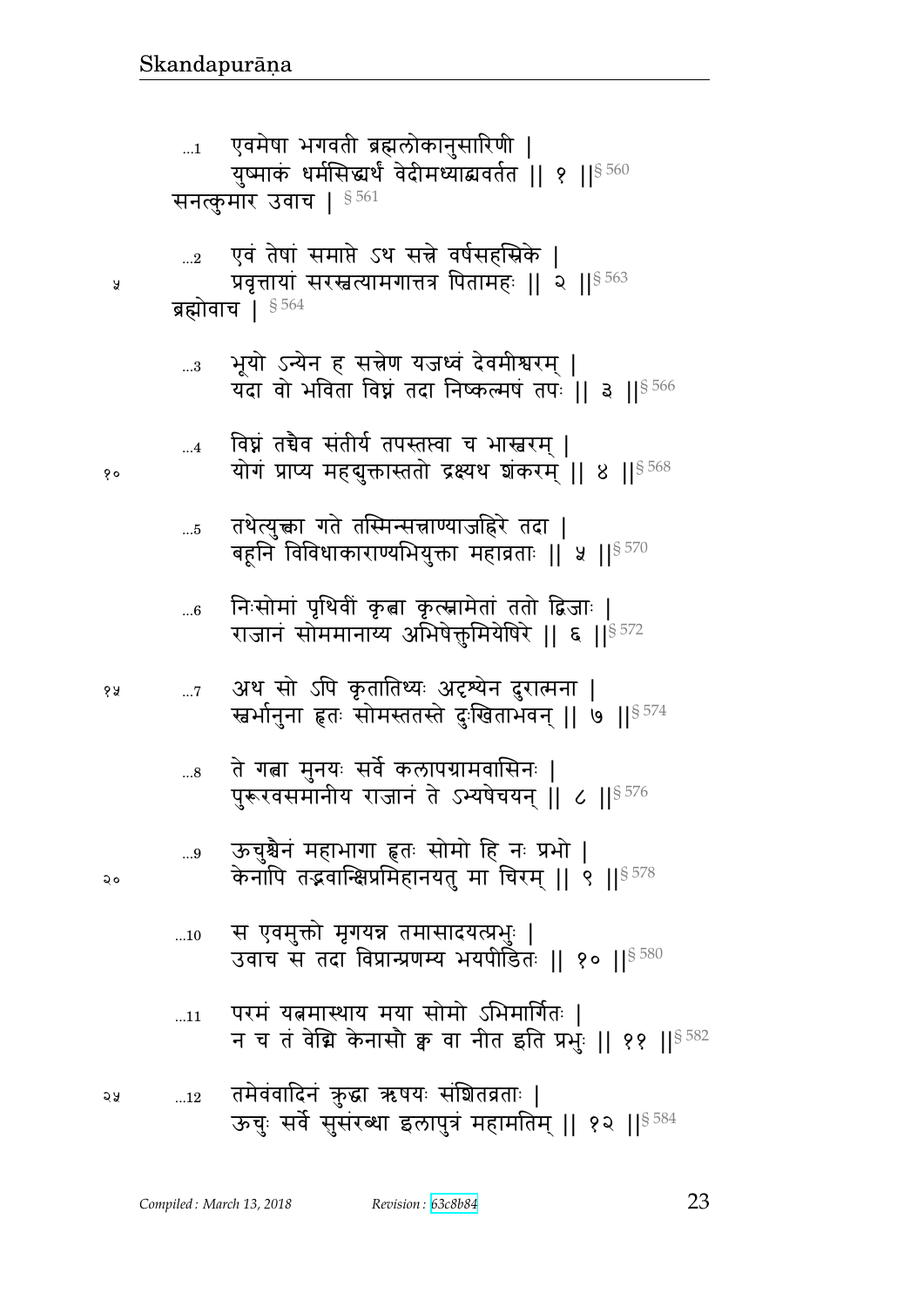...1 एवमेषा भगवती ब्रह्मलोकानुसारिणी |
युष्माकं धर्मसिद्ध्यर्थं वेदीमध्याद्व्यवर्तत || १ ||§ 560

सनत्कुमार उवाच | § 561

...2 एवं तेषां समाप्ते ऽथ सत्त्रे वर्षसहस्रिके |
प्रवृत्तायां सरस्वत्यामगात्तत्र पितामहः || २ ||§ 563

ब्रह्मोवाच | § 564

...3 भूयो ऽन्येन ह सत्त्रेण यजध्वं देवमीश्वरम् |
यदा वो भविता विघ्नं तदा निष्कल्मषं तपः || ३ ||§ 566

...4 विघ्नं तच्चैव संतीर्य तपस्तप्त्वा च भास्वरम् |
योगं प्राप्य महद्युक्तास्ततो द्रक्ष्यथ शंकरम् || ४ ||§ 568

...5 तथेत्युक्त्वा गते तस्मिन्सत्त्राण्याजह्रिरे तदा |
बहूनि विविधाकाराण्यभियुक्ता महाव्रताः || ५ ||§ 570

...6 निःसोमां पृथिवीं कृत्वा कृत्स्नामेतां ततो द्विजाः |
राजानं सोममानाय्य अभिषेक्तुमियेषिरे || ६ ||§ 572

...7 अथ सो ऽपि कृतातिथ्यः अदृश्येन दुरात्मना |
स्वर्भानुना हृतः सोमस्ततस्ते दुःखिताभवन् || ७ ||§ 574

...8 ते गत्वा मुनयः सर्वे कलापग्रामवासिनः |
पुरूरवसमानीय राजानं ते ऽभ्यषेचयन् || ८ ||§ 576

...9 ऊचुश्चैनं महाभागा हृतः सोमो हि नः प्रभो |
केनापि तद्भवान्क्षिप्रमिहानयतु मा चिरम् || ९ ||§ 578

...10 स एवमुक्तो मृगयन्न तमासादयत्प्रभुः |
उवाच स तदा विप्रान्प्रणम्य भयपीडितः || १० ||§ 580

...11 परमं यत्नमास्थाय मया सोमो ऽभिमार्गितः |
न च तं वेद्मि केनासौ क्व वा नीत इति प्रभुः || ११ ||§ 582

...12 तमेवंवादिनं क्रुद्धा ऋषयः संशितव्रताः |
ऊचुः सर्वे सुसंरब्धा इलापुत्रं महामतिम् || १२ ||§ 584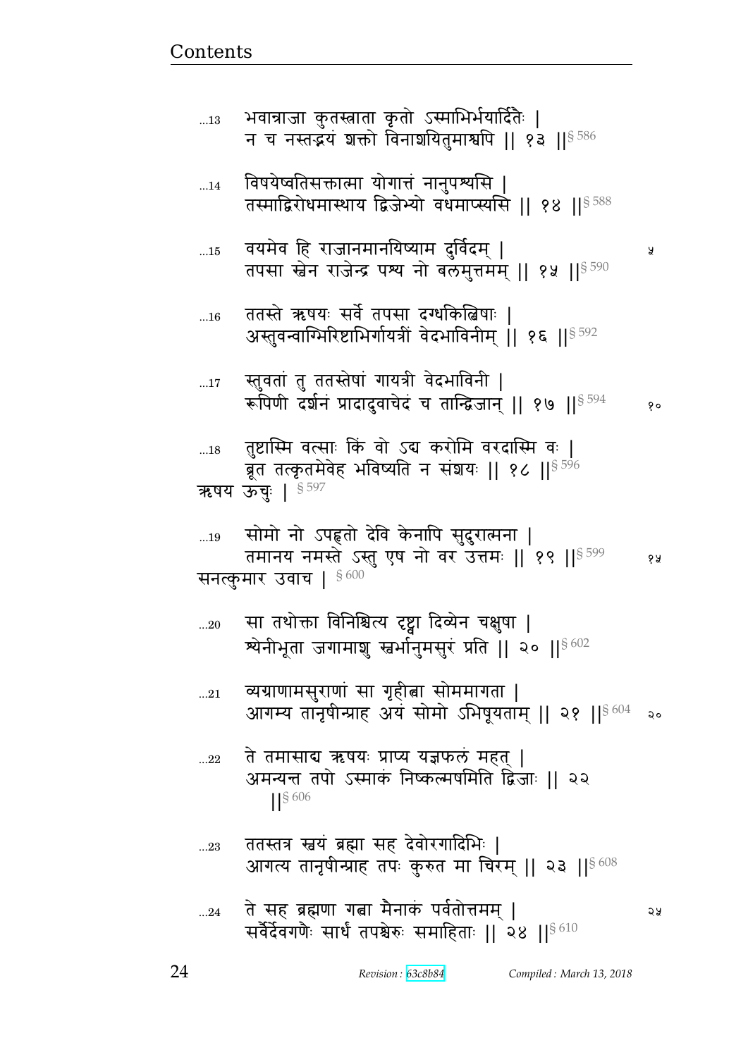…13 भवान्राजा कुतस्त्राता कृतो ऽस्माभिर्भयार्दितैः ।
न च नस्तद्भयं शक्तो विनाशयितुमाश्वपि ॥ १३ ॥§ 586

…14 विषयेष्वतिसक्तात्मा योगात्तं नानुपश्यसि ।
तस्माद्विरोधमास्थाय द्विजेभ्यो वधमाप्स्यसि ॥ १४ ॥§ 588

…15 वयमेव हि राजानमानयिष्याम दुर्विदम् ।
तपसा स्वेन राजेन्द्र पश्य नो बलमुत्तमम् ॥ १५ ॥§ 590

…16 ततस्ते ऋषयः सर्वे तपसा दग्धकिल्बिषाः ।
अस्तुवन्वाग्भिरिष्टाभिर्गायत्रीं वेदभाविनीम् ॥ १६ ॥§ 592

…17 स्तुवतां तु ततस्तेषां गायत्री वेदभाविनी ।
रूपिणी दर्शनं प्रादादुवाचेदं च तान्द्विजान् ॥ १७ ॥§ 594

…18 तुष्टास्मि वत्साः किं वो ऽद्य करोमि वरदास्मि वः ।
ब्रूत तत्कृतमेवेह भविष्यति न संशयः ॥ १८ ॥§ 596

ऋषय ऊचुः । § 597

…19 सोमो नो ऽपहृतो देवि केनापि सुदुरात्मना ।
तमानय नमस्ते ऽस्तु एष नो वर उत्तमः ॥ १९ ॥§ 599

सनत्कुमार उवाच । § 600

…20 सा तथोक्ता विनिश्चित्य दृष्ट्वा दिव्येन चक्षुषा ।
श्येनीभूता जगामाशु स्वर्भानुमसुरं प्रति ॥ २० ॥§ 602

…21 व्यग्राणामसुराणां सा गृहीत्वा सोममागता ।
आगम्य तानृषीन्प्राह अयं सोमो ऽभिषूयताम् ॥ २१ ॥§ 604

…22 ते तमासाद्य ऋषयः प्राप्य यज्ञफलं महत् ।
अमन्यन्त तपो ऽस्माकं निष्कल्मषमिति द्विजाः ॥ २२ ॥§ 606

…23 ततस्तत्र स्वयं ब्रह्मा सह देवोरगादिभिः ।
आगत्य तानृषीन्प्राह तपः कुरुत मा चिरम् ॥ २३ ॥§ 608

…24 ते सह ब्रह्मणा गत्वा मैनाकं पर्वतोत्तमम् ।
सर्वैर्देवगणैः सार्धं तपश्चेरुः समाहिताः ॥ २४ ॥§ 610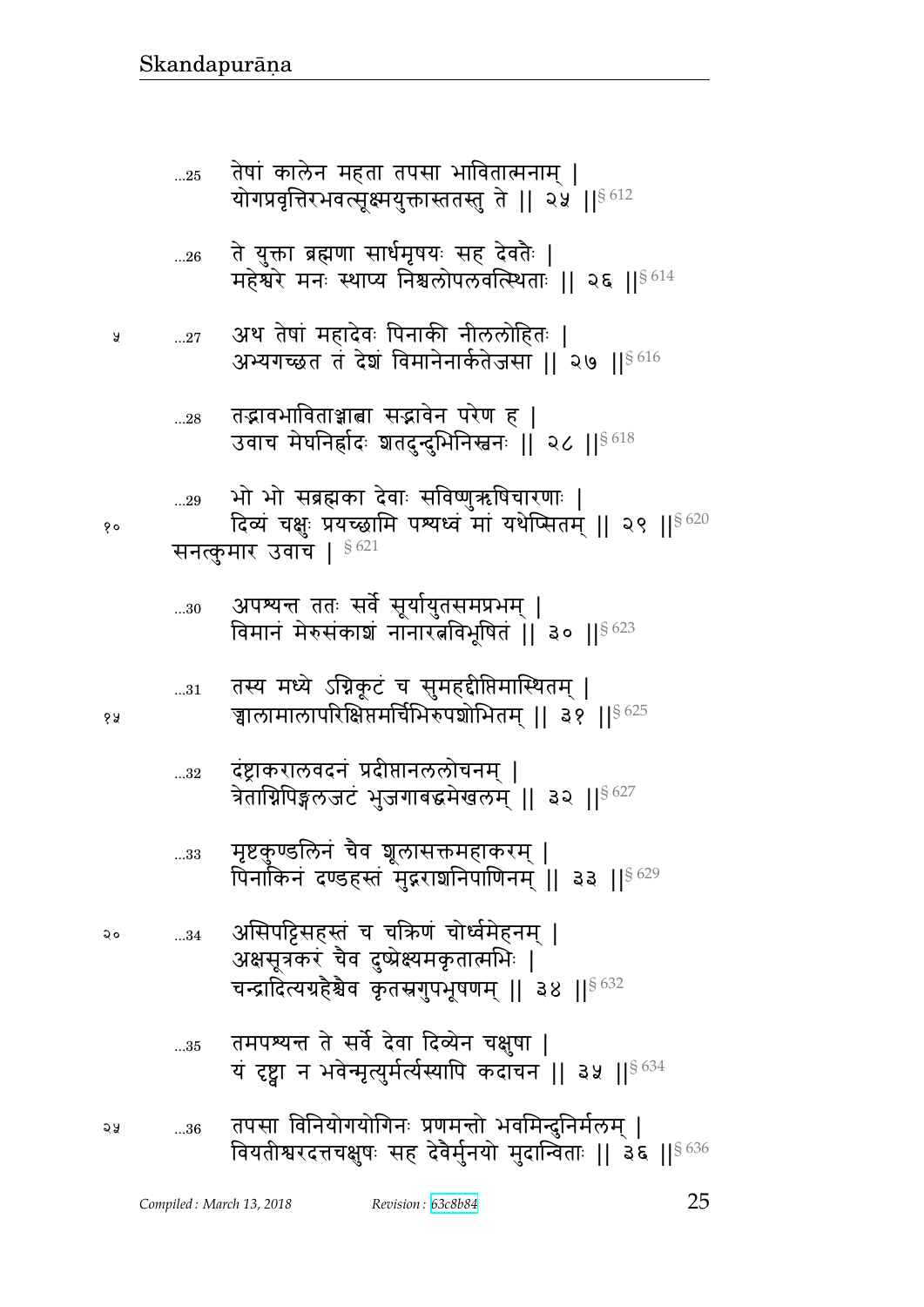...25 तेषां कालेन महता तपसा भावितात्मनाम् |
योगप्रवृत्तिरभवत्सूक्ष्मयुक्तास्ततस्तु ते || २५ ||§ 612

...26 ते युक्ता ब्रह्मणा सार्धमृषयः सह देवतैः |
महेश्वरे मनः स्थाप्य निश्चलोपलवत्स्थिताः || २६ ||§ 614

५ ...27 अथ तेषां महादेवः पिनाकी नीललोहितः |
अभ्यगच्छत तं देशं विमानेनार्कतेजसा || २७ ||§ 616

...28 तद्भावभाविताञ्ज्ञात्वा सद्भावेन परेण ह |
उवाच मेघनिर्ह्रादः शतदुन्दुभिनिस्वनः || २८ ||§ 618

...29 भो भो सब्रह्मका देवाः सविष्णुऋषिचारणाः |
१० दिव्यं चक्षुः प्रयच्छामि पश्यध्वं मां यथेप्सितम् || २९ ||§ 620
सनत्कुमार उवाच | § 621

...30 अपश्यन्त ततः सर्वे सूर्यायुतसमप्रभम् |
विमानं मेरुसंकाशं नानारत्नविभूषितं || ३० ||§ 623

...31 तस्य मध्ये ऽग्निकूटं च सुमहद्दीप्तिमास्थितम् |
१५ ज्वालामालापरिक्षिप्तमर्चिभिरुपशोभितम् || ३१ ||§ 625

...32 दंष्ट्राकरालवदनं प्रदीप्तानललोचनम् |
त्रेताग्निपिङ्गलजटं भुजगाबद्धमेखलम् || ३२ ||§ 627

...33 मृष्टकुण्डलिनं चैव शूलासक्तमहाकरम् |
पिनाकिनं दण्डहस्तं मुद्गराशनिपाणिनम् || ३३ ||§ 629

२० ...34 असिपट्टिसहस्तं च चक्रिणं चोर्ध्वमेहनम् |
अक्षसूत्रकरं चैव दुष्प्रेक्ष्यमकृतात्मभिः |
चन्द्रादित्यग्रहैश्चैव कृतस्रगुपभूषणम् || ३४ ||§ 632

...35 तमपश्यन्त ते सर्वे देवा दिव्येन चक्षुषा |
यं दृष्ट्वा न भवेन्मृत्युर्मर्त्यस्यापि कदाचन || ३५ ||§ 634

२५ ...36 तपसा विनियोगयोगिनः प्रणमन्तो भवमिन्दुनिर्मलम् |
वियतीश्वरदत्तचक्षुषः सह देवैर्मुनयो मुदान्विताः || ३६ ||§ 636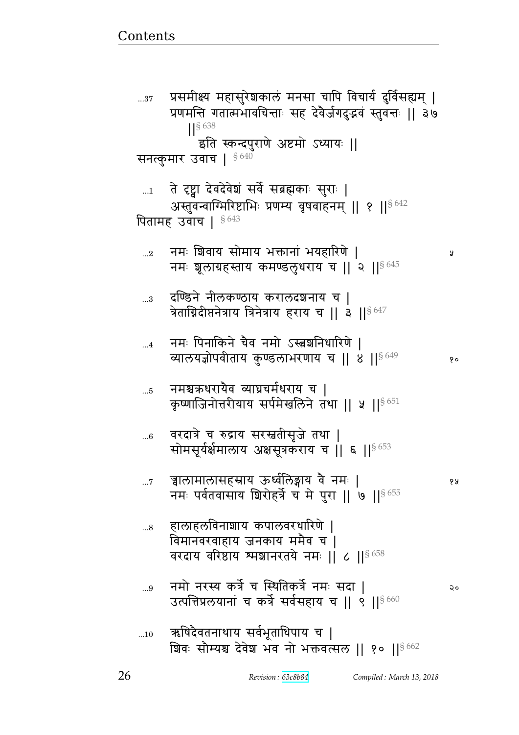...37 प्रसमीक्ष्य महासुरेशकालं मनसा चापि विचार्य दुर्विसह्यम् |
प्रणमन्ति गतात्मभावचिन्ताः सह देवैर्जगदुद्भवं स्तुवन्तः || ३७ ||§ 638

इति स्कन्दपुराणे अष्टमो ऽध्यायः ||

सनत्कुमार उवाच | § 640

...1 ते दृष्ट्वा देवदेवेशं सर्वे सब्रह्मकाः सुराः |
अस्तुवन्वाग्भिरिष्टाभिः प्रणम्य वृषवाहनम् || १ ||§ 642

पितामह उवाच | § 643

...2 नमः शिवाय सोमाय भक्तानां भयहारिणे |
नमः शूलाग्रहस्ताय कमण्डलुधराय च || २ ||§ 645

...3 दण्डिने नीलकण्ठाय करालदशनाय च |
त्रेताग्निदीप्तनेत्राय त्रिनेत्राय हराय च || ३ ||§ 647

...4 नमः पिनाकिने चैव नमो ऽस्त्वशनिधारिणे |
व्यालयज्ञोपवीताय कुण्डलाभरणाय च || ४ ||§ 649

...5 नमश्चक्रधरायैव व्याघ्रचर्मधराय च |
कृष्णाजिनोत्तरीयाय सर्पमेखलिने तथा || ५ ||§ 651

...6 वरदात्रे च रुद्राय सरस्वतीसृजे तथा |
सोमसूर्यर्क्षमालाय अक्षसूत्रकराय च || ६ ||§ 653

...7 ज्वालामालासहस्राय ऊर्ध्वलिङ्गाय वै नमः |
नमः पर्वतवासाय शिरोहर्त्रे च मे पुरा || ७ ||§ 655

...8 हालाहलविनाशाय कपालवरधारिणे |
विमानवरवाहाय जनकाय ममैव च |
वरदाय वरिष्ठाय श्मशानरतये नमः || ८ ||§ 658

...9 नमो नरस्य कर्त्रे च स्थितिकर्त्रे नमः सदा |
उत्पत्तिप्रलयानां च कर्त्रे सर्वसहाय च || ९ ||§ 660

...10 ऋषिदैवतनाथाय सर्वभूताधिपाय च |
शिवः सौम्यश्च देवेश भव नो भक्तवत्सल || १० ||§ 662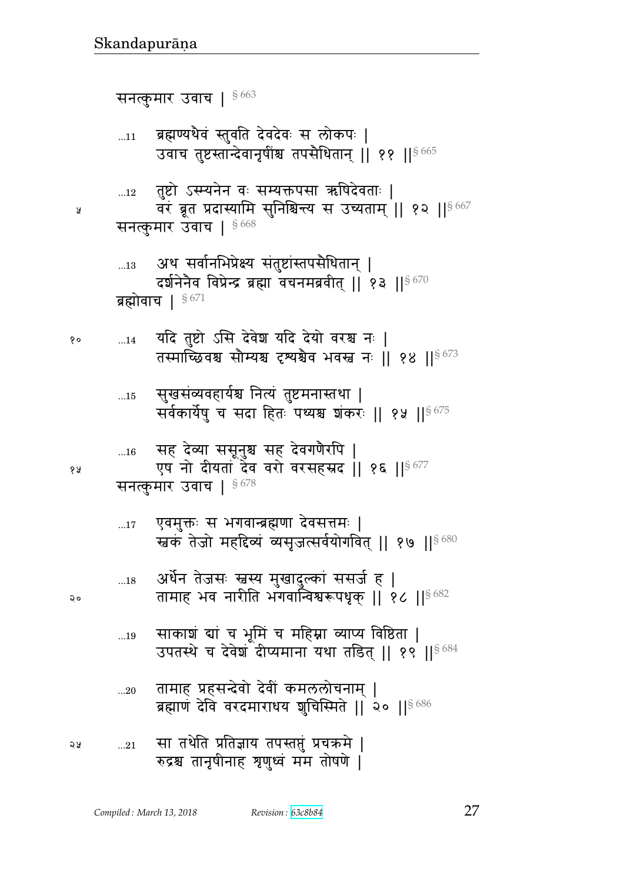सनत्कुमार उवाच | § 663

...11 ब्रह्मण्यथैवं स्तुवति देवदेवः स लोकपः |
उवाच तुष्टस्तान्देवानृषींश्च तपसैधितान् || ११ ||§ 665

...12 तुष्टो ऽस्म्यनेन वः सम्यक्तपसा ऋषिदेवताः |
वरं ब्रूत प्रदास्यामि सुनिश्चित्य स उच्यताम् || १२ ||§ 667

सनत्कुमार उवाच | § 668

...13 अथ सर्वानभिप्रेक्ष्य संतुष्टांस्तपसैधितान् |
दर्शनेनैव विप्रेन्द्र ब्रह्मा वचनमब्रवीत् || १३ ||§ 670

ब्रह्मोवाच | § 671

...14 यदि तुष्टो ऽसि देवेश यदि देयो वरश्च नः |
तस्माच्छिवश्च सौम्यश्च दृश्यश्चैव भवस्व नः || १४ ||§ 673

...15 सुखसंव्यवहार्यश्च नित्यं तुष्टमनास्तथा |
सर्वकार्येषु च सदा हितः पथ्यश्च शंकरः || १५ ||§ 675

...16 सह देव्या ससूनुश्च सह देवगणैरपि |
एष नो दीयतां देव वरो वरसहस्रद || १६ ||§ 677

सनत्कुमार उवाच | § 678

...17 एवमुक्तः स भगवान्ब्रह्मणा देवसत्तमः |
स्वकं तेजो महद्दिव्यं व्यसृजत्सर्वयोगवित् || १७ ||§ 680

...18 अर्धेन तेजसः स्वस्य मुखादुल्कां ससर्ज ह |
तामाह भव नारीति भगवान्विश्वरूपधृक् || १८ ||§ 682

...19 साकाशं द्यां च भूमिं च महिम्ना व्याप्य विष्ठिता |
उपतस्थे च देवेशं दीप्यमाना यथा तडित् || १९ ||§ 684

...20 तामाह प्रहसन्देवो देवीं कमललोचनाम् |
ब्रह्माणं देवि वरदमाराधय शुचिस्मिते || २० ||§ 686

...21 सा तथेति प्रतिज्ञाय तपस्तप्तुं प्रचक्रमे |
रुद्रश्च तानृषीनाह शृणुध्वं मम तोषणे |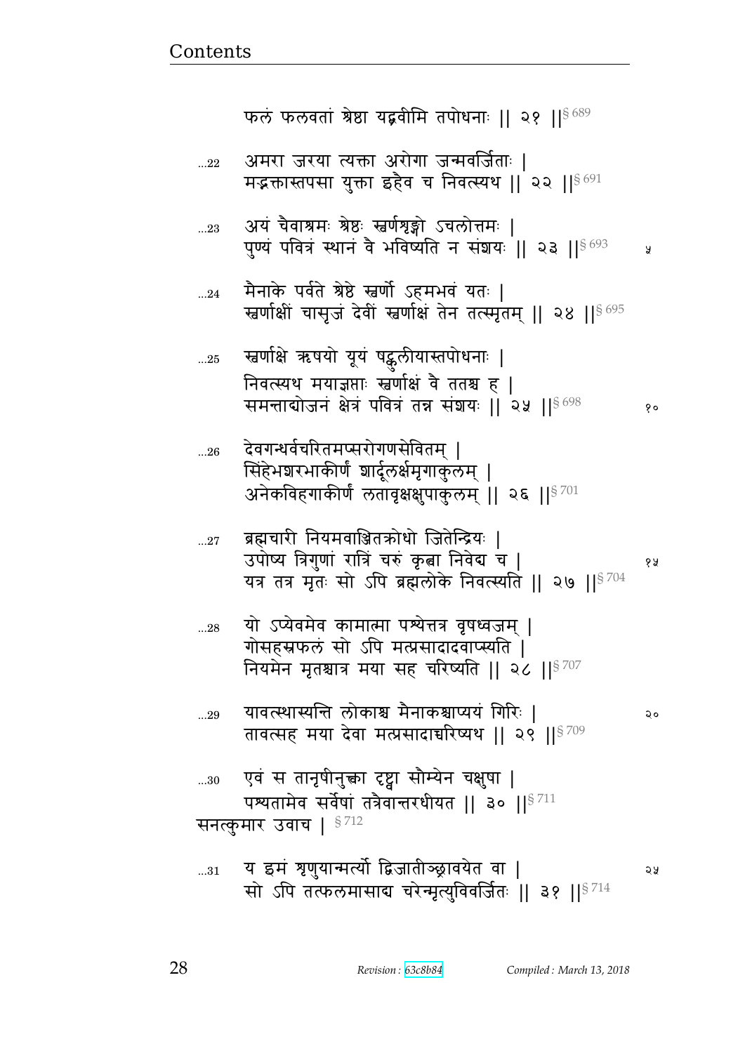फलं फलवतां श्रेष्ठा यद्ब्रवीमि तपोधनाः || २१ ||§ 689

...22 अमरा जरया त्यक्ता अरोगा जन्मवर्जिताः |
मद्भक्तास्तपसा युक्ता इहैव च निवत्स्यथ || २२ ||§ 691

...23 अयं चैवाश्रमः श्रेष्ठः स्वर्णशृङ्गो ऽचलोत्तमः |
पुण्यं पवित्रं स्थानं वै भविष्यति न संशयः || २३ ||§ 693 ५

...24 मैनाके पर्वते श्रेष्ठे स्वर्णो ऽहमभवं यतः |
स्वर्णाक्षीं चासृजं देवीं स्वर्णाक्षं तेन तत्स्मृतम् || २४ ||§ 695

...25 स्वर्णाक्षे ऋषयो यूयं षड्कुलीयास्तपोधनाः |
निवत्स्यथ मयाज्ञप्ताः स्वर्णाक्षं वै ततश्च ह |
समन्ताद्योजनं क्षेत्रं पवित्रं तन्न संशयः || २५ ||§ 698 १०

...26 देवगन्धर्वचरितमप्सरोगणसेवितम् |
सिंहेभशरभाकीर्णं शार्दूलर्क्षमृगाकुलम् |
अनेकविहगाकीर्णं लतावृक्षक्षुपाकुलम् || २६ ||§ 701

...27 ब्रह्मचारी नियमवाञ्जितक्रोधो जितेन्द्रियः |
उपोष्य त्रिगुणां रात्रिं चरुं कृत्वा निवेद्य च | १५
यत्र तत्र मृतः सो ऽपि ब्रह्मलोके निवत्स्यति || २७ ||§ 704

...28 यो ऽप्येवमेव कामात्मा पश्येत्तत्र वृषध्वजम् |
गोसहस्रफलं सो ऽपि मत्प्रसादादवाप्स्यति |
नियमेन मृतश्चात्र मया सह चरिष्यति || २८ ||§ 707

...29 यावत्स्थास्यन्ति लोकाश्च मैनाकश्चाप्ययं गिरिः | २०
तावत्सह मया देवा मत्प्रसादाच्चरिष्यथ || २९ ||§ 709

...30 एवं स तानृषीनुक्त्वा दृष्ट्वा सौम्येन चक्षुषा |
पश्यतामेव सर्वेषां तत्रैवान्तरधीयत || ३० ||§ 711

सनत्कुमार उवाच | § 712

...31 य इमं शृणुयान्मर्त्यो द्विजातीञ्छ्रावयेत वा | २५
सो ऽपि तत्फलमासाद्य चरेन्मृत्युविवर्जितः || ३१ ||§ 714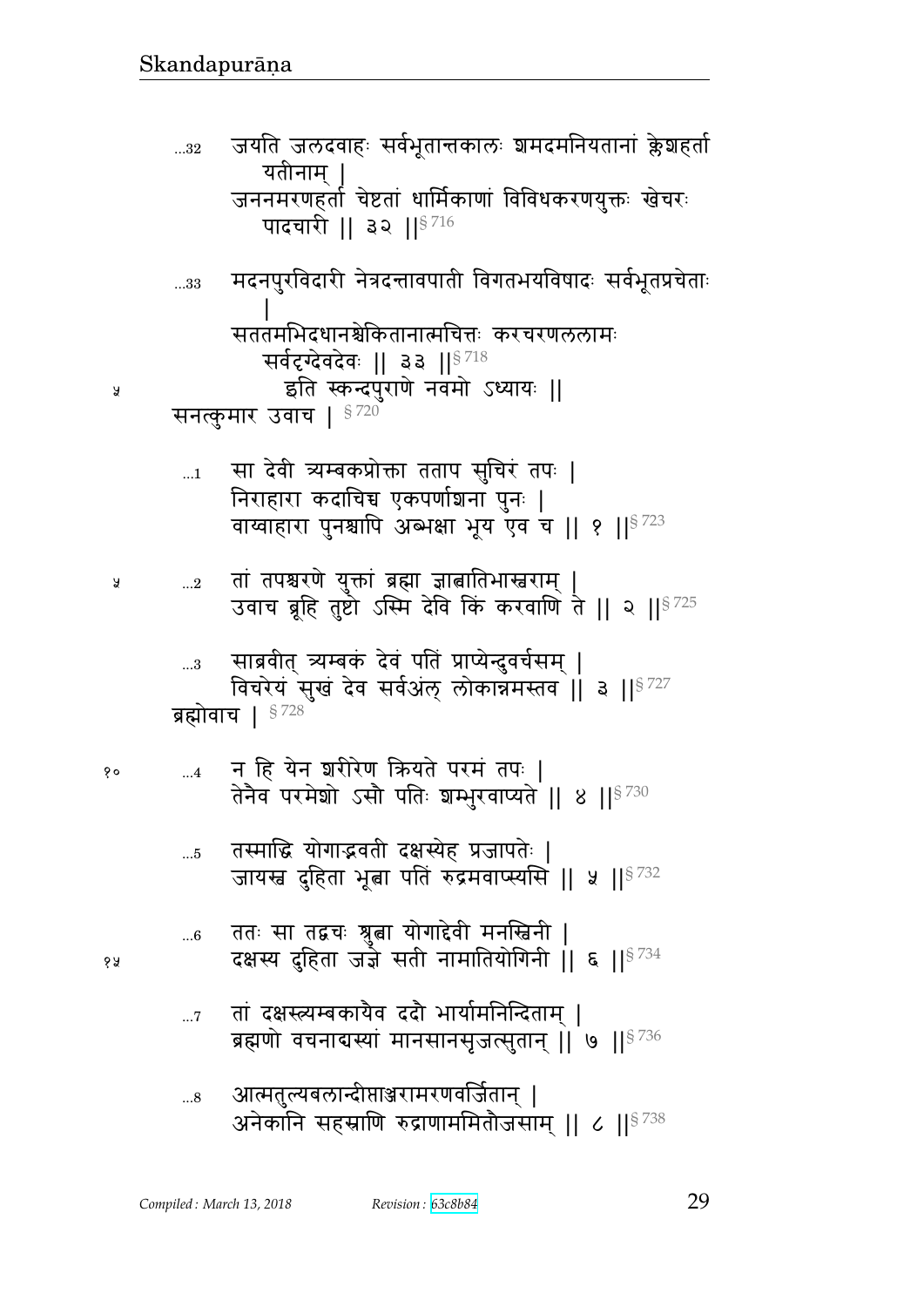...32 जयति जलदवाहः सर्वभूतान्तकालः शमदमनियतानां क्लेशहर्ता यतीनाम् ।
जननमरणहर्ता चेष्टतां धार्मिकाणां विविधकरणयुक्तः खेचरः पादचारी ॥ ३२ ॥§ 716

...33 मदनपुरविदारी नेत्रदन्तावपाती विगतभयविषादः सर्वभूतप्रचेताः ।
सततमभिदधानश्चेकितानात्मचित्तः करचरणललामः सर्वदृग्देवदेवः ॥ ३३ ॥§ 718

इति स्कन्दपुराणे नवमो ऽध्यायः ॥

सनत्कुमार उवाच । § 720

...1 सा देवी त्र्यम्बकप्रोक्ता तताप सुचिरं तपः ।
निराहारा कदाचिच्च एकपर्णाशना पुनः ।
वाय्वाहारा पुनश्चापि अब्भक्षा भूय एव च ॥ १ ॥§ 723

...2 तां तपश्चरणे युक्तां ब्रह्मा ज्ञात्वातिभास्वराम् ।
उवाच ब्रूहि तुष्टो ऽस्मि देवि किं करवाणि ते ॥ २ ॥§ 725

...3 साब्रवीत् त्र्यम्बकं देवं पतिं प्राप्येन्दुवर्चसम् ।
विचरेयं सुखं देव सर्वअंल् लोकान्नमस्तव ॥ ३ ॥§ 727

ब्रह्मोवाच । § 728

...4 न हि येन शरीरेण क्रियते परमं तपः ।
तेनैव परमेशो ऽसौ पतिः शम्भुरवाप्यते ॥ ४ ॥§ 730

...5 तस्माद्धि योगाद्भवती दक्षस्येह प्रजापतेः ।
जायस्व दुहिता भूत्वा पतिं रुद्रमवाप्स्यसि ॥ ५ ॥§ 732

...6 ततः सा तद्वचः श्रुत्वा योगाद्देवी मनस्विनी ।
दक्षस्य दुहिता जज्ञे सती नामातियोगिनी ॥ ६ ॥§ 734

...7 तां दक्षस्त्र्यम्बकायैव ददौ भार्यामनिन्दिताम् ।
ब्रह्मणो वचनाद्यस्यां मानसानसृजत्सुतान् ॥ ७ ॥§ 736

...8 आत्मतुल्यबलान्दीप्ताञ्जरामरणवर्जितान् ।
अनेकानि सहस्राणि रुद्राणाममितौजसाम् ॥ ८ ॥§ 738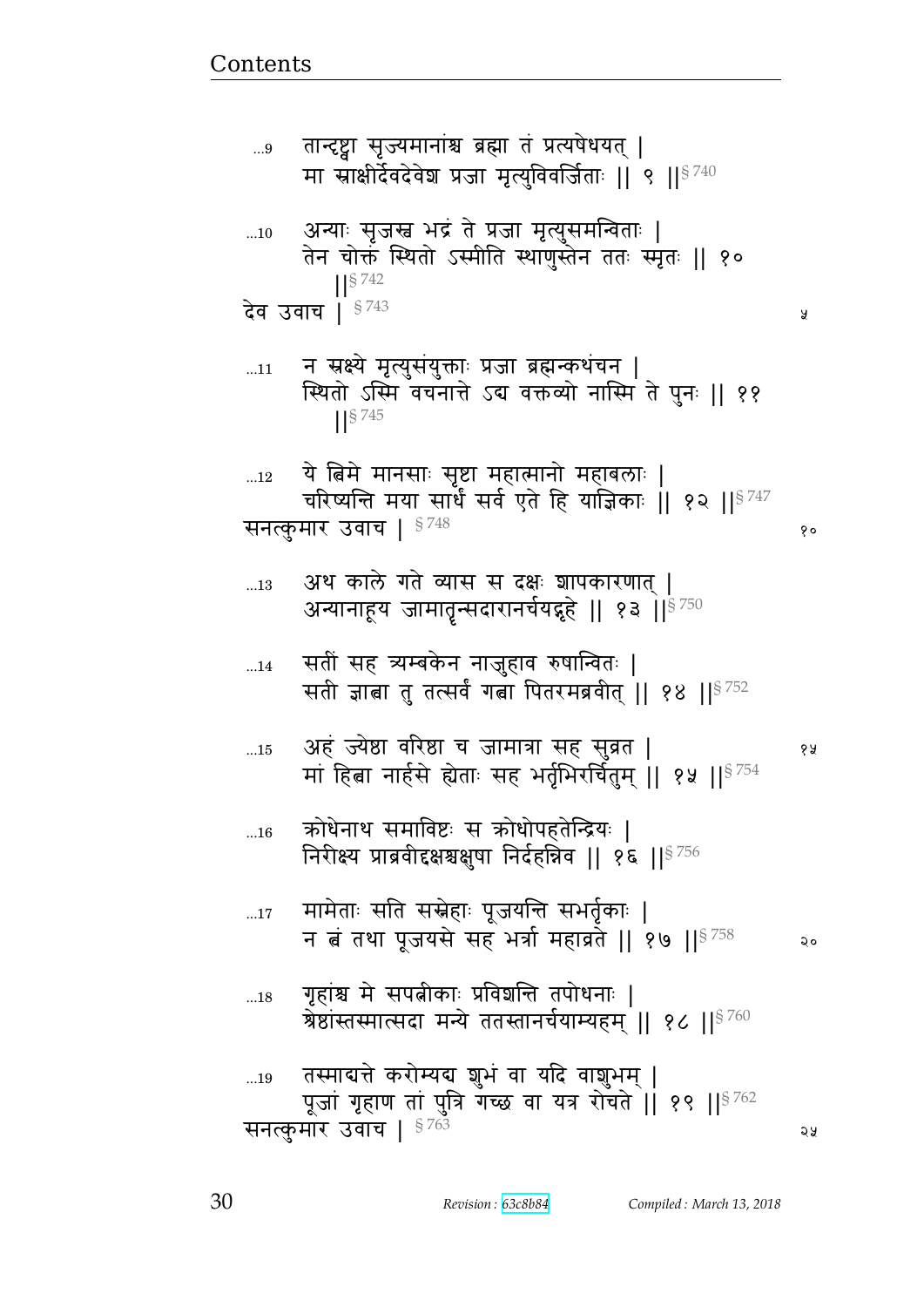...9 तान्दृष्ट्वा सृज्यमानांश्च ब्रह्मा तं प्रत्यषेधयत् |
मा स्राक्षीर्देवदेवेश प्रजा मृत्युविवर्जिताः || ९ ||§ 740

...10 अन्याः सृजस्व भद्रं ते प्रजा मृत्युसमन्विताः |
तेन चोक्तं स्थितो ऽस्मीति स्थाणुस्तेन ततः स्मृतः || १० ||§ 742

देव उवाच | § 743

...11 न स्रक्ष्ये मृत्युसंयुक्ताः प्रजा ब्रह्मन्कथंचन |
स्थितो ऽस्मि वचनात्ते ऽद्य वक्तव्यो नास्मि ते पुनः || ११ ||§ 745

...12 ये त्विमे मानसाः सृष्टा महात्मानो महाबलाः |
चरिष्यन्ति मया सार्धं सर्व एते हि याज्ञिकाः || १२ ||§ 747

सनत्कुमार उवाच | § 748

...13 अथ काले गते व्यास स दक्षः शापकारणात् |
अन्यानाहूय जामातॄन्सदारानर्चयद्गृहे || १३ ||§ 750

...14 सतीं सह त्र्यम्बकेन नाजुहाव रुषान्वितः |
सती ज्ञात्वा तु तत्सर्वं गत्वा पितरमब्रवीत् || १४ ||§ 752

...15 अहं ज्येष्ठा वरिष्ठा च जामात्रा सह सुव्रत |
मां हित्वा नार्हसे ह्येताः सह भर्तृभिरर्चितुम् || १५ ||§ 754

...16 क्रोधेनाथ समाविष्टः स क्रोधोपहतेन्द्रियः |
निरीक्ष्य प्राब्रवीद्दक्षश्चक्षुषा निर्दहन्निव || १६ ||§ 756

...17 मामेताः सति सस्नेहाः पूजयन्ति सभर्तृकाः |
न त्वं तथा पूजयसे सह भर्त्रा महाव्रते || १७ ||§ 758

...18 गृहांश्च मे सपत्नीकाः प्रविशन्ति तपोधनाः |
श्रेष्ठांस्तस्मात्सदा मन्ये ततस्तानर्चयाम्यहम् || १८ ||§ 760

...19 तस्माद्यत्ते करोम्यद्य शुभं वा यदि वाशुभम् |
पूजां गृहाण तां पुत्रि गच्छ वा यत्र रोचते || १९ ||§ 762

सनत्कुमार उवाच | § 763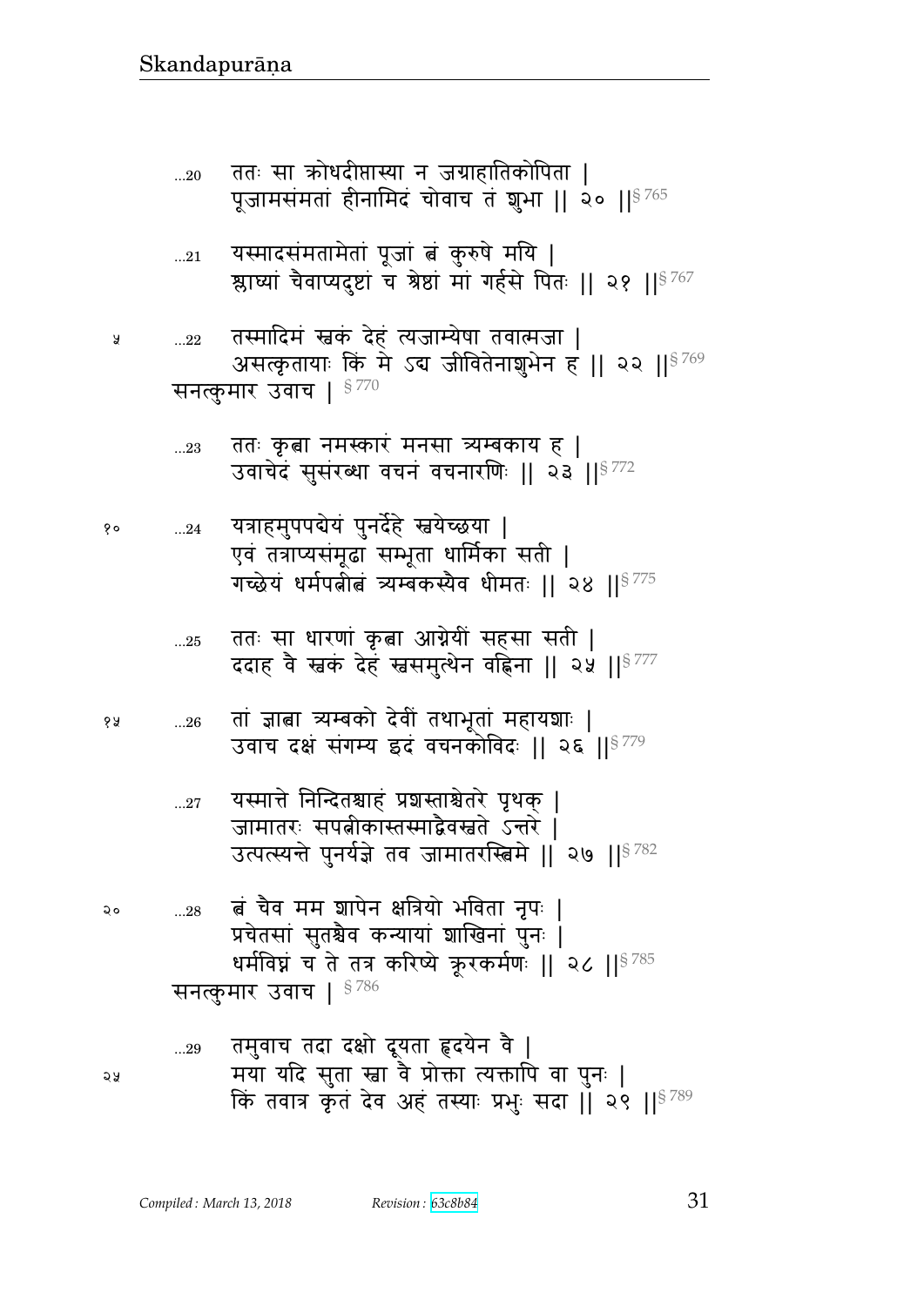...20 ततः सा क्रोधदीप्तास्या न जग्राहातिकोपिता ।
पूजामसंमतां हीनामिदं चोवाच तं शुभा ॥ २० ॥§ 765

...21 यस्मादसंमतामेतां पूजां त्वं कुरुषे मयि ।
श्लाघ्यां चैवाप्यदुष्टां च श्रेष्ठां मां गर्हसे पितः ॥ २१ ॥§ 767

५ ...22 तस्मादिमं स्वकं देहं त्यजाम्येषा तवात्मजा ।
असत्कृतायाः किं मे ऽद्य जीवितेनाशुभेन ह ॥ २२ ॥§ 769

सनत्कुमार उवाच । § 770

...23 ततः कृत्वा नमस्कारं मनसा त्र्यम्बकाय ह ।
उवाचेदं सुसंरब्धा वचनं वचनारणिः ॥ २३ ॥§ 772

१० ...24 यत्राहमुपपद्येयं पुनर्देहे स्वयेच्छया ।
एवं तत्राप्यसंमूढा सम्भूता धार्मिका सती ।
गच्छेयं धर्मपत्नीत्वं त्र्यम्बकस्यैव धीमतः ॥ २४ ॥§ 775

...25 ततः सा धारणां कृत्वा आग्नेयीं सहसा सती ।
ददाह वै स्वकं देहं स्वसमुत्थेन वह्निना ॥ २५ ॥§ 777

१५ ...26 तां ज्ञात्वा त्र्यम्बको देवीं तथाभूतां महायशाः ।
उवाच दक्षं संगम्य इदं वचनकोविदः ॥ २६ ॥§ 779

...27 यस्मात्ते निन्दितश्चाहं प्रशस्ताश्चेतरे पृथक् ।
जामातरः सपत्नीकास्तस्माद्वैवस्वते ऽन्तरे ।
उत्पत्स्यन्ते पुनर्यज्ञे तव जामातरस्त्विमे ॥ २७ ॥§ 782

२० ...28 त्वं चैव मम शापेन क्षत्रियो भविता नृपः ।
प्रचेतसां सुतश्चैव कन्यायां शाखिनां पुनः ।
धर्मविघ्नं च ते तत्र करिष्ये क्रूरकर्मणः ॥ २८ ॥§ 785

सनत्कुमार उवाच । § 786

...29 तमुवाच तदा दक्षो दूयता हृदयेन वै ।
२५ मया यदि सुता स्वा वै प्रोक्ता त्यक्तापि वा पुनः ।
किं तवात्र कृतं देव अहं तस्याः प्रभुः सदा ॥ २९ ॥§ 789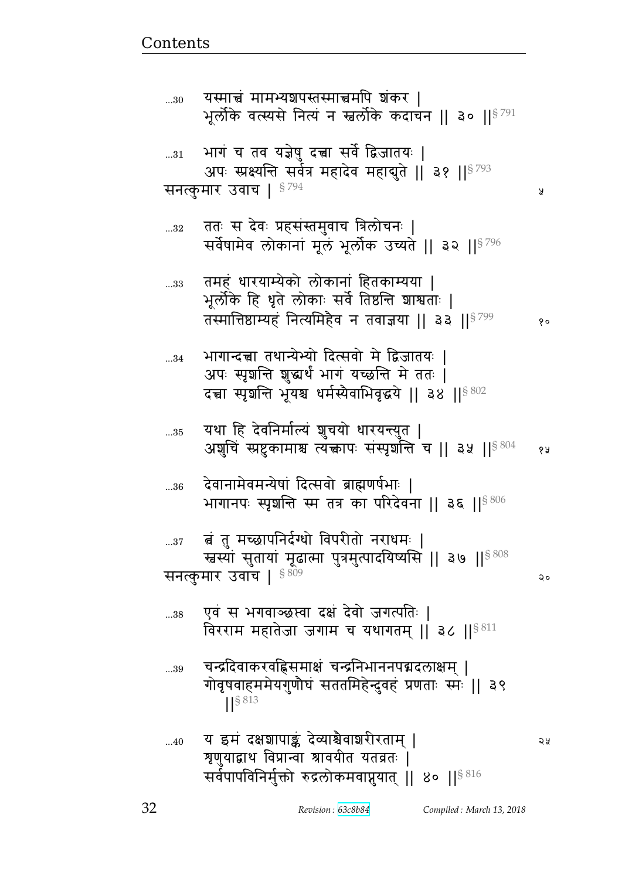...30 यस्मात्त्वं मामभ्यशपस्तस्मात्त्वमपि शंकर |
भूर्लोके वत्स्यसे नित्यं न स्वर्लोके कदाचन || ३० ||§ 791

...31 भागं च तव यज्ञेषु दत्त्वा सर्वे द्विजातयः |
अपः स्प्रक्ष्यन्ति सर्वत्र महादेव महाद्युते || ३१ ||§ 793

सनत्कुमार उवाच | § 794

...32 ततः स देवः प्रहसंस्तमुवाच त्रिलोचनः |
सर्वेषामेव लोकानां मूलं भूर्लोक उच्यते || ३२ ||§ 796

...33 तमहं धारयाम्येको लोकानां हितकाम्यया |
भूर्लोके हि धृते लोकाः सर्वे तिष्ठन्ति शाश्वताः |
तस्मात्तिष्ठाम्यहं नित्यमिहैव न तवाज्ञया || ३३ ||§ 799

...34 भागान्दत्त्वा तथान्येभ्यो दित्सवो मे द्विजातयः |
अपः स्पृशन्ति शुद्ध्यर्थं भागं यच्छन्ति मे ततः |
दत्त्वा स्पृशन्ति भूयश्च धर्मस्यैवाभिवृद्धये || ३४ ||§ 802

...35 यथा हि देवनिर्माल्यं शुचयो धारयन्त्युत |
अशुचिं स्प्रष्टुकामाश्च त्यक्त्वापः संस्पृशन्ति च || ३५ ||§ 804

...36 देवानामेवमन्येषां दित्सवो ब्राह्मणर्षभाः |
भागानपः स्पृशन्ति स्म तत्र का परिदेवना || ३६ ||§ 806

...37 त्वं तु मच्छापनिर्दग्धो विपरीतो नराधमः |
स्वस्यां सुतायां मूढात्मा पुत्रमुत्पादयिष्यसि || ३७ ||§ 808

सनत्कुमार उवाच | § 809

...38 एवं स भगवाञ्छप्त्वा दक्षं देवो जगत्पतिः |
विरराम महातेजा जगाम च यथागतम् || ३८ ||§ 811

...39 चन्द्रदिवाकरवह्निसमाक्षं चन्द्रनिभाननपद्मदलाक्षम् |
गोवृषवाहममेयगुणौघं सततमिहेन्दुवहं प्रणताः स्मः || ३९ ||§ 813

...40 य इमं दक्षशापाङ्कं देव्याश्चैवाशरीरताम् |
शृणुयाद्वाथ विप्रान्वा श्रावयीत यतव्रतः |
सर्वपापविनिर्मुक्तो रुद्रलोकमवाप्नुयात् || ४० ||§ 816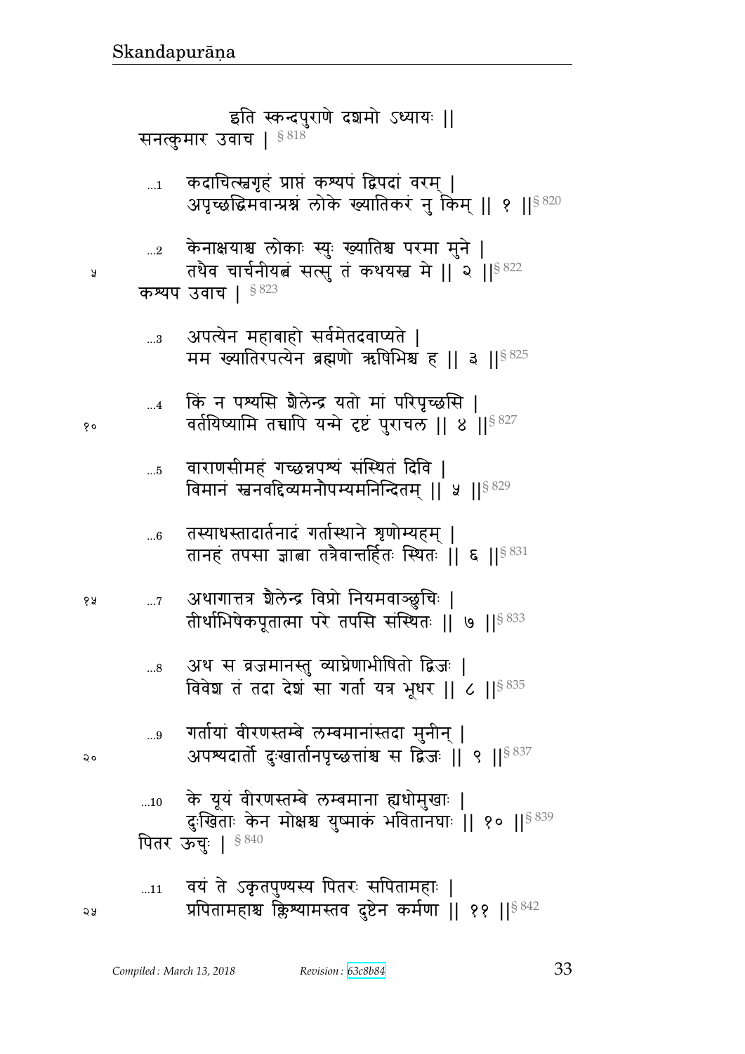इति स्कन्दपुराणे दशमो ऽध्यायः ||

सनत्कुमार उवाच | § 818

…1 कदाचित्स्वगृहं प्राप्तं कश्यपं द्विपदां वरम् |
अपृच्छद्धिमवान्प्रश्नं लोके ख्यातिकरं नु किम् || १ ||§ 820

…2 केनाक्षयाश्च लोकाः स्युः ख्यातिश्च परमा मुने |
तथैव चार्चनीयत्वं सत्सु तं कथयस्व मे || २ ||§ 822

कश्यप उवाच | § 823

…3 अपत्येन महाबाहो सर्वमेतदवाप्यते |
मम ख्यातिरपत्येन ब्रह्मणो ऋषिभिश्च ह || ३ ||§ 825

…4 किं न पश्यसि शैलेन्द्र यतो मां परिपृच्छसि |
वर्तयिष्यामि तच्चापि यन्मे दृष्टं पुराचल || ४ ||§ 827

…5 वाराणसीमहं गच्छन्नपश्यं संस्थितं दिवि |
विमानं स्वनवद्दिव्यमनौपम्यमनिन्दितम् || ५ ||§ 829

…6 तस्याधस्तादार्तनादं गर्तास्थाने शृणोम्यहम् |
तानहं तपसा ज्ञात्वा तत्रैवान्तर्हितः स्थितः || ६ ||§ 831

…7 अथागात्तत्र शैलेन्द्र विप्रो नियमवाञ्छुचिः |
तीर्थाभिषेकपूतात्मा परे तपसि संस्थितः || ७ ||§ 833

…8 अथ स व्रजमानस्तु व्याघ्रेणाभीषितो द्विजः |
विवेश तं तदा देशं सा गर्ता यत्र भूधर || ८ ||§ 835

…9 गर्तायां वीरणस्तम्बे लम्बमानांस्तदा मुनीन् |
अपश्यदार्तो दुःखार्तानपृच्छत्तांश्च स द्विजः || ९ ||§ 837

…10 के यूयं वीरणस्तम्बे लम्बमाना ह्यधोमुखाः |
दुःखिताः केन मोक्षश्च युष्माकं भवितानघाः || १० ||§ 839

पितर ऊचुः | § 840

…11 वयं ते ऽकृतपुण्यस्य पितरः सपितामहाः |
प्रपितामहाश्च क्लिश्यामस्तव दुष्टेन कर्मणा || ११ ||§ 842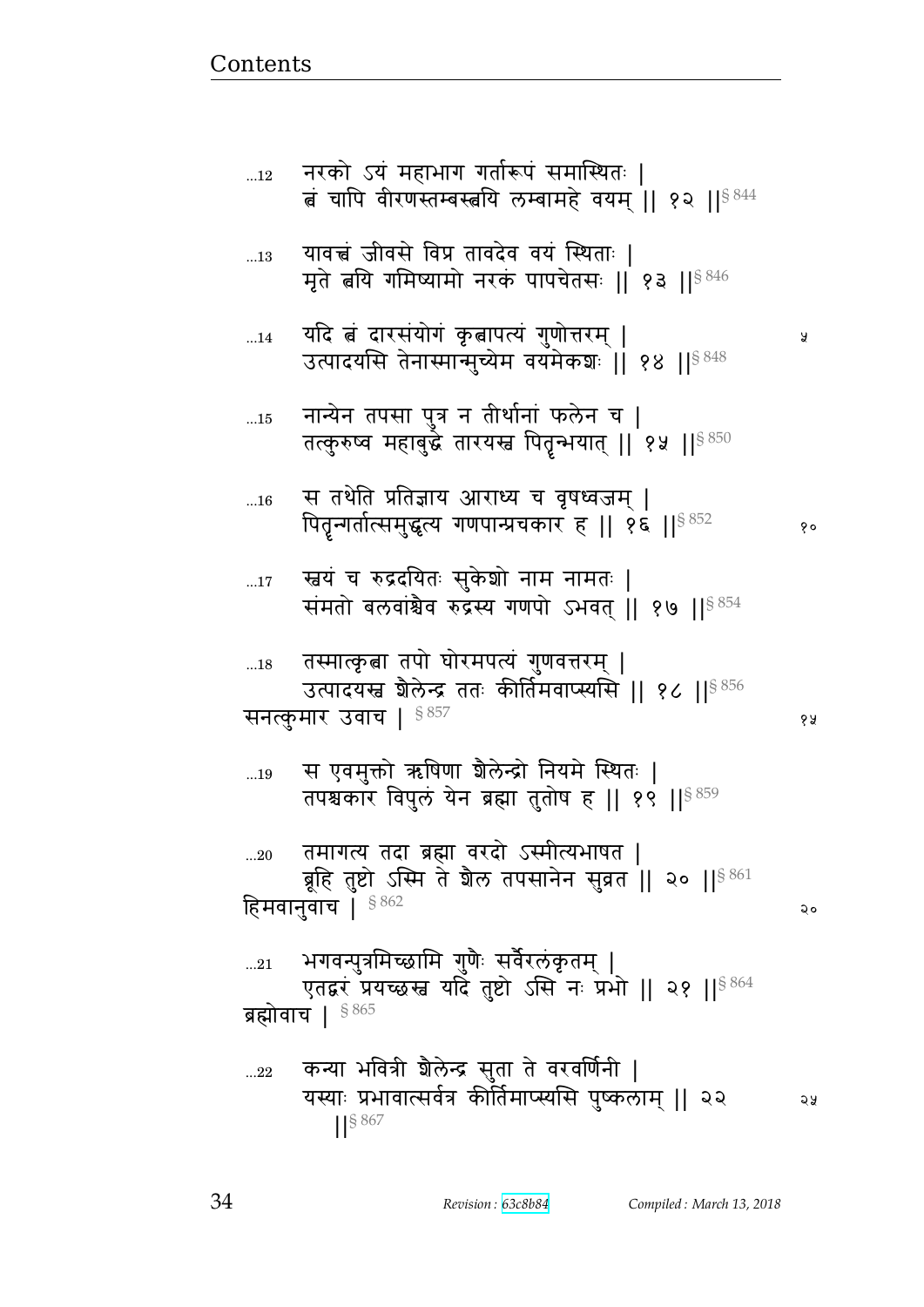...12 नरको ऽयं महाभाग गर्तारूपं समास्थितः |
त्वं चापि वीरणस्तम्बस्त्वयि लम्बामहे वयम् || १२ ||§ 844

...13 यावत्त्वं जीवसे विप्र तावदेव वयं स्थिताः |
मृते त्वयि गमिष्यामो नरकं पापचेतसः || १३ ||§ 846

...14 यदि त्वं दारसंयोगं कृत्वापत्यं गुणोत्तरम् |
उत्पादयसि तेनास्मान्मुच्येम वयमेकशः || १४ ||§ 848

...15 नान्येन तपसा पुत्र न तीर्थानां फलेन च |
तत्कुरुष्व महाबुद्धे तारयस्व पितॄन्भयात् || १५ ||§ 850

...16 स तथेति प्रतिज्ञाय आराध्य च वृषध्वजम् |
पितॄन्गर्तात्समुद्धृत्य गणपान्प्रचकार ह || १६ ||§ 852

...17 स्वयं च रुद्रदयितः सुकेशो नाम नामतः |
संमतो बलवांश्चैव रुद्रस्य गणपो ऽभवत् || १७ ||§ 854

...18 तस्मात्कृत्वा तपो घोरमपत्यं गुणवत्तरम् |
उत्पादयस्व शैलेन्द्र ततः कीर्तिमवाप्स्यसि || १८ ||§ 856

सनत्कुमार उवाच | § 857

...19 स एवमुक्तो ऋषिणा शैलेन्द्रो नियमे स्थितः |
तपश्चकार विपुलं येन ब्रह्मा तुतोष ह || १९ ||§ 859

...20 तमागत्य तदा ब्रह्मा वरदो ऽस्मीत्यभाषत |
ब्रूहि तुष्टो ऽस्मि ते शैल तपसानेन सुव्रत || २० ||§ 861

हिमवानुवाच | § 862

...21 भगवन्पुत्रमिच्छामि गुणैः सर्वैरलंकृतम् |
एतद्वरं प्रयच्छस्व यदि तुष्टो ऽसि नः प्रभो || २१ ||§ 864

ब्रह्मोवाच | § 865

...22 कन्या भवित्री शैलेन्द्र सुता ते वरवर्णिनी |
यस्याः प्रभावात्सर्वत्र कीर्तिमाप्स्यसि पुष्कलाम् || २२ ||§ 867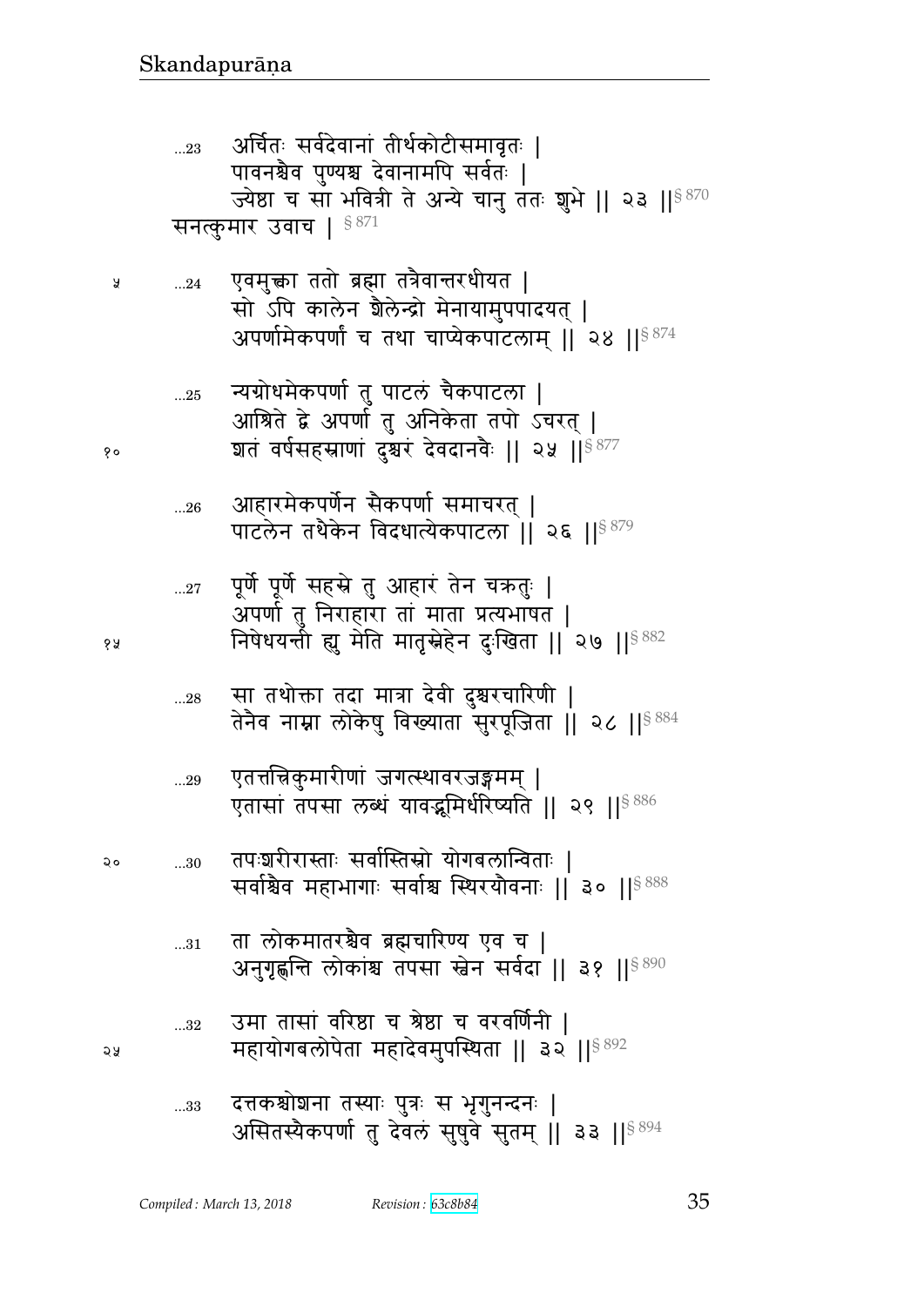…23 अर्चितः सर्वदेवानां तीर्थकोटीसमावृतः ।
पावनश्चैव पुण्यश्च देवानामपि सर्वतः ।
ज्येष्ठा च सा भवित्री ते अन्ये चानु ततः शुभे ॥ २३ ॥§ 870

सनत्कुमार उवाच । § 871

…24 एवमुक्त्वा ततो ब्रह्मा तत्रैवान्तरधीयत ।
सो ऽपि कालेन शैलेन्द्रो मेनायामुपपादयत् ।
अपर्णामेकपर्णां च तथा चाप्येकपाटलाम् ॥ २४ ॥§ 874

…25 न्यग्रोधमेकपर्णा तु पाटलं चैकपाटला ।
आश्रिते द्वे अपर्णा तु अनिकेता तपो ऽचरत् ।
शतं वर्षसहस्राणां दुश्चरं देवदानवैः ॥ २५ ॥§ 877

…26 आहारमेकपर्णेन सैकपर्णा समाचरत् ।
पाटलेन तथैकेन विदधात्येकपाटला ॥ २६ ॥§ 879

…27 पूर्णे पूर्णे सहस्रे तु आहारं तेन चक्रतुः ।
अपर्णा तु निराहारा तां माता प्रत्यभाषत ।
निषेधयन्ती ह्यु मेति मातृस्नेहेन दुःखिता ॥ २७ ॥§ 882

…28 सा तथोक्ता तदा मात्रा देवी दुश्चरचारिणी ।
तेनैव नाम्ना लोकेषु विख्याता सुरपूजिता ॥ २८ ॥§ 884

…29 एतत्त्रिकुमारीणां जगत्स्थावरजङ्गमम् ।
एतासां तपसा लब्धं यावद्भूमिर्धरिष्यति ॥ २९ ॥§ 886

…30 तपःशरीरास्ताः सर्वास्तिस्रो योगबलान्विताः ।
सर्वाश्चैव महाभागाः सर्वाश्च स्थिरयौवनाः ॥ ३० ॥§ 888

…31 ता लोकमातरश्चैव ब्रह्मचारिण्य एव च ।
अनुगृह्णन्ति लोकांश्च तपसा स्वेन सर्वदा ॥ ३१ ॥§ 890

…32 उमा तासां वरिष्ठा च श्रेष्ठा च वरवर्णिनी ।
महायोगबलोपेता महादेवमुपस्थिता ॥ ३२ ॥§ 892

…33 दत्तकश्चोशना तस्याः पुत्रः स भृगुनन्दनः ।
असितस्यैकपर्णा तु देवलं सुषुवे सुतम् ॥ ३३ ॥§ 894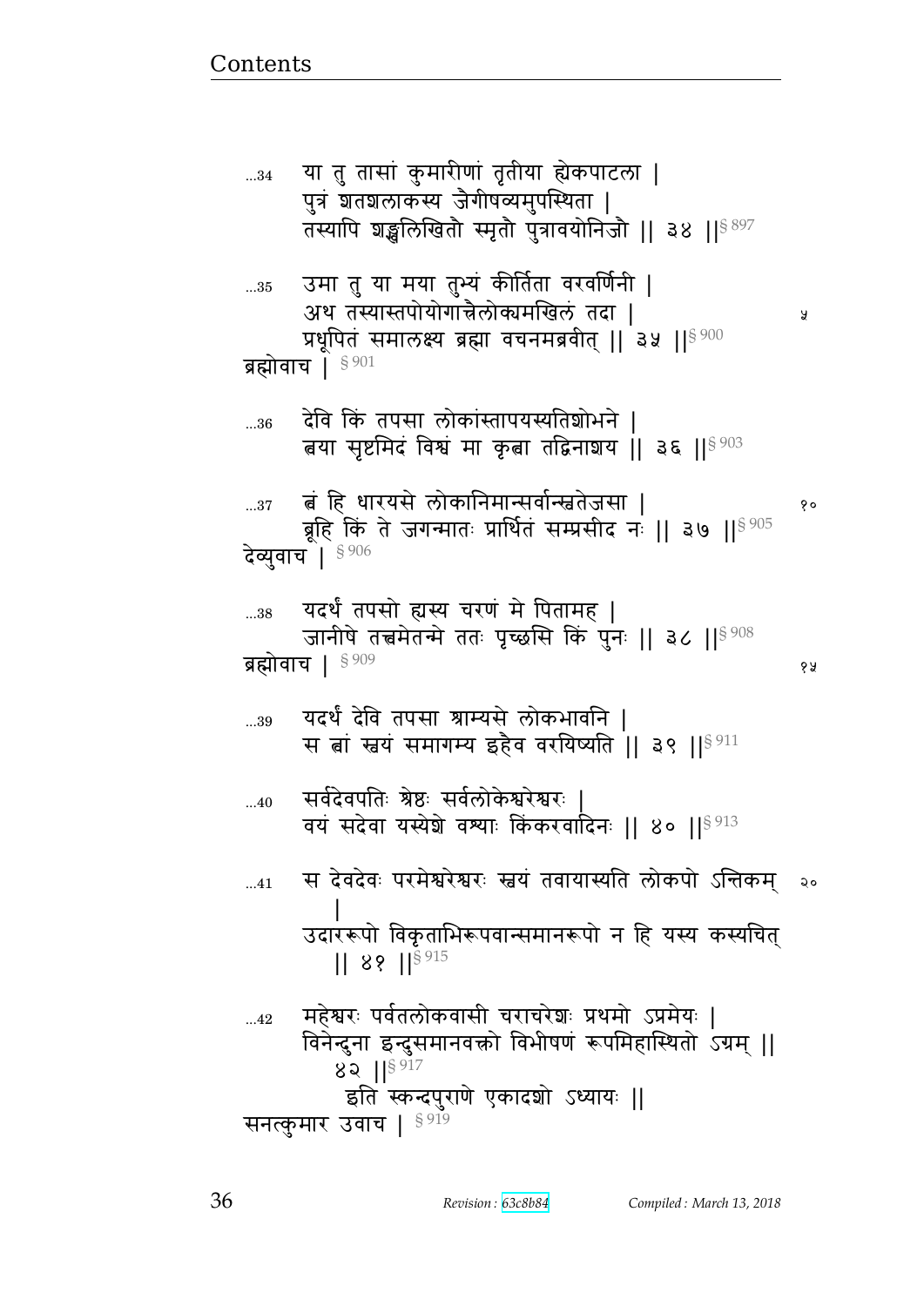...34 या तु तासां कुमारीणां तृतीया ह्येकपाटला |
पुत्रं शतशलाकस्य जैगीषव्यमुपस्थिता |
तस्यापि शङ्खलिखितौ स्मृतौ पुत्रावयोनिजौ || ३४ ||§ 897

...35 उमा तु या मया तुभ्यं कीर्तिता वरवर्णिनी |
अथ तस्यास्तपोयोगात्त्रैलोक्यमखिलं तदा | ५
प्रधूपितं समालक्ष्य ब्रह्मा वचनमब्रवीत् || ३५ ||§ 900

ब्रह्मोवाच | § 901

...36 देवि किं तपसा लोकांस्तापयस्यतिशोभने |
त्वया सृष्टमिदं विश्वं मा कृत्वा तद्विनाशय || ३६ ||§ 903

...37 त्वं हि धारयसे लोकानिमान्सर्वान्स्वतेजसा | १०
ब्रूहि किं ते जगन्मातः प्रार्थितं सम्प्रसीद नः || ३७ ||§ 905

देव्युवाच | § 906

...38 यदर्थं तपसो ह्यस्य चरणं मे पितामह |
जानीषे तत्त्वमेतन्मे ततः पृच्छसि किं पुनः || ३८ ||§ 908

ब्रह्मोवाच | § 909 १५

...39 यदर्थं देवि तपसा श्राम्यसे लोकभावनि |
स त्वां स्वयं समागम्य इहैव वरयिष्यति || ३९ ||§ 911

...40 सर्वदेवपतिः श्रेष्ठः सर्वलोकेश्वरेश्वरः |
वयं सदेवा यस्येशे वश्याः किंकरवादिनः || ४० ||§ 913

...41 स देवदेवः परमेश्वरेश्वरः स्वयं तवायास्यति लोकपो ऽन्तिकम् | २०
उदाररूपो विकृताभिरूपवान्समानरूपो न हि यस्य कस्यचित् || ४१ ||§ 915

...42 महेश्वरः पर्वतलोकवासी चराचरेशः प्रथमो ऽप्रमेयः |
विनेन्दुना इन्दुसमानवक्त्रो विभीषणं रूपमिहास्थितो ऽग्रम् || ४२ ||§ 917

इति स्कन्दपुराणे एकादशो ऽध्यायः ||

सनत्कुमार उवाच | § 919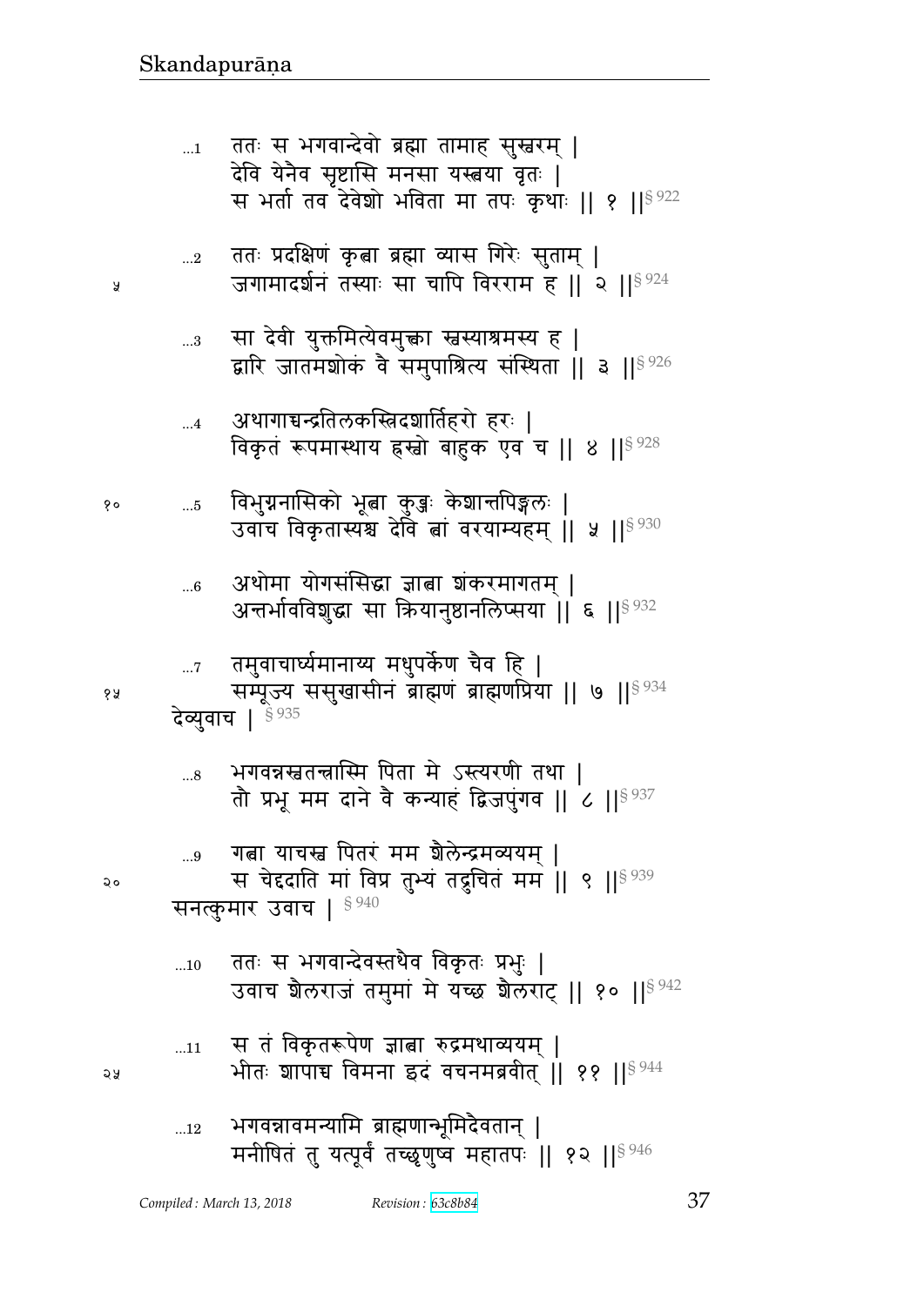...1 ततः स भगवान्देवो ब्रह्मा तामाह सुस्वरम् |
देवि येनैव सृष्टासि मनसा यस्त्वया वृतः |
स भर्ता तव देवेशो भविता मा तपः कृथाः || १ ||§ 922

...2 ततः प्रदक्षिणं कृत्वा ब्रह्मा व्यास गिरेः सुताम् |
जगामादर्शनं तस्याः सा चापि विरराम ह || २ ||§ 924

...3 सा देवी युक्तमित्येवमुक्त्वा स्वस्याश्रमस्य ह |
द्वारि जातमशोकं वै समुपाश्रित्य संस्थिता || ३ ||§ 926

...4 अथागाच्चन्द्रतिलकस्त्रिदशार्तिहरो हरः |
विकृतं रूपमास्थाय ह्रस्वो बाहुक एव च || ४ ||§ 928

...5 विभुग्ननासिको भूत्वा कुब्जः केशान्तपिङ्गलः |
उवाच विकृतास्यश्च देवि त्वां वरयाम्यहम् || ५ ||§ 930

...6 अथोमा योगसंसिद्धा ज्ञात्वा शंकरमागतम् |
अन्तर्भावविशुद्धा सा क्रियानुष्ठानलिप्सया || ६ ||§ 932

...7 तमुवाचार्घ्यमानाय्य मधुपर्केण चैव हि |
सम्पूज्य ससुखासीनं ब्राह्मणं ब्राह्मणप्रिया || ७ ||§ 934

देव्युवाच | § 935

...8 भगवन्नस्वतन्त्रास्मि पिता मे ऽस्त्यरणी तथा |
तौ प्रभू मम दाने वै कन्याहं द्विजपुंगव || ८ ||§ 937

...9 गत्वा याचस्व पितरं मम शैलेन्द्रमव्ययम् |
स चेद्ददाति मां विप्र तुभ्यं तद्रुचितं मम || ९ ||§ 939

सनत्कुमार उवाच | § 940

...10 ततः स भगवान्देवस्तथैव विकृतः प्रभुः |
उवाच शैलराजं तमुमां मे यच्छ शैलराट् || १० ||§ 942

...11 स तं विकृतरूपेण ज्ञात्वा रुद्रमथाव्ययम् |
भीतः शापाच्च विमना इदं वचनमब्रवीत् || ११ ||§ 944

...12 भगवन्नावमन्यामि ब्राह्मणान्भूमिदैवतान् |
मनीषितं तु यत्पूर्वं तच्छृणुष्व महातपः || १२ ||§ 946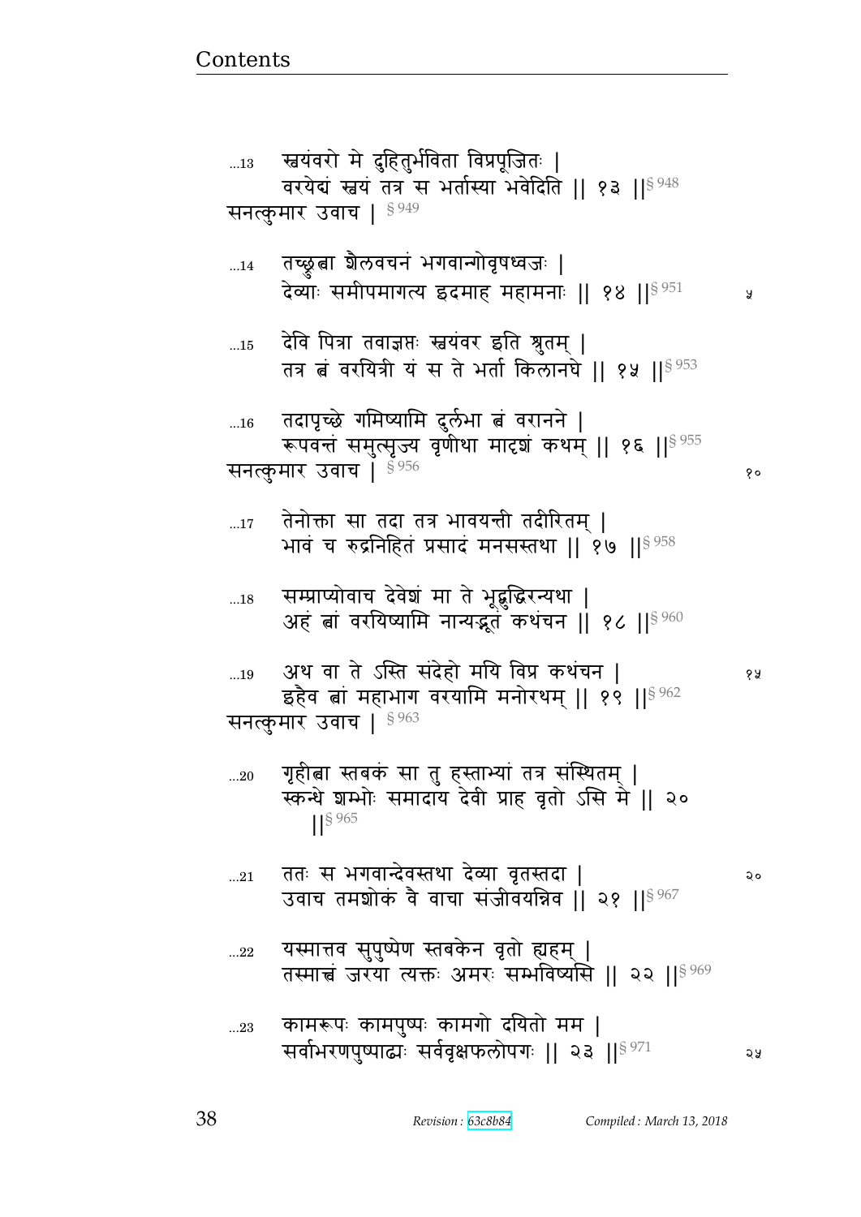…13 स्वयंवरो मे दुहितुर्भविता विप्रपूजितः |
वरयेद्यं स्वयं तत्र स भर्तास्या भवेदिति || १३ ||§ 948

सनत्कुमार उवाच | § 949

…14 तच्छ्रुत्वा शैलवचनं भगवान्गोवृषध्वजः |
देव्याः समीपमागत्य इदमाह महामनाः || १४ ||§ 951

…15 देवि पित्रा तवाज्ञप्तः स्वयंवर इति श्रुतम् |
तत्र त्वं वरयित्री यं स ते भर्ता किलानघे || १५ ||§ 953

…16 तदापृच्छे गमिष्यामि दुर्लभा त्वं वरानने |
रूपवन्तं समुत्सृज्य वृणीथा मादृशं कथम् || १६ ||§ 955

सनत्कुमार उवाच | § 956

…17 तेनोक्ता सा तदा तत्र भावयन्ती तदीरितम् |
भावं च रुद्रनिहितं प्रसादं मनसस्तथा || १७ ||§ 958

…18 सम्प्राप्योवाच देवेशं मा ते भूद्बुद्धिरन्यथा |
अहं त्वां वरयिष्यामि नान्यद्भूतं कथंचन || १८ ||§ 960

…19 अथ वा ते ऽस्ति संदेहो मयि विप्र कथंचन |
इहैव त्वां महाभाग वरयामि मनोरथम् || १९ ||§ 962

सनत्कुमार उवाच | § 963

…20 गृहीत्वा स्तबकं सा तु हस्ताभ्यां तत्र संस्थितम् |
स्कन्धे शम्भोः समादाय देवी प्राह वृतो ऽसि मे || २० ||§ 965

…21 ततः स भगवान्देवस्तथा देव्या वृतस्तदा |
उवाच तमशोकं वै वाचा संजीवयन्निव || २१ ||§ 967

…22 यस्मात्तव सुपुष्पेण स्तबकेन वृतो ह्यहम् |
तस्मात्त्वं जरया त्यक्तः अमरः सम्भविष्यसि || २२ ||§ 969

…23 कामरूपः कामपुष्पः कामगो दयितो मम |
सर्वाभरणपुष्पाढ्यः सर्ववृक्षफलोपगः || २३ ||§ 971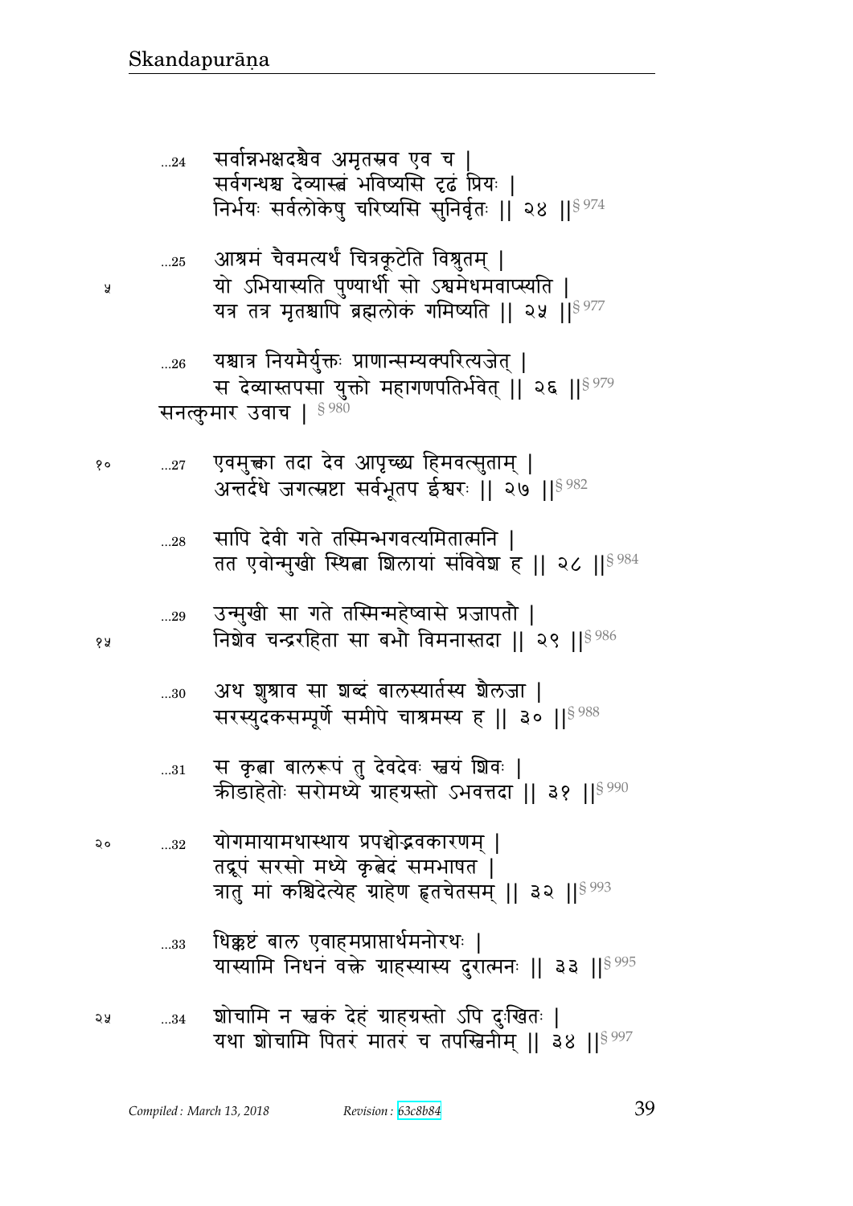...24 सर्वान्नभक्षदश्चैव अमृतस्रव एव च |
सर्वगन्धश्च देव्यास्त्वं भविष्यसि दृढं प्रियः |
निर्भयः सर्वलोकेषु चरिष्यसि सुनिर्वृतः || २४ ||§ 974

...25 आश्रमं चैवमत्यर्थं चित्रकूटेति विश्रुतम् |
यो ऽभियास्यति पुण्यार्थी सो ऽश्वमेधमवाप्स्यति |
यत्र तत्र मृतश्चापि ब्रह्मलोकं गमिष्यति || २५ ||§ 977

...26 यश्चात्र नियमैर्युक्तः प्राणान्सम्यक्परित्यजेत् |
स देव्यास्तपसा युक्तो महागणपतिर्भवेत् || २६ ||§ 979

सनत्कुमार उवाच | § 980

...27 एवमुक्त्वा तदा देव आपृच्छ्य हिमवत्सुताम् |
अन्तर्दधे जगत्स्रष्टा सर्वभूतप ईश्वरः || २७ ||§ 982

...28 सापि देवी गते तस्मिन्भगवत्यमितात्मनि |
तत एवोन्मुखी स्थित्वा शिलायां संविवेश ह || २८ ||§ 984

...29 उन्मुखी सा गते तस्मिन्महेष्वासे प्रजापतौ |
निशेव चन्द्ररहिता सा बभौ विमनास्तदा || २९ ||§ 986

...30 अथ शुश्राव सा शब्दं बालस्यार्तस्य शैलजा |
सरस्युदकसम्पूर्णे समीपे चाश्रमस्य ह || ३० ||§ 988

...31 स कृत्वा बालरूपं तु देवदेवः स्वयं शिवः |
क्रीडाहेतोः सरोमध्ये ग्राहग्रस्तो ऽभवत्तदा || ३१ ||§ 990

...32 योगमायामथास्थाय प्रपञ्चोद्भवकारणम् |
तद्रूपं सरसो मध्ये कृत्वेदं समभाषत |
त्रातु मां कश्चिदेत्येह ग्राहेण हृतचेतसम् || ३२ ||§ 993

...33 धिक्कष्टं बाल एवाहमप्राप्तार्थमनोरथः |
यास्यामि निधनं वक्त्रे ग्राहस्यास्य दुरात्मनः || ३३ ||§ 995

...34 शोचामि न स्वकं देहं ग्राहग्रस्तो ऽपि दुःखितः |
यथा शोचामि पितरं मातरं च तपस्विनीम् || ३४ ||§ 997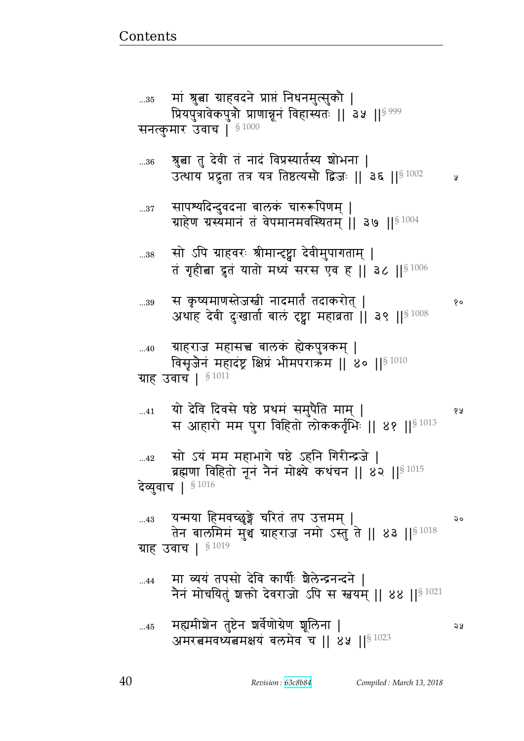...35 मां श्रुत्वा ग्राहवदने प्राप्तं निधनमुत्सुकौ |
प्रियपुत्राविकपुत्रौ प्राणान्नूनं विहास्यतः || ३५ ||§ 999

सनत्कुमार उवाच | § 1000

...36 श्रुत्वा तु देवी तं नादं विप्रस्यार्तस्य शोभना |
उत्थाय प्रद्रुता तत्र यत्र तिष्ठत्यसौ द्विजः || ३६ ||§ 1002 ५

...37 सापश्यदिन्दुवदना बालकं चारुरूपिणम् |
ग्राहेण ग्रस्यमानं तं वेपमानमवस्थितम् || ३७ ||§ 1004

...38 सो ऽपि ग्राहवरः श्रीमान्दृष्ट्वा देवीमुपागताम् |
तं गृहीत्वा द्रुतं यातो मध्यं सरस एव ह || ३८ ||§ 1006

...39 स कृष्यमाणस्तेजस्वी नादमार्तं तदाकरोत् | १०
अथाह देवी दुःखार्ता बालं दृष्ट्वा महाव्रता || ३९ ||§ 1008

...40 ग्राहराज महासत्त्व बालकं ह्येकपुत्रकम् |
विसृजैनं महादंष्ट्र क्षिप्रं भीमपराक्रम || ४० ||§ 1010

ग्राह उवाच | § 1011

...41 यो देवि दिवसे षष्ठे प्रथमं समुपैति माम् | १५
स आहारो मम पुरा विहितो लोककर्तृभिः || ४१ ||§ 1013

...42 सो ऽयं मम महाभागे षष्ठे ऽहनि गिरीन्द्रजे |
ब्रह्मणा विहितो नूनं नैनं मोक्ष्ये कथंचन || ४२ ||§ 1015

देव्युवाच | § 1016

...43 यन्मया हिमवच्छृङ्गे चरितं तप उत्तमम् | २०
तेन बालमिमं मुञ्च ग्राहराज नमो ऽस्तु ते || ४३ ||§ 1018

ग्राह उवाच | § 1019

...44 मा व्ययं तपसो देवि कार्षीः शैलेन्द्रनन्दने |
नैनं मोचयितुं शक्तो देवराजो ऽपि स स्वयम् || ४४ ||§ 1021

...45 मह्यमीशेन तुष्टेन शर्वेणोग्रेण शूलिना | २५
अमरत्वमवध्यत्वमक्षयं बलमेव च || ४५ ||§ 1023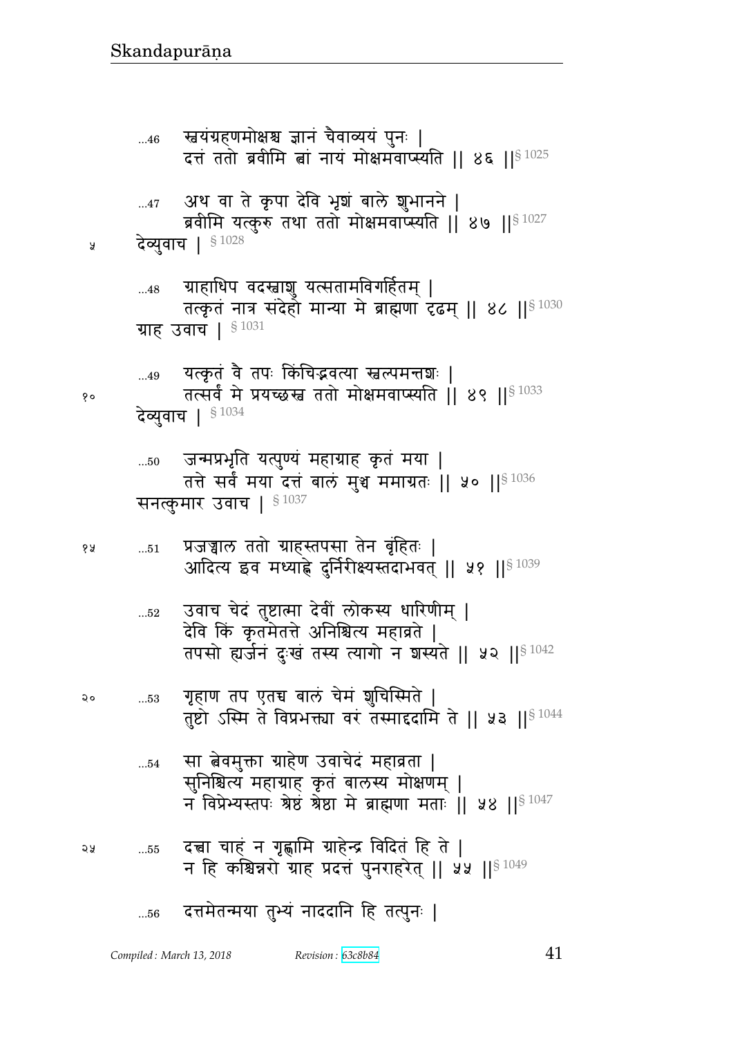...46 स्वयंग्रहणमोक्षश्च ज्ञानं चैवाव्ययं पुनः |
दत्तं ततो ब्रवीमि त्वां नायं मोक्षमवाप्स्यति || ४६ ||§ 1025

...47 अथ वा ते कृपा देवि भृशं बाले शुभानने |
ब्रवीमि यत्कुरु तथा ततो मोक्षमवाप्स्यति || ४७ ||§ 1027

५ देव्युवाच | § 1028

...48 ग्राहाधिप वदस्वाशु यत्सतामविगर्हितम् |
तत्कृतं नात्र संदेहो मान्या मे ब्राह्मणा दृढम् || ४८ ||§ 1030

ग्राह उवाच | § 1031

...49 यत्कृतं वै तपः किंचिद्भवत्या स्वल्पमन्तशः |
१० तत्सर्वं मे प्रयच्छस्व ततो मोक्षमवाप्स्यति || ४९ ||§ 1033

देव्युवाच | § 1034

...50 जन्मप्रभृति यत्पुण्यं महाग्राह कृतं मया |
तत्ते सर्वं मया दत्तं बालं मुञ्च ममाग्रतः || ५० ||§ 1036

सनत्कुमार उवाच | § 1037

१५ ...51 प्रजज्वाल ततो ग्राहस्तपसा तेन बृंहितः |
आदित्य इव मध्याह्ने दुर्निरीक्ष्यस्तदाभवत् || ५१ ||§ 1039

...52 उवाच चेदं तुष्टात्मा देवीं लोकस्य धारिणीम् |
देवि किं कृतमेतत्ते अनिश्चित्य महाव्रते |
तपसो ह्यर्जनं दुःखं तस्य त्यागो न शस्यते || ५२ ||§ 1042

२० ...53 गृहाण तप एतच्च बालं चेमं शुचिस्मिते |
तुष्टो ऽस्मि ते विप्रभक्त्या वरं तस्माद्ददामि ते || ५३ ||§ 1044

...54 सा त्वेवमुक्ता ग्राहेण उवाचेदं महाव्रता |
सुनिश्चित्य महाग्राह कृतं बालस्य मोक्षणम् |
न विप्रेभ्यस्तपः श्रेष्ठं श्रेष्ठा मे ब्राह्मणा मताः || ५४ ||§ 1047

२५ ...55 दत्त्वा चाहं न गृह्णामि ग्राहेन्द्र विदितं हि ते |
न हि कश्चिन्नरो ग्राह प्रदत्तं पुनराहरेत् || ५५ ||§ 1049

...56 दत्तमेतन्मया तुभ्यं नाददानि हि तत्पुनः |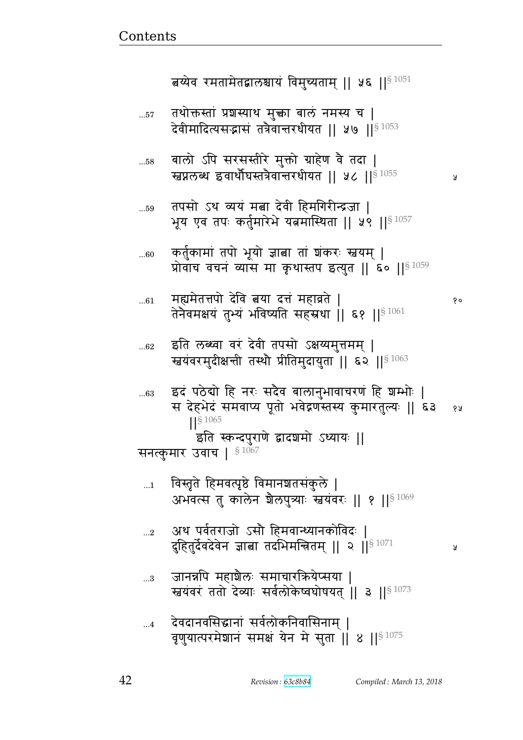त्वय्येव रमतामेतद्बालश्चायं विमुच्यताम् ॥ ५६ ॥§ 1051

...57 तथोक्तस्तां प्रशस्याथ मुक्त्वा बालं नमस्य च ।
देवीमादित्यसङ्काशं तत्रैवान्तरधीयत ॥ ५७ ॥§ 1053

...58 बालो ऽपि सरसस्तीरे मुक्तो ग्राहेण वै तदा ।
स्वप्नलब्ध इवार्थौघस्तत्रैवान्तरधीयत ॥ ५८ ॥§ 1055

...59 तपसो ऽथ व्ययं मत्वा देवी हिमगिरीन्द्रजा ।
भूय एव तपः कर्तुमारेभे यत्नमास्थिता ॥ ५९ ॥§ 1057

...60 कर्तुकामां तपो भूयो ज्ञात्वा तां शंकरः स्वयम् ।
प्रोवाच वचनं व्यास मा कृथास्तप इत्युत ॥ ६० ॥§ 1059

...61 मह्यमेतत्तपो देवि त्वया दत्तं महाव्रते ।
तेनैवमक्षयं तुभ्यं भविष्यति सहस्रधा ॥ ६१ ॥§ 1061

...62 इति लब्ध्वा वरं देवी तपसो ऽक्षय्यमुत्तमम् ।
स्वयंवरमुदीक्षन्ती तस्थौ प्रीतिमुदायुता ॥ ६२ ॥§ 1063

...63 इदं पठेद्यो हि नरः सदैव बालानुभावाचरणं हि शम्भोः ।
स देहभेदं समवाप्य पूतो भवेद्गणस्तस्य कुमारतुल्यः ॥ ६३ ॥§ 1065

इति स्कन्दपुराणे द्वादशमो ऽध्यायः ॥

सनत्कुमार उवाच । § 1067

...1 विस्तृते हिमवत्पृष्ठे विमानशतसंकुले ।
अभवत्स तु कालेन शैलपुत्र्याः स्वयंवरः ॥ १ ॥§ 1069

...2 अथ पर्वतराजो ऽसौ हिमवान्ध्यानकोविदः ।
दुहितुर्देवदेवेन ज्ञात्वा तदभिमन्त्रितम् ॥ २ ॥§ 1071

...3 जानन्नपि महाशैलः समाचारक्रियेप्सया ।
स्वयंवरं ततो देव्याः सर्वलोकेष्वघोषयत् ॥ ३ ॥§ 1073

...4 देवदानवसिद्धानां सर्वलोकनिवासिनाम् ।
वृणुयात्परमेशानं समक्षं येन मे सुता ॥ ४ ॥§ 1075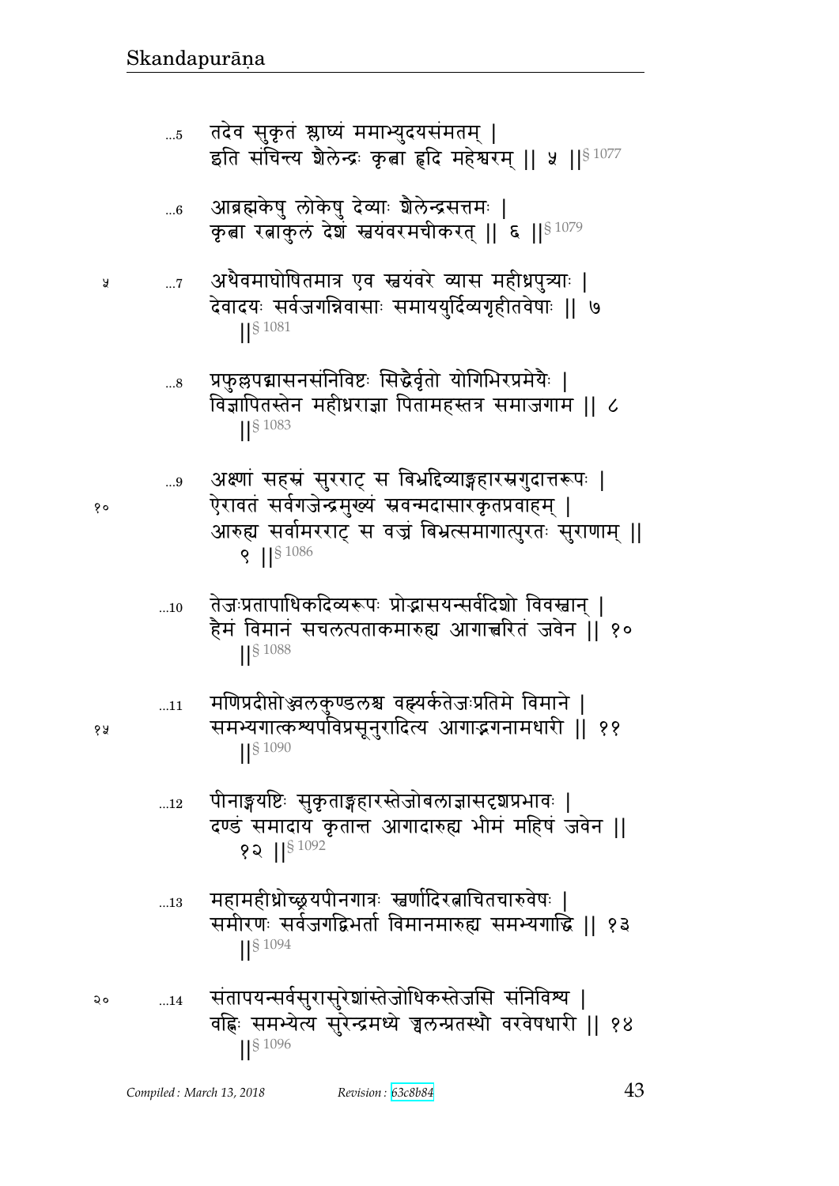...5 तदेव सुकृतं श्लाघ्यं ममाभ्युदयसंमतम् |
इति संचिन्त्य शैलेन्द्रः कृत्वा हृदि महेश्वरम् || ५ ||§ 1077

...6 आब्रह्मकेषु लोकेषु देव्याः शैलेन्द्रसत्तमः |
कृत्वा रत्नाकुलं देशं स्वयंवरमचीकरत् || ६ ||§ 1079

...7 अथैवमाघोषितमात्र एव स्वयंवरे व्यास महीध्रपुत्र्याः |
देवादयः सर्वजगन्निवासाः समाययुर्दिव्यगृहीतवेषाः || ७ ||§ 1081

...8 प्रफुल्लपद्मासनसंनिविष्टः सिद्धैर्वृतो योगिभिरप्रमेयैः |
विज्ञापितस्तेन महीध्रराज्ञा पितामहस्तत्र समाजगाम || ८ ||§ 1083

...9 अक्ष्णां सहस्रं सुरराट् स बिभ्रद्दिव्याङ्गहारस्रगुदात्तरूपः |
ऐरावतं सर्वगजेन्द्रमुख्यं स्रवन्मदासारकृतप्रवाहम् |
आरुह्य सर्वामरराट् स वज्रं बिभ्रत्समागात्पुरतः सुराणाम् || ९ ||§ 1086

...10 तेजःप्रतापाधिकदिव्यरूपः प्रोद्भासयन्सर्वदिशो विवस्वान् |
हैमं विमानं सचलत्पताकमारुह्य आगात्त्वरितं जवेन || १० ||§ 1088

...11 मणिप्रदीप्तोज्ज्वलकुण्डलश्च वह्न्यर्कतेजःप्रतिमे विमाने |
समभ्यगात्कश्यपविप्रसूनुरादित्य आगाद्भगनामधारी || ११ ||§ 1090

...12 पीनाङ्गयष्टिः सुकृताङ्गहारस्तेजोबलाज्ञासदृशप्रभावः |
दण्डं समादाय कृतान्त आगादारुह्य भीमं महिषं जवेन || १२ ||§ 1092

...13 महामहीध्रोच्छ्रयपीनगात्रः स्वर्णादिरत्नाचितचारुवेषः |
समीरणः सर्वजगद्विभर्ता विमानमारुह्य समभ्यगाद्धि || १३ ||§ 1094

...14 संतापयन्सर्वसुरासुरेशांस्तेजोधिकस्तेजसि संनिविश्य |
वह्निः समभ्येत्य सुरेन्द्रमध्ये ज्वलन्प्रतस्थौ वरवेषधारी || १४ ||§ 1096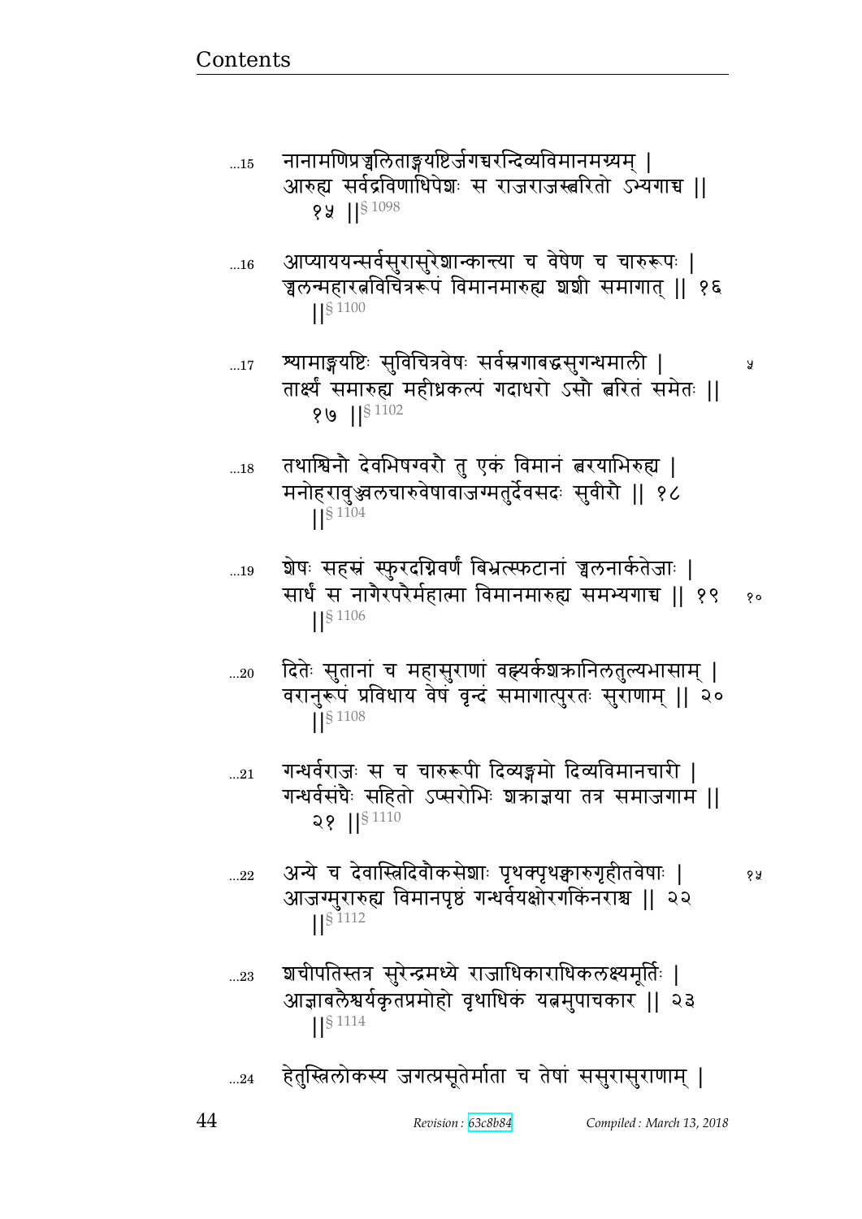...15 नानामणिप्रज्वलिताङ्गयष्टिर्जगच्चरन्दिव्यविमानमग्र्यम् ।
आरुह्य सर्वद्रविणाधिपेशः स राजराजस्त्वरितो ऽभ्यगाच्च ॥
१५ ॥§ 1098

...16 आप्याययन्सर्वसुरासुरेशान्कान्त्या च वेषेण च चारुरूपः ।
ज्वलन्महारत्नविचित्ररूपं विमानमारुह्य शशी समागात् ॥ १६
॥§ 1100

...17 श्यामाङ्गयष्टिः सुविचित्रवेषः सर्वस्रगाबद्धसुगन्धमाली ।
तार्क्ष्यं समारुह्य महीध्रकल्पं गदाधरो ऽसौ त्वरितं समेतः ॥
१७ ॥§ 1102

...18 तथाश्विनौ देवभिषग्वरौ तु एकं विमानं त्वरयाभिरुह्य ।
मनोहरावुज्ज्वलचारुवेषावाजग्मतुर्देवसदः सुवीरौ ॥ १८
॥§ 1104

...19 शेषः सहस्रं स्फुरदग्निवर्णं बिभ्रत्स्फटानां ज्वलनार्कतेजाः ।
सार्धं स नागैरपरैर्महात्मा विमानमारुह्य समभ्यगाच्च ॥ १९
॥§ 1106

...20 दितेः सुतानां च महासुराणां वह्न्यर्कशक्रानिलतुल्यभासाम् ।
वरानुरूपं प्रविधाय वेषं वृन्दं समागात्पुरतः सुराणाम् ॥ २०
॥§ 1108

...21 गन्धर्वराजः स च चारुरूपी दिव्यङ्गमो दिव्यविमानचारी ।
गन्धर्वसंघैः सहितो ऽप्सरोभिः शक्राज्ञया तत्र समाजगाम ॥
२१ ॥§ 1110

...22 अन्ये च देवास्त्रिदिवौकसेशाः पृथक्पृथक्चारुगृहीतवेषाः ।
आजग्मुरारुह्य विमानपृष्ठं गन्धर्वयक्षोरगकिंनराश्च ॥ २२
॥§ 1112

...23 शचीपतिस्तत्र सुरेन्द्रमध्ये राजाधिकाराधिकलक्ष्यमूर्तिः ।
आज्ञाबलैश्वर्यकृतप्रमोहो वृथाधिकं यत्नमुपाचकार ॥ २३
॥§ 1114

...24 हेतुस्त्रिलोकस्य जगत्प्रसूतेर्माता च तेषां ससुरासुराणाम् ।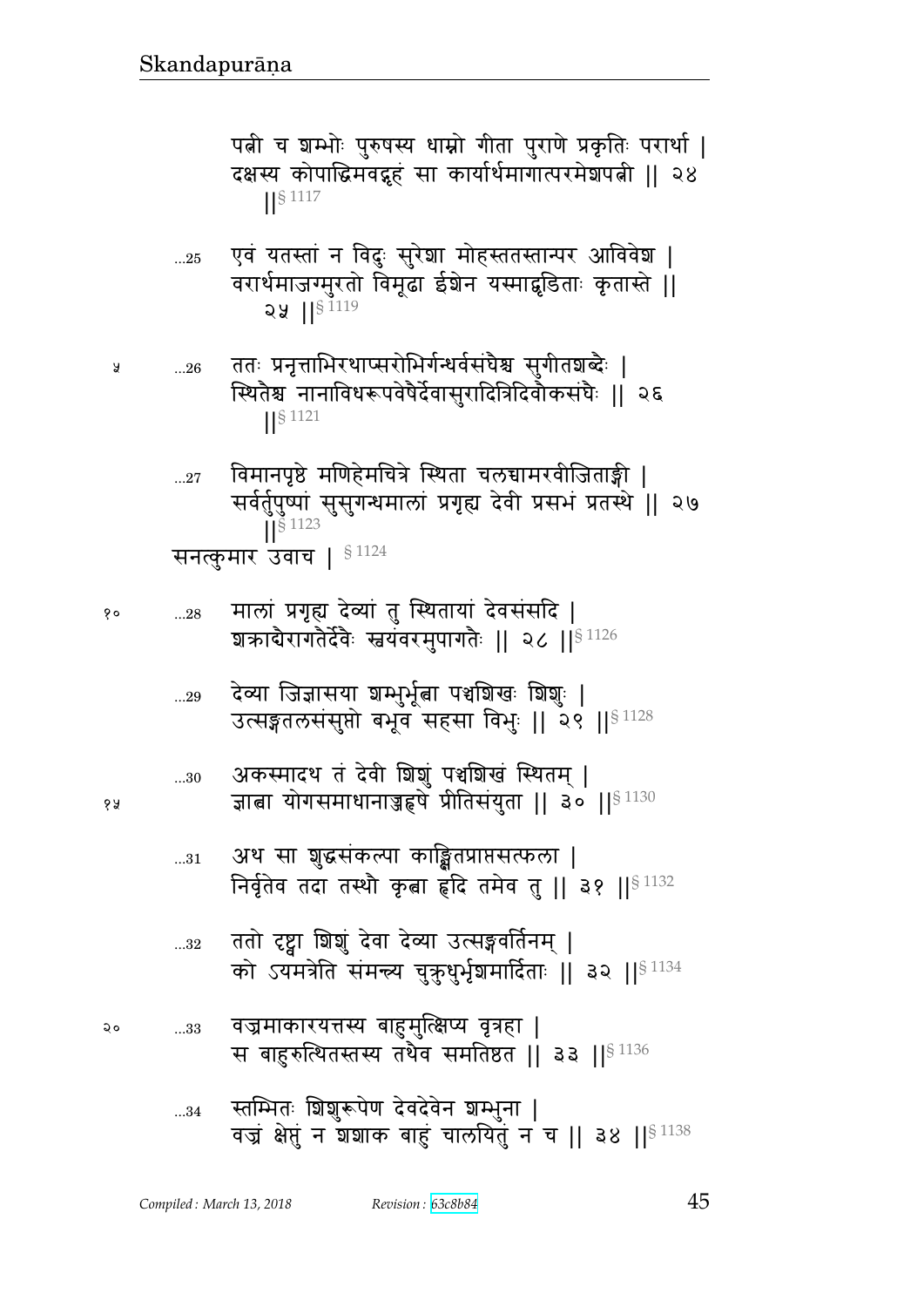पत्नी च शम्भोः पुरुषस्य धाम्नो गीता पुराणे प्रकृतिः परार्था |
दक्षस्य कोपाद्धिमवद्गृहं सा कार्यार्थमागात्परमेशपत्नी || २४ ||§ 1117

…25 एवं यतस्तां न विदुः सुरेशा मोहस्ततस्तान्पर आविवेश |
वरार्थमाजग्मुरतो विमूढा ईशेन यस्माद्धृडिताः कृतास्ते || २५ ||§ 1119

…26 ततः प्रनृत्ताभिरथाप्सरोभिर्गन्धर्वसंघैश्च सुगीतशब्दैः |
स्थितैश्च नानाविधरूपवेषैर्देवासुरादित्रिदिवौकसंघैः || २६ ||§ 1121

…27 विमानपृष्ठे मणिहेमचित्रे स्थिता चलच्चामरवीजिताङ्गी |
सर्वर्तुपुष्पां सुसुगन्धमालां प्रगृह्य देवी प्रसभं प्रतस्थे || २७ ||§ 1123

सनत्कुमार उवाच | § 1124

…28 मालां प्रगृह्य देव्यां तु स्थितायां देवसंसदि |
शक्राद्यैरागतैर्देवैः स्वयंवरमुपागतैः || २८ ||§ 1126

…29 देव्या जिज्ञासया शम्भुर्भूत्वा पञ्चशिखः शिशुः |
उत्सङ्गतलसंसुप्तो बभूव सहसा विभुः || २९ ||§ 1128

…30 अकस्मादथ तं देवी शिशुं पञ्चशिखं स्थितम् |
ज्ञात्वा योगसमाधानाज्जहृषे प्रीतिसंयुता || ३० ||§ 1130

…31 अथ सा शुद्धसंकल्पा काङ्क्षितप्राप्तसत्फला |
निर्वृतेव तदा तस्थौ कृत्वा हृदि तमेव तु || ३१ ||§ 1132

…32 ततो दृष्ट्वा शिशुं देवा देव्या उत्सङ्गवर्तिनम् |
को ऽयमत्रेति संमन्त्र्य चुक्रुधुर्भृशमार्दिताः || ३२ ||§ 1134

…33 वज्रमाकारयत्तस्य बाहुमुत्क्षिप्य वृत्रहा |
स बाहुरुत्थितस्तस्य तथैव समतिष्ठत || ३३ ||§ 1136

…34 स्तम्भितः शिशुरूपेण देवदेवेन शम्भुना |
वज्रं क्षेप्तुं न शशाक बाहुं चालयितुं न च || ३४ ||§ 1138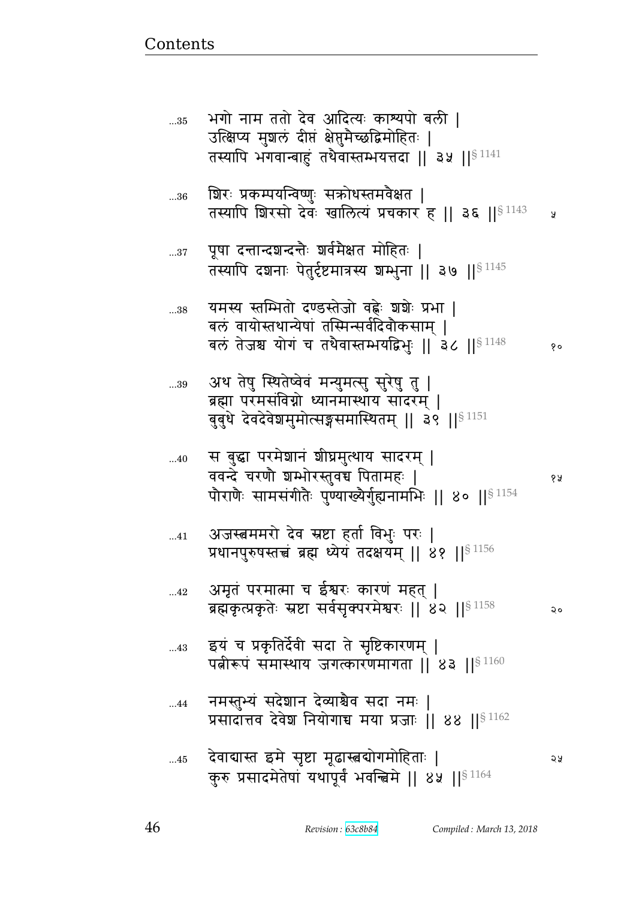...35 भगो नाम ततो देव आदित्यः काश्यपो बली ।
उत्क्षिप्य मुशलं दीप्तं क्षेप्तुमैच्छद्विमोहितः ।
तस्यापि भगवान्बाहुं तथैवास्तम्भयत्तदा ॥ ३५ ॥§ 1141

...36 शिरः प्रकम्पयन्विष्णुः सक्रोधस्तमवैक्षत ।
तस्यापि शिरसो देवः खालित्यं प्रचकार ह ॥ ३६ ॥§ 1143

...37 पूषा दन्तान्दशन्दन्तैः शर्वमैक्षत मोहितः ।
तस्यापि दशनाः पेतुर्दृष्टमात्रस्य शम्भुना ॥ ३७ ॥§ 1145

...38 यमस्य स्तम्भितो दण्डस्तेजो वह्नेः शशेः प्रभा ।
बलं वायोस्तथान्येषां तस्मिन्सर्वदिवौकसाम् ।
बलं तेजश्च योगं च तथैवास्तम्भयद्विभुः ॥ ३८ ॥§ 1148

...39 अथ तेषु स्थितेष्वेवं मन्युमत्सु सुरेषु तु ।
ब्रह्मा परमसंविग्नो ध्यानमास्थाय सादरम् ।
बुबुधे देवदेवेशमुमोत्सङ्गसमास्थितम् ॥ ३९ ॥§ 1151

...40 स बुद्ध्वा परमेशानं शीघ्रमुत्थाय सादरम् ।
ववन्दे चरणौ शम्भोरस्तुवच्च पितामहः ।
पौराणैः सामसंगीतैः पुण्याख्यैर्गुह्यनामभिः ॥ ४० ॥§ 1154

...41 अजस्त्वममरो देव स्रष्टा हर्ता विभुः परः ।
प्रधानपुरुषस्तत्त्वं ब्रह्म ध्येयं तदक्षयम् ॥ ४१ ॥§ 1156

...42 अमृतं परमात्मा च ईश्वरः कारणं महत् ।
ब्रह्मकृत्प्रकृतेः स्रष्टा सर्वसृक्परमेश्वरः ॥ ४२ ॥§ 1158

...43 इयं च प्रकृतिर्देवी सदा ते सृष्टिकारणम् ।
पत्नीरूपं समास्थाय जगत्कारणमागता ॥ ४३ ॥§ 1160

...44 नमस्तुभ्यं सदेशान देव्याश्चैव सदा नमः ।
प्रसादात्तव देवेश नियोगाच्च मया प्रजाः ॥ ४४ ॥§ 1162

...45 देवाद्यास्त इमे सृष्टा मूढास्त्वद्योगमोहिताः ।
कुरु प्रसादमेतेषां यथापूर्वं भवन्त्विमे ॥ ४५ ॥§ 1164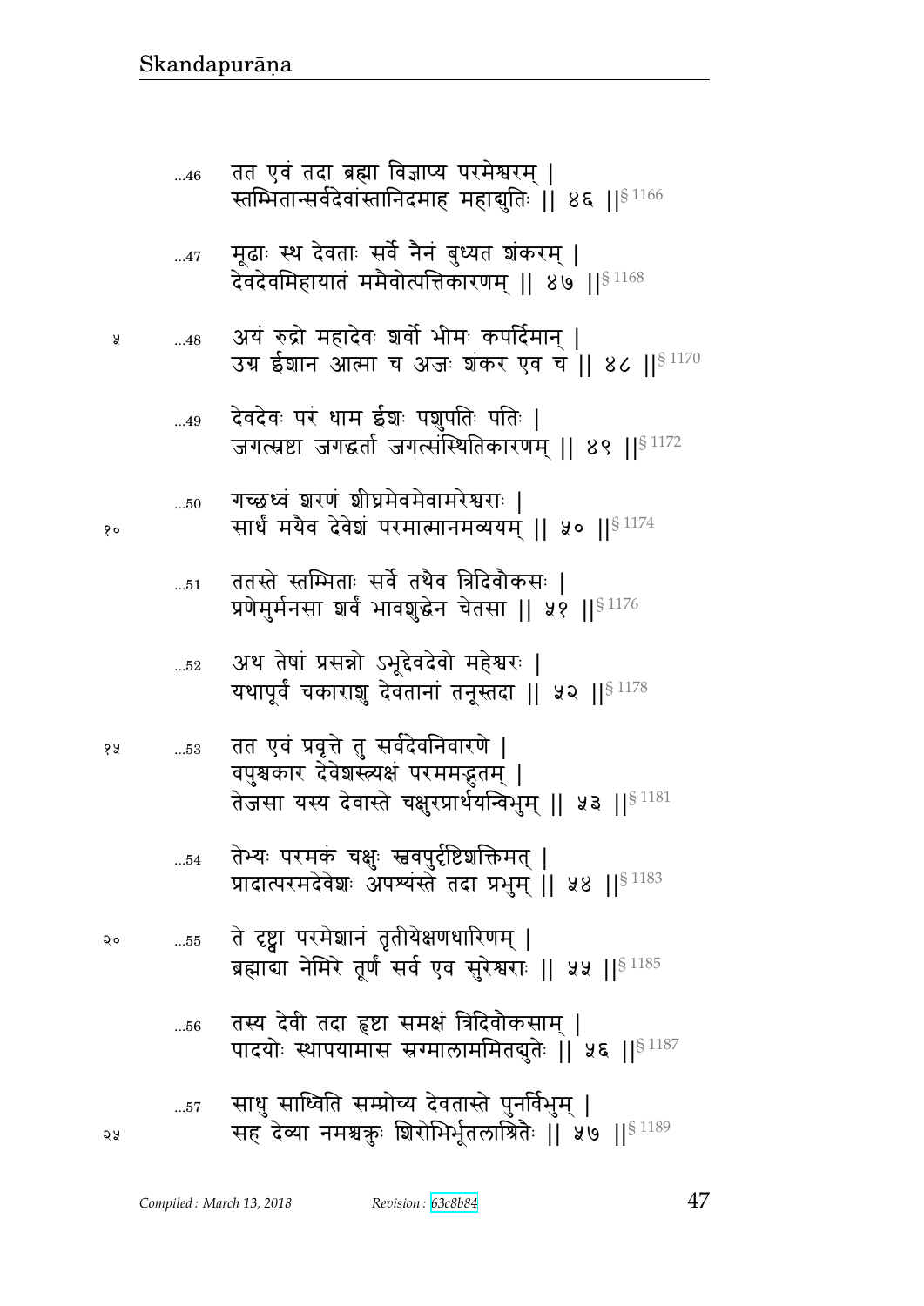...46 तत एवं तदा ब्रह्मा विज्ञाप्य परमेश्वरम् |
स्तम्भितान्सर्वदेवांस्तानिदमाह महाद्युतिः || ४६ ||§ 1166

...47 मूढाः स्थ देवताः सर्वे नैनं बुध्यत शंकरम् |
देवदेवमिहायातं ममैवोत्पत्तिकारणम् || ४७ ||§ 1168

५ ...48 अयं रुद्रो महादेवः शर्वो भीमः कपर्दिमान् |
उग्र ईशान आत्मा च अजः शंकर एव च || ४८ ||§ 1170

...49 देवदेवः परं धाम ईशः पशुपतिः पतिः |
जगत्स्रष्टा जगद्धर्ता जगत्संस्थितिकारणम् || ४९ ||§ 1172

...50 गच्छध्वं शरणं शीघ्रमेवमेवामरेश्वराः |
१० सार्धं मयैव देवेशं परमात्मानमव्ययम् || ५० ||§ 1174

...51 ततस्ते स्तम्भिताः सर्वे तथैव त्रिदिवौकसः |
प्रणेमुर्मनसा शर्वं भावशुद्धेन चेतसा || ५१ ||§ 1176

...52 अथ तेषां प्रसन्नो ऽभूद्देवदेवो महेश्वरः |
यथापूर्वं चकाराशु देवतानां तनूस्तदा || ५२ ||§ 1178

१५ ...53 तत एवं प्रवृत्ते तु सर्वदेवनिवारणे |
वपुश्चकार देवेशस्त्र्यक्षं परममद्भुतम् |
तेजसा यस्य देवास्ते चक्षुरप्रार्थयन्विभुम् || ५३ ||§ 1181

...54 तेभ्यः परमकं चक्षुः स्ववपुर्दृष्टिशक्तिमत् |
प्रादात्परमदेवेशः अपश्यंस्ते तदा प्रभुम् || ५४ ||§ 1183

२० ...55 ते दृष्ट्वा परमेशानं तृतीयेक्षणधारिणम् |
ब्रह्माद्या नेमिरे तूर्णं सर्व एव सुरेश्वराः || ५५ ||§ 1185

...56 तस्य देवी तदा हृष्टा समक्षं त्रिदिवौकसाम् |
पादयोः स्थापयामास स्रग्मालाममितद्युतेः || ५६ ||§ 1187

...57 साधु साध्विति सम्प्रोच्य देवतास्ते पुनर्विभुम् |
२५ सह देव्या नमश्चक्रुः शिरोभिर्भूतलाश्रितैः || ५७ ||§ 1189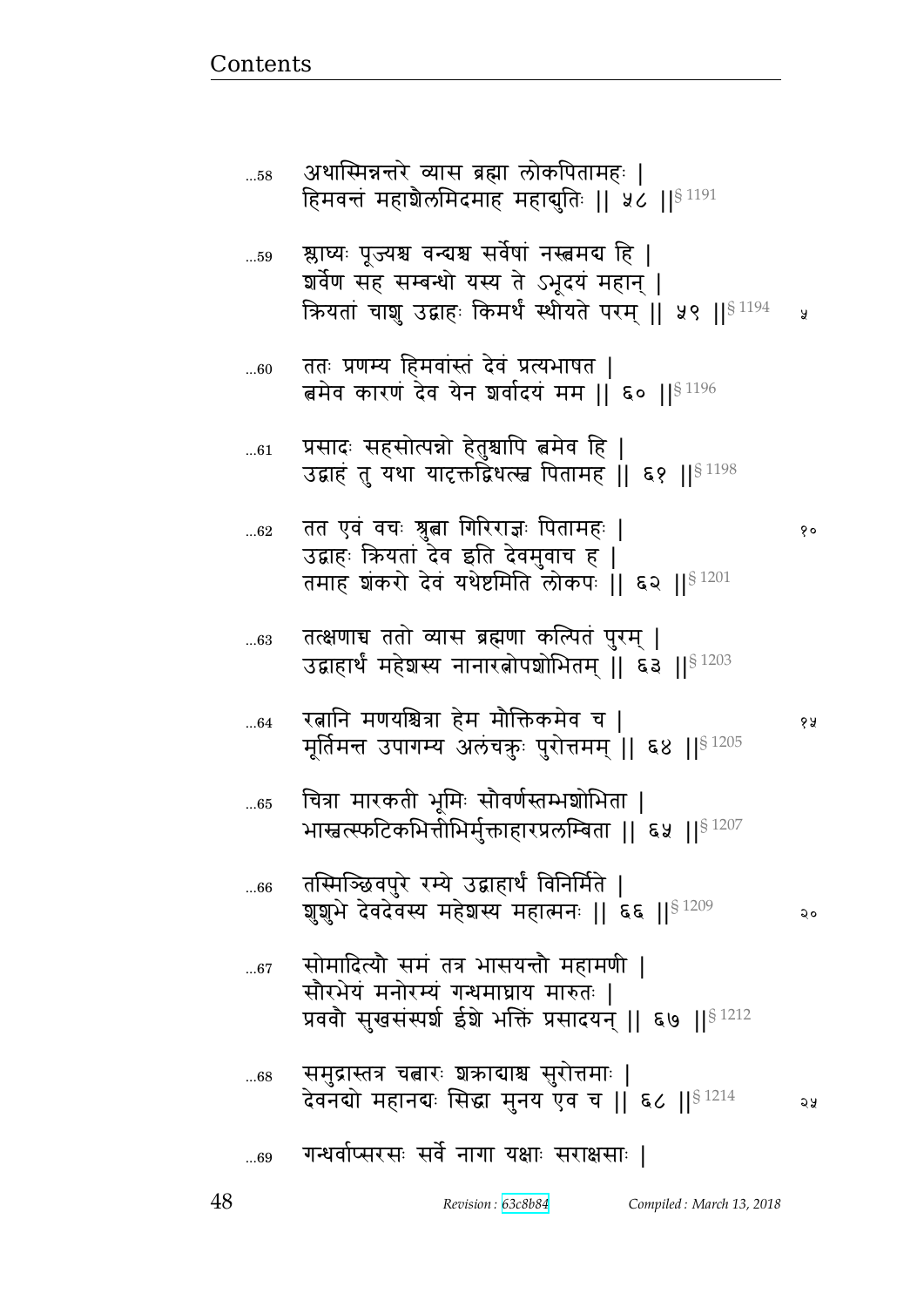...58 अथास्मिन्नन्तरे व्यास ब्रह्मा लोकपितामहः ।
हिमवन्तं महाशैलमिदमाह महाद्युतिः ॥ ५८ ॥§ 1191

...59 श्लाघ्यः पूज्यश्च वन्द्यश्च सर्वेषां नस्त्वमद्य हि ।
शर्वेण सह सम्बन्धो यस्य ते ऽभूदयं महान् ।
क्रियतां चाशु उद्वाहः किमर्थं स्थीयते परम् ॥ ५९ ॥§ 1194 ५

...60 ततः प्रणम्य हिमवांस्तं देवं प्रत्यभाषत ।
त्वमेव कारणं देव येन शर्वादयं मम ॥ ६० ॥§ 1196

...61 प्रसादः सहसोत्पन्नो हेतुश्चापि त्वमेव हि ।
उद्वाहं तु यथा याद्वृत्तद्विधत्स्व पितामह ॥ ६१ ॥§ 1198

...62 तत एवं वचः श्रुत्वा गिरिराज्ञः पितामहः । १०
उद्वाहः क्रियतां देव इति देवमुवाच ह ।
तमाह शंकरो देवं यथेष्टमिति लोकपः ॥ ६२ ॥§ 1201

...63 तत्क्षणाच्च ततो व्यास ब्रह्मणा कल्पितं पुरम् ।
उद्वाहार्थं महेशस्य नानारत्नोपशोभितम् ॥ ६३ ॥§ 1203

...64 रत्नानि मणयश्चित्रा हेम मौक्तिकमेव च । १५
मूर्तिमन्त उपागम्य अलंचक्रुः पुरोत्तमम् ॥ ६४ ॥§ 1205

...65 चित्रा मारकती भूमिः सौवर्णस्तम्भशोभिता ।
भास्वत्स्फटिकभित्तीभिर्मुक्ताहारप्रलम्बिता ॥ ६५ ॥§ 1207

...66 तस्मिञ्छिवपुरे रम्ये उद्वाहार्थं विनिर्मिते ।
शुशुभे देवदेवस्य महेशस्य महात्मनः ॥ ६६ ॥§ 1209 २०

...67 सोमादित्यौ समं तत्र भासयन्तौ महामणी ।
सौरभेयं मनोरम्यं गन्धमाघ्राय मारुतः ।
प्रववौ सुखसंस्पर्श ईशे भक्तिं प्रसादयन् ॥ ६७ ॥§ 1212

...68 समुद्रास्तत्र चत्वारः शक्राद्याश्च सुरोत्तमाः ।
देवनद्यो महानद्यः सिद्धा मुनय एव च ॥ ६८ ॥§ 1214 २५

...69 गन्धर्वाप्सरसः सर्वे नागा यक्षाः सराक्षसाः ।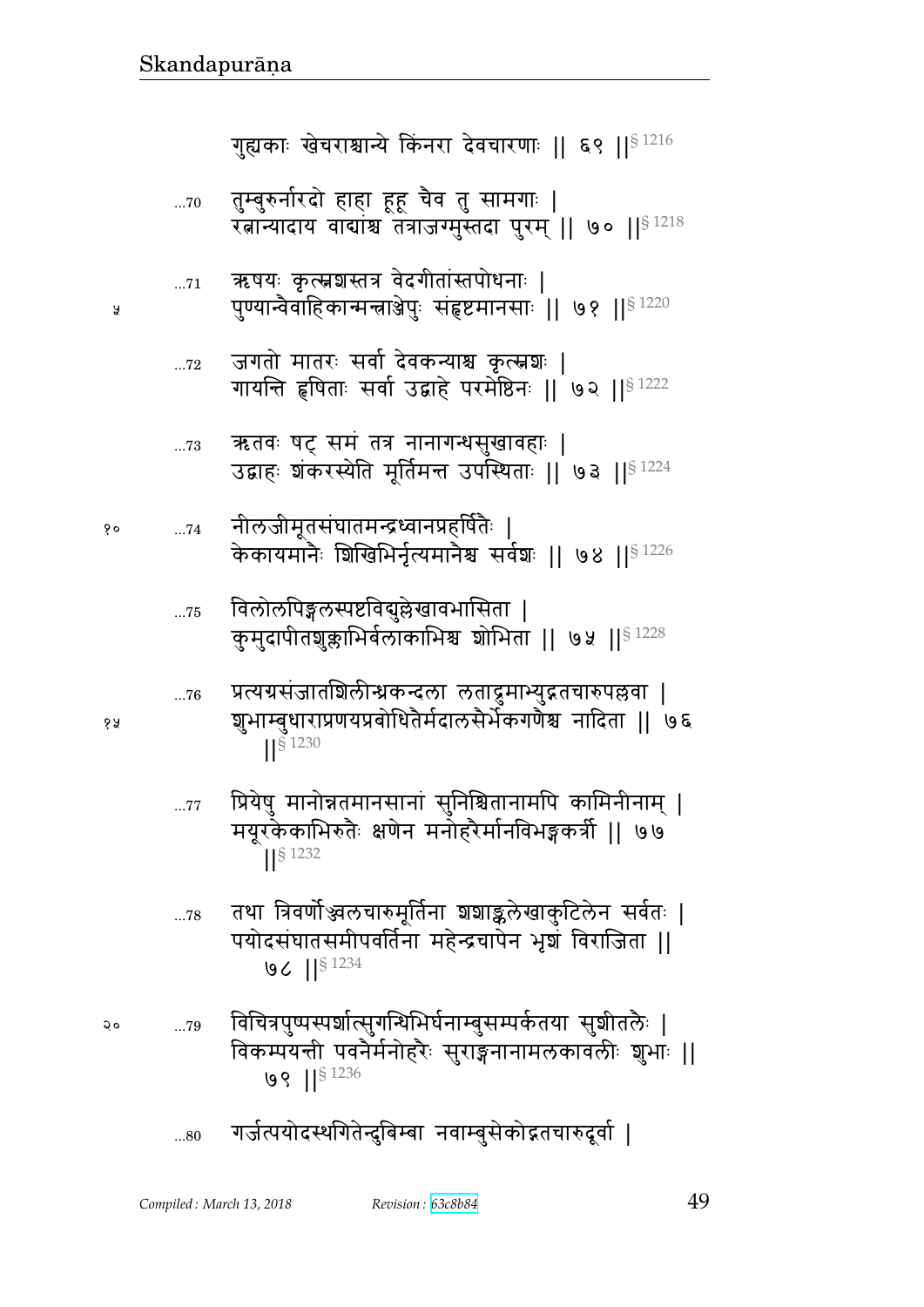गुह्यकाः खेचराश्चान्ये किंनरा देवचारणाः ‖ ६९ ‖§ 1216

...70 तुम्बुरुर्नारदो हाहा हूहू चैव तु सामगाः |
रत्नान्यादाय वाद्यांश्च तत्राजग्मुस्तदा पुरम् ‖ ७० ‖§ 1218

...71 ऋषयः कृत्स्नशस्तत्र वेदगीतांस्तपोधनाः |
पुण्यान्वैवाहिकान्मन्त्राञ्जेपुः संहृष्टमानसाः ‖ ७१ ‖§ 1220

...72 जगतो मातरः सर्वा देवकन्याश्च कृत्स्नशः |
गायन्ति हृषिताः सर्वा उद्वाहे परमेष्ठिनः ‖ ७२ ‖§ 1222

...73 ऋतवः षट् समं तत्र नानागन्धसुखावहाः |
उद्वाहः शंकरस्येति मूर्तिमन्त उपस्थिताः ‖ ७३ ‖§ 1224

...74 नीलजीमूतसंघातमन्द्रध्वानप्रहर्षितैः |
केकायमानैः शिखिभिर्नृत्यमानैश्च सर्वशः ‖ ७४ ‖§ 1226

...75 विलोलपिङ्गलस्पष्टविद्युल्लेखावभासिता |
कुमुदापीतशुक्लाभिर्बलाकाभिश्च शोभिता ‖ ७५ ‖§ 1228

...76 प्रत्यग्रसंजातशिलीन्ध्रकन्दला लताद्रुमाभ्युद्गतचारुपल्लवा |
शुभाम्बुधाराप्रणयप्रबोधितैर्मदालसैर्भेकगणैश्च नादिता ‖ ७६ ‖§ 1230

...77 प्रियेषु मानोन्नतमानसानां सुनिश्चितानामपि कामिनीनाम् |
मयूरकेकाभिरुतैः क्षणेन मनोहरैर्मानविभङ्गकर्त्री ‖ ७७ ‖§ 1232

...78 तथा त्रिवर्णोज्ज्वलचारुमूर्तिना शशाङ्कलेखाकुटिलेन सर्वतः |
पयोदसंघातसमीपवर्तिना महेन्द्रचापेन भृशं विराजिता ‖ ७८ ‖§ 1234

...79 विचित्रपुष्पस्पर्शात्सुगन्धिभिर्घनाम्बुसम्पर्कतया सुशीतलैः |
विकम्पयन्ती पवनैर्मनोहरैः सुराङ्गनानामलकावलीः शुभाः ‖ ७९ ‖§ 1236

...80 गर्जत्पयोदस्थगितेन्दुबिम्बा नवाम्बुसेकोद्गतचारुदूर्वा |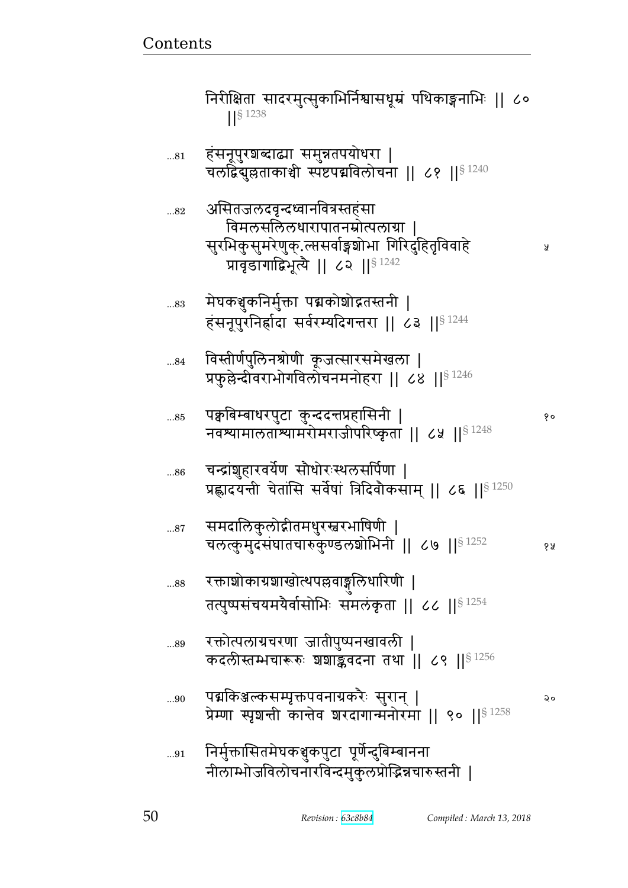निरीक्षिता सादरमुत्सुकाभिर्निश्वासधूम्रं पथिकाङ्गनाभिः ॥ ८० ॥§ 1238

...81 हंसनूपुरशब्दाढ्या समुन्नतपयोधरा ।
चलद्विद्युल्लताकाञ्ची स्पष्टपद्मविलोचना ॥ ८१ ॥§ 1240

...82 असितजलदवृन्दध्वानवित्रस्तहंसा
विमलसलिलधारापातनम्रोत्पलाग्रा ।
सुरभिकुसुमरेणुक्.ल्पसर्वाङ्गशोभा गिरिदुहितृविवाहे
प्रावृडागाद्विभूत्यै ॥ ८२ ॥§ 1242

...83 मेघकञ्चुकनिर्मुक्ता पद्मकोशोद्गतस्तनी ।
हंसनूपुरनिर्ह्रादा सर्वरम्यदिगन्तरा ॥ ८३ ॥§ 1244

...84 विस्तीर्णपुलिनश्रोणी कूजत्सारसमेखला ।
प्रफुल्लेन्दीवराभोगविलोचनमनोहरा ॥ ८४ ॥§ 1246

...85 पक्वबिम्बाधरपुटा कुन्ददन्तप्रहासिनी ।
नवश्यामालताश्यामरोमराजीपरिष्कृता ॥ ८५ ॥§ 1248

...86 चन्द्रांशुहारवर्येण सौधोरःस्थलसर्पिणा ।
प्रह्लादयन्ती चेतांसि सर्वेषां त्रिदिवौकसाम् ॥ ८६ ॥§ 1250

...87 समदालिकुलोद्गीतमधुरस्वरभाषिणी ।
चलत्कुमुदसंघातचारुकुण्डलशोभिनी ॥ ८७ ॥§ 1252

...88 रक्ताशोकाग्रशाखोत्थपल्लवाङ्गुलिधारिणी ।
तत्पुष्पसंचयमयैर्वासोभिः समलंकृता ॥ ८८ ॥§ 1254

...89 रक्तोत्पलाग्रचरणा जातीपुष्पनखावली ।
कदलीस्तम्भचारूरुः शशाङ्कवदना तथा ॥ ८९ ॥§ 1256

...90 पद्मकिञ्जल्कसम्पृक्तपवनाग्रकरैः सुरान् ।
प्रेम्णा स्पृशन्ती कान्तेव शरदागान्मनोरमा ॥ ९० ॥§ 1258

...91 निर्मुक्तासितमेघकञ्चुकपुटा पूर्णेन्दुबिम्बानना
नीलाम्भोजविलोचनारविन्दमुकुलप्रोद्भिन्नचारुस्तनी ।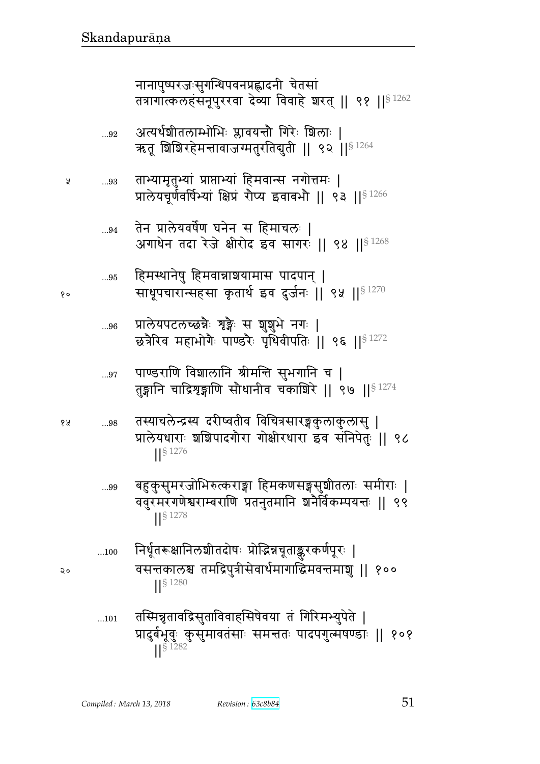नानापुष्परजःसुगन्धिपवनप्रह्लादनी चेतसां
तत्रागात्कलहंसनूपुररवा देव्या विवाहे शरत् || ९१ ||§ 1262

...92 अत्यर्थशीतलाम्भोभिः प्लावयन्तौ गिरेः शिलाः |
ऋतू शिशिरहेमन्तावाजग्मतुरतिद्युती || ९२ ||§ 1264

...93 ताभ्यामृतुभ्यां प्राप्ताभ्यां हिमवान्स नगोत्तमः |
प्रालेयचूर्णवर्षिभ्यां क्षिप्रं रौप्य इवाबभौ || ९३ ||§ 1266

...94 तेन प्रालेयवर्षेण घनेन स हिमाचलः |
अगाधेन तदा रेजे क्षीरोद इव सागरः || ९४ ||§ 1268

...95 हिमस्थानेषु हिमवान्नाशयामास पादपान् |
साधूपचारान्सहसा कृतार्थ इव दुर्जनः || ९५ ||§ 1270

...96 प्रालेयपटलच्छन्नैः शृङ्गैः स शुशुभे नगः |
छत्रैरिव महाभोगैः पाण्डरैः पृथिवीपतिः || ९६ ||§ 1272

...97 पाण्डराणि विशालानि श्रीमन्ति सुभगानि च |
तुङ्गानि चाद्रिशृङ्गाणि सौधानीव चकाशिरे || ९७ ||§ 1274

...98 तस्याचलेन्द्रस्य दरीष्वतीव विचित्रसारङ्गकुलाकुलासु |
प्रालेयधाराः शशिपादगौरा गोक्षीरधारा इव संनिपेतुः || ९८ ||§ 1276

...99 बहुकुसुमरजोभिरुत्कराङ्गा हिमकणसङ्गसुशीतलाः समीराः |
ववुरमरगणेश्वराम्बराणि प्रतनुतमानि शनैर्विकम्पयन्तः || ९९ ||§ 1278

...100 निर्धूतरूक्षानिलशीतदोषः प्रोद्भिन्नचूताङ्कुरकर्णपूरः |
वसन्तकालश्च तमद्रिपुत्रीसेवार्थमागाद्धिमवन्तमाशु || १०० ||§ 1280

...101 तस्मिन्नृतावद्रिसुताविवाहसिषेवया तं गिरिमभ्युपेते |
प्रादुर्बभूवुः कुसुमावतंसाः समन्ततः पादपगुल्मषण्डाः || १०१ ||§ 1282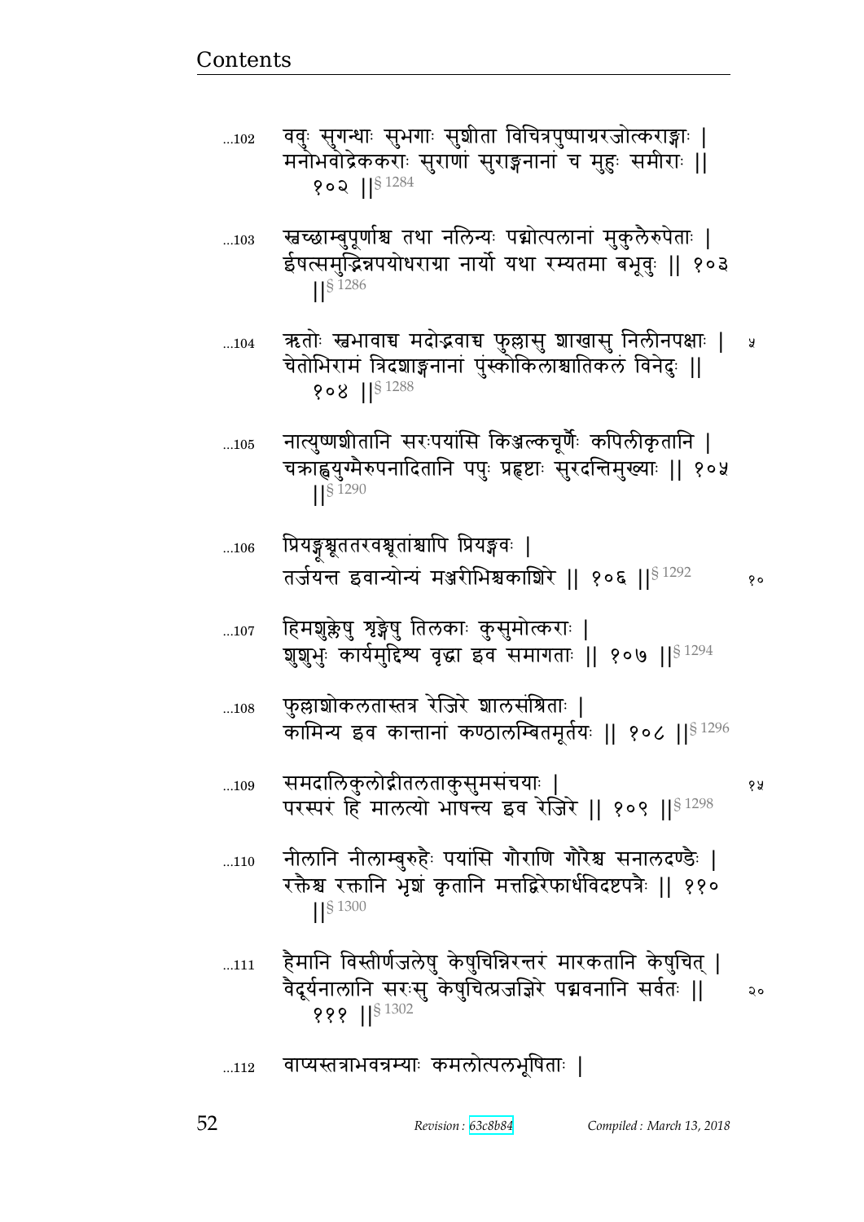...102 ववुः सुगन्धाः सुभगाः सुशीता विचित्रपुष्पाग्ररजोत्कराङ्गाः |
मनोभवोद्रेककराः सुराणां सुराङ्गनानां च मुहुः समीराः ||
१०२ ||§ 1284

...103 स्वच्छाम्बुपूर्णाश्च तथा नलिन्यः पद्मोत्पलानां मुकुलैरुपेताः |
ईषत्समुद्भिन्नपयोधराग्रा नार्यो यथा रम्यतमा बभूवुः || १०३
||§ 1286

...104 ऋतोः स्वभावाच्च मदोद्भवाच्च फुल्लासु शाखासु निलीनपक्षाः |
चेतोभिरामं त्रिदशाङ्गनानां पुंस्कोकिलाश्चातिकलं विनेदुः ||
१०४ ||§ 1288

...105 नात्युष्णशीतानि सरःपयांसि किञ्जल्कचूर्णैः कपिलीकृतानि |
चक्राह्वयुग्मैरुपनादितानि पपुः प्रहृष्टाः सुरदन्तिमुख्याः || १०५
||§ 1290

...106 प्रियङ्गूश्चूततरवश्चूतांश्चापि प्रियङ्गवः |
तर्जयन्त इवान्योन्यं मञ्जरीभिश्चकाशिरे || १०६ ||§ 1292

...107 हिमशुक्लेषु शृङ्गेषु तिलकाः कुसुमोत्कराः |
शुशुभुः कार्यमुद्दिश्य वृद्धा इव समागताः || १०७ ||§ 1294

...108 फुल्लाशोकलतास्तत्र रेजिरे शालसंश्रिताः |
कामिन्य इव कान्तानां कण्ठालम्बितमूर्तयः || १०८ ||§ 1296

...109 समदालिकुलोद्गीतलताकुसुमसंचयाः |
परस्परं हि मालत्यो भाषन्त्य इव रेजिरे || १०९ ||§ 1298

...110 नीलानि नीलाम्बुरुहैः पयांसि गौराणि गौरैश्च सनालदण्डैः |
रक्तैश्च रक्तानि भृशं कृतानि मत्तद्विरेफार्धविदष्टपत्रैः || ११०
||§ 1300

...111 हैमानि विस्तीर्णजलेषु केषुचिन्निरन्तरं मारकतानि केषुचित् |
वैदूर्यनालानि सरःसु केषुचित्प्रजज्ञिरे पद्मवनानि सर्वतः ||
१११ ||§ 1302

...112 वाप्यस्तत्राभवन्रम्याः कमलोत्पलभूषिताः |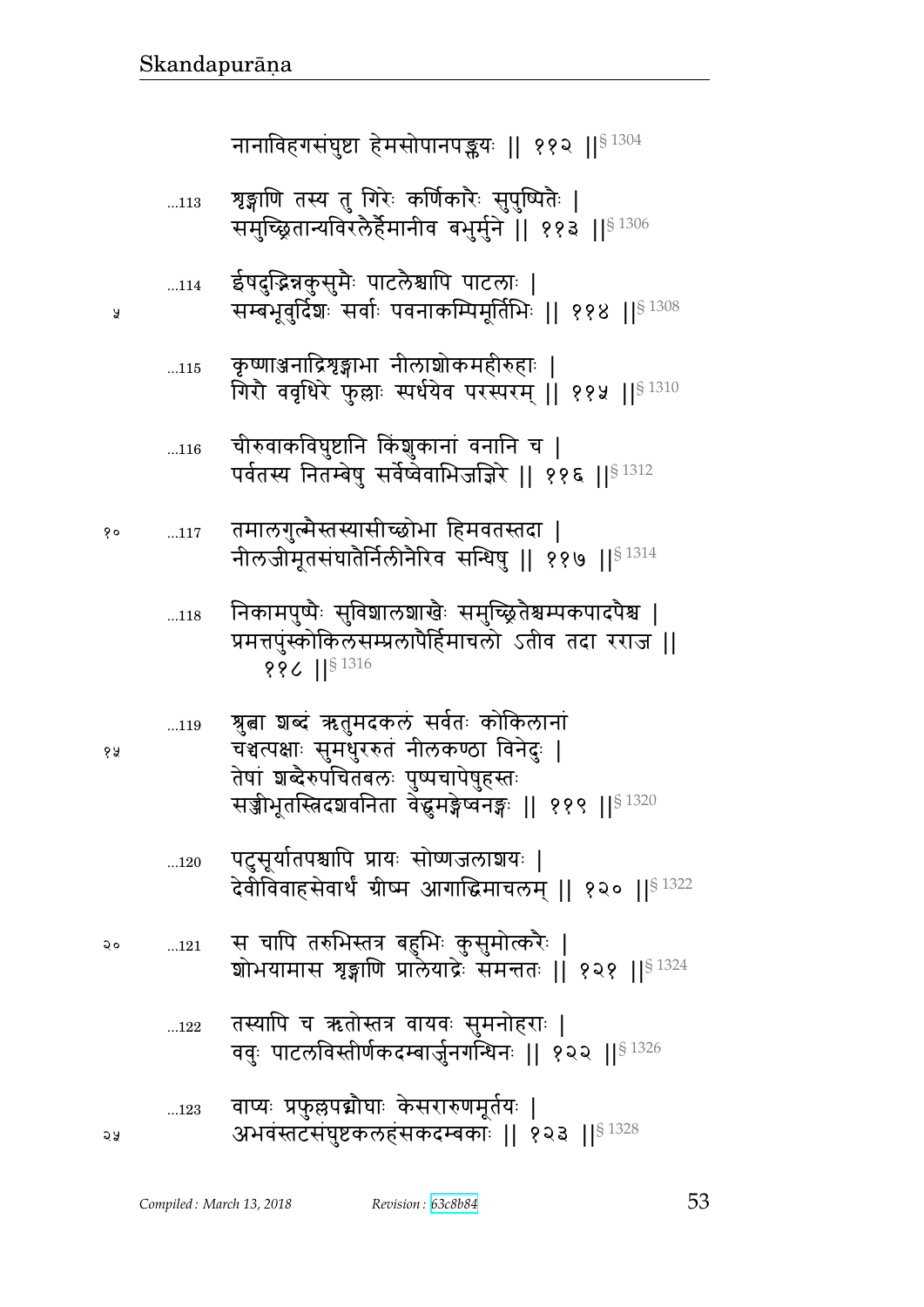नानाविहगसंघुष्टा हेमसोपानपङ्क्तयः ‖ ११२ ‖[§ 1304]

...113 शृङ्गाणि तस्य तु गिरेः कर्णिकारैः सुपुष्पितैः ।
समुच्छ्रितान्यविरलैर्हेमानीव बभुर्मुने ‖ ११३ ‖[§ 1306]

...114 ईषदुद्भिन्नकुसुमैः पाटलैश्चापि पाटलाः ।
सम्बभूवुर्दिशः सर्वाः पवनाकम्पिमूर्तिभिः ‖ ११४ ‖[§ 1308]

...115 कृष्णाञ्जनाद्रिशृङ्गाभा नीलाशोकमहीरुहाः ।
गिरौ ववृधिरे फुल्लाः स्पर्धयेव परस्परम् ‖ ११५ ‖[§ 1310]

...116 चीरुवाकविघुष्टानि किंशुकानां वनानि च ।
पर्वतस्य नितम्बेषु सर्वेष्वेवाभिजज्ञिरे ‖ ११६ ‖[§ 1312]

...117 तमालगुल्मैस्तस्यासीच्छोभा हिमवतस्तदा ।
नीलजीमूतसंघातैर्निलीनैरिव सन्धिषु ‖ ११७ ‖[§ 1314]

...118 निकामपुष्पैः सुविशालशाखैः समुच्छ्रितैश्चम्पकपादपैश्च ।
प्रमत्तपुंस्कोकिलसम्प्रलापैर्हिमाचलो ऽतीव तदा रराज ‖
११८ ‖[§ 1316]

...119 श्रुत्वा शब्दं ऋतुमदकलं सर्वतः कोकिलानां
चञ्चत्पक्षाः सुमधुररुतं नीलकण्ठा विनेदुः ।
तेषां शब्दैरुपचितबलः पुष्पचापेषुहस्तः
सज्जीभूतस्त्रिदशवनिता वेद्धुमङ्गेष्वनङ्गः ‖ ११९ ‖[§ 1320]

...120 पटुसूर्यातपश्चापि प्रायः सोष्णजलाशयः ।
देवीविवाहसेवार्थं ग्रीष्म आगाद्धिमाचलम् ‖ १२० ‖[§ 1322]

...121 स चापि तरुभिस्तत्र बहुभिः कुसुमोत्करैः ।
शोभयामास शृङ्गाणि प्रालेयाद्रेः समन्ततः ‖ १२१ ‖[§ 1324]

...122 तस्यापि च ऋतोस्तत्र वायवः सुमनोहराः ।
ववुः पाटलविस्तीर्णकदम्बार्जुनगन्धिनः ‖ १२२ ‖[§ 1326]

...123 वाप्यः प्रफुल्लपद्मौघाः केसरारुणमूर्तयः ।
अभवंस्तटसंघुष्टकलहंसकदम्बकाः ‖ १२३ ‖[§ 1328]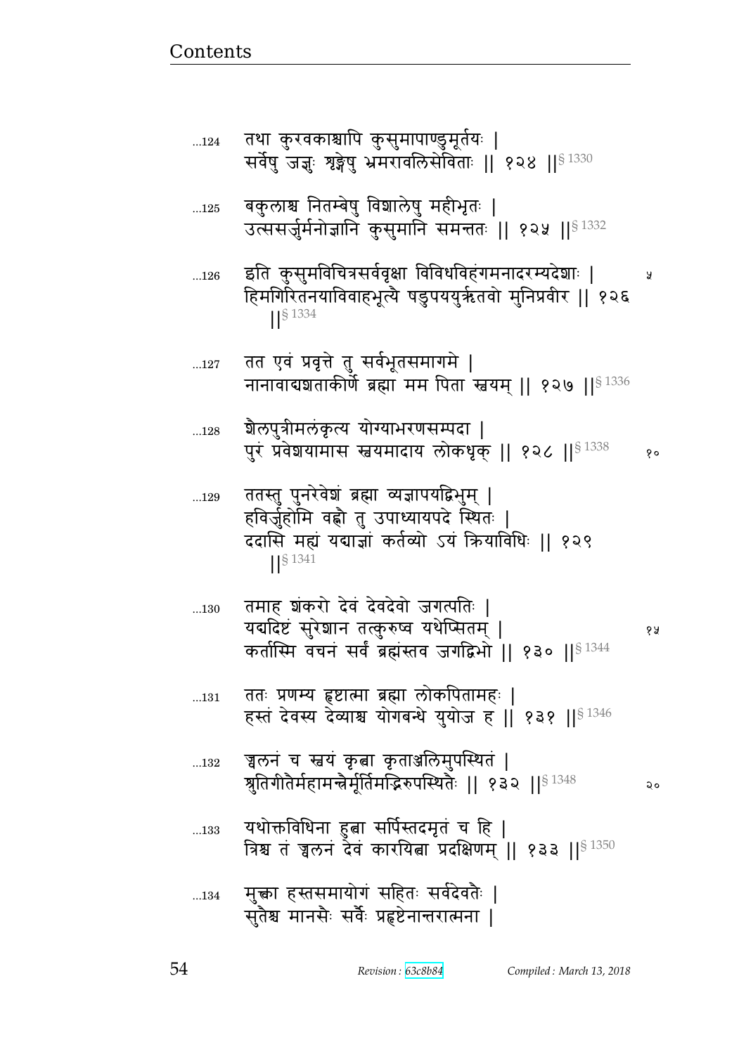...124 तथा कुरवकाश्चापि कुसुमापाण्डुमूर्तयः |
सर्वेषु जज्ञुः शृङ्गेषु भ्रमरावलिसेविताः || १२४ ||§ 1330

...125 बकुलाश्च नितम्बेषु विशालेषु महीभृतः |
उत्ससर्जुर्मनोज्ञानि कुसुमानि समन्ततः || १२५ ||§ 1332

...126 इति कुसुमविचित्रसर्ववृक्षा विविधविहंगमनादरम्यदेशाः |
हिमगिरितनयाविवाहभूत्यै षडुपययुर्ऋतवो मुनिप्रवीर || १२६ ||§ 1334

...127 तत एवं प्रवृत्ते तु सर्वभूतसमागमे |
नानावाद्यशताकीर्णे ब्रह्मा मम पिता स्वयम् || १२७ ||§ 1336

...128 शैलपुत्रीमलंकृत्य योग्याभरणसम्पदा |
पुरं प्रवेशयामास स्वयमादाय लोकधृक् || १२८ ||§ 1338

...129 ततस्तु पुनरेवेशं ब्रह्मा व्यज्ञापयद्विभुम् |
हविर्जुहोमि वह्नौ तु उपाध्यायपदे स्थितः |
ददासि मह्यं यद्याज्ञां कर्तव्यो ऽयं क्रियाविधिः || १२९ ||§ 1341

...130 तमाह शंकरो देवं देवदेवो जगत्पतिः |
यद्यदिष्टं सुरेशान तत्कुरुष्व यथेप्सितम् |
कर्तास्मि वचनं सर्वं ब्रह्मंस्तव जगद्विभो || १३० ||§ 1344

...131 ततः प्रणम्य हृष्टात्मा ब्रह्मा लोकपितामहः |
हस्तं देवस्य देव्याश्च योगबन्धे युयोज ह || १३१ ||§ 1346

...132 ज्वलनं च स्वयं कृत्वा कृताञ्जलिमुपस्थितं |
श्रुतिगीतैर्महामन्त्रैर्मूर्तिमद्भिरुपस्थितैः || १३२ ||§ 1348

...133 यथोक्तविधिना हुत्वा सर्पिस्तदमृतं च हि |
त्रिश्च तं ज्वलनं देवं कारयित्वा प्रदक्षिणम् || १३३ ||§ 1350

...134 मुक्त्वा हस्तसमायोगं सहितः सर्वदेवतैः |
सुतैश्च मानसैः सर्वैः प्रहृष्टेनान्तरात्मना |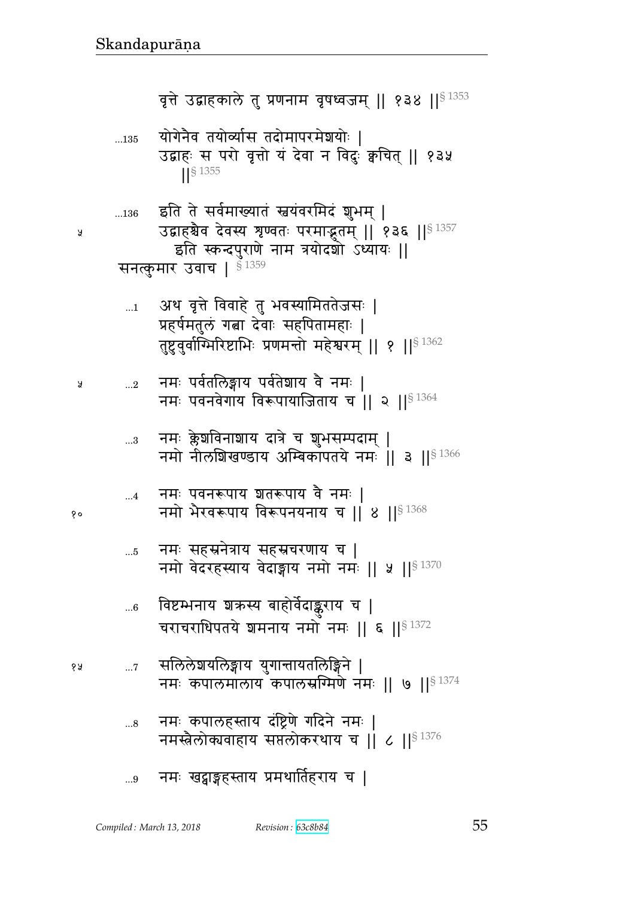वृत्ते उद्वाहकाले तु प्रणनाम वृषध्वजम् || १३४ ||§ 1353

...135 योगेनैव तयोर्व्यास तदोमापरमेशयोः |
उद्वाहः स परो वृत्तो यं देवा न विदुः क्वचित् || १३५ ||§ 1355

...136 इति ते सर्वमाख्यातं स्वयंवरमिदं शुभम् |
उद्वाहश्चैव देवस्य शृण्वतः परमाद्भुतम् || १३६ ||§ 1357

इति स्कन्दपुराणे नाम त्रयोदशो ऽध्यायः ||

सनत्कुमार उवाच | § 1359

...1 अथ वृत्ते विवाहे तु भवस्यामिततेजसः |
प्रहर्षमतुलं गत्वा देवाः सहपितामहाः |
तुष्टुवुर्वाग्भिरिष्टाभिः प्रणमन्तो महेश्वरम् || १ ||§ 1362

...2 नमः पर्वतलिङ्गाय पर्वतेशाय वै नमः |
नमः पवनवेगाय विरूपायाजिताय च || २ ||§ 1364

...3 नमः क्लेशविनाशाय दात्रे च शुभसम्पदाम् |
नमो नीलशिखण्डाय अम्बिकापतये नमः || ३ ||§ 1366

...4 नमः पवनरूपाय शतरूपाय वै नमः |
नमो भैरवरूपाय विरूपनयनाय च || ४ ||§ 1368

...5 नमः सहस्रनेत्राय सहस्रचरणाय च |
नमो वेदरहस्याय वेदाङ्गाय नमो नमः || ५ ||§ 1370

...6 विष्टम्भनाय शक्रस्य बाहोर्वेदाङ्कुराय च |
चराचराधिपतये शमनाय नमो नमः || ६ ||§ 1372

...7 सलिलेशयलिङ्गाय युगान्तायतलिङ्गिने |
नमः कपालमालाय कपालस्रग्मिणे नमः || ७ ||§ 1374

...8 नमः कपालहस्ताय दंष्ट्रिणे गदिने नमः |
नमस्त्रैलोक्यवाहाय सप्तलोकरथाय च || ८ ||§ 1376

...9 नमः खट्वाङ्गहस्ताय प्रमथार्तिहराय च |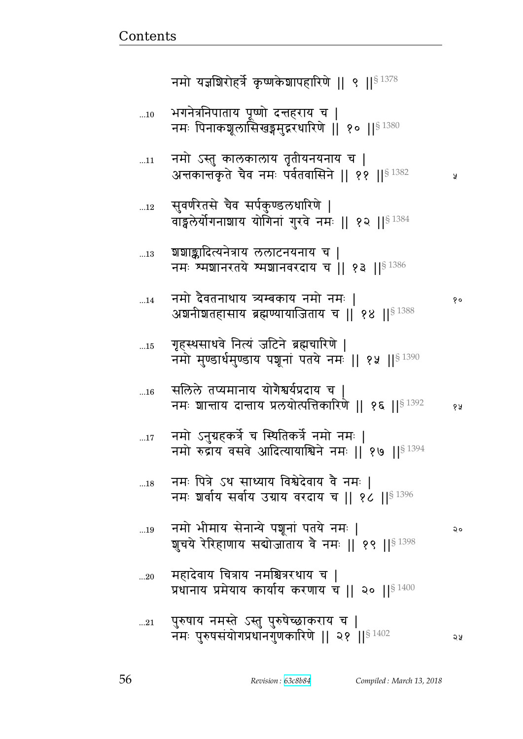नमो यज्ञशिरोहर्त्रे कृष्णकेशापहारिणे || ९ ||§ 1378

...10 भगनेत्रनिपाताय पूष्णो दन्तहराय च |
नमः पिनाकशूलासिखड्गमुद्गरधारिणे || १० ||§ 1380

...11 नमो ऽस्तु कालकालाय तृतीयनयनाय च |
अन्तकान्तकृते चैव नमः पर्वतवासिने || ११ ||§ 1382 ५

...12 सुवर्णरेतसे चैव सर्पकुण्डलधारिणे |
वाड्ढलेर्योगनाशाय योगिनां गुरवे नमः || १२ ||§ 1384

...13 शशाङ्कादित्यनेत्राय ललाटनयनाय च |
नमः श्मशानरतये श्मशानवरदाय च || १३ ||§ 1386

...14 नमो दैवतनाथाय त्र्यम्बकाय नमो नमः | १०
अशनीशतहासाय ब्रह्मण्यायाजिताय च || १४ ||§ 1388

...15 गृहस्थसाधवे नित्यं जटिने ब्रह्मचारिणे |
नमो मुण्डार्धमुण्डाय पशूनां पतये नमः || १५ ||§ 1390

...16 सलिले तप्यमानाय योगैश्वर्यप्रदाय च |
नमः शान्ताय दान्ताय प्रलयोत्पत्तिकारिणे || १६ ||§ 1392 १५

...17 नमो ऽनुग्रहकर्त्रे च स्थितिकर्त्रे नमो नमः |
नमो रुद्राय वसवे आदित्यायाश्विने नमः || १७ ||§ 1394

...18 नमः पित्रे ऽथ साध्याय विश्वेदेवाय वै नमः |
नमः शर्वाय सर्वाय उग्राय वरदाय च || १८ ||§ 1396

...19 नमो भीमाय सेनान्ये पशूनां पतये नमः | २०
शुचये रेरिहाणाय सद्योजाताय वै नमः || १९ ||§ 1398

...20 महादेवाय चित्राय नमश्चित्ररथाय च |
प्रधानाय प्रमेयाय कार्याय करणाय च || २० ||§ 1400

...21 पुरुषाय नमस्ते ऽस्तु पुरुषेच्छाकराय च |
नमः पुरुषसंयोगप्रधानगुणकारिणे || २१ ||§ 1402 २५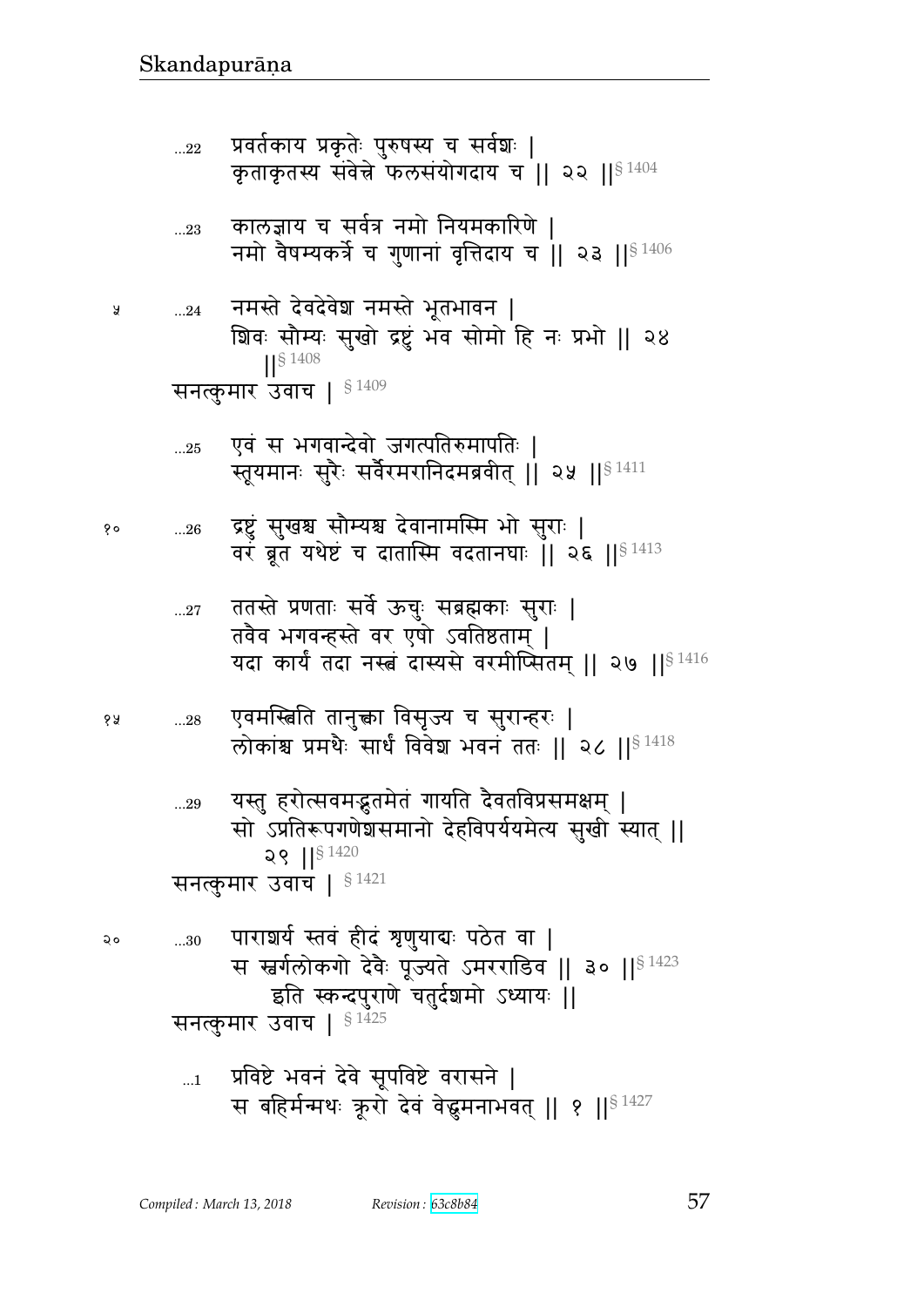...22 प्रवर्तकाय प्रकृतेः पुरुषस्य च सर्वशः |
कृताकृतस्य संवेत्ते फलसंयोगदाय च || २२ ||§ 1404

...23 कालज्ञाय च सर्वत्र नमो नियमकारिणे |
नमो वैषम्यकर्त्रे च गुणानां वृत्तिदाय च || २३ ||§ 1406

५ ...24 नमस्ते देवदेवेश नमस्ते भूतभावन |
शिवः सौम्यः सुखो द्रष्टुं भव सोमो हि नः प्रभो || २४ ||§ 1408

सनत्कुमार उवाच | § 1409

...25 एवं स भगवान्देवो जगत्पतिरुमापतिः |
स्तूयमानः सुरैः सर्वैरमरानिदमब्रवीत् || २५ ||§ 1411

१० ...26 द्रष्टुं सुखश्च सौम्यश्च देवानामस्मि भो सुराः |
वरं ब्रूत यथेष्टं च दातास्मि वदतानघाः || २६ ||§ 1413

...27 ततस्ते प्रणताः सर्वे ऊचुः सब्रह्मकाः सुराः |
तवैव भगवन्हस्ते वर एषो ऽवतिष्ठताम् |
यदा कार्यं तदा नस्त्वं दास्यसे वरमीप्सितम् || २७ ||§ 1416

१५ ...28 एवमस्त्विति तानुक्त्वा विसृज्य च सुरान्हरः |
लोकांश्च प्रमथैः सार्धं विवेश भवनं ततः || २८ ||§ 1418

...29 यस्तु हरोत्सवमद्भुतमेतं गायति दैवतविप्रसमक्षम् |
सो ऽप्रतिरूपगणेशसमानो देहविपर्ययमेत्य सुखी स्यात् || २९ ||§ 1420

सनत्कुमार उवाच | § 1421

२० ...30 पाराशर्य स्तवं हीदं शृणुयाद्यः पठेत वा |
स स्वर्गलोकगो देवैः पूज्यते ऽमरराडिव || ३० ||§ 1423
इति स्कन्दपुराणे चतुर्दशमो ऽध्यायः ||

सनत्कुमार उवाच | § 1425

...1 प्रविष्टे भवनं देवे सूपविष्टे वरासने |
स बहिर्मन्मथः क्रूरो देवं वेद्धुमनाभवत् || १ ||§ 1427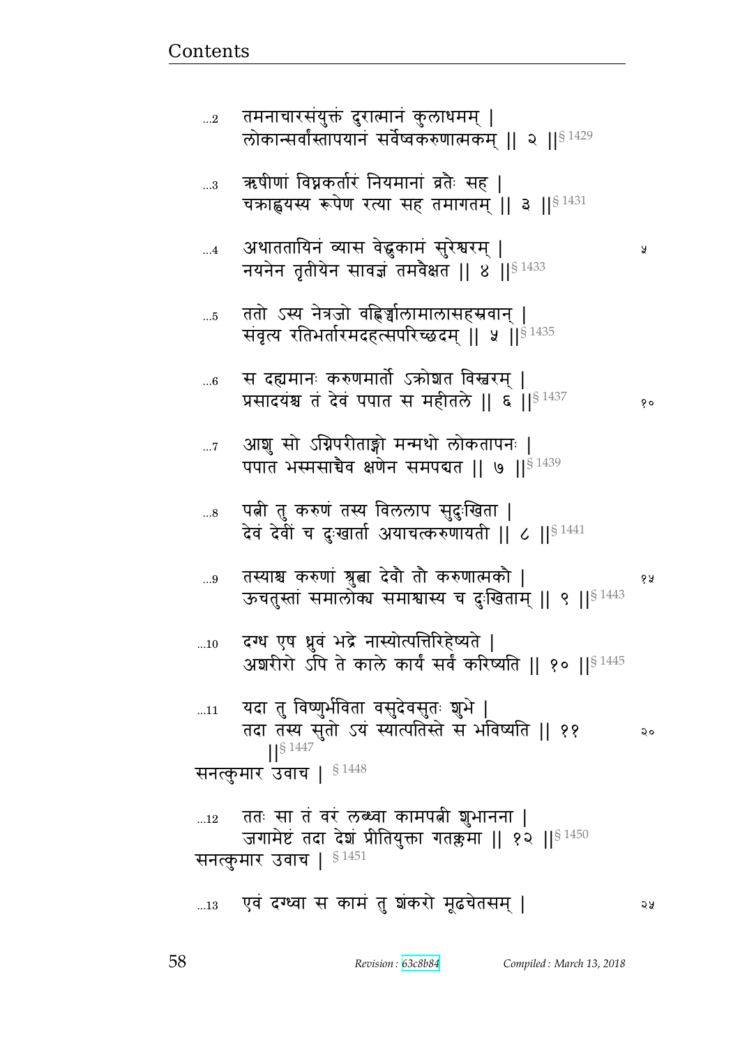...2 तमनाचारसंयुक्तं दुरात्मानं कुलाधमम् |
लोकान्सर्वांस्तापयानं सर्वेष्वकरुणात्मकम् || २ ||§ 1429

...3 ऋषीणां विघ्नकर्तारं नियमानां व्रतैः सह |
चक्राह्वयस्य रूपेण रत्या सह तमागतम् || ३ ||§ 1431

...4 अथाततायिनं व्यास वेद्धुकामं सुरेश्वरम् | ५
नयनेन तृतीयेन सावज्ञं तमवैक्षत || ४ ||§ 1433

...5 ततो ऽस्य नेत्रजो वह्निर्ज्वालामालासहस्रवान् |
संवृत्य रतिभर्तारमदहत्सपरिच्छदम् || ५ ||§ 1435

...6 स दह्यमानः करुणमार्तो ऽक्रोशत विस्वरम् |
प्रसादयंश्च तं देवं पपात स महीतले || ६ ||§ 1437 १०

...7 आशु सो ऽग्निपरीताङ्गो मन्मथो लोकतापनः |
पपात भस्मसाच्चैव क्षणेन समपद्यत || ७ ||§ 1439

...8 पत्नी तु करुणं तस्य विललाप सुदुःखिता |
देवं देवीं च दुःखार्ता अयाचत्करुणायती || ८ ||§ 1441

...9 तस्याश्च करुणां श्रुत्वा देवौ तौ करुणात्मकौ | १५
ऊचतुस्तां समालोक्य समाश्वास्य च दुःखिताम् || ९ ||§ 1443

...10 दग्ध एष ध्रुवं भद्रे नास्योत्पत्तिरिहेष्यते |
अशरीरो ऽपि ते काले कार्यं सर्वं करिष्यति || १० ||§ 1445

...11 यदा तु विष्णुर्भविता वसुदेवसुतः शुभे |
तदा तस्य सुतो ऽयं स्यात्पतिस्ते स भविष्यति || ११ २०
||§ 1447

सनत्कुमार उवाच | § 1448

...12 ततः सा तं वरं लब्ध्वा कामपत्नी शुभानना |
जगामेष्टं तदा देशं प्रीतियुक्ता गतक्लमा || १२ ||§ 1450

सनत्कुमार उवाच | § 1451

...13 एवं दग्ध्वा स कामं तु शंकरो मूढचेतसम् | २५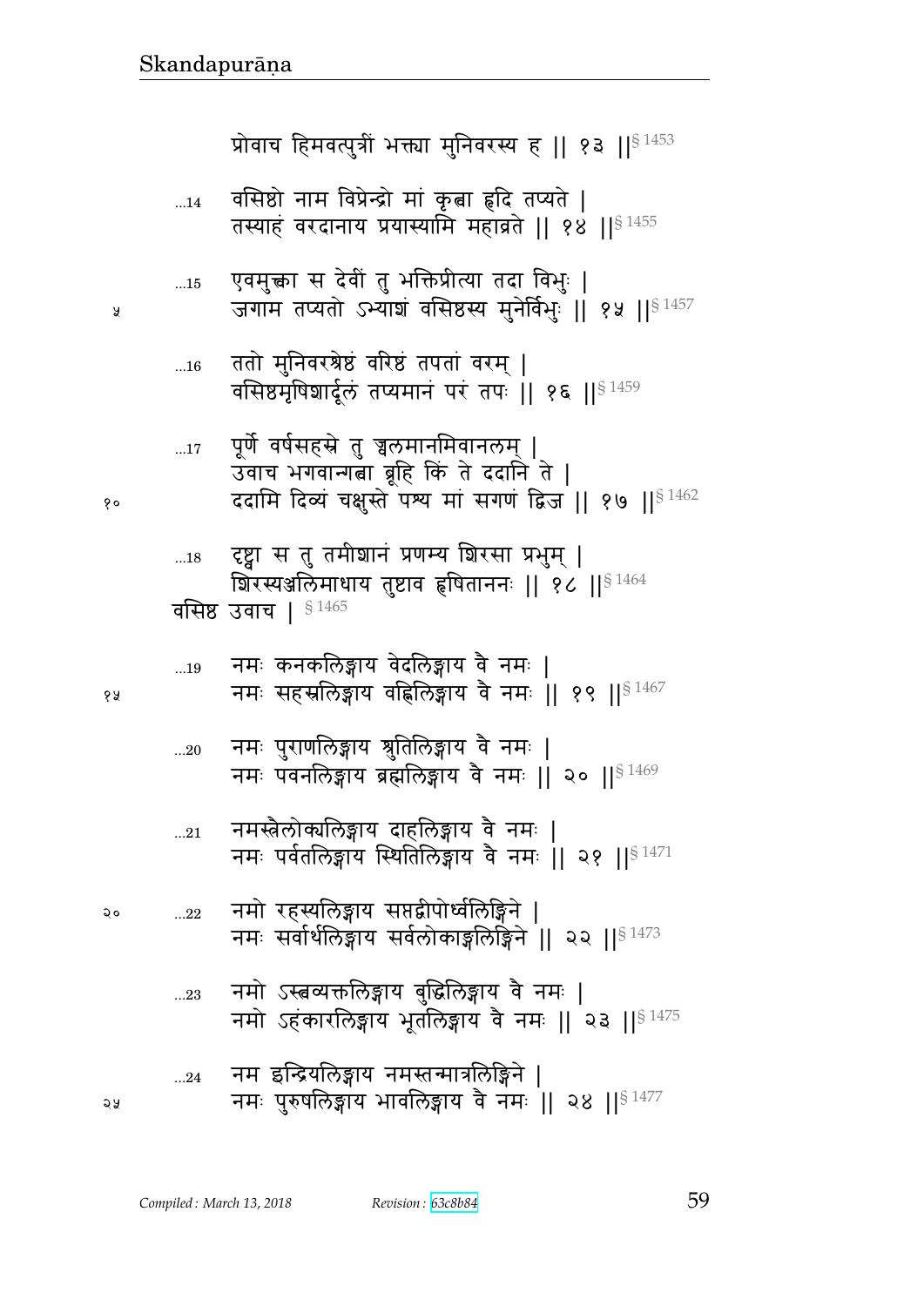प्रोवाच हिमवत्पुत्रीं भक्त्या मुनिवरस्य ह ॥ १३ ॥§ 1453

...14 वसिष्ठो नाम विप्रेन्द्रो मां कृत्वा हृदि तप्यते ।
तस्याहं वरदानाय प्रयास्यामि महाव्रते ॥ १४ ॥§ 1455

...15 एवमुक्त्वा स देवीं तु भक्तिप्रीत्या तदा विभुः ।
जगाम तप्यतो ऽभ्याशं वसिष्ठस्य मुनेर्विभुः ॥ १५ ॥§ 1457

...16 ततो मुनिवरश्रेष्ठं वरिष्ठं तपतां वरम् ।
वसिष्ठमृषिशार्दूलं तप्यमानं परं तपः ॥ १६ ॥§ 1459

...17 पूर्णे वर्षसहस्रे तु ज्वलमानमिवानलम् ।
उवाच भगवान्गत्वा ब्रूहि किं ते ददानि ते ।
ददामि दिव्यं चक्षुस्ते पश्य मां सगणं द्विज ॥ १७ ॥§ 1462

...18 दृष्ट्वा स तु तमीशानं प्रणम्य शिरसा प्रभुम् ।
शिरस्यञ्जलिमाधाय तुष्टाव हृषिताननः ॥ १८ ॥§ 1464

वसिष्ठ उवाच । § 1465

...19 नमः कनकलिङ्गाय वेदलिङ्गाय वै नमः ।
नमः सहस्रलिङ्गाय वह्निलिङ्गाय वै नमः ॥ १९ ॥§ 1467

...20 नमः पुराणलिङ्गाय श्रुतिलिङ्गाय वै नमः ।
नमः पवनलिङ्गाय ब्रह्मलिङ्गाय वै नमः ॥ २० ॥§ 1469

...21 नमस्त्रैलोक्यलिङ्गाय दाहलिङ्गाय वै नमः ।
नमः पर्वतलिङ्गाय स्थितिलिङ्गाय वै नमः ॥ २१ ॥§ 1471

...22 नमो रहस्यलिङ्गाय सप्तद्वीपोर्ध्वलिङ्गिने ।
नमः सर्वार्थलिङ्गाय सर्वलोकाङ्गलिङ्गिने ॥ २२ ॥§ 1473

...23 नमो ऽस्त्वव्यक्तलिङ्गाय बुद्धिलिङ्गाय वै नमः ।
नमो ऽहंकारलिङ्गाय भूतलिङ्गाय वै नमः ॥ २३ ॥§ 1475

...24 नम इन्द्रियलिङ्गाय नमस्तन्मात्रलिङ्गिने ।
नमः पुरुषलिङ्गाय भावलिङ्गाय वै नमः ॥ २४ ॥§ 1477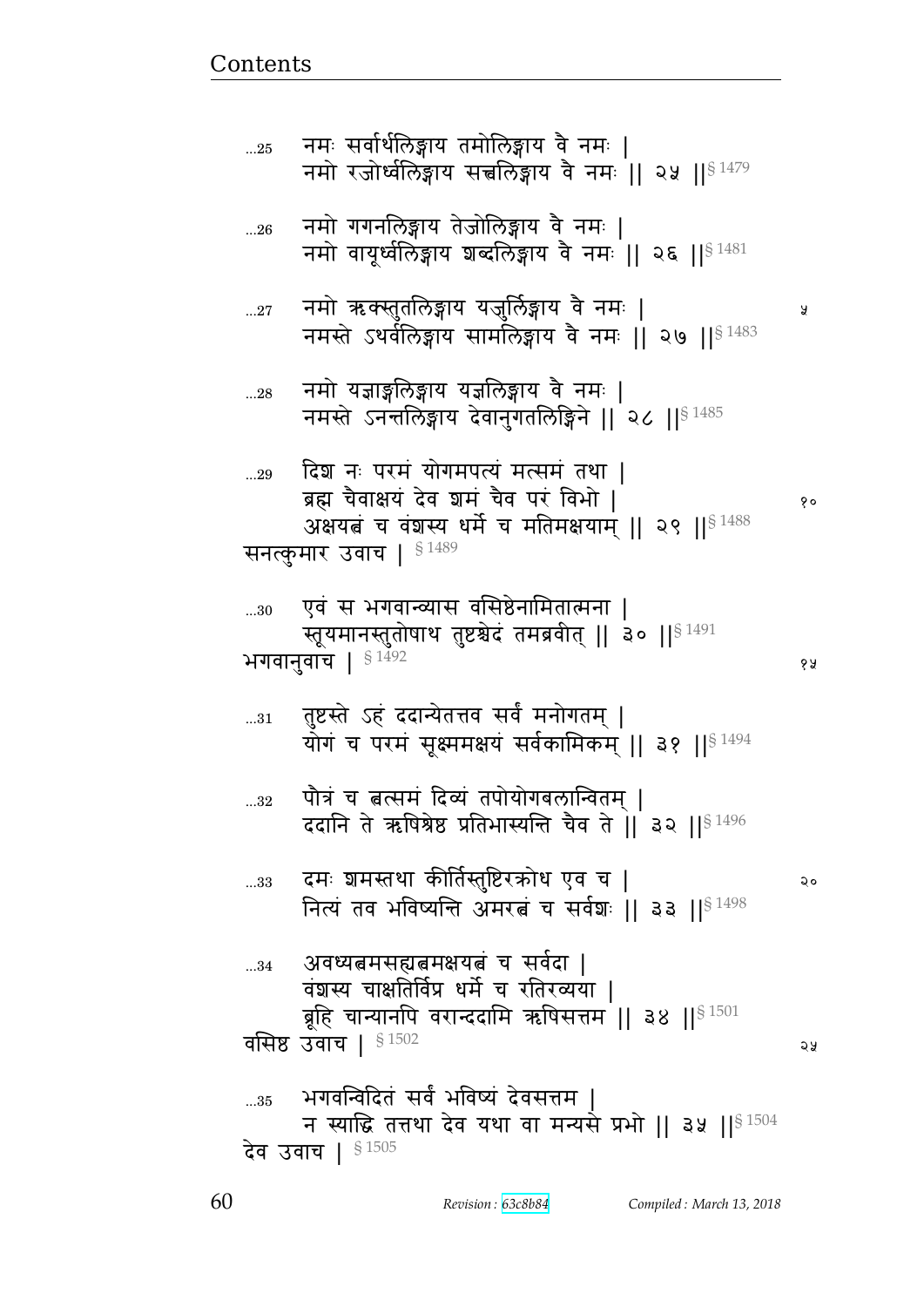...25 नमः सर्वार्थलिङ्गाय तमोलिङ्गाय वै नमः ।
नमो रजोर्ध्वलिङ्गाय सत्त्वलिङ्गाय वै नमः ॥ २५ ॥§ 1479

...26 नमो गगनलिङ्गाय तेजोलिङ्गाय वै नमः ।
नमो वायूर्ध्वलिङ्गाय शब्दलिङ्गाय वै नमः ॥ २६ ॥§ 1481

...27 नमो ऋक्स्तुतलिङ्गाय यजुर्लिङ्गाय वै नमः ।
नमस्ते ऽथर्वलिङ्गाय सामलिङ्गाय वै नमः ॥ २७ ॥§ 1483

...28 नमो यज्ञाङ्गलिङ्गाय यज्ञलिङ्गाय वै नमः ।
नमस्ते ऽनन्तलिङ्गाय देवानुगतलिङ्गिने ॥ २८ ॥§ 1485

...29 दिश नः परमं योगमपत्यं मत्समं तथा ।
ब्रह्म चैवाक्षयं देव शमं चैव परं विभो ।
अक्षयत्वं च वंशस्य धर्मे च मतिमक्षयाम् ॥ २९ ॥§ 1488
सनत्कुमार उवाच । § 1489

...30 एवं स भगवान्व्यास वसिष्ठेनामितात्मना ।
स्तूयमानस्तुतोषाथ तुष्टश्चेदं तमब्रवीत् ॥ ३० ॥§ 1491
भगवानुवाच । § 1492

...31 तुष्टस्ते ऽहं ददान्येतत्तव सर्वं मनोगतम् ।
योगं च परमं सूक्ष्ममक्षयं सर्वकामिकम् ॥ ३१ ॥§ 1494

...32 पौत्रं च त्वत्समं दिव्यं तपोयोगबलान्वितम् ।
ददानि ते ऋषिश्रेष्ठ प्रतिभास्यन्ति चैव ते ॥ ३२ ॥§ 1496

...33 दमः शमस्तथा कीर्तिस्तुष्टिरक्रोध एव च ।
नित्यं तव भविष्यन्ति अमरत्वं च सर्वशः ॥ ३३ ॥§ 1498

...34 अवध्यत्वमसह्यत्वमक्षयत्वं च सर्वदा ।
वंशस्य चाक्षतिर्विप्र धर्मे च रतिरव्यया ।
ब्रूहि चान्यानपि वरान्ददामि ऋषिसत्तम ॥ ३४ ॥§ 1501
वसिष्ठ उवाच । § 1502

...35 भगवन्विदितं सर्वं भविष्यं देवसत्तम ।
न स्याद्धि तत्तथा देव यथा वा मन्यसे प्रभो ॥ ३५ ॥§ 1504
देव उवाच । § 1505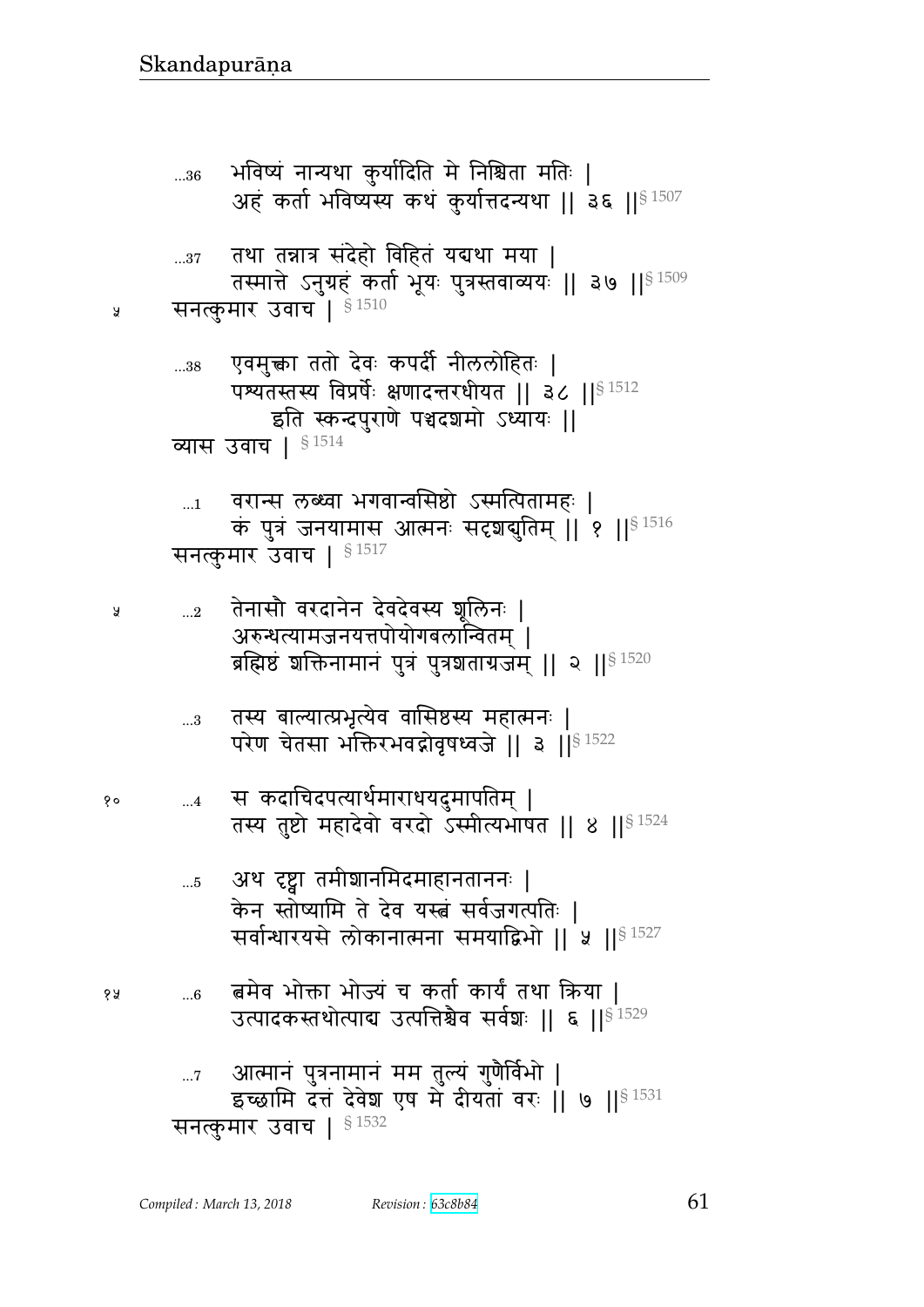...36 भविष्यं नान्यथा कुर्यादिति मे निश्चिता मतिः ।
अहं कर्ता भविष्यस्य कथं कुर्यात्तदन्यथा ॥ ३६ ॥§ 1507

...37 तथा तन्नात्र संदेहो विहितं यद्यथा मया ।
तस्मात्ते ऽनुग्रहं कर्ता भूयः पुत्रस्तवाव्ययः ॥ ३७ ॥§ 1509

५ सनत्कुमार उवाच । § 1510

...38 एवमुक्त्वा ततो देवः कपर्दी नीललोहितः ।
पश्यतस्तस्य विप्रर्षेः क्षणादन्तरधीयत ॥ ३८ ॥§ 1512

इति स्कन्दपुराणे पञ्चदशमो ऽध्यायः ॥

व्यास उवाच । § 1514

...1 वरान्स लब्ध्वा भगवान्वसिष्ठो ऽस्मत्पितामहः ।
कं पुत्रं जनयामास आत्मनः सदृशद्युतिम् ॥ १ ॥§ 1516

सनत्कुमार उवाच । § 1517

५ ...2 तेनासौ वरदानेन देवदेवस्य शूलिनः ।
अरुन्धत्यामजनयत्तपोयोगबलान्वितम् ।
ब्रह्मिष्ठं शक्तिनामानं पुत्रं पुत्रशताग्रजम् ॥ २ ॥§ 1520

...3 तस्य बाल्यात्प्रभृत्येव वासिष्ठस्य महात्मनः ।
परेण चेतसा भक्तिरभवद्गोवृषध्वजे ॥ ३ ॥§ 1522

१० ...4 स कदाचिदपत्यार्थमाराधयदुमापतिम् ।
तस्य तुष्टो महादेवो वरदो ऽस्मीत्यभाषत ॥ ४ ॥§ 1524

...5 अथ दृष्ट्वा तमीशानमिदमाहानताननः ।
केन स्तोष्यामि ते देव यस्त्वं सर्वजगत्पतिः ।
सर्वान्धारयसे लोकानात्मना समयाद्विभो ॥ ५ ॥§ 1527

१५ ...6 त्वमेव भोक्ता भोज्यं च कर्ता कार्यं तथा क्रिया ।
उत्पादकस्तथोत्पाद्य उत्पत्तिश्चैव सर्वशः ॥ ६ ॥§ 1529

...7 आत्मानं पुत्रनामानं मम तुल्यं गुणैर्विभो ।
इच्छामि दत्तं देवेश एष मे दीयतां वरः ॥ ७ ॥§ 1531

सनत्कुमार उवाच । § 1532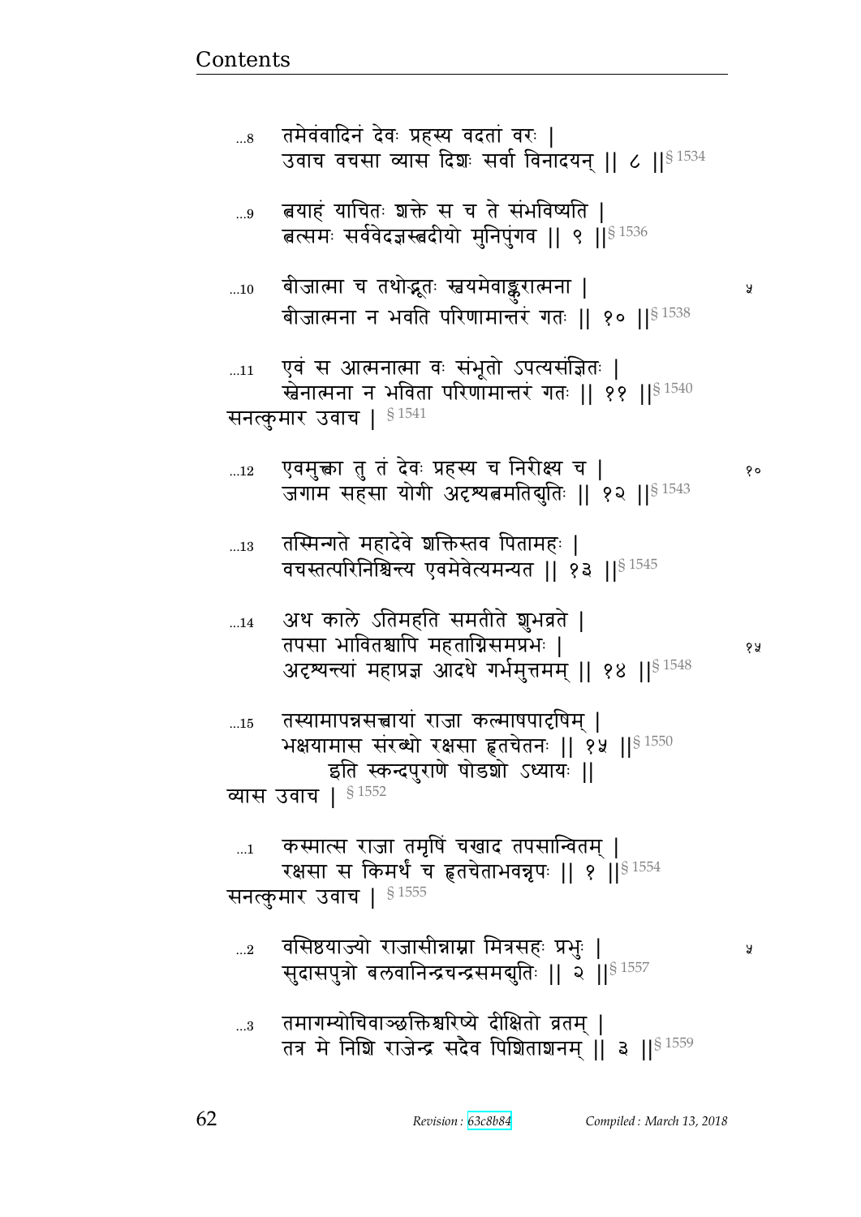...8 तमेवंवादिनं देवः प्रहस्य वदतां वरः |
उवाच वचसा व्यास दिशः सर्वा विनादयन् || ८ ||§ 1534

...9 त्वयाहं याचितः शक्ते स च ते संभविष्यति |
त्वत्समः सर्ववेदज्ञस्त्वदीयो मुनिपुंगव || ९ ||§ 1536

...10 बीजात्मा च तथोद्भूतः स्वयमेवाङ्कुरात्मना | ५
बीजात्मना न भवति परिणामान्तरं गतः || १० ||§ 1538

...11 एवं स आत्मनात्मा वः संभूतो ऽपत्यसंज्ञितः |
स्वेनात्मना न भविता परिणामान्तरं गतः || ११ ||§ 1540

सनत्कुमार उवाच | § 1541

...12 एवमुक्त्वा तु तं देवः प्रहस्य च निरीक्ष्य च | १०
जगाम सहसा योगी अदृश्यत्वमतिद्युतिः || १२ ||§ 1543

...13 तस्मिन्गते महादेवे शक्तिस्तव पितामहः |
वचस्तत्परिनिश्चिन्त्य एवमेवेत्यमन्यत || १३ ||§ 1545

...14 अथ काले ऽतिमहति समतीते शुभव्रते |
तपसा भावितश्चापि महताग्निसमप्रभः | १५
अदृश्यन्त्यां महाप्रज्ञ आदधे गर्भमुत्तमम् || १४ ||§ 1548

...15 तस्यामापन्नसत्त्वायां राजा कल्माषपादृषिम् |
भक्षयामास संरब्धो रक्षसा हृतचेतनः || १५ ||§ 1550

इति स्कन्दपुराणे षोडशो ऽध्यायः ||

व्यास उवाच | § 1552

...1 कस्मात्स राजा तमृषिं चखाद तपसान्वितम् |
रक्षसा स किमर्थं च हृतचेताभवन्नृपः || १ ||§ 1554

सनत्कुमार उवाच | § 1555

...2 वसिष्ठयाज्यो राजासीन्नाम्ना मित्रसहः प्रभुः | ५
सुदासपुत्रो बलवानिन्द्रचन्द्रसमद्युतिः || २ ||§ 1557

...3 तमागम्योचिवाञ्छक्तिश्चरिष्ये दीक्षितो व्रतम् |
तत्र मे निशि राजेन्द्र सदैव पिशिताशनम् || ३ ||§ 1559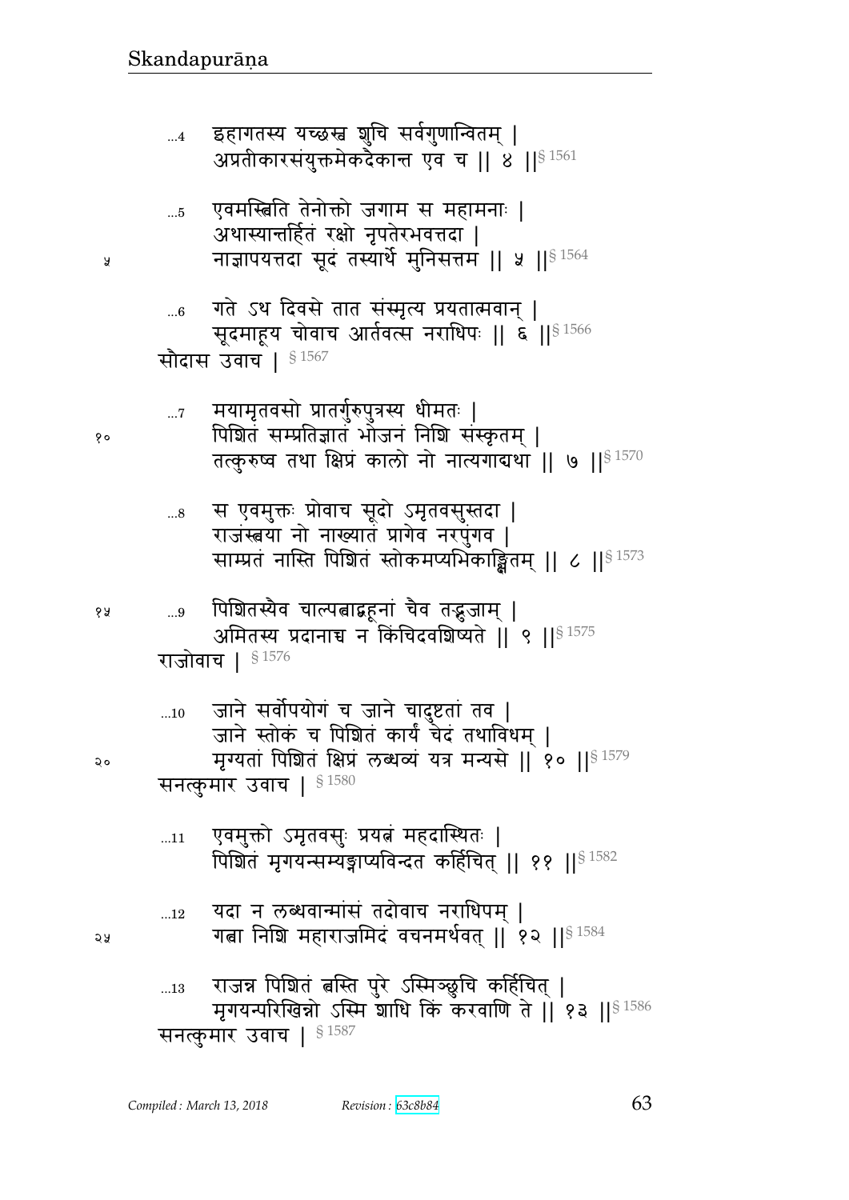...4 इहागतस्य यच्छस्व शुचि सर्वगुणान्वितम् ।
अप्रतीकारसंयुक्तमेकदैकान्त एव च ॥ ४ ॥§ 1561

...5 एवमस्त्विति तेनोक्तो जगाम स महामनाः ।
अथास्यान्तर्हितं रक्षो नृपतेरभवत्तदा ।
नाज्ञापयत्तदा सूदं तस्यार्थे मुनिसत्तम ॥ ५ ॥§ 1564

...6 गते ऽथ दिवसे तात संस्मृत्य प्रयतात्मवान् ।
सूदमाहूय चोवाच आर्तवत्स नराधिपः ॥ ६ ॥§ 1566

सौदास उवाच । § 1567

...7 मयामृतवसो प्रातर्गुरुपुत्रस्य धीमतः ।
पिशितं सम्प्रतिज्ञातं भोजनं निशि संस्कृतम् ।
तत्कुरुष्व तथा क्षिप्रं कालो नो नात्यगाद्यथा ॥ ७ ॥§ 1570

...8 स एवमुक्तः प्रोवाच सूदो ऽमृतवसुस्तदा ।
राजंस्त्वया नो नाख्यातं प्रागेव नरपुंगव ।
साम्प्रतं नास्ति पिशितं स्तोकमप्यभिकाङ्क्षितम् ॥ ८ ॥§ 1573

...9 पिशितस्यैव चाल्पत्वाद्बहूनां चैव तद्भुजाम् ।
अमितस्य प्रदानाच्च न किंचिदवशिष्यते ॥ ९ ॥§ 1575

राजोवाच । § 1576

...10 जाने सर्वोपयोगं च जाने चादुष्टतां तव ।
जाने स्तोकं च पिशितं कार्यं चेदं तथाविधम् ।
मृग्यतां पिशितं क्षिप्रं लब्धव्यं यत्र मन्यसे ॥ १० ॥§ 1579

सनत्कुमार उवाच । § 1580

...11 एवमुक्तो ऽमृतवसुः प्रयत्नं महदास्थितः ।
पिशितं मृगयन्सम्यङ्नाप्यविन्दत कर्हिचित् ॥ ११ ॥§ 1582

...12 यदा न लब्धवान्मांसं तदोवाच नराधिपम् ।
गत्वा निशि महाराजमिदं वचनमर्थवत् ॥ १२ ॥§ 1584

...13 राजन्न पिशितं त्वस्ति पुरे ऽस्मिञ्छुचि कर्हिचित् ।
मृगयन्परिखिन्नो ऽस्मि शाधि किं करवाणि ते ॥ १३ ॥§ 1586

सनत्कुमार उवाच । § 1587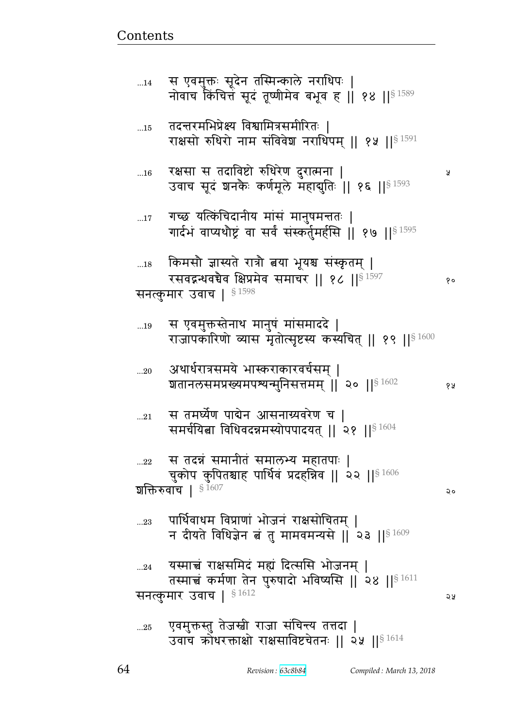...14 स एवमुक्तः सूदेन तस्मिन्काले नराधिपः |
नोवाच किंचित्तं सूदं तूष्णीमेव बभूव ह || १४ ||§ 1589

...15 तदन्तरमभिप्रेक्ष्य विश्वामित्रसमीरितः |
राक्षसो रुधिरो नाम संविवेश नराधिपम् || १५ ||§ 1591

...16 रक्षसा स तदाविष्टो रुधिरेण दुरात्मना |
उवाच सूदं शनकैः कर्णमूले महाद्युतिः || १६ ||§ 1593

...17 गच्छ यत्किंचिदानीय मांसं मानुषमन्ततः |
गार्दभं वाप्यथौष्ट्रं वा सर्वं संस्कर्तुमर्हसि || १७ ||§ 1595

...18 किमसौ ज्ञास्यते रात्रौ त्वया भूयश्च संस्कृतम् |
रसवद्गन्धवच्चैव क्षिप्रमेव समाचर || १८ ||§ 1597

सनत्कुमार उवाच | § 1598

...19 स एवमुक्तस्तेनाथ मानुषं मांसमाददे |
राजापकारिणो व्यास मृतोत्सृष्टस्य कस्यचित् || १९ ||§ 1600

...20 अथार्धरात्रसमये भास्कराकारवर्चसम् |
शतानलसमप्रख्यमपश्यन्मुनिसत्तमम् || २० ||§ 1602

...21 स तमर्घ्येण पाद्येन आसनाग्र्यवरेण च |
समर्चयित्वा विधिवदन्नमस्योपपादयत् || २१ ||§ 1604

...22 स तदन्नं समानीतं समालभ्य महातपाः |
चुकोप कुपितश्चाह पार्थिवं प्रदहन्निव || २२ ||§ 1606

शक्तिरुवाच | § 1607

...23 पार्थिवाधम विप्राणां भोजनं राक्षसोचितम् |
न दीयते विधिज्ञेन त्वं तु मामवमन्यसे || २३ ||§ 1609

...24 यस्मात्त्वं राक्षसमिदं मह्यं दित्ससि भोजनम् |
तस्मात्त्वं कर्मणा तेन पुरुषादो भविष्यसि || २४ ||§ 1611

सनत्कुमार उवाच | § 1612

...25 एवमुक्तस्तु तेजस्वी राजा संचिन्त्य तत्तदा |
उवाच क्रोधरक्ताक्षो राक्षसाविष्टचेतनः || २५ ||§ 1614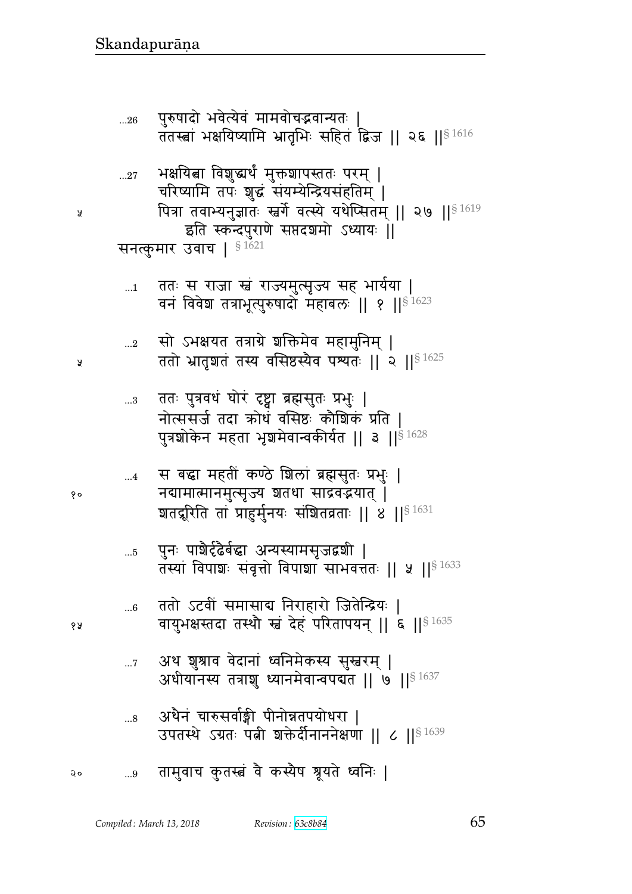...26 पुरुषादो भवेत्येवं मामवोचद्भवान्यतः |
ततस्त्वां भक्षयिष्यामि भ्रातृभिः सहितं द्विज || २६ ||§ 1616

...27 भक्षयित्वा विशुद्ध्यर्थं मुक्तशापस्ततः परम् |
चरिष्यामि तपः शुद्धं संयम्येन्द्रियसंहतिम् |
पित्रा तवाभ्यनुज्ञातः स्वर्गे वत्स्ये यथेप्सितम् || २७ ||§ 1619
इति स्कन्दपुराणे सप्तदशमो ऽध्यायः ||

सनत्कुमार उवाच | § 1621

...1 ततः स राजा स्वं राज्यमुत्सृज्य सह भार्यया |
वनं विवेश तत्राभूत्पुरुषादो महाबलः || १ ||§ 1623

...2 सो ऽभक्षयत तत्राग्रे शक्तिमेव महामुनिम् |
ततो भ्रातृशतं तस्य वसिष्ठस्यैव पश्यतः || २ ||§ 1625

...3 ततः पुत्रवधं घोरं दृष्ट्वा ब्रह्मसुतः प्रभुः |
नोत्ससर्ज तदा क्रोधं वसिष्ठः कौशिकं प्रति |
पुत्रशोकेन महता भृशमेवान्वकीर्यत || ३ ||§ 1628

...4 स बद्ध्वा महतीं कण्ठे शिलां ब्रह्मसुतः प्रभुः |
नद्यामात्मानमुत्सृज्य शतधा साद्रवद्भयात् |
शतद्रूरिति तां प्राहुर्मुनयः संशितव्रताः || ४ ||§ 1631

...5 पुनः पाशैर्दृढैर्बद्ध्वा अन्यस्यामसृजद्वशी |
तस्यां विपाशः संवृत्तो विपाशा साभवत्ततः || ५ ||§ 1633

...6 ततो ऽटवीं समासाद्य निराहारो जितेन्द्रियः |
वायुभक्षस्तदा तस्थौ स्वं देहं परितापयन् || ६ ||§ 1635

...7 अथ शुश्राव वेदानां ध्वनिमेकस्य सुस्वरम् |
अधीयानस्य तत्राशु ध्यानमेवान्वपद्यत || ७ ||§ 1637

...8 अथैनं चारुसर्वाङ्गी पीनोन्नतपयोधरा |
उपतस्थे ऽग्रतः पत्नी शक्तेर्दीनाननेक्षणा || ८ ||§ 1639

...9 तामुवाच कुतस्त्वं वै कस्यैष श्रूयते ध्वनिः |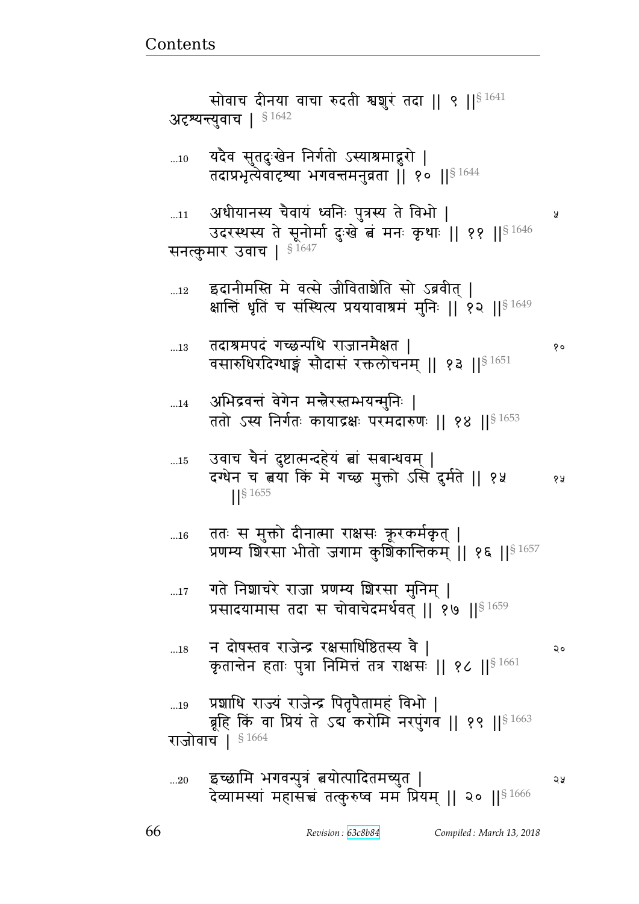सोवाच दीनया वाचा रुदती श्वशुरं तदा || ९ ||§ 1641
अदृश्यन्त्युवाच | § 1642

...10 यदैव सुतदुःखेन निर्गतो ऽस्याश्रमाद्गुरो |
तदाप्रभृत्येवादृश्या भगवन्तमनुव्रता || १० ||§ 1644

...11 अधीयानस्य चैवायं ध्वनिः पुत्रस्य ते विभो | ५
उदरस्थस्य ते सूनोर्मा दुःखे त्वं मनः कृथाः || ११ ||§ 1646
सनत्कुमार उवाच | § 1647

...12 इदानीमस्ति मे वत्से जीविताशेति सो ऽब्रवीत् |
क्षान्तिं धृतिं च संस्थित्य प्रययावाश्रमं मुनिः || १२ ||§ 1649

...13 तदाश्रमपदं गच्छन्पथि राजानमैक्षत | १०
वसारुधिरदिग्धाङ्गं सौदासं रक्तलोचनम् || १३ ||§ 1651

...14 अभिद्रवन्तं वेगेन मन्त्रैरस्तम्भयन्मुनिः |
ततो ऽस्य निर्गतः कायाद्रक्षः परमदारुणः || १४ ||§ 1653

...15 उवाच चैनं दुष्टात्मन्दहेयं त्वां सबान्धवम् |
दग्धेन च त्वया किं मे गच्छ मुक्तो ऽसि दुर्मते || १५ ||§ 1655 १५

...16 ततः स मुक्तो दीनात्मा राक्षसः क्रूरकर्मकृत् |
प्रणम्य शिरसा भीतो जगाम कुशिकान्तिकम् || १६ ||§ 1657

...17 गते निशाचरे राजा प्रणम्य शिरसा मुनिम् |
प्रसादयामास तदा स चोवाचेदमर्थवत् || १७ ||§ 1659

...18 न दोषस्तव राजेन्द्र रक्षसाधिष्ठितस्य वै | २०
कृतान्तेन हताः पुत्रा निमित्तं तत्र राक्षसः || १८ ||§ 1661

...19 प्रशाधि राज्यं राजेन्द्र पितृपैतामहं विभो |
ब्रूहि किं वा प्रियं ते ऽद्य करोमि नरपुंगव || १९ ||§ 1663
राजोवाच | § 1664

...20 इच्छामि भगवन्पुत्रं त्वयोत्पादितमच्युत | २५
देव्यामस्यां महासत्त्वं तत्कुरुष्व मम प्रियम् || २० ||§ 1666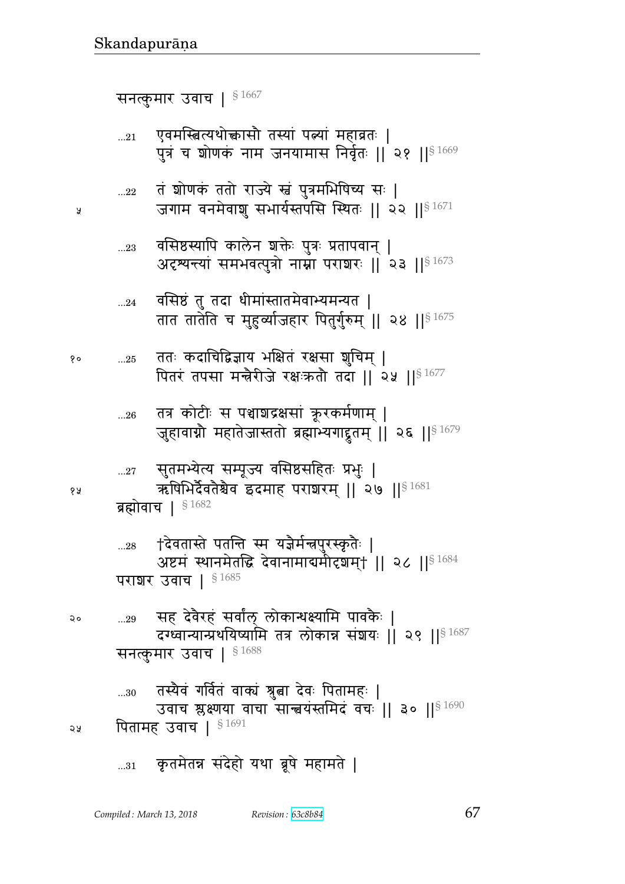सनत्कुमार उवाच | § 1667

...21 एवमस्त्वित्यथोक्तासौ तस्यां पत्न्यां महाव्रतः |
पुत्रं च शोणकं नाम जनयामास निर्वृतः || २१ ||§ 1669

...22 तं शोणकं ततो राज्ये स्वं पुत्रमभिषिच्य सः |
जगाम वनमेवाशु सभार्यस्तपसि स्थितः || २२ ||§ 1671

...23 वसिष्ठस्यापि कालेन शक्तेः पुत्रः प्रतापवान् |
अदृश्यन्त्यां समभवत्पुत्रो नाम्ना पराशरः || २३ ||§ 1673

...24 वसिष्ठं तु तदा धीमांस्तातमेवाभ्यमन्यत |
तात तातेति च मुहुर्व्याजहार पितुर्गुरुम् || २४ ||§ 1675

...25 ततः कदाचिद्विज्ञाय भक्षितं रक्षसा शुचिम् |
पितरं तपसा मन्त्रैरीजे रक्षःक्रतौ तदा || २५ ||§ 1677

...26 तत्र कोटीः स पञ्चाशद्रक्षसां क्रूरकर्मणाम् |
जुहावाग्नौ महातेजास्ततो ब्रह्माभ्यगाद्द्रुतम् || २६ ||§ 1679

...27 सुतमभ्येत्य सम्पूज्य वसिष्ठसहितः प्रभुः |
ऋषिभिर्देवतैश्चैव इदमाह पराशरम् || २७ ||§ 1681

ब्रह्मोवाच | § 1682

...28 †देवतास्ते पतन्ति स्म यज्ञैर्मन्त्रपुरस्कृतैः |
अष्टमं स्थानमेतद्धि देवानामाद्यमीदृशम्† || २८ ||§ 1684

पराशर उवाच | § 1685

...29 सह देवैरहं सर्वाल् लोकान्धक्ष्यामि पावकैः |
दग्ध्वान्यान्प्रथयिष्यामि तत्र लोकान्न संशयः || २९ ||§ 1687

सनत्कुमार उवाच | § 1688

...30 तस्यैवं गर्वितं वाक्यं श्रुत्वा देवः पितामहः |
उवाच श्लक्ष्णया वाचा सान्त्वयंस्तमिदं वचः || ३० ||§ 1690

पितामह उवाच | § 1691

...31 कृतमेतन्न संदेहो यथा ब्रूषे महामते |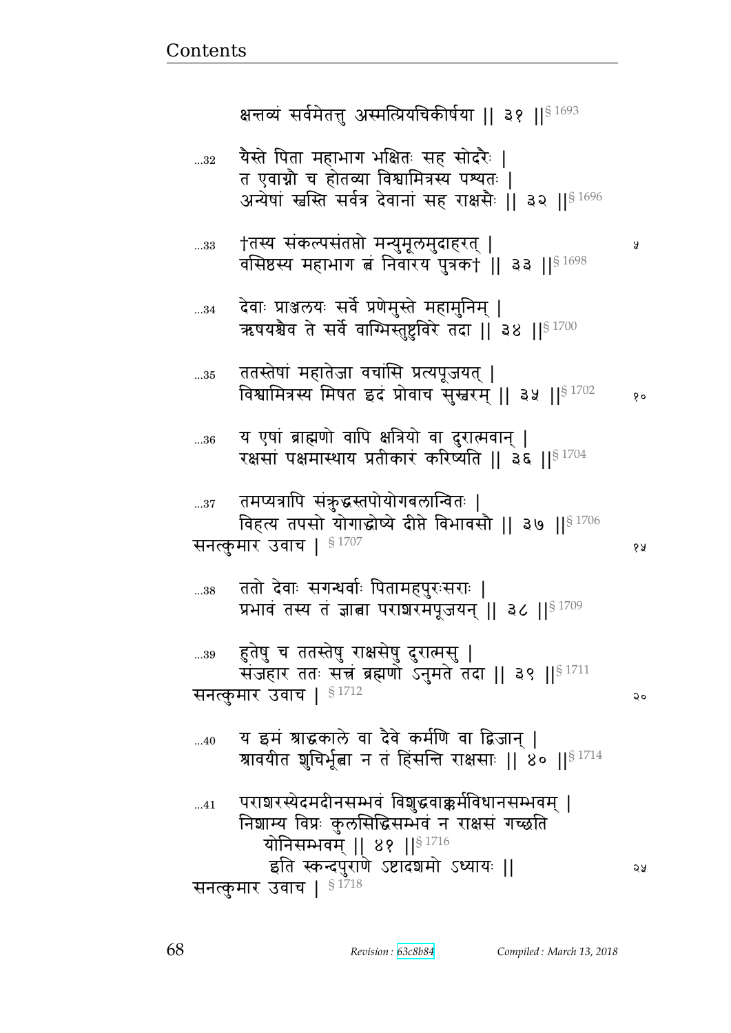क्षन्तव्यं सर्वमेतत्तु अस्मत्प्रियचिकीर्षया || ३१ ||§ 1693

...32 यैस्ते पिता महाभाग भक्षितः सह सोदरैः |
त एवाग्नौ च होतव्या विश्वामित्रस्य पश्यतः |
अन्येषां स्वस्ति सर्वत्र देवानां सह राक्षसैः || ३२ ||§ 1696

...33 †तस्य संकल्पसंतप्तो मन्युमूलमुदाहरत् |
वसिष्ठस्य महाभाग त्वं निवारय पुत्रक† || ३३ ||§ 1698

...34 देवाः प्राञ्जलयः सर्वे प्रणेमुस्ते महामुनिम् |
ऋषयश्चैव ते सर्वे वाग्भिस्तुष्टुविरे तदा || ३४ ||§ 1700

...35 ततस्तेषां महातेजा वचांसि प्रत्यपूजयत् |
विश्वामित्रस्य मिषत इदं प्रोवाच सुस्वरम् || ३५ ||§ 1702

...36 य एषां ब्राह्मणो वापि क्षत्रियो वा दुरात्मवान् |
रक्षसां पक्षमास्थाय प्रतीकारं करिष्यति || ३६ ||§ 1704

...37 तमप्यत्रापि संक्रुद्धस्तपोयोगबलान्वितः |
विहत्य तपसो योगाद्धोष्ये दीप्ते विभावसौ || ३७ ||§ 1706

सनत्कुमार उवाच | § 1707

...38 ततो देवाः सगन्धर्वाः पितामहपुरःसराः |
प्रभावं तस्य तं ज्ञात्वा पराशरमपूजयन् || ३८ ||§ 1709

...39 हतेषु च ततस्तेषु राक्षसेषु दुरात्मसु |
संजहार ततः सत्त्रं ब्रह्मणो ऽनुमते तदा || ३९ ||§ 1711

सनत्कुमार उवाच | § 1712

...40 य इमं श्राद्धकाले वा दैवे कर्मणि वा द्विजान् |
श्रावयीत शुचिर्भूत्वा न तं हिंसन्ति राक्षसाः || ४० ||§ 1714

...41 पराशरस्येदमदीनसम्भवं विशुद्धवाक्कर्मविधानसम्भवम् |
निशाम्य विप्रः कुलसिद्धिसम्भवं न राक्षसं गच्छति
योनिसम्भवम् || ४१ ||§ 1716

इति स्कन्दपुराणे ऽष्टादशमो ऽध्यायः ||

सनत्कुमार उवाच | § 1718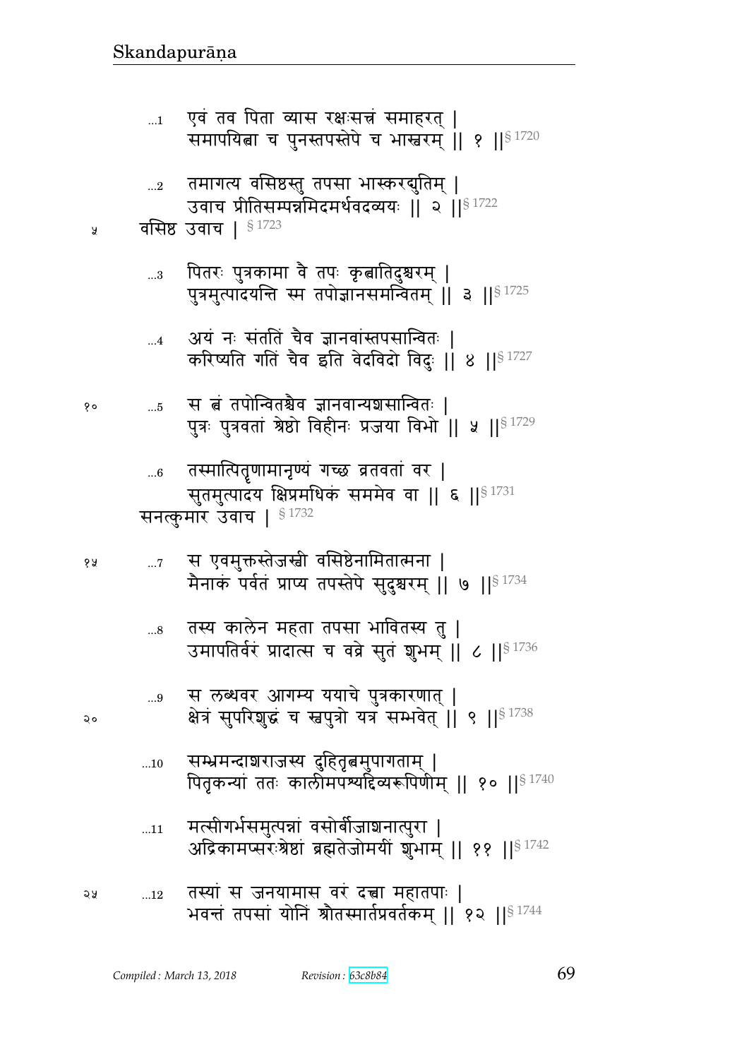…1 एवं तव पिता व्यास रक्षःसत्त्रं समाहरत् |
समापयित्वा च पुनस्तपस्तेपे च भास्वरम् || १ ||§ 1720

…2 तमागत्य वसिष्ठस्तु तपसा भास्करद्युतिम् |
उवाच प्रीतिसम्पन्नमिदमर्थवदव्ययः || २ ||§ 1722

५ वसिष्ठ उवाच | § 1723

…3 पितरः पुत्रकामा वै तपः कृत्वातिदुश्चरम् |
पुत्रमुत्पादयन्ति स्म तपोज्ञानसमन्वितम् || ३ ||§ 1725

…4 अयं नः संततिं चैव ज्ञानवांस्तपसान्वितः |
करिष्यति गतिं चैव इति वेदविदो विदुः || ४ ||§ 1727

१० …5 स त्वं तपोन्वितश्चैव ज्ञानवान्यशसान्वितः |
पुत्रः पुत्रवतां श्रेष्ठो विहीनः प्रजया विभो || ५ ||§ 1729

…6 तस्मात्पितॄणामानृण्यं गच्छ व्रतवतां वर |
सुतमुत्पादय क्षिप्रमधिकं सममेव वा || ६ ||§ 1731

सनत्कुमार उवाच | § 1732

१५ …7 स एवमुक्तस्तेजस्वी वसिष्ठेनामितात्मना |
मैनाकं पर्वतं प्राप्य तपस्तेपे सुदुश्चरम् || ७ ||§ 1734

…8 तस्य कालेन महता तपसा भावितस्य तु |
उमापतिर्वरं प्रादात्स च वव्रे सुतं शुभम् || ८ ||§ 1736

…9 स लब्धवर आगम्य ययाचे पुत्रकारणात् |
२० क्षेत्रं सुपरिशुद्धं च स्वपुत्रो यत्र सम्भवेत् || ९ ||§ 1738

…10 सम्भ्रमन्दाशराजस्य दुहितृत्वमुपागताम् |
पितृकन्यां ततः कालीमपश्यद्दिव्यरूपिणीम् || १० ||§ 1740

…11 मत्सीगर्भसमुत्पन्नां वसोर्बीजाशनात्पुरा |
अद्रिकामप्सरःश्रेष्ठां ब्रह्मतेजोमयीं शुभाम् || ११ ||§ 1742

२५ …12 तस्यां स जनयामास वरं दत्त्वा महातपाः |
भवन्तं तपसां योनिं श्रौतस्मार्तप्रवर्तकम् || १२ ||§ 1744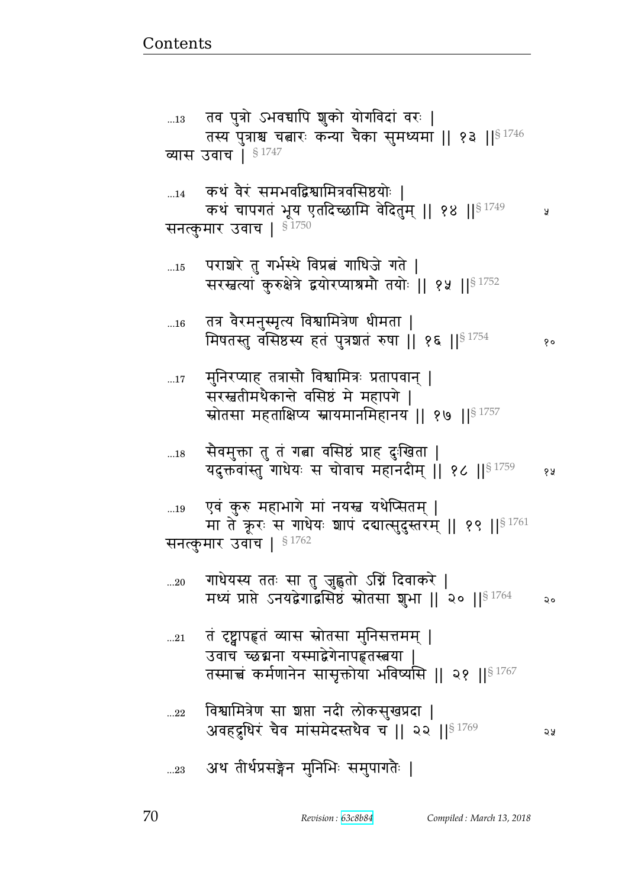…13 तव पुत्रो ऽभवच्चापि शुको योगविदां वरः |
तस्य पुत्राश्च चत्वारः कन्या चैका सुमध्यमा || १३ ||§ 1746
व्यास उवाच | § 1747

…14 कथं वैरं समभवद्विश्वामित्रवसिष्ठयोः |
कथं चापगतं भूय एतदिच्छामि वेदितुम् || १४ ||§ 1749 ५
सनत्कुमार उवाच | § 1750

…15 पराशरे तु गर्भस्थे विप्रत्वं गाधिजे गते |
सरस्वत्यां कुरुक्षेत्रे द्वयोरप्याश्रमौ तयोः || १५ ||§ 1752

…16 तत्र वैरमनुस्मृत्य विश्वामित्रेण धीमता |
मिषतस्तु वसिष्ठस्य हतं पुत्रशतं रुषा || १६ ||§ 1754 १०

…17 मुनिरप्याह तत्रासौ विश्वामित्रः प्रतापवान् |
सरस्वतीमथैकान्ते वसिष्ठं मे महापगे |
स्रोतसा महताक्षिप्य स्नायमानमिहानय || १७ ||§ 1757

…18 सैवमुक्ता तु तं गत्वा वसिष्ठं प्राह दुःखिता |
यदुक्तवांस्तु गाधेयः स चोवाच महानदीम् || १८ ||§ 1759 १५

…19 एवं कुरु महाभागे मां नयस्व यथेप्सितम् |
मा ते क्रूरः स गाधेयः शापं दद्यात्सुदुस्तरम् || १९ ||§ 1761
सनत्कुमार उवाच | § 1762

…20 गाधेयस्य ततः सा तु जुह्वतो ऽग्निं दिवाकरे |
मध्यं प्राप्ते ऽनयद्वेगाद्वसिष्ठं स्रोतसा शुभा || २० ||§ 1764 २०

…21 तं दृष्ट्वापहृतं व्यास स्रोतसा मुनिसत्तमम् |
उवाच च्छद्मना यस्माद्वेगेनापहृतस्त्वया |
तस्मात्त्वं कर्मणानेन सासृक्तोया भविष्यसि || २१ ||§ 1767

…22 विश्वामित्रेण सा शप्ता नदी लोकसुखप्रदा |
अवहद्रुधिरं चैव मांसमेदस्तथैव च || २२ ||§ 1769 २५

…23 अथ तीर्थप्रसङ्गेन मुनिभिः समुपागतैः |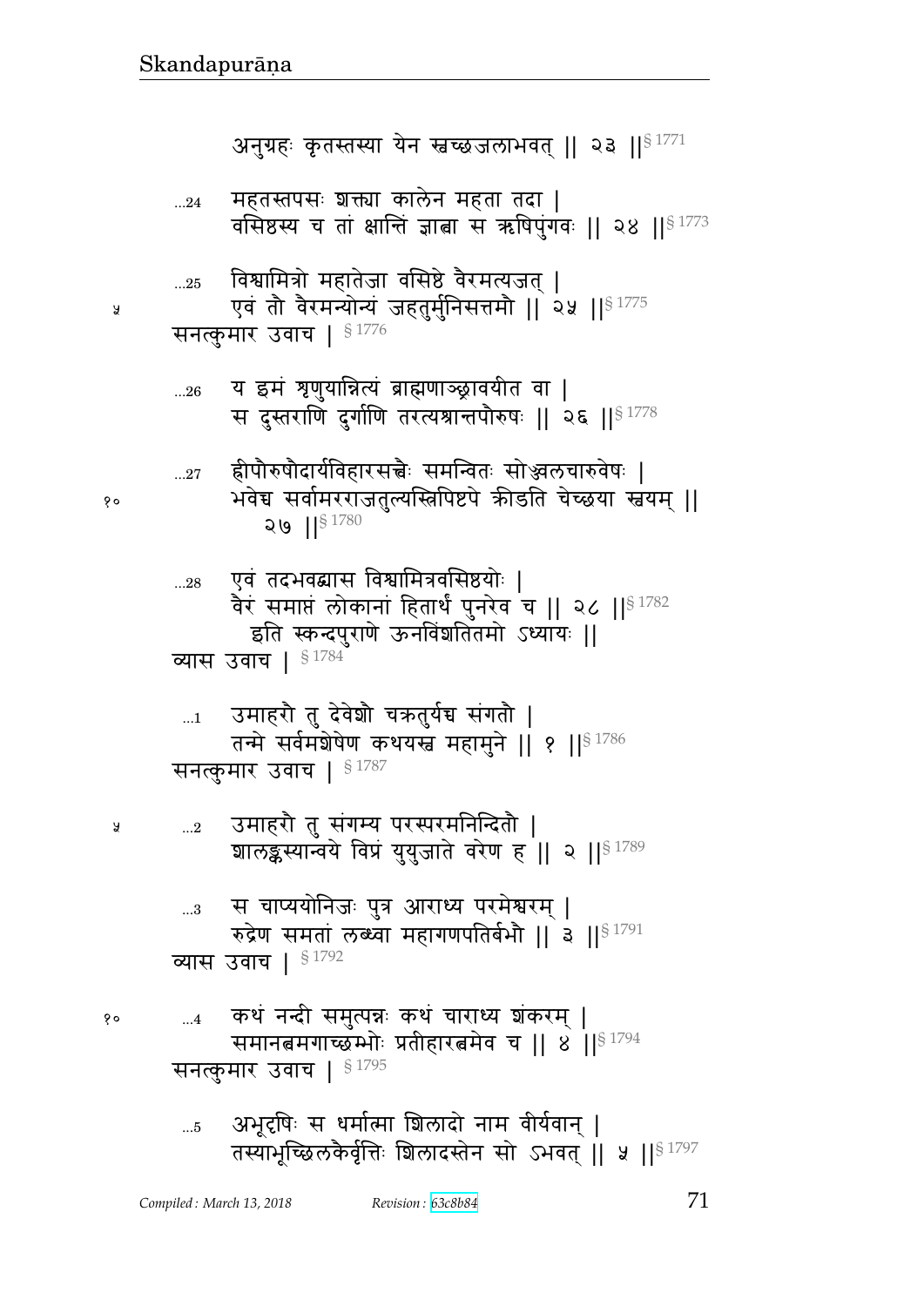अनुग्रहः कृतस्तस्या येन स्वच्छजलाभवत् ॥ २३ ॥§ 1771

...24 महतस्तपसः शक्त्या कालेन महता तदा ।
वसिष्ठस्य च तां क्षान्तिं ज्ञात्वा स ऋषिपुंगवः ॥ २४ ॥§ 1773

...25 विश्वामित्रो महातेजा वसिष्ठे वैरमत्यजत् ।
एवं तौ वैरमन्योन्यं जहतुर्मुनिसत्तमौ ॥ २५ ॥§ 1775

सनत्कुमार उवाच । § 1776

...26 य इमं शृणुयान्नित्यं ब्राह्मणाञ्छ्रावयीत वा ।
स दुस्तराणि दुर्गाणि तरत्यश्रान्तपौरुषः ॥ २६ ॥§ 1778

...27 ह्रीपौरुषौदार्यविहारसत्त्वैः समन्वितः सोज्ज्वलचारुवेषः ।
भवेच्च सर्वामरराजतुल्यस्त्रिपिष्टपे क्रीडति चेच्छया स्वयम् ॥ २७ ॥§ 1780

...28 एवं तदभवद्व्यास विश्वामित्रवसिष्ठयोः ।
वैरं समाप्तं लोकानां हितार्थं पुनरेव च ॥ २८ ॥§ 1782

इति स्कन्दपुराणे ऊनविंशतितमो ऽध्यायः ॥

व्यास उवाच । § 1784

...1 उमाहरौ तु देवेशौ चक्रतुर्यच्च संगतौ ।
तन्मे सर्वमशेषेण कथयस्व महामुने ॥ १ ॥§ 1786

सनत्कुमार उवाच । § 1787

...2 उमाहरौ तु संगम्य परस्परमनिन्दितौ ।
शालङ्कस्यान्वये विप्रं युयुजाते वरेण ह ॥ २ ॥§ 1789

...3 स चाप्ययोनिजः पुत्र आराध्य परमेश्वरम् ।
रुद्रेण समतां लब्ध्वा महागणपतिर्बभौ ॥ ३ ॥§ 1791

व्यास उवाच । § 1792

...4 कथं नन्दी समुत्पन्नः कथं चाराध्य शंकरम् ।
समानत्वमगाच्छम्भोः प्रतीहारत्वमेव च ॥ ४ ॥§ 1794

सनत्कुमार उवाच । § 1795

...5 अभूदृषिः स धर्मात्मा शिलादो नाम वीर्यवान् ।
तस्याभूच्छिलकैर्वृत्तिः शिलादस्तेन सो ऽभवत् ॥ ५ ॥§ 1797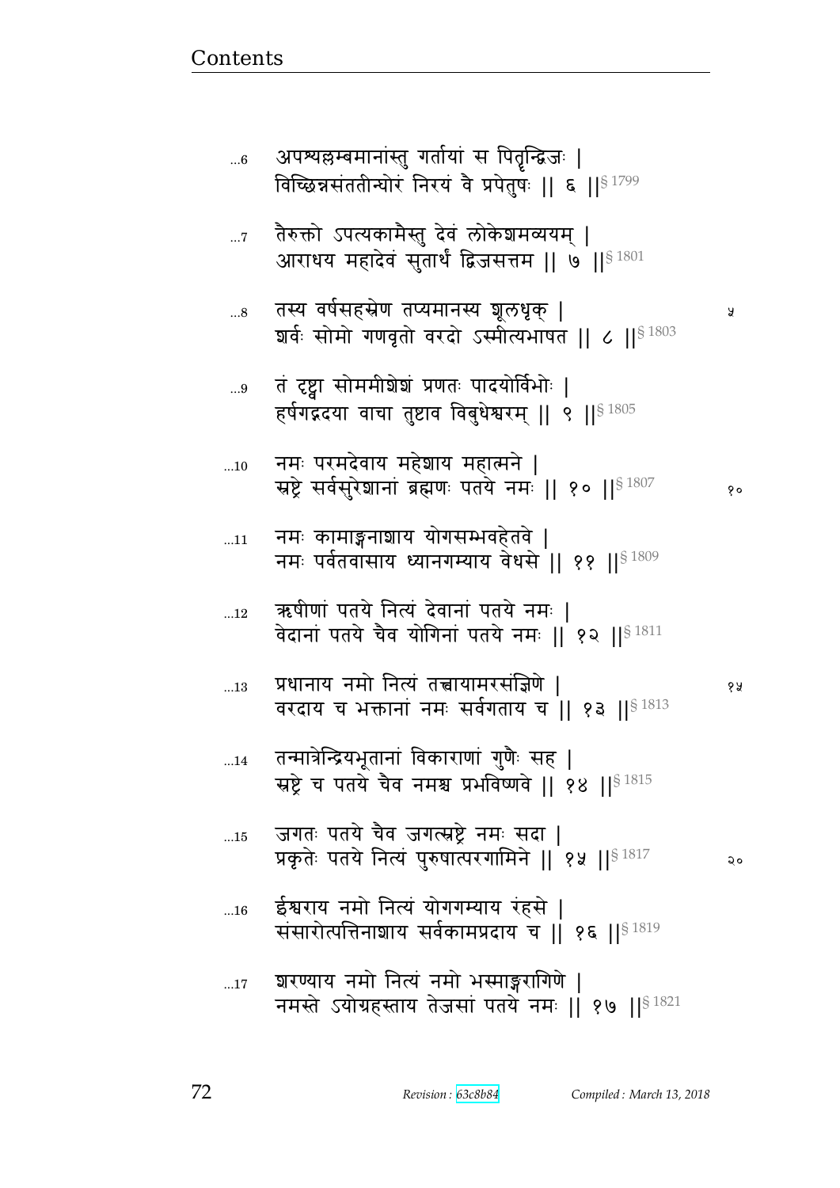...6 अपश्यल्लम्बमानांस्तु गर्तायां स पितॄन्द्विजः |
विच्छिन्नसंततीन्घोरं निरयं वै प्रपेतुषः || ६ ||§ 1799

...7 तैरुक्तो ऽपत्यकामैस्तु देवं लोकेशमव्ययम् |
आराधय महादेवं सुतार्थं द्विजसत्तम || ७ ||§ 1801

...8 तस्य वर्षसहस्रेण तप्यमानस्य शूलधृक् | ५
शर्वः सोमो गणवृतो वरदो ऽस्मीत्यभाषत || ८ ||§ 1803

...9 तं दृष्ट्वा सोममीशेशं प्रणतः पादयोर्विभोः |
हर्षगद्गदया वाचा तुष्टाव विबुधेश्वरम् || ९ ||§ 1805

...10 नमः परमदेवाय महेशाय महात्मने |
स्रष्ट्रे सर्वसुरेशानां ब्रह्मणः पतये नमः || १० ||§ 1807 १०

...11 नमः कामाङ्गनाशाय योगसम्भवहेतवे |
नमः पर्वतवासाय ध्यानगम्याय वेधसे || ११ ||§ 1809

...12 ऋषीणां पतये नित्यं देवानां पतये नमः |
वेदानां पतये चैव योगिनां पतये नमः || १२ ||§ 1811

...13 प्रधानाय नमो नित्यं तत्त्वायामरसंज्ञिणे | १५
वरदाय च भक्तानां नमः सर्वगताय च || १३ ||§ 1813

...14 तन्मात्रेन्द्रियभूतानां विकाराणां गुणैः सह |
स्रष्ट्रे च पतये चैव नमश्च प्रभविष्णवे || १४ ||§ 1815

...15 जगतः पतये चैव जगत्स्रष्ट्रे नमः सदा |
प्रकृतेः पतये नित्यं पुरुषात्परगामिने || १५ ||§ 1817 २०

...16 ईश्वराय नमो नित्यं योगगम्याय रंहसे |
संसारोत्पत्तिनाशाय सर्वकामप्रदाय च || १६ ||§ 1819

...17 शरण्याय नमो नित्यं नमो भस्माङ्गरागिणे |
नमस्ते ऽयोग्रहस्ताय तेजसां पतये नमः || १७ ||§ 1821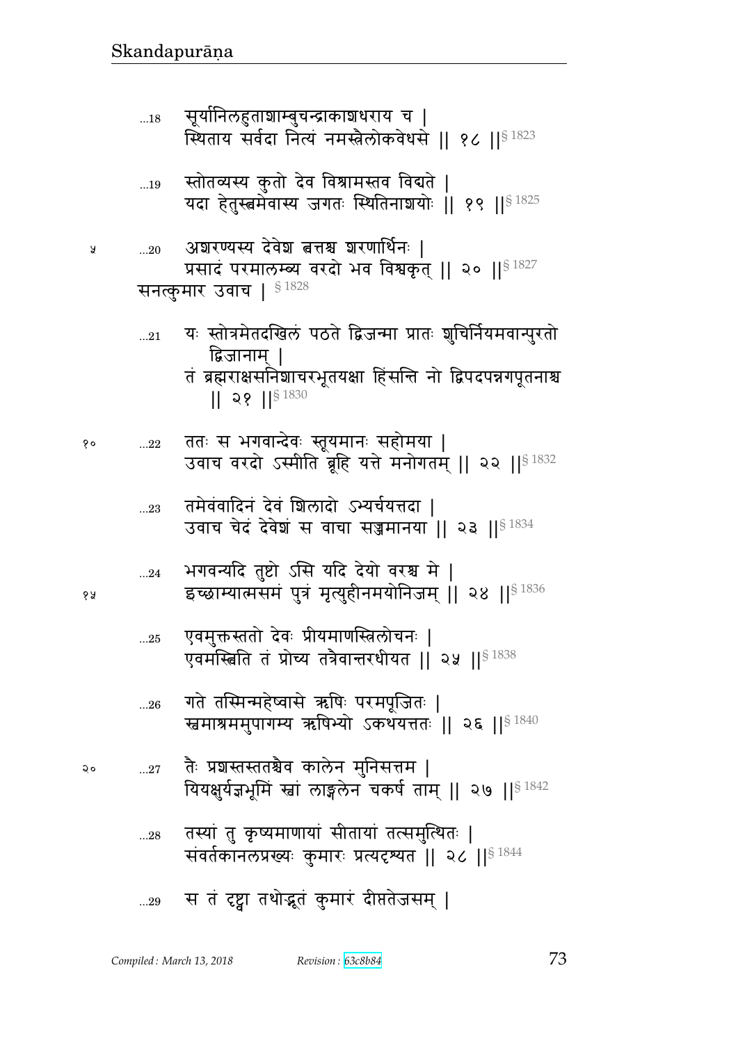...18 सूर्यानिलहुताशाम्बुचन्द्राकाशधराय च |
स्थिताय सर्वदा नित्यं नमस्त्रैलोकवेधसे || १८ ||§ 1823

...19 स्तोतव्यस्य कुतो देव विश्रामस्तव विद्यते |
यदा हेतुस्त्वमेवास्य जगतः स्थितिनाशयोः || १९ ||§ 1825

...20 अशरण्यस्य देवेश त्वत्तश्च शरणार्थिनः |
प्रसादं परमालम्ब्य वरदो भव विश्वकृत् || २० ||§ 1827

सनत्कुमार उवाच | § 1828

...21 यः स्तोत्रमेतदखिलं पठते द्विजन्मा प्रातः शुचिर्नियमवान्पुरतो द्विजानाम् |
तं ब्रह्मराक्षसनिशाचरभूतयक्षा हिंसन्ति नो द्विपदपन्नगपूतनाश्च || २१ ||§ 1830

...22 ततः स भगवान्देवः स्तूयमानः सहोमया |
उवाच वरदो ऽस्मीति ब्रूहि यत्ते मनोगतम् || २२ ||§ 1832

...23 तमेवंवादिनं देवं शिलादो ऽभ्यर्चयत्तदा |
उवाच चेदं देवेशं स वाचा सज्जमानया || २३ ||§ 1834

...24 भगवन्यदि तुष्टो ऽसि यदि देयो वरश्च मे |
इच्छाम्यात्मसमं पुत्रं मृत्युहीनमयोनिजम् || २४ ||§ 1836

...25 एवमुक्तस्ततो देवः प्रीयमाणस्त्रिलोचनः |
एवमस्त्विति तं प्रोच्य तत्रैवान्तरधीयत || २५ ||§ 1838

...26 गते तस्मिन्महेष्वासे ऋषिः परमपूजितः |
स्वमाश्रममुपागम्य ऋषिभ्यो ऽकथयत्ततः || २६ ||§ 1840

...27 तैः प्रशस्तस्ततश्चैव कालेन मुनिसत्तम |
यियक्षुर्यज्ञभूमिं स्वां लाङ्गलेन चकर्ष ताम् || २७ ||§ 1842

...28 तस्यां तु कृष्यमाणायां सीतायां तत्समुत्थितः |
संवर्तकानलप्रख्यः कुमारः प्रत्यदृश्यत || २८ ||§ 1844

...29 स तं दृष्ट्वा तथोद्भूतं कुमारं दीप्ततेजसम् |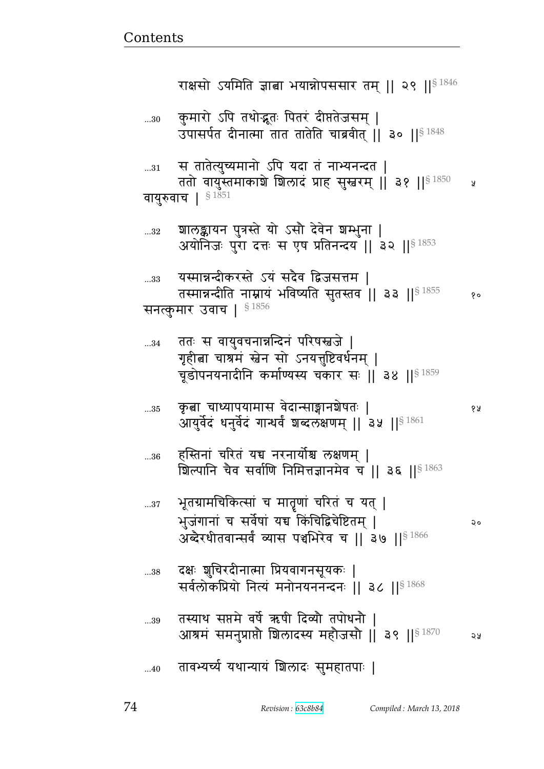राक्षसो ऽयमिति ज्ञात्वा भयान्नोपससार तम् || २९ ||§ 1846

...30 कुमारो ऽपि तथोद्भूतः पितरं दीप्ततेजसम् |
उपासर्पत दीनात्मा तात तातेति चाब्रवीत् || ३० ||§ 1848

...31 स तातेत्युच्यमानो ऽपि यदा तं नाभ्यनन्दत |
ततो वायुस्तमाकाशे शिलादं प्राह सुस्वरम् || ३१ ||§ 1850 ५

वायुरुवाच | § 1851

...32 शालङ्कायन पुत्रस्ते यो ऽसौ देवेन शम्भुना |
अयोनिजः पुरा दत्तः स एष प्रतिनन्दय || ३२ ||§ 1853

...33 यस्मान्नन्दीकरस्ते ऽयं सदैव द्विजसत्तम |
तस्मान्नन्दीति नाम्नायं भविष्यति सुतस्तव || ३३ ||§ 1855 १०

सनत्कुमार उवाच | § 1856

...34 ततः स वायुवचनान्नन्दिनं परिषस्वजे |
गृहीत्वा चाश्रमं स्वेन सो ऽनयत्तुष्टिवर्धनम् |
चूडोपनयनादीनि कर्माण्यस्य चकार सः || ३४ ||§ 1859

...35 कृत्वा चाध्यापयामास वेदान्साङ्गानशेषतः | १५
आयुर्वेदं धनुर्वेदं गान्धर्वं शब्दलक्षणम् || ३५ ||§ 1861

...36 हस्तिनां चरितं यच्च नरनार्योश्च लक्षणम् |
शिल्पानि चैव सर्वाणि निमित्तज्ञानमेव च || ३६ ||§ 1863

...37 भूतग्रामचिकित्सां च मातॄणां चरितं च यत् |
भुजंगानां च सर्वेषां यच्च किंचिद्विचेष्टितम् | २०
अब्दैरधीतवान्सर्वं व्यास पञ्चभिरेव च || ३७ ||§ 1866

...38 दक्षः शुचिरदीनात्मा प्रियवागनसूयकः |
सर्वलोकप्रियो नित्यं मनोनयननन्दनः || ३८ ||§ 1868

...39 तस्याथ सप्तमे वर्षे ऋषी दिव्यौ तपोधनौ |
आश्रमं समनुप्राप्तौ शिलादस्य महौजसौ || ३९ ||§ 1870 २५

...40 तावभ्यर्च्य यथान्यायं शिलादः सुमहातपाः |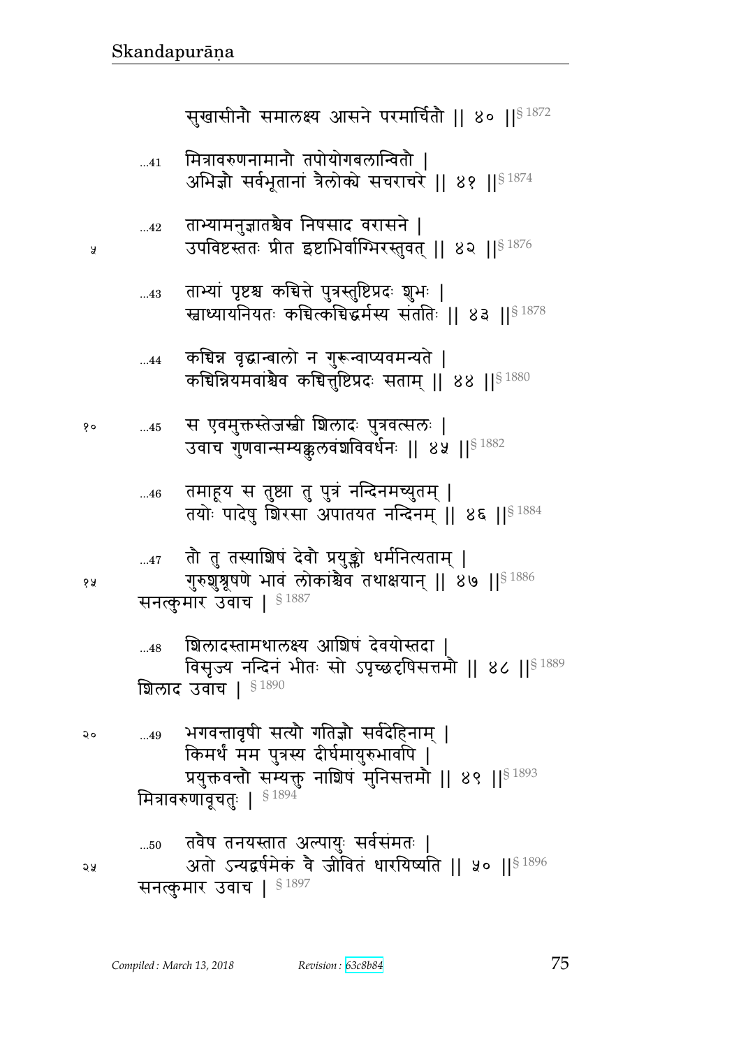सुखासीनौ समालक्ष्य आसने परमार्चितौ || ४० ||§ 1872

...41 मित्रावरुणनामानौ तपोयोगबलान्वितौ |
अभिज्ञौ सर्वभूतानां त्रैलोक्ये सचराचरे || ४१ ||§ 1874

...42 ताभ्यामनुज्ञातश्चैव निषसाद वरासने |
उपविष्टस्ततः प्रीत इष्टाभिर्वाग्भिरस्तुवत् || ४२ ||§ 1876

...43 ताभ्यां पृष्टश्च कच्चित्ते पुत्रस्तुष्टिप्रदः शुभः |
स्वाध्यायनियतः कच्चित्कच्चिद्धर्मस्य संततिः || ४३ ||§ 1878

...44 कच्चिन्न वृद्धान्बालो न गुरून्वाप्यवमन्यते |
कच्चिन्नियमवांश्चैव कच्चित्तुष्टिप्रदः सताम् || ४४ ||§ 1880

...45 स एवमुक्तस्तेजस्वी शिलादः पुत्रवत्सलः |
उवाच गुणवान्सम्यक्कुलवंशविवर्धनः || ४५ ||§ 1882

...46 तमाहूय स तुष्टा तु पुत्रं नन्दिनमच्युतम् |
तयोः पादेषु शिरसा अपातयत नन्दिनम् || ४६ ||§ 1884

...47 तौ तु तस्याशिषं देवौ प्रयुङ्क्तो धर्मनित्यताम् |
गुरुशुश्रूषणे भावं लोकांश्चैव तथाक्षयान् || ४७ ||§ 1886

सनत्कुमार उवाच | § 1887

...48 शिलादस्तामथालक्ष्य आशिषं देवयोस्तदा |
विसृज्य नन्दिनं भीतः सो ऽपृच्छदृषिसत्तमौ || ४८ ||§ 1889

शिलाद उवाच | § 1890

...49 भगवन्तावृषी सत्यौ गतिज्ञौ सर्वदेहिनाम् |
किमर्थं मम पुत्रस्य दीर्घमायुरुभावपि |
प्रयुक्तवन्तौ सम्यक्तु नाशिषं मुनिसत्तमौ || ४९ ||§ 1893

मित्रावरुणावूचतुः | § 1894

...50 तवैष तनयस्तात अल्पायुः सर्वसंमतः |
अतो ऽन्यद्वर्षमेकं वै जीवितं धारयिष्यति || ५० ||§ 1896

सनत्कुमार उवाच | § 1897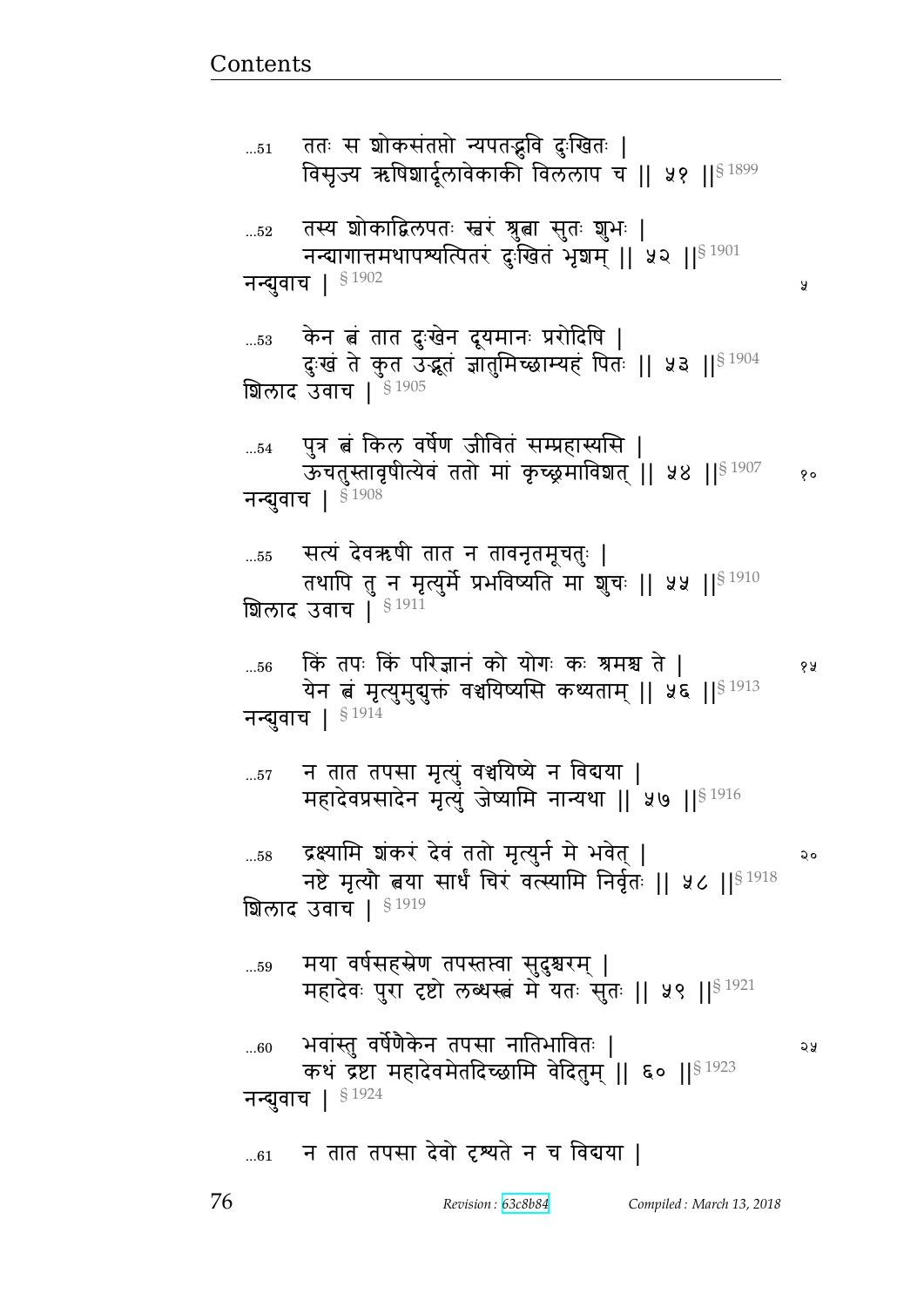...51 ततः स शोकसंतप्तो न्यपतद्भुवि दुःखितः ।
विसृज्य ऋषिशार्दूलावेकाकी विललाप च ॥ ५१ ॥§ 1899

...52 तस्य शोकाद्विलपतः स्वरं श्रुत्वा सुतः शुभः ।
नन्द्यागात्तमथापश्यत्पितरं दुःखितं भृशम् ॥ ५२ ॥§ 1901

नन्द्युवाच । § 1902

...53 केन त्वं तात दुःखेन दूयमानः प्ररोदिषि ।
दुःखं ते कुत उद्भूतं ज्ञातुमिच्छाम्यहं पितः ॥ ५३ ॥§ 1904

शिलाद उवाच । § 1905

...54 पुत्र त्वं किल वर्षेण जीवितं सम्प्रहास्यसि ।
ऊचतुस्तावृषीत्येवं ततो मां कृच्छ्रमाविशत् ॥ ५४ ॥§ 1907

नन्द्युवाच । § 1908

...55 सत्यं देवऋषी तात न तावनृतमूचतुः ।
तथापि तु न मृत्युर्मे प्रभविष्यति मा शुचः ॥ ५५ ॥§ 1910

शिलाद उवाच । § 1911

...56 किं तपः किं परिज्ञानं को योगः कः श्रमश्च ते ।
येन त्वं मृत्युमुद्युक्तं वञ्चयिष्यसि कथ्यताम् ॥ ५६ ॥§ 1913

नन्द्युवाच । § 1914

...57 न तात तपसा मृत्युं वञ्चयिष्ये न विद्यया ।
महादेवप्रसादेन मृत्युं जेष्यामि नान्यथा ॥ ५७ ॥§ 1916

...58 द्रक्ष्यामि शंकरं देवं ततो मृत्युर्न मे भवेत् ।
नष्टे मृत्यौ त्वया सार्धं चिरं वत्स्यामि निर्वृतः ॥ ५८ ॥§ 1918

शिलाद उवाच । § 1919

...59 मया वर्षसहस्रेण तपस्तप्त्वा सुदुश्चरम् ।
महादेवः पुरा दृष्टो लब्धस्त्वं मे यतः सुतः ॥ ५९ ॥§ 1921

...60 भवांस्तु वर्षेणैकेन तपसा नातिभावितः ।
कथं द्रष्टा महादेवमेतदिच्छामि वेदितुम् ॥ ६० ॥§ 1923

नन्द्युवाच । § 1924

...61 न तात तपसा देवो दृश्यते न च विद्यया ।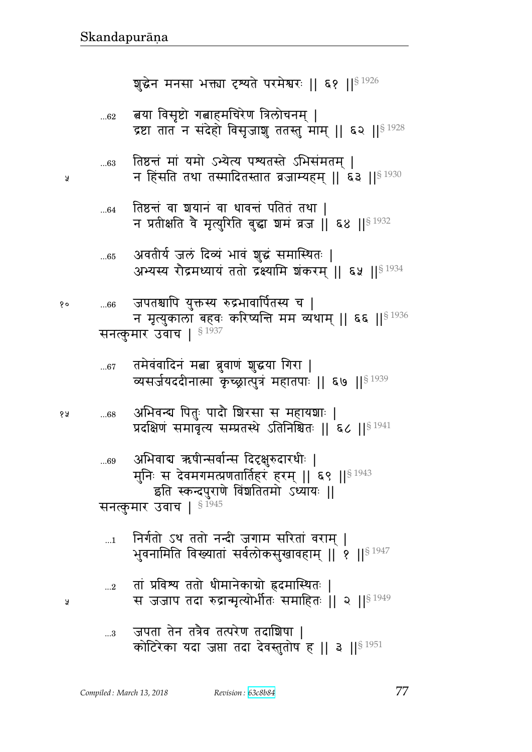शुद्धेन मनसा भक्त्या दृश्यते परमेश्वरः ॥ ६१ ॥§ 1926

...62 त्वया विसृष्टो गत्वाहमचिरेण त्रिलोचनम् ।
द्रष्टा तात न संदेहो विसृजाशु ततस्तु माम् ॥ ६२ ॥§ 1928

...63 तिष्ठन्तं मां यमो ऽभ्येत्य पश्यतस्ते ऽभिसंमतम् ।
५ न हिंसति तथा तस्मादितस्तात व्रजाम्यहम् ॥ ६३ ॥§ 1930

...64 तिष्ठन्तं वा शयानं वा धावन्तं पतितं तथा ।
न प्रतीक्षति वै मृत्युरिति बुद्ध्वा शमं व्रज ॥ ६४ ॥§ 1932

...65 अवतीर्य जलं दिव्यं भावं शुद्धं समास्थितः ।
अभ्यस्य रौद्रमध्यायं ततो द्रक्ष्यामि शंकरम् ॥ ६५ ॥§ 1934

१० ...66 जपतश्चापि युक्तस्य रुद्रभावार्पितस्य च ।
न मृत्युकाला बहवः करिष्यन्ति मम व्यथाम् ॥ ६६ ॥§ 1936

सनत्कुमार उवाच । § 1937

...67 तमेवंवादिनं मत्वा ब्रुवाणं शुद्धया गिरा ।
व्यसर्जयददीनात्मा कृच्छ्रात्पुत्रं महातपाः ॥ ६७ ॥§ 1939

१५ ...68 अभिवन्द्य पितुः पादौ शिरसा स महायशाः ।
प्रदक्षिणं समावृत्य सम्प्रतस्थे ऽतिनिश्चितः ॥ ६८ ॥§ 1941

...69 अभिवाद्य ऋषीन्सर्वान्स दिदृक्षुरुदारधीः ।
मुनिः स देवमगमत्प्रणतार्तिहरं हरम् ॥ ६९ ॥§ 1943

इति स्कन्दपुराणे विंशतितमो ऽध्यायः ॥

सनत्कुमार उवाच । § 1945

...1 निर्गतो ऽथ ततो नन्दी जगाम सरितां वराम् ।
भुवनामिति विख्यातां सर्वलोकसुखावहाम् ॥ १ ॥§ 1947

...2 तां प्रविश्य ततो धीमानेकाग्रो ह्रदमास्थितः ।
५ स जजाप तदा रुद्रान्मृत्योर्भीतः समाहितः ॥ २ ॥§ 1949

...3 जपता तेन तत्रैव तत्परेण तदाशिषा ।
कोटिरेका यदा जप्ता तदा देवस्तुतोष ह ॥ ३ ॥§ 1951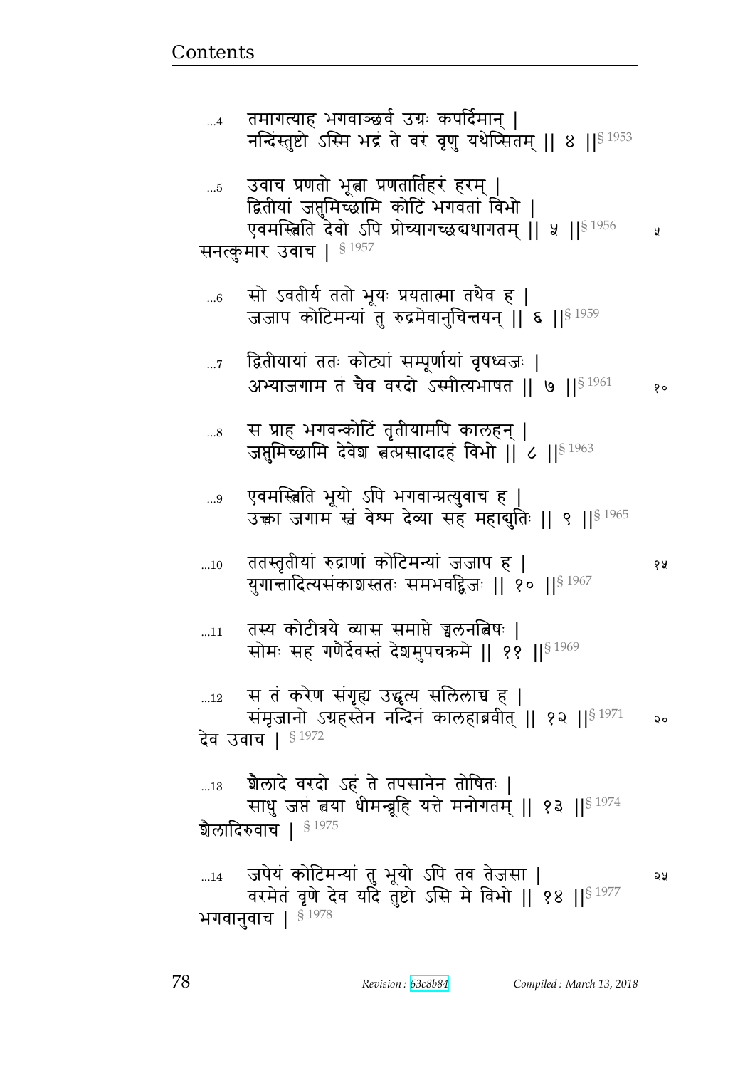...4 तमागत्याह भगवाञ्छर्व उग्रः कपर्दिमान् |
नन्दिंस्तुष्टो ऽस्मि भद्रं ते वरं वृणु यथेप्सितम् || ४ ||§ 1953

...5 उवाच प्रणतो भूत्वा प्रणतार्तिहरं हरम् |
द्वितीयां जप्तुमिच्छामि कोटिं भगवतां विभो |
एवमस्त्विति देवो ऽपि प्रोच्यागच्छद्यथागतम् || ५ ||§ 1956 ५

सनत्कुमार उवाच | § 1957

...6 सो ऽवतीर्य ततो भूयः प्रयतात्मा तथैव ह |
जजाप कोटिमन्यां तु रुद्रमेवानुचिन्तयन् || ६ ||§ 1959

...7 द्वितीयायां ततः कोट्यां सम्पूर्णायां वृषध्वजः |
अभ्याजगाम तं चैव वरदो ऽस्मीत्यभाषत || ७ ||§ 1961 १०

...8 स प्राह भगवन्कोटिं तृतीयामपि कालहन् |
जप्तुमिच्छामि देवेश त्वत्प्रसादादहं विभो || ८ ||§ 1963

...9 एवमस्त्विति भूयो ऽपि भगवान्प्रत्युवाच ह |
उक्त्वा जगाम स्वं वेश्म देव्या सह महाद्युतिः || ९ ||§ 1965

...10 ततस्तृतीयां रुद्राणां कोटिमन्यां जजाप ह | १५
युगान्तादित्यसंकाशस्ततः समभवद्द्विजः || १० ||§ 1967

...11 तस्य कोटीत्रये व्यास समाप्ते ज्वलनत्विषः |
सोमः सह गणैर्देवस्तं देशमुपचक्रमे || ११ ||§ 1969

...12 स तं करेण संगृह्य उद्धृत्य सलिलाच्च ह |
संमृजानो ऽग्रहस्तेन नन्दिनं कालहाब्रवीत् || १२ ||§ 1971 २०

देव उवाच | § 1972

...13 शैलादे वरदो ऽहं ते तपसानेन तोषितः |
साधु जप्तं त्वया धीमन्ब्रूहि यत्ते मनोगतम् || १३ ||§ 1974

शैलादिरुवाच | § 1975

...14 जपेयं कोटिमन्यां तु भूयो ऽपि तव तेजसा | २५
वरमेतं वृणे देव यदि तुष्टो ऽसि मे विभो || १४ ||§ 1977

भगवानुवाच | § 1978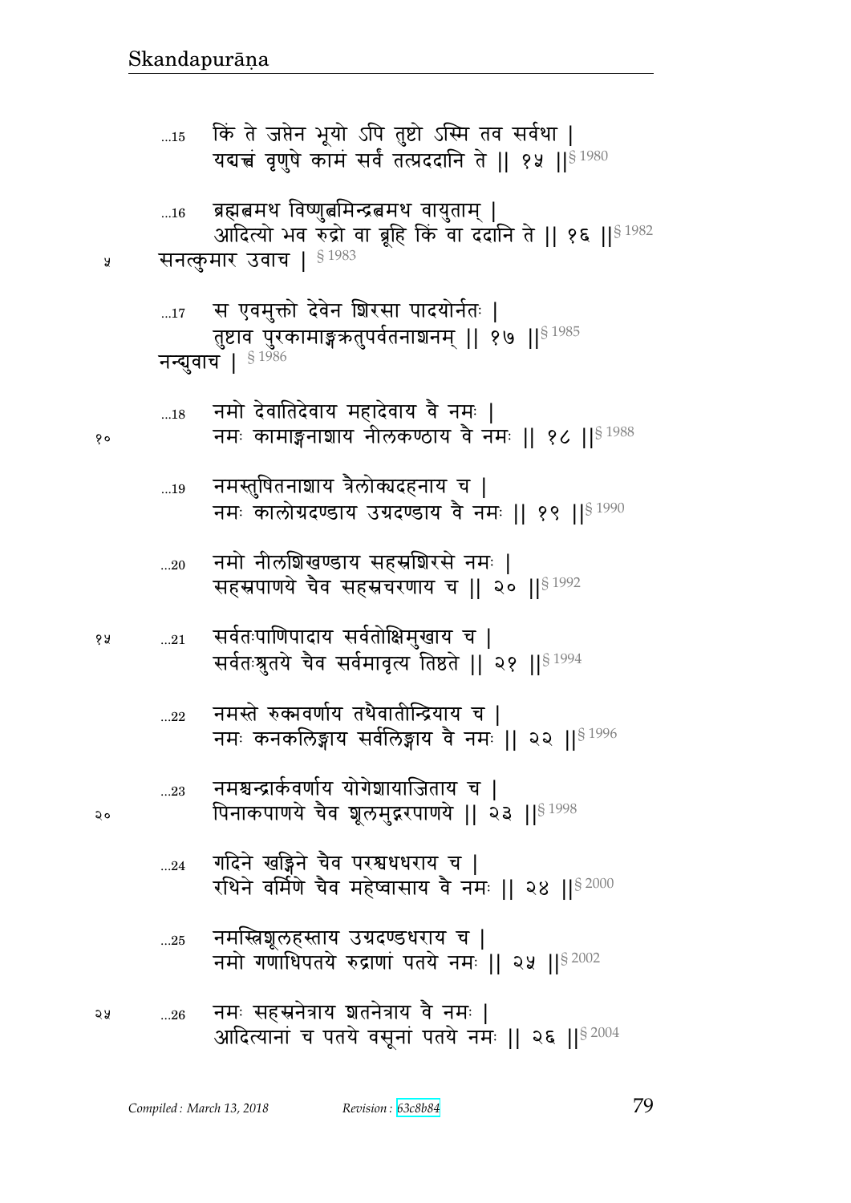...15 किं ते जप्तेन भूयो ऽपि तुष्टो ऽस्मि तव सर्वथा |
यद्यत्त्वं वृणुषे कामं सर्वं तत्प्रददानि ते || १५ ||§ 1980

...16 ब्रह्मत्वमथ विष्णुत्वमिन्द्रत्वमथ वायुताम् |
आदित्यो भव रुद्रो वा ब्रूहि किं वा ददानि ते || १६ ||§ 1982

सनत्कुमार उवाच | § 1983

...17 स एवमुक्तो देवेन शिरसा पादयोर्नतः |
तुष्टाव पुरकामाङ्गक्रतुपर्वतनाशनम् || १७ ||§ 1985

नन्द्युवाच | § 1986

...18 नमो देवातिदेवाय महादेवाय वै नमः |
नमः कामाङ्गनाशाय नीलकण्ठाय वै नमः || १८ ||§ 1988

...19 नमस्तुषितनाशाय त्रैलोक्यदहनाय च |
नमः कालोग्रदण्डाय उग्रदण्डाय वै नमः || १९ ||§ 1990

...20 नमो नीलशिखण्डाय सहस्रशिरसे नमः |
सहस्रपाणये चैव सहस्रचरणाय च || २० ||§ 1992

...21 सर्वतःपाणिपादाय सर्वतोक्षिमुखाय च |
सर्वतःश्रुतये चैव सर्वमावृत्य तिष्ठते || २१ ||§ 1994

...22 नमस्ते रुक्मवर्णाय तथैवातीन्द्रियाय च |
नमः कनकलिङ्गाय सर्वलिङ्गाय वै नमः || २२ ||§ 1996

...23 नमश्चन्द्रार्कवर्णाय योगेशायाजिताय च |
पिनाकपाणये चैव शूलमुद्गरपाणये || २३ ||§ 1998

...24 गदिने खड्गिने चैव परश्वधधराय च |
रथिने वर्मिणे चैव महेष्वासाय वै नमः || २४ ||§ 2000

...25 नमस्त्रिशूलहस्ताय उग्रदण्डधराय च |
नमो गणाधिपतये रुद्राणां पतये नमः || २५ ||§ 2002

...26 नमः सहस्रनेत्राय शतनेत्राय वै नमः |
आदित्यानां च पतये वसूनां पतये नमः || २६ ||§ 2004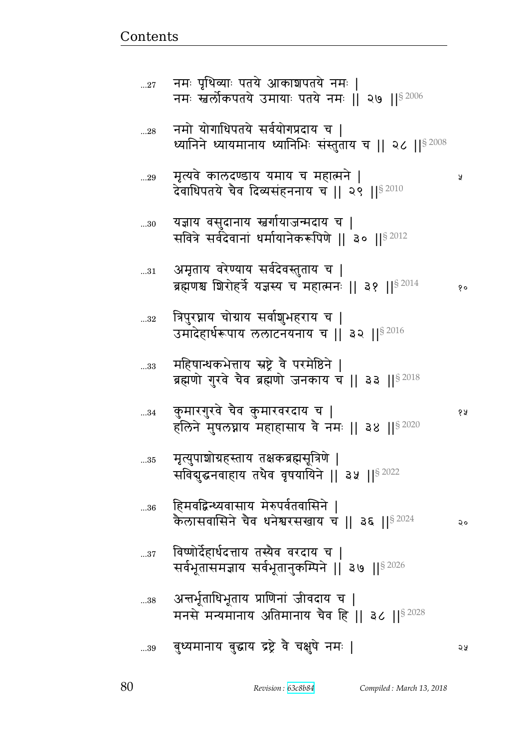...27 नमः पृथिव्याः पतये आकाशपतये नमः |
नमः स्वर्लोकपतये उमायाः पतये नमः || २७ ||§ 2006

...28 नमो योगाधिपतये सर्वयोगप्रदाय च |
ध्यानिने ध्यायमानाय ध्यानिभिः संस्तुताय च || २८ ||§ 2008

...29 मृत्यवे कालदण्डाय यमाय च महात्मने |
देवाधिपतये चैव दिव्यसंहननाय च || २९ ||§ 2010 ५

...30 यज्ञाय वसुदानाय स्वर्गायाजन्मदाय च |
सवित्रे सर्वदेवानां धर्मायानेकरूपिणे || ३० ||§ 2012

...31 अमृताय वरेण्याय सर्वदेवस्तुताय च |
ब्रह्मणश्च शिरोहर्त्रे यज्ञस्य च महात्मनः || ३१ ||§ 2014 १०

...32 त्रिपुरघ्नाय चोग्राय सर्वाशुभहराय च |
उमादेहार्धरूपाय ललाटनयनाय च || ३२ ||§ 2016

...33 महिषान्धकभेत्ताय स्रष्ट्रे वै परमेष्ठिने |
ब्रह्मणो गुरवे चैव ब्रह्मणो जनकाय च || ३३ ||§ 2018

...34 कुमारगुरवे चैव कुमारवरदाय च |
हलिने मुषलघ्नाय महाहासाय वै नमः || ३४ ||§ 2020 १५

...35 मृत्युपाशोग्रहस्ताय तक्षकब्रह्मसूत्रिणे |
सविद्युद्धनवाहाय तथैव वृषयायिने || ३५ ||§ 2022

...36 हिमवद्विन्ध्यवासाय मेरुपर्वतवासिने |
कैलासवासिने चैव धनेश्वरसखाय च || ३६ ||§ 2024 २०

...37 विष्णोर्देहार्धदत्ताय तस्यैव वरदाय च |
सर्वभूतासमज्ञाय सर्वभूतानुकम्पिने || ३७ ||§ 2026

...38 अन्तर्भूताधिभूताय प्राणिनां जीवदाय च |
मनसे मन्यमानाय अतिमानाय चैव हि || ३८ ||§ 2028

...39 बुध्यमानाय बुद्धाय द्रष्ट्रे वै चक्षुषे नमः | २५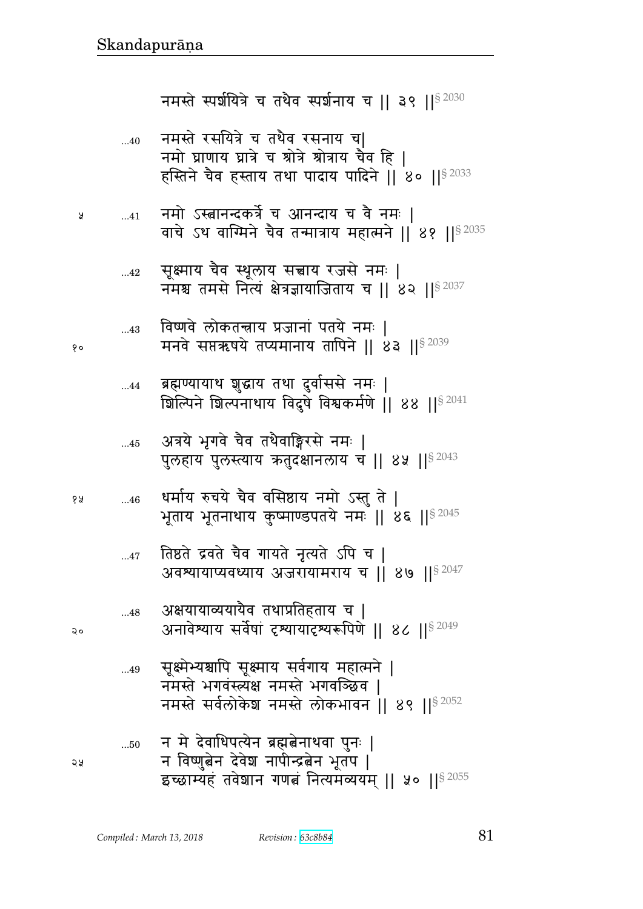नमस्ते स्पर्शयित्रे च तथैव स्पर्शनाय च ॥ ३९ ॥§ 2030

...40 नमस्ते रसयित्रे च तथैव रसनाय च।
नमो घ्राणाय घ्रात्रे च श्रोत्रे श्रोत्राय चैव हि ।
हस्तिने चैव हस्ताय तथा पादाय पादिने ॥ ४० ॥§ 2033

...41 नमो ऽस्त्वानन्दकर्त्रे च आनन्दाय च वै नमः ।
वाचे ऽथ वाग्मिने चैव तन्मात्राय महात्मने ॥ ४१ ॥§ 2035

...42 सूक्ष्माय चैव स्थूलाय सत्त्वाय रजसे नमः ।
नमश्च तमसे नित्यं क्षेत्रज्ञायाजिताय च ॥ ४२ ॥§ 2037

...43 विष्णवे लोकतन्त्राय प्रजानां पतये नमः ।
मनवे सप्तऋषये तप्यमानाय तापिने ॥ ४३ ॥§ 2039

...44 ब्रह्मण्यायाथ शुद्धाय तथा दुर्वाससे नमः ।
शिल्पिने शिल्पनाथाय विदुषे विश्वकर्मणे ॥ ४४ ॥§ 2041

...45 अत्रये भृगवे चैव तथैवाङ्गिरसे नमः ।
पुलहाय पुलस्त्याय ऋतुदक्षानलाय च ॥ ४५ ॥§ 2043

...46 धर्माय रुचये चैव वसिष्ठाय नमो ऽस्तु ते ।
भूताय भूतनाथाय कुष्माण्डपतये नमः ॥ ४६ ॥§ 2045

...47 तिष्ठते द्रवते चैव गायते नृत्यते ऽपि च ।
अवध्यायाप्यवध्याय अजरायामराय च ॥ ४७ ॥§ 2047

...48 अक्षयायाव्ययायैव तथाप्रतिहताय च ।
अनावेश्याय सर्वेषां दृश्यायादृश्यरूपिणे ॥ ४८ ॥§ 2049

...49 सूक्ष्मेभ्यश्चापि सूक्ष्माय सर्वगाय महात्मने ।
नमस्ते भगवंस्त्र्यक्ष नमस्ते भगवञ्छिव ।
नमस्ते सर्वलोकेश नमस्ते लोकभावन ॥ ४९ ॥§ 2052

...50 न मे देवाधिपत्येन ब्रह्मत्वेनाथवा पुनः ।
न विष्णुत्वेन देवेश नापीन्द्रत्वेन भूतप ।
इच्छाम्यहं तवेशान गणत्वं नित्यमव्ययम् ॥ ५० ॥§ 2055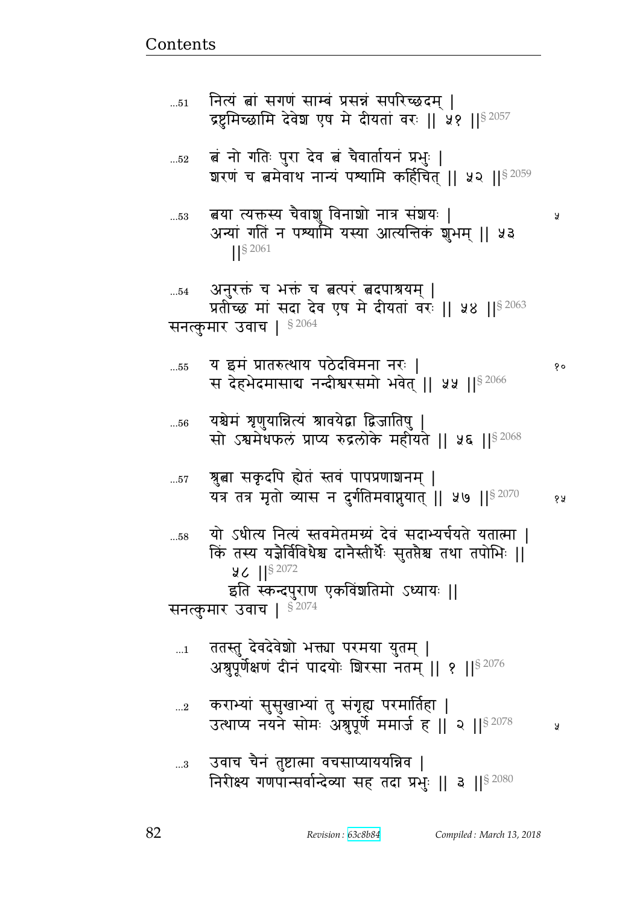...51 नित्यं त्वां सगणं साम्बं प्रसन्नं सपरिच्छदम् |
द्रष्टुमिच्छामि देवेश एष मे दीयतां वरः || ५१ ||§ 2057

...52 त्वं नो गतिः पुरा देव त्वं चैवार्तायनं प्रभुः |
शरणं च त्वमेवाथ नान्यं पश्यामि कर्हिचित् || ५२ ||§ 2059

...53 त्वया त्यक्तस्य चैवाशु विनाशो नात्र संशयः | ५
अन्यां गतिं न पश्यामि यस्या आत्यन्तिकं शुभम् || ५३
||§ 2061

...54 अनुरक्तं च भक्तं च त्वत्परं त्वदपाश्रयम् |
प्रतीच्छ मां सदा देव एष मे दीयतां वरः || ५४ ||§ 2063

सनत्कुमार उवाच | § 2064

...55 य इमं प्रातरुत्थाय पठेदविमना नरः | १०
स देहभेदमासाद्य नन्दीश्वरसमो भवेत् || ५५ ||§ 2066

...56 यश्चेमं शृणुयान्नित्यं श्रावयेद्वा द्विजातिषु |
सो ऽश्वमेधफलं प्राप्य रुद्रलोके महीयते || ५६ ||§ 2068

...57 श्रुत्वा सकृदपि ह्येतं स्तवं पापप्रणाशनम् |
यत्र तत्र मृतो व्यास न दुर्गतिमवाप्नुयात् || ५७ ||§ 2070 १५

...58 यो ऽधीत्य नित्यं स्तवमेतमग्र्यं देवं सदाभ्यर्चयते यतात्मा |
किं तस्य यज्ञैर्विविधैश्च दानैस्तीर्थैः सुतप्तैश्च तथा तपोभिः ||
५८ ||§ 2072

इति स्कन्दपुराण एकविंशतिमो ऽध्यायः ||

सनत्कुमार उवाच | § 2074

...1 ततस्तु देवदेवेशो भक्त्या परमया युतम् |
अश्रुपूर्णेक्षणं दीनं पादयोः शिरसा नतम् || १ ||§ 2076

...2 कराभ्यां सुसुखाभ्यां तु संगृह्य परमार्तिहा |
उत्थाप्य नयने सोमः अश्रुपूर्णे ममार्ज ह || २ ||§ 2078 ५

...3 उवाच चैनं तुष्टात्मा वचसाप्याययन्निव |
निरीक्ष्य गणपान्सर्वान्देव्या सह तदा प्रभुः || ३ ||§ 2080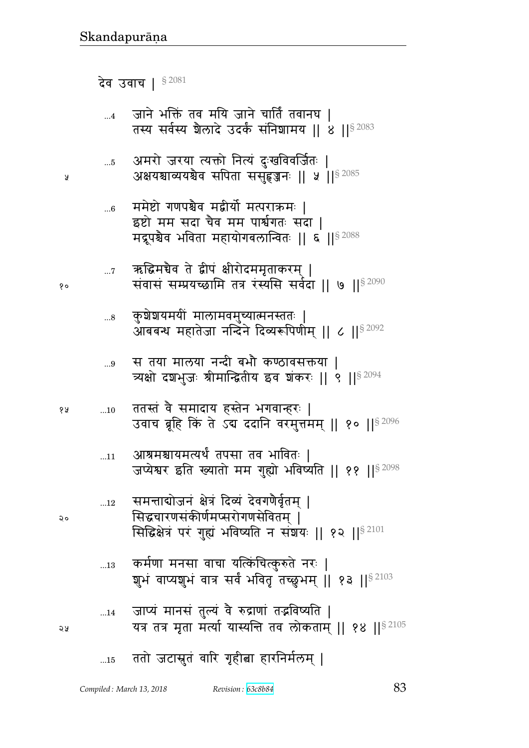देव उवाच | § 2081

...4 जाने भक्तिं तव मयि जाने चार्तिं तवानघ |
तस्य सर्वस्य शैलादे उदर्कं संनिशामय || ४ ||§ 2083

...5 अमरो जरया त्यक्तो नित्यं दुःखविवर्जितः |
अक्षयश्चाव्ययश्चैव सपिता ससुहृज्जनः || ५ ||§ 2085

...6 ममेष्टो गणपश्चैव मद्वीर्यो मत्पराक्रमः |
इष्टो मम सदा चैव मम पार्श्वगतः सदा |
मद्रूपश्चैव भविता महायोगबलान्वितः || ६ ||§ 2088

...7 ऋद्धिमच्चैव ते द्वीपं क्षीरोदममृताकरम् |
संवासं सम्प्रयच्छामि तत्र रंस्यसि सर्वदा || ७ ||§ 2090

...8 कुशेशयमयीं मालामवमुच्यात्मनस्ततः |
आबबन्ध महातेजा नन्दिने दिव्यरूपिणीम् || ८ ||§ 2092

...9 स तया मालया नन्दी बभौ कण्ठावसक्तया |
त्र्यक्षो दशभुजः श्रीमान्द्वितीय इव शंकरः || ९ ||§ 2094

...10 ततस्तं वै समादाय हस्तेन भगवान्हरः |
उवाच ब्रूहि किं ते ऽद्य ददानि वरमुत्तमम् || १० ||§ 2096

...11 आश्रमश्चायमत्यर्थं तपसा तव भावितः |
जप्येश्वर इति ख्यातो मम गुह्यो भविष्यति || ११ ||§ 2098

...12 समन्ताद्योजनं क्षेत्रं दिव्यं देवगणैर्वृतम् |
सिद्धचारणसंकीर्णमप्सरोगणसेवितम् |
सिद्धिक्षेत्रं परं गुह्यं भविष्यति न संशयः || १२ ||§ 2101

...13 कर्मणा मनसा वाचा यत्किंचित्कुरुते नरः |
शुभं वाप्यशुभं वात्र सर्वं भवितृ तच्छुभम् || १३ ||§ 2103

...14 जाप्यं मानसं तुल्यं वै रुद्राणां तद्भविष्यति |
यत्र तत्र मृता मर्त्या यास्यन्ति तव लोकताम् || १४ ||§ 2105

...15 ततो जटास्रुतं वारि गृहीत्वा हारनिर्मलम् |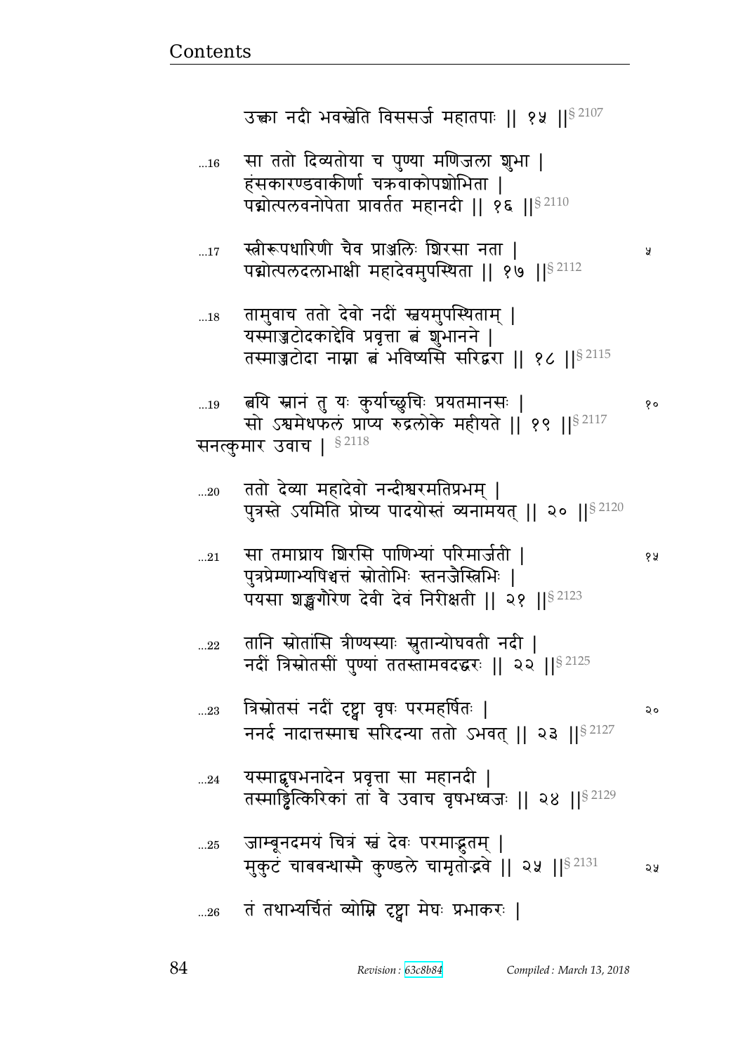उक्ता नदी भवस्वेति विससर्ज महातपाः || १५ ||§ 2107

...16 सा ततो दिव्यतोया च पुण्या मणिजला शुभा |
हंसकारण्डवाकीर्णा चक्रवाकोपशोभिता |
पद्मोत्पलवनोपेता प्रावर्तत महानदी || १६ ||§ 2110

...17 स्त्रीरूपधारिणी चैव प्राञ्जलिः शिरसा नता | ५
पद्मोत्पलदलाभाक्षी महादेवमुपस्थिता || १७ ||§ 2112

...18 तामुवाच ततो देवो नदीं स्वयमुपस्थिताम् |
यस्माज्जटोदकाद्देवि प्रवृत्ता त्वं शुभानने |
तस्माज्जटोदा नाम्ना त्वं भविष्यसि सरिद्वरा || १८ ||§ 2115

...19 त्वयि स्नानं तु यः कुर्याच्छुचिः प्रयतमानसः | १०
सो ऽश्वमेधफलं प्राप्य रुद्रलोके महीयते || १९ ||§ 2117

सनत्कुमार उवाच | § 2118

...20 ततो देव्या महादेवो नन्दीश्वरमतिप्रभम् |
पुत्रस्ते ऽयमिति प्रोच्य पादयोस्तं व्यनामयत् || २० ||§ 2120

...21 सा तमाघ्राय शिरसि पाणिभ्यां परिमार्जती | १५
पुत्रप्रेम्णाभ्यषिञ्चत्तं स्रोतोभिः स्तनजैस्त्रिभिः |
पयसा शङ्खगौरेण देवी देवं निरीक्षती || २१ ||§ 2123

...22 तानि स्रोतांसि त्रीण्यस्याः स्रुतान्योघवती नदी |
नदीं त्रिस्रोतसीं पुण्यां ततस्तामवदद्धरः || २२ ||§ 2125

...23 त्रिस्रोतसं नदीं दृष्ट्वा वृषः परमहर्षितः | २०
ननर्द नादात्तस्माच्च सरिदन्या ततो ऽभवत् || २३ ||§ 2127

...24 यस्माद्वृषभनादेन प्रवृत्ता सा महानदी |
तस्माद्धित्किरिकां तां वै उवाच वृषभध्वजः || २४ ||§ 2129

...25 जाम्बूनदमयं चित्रं स्वं देवः परमाद्भुतम् |
मुकुटं चाबबन्धास्मै कुण्डले चामृतोद्भवे || २५ ||§ 2131 २५

...26 तं तथाभ्यर्चितं व्योम्नि दृष्ट्वा मेघः प्रभाकरः |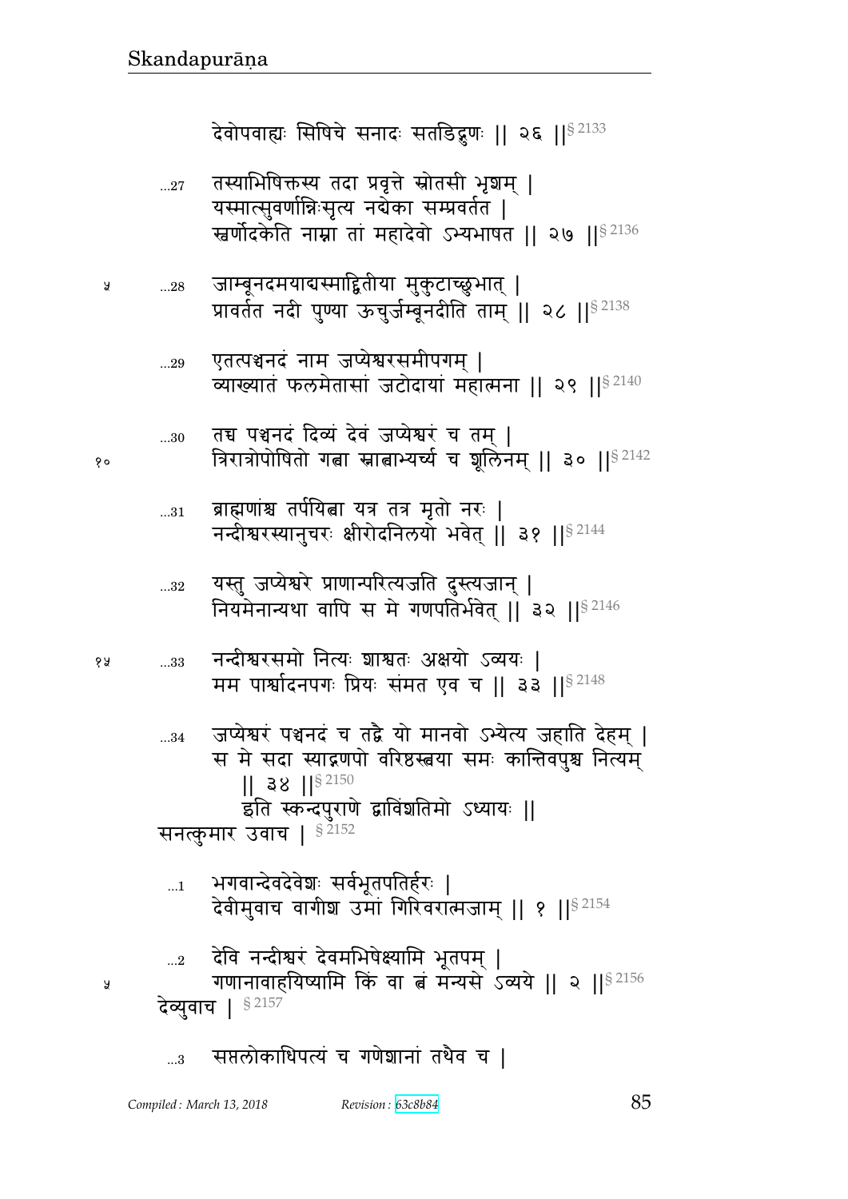देवोपवाह्यः सिषिचे सनादः सतडिद्गुणः ॥ २६ ॥§ 2133

...27 तस्याभिषिक्तस्य तदा प्रवृत्ते स्रोतसी भृशम् ।
यस्मात्सुवर्णान्निःसृत्य नद्येका सम्प्रवर्तत ।
स्वर्णोदकेति नाम्ना तां महादेवो ऽभ्यभाषत ॥ २७ ॥§ 2136

...28 जाम्बूनदमयाद्यस्माद्द्वितीया मुकुटाच्छुभात् ।
प्रावर्तत नदी पुण्या ऊचुर्जम्बूनदीति ताम् ॥ २८ ॥§ 2138

...29 एतत्पञ्चनदं नाम जप्येश्वरसमीपगम् ।
व्याख्यातं फलमेतासां जटोदायां महात्मना ॥ २९ ॥§ 2140

...30 तच्च पञ्चनदं दिव्यं देवं जप्येश्वरं च तम् ।
त्रिरात्रोपोषितो गत्वा स्नात्वाभ्यर्च्य च शूलिनम् ॥ ३० ॥§ 2142

...31 ब्राह्मणांश्च तर्पयित्वा यत्र तत्र मृतो नरः ।
नन्दीश्वरस्यानुचरः क्षीरोदनिलयो भवेत् ॥ ३१ ॥§ 2144

...32 यस्तु जप्येश्वरे प्राणान्परित्यजति दुस्त्यजान् ।
नियमेनान्यथा वापि स मे गणपतिर्भवेत् ॥ ३२ ॥§ 2146

...33 नन्दीश्वरसमो नित्यः शाश्वतः अक्षयो ऽव्ययः ।
मम पार्श्वादनपगः प्रियः संमत एव च ॥ ३३ ॥§ 2148

...34 जप्येश्वरं पञ्चनदं च तद्वै यो मानवो ऽभ्येत्य जहाति देहम् ।
स मे सदा स्याद्गणपो वरिष्ठस्त्वया समः कान्तिवपुश्च नित्यम्
॥ ३४ ॥§ 2150

इति स्कन्दपुराणे द्वाविंशतिमो ऽध्यायः ॥

सनत्कुमार उवाच । § 2152

...1 भगवान्देवदेवेशः सर्वभूतपतिर्हरः ।
देवीमुवाच वागीश उमां गिरिवरात्मजाम् ॥ १ ॥§ 2154

...2 देवि नन्दीश्वरं देवमभिषेक्ष्यामि भूतपम् ।
गणानावाहयिष्यामि किं वा त्वं मन्यसे ऽव्यये ॥ २ ॥§ 2156

देव्युवाच । § 2157

...3 सप्तलोकाधिपत्यं च गणेशानां तथैव च ।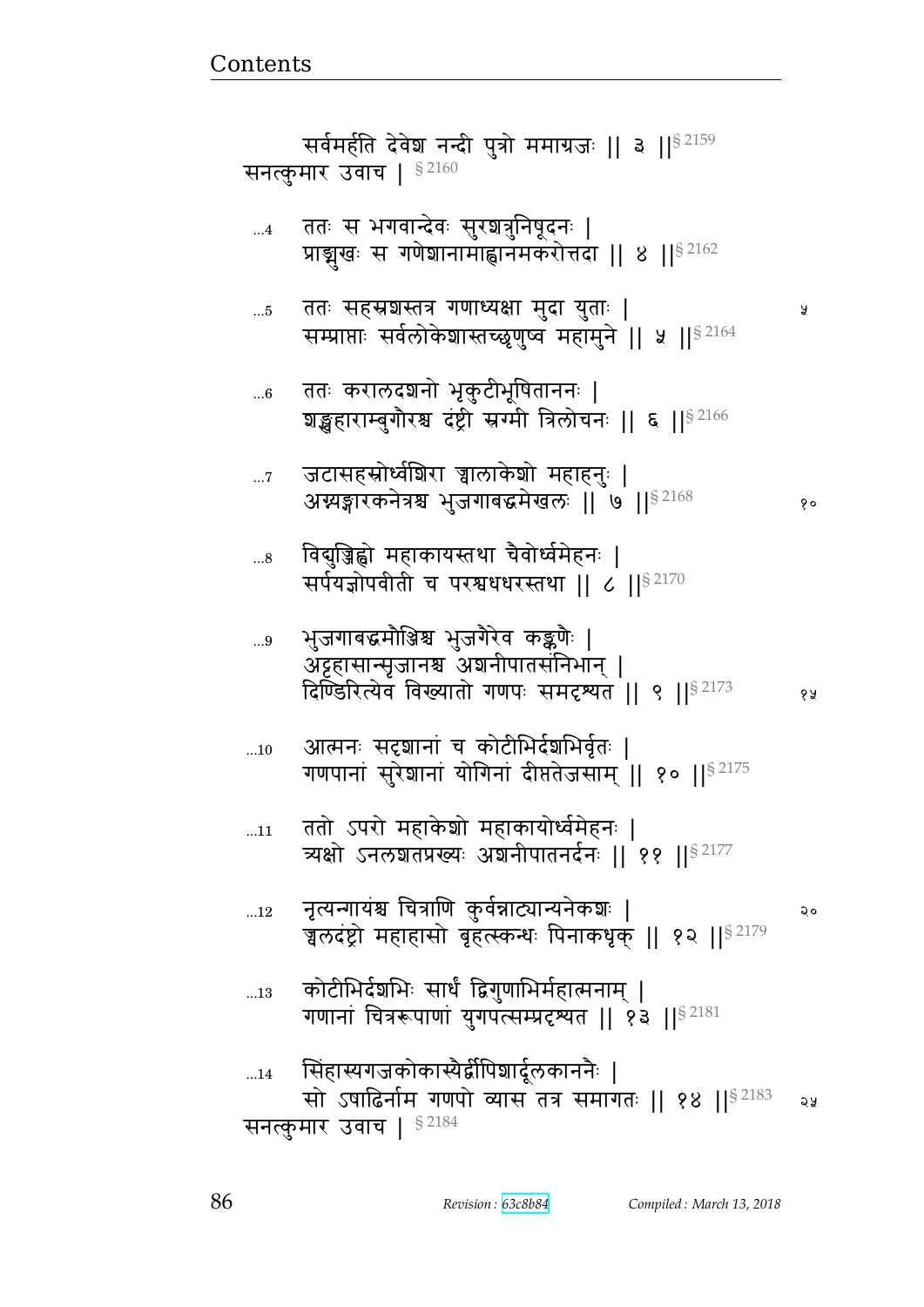सर्वमर्हति देवेश नन्दी पुत्रो ममाग्रजः || ३ ||§ 2159

सनत्कुमार उवाच | § 2160

...4 ततः स भगवान्देवः सुरशत्रुनिषूदनः |
प्राङ्मुखः स गणेशानामाह्वानमकरोत्तदा || ४ ||§ 2162

...5 ततः सहस्रशस्तत्र गणाध्यक्षा मुदा युताः |
सम्प्राप्ताः सर्वलोकेशास्तच्छृणुष्व महामुने || ५ ||§ 2164

...6 ततः करालदशनो भृकुटीभूषिताननः |
शङ्खहाराम्बुगौरश्च दंष्ट्री स्रग्मी त्रिलोचनः || ६ ||§ 2166

...7 जटासहस्रोर्ध्वशिरा ज्वालाकेशो महाहनुः |
अग्न्यङ्गारकनेत्रश्च भुजगाबद्धमेखलः || ७ ||§ 2168

...8 विद्युज्जिह्वो महाकायस्तथा चैवोर्ध्वमेहनः |
सर्पयज्ञोपवीती च परश्वधधरस्तथा || ८ ||§ 2170

...9 भुजगाबद्धमौञ्जिश्च भुजगैरेव कङ्कणैः |
अट्टहासान्सृजानश्च अशनीपातसंनिभान् |
दिण्डिरित्येव विख्यातो गणपः समदृश्यत || ९ ||§ 2173

...10 आत्मनः सदृशानां च कोटीभिर्दशभिर्वृतः |
गणपानां सुरेशानां योगिनां दीप्ततेजसाम् || १० ||§ 2175

...11 ततो ऽपरो महाकेशो महाकायोर्ध्वमेहनः |
त्र्यक्षो ऽनलशतप्रख्यः अशनीपातनर्दनः || ११ ||§ 2177

...12 नृत्यन्गायंश्च चित्राणि कुर्वन्नाट्यान्यनेकशः |
ज्वलदंष्ट्रो महाहासो बृहत्स्कन्धः पिनाकधृक् || १२ ||§ 2179

...13 कोटीभिर्दशभिः सार्धं द्विगुणाभिर्महात्मनाम् |
गणानां चित्ररूपाणां युगपत्सम्प्रदृश्यत || १३ ||§ 2181

...14 सिंहास्यगजकोकास्यैर्द्वीपिशार्दूलकाननैः |
सो ऽषाढिर्नाम गणपो व्यास तत्र समागतः || १४ ||§ 2183

सनत्कुमार उवाच | § 2184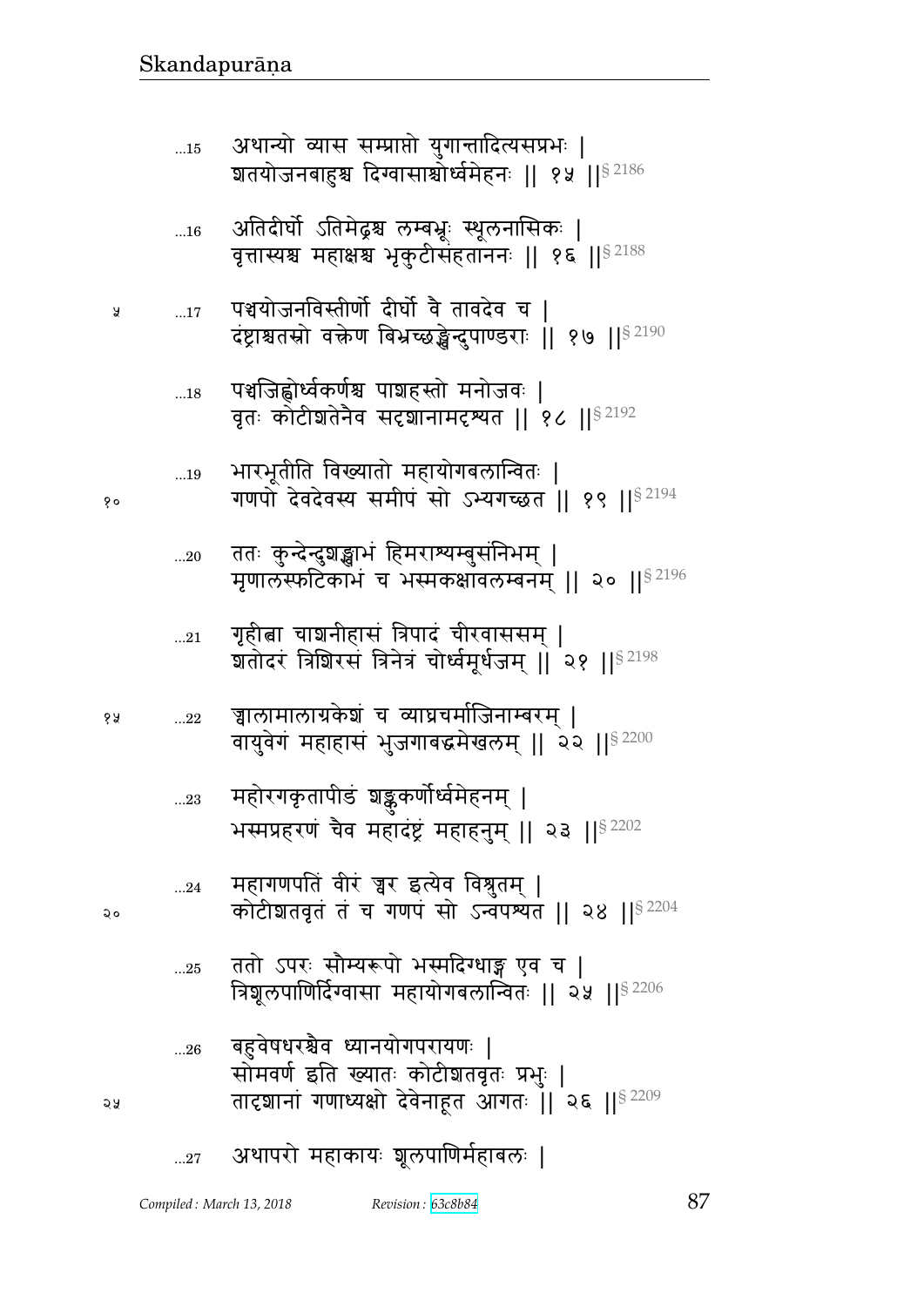...15 अथान्यो व्यास सम्प्राप्तो युगान्तादित्यसप्रभः |
शतयोजनबाहुश्च दिग्वासाश्चोर्ध्वमेहनः || १५ ||§ 2186

...16 अतिदीर्घो ऽतिमेढ्रश्च लम्बभ्रूः स्थूलनासिकः |
वृत्तास्यश्च महाक्षश्च भृकुटीसंहताननः || १६ ||§ 2188

...17 पञ्चयोजनविस्तीर्णो दीर्घो वै तावदेव च |
दंष्ट्राश्चतस्रो वक्त्रेण बिभ्रच्छङ्खेन्दुपाण्डराः || १७ ||§ 2190

...18 पञ्चजिह्वोर्ध्वकर्णश्च पाशहस्तो मनोजवः |
वृतः कोटीशतेनैव सदृशानामदृश्यत || १८ ||§ 2192

...19 भारभूतीति विख्यातो महायोगबलान्वितः |
गणपो देवदेवस्य समीपं सो ऽभ्यगच्छत || १९ ||§ 2194

...20 ततः कुन्देन्दुशङ्खाभं हिमराश्यम्बुसंनिभम् |
मृणालस्फटिकाभं च भस्मकक्षावलम्बनम् || २० ||§ 2196

...21 गृहीत्वा चाशनीहासं त्रिपादं चीरवाससम् |
शतोदरं त्रिशिरसं त्रिनेत्रं चोर्ध्वमूर्धजम् || २१ ||§ 2198

...22 ज्वालामालाग्रकेशं च व्याघ्रचर्माजिनाम्बरम् |
वायुवेगं महाहासं भुजगाबद्धमेखलम् || २२ ||§ 2200

...23 महोरगकृतापीडं शङ्कुकर्णोर्ध्वमेहनम् |
भस्मप्रहरणं चैव महादंष्ट्रं महाहनुम् || २३ ||§ 2202

...24 महागणपतिं वीरं ज्वर इत्येव विश्रुतम् |
कोटीशतवृतं तं च गणपं सो ऽन्वपश्यत || २४ ||§ 2204

...25 ततो ऽपरः सौम्यरूपो भस्मदिग्धाङ्ग एव च |
त्रिशूलपाणिर्दिग्वासा महायोगबलान्वितः || २५ ||§ 2206

...26 बहुवेषधरश्चैव ध्यानयोगपरायणः |
सोमवर्ण इति ख्यातः कोटीशतवृतः प्रभुः |
तादृशानां गणाध्यक्षो देवेनाहूत आगतः || २६ ||§ 2209

...27 अथापरो महाकायः शूलपाणिर्महाबलः |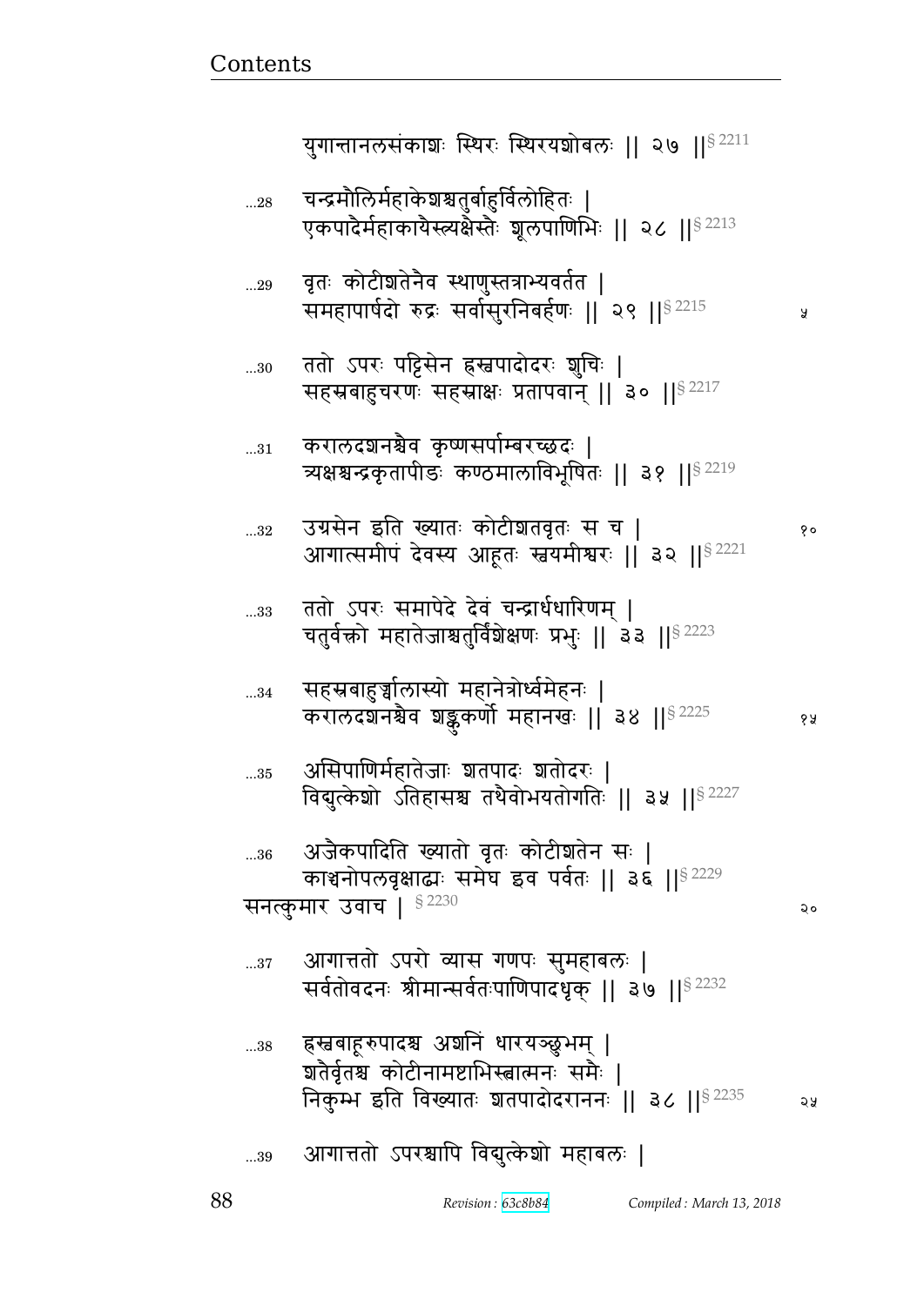युगान्तानलसंकाशः स्थिरः स्थिरयशोबलः || २७ ||§ 2211

...28 चन्द्रमौलिर्महाकेशश्चतुर्बाहुर्विलोहितः |
एकपादैर्महाकायैस्त्र्यक्षैस्तैः शूलपाणिभिः || २८ ||§ 2213

...29 वृतः कोटीशतेनैव स्थाणुस्तत्राभ्यवर्तत |
समहापार्षदो रुद्रः सर्वासुरनिबर्हणः || २९ ||§ 2215

...30 ततो ऽपरः पट्टिसेन ह्रस्वपादोदरः शुचिः |
सहस्रबाहुचरणः सहस्राक्षः प्रतापवान् || ३० ||§ 2217

...31 करालदशनश्चैव कृष्णसर्पाम्बरच्छदः |
त्र्यक्षश्चन्द्रकृतापीडः कण्ठमालाविभूषितः || ३१ ||§ 2219

...32 उग्रसेन इति ख्यातः कोटीशतवृतः स च |
आगात्समीपं देवस्य आहूतः स्वयमीश्वरः || ३२ ||§ 2221

...33 ततो ऽपरः समापेदे देवं चन्द्रार्धधारिणम् |
चतुर्वक्त्रो महातेजाश्चतुर्विंशेक्षणः प्रभुः || ३३ ||§ 2223

...34 सहस्रबाहुर्ज्वालास्यो महानेत्रोर्ध्वमेहनः |
करालदशनश्चैव शङ्कुकर्णो महानखः || ३४ ||§ 2225

...35 असिपाणिर्महातेजाः शतपादः शतोदरः |
विद्युत्केशो ऽतिहासश्च तथैवोभयतोगतिः || ३५ ||§ 2227

...36 अजैकपादिति ख्यातो वृतः कोटीशतेन सः |
काञ्चनोपलवृक्षाढ्यः समेघ इव पर्वतः || ३६ ||§ 2229

सनत्कुमार उवाच | § 2230

...37 आगात्ततो ऽपरो व्यास गणपः सुमहाबलः |
सर्वतोवदनः श्रीमान्सर्वतःपाणिपादधृक् || ३७ ||§ 2232

...38 ह्रस्वबाहूरुपादश्च अशनिं धारयञ्छुभम् |
शतैर्वृतश्च कोटीनामष्टाभिस्त्वात्मनः समैः |
निकुम्भ इति विख्यातः शतपादोदराननः || ३८ ||§ 2235

...39 आगात्ततो ऽपरश्चापि विद्युत्केशो महाबलः |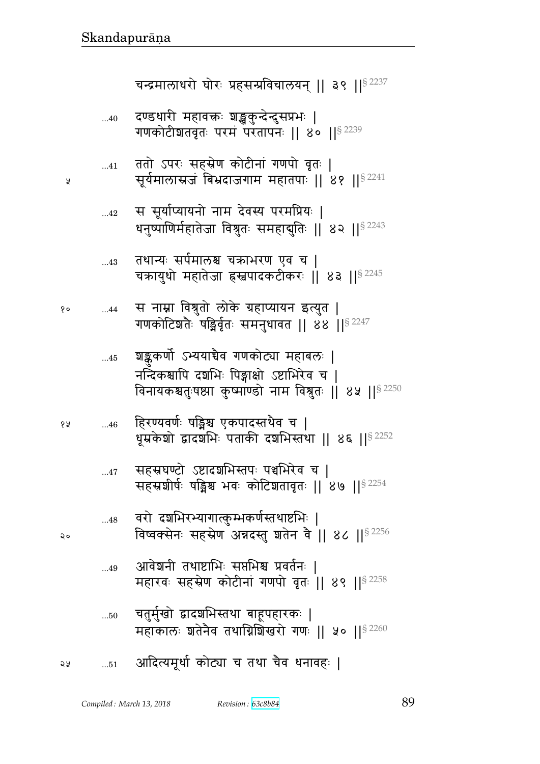चन्द्रमालाधरो घोरः प्रहसन्प्रविचालयन् || ३९ ||§ 2237

...40 दण्डधारी महावक्त्रः शङ्खकुन्देन्दुसप्रभः |
गणकोटीशतवृतः परमं परतापनः || ४० ||§ 2239

...41 ततो ऽपरः सहस्रेण कोटीनां गणपो वृतः |
सूर्यमालास्रजं बिभ्रदाजगाम महातपाः || ४१ ||§ 2241

...42 स सूर्याप्यायनो नाम देवस्य परमप्रियः |
धनुष्पाणिर्महातेजा विश्रुतः समहाद्युतिः || ४२ ||§ 2243

...43 तथान्यः सर्पमालश्च चक्राभरण एव च |
चक्रायुधो महातेजा ह्रस्वपादकटीकरः || ४३ ||§ 2245

...44 स नाम्ना विश्रुतो लोके ग्रहाप्यायन इत्युत |
गणकोटिशतैः षड्भिर्वृतः समनुधावत || ४४ ||§ 2247

...45 शङ्कुकर्णो ऽभ्ययाच्चैव गणकोट्या महाबलः |
नन्दिकश्चापि दशभिः पिङ्गाक्षो ऽष्टाभिरेव च |
विनायकश्चतुःषष्ठ्या कुष्माण्डो नाम विश्रुतः || ४५ ||§ 2250

...46 हिरण्यवर्णः षड्भिश्च एकपादस्तथैव च |
धूम्रकेशो द्वादशभिः पताकी दशभिस्तथा || ४६ ||§ 2252

...47 सहस्रघण्टो ऽष्टादशभिस्तपः पञ्चभिरेव च |
सहस्रशीर्षः षड्भिश्च भवः कोटिशतावृतः || ४७ ||§ 2254

...48 वरो दशभिरभ्यागात्कुम्भकर्णस्तथाष्टभिः |
विष्वक्सेनः सहस्रेण अन्नदस्तु शतेन वै || ४८ ||§ 2256

...49 आवेशनी तथाष्टाभिः सप्तभिश्च प्रवर्तनः |
महारवः सहस्रेण कोटीनां गणपो वृतः || ४९ ||§ 2258

...50 चतुर्मुखो द्वादशभिस्तथा बाहूपहारकः |
महाकालः शतेनैव तथाग्निशिखरो गणः || ५० ||§ 2260

...51 आदित्यमूर्धा कोट्या च तथा चैव धनावहः |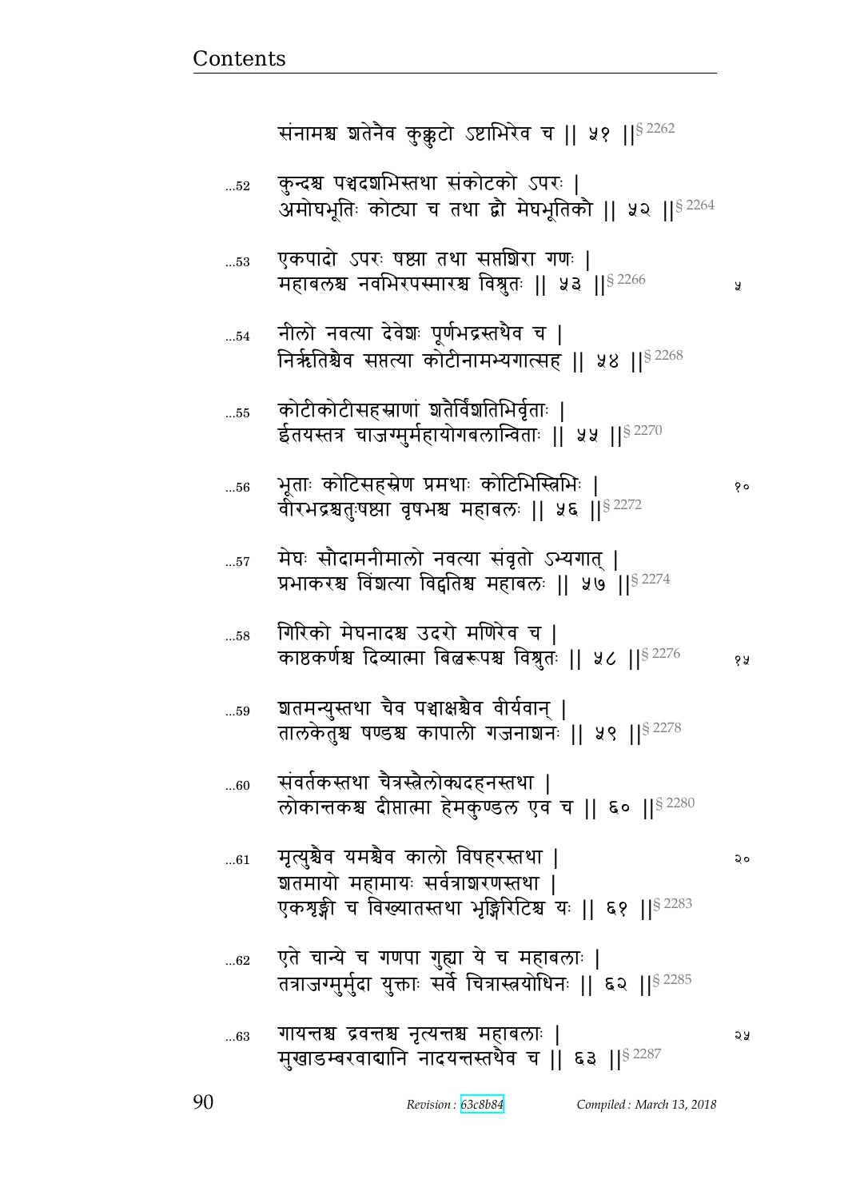संनामश्च शतेनैव कुक्कुटो ऽष्टाभिरेव च || ५१ ||§ 2262

...52 कुन्दश्च पञ्चदशभिस्तथा संकोटको ऽपरः |
अमोघभूतिः कोट्या च तथा द्वौ मेघभूतिकौ || ५२ ||§ 2264

...53 एकपादो ऽपरः षष्ट्या तथा सप्तशिरा गणः |
महाबलश्च नवभिरपस्मारश्च विश्रुतः || ५३ ||§ 2266 ५

...54 नीलो नवत्या देवेशः पूर्णभद्रस्तथैव च |
निर्ऋतिश्चैव सप्तत्या कोटीनामभ्यगात्सह || ५४ ||§ 2268

...55 कोटीकोटीसहस्राणां शतैर्विंशतिभिर्वृताः |
ईतयस्तत्र चाजग्मुर्महायोगबलान्विताः || ५५ ||§ 2270

...56 भूताः कोटिसहस्रेण प्रमथाः कोटिभिस्त्रिभिः | १०
वीरभद्रश्चतुःषष्ट्या वृषभश्च महाबलः || ५६ ||§ 2272

...57 मेघः सौदामनीमालो नवत्या संवृतो ऽभ्यगात् |
प्रभाकरश्च विंशत्या विद्युतिश्च महाबलः || ५७ ||§ 2274

...58 गिरिको मेघनादश्च उदरो मणिरेव च |
काष्ठकर्णश्च दिव्यात्मा बिल्वरूपश्च विश्रुतः || ५८ ||§ 2276 १५

...59 शतमन्युस्तथा चैव पञ्चाक्षश्चैव वीर्यवान् |
तालकेतुश्च षण्डश्च कापाली गजनाशनः || ५९ ||§ 2278

...60 संवर्तकस्तथा चैत्रस्त्रैलोक्यदहनस्तथा |
लोकान्तकश्च दीप्तात्मा हेमकुण्डल एव च || ६० ||§ 2280

...61 मृत्युश्चैव यमश्चैव कालो विषहरस्तथा | २०
शतमायो महामायः सर्वत्राशरणस्तथा |
एकशृङ्गी च विख्यातस्तथा भृङ्गिरिटिश्च यः || ६१ ||§ 2283

...62 एते चान्ये च गणपा गुह्या ये च महाबलाः |
तत्राजग्मुर्मुदा युक्ताः सर्वे चित्रास्त्रयोधिनः || ६२ ||§ 2285

...63 गायन्तश्च द्रवन्तश्च नृत्यन्तश्च महाबलाः | २५
मुखाडम्बरवाद्यानि नादयन्तस्तथैव च || ६३ ||§ 2287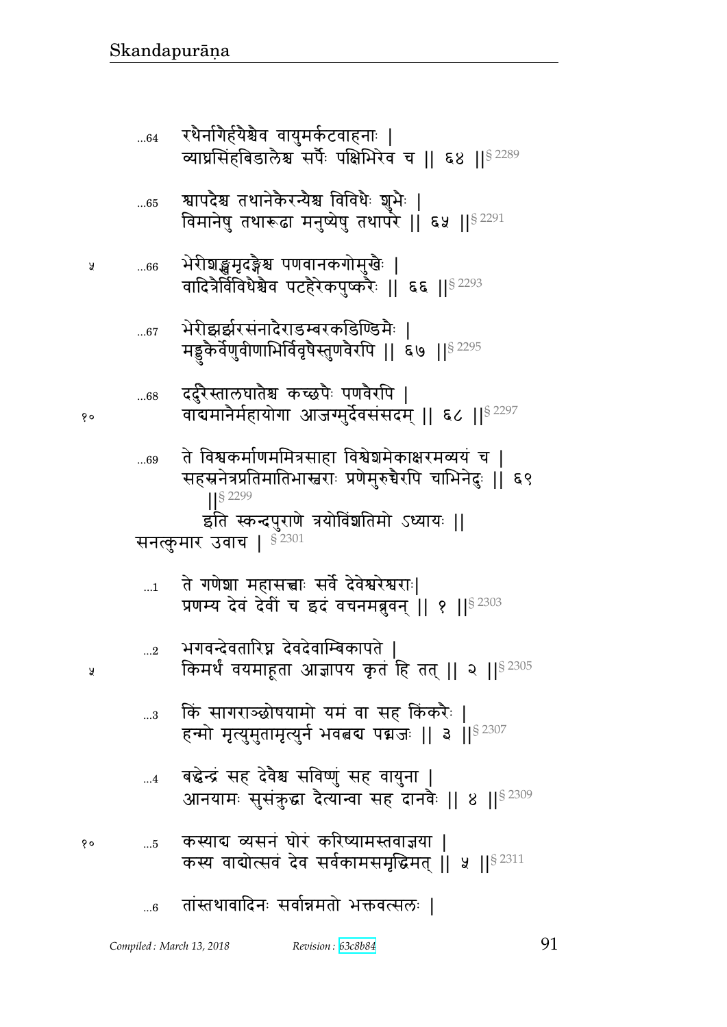...64 रथैर्नागैर्हयैश्चैव वायुमर्कटवाहनाः |
व्याघ्रसिंहबिडालैश्च सर्पैः पक्षिभिरेव च || ६४ ||§ 2289

...65 श्वापदैश्च तथानेकैरन्यैश्च विविधैः शुभैः |
विमानेषु तथारूढा मनुष्येषु तथापरे || ६५ ||§ 2291

...66 भेरीशङ्खमृदङ्गैश्च पणवानकगोमुखैः |
वादित्रैर्विविधैश्चैव पटहैरेकपुष्करैः || ६६ ||§ 2293

...67 भेरीझर्झरसंनादैराडम्बरकडिण्डिमैः |
मड्डुकैर्वेणुवीणाभिर्विवृषैस्तुणवैरपि || ६७ ||§ 2295

...68 दर्दुरैस्तालघातैश्च कच्छपैः पणवैरपि |
वाद्यमानैर्महायोगा आजग्मुर्देवसंसदम् || ६८ ||§ 2297

...69 ते विश्वकर्माणममित्रसाहा विश्वेशमेकाक्षरमव्ययं च |
सहस्रनेत्रप्रतिमातिभास्वराः प्रणेमुरुच्चैरपि चाभिनेदुः || ६९ ||§ 2299

इति स्कन्दपुराणे त्रयोविंशतिमो ऽध्यायः ||

सनत्कुमार उवाच | § 2301

...1 ते गणेशा महासत्त्वाः सर्वे देवेश्वरेश्वराः|
प्रणम्य देवं देवीं च इदं वचनमब्रुवन् || १ ||§ 2303

...2 भगवन्देवतारिघ्न देवदेवाम्बिकापते |
किमर्थं वयमाहूता आज्ञापय कृतं हि तत् || २ ||§ 2305

...3 किं सागराञ्छोषयामो यमं वा सह किंकरैः |
हन्मो मृत्युमुतामृत्युर्न भवत्वद्य पद्मजः || ३ ||§ 2307

...4 बद्ध्वेन्द्रं सह देवैश्च सविष्णुं सह वायुना |
आनयामः सुसंक्रुद्धा दैत्यान्वा सह दानवैः || ४ ||§ 2309

...5 कस्याद्य व्यसनं घोरं करिष्यामस्तवाज्ञया |
कस्य वाद्योत्सवं देव सर्वकामसमृद्धिमत् || ५ ||§ 2311

...6 तांस्तथावादिनः सर्वान्नमतो भक्तवत्सलः |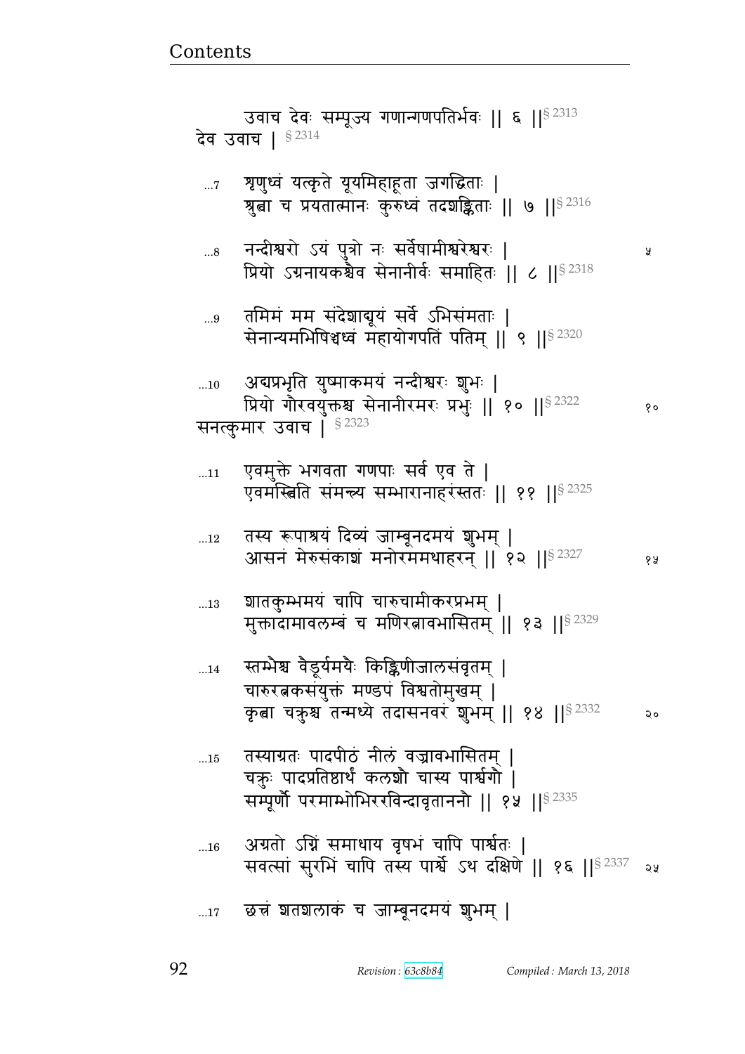उवाच देवः सम्पूज्य गणान्गणपतिर्भवः || ६ ||§ 2313

देव उवाच | § 2314

...7 शृणुध्वं यत्कृते यूयमिहाहूता जगद्धिताः |
श्रुत्वा च प्रयतात्मानः कुरुध्वं तदशङ्किताः || ७ ||§ 2316

...8 नन्दीश्वरो ऽयं पुत्रो नः सर्वेषामीश्वरेश्वरः | ५
प्रियो ऽग्रनायकश्चैव सेनानीर्वः समाहितः || ८ ||§ 2318

...9 तमिमं मम संदेशाद्यूयं सर्वे ऽभिसंमताः |
सेनान्यमभिषिञ्चध्वं महायोगपतिं पतिम् || ९ ||§ 2320

...10 अद्यप्रभृति युष्माकमयं नन्दीश्वरः शुभः |
प्रियो गौरवयुक्तश्च सेनानीरमरः प्रभुः || १० ||§ 2322 १०

सनत्कुमार उवाच | § 2323

...11 एवमुक्ते भगवता गणपाः सर्व एव ते |
एवमस्त्विति संमन्त्र्य सम्भारानाहरंस्ततः || ११ ||§ 2325

...12 तस्य रूपाश्रयं दिव्यं जाम्बूनदमयं शुभम् |
आसनं मेरुसंकाशं मनोरममथाहरन् || १२ ||§ 2327 १५

...13 शातकुम्भमयं चापि चारुचामीकरप्रभम् |
मुक्तादामावलम्बं च मणिरत्नावभासितम् || १३ ||§ 2329

...14 स्तम्भैश्च वैडूर्यमयैः किङ्किणीजालसंवृतम् |
चारुरत्नकसंयुक्तं मण्डपं विश्वतोमुखम् |
कृत्वा चक्रुश्च तन्मध्ये तदासनवरं शुभम् || १४ ||§ 2332 २०

...15 तस्याग्रतः पादपीठं नीलं वज्रावभासितम् |
चक्रुः पादप्रतिष्ठार्थं कलशौ चास्य पार्श्वगौ |
सम्पूर्णौ परमाम्भोभिररविन्दावृताननौ || १५ ||§ 2335

...16 अग्रतो ऽग्निं समाधाय वृषभं चापि पार्श्वतः |
सवत्सां सुरभिं चापि तस्य पार्श्वे ऽथ दक्षिणे || १६ ||§ 2337 २५

...17 छत्त्रं शतशलाकं च जाम्बूनदमयं शुभम् |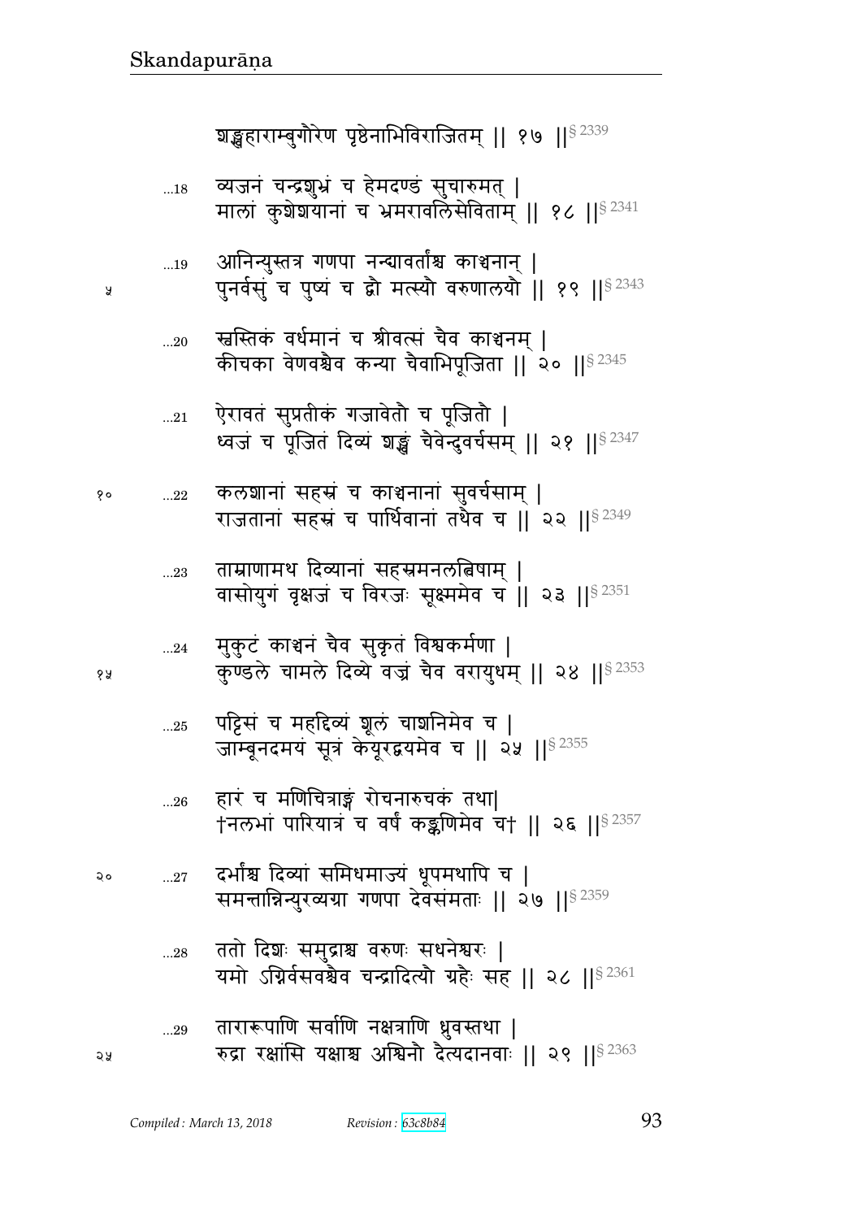शङ्खहाराम्बुगौरेण पृष्ठेनाभिविराजितम् ‖ १७ ‖§ 2339

...18 व्यजनं चन्द्रशुभ्रं च हेमदण्डं सुचारुमत् |
मालां कुशेशयानां च भ्रमरावलिसेविताम् ‖ १८ ‖§ 2341

...19 आनिन्युस्तत्र गणपा नन्द्यावर्तांश्च काञ्चनान् |
पुनर्वसुं च पुष्यं च द्वौ मत्स्यौ वरुणालयौ ‖ १९ ‖§ 2343

...20 स्वस्तिकं वर्धमानं च श्रीवत्सं चैव काञ्चनम् |
कीचका वेणवश्चैव कन्या चैवाभिपूजिता ‖ २० ‖§ 2345

...21 ऐरावतं सुप्रतीकं गजावेतौ च पूजितौ |
ध्वजं च पूजितं दिव्यं शङ्खं चैवेन्दुवर्चसम् ‖ २१ ‖§ 2347

...22 कलशानां सहस्रं च काञ्चनानां सुवर्चसाम् |
राजतानां सहस्रं च पार्थिवानां तथैव च ‖ २२ ‖§ 2349

...23 ताम्राणामथ दिव्यानां सहस्रमनलत्विषाम् |
वासोयुगं वृक्षजं च विरजः सूक्ष्ममेव च ‖ २३ ‖§ 2351

...24 मुकुटं काञ्चनं चैव सुकृतं विश्वकर्मणा |
कुण्डले चामले दिव्ये वज्रं चैव वरायुधम् ‖ २४ ‖§ 2353

...25 पट्टिसं च महद्दिव्यं शूलं चाशनिमेव च |
जाम्बूनदमयं सूत्रं केयूरद्वयमेव च ‖ २५ ‖§ 2355

...26 हारं च मणिचित्राङ्गं रोचनारुचकं तथा|
†नलभां पारियात्रं च वर्षं कङ्कणिमेव च† ‖ २६ ‖§ 2357

...27 दर्भांश्च दिव्यां समिधमाज्यं धूपमथापि च |
समन्तान्निन्युरव्यग्रा गणपा देवसंमताः ‖ २७ ‖§ 2359

...28 ततो दिशः समुद्राश्च वरुणः सधनेश्वरः |
यमो ऽग्निर्वसवश्चैव चन्द्रादित्यौ ग्रहैः सह ‖ २८ ‖§ 2361

...29 तारारूपाणि सर्वाणि नक्षत्राणि ध्रुवस्तथा |
रुद्रा रक्षांसि यक्षाश्च अश्विनौ दैत्यदानवाः ‖ २९ ‖§ 2363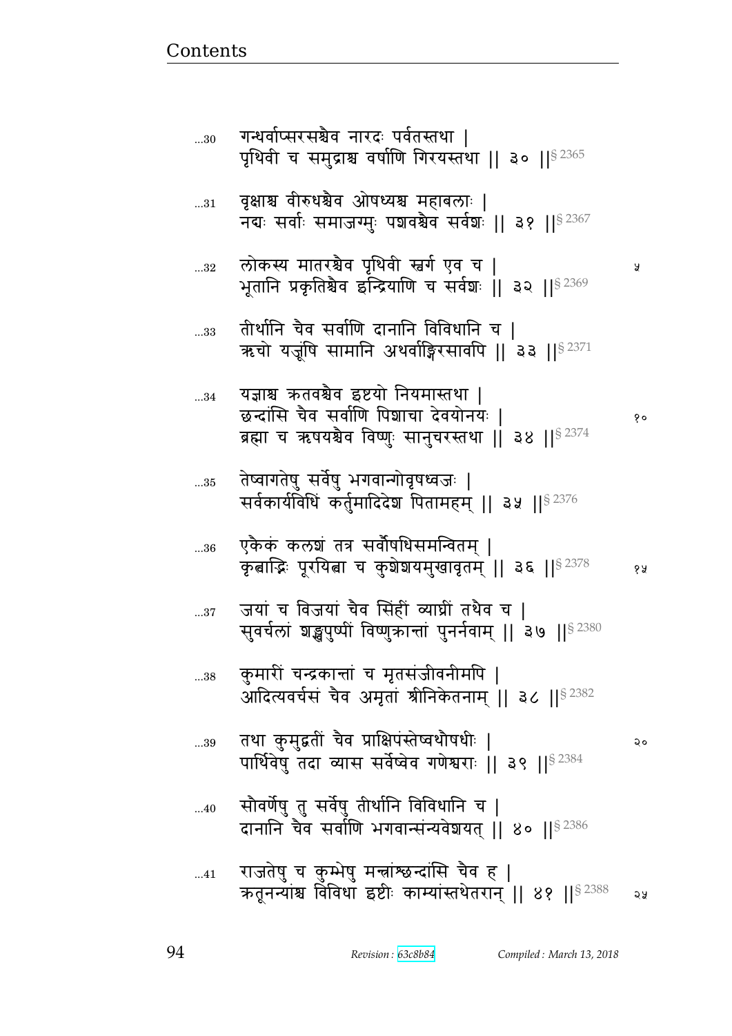...30 गन्धर्वाप्सरसश्चैव नारदः पर्वतस्तथा |
पृथिवी च समुद्राश्च वर्षाणि गिरयस्तथा || ३० ||§ 2365

...31 वृक्षाश्च वीरुधश्चैव ओषध्यश्च महाबलाः |
नद्यः सर्वाः समाजग्मुः पशवश्चैव सर्वशः || ३१ ||§ 2367

...32 लोकस्य मातरश्चैव पृथिवी स्वर्ग एव च | ५
भूतानि प्रकृतिश्चैव इन्द्रियाणि च सर्वशः || ३२ ||§ 2369

...33 तीर्थानि चैव सर्वाणि दानानि विविधानि च |
ऋचो यजूंषि सामानि अथर्वाङ्गिरसावपि || ३३ ||§ 2371

...34 यज्ञाश्च ऋतवश्चैव इष्टयो नियमास्तथा |
छन्दांसि चैव सर्वाणि पिशाचा देवयोनयः | १०
ब्रह्मा च ऋषयश्चैव विष्णुः सानुचरस्तथा || ३४ ||§ 2374

...35 तेष्वागतेषु सर्वेषु भगवान्गोवृषध्वजः |
सर्वकार्यविधिं कर्तुमादिदेश पितामहम् || ३५ ||§ 2376

...36 एकैकं कलशं तत्र सर्वौषधिसमन्वितम् |
कृत्वाद्भिः पूरयित्वा च कुशेशयमुखावृतम् || ३६ ||§ 2378 १५

...37 जयां च विजयां चैव सिंहीं व्याघ्रीं तथैव च |
सुवर्चलां शङ्खपुष्पीं विष्णुक्रान्तां पुनर्नवाम् || ३७ ||§ 2380

...38 कुमारीं चन्द्रकान्तां च मृतसंजीवनीमपि |
आदित्यवर्चसं चैव अमृतां श्रीनिकेतनाम् || ३८ ||§ 2382

...39 तथा कुमुद्वतीं चैव प्राक्षिपंस्तेष्वथौषधीः | २०
पार्थिवेषु तदा व्यास सर्वेष्वेव गणेश्वराः || ३९ ||§ 2384

...40 सौवर्णेषु तु सर्वेषु तीर्थानि विविधानि च |
दानानि चैव सर्वाणि भगवान्संन्यवेशयत् || ४० ||§ 2386

...41 राजतेषु च कुम्भेषु मन्त्रांश्छन्दांसि चैव ह |
ऋतूनन्यांश्च विविधा इष्टीः काम्यांस्तथेतरान् || ४१ ||§ 2388 २५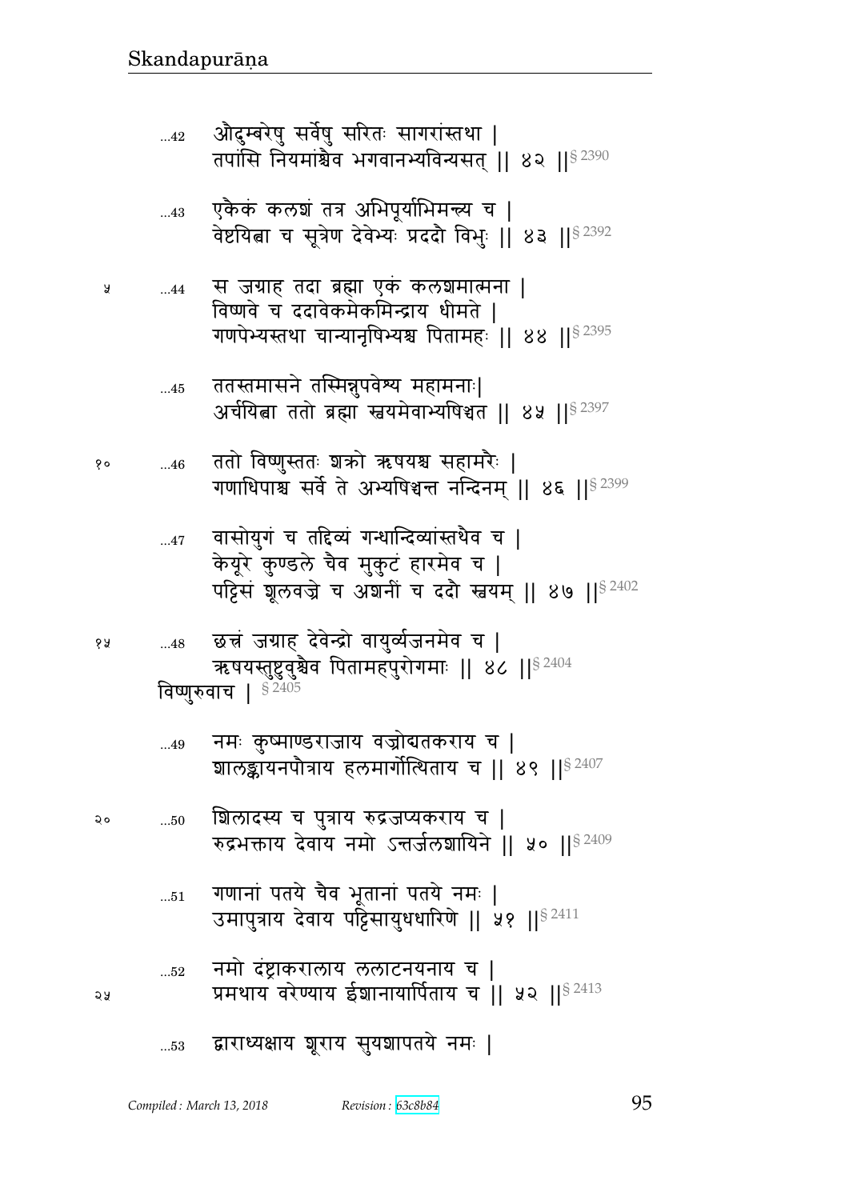...42 औदुम्बरेषु सर्वेषु सरितः सागरांस्तथा |
तपांसि नियमांश्चैव भगवानभ्यविन्यसत् || ४२ ||§ 2390

...43 एकैकं कलशं तत्र अभिपूर्याभिमन्त्य च |
वेष्टयित्वा च सूत्रेण देवेभ्यः प्रददौ विभुः || ४३ ||§ 2392

५ ...44 स जग्राह तदा ब्रह्मा एकं कलशमात्मना |
विष्णवे च ददावेकमेकमिन्द्राय धीमते |
गणपेभ्यस्तथा चान्यानृषिभ्यश्च पितामहः || ४४ ||§ 2395

...45 ततस्तमासने तस्मिन्नुपवेश्य महामनाः|
अर्चयित्वा ततो ब्रह्मा स्वयमेवाभ्यषिञ्चत || ४५ ||§ 2397

१० ...46 ततो विष्णुस्ततः शक्रो ऋषयश्च सहामरैः |
गणाधिपाश्च सर्वे ते अभ्यषिञ्चन्त नन्दिनम् || ४६ ||§ 2399

...47 वासोयुगं च तद्दिव्यं गन्धान्दिव्यांस्तथैव च |
केयूरे कुण्डले चैव मुकुटं हारमेव च |
पट्टिसं शूलवज्रे च अशनीं च ददौ स्वयम् || ४७ ||§ 2402

१५ ...48 छत्त्रं जग्राह देवेन्द्रो वायुर्व्यजनमेव च |
ऋषयस्तुष्टुवुश्चैव पितामहपुरोगमाः || ४८ ||§ 2404

विष्णुरुवाच | § 2405

...49 नमः कुष्माण्डराजाय वज्रोद्यतकराय च |
शालङ्कायनपौत्राय हलमार्गोत्थिताय च || ४९ ||§ 2407

२० ...50 शिलादस्य च पुत्राय रुद्रजप्यकराय च |
रुद्रभक्ताय देवाय नमो ऽन्तर्जलशायिने || ५० ||§ 2409

...51 गणानां पतये चैव भूतानां पतये नमः |
उमापुत्राय देवाय पट्टिसायुधधारिणे || ५१ ||§ 2411

...52 नमो दंष्ट्राकरालाय ललाटनयनाय च |
२५ प्रमथाय वरेण्याय ईशानायार्पिताय च || ५२ ||§ 2413

...53 द्वाराध्यक्षाय शूराय सुयशापतये नमः |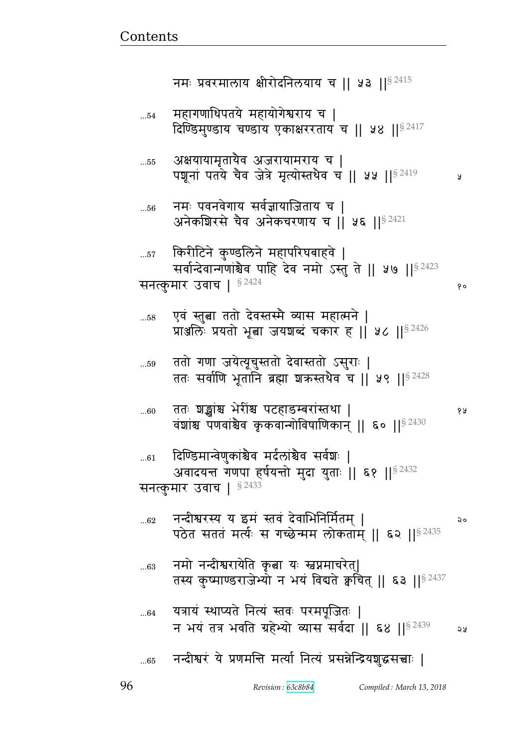नमः प्रवरमालाय क्षीरोदनिलयाय च || ५३ ||§ 2415

...54 महागणाधिपतये महायोगेश्वराय च |
दिण्डिमुण्डाय चण्डाय एकाक्षररताय च || ५४ ||§ 2417

...55 अक्षयायामृतायैव अजरायामराय च |
पशूनां पतये चैव जेत्रे मृत्योस्तथैव च || ५५ ||§ 2419

...56 नमः पवनवेगाय सर्वज्ञायाजिताय च |
अनेकशिरसे चैव अनेकचरणाय च || ५६ ||§ 2421

...57 किरीटिने कुण्डलिने महापरिघबाहवे |
सर्वान्देवान्गणांश्चैव पाहि देव नमो ऽस्तु ते || ५७ ||§ 2423

सनत्कुमार उवाच | § 2424

...58 एवं स्तुत्वा ततो देवस्तस्मै व्यास महात्मने |
प्राञ्जलिः प्रयतो भूत्वा जयशब्दं चकार ह || ५८ ||§ 2426

...59 ततो गणा जयेत्यूचुस्ततो देवास्ततो ऽसुराः |
ततः सर्वाणि भूतानि ब्रह्मा शक्रस्तथैव च || ५९ ||§ 2428

...60 ततः शङ्खांश्च भेरींश्च पटहाडम्बरांस्तथा |
वंशांश्च पणवांश्चैव कृकवान्गोविषाणिकान् || ६० ||§ 2430

...61 दिण्डिमान्वेणुकांश्चैव मर्दलांश्चैव सर्वशः |
अवादयन्त गणपा हर्षयन्तो मुदा युताः || ६१ ||§ 2432

सनत्कुमार उवाच | § 2433

...62 नन्दीश्वरस्य य इमं स्तवं देवाभिनिर्मितम् |
पठेत सततं मर्त्यः स गच्छेन्मम लोकताम् || ६२ ||§ 2435

...63 नमो नन्दीश्वरायेति कृत्वा यः स्वप्नमाचरेत्|
तस्य कुष्माण्डराजेभ्यो न भयं विद्यते क्वचित् || ६३ ||§ 2437

...64 यत्रायं स्थाप्यते नित्यं स्तवः परमपूजितः |
न भयं तत्र भवति ग्रहेभ्यो व्यास सर्वदा || ६४ ||§ 2439

...65 नन्दीश्वरं ये प्रणमन्ति मर्त्या नित्यं प्रसन्नेन्द्रियशुद्धसत्त्वाः |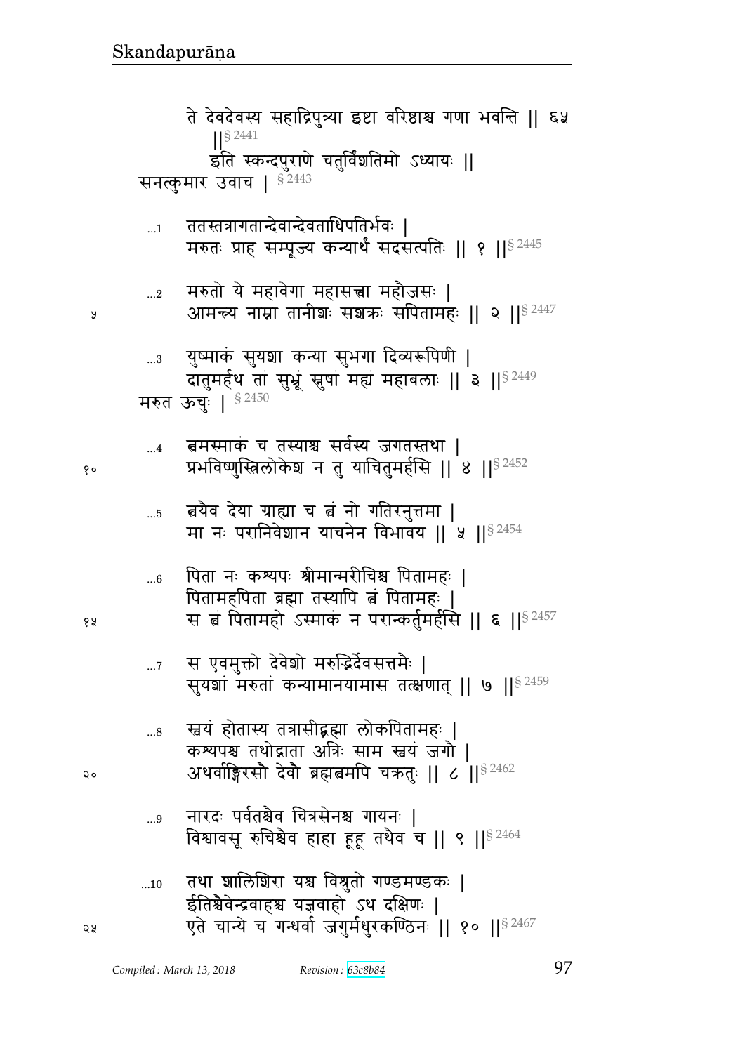ते देवदेवस्य सहाद्रिपुत्र्या इष्टा वरिष्ठाश्च गणा भवन्ति ॥ ६५ ॥§ 2441

इति स्कन्दपुराणे चतुर्विंशतिमो ऽध्यायः ॥

सनत्कुमार उवाच | § 2443

...1 ततस्तत्रागतान्देवान्देवताधिपतिर्भवः |
मरुतः प्राह सम्पूज्य कन्यार्थं सदसत्पतिः ॥ १ ॥§ 2445

...2 मरुतो ये महावेगा महासत्त्वा महौजसः |
आमन्त्र्य नाम्ना तानीशः सशक्रः सपितामहः ॥ २ ॥§ 2447

...3 युष्माकं सुयशा कन्या सुभगा दिव्यरूपिणी |
दातुमर्हथ तां सुभ्रूं स्नुषां मह्यं महाबलाः ॥ ३ ॥§ 2449

मरुत ऊचुः | § 2450

...4 त्वमस्माकं च तस्याश्च सर्वस्य जगतस्तथा |
प्रभविष्णुस्त्रिलोकेश न तु याचितुमर्हसि ॥ ४ ॥§ 2452

...5 त्वयैव देया ग्राह्या च त्वं नो गतिरनुत्तमा |
मा नः परानिवेशान याचनेन विभावय ॥ ५ ॥§ 2454

...6 पिता नः कश्यपः श्रीमान्मरीचिश्च पितामहः |
पितामहपिता ब्रह्मा तस्यापि त्वं पितामहः |
स त्वं पितामहो ऽस्माकं न परान्कर्तुमर्हसि ॥ ६ ॥§ 2457

...7 स एवमुक्तो देवेशो मरुद्भिर्देवसत्तमैः |
सुयशां मरुतां कन्यामानयामास तत्क्षणात् ॥ ७ ॥§ 2459

...8 स्वयं होतास्य तत्रासीद्ब्रह्मा लोकपितामहः |
कश्यपश्च तथोद्गाता अत्रिः साम स्वयं जगौ |
अथर्वाङ्गिरसौ देवौ ब्रह्मत्वमपि चक्रतुः ॥ ८ ॥§ 2462

...9 नारदः पर्वतश्चैव चित्रसेनश्च गायनः |
विश्वावसू रुचिश्चैव हाहा हूहू तथैव च ॥ ९ ॥§ 2464

...10 तथा शालिशिरा यश्च विश्रुतो गण्डमण्डकः |
ईतिश्चैवेन्द्रवाहश्च यज्ञवाहो ऽथ दक्षिणः |
एते चान्ये च गन्धर्वा जगुर्मधुरकण्ठिनः ॥ १० ॥§ 2467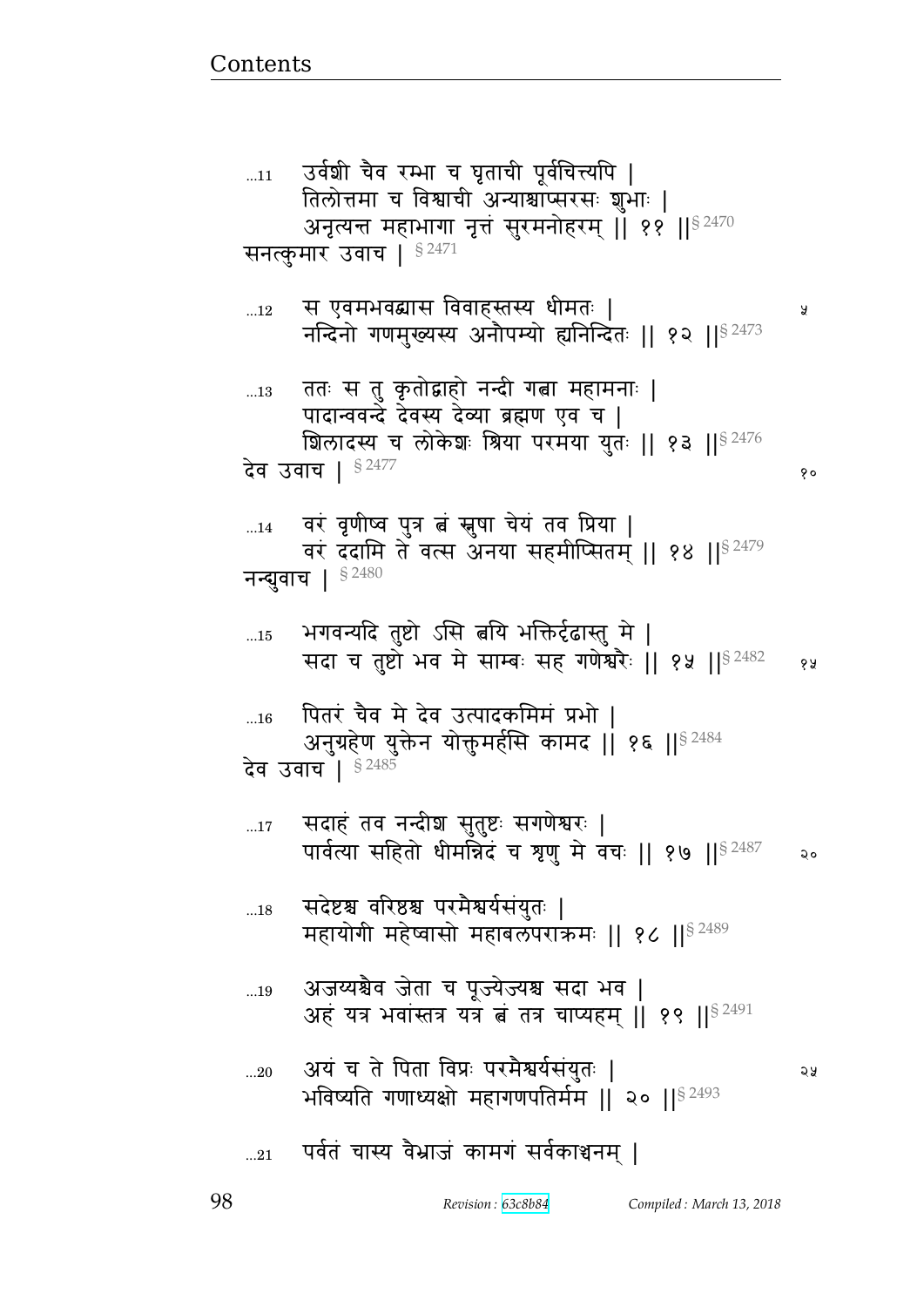...11 उर्वशी चैव रम्भा च घृताची पूर्वचित्त्यपि |
तिलोत्तमा च विश्वाची अन्याश्चाप्सरसः शुभाः |
अनृत्यन्त महाभागा नृत्तं सुरमनोहरम् || ११ ||§ 2470

सनत्कुमार उवाच | § 2471

...12 स एवमभवद्व्यास विवाहस्तस्य धीमतः |
नन्दिनो गणमुख्यस्य अनौपम्यो ह्यनिन्दितः || १२ ||§ 2473

...13 ततः स तु कृतोद्वाहो नन्दी गत्वा महामनाः |
पादान्ववन्दे देवस्य देव्या ब्रह्मण एव च |
शिलादस्य च लोकेशः श्रिया परमया युतः || १३ ||§ 2476

देव उवाच | § 2477

...14 वरं वृणीष्व पुत्र त्वं स्नुषा चेयं तव प्रिया |
वरं ददामि ते वत्स अनया सहमीप्सितम् || १४ ||§ 2479

नन्द्युवाच | § 2480

...15 भगवन्यदि तुष्टो ऽसि त्वयि भक्तिर्दृढास्तु मे |
सदा च तुष्टो भव मे साम्बः सह गणेश्वरैः || १५ ||§ 2482

...16 पितरं चैव मे देव उत्पादकमिमं प्रभो |
अनुग्रहेण युक्तेन योक्तुमर्हसि कामद || १६ ||§ 2484

देव उवाच | § 2485

...17 सदाहं तव नन्दीश सुतुष्टः सगणेश्वरः |
पार्वत्या सहितो धीमन्निदं च शृणु मे वचः || १७ ||§ 2487

...18 सदेष्टश्च वरिष्ठश्च परमैश्वर्यसंयुतः |
महायोगी महेष्वासो महाबलपराक्रमः || १८ ||§ 2489

...19 अजय्यश्चैव जेता च पूज्येज्यश्च सदा भव |
अहं यत्र भवांस्तत्र यत्र त्वं तत्र चाप्यहम् || १९ ||§ 2491

...20 अयं च ते पिता विप्रः परमैश्वर्यसंयुतः |
भविष्यति गणाध्यक्षो महागणपतिर्मम || २० ||§ 2493

...21 पर्वतं चास्य वैभ्राजं कामगं सर्वकाञ्चनम् |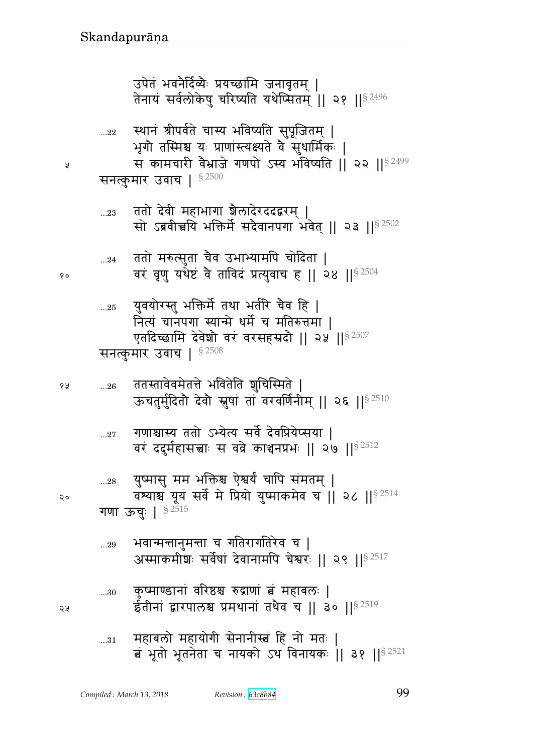उपेतं भवनैर्दिव्यैः प्रयच्छामि जनावृतम् |
तेनायं सर्वलोकेषु चरिष्यति यथेप्सितम् || २१ ||§ 2496

...22 स्थानं श्रीपर्वते चास्य भविष्यति सुपूजितम् |
भृगौ तस्मिंश्च यः प्राणांस्त्यक्ष्यते वै सुधार्मिकः |
स कामचारी वैभ्राजे गणपो ऽस्य भविष्यति || २२ ||§ 2499

सनत्कुमार उवाच | § 2500

...23 ततो देवी महाभागा शैलादेरददद्वरम् |
सो ऽब्रवीत्त्वयि भक्तिर्मे सदैवानपगा भवेत् || २३ ||§ 2502

...24 ततो मरुत्सुता चैव उभाभ्यामपि चोदिता |
वरं वृणु यथेष्टं वै ताविदं प्रत्युवाच ह || २४ ||§ 2504

...25 युवयोरस्तु भक्तिर्मे तथा भर्तरि चैव हि |
नित्यं चानपगा स्यान्मे धर्मे च मतिरुत्तमा |
एतदिच्छामि देवेशौ वरं वरसहस्रदौ || २५ ||§ 2507

सनत्कुमार उवाच | § 2508

...26 ततस्तावेवमेतत्ते भवितेति शुचिस्मिते |
ऊचतुर्मुदितौ देवौ स्नुषां तां वरवर्णिनीम् || २६ ||§ 2510

...27 गणाश्चास्य ततो ऽभ्येत्य सर्वे देवप्रियेप्सया |
वरं ददुर्महासत्त्वाः स वव्रे काञ्चनप्रभः || २७ ||§ 2512

...28 युष्मासु मम भक्तिश्च ऐश्वर्यं चापि संमतम् |
वश्याश्च यूयं सर्वे मे प्रियो युष्माकमेव च || २८ ||§ 2514

गणा ऊचुः | § 2515

...29 भवान्मन्तानुमन्ता च गतिरागतिरेव च |
अस्माकमीशः सर्वेषां देवानामपि चेश्वरः || २९ ||§ 2517

...30 कुष्माण्डानां वरिष्ठश्च रुद्राणां त्वं महाबलः |
ईतीनां द्वारपालश्च प्रमथानां तथैव च || ३० ||§ 2519

...31 महाबलो महायोगी सेनानीस्त्वं हि नो मतः |
त्वं भूतो भूतनेता च नायको ऽथ विनायकः || ३१ ||§ 2521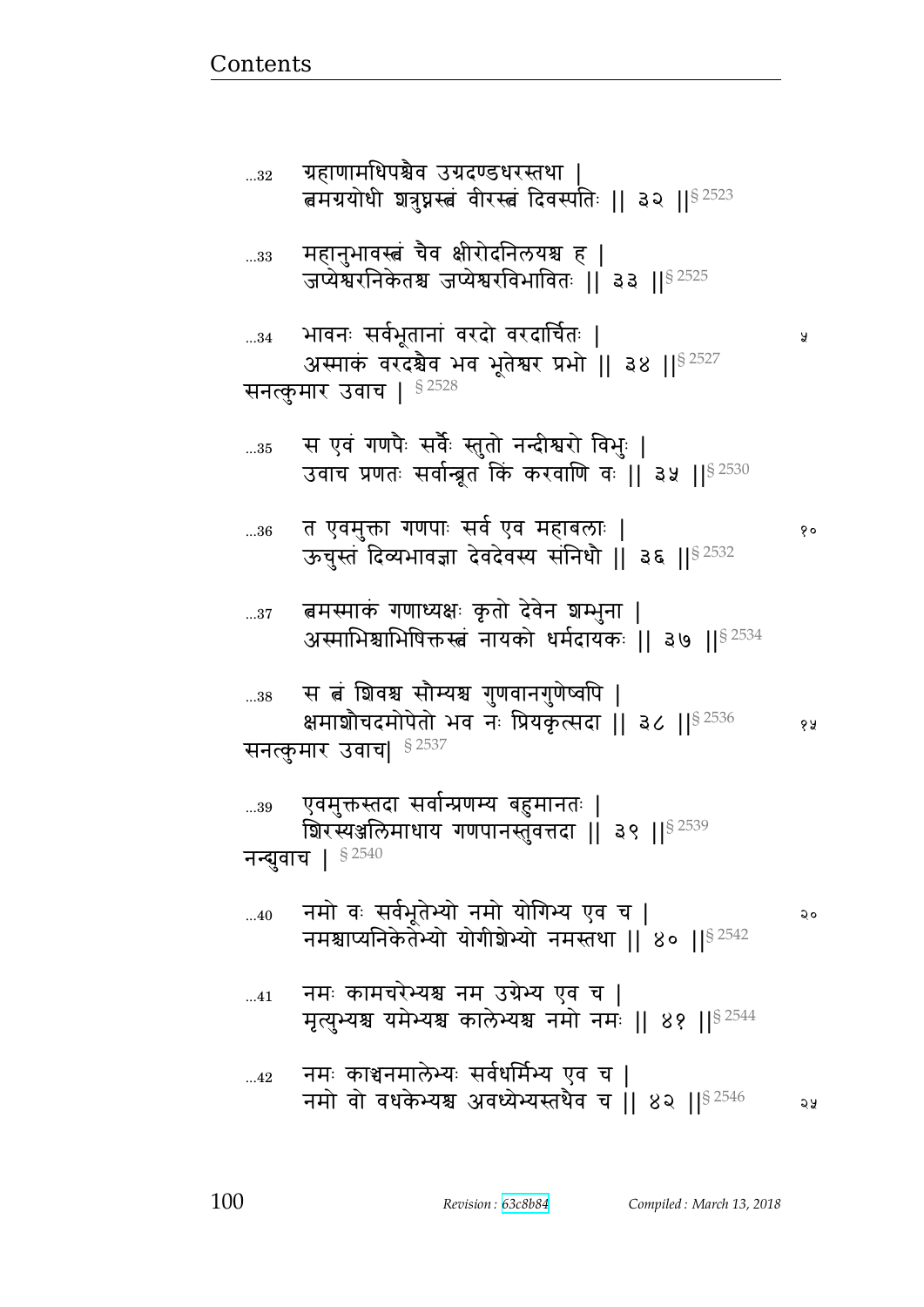...32 ग्रहाणामधिपश्चैव उग्रदण्डधरस्तथा |
त्वमग्रयोधी शत्रुघ्नस्त्वं वीरस्त्वं दिवस्पतिः || ३२ ||§ 2523

...33 महानुभावस्त्वं चैव क्षीरोदनिलयश्च ह |
जप्येश्वरनिकेतश्च जप्येश्वरविभावितः || ३३ ||§ 2525

...34 भावनः सर्वभूतानां वरदो वरदार्चितः | ५
अस्माकं वरदश्चैव भव भूतेश्वर प्रभो || ३४ ||§ 2527

सनत्कुमार उवाच | § 2528

...35 स एवं गणपैः सर्वैः स्तुतो नन्दीश्वरो विभुः |
उवाच प्रणतः सर्वान्ब्रूत किं करवाणि वः || ३५ ||§ 2530

...36 त एवमुक्ता गणपाः सर्व एव महाबलाः | १०
ऊचुस्तं दिव्यभावज्ञा देवदेवस्य संनिधौ || ३६ ||§ 2532

...37 त्वमस्माकं गणाध्यक्षः कृतो देवेन शम्भुना |
अस्माभिश्चाभिषिक्तस्त्वं नायको धर्मदायकः || ३७ ||§ 2534

...38 स त्वं शिवश्च सौम्यश्च गुणवानगुणेष्वपि |
क्षमाशौचदमोपेतो भव नः प्रियकृत्सदा || ३८ ||§ 2536 १५

सनत्कुमार उवाच| § 2537

...39 एवमुक्तस्तदा सर्वान्प्रणम्य बहुमानतः |
शिरस्यञ्जलिमाधाय गणपानस्तुवत्तदा || ३९ ||§ 2539

नन्द्युवाच | § 2540

...40 नमो वः सर्वभूतेभ्यो नमो योगिभ्य एव च | २०
नमश्चाप्यनिकेतेभ्यो योगीशेभ्यो नमस्तथा || ४० ||§ 2542

...41 नमः कामचरेभ्यश्च नम उग्रेभ्य एव च |
मृत्युभ्यश्च यमेभ्यश्च कालेभ्यश्च नमो नमः || ४१ ||§ 2544

...42 नमः काञ्चनमालेभ्यः सर्वधर्मिभ्य एव च |
नमो वो वधकेभ्यश्च अवध्येभ्यस्तथैव च || ४२ ||§ 2546 २५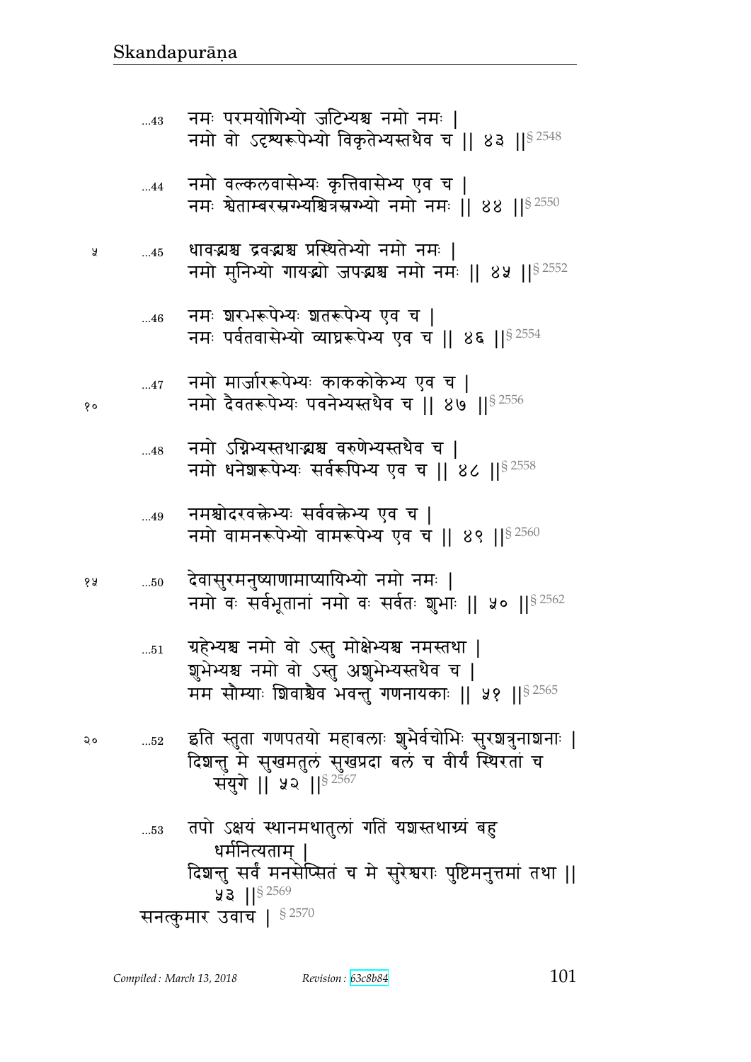...43 नमः परमयोगिभ्यो जटिभ्यश्च नमो नमः ।
नमो वो ऽदृश्यरूपेभ्यो विकृतेभ्यस्तथैव च ॥ ४३ ॥§ 2548

...44 नमो वल्कलवासेभ्यः कृत्तिवासेभ्य एव च ।
नमः श्वेताम्बरस्रग्भ्यश्चित्रस्रग्भ्यो नमो नमः ॥ ४४ ॥§ 2550

...45 धावद्भ्यश्च द्रवद्भ्यश्च प्रस्थितेभ्यो नमो नमः ।
नमो मुनिभ्यो गायद्भ्यो जपद्भ्यश्च नमो नमः ॥ ४५ ॥§ 2552

...46 नमः शरभरूपेभ्यः शतरूपेभ्य एव च ।
नमः पर्वतवासेभ्यो व्याघ्ररूपेभ्य एव च ॥ ४६ ॥§ 2554

...47 नमो मार्जाररूपेभ्यः काककोकेभ्य एव च ।
नमो दैवतरूपेभ्यः पवनेभ्यस्तथैव च ॥ ४७ ॥§ 2556

...48 नमो ऽग्निभ्यस्तथाद्भ्यश्च वरुणेभ्यस्तथैव च ।
नमो धनेशरूपेभ्यः सर्वरूपिभ्य एव च ॥ ४८ ॥§ 2558

...49 नमश्चोदरवक्त्रेभ्यः सर्ववक्त्रेभ्य एव च ।
नमो वामनरूपेभ्यो वामरूपेभ्य एव च ॥ ४९ ॥§ 2560

...50 देवासुरमनुष्याणामाप्यायिभ्यो नमो नमः ।
नमो वः सर्वभूतानां नमो वः सर्वतः शुभाः ॥ ५० ॥§ 2562

...51 ग्रहेभ्यश्च नमो वो ऽस्तु मोक्षेभ्यश्च नमस्तथा ।
शुभेभ्यश्च नमो वो ऽस्तु अशुभेभ्यस्तथैव च ।
मम सौम्याः शिवाश्चैव भवन्तु गणनायकाः ॥ ५१ ॥§ 2565

...52 इति स्तुता गणपतयो महाबलाः शुभैर्वचोभिः सुरशत्रुनाशनाः ।
दिशन्तु मे सुखमतुलं सुखप्रदा बलं च वीर्यं स्थिरतां च संयुगे ॥ ५२ ॥§ 2567

...53 तपो ऽक्षयं स्थानमथातुलां गतिं यशस्तथाग्र्यं बहु धर्मनित्यताम् ।
दिशन्तु सर्वं मनसेप्सितं च मे सुरेश्वराः पुष्टिमनुत्तमां तथा ॥ ५३ ॥§ 2569

सनत्कुमार उवाच । § 2570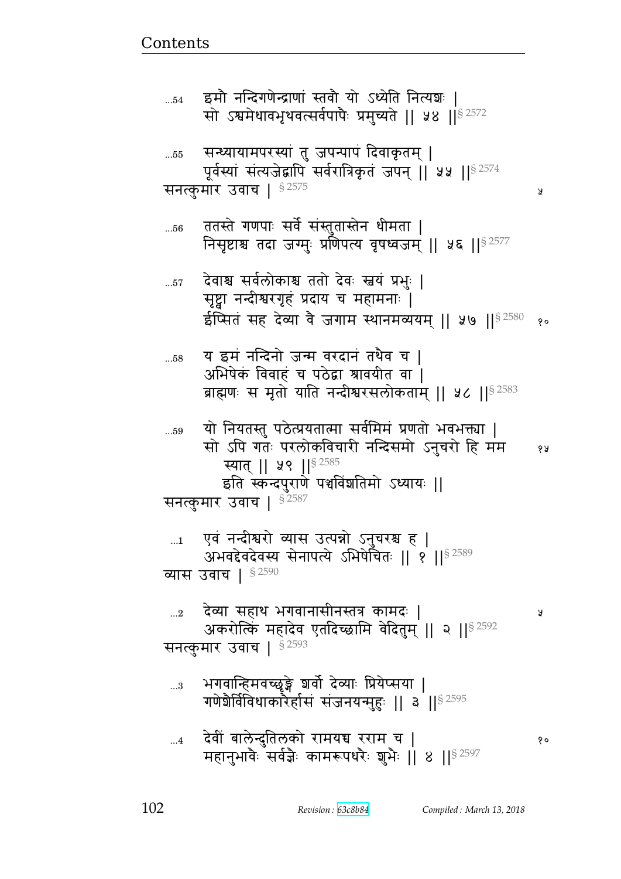...54 इमौ नन्दिगणेन्द्राणां स्तवौ यो ऽध्येति नित्यशः |
सो ऽश्वमेधावभृथवत्सर्वपापैः प्रमुच्यते || ५४ ||§ 2572

...55 सन्ध्यायामपरस्यां तु जपन्पापं दिवाकृतम् |
पूर्वस्यां संत्यजेद्वापि सर्वरात्रिकृतं जपन् || ५५ ||§ 2574

सनत्कुमार उवाच | § 2575 ५

...56 ततस्ते गणपाः सर्वे संस्तुतास्तेन धीमता |
निसृष्टाश्च तदा जग्मुः प्रणिपत्य वृषध्वजम् || ५६ ||§ 2577

...57 देवाश्च सर्वलोकाश्च ततो देवः स्वयं प्रभुः |
सृष्ट्वा नन्दीश्वरगृहं प्रदाय च महामनाः |
ईप्सितं सह देव्या वै जगाम स्थानमव्ययम् || ५७ ||§ 2580 १०

...58 य इमं नन्दिनो जन्म वरदानं तथैव च |
अभिषेकं विवाहं च पठेद्वा श्रावयीत वा |
ब्राह्मणः स मृतो याति नन्दीश्वरसलोकताम् || ५८ ||§ 2583

...59 यो नियतस्तु पठेत्प्रयतात्मा सर्वमिमं प्रणतो भवभक्त्या |
सो ऽपि गतः परलोकविचारी नन्दिसमो ऽनुचरो हि मम १५
स्यात् || ५९ ||§ 2585

इति स्कन्दपुराणे पञ्चविंशतिमो ऽध्यायः ||

सनत्कुमार उवाच | § 2587

...1 एवं नन्दीश्वरो व्यास उत्पन्नो ऽनुचरश्च ह |
अभवद्देवदेवस्य सेनापत्ये ऽभिषेचितः || १ ||§ 2589

व्यास उवाच | § 2590

...2 देव्या सहाथ भगवानासीनस्तत्र कामदः | ५
अकरोत्किं महादेव एतदिच्छामि वेदितुम् || २ ||§ 2592

सनत्कुमार उवाच | § 2593

...3 भगवान्हिमवच्छृङ्गे शर्वो देव्याः प्रियेप्सया |
गणेशैर्विविधाकारैर्हासं संजनयन्मुहुः || ३ ||§ 2595

...4 देवीं बालेन्दुतिलको रामयच्च रराम च | १०
महानुभावैः सर्वज्ञैः कामरूपधरैः शुभैः || ४ ||§ 2597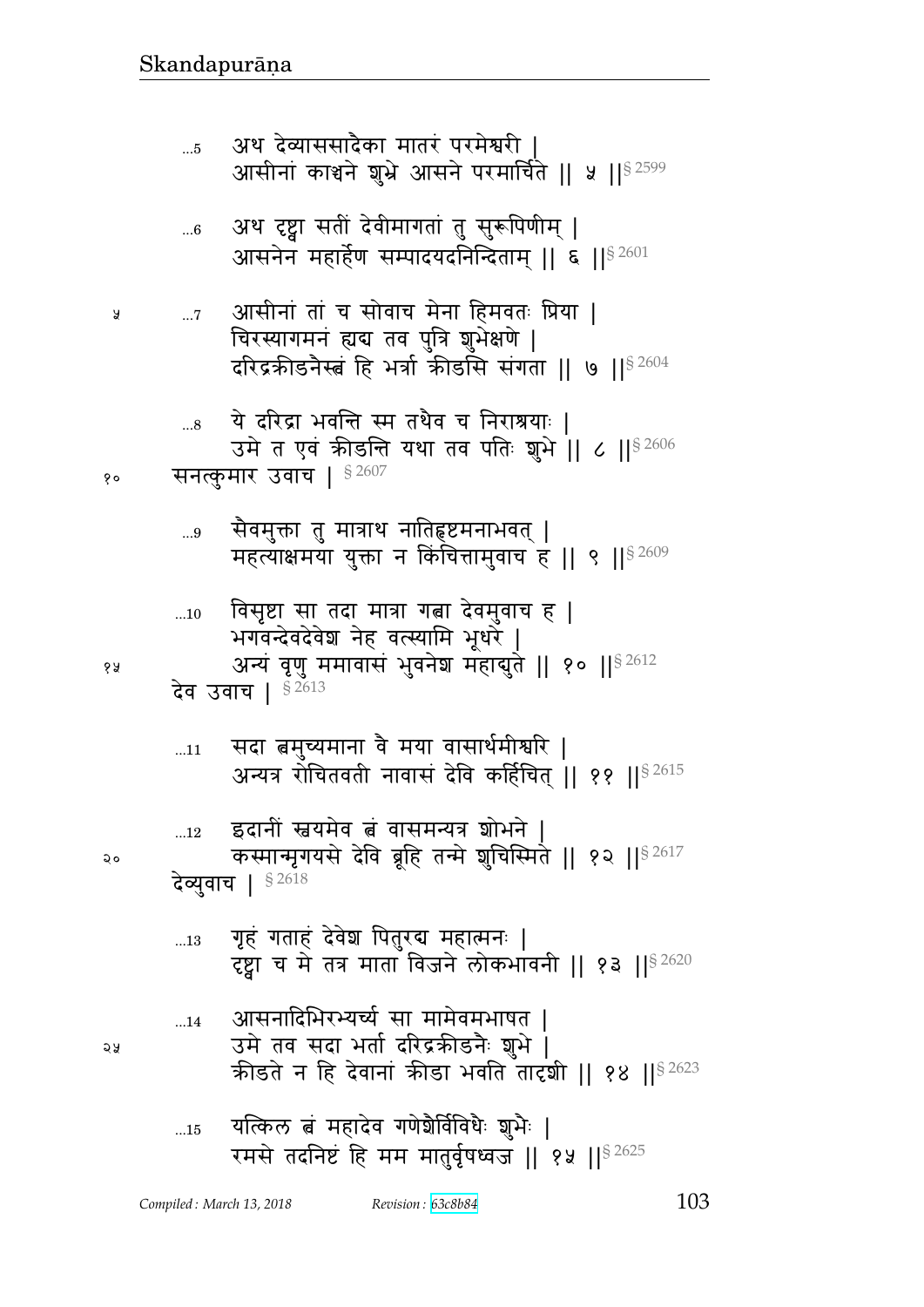...5 अथ देव्याससादैका मातरं परमेश्वरी |
आसीनां काञ्चने शुभ्रे आसने परमार्चिते || ५ ||§ 2599

...6 अथ दृष्ट्वा सतीं देवीमागतां तु सुरूपिणीम् |
आसनेन महार्हेण सम्पादयदनिन्दिताम् || ६ ||§ 2601

...7 आसीनां तां च सोवाच मेना हिमवतः प्रिया |
चिरस्यागमनं ह्यद्य तव पुत्रि शुभेक्षणे |
दरिद्रक्रीडनैस्त्वं हि भर्त्रा क्रीडसि संगता || ७ ||§ 2604

...8 ये दरिद्रा भवन्ति स्म तथैव च निराश्रयाः |
उमे त एवं क्रीडन्ति यथा तव पतिः शुभे || ८ ||§ 2606

सनत्कुमार उवाच | § 2607

...9 सैवमुक्ता तु मात्राथ नातिहृष्टमनाभवत् |
महत्याक्षमया युक्ता न किंचित्तामुवाच ह || ९ ||§ 2609

...10 विसृष्टा सा तदा मात्रा गत्वा देवमुवाच ह |
भगवन्देवदेवेश नेह वत्स्यामि भूधरे |
अन्यं वृणु ममावासं भुवनेश महाद्युते || १० ||§ 2612

देव उवाच | § 2613

...11 सदा त्वमुच्यमाना वै मया वासार्थमीश्वरि |
अन्यत्र रोचितवती नावासं देवि कर्हिचित् || ११ ||§ 2615

...12 इदानीं स्वयमेव त्वं वासमन्यत्र शोभने |
कस्मान्मृगयसे देवि ब्रूहि तन्मे शुचिस्मिते || १२ ||§ 2617

देव्युवाच | § 2618

...13 गृहं गताहं देवेश पितुरद्य महात्मनः |
दृष्ट्वा च मे तत्र माता विजने लोकभावनी || १३ ||§ 2620

...14 आसनादिभिरभ्यर्च्य सा मामेवमभाषत |
उमे तव सदा भर्ता दरिद्रक्रीडनैः शुभे |
क्रीडते न हि देवानां क्रीडा भवति तादृशी || १४ ||§ 2623

...15 यत्किल त्वं महादेव गणेशैर्विविधैः शुभैः |
रमसे तदनिष्टं हि मम मातुर्वृषध्वज || १५ ||§ 2625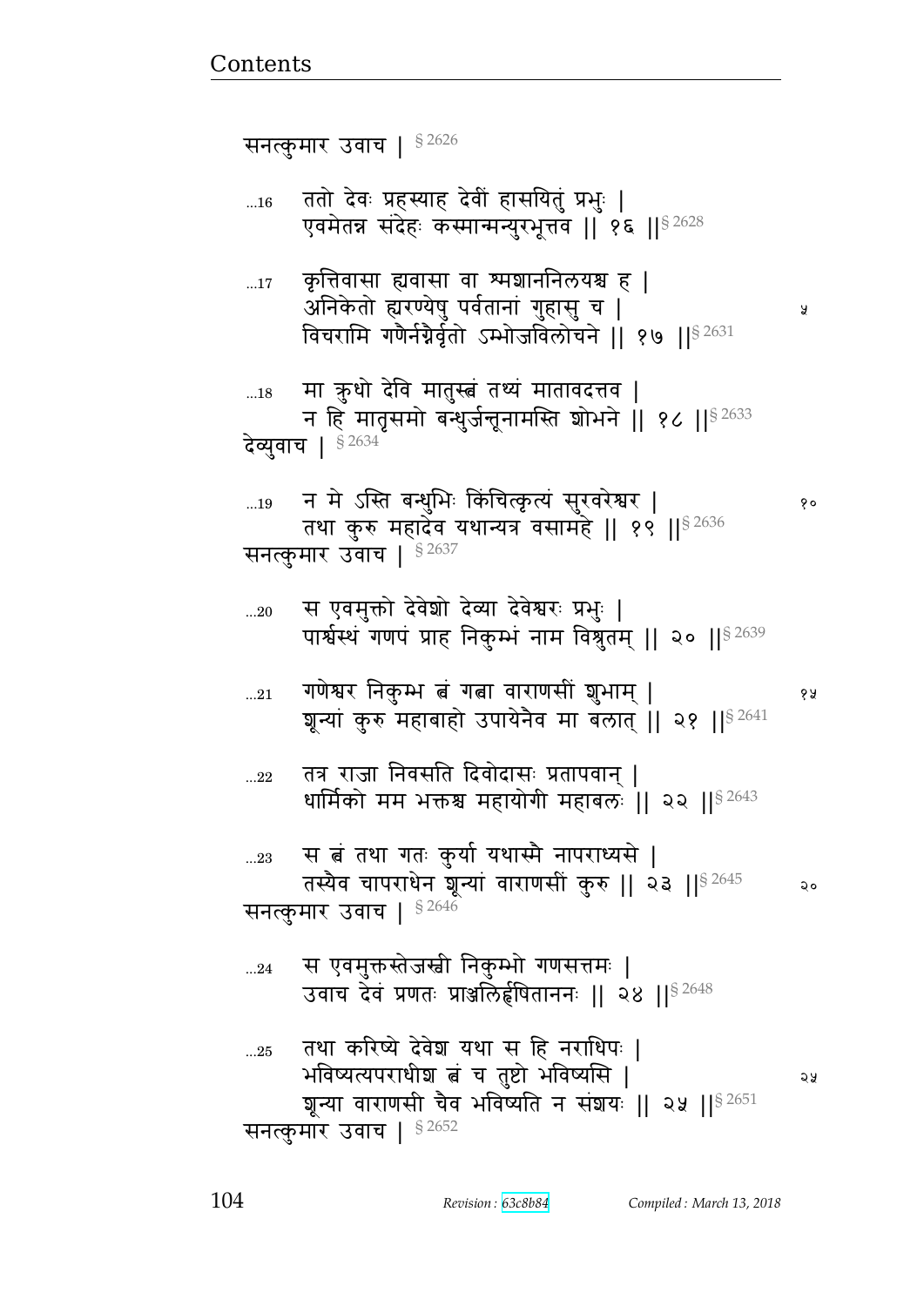सनत्कुमार उवाच | § 2626

...16 ततो देवः प्रहस्याह देवीं हासयितुं प्रभुः |
एवमेतन्न संदेहः कस्मान्मन्युरभूत्तव || १६ ||§ 2628

...17 कृत्तिवासा ह्यवासा वा श्मशाननिलयश्च ह |
अनिकेतो ह्यरण्येषु पर्वतानां गुहासु च |
विचरामि गणैर्नग्नैर्वृतो ऽम्भोजविलोचने || १७ ||§ 2631

...18 मा क्रुधो देवि मातुस्त्वं तथ्यं मातावदत्तव |
न हि मातृसमो बन्धुर्जन्तूनामस्ति शोभने || १८ ||§ 2633

देव्युवाच | § 2634

...19 न मे ऽस्ति बन्धुभिः किंचित्कृत्यं सुरवरेश्वर |
तथा कुरु महादेव यथान्यत्र वसामहे || १९ ||§ 2636

सनत्कुमार उवाच | § 2637

...20 स एवमुक्तो देवेशो देव्या देवेश्वरः प्रभुः |
पार्श्वस्थं गणपं प्राह निकुम्भं नाम विश्रुतम् || २० ||§ 2639

...21 गणेश्वर निकुम्भ त्वं गत्वा वाराणसीं शुभाम् |
शून्यां कुरु महाबाहो उपायेनैव मा बलात् || २१ ||§ 2641

...22 तत्र राजा निवसति दिवोदासः प्रतापवान् |
धार्मिको मम भक्तश्च महायोगी महाबलः || २२ ||§ 2643

...23 स त्वं तथा गतः कुर्या यथास्मै नापराध्यसे |
तस्यैव चापराधेन शून्यां वाराणसीं कुरु || २३ ||§ 2645

सनत्कुमार उवाच | § 2646

...24 स एवमुक्तस्तेजस्वी निकुम्भो गणसत्तमः |
उवाच देवं प्रणतः प्राञ्जलिर्हृषिताननः || २४ ||§ 2648

...25 तथा करिष्ये देवेश यथा स हि नराधिपः |
भविष्यत्यपराधीश त्वं च तुष्टो भविष्यसि |
शून्या वाराणसी चैव भविष्यति न संशयः || २५ ||§ 2651

सनत्कुमार उवाच | § 2652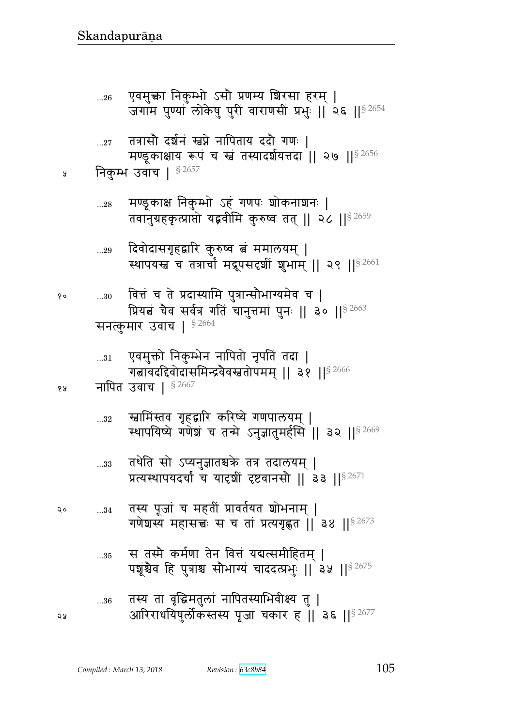...26 एवमुक्त्वा निकुम्भो ऽसौ प्रणम्य शिरसा हरम् |
जगाम पुण्यां लोकेषु पुरीं वाराणसीं प्रभुः || २६ ||§ 2654

...27 तत्रासौ दर्शनं स्वप्ने नापिताय ददौ गणः |
मण्डूकाक्षाय रूपं च स्वं तस्यादर्शयत्तदा || २७ ||§ 2656

५ निकुम्भ उवाच | § 2657

...28 मण्डूकाक्ष निकुम्भो ऽहं गणपः शोकनाशनः |
तवानुग्रहकृत्प्राप्तो यद्ब्रवीमि कुरुष्व तत् || २८ ||§ 2659

...29 दिवोदासगृहद्वारि कुरुष्व त्वं ममालयम् |
स्थापयस्व च तत्रार्चां मद्रूपसदृशीं शुभाम् || २९ ||§ 2661

१० ...30 वित्तं च ते प्रदास्यामि पुत्रान्सौभाग्यमेव च |
प्रियत्वं चैव सर्वत्र गतिं चानुत्तमां पुनः || ३० ||§ 2663

सनत्कुमार उवाच | § 2664

...31 एवमुक्तो निकुम्भेन नापितो नृपतिं तदा |
गत्वावददिवोदासमिन्द्रवैवस्वतोपमम् || ३१ ||§ 2666

१५ नापित उवाच | § 2667

...32 स्वामिंस्तव गृहद्वारि करिष्ये गणपालयम् |
स्थापयिष्ये गणेशं च तन्मे ऽनुज्ञातुमर्हसि || ३२ ||§ 2669

...33 तथेति सो ऽप्यनुज्ञातश्चक्रे तत्र तदालयम् |
प्रत्यस्थापयदर्चां च यादृशीं दृष्टवानसौ || ३३ ||§ 2671

२० ...34 तस्य पूजां च महतीं प्रावर्तयत शोभनाम् |
गणेशस्य महासत्त्वः स च तां प्रत्यगृह्णत || ३४ ||§ 2673

...35 स तस्मै कर्मणा तेन वित्तं यद्यत्समीहितम् |
पशूंश्चैव हि पुत्रांश्च सौभाग्यं चाददत्प्रभुः || ३५ ||§ 2675

...36 तस्य तां वृद्धिमतुलां नापितस्याभिवीक्ष्य तु |
२५ आरिराधयिषुर्लोकस्तस्य पूजां चकार ह || ३६ ||§ 2677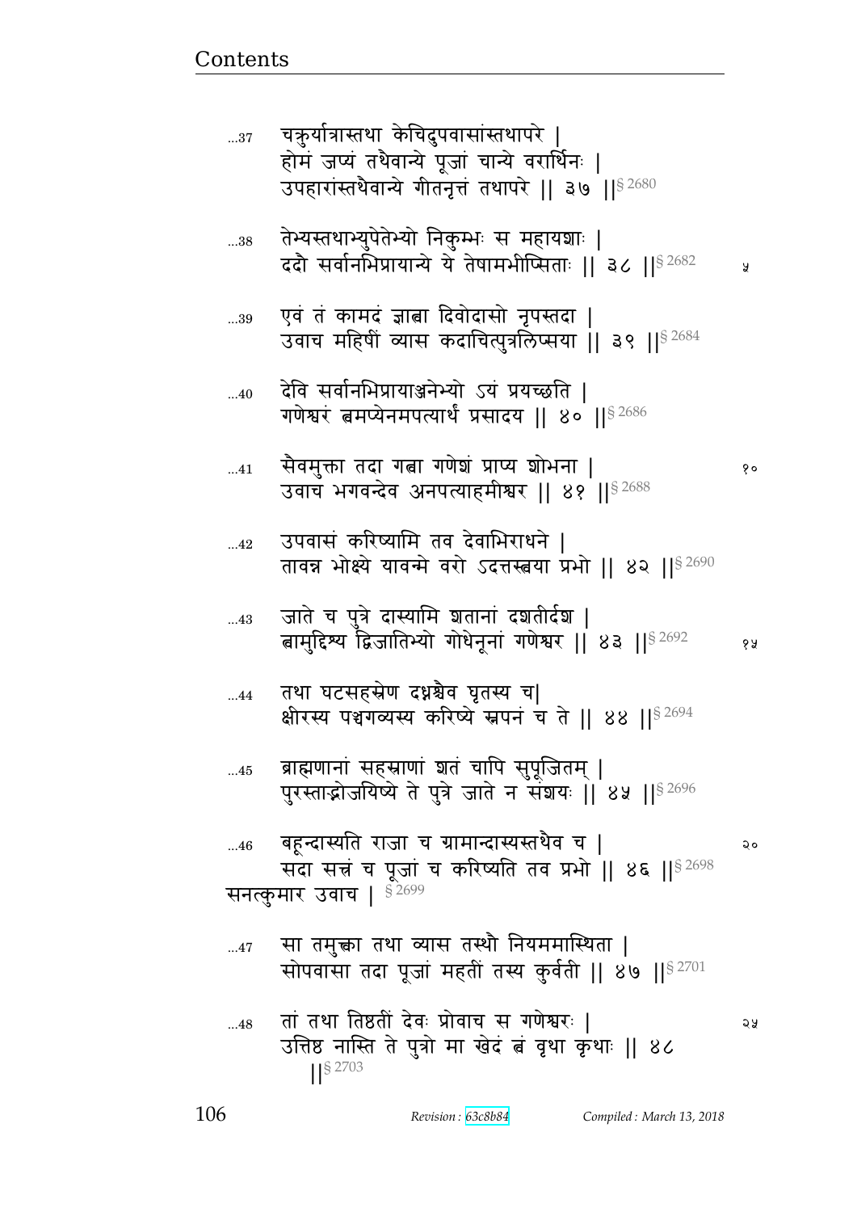...37 चक्रुर्यात्रास्तथा केचिदुपवासांस्तथापरे |
होमं जप्यं तथैवान्ये पूजां चान्ये वरार्थिनः |
उपहारांस्तथैवान्ये गीतनृत्तं तथापरे || ३७ ||§ 2680

...38 तेभ्यस्तथाभ्युपेतेभ्यो निकुम्भः स महायशाः |
ददौ सर्वानभिप्रायान्ये ये तेषामभीप्सिताः || ३८ ||§ 2682 ५

...39 एवं तं कामदं ज्ञात्वा दिवोदासो नृपस्तदा |
उवाच महिषीं व्यास कदाचित्पुत्रलिप्सया || ३९ ||§ 2684

...40 देवि सर्वानभिप्रायाञ्जनेभ्यो ऽयं प्रयच्छति |
गणेश्वरं त्वमप्येनमपत्यार्थं प्रसादय || ४० ||§ 2686

...41 सैवमुक्ता तदा गत्वा गणेशं प्राप्य शोभना | १०
उवाच भगवन्देव अनपत्याहमीश्वर || ४१ ||§ 2688

...42 उपवासं करिष्यामि तव देवाभिराधने |
तावन्न भोक्ष्ये यावन्मे वरो ऽदत्तस्त्वया प्रभो || ४२ ||§ 2690

...43 जाते च पुत्रे दास्यामि शतानां दशतीर्दश |
त्वामुद्दिश्य द्विजातिभ्यो गोधेनूनां गणेश्वर || ४३ ||§ 2692 १५

...44 तथा घटसहस्रेण दध्नश्चैव घृतस्य च|
क्षीरस्य पञ्चगव्यस्य करिष्ये स्नपनं च ते || ४४ ||§ 2694

...45 ब्राह्मणानां सहस्राणां शतं चापि सुपूजितम् |
पुरस्ताद्भोजयिष्ये ते पुत्रे जाते न संशयः || ४५ ||§ 2696

...46 बहून्दास्यति राजा च ग्रामान्दास्यस्तथैव च | २०
सदा सत्त्रं च पूजां च करिष्यति तव प्रभो || ४६ ||§ 2698

सनत्कुमार उवाच | § 2699

...47 सा तमुक्त्वा तथा व्यास तस्थौ नियममास्थिता |
सोपवासा तदा पूजां महतीं तस्य कुर्वती || ४७ ||§ 2701

...48 तां तथा तिष्ठतीं देवः प्रोवाच स गणेश्वरः | २५
उत्तिष्ठ नास्ति ते पुत्रो मा खेदं त्वं वृथा कृथाः || ४८ ||§ 2703

Revision : 63c8b84 Compiled : March 13, 2018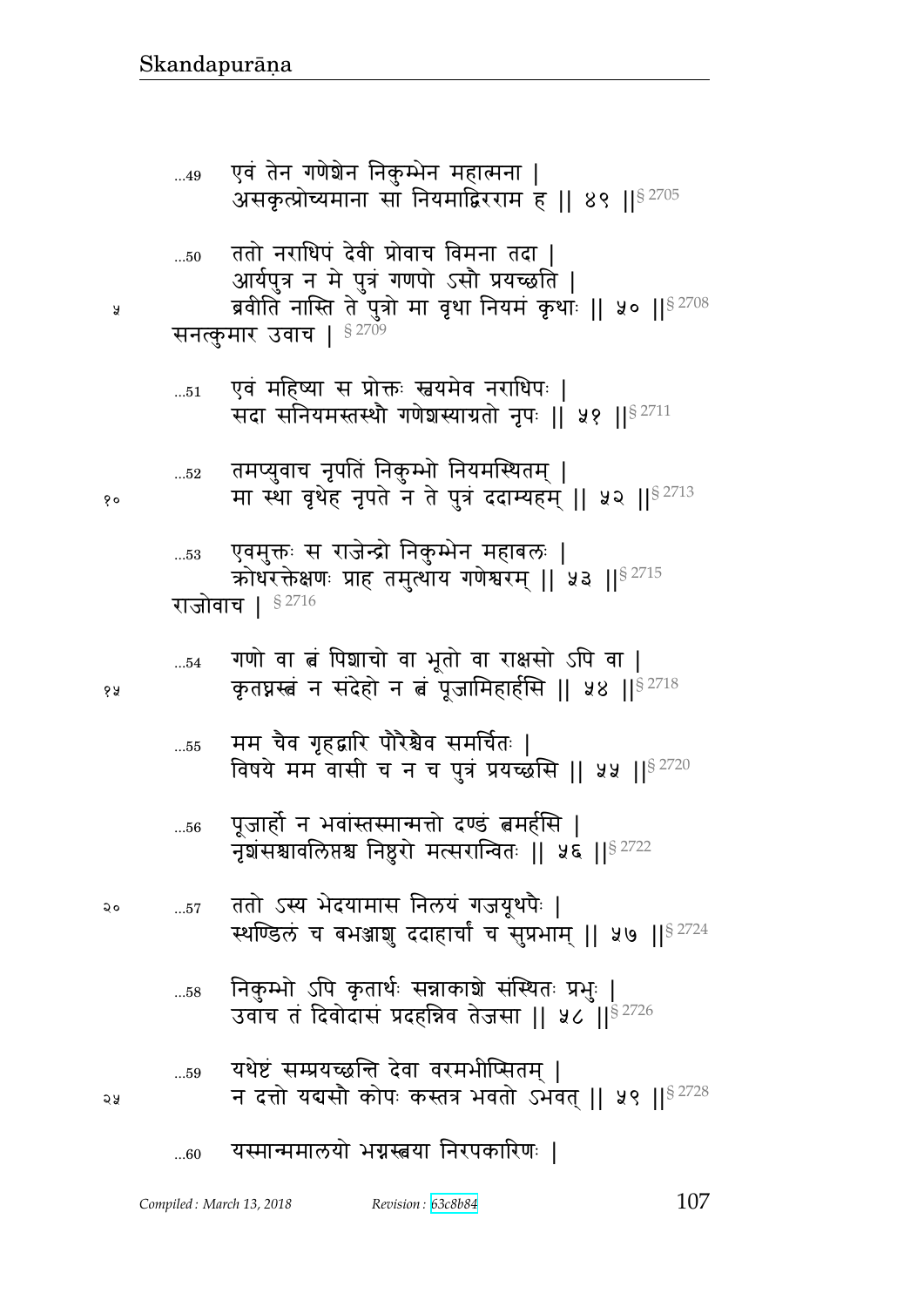...49 एवं तेन गणेशेन निकुम्भेन महात्मना |
असकृत्प्रोच्यमाना सा नियमाद्विरराम ह || ४९ ||§ 2705

...50 ततो नराधिपं देवी प्रोवाच विमना तदा |
आर्यपुत्र न मे पुत्रं गणपो ऽसौ प्रयच्छति |
५ ब्रवीति नास्ति ते पुत्रो मा वृथा नियमं कृथाः || ५० ||§ 2708

सनत्कुमार उवाच | § 2709

...51 एवं महिष्या स प्रोक्तः स्वयमेव नराधिपः |
सदा सनियमस्तस्थौ गणेशस्याग्रतो नृपः || ५१ ||§ 2711

...52 तमप्युवाच नृपतिं निकुम्भो नियमस्थितम् |
१० मा स्था वृथेह नृपते न ते पुत्रं ददाम्यहम् || ५२ ||§ 2713

...53 एवमुक्तः स राजेन्द्रो निकुम्भेन महाबलः |
क्रोधरक्तेक्षणः प्राह तमुत्थाय गणेश्वरम् || ५३ ||§ 2715

राजोवाच | § 2716

...54 गणो वा त्वं पिशाचो वा भूतो वा राक्षसो ऽपि वा |
१५ कृतघ्नस्त्वं न संदेहो न त्वं पूजामिहार्हसि || ५४ ||§ 2718

...55 मम चैव गृहद्वारि पौरैश्चैव समर्चितः |
विषये मम वासी च न च पुत्रं प्रयच्छसि || ५५ ||§ 2720

...56 पूजार्हो न भवांस्तस्मान्मत्तो दण्डं त्वमर्हसि |
नृशंसश्चावलिप्तश्च निष्ठुरो मत्सरान्वितः || ५६ ||§ 2722

२० ...57 ततो ऽस्य भेदयामास निलयं गजयूथपैः |
स्थण्डिलं च बभञ्जाशु ददाहार्चां च सुप्रभाम् || ५७ ||§ 2724

...58 निकुम्भो ऽपि कृतार्थः सन्नाकाशे संस्थितः प्रभुः |
उवाच तं दिवोदासं प्रदहन्निव तेजसा || ५८ ||§ 2726

...59 यथेष्टं सम्प्रयच्छन्ति देवा वरमभीप्सितम् |
२५ न दत्तो यद्यसौ कोपः कस्तत्र भवतो ऽभवत् || ५९ ||§ 2728

...60 यस्मान्ममालयो भग्नस्त्वया निरपकारिणः |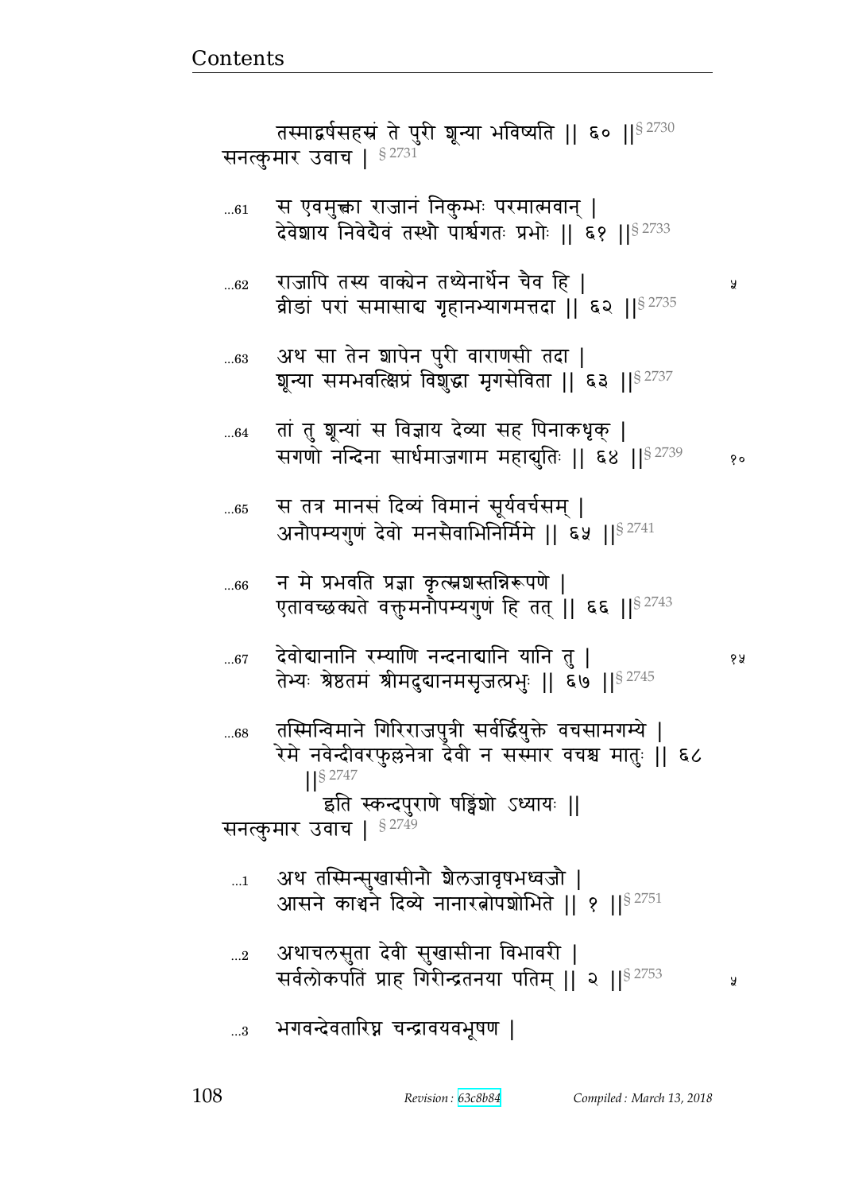तस्माद्वर्षसहस्रं ते पुरी शून्या भविष्यति || ६० ||§ 2730

सनत्कुमार उवाच | § 2731

...61 स एवमुक्त्वा राजानं निकुम्भः परमात्मवान् |
देवेशाय निवेद्यैवं तस्थौ पार्श्वगतः प्रभोः || ६१ ||§ 2733

...62 राजापि तस्य वाक्येन तथ्येनार्थेन चैव हि |
व्रीडां परां समासाद्य गृहानभ्यागमत्तदा || ६२ ||§ 2735

...63 अथ सा तेन शापेन पुरी वाराणसी तदा |
शून्या समभवत्क्षिप्रं विशुद्धा मृगसेविता || ६३ ||§ 2737

...64 तां तु शून्यां स विज्ञाय देव्या सह पिनाकधृक् |
सगणो नन्दिना सार्धमाजगाम महाद्युतिः || ६४ ||§ 2739

...65 स तत्र मानसं दिव्यं विमानं सूर्यवर्चसम् |
अनौपम्यगुणं देवो मनसैवाभिनिर्ममे || ६५ ||§ 2741

...66 न मे प्रभवति प्रज्ञा कृत्स्नशस्तन्निरूपणे |
एतावच्छक्यते वक्तुमनौपम्यगुणं हि तत् || ६६ ||§ 2743

...67 देवोद्यानानि रम्याणि नन्दनाद्यानि यानि तु |
तेभ्यः श्रेष्ठतमं श्रीमदुद्यानमसृजत्प्रभुः || ६७ ||§ 2745

...68 तस्मिन्विमाने गिरिराजपुत्री सर्वर्द्धियुक्ते वचसामगम्ये |
रेमे नवेन्दीवरफुल्लनेत्रा देवी न सस्मार वचश्च मातुः || ६८ ||§ 2747

इति स्कन्दपुराणे षड्विंशो ऽध्यायः ||

सनत्कुमार उवाच | § 2749

...1 अथ तस्मिन्सुखासीनौ शैलजावृषभध्वजौ |
आसने काञ्चने दिव्ये नानारत्नोपशोभिते || १ ||§ 2751

...2 अथाचलसुता देवी सुखासीना विभावरी |
सर्वलोकपतिं प्राह गिरीन्द्रतनया पतिम् || २ ||§ 2753

...3 भगवन्देवतारिघ्न चन्द्रावयवभूषण |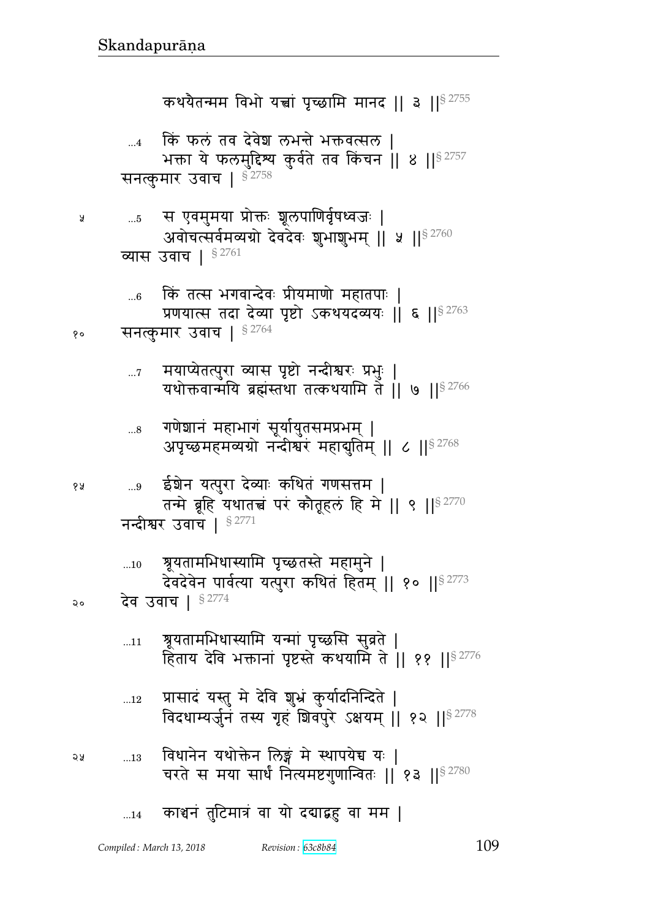कथयैतन्मम विभो यत्त्वां पृच्छामि मानद ॥ ३ ॥[§ 2755]

...4 किं फलं तव देवेश लभन्ते भक्तवत्सल ।
भक्ता ये फलमुद्दिश्य कुर्वते तव किंचन ॥ ४ ॥[§ 2757]
सनत्कुमार उवाच । [§ 2758]

५ ...5 स एवमुमया प्रोक्तः शूलपाणिर्वृषध्वजः ।
अवोचत्सर्वमव्यग्रो देवदेवः शुभाशुभम् ॥ ५ ॥[§ 2760]
व्यास उवाच । [§ 2761]

...6 किं तत्स भगवान्देवः प्रीयमाणो महातपाः ।
प्रणयात्स तदा देव्या पृष्टो ऽकथयदव्ययः ॥ ६ ॥[§ 2763]
१० सनत्कुमार उवाच । [§ 2764]

...7 मयाप्येतत्पुरा व्यास पृष्टो नन्दीश्वरः प्रभुः ।
यथोक्तवान्मयि ब्रह्मंस्तथा तत्कथयामि ते ॥ ७ ॥[§ 2766]

...8 गणेशानं महाभागं सूर्यायुतसमप्रभम् ।
अपृच्छमहमव्यग्रो नन्दीश्वरं महाद्युतिम् ॥ ८ ॥[§ 2768]

१५ ...9 ईशेन यत्पुरा देव्याः कथितं गणसत्तम ।
तन्मे ब्रूहि यथातत्त्वं परं कौतूहलं हि मे ॥ ९ ॥[§ 2770]
नन्दीश्वर उवाच । [§ 2771]

...10 श्रूयतामभिधास्यामि पृच्छतस्ते महामुने ।
देवदेवेन पार्वत्या यत्पुरा कथितं हितम् ॥ १० ॥[§ 2773]
२० देव उवाच । [§ 2774]

...11 श्रूयतामभिधास्यामि यन्मां पृच्छसि सुव्रते ।
हिताय देवि भक्तानां पृष्टस्ते कथयामि ते ॥ ११ ॥[§ 2776]

...12 प्रासादं यस्तु मे देवि शुभ्रं कुर्यादनिन्दिते ।
विदधाम्यर्जुनं तस्य गृहं शिवपुरे ऽक्षयम् ॥ १२ ॥[§ 2778]

२५ ...13 विधानेन यथोक्तेन लिङ्गं मे स्थापयेच्च यः ।
चरते स मया सार्धं नित्यमष्टगुणान्वितः ॥ १३ ॥[§ 2780]

...14 काञ्चनं तुटिमात्रं वा यो दद्याद्वहु वा मम ।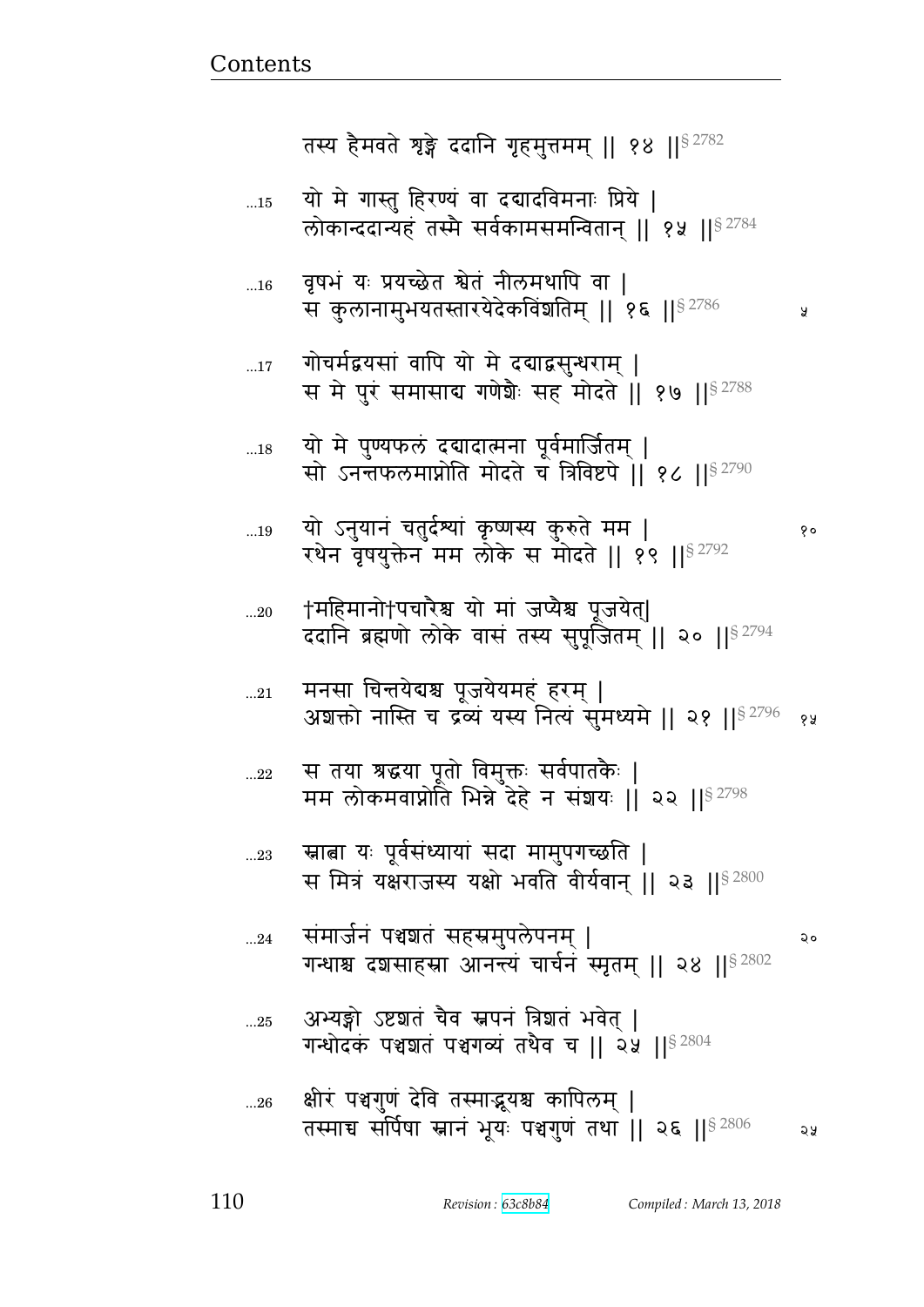तस्य हैमवते शृङ्गे ददानि गृहमुत्तमम् || १४ ||§ 2782

...15 यो मे गास्तु हिरण्यं वा दद्यादविमनाः प्रिये |
लोकान्ददान्यहं तस्मै सर्वकामसमन्वितान् || १५ ||§ 2784

...16 वृषभं यः प्रयच्छेत श्वेतं नीलमथापि वा |
स कुलानामुभयतस्तारयेदेकविंशतिम् || १६ ||§ 2786 ५

...17 गोचर्मद्वयसां वापि यो मे दद्याद्वसुन्धराम् |
स मे पुरं समासाद्य गणेशैः सह मोदते || १७ ||§ 2788

...18 यो मे पुण्यफलं दद्यादात्मना पूर्वमार्जितम् |
सो ऽनन्तफलमाप्नोति मोदते च त्रिविष्टपे || १८ ||§ 2790

...19 यो ऽनुयानं चतुर्दश्यां कृष्णस्य कुरुते मम | १०
रथेन वृषयुक्तेन मम लोके स मोदते || १९ ||§ 2792

...20 †महिमानो†पचारैश्च यो मां जप्यैश्च पूजयेत्|
ददानि ब्रह्मणो लोके वासं तस्य सुपूजितम् || २० ||§ 2794

...21 मनसा चिन्तयेद्यश्च पूजयेयमहं हरम् |
अशक्तो नास्ति च द्रव्यं यस्य नित्यं सुमध्यमे || २१ ||§ 2796 १५

...22 स तया श्रद्धया पूतो विमुक्तः सर्वपातकैः |
मम लोकमवाप्नोति भिन्ने देहे न संशयः || २२ ||§ 2798

...23 स्नात्वा यः पूर्वसंध्यायां सदा मामुपगच्छति |
स मित्रं यक्षराजस्य यक्षो भवति वीर्यवान् || २३ ||§ 2800

...24 संमार्जनं पञ्चशतं सहस्रमुपलेपनम् | २०
गन्धाश्च दशसाहस्रा आनन्त्यं चार्चनं स्मृतम् || २४ ||§ 2802

...25 अभ्यङ्गो ऽष्टशतं चैव स्नपनं त्रिशतं भवेत् |
गन्धोदकं पञ्चशतं पञ्चगव्यं तथैव च || २५ ||§ 2804

...26 क्षीरं पञ्चगुणं देवि तस्माद्दध्यश्च कापिलम् |
तस्माच्च सर्पिषा स्नानं भूयः पञ्चगुणं तथा || २६ ||§ 2806 २५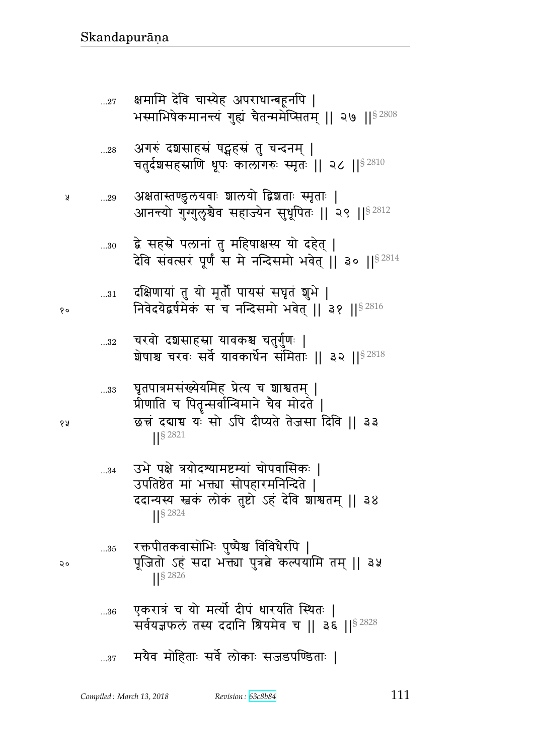...27 क्षमामि देवि चास्येह अपराधान्बहूनपि ।
भस्माभिषेकमानन्त्यं गुह्यं चैतन्ममेप्सितम् ॥ २७ ॥§ 2808

...28 अगरुं दशसाहस्रं षड्सहस्रं तु चन्दनम् ।
चतुर्दशसहस्राणि धूपः कालागरुः स्मृतः ॥ २८ ॥§ 2810

...29 अक्षतास्तण्डुलयवाः शालयो द्विशताः स्मृताः ।
आनन्त्यो गुग्गुलुश्चैव सहाज्येन सुधूपितः ॥ २९ ॥§ 2812

...30 द्वे सहस्रे पलानां तु महिषाक्षस्य यो दहेत् ।
देवि संवत्सरं पूर्णं स मे नन्दिसमो भवेत् ॥ ३० ॥§ 2814

...31 दक्षिणायां तु यो मूर्तौ पायसं सघृतं शुभे ।
निवेदयेद्वर्षमेकं स च नन्दिसमो भवेत् ॥ ३१ ॥§ 2816

...32 चरवो दशसाहस्रा यावकश्च चतुर्गुणः ।
शेषाश्च चरवः सर्वे यावकार्धेन संमिताः ॥ ३२ ॥§ 2818

...33 घृतपात्रमसंख्येयमिह प्रेत्य च शाश्वतम् ।
प्रीणाति च पितॄन्सर्वान्विमाने चैव मोदते ।
छत्त्रं दद्याच यः सो ऽपि दीप्यते तेजसा दिवि ॥ ३३ ॥§ 2821

...34 उभे पक्षे त्रयोदश्यामष्टम्यां चोपवासिकः ।
उपतिष्ठेत मां भक्त्या सोपहारमनिन्दिते ।
ददान्यस्य स्वकं लोकं तुष्टो ऽहं देवि शाश्वतम् ॥ ३४ ॥§ 2824

...35 रक्तपीतकवासोभिः पुष्पैश्च विविधैरपि ।
पूजितो ऽहं सदा भक्त्या पुत्रत्वे कल्पयामि तम् ॥ ३५ ॥§ 2826

...36 एकरात्रं च यो मर्त्यो दीपं धारयति स्थितः ।
सर्वयज्ञफलं तस्य ददानि श्रियमेव च ॥ ३६ ॥§ 2828

...37 मयैव मोहिताः सर्वे लोकाः सजडपण्डिताः ।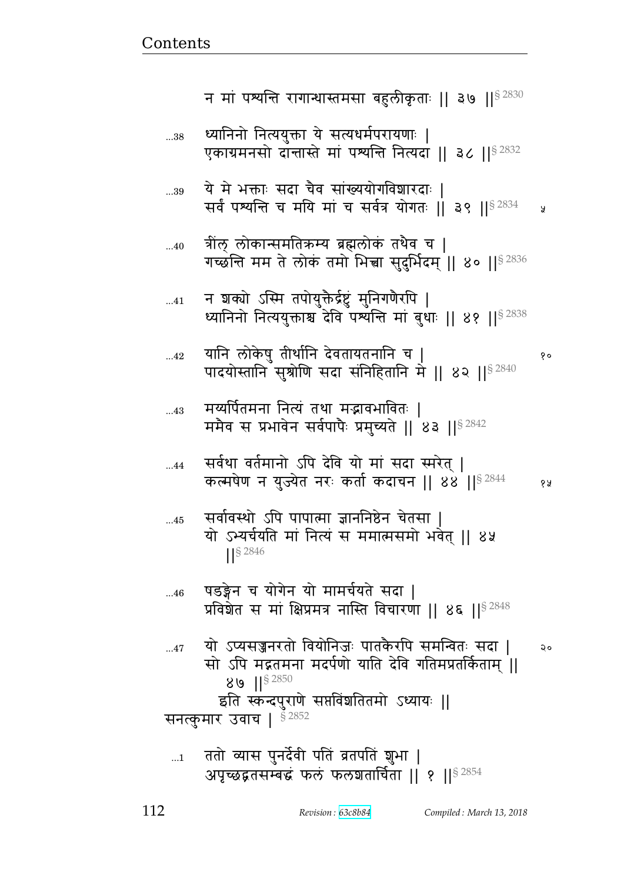न मां पश्यन्ति रागान्धास्तमसा बहुलीकृताः || ३७ ||§ 2830

...38 ध्यानिनो नित्ययुक्ता ये सत्यधर्मपरायणाः |
एकाग्रमनसो दान्तास्ते मां पश्यन्ति नित्यदा || ३८ ||§ 2832

...39 ये मे भक्ताः सदा चैव सांख्ययोगविशारदाः |
सर्वं पश्यन्ति च मयि मां च सर्वत्र योगतः || ३९ ||§ 2834 ५

...40 त्रींल् लोकान्समतिक्रम्य ब्रह्मलोकं तथैव च |
गच्छन्ति मम ते लोकं तमो भित्त्वा सुदुर्भिदम् || ४० ||§ 2836

...41 न शक्यो ऽस्मि तपोयुक्तैर्द्रष्टुं मुनिगणैरपि |
ध्यानिनो नित्ययुक्ताश्च देवि पश्यन्ति मां बुधाः || ४१ ||§ 2838

...42 यानि लोकेषु तीर्थानि देवतायतनानि च | १०
पादयोस्तानि सुश्रोणि सदा संनिहितानि मे || ४२ ||§ 2840

...43 मय्यर्पितमना नित्यं तथा मद्भावभावितः |
ममैव स प्रभावेन सर्वपापैः प्रमुच्यते || ४३ ||§ 2842

...44 सर्वथा वर्तमानो ऽपि देवि यो मां सदा स्मरेत् |
कल्मषेण न युज्येत नरः कर्ता कदाचन || ४४ ||§ 2844 १५

...45 सर्वावस्थो ऽपि पापात्मा ज्ञाननिष्ठेन चेतसा |
यो ऽभ्यर्चयति मां नित्यं स ममात्मसमो भवेत् || ४५ ||§ 2846

...46 षडङ्गेन च योगेन यो मामर्चयते सदा |
प्रविशेत स मां क्षिप्रमत्र नास्ति विचारणा || ४६ ||§ 2848

...47 यो ऽप्यसज्जनरतो वियोनिजः पातकैरपि समन्वितः सदा | २०
सो ऽपि मद्गतमना मदर्पणो याति देवि गतिमप्रतर्किताम् || ४७ ||§ 2850

इति स्कन्दपुराणे सप्तविंशतितमो ऽध्यायः ||

सनत्कुमार उवाच | § 2852

...1 ततो व्यास पुनर्देवी पतिं व्रतपतिं शुभा |
अपृच्छद्व्रतसम्बद्धं फलं फलशतार्चिता || १ ||§ 2854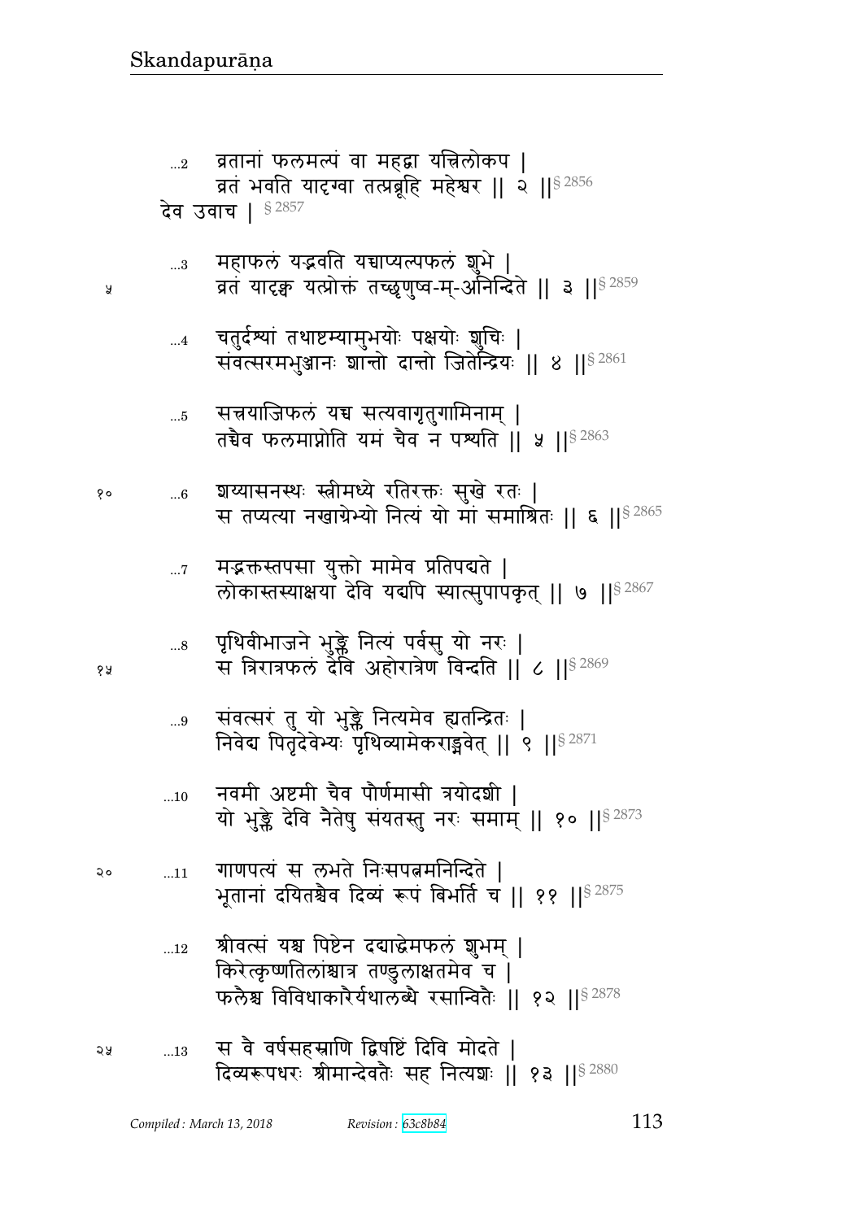...2 व्रतानां फलमल्पं वा महद्वा यत्त्रिलोकप |
व्रतं भवति यादृग्वा तत्प्रब्रूहि महेश्वर || २ ||§ 2856

देव उवाच | § 2857

...3 महाफलं यद्भवति यच्चाप्यल्पफलं शुभे |
व्रतं यादृक्क यत्प्रोक्तं तच्छृणुष्व-म्-अनिन्दिते || ३ ||§ 2859

...4 चतुर्दश्यां तथाष्टम्यामुभयोः पक्षयोः शुचिः |
संवत्सरमभुञ्जानः शान्तो दान्तो जितेन्द्रियः || ४ ||§ 2861

...5 सत्त्रयाजिफलं यच्च सत्यवागृतुगामिनाम् |
तच्चैव फलमाप्नोति यमं चैव न पश्यति || ५ ||§ 2863

...6 शय्यासनस्थः स्त्रीमध्ये रतिरक्तः सुखे रतः |
स तप्यत्या नखाग्रेभ्यो नित्यं यो मां समाश्रितः || ६ ||§ 2865

...7 मद्भक्तस्तपसा युक्तो मामेव प्रतिपद्यते |
लोकास्तस्याक्षया देवि यद्यपि स्यात्सुपापकृत् || ७ ||§ 2867

...8 पृथिवीभाजने भुङ्क्ते नित्यं पर्वसु यो नरः |
स त्रिरात्रफलं देवि अहोरात्रेण विन्दति || ८ ||§ 2869

...9 संवत्सरं तु यो भुङ्क्ते नित्यमेव ह्यतन्द्रितः |
निवेद्य पितृदेवेभ्यः पृथिव्यामेकराड्भवेत् || ९ ||§ 2871

...10 नवमी अष्टमी चैव पौर्णमासी त्रयोदशी |
यो भुङ्क्ते देवि नैतेषु संयतस्तु नरः समाम् || १० ||§ 2873

...11 गाणपत्यं स लभते निःसपत्नमनिन्दिते |
भूतानां दयितश्चैव दिव्यं रूपं बिभर्ति च || ११ ||§ 2875

...12 श्रीवत्सं यश्च पिष्टेन दद्याद्धेमफलं शुभम् |
किरेत्कृष्णतिलांश्चात्र तण्डुलाक्षतमेव च |
फलैश्च विविधाकारैर्यथालब्धे रसान्वितैः || १२ ||§ 2878

...13 स वै वर्षसहस्राणि द्विषष्टिं दिवि मोदते |
दिव्यरूपधरः श्रीमान्देवतैः सह नित्यशः || १३ ||§ 2880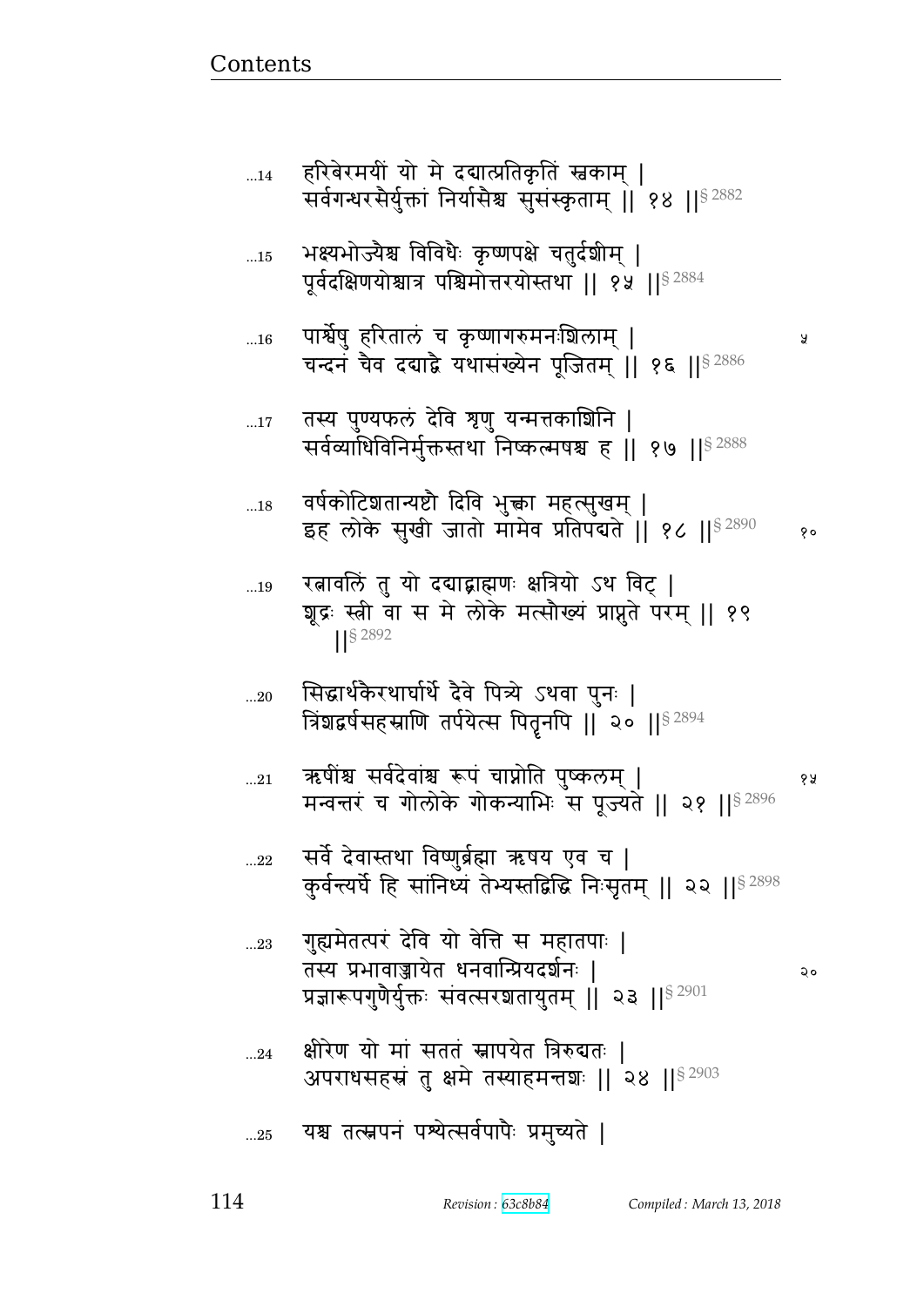...14 हरिबेरमयीं यो मे दद्यात्प्रतिकृतिं स्वकाम् |
सर्वगन्धरसैर्युक्तां निर्यासैश्च सुसंस्कृताम् || १४ ||§ 2882

...15 भक्ष्यभोज्यैश्च विविधैः कृष्णपक्षे चतुर्दशीम् |
पूर्वदक्षिणयोश्चात्र पश्चिमोत्तरयोस्तथा || १५ ||§ 2884

...16 पार्श्वेषु हरितालं च कृष्णागरुमनःशिलाम् |
चन्दनं चैव दद्याद्वै यथासंख्येन पूजितम् || १६ ||§ 2886

...17 तस्य पुण्यफलं देवि शृणु यन्मत्तकाशिनि |
सर्वव्याधिविनिर्मुक्तस्तथा निष्कल्मषश्च ह || १७ ||§ 2888

...18 वर्षकोटिशतान्यष्टौ दिवि भुक्त्वा महत्सुखम् |
इह लोके सुखी जातो मामेव प्रतिपद्यते || १८ ||§ 2890

...19 रत्नावलिं तु यो दद्याद्ब्राह्मणः क्षत्रियो ऽथ विट् |
शूद्रः स्त्री वा स मे लोके मत्सौख्यं प्राप्नुते परम् || १९ ||§ 2892

...20 सिद्धार्थकैरथार्घार्थे दैवे पित्र्ये ऽथवा पुनः |
त्रिंशद्वर्षसहस्राणि तर्पयेत्स पितॄनपि || २० ||§ 2894

...21 ऋषींश्च सर्वदेवांश्च रूपं चाप्नोति पुष्कलम् |
मन्वन्तरं च गोलोके गोकन्याभिः स पूज्यते || २१ ||§ 2896

...22 सर्वे देवास्तथा विष्णुर्ब्रह्मा ऋषय एव च |
कुर्वन्त्यर्घे हि सांनिध्यं तेभ्यस्तद्विद्धि निःसृतम् || २२ ||§ 2898

...23 गुह्यमेतत्परं देवि यो वेत्ति स महातपाः |
तस्य प्रभावाज्जायेत धनवान्प्रियदर्शनः |
प्रज्ञारूपगुणैर्युक्तः संवत्सरशतायुतम् || २३ ||§ 2901

...24 क्षीरेण यो मां सततं स्नापयेत त्रिरुद्यतः |
अपराधसहस्रं तु क्षमे तस्याहमन्तशः || २४ ||§ 2903

...25 यश्च तत्स्नपनं पश्येत्सर्वपापैः प्रमुच्यते |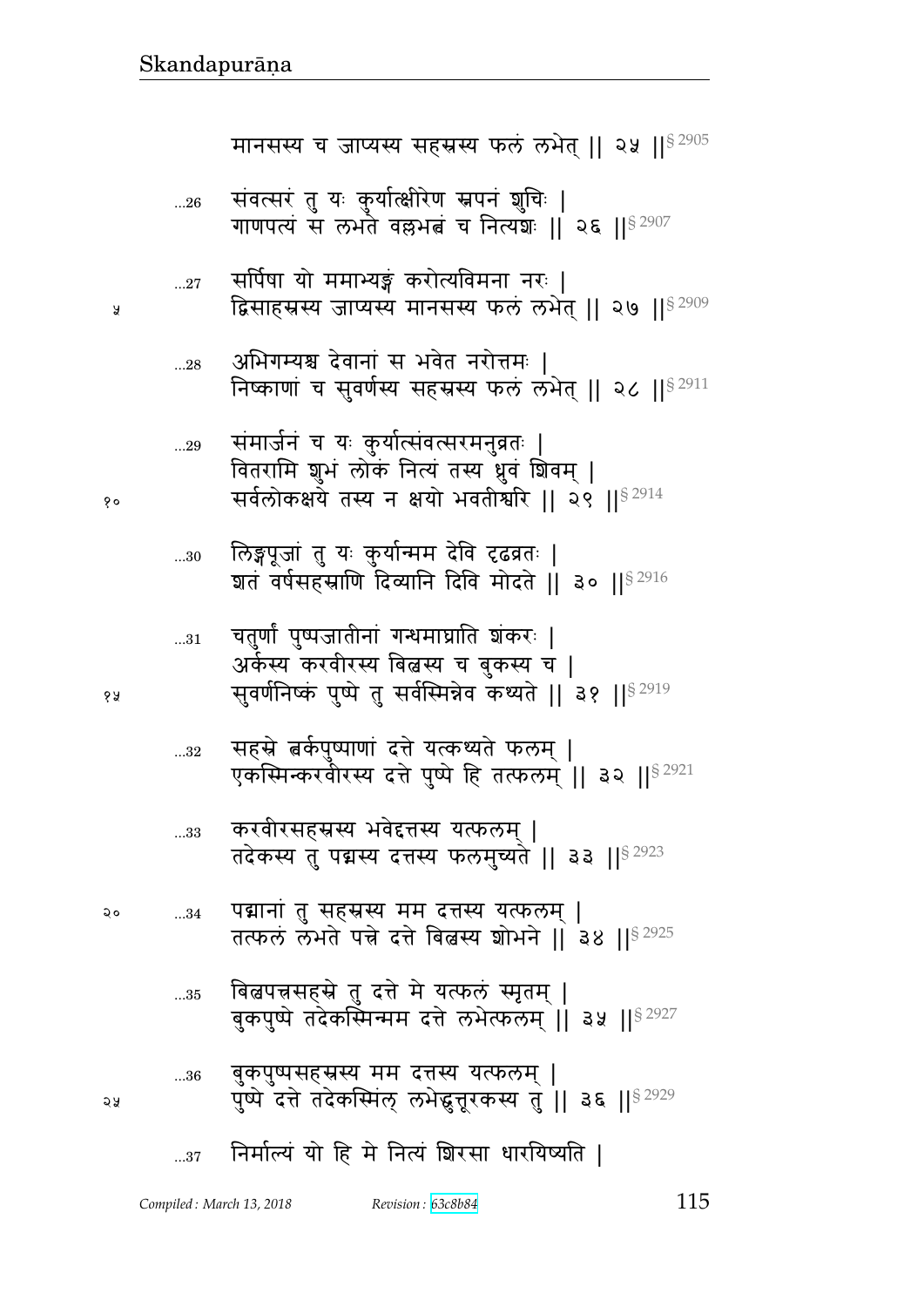मानसस्य च जाप्यस्य सहस्रस्य फलं लभेत् ॥ २५ ॥[§ 2905]

...26 संवत्सरं तु यः कुर्यात्क्षीरेण स्नपनं शुचिः ।
गाणपत्यं स लभते वल्लभश्च च नित्यशः ॥ २६ ॥[§ 2907]

...27 सर्पिषा यो ममाभ्यङ्गं करोत्यविमना नरः ।
द्विसाहस्रस्य जाप्यस्य मानसस्य फलं लभेत् ॥ २७ ॥[§ 2909]

...28 अभिगम्यश्च देवानां स भवेत नरोत्तमः ।
निष्काणां च सुवर्णस्य सहस्रस्य फलं लभेत् ॥ २८ ॥[§ 2911]

...29 संमार्जनं च यः कुर्यात्संवत्सरमनुव्रतः ।
वितरामि शुभं लोकं नित्यं तस्य ध्रुवं शिवम् ।
सर्वलोकक्षये तस्य न क्षयो भवतीश्वरि ॥ २९ ॥[§ 2914]

...30 लिङ्गपूजां तु यः कुर्यान्मम देवि दृढव्रतः ।
शतं वर्षसहस्राणि दिव्यानि दिवि मोदते ॥ ३० ॥[§ 2916]

...31 चतुर्णां पुष्पजातीनां गन्धमाघ्राति शंकरः ।
अर्कस्य करवीरस्य बिल्वस्य च बुकस्य च ।
सुवर्णनिष्कं पुष्पे तु सर्वस्मिन्नेव कथ्यते ॥ ३१ ॥[§ 2919]

...32 सहस्रे त्वर्कपुष्पाणां दत्ते यत्कथ्यते फलम् ।
एकस्मिन्करवीरस्य दत्ते पुष्पे हि तत्फलम् ॥ ३२ ॥[§ 2921]

...33 करवीरसहस्रस्य भवेद्दत्तस्य यत्फलम् ।
तदेकस्य तु पद्मस्य दत्तस्य फलमुच्यते ॥ ३३ ॥[§ 2923]

...34 पद्मानां तु सहस्रस्य मम दत्तस्य यत्फलम् ।
तत्फलं लभते पत्रे दत्ते बिल्वस्य शोभने ॥ ३४ ॥[§ 2925]

...35 बिल्वपत्रसहस्रे तु दत्ते मे यत्फलं स्मृतम् ।
बुकपुष्पे तदेकस्मिन्मम दत्ते लभेत्फलम् ॥ ३५ ॥[§ 2927]

...36 बुकपुष्पसहस्रस्य मम दत्तस्य यत्फलम् ।
पुष्पे दत्ते तदेकस्मिंल् लभेद्धत्तूरकस्य तु ॥ ३६ ॥[§ 2929]

...37 निर्माल्यं यो हि मे नित्यं शिरसा धारयिष्यति ।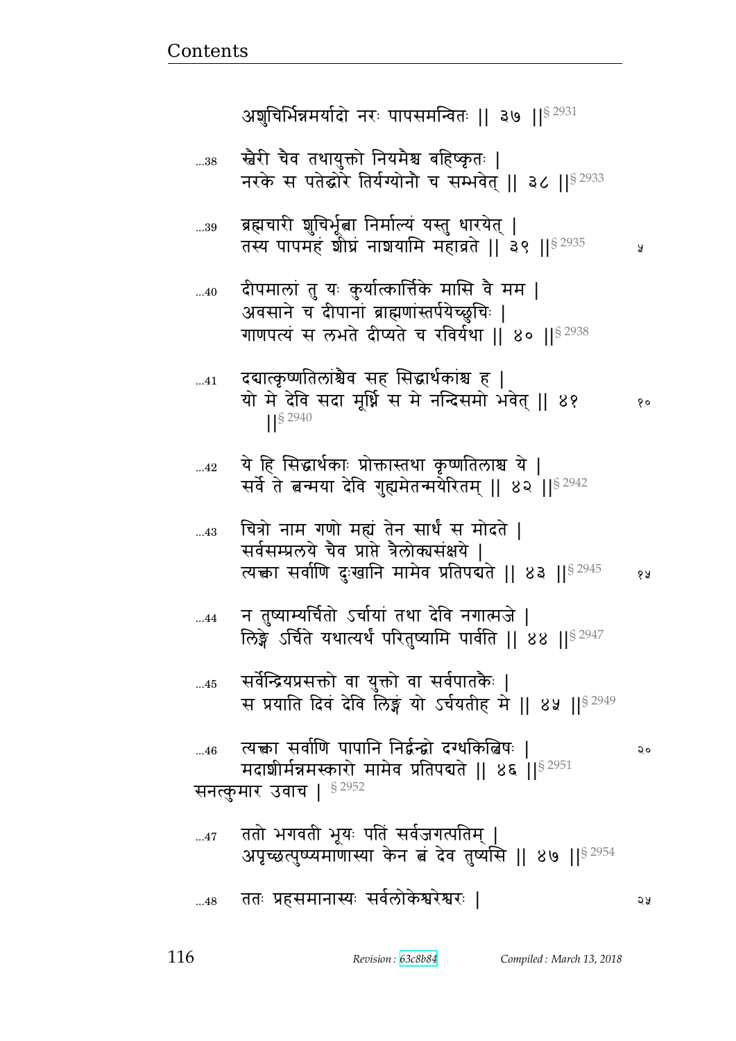अशुचिर्भिन्नमर्यादो नरः पापसमन्वितः || ३७ ||§ 2931

...38 स्वैरी चैव तथायुक्तो नियमैश्च बहिष्कृतः |
नरके स पतेद्घोरे तिर्यग्योनौ च सम्भवेत् || ३८ ||§ 2933

...39 ब्रह्मचारी शुचिर्भूत्वा निर्माल्यं यस्तु धारयेत् |
तस्य पापमहं शीघ्रं नाशयामि महाव्रते || ३९ ||§ 2935

...40 दीपमालां तु यः कुर्यात्कार्त्तिके मासि वै मम |
अवसाने च दीपानां ब्राह्मणांस्तर्पयेच्छुचिः |
गाणपत्यं स लभते दीप्यते च रविर्यथा || ४० ||§ 2938

...41 दद्यात्कृष्णतिलांश्चैव सह सिद्धार्थकांश्च ह |
यो मे देवि सदा मूर्ध्नि स मे नन्दिसमो भवेत् || ४१ ||§ 2940

...42 ये हि सिद्धार्थकाः प्रोक्तास्तथा कृष्णतिलाश्च ये |
सर्वे ते त्वन्मया देवि गुह्यमेतन्मयेरितम् || ४२ ||§ 2942

...43 चित्रो नाम गणो मह्यं तेन सार्धं स मोदते |
सर्वसम्प्रलये चैव प्राप्ते त्रैलोक्यसंक्षये |
त्यक्त्वा सर्वाणि दुःखानि मामेव प्रतिपद्यते || ४३ ||§ 2945

...44 न तुष्याम्यर्चितो ऽर्चायां तथा देवि नगात्मजे |
लिङ्गे ऽर्चिते यथात्यर्थं परितुष्यामि पार्वति || ४४ ||§ 2947

...45 सर्वेन्द्रियप्रसक्तो वा युक्तो वा सर्वपातकैः |
स प्रयाति दिवं देवि लिङ्गं यो ऽर्चयतीह मे || ४५ ||§ 2949

...46 त्यक्त्वा सर्वाणि पापानि निर्द्वन्द्वो दग्धकिल्बिषः |
मदाशीर्मन्नमस्कारो मामेव प्रतिपद्यते || ४६ ||§ 2951

सनत्कुमार उवाच | § 2952

...47 ततो भगवती भूयः पतिं सर्वजगत्पतिम् |
अपृच्छत्पुष्यमाणास्या केन त्वं देव तुष्यसि || ४७ ||§ 2954

...48 ततः प्रहसमानास्यः सर्वलोकेश्वरेश्वरः |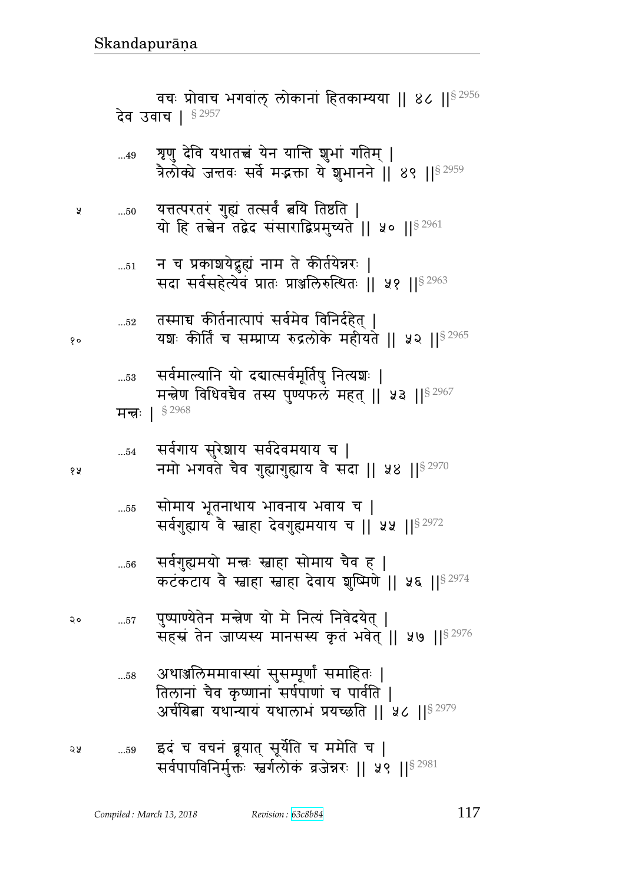वचः प्रोवाच भगवांल् लोकानां हितकाम्यया ॥ ४८ ॥§ 2956

देव उवाच । § 2957

...49 शृणु देवि यथातत्त्वं येन यान्ति शुभां गतिम् ।
त्रैलोक्ये जन्तवः सर्वे मद्भक्ता ये शुभानने ॥ ४९ ॥§ 2959

...50 यत्तत्परतरं गुह्यं तत्सर्वं त्वयि तिष्ठति ।
यो हि तत्त्वेन तद्वेद संसाराद्विप्रमुच्यते ॥ ५० ॥§ 2961

...51 न च प्रकाशयेद्गुह्यं नाम ते कीर्तयेन्नरः ।
सदा सर्वसहेत्येवं प्रातः प्राञ्जलिरुत्थितः ॥ ५१ ॥§ 2963

...52 तस्माच्च कीर्तनात्पापं सर्वमेव विनिर्दहेत् ।
यशः कीर्तिं च सम्प्राप्य रुद्रलोके महीयते ॥ ५२ ॥§ 2965

...53 सर्वमाल्यानि यो दद्यात्सर्वमूर्तिषु नित्यशः ।
मन्त्रेण विधिवच्चैव तस्य पुण्यफलं महत् ॥ ५३ ॥§ 2967

मन्त्रः । § 2968

...54 सर्वगाय सुरेशाय सर्वदेवमयाय च ।
नमो भगवते चैव गुह्यागुह्याय वै सदा ॥ ५४ ॥§ 2970

...55 सोमाय भूतनाथाय भावनाय भवाय च ।
सर्वगुह्याय वै स्वाहा देवगुह्यमयाय च ॥ ५५ ॥§ 2972

...56 सर्वगुह्यमयो मन्त्रः स्वाहा सोमाय चैव ह ।
कटंकटाय वै स्वाहा स्वाहा देवाय शुष्मिणे ॥ ५६ ॥§ 2974

...57 पुष्पाण्येतेन मन्त्रेण यो मे नित्यं निवेदयेत् ।
सहस्रं तेन जाप्यस्य मानसस्य कृतं भवेत् ॥ ५७ ॥§ 2976

...58 अथाञ्जलिममावास्यां सुसम्पूर्णां समाहितः ।
तिलानां चैव कृष्णानां सर्षपाणां च पार्वति ।
अर्चयित्वा यथान्यायं यथालाभं प्रयच्छति ॥ ५८ ॥§ 2979

...59 इदं च वचनं ब्रूयात् सूर्येति च ममेति च ।
सर्वपापविनिर्मुक्तः स्वर्गलोकं व्रजेन्नरः ॥ ५९ ॥§ 2981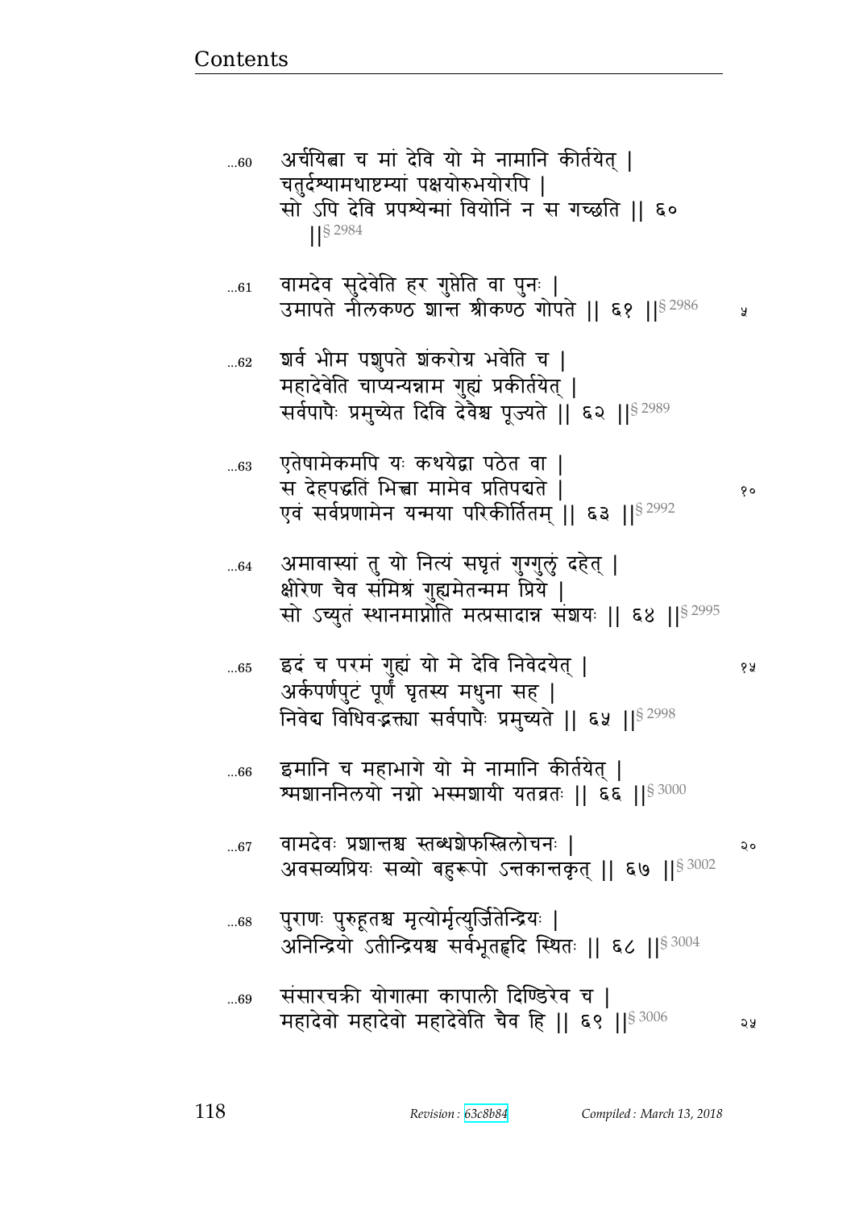...60 अर्चयित्वा च मां देवि यो मे नामानि कीर्तयेत् |
चतुर्दश्यामथाष्टम्यां पक्षयोरुभयोरपि |
सो ऽपि देवि प्रपश्येन्मां वियोनिं न स गच्छति || ६० ||§ 2984

...61 वामदेव सुदेवेति हर गुप्तेति वा पुनः |
उमापते नीलकण्ठ शान्त श्रीकण्ठ गोपते || ६१ ||§ 2986

...62 शर्व भीम पशुपते शंकरोग्र भवेति च |
महादेवेति चाप्यन्यन्नाम गुह्यं प्रकीर्तयेत् |
सर्वपापैः प्रमुच्येत दिवि देवैश्च पूज्यते || ६२ ||§ 2989

...63 एतेषामेकमपि यः कथयेद्वा पठेत वा |
स देहपद्धतिं भित्त्वा मामेव प्रतिपद्यते |
एवं सर्वप्रणामेन यन्मया परिकीर्तितम् || ६३ ||§ 2992

...64 अमावास्यां तु यो नित्यं सघृतं गुग्गुलुं दहेत् |
क्षीरेण चैव संमिश्रं गुह्यमेतन्मम प्रिये |
सो ऽच्युतं स्थानमाप्नोति मत्प्रसादान्न संशयः || ६४ ||§ 2995

...65 इदं च परमं गुह्यं यो मे देवि निवेदयेत् |
अर्कपर्णपुटं पूर्णं घृतस्य मधुना सह |
निवेद्य विधिवद्भक्त्या सर्वपापैः प्रमुच्यते || ६५ ||§ 2998

...66 इमानि च महाभागे यो मे नामानि कीर्तयेत् |
श्मशाननिलयो नग्नो भस्मशायी यतव्रतः || ६६ ||§ 3000

...67 वामदेवः प्रशान्तश्च स्तब्धशेफस्त्रिलोचनः |
अवसव्यप्रियः सव्यो बहुरूपो ऽन्तकान्तकृत् || ६७ ||§ 3002

...68 पुराणः पुरुहूतश्च मृत्योर्मृत्युर्जितेन्द्रियः |
अनिन्द्रियो ऽतीन्द्रियश्च सर्वभूतहृदि स्थितः || ६८ ||§ 3004

...69 संसारचक्री योगात्मा कापाली दिण्डिरेव च |
महादेवो महादेवो महादेवेति चैव हि || ६९ ||§ 3006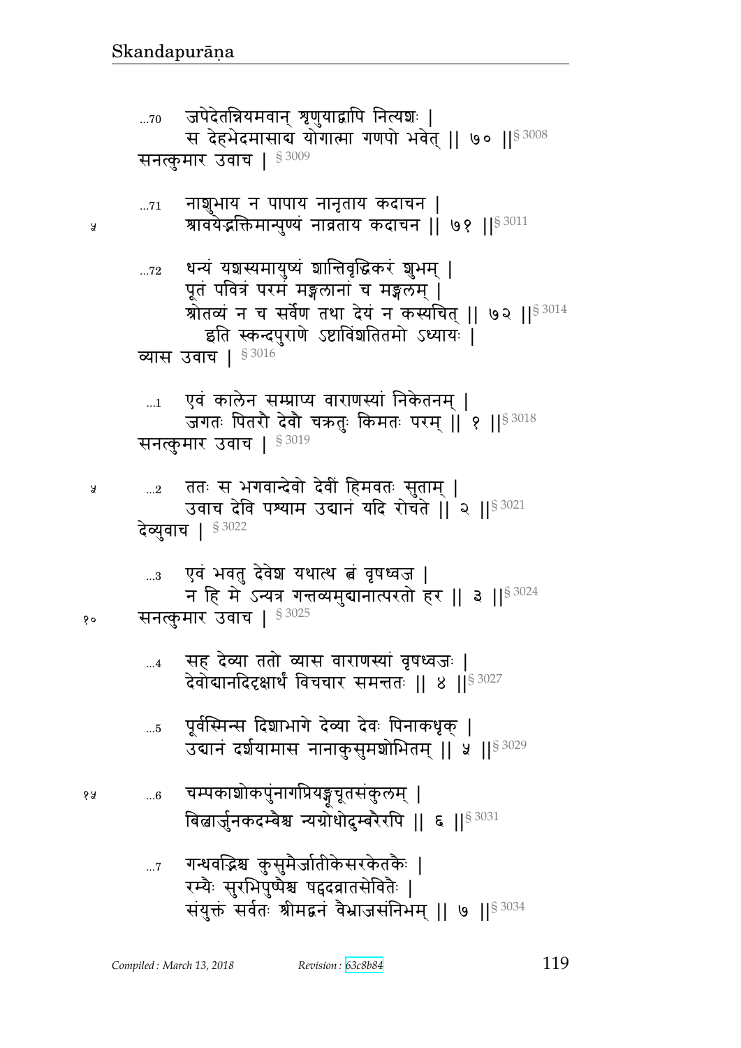...70 जपेदेतन्नियमवान् शृणुयाद्वापि नित्यशः |
स देहभेदमासाद्य योगात्मा गणपो भवेत् || ७० ||§ 3008

सनत्कुमार उवाच | § 3009

...71 नाशुभाय न पापाय नानृताय कदाचन |
श्रावयेद्भक्तिमान्पुण्यं नाव्रताय कदाचन || ७१ ||§ 3011

...72 धन्यं यशस्यमायुष्यं शान्तिवृद्धिकरं शुभम् |
पूतं पवित्रं परमं मङ्गलानां च मङ्गलम् |
श्रोतव्यं न च सर्वेण तथा देयं न कस्यचित् || ७२ ||§ 3014

इति स्कन्दपुराणे ऽष्टाविंशतितमो ऽध्यायः |

व्यास उवाच | § 3016

...1 एवं कालेन सम्प्राप्य वाराणस्यां निकेतनम् |
जगतः पितरौ देवौ चक्रतुः किमतः परम् || १ ||§ 3018

सनत्कुमार उवाच | § 3019

...2 ततः स भगवान्देवो देवीं हिमवतः सुताम् |
उवाच देवि पश्याम उद्यानं यदि रोचते || २ ||§ 3021

देव्युवाच | § 3022

...3 एवं भवतु देवेश यथात्थ त्वं वृषध्वज |
न हि मे ऽन्यत्र गन्तव्यमुद्यानात्परतो हर || ३ ||§ 3024

सनत्कुमार उवाच | § 3025

...4 सह देव्या ततो व्यास वाराणस्यां वृषध्वजः |
देवोद्यानदिदृक्षार्थं विचचार समन्ततः || ४ ||§ 3027

...5 पूर्वस्मिन्स दिशाभागे देव्या देवः पिनाकधृक् |
उद्यानं दर्शयामास नानाकुसुमशोभितम् || ५ ||§ 3029

...6 चम्पकाशोकपुंनागप्रियङ्गूचूतसंकुलम् |
बिल्वार्जुनकदम्बैश्च न्यग्रोधोदुम्बरैरपि || ६ ||§ 3031

...7 गन्धवद्भिश्च कुसुमैर्जातीकेसरकेतकैः |
रम्यैः सुरभिपुष्पैश्च षट्पदव्रातसेवितैः |
संयुक्तं सर्वतः श्रीमद्वनं वैभ्राजसंनिभम् || ७ ||§ 3034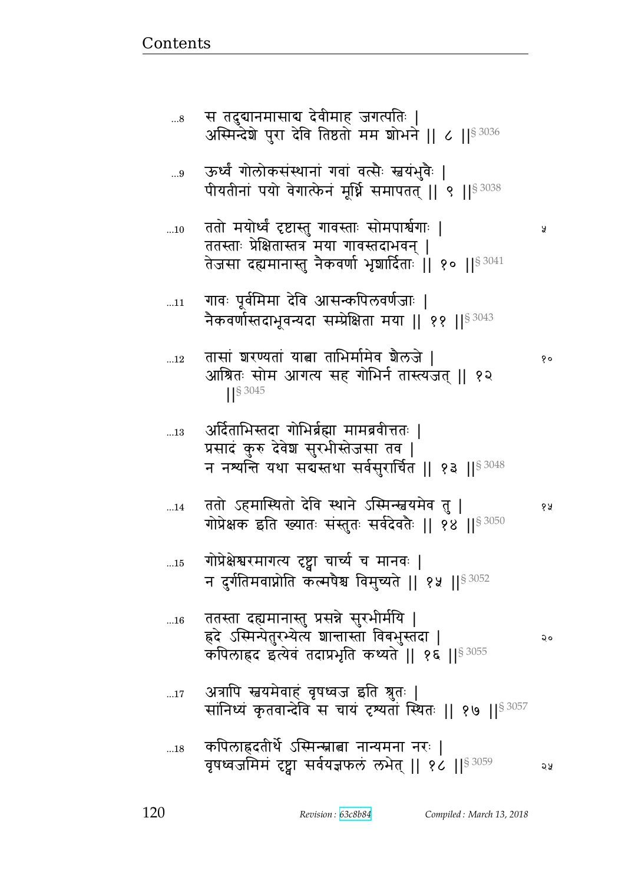...8 स तदुद्यानमासाद्य देवीमाह जगत्पतिः ।
अस्मिन्देशे पुरा देवि तिष्ठतो मम शोभने ॥ ८ ॥[§ 3036]

...9 ऊर्ध्वं गोलोकसंस्थानां गवां वत्सैः स्वयंभुवैः ।
पीयतीनां पयो वेगात्फेनं मूर्ध्नि समापतत् ॥ ९ ॥[§ 3038]

...10 ततो मयोर्ध्वं दृष्टास्तु गावस्ताः सोमपार्श्वगाः ।
ततस्ताः प्रेक्षितास्तत्र मया गावस्तदाभवन् ।
तेजसा दह्यमानास्तु नैकवर्णा भृशार्दिताः ॥ १० ॥[§ 3041]

...11 गावः पूर्वमिमा देवि आसन्कपिलवर्णजाः ।
नैकवर्णास्तदाभूवन्यदा सम्प्रेक्षिता मया ॥ ११ ॥[§ 3043]

...12 तासां शरण्यतां यात्वा ताभिर्मामेव शैलजे ।
आश्रितः सोम आगत्य सह गोभिर्न तास्त्यजत् ॥ १२ ॥[§ 3045]

...13 अर्दिताभिस्तदा गोभिर्ब्रह्मा मामब्रवीत्ततः ।
प्रसादं कुरु देवेश सुरभीस्तेजसा तव ।
न नश्यन्ति यथा सद्यस्तथा सर्वसुरार्चित ॥ १३ ॥[§ 3048]

...14 ततो ऽहमास्थितो देवि स्थाने ऽस्मिन्स्वयमेव तु ।
गोप्रेक्षक इति ख्यातः संस्तुतः सर्वदेवतैः ॥ १४ ॥[§ 3050]

...15 गोप्रेक्षेश्वरमागत्य दृष्ट्वा चार्च्य च मानवः ।
न दुर्गतिमवाप्नोति कल्मषैश्च विमुच्यते ॥ १५ ॥[§ 3052]

...16 ततस्ता दह्यमानास्तु प्रसन्ने सुरभीर्मयि ।
ह्रदे ऽस्मिन्पेतुरभ्येत्य शान्तास्ता विबभुस्तदा ।
कपिलाह्रद इत्येवं तदाप्रभृति कथ्यते ॥ १६ ॥[§ 3055]

...17 अत्रापि स्वयमेवाहं वृषध्वज इति श्रुतः ।
सांनिध्यं कृतवान्देवि स चायं दृश्यतां स्थितः ॥ १७ ॥[§ 3057]

...18 कपिलाह्रदतीर्थे ऽस्मिन्स्नात्वा नान्यमना नरः ।
वृषध्वजमिमं दृष्ट्वा सर्वयज्ञफलं लभेत् ॥ १८ ॥[§ 3059]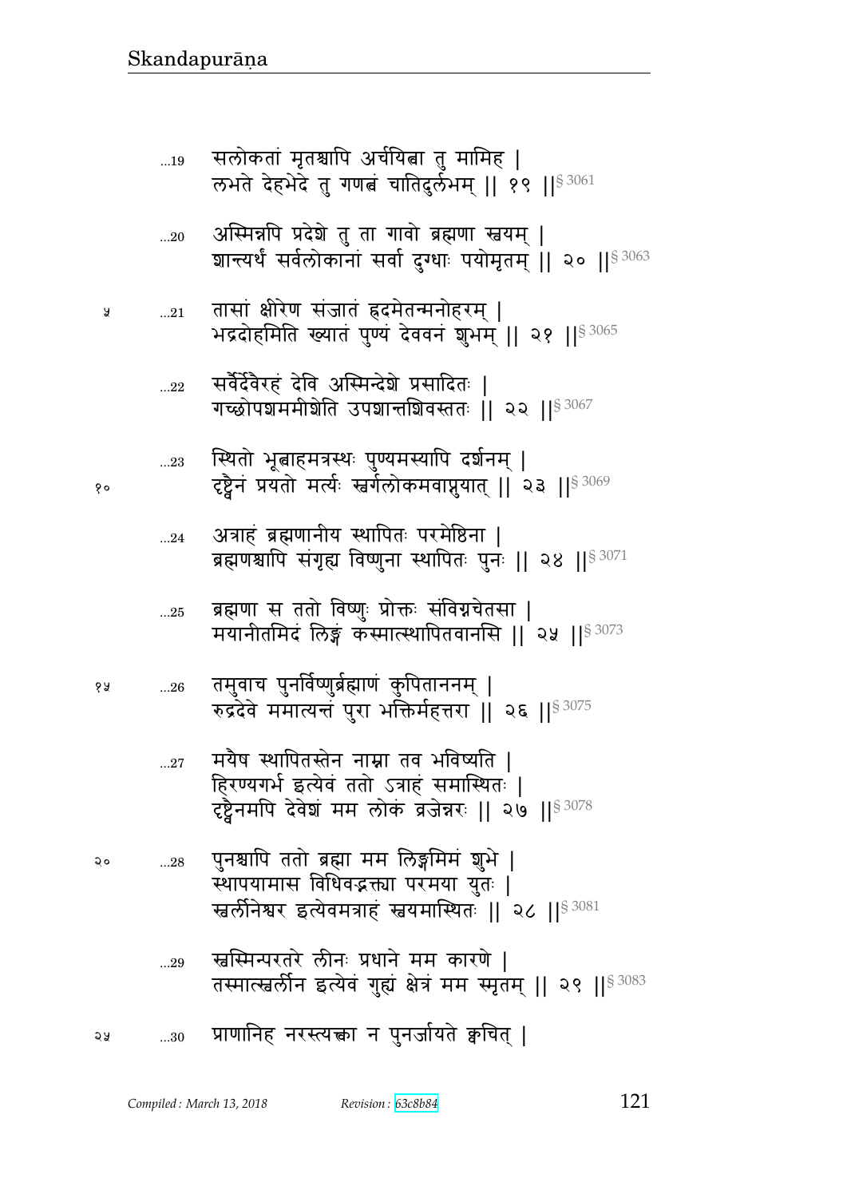...19 सलोकतां मृतश्चापि अर्चयित्वा तु मामिह |
लभते देहभेदे तु गणत्वं चातिदुर्लभम् || १९ ||§ 3061

...20 अस्मिन्नपि प्रदेशे तु ता गावो ब्रह्मणा स्वयम् |
शान्त्यर्थं सर्वलोकानां सर्वा दुग्धाः पयोमृतम् || २० ||§ 3063

...21 तासां क्षीरेण संजातं ह्रदमेतन्मनोहरम् |
भद्रदोहमिति ख्यातं पुण्यं देववनं शुभम् || २१ ||§ 3065

...22 सर्वैर्देवैरहं देवि अस्मिन्देशे प्रसादितः |
गच्छोपशममीशेति उपशान्तशिवस्ततः || २२ ||§ 3067

...23 स्थितो भूत्वाहमत्रस्थः पुण्यमस्यापि दर्शनम् |
दृष्ट्वैनं प्रयतो मर्त्यः स्वर्गलोकमवाप्नुयात् || २३ ||§ 3069

...24 अत्राहं ब्रह्मणानीय स्थापितः परमेष्ठिना |
ब्रह्मणश्चापि संगृह्य विष्णुना स्थापितः पुनः || २४ ||§ 3071

...25 ब्रह्मणा स ततो विष्णुः प्रोक्तः संविग्नचेतसा |
मयानीतमिदं लिङ्गं कस्मात्स्थापितवानसि || २५ ||§ 3073

...26 तमुवाच पुनर्विष्णुर्ब्रह्माणं कुपिताननम् |
रुद्रदेवे ममात्यन्तं पुरा भक्तिर्महत्तरा || २६ ||§ 3075

...27 मयैष स्थापितस्तेन नाम्ना तव भविष्यति |
हिरण्यगर्भ इत्येवं ततो ऽत्राहं समास्थितः |
दृष्ट्वैनमपि देवेशं मम लोकं व्रजेन्नरः || २७ ||§ 3078

...28 पुनश्चापि ततो ब्रह्मा मम लिङ्गमिमं शुभे |
स्थापयामास विधिवद्भक्त्या परमया युतः |
स्वर्लीनेश्वर इत्येवमत्राहं स्वयमास्थितः || २८ ||§ 3081

...29 स्वस्मिन्परतरे लीनः प्रधाने मम कारणे |
तस्मात्स्वर्लीन इत्येवं गुह्यं क्षेत्रं मम स्मृतम् || २९ ||§ 3083

...30 प्राणानिह नरस्त्यक्त्वा न पुनर्जायते क्वचित् |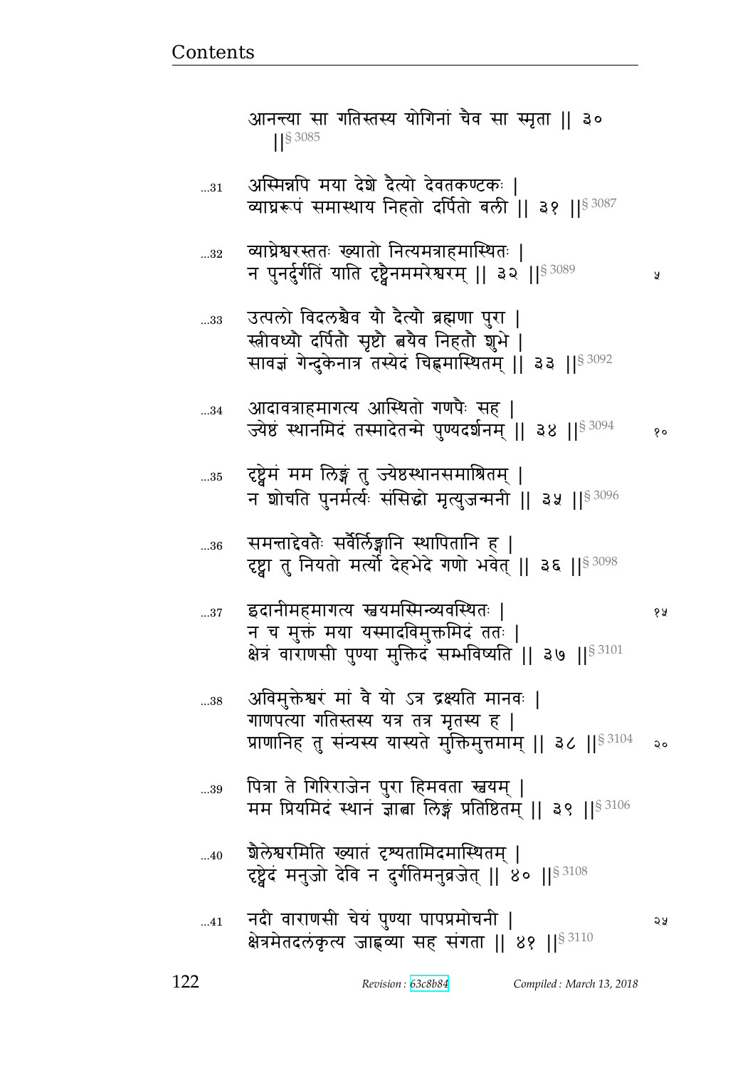आनन्त्या सा गतिस्तस्य योगिनां चैव सा स्मृता || ३० ||§ 3085

...31 अस्मिन्नपि मया देशे दैत्यो देवतकण्टकः |
व्याघ्ररूपं समास्थाय निहतो दर्पितो बली || ३१ ||§ 3087

...32 व्याघ्रेश्वरस्ततः ख्यातो नित्यमत्राहमास्थितः |
न पुनर्दुर्गतिं याति दृष्ट्वैनमपरेश्वरम् || ३२ ||§ 3089 ५

...33 उत्पलो विदलश्चैव यौ दैत्यौ ब्रह्मणा पुरा |
स्त्रीवध्यौ दर्पितौ सृष्टौ त्वयैव निहतौ शुभे |
सावज्ञं गेन्दुकेनात्र तस्येदं चिह्नमास्थितम् || ३३ ||§ 3092

...34 आदावत्राहमागत्य आस्थितो गणपैः सह |
ज्येष्ठं स्थानमिदं तस्मादेतन्मे पुण्यदर्शनम् || ३४ ||§ 3094 १०

...35 दृष्ट्वेमं मम लिङ्गं तु ज्येष्ठस्थानसमाश्रितम् |
न शोचति पुनर्मर्त्यः संसिद्धो मृत्युजन्मनी || ३५ ||§ 3096

...36 समन्ताद्देवतैः सर्वैर्लिङ्गानि स्थापितानि ह |
दृष्ट्वा तु नियतो मर्त्यो देहभेदे गणो भवेत् || ३६ ||§ 3098

...37 इदानीमहमागत्य स्वयमस्मिन्व्यवस्थितः | १५
न च मुक्तं मया यस्मादविमुक्तमिदं ततः |
क्षेत्रं वाराणसी पुण्या मुक्तिदं सम्भविष्यति || ३७ ||§ 3101

...38 अविमुक्तेश्वरं मां वै यो ऽत्र द्रक्ष्यति मानवः |
गाणपत्या गतिस्तस्य यत्र तत्र मृतस्य ह |
प्राणानिह तु संन्यस्य यास्यते मुक्तिमुत्तमाम् || ३८ ||§ 3104 २०

...39 पित्रा ते गिरिराजेन पुरा हिमवता स्वयम् |
मम प्रियमिदं स्थानं ज्ञात्वा लिङ्गं प्रतिष्ठितम् || ३९ ||§ 3106

...40 शैलेश्वरमिति ख्यातं दृश्यतामिदमास्थितम् |
दृष्ट्वेदं मनुजो देवि न दुर्गतिमनुव्रजेत् || ४० ||§ 3108

...41 नदी वाराणसी चेयं पुण्या पापप्रमोचनी | २५
क्षेत्रमेतदलंकृत्य जाह्नव्या सह संगता || ४१ ||§ 3110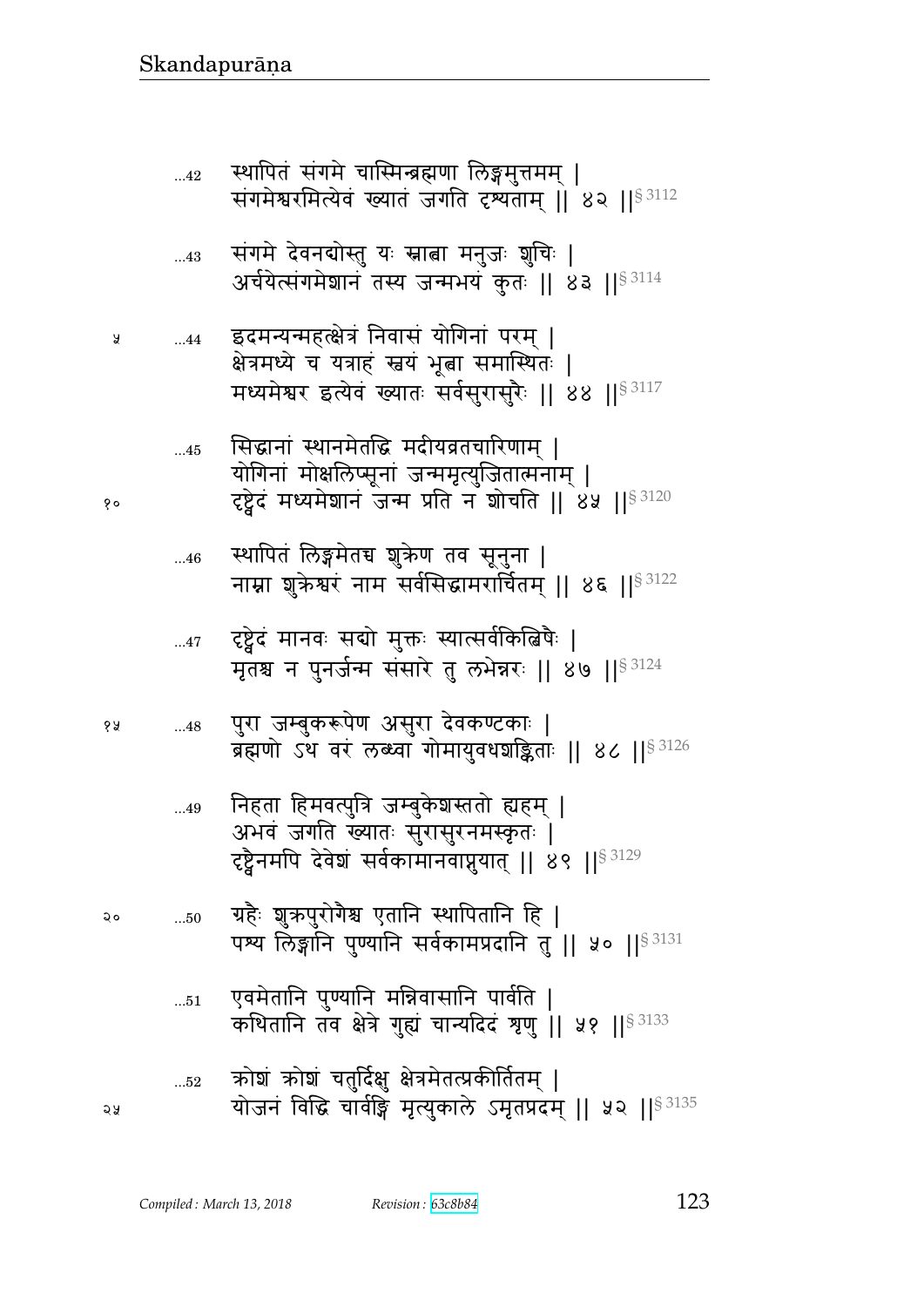...42 स्थापितं संगमे चास्मिन्ब्रह्मणा लिङ्गमुत्तमम् ।
संगमेश्वरमित्येवं ख्यातं जगति दृश्यताम् ॥ ४२ ॥§ 3112

...43 संगमे देवनद्योस्तु यः स्नात्वा मनुजः शुचिः ।
अर्चयेत्संगमेशानं तस्य जन्मभयं कुतः ॥ ४३ ॥§ 3114

...44 इदमन्यन्महत्क्षेत्रं निवासं योगिनां परम् ।
क्षेत्रमध्ये च यत्राहं स्वयं भूत्वा समास्थितः ।
मध्यमेश्वर इत्येवं ख्यातः सर्वसुरासुरैः ॥ ४४ ॥§ 3117

...45 सिद्धानां स्थानमेतद्धि मदीयव्रतचारिणाम् ।
योगिनां मोक्षलिप्सूनां जन्ममृत्युजितात्मनाम् ।
दृष्ट्वेदं मध्यमेशानं जन्म प्रति न शोचति ॥ ४५ ॥§ 3120

...46 स्थापितं लिङ्गमेतच्च शुक्रेण तव सूनुना ।
नाम्ना शुक्रेश्वरं नाम सर्वसिद्धामरार्चितम् ॥ ४६ ॥§ 3122

...47 दृष्ट्वेदं मानवः सद्यो मुक्तः स्यात्सर्वकिल्बिषैः ।
मृतश्च न पुनर्जन्म संसारे तु लभेन्नरः ॥ ४७ ॥§ 3124

...48 पुरा जम्बुकरूपेण असुरा देवकण्टकाः ।
ब्रह्मणो ऽथ वरं लब्ध्वा गोमायुवधशङ्किताः ॥ ४८ ॥§ 3126

...49 निहता हिमवत्पुत्रि जम्बुकेशस्ततो ह्यहम् ।
अभवं जगति ख्यातः सुरासुरनमस्कृतः ।
दृष्ट्वैनमपि देवेशं सर्वकामानवाप्नुयात् ॥ ४९ ॥§ 3129

...50 ग्रहैः शुक्रपुरोगैश्च एतानि स्थापितानि हि ।
पश्य लिङ्गानि पुण्यानि सर्वकामप्रदानि तु ॥ ५० ॥§ 3131

...51 एवमेतानि पुण्यानि मन्निवासानि पार्वति ।
कथितानि तव क्षेत्रे गुह्यं चान्यदिदं शृणु ॥ ५१ ॥§ 3133

...52 क्रोशं क्रोशं चतुर्दिक्षु क्षेत्रमेतत्प्रकीर्तितम् ।
योजनं विद्धि चार्वङ्गि मृत्युकाले ऽमृतप्रदम् ॥ ५२ ॥§ 3135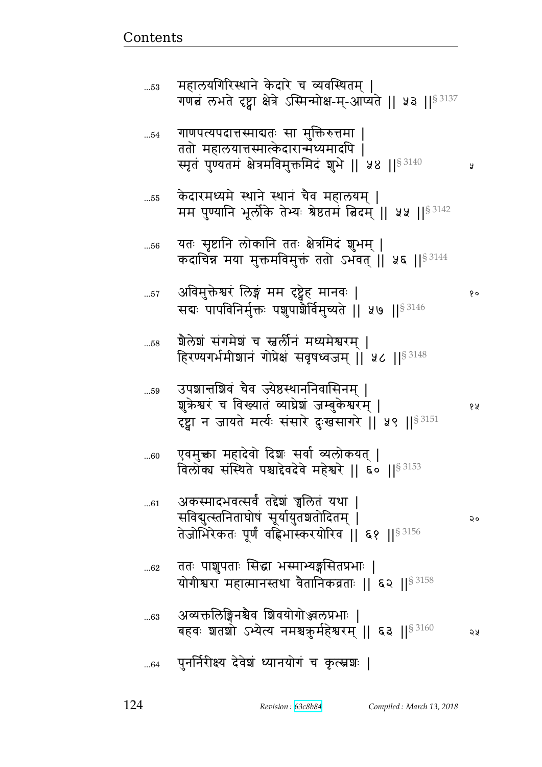...53 महालयगिरिस्थाने केदारे च व्यवस्थितम् |
गणत्वं लभते दृष्ट्वा क्षेत्रे ऽस्मिन्मोक्ष-म्-आप्यते || ५३ ||§ 3137

...54 गाणपत्यपदात्तस्माद्यतः सा मुक्तिरुत्तमा |
ततो महालयात्तस्मात्केदारान्मध्यमादपि |
स्मृतं पुण्यतमं क्षेत्रमविमुक्तमिदं शुभे || ५४ ||§ 3140 ५

...55 केदारमध्यमे स्थाने स्थानं चैव महालयम् |
मम पुण्यानि भूर्लोके तेभ्यः श्रेष्ठतमं त्विदम् || ५५ ||§ 3142

...56 यतः सृष्टानि लोकानि ततः क्षेत्रमिदं शुभम् |
कदाचिन्न मया मुक्तमविमुक्तं ततो ऽभवत् || ५६ ||§ 3144

...57 अविमुक्तेश्वरं लिङ्गं मम दृष्ट्वेह मानवः | १०
सद्यः पापविनिर्मुक्तः पशुपाशैर्विमुच्यते || ५७ ||§ 3146

...58 शैलेशं संगमेशं च स्वर्लीनं मध्यमेश्वरम् |
हिरण्यगर्भमीशानं गोप्रेक्षं सवृषध्वजम् || ५८ ||§ 3148

...59 उपशान्तशिवं चैव ज्येष्ठस्थाननिवासिनम् |
शुक्रेश्वरं च विख्यातं व्याघ्रेशं जम्बुकेश्वरम् | १५
दृष्ट्वा न जायते मर्त्यः संसारे दुःखसागरे || ५९ ||§ 3151

...60 एवमुक्त्वा महादेवो दिशः सर्वा व्यलोकयत् |
विलोक्य संस्थिते पश्चाद्देवदेवे महेश्वरे || ६० ||§ 3153

...61 अकस्मादभवत्सर्वं तद्देशं ज्वलितं यथा |
सविद्युत्स्तनिताघोषं सूर्यायुतशतोदितम् | २०
तेजोभिरेकतः पूर्णं वह्निभास्करयोरिव || ६१ ||§ 3156

...62 ततः पाशुपताः सिद्धा भस्माभ्यङ्गसितप्रभाः |
योगीश्वरा महात्मानस्तथा वैतानिकव्रताः || ६२ ||§ 3158

...63 अव्यक्तलिङ्गिनश्चैव शिवयोगोज्ज्वलप्रभाः |
बहवः शतशो ऽभ्येत्य नमश्चक्रुर्महेश्वरम् || ६३ ||§ 3160 २५

...64 पुनर्निरीक्ष्य देवेशं ध्यानयोगं च कृत्स्नशः |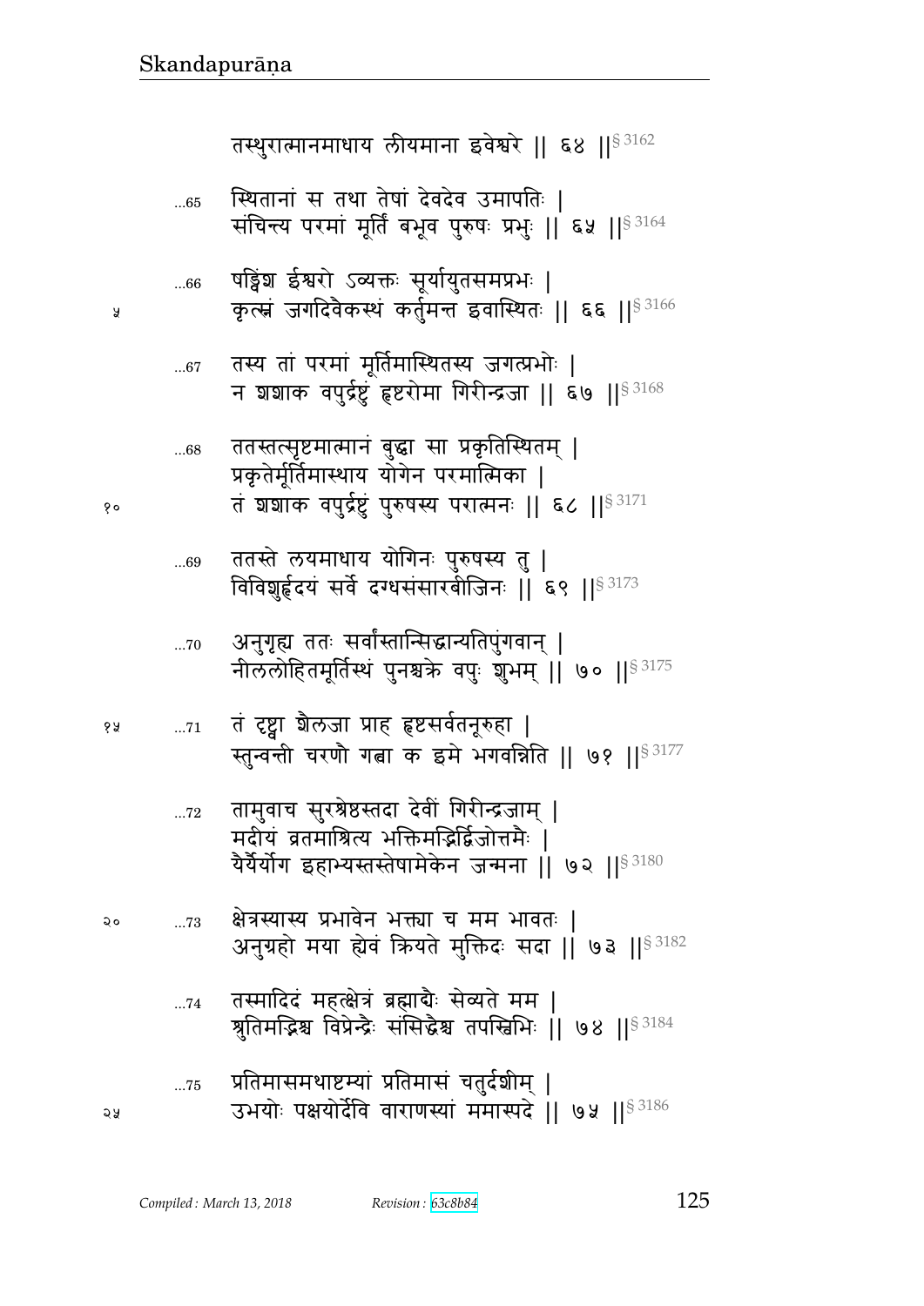तस्थुरात्मानमाधाय लीयमाना इवेश्वरे ॥ ६४ ॥§ 3162

...65 स्थितानां स तथा तेषां देवदेव उमापतिः ।
संचिन्त्य परमां मूर्तिं बभूव पुरुषः प्रभुः ॥ ६५ ॥§ 3164

...66 षड्विंश ईश्वरो ऽव्यक्तः सूर्यायुतसमप्रभः ।
कृत्स्नं जगदिवैकस्थं कर्तुमन्त इवास्थितः ॥ ६६ ॥§ 3166

...67 तस्य तां परमां मूर्तिमास्थितस्य जगत्प्रभोः ।
न शशाक वपुर्द्रष्टुं हृष्टरोमा गिरीन्द्रजा ॥ ६७ ॥§ 3168

...68 ततस्तत्सृष्टमात्मानं बुद्ध्वा सा प्रकृतिस्थितम् ।
प्रकृतेर्मूर्तिमास्थाय योगेन परमात्मिका ।
तं शशाक वपुर्द्रष्टुं पुरुषस्य परात्मनः ॥ ६८ ॥§ 3171

...69 ततस्ते लयमाधाय योगिनः पुरुषस्य तु ।
विविशुर्हृदयं सर्वे दग्धसंसारबीजिनः ॥ ६९ ॥§ 3173

...70 अनुगृह्य ततः सर्वांस्तान्सिद्धान्यतिपुंगवान् ।
नीललोहितमूर्तिस्थं पुनश्चक्रे वपुः शुभम् ॥ ७० ॥§ 3175

...71 तं दृष्ट्वा शैलजा प्राह हृष्टसर्वतनूरुहा ।
स्तुन्वन्ती चरणौ गत्वा क इमे भगवन्निति ॥ ७१ ॥§ 3177

...72 तामुवाच सुरश्रेष्ठस्तदा देवीं गिरीन्द्रजाम् ।
मदीयं व्रतमाश्रित्य भक्तिमद्भिर्द्विजोत्तमैः ।
यैर्यैर्योग इहाभ्यस्तस्तेषामेकेन जन्मना ॥ ७२ ॥§ 3180

...73 क्षेत्रस्यास्य प्रभावेन भक्त्या च मम भावतः ।
अनुग्रहो मया ह्येवं क्रियते मुक्तिदः सदा ॥ ७३ ॥§ 3182

...74 तस्मादिदं महत्क्षेत्रं ब्रह्माद्यैः सेव्यते मम ।
श्रुतिमद्भिश्च विप्रेन्द्रैः संसिद्धैश्च तपस्विभिः ॥ ७४ ॥§ 3184

...75 प्रतिमासमथाष्टम्यां प्रतिमासं चतुर्दशीम् ।
उभयोः पक्षयोर्देवि वाराणस्यां ममास्पदे ॥ ७५ ॥§ 3186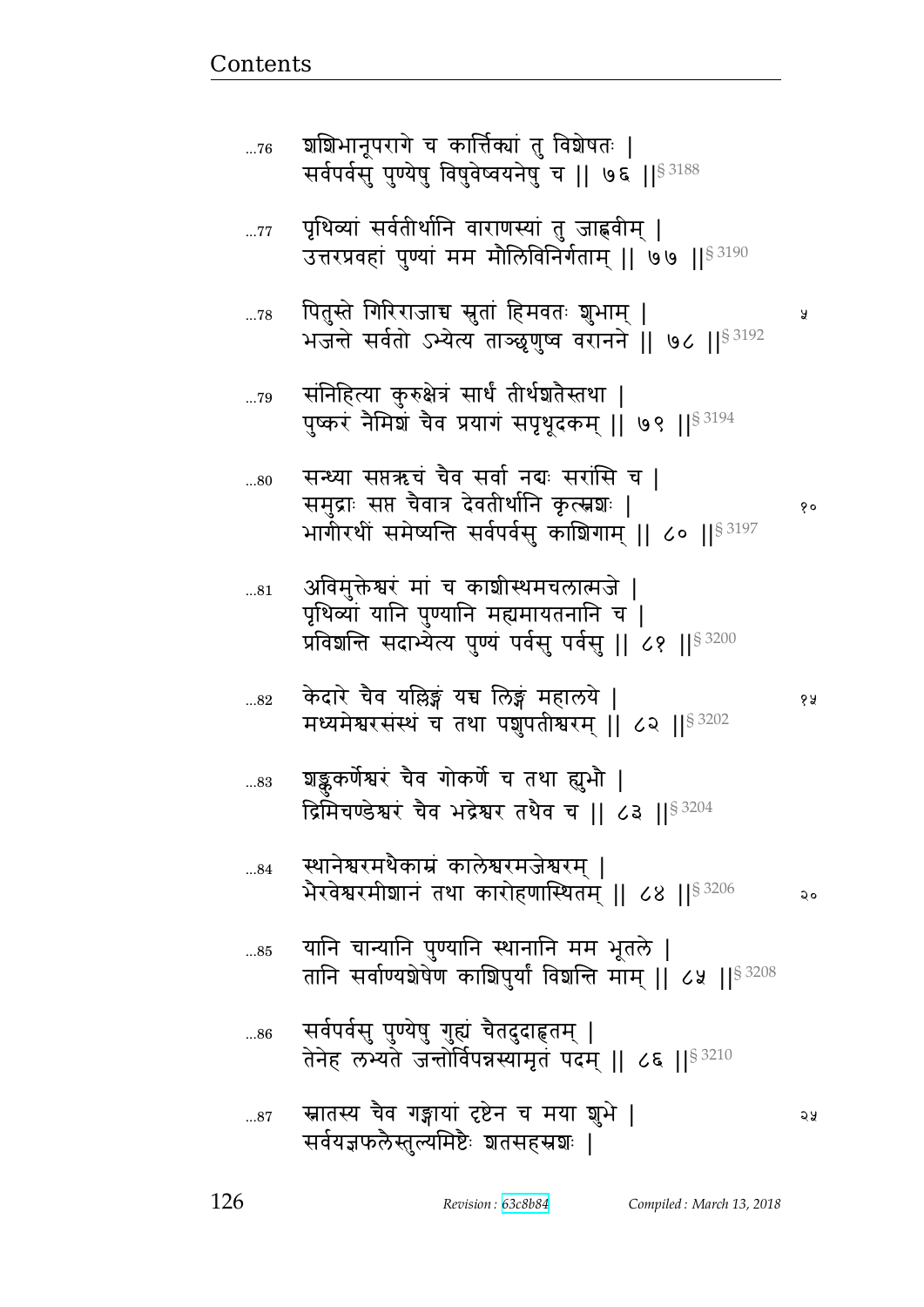...76 शशिभानूपरागे च कार्त्तिक्यां तु विशेषतः |
सर्वपर्वसु पुण्येषु विषुवेष्वयनेषु च || ७६ ||§ 3188

...77 पृथिव्यां सर्वतीर्थानि वाराणस्यां तु जाह्नवीम् |
उत्तरप्रवहां पुण्यां मम मौलिविनिर्गताम् || ७७ ||§ 3190

...78 पितुस्ते गिरिराजाच्च सुतां हिमवतः शुभाम् | ५
भजन्ते सर्वतो ऽभ्येत्य ताञ्छृणुष्व वरानने || ७८ ||§ 3192

...79 संनिहित्या कुरुक्षेत्रं सार्धं तीर्थशतैस्तथा |
पुष्करं नैमिशं चैव प्रयागं सपृथूदकम् || ७९ ||§ 3194

...80 सन्ध्या सप्तऋचं चैव सर्वा नद्यः सरांसि च |
समुद्राः सप्त चैवात्र देवतीर्थानि कृत्स्नशः | १०
भागीरथीं समेष्यन्ति सर्वपर्वसु काशिगाम् || ८० ||§ 3197

...81 अविमुक्तेश्वरं मां च काशीस्थमचलात्मजे |
पृथिव्यां यानि पुण्यानि मह्यमायतनानि च |
प्रविशन्ति सदाभ्येत्य पुण्यं पर्वसु पर्वसु || ८१ ||§ 3200

...82 केदारे चैव यल्लिङ्गं यच्च लिङ्गं महालये | १५
मध्यमेश्वरसंस्थं च तथा पशुपतीश्वरम् || ८२ ||§ 3202

...83 शङ्कुकर्णेश्वरं चैव गोकर्णे च तथा ह्युभौ |
द्रिमिचण्डेश्वरं चैव भद्रेश्वर तथैव च || ८३ ||§ 3204

...84 स्थानेश्वरमथैकाम्रं कालेश्वरमजेश्वरम् |
भैरवेश्वरमीशानं तथा कारोहणास्थितम् || ८४ ||§ 3206 २०

...85 यानि चान्यानि पुण्यानि स्थानानि मम भूतले |
तानि सर्वाण्यशेषेण काशिपुर्यां विशन्ति माम् || ८५ ||§ 3208

...86 सर्वपर्वसु पुण्येषु गुह्यं चैतदुदाहृतम् |
तेनेह लभ्यते जन्तोर्विपन्नस्यामृतं पदम् || ८६ ||§ 3210

...87 स्नातस्य चैव गङ्गायां दृष्टेन च मया शुभे | २५
सर्वयज्ञफलैस्तुल्यमिष्टैः शतसहस्रशः |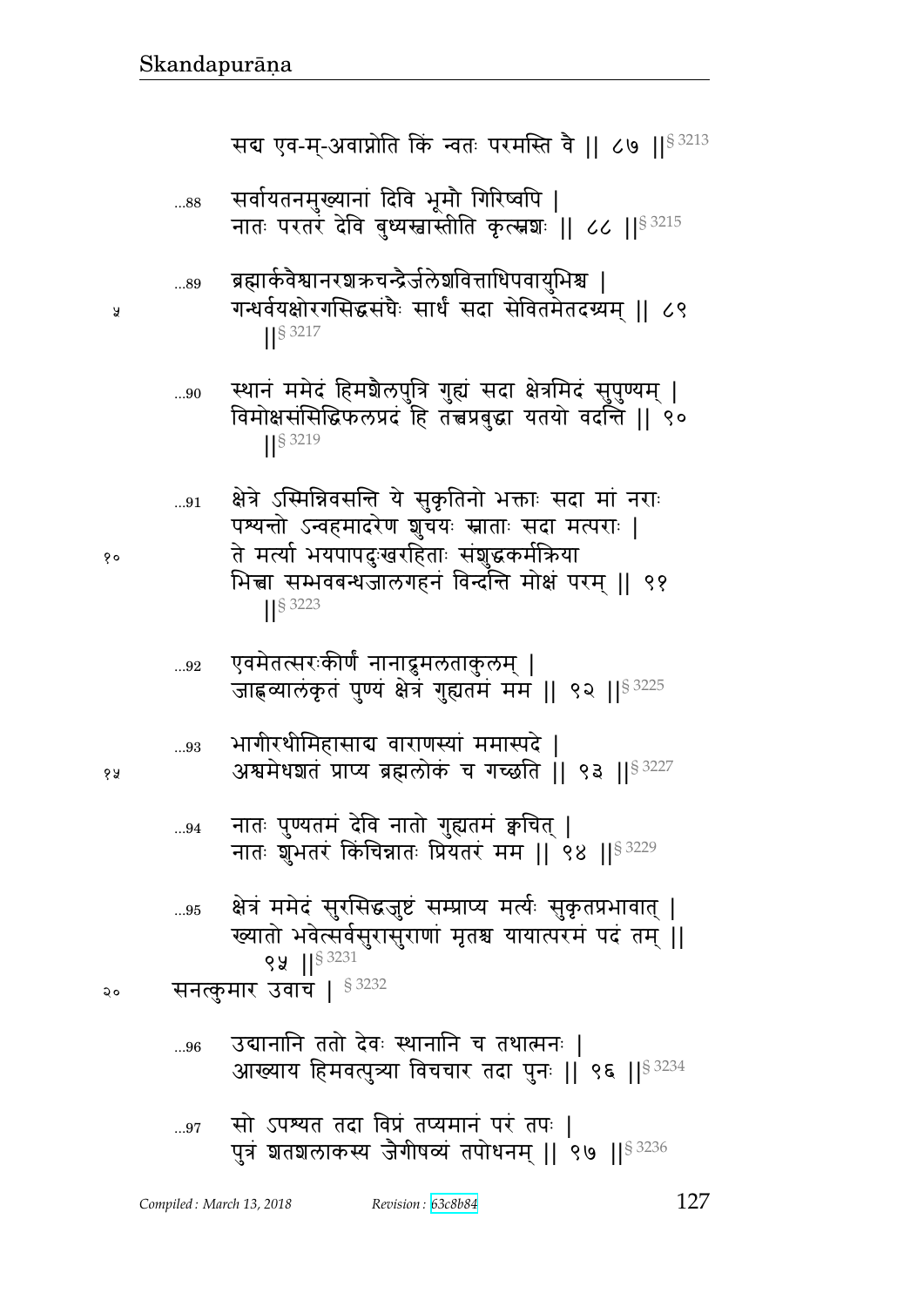सद्य एव-म्-अवाप्नोति किं न्वतः परमस्ति वै ॥ ८७ ॥§ 3213

...88 सर्वायतनमुख्यानां दिवि भूमौ गिरिष्वपि ।
नातः परतरं देवि बुध्यस्वास्तीति कृत्स्नशः ॥ ८८ ॥§ 3215

...89 ब्रह्मार्कवैश्वानरशक्रचन्द्रैर्जलेशवित्ताधिपवायुभिश्च ।
गन्धर्वयक्षोरगसिद्धसंघैः सार्धं सदा सेवितमेतदग्र्यम् ॥ ८९ ॥§ 3217

...90 स्थानं ममेदं हिमशैलपुत्रि गुह्यं सदा क्षेत्रमिदं सुपुण्यम् ।
विमोक्षसंसिद्धिफलप्रदं हि तत्त्वप्रबुद्धा यतयो वदन्ति ॥ ९० ॥§ 3219

...91 क्षेत्रे ऽस्मिन्निवसन्ति ये सुकृतिनो भक्ताः सदा मां नराः
पश्यन्तो ऽन्वहमादरेण शुचयः स्नाताः सदा मत्पराः ।
ते मर्त्या भयपापदुःखरहिताः संशुद्धकर्मक्रिया
भित्त्वा सम्भवबन्धजालगहनं विन्दन्ति मोक्षं परम् ॥ ९१ ॥§ 3223

...92 एवमेतत्सरःकीर्णं नानाद्रुमलताकुलम् ।
जाह्नव्यालंकृतं पुण्यं क्षेत्रं गुह्यतमं मम ॥ ९२ ॥§ 3225

...93 भागीरथीमिहासाद्य वाराणस्यां ममास्पदे ।
अश्वमेधशतं प्राप्य ब्रह्मलोकं च गच्छति ॥ ९३ ॥§ 3227

...94 नातः पुण्यतमं देवि नातो गुह्यतमं क्वचित् ।
नातः शुभतरं किंचिन्नातः प्रियतरं मम ॥ ९४ ॥§ 3229

...95 क्षेत्रं ममेदं सुरसिद्धजुष्टं सम्प्राप्य मर्त्यः सुकृतप्रभावात् ।
ख्यातो भवेत्सर्वसुरासुराणां मृतश्च यायात्परमं पदं तम् ॥ ९५ ॥§ 3231

सनत्कुमार उवाच । § 3232

...96 उद्यानानि ततो देवः स्थानानि च तथात्मनः ।
आख्याय हिमवत्पुत्र्या विचचार तदा पुनः ॥ ९६ ॥§ 3234

...97 सो ऽपश्यत तदा विप्रं तप्यमानं परं तपः ।
पुत्रं शतशलाकस्य जैगीषव्यं तपोधनम् ॥ ९७ ॥§ 3236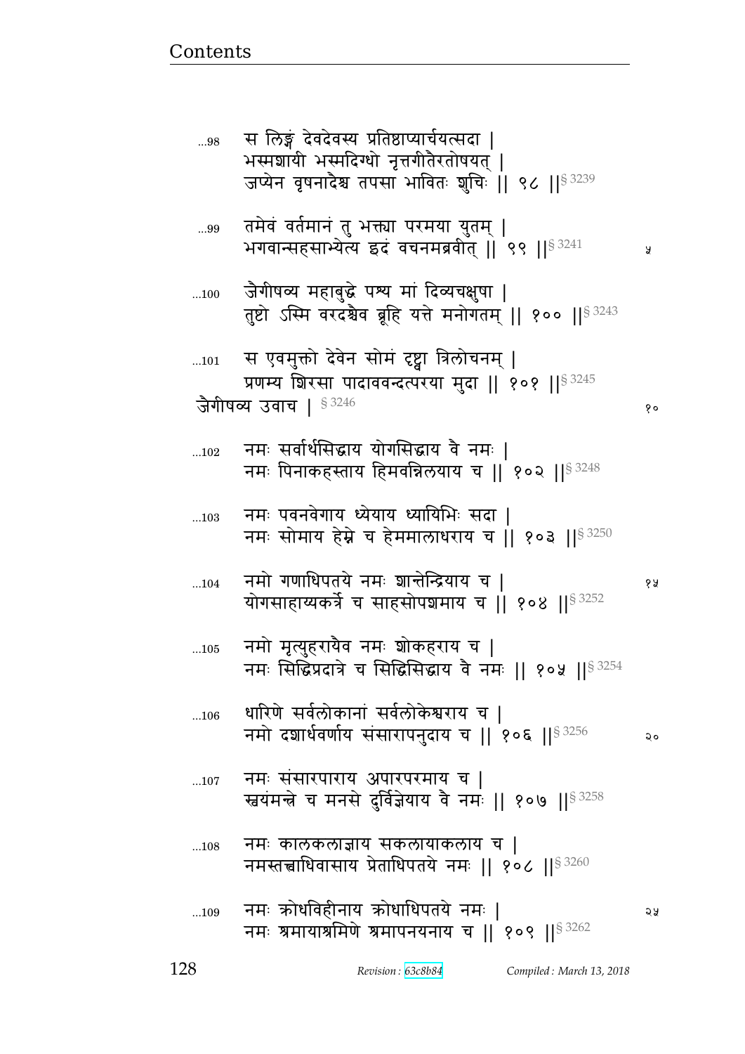...98 स लिङ्गं देवदेवस्य प्रतिष्ठाप्यार्चयत्सदा |
भस्मशायी भस्मदिग्धो नृत्तगीतैरतोषयत् |
जप्येन वृषनादैश्च तपसा भावितः शुचिः || ९८ ||§ 3239

...99 तमेवं वर्तमानं तु भक्त्या परमया युतम् |
भगवान्सहसाभ्येत्य इदं वचनमब्रवीत् || ९९ ||§ 3241

...100 जैगीषव्य महाबुद्धे पश्य मां दिव्यचक्षुषा |
तुष्टो ऽस्मि वरदश्चैव ब्रूहि यत्ते मनोगतम् || १०० ||§ 3243

...101 स एवमुक्तो देवेन सोमं दृष्ट्वा त्रिलोचनम् |
प्रणम्य शिरसा पादाववन्दत्परया मुदा || १०१ ||§ 3245

जैगीषव्य उवाच | § 3246

...102 नमः सर्वार्थसिद्धाय योगसिद्धाय वै नमः |
नमः पिनाकहस्ताय हिमवन्निलयाय च || १०२ ||§ 3248

...103 नमः पवनवेगाय ध्येयाय ध्यायिभिः सदा |
नमः सोमाय हेम्ने च हेममालाधराय च || १०३ ||§ 3250

...104 नमो गणाधिपतये नमः शान्तेन्द्रियाय च |
योगसाहाय्यकर्त्रे च साहसोपशमाय च || १०४ ||§ 3252

...105 नमो मृत्युहरायैव नमः शोकहराय च |
नमः सिद्धिप्रदात्रे च सिद्धिसिद्धाय वै नमः || १०५ ||§ 3254

...106 धारिणे सर्वलोकानां सर्वलोकेश्वराय च |
नमो दशार्धवर्णाय संसारापनुदाय च || १०६ ||§ 3256

...107 नमः संसारपाराय अपारपरमाय च |
स्वयंमन्त्रे च मनसे दुर्विज्ञेयाय वै नमः || १०७ ||§ 3258

...108 नमः कालकलाज्ञाय सकलायाकलाय च |
नमस्तत्त्वाधिवासाय प्रेताधिपतये नमः || १०८ ||§ 3260

...109 नमः क्रोधविहीनाय क्रोधाधिपतये नमः |
नमः श्रमायाश्रमिणे श्रमापनयनाय च || १०९ ||§ 3262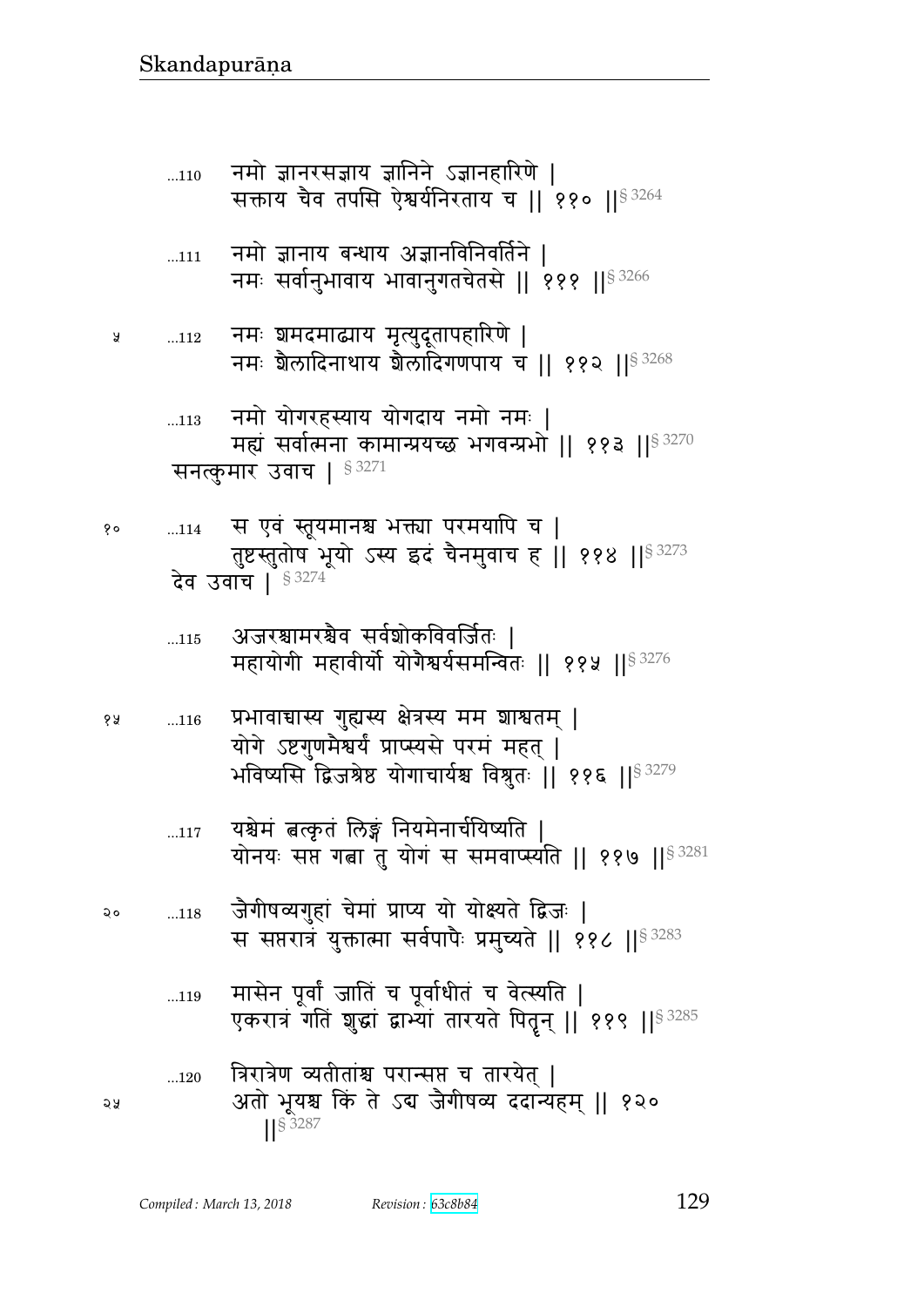...110 नमो ज्ञानरसज्ञाय ज्ञानिने ऽज्ञानहारिणे |
सक्ताय चैव तपसि ऐश्वर्यनिरताय च || ११० ||§ 3264

...111 नमो ज्ञानाय बन्धाय अज्ञानविनिवर्तिने |
नमः सर्वानुभावाय भावानुगतचेतसे || १११ ||§ 3266

५ ...112 नमः शमदमाढ्याय मृत्युदूतापहारिणे |
नमः शैलादिनाथाय शैलादिगणपाय च || ११२ ||§ 3268

...113 नमो योगरहस्याय योगदाय नमो नमः |
मह्यं सर्वात्मना कामान्प्रयच्छ भगवन्प्रभो || ११३ ||§ 3270

सनत्कुमार उवाच | § 3271

१० ...114 स एवं स्तूयमानश्च भक्त्या परमयापि च |
तुष्टस्तुतोष भूयो ऽस्य इदं चैनमुवाच ह || ११४ ||§ 3273

देव उवाच | § 3274

...115 अजरश्चामरश्चैव सर्वशोकविवर्जितः |
महायोगी महावीर्यो योगैश्वर्यसमन्वितः || ११५ ||§ 3276

१५ ...116 प्रभावाच्चास्य गुह्यस्य क्षेत्रस्य मम शाश्वतम् |
योगे ऽष्टगुणमैश्वर्यं प्राप्स्यसे परमं महत् |
भविष्यसि द्विजश्रेष्ठ योगाचार्यश्च विश्रुतः || ११६ ||§ 3279

...117 यश्चेमं त्वत्कृतं लिङ्गं नियमेनार्चयिष्यति |
योनयः सप्त गत्वा तु योगं स समवाप्स्यति || ११७ ||§ 3281

२० ...118 जैगीषव्यगुहां चेमां प्राप्य यो योक्ष्यते द्विजः |
स सप्तरात्रं युक्तात्मा सर्वपापैः प्रमुच्यते || ११८ ||§ 3283

...119 मासेन पूर्वां जातिं च पूर्वाधीतं च वेत्स्यति |
एकरात्रं गतिं शुद्धां द्वाभ्यां तारयते पितॄन् || ११९ ||§ 3285

...120 त्रिरात्रेण व्यतीतांश्च परान्सप्त च तारयेत् |
२५ अतो भूयश्च किं ते ऽद्य जैगीषव्य ददान्यहम् || १२० ||§ 3287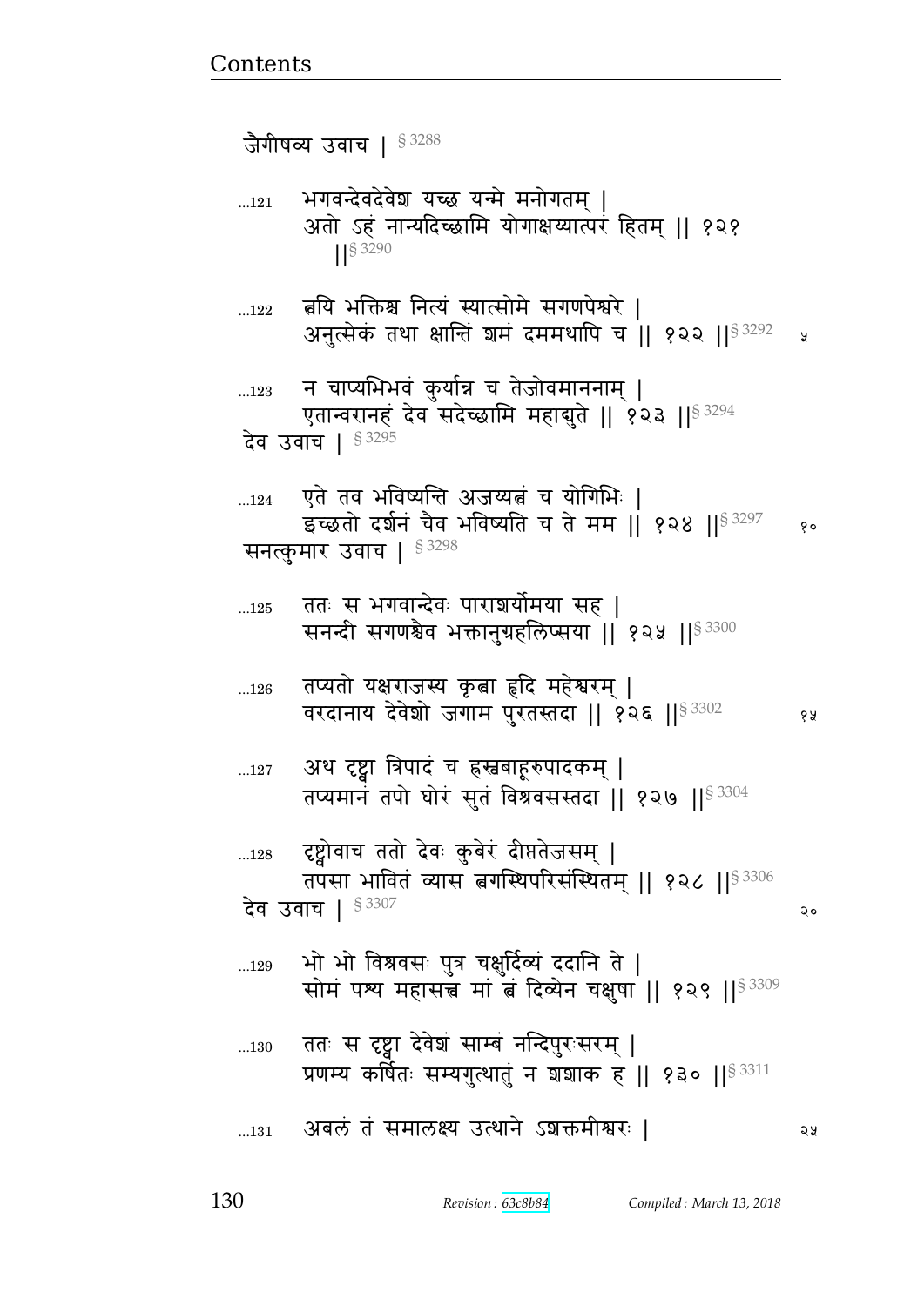जैगीषव्य उवाच | § 3288

...121 भगवन्देवदेवेश यच्छ यन्मे मनोगतम् |
अतो ऽहं नान्यदिच्छामि योगाक्षय्यात्परं हितम् || १२१ ||§ 3290

...122 त्वयि भक्तिश्च नित्यं स्यात्सोमे सगणपेश्वरे |
अनुत्सेकं तथा क्षान्तिं शमं दममथापि च || १२२ ||§ 3292 ५

...123 न चाप्यभिभवं कुर्यान्न च तेजोवमाननाम् |
एतान्वरानहं देव सदेच्छामि महाद्युते || १२३ ||§ 3294
देव उवाच | § 3295

...124 एते तव भविष्यन्ति अजय्यत्वं च योगिभिः |
इच्छतो दर्शनं चैव भविष्यति च ते मम || १२४ ||§ 3297 १०
सनत्कुमार उवाच | § 3298

...125 ततः स भगवान्देवः पाराशर्योमया सह |
सनन्दी सगणश्चैव भक्तानुग्रहलिप्सया || १२५ ||§ 3300

...126 तप्यतो यक्षराजस्य कृत्वा हृदि महेश्वरम् |
वरदानाय देवेशो जगाम पुरतस्तदा || १२६ ||§ 3302 १५

...127 अथ दृष्ट्वा त्रिपादं च ह्रस्वबाहूरुपादकम् |
तप्यमानं तपो घोरं सुतं विश्रवसस्तदा || १२७ ||§ 3304

...128 दृष्ट्वोवाच ततो देवः कुबेरं दीप्ततेजसम् |
तपसा भावितं व्यास त्वगस्थिपरिसंस्थितम् || १२८ ||§ 3306
देव उवाच | § 3307 २०

...129 भो भो विश्रवसः पुत्र चक्षुर्दिव्यं ददानि ते |
सोमं पश्य महासत्त्व मां त्वं दिव्येन चक्षुषा || १२९ ||§ 3309

...130 ततः स दृष्ट्वा देवेशं साम्बं नन्दिपुरःसरम् |
प्रणम्य कर्षितः सम्यगुत्थातुं न शशाक ह || १३० ||§ 3311

...131 अबलं तं समालक्ष्य उत्थाने ऽशक्तमीश्वरः | २५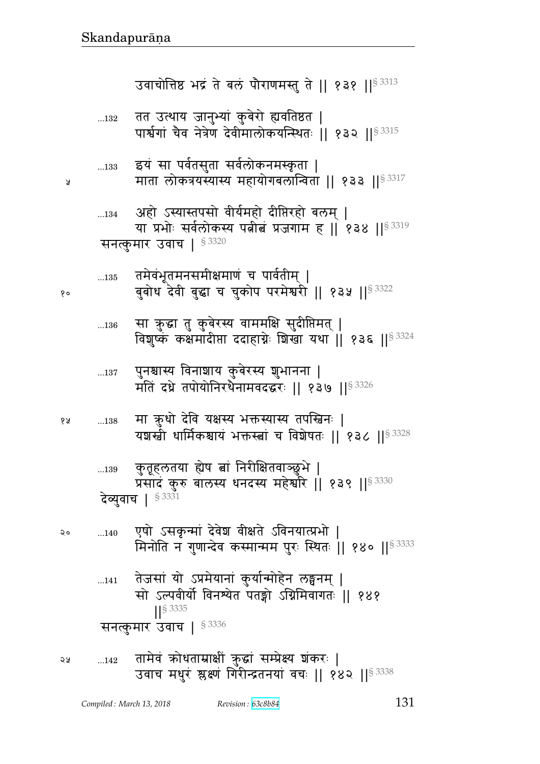उवाचोत्तिष्ठ भद्रं ते बलं पौराणमस्तु ते || १३१ ||§ 3313

...132 तत उत्थाय जानुभ्यां कुबेरो ह्यवतिष्ठत |
पार्श्वगां चैव नेत्रेण देवीमालोकयन्स्थितः || १३२ ||§ 3315

...133 इयं सा पर्वतसुता सर्वलोकनमस्कृता |
माता लोकत्रयस्यास्य महायोगबलान्विता || १३३ ||§ 3317

...134 अहो ऽस्यास्तपसो वीर्यमहो दीप्तिरहो बलम् |
या प्रभोः सर्वलोकस्य पत्नीत्वं प्रजगाम ह || १३४ ||§ 3319

सनत्कुमार उवाच | § 3320

...135 तमेवंभूतमनसमीक्षमाणं च पार्वतीम् |
बुबोध देवी बुद्धा च चुकोप परमेश्वरी || १३५ ||§ 3322

...136 सा क्रुद्धा तु कुबेरस्य वाममक्षि सुदीप्तिमत् |
विशुष्कं कक्षमादीप्ता ददाहाग्नेः शिखा यथा || १३६ ||§ 3324

...137 पुनश्चास्य विनाशाय कुबेरस्य शुभानना |
मतिं दध्रे तपोयोनिरथैनामवदद्धरः || १३७ ||§ 3326

...138 मा क्रुधो देवि यक्षस्य भक्तस्यास्य तपस्विनः |
यशस्वी धार्मिकश्चायं भक्तस्त्वां च विशेषतः || १३८ ||§ 3328

...139 कुतूहलतया ह्येष त्वां निरीक्षितवाञ्छुभे |
प्रसादं कुरु बालस्य धनदस्य महेश्वरि || १३९ ||§ 3330

देव्युवाच | § 3331

...140 एषो ऽसकृन्मां देवेश वीक्षते ऽविनयात्प्रभो |
मिनोति न गुणान्देव कस्मान्मम पुरः स्थितः || १४० ||§ 3333

...141 तेजसां यो ऽप्रमेयानां कुर्यान्मोहेन लङ्घनम् |
सो ऽल्पवीर्यो विनश्येत पतङ्गो ऽग्निमिवागतः || १४१ ||§ 3335

सनत्कुमार उवाच | § 3336

...142 तामेवं क्रोधताम्राक्षीं क्रुद्धां सम्प्रेक्ष्य शंकरः |
उवाच मधुरं श्लक्ष्णं गिरीन्द्रतनयां वचः || १४२ ||§ 3338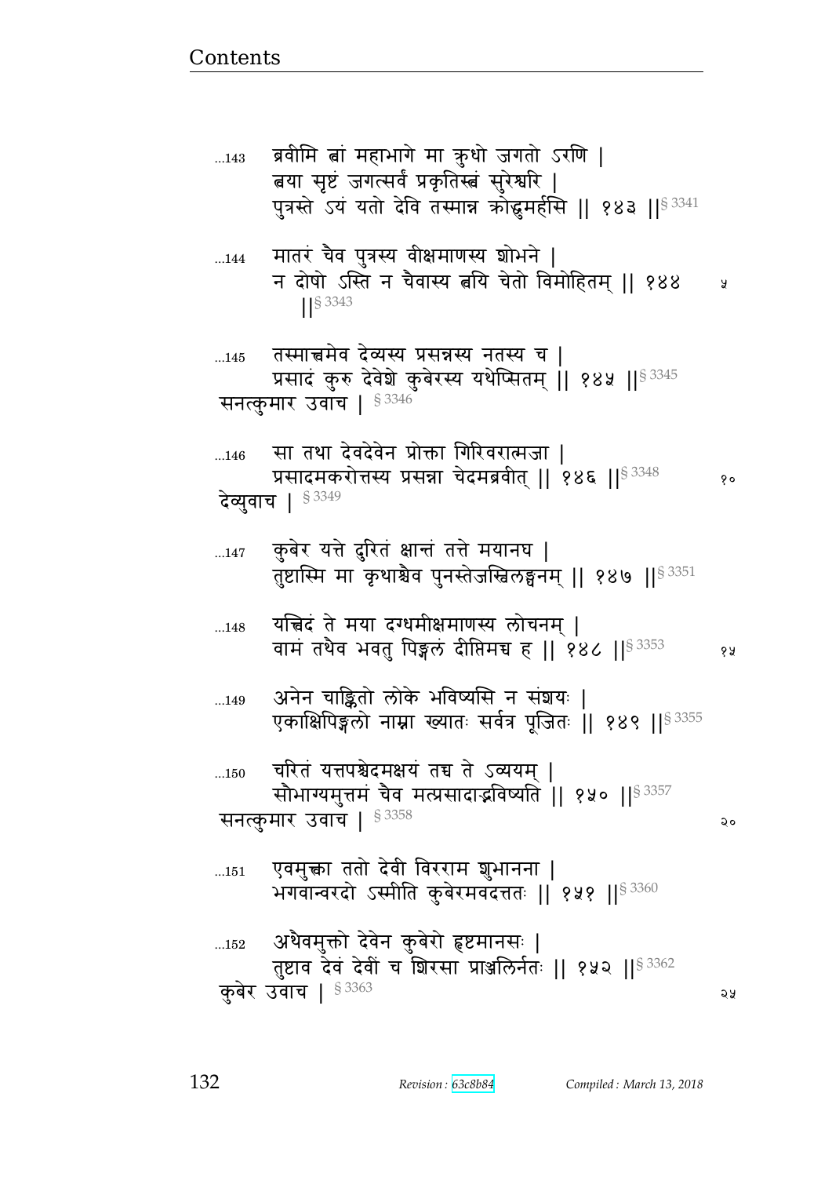...143 ब्रवीमि त्वां महाभागे मा क्रुधो जगतो ऽरणि |
त्वया सृष्टं जगत्सर्वं प्रकृतिस्त्वं सुरेश्वरि |
पुत्रस्ते ऽयं यतो देवि तस्मान्न क्रोद्धुमर्हसि || १४३ ||§ 3341

...144 मातरं चैव पुत्रस्य वीक्षमाणस्य शोभने |
न दोषो ऽस्ति न चैवास्य त्वयि चेतो विमोहितम् || १४४ ||§ 3343

...145 तस्मात्त्वमेव देव्यस्य प्रसन्नस्य नतस्य च |
प्रसादं कुरु देवेशे कुबेरस्य यथेप्सितम् || १४५ ||§ 3345

सनत्कुमार उवाच | § 3346

...146 सा तथा देवदेवेन प्रोक्ता गिरिवरात्मजा |
प्रसादमकरोत्तस्य प्रसन्ना चेदमब्रवीत् || १४६ ||§ 3348

देव्युवाच | § 3349

...147 कुबेर यत्ते दुरितं क्षान्तं तत्ते मयानघ |
तुष्टास्मि मा कृथाश्चैव पुनस्तेजस्विलङ्घनम् || १४७ ||§ 3351

...148 यच्चिदं ते मया दग्धमीक्षमाणस्य लोचनम् |
वामं तथैव भवतु पिङ्गलं दीप्तिमच्च ह || १४८ ||§ 3353

...149 अनेन चाङ्कितो लोके भविष्यसि न संशयः |
एकाक्षिपिङ्गलो नाम्ना ख्यातः सर्वत्र पूजितः || १४९ ||§ 3355

...150 चरितं यत्तपश्चेदमक्षयं तच्च ते ऽव्ययम् |
सौभाग्यमुत्तमं चैव मत्प्रसादाद्भविष्यति || १५० ||§ 3357

सनत्कुमार उवाच | § 3358

...151 एवमुक्त्वा ततो देवी विरराम शुभानना |
भगवान्वरदो ऽस्मीति कुबेरमवदत्ततः || १५१ ||§ 3360

...152 अथैवमुक्तो देवेन कुबेरो हृष्टमानसः |
तुष्टाव देवं देवीं च शिरसा प्राञ्जलिर्नतः || १५२ ||§ 3362

कुबेर उवाच | § 3363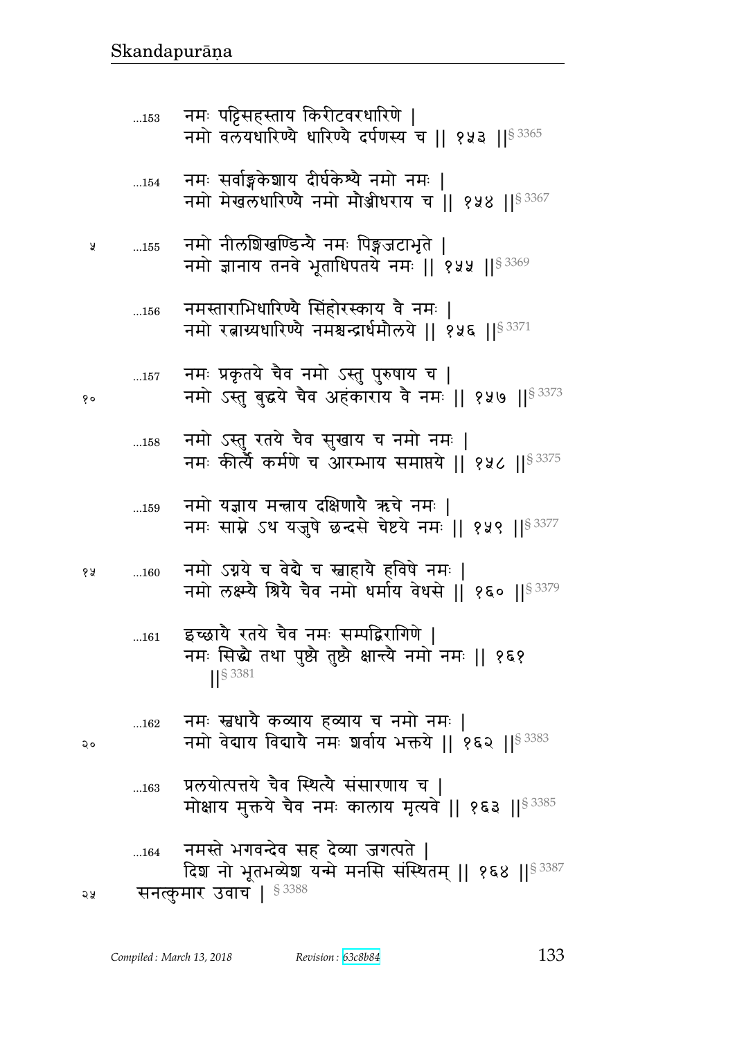...153 नमः पट्टिसहस्ताय किरीटवरधारिणे |
नमो वलयधारिण्यै धारिण्यै दर्पणस्य च || १५३ ||§ 3365

...154 नमः सर्वाङ्गकेशाय दीर्घकेश्यै नमो नमः |
नमो मेखलधारिण्यै नमो मौञ्जीधराय च || १५४ ||§ 3367

...155 नमो नीलशिखण्डिन्यै नमः पिङ्गजटाभृते |
नमो ज्ञानाय तनवे भूताधिपतये नमः || १५५ ||§ 3369

...156 नमस्ताराभिधारिण्यै सिंहोरस्काय वै नमः |
नमो रत्नाग्र्यधारिण्यै नमश्चन्द्रार्धमौलये || १५६ ||§ 3371

...157 नमः प्रकृतये चैव नमो ऽस्तु पुरुषाय च |
नमो ऽस्तु बुद्धये चैव अहंकाराय वै नमः || १५७ ||§ 3373

...158 नमो ऽस्तु रतये चैव सुखाय च नमो नमः |
नमः कीर्त्यै कर्मणे च आरम्भाय समाप्तये || १५८ ||§ 3375

...159 नमो यज्ञाय मन्त्राय दक्षिणायै ऋचे नमः |
नमः साम्ने ऽथ यजुषे छन्दसे चेष्टये नमः || १५९ ||§ 3377

...160 नमो ऽग्नये च वेदै च स्वाहायै हविषे नमः |
नमो लक्ष्म्यै श्रियै चैव नमो धर्माय वेधसे || १६० ||§ 3379

...161 इच्छायै रतये चैव नमः सम्पद्विरागिणे |
नमः सिद्ध्यै तथा पुष्ट्यै तुष्ट्यै क्षान्त्यै नमो नमः || १६१ ||§ 3381

...162 नमः स्वधायै कव्याय हव्याय च नमो नमः |
नमो वेद्याय विद्यायै नमः शर्वाय भक्तये || १६२ ||§ 3383

...163 प्रलयोत्पत्तये चैव स्थित्यै संसारणाय च |
मोक्षाय मुक्तये चैव नमः कालाय मृत्यवे || १६३ ||§ 3385

...164 नमस्ते भगवन्देव सह देव्या जगत्पते |
दिश नो भूतभव्येश यन्मे मनसि संस्थितम् || १६४ ||§ 3387

सनत्कुमार उवाच | § 3388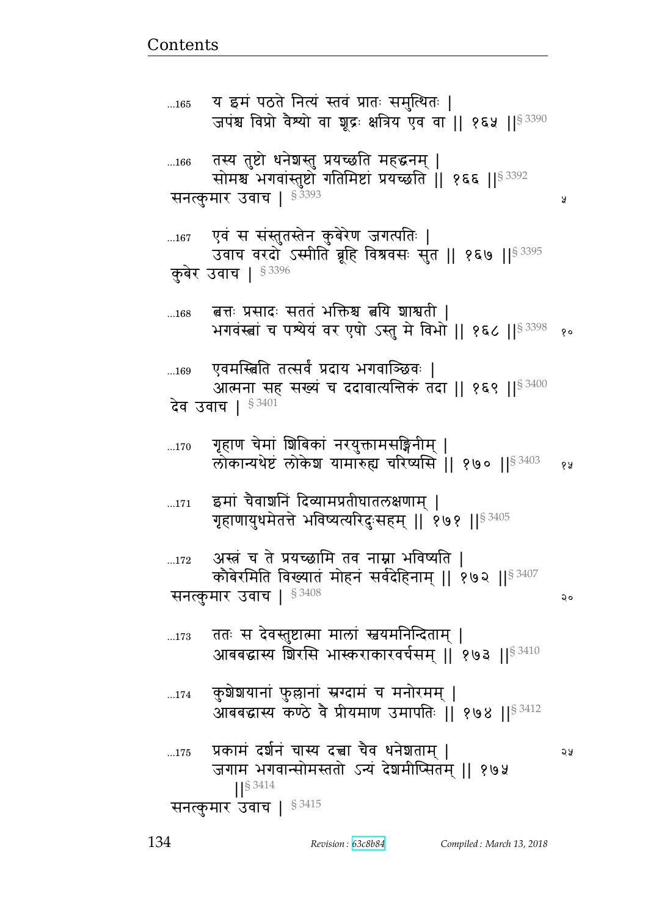...165 य इमं पठते नित्यं स्तवं प्रातः समुत्थितः |
जपंश्च विप्रो वैश्यो वा शूद्रः क्षत्रिय एव वा || १६५ ||§ 3390

...166 तस्य तुष्टो धनेशस्तु प्रयच्छति महद्धनम् |
सोमश्च भगवांस्तुष्टो गतिमिष्टां प्रयच्छति || १६६ ||§ 3392

सनत्कुमार उवाच | § 3393

...167 एवं स संस्तुतस्तेन कुबेरेण जगत्पतिः |
उवाच वरदो ऽस्मीति ब्रूहि विश्रवसः सुत || १६७ ||§ 3395

कुबेर उवाच | § 3396

...168 त्वत्तः प्रसादः सततं भक्तिश्च त्वयि शाश्वती |
भगवंस्त्वां च पश्येयं वर एषो ऽस्तु मे विभो || १६८ ||§ 3398

...169 एवमस्त्विति तत्सर्वं प्रदाय भगवाञ्छिवः |
आत्मना सह सख्यं च ददावात्यन्तिकं तदा || १६९ ||§ 3400

देव उवाच | § 3401

...170 गृहाण चेमां शिबिकां नरयुक्तामसङ्गिनीम् |
लोकान्यथेष्टं लोकेश यामारुह्य चरिष्यसि || १७० ||§ 3403

...171 इमां चैवाशनिं दिव्यामप्रतीघातलक्षणाम् |
गृहाणायुधमेतत्ते भविष्यत्यरिदुःसहम् || १७१ ||§ 3405

...172 अस्त्रं च ते प्रयच्छामि तव नाम्ना भविष्यति |
कौबेरमिति विख्यातं मोहनं सर्वदेहिनाम् || १७२ ||§ 3407

सनत्कुमार उवाच | § 3408

...173 ततः स देवस्तुष्टात्मा मालां स्वयमनिन्दिताम् |
आबबद्धास्य शिरसि भास्कराकारवर्चसम् || १७३ ||§ 3410

...174 कुशेशयानां फुल्लानां स्रग्दामं च मनोरमम् |
आबबद्धास्य कण्ठे वै प्रीयमाण उमापतिः || १७४ ||§ 3412

...175 प्रकामं दर्शनं चास्य दत्त्वा चैव धनेशताम् |
जगाम भगवान्सोमस्ततो ऽन्यं देशमीप्सितम् || १७५
||§ 3414

सनत्कुमार उवाच | § 3415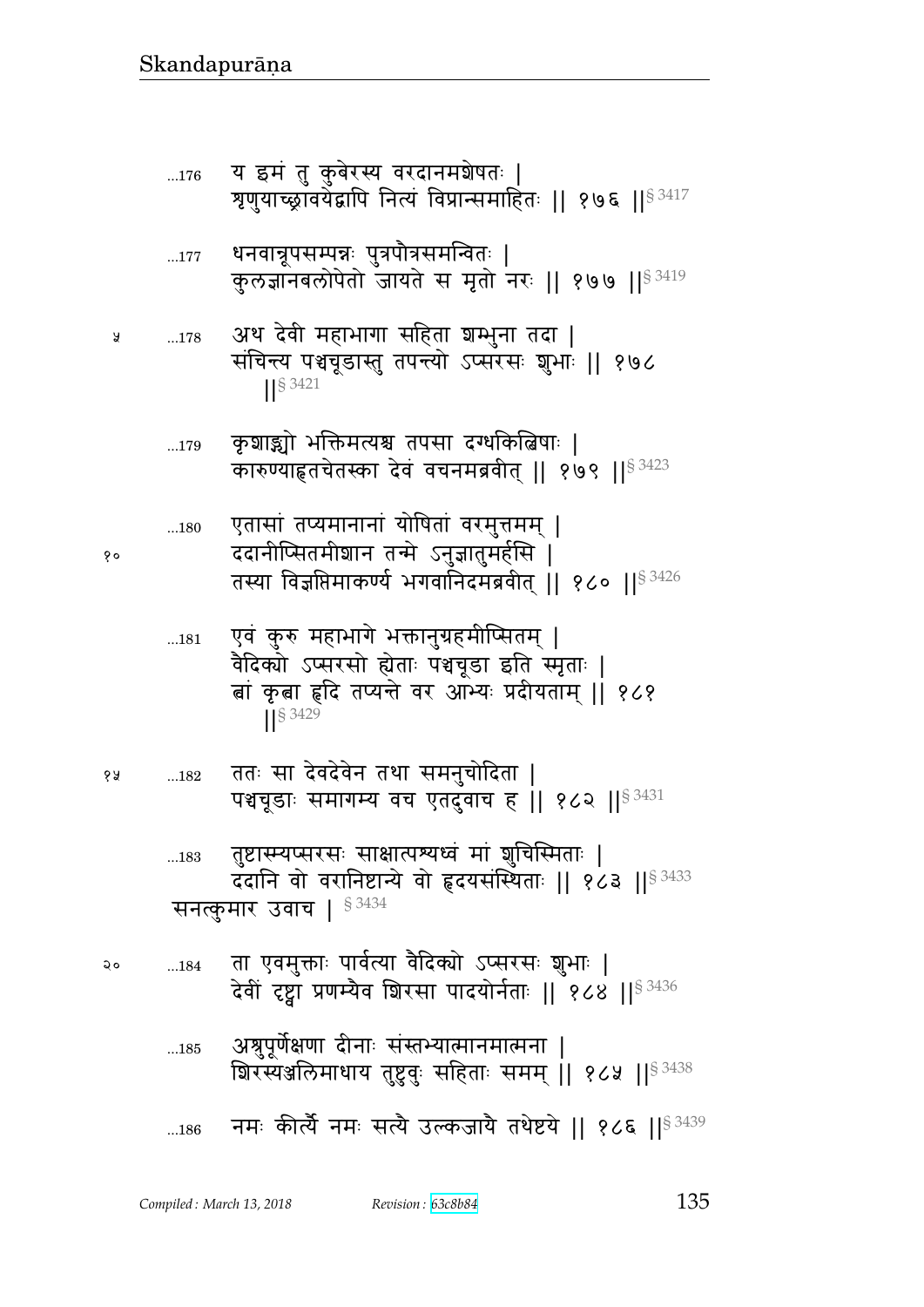...176 य इमं तु कुबेरस्य वरदानमशेषतः |
श‍ृणुयाच्छ्रावयेद्वापि नित्यं विप्रान्समाहितः || १७६ ||§ 3417

...177 धनवान्रूपसम्पन्नः पुत्रपौत्रसमन्वितः |
कुलज्ञानबलोपेतो जायते स मृतो नरः || १७७ ||§ 3419

...178 अथ देवी महाभागा सहिता शम्भुना तदा |
संचिन्त्य पञ्चचूडास्तु तपन्त्यो ऽप्सरसः शुभाः || १७८ ||§ 3421

...179 कृशाङ्ग्यो भक्तिमत्यश्च तपसा दग्धकिल्बिषाः |
कारुण्याहृतचेतस्का देवं वचनमब्रवीत् || १७९ ||§ 3423

...180 एतासां तप्यमानानां योषितां वरमुत्तमम् |
ददानीप्सितमीशान तन्मे ऽनुज्ञातुमर्हसि |
तस्या विज्ञप्तिमाकर्ण्य भगवानिदमब्रवीत् || १८० ||§ 3426

...181 एवं कुरु महाभागे भक्तानुग्रहमीप्सितम् |
वैदिक्यो ऽप्सरसो ह्येताः पञ्चचूडा इति स्मृताः |
त्वां कृत्वा हृदि तप्यन्ते वर आभ्यः प्रदीयताम् || १८१ ||§ 3429

...182 ततः सा देवदेवेन तथा समनुचोदिता |
पञ्चचूडाः समागम्य वच एतदुवाच ह || १८२ ||§ 3431

...183 तुष्टास्म्यप्सरसः साक्षात्पश्यध्वं मां शुचिस्मिताः |
ददानि वो वरानिष्टान्ये वो हृदयसंस्थिताः || १८३ ||§ 3433

सनत्कुमार उवाच | § 3434

...184 ता एवमुक्ताः पार्वत्या वैदिक्यो ऽप्सरसः शुभाः |
देवीं दृष्ट्वा प्रणम्यैव शिरसा पादयोर्नताः || १८४ ||§ 3436

...185 अश्रुपूर्णेक्षणा दीनाः संस्तभ्यात्मानमात्मना |
शिरस्यञ्जलिमाधाय तुष्टुवुः सहिताः समम् || १८५ ||§ 3438

...186 नमः कीर्त्यै नमः सत्यै उल्कजायै तथेष्टये || १८६ ||§ 3439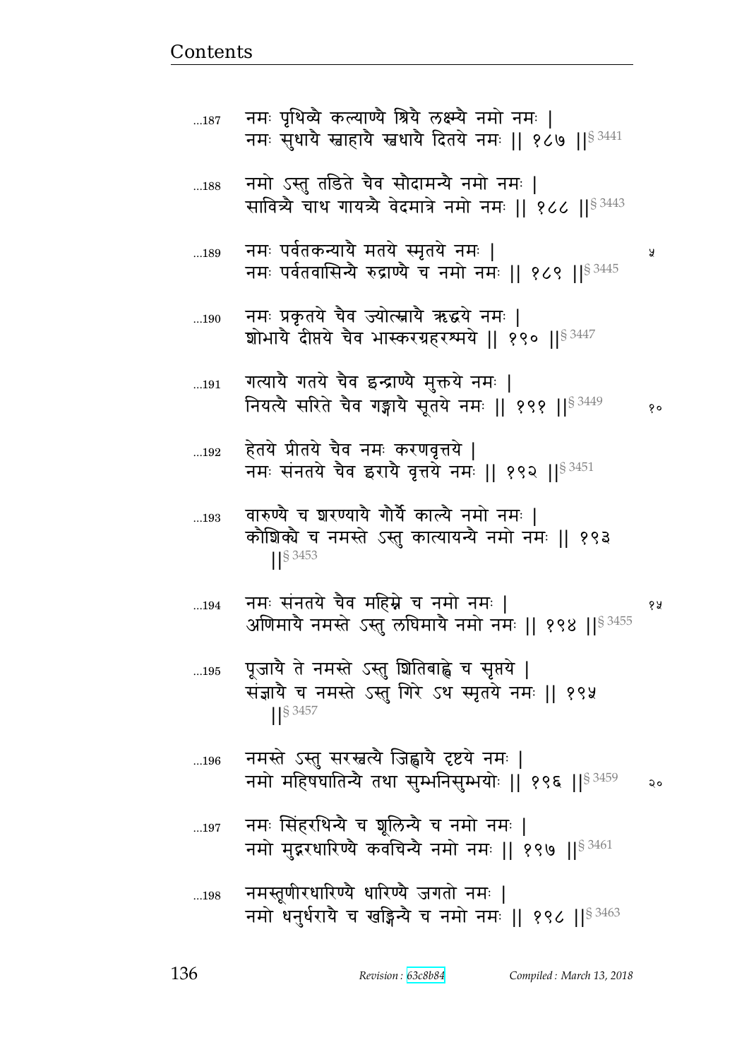...187 नमः पृथिव्यै कल्याण्यै श्रियै लक्ष्म्यै नमो नमः ।
नमः सुधायै स्वाहायै स्वधायै दितये नमः ॥ १८७ ॥§ 3441

...188 नमो ऽस्तु तडिते चैव सौदामन्यै नमो नमः ।
सावित्र्यै चाथ गायत्र्यै वेदमात्रे नमो नमः ॥ १८८ ॥§ 3443

...189 नमः पर्वतकन्यायै मतये स्मृतये नमः ।
नमः पर्वतवासिन्यै रुद्राण्यै च नमो नमः ॥ १८९ ॥§ 3445

...190 नमः प्रकृतये चैव ज्योत्स्नायै ऋद्धये नमः ।
शोभायै दीप्तये चैव भास्करग्रहरश्मये ॥ १९० ॥§ 3447

...191 गत्यायै गतये चैव इन्द्राण्यै मुक्तये नमः ।
नियत्यै सरिते चैव गङ्गायै सूतये नमः ॥ १९१ ॥§ 3449

...192 हेतये प्रीतये चैव नमः करणवृत्तये ।
नमः संनतये चैव इरायै वृत्तये नमः ॥ १९२ ॥§ 3451

...193 वारुण्यै च शरण्यायै गौर्यै काल्यै नमो नमः ।
कौशिक्यै च नमस्ते ऽस्तु कात्यायन्यै नमो नमः ॥ १९३ ॥§ 3453

...194 नमः संनतये चैव महिम्ने च नमो नमः ।
अणिमायै नमस्ते ऽस्तु लघिमायै नमो नमः ॥ १९४ ॥§ 3455

...195 पूजायै ते नमस्ते ऽस्तु शितिबाह्वे च सृप्तये ।
संज्ञायै च नमस्ते ऽस्तु गिरे ऽथ स्मृतये नमः ॥ १९५ ॥§ 3457

...196 नमस्ते ऽस्तु सरस्वत्यै जिह्वायै दृष्टये नमः ।
नमो महिषघातिन्यै तथा सुम्भनिसुम्भयोः ॥ १९६ ॥§ 3459

...197 नमः सिंहरथिन्यै च शूलिन्यै च नमो नमः ।
नमो मुद्गरधारिण्यै कवचिन्यै नमो नमः ॥ १९७ ॥§ 3461

...198 नमस्तूणीरधारिण्यै धारिण्यै जगतो नमः ।
नमो धनुर्धरायै च खड्गिन्यै च नमो नमः ॥ १९८ ॥§ 3463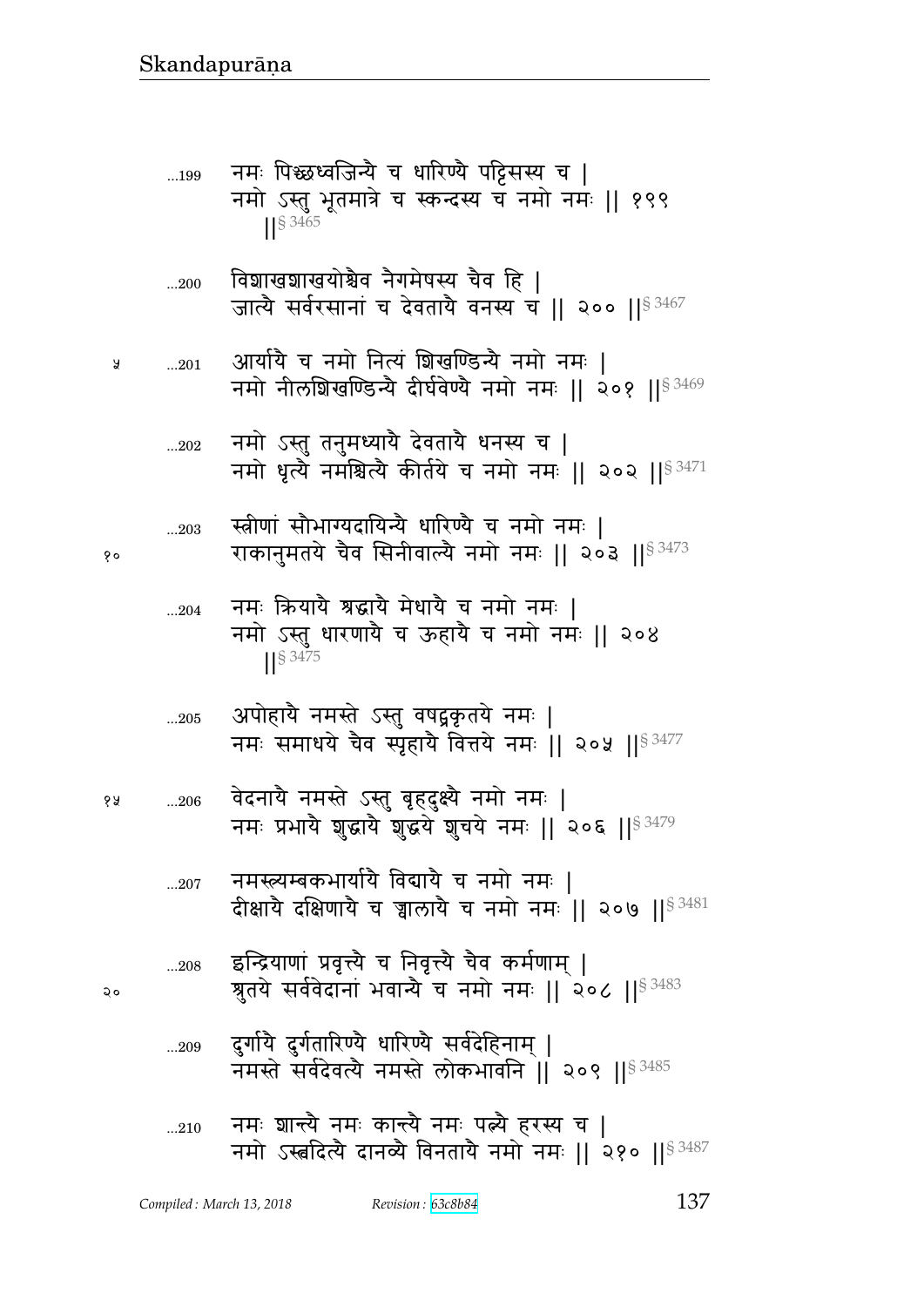...199 नमः पिच्छध्वजिन्यै च धारिण्यै पट्टिसस्य च |
नमो ऽस्तु भूतमात्रे च स्कन्दस्य च नमो नमः || १९९ ||§ 3465

...200 विशाखशाखयोश्चैव नैगमेषस्य चैव हि |
जात्यै सर्वरसानां च देवतायै वनस्य च || २०० ||§ 3467

...201 आर्यायै च नमो नित्यं शिखण्डिन्यै नमो नमः |
नमो नीलशिखण्डिन्यै दीर्घवेण्यै नमो नमः || २०१ ||§ 3469

...202 नमो ऽस्तु तनुमध्यायै देवतायै धनस्य च |
नमो धृत्यै नमश्चित्यै कीर्तये च नमो नमः || २०२ ||§ 3471

...203 स्त्रीणां सौभाग्यदायिन्यै धारिण्यै च नमो नमः |
राकानुमतये चैव सिनीवाल्यै नमो नमः || २०३ ||§ 3473

...204 नमः क्रियायै श्रद्धायै मेधायै च नमो नमः |
नमो ऽस्तु धारणायै च ऊहायै च नमो नमः || २०४ ||§ 3475

...205 अपोहायै नमस्ते ऽस्तु वषट्कृतये नमः |
नमः समाधये चैव स्पृहायै वित्तये नमः || २०५ ||§ 3477

...206 वेदनायै नमस्ते ऽस्तु बृहदुक्ष्यै नमो नमः |
नमः प्रभायै शुद्धायै शुद्धये शुचये नमः || २०६ ||§ 3479

...207 नमस्त्र्यम्बकभार्यायै विद्यायै च नमो नमः |
दीक्षायै दक्षिणायै च ज्वालायै च नमो नमः || २०७ ||§ 3481

...208 इन्द्रियाणां प्रवृत्त्यै च निवृत्त्यै चैव कर्मणाम् |
श्रुतये सर्ववेदानां भवान्यै च नमो नमः || २०८ ||§ 3483

...209 दुर्गायै दुर्गतारिण्यै धारिण्यै सर्वदेहिनाम् |
नमस्ते सर्वदेवत्यै नमस्ते लोकभावनि || २०९ ||§ 3485

...210 नमः शान्त्यै नमः कान्त्यै नमः पत्न्यै हरस्य च |
नमो ऽस्त्वदित्यै दानव्यै विनतायै नमो नमः || २१० ||§ 3487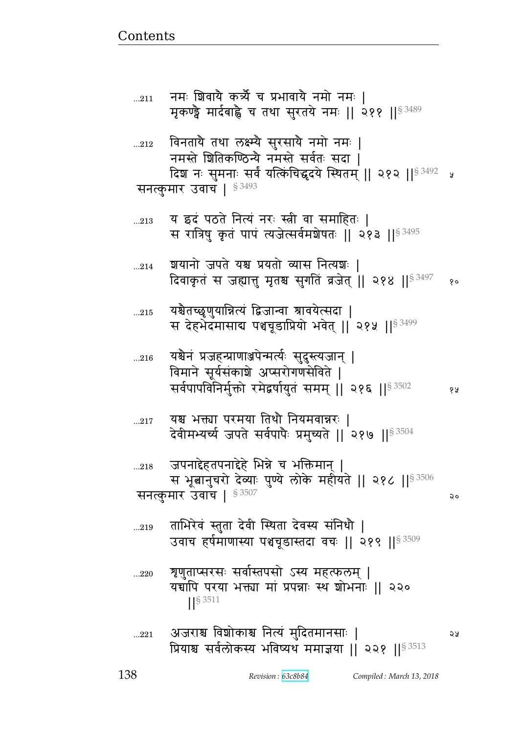...211 नमः शिवायै कर्त्र्यै च प्रभावायै नमो नमः |
मृकण्ड्वै मार्दबाह्वै च तथा सुरतये नमः || २११ ||§ 3489

...212 विनतायै तथा लक्ष्म्यै सुरसायै नमो नमः |
नमस्ते शितिकण्ठिन्यै नमस्ते सर्वतः सदा |
दिश नः सुमनाः सर्वं यत्किंचिद्धृदये स्थितम् || २१२ ||§ 3492 ५

सनत्कुमार उवाच | § 3493

...213 य इदं पठते नित्यं नरः स्त्री वा समाहितः |
स रात्रिषु कृतं पापं त्यजेत्सर्वमशेषतः || २१३ ||§ 3495

...214 शयानो जपते यश्च प्रयतो व्यास नित्यशः |
दिवाकृतं स जह्यात्तु मृतश्च सुगतिं व्रजेत् || २१४ ||§ 3497 १०

...215 यश्चैतच्छृणुयान्नित्यं द्विजान्वा श्रावयेत्सदा |
स देहभेदमासाद्य पञ्चचूडाप्रियो भवेत् || २१५ ||§ 3499

...216 यश्चैनं प्रजहन्प्राणाञ्जपेन्मर्त्यः सुदुस्त्यजान् |
विमाने सूर्यसंकाशे अप्सरोगणसेविते |
सर्वपापविनिर्मुक्तो रमेद्वर्षायुतं समम् || २१६ ||§ 3502 १५

...217 यश्च भक्त्या परमया तिथौ नियमवान्नरः |
देवीमभ्यर्च्य जपते सर्वपापैः प्रमुच्यते || २१७ ||§ 3504

...218 जपनाद्देहतपनाद्देहे भिन्ने च भक्तिमान् |
स भूत्वानुचरो देव्याः पुण्ये लोके महीयते || २१८ ||§ 3506

सनत्कुमार उवाच | § 3507 २०

...219 ताभिरेवं स्तुता देवी स्थिता देवस्य संनिधौ |
उवाच हर्षमाणास्या पञ्चचूडास्तदा वचः || २१९ ||§ 3509

...220 शृणुताप्सरसः सर्वास्तपसो ऽस्य महत्फलम् |
यच्चापि परया भक्त्या मां प्रपन्नाः स्थ शोभनाः || २२० ||§ 3511

...221 अजराश्च विशोकाश्च नित्यं मुदितमानसाः | २५
प्रियाश्च सर्वलोकस्य भविष्यथ ममाज्ञया || २२१ ||§ 3513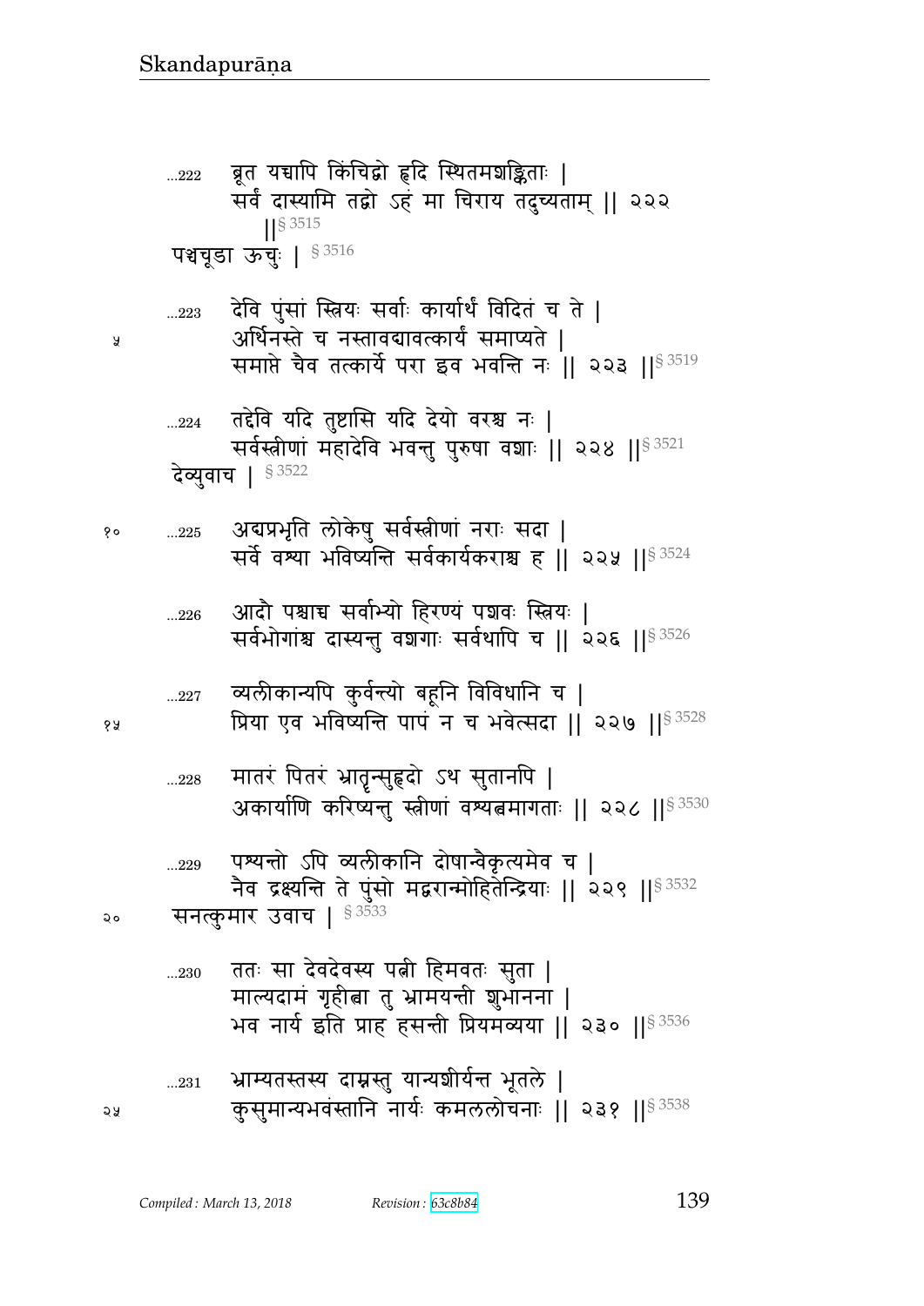...222 ब्रूत यद्यापि किंचिद्वो हृदि स्थितमशङ्किताः |
सर्वं दास्यामि तद्वो ऽहं मा चिराय तदुच्यताम् || २२२ ||§ 3515

पञ्चचूडा ऊचुः | § 3516

...223 देवि पुंसां स्त्रियः सर्वाः कार्यार्थं विदितं च ते |
अर्थिनस्ते च नस्तावद्यावत्कार्यं समाप्यते |
समाप्ते चैव तत्कार्ये परा इव भवन्ति नः || २२३ ||§ 3519

...224 तद्देवि यदि तुष्टासि यदि देयो वरश्च नः |
सर्वस्त्रीणां महादेवि भवन्तु पुरुषा वशाः || २२४ ||§ 3521

देव्युवाच | § 3522

...225 अद्यप्रभृति लोकेषु सर्वस्त्रीणां नराः सदा |
सर्वे वश्या भविष्यन्ति सर्वकार्यकराश्च ह || २२५ ||§ 3524

...226 आदौ पश्चाच्च सर्वाभ्यो हिरण्यं पशवः स्त्रियः |
सर्वभोगांश्च दास्यन्तु वशगाः सर्वथापि च || २२६ ||§ 3526

...227 व्यलीकान्यपि कुर्वन्त्यो बहूनि विविधानि च |
प्रिया एव भविष्यन्ति पापं न च भवेत्सदा || २२७ ||§ 3528

...228 मातरं पितरं भ्रातॄन्सुहृदो ऽथ सुतानपि |
अकार्याणि करिष्यन्तु स्त्रीणां वश्यत्वमागताः || २२८ ||§ 3530

...229 पश्यन्तो ऽपि व्यलीकानि दोषान्वैकृत्यमेव च |
नैव द्रक्ष्यन्ति ते पुंसो मद्वरान्मोहितेन्द्रियाः || २२९ ||§ 3532

सनत्कुमार उवाच | § 3533

...230 ततः सा देवदेवस्य पत्नी हिमवतः सुता |
माल्यदामं गृहीत्वा तु भ्रामयन्ती शुभानना |
भव नार्य इति प्राह हसन्ती प्रियमव्यया || २३० ||§ 3536

...231 भ्राम्यतस्तस्य दाम्नस्तु यान्यशीर्यन्त भूतले |
कुसुमान्यभवंस्तानि नार्यः कमललोचनाः || २३१ ||§ 3538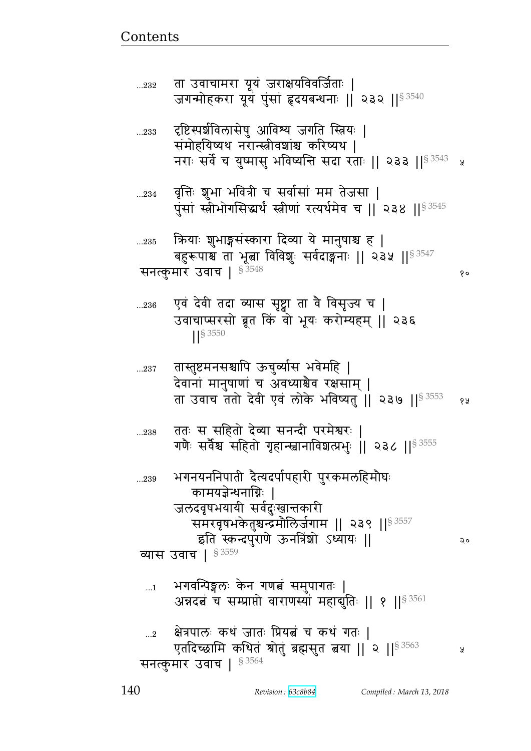...232 ता उवाचामरा यूयं जराक्षयविवर्जिताः |
जगन्मोहकरा यूयं पुंसां हृदयबन्धनाः || २३२ ||§ 3540

...233 दृष्टिस्पर्शविलासेषु आविश्य जगति स्त्रियः |
संमोहयिष्यथ नरान्स्त्रीवशांश्च करिष्यथ |
नराः सर्वे च युष्मासु भविष्यन्ति सदा रताः || २३३ ||§ 3543 ५

...234 वृत्तिः शुभा भवित्री च सर्वासां मम तेजसा |
पुंसां स्त्रीभोगसिद्ध्यर्थं स्त्रीणां रत्यर्थमेव च || २३४ ||§ 3545

...235 क्रियाः शुभाङ्गसंस्कारा दिव्या ये मानुषाश्च ह |
बहुरूपाश्च ता भूत्वा विविशुः सर्वदाङ्गनाः || २३५ ||§ 3547

सनत्कुमार उवाच | § 3548 १०

...236 एवं देवी तदा व्यास सृष्ट्वा ता वै विसृज्य च |
उवाचाप्सरसो ब्रूत किं वो भूयः करोम्यहम् || २३६ ||§ 3550

...237 तास्तुष्टमनसश्चापि ऊचुर्व्यास भवेमहि |
देवानां मानुषाणां च अवध्याश्चैव रक्षसाम् |
ता उवाच ततो देवी एवं लोके भविष्यतु || २३७ ||§ 3553 १५

...238 ततः स सहितो देव्या सनन्दी परमेश्वरः |
गणैः सर्वैश्च सहितो गृहान्स्वानाविशत्प्रभुः || २३८ ||§ 3555

...239 भगनयननिपाती दैत्यदर्पापहारी पुरकमलहिमौघः कामयज्ञेन्धनाग्निः |
जलदवृषभयायी सर्वदुःखान्तकारी
समरवृषभकेतुश्चन्द्रमौलिर्जगाम || २३९ ||§ 3557

इति स्कन्दपुराणे ऊनत्रिंशो ऽध्यायः || २०

व्यास उवाच | § 3559

...1 भगवन्पिङ्गलः केन गणत्वं समुपागतः |
अन्नदत्वं च सम्प्राप्तो वाराणस्यां महाद्युतिः || १ ||§ 3561

...2 क्षेत्रपालः कथं जातः प्रियत्वं च कथं गतः |
एतदिच्छामि कथितं श्रोतुं ब्रह्मसुत त्वया || २ ||§ 3563 ५

सनत्कुमार उवाच | § 3564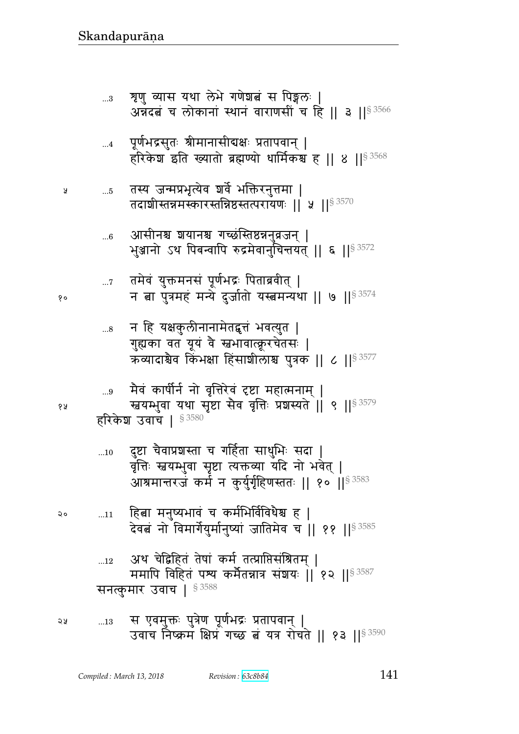...3 शृणु व्यास यथा लेभे गणेशत्वं स पिङ्गलः |
अन्नदत्वं च लोकानां स्थानं वाराणसीं च हि || ३ ||§ 3566

...4 पूर्णभद्रसुतः श्रीमानासीद्यक्षः प्रतापवान् |
हरिकेश इति ख्यातो ब्रह्मण्यो धार्मिकश्च ह || ४ ||§ 3568

५ ...5 तस्य जन्मप्रभृत्येव शर्वे भक्तिरनुत्तमा |
तदाशीस्तन्नमस्कारस्तन्निष्ठस्तत्परायणः || ५ ||§ 3570

...6 आसीनश्च शयानश्च गच्छंस्तिष्ठन्ननुव्रजन् |
भुञ्जानो ऽथ पिबन्वापि रुद्रमेवानुचिन्तयत् || ६ ||§ 3572

...7 तमेवं युक्तमनसं पूर्णभद्रः पिताब्रवीत् |
१० न त्वा पुत्रमहं मन्ये दुर्जातो यस्त्वमन्यथा || ७ ||§ 3574

...8 न हि यक्षकुलीनानामेतद्वृत्तं भवत्युत |
गुह्यका वत यूयं वै स्वभावात्क्रूरचेतसः |
क्रव्यादाश्चैव किंभक्षा हिंसाशीलाश्च पुत्रक || ८ ||§ 3577

...9 मैवं कार्षीर्न नो वृत्तिरेवं दृष्टा महात्मनाम् |
१५ स्वयम्भुवा यथा सृष्टा सैव वृत्तिः प्रशस्यते || ९ ||§ 3579
हरिकेश उवाच | § 3580

...10 दुष्टा चैवाप्रशस्ता च गर्हिता साधुभिः सदा |
वृत्तिः स्वयम्भुवा सृष्टा त्यक्तव्या यदि नो भवेत् |
आश्रमान्तरजं कर्म न कुर्युर्गृहिणस्ततः || १० ||§ 3583

२० ...11 हित्वा मनुष्यभावं च कर्मभिर्विविधैश्च ह |
देवत्वं नो विमार्गैर्युर्मानुष्यां जातिमेव च || ११ ||§ 3585

...12 अथ चेद्विहितं तेषां कर्म तत्प्राप्तिसंश्रितम् |
ममापि विहितं पश्य कर्मैतन्नात्र संशयः || १२ ||§ 3587
सनत्कुमार उवाच | § 3588

२५ ...13 स एवमुक्तः पुत्रेण पूर्णभद्रः प्रतापवान् |
उवाच निष्क्रम क्षिप्रं गच्छ त्वं यत्र रोचते || १३ ||§ 3590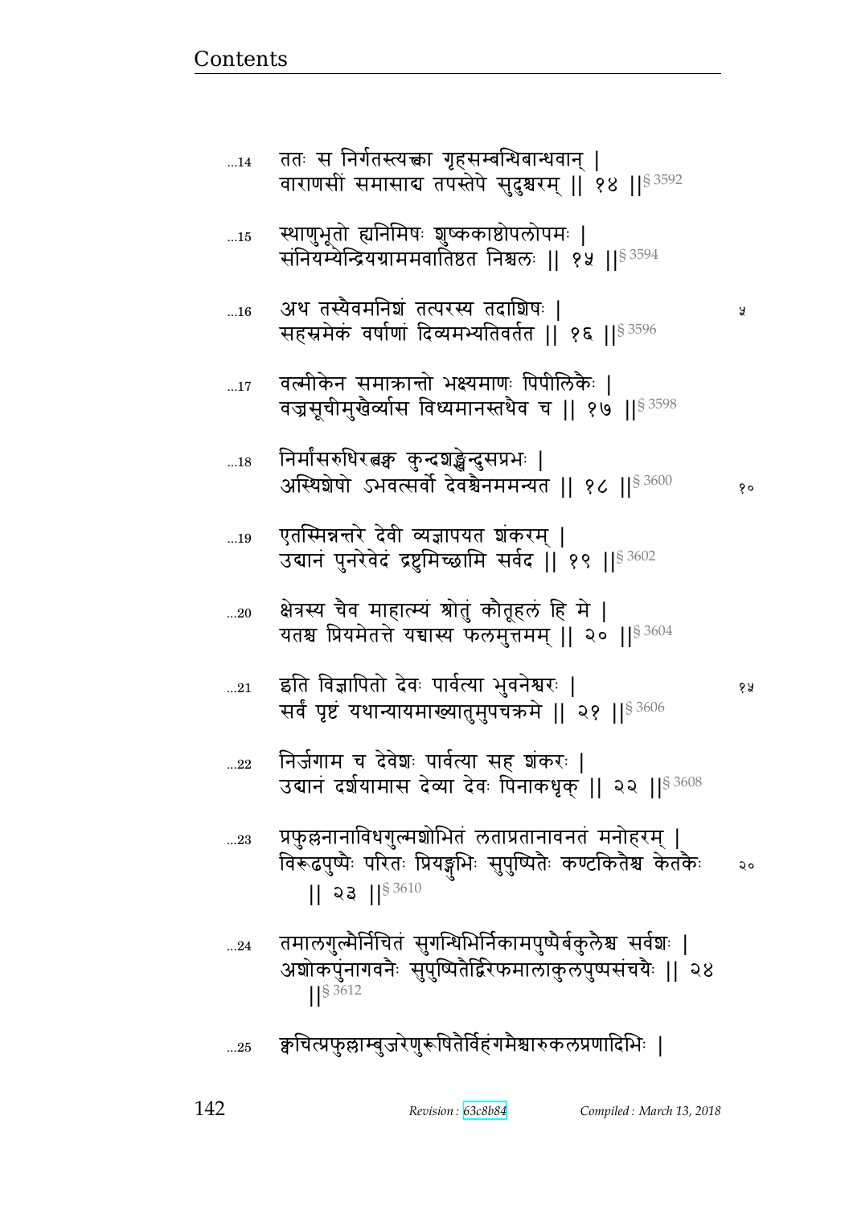...14 ततः स निर्गतस्त्यक्त्वा गृहसम्बन्धिबान्धवान् |
वाराणसीं समासाद्य तपस्तेपे सुदुश्चरम् || १४ ||§ 3592

...15 स्थाणुभूतो ह्यनिमिषः शुष्ककाष्ठोपलोपमः |
संनियम्येन्द्रियग्राममवातिष्ठत निश्चलः || १५ ||§ 3594

...16 अथ तस्यैवमनिशं तत्परस्य तदाशिषः |
सहस्रमेकं वर्षाणां दिव्यमभ्यतिवर्तत || १६ ||§ 3596

...17 वल्मीकेन समाक्रान्तो भक्ष्यमाणः पिपीलिकैः |
वज्रसूचीमुखैर्व्यास विध्यमानस्तथैव च || १७ ||§ 3598

...18 निर्मांसरुधिरत्वक्क कुन्दशङ्खेन्दुसप्रभः |
अस्थिशेषो ऽभवत्सर्वो देवश्चैनममन्यत || १८ ||§ 3600

...19 एतस्मिन्नन्तरे देवी व्यज्ञापयत शंकरम् |
उद्यानं पुनरेवेदं द्रष्टुमिच्छामि सर्वद || १९ ||§ 3602

...20 क्षेत्रस्य चैव माहात्म्यं श्रोतुं कौतूहलं हि मे |
यतश्च प्रियमेतत्ते यच्चास्य फलमुत्तमम् || २० ||§ 3604

...21 इति विज्ञापितो देवः पार्वत्या भुवनेश्वरः |
सर्वं पृष्टं यथान्यायमाख्यातुमुपचक्रमे || २१ ||§ 3606

...22 निर्जगाम च देवेशः पार्वत्या सह शंकरः |
उद्यानं दर्शयामास देव्या देवः पिनाकधृक् || २२ ||§ 3608

...23 प्रफुल्लनानाविधगुल्मशोभितं लताप्रतानावनतं मनोहरम् |
विरूढपुष्पैः परितः प्रियङ्गुभिः सुपुष्पितैः कण्टकितैश्च केतकैः
|| २३ ||§ 3610

...24 तमालगुल्मैर्निचितं सुगन्धिभिर्निकामपुष्पैर्बकुलैश्च सर्वशः |
अशोकपुंनागवनैः सुपुष्पितैर्द्विरेफमालाकुलपुष्पसंचयैः || २४
||§ 3612

...25 क्वचित्प्रफुल्लाम्बुजरेणुरूषितैर्विहंगमैश्चारुकलप्रणादिभिः |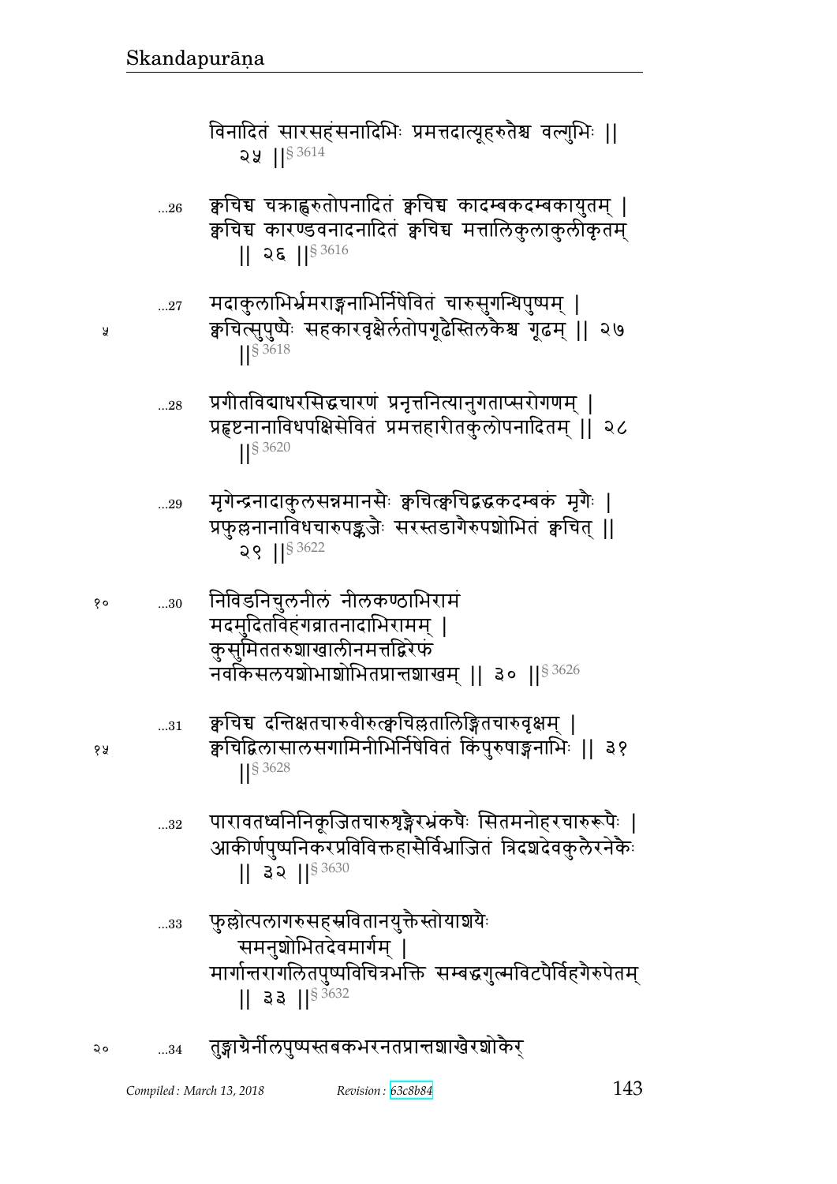विनादितं सारसहंसनादिभिः प्रमत्तदात्यूहरुतैश्च वल्गुभिः ॥ २५ ॥§ 3614

…26 क्वचिच्च चक्राह्वरुतोपनादितं क्वचिच्च कादम्बकदम्बकायुतम् ।
क्वचिच्च कारण्डवनादनादितं क्वचिच्च मत्तालिकुलाकुलीकृतम् ॥ २६ ॥§ 3616

…27 मदाकुलाभिर्भ्रमराङ्गनाभिर्निषेवितं चारुसुगन्धिपुष्पम् ।
क्वचित्सुपुष्पैः सहकारवृक्षैर्लतोपगूढैस्तिलकैश्च गूढम् ॥ २७ ॥§ 3618

…28 प्रगीतविद्याधरसिद्धचारणं प्रनृत्तनित्यानुगताप्सरोगणम् ।
प्रहृष्टनानाविधपक्षिसेवितं प्रमत्तहारीतकुलोपनादितम् ॥ २८ ॥§ 3620

…29 मृगेन्द्रनादाकुलसन्नमानसैः क्वचित्क्वचिद्वद्धकदम्बकं मृगैः ।
प्रफुल्लनानाविधचारुपङ्कजैः सरस्तडागैरुपशोभितं क्वचित् ॥ २९ ॥§ 3622

…30 निविडनिचुलनीलं नीलकण्ठाभिरामं
मदमुदितविहंगव्रातनादाभिरामम् ।
कुसुमिततरुशाखालीनमत्तद्विरेफं
नवकिसलयशोभाशोभितप्रान्तशाखम् ॥ ३० ॥§ 3626

…31 क्वचिच्च दन्तिक्षतचारुवीरुत्क्वचिल्लतालिङ्गितचारुवृक्षम् ।
क्वचिद्विलासालसगामिनीभिर्निषेवितं किंपुरुषाङ्गनाभिः ॥ ३१ ॥§ 3628

…32 पारावतध्वनिनिकूजितचारुशृङ्गैरभ्रंकषैः सितमनोहरचारुरूपैः ।
आकीर्णपुष्पनिकरप्रविविक्तहासैर्विभ्राजितं त्रिदशदेवकुलैरनेकैः ॥ ३२ ॥§ 3630

…33 फुल्लोत्पलागरुसहस्रवितानयुक्तैस्तोयाशयैः
समनुशोभितदेवमार्गम् ।
मार्गान्तरागलितपुष्पविचित्रभक्ति सम्बद्धगुल्मविटपैर्विहगैरुपेतम् ॥ ३३ ॥§ 3632

…34 तुङ्गाग्रैर्नीलपुष्पस्तबकभरनतप्रान्तशाखैरशोकैर्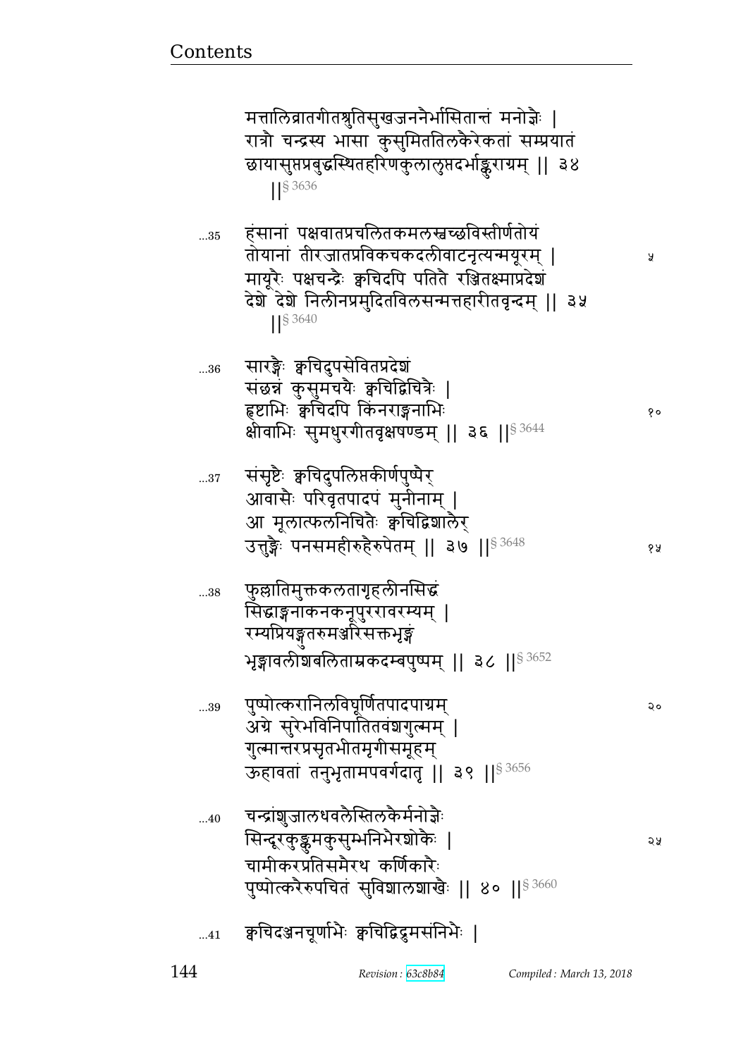मत्तालिव्रातगीतश्रुतिसुखजननैर्भासितान्तं मनोज्ञैः |
रात्रौ चन्द्रस्य भासा कुसुमिततिलकैरेकतां सम्प्रयातं
छायासुप्तप्रबुद्धस्थितहरिणकुलालुप्तदर्भाङ्कुराग्रम् || ३४
||§ 3636

...35 हंसानां पक्षवातप्रचलितकमलस्वच्छविस्तीर्णतोयं
तोयानां तीरजातप्रविकचकदलीवाटनृत्यन्मयूरम् | ५
मायूरैः पक्षचन्द्रैः क्वचिदपि पतितै रञ्जितक्ष्माप्रदेशं
देशे देशे निलीनप्रमुदितविलसन्मत्तहारीतवृन्दम् || ३५
||§ 3640

...36 सारङ्गैः क्वचिदुपसेवितप्रदेशं
संछन्नं कुसुमचयैः क्वचिद्विचित्रैः |
हृष्टाभिः क्वचिदपि किंनराङ्गनाभिः १०
क्षीवाभिः सुमधुरगीतवृक्षषण्डम् || ३६ ||§ 3644

...37 संसृष्टैः क्वचिदुपलिप्तकीर्णपुष्पैर्
आवासैः परिवृतपादपं मुनीनाम् |
आ मूलात्फलनिचितैः क्वचिद्विशालैर्
उत्तुङ्गैः पनसमहीरुहैरुपेतम् || ३७ ||§ 3648 १५

...38 फुल्लातिमुक्तकलतागृहलीनसिद्धं
सिद्धाङ्गनाकनकनूपुररावरम्यम् |
रम्यप्रियङ्गुतरुमञ्जरिसक्तभृङ्गं
भृङ्गावलीशबलिताम्रकदम्बपुष्पम् || ३८ ||§ 3652

...39 पुष्पोत्करानिलविघूर्णितपादपाग्रम् २०
अग्रे सुरेभविनिपातितवंशगुल्मम् |
गुल्मान्तरप्रसृतभीतमृगीसमूहम्
ऊहावतां तनुभृतामपवर्गदातृ || ३९ ||§ 3656

...40 चन्द्रांशुजालधवलैस्तिलकैर्मनोज्ञैः
सिन्दूरकुङ्कुमकुसुम्भनिभैरशोकैः | २५
चामीकरप्रतिसमैरथ कर्णिकारैः
पुष्पोत्करैरुपचितं सुविशालशाखैः || ४० ||§ 3660

...41 क्वचिदञ्जनचूर्णाभैः क्वचिद्विद्रुमसंनिभैः |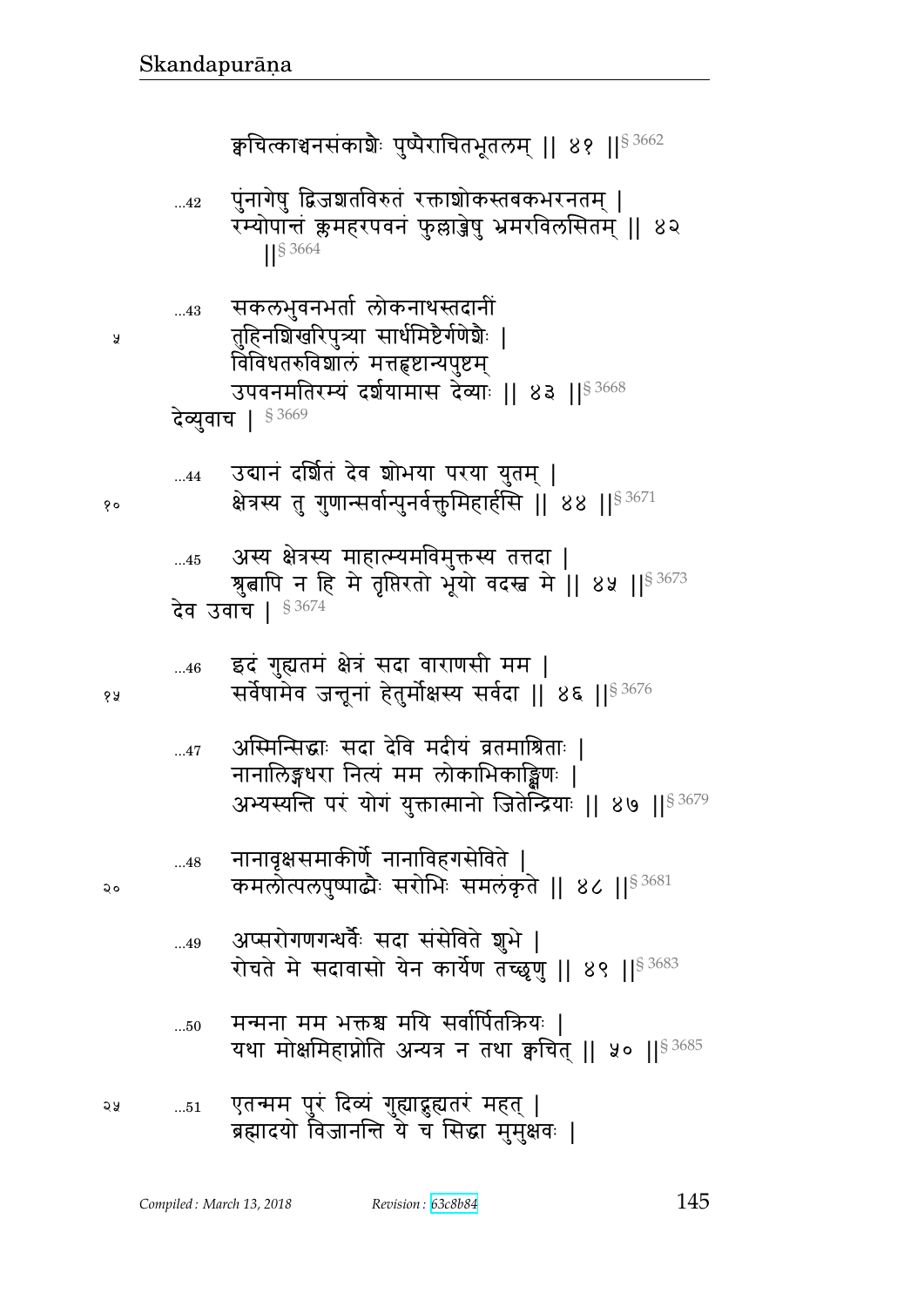क्वचित्काञ्चनसंकाशैः पुष्पैराचितभूतलम् ॥ ४१ ॥§ 3662

...42 पुंनागेषु द्विजशतविरुतं रक्ताशोकस्तबकभरनतम् ।
रम्योपान्तं क्लमहरपवनं फुल्लाब्जेषु भ्रमरविलसितम् ॥ ४२ ॥§ 3664

...43 सकलभुवनभर्ता लोकनाथस्तदानीं
तुहिनशिखरिपुत्र्या सार्धमिष्टैर्गणेशैः ।
विविधतरुविशालं मत्तहृष्टान्यपुष्टम्
उपवनमतिरम्यं दर्शयामास देव्याः ॥ ४३ ॥§ 3668

देव्युवाच । § 3669

...44 उद्यानं दर्शितं देव शोभया परया युतम् ।
क्षेत्रस्य तु गुणान्सर्वान्पुनर्वक्तुमिहार्हसि ॥ ४४ ॥§ 3671

...45 अस्य क्षेत्रस्य माहात्म्यमविमुक्तस्य तत्तदा ।
श्रुत्वापि न हि मे तृप्तिरतो भूयो वदस्व मे ॥ ४५ ॥§ 3673

देव उवाच । § 3674

...46 इदं गुह्यतमं क्षेत्रं सदा वाराणसी मम ।
सर्वेषामेव जन्तूनां हेतुर्मोक्षस्य सर्वदा ॥ ४६ ॥§ 3676

...47 अस्मिन्सिद्धाः सदा देवि मदीयं व्रतमाश्रिताः ।
नानालिङ्गधरा नित्यं मम लोकाभिकाङ्क्षिणः ।
अभ्यस्यन्ति परं योगं युक्तात्मानो जितेन्द्रियाः ॥ ४७ ॥§ 3679

...48 नानावृक्षसमाकीर्णे नानाविहगसेविते ।
कमलोत्पलपुष्पाढ्यैः सरोभिः समलंकृते ॥ ४८ ॥§ 3681

...49 अप्सरोगणगन्धर्वैः सदा संसेविते शुभे ।
रोचते मे सदावासो येन कार्येण तच्छृणु ॥ ४९ ॥§ 3683

...50 मन्मना मम भक्तश्च मयि सर्वार्पितक्रियः ।
यथा मोक्षमिहाप्नोति अन्यत्र न तथा क्वचित् ॥ ५० ॥§ 3685

...51 एतन्मम पुरं दिव्यं गुह्याद्गुह्यतरं महत् ।
ब्रह्मादयो विजानन्ति ये च सिद्धा मुमुक्षवः ।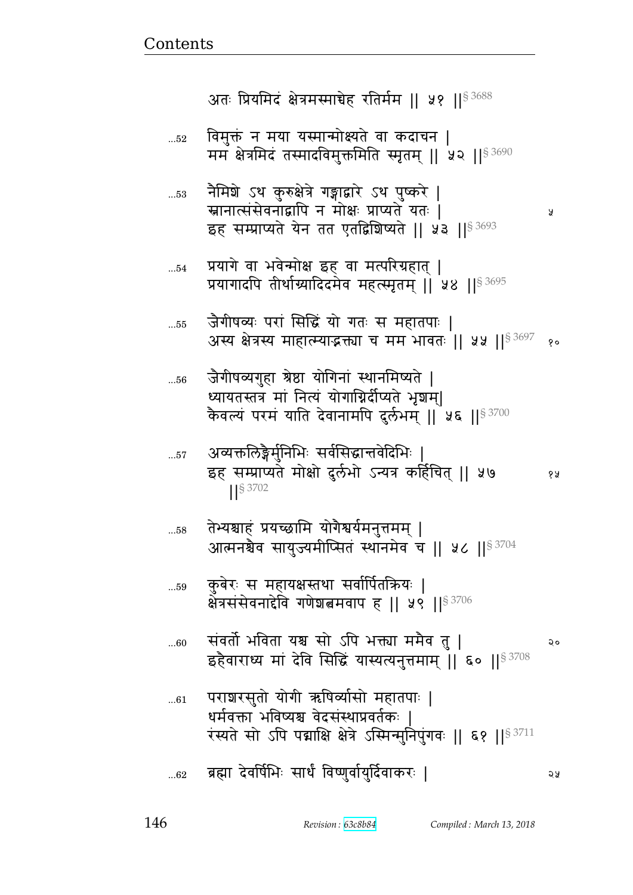अतः प्रियमिदं क्षेत्रमस्माच्चेह रतिर्मम || ५१ ||§ 3688

…52 विमुक्तं न मया यस्मान्मोक्ष्यते वा कदाचन |
मम क्षेत्रमिदं तस्मादविमुक्तमिति स्मृतम् || ५२ ||§ 3690

…53 नैमिशे ऽथ कुरुक्षेत्रे गङ्गाद्वारे ऽथ पुष्करे |
स्नानात्संसेवनाद्वापि न मोक्षः प्राप्यते यतः | ५
इह सम्प्राप्यते येन तत एतद्विशिष्यते || ५३ ||§ 3693

…54 प्रयागे वा भवेन्मोक्ष इह वा मत्परिग्रहात् |
प्रयागादपि तीर्थाग्र्यादिदमेव महत्स्मृतम् || ५४ ||§ 3695

…55 जैगीषव्यः परां सिद्धिं यो गतः स महातपाः |
अस्य क्षेत्रस्य माहात्म्याद्भक्त्या च मम भावतः || ५५ ||§ 3697 १०

…56 जैगीषव्यगुहा श्रेष्ठा योगिनां स्थानमिष्यते |
ध्यायतस्तत्र मां नित्यं योगाग्निर्दीप्यते भृशम्|
कैवल्यं परमं याति देवानामपि दुर्लभम् || ५६ ||§ 3700

…57 अव्यक्तलिङ्गैर्मुनिभिः सर्वसिद्धान्तवेदिभिः |
इह सम्प्राप्यते मोक्षो दुर्लभो ऽन्यत्र कर्हिचित् || ५७ ||§ 3702 १५

…58 तेभ्यश्चाहं प्रयच्छामि योगैश्वर्यमनुत्तमम् |
आत्मनश्चैव सायुज्यमीप्सितं स्थानमेव च || ५८ ||§ 3704

…59 कुबेरः स महायक्षस्तथा सर्वार्पितक्रियः |
क्षेत्रसंसेवनाद्देवि गणेशत्वमवाप ह || ५९ ||§ 3706

…60 संवर्तो भविता यश्च सो ऽपि भक्त्या ममैव तु | २०
इहैवाराध्य मां देवि सिद्धिं यास्यत्यनुत्तमाम् || ६० ||§ 3708

…61 पराशरसुतो योगी ऋषिर्व्यासो महातपाः |
धर्मवक्ता भविष्यश्च वेदसंस्थाप्रवर्तकः |
रंस्यते सो ऽपि पद्माक्षि क्षेत्रे ऽस्मिन्मुनिपुंगवः || ६१ ||§ 3711

…62 ब्रह्मा देवर्षिभिः सार्धं विष्णुर्वायुर्दिवाकरः | २५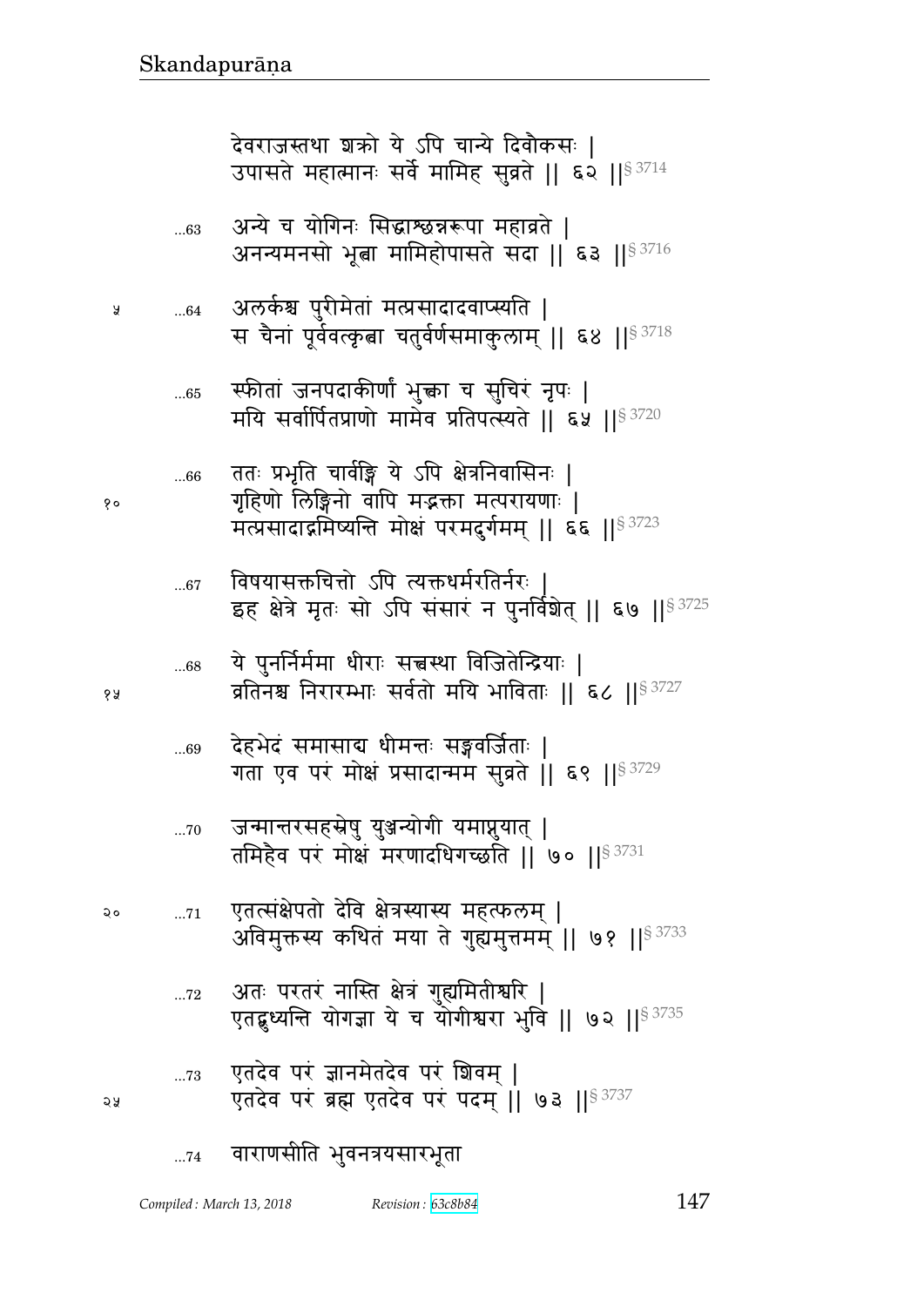देवराजस्तथा शक्रो ये ऽपि चान्ये दिवौकसः |
उपासते महात्मानः सर्वे मामिह सुव्रते || ६२ ||§ 3714

...63 अन्ये च योगिनः सिद्धाश्छन्नरूपा महाव्रते |
अनन्यमनसो भूत्वा मामिहोपासते सदा || ६३ ||§ 3716

...64 अलर्कश्च पुरीमेतां मत्प्रसादादवाप्स्यति |
स चैनां पूर्ववत्कृत्वा चतुर्वर्णसमाकुलाम् || ६४ ||§ 3718

...65 स्फीतां जनपदाकीर्णां भुक्त्वा च सुचिरं नृपः |
मयि सर्वार्पितप्राणो मामेव प्रतिपत्स्यते || ६५ ||§ 3720

...66 ततः प्रभृति चार्वङ्गि ये ऽपि क्षेत्रनिवासिनः |
गृहिणो लिङ्गिनो वापि मद्भक्ता मत्परायणाः |
मत्प्रसादाद्गमिष्यन्ति मोक्षं परमदुर्गमम् || ६६ ||§ 3723

...67 विषयासक्तचित्तो ऽपि त्यक्तधर्मरतिर्नरः |
इह क्षेत्रे मृतः सो ऽपि संसारं न पुनर्विशेत् || ६७ ||§ 3725

...68 ये पुनर्निर्ममा धीराः सत्त्वस्था विजितेन्द्रियाः |
व्रतिनश्च निरारम्भाः सर्वतो मयि भाविताः || ६८ ||§ 3727

...69 देहभेदं समासाद्य धीमन्तः सङ्गवर्जिताः |
गता एव परं मोक्षं प्रसादान्मम सुव्रते || ६९ ||§ 3729

...70 जन्मान्तरसहस्रेषु युञ्जन्योगी यमाप्नुयात् |
तमिहैव परं मोक्षं मरणादधिगच्छति || ७० ||§ 3731

...71 एतत्संक्षेपतो देवि क्षेत्रस्यास्य महत्फलम् |
अविमुक्तस्य कथितं मया ते गुह्यमुत्तमम् || ७१ ||§ 3733

...72 अतः परतरं नास्ति क्षेत्रं गुह्यमितीश्वरि |
एतद्बुध्यन्ति योगज्ञा ये च योगीश्वरा भुवि || ७२ ||§ 3735

...73 एतदेव परं ज्ञानमेतदेव परं शिवम् |
एतदेव परं ब्रह्म एतदेव परं पदम् || ७३ ||§ 3737

...74 वाराणसीति भुवनत्रयसारभूता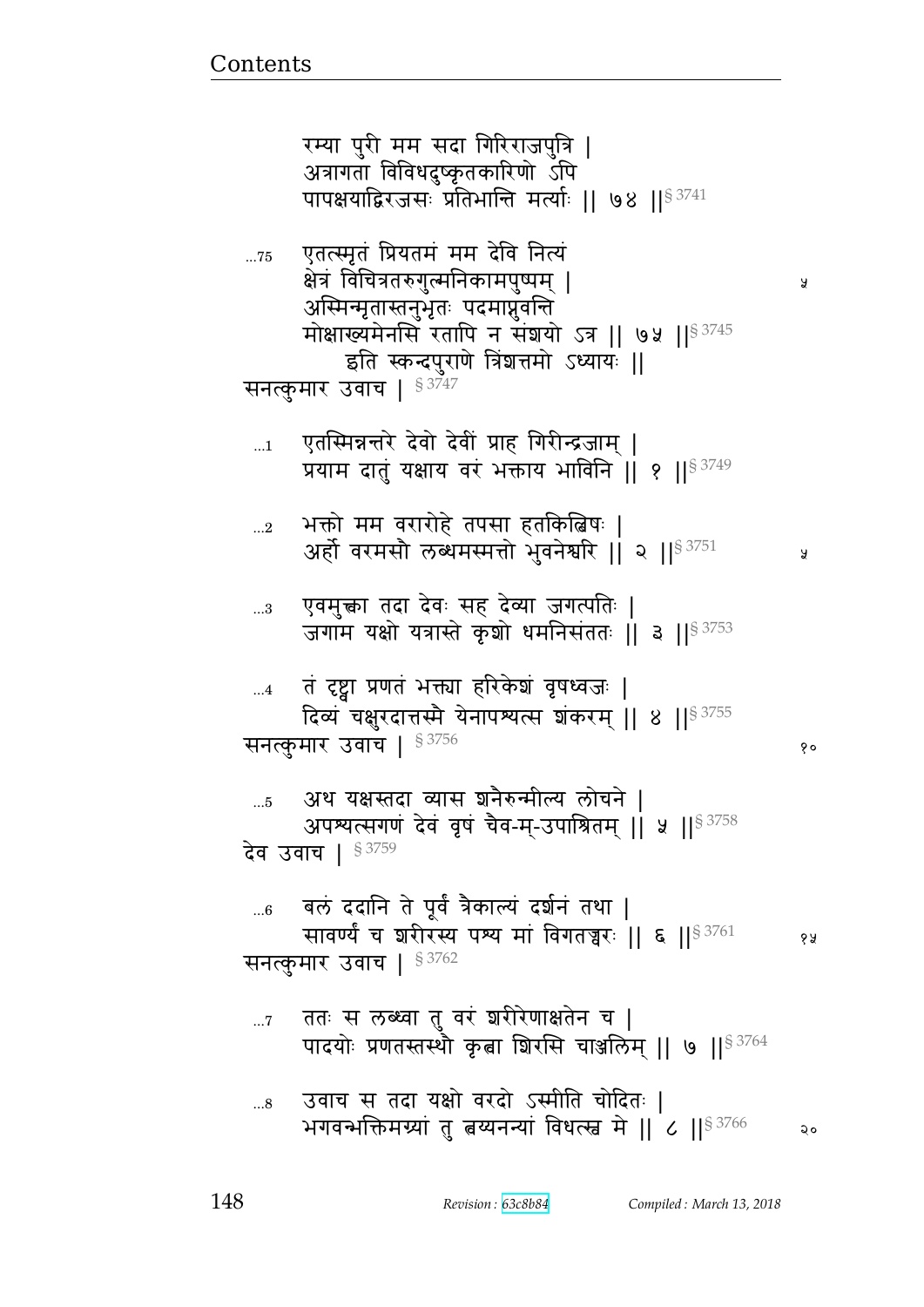रम्या पुरी मम सदा गिरिराजपुत्रि |
अत्रागता विविधदुष्कृतकारिणो ऽपि
पापक्षयाद्विरजसः प्रतिभान्ति मर्त्याः || ७४ ||§ 3741

...75 एतत्स्मृतं प्रियतमं मम देवि नित्यं
क्षेत्रं विचित्रतरुगुल्मनिकामपुष्पम् |
अस्मिन्मृतास्तनुभृतः पदमाप्नुवन्ति
मोक्षाख्यमेनसि रतापि न संशयो ऽत्र || ७५ ||§ 3745
इति स्कन्दपुराणे त्रिंशत्तमो ऽध्यायः ||

सनत्कुमार उवाच | § 3747

...1 एतस्मिन्नन्तरे देवो देवीं प्राह गिरीन्द्रजाम् |
प्रयाम दातुं यक्षाय वरं भक्ताय भाविनि || १ ||§ 3749

...2 भक्तो मम वरारोहे तपसा हतकिल्बिषः |
अर्हो वरमसौ लब्धमस्मत्तो भुवनेश्वरि || २ ||§ 3751

...3 एवमुक्त्वा तदा देवः सह देव्या जगत्पतिः |
जगाम यक्षो यत्रास्ते कृशो धमनिसंततः || ३ ||§ 3753

...4 तं दृष्ट्वा प्रणतं भक्त्या हरिकेशं वृषध्वजः |
दिव्यं चक्षुरदात्तस्मै येनापश्यत्स शंकरम् || ४ ||§ 3755

सनत्कुमार उवाच | § 3756

...5 अथ यक्षस्तदा व्यास शनैरुन्मील्य लोचने |
अपश्यत्सगणं देवं वृषं चैव-म्-उपाश्रितम् || ५ ||§ 3758

देव उवाच | § 3759

...6 बलं ददानि ते पूर्वं त्रैकाल्यं दर्शनं तथा |
सावर्ण्यं च शरीरस्य पश्य मां विगतज्वरः || ६ ||§ 3761

सनत्कुमार उवाच | § 3762

...7 ततः स लब्ध्वा तु वरं शरीरेणाक्षतेन च |
पादयोः प्रणतस्तस्थौ कृत्वा शिरसि चाञ्जलिम् || ७ ||§ 3764

...8 उवाच स तदा यक्षो वरदो ऽस्मीति चोदितः |
भगवन्भक्तिमग्र्यां तु त्वय्यनन्यां विधत्स्व मे || ८ ||§ 3766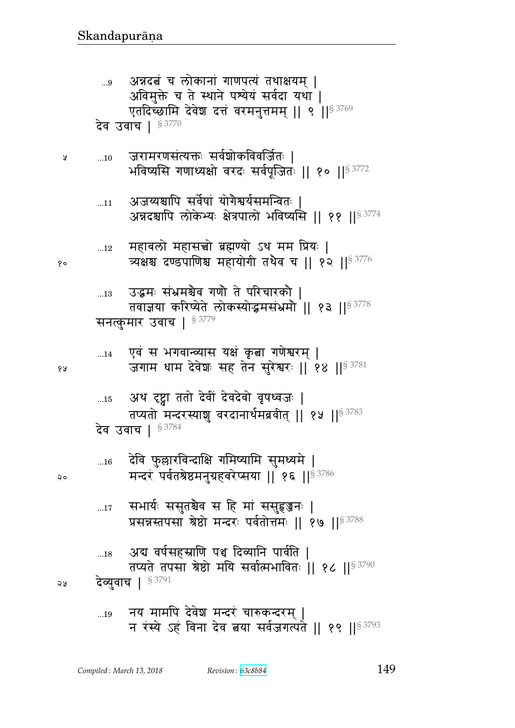...9 अन्नदत्वं च लोकानां गाणपत्यं तथाक्षयम् |
अविमुक्ते च ते स्थाने पश्येयं सर्वदा यथा |
एतदिच्छामि देवेश दत्तं वरमनुत्तमम् || ९ ||§ 3769

देव उवाच | § 3770

...10 जरामरणसंत्यक्तः सर्वशोकविवर्जितः |
भविष्यसि गणाध्यक्षो वरदः सर्वपूजितः || १० ||§ 3772

...11 अजय्यश्चापि सर्वेषां योगैश्वर्यसमन्वितः |
अन्नदश्चापि लोकेभ्यः क्षेत्रपालो भविष्यसि || ११ ||§ 3774

...12 महाबलो महासत्त्वो ब्रह्मण्यो ऽथ मम प्रियः |
त्र्यक्षश्च दण्डपाणिश्च महायोगी तथैव च || १२ ||§ 3776

...13 उद्भ्रमः संभ्रमश्चैव गणौ ते परिचारकौ |
तवाज्ञया करिष्येते लोकस्योद्भ्रमसंभ्रमौ || १३ ||§ 3778

सनत्कुमार उवाच | § 3779

...14 एवं स भगवान्व्यास यक्षं कृत्वा गणेश्वरम् |
जगाम धाम देवेशः सह तेन सुरेश्वरः || १४ ||§ 3781

...15 अथ दृष्ट्वा ततो देवीं देवदेवो वृषध्वजः |
तप्यतो मन्दरस्याशु वरदानार्थमब्रवीत् || १५ ||§ 3783

देव उवाच | § 3784

...16 देवि फुल्लारविन्दाक्षि गमिष्यामि सुमध्यमे |
मन्दरं पर्वतश्रेष्ठमनुग्रहवरेप्सया || १६ ||§ 3786

...17 सभार्यः ससुतश्चैव स हि मां ससुहृज्जनः |
प्रसन्नस्तपसा श्रेष्ठो मन्दरः पर्वतोत्तमः || १७ ||§ 3788

...18 अद्य वर्षसहस्राणि पञ्च दिव्यानि पार्वति |
तप्यते तपसा श्रेष्ठो मयि सर्वात्मभावितः || १८ ||§ 3790

देव्युवाच | § 3791

...19 नय मामपि देवेश मन्दरं चारुकन्दरम् |
न रंस्ये ऽहं विना देव त्वया सर्वजगत्पते || १९ ||§ 3793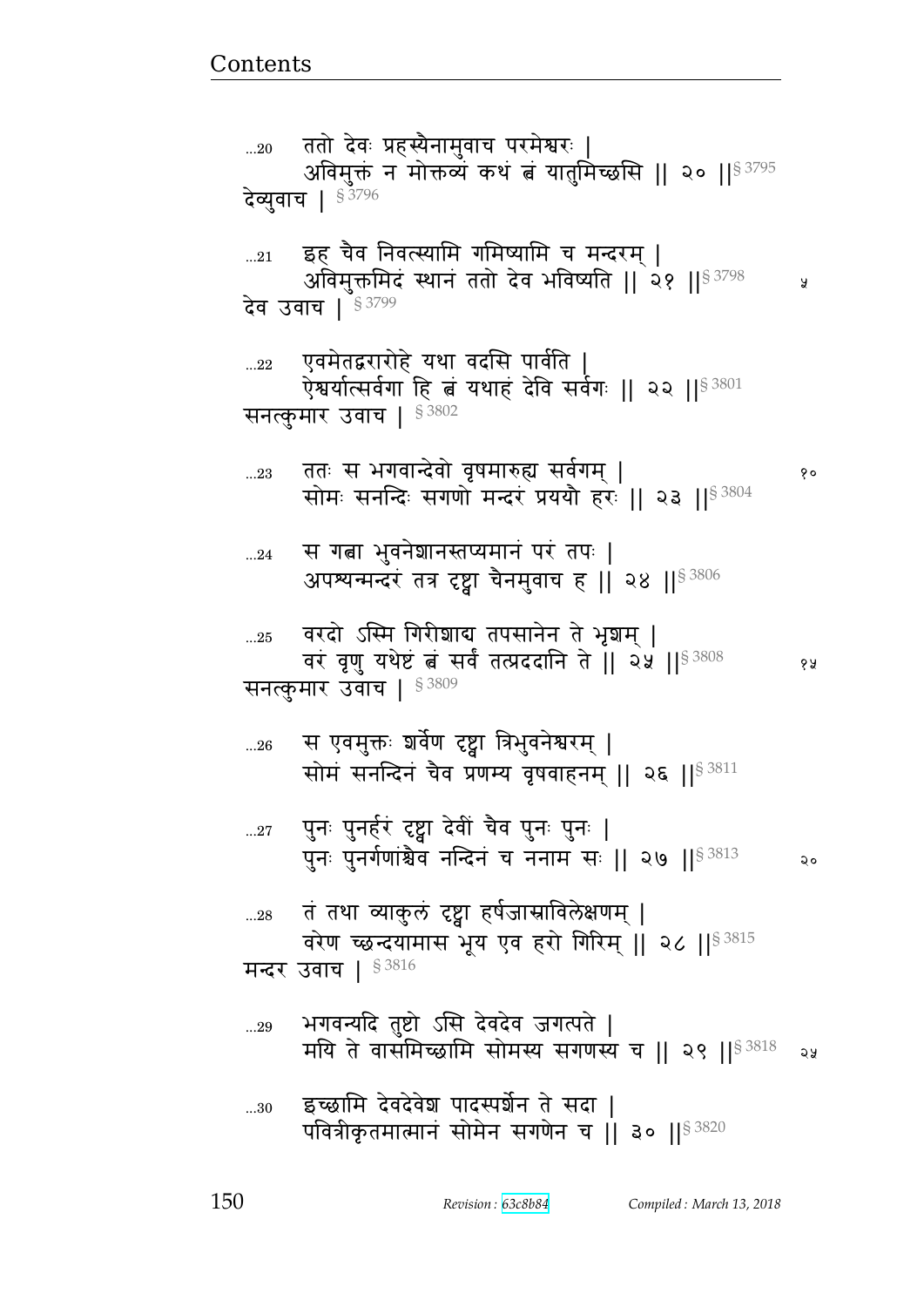...20 ततो देवः प्रहस्यैनामुवाच परमेश्वरः ।
अविमुक्तं न मोक्तव्यं कथं त्वं यातुमिच्छसि ॥ २० ॥§ 3795

देव्युवाच । § 3796

...21 इह चैव निवत्स्यामि गमिष्यामि च मन्दरम् ।
अविमुक्तमिदं स्थानं ततो देव भविष्यति ॥ २१ ॥§ 3798 ५

देव उवाच । § 3799

...22 एवमेतद्वरारोहे यथा वदसि पार्वति ।
ऐश्वर्यात्सर्वगा हि त्वं यथाहं देवि सर्वगः ॥ २२ ॥§ 3801

सनत्कुमार उवाच । § 3802

...23 ततः स भगवान्देवो वृषमारुह्य सर्वगम् । १०
सोमः सनन्दिः सगणो मन्दरं प्रययौ हरः ॥ २३ ॥§ 3804

...24 स गत्वा भुवनेशानस्तप्यमानं परं तपः ।
अपश्यन्मन्दरं तत्र दृष्ट्वा चैनमुवाच ह ॥ २४ ॥§ 3806

...25 वरदो ऽस्मि गिरीशाद्य तपसानेन ते भृशम् ।
वरं वृणु यथेष्टं त्वं सर्वं तत्प्रददानि ते ॥ २५ ॥§ 3808 १५

सनत्कुमार उवाच । § 3809

...26 स एवमुक्तः शर्वेण दृष्ट्वा त्रिभुवनेश्वरम् ।
सोमं सनन्दिनं चैव प्रणम्य वृषवाहनम् ॥ २६ ॥§ 3811

...27 पुनः पुनर्हरं दृष्ट्वा देवीं चैव पुनः पुनः ।
पुनः पुनर्गणांश्चैव नन्दिनं च ननाम सः ॥ २७ ॥§ 3813 २०

...28 तं तथा व्याकुलं दृष्ट्वा हर्षजास्राविलेक्षणम् ।
वरेण च्छन्दयामास भूय एव हरो गिरिम् ॥ २८ ॥§ 3815

मन्दर उवाच । § 3816

...29 भगवन्यदि तुष्टो ऽसि देवदेव जगत्पते ।
मयि ते वासमिच्छामि सोमस्य सगणस्य च ॥ २९ ॥§ 3818 २५

...30 इच्छामि देवदेवेश पादस्पर्शेन ते सदा ।
पवित्रीकृतमात्मानं सोमेन सगणेन च ॥ ३० ॥§ 3820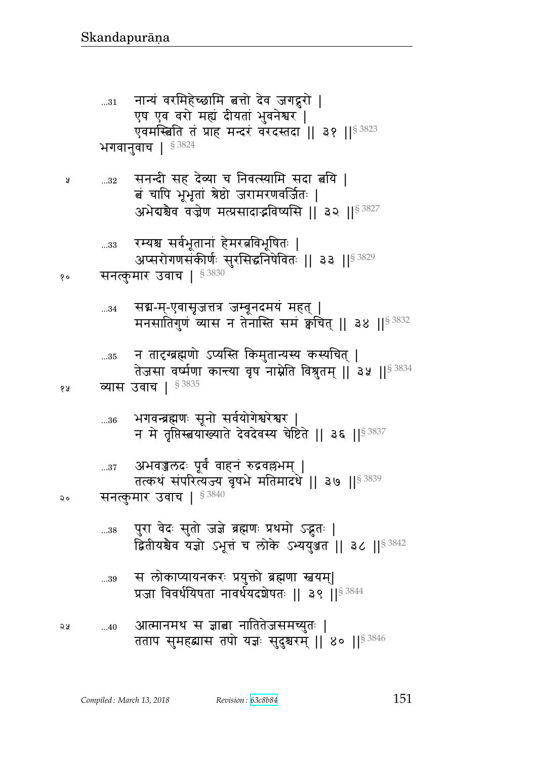...31 नान्यं वरमिहेच्छामि त्वत्तो देव जगद्गुरो |
एष एव वरो मह्यं दीयतां भुवनेश्वर |
एवमस्त्विति तं प्राह मन्दरं वरदस्तदा || ३१ ||§ 3823

भगवानुवाच | § 3824

...32 सनन्दी सह देव्या च निवत्स्यामि सदा त्वयि |
त्वं चापि भूभृतां श्रेष्ठो जरामरणवर्जितः |
अभेद्यश्चैव वज्रेण मत्प्रसादाद्भविष्यसि || ३२ ||§ 3827

...33 रम्यश्च सर्वभूतानां हेमरत्नविभूषितः |
अप्सरोगणसंकीर्णः सुरसिद्धनिषेवितः || ३३ ||§ 3829

सनत्कुमार उवाच | § 3830

...34 सद्म-म्-एवासृजत्तत्र जम्बूनदमयं महत् |
मनसातिगुणं व्यास न तेनास्ति समं क्वचित् || ३४ ||§ 3832

...35 न तादृग्ब्रह्मणो ऽप्यस्ति किमुतान्यस्य कस्यचित् |
तेजसा वर्ष्मणा कान्त्या वृष नाम्नेति विश्रुतम् || ३५ ||§ 3834

व्यास उवाच | § 3835

...36 भगवन्ब्रह्मणः सूनो सर्वयोगेश्वरेश्वर |
न मे तृप्तिस्त्वयाख्याते देवदेवस्य चेष्टिते || ३६ ||§ 3837

...37 अभवज्जलदः पूर्वं वाहनं रुद्रवल्लभम् |
तत्कथं संपरित्यज्य वृषभे मतिमादधे || ३७ ||§ 3839

सनत्कुमार उवाच | § 3840

...38 पुरा वेदः सुतो जज्ञे ब्रह्मणः प्रथमो ऽद्भुतः |
द्वितीयश्चैव यज्ञो ऽभूत्तं च लोके ऽभ्ययुञ्जत || ३८ ||§ 3842

...39 स लोकाप्यायनकरः प्रयुक्तो ब्रह्मणा स्वयम्|
प्रजा विवर्धयिषता नावर्धयदशेषतः || ३९ ||§ 3844

...40 आत्मानमथ स ज्ञात्वा नातितेजसमच्युतः |
तताप सुमहद्व्यास तपो यज्ञः सुदुश्चरम् || ४० ||§ 3846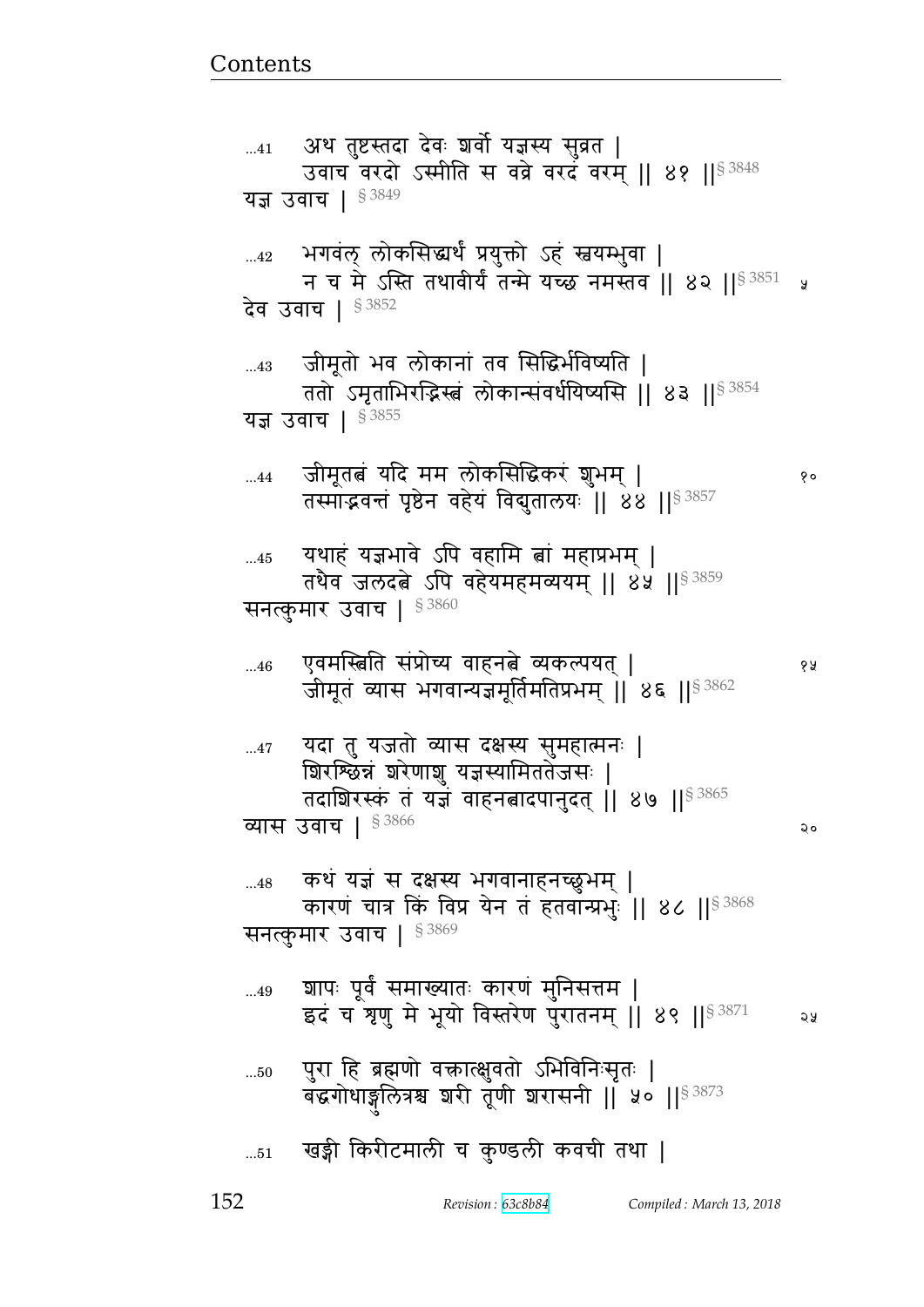...41 अथ तुष्टस्तदा देवः शर्वो यज्ञस्य सुव्रत |
उवाच वरदो ऽस्मीति स वव्रे वरदं वरम् || ४१ ||§ 3848
यज्ञ उवाच | § 3849

...42 भगवंल् लोकसिद्ध्यर्थं प्रयुक्तो ऽहं स्वयम्भुवा |
न च मे ऽस्ति तथावीर्यं तन्मे यच्छ नमस्तव || ४२ ||§ 3851
देव उवाच | § 3852

...43 जीमूतो भव लोकानां तव सिद्धिर्भविष्यति |
ततो ऽमृताभिरद्भिस्त्वं लोकान्संवर्धयिष्यसि || ४३ ||§ 3854
यज्ञ उवाच | § 3855

...44 जीमूतत्वं यदि मम लोकसिद्धिकरं शुभम् |
तस्माद्भवन्तं पृष्ठेन वहेयं विद्युतालयः || ४४ ||§ 3857

...45 यथाहं यज्ञभावे ऽपि वहामि त्वां महाप्रभम् |
तथैव जलदत्वे ऽपि वहेयमहमव्ययम् || ४५ ||§ 3859
सनत्कुमार उवाच | § 3860

...46 एवमस्त्विति संप्रोच्य वाहनत्वे व्यकल्पयत् |
जीमूतं व्यास भगवान्यज्ञमूर्तिमतिप्रभम् || ४६ ||§ 3862

...47 यदा तु यजतो व्यास दक्षस्य सुमहात्मनः |
शिरश्छिन्नं शरेणाशु यज्ञस्यामिततेजसः |
तदाशिरस्कं तं यज्ञं वाहनत्वादपानुदत् || ४७ ||§ 3865
व्यास उवाच | § 3866

...48 कथं यज्ञं स दक्षस्य भगवानाहनच्छुभम् |
कारणं चात्र किं विप्र येन तं हतवान्प्रभुः || ४८ ||§ 3868
सनत्कुमार उवाच | § 3869

...49 शापः पूर्वं समाख्यातः कारणं मुनिसत्तम |
इदं च शृणु मे भूयो विस्तरेण पुरातनम् || ४९ ||§ 3871

...50 पुरा हि ब्रह्मणो वक्त्रात्क्षुवतो ऽभिविनिःसृतः |
बद्धगोधाङ्गुलित्रश्च शरी तूणी शरासनी || ५० ||§ 3873

...51 खड्गी किरीटमाली च कुण्डली कवची तथा |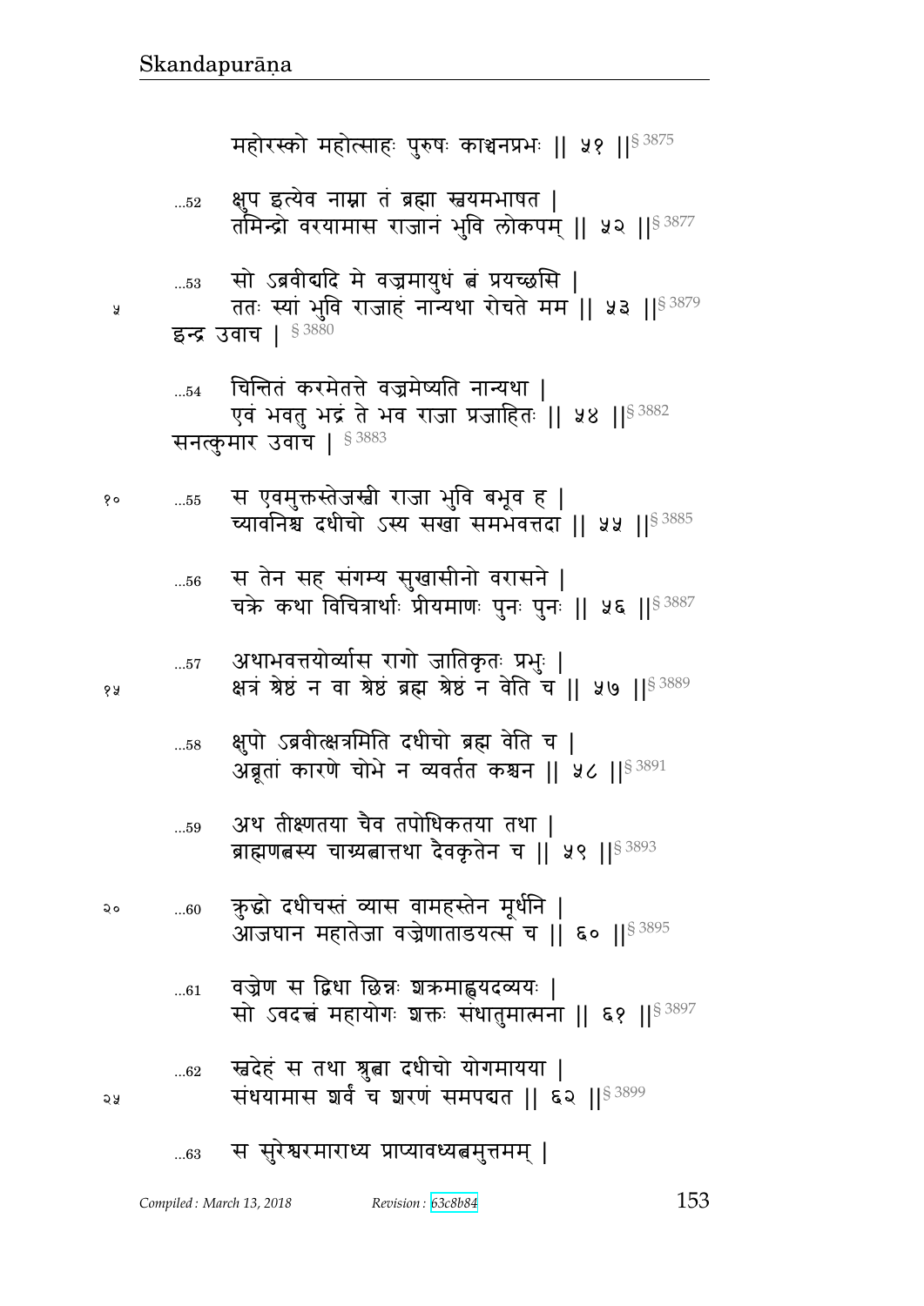महोरस्को महोत्साहः पुरुषः काञ्चनप्रभः ॥ ५१ ॥§ 3875

...52 क्षुप इत्येव नाम्ना तं ब्रह्मा स्वयमभाषत ।
तमिन्द्रो वरयामास राजानं भुवि लोकपम् ॥ ५२ ॥§ 3877

...53 सो ऽब्रवीद्यदि मे वज्रमायुधं त्वं प्रयच्छसि ।
ततः स्यां भुवि राजाहं नान्यथा रोचते मम ॥ ५३ ॥§ 3879

इन्द्र उवाच । § 3880

...54 चिन्तितं करमेतत्ते वज्रमेष्यति नान्यथा ।
एवं भवतु भद्रं ते भव राजा प्रजाहितः ॥ ५४ ॥§ 3882

सनत्कुमार उवाच । § 3883

...55 स एवमुक्तस्तेजस्वी राजा भुवि बभूव ह ।
च्यावनिश्च दधीचो ऽस्य सखा समभवत्तदा ॥ ५५ ॥§ 3885

...56 स तेन सह संगम्य सुखासीनो वरासने ।
चक्रे कथा विचित्रार्थाः प्रीयमाणः पुनः पुनः ॥ ५६ ॥§ 3887

...57 अथाभवत्तयोर्व्यास रागो जातिकृतः प्रभुः ।
क्षत्रं श्रेष्ठं न वा श्रेष्ठं ब्रह्म श्रेष्ठं न वेति च ॥ ५७ ॥§ 3889

...58 क्षुपो ऽब्रवीत्क्षत्रमिति दधीचो ब्रह्म वेति च ।
अब्रूतां कारणे चोभे न व्यवर्तत कश्चन ॥ ५८ ॥§ 3891

...59 अथ तीक्ष्णतया चैव तपोधिकतया तथा ।
ब्राह्मणत्वस्य चाग्र्यत्वात्तथा दैवकृतेन च ॥ ५९ ॥§ 3893

...60 क्रुद्धो दधीचस्तं व्यास वामहस्तेन मूर्धनि ।
आजघान महातेजा वज्रेणाताडयत्स च ॥ ६० ॥§ 3895

...61 वज्रेण स द्विधा छिन्नः शक्रमाह्वयदव्ययः ।
सो ऽवदत्त्वं महायोगः शक्तः संधातुमात्मना ॥ ६१ ॥§ 3897

...62 स्वदेहं स तथा श्रुत्वा दधीचो योगमायया ।
संधयामास शर्वं च शरणं समपद्यत ॥ ६२ ॥§ 3899

...63 स सुरेश्वरमाराध्य प्राप्यावध्यत्वमुत्तमम् ।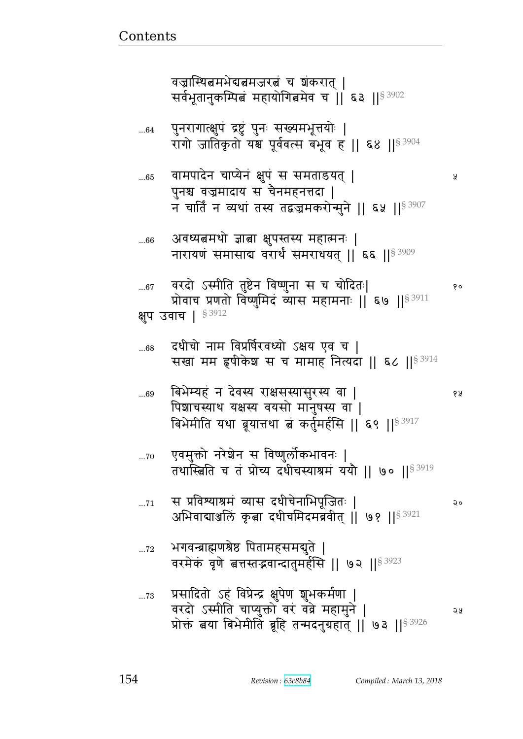वज्रास्थित्वमभेद्यत्वमजरत्वं च शंकरात् |
सर्वभूतानुकम्पित्वं महायोगित्वमेव च || ६३ ||§ 3902

...64 पुनरागात्क्षुपं द्रष्टुं पुनः सख्यमभूत्तयोः |
रागो जातिकृतो यश्च पूर्ववत्स बभूव ह || ६४ ||§ 3904

...65 वामपादेन चाप्येनं क्षुपं स समताडयत् | ५
पुनश्च वज्रमादाय स चैनमहनत्तदा |
न चार्तिं न व्यथां तस्य तद्वज्रमकरोन्मुने || ६५ ||§ 3907

...66 अवध्यत्वमथो ज्ञात्वा क्षुपस्तस्य महात्मनः |
नारायणं समासाद्य वरार्थं समराधयत् || ६६ ||§ 3909

...67 वरदो ऽस्मीति तुष्टेन विष्णुना स च चोदितः| १०
प्रोवाच प्रणतो विष्णुमिदं व्यास महामनाः || ६७ ||§ 3911

क्षुप उवाच | § 3912

...68 दधीचो नाम विप्रर्षिरवध्यो ऽक्षय एव च |
सखा मम हृषीकेश स च मामाह नित्यदा || ६८ ||§ 3914

...69 बिभेम्यहं न देवस्य राक्षसस्यासुरस्य वा | १५
पिशाचस्याथ यक्षस्य वयसो मानुषस्य वा |
बिभेमीति यथा ब्रूयात्तथा त्वं कर्तुमर्हसि || ६९ ||§ 3917

...70 एवमुक्तो नरेशेन स विष्णुर्लोकभावनः |
तथास्त्विति च तं प्रोच्य दधीचस्याश्रमं ययौ || ७० ||§ 3919

...71 स प्रविश्याश्रमं व्यास दधीचेनाभिपूजितः | २०
अभिवाद्याञ्जलिं कृत्वा दधीचमिदमब्रवीत् || ७१ ||§ 3921

...72 भगवन्ब्राह्मणश्रेष्ठ पितामहसमद्युते |
वरमेकं वृणे त्वत्तस्तद्भवान्दातुमर्हसि || ७२ ||§ 3923

...73 प्रसादितो ऽहं विप्रेन्द्र क्षुपेण शुभकर्मणा |
वरदो ऽस्मीति चाप्युक्तो वरं वव्रे महामुने | २५
प्रोक्तं त्वया बिभेमीति ब्रूहि तन्मदनुग्रहात् || ७३ ||§ 3926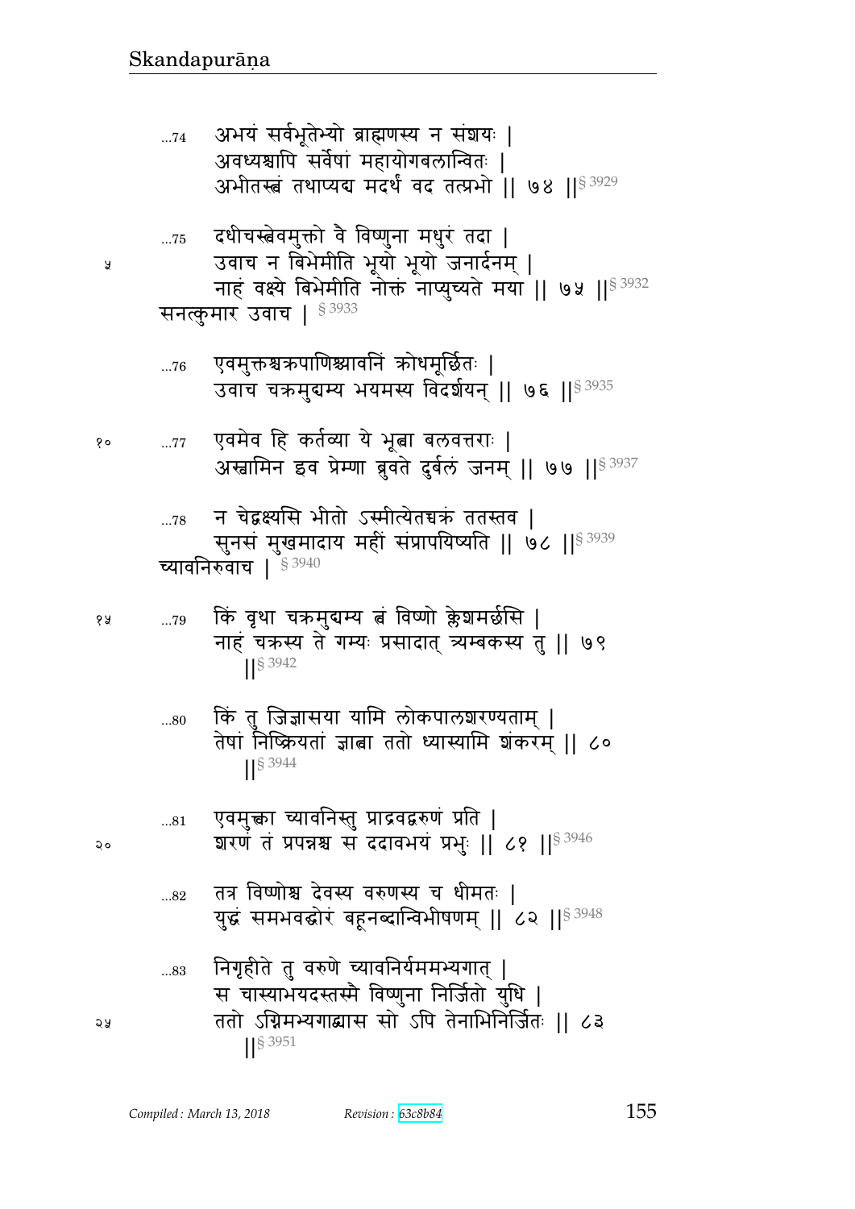...74 अभयं सर्वभूतेभ्यो ब्राह्मणस्य न संशयः |
अवध्यश्चापि सर्वेषां महायोगबलान्वितः |
अभीतस्त्वं तथाप्यद्य मदर्थं वद तत्प्रभो || ७४ ||§ 3929

...75 दधीचस्त्वेवमुक्तो वै विष्णुना मधुरं तदा |
उवाच न बिभेमीति भूयो भूयो जनार्दनम् |
नाहं वक्ष्ये बिभेमीति नोक्तं नाप्युच्यते मया || ७५ ||§ 3932

सनत्कुमार उवाच | § 3933

...76 एवमुक्तश्चक्रपाणिश्च्यावनिं क्रोधमूर्छितः |
उवाच चक्रमुद्यम्य भयमस्य विदर्शयन् || ७६ ||§ 3935

...77 एवमेव हि कर्तव्या ये भूत्वा बलवत्तराः |
अस्वामिन इव प्रेम्णा ब्रुवते दुर्बलं जनम् || ७७ ||§ 3937

...78 न चेद्वक्ष्यसि भीतो ऽस्मीत्येतच्चक्रं ततस्तव |
सुनसं मुखमादाय महीं संप्रापयिष्यति || ७८ ||§ 3939

च्यावनिरुवाच | § 3940

...79 किं वृथा चक्रमुद्यम्य त्वं विष्णो क्लेशमर्छसि |
नाहं चक्रस्य ते गम्यः प्रसादात् त्र्यम्बकस्य तु || ७९ ||§ 3942

...80 किं तु जिज्ञासया यामि लोकपालशरण्यताम् |
तेषां निष्क्रियतां ज्ञात्वा ततो ध्यास्यामि शंकरम् || ८० ||§ 3944

...81 एवमुक्त्वा च्यावनिस्तु प्राद्रवद्वरुणं प्रति |
शरणं तं प्रपन्नश्च स ददावभयं प्रभुः || ८१ ||§ 3946

...82 तत्र विष्णोश्च देवस्य वरुणस्य च धीमतः |
युद्धं समभवद्घोरं बहूनब्दान्विभीषणम् || ८२ ||§ 3948

...83 निगृहीते तु वरुणे च्यावनिर्यममभ्यगात् |
स चास्याभयदस्तस्मै विष्णुना निर्जितो युधि |
ततो ऽग्निमभ्यगाद्व्यास सो ऽपि तेनाभिनिर्जितः || ८३ ||§ 3951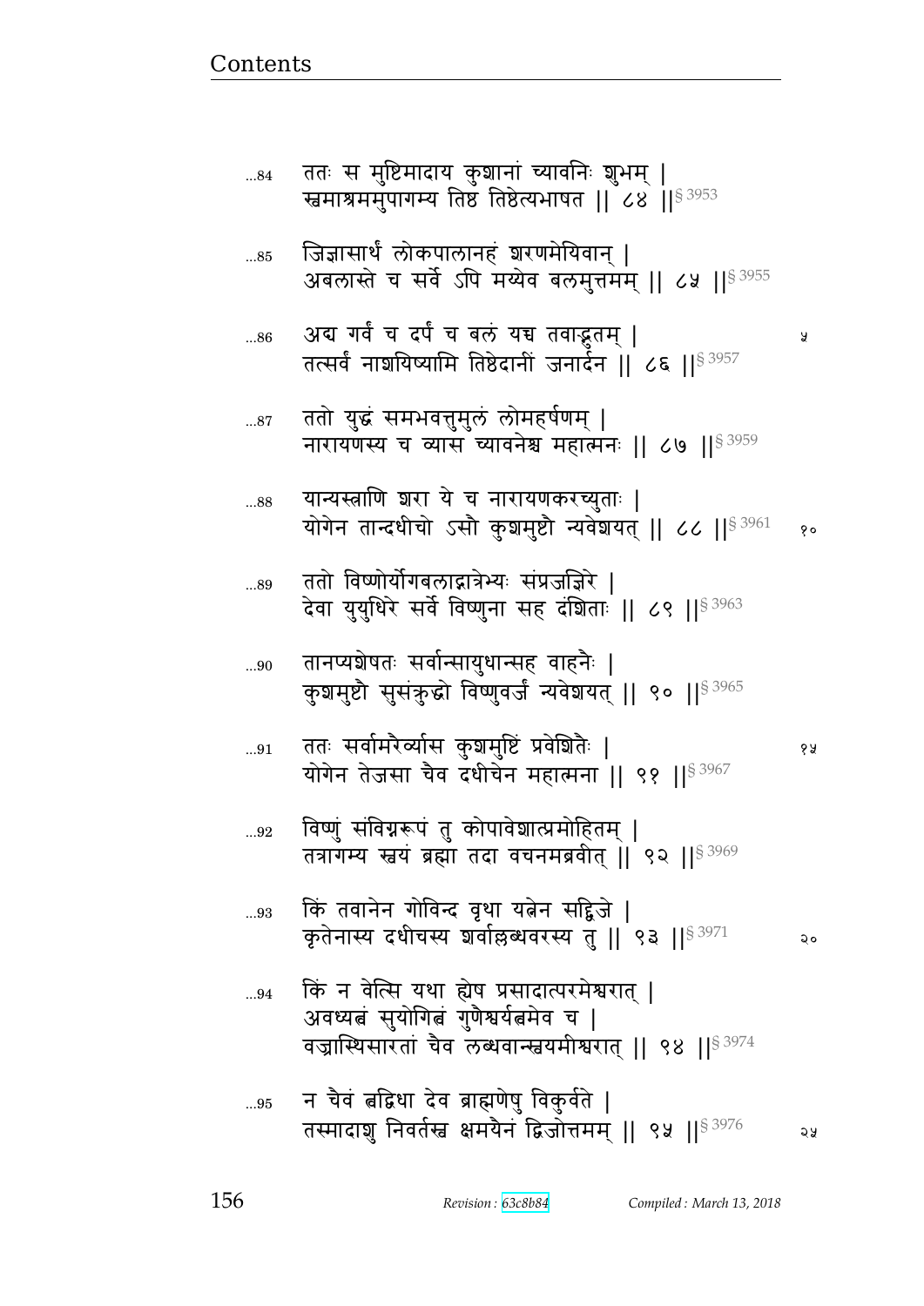...84 ततः स मुष्टिमादाय कुशानां च्यावनिः शुभम् |
स्वमाश्रममुपागम्य तिष्ठ तिष्ठेत्यभाषत || ८४ ||§ 3953

...85 जिज्ञासार्थं लोकपालानहं शरणमेयिवान् |
अबलास्ते च सर्वे ऽपि मय्येव बलमुत्तमम् || ८५ ||§ 3955

...86 अद्य गर्वं च दर्पं च बलं यच्च तवाद्भुतम् |
तत्सर्वं नाशयिष्यामि तिष्ठेदानीं जनार्दन || ८६ ||§ 3957

...87 ततो युद्धं समभवत्तुमुलं लोमहर्षणम् |
नारायणस्य च व्यास च्यावनेश्च महात्मनः || ८७ ||§ 3959

...88 यान्यस्त्राणि शरा ये च नारायणकरच्युताः |
योगेन तान्दधीचो ऽसौ कुशमुष्टौ न्यवेशयत् || ८८ ||§ 3961

...89 ततो विष्णोर्योगबलाद्गात्रेभ्यः संप्रजज्ञिरे |
देवा युयुधिरे सर्वे विष्णुना सह दंशिताः || ८९ ||§ 3963

...90 तानप्यशेषतः सर्वान्सायुधान्सह वाहनैः |
कुशमुष्टौ सुसंक्रुद्धो विष्णुवर्जं न्यवेशयत् || ९० ||§ 3965

...91 ततः सर्वामरैर्व्यास कुशमुष्टिं प्रवेशितैः |
योगेन तेजसा चैव दधीचेन महात्मना || ९१ ||§ 3967

...92 विष्णुं संविग्नरूपं तु कोपावेशात्प्रमोहितम् |
तत्रागम्य स्वयं ब्रह्मा तदा वचनमब्रवीत् || ९२ ||§ 3969

...93 किं तवानेन गोविन्द वृथा यत्नेन सद्विजे |
कृतेनास्य दधीचस्य शर्वाल्लब्धवरस्य तु || ९३ ||§ 3971

...94 किं न वेत्सि यथा ह्येष प्रसादात्परमेश्वरात् |
अवध्यत्वं सुयोगित्वं गुणैश्वर्यत्वमेव च |
वज्रास्थिसारतां चैव लब्धवान्स्वयमीश्वरात् || ९४ ||§ 3974

...95 न चैवं त्वद्विधा देव ब्राह्मणेषु विकुर्वते |
तस्मादाशु निवर्तस्व क्षमयैनं द्विजोत्तमम् || ९५ ||§ 3976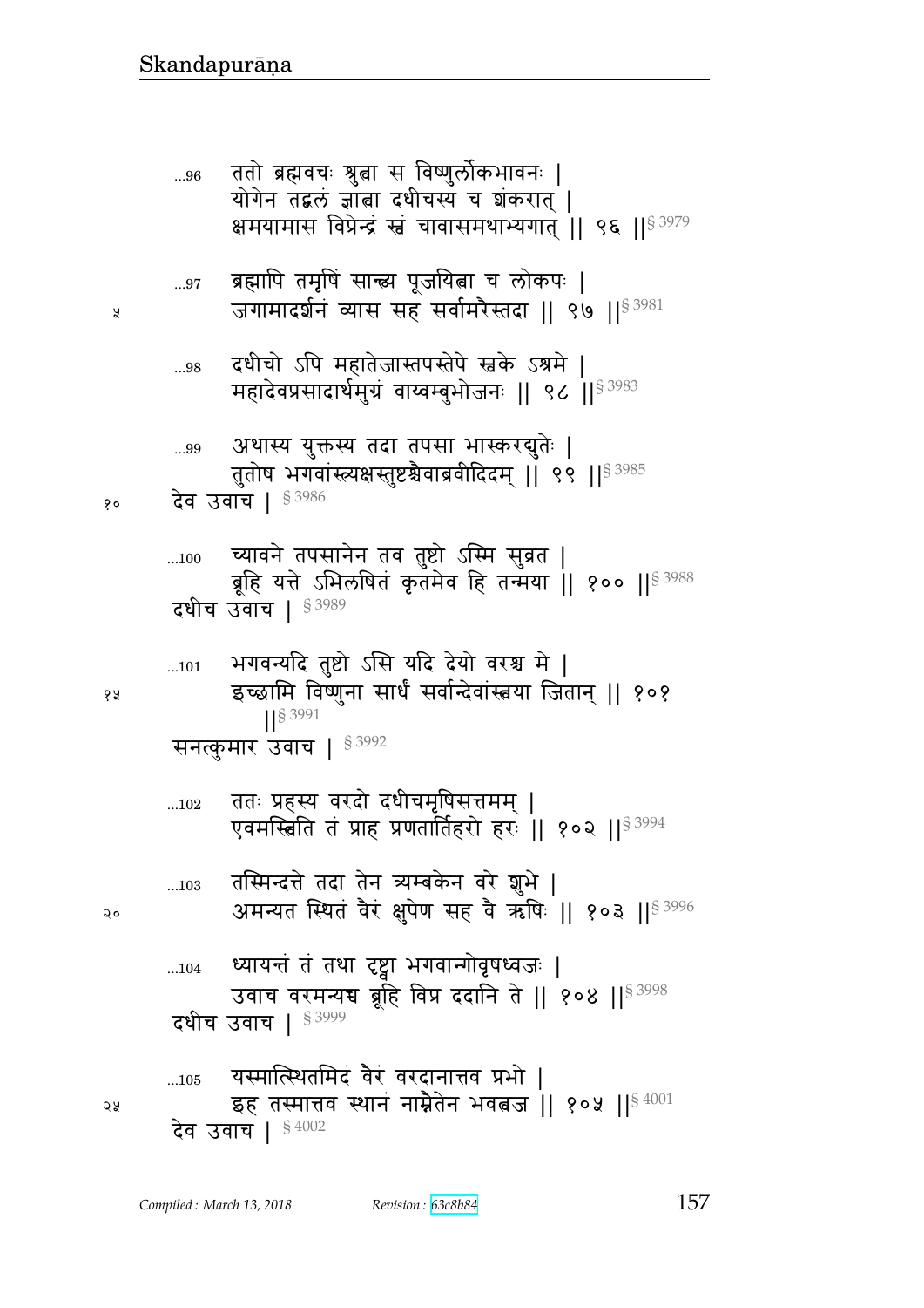...96 ततो ब्रह्मवचः श्रुत्वा स विष्णुर्लोकभावनः |
योगेन तद्बलं ज्ञात्वा दधीचस्य च शंकरात् |
क्षमयामास विप्रेन्द्रं स्वं चावासमथाभ्यगात् || ९६ ||§ 3979

...97 ब्रह्मापि तमृषिं सान्त्व्य पूजयित्वा च लोकपः |
जगामादर्शनं व्यास सह सर्वामरैस्तदा || ९७ ||§ 3981

...98 दधीचो ऽपि महातेजास्तपस्तेपे स्वके ऽश्रमे |
महादेवप्रसादार्थमुग्रं वाय्वम्बुभोजनः || ९८ ||§ 3983

...99 अथास्य युक्तस्य तदा तपसा भास्करद्युतेः |
तुतोष भगवांस्त्र्यक्षस्तुष्टश्चैवाब्रवीदिदम् || ९९ ||§ 3985

देव उवाच | § 3986

...100 च्यावने तपसानेन तव तुष्टो ऽस्मि सुव्रत |
ब्रूहि यत्ते ऽभिलषितं कृतमेव हि तन्मया || १०० ||§ 3988

दधीच उवाच | § 3989

...101 भगवन्यदि तुष्टो ऽसि यदि देयो वरश्च मे |
इच्छामि विष्णुना सार्धं सर्वान्देवांस्त्वया जितान् || १०१ ||§ 3991

सनत्कुमार उवाच | § 3992

...102 ततः प्रहस्य वरदो दधीचमृषिसत्तमम् |
एवमस्त्विति तं प्राह प्रणतार्तिहरो हरः || १०२ ||§ 3994

...103 तस्मिन्दत्ते तदा तेन त्र्यम्बकेन वरे शुभे |
अमन्यत स्थितं वैरं क्षुपेण सह वै ऋषिः || १०३ ||§ 3996

...104 ध्यायन्तं तं तथा दृष्ट्वा भगवान्गोवृषध्वजः |
उवाच वरमन्यच्च ब्रूहि विप्र ददानि ते || १०४ ||§ 3998

दधीच उवाच | § 3999

...105 यस्मात्स्थितमिदं वैरं वरदानात्तव प्रभो |
इह तस्मात्तव स्थानं नाम्नैतेन भवत्वज || १०५ ||§ 4001

देव उवाच | § 4002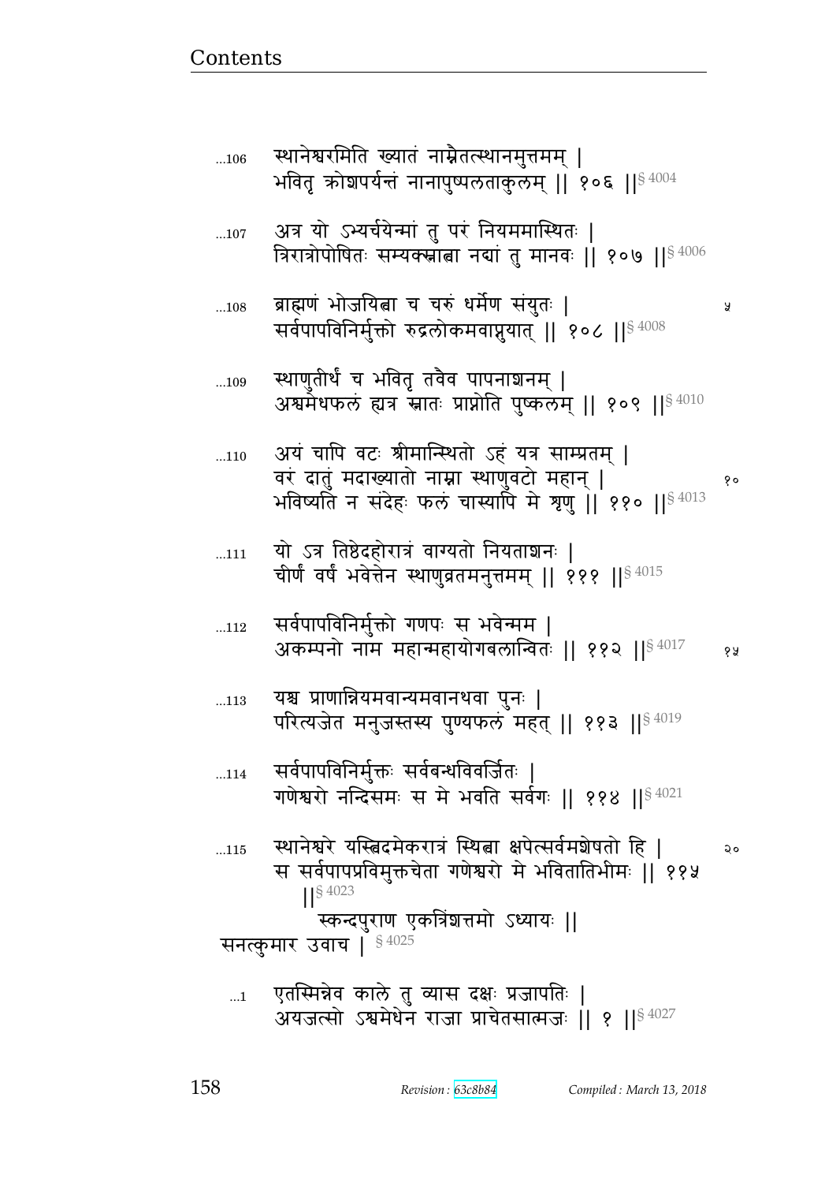...106 स्थानेश्वरमिति ख्यातं नाम्नैतत्स्थानमुत्तमम् |
भवितृ क्रोशपर्यन्तं नानापुष्पलताकुलम् || १०६ ||§ 4004

...107 अत्र यो ऽभ्यर्चयेन्मां तु परं नियममास्थितः |
त्रिरात्रोपोषितः सम्यक्स्नात्वा नद्यां तु मानवः || १०७ ||§ 4006

...108 ब्राह्मणं भोजयित्वा च चरुं धर्मेण संयुतः | ५
सर्वपापविनिर्मुक्तो रुद्रलोकमवाप्नुयात् || १०८ ||§ 4008

...109 स्थाणुतीर्थं च भवितृ तवैव पापनाशनम् |
अश्वमेधफलं ह्यत्र स्नातः प्राप्नोति पुष्कलम् || १०९ ||§ 4010

...110 अयं चापि वटः श्रीमान्स्थितो ऽहं यत्र साम्प्रतम् |
वरं दातुं मदाख्यातो नाम्ना स्थाणुवटो महान् | १०
भविष्यति न संदेहः फलं चास्यापि मे शृणु || ११० ||§ 4013

...111 यो ऽत्र तिष्ठेदहोरात्रं वाग्यतो नियताशनः |
चीर्णं वर्षं भवेत्तेन स्थाणुव्रतमनुत्तमम् || १११ ||§ 4015

...112 सर्वपापविनिर्मुक्तो गणपः स भवेन्मम |
अकम्पनो नाम महान्महायोगबलान्वितः || ११२ ||§ 4017 १५

...113 यश्च प्राणान्नियमवान्यमवानथवा पुनः |
परित्यजेत मनुजस्तस्य पुण्यफलं महत् || ११३ ||§ 4019

...114 सर्वपापविनिर्मुक्तः सर्वबन्धविवर्जितः |
गणेश्वरो नन्दिसमः स मे भवति सर्वगः || ११४ ||§ 4021

...115 स्थानेश्वरे यस्त्विदमेकरात्रं स्थित्वा क्षपेत्सर्वमशेषतो हि | २०
स सर्वपापप्रविमुक्तचेता गणेश्वरो मे भवितातिभीमः || ११५
||§ 4023

स्कन्दपुराण एकत्रिंशत्तमो ऽध्यायः ||

सनत्कुमार उवाच | § 4025

...1 एतस्मिन्नेव काले तु व्यास दक्षः प्रजापतिः |
अयजत्सो ऽश्वमेधेन राजा प्राचेतसात्मजः || १ ||§ 4027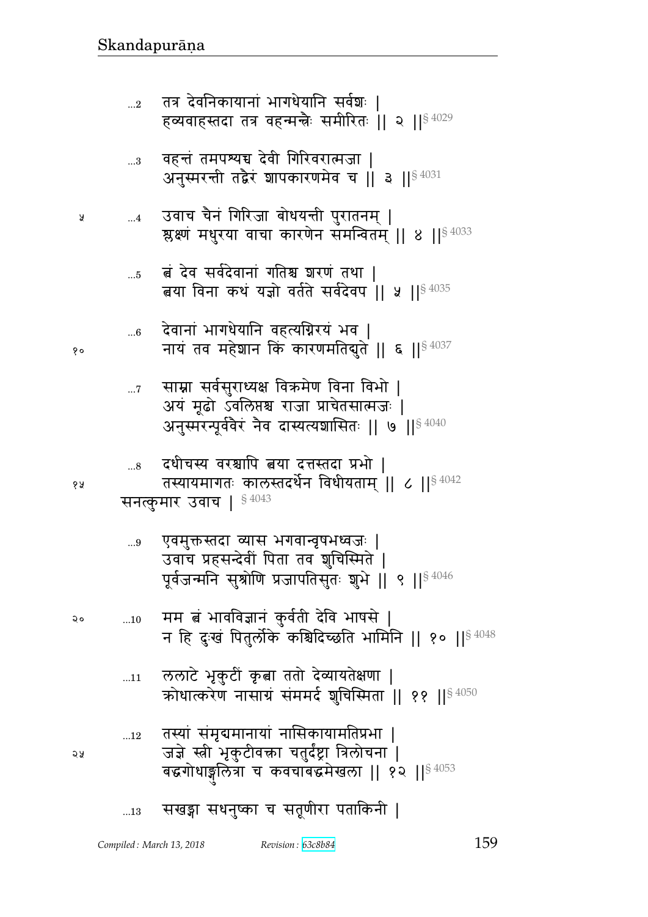...2 तत्र देवनिकायानां भागधेयानि सर्वशः |
हव्यवाहस्तदा तत्र वहन्मन्त्रैः समीरितः || २ ||§ 4029

...3 वहन्तं तमपश्यच्च देवी गिरिवरात्मजा |
अनुस्मरन्ती तद्वैरं शापकारणमेव च || ३ ||§ 4031

...4 उवाच चैनं गिरिजा बोधयन्ती पुरातनम् |
श्लक्ष्णं मधुरया वाचा कारणेन समन्वितम् || ४ ||§ 4033

...5 त्वं देव सर्वदेवानां गतिश्च शरणं तथा |
त्वया विना कथं यज्ञो वर्तते सर्वदेवप || ५ ||§ 4035

...6 देवानां भागधेयानि वहत्यग्निरयं भव |
नायं तव महेशान किं कारणमतिद्युते || ६ ||§ 4037

...7 साम्ना सर्वसुराध्यक्ष विक्रमेण विना विभो |
अयं मूढो ऽवलिप्तश्च राजा प्राचेतसात्मजः |
अनुस्मरन्पूर्ववैरं नैव दास्यत्यशासितः || ७ ||§ 4040

...8 दधीचस्य वरश्चापि त्वया दत्तस्तदा प्रभो |
तस्यायमागतः कालस्तदर्थेन विधीयताम् || ८ ||§ 4042

सनत्कुमार उवाच | § 4043

...9 एवमुक्तस्तदा व्यास भगवान्वृषभध्वजः |
उवाच प्रहसन्देवीं पिता तव शुचिस्मिते |
पूर्वजन्मनि सुश्रोणि प्रजापतिसुतः शुभे || ९ ||§ 4046

...10 मम त्वं भावविज्ञानं कुर्वती देवि भाषसे |
न हि दुःखं पितुर्लोके कश्चिदिच्छति भामिनि || १० ||§ 4048

...11 ललाटे भृकुटीं कृत्वा ततो देव्यायतेक्षणा |
क्रोधात्करेण नासाग्रं संममर्द शुचिस्मिता || ११ ||§ 4050

...12 तस्यां संमृद्यमानायां नासिकायामतिप्रभा |
जज्ञे स्त्री भृकुटीवक्त्रा चतुर्दंष्ट्रा त्रिलोचना |
बद्धगोधाङ्गुलित्रा च कवचाबद्धमेखला || १२ ||§ 4053

...13 सखड्गा सधनुष्का च सतूणीरा पताकिनी |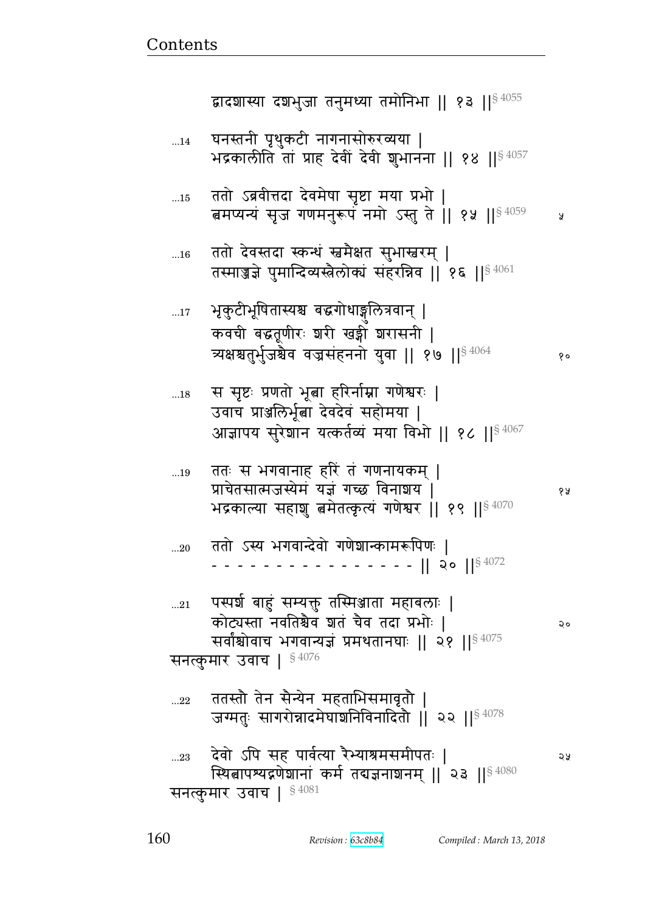द्वादशास्या दशभुजा तनुमध्या तमोनिभा || १३ ||§ 4055

...14 घनस्तनी पृथुकटी नागनासोरुरव्यया |
भद्रकालीति तां प्राह देवीं देवी शुभानना || १४ ||§ 4057

...15 ततो ऽब्रवीत्तदा देवमेषा सृष्टा मया प्रभो |
त्वमप्यन्यं सृज गणमनुरूपं नमो ऽस्तु ते || १५ ||§ 4059

...16 ततो देवस्तदा स्कन्धं स्वमैक्षत सुभास्वरम् |
तस्माज्जज्ञे पुमान्दिव्यस्त्रैलोक्यं संहरन्निव || १६ ||§ 4061

...17 भृकुटीभूषितास्यश्च बद्धगोधाङ्गुलित्रवान् |
कवची बद्धतूणीरः शरी खड्गी शरासनी |
त्र्यक्षश्चतुर्भुजश्चैव वज्रसंहननो युवा || १७ ||§ 4064

...18 स सृष्टः प्रणतो भूत्वा हरिर्नाम्ना गणेश्वरः |
उवाच प्राञ्जलिर्भूत्वा देवदेवं सहोमया |
आज्ञापय सुरेशान यत्कर्तव्यं मया विभो || १८ ||§ 4067

...19 ततः स भगवानाह हरिं तं गणनायकम् |
प्राचेतसात्मजस्येमं यज्ञं गच्छ विनाशय |
भद्रकाल्या सहाशु त्वमेतत्कृत्यं गणेश्वर || १९ ||§ 4070

...20 ततो ऽस्य भगवान्देवो गणेशान्कामरूपिणः |
- - - - - - - - - - - - - - - - || २० ||§ 4072

...21 पस्पर्श बाहुं सम्यक्तु तस्मिञ्जाता महाबलाः |
कोट्यस्ता नवतिश्चैव शतं चैव तदा प्रभोः |
सर्वांश्चोवाच भगवान्यज्ञं प्रमथतानघाः || २१ ||§ 4075

सनत्कुमार उवाच | § 4076

...22 ततस्तौ तेन सैन्येन महताभिसमावृतौ |
जग्मतुः सागरोन्नादमेघाशनिविनादितौ || २२ ||§ 4078

...23 देवो ऽपि सह पार्वत्या रैभ्याश्रमसमीपतः |
स्थित्वापश्यद्गणेशानां कर्म तद्यज्ञनाशनम् || २३ ||§ 4080

सनत्कुमार उवाच | § 4081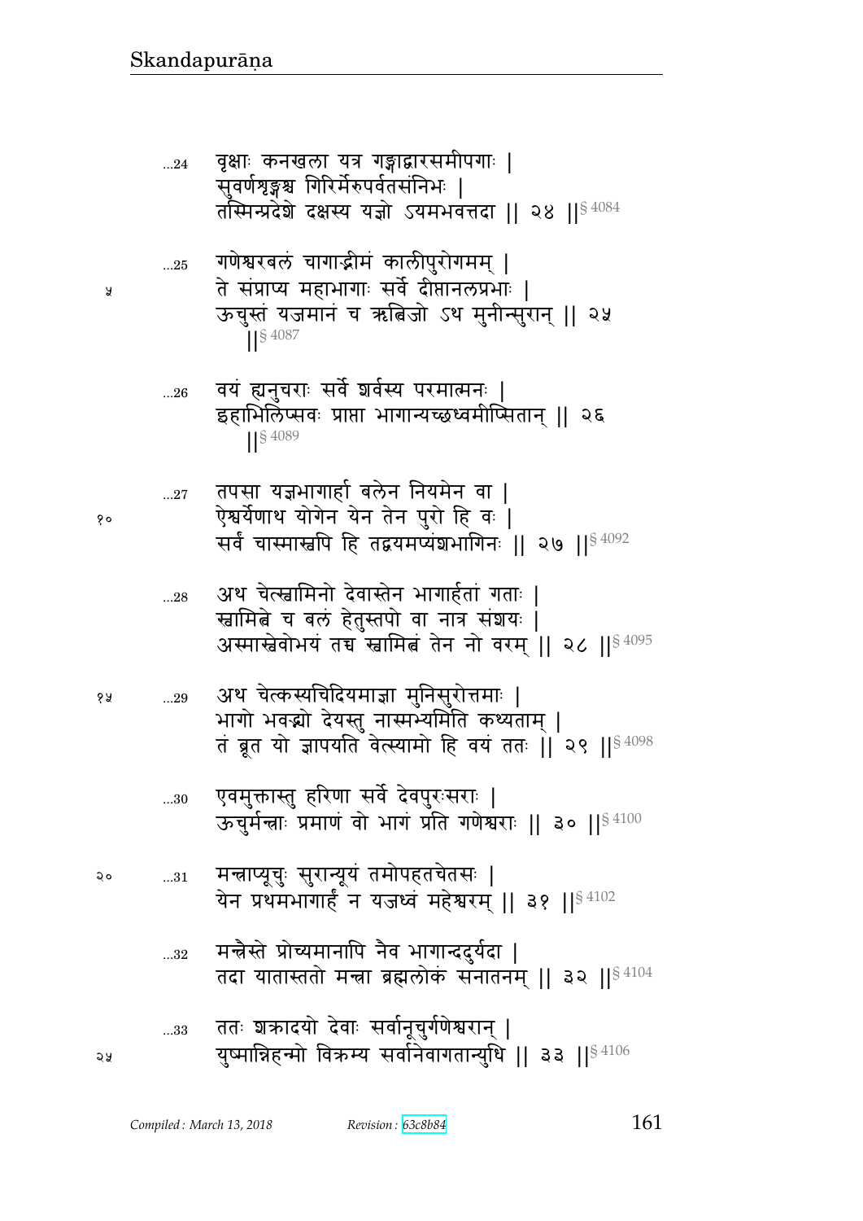...24 वृक्षाः कनखला यत्र गङ्गाद्वारसमीपगाः |
सुवर्णशृङ्गश्च गिरिर्मेरुपर्वतसंनिभः |
तस्मिन्प्रदेशे दक्षस्य यज्ञो ऽयमभवत्तदा || २४ ||§ 4084

...25 गणेश्वरबलं चागाद्भीमं कालीपुरोगमम् |
ते संप्राप्य महाभागाः सर्वे दीप्तानलप्रभाः |
ऊचुस्तं यजमानं च ऋत्विजो ऽथ मुनीन्सुरान् || २५
||§ 4087

...26 वयं ह्यनुचराः सर्वे शर्वस्य परमात्मनः |
इहाभिलिप्सवः प्राप्ता भागान्यच्छध्वमीप्सितान् || २६
||§ 4089

...27 तपसा यज्ञभागार्हा बलेन नियमेन वा |
ऐश्वर्येणाथ योगेन येन तेन पुरो हि वः |
सर्वं चास्मास्वपि हि तद्वयमप्यंशभागिनः || २७ ||§ 4092

...28 अथ चेत्स्वामिनो देवास्तेन भागार्हतां गताः |
स्वामित्वे च बलं हेतुस्तपो वा नात्र संशयः |
अस्मास्वेवोभयं तच्च स्वामित्वं तेन नो वरम् || २८ ||§ 4095

...29 अथ चेत्कस्यचिदियमाज्ञा मुनिसुरोत्तमाः |
भागो भवद्भ्यो देयस्तु नास्मभ्यमिति कथ्यताम् |
तं ब्रूत यो ज्ञापयति वेत्स्यामो हि वयं ततः || २९ ||§ 4098

...30 एवमुक्तास्तु हरिणा सर्वे देवपुरःसराः |
ऊचुर्मन्त्राः प्रमाणं वो भागं प्रति गणेश्वराः || ३० ||§ 4100

...31 मन्त्राप्यूचुः सुरान्यूयं तमोपहतचेतसः |
येन प्रथमभागार्हं न यजध्वं महेश्वरम् || ३१ ||§ 4102

...32 मन्त्रैस्ते प्रोच्यमानापि नैव भागान्ददुर्यदा |
तदा यातास्ततो मन्त्रा ब्रह्मलोकं सनातनम् || ३२ ||§ 4104

...33 ततः शक्रादयो देवाः सर्वानूचुर्गणेश्वरान् |
युष्मान्निहन्मो विक्रम्य सर्वानिवागतान्युधि || ३३ ||§ 4106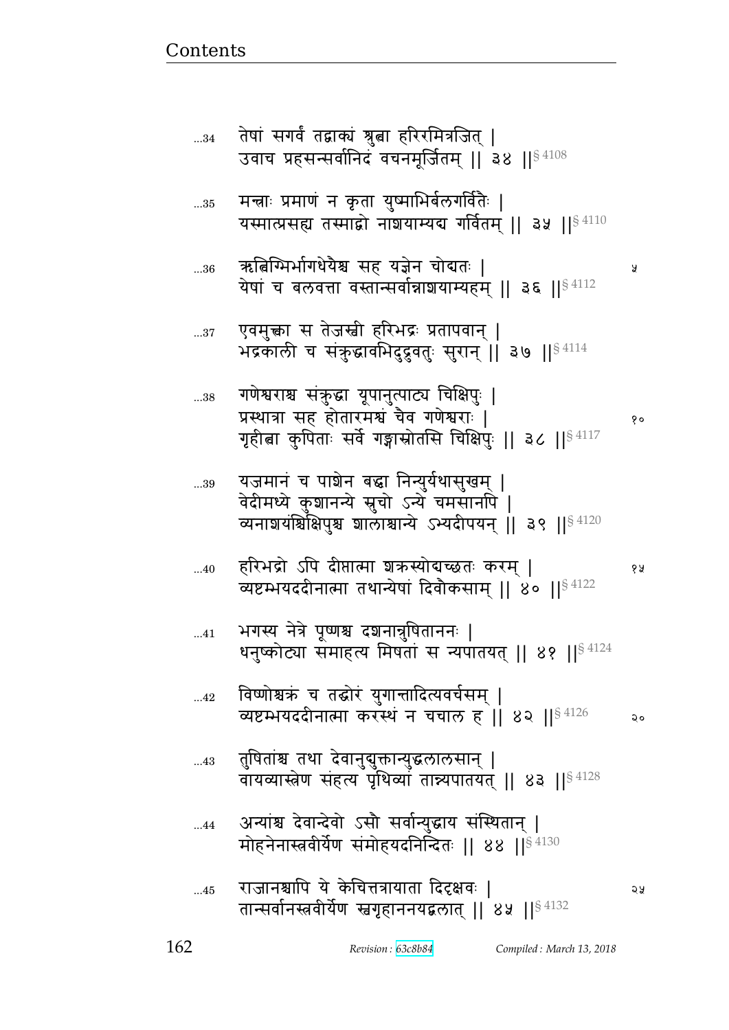...34 तेषां सगर्वं तद्वाक्यं श्रुत्वा हरिरमित्रजित् |
उवाच प्रहसन्सर्वानिदं वचनमूर्जितम् || ३४ ||§ 4108

...35 मन्त्राः प्रमाणं न कृता युष्माभिर्बलगर्वितैः |
यस्मात्प्रसह्य तस्माद्वो नाशयाम्यद्य गर्वितम् || ३५ ||§ 4110

...36 ऋत्विग्भिर्भागधेयैश्च सह यज्ञेन चोद्यतः | ५
येषां च बलवत्ता वस्तान्सर्वान्नाशयाम्यहम् || ३६ ||§ 4112

...37 एवमुक्त्वा स तेजस्वी हरिभद्रः प्रतापवान् |
भद्रकाली च संक्रुद्धावभिदुद्रुवतुः सुरान् || ३७ ||§ 4114

...38 गणेश्वराश्च संक्रुद्धा यूपानुत्पाट्य चिक्षिपुः |
प्रस्थात्रा सह होतारमश्वं चैव गणेश्वराः | १०
गृहीत्वा कुपिताः सर्वे गङ्गास्रोतसि चिक्षिपुः || ३८ ||§ 4117

...39 यजमानं च पाशेन बद्ध्वा निन्युर्यथासुखम् |
वेदीमध्ये कुशानन्ये स्रुचो ऽन्ये चमसानपि |
व्यनाशयंश्चिक्षिपुश्च शालाश्चान्ये ऽभ्यदीपयन् || ३९ ||§ 4120

...40 हरिभद्रो ऽपि दीप्तात्मा शक्रस्योद्यच्छतः करम् | १५
व्यष्टम्भयददीनात्मा तथान्येषां दिवौकसाम् || ४० ||§ 4122

...41 भगस्य नेत्रे पूष्णश्च दशनान्तुषिताननः |
धनुष्कोट्या समाहत्य मिषतां स न्यपातयत् || ४१ ||§ 4124

...42 विष्णोश्चक्रं च तद्घोरं युगान्तादित्यवर्चसम् |
व्यष्टम्भयददीनात्मा करस्थं न चचाल ह || ४२ ||§ 4126 २०

...43 तुषितांश्च तथा देवानुद्युक्तान्युद्धलालसान् |
वायव्यास्त्रेण संहत्य पृथिव्यां तान्न्यपातयत् || ४३ ||§ 4128

...44 अन्यांश्च देवान्देवो ऽसौ सर्वान्युद्धाय संस्थितान् |
मोहनेनास्त्रवीर्येण संमोहयदनिन्दितः || ४४ ||§ 4130

...45 राजानश्चापि ये केचित्तत्रायाता दिदृक्षवः | २५
तान्सर्वानस्त्रवीर्येण स्वगृहाननयद्बलात् || ४५ ||§ 4132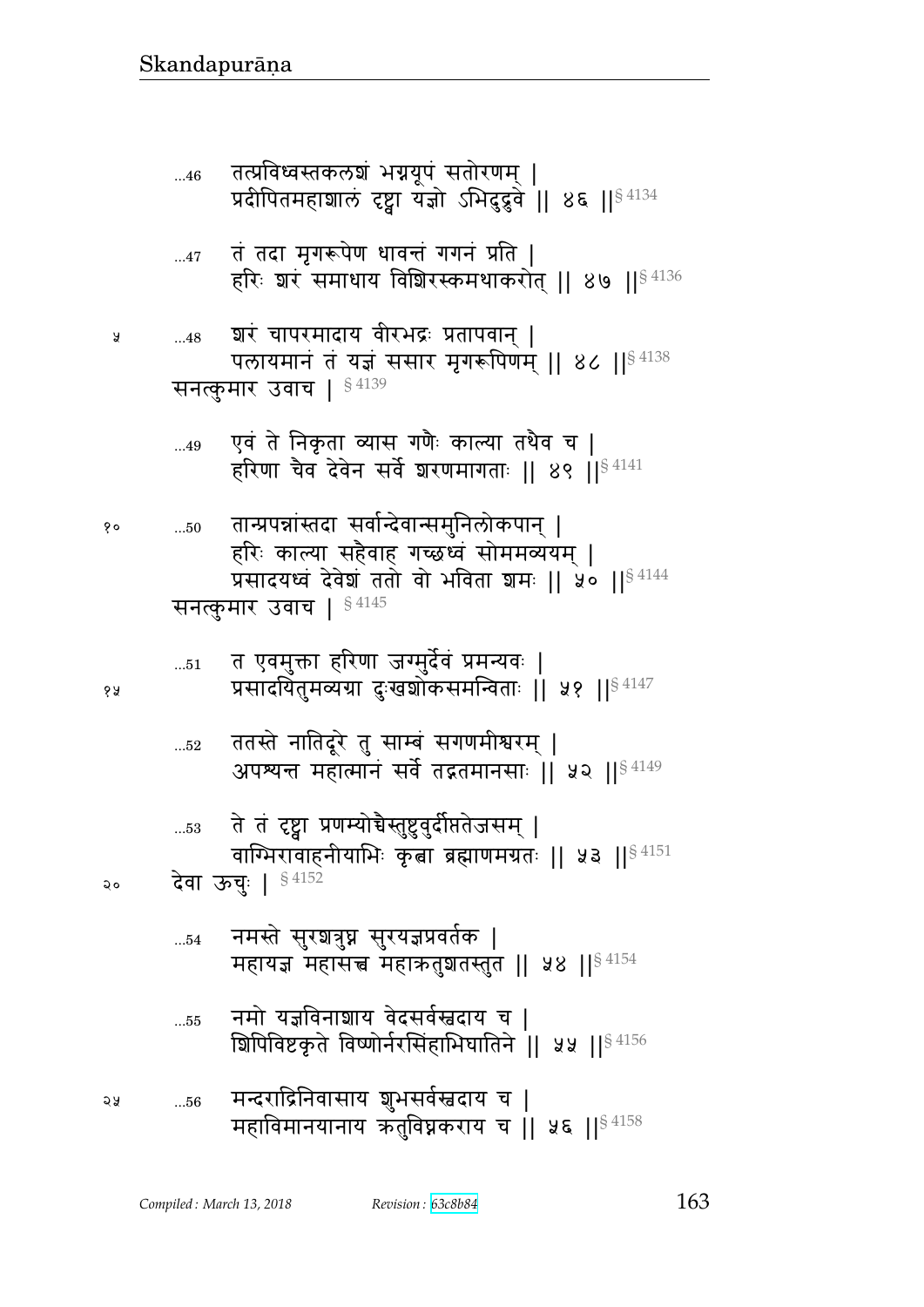...46 तत्प्रविध्वस्तकलशं भग्नयूपं सतोरणम् |
प्रदीपितमहाशालं दृष्ट्वा यज्ञो ऽभिदुद्रुवे || ४६ ||§ 4134

...47 तं तदा मृगरूपेण धावन्तं गगनं प्रति |
हरिः शरं समाधाय विशिरस्कमथाकरोत् || ४७ ||§ 4136

...48 शरं चापरमादाय वीरभद्रः प्रतापवान् |
पलायमानं तं यज्ञं ससार मृगरूपिणम् || ४८ ||§ 4138

सनत्कुमार उवाच | § 4139

...49 एवं ते निकृता व्यास गणैः काल्या तथैव च |
हरिणा चैव देवेन सर्वे शरणमागताः || ४९ ||§ 4141

...50 तान्प्रपन्नांस्तदा सर्वान्देवान्समुनिलोकपान् |
हरिः काल्या सहैवाह गच्छध्वं सोममव्ययम् |
प्रसादयध्वं देवेशं ततो वो भविता शमः || ५० ||§ 4144

सनत्कुमार उवाच | § 4145

...51 त एवमुक्ता हरिणा जग्मुर्देवं प्रमन्यवः |
प्रसादयितुमव्यग्रा दुःखशोकसमन्विताः || ५१ ||§ 4147

...52 ततस्ते नातिदूरे तु साम्बं सगणमीश्वरम् |
अपश्यन्त महात्मानं सर्वे तद्गतमानसाः || ५२ ||§ 4149

...53 ते तं दृष्ट्वा प्रणम्योच्चैस्तुष्टुवुर्दीप्ततेजसम् |
वाग्भिरावाहनीयाभिः कृत्वा ब्रह्माणमग्रतः || ५३ ||§ 4151

देवा ऊचुः | § 4152

...54 नमस्ते सुरशत्रुघ्न सुरयज्ञप्रवर्तक |
महायज्ञ महासत्त्व महाक्रतुशतस्तुत || ५४ ||§ 4154

...55 नमो यज्ञविनाशाय वेदसर्वस्वदाय च |
शिपिविष्टकृते विष्णोर्नरसिंहाभिघातिने || ५५ ||§ 4156

...56 मन्दराद्रिनिवासाय शुभसर्वस्वदाय च |
महाविमानयानाय क्रतुविघ्नकराय च || ५६ ||§ 4158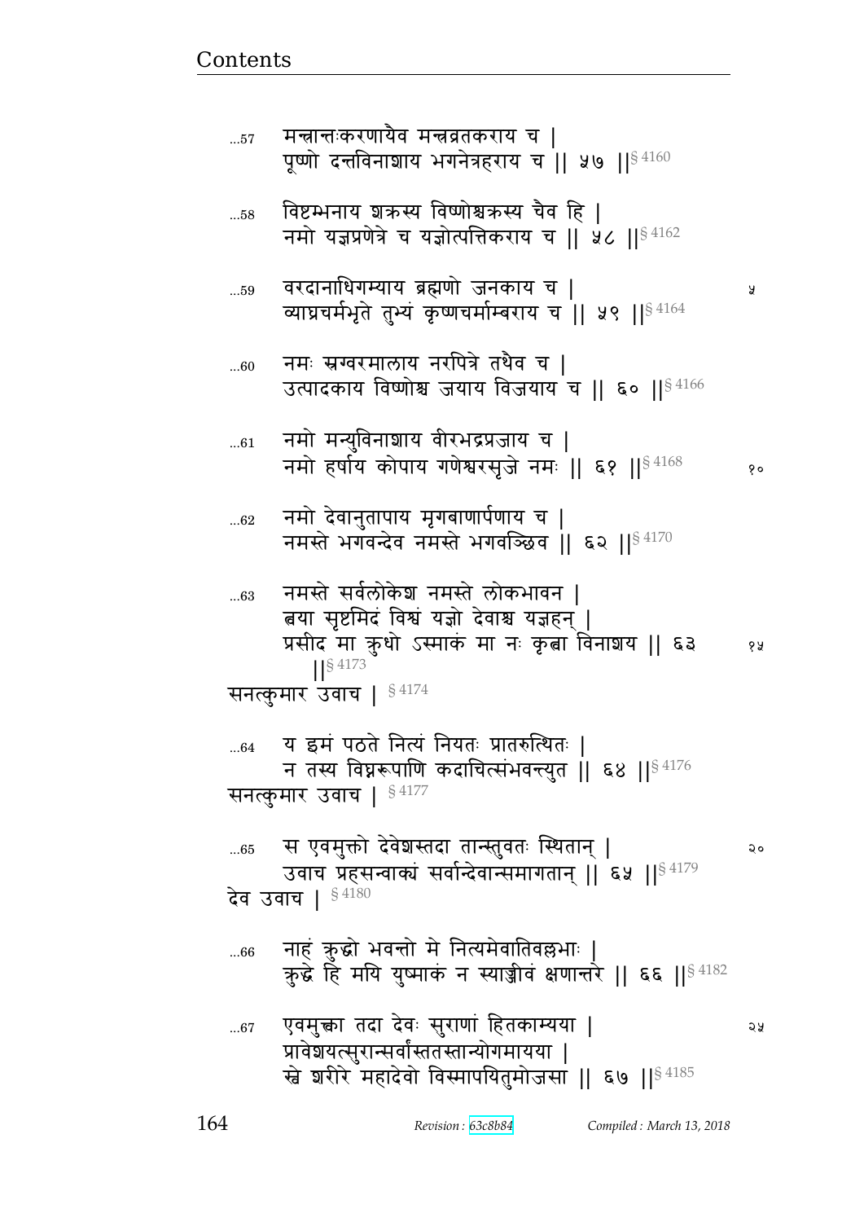...57 मन्त्रान्तःकरणायैव मन्त्रव्रतकराय च |
पूष्णो दन्तविनाशाय भगनेत्रहराय च || ५७ ||§ 4160

...58 विष्टम्भनाय शक्रस्य विष्णोश्चक्रस्य चैव हि |
नमो यज्ञप्रणेत्रे च यज्ञोत्पत्तिकराय च || ५८ ||§ 4162

...59 वरदानाधिगम्याय ब्रह्मणो जनकाय च | ५
व्याघ्रचर्मभृते तुभ्यं कृष्णचर्माम्बराय च || ५९ ||§ 4164

...60 नमः स्रग्वरमालाय नरपित्रे तथैव च |
उत्पादकाय विष्णोश्च जयाय विजयाय च || ६० ||§ 4166

...61 नमो मन्युविनाशाय वीरभद्रप्रजाय च |
नमो हर्षाय कोपाय गणेश्वरसृजे नमः || ६१ ||§ 4168 १०

...62 नमो देवानुतापाय मृगबाणार्पणाय च |
नमस्ते भगवन्देव नमस्ते भगवञ्छिव || ६२ ||§ 4170

...63 नमस्ते सर्वलोकेश नमस्ते लोकभावन |
त्वया सृष्टमिदं विश्वं यज्ञो देवाश्च यज्ञहन् |
प्रसीद मा क्रुधो ऽस्माकं मा नः कृत्वा विनाशय || ६३ १५
||§ 4173

सनत्कुमार उवाच | § 4174

...64 य इमं पठते नित्यं नियतः प्रातरुत्थितः |
न तस्य विघ्नरूपाणि कदाचित्संभवन्त्युत || ६४ ||§ 4176

सनत्कुमार उवाच | § 4177

...65 स एवमुक्तो देवेशस्तदा तान्स्तुवतः स्थितान् | २०
उवाच प्रहसन्वाक्यं सर्वान्देवान्समागतान् || ६५ ||§ 4179

देव उवाच | § 4180

...66 नाहं क्रुद्धो भवन्तो मे नित्यमेवातिवल्लभाः |
क्रुद्धे हि मयि युष्माकं न स्याज्जीवं क्षणान्तरे || ६६ ||§ 4182

...67 एवमुक्त्वा तदा देवः सुराणां हितकाम्यया | २५
प्रावेशयत्सुरान्सर्वांस्ततस्तान्योगमायया |
स्वे शरीरे महादेवो विस्मापयितुमोजसा || ६७ ||§ 4185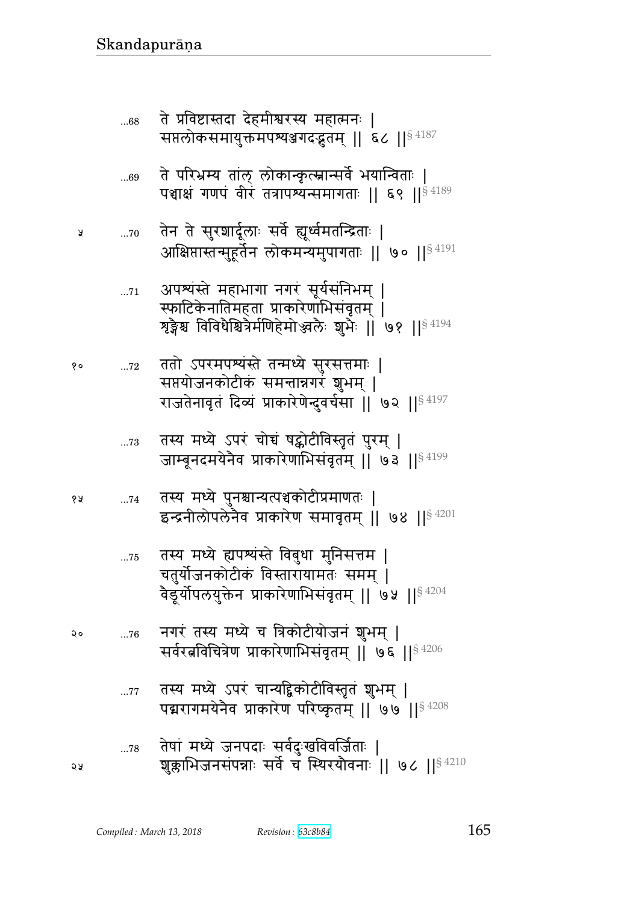...68 ते प्रविष्टास्तदा देहमीश्वरस्य महात्मनः |
सप्तलोकसमायुक्तमपश्यञ्जगदद्भुतम् || ६८ ||§ 4187

...69 ते परिभ्रम्य तांल् लोकान्कृत्स्नान्सर्वे भयान्विताः |
पञ्चाक्षं गणपं वीरं तत्रापश्यन्समागताः || ६९ ||§ 4189

...70 तेन ते सुरशार्दूलाः सर्वे ह्यूर्ध्वमतन्द्रिताः |
आक्षिप्तास्तन्मुहूर्तेन लोकमन्यमुपागताः || ७० ||§ 4191

...71 अपश्यंस्ते महाभागा नगरं सूर्यसंनिभम् |
स्फाटिकेनातिमहता प्राकारेणाभिसंवृतम् |
शृङ्गैश्च विविधैश्चित्रैर्मणिहेमोज्ज्वलैः शुभैः || ७१ ||§ 4194

...72 ततो ऽपरमपश्यंस्ते तन्मध्ये सुरसत्तमाः |
सप्तयोजनकोटीकं समन्तान्नगरं शुभम् |
राजतेनावृतं दिव्यं प्राकारेणेन्दुवर्चसा || ७२ ||§ 4197

...73 तस्य मध्ये ऽपरं चोच्चं षट्कोटीविस्तृतं पुरम् |
जाम्बूनदमयेनैव प्राकारेणाभिसंवृतम् || ७३ ||§ 4199

...74 तस्य मध्ये पुनश्चान्यत्पञ्चकोटीप्रमाणतः |
इन्द्रनीलोपलेनैव प्राकारेण समावृतम् || ७४ ||§ 4201

...75 तस्य मध्ये ह्यपश्यंस्ते विबुधा मुनिसत्तम |
चतुर्योजनकोटीकं विस्तारायामतः समम् |
वैडूर्योपलयुक्तेन प्राकारेणाभिसंवृतम् || ७५ ||§ 4204

...76 नगरं तस्य मध्ये च त्रिकोटीयोजनं शुभम् |
सर्वरत्नविचित्रेण प्राकारेणाभिसंवृतम् || ७६ ||§ 4206

...77 तस्य मध्ये ऽपरं चान्यद्द्विकोटीविस्तृतं शुभम् |
पद्मरागमयेनैव प्राकारेण परिष्कृतम् || ७७ ||§ 4208

...78 तेषां मध्ये जनपदाः सर्वदुःखविवर्जिताः |
शुक्लाभिजनसंपन्नाः सर्वे च स्थिरयौवनाः || ७८ ||§ 4210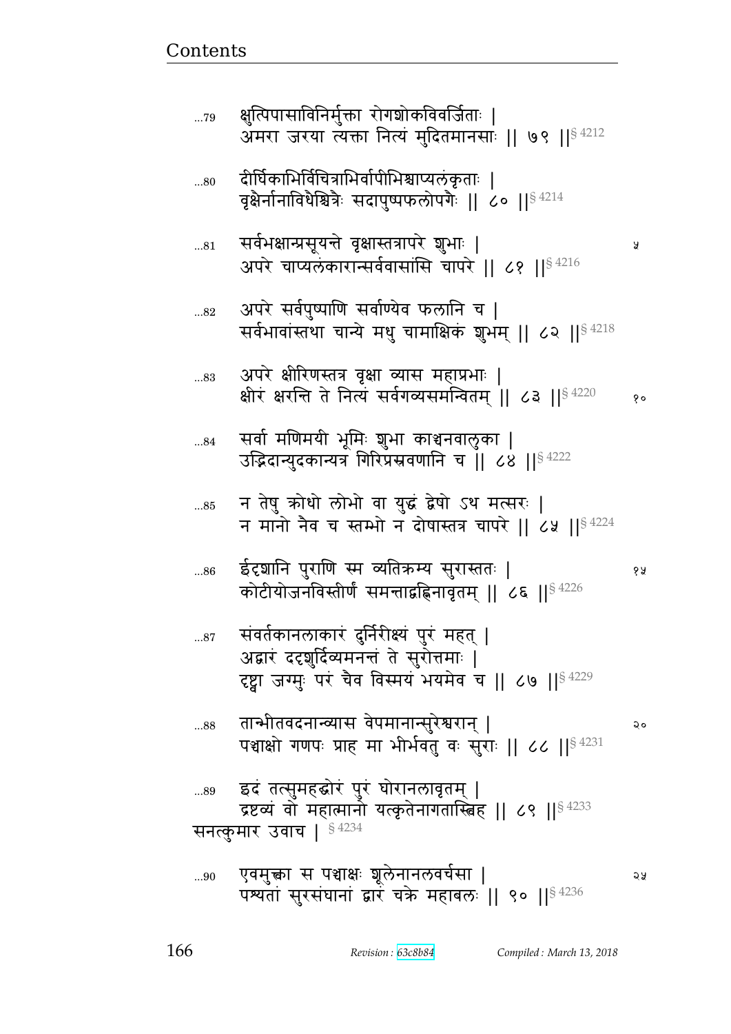...79 क्षुत्पिपासाविनिर्मुक्ता रोगशोकविवर्जिताः |
अमरा जरया त्यक्ता नित्यं मुदितमानसाः || ७९ ||§ 4212

...80 दीर्घिकाभिर्विचित्राभिर्वापीभिश्चाप्यलंकृताः |
वृक्षैर्नानाविधैश्चित्रैः सदापुष्पफलोपगैः || ८० ||§ 4214

...81 सर्वभक्षान्प्रसूयन्ते वृक्षास्तत्रापरे शुभाः |
अपरे चाप्यलंकारान्सर्ववासांसि चापरे || ८१ ||§ 4216

...82 अपरे सर्वपुष्पाणि सर्वाण्येव फलानि च |
सर्वभावांस्तथा चान्ये मधु चामाक्षिकं शुभम् || ८२ ||§ 4218

...83 अपरे क्षीरिणस्तत्र वृक्षा व्यास महाप्रभाः |
क्षीरं क्षरन्ति ते नित्यं सर्वगव्यसमन्वितम् || ८३ ||§ 4220

...84 सर्वा मणिमयी भूमिः शुभा काञ्चनवालुका |
उद्भिदान्युदकान्यत्र गिरिप्रस्रवणानि च || ८४ ||§ 4222

...85 न तेषु क्रोधो लोभो वा युद्धं द्वेषो ऽथ मत्सरः |
न मानो नैव च स्तम्भो न दोषास्तत्र चापरे || ८५ ||§ 4224

...86 ईदृशानि पुराणि स्म व्यतिक्रम्य सुरास्ततः |
कोटीयोजनविस्तीर्णं समन्ताद्वह्निनावृतम् || ८६ ||§ 4226

...87 संवर्तकानलाकारं दुर्निरीक्ष्यं पुरं महत् |
अद्वारं ददृशुर्दिव्यमनन्तं ते सुरोत्तमाः |
दृष्ट्वा जग्मुः परं चैव विस्मयं भयमेव च || ८७ ||§ 4229

...88 तान्भीतवदनान्व्यास वेपमानान्सुरेश्वरान् |
पञ्चाक्षो गणपः प्राह मा भीर्भवतु वः सुराः || ८८ ||§ 4231

...89 इदं तत्सुमहद्घोरं पुरं घोरानलावृतम् |
द्रष्टव्यं वो महात्मानो यत्कृतेनागतास्त्विह || ८९ ||§ 4233

सनत्कुमार उवाच | § 4234

...90 एवमुक्त्वा स पञ्चाक्षः शूलेनानलवर्चसा |
पश्यतां सुरसंघानां द्वारं चक्रे महाबलः || ९० ||§ 4236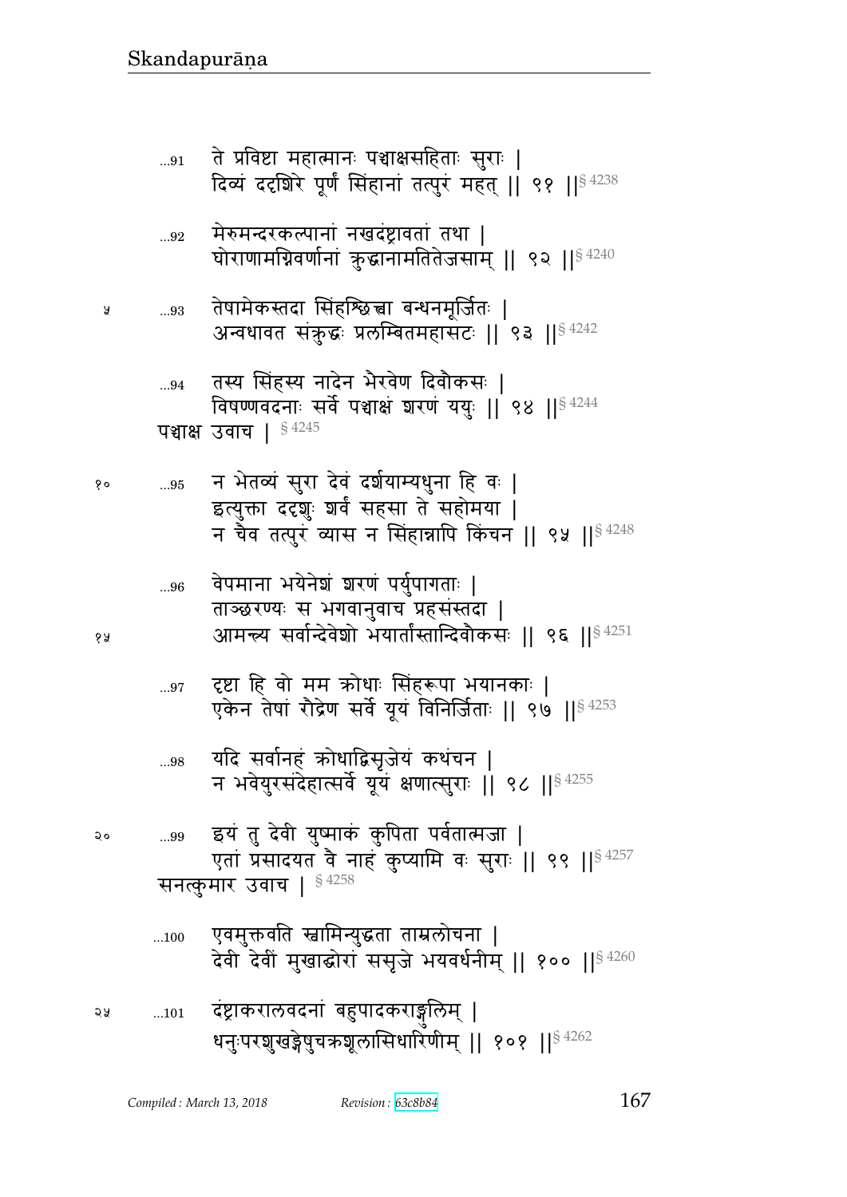...91 ते प्रविष्टा महात्मानः पञ्चाक्षसहिताः सुराः ।
दिव्यं ददृशिरे पूर्णं सिंहानां तत्पुरं महत् ॥ ९१ ॥§ 4238

...92 मेरुमन्दरकल्पानां नखदंष्ट्रावतां तथा ।
घोराणामग्निवर्णानां क्रुद्धानामतितेजसाम् ॥ ९२ ॥§ 4240

५ ...93 तेषामेकस्तदा सिंहश्छित्त्वा बन्धनमूर्जितः ।
अन्वधावत संक्रुद्धः प्रलम्बितमहासटः ॥ ९३ ॥§ 4242

...94 तस्य सिंहस्य नादेन भैरवेण दिवौकसः ।
विषण्णवदनाः सर्वे पञ्चाक्षं शरणं ययुः ॥ ९४ ॥§ 4244

पञ्चाक्ष उवाच । § 4245

१० ...95 न भेतव्यं सुरा देवं दर्शयाम्यधुना हि वः ।
इत्युक्ता ददृशुः शर्वं सहसा ते सहोमया ।
न चैव तत्पुरं व्यास न सिंहान्नापि किंचन ॥ ९५ ॥§ 4248

...96 वेपमाना भयेनेशं शरणं पर्युपागताः ।
ताञ्छरण्यः स भगवानुवाच प्रहसंस्तदा ।
१५ आमन्त्र्य सर्वान्देवेशो भयार्तांस्तान्दिवौकसः ॥ ९६ ॥§ 4251

...97 दृष्टा हि वो मम क्रोधाः सिंहरूपा भयानकाः ।
एकेन तेषां रौद्रेण सर्वे यूयं विनिर्जिताः ॥ ९७ ॥§ 4253

...98 यदि सर्वानहं क्रोधाद्विसृजेयं कथंचन ।
न भवेयुरसंदेहात्सर्वे यूयं क्षणात्सुराः ॥ ९८ ॥§ 4255

२० ...99 इयं तु देवी युष्माकं कुपिता पर्वतात्मजा ।
एतां प्रसादयत वै नाहं कुप्यामि वः सुराः ॥ ९९ ॥§ 4257

सनत्कुमार उवाच । § 4258

...100 एवमुक्तवति स्वामिन्युद्धता ताम्रलोचना ।
देवी देवीं मुखाद्घोरां ससृजे भयवर्धनीम् ॥ १०० ॥§ 4260

२५ ...101 दंष्ट्राकरालवदनां बहुपादकराङ्गुलिम् ।
धनुःपरशुखड्गेषुचक्रशूलासिधारिणीम् ॥ १०१ ॥§ 4262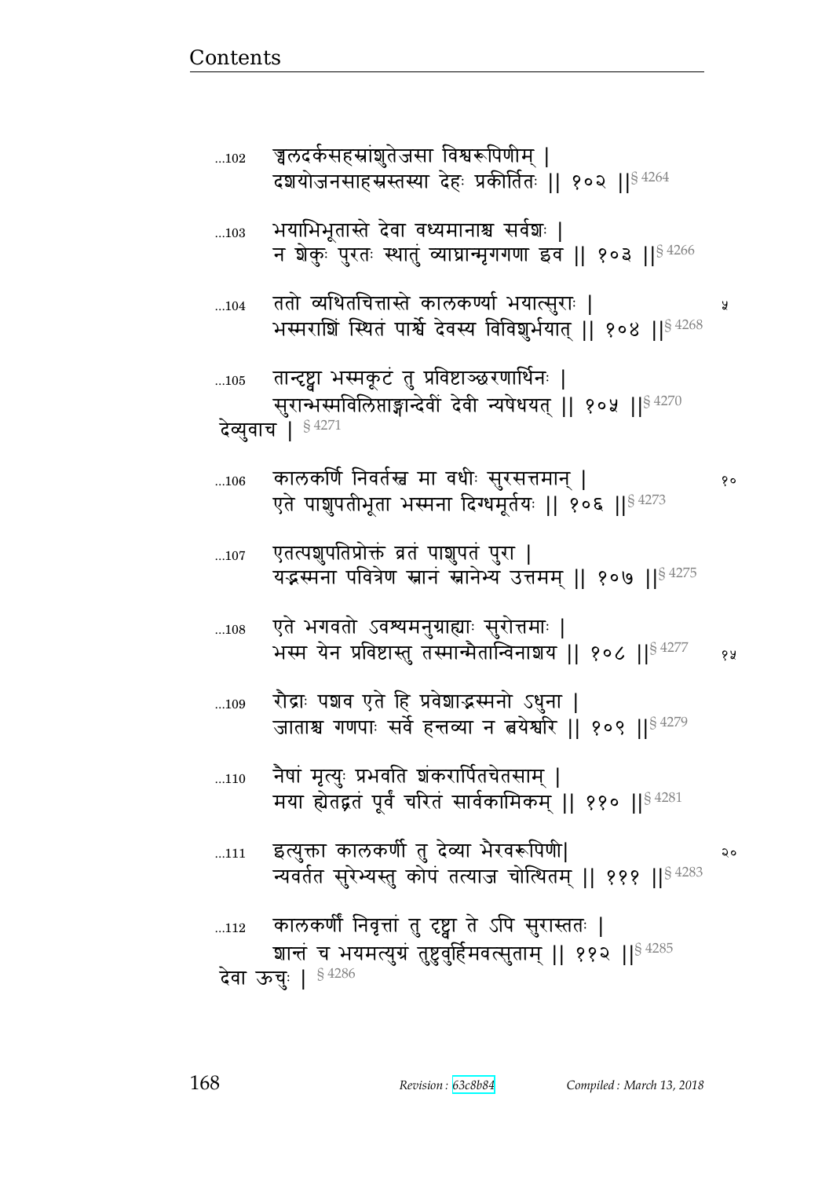...102 ज्वलदर्कसहस्रांशुतेजसा विश्वरूपिणीम् |
दशयोजनसाहस्रस्तस्या देहः प्रकीर्तितः || १०२ ||§ 4264

...103 भयाभिभूतास्ते देवा वध्यमानाश्च सर्वशः |
न शेकुः पुरतः स्थातुं व्याघ्रान्मृगगणा इव || १०३ ||§ 4266

...104 ततो व्यथितचित्तास्ते कालकर्ण्या भयात्सुराः |
भस्मराशिं स्थितं पार्श्वे देवस्य विविशुर्भयात् || १०४ ||§ 4268

...105 तान्दृष्ट्वा भस्मकूटं तु प्रविष्टाञ्छरणार्थिनः |
सुरान्भस्मविलिप्ताङ्गान्देवीं देवी न्यषेधयत् || १०५ ||§ 4270

देव्युवाच | § 4271

...106 कालकर्णि निवर्तस्व मा वधीः सुरसत्तमान् |
एते पाशुपतीभूता भस्मना दिग्धमूर्तयः || १०६ ||§ 4273

...107 एतत्पशुपतिप्रोक्तं व्रतं पाशुपतं पुरा |
यद्भस्मना पवित्रेण स्नानं स्नानेभ्य उत्तमम् || १०७ ||§ 4275

...108 एते भगवतो ऽवश्यमनुग्राह्याः सुरोत्तमाः |
भस्म येन प्रविष्टास्तु तस्मान्मैतान्विनाशय || १०८ ||§ 4277

...109 रौद्राः पशव एते हि प्रवेशाद्भस्मनो ऽधुना |
जाताश्च गणपाः सर्वे हन्तव्या न त्वयेश्वरि || १०९ ||§ 4279

...110 नैषां मृत्युः प्रभवति शंकरार्पितचेतसाम् |
मया ह्येतद्व्रतं पूर्वं चरितं सार्वकामिकम् || ११० ||§ 4281

...111 इत्युक्ता कालकर्णी तु देव्या भैरवरूपिणी|
न्यवर्तत सुरेभ्यस्तु कोपं तत्याज चोत्थितम् || १११ ||§ 4283

...112 कालकर्णीं निवृत्तां तु दृष्ट्वा ते ऽपि सुरास्ततः |
शान्तं च भयमत्युग्रं तुष्टुवुर्हिमवत्सुताम् || ११२ ||§ 4285

देवा ऊचुः | § 4286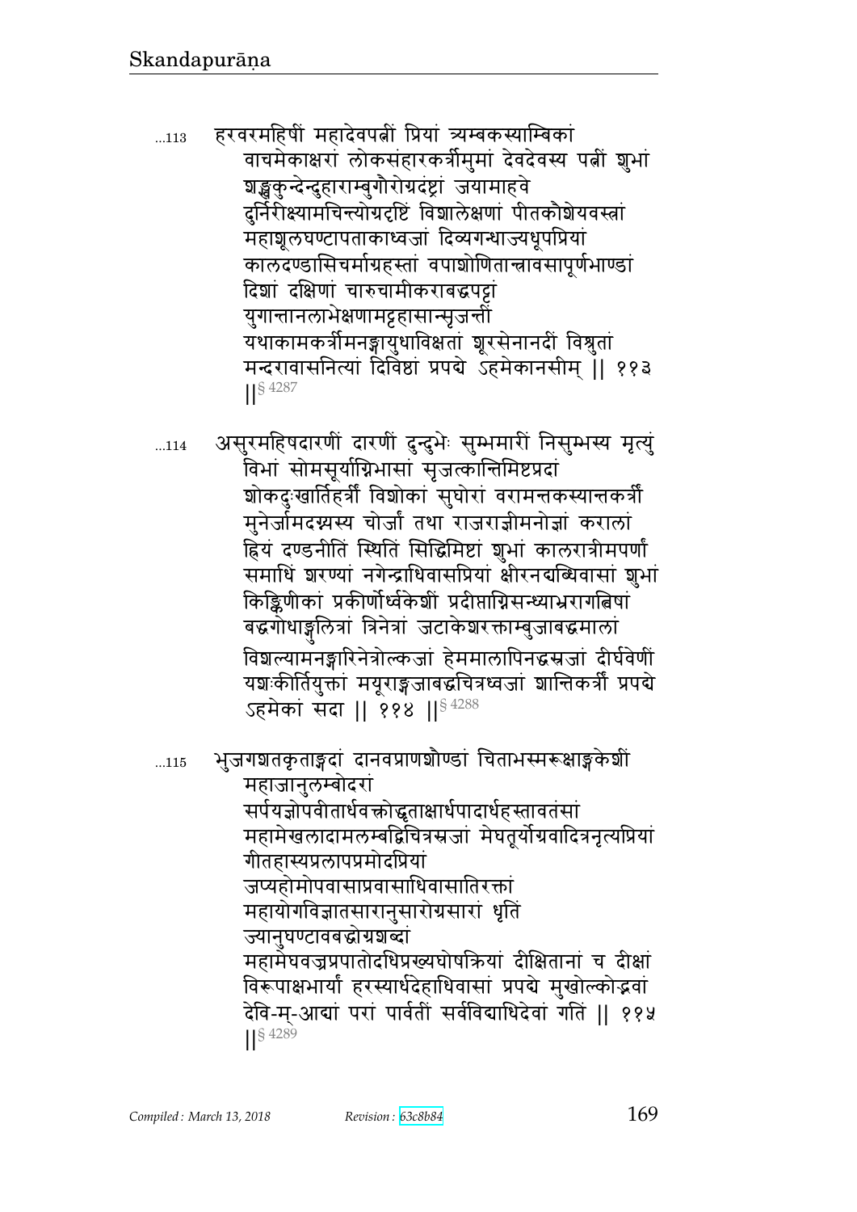...113 हरवरमहिषीं महादेवपत्नीं प्रियां त्र्यम्बकस्याम्बिकां
वाचमेकाक्षरां लोकसंहारकर्त्रीमुमां देवदेवस्य पत्नीं शुभां
शङ्खकुन्देन्दुहाराम्बुगौरोग्रदंष्ट्रां जयामाहवे
दुर्निरीक्ष्यामचिन्त्योग्रदृष्टिं विशालेक्षणां पीतकौशेयवस्त्रां
महाशूलघण्टापताकाध्वजां दिव्यगन्धाज्यधूपप्रियां
कालदण्डासिचर्माग्रहस्तां वपाशोणितान्त्रावसापूर्णभाण्डां
दिशां दक्षिणां चारुचामीकराबद्धपट्टां
युगान्तानलाभेक्षणामट्टहासान्सृजन्तीं
यथाकामकर्त्रीमनङ्गायुधाविक्षतां शूरसेनानदीं विश्रुतां
मन्दरावासनित्यां दिविष्ठां प्रपद्ये ऽहमेकानसीम् ‖ ११३
‖§ 4287

...114 असुरमहिषदारणीं दारणीं दुन्दुभेः सुम्भमारीं निसुम्भस्य मृत्युं
विभां सोमसूर्याग्निभासां सृजत्कान्तिमिष्टप्रदां
शोकदुःखार्तिहर्त्रीं विशोकां सुघोरां वरामन्तकस्यान्तकर्त्रीं
मुनेर्जामदग्न्यस्य चोर्जां तथा राजराज्ञीमनोज्ञां करालां
ह्रियं दण्डनीतिं स्थितिं सिद्धिमिष्टां शुभां कालरात्रीमपर्णां
समाधिं शरण्यां नगेन्द्राधिवासप्रियां क्षीरनद्यब्धिवासां शुभां
किङ्किणीकां प्रकीर्णोर्ध्वकेशीं प्रदीप्ताग्निसन्ध्याभ्ररागत्विषां
बद्धगोधाङ्गुलित्रां त्रिनेत्रां जटाकेशरक्ताम्बुजाबद्धमालां
विशल्यामनङ्गारिनेत्रोल्कजां हेममालापिनद्धस्रजां दीर्घवेणीं
यशःकीर्तियुक्तां मयूराङ्गजाबद्धचित्रध्वजां शान्तिकर्त्रीं प्रपद्ये
ऽहमेकां सदा ‖ ११४ ‖§ 4288

...115 भुजगशतकृताङ्गदां दानवप्राणशौण्डां चिताभस्मरूक्षाङ्गकेशीं
महाजानुलम्बोदरां
सर्पयज्ञोपवीतार्धवक्त्रोद्धृताक्षार्धपादार्धहस्तावतंसां
महामेखलादामलम्बद्विचित्रस्रजां मेघतूर्योग्रवादित्रनृत्यप्रियां
गीतहास्यप्रलापप्रमोदप्रियां
जप्यहोमोपवासाप्रवासाधिवासातिरक्तां
महायोगविज्ञातसारानुसारोग्रसारां धृतिं
ज्यानुघण्टावबद्धोग्रशब्दां
महामेघवज्रप्रपातोदधिप्रख्यघोषक्रियां दीक्षितानां च दीक्षां
विरूपाक्षभार्यां हरस्यार्धदेहाधिवासां प्रपद्ये मुखोल्कोद्भवां
देवि-म्-आद्यां परां पार्वतीं सर्वविद्याधिदेवां गतिं ‖ ११५
‖§ 4289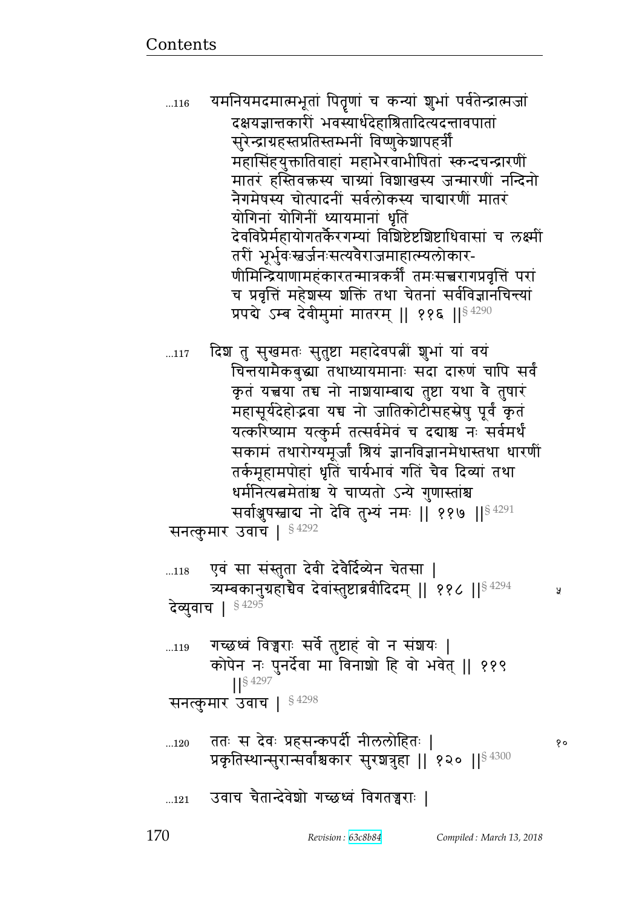...116 यमनियमदमात्मभूतां पितॄणां च कन्यां शुभां पर्वतेन्द्रात्मजां
दक्षयज्ञान्तकारीं भवस्यार्धदेहाश्रितादित्यदन्तावपातां
सुरेन्द्राग्रहस्तप्रतिस्तम्भनीं विष्णुकेशापहर्त्रीं
महासिंहयुक्तातिवाहां महाभैरवाभीषितां स्कन्दचन्द्रारणीं
मातरं हस्तिवक्त्रस्य चाग्र्यां विशाखस्य जन्मारणीं नन्दिनो
नैगमेषस्य चोत्पादनीं सर्वलोकस्य चाद्यारणीं मातरं
योगिनां योगिनीं ध्यायमानां धृतिं
देवविप्रैर्महायोगतर्कैरगम्यां विशिष्टैष्टशिष्टाधिवासां च लक्ष्मीं
तरीं भूर्भुवःस्वर्जनःसत्यवैराजमाहात्म्यलोकार-
णीमिन्द्रियाणामहंकारतन्मात्रकर्त्रीं तमःसत्त्वरागप्रवृत्तिं परां
च प्रवृत्तिं महेशस्य शक्तिं तथा चेतनां सर्वविज्ञानचिन्त्यां
प्रपद्ये ऽम्ब देवीमुमां मातरम् ॥ ११६ ॥§ 4290

...117 दिश तु सुखमतः सुतुष्टा महादेवपत्नीं शुभां यां वयं
चिन्तयामैकबुद्ध्या तथाध्यायमानाः सदा दारुणं चापि सर्वं
कृतं यत्त्वया तच्च नो नाशयाम्बाद्य तुष्टा यथा वै तुषारं
महासूर्यदेहोद्भवा यच्च नो जातिकोटीसहस्रेषु पूर्वं कृतं
यत्करिष्याम यत्कुर्म तत्सर्वमेवं च दद्याश्च नः सर्वमर्थं
सकामं तथारोग्यमूर्जां श्रियं ज्ञानविज्ञानमेधास्तथा धारणीं
तर्कमूहामपोहां धृतिं चार्यभावं गतिं चैव दिव्यां तथा
धर्मनित्यत्वमेतांश्च ये चाप्यतो ऽन्ये गुणास्तांश्च
सर्वाञ्जुषस्वाद्य नो देवि तुभ्यं नमः ॥ ११७ ॥§ 4291

सनत्कुमार उवाच । § 4292

...118 एवं सा संस्तुता देवी देवैर्दिव्येन चेतसा ।
त्र्यम्बकानुग्रहाच्चैव देवांस्तुष्टाब्रवीदिदम् ॥ ११८ ॥§ 4294 ५

देव्युवाच । § 4295

...119 गच्छध्वं विज्वराः सर्वे तुष्टाहं वो न संशयः ।
कोपेन नः पुनर्देवा मा विनाशो हि वो भवेत् ॥ ११९ ॥§ 4297

सनत्कुमार उवाच । § 4298

...120 ततः स देवः प्रहसन्कपर्दी नीललोहितः । १०
प्रकृतिस्थान्सुरान्सर्वांश्चकार सुरशत्रुहा ॥ १२० ॥§ 4300

...121 उवाच चैतान्देवेशो गच्छध्वं विगतज्वराः ।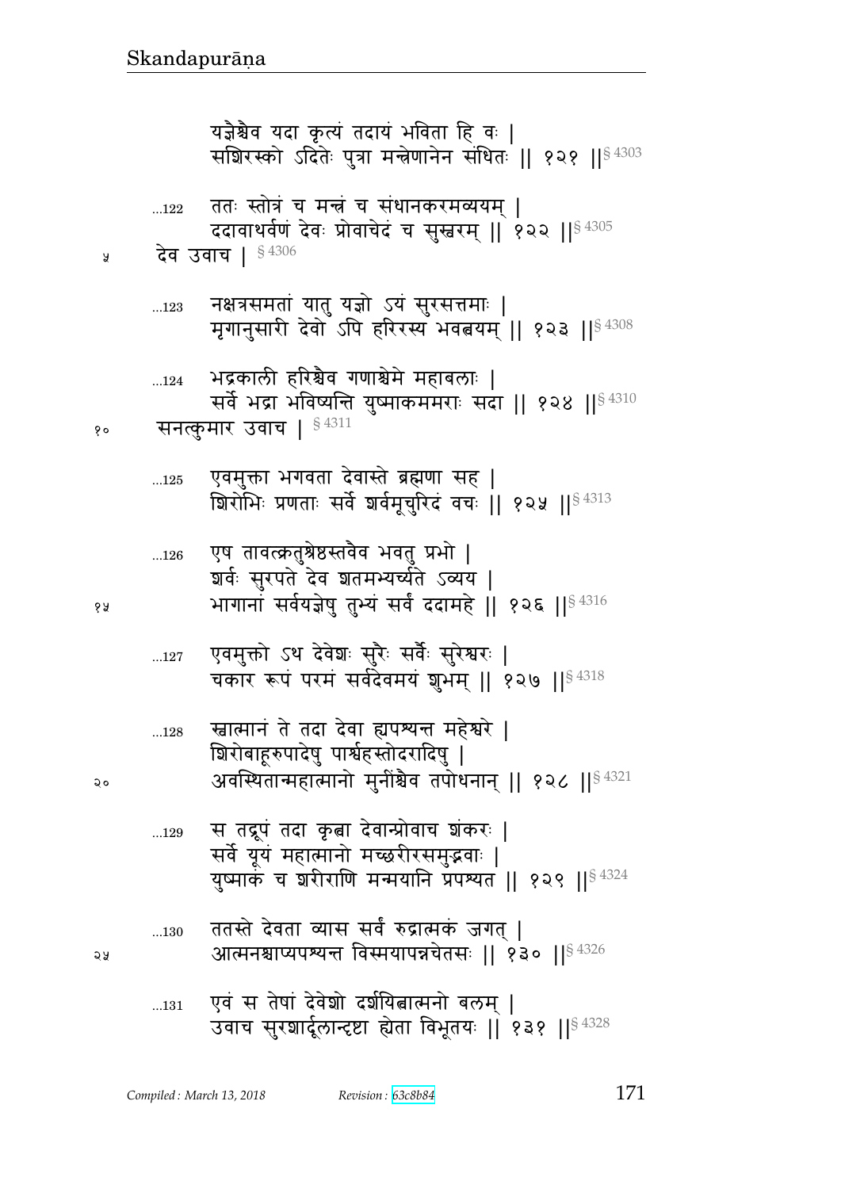यज्ञैश्चैव यदा कृत्यं तदायं भविता हि वः |
सशिरस्को ऽदितेः पुत्रा मन्त्रेणानेन संधितः || १२१ ||§ 4303

...122 ततः स्तोत्रं च मन्त्रं च संधानकरमव्ययम् |
ददावाथर्वणं देवः प्रोवाचेदं च सुस्वरम् || १२२ ||§ 4305

देव उवाच | § 4306

...123 नक्षत्रसमतां यातु यज्ञो ऽयं सुरसत्तमाः |
मृगानुसारी देवो ऽपि हरिरस्य भवत्वयम् || १२३ ||§ 4308

...124 भद्रकाली हरिश्चैव गणाश्चेमे महाबलाः |
सर्वे भद्रा भविष्यन्ति युष्माकममराः सदा || १२४ ||§ 4310

सनत्कुमार उवाच | § 4311

...125 एवमुक्ता भगवता देवास्ते ब्रह्मणा सह |
शिरोभिः प्रणताः सर्वे शर्वमूचुरिदं वचः || १२५ ||§ 4313

...126 एष तावत्क्रतुश्रेष्ठस्तवैव भवतु प्रभो |
शर्वः सुरपते देव शतमभ्यर्च्यते ऽव्यय |
भागानां सर्वयज्ञेषु तुभ्यं सर्वं ददामहे || १२६ ||§ 4316

...127 एवमुक्तो ऽथ देवेशः सुरैः सर्वैः सुरेश्वरः |
चकार रूपं परमं सर्वदेवमयं शुभम् || १२७ ||§ 4318

...128 स्वात्मानं ते तदा देवा ह्यपश्यन्त महेश्वरे |
शिरोबाहूरुपादेषु पार्श्वहस्तोदरादिषु |
अवस्थितान्महात्मानो मुनींश्चैव तपोधनान् || १२८ ||§ 4321

...129 स तद्रूपं तदा कृत्वा देवान्प्रोवाच शंकरः |
सर्वे यूयं महात्मानो मच्छरीरसमुद्भवाः |
युष्माकं च शरीराणि मन्मयानि प्रपश्यत || १२९ ||§ 4324

...130 ततस्ते देवता व्यास सर्वं रुद्रात्मकं जगत् |
आत्मनश्चाप्यपश्यन्त विस्मयापन्नचेतसः || १३० ||§ 4326

...131 एवं स तेषां देवेशो दर्शयित्वात्मनो बलम् |
उवाच सुरशार्दूलान्दृष्टा ह्येता विभूतयः || १३१ ||§ 4328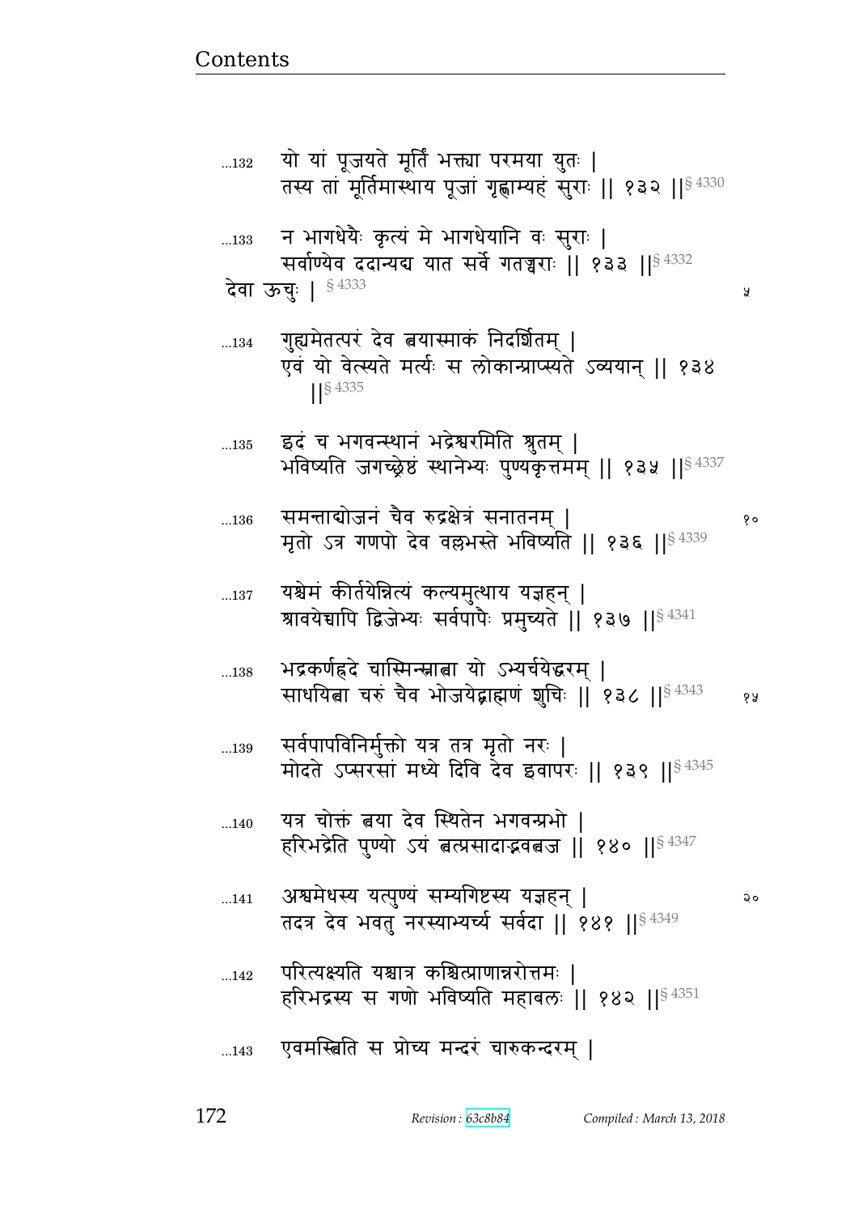...132 यो यां पूजयते मूर्तिं भक्त्या परमया युतः |
तस्य तां मूर्तिमास्थाय पूजां गृह्णाम्यहं सुराः || १३२ ||§ 4330

...133 न भागधेयैः कृत्यं मे भागधेयानि वः सुराः |
सर्वाण्येव ददान्यद्य यात सर्वे गतज्वराः || १३३ ||§ 4332

देवा ऊचुः | § 4333

...134 गुह्यमेतत्परं देव त्वयास्माकं निदर्शितम् |
एवं यो वेत्स्यते मर्त्यः स लोकान्प्राप्स्यते ऽव्ययान् || १३४ ||§ 4335

...135 इदं च भगवन्स्थानं भद्रेश्वरमिति श्रुतम् |
भविष्यति जगच्छ्रेष्ठं स्थानेभ्यः पुण्यकृत्तमम् || १३५ ||§ 4337

...136 समन्ताद्योजनं चैव रुद्रक्षेत्रं सनातनम् |
मृतो ऽत्र गणपो देव वल्लभस्ते भविष्यति || १३६ ||§ 4339

...137 यश्चेमं कीर्तयेन्नित्यं कल्यमुत्थाय यज्ञहन् |
श्रावयेच्चापि द्विजेभ्यः सर्वपापैः प्रमुच्यते || १३७ ||§ 4341

...138 भद्रकर्णह्रदे चास्मिन्स्नात्वा यो ऽभ्यर्चयेद्धरम् |
साधयित्वा चरुं चैव भोजयेद्ब्राह्मणं शुचिः || १३८ ||§ 4343

...139 सर्वपापविनिर्मुक्तो यत्र तत्र मृतो नरः |
मोदते ऽप्सरसां मध्ये दिवि देव इवापरः || १३९ ||§ 4345

...140 यत्र चोक्तं त्वया देव स्थितेन भगवन्प्रभो |
हरिभद्रेति पुण्यो ऽयं त्वत्प्रसादाद्भवत्वज || १४० ||§ 4347

...141 अश्वमेधस्य यत्पुण्यं सम्यगिष्टस्य यज्ञहन् |
तदत्र देव भवतु नरस्याभ्यर्च्य सर्वदा || १४१ ||§ 4349

...142 परित्यक्ष्यति यश्चात्र कश्चित्प्राणान्नरोत्तमः |
हरिभद्रस्य स गणो भविष्यति महाबलः || १४२ ||§ 4351

...143 एवमस्त्विति स प्रोच्य मन्दरं चारुकन्दरम् |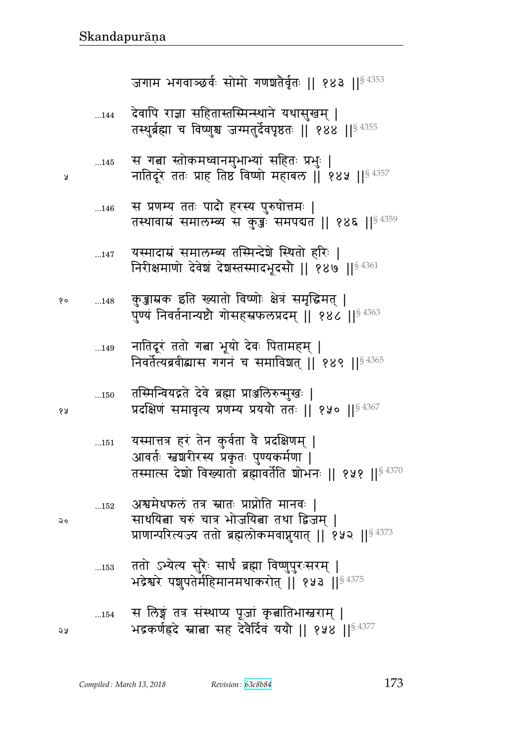जगाम भगवाञ्छर्वः सोमो गणशतैर्वृतः ॥ १४३ ॥§ 4353

...144 देवापि राज्ञा सहितास्तस्मिन्स्थाने यथासुखम् ।
तस्थुर्ब्रह्मा च विष्णुश्च जग्मतुर्देवपृष्ठतः ॥ १४४ ॥§ 4355

...145 स गत्वा स्तोकमध्वानमुभाभ्यां सहितः प्रभुः ।
नातिदूरे ततः प्राह तिष्ठ विष्णो महाबल ॥ १४५ ॥§ 4357

...146 स प्रणम्य ततः पादौ हरस्य पुरुषोत्तमः ।
तस्थावाम्रं समालम्ब्य स कुब्जः समपद्यत ॥ १४६ ॥§ 4359

...147 यस्मादाम्रं समालम्ब्य तस्मिन्देशे स्थितो हरिः ।
निरीक्षमाणो देवेशं देशस्तस्मादभूदसौ ॥ १४७ ॥§ 4361

...148 कुब्जाम्रक इति ख्यातो विष्णोः क्षेत्रं समृद्धिमत् ।
पुण्यं निवर्तनान्यष्टौ गोसहस्रफलप्रदम् ॥ १४८ ॥§ 4363

...149 नातिदूरं ततो गत्वा भूयो देवः पितामहम् ।
निवर्तेत्यब्रवीद्व्यास गगनं च समाविशत् ॥ १४९ ॥§ 4365

...150 तस्मिन्वियद्गते देवे ब्रह्मा प्राञ्जलिरुन्मुखः ।
प्रदक्षिणं समावृत्य प्रणम्य प्रययौ ततः ॥ १५० ॥§ 4367

...151 यस्मात्तत्र हरं तेन कुर्वता वै प्रदक्षिणम् ।
आवर्तः स्वशरीरस्य प्रकृतः पुण्यकर्मणा ।
तस्मात्स देशो विख्यातो ब्रह्मावर्तेति शोभनः ॥ १५१ ॥§ 4370

...152 अश्वमेधफलं तत्र स्नातः प्राप्नोति मानवः ।
साधयित्वा चरुं चात्र भोजयित्वा तथा द्विजम् ।
प्राणान्परित्यज्य ततो ब्रह्मलोकमवाप्नुयात् ॥ १५२ ॥§ 4373

...153 ततो ऽभ्येत्य सुरैः सार्धं ब्रह्मा विष्णुपुरःसरम् ।
भद्रेश्वरे पशुपतेर्महिमानमथाकरोत् ॥ १५३ ॥§ 4375

...154 स लिङ्गं तत्र संस्थाप्य पूजां कृत्वातिभास्वराम् ।
भद्रकर्णह्रदे स्नात्वा सह देवैर्दिवं ययौ ॥ १५४ ॥§ 4377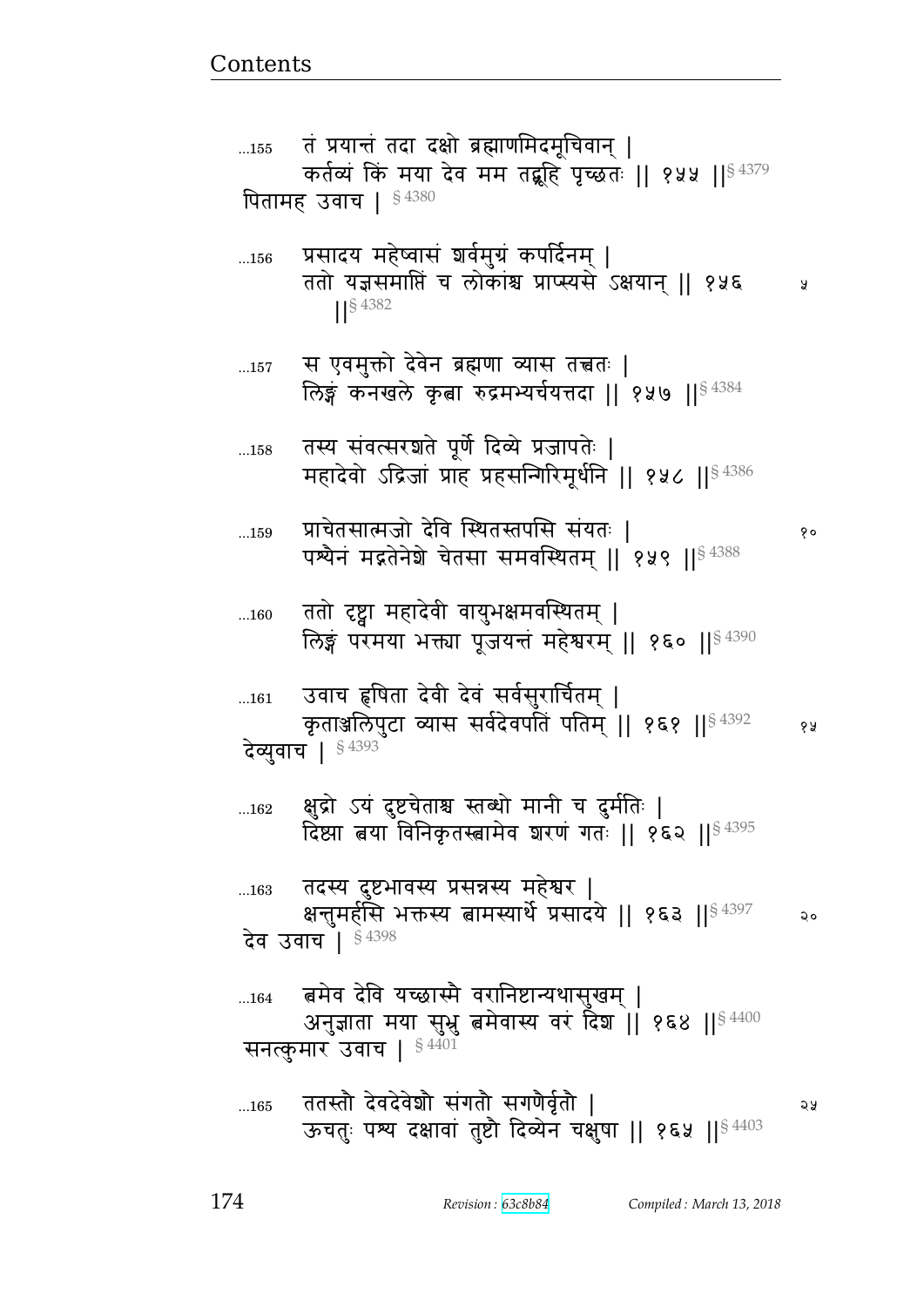...155 तं प्रयान्तं तदा दक्षो ब्रह्माणमिदमूचिवान् |
कर्तव्यं किं मया देव मम तद्ब्रूहि पृच्छतः || १५५ ||§ 4379

पितामह उवाच | § 4380

...156 प्रसादय महेष्वासं शर्वमुग्रं कपर्दिनम् |
ततो यज्ञसमाप्तिं च लोकांश्च प्राप्स्यसे ऽक्षयान् || १५६ ||§ 4382

...157 स एवमुक्तो देवेन ब्रह्मणा व्यास तत्त्वतः |
लिङ्गं कनखले कृत्वा रुद्रमभ्यर्चयत्तदा || १५७ ||§ 4384

...158 तस्य संवत्सरशते पूर्णे दिव्ये प्रजापतेः |
महादेवो ऽद्रिजां प्राह प्रहसन्गिरिमूर्धनि || १५८ ||§ 4386

...159 प्राचेतसात्मजो देवि स्थितस्तपसि संयतः |
पश्यैनं मद्गतेनेशे चेतसा समवस्थितम् || १५९ ||§ 4388

...160 ततो दृष्ट्वा महादेवी वायुभक्षमवस्थितम् |
लिङ्गं परमया भक्त्या पूजयन्तं महेश्वरम् || १६० ||§ 4390

...161 उवाच हृषिता देवी देवं सर्वसुरार्चितम् |
कृताञ्जलिपुटा व्यास सर्वदेवपतिं पतिम् || १६१ ||§ 4392

देव्युवाच | § 4393

...162 क्षुद्रो ऽयं दुष्टचेताश्च स्तब्धो मानी च दुर्मतिः |
दिष्ट्या त्वया विनिकृतस्त्वामेव शरणं गतः || १६२ ||§ 4395

...163 तदस्य दुष्टभावस्य प्रसन्नस्य महेश्वर |
क्षन्तुमर्हसि भक्तस्य त्वामस्यार्थे प्रसादये || १६३ ||§ 4397

देव उवाच | § 4398

...164 त्वमेव देवि यच्छास्मै वरानिष्टान्यथासुखम् |
अनुज्ञाता मया सुभ्रु त्वमेवास्य वरं दिश || १६४ ||§ 4400

सनत्कुमार उवाच | § 4401

...165 ततस्तौ देवदेवेशौ संगतौ सगणैर्वृतौ |
ऊचतुः पश्य दक्षावां तुष्टौ दिव्येन चक्षुषा || १६५ ||§ 4403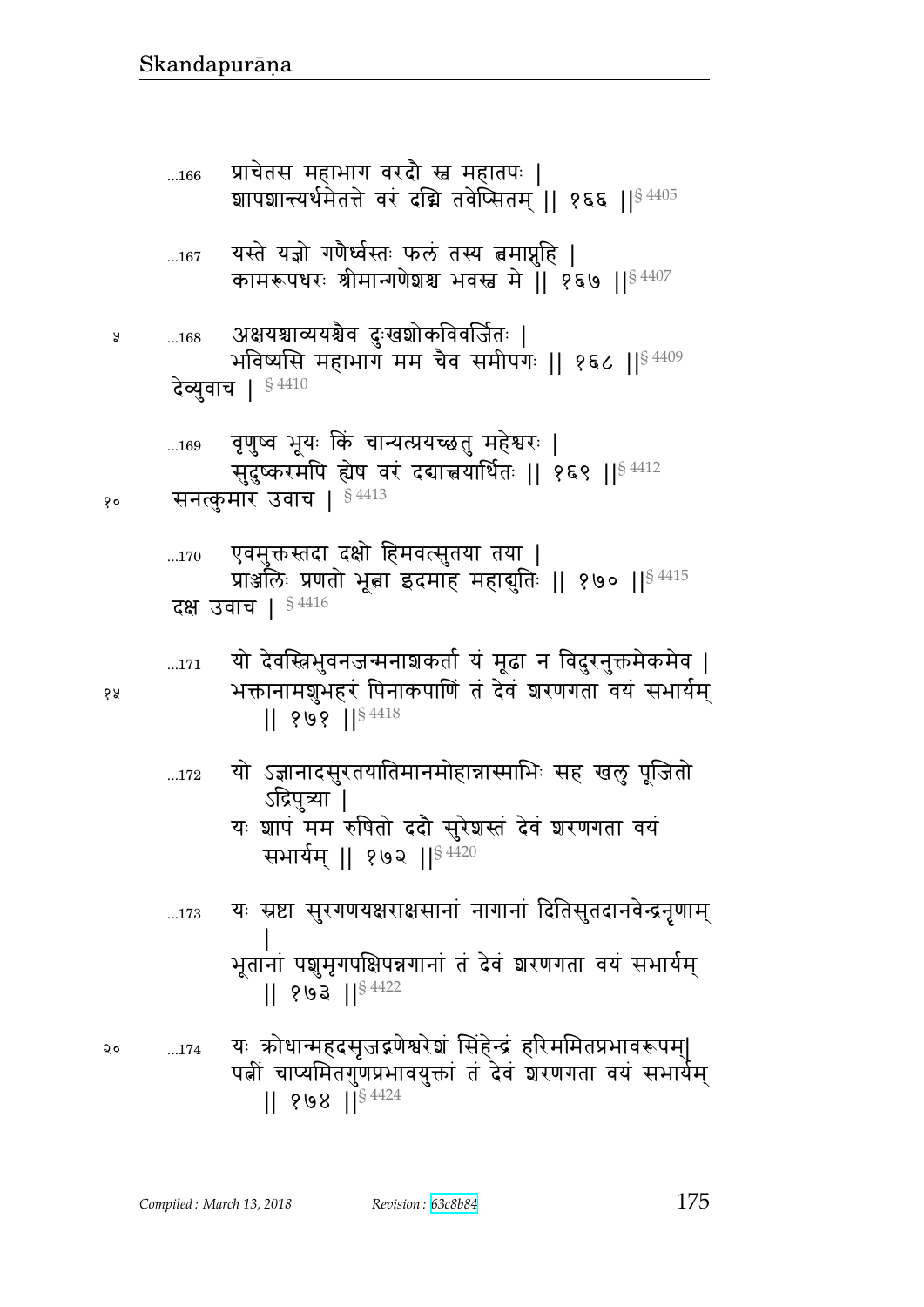...166 प्राचेतस महाभाग वरदो ऽस्त्व महातपः ।
शापशान्त्यर्थमेतत्ते वरं दद्मि तवेप्सितम् ॥ १६६ ॥§ 4405

...167 यस्ते यज्ञो गणैर्ध्वस्तः फलं तस्य त्वमाप्नुहि ।
कामरूपधरः श्रीमान्गणेशश्च भवस्व मे ॥ १६७ ॥§ 4407

...168 अक्षयश्चाव्ययश्चैव दुःखशोकविवर्जितः ।
भविष्यसि महाभाग मम चैव समीपगः ॥ १६८ ॥§ 4409

देव्युवाच । § 4410

...169 वृणुष्व भूयः किं चान्यत्प्रयच्छतु महेश्वरः ।
सुदुष्करमपि ह्येष वरं दद्यात्त्वयार्थितः ॥ १६९ ॥§ 4412

सनत्कुमार उवाच । § 4413

...170 एवमुक्तस्तदा दक्षो हिमवत्सुतया तया ।
प्राञ्जलिः प्रणतो भूत्वा इदमाह महाद्युतिः ॥ १७० ॥§ 4415

दक्ष उवाच । § 4416

...171 यो देवस्त्रिभुवनजन्मनाशकर्ता यं मूढा न विदुरनुक्तमेकमेव ।
भक्तानामशुभहरं पिनाकपाणिं तं देवं शरणगता वयं सभार्यम्
॥ १७१ ॥§ 4418

...172 यो ऽज्ञानादसुरतयातिमानमोहान्नास्माभिः सह खलु पूजितो ऽद्रिपुत्र्या ।
यः शापं मम रुषितो ददौ सुरेशस्तं देवं शरणगता वयं सभार्यम् ॥ १७२ ॥§ 4420

...173 यः स्रष्टा सुरगणयक्षराक्षसानां नागानां दितिसुतदानवेन्द्रनृणाम् ।
भूतानां पशुमृगपक्षिपन्नगानां तं देवं शरणगता वयं सभार्यम्
॥ १७३ ॥§ 4422

...174 यः क्रोधान्महदसृजद्गणेश्वरेशं सिंहेन्द्रं हरिममितप्रभावरूपम्।
पत्नीं चाप्यमितगुणप्रभावयुक्तां तं देवं शरणगता वयं सभार्यम्
॥ १७४ ॥§ 4424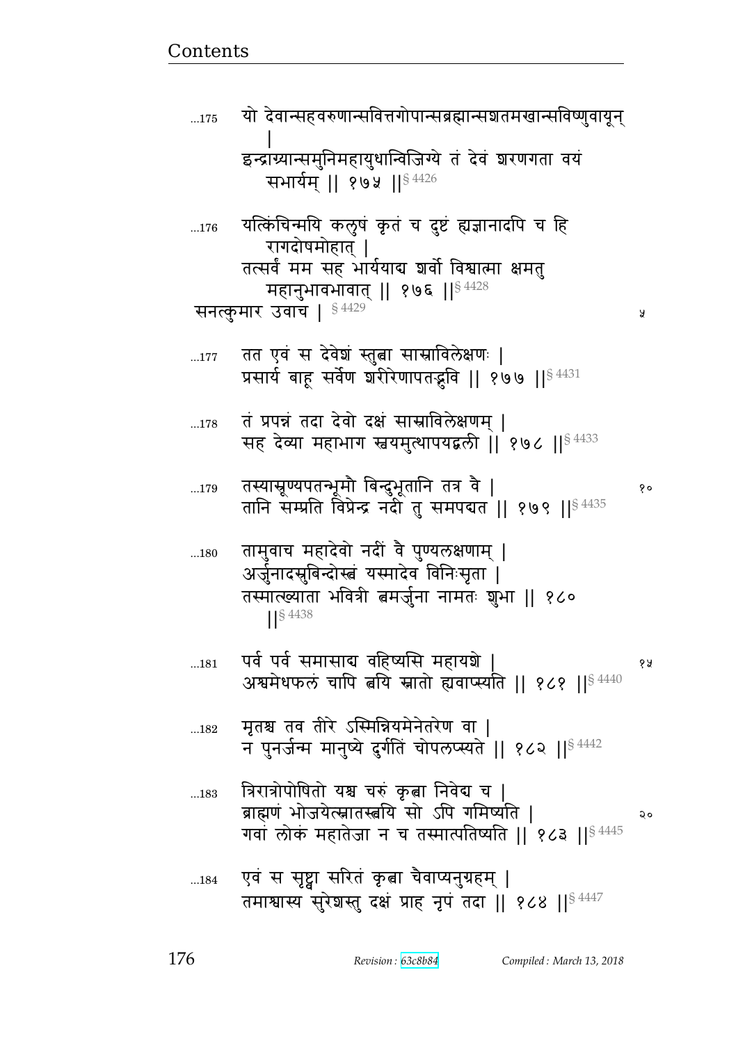...175 यो देवान्सहवरुणान्सवित्तगोपान्सब्रह्मान्सशतमखान्सविष्णुवायून्
|
इन्द्राग्न्यान्समुनिमहायुधान्विजिग्ये तं देवं शरणगता वयं
सभार्यम् || १७५ ||§ 4426

...176 यत्किंचिन्मयि कलुषं कृतं च दुष्टं ह्यज्ञानादपि च हि
रागदोषमोहात् |
तत्सर्वं मम सह भार्ययाद्य शर्वो विश्वात्मा क्षमतु
महानुभावभावात् || १७६ ||§ 4428

सनत्कुमार उवाच | § 4429

...177 तत एवं स देवेशं स्तुत्वा सास्राविलेक्षणः |
प्रसार्य बाहू सर्वेण शरीरेणापतद्भुवि || १७७ ||§ 4431

...178 तं प्रपन्नं तदा देवो दक्षं सास्राविलेक्षणम् |
सह देव्या महाभाग स्वयमुत्थापयद्बली || १७८ ||§ 4433

...179 तस्यास्रूण्यपतन्भूमौ बिन्दुभूतानि तत्र वै |
तानि सम्प्रति विप्रेन्द्र नदी तु समपद्यत || १७९ ||§ 4435

...180 तामुवाच महादेवो नदीं वै पुण्यलक्षणाम् |
अर्जुनादस्रुबिन्दोस्त्वं यस्मादेव विनिःसृता |
तस्मात्ख्याता भवित्री त्वमर्जुना नामतः शुभा || १८०
||§ 4438

...181 पर्व पर्व समासाद्य वहिष्यसि महायशे |
अश्वमेधफलं चापि त्वयि स्नातो ह्यवाप्स्यति || १८१ ||§ 4440

...182 मृतश्च तव तीरे ऽस्मिन्नियमेनेतरेण वा |
न पुनर्जन्म मानुष्ये दुर्गतिं चोपलप्स्यते || १८२ ||§ 4442

...183 त्रिरात्रोपोषितो यश्च चरुं कृत्वा निवेद्य च |
ब्राह्मणं भोजयेत्स्नातस्त्वयि सो ऽपि गमिष्यति |
गवां लोकं महातेजा न च तस्मात्पतिष्यति || १८३ ||§ 4445

...184 एवं स सृष्ट्वा सरितं कृत्वा चैवाप्यनुग्रहम् |
तमाश्वास्य सुरेशस्तु दक्षं प्राह नृपं तदा || १८४ ||§ 4447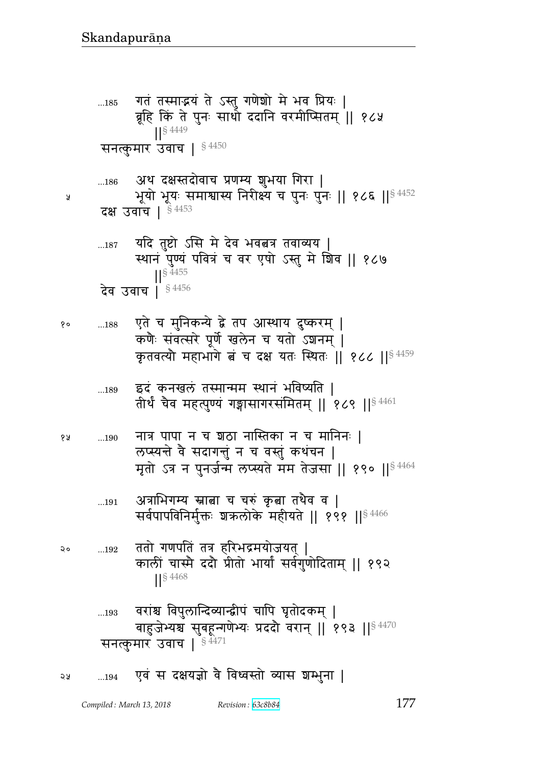...185 गतं तस्माद्भयं ते ऽस्तु गणेशो मे भव प्रियः |
ब्रूहि किं ते पुनः साधो ददानि वरमीप्सितम् || १८५ ||§ 4449

सनत्कुमार उवाच | § 4450

...186 अथ दक्षस्तदोवाच प्रणम्य शुभया गिरा |
भूयो भूयः समाश्वास्य निरीक्ष्य च पुनः पुनः || १८६ ||§ 4452

दक्ष उवाच | § 4453

...187 यदि तुष्टो ऽसि मे देव भवत्वत्र तवाव्यय |
स्थानं पुण्यं पवित्रं च वर एषो ऽस्तु मे शिव || १८७ ||§ 4455

देव उवाच | § 4456

...188 एते च मुनिकन्ये द्वे तप आस्थाय दुष्करम् |
कणैः संवत्सरे पूर्णे खलेन च यतो ऽशनम् |
कृतवत्यौ महाभागे त्वं च दक्ष यतः स्थितः || १८८ ||§ 4459

...189 इदं कनखलं तस्मान्मम स्थानं भविष्यति |
तीर्थं चैव महत्पुण्यं गङ्गासागरसंमितम् || १८९ ||§ 4461

...190 नात्र पापा न च शठा नास्तिका न च मानिनः |
लप्स्यन्ते वै सदागन्तुं न च वस्तुं कथंचन |
मृतो ऽत्र न पुनर्जन्म लप्स्यते मम तेजसा || १९० ||§ 4464

...191 अत्राभिगम्य स्नात्वा च चरुं कृत्वा तथैव च |
सर्वपापविनिर्मुक्तः शक्रलोके महीयते || १९१ ||§ 4466

...192 ततो गणपतिं तत्र हरिभद्रमयोजयत् |
कालीं चास्मै ददौ प्रीतो भार्यां सर्वगुणोदिताम् || १९२ ||§ 4468

...193 वरांश्च विपुलान्दिव्यान्द्वीपं चापि घृतोदकम् |
बाहुजेभ्यश्च सुबहून्गणेभ्यः प्रददौ वरान् || १९३ ||§ 4470

सनत्कुमार उवाच | § 4471

...194 एवं स दक्षयज्ञो वै विध्वस्तो व्यास शम्भुना |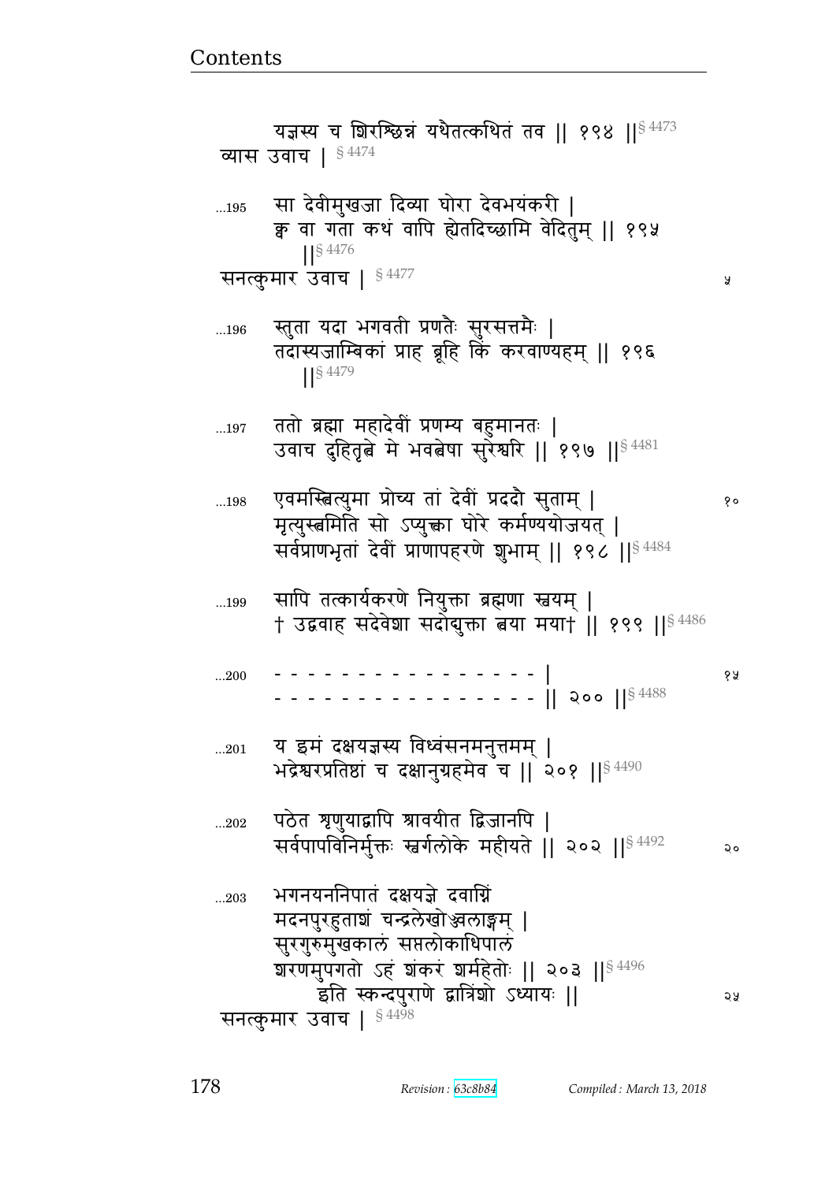यज्ञस्य च शिरश्छिन्नं यथैतत्कथितं तव || १९४ ||§ 4473

व्यास उवाच | § 4474

...195 सा देवीमुखजा दिव्या घोरा देवभयंकरी |
क्व वा गता कथं वापि ह्येतदिच्छामि वेदितुम् || १९५ ||§ 4476

सनत्कुमार उवाच | § 4477

...196 स्तुता यदा भगवती प्रणतैः सुरसत्तमैः |
तदास्यजाम्बिकां प्राह ब्रूहि किं करवाण्यहम् || १९६ ||§ 4479

...197 ततो ब्रह्मा महादेवीं प्रणम्य बहुमानतः |
उवाच दुहितृत्वे मे भवत्वेषा सुरेश्वरि || १९७ ||§ 4481

...198 एवमस्त्वित्युमा प्रोच्य तां देवीं प्रददौ सुताम् |
मृत्युस्त्वमिति सो ऽप्युक्त्वा घोरे कर्मण्ययोजयत् |
सर्वप्राणभृतां देवीं प्राणापहरणे शुभाम् || १९८ ||§ 4484

...199 सापि तत्कार्यकरणे नियुक्ता ब्रह्मणा स्वयम् |
† उद्ववाह सदेवेशा सदोद्युक्ता त्वया मया† || १९९ ||§ 4486

...200 - - - - - - - - - - - - - - - - |
- - - - - - - - - - - - - - - - || २०० ||§ 4488

...201 य इमं दक्षयज्ञस्य विध्वंसनमनुत्तमम् |
भद्रेश्वरप्रतिष्ठां च दक्षानुग्रहमेव च || २०१ ||§ 4490

...202 पठेत शृणुयाद्वापि श्रावयीत द्विजानपि |
सर्वपापविनिर्मुक्तः स्वर्गलोके महीयते || २०२ ||§ 4492

...203 भगनयननिपातं दक्षयज्ञे दवाग्निं
मदनपुरहुताशं चन्द्रलेखोज्ज्वलाङ्गम् |
सुरगुरुमुखकालं सप्तलोकाधिपालं
शरणमुपगतो ऽहं शंकरं शर्महेतोः || २०३ ||§ 4496

इति स्कन्दपुराणे द्वात्रिंशो ऽध्यायः ||

सनत्कुमार उवाच | § 4498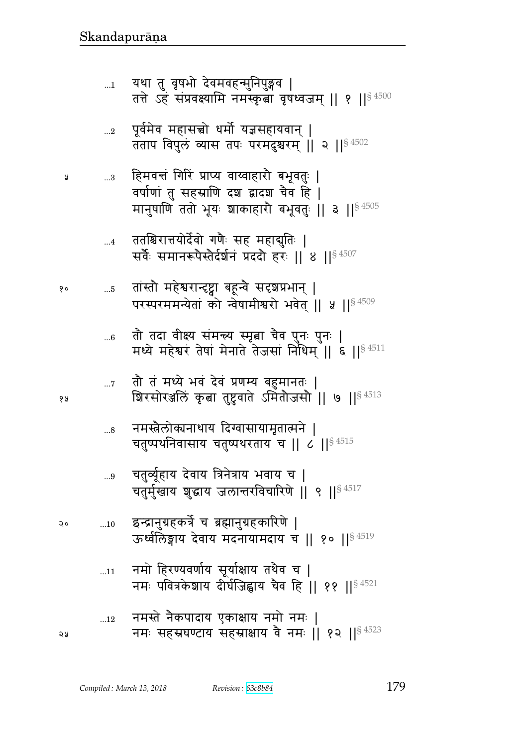...1 यथा तु वृषभो देवमवहन्मुनिपुङ्गव |
तत्ते ऽहं संप्रवक्ष्यामि नमस्कृत्वा वृषध्वजम् || १ ||§ 4500

...2 पूर्वमेव महासत्त्वो धर्मो यज्ञसहायवान् |
तताप विपुलं व्यास तपः परमदुश्चरम् || २ ||§ 4502

५ ...3 हिमवन्तं गिरिं प्राप्य वाय्वाहारौ बभूवतुः |
वर्षाणां तु सहस्राणि दश द्वादश चैव हि |
मानुषाणि ततो भूयः शाकाहारौ बभूवतुः || ३ ||§ 4505

...4 ततश्चिरात्तयोर्देवो गणैः सह महाद्युतिः |
सर्वैः समानरूपैस्तैर्दर्शनं प्रददौ हरः || ४ ||§ 4507

१० ...5 तांस्तौ महेश्वरान्दृष्ट्वा बहून्वै सदृशप्रभान् |
परस्परममन्येतां को न्वेषामीश्वरो भवेत् || ५ ||§ 4509

...6 तौ तदा वीक्ष्य संमन्त्र्य स्मृत्वा चैव पुनः पुनः |
मध्ये महेश्वरं तेषां मेनाते तेजसां निधिम् || ६ ||§ 4511

...7 तौ तं मध्ये भवं देवं प्रणम्य बहुमानतः |
१५ शिरसोरञ्जलिं कृत्वा तुष्टुवाते ऽमितौजसौ || ७ ||§ 4513

...8 नमस्त्रैलोक्यनाथाय दिग्वासायामृतात्मने |
चतुष्पथनिवासाय चतुष्पथरताय च || ८ ||§ 4515

...9 चतुर्व्यूहाय देवाय त्रिनेत्राय भवाय च |
चतुर्मुखाय शुद्धाय जलान्तरविचारिणे || ९ ||§ 4517

२० ...10 इन्द्रानुग्रहकर्त्रे च ब्रह्मानुग्रहकारिणे |
ऊर्ध्वलिङ्गाय देवाय मदनायामदाय च || १० ||§ 4519

...11 नमो हिरण्यवर्णाय सूर्याक्षाय तथैव च |
नमः पवित्रकेशाय दीर्घजिह्वाय चैव हि || ११ ||§ 4521

...12 नमस्ते नैकपादाय एकाक्षाय नमो नमः |
२५ नमः सहस्रघण्टाय सहस्राक्षाय वै नमः || १२ ||§ 4523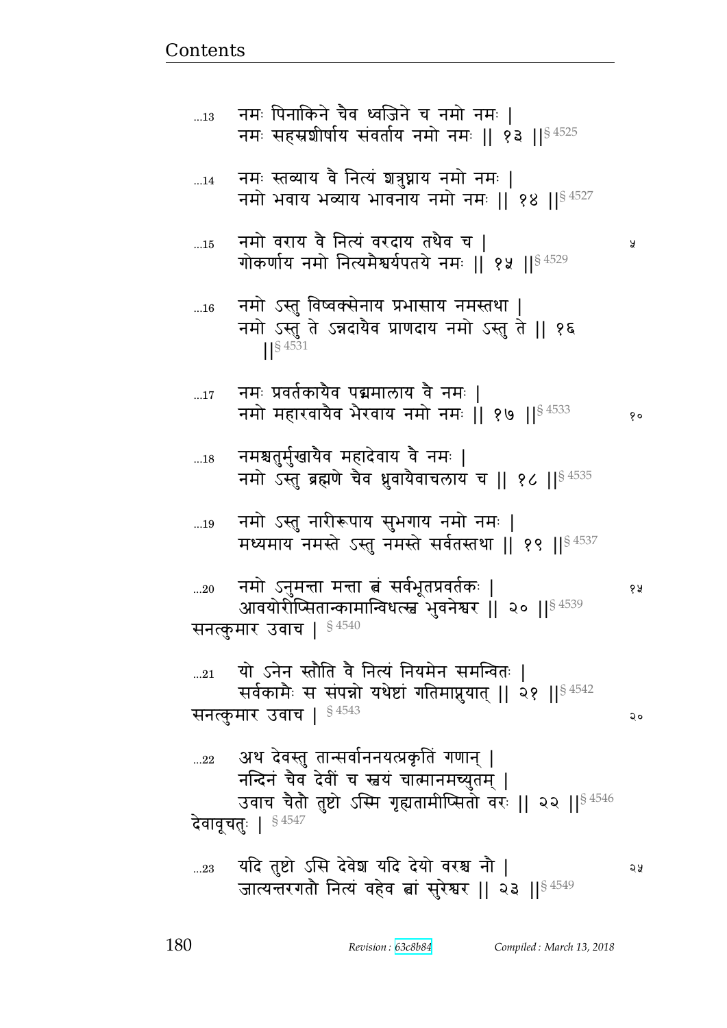...13 नमः पिनाकिने चैव ध्वजिने च नमो नमः |
नमः सहस्रशीर्षाय संवर्ताय नमो नमः || १३ ||§ 4525

...14 नमः स्तव्याय वै नित्यं शत्रुघ्नाय नमो नमः |
नमो भवाय भव्याय भावनाय नमो नमः || १४ ||§ 4527

...15 नमो वराय वै नित्यं वरदाय तथैव च | ५
गोकर्णाय नमो नित्यमैश्वर्यपतये नमः || १५ ||§ 4529

...16 नमो ऽस्तु विष्वक्सेनाय प्रभासाय नमस्तथा |
नमो ऽस्तु ते ऽन्नदायैव प्राणदाय नमो ऽस्तु ते || १६ ||§ 4531

...17 नमः प्रवर्तकायैव पद्ममालाय वै नमः |
नमो महारवायैव भैरवाय नमो नमः || १७ ||§ 4533 १०

...18 नमश्चतुर्मुखायैव महादेवाय वै नमः |
नमो ऽस्तु ब्रह्मणे चैव ध्रुवायैवाचलाय च || १८ ||§ 4535

...19 नमो ऽस्तु नारीरूपाय सुभगाय नमो नमः |
मध्यमाय नमस्ते ऽस्तु नमस्ते सर्वतस्तथा || १९ ||§ 4537

...20 नमो ऽनुमन्ता मन्ता त्वं सर्वभूतप्रवर्तकः | १५
आवयोरीप्सितान्कामान्विधत्स्व भुवनेश्वर || २० ||§ 4539

सनत्कुमार उवाच | § 4540

...21 यो ऽनेन स्तौति वै नित्यं नियमेन समन्वितः |
सर्वकामैः स संपन्नो यथेष्टां गतिमाप्नुयात् || २१ ||§ 4542

सनत्कुमार उवाच | § 4543 २०

...22 अथ देवस्तु तान्सर्वाननयत्प्रकृतिं गणान् |
नन्दिनं चैव देवीं च स्वयं चात्मानमच्युतम् |
उवाच चैतौ तुष्टो ऽस्मि गृह्यतामीप्सितो वरः || २२ ||§ 4546

देवावूचतुः | § 4547

...23 यदि तुष्टो ऽसि देवेश यदि देयो वरश्च नौ | २५
जात्यन्तरगतौ नित्यं वहेव त्वां सुरेश्वर || २३ ||§ 4549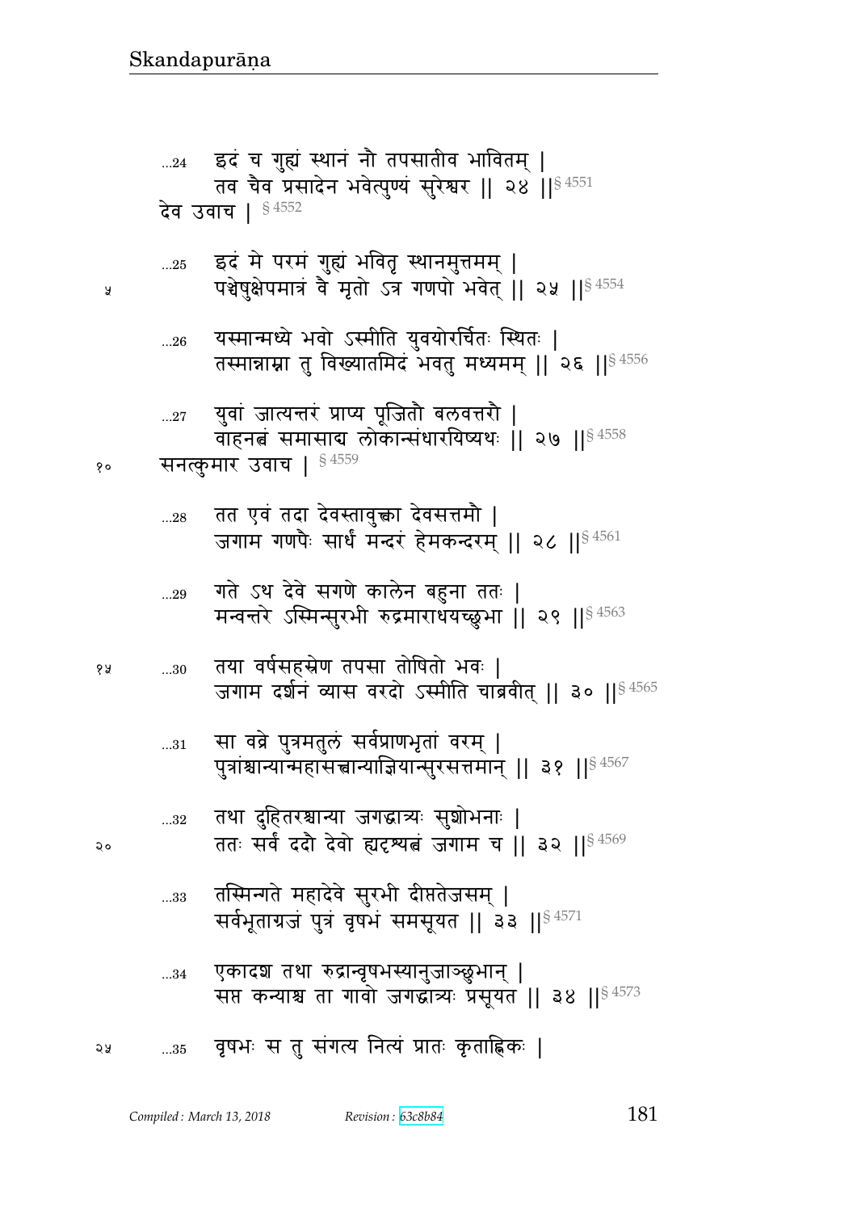...24 इदं च गुह्यं स्थानं नौ तपसातीव भावितम् ।
तव चैव प्रसादेन भवेत्पुण्यं सुरेश्वर ॥ २४ ॥§ 4551

देव उवाच । § 4552

...25 इदं मे परमं गुह्यं भवितृ स्थानमुत्तमम् ।
पशेषुक्षेपमात्रं वै मृतो ऽत्र गणपो भवेत् ॥ २५ ॥§ 4554

...26 यस्मान्मध्ये भवो ऽस्मीति युवयोरर्चितः स्थितः ।
तस्मान्नाम्ना तु विख्यातमिदं भवतु मध्यमम् ॥ २६ ॥§ 4556

...27 युवां जात्यन्तरं प्राप्य पूजितौ बलवत्तरौ ।
वाहनत्वं समासाद्य लोकान्संधारयिष्यथः ॥ २७ ॥§ 4558

सनत्कुमार उवाच । § 4559

...28 तत एवं तदा देवस्तावुक्त्वा देवसत्तमौ ।
जगाम गणपैः सार्धं मन्दरं हेमकन्दरम् ॥ २८ ॥§ 4561

...29 गते ऽथ देवे सगणे कालेन बहुना ततः ।
मन्वन्तरे ऽस्मिन्सुरभी रुद्रमाराधयच्छुभा ॥ २९ ॥§ 4563

...30 तया वर्षसहस्रेण तपसा तोषितो भवः ।
जगाम दर्शनं व्यास वरदो ऽस्मीति चाब्रवीत् ॥ ३० ॥§ 4565

...31 सा वव्रे पुत्रमतुलं सर्वप्राणभृतां वरम् ।
पुत्रांश्चान्यान्महासत्त्वान्याज्ञियान्सुरसत्तमान् ॥ ३१ ॥§ 4567

...32 तथा दुहितरश्चान्या जगद्धात्र्यः सुशोभनाः ।
ततः सर्वं ददौ देवो ह्यदृश्यत्वं जगाम च ॥ ३२ ॥§ 4569

...33 तस्मिन्गते महादेवे सुरभी दीप्ततेजसम् ।
सर्वभूताग्रजं पुत्रं वृषभं समसूयत ॥ ३३ ॥§ 4571

...34 एकादश तथा रुद्रान्वृषभस्यानुजाञ्छुभान् ।
सप्त कन्याश्च ता गावो जगद्धात्र्यः प्रसूयत ॥ ३४ ॥§ 4573

...35 वृषभः स तु संगत्य नित्यं प्रातः कृताह्निकः ।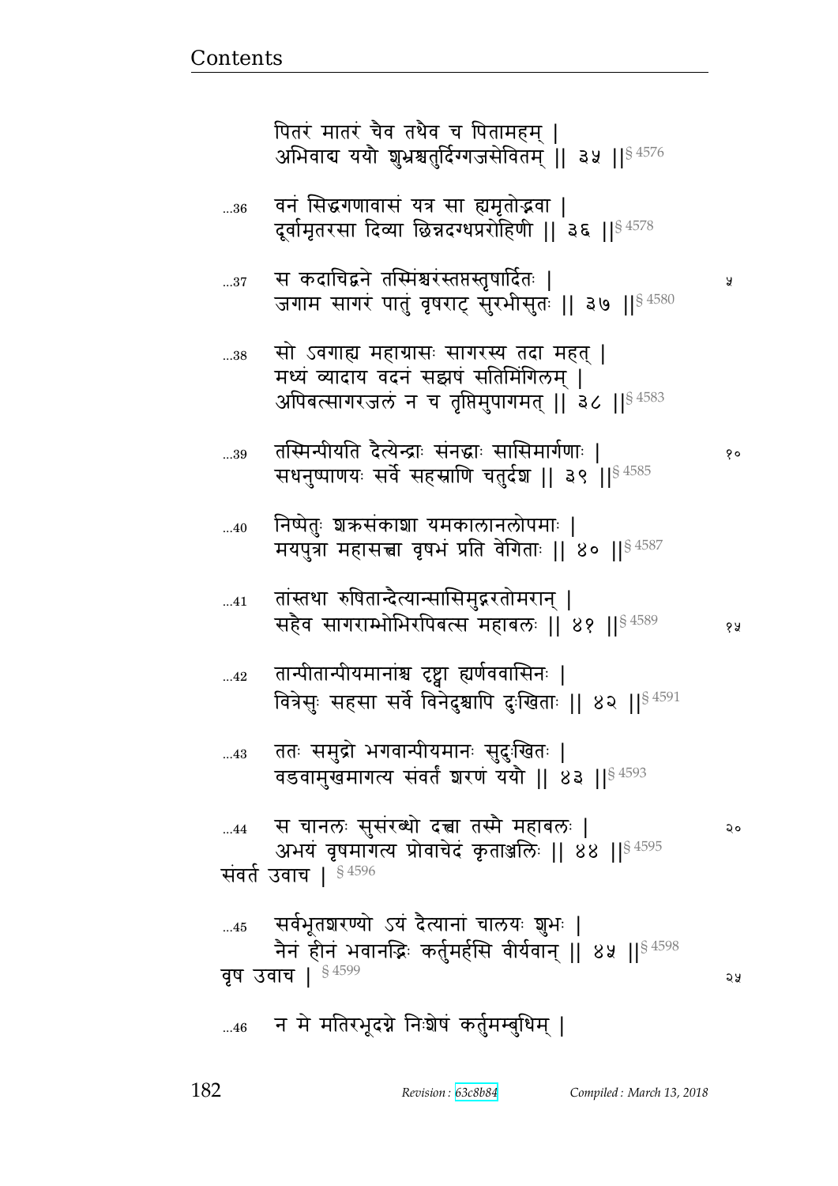पितरं मातरं चैव तथैव च पितामहम् |
अभिवाद्य ययौ शुभ्रश्चतुर्दिग्गजसेवितम् || ३५ ||§ 4576

...36 वनं सिद्धगणावासं यत्र सा ह्यमृतोद्भवा |
दूर्वामृतरसा दिव्या छिन्नदग्धप्ररोहिणी || ३६ ||§ 4578

...37 स कदाचिद्वने तस्मिंश्चरंस्तप्तस्तृषार्दितः | ५
जगाम सागरं पातुं वृषराट् सुरभीसुतः || ३७ ||§ 4580

...38 सो ऽवगाह्य महाग्रासः सागरस्य तदा महत् |
मध्यं व्यादाय वदनं सझषं सतिमिंगिलम् |
अपिबत्सागरजलं न च तृप्तिमुपागमत् || ३८ ||§ 4583

...39 तस्मिन्पीयति दैत्येन्द्राः संनद्धाः सासिमार्गणाः | १०
सधनुष्पाणयः सर्वे सहस्राणि चतुर्दश || ३९ ||§ 4585

...40 निष्पेतुः शक्रसंकाशा यमकालानलोपमाः |
मयपुत्रा महासत्त्वा वृषभं प्रति वेगिताः || ४० ||§ 4587

...41 तांस्तथा रुषितान्दैत्यान्सासिमुद्गरतोमरान् |
सहैव सागराम्भोभिरपिबत्स महाबलः || ४१ ||§ 4589 १५

...42 तान्पीतान्पीयमानांश्च दृष्ट्वा ह्यर्णववासिनः |
वित्रेसुः सहसा सर्वे विनेदुश्चापि दुःखिताः || ४२ ||§ 4591

...43 ततः समुद्रो भगवान्पीयमानः सुदुःखितः |
वडवामुखमागत्य संवर्तं शरणं ययौ || ४३ ||§ 4593

...44 स चानलः सुसंरब्धो दत्त्वा तस्मै महाबलः | २०
अभयं वृषमागत्य प्रोवाचेदं कृताञ्जलिः || ४४ ||§ 4595

संवर्त उवाच | § 4596

...45 सर्वभूतशरण्यो ऽयं दैत्यानां चालयः शुभः |
नैनं हीनं भवानद्भिः कर्तुमर्हसि वीर्यवान् || ४५ ||§ 4598

वृष उवाच | § 4599 २५

...46 न मे मतिरभूदग्रे निःशेषं कर्तुमम्बुधिम् |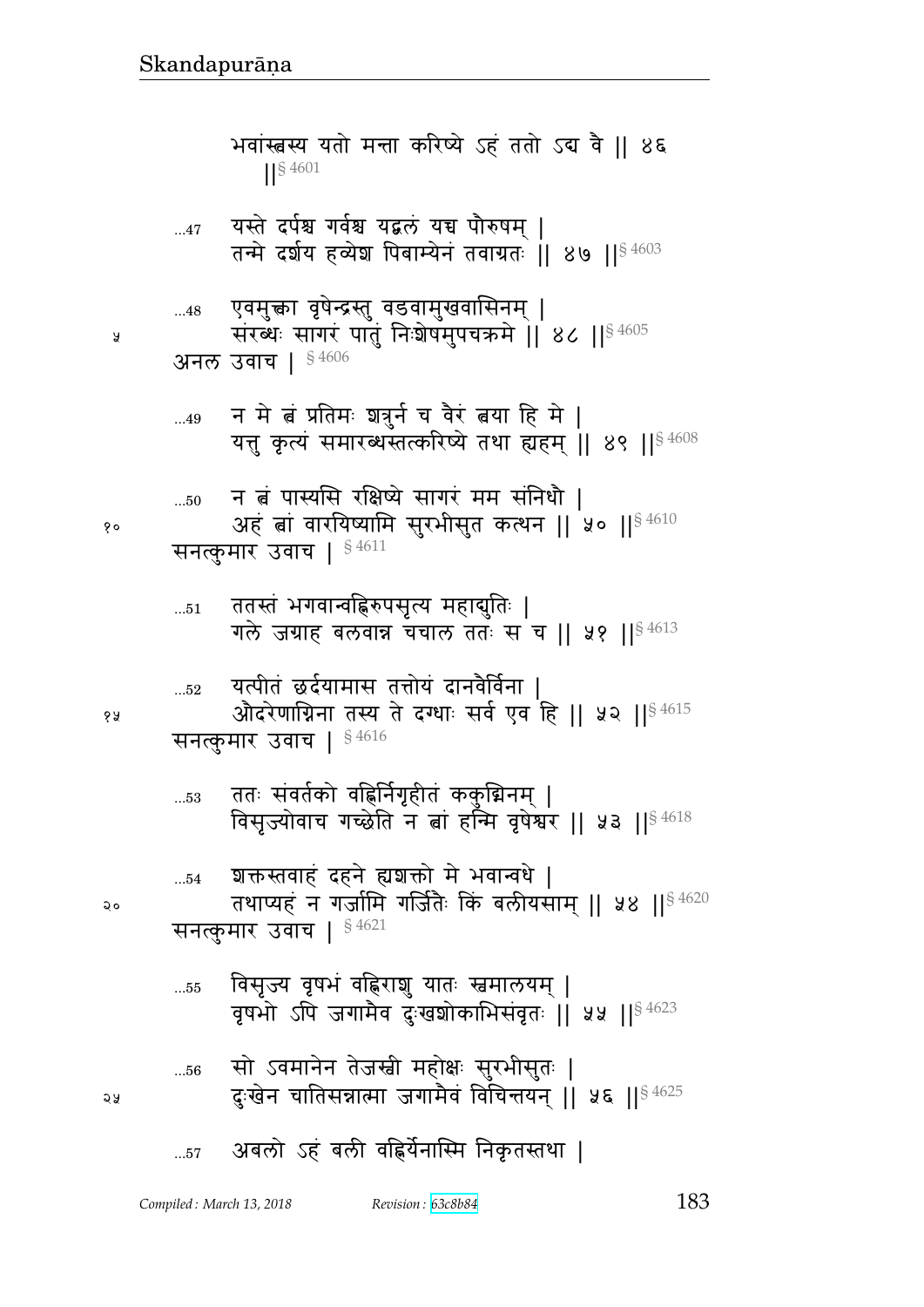भवांस्त्वस्य यतो मन्ता करिष्ये ऽहं ततो ऽद्य वै || ४६ ||§ 4601

...47 यस्ते दर्पश्च गर्वश्च यद्बलं यच्च पौरुषम् |
तन्मे दर्शय हव्येश पिबाम्येनं तवाग्रतः || ४७ ||§ 4603

...48 एवमुक्त्वा वृषेन्द्रस्तु वडवामुखवासिनम् |
संरब्धः सागरं पातुं निःशेषमुपचक्रमे || ४८ ||§ 4605

अनल उवाच | § 4606

...49 न मे त्वं प्रतिमः शत्रुर्न च वैरं त्वया हि मे |
यत्तु कृत्यं समारब्धस्तत्करिष्ये तथा ह्यहम् || ४९ ||§ 4608

...50 न त्वं पास्यसि रक्षिष्ये सागरं मम संनिधौ |
अहं त्वां वारयिष्यामि सुरभीसुत कत्थन || ५० ||§ 4610

सनत्कुमार उवाच | § 4611

...51 ततस्तं भगवान्वह्निरुपसृत्य महाद्युतिः |
गले जग्राह बलवान्न चचाल ततः स च || ५१ ||§ 4613

...52 यत्पीतं छर्दयामास तत्तोयं दानवैर्विना |
औदरेणाग्निना तस्य ते दग्धाः सर्व एव हि || ५२ ||§ 4615

सनत्कुमार उवाच | § 4616

...53 ततः संवर्तको वह्निर्निगृहीतं ककुद्मिनम् |
विसृज्योवाच गच्छेति न त्वां हन्मि वृषेश्वर || ५३ ||§ 4618

...54 शक्तस्तवाहं दहने ह्यशक्तो मे भवान्वधे |
तथाप्यहं न गर्जामि गर्जितैः किं बलीयसाम् || ५४ ||§ 4620

सनत्कुमार उवाच | § 4621

...55 विसृज्य वृषभं वह्निराशु यातः स्वमालयम् |
वृषभो ऽपि जगामैव दुःखशोकाभिसंवृतः || ५५ ||§ 4623

...56 सो ऽवमानेन तेजस्वी महोक्षः सुरभीसुतः |
दुःखेन चातिसन्नात्मा जगामैवं विचिन्तयन् || ५६ ||§ 4625

...57 अबलो ऽहं बली वह्निर्येनास्मि निकृतस्तथा |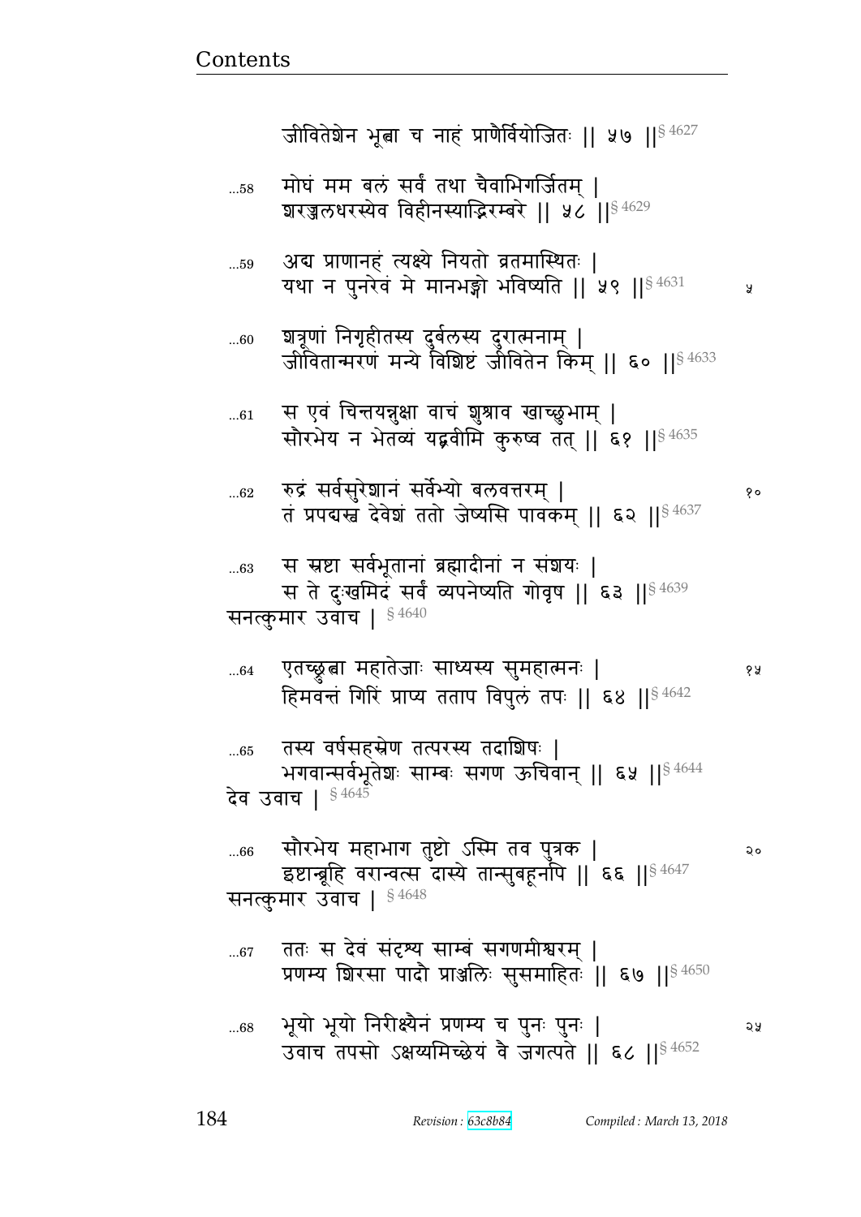जीवितेशेन भूत्वा च नाहं प्राणैर्वियोजितः || ५७ ||§ 4627

...58 मोघं मम बलं सर्वं तथा चैवाभिगर्जितम् |
शरज्जलधरस्येव विहीनस्याद्रिरम्बरे || ५८ ||§ 4629

...59 अद्य प्राणानहं त्यक्ष्ये नियतो व्रतमास्थितः |
यथा न पुनरेवं मे मानभङ्गो भविष्यति || ५९ ||§ 4631 ५

...60 शत्रूणां निगृहीतस्य दुर्बलस्य दुरात्मनाम् |
जीवितान्मरणं मन्ये विशिष्टं जीवितेन किम् || ६० ||§ 4633

...61 स एवं चिन्तयन्नुक्षा वाचं शुश्राव खाच्छुभाम् |
सौरभेय न भेतव्यं यद्ब्रवीमि कुरुष्व तत् || ६१ ||§ 4635

...62 रुद्रं सर्वसुरेशानं सर्वेभ्यो बलवत्तरम् | १०
तं प्रपद्यस्व देवेशं ततो जेष्यसि पावकम् || ६२ ||§ 4637

...63 स स्रष्टा सर्वभूतानां ब्रह्मादीनां न संशयः |
स ते दुःखमिदं सर्वं व्यपनेष्यति गोवृष || ६३ ||§ 4639
सनत्कुमार उवाच | § 4640

...64 एतच्छ्रुत्वा महातेजाः साध्यस्य सुमहात्मनः | १५
हिमवन्तं गिरिं प्राप्य तताप विपुलं तपः || ६४ ||§ 4642

...65 तस्य वर्षसहस्रेण तत्परस्य तदाशिषः |
भगवान्सर्वभूतेशः साम्बः सगण ऊचिवान् || ६५ ||§ 4644
देव उवाच | § 4645

...66 सौरभेय महाभाग तुष्टो ऽस्मि तव पुत्रक | २०
इष्टान्ब्रूहि वरान्वत्स दास्ये तान्सुबहूनपि || ६६ ||§ 4647
सनत्कुमार उवाच | § 4648

...67 ततः स देवं संदृश्य साम्बं सगणमीश्वरम् |
प्रणम्य शिरसा पादौ प्राञ्जलिः सुसमाहितः || ६७ ||§ 4650

...68 भूयो भूयो निरीक्ष्यैनं प्रणम्य च पुनः पुनः | २५
उवाच तपसो ऽक्षय्यमिच्छेयं वै जगत्पते || ६८ ||§ 4652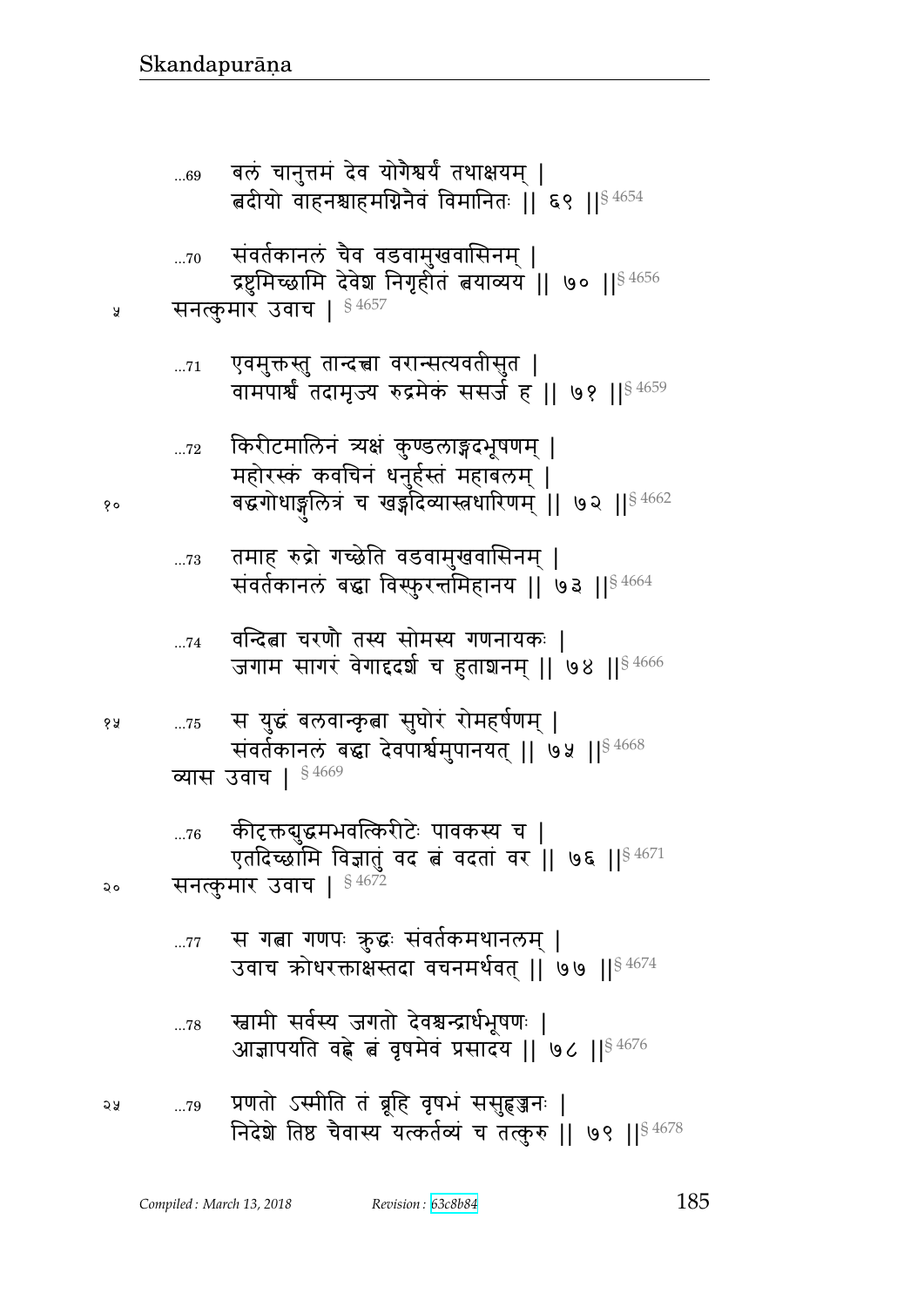...69 बलं चानुत्तमं देव योगैश्वर्यं तथाक्षयम् |
त्वदीयो वाहनश्चाहमग्निनैवं विमानितः || ६९ ||§ 4654

...70 संवर्तकानलं चैव वडवामुखवासिनम् |
द्रष्टुमिच्छामि देवेश निगृहीतं त्वयाव्यय || ७० ||§ 4656

५ सनत्कुमार उवाच | § 4657

...71 एवमुक्तस्तु तान्दत्वा वरान्सत्यवतीसुत |
वामपार्श्वं तदामृज्य रुद्रमेकं ससर्ज ह || ७१ ||§ 4659

...72 किरीटमालिनं त्र्यक्षं कुण्डलाङ्गदभूषणम् |
महोरस्कं कवचिनं धनुर्हस्तं महाबलम् |
१० बद्धगोधाङ्गुलित्रं च खड्गदिव्यास्त्रधारिणम् || ७२ ||§ 4662

...73 तमाह रुद्रो गच्छेति वडवामुखवासिनम् |
संवर्तकानलं बद्धा विस्फुरन्तमिहानय || ७३ ||§ 4664

...74 वन्दित्वा चरणौ तस्य सोमस्य गणनायकः |
जगाम सागरं वेगाद्ददर्श च हुताशनम् || ७४ ||§ 4666

१५ ...75 स युद्धं बलवान्कृत्वा सुघोरं रोमहर्षणम् |
संवर्तकानलं बद्धा देवपार्श्वमुपानयत् || ७५ ||§ 4668

व्यास उवाच | § 4669

...76 कीदृक्तद्युद्धमभवत्किरीटेः पावकस्य च |
एतदिच्छामि विज्ञातुं वद त्वं वदतां वर || ७६ ||§ 4671

२० सनत्कुमार उवाच | § 4672

...77 स गत्वा गणपः क्रुद्धः संवर्तकमथानलम् |
उवाच क्रोधरक्ताक्षस्तदा वचनमर्थवत् || ७७ ||§ 4674

...78 स्वामी सर्वस्य जगतो देवश्चन्द्रार्धभूषणः |
आज्ञापयति वह्ने त्वं वृषमेवं प्रसादय || ७८ ||§ 4676

२५ ...79 प्रणतो ऽस्मीति तं ब्रूहि वृषभं ससुहृज्जनः |
निदेशे तिष्ठ चैवास्य यत्कर्तव्यं च तत्कुरु || ७९ ||§ 4678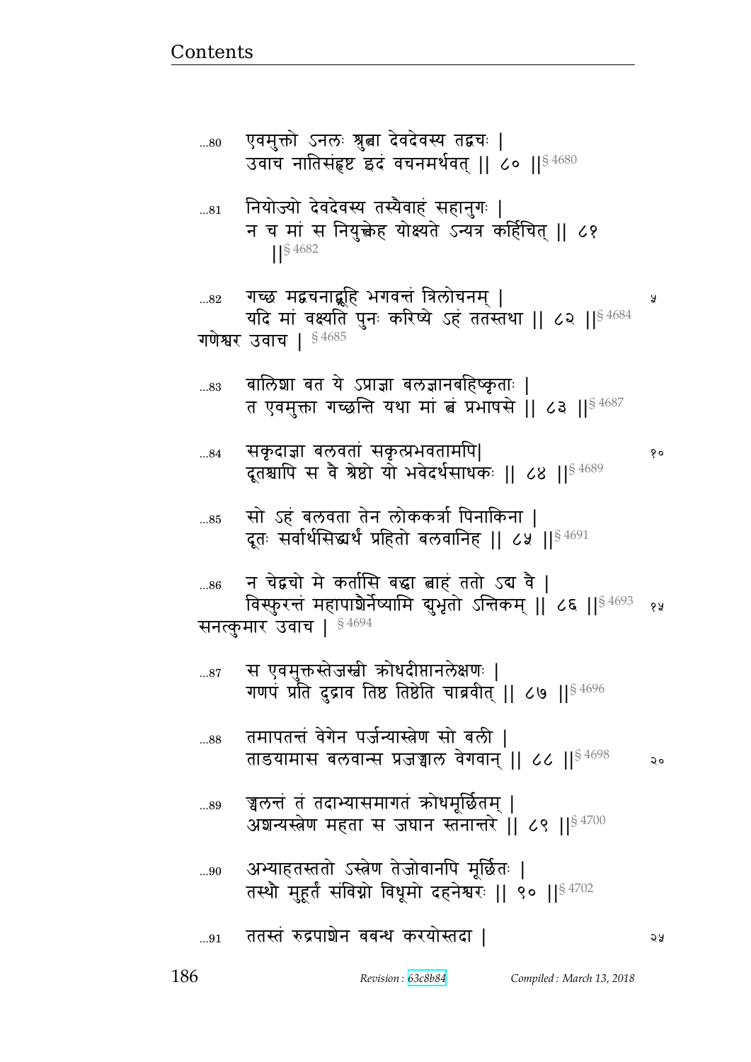...80 एवमुक्तो ऽनलः श्रुत्वा देवदेवस्य तद्वचः |
उवाच नातिसंहृष्ट इदं वचनमर्थवत् || ८० ||§ 4680

...81 नियोज्यो देवदेवस्य तस्यैवाहं सहानुगः |
न च मां स नियुङ्क्तेह योक्ष्यते ऽन्यत्र कर्हिचित् || ८१ ||§ 4682

...82 गच्छ मद्वचनाद्ब्रूहि भगवन्तं त्रिलोचनम् |
यदि मां वक्ष्यति पुनः करिष्ये ऽहं ततस्तथा || ८२ ||§ 4684

गणेश्वर उवाच | § 4685

...83 बालिशा बत ये ऽप्राज्ञा बलज्ञानबहिष्कृताः |
त एवमुक्ता गच्छन्ति यथा मां त्वं प्रभाषसे || ८३ ||§ 4687

...84 सकृदाज्ञा बलवतां सकृत्प्रभवतामपि|
दूतश्चापि स वै श्रेष्ठो यो भवेदर्थसाधकः || ८४ ||§ 4689

...85 सो ऽहं बलवता तेन लोककर्त्रा पिनाकिना |
दूतः सर्वार्थसिद्ध्यर्थं प्रहितो बलवानिह || ८५ ||§ 4691

...86 न चेद्वचो मे कर्तासि बद्ध्वा त्वाहं ततो ऽद्य वै |
विस्फुरन्तं महापाशैर्नेष्यामि द्युभृतो ऽन्तिकम् || ८६ ||§ 4693

सनत्कुमार उवाच | § 4694

...87 स एवमुक्तस्तेजस्वी क्रोधदीप्तानलेक्षणः |
गणपं प्रति दुद्राव तिष्ठ तिष्ठेति चाब्रवीत् || ८७ ||§ 4696

...88 तमापतन्तं वेगेन पर्जन्यास्त्रेण सो बली |
ताडयामास बलवान्स प्रजज्वाल वेगवान् || ८८ ||§ 4698

...89 ज्वलन्तं तं तदाभ्यासमागतं क्रोधमूर्छितम् |
अशन्यस्त्रेण महता स जघान स्तनान्तरे || ८९ ||§ 4700

...90 अभ्याहतस्ततो ऽस्त्रेण तेजोवानपि मूर्छितः |
तस्थौ मुहूर्तं संविग्नो विधूमो दहनेश्वरः || ९० ||§ 4702

...91 ततस्तं रुद्रपाशेन बबन्ध करयोस्तदा |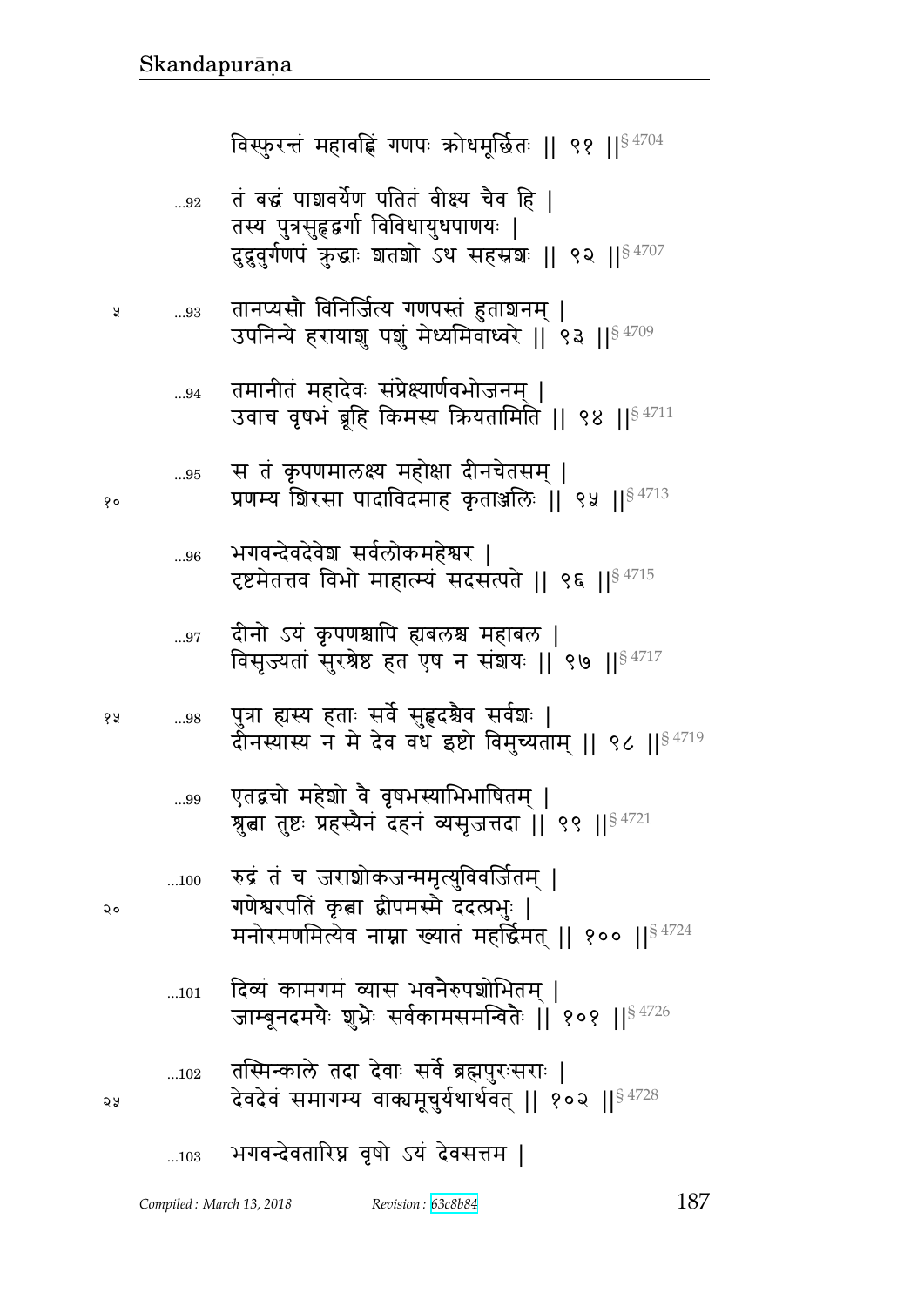विस्फुरन्तं महावह्निं गणपः क्रोधमूर्छितः ॥ ९१ ॥[§ 4704]

...92 तं बद्धं पाशवर्येण पतितं वीक्ष्य चैव हि ।
तस्य पुत्रसुहृद्वर्गा विविधायुधपाणयः ।
दुद्रुवुर्गणपं क्रुद्धाः शतशो ऽथ सहस्रशः ॥ ९२ ॥[§ 4707]

५ ...93 तानप्यसौ विनिर्जित्य गणपस्तं हुताशनम् ।
उपनिन्ये हरायाशु पशुं मेध्यमिवाध्वरे ॥ ९३ ॥[§ 4709]

...94 तमानीतं महादेवः संप्रेक्ष्यार्णवभोजनम् ।
उवाच वृषभं ब्रूहि किमस्य क्रियतामिति ॥ ९४ ॥[§ 4711]

...95 स तं कृपणमालक्ष्य महोक्षा दीनचेतसम् ।
१० प्रणम्य शिरसा पादाविदमाह कृताञ्जलिः ॥ ९५ ॥[§ 4713]

...96 भगवन्देवदेवेश सर्वलोकमहेश्वर ।
दृष्टमेतत्तव विभो माहात्म्यं सदसत्पते ॥ ९६ ॥[§ 4715]

...97 दीनो ऽयं कृपणश्चापि ह्यबलश्च महाबल ।
विसृज्यतां सुरश्रेष्ठ हत एष न संशयः ॥ ९७ ॥[§ 4717]

१५ ...98 पुत्रा ह्यस्य हताः सर्वे सुहृदश्चैव सर्वशः ।
दीनस्यास्य न मे देव वध इष्टो विमुच्यताम् ॥ ९८ ॥[§ 4719]

...99 एतद्वचो महेशो वै वृषभस्याभिभाषितम् ।
श्रुत्वा तुष्टः प्रहस्यैनं दहनं व्यसृजत्तदा ॥ ९९ ॥[§ 4721]

...100 रुद्रं तं च जराशोकजन्ममृत्युविवर्जितम् ।
२० गणेश्वरपतिं कृत्वा द्वीपमस्मै ददत्प्रभुः ।
मनोरमणमित्येव नाम्ना ख्यातं महर्द्धिमत् ॥ १०० ॥[§ 4724]

...101 दिव्यं कामगमं व्यास भवनैरुपशोभितम् ।
जाम्बूनदमयैः शुभ्रैः सर्वकामसमन्वितैः ॥ १०१ ॥[§ 4726]

...102 तस्मिन्काले तदा देवाः सर्वे ब्रह्मपुरःसराः ।
२५ देवदेवं समागम्य वाक्यमूचुर्यथार्थवत् ॥ १०२ ॥[§ 4728]

...103 भगवन्देवतारिघ्न वृषो ऽयं देवसत्तम ।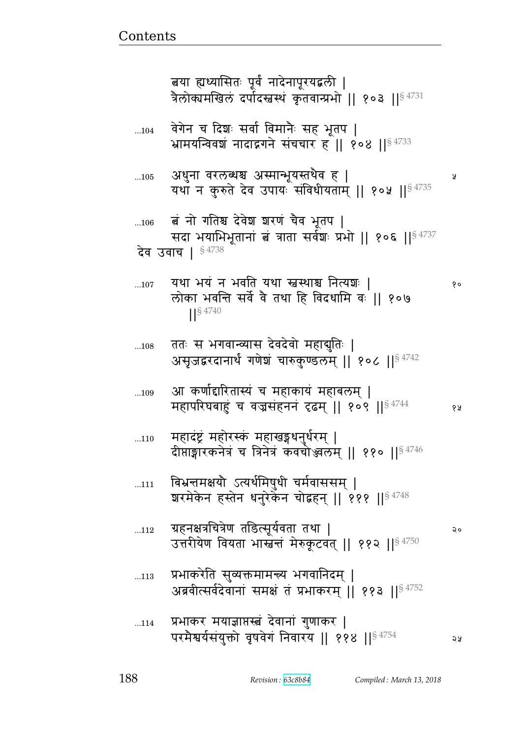त्वया ह्यध्यासितः पूर्वं नादेनापूरयद्बली |
त्रैलोक्यमखिलं दर्पादस्वस्थं कृतवान्प्रभो || १०३ ||§ 4731

...104 वेगेन च दिशः सर्वा विमानैः सह भूतप |
भ्रामयन्विवशं नादाद्गगने संचचार ह || १०४ ||§ 4733

...105 अधुना वरलब्धश्च अस्मान्भूयस्तथैव ह |
यथा न कुरुते देव उपायः संविधीयताम् || १०५ ||§ 4735

...106 त्वं नो गतिश्च देवेश शरणं चैव भूतप |
सदा भयाभिभूतानां त्वं त्राता सर्वशः प्रभो || १०६ ||§ 4737

देव उवाच | § 4738

...107 यथा भयं न भवति यथा स्वस्थाश्च नित्यशः |
लोका भवन्ति सर्वे वै तथा हि विदधामि वः || १०७ ||§ 4740

...108 ततः स भगवान्व्यास देवदेवो महाद्युतिः |
असृजद्वरदानार्थं गणेशं चारुकुण्डलम् || १०८ ||§ 4742

...109 आ कर्णाद्दारितास्यं च महाकायं महाबलम् |
महापरिघबाहुं च वज्रसंहननं दृढम् || १०९ ||§ 4744

...110 महादंष्ट्रं महोरस्कं महाखड्गधनुर्धरम् |
दीप्ताङ्गारकनेत्रं च त्रिनेत्रं कवचोज्ज्वलम् || ११० ||§ 4746

...111 बिभ्रन्तमक्षयौ ऽत्यर्थमिषुधी चर्मवाससम् |
शरमेकेन हस्तेन धनुरेकेन चोद्वहन् || १११ ||§ 4748

...112 ग्रहनक्षत्रचित्रेण तडित्सूर्यवता तथा |
उत्तरीयेण वियता भास्वन्तं मेरुकूटवत् || ११२ ||§ 4750

...113 प्रभाकरेति सुव्यक्तमामन्त्र्य भगवानिदम् |
अब्रवीत्सर्वदेवानां समक्षं तं प्रभाकरम् || ११३ ||§ 4752

...114 प्रभाकर मयाज्ञप्तस्त्वं देवानां गुणाकर |
परमैश्वर्यसंयुक्तो वृषवेगं निवारय || ११४ ||§ 4754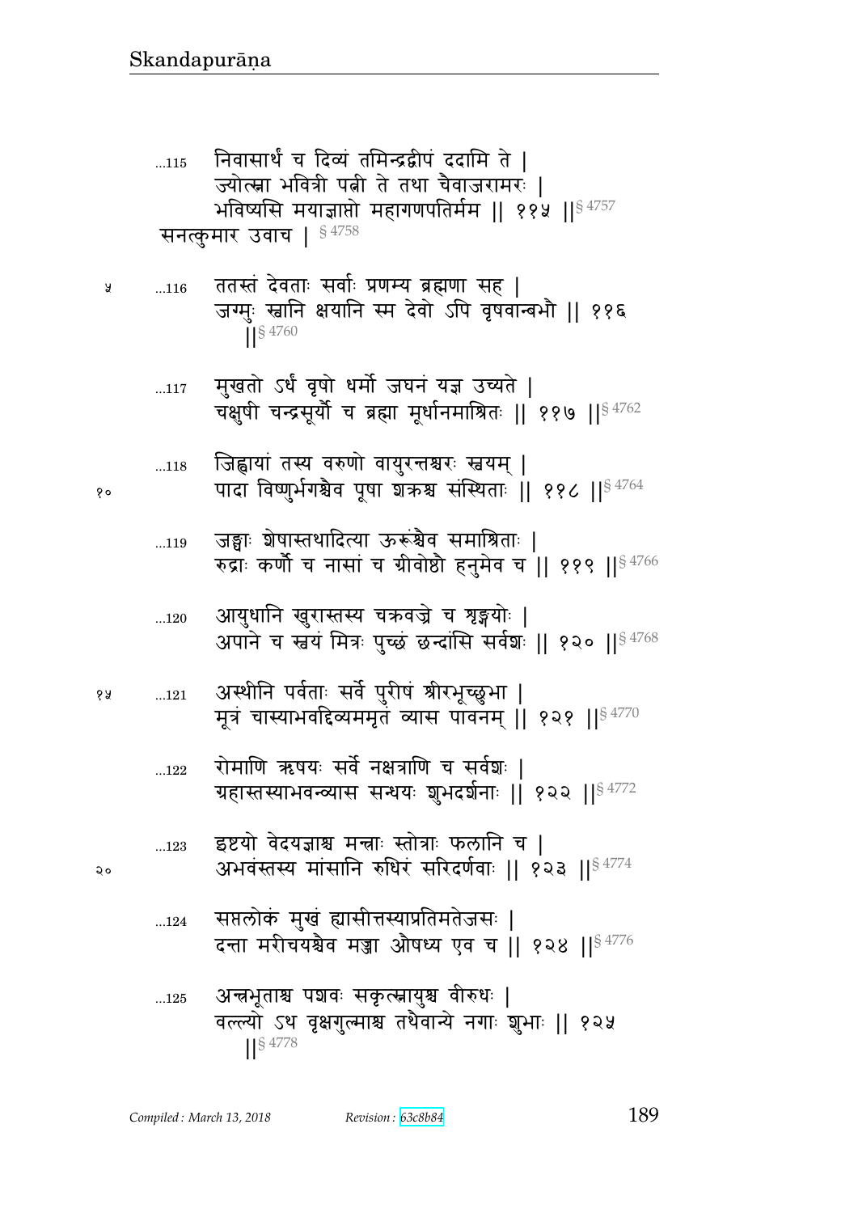...115 निवासार्थं च दिव्यं तमिन्द्रद्वीपं ददामि ते |
ज्योत्स्ना भवित्री पत्नी ते तथा चैवाजरामरः |
भविष्यसि मयाज्ञाप्तो महागणपतिर्मम || ११५ ||§ 4757

सनत्कुमार उवाच | § 4758

...116 ततस्तं देवताः सर्वाः प्रणम्य ब्रह्मणा सह |
जग्मुः स्थानि क्षयानि स्म देवो ऽपि वृषवान्बभौ || ११६ ||§ 4760

...117 मुखतो ऽर्धं वृषो धर्मो जघनं यज्ञ उच्यते |
चक्षुषी चन्द्रसूर्यौ च ब्रह्मा मूर्धानमाश्रितः || ११७ ||§ 4762

...118 जिह्वायां तस्य वरुणो वायुरन्तश्चरः स्वयम् |
पादा विष्णुर्भगश्चैव पूषा शक्रश्च संस्थिताः || ११८ ||§ 4764

...119 जङ्घाः शेषास्तथादित्या ऊरूंश्चैव समाश्रिताः |
रुद्राः कर्णौ च नासां च ग्रीवोष्ठौ हनुमेव च || ११९ ||§ 4766

...120 आयुधानि खुरास्तस्य चक्रवज्रे च शृङ्गयोः |
अपाने च स्वयं मित्रः पुच्छं छन्दांसि सर्वशः || १२० ||§ 4768

...121 अस्थीनि पर्वताः सर्वे पुरीषं श्रीरभूच्छुभा |
मूत्रं चास्याभवद्दिव्यममृतं व्यास पावनम् || १२१ ||§ 4770

...122 रोमाणि ऋषयः सर्वे नक्षत्राणि च सर्वशः |
ग्रहास्तस्याभवन्व्यास सन्धयः शुभदर्शनाः || १२२ ||§ 4772

...123 इष्टयो वेदयज्ञाश्च मन्त्राः स्तोत्राः फलानि च |
अभवंस्तस्य मांसानि रुधिरं सरिदर्णवाः || १२३ ||§ 4774

...124 सप्तलोकं मुखं ह्यासीत्तस्याप्रतिमतेजसः |
दन्ता मरीचयश्चैव मज्जा ओषध्य एव च || १२४ ||§ 4776

...125 अन्तभूताश्च पशवः सकृत्स्नायुश्च वीरुधः |
वल्ल्यो ऽथ वृक्षगुल्माश्च तथैवान्ये नगाः शुभाः || १२५ ||§ 4778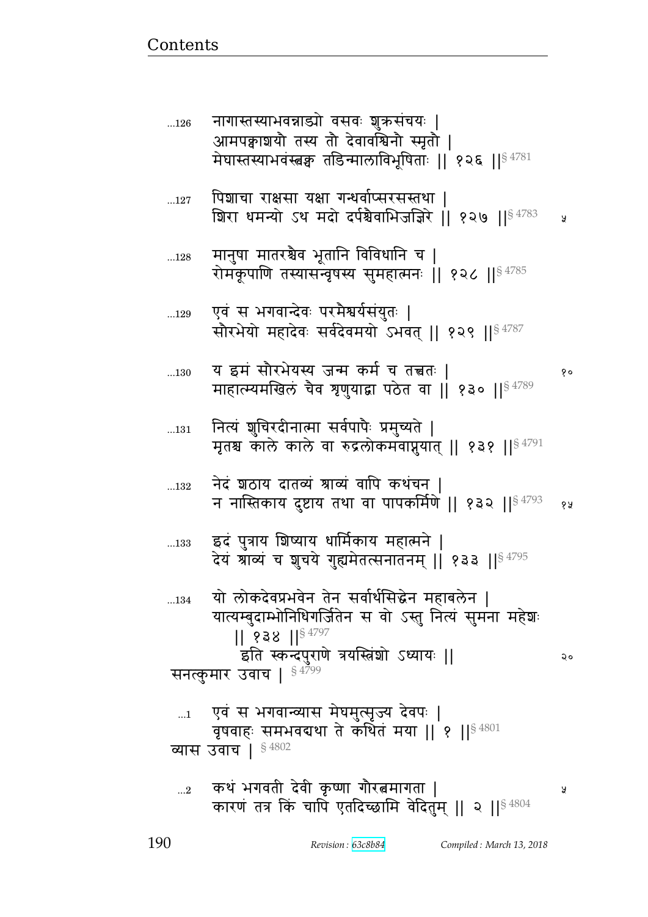...126 नागास्तस्याभवन्नाड्यो वसवः शुक्रसंचयः |
आमपक्वाशयौ तस्य तौ देवावश्विनौ स्मृतौ |
मेघास्तस्याभवंस्त्वक्च तडिन्मालाविभूषिताः || १२६ ||§ 4781

...127 पिशाचा राक्षसा यक्षा गन्धर्वाप्सरसस्तथा |
शिरा धमन्यो ऽथ मदो दर्पश्चैवाभिजज्ञिरे || १२७ ||§ 4783

...128 मानुषा मातरश्चैव भूतानि विविधानि च |
रोमकूपाणि तस्यासन्वृषस्य सुमहात्मनः || १२८ ||§ 4785

...129 एवं स भगवान्देवः परमैश्वर्यसंयुतः |
सौरभेयो महादेवः सर्वदेवमयो ऽभवत् || १२९ ||§ 4787

...130 य इमं सौरभेयस्य जन्म कर्म च तत्त्वतः |
माहात्म्यमखिलं चैव शृणुयाद्वा पठेत वा || १३० ||§ 4789

...131 नित्यं शुचिरदीनात्मा सर्वपापैः प्रमुच्यते |
मृतश्च काले काले वा रुद्रलोकमवाप्नुयात् || १३१ ||§ 4791

...132 नेदं शठाय दातव्यं श्राव्यं वापि कथंचन |
न नास्तिकाय दुष्टाय तथा वा पापकर्मिणे || १३२ ||§ 4793

...133 इदं पुत्राय शिष्याय धार्मिकाय महात्मने |
देयं श्राव्यं च शुचये गुह्यमेतत्सनातनम् || १३३ ||§ 4795

...134 यो लोकदेवप्रभवेन तेन सर्वार्थसिद्धेन महाबलेन |
यात्यम्बुदाम्भोनिधिगर्जितेन स वो ऽस्तु नित्यं सुमना महेशः
|| १३४ ||§ 4797

इति स्कन्दपुराणे त्रयस्त्रिंशो ऽध्यायः ||

सनत्कुमार उवाच | § 4799

...1 एवं स भगवान्व्यास मेघमुत्सृज्य देवपः |
वृषवाहः समभवद्यथा ते कथितं मया || १ ||§ 4801

व्यास उवाच | § 4802

...2 कथं भगवती देवी कृष्णा गौरत्वमागता |
कारणं तत्र किं चापि एतदिच्छामि वेदितुम् || २ ||§ 4804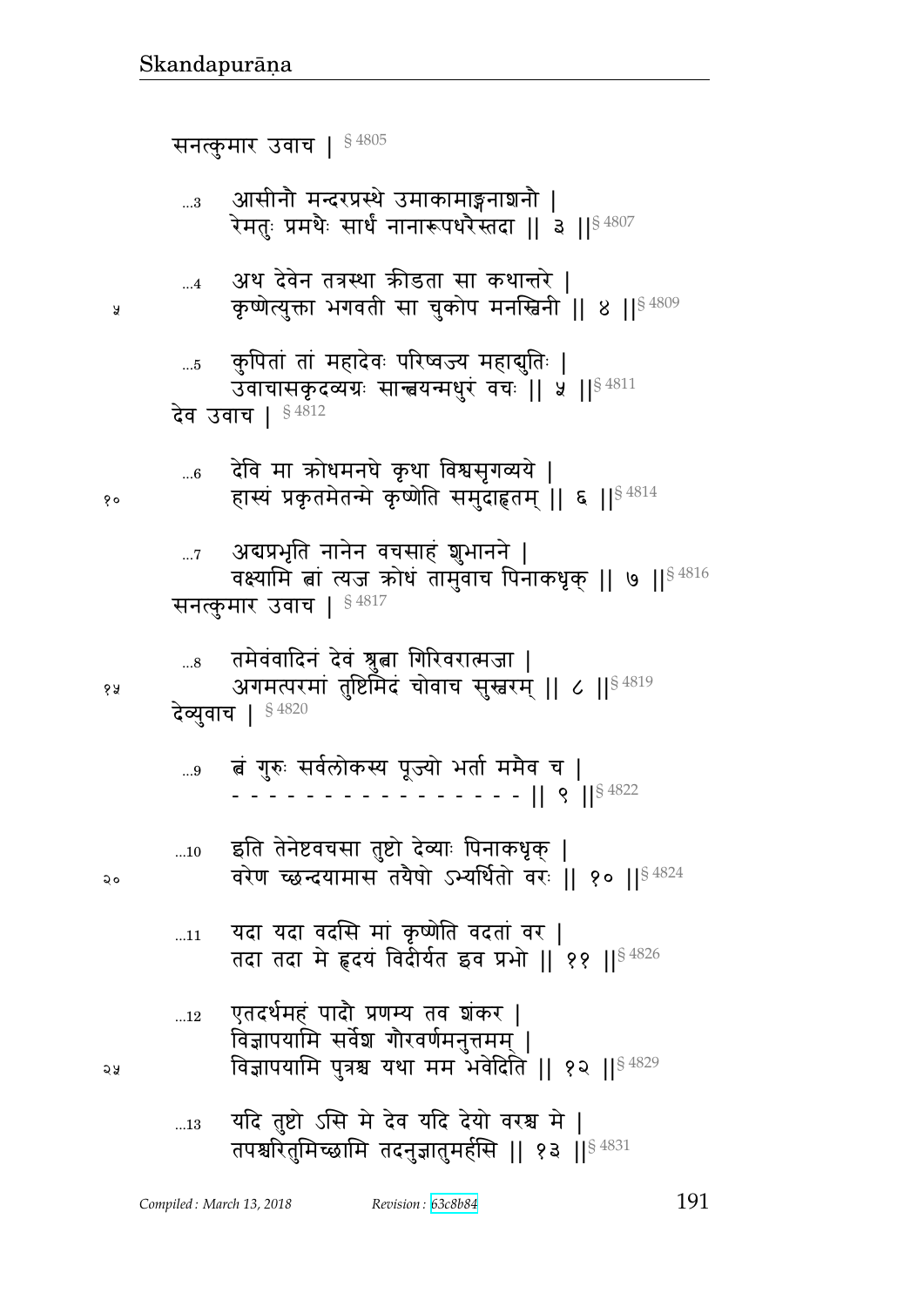सनत्कुमार उवाच | § 4805

...3 आसीनौ मन्दरप्रस्थे उमाकामाङ्गनाशनौ |
रेमतुः प्रमथैः सार्धं नानारूपधरैस्तदा || ३ ||§ 4807

...4 अथ देवेन तत्रस्था क्रीडता सा कथान्तरे |
कृष्णेत्युक्ता भगवती सा चुकोप मनस्विनी || ४ ||§ 4809

...5 कुपितां तां महादेवः परिष्वज्य महाद्युतिः |
उवाचासकृदव्यग्रः सान्त्वयन्मधुरं वचः || ५ ||§ 4811

देव उवाच | § 4812

...6 देवि मा क्रोधमनघे कृथा विश्वसृगव्यये |
हास्यं प्रकृतमेतन्मे कृष्णेति समुदाहृतम् || ६ ||§ 4814

...7 अद्यप्रभृति नानेन वचसाहं शुभानने |
वक्ष्यामि त्वां त्यज क्रोधं तामुवाच पिनाकधृक् || ७ ||§ 4816

सनत्कुमार उवाच | § 4817

...8 तमेवंवादिनं देवं श्रुत्वा गिरिवरात्मजा |
अगमत्परमां तुष्टिमिदं चोवाच सुस्वरम् || ८ ||§ 4819

देव्युवाच | § 4820

...9 त्वं गुरुः सर्वलोकस्य पूज्यो भर्ता ममैव च |
- - - - - - - - - - - - - - - - || ९ ||§ 4822

...10 इति तेनेष्टवचसा तुष्टो देव्याः पिनाकधृक् |
वरेण च्छन्दयामास तयैषो ऽभ्यर्थितो वरः || १० ||§ 4824

...11 यदा यदा वदसि मां कृष्णेति वदतां वर |
तदा तदा मे हृदयं विदीर्यत इव प्रभो || ११ ||§ 4826

...12 एतदर्थमहं पादौ प्रणम्य तव शंकर |
विज्ञापयामि सर्वेश गौरवर्णमनुत्तमम् |
विज्ञापयामि पुत्रश्च यथा मम भवेदिति || १२ ||§ 4829

...13 यदि तुष्टो ऽसि मे देव यदि देयो वरश्च मे |
तपश्चरितुमिच्छामि तदनुज्ञातुमर्हसि || १३ ||§ 4831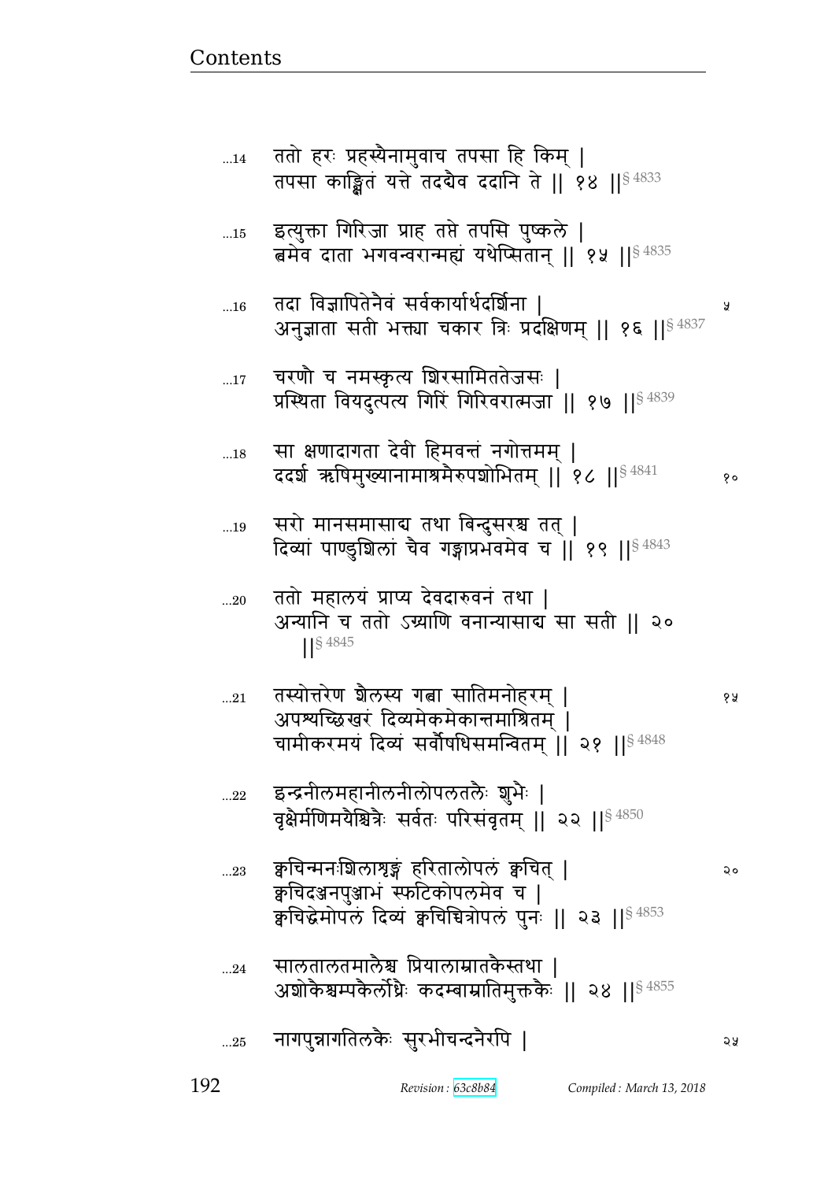...14 ततो हरः प्रहस्यैनामुवाच तपसा हि किम् |
तपसा काङ्क्षितं यत्ते तदद्यैव ददानि ते || १४ ||§ 4833

...15 इत्युक्ता गिरिजा प्राह तप्ते तपसि पुष्कले |
त्वमेव दाता भगवन्वरान्मह्यं यथेप्सितान् || १५ ||§ 4835

...16 तदा विज्ञापितेनैवं सर्वकार्यार्थदर्शिना |
अनुज्ञाता सती भक्त्या चकार त्रिः प्रदक्षिणम् || १६ ||§ 4837

...17 चरणौ च नमस्कृत्य शिरसामिततेजसः |
प्रस्थिता वियदुत्पत्य गिरिं गिरिवरात्मजा || १७ ||§ 4839

...18 सा क्षणादागता देवी हिमवन्तं नगोत्तमम् |
ददर्श ऋषिमुख्यानामाश्रमैरुपशोभितम् || १८ ||§ 4841

...19 सरो मानसमासाद्य तथा बिन्दुसरश्च तत् |
दिव्यां पाण्डुशिलां चैव गङ्गाप्रभवमेव च || १९ ||§ 4843

...20 ततो महालयं प्राप्य देवदारुवनं तथा |
अन्यानि च ततो ऽग्र्याणि वनान्यासाद्य सा सती || २० ||§ 4845

...21 तस्योत्तरेण शैलस्य गत्वा सातिमनोहरम् |
अपश्यच्छिखरं दिव्यमेकमेकान्तमाश्रितम् |
चामीकरमयं दिव्यं सर्वौषधिसमन्वितम् || २१ ||§ 4848

...22 इन्द्रनीलमहानीलनीलोपलतलैः शुभैः |
वृक्षैर्मणिमयैश्चित्रैः सर्वतः परिसंवृतम् || २२ ||§ 4850

...23 क्वचिन्मनःशिलाशृङ्गं हरितालोपलं क्वचित् |
क्वचिदञ्जनपुञ्जाभं स्फटिकोपलमेव च |
क्वचिद्धेमोपलं दिव्यं क्वचिच्चित्रोपलं पुनः || २३ ||§ 4853

...24 सालतालतमालैश्च प्रियालाम्रातकैस्तथा |
अशोकैश्चम्पकैर्लोध्रैः कदम्बाम्रातिमुक्तकैः || २४ ||§ 4855

...25 नागपुन्नागतिलकैः सुरभीचन्दनैरपि |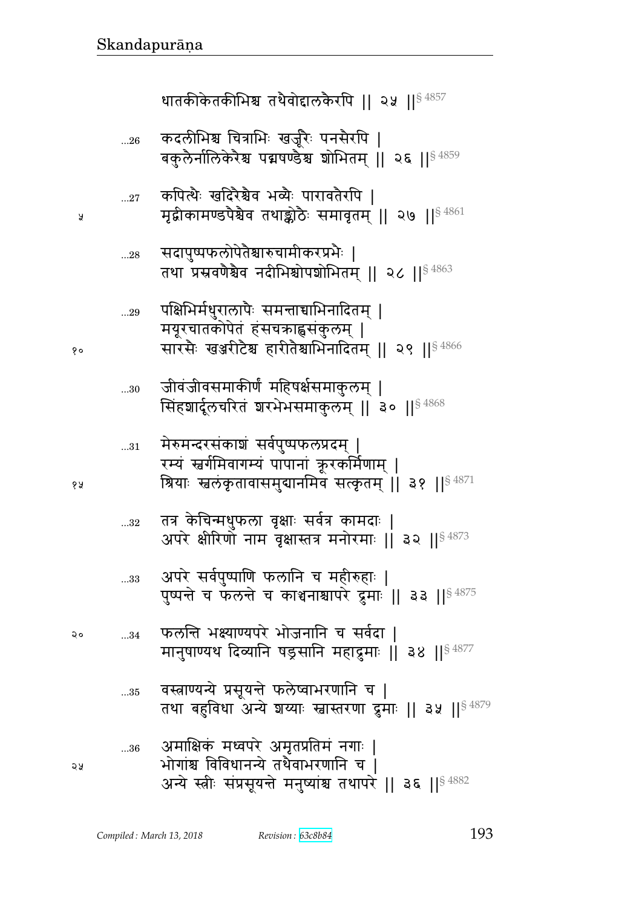धातकीकेतकीभिश्च तथैवोद्दालकैरपि ॥ २५ ॥§ 4857

...26 कदलीभिश्च चित्राभिः खर्जूरैः पनसैरपि ।
बकुलैर्नालिकेरैश्च पद्मषण्डैश्च शोभितम् ॥ २६ ॥§ 4859

...27 कपित्थैः खदिरैश्चैव भव्यैः पारावतैरपि ।
मृद्वीकामण्डपैश्चैव तथाङ्कोठैः समावृतम् ॥ २७ ॥§ 4861

...28 सदापुष्पफलोपेतैश्चारुचामीकरप्रभैः ।
तथा प्रस्रवणैश्चैव नदीभिश्चोपशोभितम् ॥ २८ ॥§ 4863

...29 पक्षिभिर्मधुरालापैः समन्ताच्चाभिनादितम् ।
मयूरचातकोपेतं हंसचक्राह्वसंकुलम् ।
सारसैः खञ्जरीटैश्च हारीतैश्चाभिनादितम् ॥ २९ ॥§ 4866

...30 जीवंजीवसमाकीर्णं महिषर्क्षसमाकुलम् ।
सिंहशार्दूलचरितं शरभेभसमाकुलम् ॥ ३० ॥§ 4868

...31 मेरुमन्दरसंकाशं सर्वपुष्पफलप्रदम् ।
रम्यं स्वर्गमिवागम्यं पापानां क्रूरकर्मिणाम् ।
श्रियाः स्वलंकृतावासमुद्यानमिव सत्कृतम् ॥ ३१ ॥§ 4871

...32 तत्र केचिन्मधुफला वृक्षाः सर्वत्र कामदाः ।
अपरे क्षीरिणो नाम वृक्षास्तत्र मनोरमाः ॥ ३२ ॥§ 4873

...33 अपरे सर्वपुष्पाणि फलानि च महीरुहाः ।
पुष्पन्ते च फलन्ते च काञ्चनाश्चापरे द्रुमाः ॥ ३३ ॥§ 4875

...34 फलन्ति भक्ष्याण्यपरे भोजनानि च सर्वदा ।
मानुषाण्यथ दिव्यानि षड्रसानि महाद्रुमाः ॥ ३४ ॥§ 4877

...35 वस्त्राण्यन्ये प्रसूयन्ते फलेष्वाभरणानि च ।
तथा बहुविधा अन्ये शय्याः स्वास्तरणा द्रुमाः ॥ ३५ ॥§ 4879

...36 अमाक्षिकं मध्वपरे अमृतप्रतिमं नगाः ।
भोगांश्च विविधानन्ये तथैवाभरणानि च ।
अन्ये स्त्रीः संप्रसूयन्ते मनुष्यांश्च तथापरे ॥ ३६ ॥§ 4882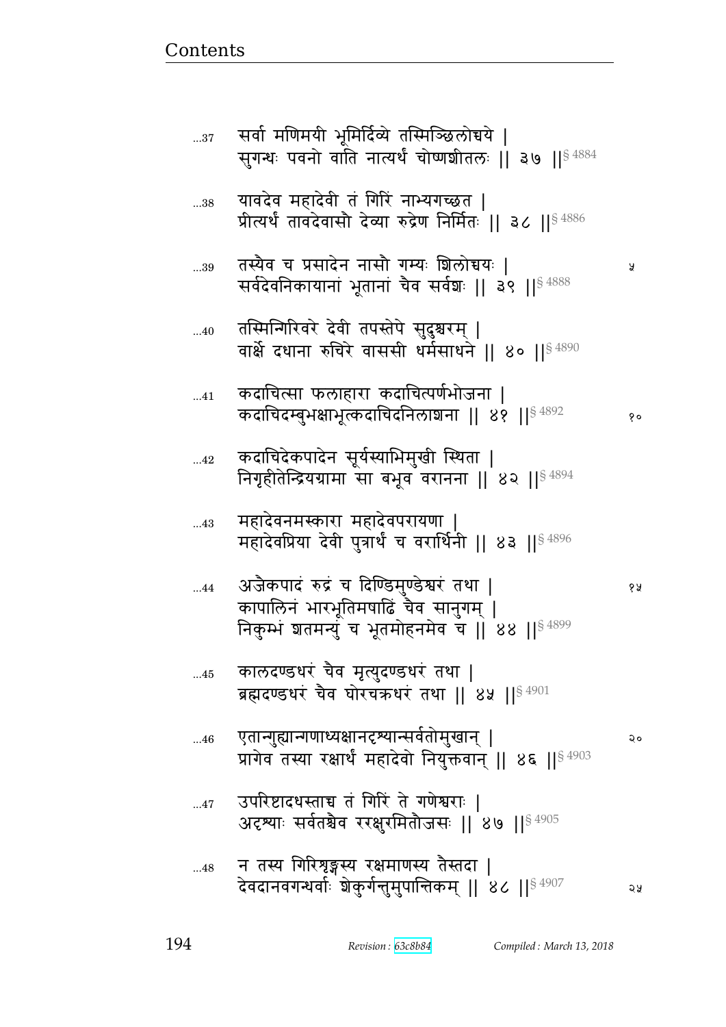...37 सर्वा मणिमयी भूमिर्दिव्ये तस्मिञ्छिलोच्चये |
सुगन्धः पवनो वाति नात्यर्थं चोष्णशीतलः || ३७ ||§ 4884

...38 यावदेव महादेवी तं गिरिं नाभ्यगच्छत |
प्रीत्यर्थं तावदेवासौ देव्या रुद्रेण निर्मितः || ३८ ||§ 4886

...39 तस्यैव च प्रसादेन नासौ गम्यः शिलोच्चयः | ५
सर्वदेवनिकायानां भूतानां चैव सर्वशः || ३९ ||§ 4888

...40 तस्मिन्गिरिवरे देवी तपस्तेपे सुदुश्चरम् |
वार्क्षे दधाना रुचिरे वाससी धर्मसाधने || ४० ||§ 4890

...41 कदाचित्सा फलाहारा कदाचित्पर्णभोजना |
कदाचिदम्बुभक्षाभूत्कदाचिदनिलाशना || ४१ ||§ 4892 १०

...42 कदाचिदेकपादेन सूर्यस्याभिमुखी स्थिता |
निगृहीतेन्द्रियग्रामा सा बभूव वरानना || ४२ ||§ 4894

...43 महादेवनमस्कारा महादेवपरायणा |
महादेवप्रिया देवी पुत्रार्थं च वरार्थिनी || ४३ ||§ 4896

...44 अजैकपादं रुद्रं च दिण्डिमुण्डेश्वरं तथा | १५
कापालिनं भारभूतिमषाढिं चैव सानुगम् |
निकुम्भं शतमन्युं च भूतमोहनमेव च || ४४ ||§ 4899

...45 कालदण्डधरं चैव मृत्युदण्डधरं तथा |
ब्रह्मदण्डधरं चैव घोरचक्रधरं तथा || ४५ ||§ 4901

...46 एतान्गुह्यान्गणाध्यक्षानदृश्यान्सर्वतोमुखान् | २०
प्रागेव तस्या रक्षार्थं महादेवो नियुक्तवान् || ४६ ||§ 4903

...47 उपरिष्टादधस्ताच्च तं गिरिं ते गणेश्वराः |
अदृश्याः सर्वतश्चैव ररक्षुरमितौजसः || ४७ ||§ 4905

...48 न तस्य गिरिशृङ्गस्य रक्षमाणस्य तैस्तदा |
देवदानवगन्धर्वाः शेकुर्गन्तुमुपान्तिकम् || ४८ ||§ 4907 २५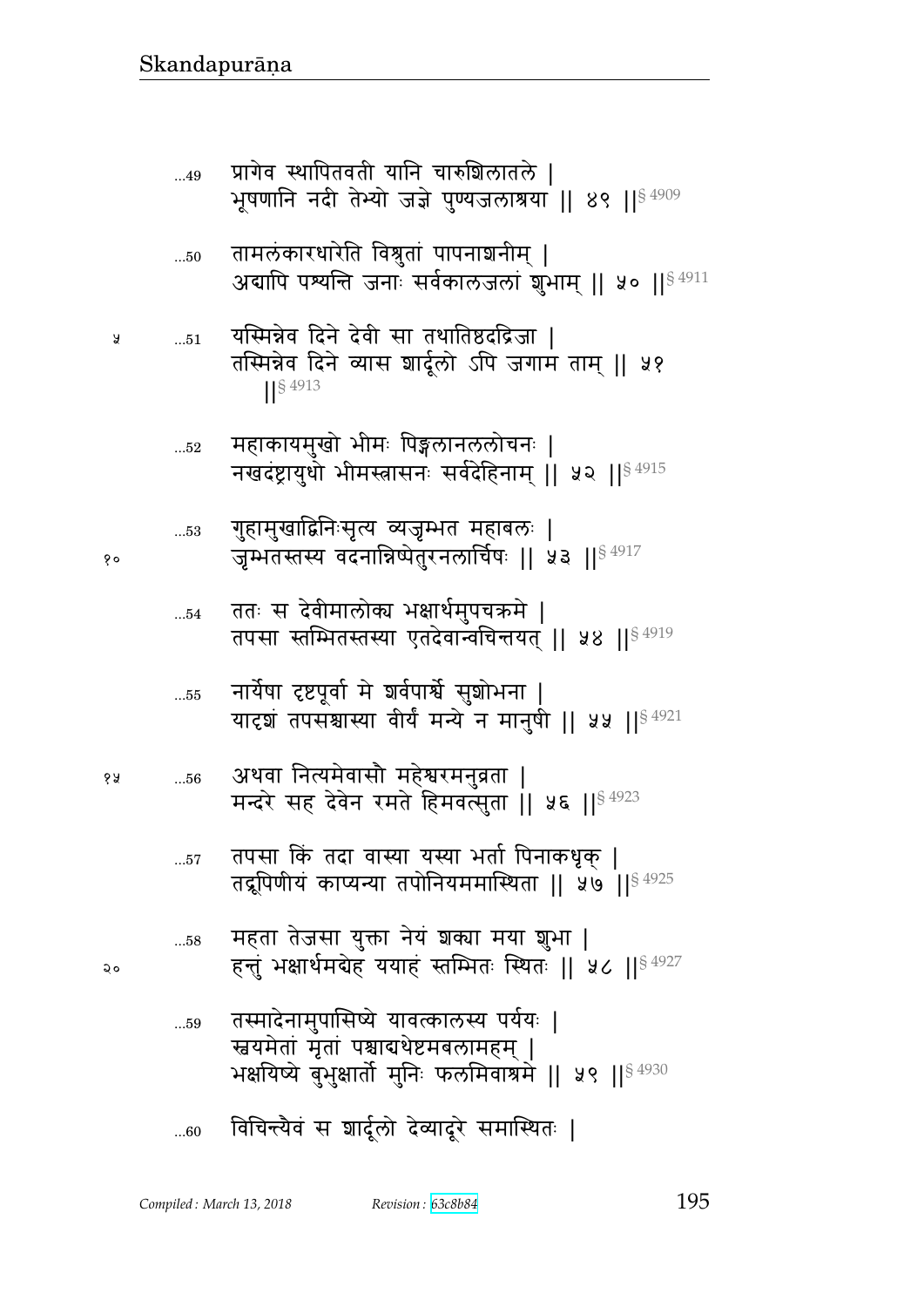...49 प्रागेव स्थापितवती यानि चारुशिलातले |
भूषणानि नदी तेभ्यो जज्ञे पुण्यजलाश्रया || ४९ ||§ 4909

...50 तामलंकारधारेति विश्रुतां पापनाशनीम् |
अद्यापि पश्यन्ति जनाः सर्वकालजलां शुभाम् || ५० ||§ 4911

५ ...51 यस्मिन्नेव दिने देवी सा तथातिष्ठदद्रिजा |
तस्मिन्नेव दिने व्यास शार्दूलो ऽपि जगाम ताम् || ५१ ||§ 4913

...52 महाकायमुखो भीमः पिङ्गलानललोचनः |
नखदंष्ट्रायुधो भीमस्त्रासनः सर्वदेहिनाम् || ५२ ||§ 4915

...53 गुहामुखाद्विनिःसृत्य व्यजृम्भत महाबलः |
१० जृम्भतस्तस्य वदनान्निष्पेतुरनलार्चिषः || ५३ ||§ 4917

...54 ततः स देवीमालोक्य भक्षार्थमुपचक्रमे |
तपसा स्तम्भितस्तस्या एतदेवान्वचिन्तयत् || ५४ ||§ 4919

...55 नार्येषा दृष्टपूर्वा मे शर्वपार्श्वे सुशोभना |
यादृशं तपसश्चास्या वीर्यं मन्ये न मानुषी || ५५ ||§ 4921

१५ ...56 अथवा नित्यमेवासौ महेश्वरमनुव्रता |
मन्दरे सह देवेन रमते हिमवत्सुता || ५६ ||§ 4923

...57 तपसा किं तदा वास्या यस्या भर्ता पिनाकधृक् |
तद्रूपिणीयं काप्यन्या तपोनियममास्थिता || ५७ ||§ 4925

...58 महता तेजसा युक्ता नेयं शक्या मया शुभा |
२० हन्तुं भक्षार्थमद्येह ययाहं स्तम्भितः स्थितः || ५८ ||§ 4927

...59 तस्मादेनामुपासिष्ये यावत्कालस्य पर्ययः |
स्वयमेतां मृतां पश्चाद्यथेष्टमबलामहम् |
भक्षयिष्ये बुभुक्षार्तो मुनिः फलमिवाश्रमे || ५९ ||§ 4930

...60 विचिन्त्यैवं स शार्दूलो देव्यादूरे समास्थितः |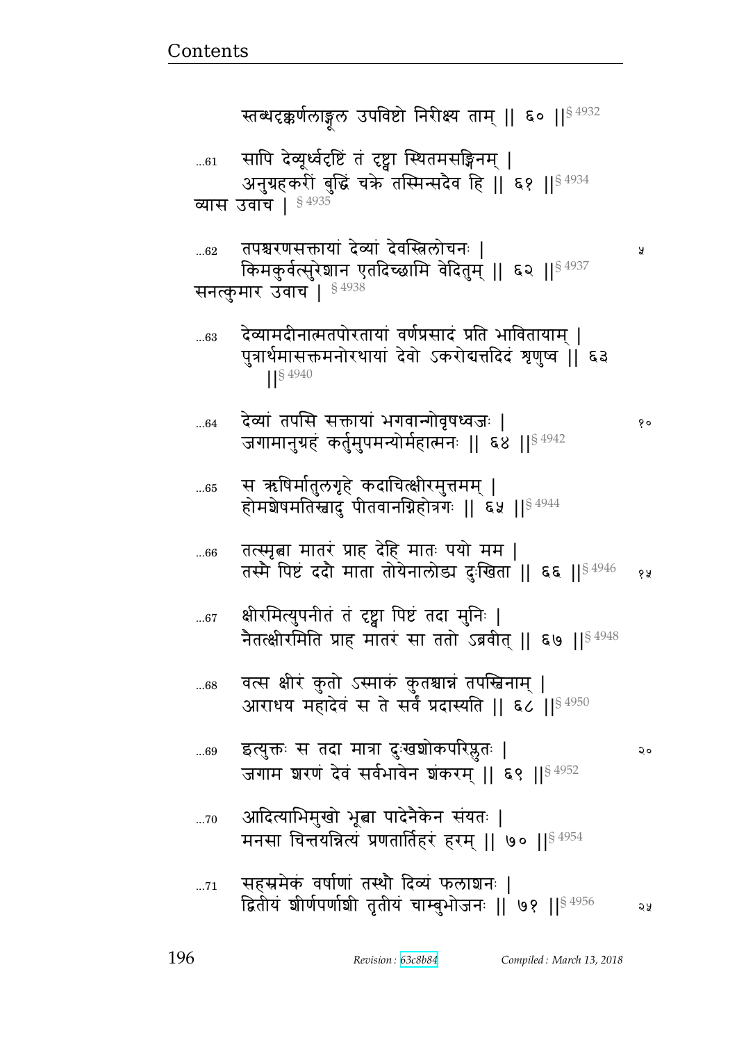स्तब्धदृक्कर्णलाङ्गूल उपविष्टो निरीक्ष्य ताम् ॥ ६० ॥§ 4932

...61 सापि देव्यूर्ध्वदृष्टिं तं दृष्ट्वा स्थितमसङ्गिनम् ।
अनुग्रहकरीं बुद्धिं चक्रे तस्मिन्सदैव हि ॥ ६१ ॥§ 4934

व्यास उवाच । § 4935

...62 तपश्चरणसक्तायां देव्यां देवस्त्रिलोचनः ।
किमकुर्वत्सुरेशान एतदिच्छामि वेदितुम् ॥ ६२ ॥§ 4937

सनत्कुमार उवाच । § 4938

...63 देव्यामदीनात्मतपोरतायां वर्णप्रसादं प्रति भावितायाम् ।
पुत्रार्थमासक्तमनोरथायां देवो ऽकरोद्यत्तदिदं शृणुष्व ॥ ६३ ॥§ 4940

...64 देव्यां तपसि सक्तायां भगवान्गोवृषध्वजः ।
जगामानुग्रहं कर्तुमुपमन्योर्महात्मनः ॥ ६४ ॥§ 4942

...65 स ऋषिर्मातुलगृहे कदाचित्क्षीरमुत्तमम् ।
होमशेषमतिस्वादु पीतवानग्निहोत्रगः ॥ ६५ ॥§ 4944

...66 तत्स्मृत्वा मातरं प्राह देहि मातः पयो मम ।
तस्मै पिष्टं ददौ माता तोयेनालोड्य दुःखिता ॥ ६६ ॥§ 4946

...67 क्षीरमित्युपनीतं तं दृष्ट्वा पिष्टं तदा मुनिः ।
नैतत्क्षीरमिति प्राह मातरं सा ततो ऽब्रवीत् ॥ ६७ ॥§ 4948

...68 वत्स क्षीरं कुतो ऽस्माकं कुतश्चान्नं तपस्विनाम् ।
आराधय महादेवं स ते सर्वं प्रदास्यति ॥ ६८ ॥§ 4950

...69 इत्युक्तः स तदा मात्रा दुःखशोकपरिप्लुतः ।
जगाम शरणं देवं सर्वभावेन शंकरम् ॥ ६९ ॥§ 4952

...70 आदित्याभिमुखो भूत्वा पादेनैकेन संयतः ।
मनसा चिन्तयन्नित्यं प्रणतार्तिहरं हरम् ॥ ७० ॥§ 4954

...71 सहस्रमेकं वर्षाणां तस्थौ दिव्यं फलाशनः ।
द्वितीयं शीर्णपर्णाशी तृतीयं चाम्बुभोजनः ॥ ७१ ॥§ 4956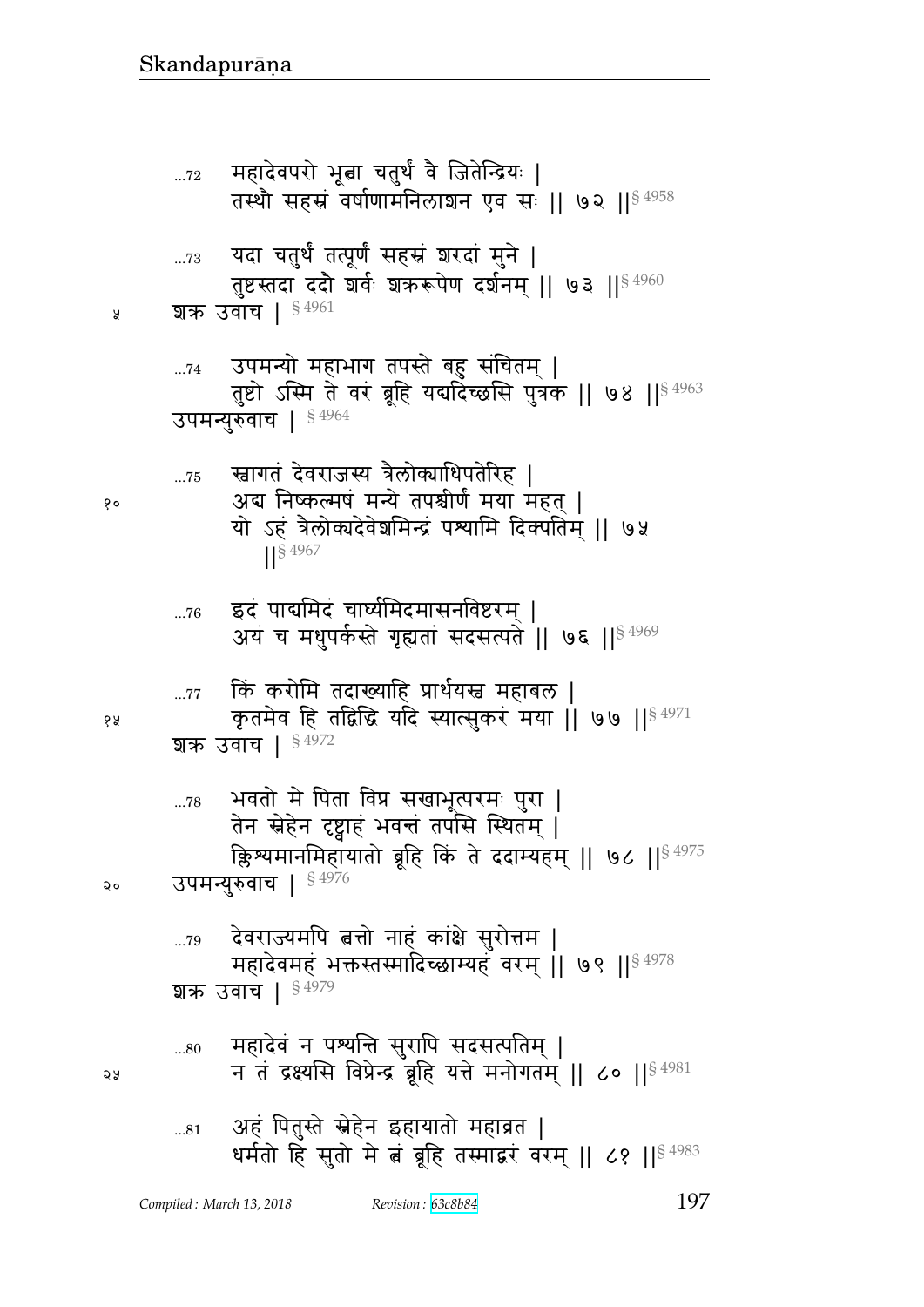...72 महादेवपरो भूत्वा चतुर्थं वै जितेन्द्रियः ।
तस्थौ सहस्रं वर्षाणामनिलाशन एव सः ॥ ७२ ॥§ 4958

...73 यदा चतुर्थं तत्पूर्णं सहस्रं शरदां मुने ।
तुष्टस्तदा ददौ शर्वः शक्ररूपेण दर्शनम् ॥ ७३ ॥§ 4960

शक्र उवाच । § 4961

...74 उपमन्यो महाभाग तपस्ते बहु संचितम् ।
तुष्टो ऽस्मि ते वरं ब्रूहि यद्यदिच्छसि पुत्रक ॥ ७४ ॥§ 4963

उपमन्युरुवाच । § 4964

...75 स्वागतं देवराजस्य त्रैलोक्याधिपतेरिह ।
अद्य निष्कल्मषं मन्ये तपश्चीर्णं मया महत् ।
यो ऽहं त्रैलोक्यदेवेशमिन्द्रं पश्यामि दिक्पतिम् ॥ ७५ ॥§ 4967

...76 इदं पाद्यमिदं चार्घ्यमिदमासनविष्टरम् ।
अयं च मधुपर्कस्ते गृह्यतां सदसत्पते ॥ ७६ ॥§ 4969

...77 किं करोमि तदाख्याहि प्रार्थयस्व महाबल ।
कृतमेव हि तद्विद्धि यदि स्यात्सुकरं मया ॥ ७७ ॥§ 4971

शक्र उवाच । § 4972

...78 भवतो मे पिता विप्र सखाभूत्परमः पुरा ।
तेन स्नेहेन दृष्ट्वाहं भवन्तं तपसि स्थितम् ।
क्लिश्यमानमिहायातो ब्रूहि किं ते ददाम्यहम् ॥ ७८ ॥§ 4975

उपमन्युरुवाच । § 4976

...79 देवराज्यमपि त्वत्तो नाहं कांक्षे सुरोत्तम ।
महादेवमहं भक्तस्तस्मादिच्छाम्यहं वरम् ॥ ७९ ॥§ 4978

शक्र उवाच । § 4979

...80 महादेवं न पश्यन्ति सुरापि सदसत्पतिम् ।
न तं द्रक्ष्यसि विप्रेन्द्र ब्रूहि यत्ते मनोगतम् ॥ ८० ॥§ 4981

...81 अहं पितुस्ते स्नेहेन इहायातो महाव्रत ।
धर्मतो हि सुतो मे त्वं ब्रूहि तस्माद्वरं वरम् ॥ ८१ ॥§ 4983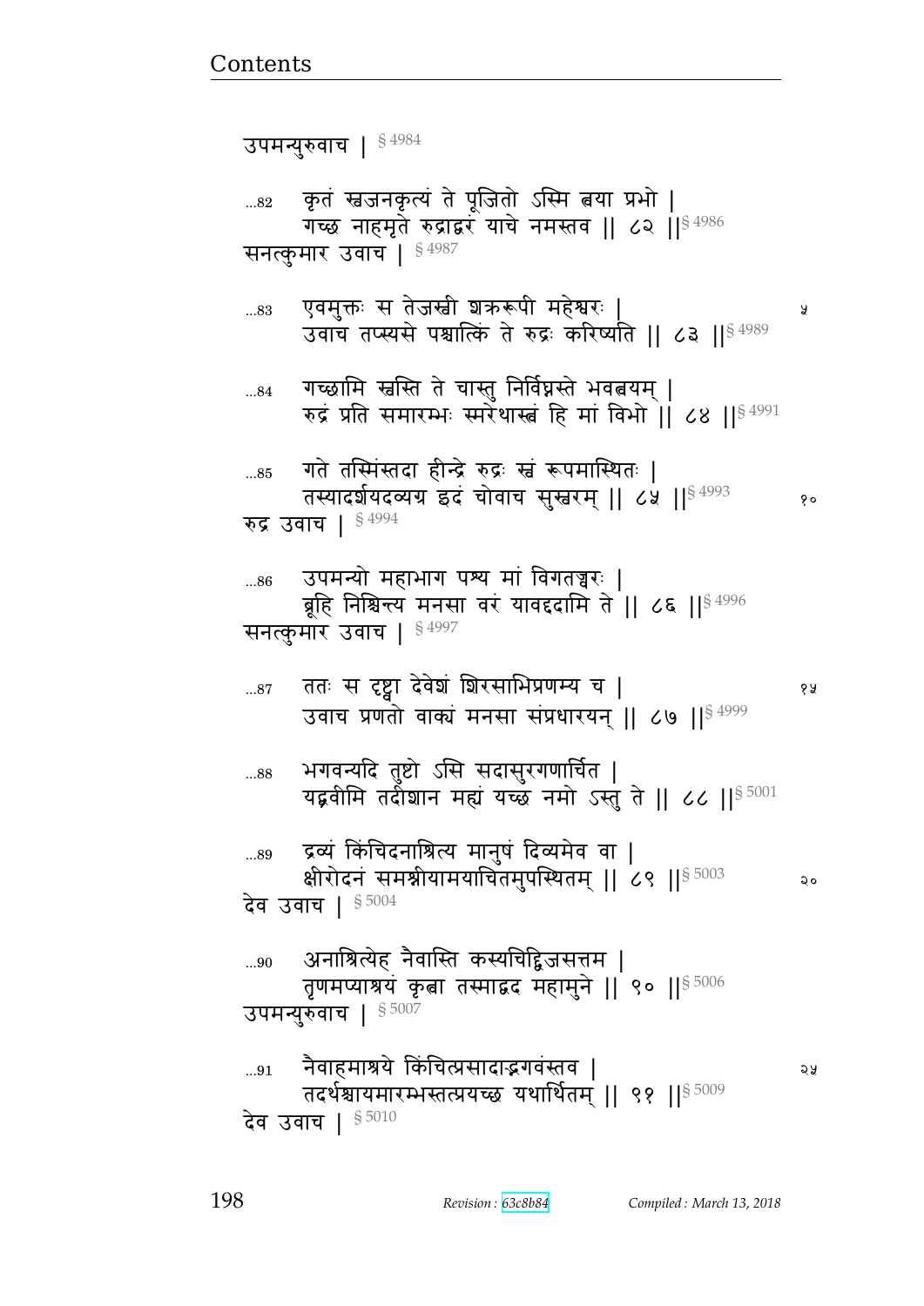उपमन्युरुवाच | § 4984

...82 कृतं स्वजनकृत्यं ते पूजितो ऽस्मि त्वया प्रभो |
गच्छ नाहमृते रुद्राद्वरं याचे नमस्तव || ८२ ||§ 4986

सनत्कुमार उवाच | § 4987

...83 एवमुक्तः स तेजस्वी शक्ररूपी महेश्वरः |
उवाच तप्स्यसे पश्चात्किं ते रुद्रः करिष्यति || ८३ ||§ 4989

...84 गच्छामि स्वस्ति ते चास्तु निर्विघ्नस्ते भवत्वयम् |
रुद्रं प्रति समारम्भः स्मरेथास्त्वं हि मां विभो || ८४ ||§ 4991

...85 गते तस्मिंस्तदा हीन्द्रे रुद्रः स्वं रूपमास्थितः |
तस्यादर्शयदव्यग्र इदं चोवाच सुस्वरम् || ८५ ||§ 4993

रुद्र उवाच | § 4994

...86 उपमन्यो महाभाग पश्य मां विगतज्वरः |
ब्रूहि निश्चिन्त्य मनसा वरं यावद्ददामि ते || ८६ ||§ 4996

सनत्कुमार उवाच | § 4997

...87 ततः स दृष्ट्वा देवेशं शिरसाभिप्रणम्य च |
उवाच प्रणतो वाक्यं मनसा संप्रधारयन् || ८७ ||§ 4999

...88 भगवन्यदि तुष्टो ऽसि सदासुरगणार्चित |
यद्ब्रवीमि तदीशान मह्यं यच्छ नमो ऽस्तु ते || ८८ ||§ 5001

...89 द्रव्यं किंचिदनाश्रित्य मानुषं दिव्यमेव वा |
क्षीरोदनं समश्नीयामयाचितमुपस्थितम् || ८९ ||§ 5003

देव उवाच | § 5004

...90 अनाश्रित्येह नैवास्ति कस्यचिद्द्विजसत्तम |
तृणमप्याश्रयं कृत्वा तस्माद्वद महामुने || ९० ||§ 5006

उपमन्युरुवाच | § 5007

...91 नैवाहमाश्रये किंचित्प्रसादाद्भगवंस्तव |
तदर्थश्चायमारम्भस्तत्प्रयच्छ यथार्थितम् || ९१ ||§ 5009

देव उवाच | § 5010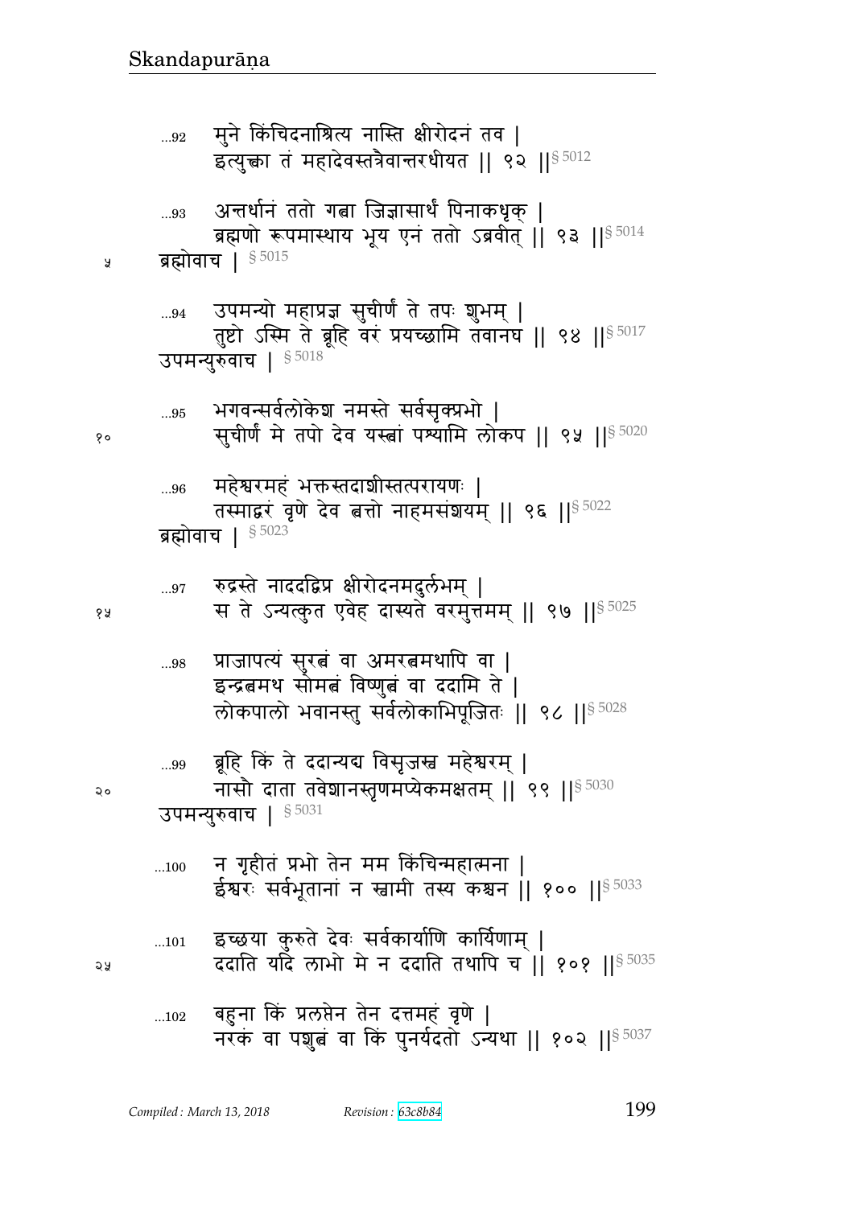...92 मुने किंचिदनाश्रित्य नास्ति क्षीरोदनं तव |
इत्युक्त्वा तं महादेवस्तत्रैवान्तरधीयत || ९२ ||§ 5012

...93 अन्तर्धानं ततो गत्वा जिज्ञासार्थं पिनाकधृक् |
ब्रह्मणो रूपमास्थाय भूय एनं ततो ऽब्रवीत् || ९३ ||§ 5014

ब्रह्मोवाच | § 5015

...94 उपमन्यो महाप्रज्ञ सुचीर्णं ते तपः शुभम् |
तुष्टो ऽस्मि ते ब्रूहि वरं प्रयच्छामि तवानघ || ९४ ||§ 5017

उपमन्युरुवाच | § 5018

...95 भगवन्सर्वलोकेश नमस्ते सर्वसृक्प्रभो |
सुचीर्णं मे तपो देव यस्त्वां पश्यामि लोकप || ९५ ||§ 5020

...96 महेश्वरमहं भक्तस्तदाशीस्तत्परायणः |
तस्माद्वरं वृणे देव त्वत्तो नाहमसंशयम् || ९६ ||§ 5022

ब्रह्मोवाच | § 5023

...97 रुद्रस्ते नाददद्विप्र क्षीरोदनमदुर्लभम् |
स ते ऽन्यत्कुत एवेह दास्यते वरमुत्तमम् || ९७ ||§ 5025

...98 प्राजापत्यं सुरत्वं वा अमरत्वमथापि वा |
इन्द्रत्वमथ सोमत्वं विष्णुत्वं वा ददामि ते |
लोकपालो भवानस्तु सर्वलोकाभिपूजितः || ९८ ||§ 5028

...99 ब्रूहि किं ते ददान्यद्य विसृजस्व महेश्वरम् |
नासौ दाता तवेशानस्तृणमप्येकमक्षतम् || ९९ ||§ 5030

उपमन्युरुवाच | § 5031

...100 न गृहीतं प्रभो तेन मम किंचिन्महात्मना |
ईश्वरः सर्वभूतानां न स्वामी तस्य कश्चन || १०० ||§ 5033

...101 इच्छया कुरुते देवः सर्वकार्याणि कार्यिणाम् |
ददाति यदि लाभो मे न ददाति तथापि च || १०१ ||§ 5035

...102 बहुना किं प्रलप्तेन तेन दत्तमहं वृणे |
नरकं वा पशुत्वं वा किं पुनर्यदतो ऽन्यथा || १०२ ||§ 5037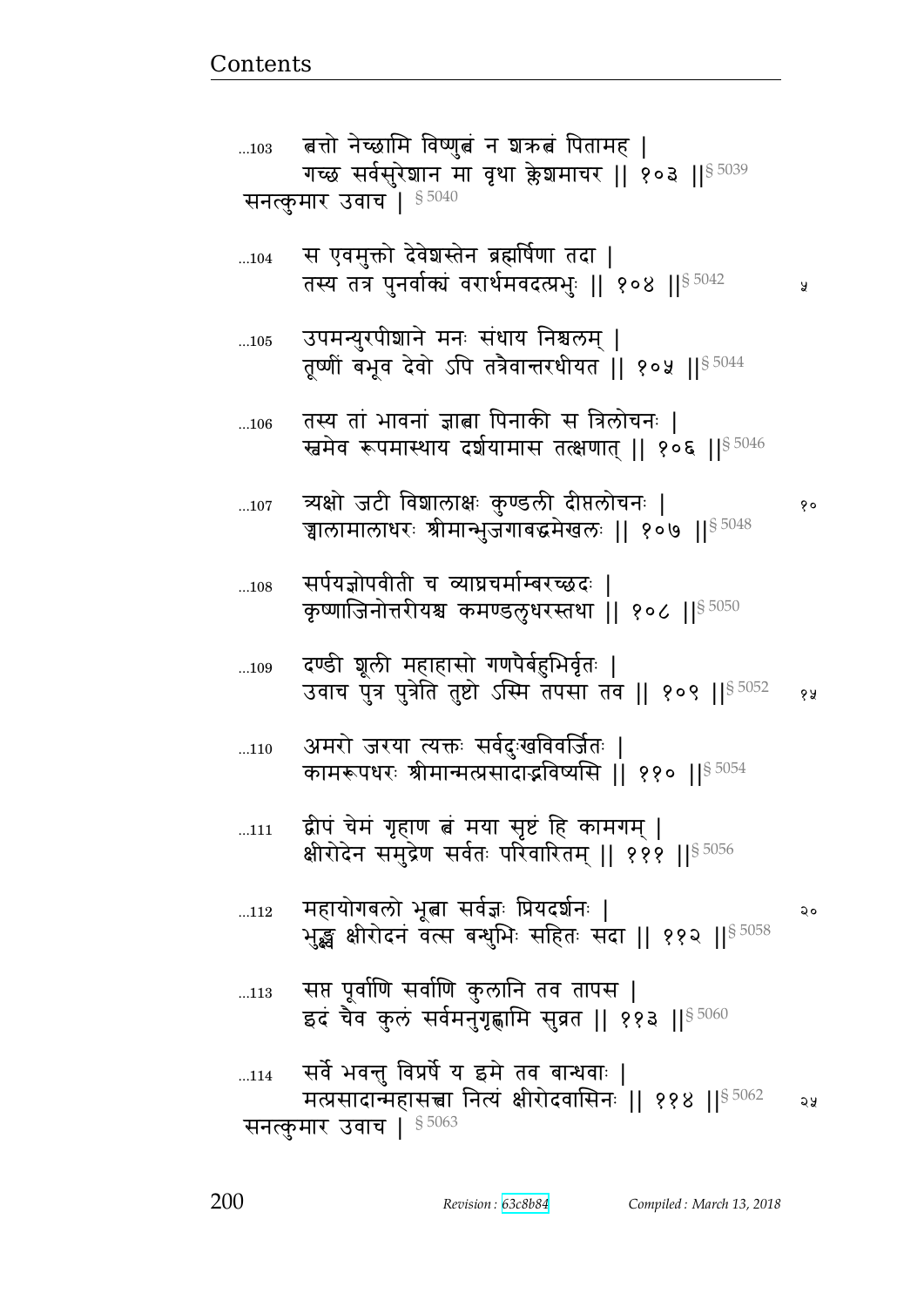...103 त्वत्तो नेच्छामि विष्णुत्वं न शक्रत्वं पितामह |
गच्छ सर्वसुरेशान मा वृथा क्लेशमाचर || १०३ ||§ 5039

सनत्कुमार उवाच | § 5040

...104 स एवमुक्तो देवेशस्तेन ब्रह्मर्षिणा तदा |
तस्य तत्र पुनर्वाक्यं वरार्थमवदत्प्रभुः || १०४ ||§ 5042 ५

...105 उपमन्युरपीशाने मनः संधाय निश्चलम् |
तूष्णीं बभूव देवो ऽपि तत्रैवान्तरधीयत || १०५ ||§ 5044

...106 तस्य तां भावनां ज्ञात्वा पिनाकी स त्रिलोचनः |
स्वमेव रूपमास्थाय दर्शयामास तत्क्षणात् || १०६ ||§ 5046

...107 त्र्यक्षो जटी विशालाक्षः कुण्डली दीप्तलोचनः | १०
ज्वालामालाधरः श्रीमान्भुजगाबद्धमेखलः || १०७ ||§ 5048

...108 सर्पयज्ञोपवीती च व्याघ्रचर्माम्बरच्छदः |
कृष्णाजिनोत्तरीयश्च कमण्डलुधरस्तथा || १०८ ||§ 5050

...109 दण्डी शूली महाहासो गणपैर्बहुभिर्वृतः |
उवाच पुत्र पुत्रेति तुष्टो ऽस्मि तपसा तव || १०९ ||§ 5052 १५

...110 अमरो जरया त्यक्तः सर्वदुःखविवर्जितः |
कामरूपधरः श्रीमान्मत्प्रसादाद्भविष्यसि || ११० ||§ 5054

...111 द्वीपं चेमं गृहाण त्वं मया सृष्टं हि कामगम् |
क्षीरोदेन समुद्रेण सर्वतः परिवारितम् || १११ ||§ 5056

...112 महायोगबलो भूत्वा सर्वज्ञः प्रियदर्शनः | २०
भुङ्क्ष्व क्षीरोदनं वत्स बन्धुभिः सहितः सदा || ११२ ||§ 5058

...113 सप्त पूर्वाणि सर्वाणि कुलानि तव तापस |
इदं चैव कुलं सर्वमनुगृह्णामि सुव्रत || ११३ ||§ 5060

...114 सर्वे भवन्तु विप्रर्षे य इमे तव बान्धवाः |
मत्प्रसादान्महासत्त्वा नित्यं क्षीरोदवासिनः || ११४ ||§ 5062 २५

सनत्कुमार उवाच | § 5063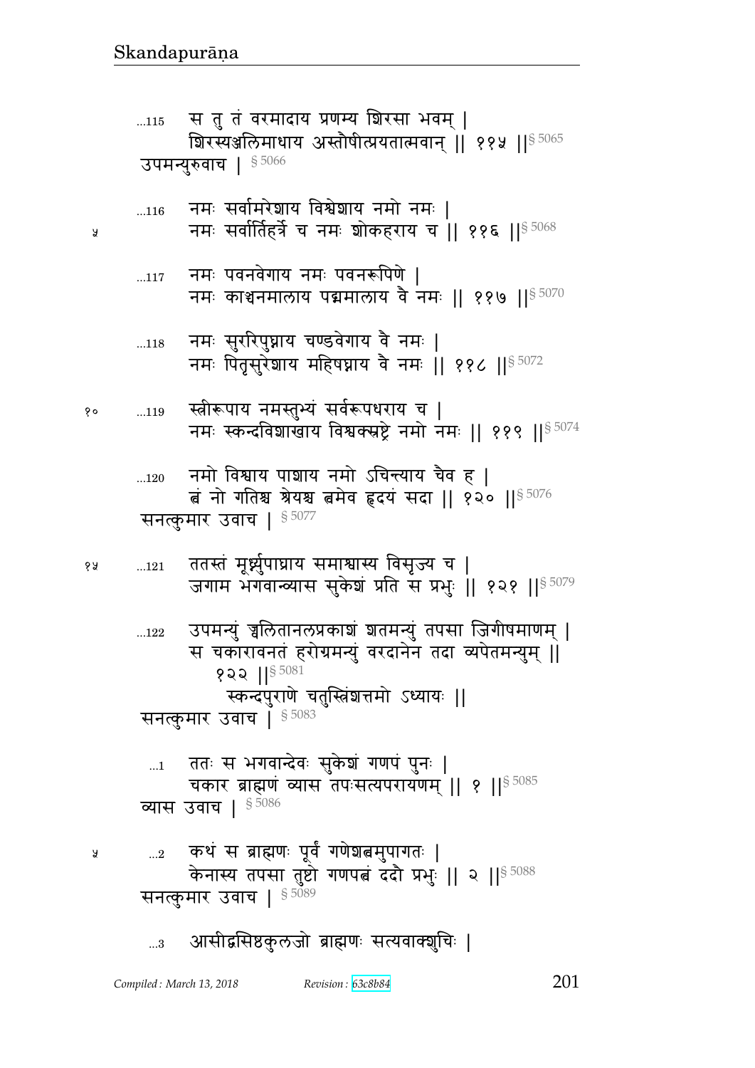...115 स तु तं वरमादाय प्रणम्य शिरसा भवम् |
शिरस्यञ्जलिमाधाय अस्तौषीत्प्रयतात्मवान् || ११५ ||§ 5065

उपमन्युरुवाच | § 5066

...116 नमः सर्वामरेशाय विश्वेशाय नमो नमः |
नमः सर्वार्तिहर्त्रे च नमः शोकहराय च || ११६ ||§ 5068

...117 नमः पवनवेगाय नमः पवनरूपिणे |
नमः काञ्चनमालाय पद्ममालाय वै नमः || ११७ ||§ 5070

...118 नमः सुररिपुघ्नाय चण्डवेगाय वै नमः |
नमः पितृसुरेशाय महिषघ्नाय वै नमः || ११८ ||§ 5072

...119 स्त्रीरूपाय नमस्तुभ्यं सर्वरूपधराय च |
नमः स्कन्दविशाखाय विश्वक्स्रष्ट्रे नमो नमः || ११९ ||§ 5074

...120 नमो विश्वाय पाशाय नमो ऽचिन्त्याय चैव ह |
त्वं नो गतिश्च श्रेयश्च त्वमेव हृदयं सदा || १२० ||§ 5076

सनत्कुमार उवाच | § 5077

...121 ततस्तं मूर्ध्न्युपाघ्राय समाश्वास्य विसृज्य च |
जगाम भगवान्व्यास सुकेशं प्रति स प्रभुः || १२१ ||§ 5079

...122 उपमन्युं ज्वलितानलप्रकाशं शतमन्युं तपसा जिगीषमाणम् |
स चकारावनतं हरोग्रमन्युं वरदानेन तदा व्यपेतमन्युम् ||
१२२ ||§ 5081

स्कन्दपुराणे चतुस्त्रिंशत्तमो ऽध्यायः ||

सनत्कुमार उवाच | § 5083

...1 ततः स भगवान्देवः सुकेशं गणपं पुनः |
चकार ब्राह्मणं व्यास तपःसत्यपरायणम् || १ ||§ 5085

व्यास उवाच | § 5086

...2 कथं स ब्राह्मणः पूर्वं गणेशत्वमुपागतः |
केनास्य तपसा तुष्टो गणपत्वं ददौ प्रभुः || २ ||§ 5088

सनत्कुमार उवाच | § 5089

...3 आसीद्वसिष्ठकुलजो ब्राह्मणः सत्यवाक्शुचिः |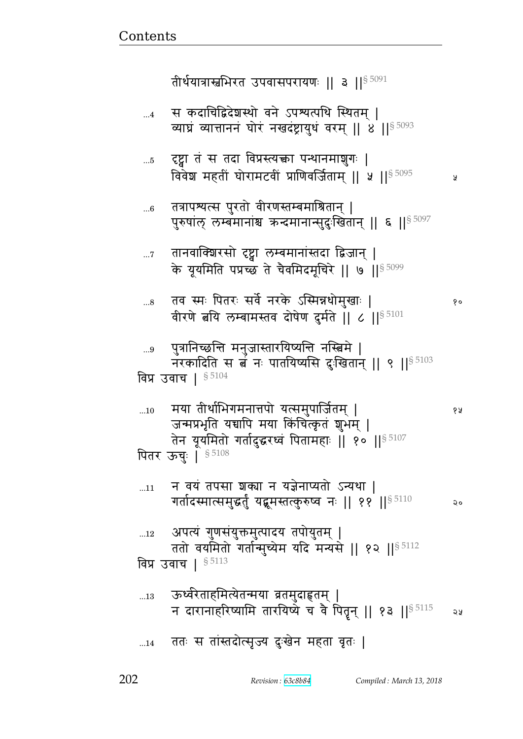तीर्थयात्रास्वभिरत उपवासपरायणः || ३ ||§ 5091

...4 स कदाचिद्विदेशस्थो वने ऽपश्यत्पथि स्थितम् |
व्याघ्रं व्यात्ताननं घोरं नखदंष्ट्रायुधं वरम् || ४ ||§ 5093

...5 दृष्ट्वा तं स तदा विप्रस्त्यक्त्वा पन्थानमाशुगः |
विवेश महतीं घोरामटवीं प्राणिवर्जिताम् || ५ ||§ 5095

...6 तत्रापश्यत्स पुरतो वीरणस्तम्बमाश्रितान् |
पुरुषांल् लम्बमानांश्च क्रन्दमानान्सुदुःखितान् || ६ ||§ 5097

...7 तानवाक्शिरसो दृष्ट्वा लम्बमानांस्तदा द्विजान् |
के यूयमिति पप्रच्छ ते चैवमिदमूचिरे || ७ ||§ 5099

...8 तव स्मः पितरः सर्वे नरके ऽस्मिन्नधोमुखाः |
वीरणे त्वयि लम्बामस्तव दोषेण दुर्मते || ८ ||§ 5101

...9 पुत्रानिच्छन्ति मनुजास्तारयिष्यन्ति नस्त्विमे |
नरकादिति स त्वं नः पातयिष्यसि दुःखितान् || ९ ||§ 5103

विप्र उवाच | § 5104

...10 मया तीर्थाभिगमनात्तपो यत्समुपार्जितम् |
जन्मप्रभृति यच्चापि मया किंचित्कृतं शुभम् |
तेन यूयमितो गर्तादुद्धरध्वं पितामहाः || १० ||§ 5107

पितर ऊचुः | § 5108

...11 न वयं तपसा शक्या न यज्ञेनाप्यतो ऽन्यथा |
गर्तादस्मात्समुद्धर्तुं यद्ब्रूमस्तत्कुरुष्व नः || ११ ||§ 5110

...12 अपत्यं गुणसंयुक्तमुत्पादय तपोयुतम् |
ततो वयमितो गर्तान्मुच्येम यदि मन्यसे || १२ ||§ 5112

विप्र उवाच | § 5113

...13 ऊर्ध्वरेताहमित्येतन्मया व्रतमुदाहृतम् |
न दारानाहरिष्यामि तारयिष्ये च वै पितॄन् || १३ ||§ 5115

...14 ततः स तांस्तदोत्सृज्य दुःखेन महता वृतः |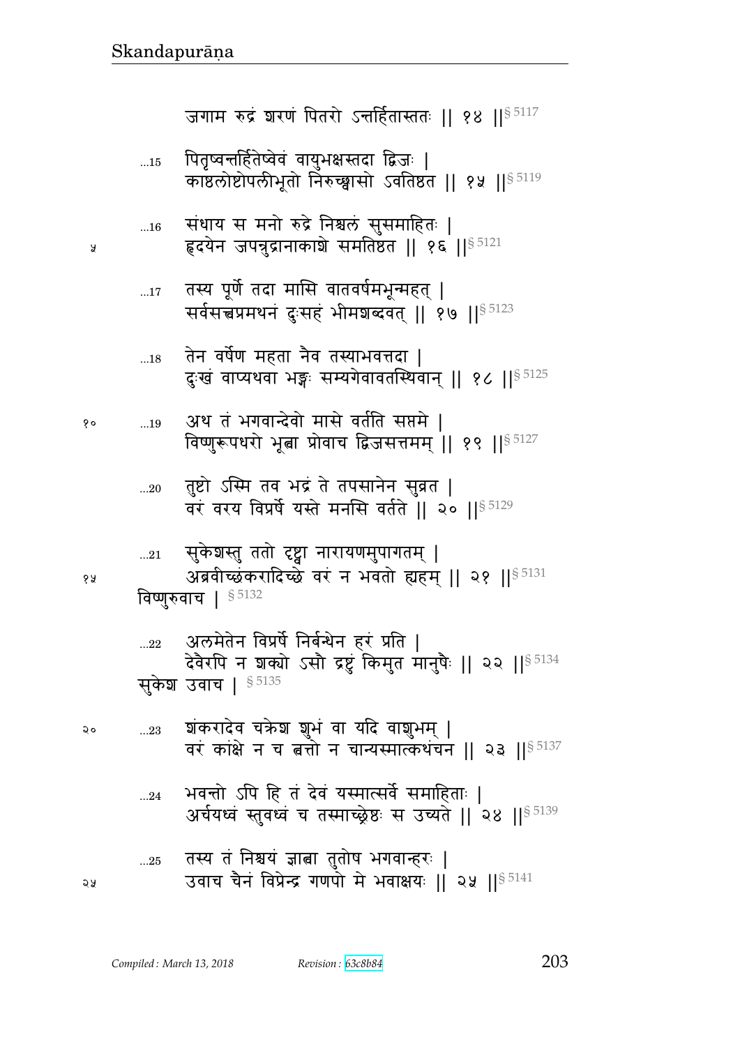जगाम रुद्रं शरणं पितरो ऽन्तर्हितास्ततः || १४ ||§ 5117

...15 पितृष्वन्तर्हितेष्वेवं वायुभक्षस्तदा द्विजः |
काष्ठलोष्टोपलीभूतो निरुच्छ्वासो ऽवतिष्ठत || १५ ||§ 5119

...16 संधाय स मनो रुद्रे निश्चलं सुसमाहितः |
हृदयेन जपन्रुद्रानाकाशे समतिष्ठत || १६ ||§ 5121

...17 तस्य पूर्णे तदा मासि वातवर्षमभून्महत् |
सर्वसत्त्वप्रमथनं दुःसहं भीमशब्दवत् || १७ ||§ 5123

...18 तेन वर्षेण महता नैव तस्याभवत्तदा |
दुःखं वाप्यथवा भङ्गः सम्यगेवावतस्थिवान् || १८ ||§ 5125

...19 अथ तं भगवान्देवो मासे वर्तति सप्तमे |
विष्णुरूपधरो भूत्वा प्रोवाच द्विजसत्तमम् || १९ ||§ 5127

...20 तुष्टो ऽस्मि तव भद्रं ते तपसानेन सुव्रत |
वरं वरय विप्रर्षे यस्ते मनसि वर्तते || २० ||§ 5129

...21 सुकेशस्तु ततो दृष्ट्वा नारायणमुपागतम् |
अब्रवीच्छंकरादिच्छे वरं न भवतो ह्यहम् || २१ ||§ 5131

विष्णुरुवाच | § 5132

...22 अलमेतेन विप्रर्षे निर्बन्धेन हरं प्रति |
देवैरपि न शक्यो ऽसौ द्रष्टुं किमुत मानुषैः || २२ ||§ 5134

सुकेश उवाच | § 5135

...23 शंकरादेव चक्रेश शुभं वा यदि वाशुभम् |
वरं कांक्षे न च त्वत्तो न चान्यस्मात्कथंचन || २३ ||§ 5137

...24 भवन्तो ऽपि हि तं देवं यस्मात्सर्वे समाहिताः |
अर्चयध्वं स्तुवध्वं च तस्माच्छ्रेष्ठः स उच्यते || २४ ||§ 5139

...25 तस्य तं निश्चयं ज्ञात्वा तुतोष भगवान्हरः |
उवाच चैनं विप्रेन्द्र गणपो मे भवाक्षयः || २५ ||§ 5141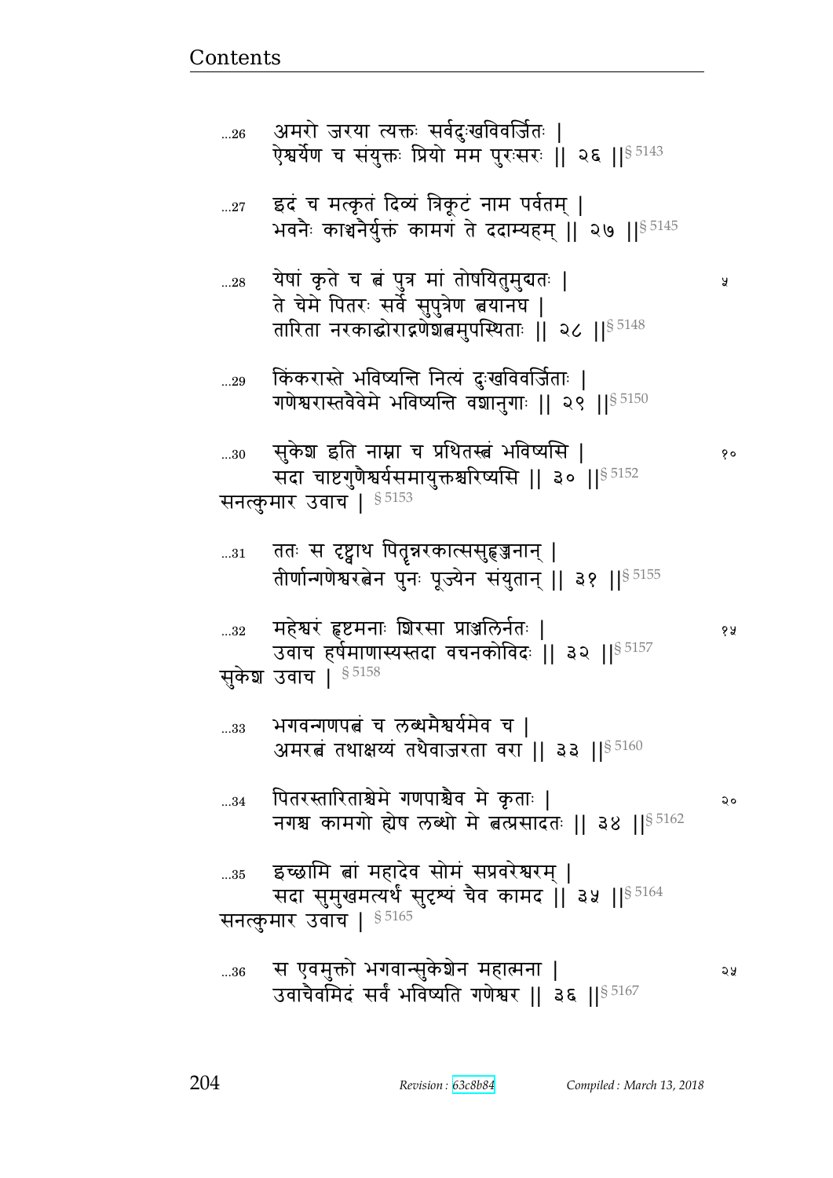...26 अमरो जरया त्यक्तः सर्वदुःखविवर्जितः |
ऐश्वर्येण च संयुक्तः प्रियो मम पुरःसरः || २६ ||§ 5143

...27 इदं च मत्कृतं दिव्यं त्रिकूटं नाम पर्वतम् |
भवनैः काञ्चनैर्युक्त कामगं ते ददाम्यहम् || २७ ||§ 5145

...28 येषां कृते च त्वं पुत्र मां तोषयितुमुद्यतः | ५
ते चेमे पितरः सर्वे सुपुत्रेण त्वयानघ |
तारिता नरकाद्धोराद्गणेशत्वमुपस्थिताः || २८ ||§ 5148

...29 किंकरास्ते भविष्यन्ति नित्यं दुःखविवर्जिताः |
गणेश्वरास्तवैवेमे भविष्यन्ति वशानुगाः || २९ ||§ 5150

...30 सुकेश इति नाम्ना च प्रथितस्त्वं भविष्यसि | १०
सदा चाष्टगुणैश्वर्यसमायुक्तश्चरिष्यसि || ३० ||§ 5152

सनत्कुमार उवाच | § 5153

...31 ततः स दृष्ट्वाथ पितॄन्नरकात्ससुहृज्जनान् |
तीर्णान्गणेश्वरत्वेन पुनः पूज्येन संयुतान् || ३१ ||§ 5155

...32 महेश्वरं हृष्टमनाः शिरसा प्राञ्जलिर्नतः | १५
उवाच हर्षमाणास्यस्तदा वचनकोविदः || ३२ ||§ 5157

सुकेश उवाच | § 5158

...33 भगवन्गणपत्वं च लब्धमैश्वर्यमेव च |
अमरत्वं तथाक्षय्यं तथैवाजरता वरा || ३३ ||§ 5160

...34 पितरस्तारिताश्चेमे गणपाश्चैव मे कृताः | २०
नगश्च कामगो ह्येष लब्धो मे त्वत्प्रसादतः || ३४ ||§ 5162

...35 इच्छामि त्वां महादेव सोमं सप्रवरेश्वरम् |
सदा सुमुखमत्यर्थं सुदृश्यं चैव कामद || ३५ ||§ 5164

सनत्कुमार उवाच | § 5165

...36 स एवमुक्तो भगवान्सुकेशेन महात्मना | २५
उवाचैवमिदं सर्वं भविष्यति गणेश्वर || ३६ ||§ 5167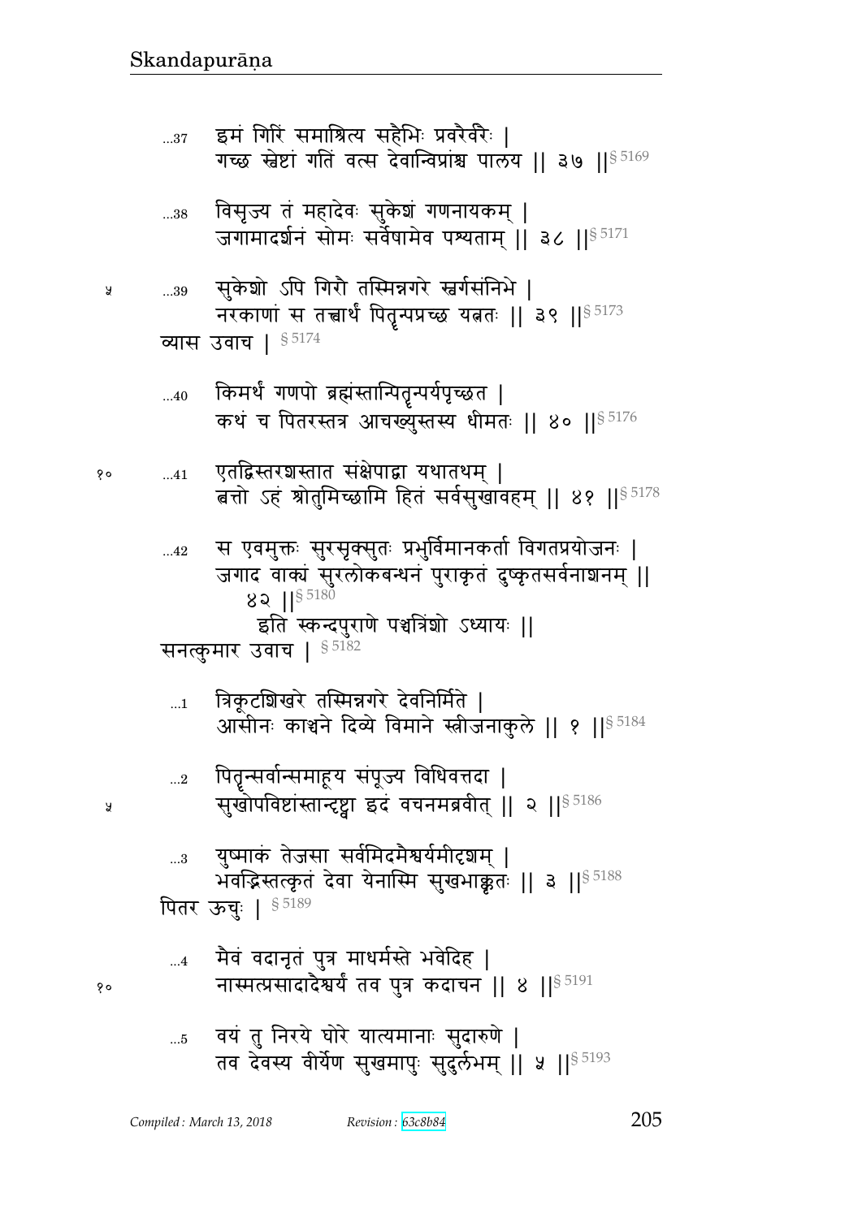…37 इमं गिरिं समाश्रित्य सहैभिः प्रवरैर्वरैः |
गच्छ स्वेष्टां गतिं वत्स देवान्विप्रांश्च पालय || ३७ ||§ 5169

…38 विसृज्य तं महादेवः सुकेशं गणनायकम् |
जगामादर्शनं सोमः सर्वेषामेव पश्यताम् || ३८ ||§ 5171

…39 सुकेशो ऽपि गिरौ तस्मिन्नगरे स्वर्गसंनिभे |
नरकाणां स तत्त्वार्थं पितॄन्पप्रच्छ यत्नतः || ३९ ||§ 5173

व्यास उवाच | § 5174

…40 किमर्थं गणपो ब्रह्मंस्तान्पितॄन्पर्यपृच्छत |
कथं च पितरस्तत्र आचख्युस्तस्य धीमतः || ४० ||§ 5176

…41 एतद्विस्तरशस्तात संक्षेपाद्वा यथातथम् |
त्वत्तो ऽहं श्रोतुमिच्छामि हितं सर्वसुखावहम् || ४१ ||§ 5178

…42 स एवमुक्तः सुरसृक्सुतः प्रभुर्विमानकर्ता विगतप्रयोजनः |
जगाद वाक्यं सुरलोकबन्धनं पुराकृतं दुष्कृतसर्वनाशनम् ||
४२ ||§ 5180

इति स्कन्दपुराणे पञ्चत्रिंशो ऽध्यायः ||

सनत्कुमार उवाच | § 5182

…1 त्रिकूटशिखरे तस्मिन्नगरे देवनिर्मिते |
आसीनः काञ्चने दिव्ये विमाने स्त्रीजनाकुले || १ ||§ 5184

…2 पितॄन्सर्वान्समाहूय संपूज्य विधिवत्तदा |
सुखोपविष्टांस्तान्दृष्ट्वा इदं वचनमब्रवीत् || २ ||§ 5186

…3 युष्माकं तेजसा सर्वमिदमैश्वर्यमीदृशम् |
भवद्भिस्तत्कृतं देवा येनास्मि सुखभाक्कृतः || ३ ||§ 5188

पितर ऊचुः | § 5189

…4 मैवं वदानृतं पुत्र माधर्मस्ते भवेदिह |
नास्मत्प्रसादादैश्वर्यं तव पुत्र कदाचन || ४ ||§ 5191

…5 वयं तु निरये घोरे यात्यमानाः सुदारुणे |
तव देवस्य वीर्येण सुखमापुः सुदुर्लभम् || ५ ||§ 5193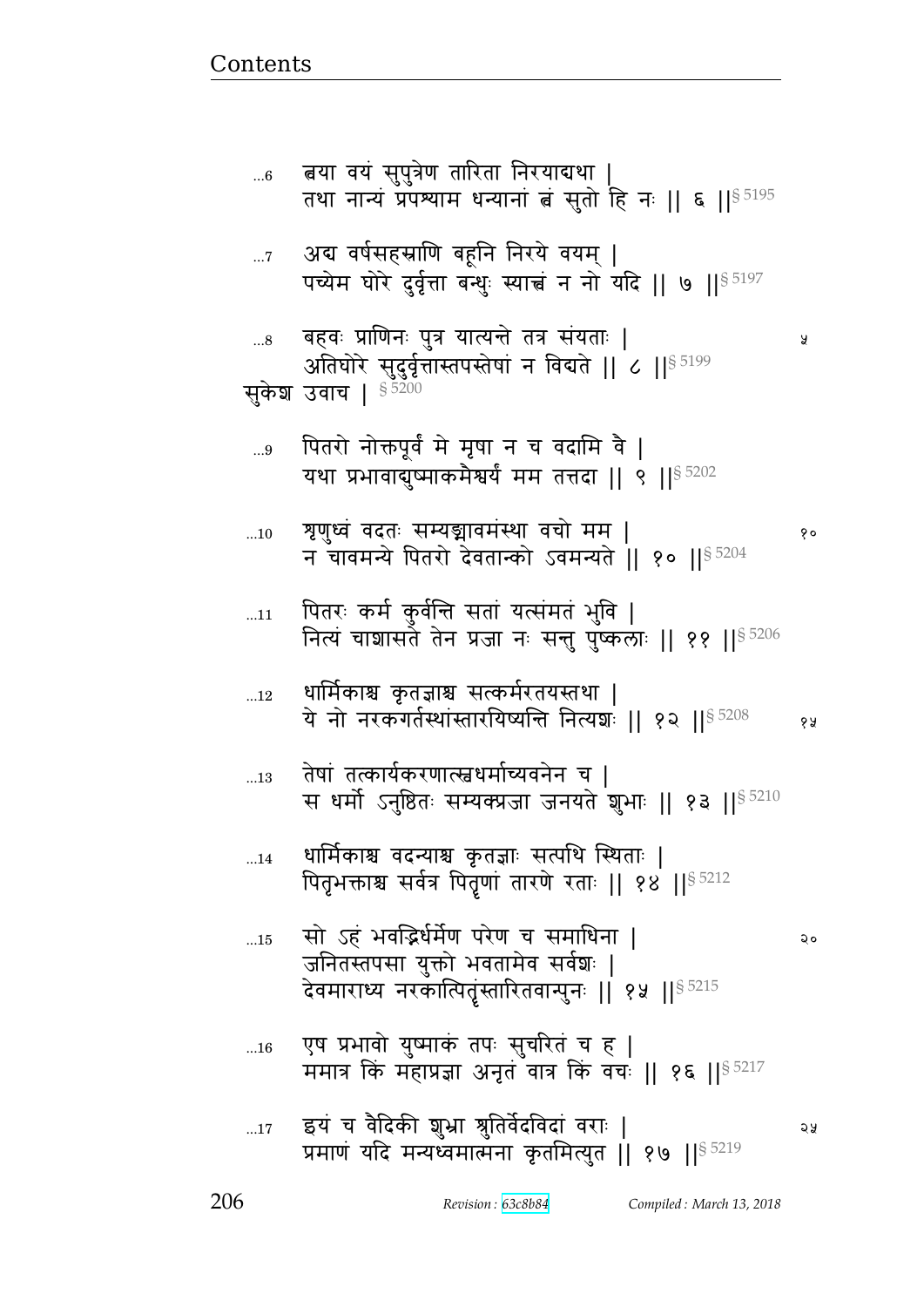...6 त्वया वयं सुपुत्रेण तारिता निरयाद्यथा |
तथा नान्यं प्रपश्याम धन्यानां त्वं सुतो हि नः || ६ ||§ 5195

...7 अद्य वर्षसहस्राणि बहूनि निरये वयम् |
पच्येम घोरे दुर्वृत्ता बन्धुः स्यात्त्वं न नो यदि || ७ ||§ 5197

...8 बहवः प्राणिनः पुत्र यात्यन्ते तत्र संयताः | ५
अतिघोरे सुदुर्वृत्तास्तपस्तेषां न विद्यते || ८ ||§ 5199

सुकेश उवाच | § 5200

...9 पितरो नोक्तपूर्वं मे मृषा न च वदामि वै |
यथा प्रभावाद्युष्माकमैश्वर्यं मम तत्तदा || ९ ||§ 5202

...10 शृणुध्वं वदतः सम्यङ्मावमंस्था वचो मम | १०
न चावमन्ये पितरो देवतान्को ऽवमन्यते || १० ||§ 5204

...11 पितरः कर्म कुर्वन्ति सतां यत्संमतं भुवि |
नित्यं चाशासते तेन प्रजा नः सन्तु पुष्कलाः || ११ ||§ 5206

...12 धार्मिकाश्च कृतज्ञाश्च सत्कर्मरतयस्तथा |
ये नो नरकगर्तस्थांस्तारयिष्यन्ति नित्यशः || १२ ||§ 5208 १५

...13 तेषां तत्कार्यकरणात्स्वधर्माच्यवनेन च |
स धर्मो ऽनुष्ठितः सम्यक्प्रजा जनयते शुभाः || १३ ||§ 5210

...14 धार्मिकाश्च वदन्याश्च कृतज्ञाः सत्पथि स्थिताः |
पितृभक्ताश्च सर्वत्र पितॄणां तारणे रताः || १४ ||§ 5212

...15 सो ऽहं भवद्भिर्धर्मेण परेण च समाधिना | २०
जनितस्तपसा युक्तो भवतामेव सर्वशः |
देवमाराध्य नरकात्पितॄंस्तारितवान्पुनः || १५ ||§ 5215

...16 एष प्रभावो युष्माकं तपः सुचरितं च ह |
ममात्र किं महाप्रज्ञा अनृतं वात्र किं वचः || १६ ||§ 5217

...17 इयं च वैदिकी शुभ्रा श्रुतिर्वेदविदां वराः | २५
प्रमाणं यदि मन्यध्वमात्मना कृतमित्युत || १७ ||§ 5219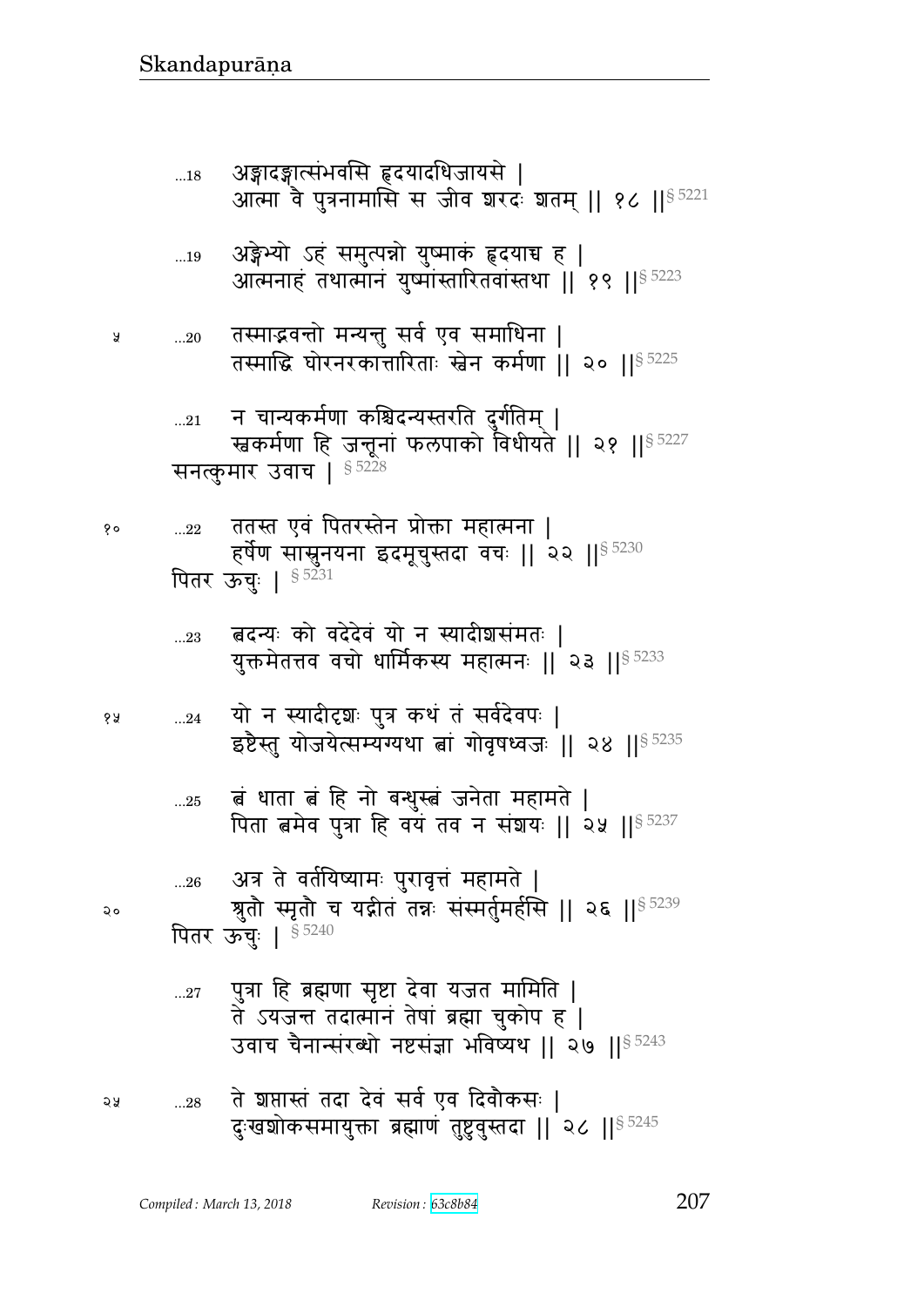...18 अङ्गादङ्गात्संभवसि हृदयादधिजायसे ।
आत्मा वै पुत्रनामासि स जीव शरदः शतम् ॥ १८ ॥§ 5221

...19 अङ्गेभ्यो ऽहं समुत्पन्नो युष्माकं हृदयाच्च ह ।
आत्मनाहं तथात्मानं युष्मांस्तारितवांस्तथा ॥ १९ ॥§ 5223

...20 तस्माद्भवन्तो मन्यन्तु सर्व एव समाधिना ।
तस्माद्धि घोरनरकात्तारिताः स्वेन कर्मणा ॥ २० ॥§ 5225

...21 न चान्यकर्मणा कश्चिदन्यस्तरति दुर्गतिम् ।
स्वकर्मणा हि जन्तूनां फलपाको विधीयते ॥ २१ ॥§ 5227

सनत्कुमार उवाच । § 5228

...22 ततस्त एवं पितरस्तेन प्रोक्ता महात्मना ।
हर्षेण सास्रुनयना इदमूचुस्तदा वचः ॥ २२ ॥§ 5230

पितर ऊचुः । § 5231

...23 त्वदन्यः को वदेदेवं यो न स्यादीशसंमतः ।
युक्तमेतत्तव वचो धार्मिकस्य महात्मनः ॥ २३ ॥§ 5233

...24 यो न स्यादीदृशः पुत्र कथं तं सर्वदेवपः ।
इष्टैस्तु योजयेत्सम्यग्यथा त्वां गोवृषध्वजः ॥ २४ ॥§ 5235

...25 त्वं धाता त्वं हि नो बन्धुस्त्वं जनेता महामते ।
पिता त्वमेव पुत्रा हि वयं तव न संशयः ॥ २५ ॥§ 5237

...26 अत्र ते वर्तयिष्यामः पुरावृत्तं महामते ।
श्रुतौ स्मृतौ च यद्गीतं तन्नः संस्मर्तुमर्हसि ॥ २६ ॥§ 5239

पितर ऊचुः । § 5240

...27 पुत्रा हि ब्रह्मणा सृष्टा देवा यजत मामिति ।
ते ऽयजन्त तदात्मानं तेषां ब्रह्मा चुकोप ह ।
उवाच चैनान्संरब्धो नष्टसंज्ञा भविष्यथ ॥ २७ ॥§ 5243

...28 ते शप्तास्तं तदा देवं सर्व एव दिवौकसः ।
दुःखशोकसमायुक्ता ब्रह्माणं तुष्टुवुस्तदा ॥ २८ ॥§ 5245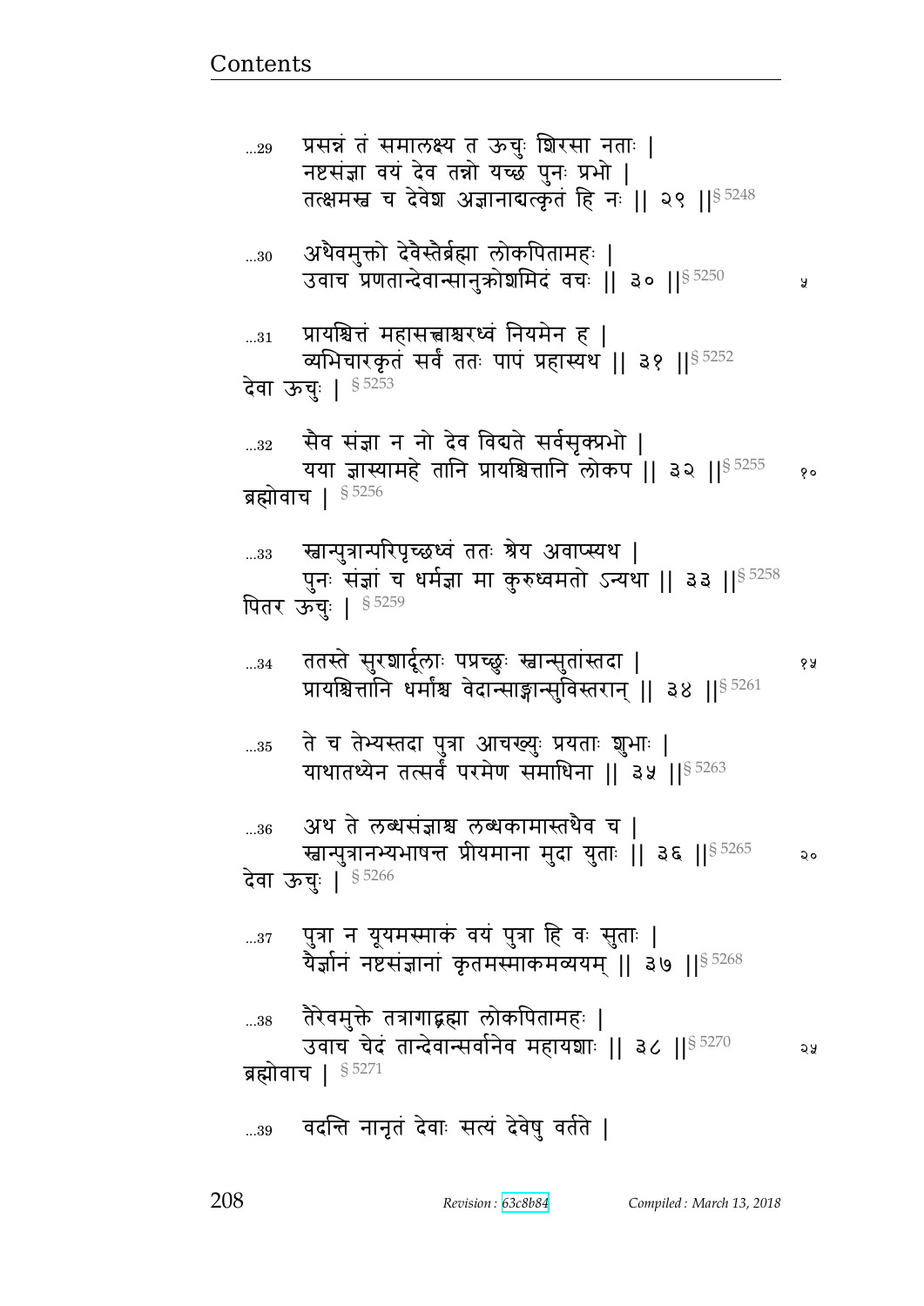...29 प्रसन्नं तं समालक्ष्य त ऊचुः शिरसा नताः |
नष्टसंज्ञा वयं देव तन्नो यच्छ पुनः प्रभो |
तत्क्षमस्व च देवेश अज्ञानाद्यत्कृतं हि नः || २९ ||§ 5248

...30 अथैवमुक्तो देवैस्तैर्ब्रह्मा लोकपितामहः |
उवाच प्रणतान्देवान्सानुक्रोशमिदं वचः || ३० ||§ 5250

...31 प्रायश्चित्तं महासत्त्वाश्चरध्वं नियमेन ह |
व्यभिचारकृतं सर्वं ततः पापं प्रहास्यथ || ३१ ||§ 5252

देवा ऊचुः | § 5253

...32 सैव संज्ञा न नो देव विद्यते सर्वसृक्प्रभो |
यया ज्ञास्यामहे तानि प्रायश्चित्तानि लोकप || ३२ ||§ 5255

ब्रह्मोवाच | § 5256

...33 स्वान्पुत्रान्परिपृच्छध्वं ततः श्रेय अवाप्स्यथ |
पुनः संज्ञां च धर्मज्ञा मा कुरुध्वमतो ऽन्यथा || ३३ ||§ 5258

पितर ऊचुः | § 5259

...34 ततस्ते सुरशार्दूलाः पप्रच्छुः स्वान्सुतांस्तदा |
प्रायश्चित्तानि धर्मांश्च वेदान्साङ्गान्सुविस्तरान् || ३४ ||§ 5261

...35 ते च तेभ्यस्तदा पुत्रा आचख्युः प्रयताः शुभाः |
याथातथ्येन तत्सर्वं परमेण समाधिना || ३५ ||§ 5263

...36 अथ ते लब्धसंज्ञाश्च लब्धकामास्तथैव च |
स्वान्पुत्रानभ्यभाषन्त प्रीयमाना मुदा युताः || ३६ ||§ 5265

देवा ऊचुः | § 5266

...37 पुत्रा न यूयमस्माकं वयं पुत्रा हि वः सुताः |
यैर्ज्ञानं नष्टसंज्ञानां कृतमस्माकमव्ययम् || ३७ ||§ 5268

...38 तैरेवमुक्ते तत्रागाद्ब्रह्मा लोकपितामहः |
उवाच चेदं तान्देवान्सर्वानेव महायशाः || ३८ ||§ 5270

ब्रह्मोवाच | § 5271

...39 वदन्ति नानृतं देवाः सत्यं देवेषु वर्तते |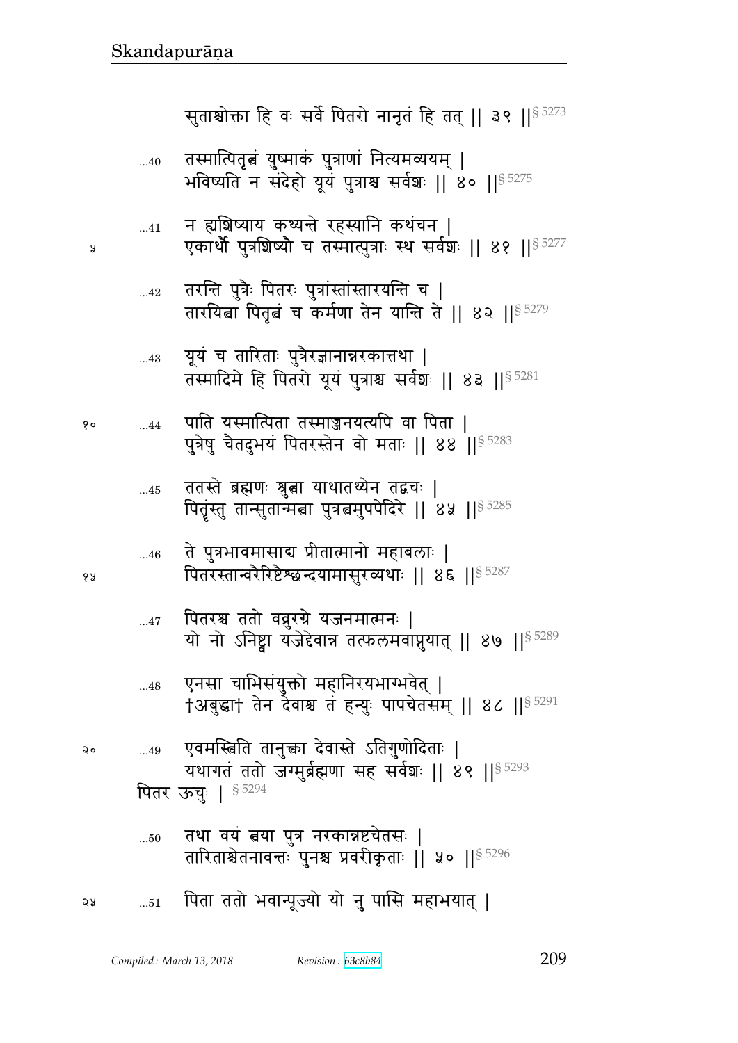सुताश्चोक्ता हि वः सर्वे पितरो नानृतं हि तत् ॥ ३९ ॥§ 5273

...40 तस्मात्पितृत्वं युष्माकं पुत्राणां नित्यमव्ययम् ।
भविष्यति न संदेहो यूयं पुत्राश्च सर्वशः ॥ ४० ॥§ 5275

...41 न ह्यशिष्याय कथ्यन्ते रहस्यानि कथंचन ।
एकार्थौ पुत्रशिष्यौ च तस्मात्पुत्राः स्थ सर्वशः ॥ ४१ ॥§ 5277

...42 तरन्ति पुत्रैः पितरः पुत्रांस्तांस्तारयन्ति च ।
तारयित्वा पितृत्वं च कर्मणा तेन यान्ति ते ॥ ४२ ॥§ 5279

...43 यूयं च तारिताः पुत्रैरज्ञानान्नरकात्तथा ।
तस्मादिमे हि पितरो यूयं पुत्राश्च सर्वशः ॥ ४३ ॥§ 5281

...44 पाति यस्मात्पिता तस्माज्जनयत्यपि वा पिता ।
पुत्रेषु चैतदुभयं पितरस्तेन वो मताः ॥ ४४ ॥§ 5283

...45 ततस्ते ब्रह्मणः श्रुत्वा याथातथ्येन तद्वचः ।
पितॄंस्तु तान्सुतान्मत्वा पुत्रत्वमुपपेदिरे ॥ ४५ ॥§ 5285

...46 ते पुत्रभावमासाद्य प्रीतात्मानो महाबलाः ।
पितरस्तान्वरैरिष्टैश्छन्दयामासुरव्यथाः ॥ ४६ ॥§ 5287

...47 पितरश्च ततो वव्रुरग्रे यजनमात्मनः ।
यो नो ऽनिष्ट्वा यजेद्देवान्न तत्फलमवाप्नुयात् ॥ ४७ ॥§ 5289

...48 एनसा चाभिसंयुक्तो महानिरयभाग्भवेत् ।
†अबुद्धा† तेन देवाश्च तं हन्युः पापचेतसम् ॥ ४८ ॥§ 5291

...49 एवमस्त्विति तानुक्त्वा देवास्ते ऽतिगुणोदिताः ।
यथागतं ततो जग्मुर्ब्रह्मणा सह सर्वशः ॥ ४९ ॥§ 5293

पितर ऊचुः । § 5294

...50 तथा वयं त्वया पुत्र नरकान्नष्टचेतसः ।
तारिताश्चेतनावन्तः पुनश्च प्रवरीकृताः ॥ ५० ॥§ 5296

...51 पिता ततो भवान्पूज्यो यो नु पासि महाभयात् ।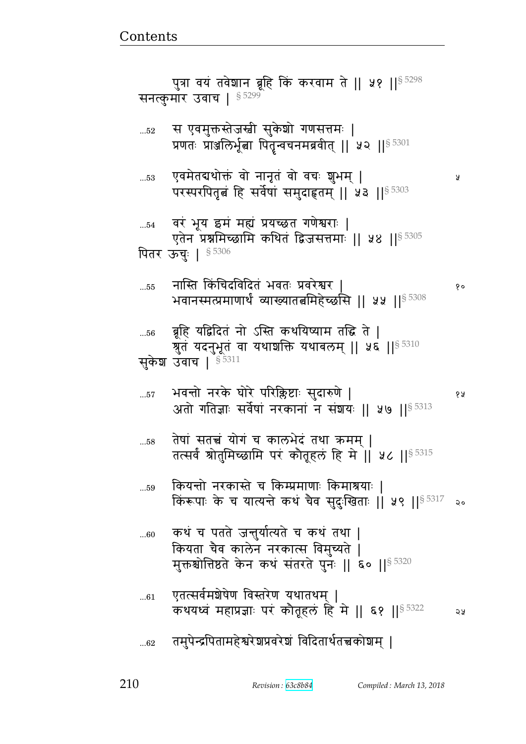पुत्रा वयं तवेशान ब्रूहि किं करवाम ते || ५१ ||§ 5298
सनत्कुमार उवाच | § 5299

...52 स एवमुक्तस्तेजस्वी सुकेशो गणसत्तमः |
प्रणतः प्राञ्जलिर्भूत्वा पितॄन्वचनमब्रवीत् || ५२ ||§ 5301

...53 एवमेतद्यथोक्तं वो नानृतं वो वचः शुभम् | ५
परस्परपितृत्वं हि सर्वेषां समुदाहृतम् || ५३ ||§ 5303

...54 वरं भूय इमं मह्यं प्रयच्छत गणेश्वराः |
एतेन प्रश्नमिच्छामि कथितं द्विजसत्तमाः || ५४ ||§ 5305
पितर ऊचुः | § 5306

...55 नास्ति किंचिदविदितं भवतः प्रवरेश्वर | १०
भवानस्मत्प्रमाणार्थं व्याख्यातत्वमिहेच्छसि || ५५ ||§ 5308

...56 ब्रूहि यद्विदितं नो ऽस्ति कथयिष्याम तद्धि ते |
श्रुतं यदनुभूतं वा यथाशक्ति यथाबलम् || ५६ ||§ 5310
सुकेश उवाच | § 5311

...57 भवन्तो नरके घोरे परिक्लिष्टाः सुदारुणे | १५
अतो गतिज्ञाः सर्वेषां नरकानां न संशयः || ५७ ||§ 5313

...58 तेषां सतत्त्वं योगं च कालभेदं तथा क्रमम् |
तत्सर्वं श्रोतुमिच्छामि परं कौतूहलं हि मे || ५८ ||§ 5315

...59 कियन्तो नरकास्ते च किम्प्रमाणाः किमाश्रयाः |
किंरूपाः के च यात्यन्ते कथं चैव सुदुःखिताः || ५९ ||§ 5317 २०

...60 कथं च पतते जन्तुर्यात्यते च कथं तथा |
कियता चैव कालेन नरकात्स विमुच्यते |
मुक्तश्चोत्तिष्ठते केन कथं संतरते पुनः || ६० ||§ 5320

...61 एतत्सर्वमशेषेण विस्तरेण यथातथम् |
कथयध्वं महाप्रज्ञाः परं कौतूहलं हि मे || ६१ ||§ 5322 २५

...62 तमुपेन्द्रपितामहेश्वरेशप्रवरेशं विदितार्थतत्त्वकोशम् |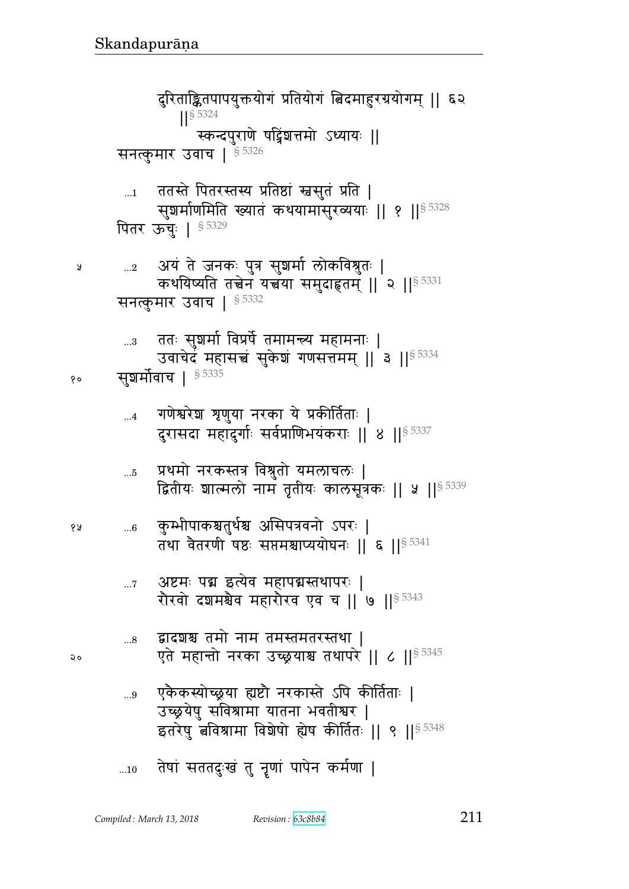दुरिताङ्कितपापयुक्तयोगं प्रतियोगं त्विदमाहुरग्रयोगम् ॥ ६२ ॥§ 5324

स्कन्दपुराणे षट्त्रिंशत्तमो ऽध्यायः ॥

सनत्कुमार उवाच । § 5326

...1 ततस्ते पितरस्तस्य प्रतिष्ठां स्वसुतं प्रति ।
सुशर्माणमिति ख्यातं कथयामासुरव्ययाः ॥ १ ॥§ 5328

पितर ऊचुः । § 5329

...2 अयं ते जनकः पुत्र सुशर्मा लोकविश्रुतः ।
कथयिष्यति तत्त्वेन यत्त्वया समुदाहृतम् ॥ २ ॥§ 5331

सनत्कुमार उवाच । § 5332

...3 ततः सुशर्मा विप्रर्षे तमामन्त्र्य महामनाः ।
उवाचेदं महासत्त्वं सुकेशं गणसत्तमम् ॥ ३ ॥§ 5334

सुशर्मोवाच । § 5335

...4 गणेश्वरेश शृणुया नरका ये प्रकीर्तिताः ।
दुरासदा महादुर्गाः सर्वप्राणिभयंकराः ॥ ४ ॥§ 5337

...5 प्रथमो नरकस्तत्र विश्रुतो यमलाचलः ।
द्वितीयः शाल्मलो नाम तृतीयः कालसूत्रकः ॥ ५ ॥§ 5339

...6 कुम्भीपाकश्चतुर्थश्च असिपत्रवनो ऽपरः ।
तथा वैतरणी षष्ठः सप्तमश्चाप्ययोघनः ॥ ६ ॥§ 5341

...7 अष्टमः पद्म इत्येव महापद्मस्तथापरः ।
रौरवो दशमश्चैव महारौरव एव च ॥ ७ ॥§ 5343

...8 द्वादशश्च तमो नाम तमस्तमतरस्तथा ।
एते महान्तो नरका उच्छ्रयाश्च तथापरे ॥ ८ ॥§ 5345

...9 एकैकस्योच्छ्रया ह्यष्टौ नरकास्ते ऽपि कीर्तिताः ।
उच्छ्रयेषु सविश्रामा यातना भवतीश्वर ।
इतरेषु त्वविश्रामा विशेषो ह्येष कीर्तितः ॥ ९ ॥§ 5348

...10 तेषां सततदुःखं तु नृणां पापेन कर्मणा ।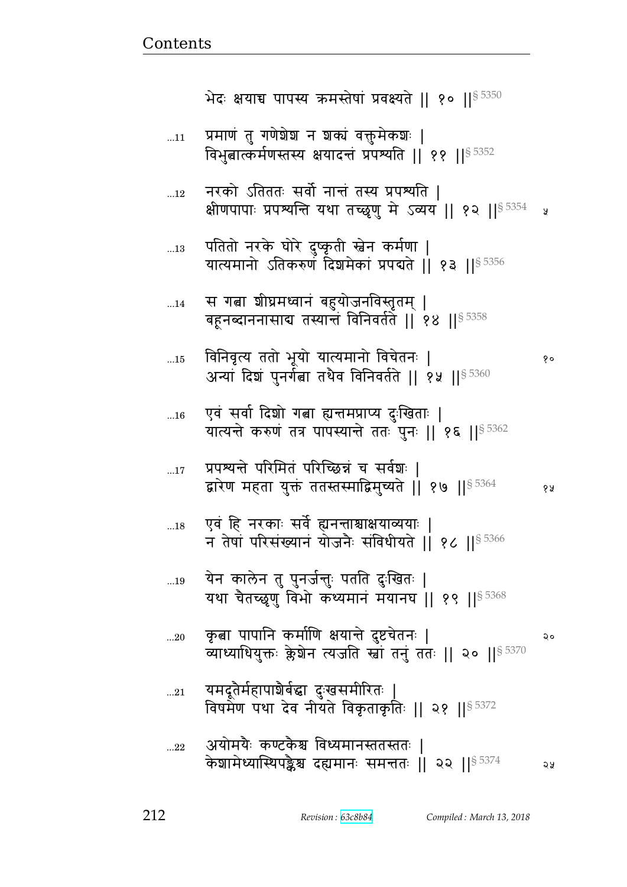भेदः क्षयाच्च पापस्य क्रमस्तेषां प्रवक्ष्यते || १० ||§ 5350

...11 प्रमाणं तु गणेशेश न शक्यं वक्तुमेकशः |
विभुत्वात्कर्मणस्तस्य क्षयादन्तं प्रपश्यति || ११ ||§ 5352

...12 नरको ऽतिततः सर्वो नान्तं तस्य प्रपश्यति |
क्षीणपापाः प्रपश्यन्ति यथा तच्छृणु मे ऽव्यय || १२ ||§ 5354 ५

...13 पतितो नरके घोरे दुष्कृती स्वेन कर्मणा |
यात्यमानो ऽतिकरुणं दिशमेकां प्रपद्यते || १३ ||§ 5356

...14 स गत्वा शीघ्रमध्वानं बहुयोजनविस्तृतम् |
बहूनब्दाननासाद्य तस्यान्तं विनिवर्तते || १४ ||§ 5358

...15 विनिवृत्य ततो भूयो यात्यमानो विचेतनः | १०
अन्यां दिशं पुनर्गत्वा तथैव विनिवर्तते || १५ ||§ 5360

...16 एवं सर्वा दिशो गत्वा ह्यन्तमप्राप्य दुःखिताः |
यात्यन्ते करुणं तत्र पापस्यान्ते ततः पुनः || १६ ||§ 5362

...17 प्रपश्यन्ते परिमितं परिच्छिन्नं च सर्वशः |
द्वारेण महता युक्तं ततस्तस्माद्विमुच्यते || १७ ||§ 5364 १५

...18 एवं हि नरकाः सर्वे ह्यनन्ताश्चाक्षयाव्ययाः |
न तेषां परिसंख्यानं योजनैः संविधीयते || १८ ||§ 5366

...19 येन कालेन तु पुनर्जन्तुः पतति दुःखितः |
यथा चैतच्छृणु विभो कथ्यमानं मयानघ || १९ ||§ 5368

...20 कृत्वा पापानि कर्माणि क्षयान्ते दुष्टचेतनः | २०
व्याध्याधियुक्तः क्लेशेन त्यजति स्वां तनुं ततः || २० ||§ 5370

...21 यमदूतैर्महापाशैर्बद्धा दुःखसमीरितः |
विषमेण पथा देव नीयते विकृताकृतिः || २१ ||§ 5372

...22 अयोमयैः कण्टकैश्च विध्यमानस्ततस्ततः |
केशामेध्यास्थिपङ्कैश्च दह्यमानः समन्ततः || २२ ||§ 5374 २५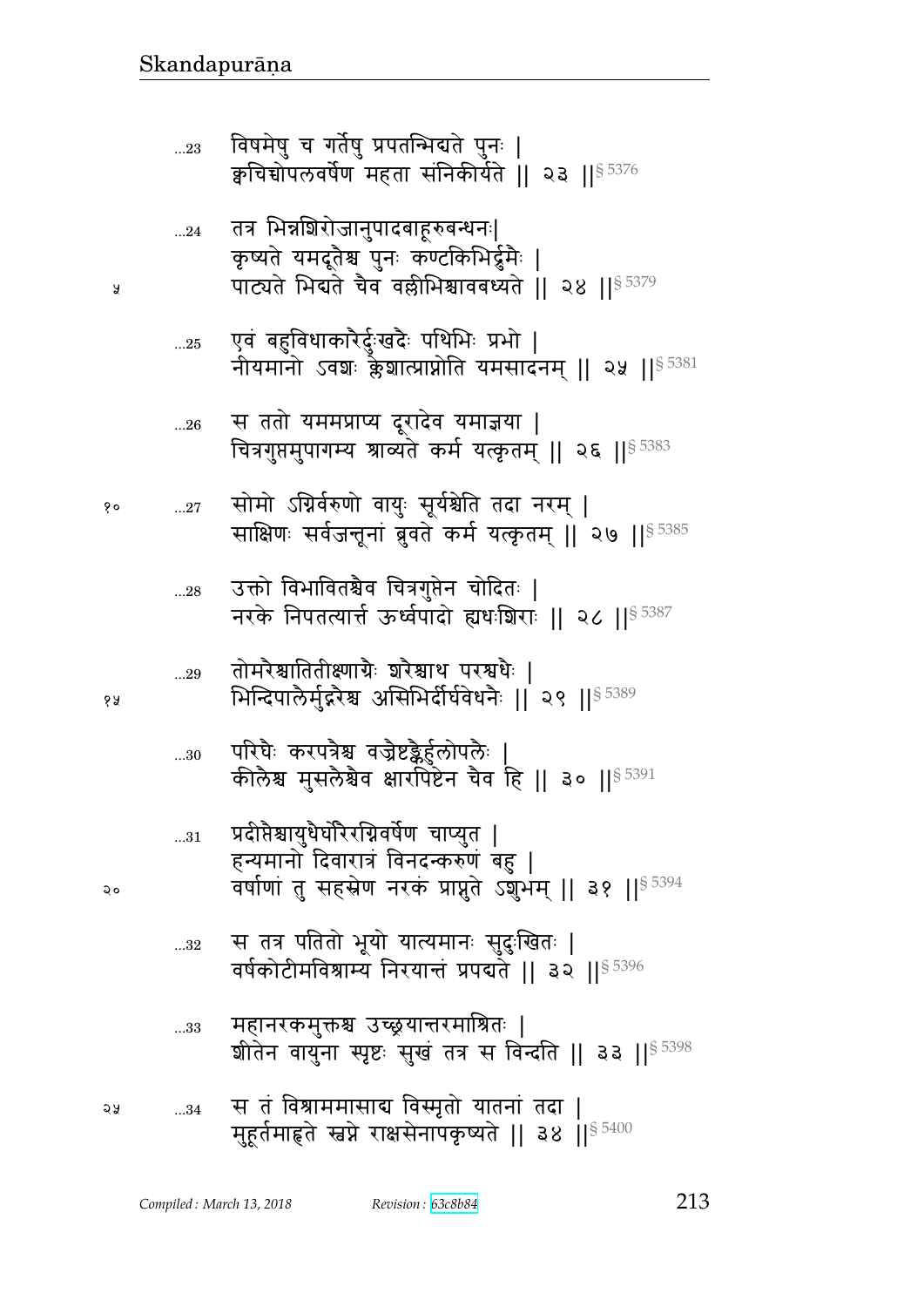...23 विषमेषु च गर्तेषु प्रपतन्भिद्यते पुनः |
क्वचिच्चोपलवर्षेण महता संनिकीर्यते || २३ ||§ 5376

...24 तत्र भिन्नशिरोजानुपादबाहूरुबन्धनः|
कृष्यते यमदूतैश्च पुनः कण्टकिभिर्द्रुमैः |
पाट्यते भिद्यते चैव वल्लीभिश्चावबध्यते || २४ ||§ 5379

...25 एवं बहुविधाकारैर्दुःखदैः पथिभिः प्रभो |
नीयमानो ऽवशः क्लेशात्प्राप्नोति यमसादनम् || २५ ||§ 5381

...26 स ततो यममप्राप्य दूरादेव यमाज्ञया |
चित्रगुप्तमुपागम्य श्राव्यते कर्म यत्कृतम् || २६ ||§ 5383

...27 सोमो ऽग्निर्वरुणो वायुः सूर्यश्चेति तदा नरम् |
साक्षिणः सर्वजन्तूनां ब्रुवते कर्म यत्कृतम् || २७ ||§ 5385

...28 उक्तो विभावितश्चैव चित्रगुप्तेन चोदितः |
नरके निपतत्यार्त्त ऊर्ध्वपादो ह्यधःशिराः || २८ ||§ 5387

...29 तोमरैश्चातितीक्ष्णाग्रैः शरैश्चाथ परश्वधैः |
भिन्दिपालैर्मुद्गरैश्च असिभिर्दीर्घवेधनैः || २९ ||§ 5389

...30 परिघैः करपत्रैश्च वज्रैष्टङ्कैर्हुलोपलैः |
कीलैश्च मुसलैश्चैव क्षारपिष्टेन चैव हि || ३० ||§ 5391

...31 प्रदीप्तैश्चायुधैर्घोरैरग्निवर्षेण चाप्युत |
हन्यमानो दिवारात्रं विनदन्करुणं बहु |
वर्षाणां तु सहस्रेण नरकं प्राप्नुते ऽशुभम् || ३१ ||§ 5394

...32 स तत्र पतितो भूयो यात्यमानः सुदुःखितः |
वर्षकोटीमविश्राम्य निरयान्तं प्रपद्यते || ३२ ||§ 5396

...33 महानरकमुक्तश्च उच्छ्रयान्तरमाश्रितः |
शीतेन वायुना स्पृष्टः सुखं तत्र स विन्दति || ३३ ||§ 5398

...34 स तं विश्राममासाद्य विस्मृतो यातनां तदा |
मुहूर्तमाहृते स्वप्ने राक्षसेनापकृष्यते || ३४ ||§ 5400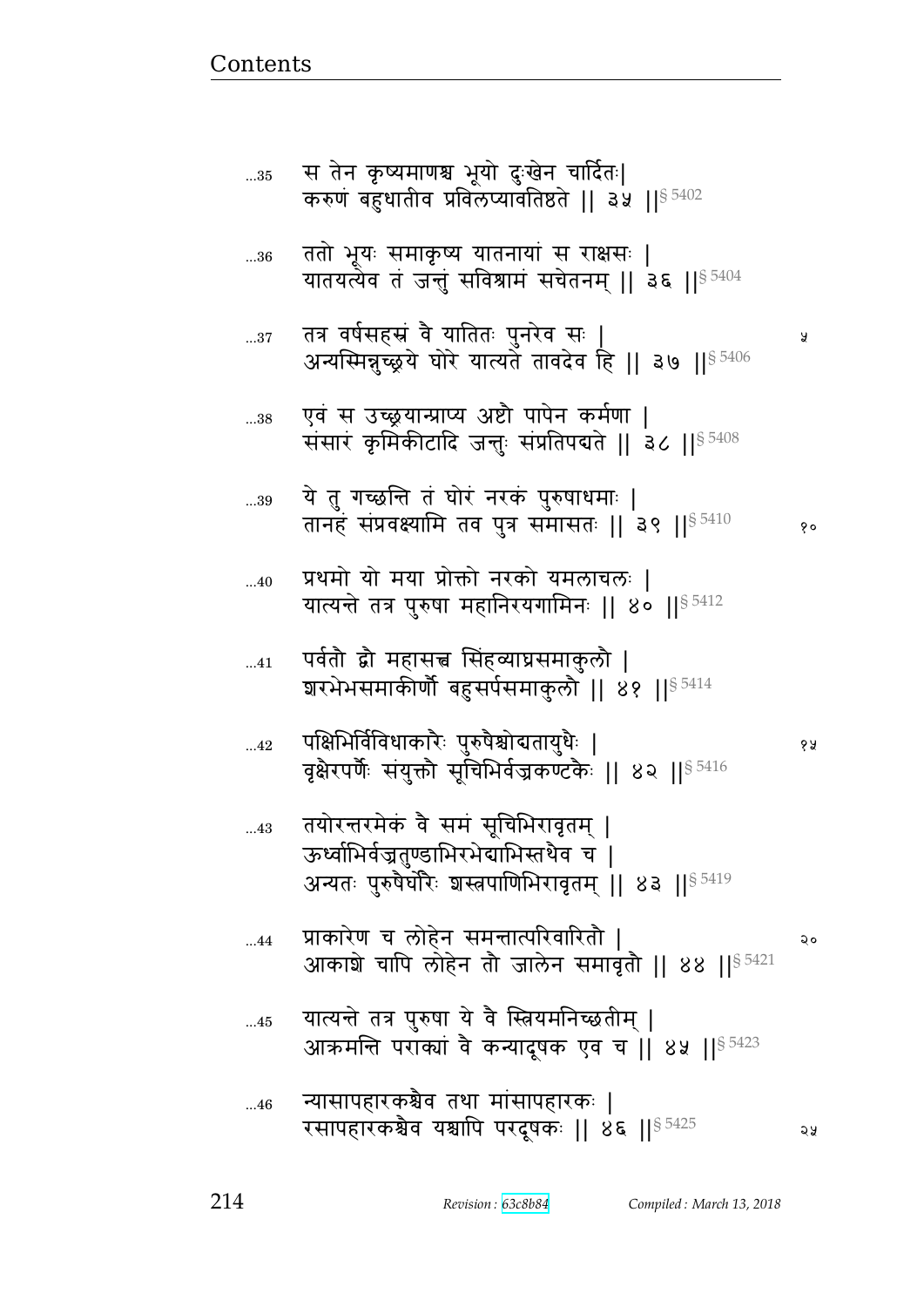...35 स तेन कृष्यमाणश्च भूयो दुःखेन चार्दितः|
करुणं बहुधातीव प्रविलप्यावतिष्ठते || ३५ ||§ 5402

...36 ततो भूयः समाकृष्य यातनायां स राक्षसः |
यातयत्येव तं जन्तुं सविश्रामं सचेतनम् || ३६ ||§ 5404

...37 तत्र वर्षसहस्रं वै यातितः पुनरेव सः | ५
अन्यस्मिन्नुच्छ्रये घोरे यात्यते तावदेव हि || ३७ ||§ 5406

...38 एवं स उच्छ्रयान्प्राप्य अष्टौ पापेन कर्मणा |
संसारं कृमिकीटादि जन्तुः संप्रतिपद्यते || ३८ ||§ 5408

...39 ये तु गच्छन्ति तं घोरं नरकं पुरुषाधमाः |
तानहं संप्रवक्ष्यामि तव पुत्र समासतः || ३९ ||§ 5410 १०

...40 प्रथमो यो मया प्रोक्तो नरको यमलाचलः |
यात्यन्ते तत्र पुरुषा महानिरयगामिनः || ४० ||§ 5412

...41 पर्वतौ द्वौ महासत्त्व सिंहव्याघ्रसमाकुलौ |
शरभेभसमाकीर्णौ बहुसर्पसमाकुलौ || ४१ ||§ 5414

...42 पक्षिभिर्विविधाकारैः पुरुषैश्चोद्यतायुधैः | १५
वृक्षैरपर्णैः संयुक्तौ सूचिभिर्वज्रकण्टकैः || ४२ ||§ 5416

...43 तयोरन्तरमेकं वै समं सूचिभिरावृतम् |
ऊर्ध्वाभिर्वज्रतुण्डाभिरभेद्याभिस्तथैव च |
अन्यतः पुरुषैर्घोरैः शस्त्रपाणिभिरावृतम् || ४३ ||§ 5419

...44 प्राकारेण च लोहेन समन्तात्परिवारितौ | २०
आकाशे चापि लोहेन तौ जालेन समावृतौ || ४४ ||§ 5421

...45 यात्यन्ते तत्र पुरुषा ये वै स्त्रियमनिच्छतीम् |
आक्रमन्ति पराक्यां वै कन्यादूषक एव च || ४५ ||§ 5423

...46 न्यासापहारकश्चैव तथा मांसापहारकः |
रसापहारकश्चैव यश्चापि परदूषकः || ४६ ||§ 5425 २५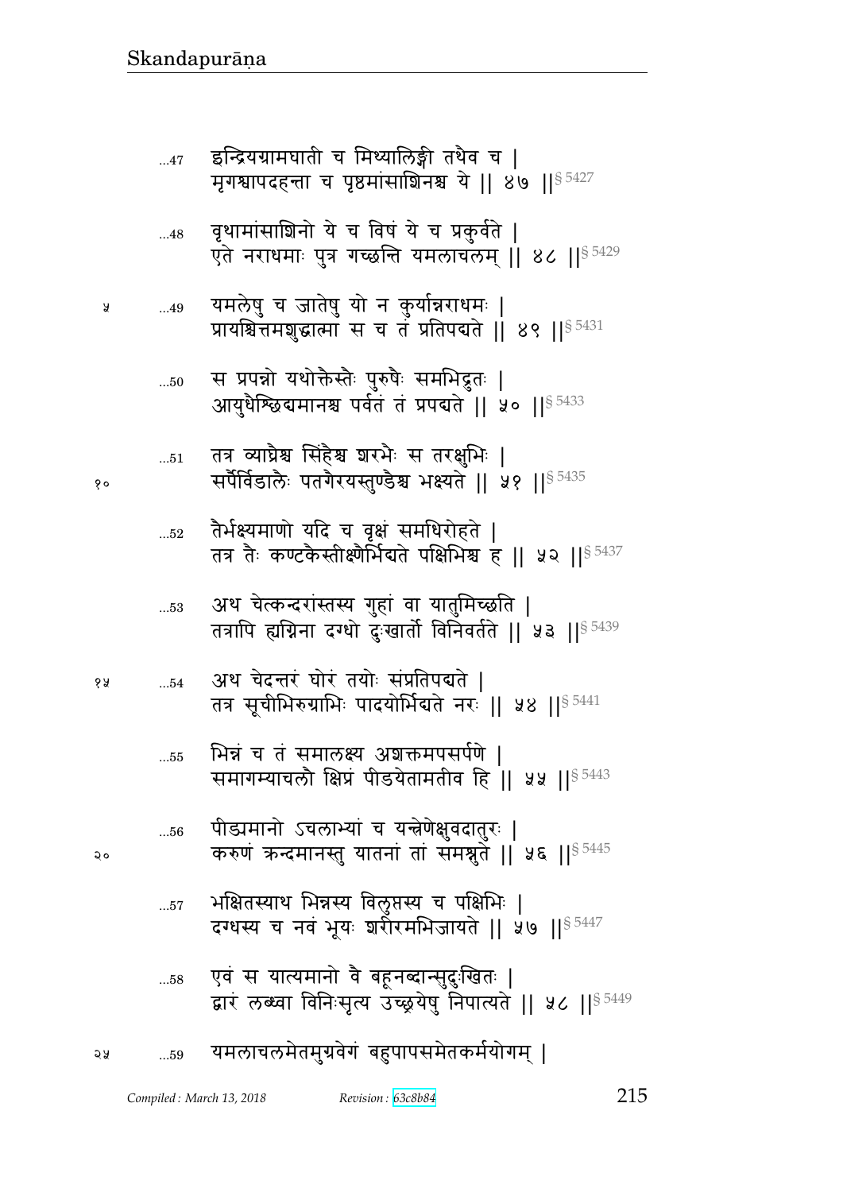...47 इन्द्रियग्रामघाती च मिथ्यालिङ्गी तथैव च |
मृगश्वापदहन्ता च पृष्ठमांसाशिनश्च ये || ४७ ||§ 5427

...48 वृथामांसाशिनो ये च विषं ये च प्रकुर्वते |
एते नराधमाः पुत्र गच्छन्ति यमलाचलम् || ४८ ||§ 5429

५ ...49 यमलेषु च जातेषु यो न कुर्यान्नराधमः |
प्रायश्चित्तमशुद्धात्मा स च तं प्रतिपद्यते || ४९ ||§ 5431

...50 स प्रपन्नो यथोक्तैस्तैः पुरुषैः समभिद्रुतः |
आयुधैश्छिद्यमानश्च पर्वतं तं प्रपद्यते || ५० ||§ 5433

...51 तत्र व्याघ्रैश्च सिंहैश्च शरभैः स तरक्षुभिः |
१० सर्पैर्विडालैः पतगैरयस्तुण्डैश्च भक्ष्यते || ५१ ||§ 5435

...52 तैर्भक्ष्यमाणो यदि च वृक्षं समधिरोहते |
तत्र तैः कण्टकैस्तीक्ष्णैर्भिद्यते पक्षिभिश्च ह || ५२ ||§ 5437

...53 अथ चेत्कन्दरांस्तस्य गुहां वा यातुमिच्छति |
तत्रापि ह्यग्निना दग्धो दुःखार्तो विनिवर्तते || ५३ ||§ 5439

१५ ...54 अथ चेदन्तरं घोरं तयोः संप्रतिपद्यते |
तत्र सूचीभिरुग्राभिः पादयोर्भिद्यते नरः || ५४ ||§ 5441

...55 भिन्नं च तं समालक्ष्य अशक्तमपसर्पणे |
समागम्याचलौ क्षिप्रं पीडयेतामतीव हि || ५५ ||§ 5443

...56 पीड्यमानो ऽचलाभ्यां च यन्त्रेणेक्षुवदातुरः |
२० करुणं क्रन्दमानस्तु यातनां तां समश्नुते || ५६ ||§ 5445

...57 भक्षितस्याथ भिन्नस्य विलुप्तस्य च पक्षिभिः |
दग्धस्य च नवं भूयः शरीरमभिजायते || ५७ ||§ 5447

...58 एवं स यात्यमानो वै बहूनब्दान्सुदुःखितः |
द्वारं लब्ध्वा विनिःसृत्य उच्छ्रयेषु निपात्यते || ५८ ||§ 5449

२५ ...59 यमलाचलमेतमुग्रवेगं बहुपापसमेतकर्मयोगम् |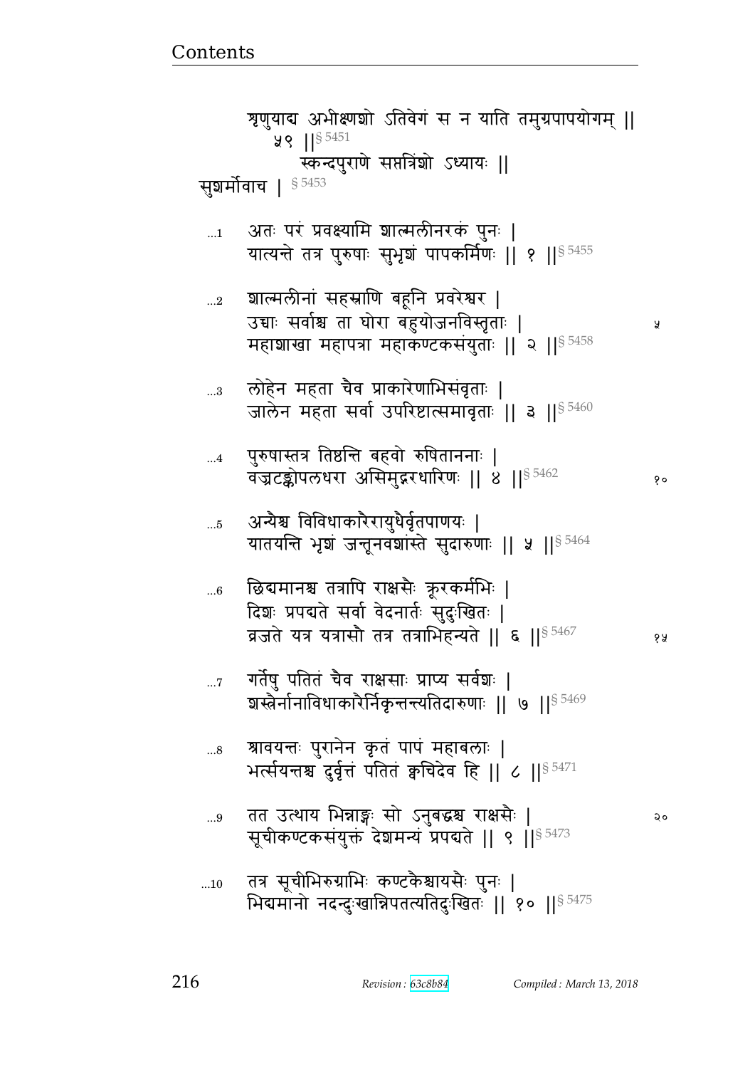शृणुयाद्य अभीक्ष्णशो ऽतिवेगं स न याति तमुग्रपापयोगम् ॥ ५९ ॥§ 5451

स्कन्दपुराणे सप्तत्रिंशो ऽध्यायः ॥

सुशर्मोवाच । § 5453

...1 अतः परं प्रवक्ष्यामि शाल्मलीनरकं पुनः ।
यात्यन्ते तत्र पुरुषाः सुभृशं पापकर्मिणः ॥ १ ॥§ 5455

...2 शाल्मलीनां सहस्राणि बहूनि प्रवरेश्वर ।
उच्चाः सर्वाश्च ता घोरा बहुयोजनविस्तृताः ।
महाशाखा महापत्रा महाकण्टकसंयुताः ॥ २ ॥§ 5458

...3 लोहेन महता चैव प्राकारेणाभिसंवृताः ।
जालेन महता सर्वा उपरिष्टात्समावृताः ॥ ३ ॥§ 5460

...4 पुरुषास्तत्र तिष्ठन्ति बहवो रुषिताननाः ।
वज्रटङ्कोपलधरा असिमुद्गरधारिणः ॥ ४ ॥§ 5462

...5 अन्यैश्च विविधाकारैरायुधैर्वृतपाणयः ।
यातयन्ति भृशं जन्तूनवशांस्ते सुदारुणाः ॥ ५ ॥§ 5464

...6 छिद्यमानश्च तत्रापि राक्षसैः क्रूरकर्मभिः ।
दिशः प्रपद्यते सर्वा वेदनार्तः सुदुःखितः ।
व्रजते यत्र यत्रासौ तत्र तत्राभिहन्यते ॥ ६ ॥§ 5467

...7 गर्तेषु पतितं चैव राक्षसाः प्राप्य सर्वशः ।
शस्त्रैर्नानाविधाकारैर्निकृन्तन्त्यतिदारुणाः ॥ ७ ॥§ 5469

...8 श्रावयन्तः पुरानेन कृतं पापं महाबलाः ।
भर्त्सयन्तश्च दुर्वृत्तं पतितं क्वचिदेव हि ॥ ८ ॥§ 5471

...9 तत उत्थाय भिन्नाङ्गः सो ऽनुबद्धश्च राक्षसैः ।
सूचीकण्टकसंयुक्तं देशमन्यं प्रपद्यते ॥ ९ ॥§ 5473

...10 तत्र सूचीभिरुग्राभिः कण्टकैश्चायसैः पुनः ।
भिद्यमानो नदन्दुःखान्निपतत्यतिदुःखितः ॥ १० ॥§ 5475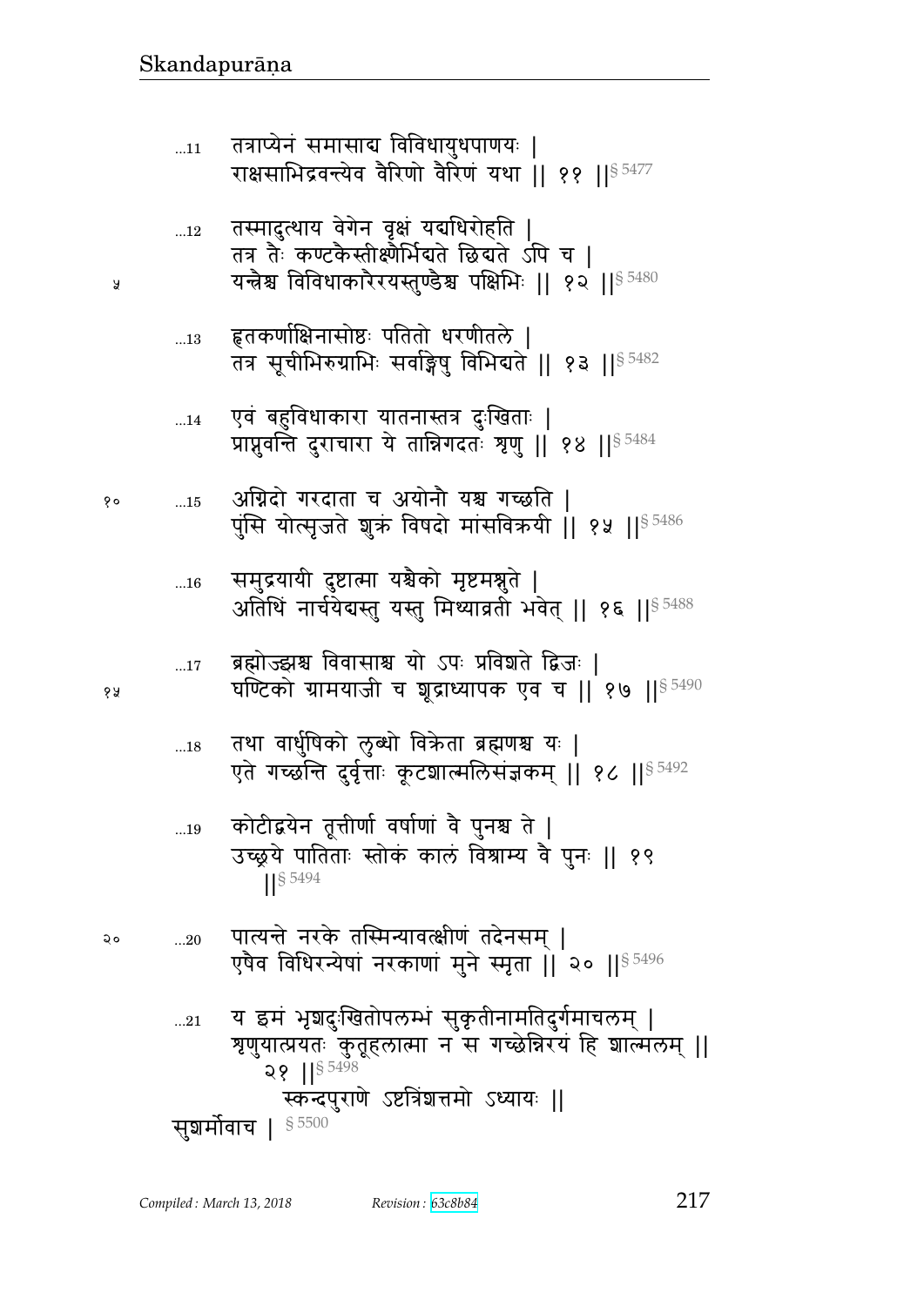...11 तत्राप्येनं समासाद्य विविधायुधपाणयः |
राक्षसाभिद्रवन्त्येव वैरिणो वैरिणं यथा || ११ ||§ 5477

...12 तस्मादुत्थाय वेगेन वृक्षं यद्यधिरोहति |
तत्र तैः कण्टकैस्तीक्ष्णैर्भिद्यते छिद्यते ऽपि च |
यन्त्रैश्च विविधाकारैरयस्तुण्डैश्च पक्षिभिः || १२ ||§ 5480

...13 हृतकर्णाक्षिनासोष्ठः पतितो धरणीतले |
तत्र सूचीभिरुग्राभिः सर्वाङ्गेषु विभिद्यते || १३ ||§ 5482

...14 एवं बहुविधाकारा यातनास्तत्र दुःखिताः |
प्राप्नुवन्ति दुराचारा ये तान्निगदतः शृणु || १४ ||§ 5484

...15 अग्निदो गरदाता च अयोनौ यश्च गच्छति |
पुंसि योत्सृजते शुक्रं विषदो मांसविक्रयी || १५ ||§ 5486

...16 समुद्रयायी दुष्टात्मा यश्चैको मृष्टमश्नुते |
अतिथिं नार्चयेद्यस्तु यस्तु मिथ्याव्रती भवेत् || १६ ||§ 5488

...17 ब्रह्मोज्झश्च विवासाश्च यो ऽपः प्रविशते द्विजः |
घण्टिको ग्रामयाजी च शूद्राध्यापक एव च || १७ ||§ 5490

...18 तथा वार्धुषिको लुब्धो विक्रेता ब्रह्मणश्च यः |
एते गच्छन्ति दुर्वृत्ताः कूटशाल्मलिसंज्ञकम् || १८ ||§ 5492

...19 कोटीद्वयेन तूत्तीर्णा वर्षाणां वै पुनश्च ते |
उच्छ्रये पातिताः स्तोकं कालं विश्राम्य वै पुनः || १९ ||§ 5494

...20 पात्यन्ते नरके तस्मिन्यावत्क्षीणं तदेनसम् |
एषैव विधिरन्येषां नरकाणां मुने स्मृता || २० ||§ 5496

...21 य इमं भृशदुःखितोपलम्भं सुकृतीनामतिदुर्गमाचलम् |
शृणुयात्प्रयतः कुतूहलात्मा न स गच्छेन्निरयं हि शाल्मलम् || २१ ||§ 5498

स्कन्दपुराणे ऽष्टत्रिंशत्तमो ऽध्यायः ||

सुशर्मोवाच | § 5500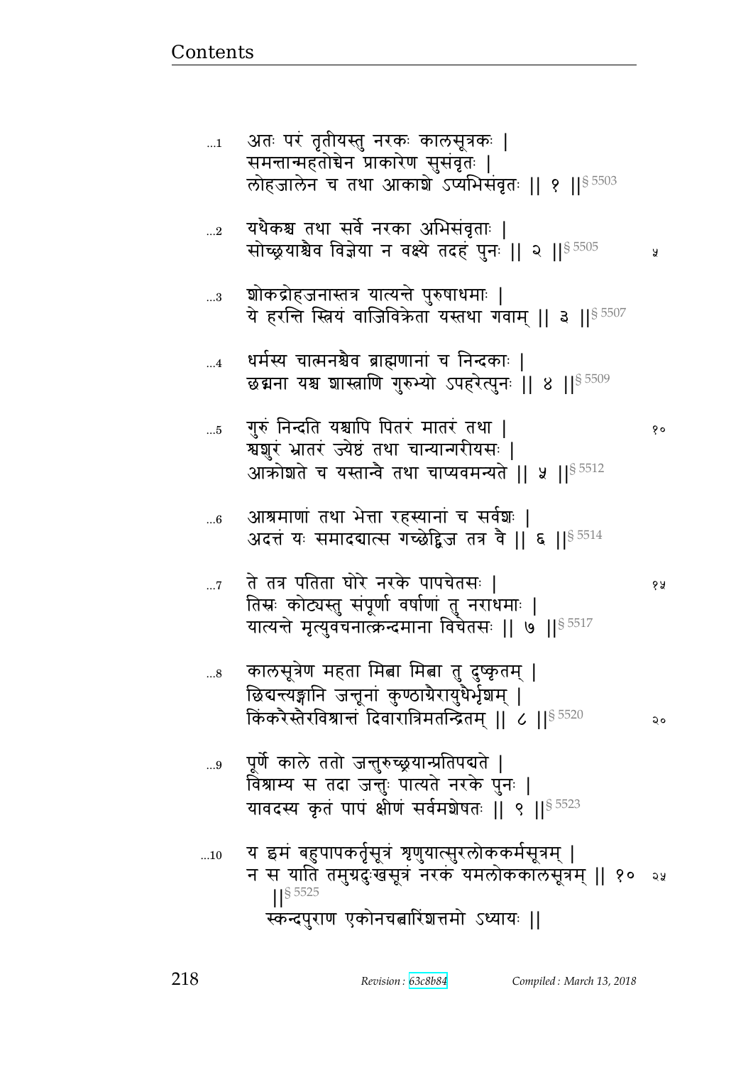...1 अतः परं तृतीयस्तु नरकः कालसूत्रकः |
समन्तान्महतोच्चेन प्राकारेण सुसंवृतः |
लोहजालेन च तथा आकाशे ऽप्यभिसंवृतः || १ ||§ 5503

...2 यथैकश्च तथा सर्वे नरका अभिसंवृताः |
सोच्छ्रयाश्चैव विज्ञेया न वक्ष्ये तदहं पुनः || २ ||§ 5505

...3 शोकद्रोहजनास्तत्र यात्यन्ते पुरुषाधमाः |
ये हरन्ति स्त्रियं वाजिविक्रेता यस्तथा गवाम् || ३ ||§ 5507

...4 धर्मस्य चात्मनश्चैव ब्राह्मणानां च निन्दकाः |
छद्मना यश्च शास्त्राणि गुरुभ्यो ऽपहरेत्पुनः || ४ ||§ 5509

...5 गुरुं निन्दति यश्चापि पितरं मातरं तथा |
श्वशुरं भ्रातरं ज्येष्ठं तथा चान्यान्गरीयसः |
आक्रोशते च यस्तान्वै तथा चाप्यवमन्यते || ५ ||§ 5512

...6 आश्रमाणां तथा भेत्ता रहस्यानां च सर्वशः |
अदत्तं यः समादद्यात्स गच्छेद्विज तत्र वै || ६ ||§ 5514

...7 ते तत्र पतिता घोरे नरके पापचेतसः |
तिस्रः कोट्यस्तु संपूर्णा वर्षाणां तु नराधमाः |
यात्यन्ते मृत्युवचनात्क्रन्दमाना विचेतसः || ७ ||§ 5517

...8 कालसूत्रेण महता भित्त्वा भित्त्वा तु दुष्कृतम् |
छिद्यन्त्यङ्गानि जन्तूनां कुण्ठाग्रैरायुधैर्भृशम् |
किंकरैस्तैरविश्रान्तं दिवारात्रिमतन्द्रितम् || ८ ||§ 5520

...9 पूर्णे काले ततो जन्तुरुच्छ्रयान्प्रतिपद्यते |
विश्राम्य स तदा जन्तुः पात्यते नरके पुनः |
यावदस्य कृतं पापं क्षीणं सर्वमशेषतः || ९ ||§ 5523

...10 य इमं बहुपापकर्तृसूत्रं शृणुयात्सुरलोककर्मसूत्रम् |
न स याति तमुग्रदुःखसूत्रं नरकं यमलोककालसूत्रम् || १० ||§ 5525

स्कन्दपुराण एकोनचत्वारिंशत्तमो ऽध्यायः ||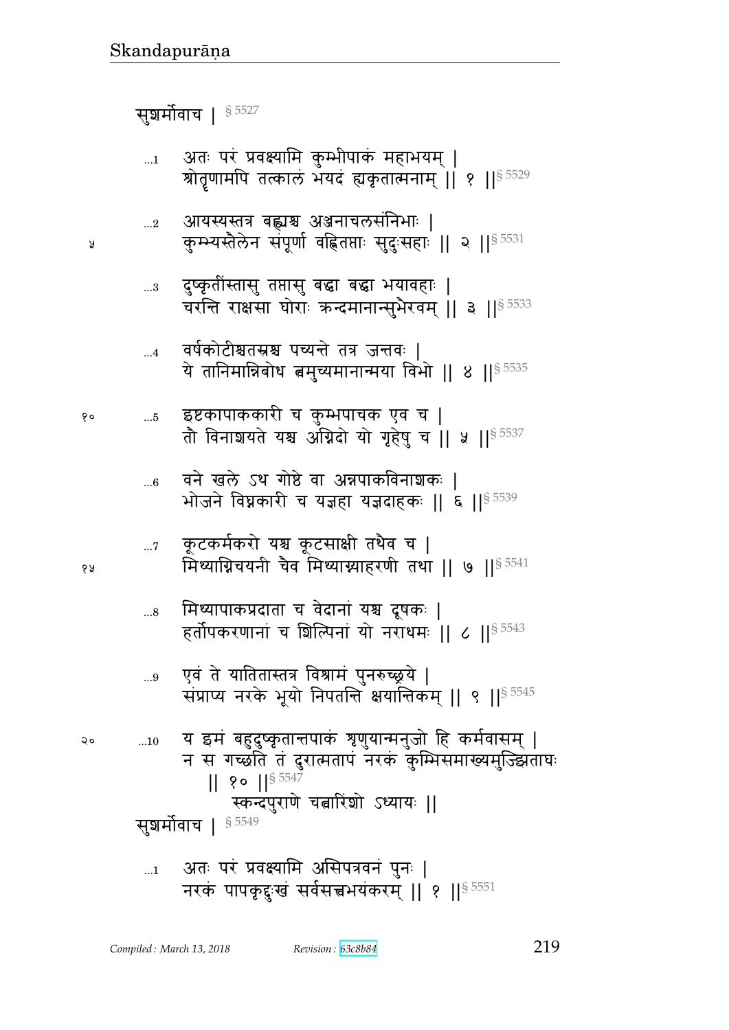सुशर्मोवाच । § 5527

...1 अतः परं प्रवक्ष्यामि कुम्भीपाकं महाभयम् ।
श्रोतॄणामपि तत्कालं भयदं ह्यकृतात्मनाम् ॥ १ ॥§ 5529

...2 आयस्यस्तत्र बह्व्यश्च अञ्जनाचलसंनिभाः ।
कुम्भ्यस्तैलेन संपूर्णा वह्नितप्ताः सुदुःसहाः ॥ २ ॥§ 5531

...3 दुष्कृतींस्तासु तप्तासु बद्ध्वा बद्ध्वा भयावहाः ।
चरन्ति राक्षसा घोराः क्रन्दमानान्सुभैरवम् ॥ ३ ॥§ 5533

...4 वर्षकोटीश्च तस्मिंश्च पच्यन्ते तत्र जन्तवः ।
ये तानिमान्निबोध त्वमुच्यमानान्मया विभो ॥ ४ ॥§ 5535

...5 इष्टकापाककारी च कुम्भपाचक एव च ।
तौ विनाशयते यश्च अग्निदो यो गृहेषु च ॥ ५ ॥§ 5537

...6 वने खले ऽथ गोष्ठे वा अन्नपाकविनाशकः ।
भोजने विघ्नकारी च यज्ञहा यज्ञदाहकः ॥ ६ ॥§ 5539

...7 कूटकर्मकरो यश्च कूटसाक्षी तथैव च ।
मिथ्याग्निचयनी चैव मिथ्याग्न्याहरणी तथा ॥ ७ ॥§ 5541

...8 मिथ्यापाकप्रदाता च वेदानां यश्च दूषकः ।
हर्तोपकरणानां च शिल्पिनां यो नराधमः ॥ ८ ॥§ 5543

...9 एवं ते यातितास्तत्र विश्रामं पुनरुच्छ्रये ।
संप्राप्य नरके भूयो निपतन्ति क्षयान्तिकम् ॥ ९ ॥§ 5545

...10 य इमं बहुदुष्कृतान्तपाकं शृणुयान्मनुजो हि कर्मवासम् ।
न स गच्छति तं दुरात्मतापं नरकं कुम्भिसमाख्यमुज्झिताघः
॥ १० ॥§ 5547

स्कन्दपुराणे चत्वारिंशो ऽध्यायः ॥

सुशर्मोवाच । § 5549

...1 अतः परं प्रवक्ष्यामि असिपत्रवनं पुनः ।
नरकं पापकृद्दुःखं सर्वसत्त्वभयंकरम् ॥ १ ॥§ 5551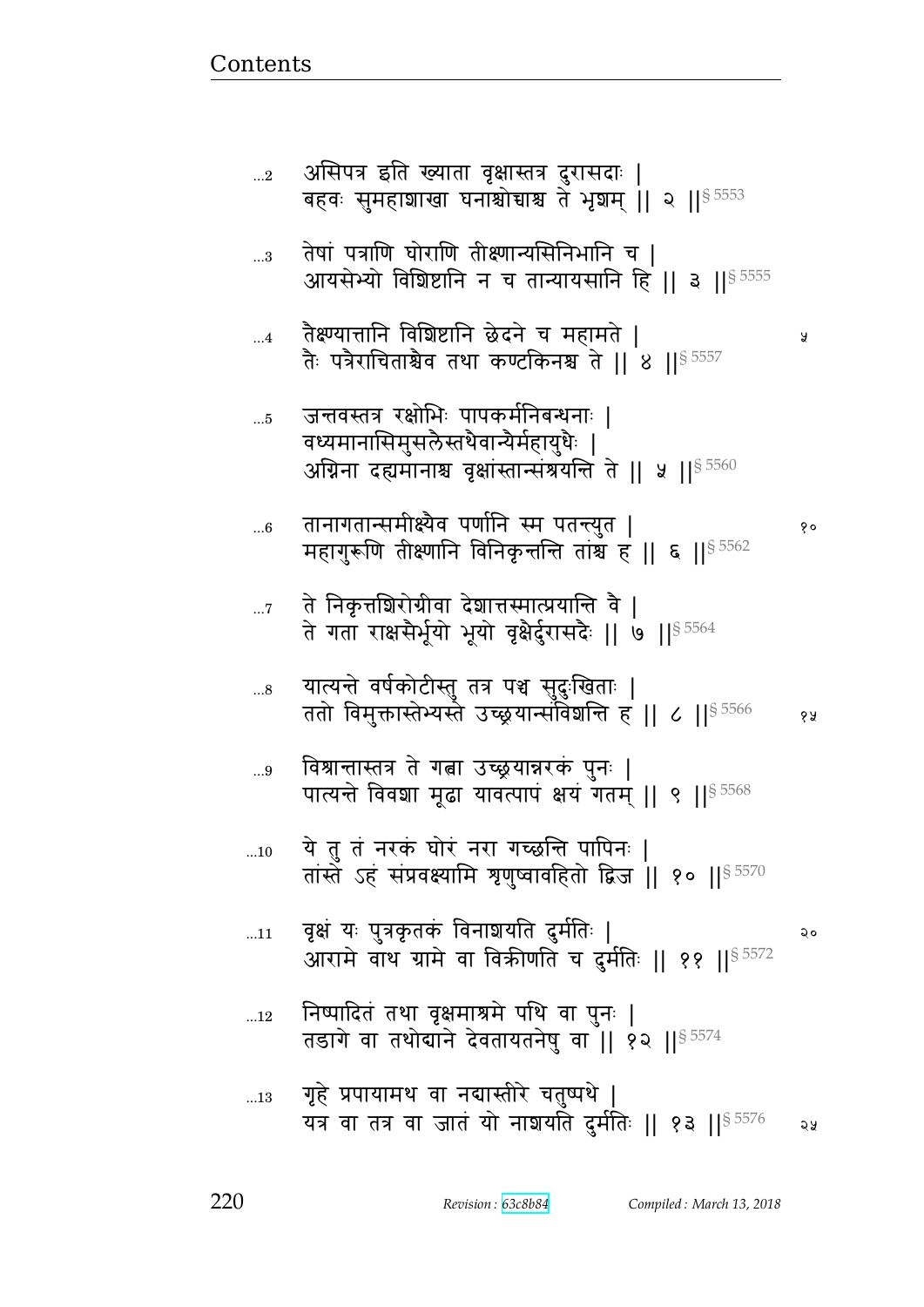...2 असिपत्र इति ख्याता वृक्षास्तत्र दुरासदाः |
बहवः सुमहाशाखा घनाश्चोच्चाश्च ते भृशम् || २ ||§ 5553

...3 तेषां पत्राणि घोराणि तीक्ष्णान्यसिनिभानि च |
आयसेभ्यो विशिष्टानि न च तान्यायसानि हि || ३ ||§ 5555

...4 तैक्ष्ण्यात्तानि विशिष्टानि छेदने च महामते |
तैः पत्रैराचिताश्चैव तथा कण्टकिनश्च ते || ४ ||§ 5557

...5 जन्तवस्तत्र रक्षोभिः पापकर्मनिबन्धनाः |
वध्यमानासिमुसलैस्तथैवान्यैर्महायुधैः |
अग्निना दह्यमानाश्च वृक्षांस्तान्संश्रयन्ति ते || ५ ||§ 5560

...6 तानागतान्समीक्ष्यैव पर्णानि स्म पतन्त्युत |
महागुरूणि तीक्ष्णानि विनिकृन्तन्ति तांश्च ह || ६ ||§ 5562

...7 ते निकृत्तशिरोग्रीवा देशात्तस्मात्प्रयान्ति वै |
ते गता राक्षसैर्भूयो भूयो वृक्षैर्दुरासदैः || ७ ||§ 5564

...8 यात्यन्ते वर्षकोटीस्तु तत्र पश्च सुदुःखिताः |
ततो विमुक्तास्तेभ्यस्ते उच्छ्रयान्संविशन्ति ह || ८ ||§ 5566

...9 विश्रान्तास्तत्र ते गत्वा उच्छ्रयान्नरकं पुनः |
पात्यन्ते विवशा मूढा यावत्पापं क्षयं गतम् || ९ ||§ 5568

...10 ये तु तं नरकं घोरं नरा गच्छन्ति पापिनः |
तांस्ते ऽहं संप्रवक्ष्यामि शृणुष्वावहितो द्विज || १० ||§ 5570

...11 वृक्षं यः पुत्रकृतकं विनाशयति दुर्मतिः |
आरामे वाथ ग्रामे वा विक्रीणति च दुर्मतिः || ११ ||§ 5572

...12 निष्पादितं तथा वृक्षमाश्रमे पथि वा पुनः |
तडागे वा तथोद्याने देवतायतनेषु वा || १२ ||§ 5574

...13 गृहे प्रपायामथ वा नद्यास्तीरे चतुष्पथे |
यत्र वा तत्र वा जातं यो नाशयति दुर्मतिः || १३ ||§ 5576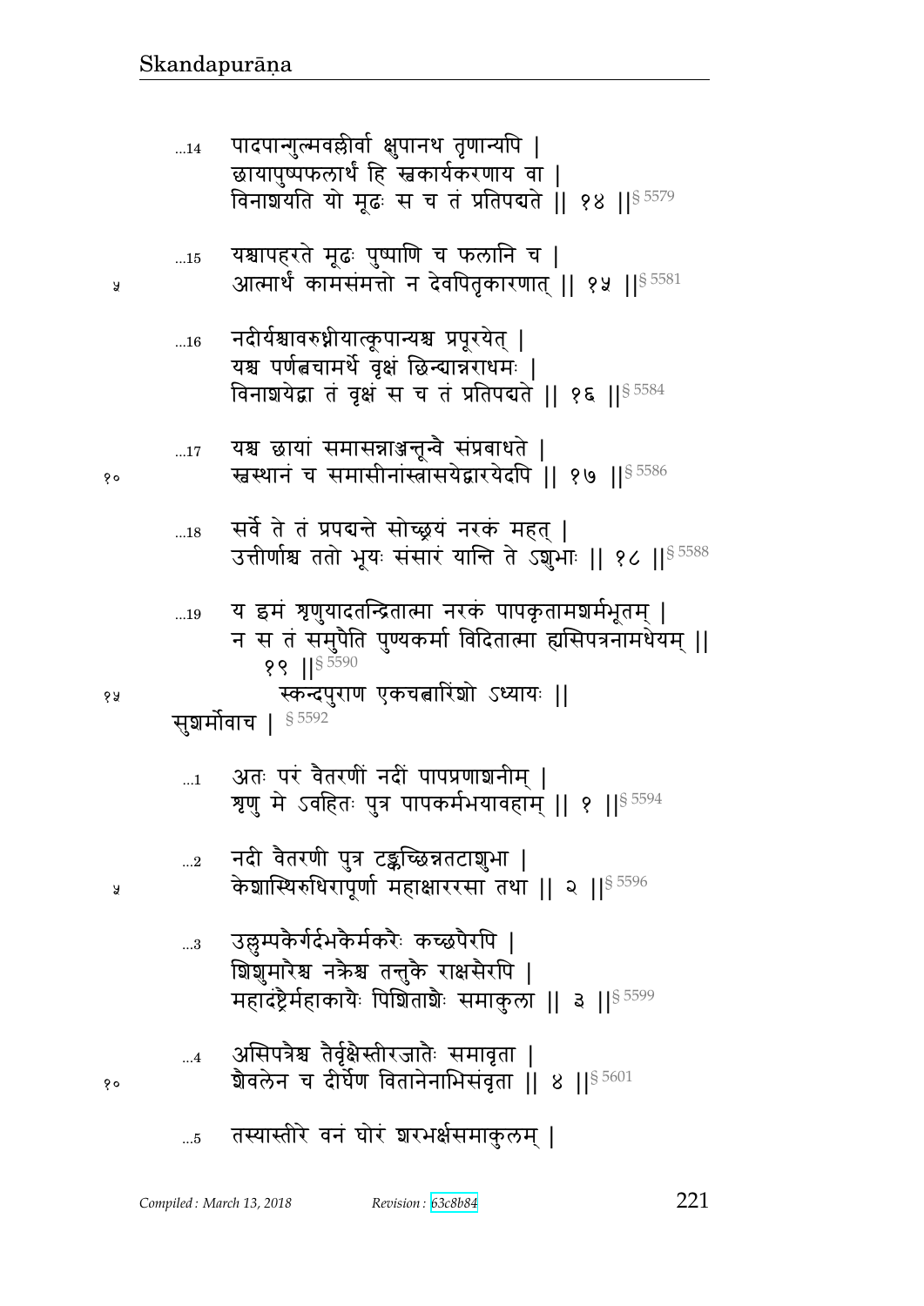...14 पादपान्गुल्मवल्लीर्वा क्षुपानथ तृणान्यपि |
छायापुष्पफलार्थं हि स्वकार्यकरणाय वा |
विनाशयति यो मूढः स च तं प्रतिपद्यते || १४ ||§ 5579

...15 यश्चापहरते मूढः पुष्पाणि च फलानि च |
आत्मार्थं कामसंमत्तो न देवपितृकारणात् || १५ ||§ 5581

...16 नदीर्यश्चावरुध्नीयात्कूपान्यश्च प्रपूरयेत् |
यश्च पर्णत्वचामर्थे वृक्षं छिन्द्यान्नराधमः |
विनाशयेद्वा तं वृक्षं स च तं प्रतिपद्यते || १६ ||§ 5584

...17 यश्च छायां समासन्नाञ्जन्तून्वै संप्रबाधते |
स्वस्थानं च समासीनांस्त्रासयेद्वारयेदपि || १७ ||§ 5586

...18 सर्वे ते तं प्रपद्यन्ते सोच्छ्रयं नरकं महत् |
उत्तीर्णाश्च ततो भूयः संसारं यान्ति ते ऽशुभाः || १८ ||§ 5588

...19 य इमं शृणुयादतन्द्रितात्मा नरकं पापकृतामशर्मभूतम् |
न स तं समुपैति पुण्यकर्मा विदितात्मा ह्यसिपत्रनामधेयम् ||
१९ ||§ 5590

स्कन्दपुराण एकचत्वारिंशो ऽध्यायः ||

सुशर्मोवाच | § 5592

...1 अतः परं वैतरणीं नदीं पापप्रणाशनीम् |
शृणु मे ऽवहितः पुत्र पापकर्मभयावहाम् || १ ||§ 5594

...2 नदी वैतरणी पुत्र टङ्कच्छिन्नतटाशुभा |
केशास्थिरुधिरापूर्णा महाक्षाररसा तथा || २ ||§ 5596

...3 उलुम्पकैर्गर्दभकैर्मकरैः कच्छपैरपि |
शिशुमारैश्च नक्रैश्च तन्तुकै राक्षसैरपि |
महादंष्ट्रैर्महाकायैः पिशिताशैः समाकुला || ३ ||§ 5599

...4 असिपत्रैश्च तैर्वृक्षैस्तीरजातैः समावृता |
शैवलेन च दीर्घेण वितानेनाभिसंवृता || ४ ||§ 5601

...5 तस्यास्तीरे वनं घोरं शरभर्क्षसमाकुलम् |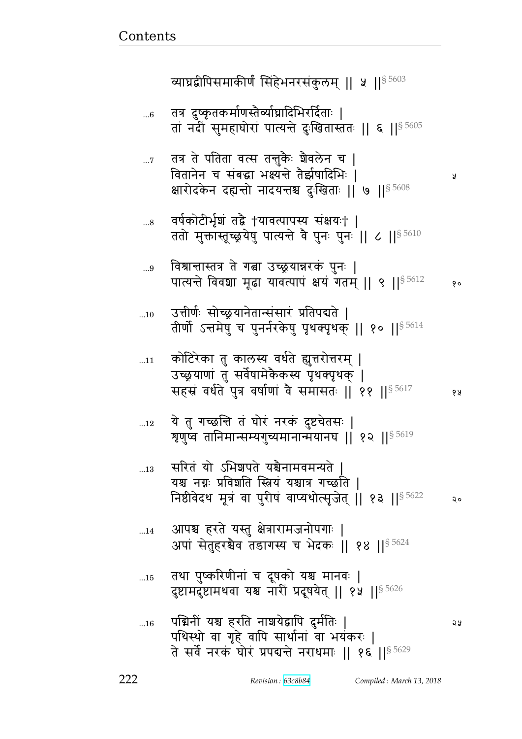व्याघ्रद्वीपिसमाकीर्णं सिंहेभनरसंकुलम् || ५ ||§ 5603

...6 तत्र दुष्कृतकर्माणस्तैर्व्याघ्रादिभिरर्दिताः |
तां नदीं सुमहाघोरां पात्यन्ते दुःखितास्ततः || ६ ||§ 5605

...7 तत्र ते पतिता वत्स तन्तुकैः शैवलेन च |
वितानेन च संबद्धा भक्ष्यन्ते तैर्झषादिभिः |
क्षारोदकेन दह्यन्तो नादयन्तश्च दुःखिताः || ७ ||§ 5608

...8 वर्षकोटीर्भृशं तद्वै †यावत्पापस्य संक्षयः† |
ततो मुक्तास्तूच्छ्रयेषु पात्यन्ते वै पुनः पुनः || ८ ||§ 5610

...9 विश्रान्तास्तत्र ते गत्वा उच्छ्रयान्नरकं पुनः |
पात्यन्ते विवशा मूढा यावत्पापं क्षयं गतम् || ९ ||§ 5612

...10 उत्तीर्णः सोच्छ्रयानेतान्संसारं प्रतिपद्यते |
तीर्णो ऽन्तमेषु च पुनर्नरकेषु पृथक्पृथक् || १० ||§ 5614

...11 कोटिरेका तु कालस्य वर्धते ह्युत्तरोत्तरम् |
उच्छ्रयाणां तु सर्वेषामेकैकस्य पृथक्पृथक् |
सहस्रं वर्धते पुत्र वर्षाणां वै समासतः || ११ ||§ 5617

...12 ये तु गच्छन्ति तं घोरं नरकं दुष्टचेतसः |
शृणुष्व तानिमान्सम्यगुच्यमानान्मयानघ || १२ ||§ 5619

...13 सरितं यो ऽभिशपते यश्चैनामवमन्यते |
यश्च नग्नः प्रविशति स्त्रियं यश्चात्र गच्छति |
निष्ठीवेदथ मूत्रं वा पुरीषं वाप्यथोत्सृजेत् || १३ ||§ 5622

...14 आपश्च हरते यस्तु क्षेत्रारामजनोपगाः |
अपां सेतुहरश्चैव तडागस्य च भेदकः || १४ ||§ 5624

...15 तथा पुष्करिणीनां च दूषको यश्च मानवः |
दुष्टामदुष्टामथवा यश्च नारीं प्रदूषयेत् || १५ ||§ 5626

...16 पद्मिनीं यश्च हरति नाशयेद्वापि दुर्मतिः |
पथिस्थो वा गृहे वापि सार्थानां वा भयंकरः |
ते सर्वे नरकं घोरं प्रपद्यन्ते नराधमाः || १६ ||§ 5629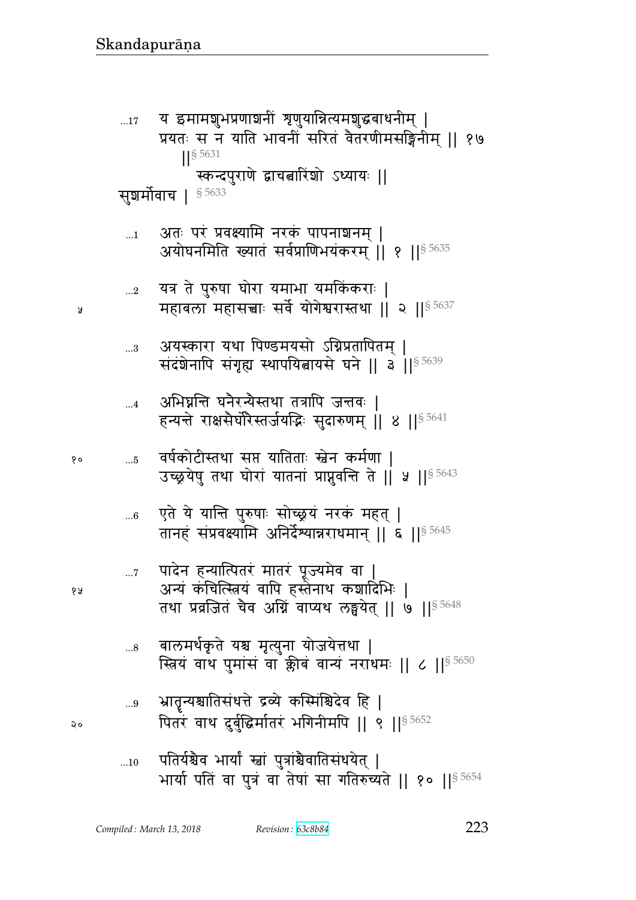...17 य इमामशुभप्रणाशनीं शृणुयान्नित्यमशुद्धबाधनीम् |
प्रयतः स न याति भावनीं सरितं वैतरणीमसङ्गिनीम् || १७ ||§ 5631

स्कन्दपुराणे द्वाचत्वारिंशो ऽध्यायः ||

सुशर्मोवाच | § 5633

...1 अतः परं प्रवक्ष्यामि नरकं पापनाशनम् |
अयोघनमिति ख्यातं सर्वप्राणिभयंकरम् || १ ||§ 5635

...2 यत्र ते पुरुषा घोरा यमाभा यमकिंकराः |
महाबला महासत्त्वाः सर्वे योगेश्वरास्तथा || २ ||§ 5637

...3 अयस्कारा यथा पिण्डमयसो ऽग्निप्रतापितम् |
संदंशेनापि संगृह्य स्थापयित्वायसे घने || ३ ||§ 5639

...4 अभिघ्नन्ति घनैरन्यैस्तथा तत्रापि जन्तवः |
हन्यन्ते राक्षसैर्घोरैस्तर्जयद्भिः सुदारुणम् || ४ ||§ 5641

...5 वर्षकोटीस्तथा सप्त यातिताः स्वेन कर्मणा |
उच्छ्रयेषु तथा घोरां यातनां प्राप्नुवन्ति ते || ५ ||§ 5643

...6 एते ये यान्ति पुरुषाः सोच्छ्रयं नरकं महत् |
तानहं संप्रवक्ष्यामि अनिर्देश्यान्नराधमान् || ६ ||§ 5645

...7 पादेन हन्यात्पितरं मातरं पूज्यमेव वा |
अन्यं कंचित्स्त्रियं वापि हस्तेनाथ कशादिभिः |
तथा प्रव्रजितं चैव अग्निं वाप्यथ लङ्घयेत् || ७ ||§ 5648

...8 बालमर्थकृते यश्च मृत्युना योजयेत्तथा |
स्त्रियं वाथ पुमांसं वा क्लीबं वान्यं नराधमः || ८ ||§ 5650

...9 भ्रातॄन्यश्चातिसंधत्ते द्रव्ये कस्मिंश्चिदेव हि |
पितरं वाथ दुर्बुद्धिर्मातरं भगिनीमपि || ९ ||§ 5652

...10 पतिर्यश्चैव भार्यां स्वां पुत्रांश्चैवातिसंधयेत् |
भार्या पतिं वा पुत्र वा तेषां सा गतिरुच्यते || १० ||§ 5654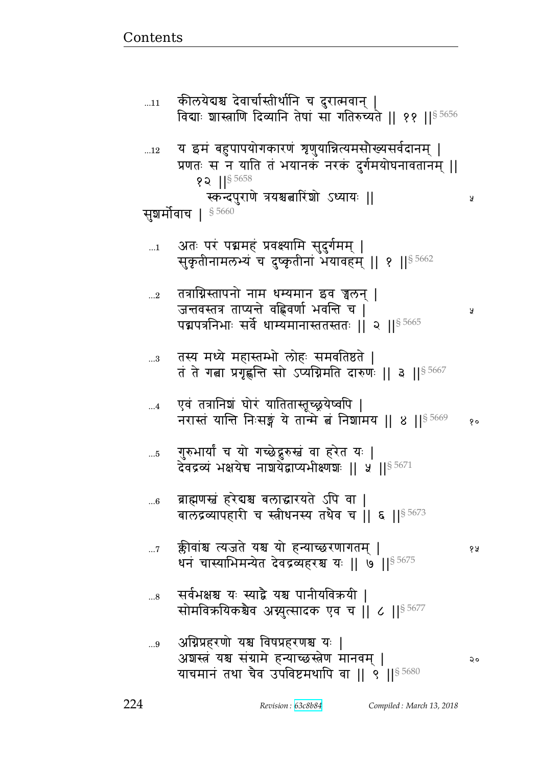...11 कीलयेद्यश्च देवार्चास्तीर्थानि च दुरात्मवान् |
विद्याः शास्त्राणि दिव्यानि तेषां सा गतिरुच्यते || ११ ||§ 5656

...12 य इमं बहुपापयोगकारणं शृणुयान्नित्यमसौख्यसर्वदानम् |
प्रणतः स न याति तं भयानकं नरकं दुर्गमयोघनावतानम् ||
१२ ||§ 5658

स्कन्दपुराणे त्रयश्चत्वारिंशो ऽध्यायः || ५

सुशर्मोवाच | § 5660

...1 अतः परं पद्ममहं प्रवक्ष्यामि सुदुर्गमम् |
सुकृतीनामलभ्यं च दुष्कृतीनां भयावहम् || १ ||§ 5662

...2 तत्राग्निस्तापनो नाम धम्यमान इव ज्वलन् |
जन्तवस्तत्र ताप्यन्ते वह्निवर्णा भवन्ति च | ५
पद्मपत्रनिभाः सर्वे धाम्यमानास्ततस्ततः || २ ||§ 5665

...3 तस्य मध्ये महास्तम्भो लोहः समवतिष्ठते |
तं ते गत्वा प्रगृह्णन्ति सो ऽप्यग्निमति दारुणः || ३ ||§ 5667

...4 एवं तत्रानिशं घोरं यातितास्तूच्छ्रयेष्वपि |
नरास्तं यान्ति निःसङ्गं ये तान्मे त्वं निशामय || ४ ||§ 5669 १०

...5 गुरुभार्यां च यो गच्छेद्गुरुस्वं वा हरेत यः |
देवद्रव्यं भक्षयेच्च नाशयेद्वाप्यभीक्ष्णशः || ५ ||§ 5671

...6 ब्राह्मणस्वं हरेद्यश्च बलाद्धारयते ऽपि वा |
बालद्रव्यापहारी च स्त्रीधनस्य तथैव च || ६ ||§ 5673

...7 क्लीवांश्च त्यजते यश्च यो हन्याच्छरणागतम् | १५
धनं चास्याभिमन्येत देवद्रव्यहरश्च यः || ७ ||§ 5675

...8 सर्वभक्षश्च यः स्याद्वै यश्च पानीयविक्रयी |
सोमविक्रयिकश्चैव अग्न्युत्सादक एव च || ८ ||§ 5677

...9 अग्निप्रहरणो यश्च विषप्रहरणश्च यः |
अशस्त्रं यश्च संग्रामे हन्याच्छस्त्रेण मानवम् | २०
याचमानं तथा चैव उपविष्टमथापि वा || ९ ||§ 5680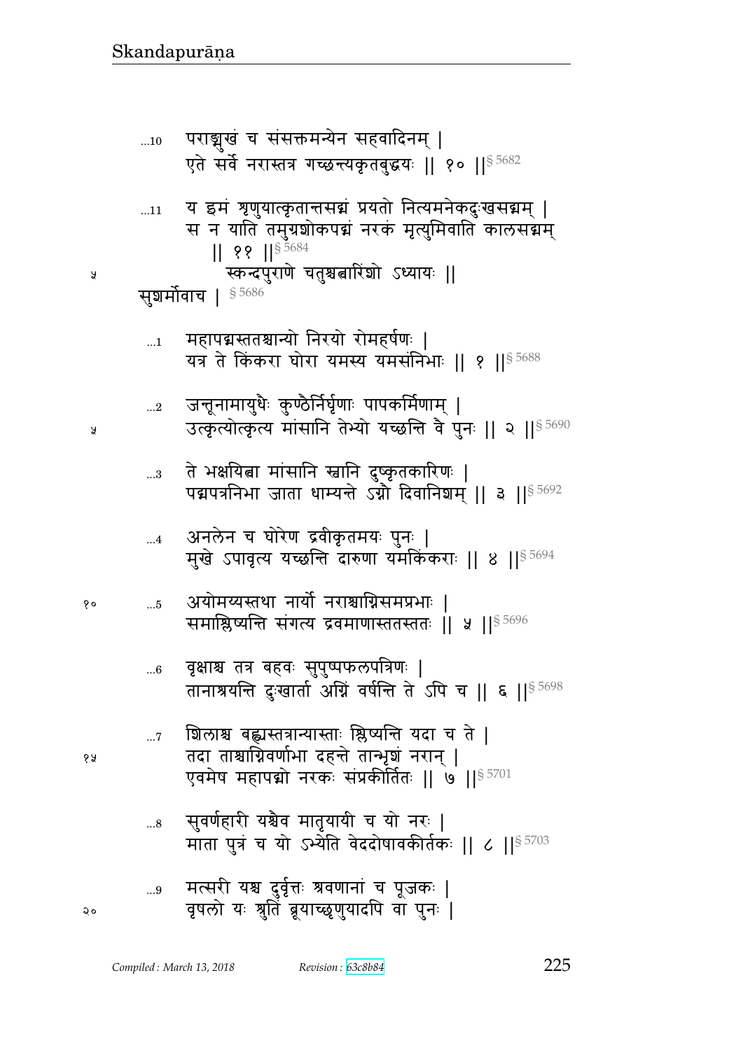...10 पराङ्मुखं च संसक्तमन्येन सहवादिनम् |
एते सर्वे नरास्तत्र गच्छन्त्यकृतबुद्धयः || १० ||§ 5682

...11 य इमं शृणुयात्कृतान्तसद्मं प्रयतो नित्यमनेकदुःखसद्मम् |
स न याति तमुग्रशोकपद्मं नरकं मृत्युमिवाति कालसद्मम्
|| ११ ||§ 5684

५ स्कन्दपुराणे चतुश्चत्वारिंशो ऽध्यायः ||

सुशर्मोवाच | § 5686

...1 महापद्मस्ततश्चान्यो निरयो रोमहर्षणः |
यत्र ते किंकरा घोरा यमस्य यमसंनिभाः || १ ||§ 5688

...2 जन्तूनामायुधैः कुण्ठैर्निर्घृणाः पापकर्मिणाम् |
५ उत्कृत्योत्कृत्य मांसानि तेभ्यो यच्छन्ति वै पुनः || २ ||§ 5690

...3 ते भक्षयित्वा मांसानि स्वानि दुष्कृतकारिणः |
पद्मपत्रनिभा जाता धाम्यन्ते ऽग्नौ दिवानिशम् || ३ ||§ 5692

...4 अनलेन च घोरेण द्रवीकृतमयः पुनः |
मुखे ऽपावृत्य यच्छन्ति दारुणा यमकिंकराः || ४ ||§ 5694

१० ...5 अयोमय्यस्तथा नार्यो नराश्चाग्निसमप्रभाः |
समाश्लिष्यन्ति संगत्य द्रवमाणास्ततस्ततः || ५ ||§ 5696

...6 वृक्षाश्च तत्र बहवः सुपुष्पफलपत्रिणः |
तानाश्रयन्ति दुःखार्ता अग्निं वर्षन्ति ते ऽपि च || ६ ||§ 5698

...7 शिलाश्च बह्व्यस्तत्रान्यास्ताः श्लिष्यन्ति यदा च ते |
१५ तदा ताश्चाग्निवर्णाभा दहन्ते तान्भृशं नरान् |
एवमेष महापद्मो नरकः संप्रकीर्तितः || ७ ||§ 5701

...8 सुवर्णहारी यश्चैव मातृयायी च यो नरः |
माता पुत्रं च यो ऽभ्येति वेददोषावकीर्तकः || ८ ||§ 5703

...9 मत्सरी यश्च दुर्वृत्तः श्रवणानां च पूजकः |
२० वृषलो यः श्रुतिं ब्रूयाच्छृणुयादपि वा पुनः |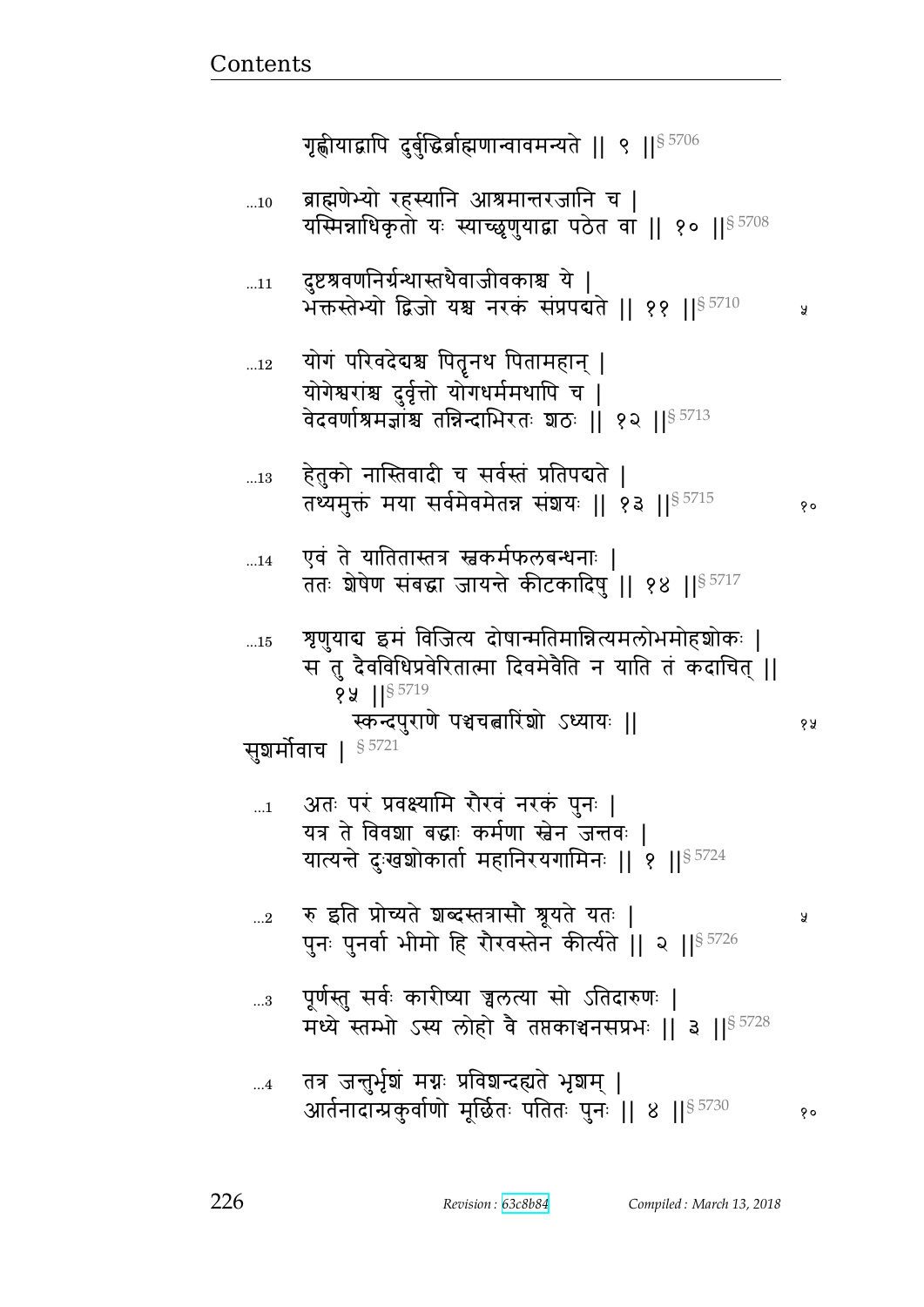गृह्णीयाद्वापि दुर्बुद्धिर्ब्राह्मणान्वावमन्यते ॥ ९ ॥§ 5706

…10 ब्राह्मणेभ्यो रहस्यानि आश्रमान्तरजानि च ।
यस्मिन्नाधिकृतो यः स्याच्छृणुयाद्वा पठेत वा ॥ १० ॥§ 5708

…11 दुष्टश्रवणनिर्ग्रन्थास्तथैवाजीवकाश्च ये ।
भक्तस्तेभ्यो द्विजो यश्च नरकं संप्रपद्यते ॥ ११ ॥§ 5710 ५

…12 योगं परिवदेद्यश्च पितॄनथ पितामहान् ।
योगेश्वरांश्च दुर्वृत्तो योगधर्ममथापि च ।
वेदवर्णाश्रमज्ञांश्च तन्निन्दाभिरतः शठः ॥ १२ ॥§ 5713

…13 हेतुको नास्तिवादी च सर्वस्तं प्रतिपद्यते ।
तथ्यमुक्तं मया सर्वमेवमेतन्न संशयः ॥ १३ ॥§ 5715 १०

…14 एवं ते यातितास्तत्र स्वकर्मफलबन्धनाः ।
ततः शेषेण संबद्धा जायन्ते कीटकादिषु ॥ १४ ॥§ 5717

…15 शृणुयाद्य इमं विजित्य दोषान्मतिमान्नित्यमलोभमोहशोकः ।
स तु दैवविधिप्रवेरितात्मा दिवमेवैति न याति तं कदाचित् ॥
१५ ॥§ 5719
स्कन्दपुराणे पञ्चचत्वारिंशो ऽध्यायः ॥ १५

सुशर्मोवाच । § 5721

…1 अतः परं प्रवक्ष्यामि रौरवं नरकं पुनः ।
यत्र ते विवशा बद्धाः कर्मणा स्वेन जन्तवः ।
यात्यन्ते दुःखशोकार्ता महानिरयगामिनः ॥ १ ॥§ 5724

…2 रु इति प्रोच्यते शब्दस्तत्रासौ श्रूयते यतः । ५
पुनः पुनर्वा भीमो हि रौरवस्तेन कीर्त्यते ॥ २ ॥§ 5726

…3 पूर्णस्तु सर्वः कारीष्या ज्वलत्या सो ऽतिदारुणः ।
मध्ये स्तम्भो ऽस्य लोहो वै तप्तकाञ्चनसप्रभः ॥ ३ ॥§ 5728

…4 तत्र जन्तुर्भृशं मग्नः प्रविशन्दह्यते भृशम् ।
आर्तनादान्प्रकुर्वाणो मूर्छितः पतितः पुनः ॥ ४ ॥§ 5730 १०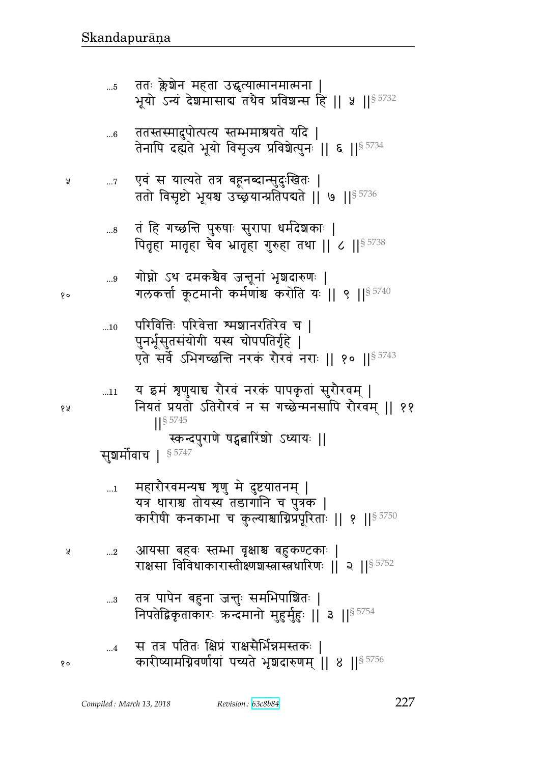...5 ततः क्लेशेन महता उद्धृत्यात्मानमात्मना ।
भूयो ऽन्यं देशमासाद्य तथैव प्रविशन्स हि ॥ ५ ॥[§ 5732]

...6 ततस्तस्मादुपोत्पत्य स्तम्भमाश्रयते यदि ।
तेनापि दह्यते भूयो विसृज्य प्रविशेत्पुनः ॥ ६ ॥[§ 5734]

...7 एवं स यात्यते तत्र बहूनब्दान्सुदुःखितः ।
ततो विसृष्टो भूयश्च उच्छ्रयान्प्रतिपद्यते ॥ ७ ॥[§ 5736]

...8 तं हि गच्छन्ति पुरुषाः सुरापा धर्मदेशकाः ।
पितृहा मातृहा चैव भ्रातृहा गुरुहा तथा ॥ ८ ॥[§ 5738]

...9 गोघ्नो ऽथ दमकश्चैव जन्तूनां भृशदारुणः ।
गलकर्त्ता कूटमानी कर्मणांश्च करोति यः ॥ ९ ॥[§ 5740]

...10 परिवित्तिः परिवेत्ता श्मशानरतिरेव च ।
पुनर्भूसुतसंयोगी यस्य चोपपतिर्गृहे ।
एते सर्वे ऽभिगच्छन्ति नरकं रौरवं नराः ॥ १० ॥[§ 5743]

...11 य इमं शृणुयाच्च रौरवं नरकं पापकृतां सुरौरवम् ।
नियतं प्रयतो ऽतिरौरवं न स गच्छेन्मनसापि रौरवम् ॥ ११ ॥[§ 5745]

स्कन्दपुराणे षड्द्वात्रिंशो ऽध्यायः ॥

सुशर्मोवाच । [§ 5747]

...1 महारौरवमन्यच्च शृणु मे दुष्टयातनम् ।
यत्र धाराश्च तोयस्य तडागानि च पुत्रक ।
कारीषी कनकाभा च कुल्याश्चाग्निप्रपूरिताः ॥ १ ॥[§ 5750]

...2 आयसा बहवः स्तम्भा वृक्षाश्च बहुकण्टकाः ।
राक्षसा विविधाकारास्तीक्ष्णशस्त्रास्त्रधारिणः ॥ २ ॥[§ 5752]

...3 तत्र पापेन बहुना जन्तुः समभिपाशितः ।
निपतेद्विकृताकारः क्रन्दमानो मुहुर्मुहुः ॥ ३ ॥[§ 5754]

...4 स तत्र पतितः क्षिप्रं राक्षसैर्भिन्नमस्तकः ।
कारीष्यामग्निवर्णायां पच्यते भृशदारुणम् ॥ ४ ॥[§ 5756]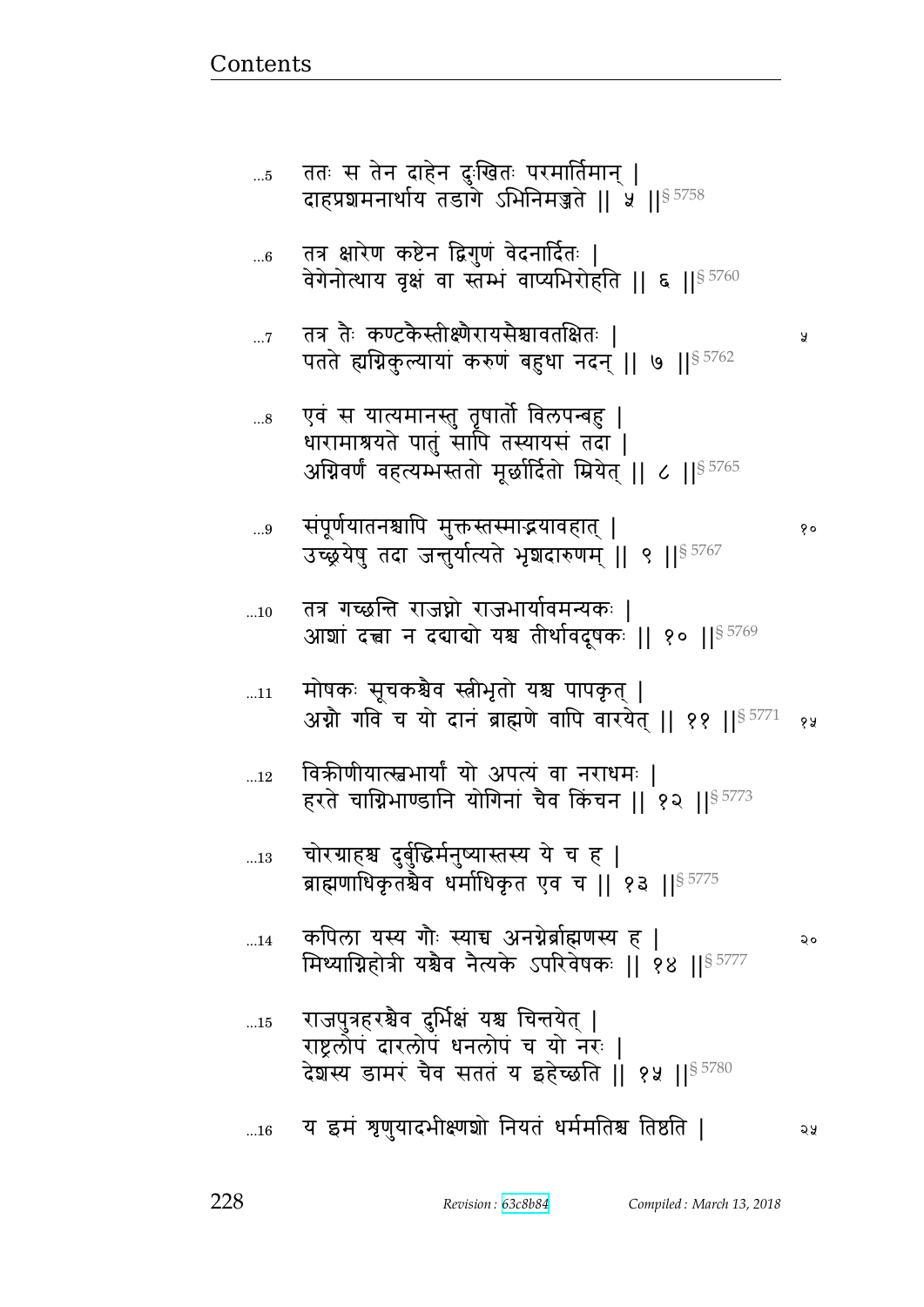...5 ततः स तेन दाहेन दुःखितः परमार्तिमान् |
दाहप्रशमनार्थाय तडागे ऽभिनिमज्जते || ५ ||§ 5758

...6 तत्र क्षारेण कष्टेन द्विगुणं वेदनार्दितः |
वेगेनोत्थाय वृक्षं वा स्तम्भं वाप्यभिरोहति || ६ ||§ 5760

...7 तत्र तैः कण्टकैस्तीक्ष्णैरायसैश्चावतक्षितः |
पतते ह्यग्निकुल्यायां करुणं बहुधा नदन् || ७ ||§ 5762

...8 एवं स यात्यमानस्तु तृषार्तो विलपन्बहु |
धारामाश्रयते पातुं सापि तस्यायसं तदा |
अग्निवर्णं वहत्यम्भस्ततो मूर्छार्दितो म्रियेत् || ८ ||§ 5765

...9 संपूर्णयातनश्चापि मुक्तस्तस्माद्भयावहात् |
उच्छ्रयेषु तदा जन्तुर्यात्यते भृशदारुणम् || ९ ||§ 5767

...10 तत्र गच्छन्ति राजघ्नो राजभार्यावमन्यकः |
आशां दत्वा न दद्याद्यो यश्च तीर्थावदूषकः || १० ||§ 5769

...11 मोषकः सूचकश्चैव स्त्रीभृतो यश्च पापकृत् |
अग्नौ गवि च यो दानं ब्राह्मणे वापि वारयेत् || ११ ||§ 5771

...12 विक्रीणीयात्स्वभार्यां यो अपत्यं वा नराधमः |
हरते चाग्निभाण्डानि योगिनां चैव किंचन || १२ ||§ 5773

...13 चोरग्राहश्च दुर्बुद्धिर्मनुष्यास्तस्य ये च ह |
ब्राह्मणाधिकृतश्चैव धर्माधिकृत एव च || १३ ||§ 5775

...14 कपिला यस्य गौः स्याच्च अनग्नेर्ब्राह्मणस्य ह |
मिथ्याग्निहोत्री यश्चैव नैत्यके ऽपरिवेषकः || १४ ||§ 5777

...15 राजपुत्रहरश्चैव दुर्भिक्षं यश्च चिन्तयेत् |
राष्ट्रलोपं दारलोपं धनलोपं च यो नरः |
देशस्य डामरं चैव सततं य इहेच्छति || १५ ||§ 5780

...16 य इमं शृणुयादभीक्ष्णशो नियतं धर्ममतिश्च तिष्ठति |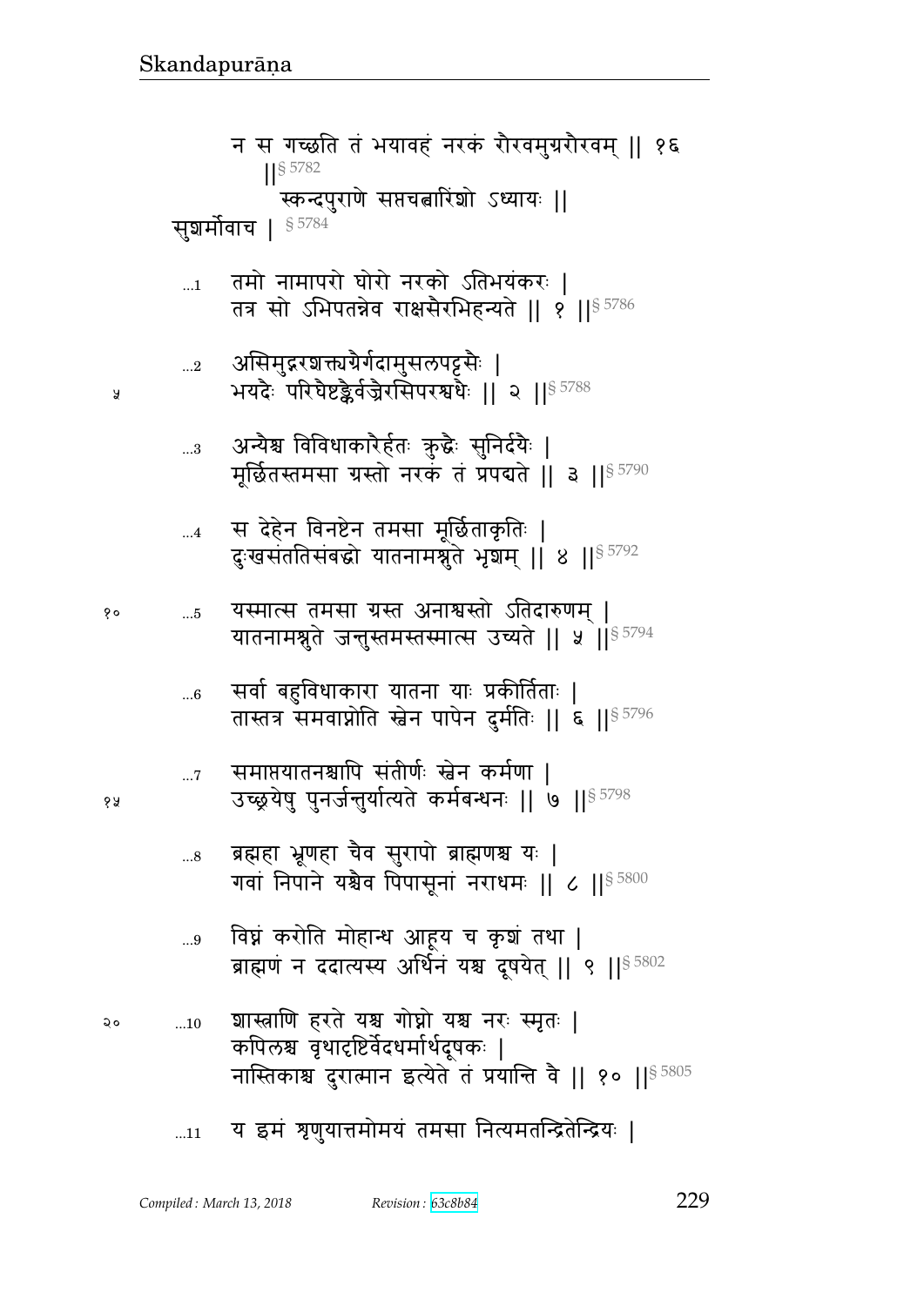न स गच्छति तं भयावहं नरकं रौरवमुग्ररौरवम् || १६ ||§ 5782

स्कन्दपुराणे सप्तचत्वारिंशो ऽध्यायः ||

सुशर्मोवाच | § 5784

...1 तमो नामापरो घोरो नरको ऽतिभयंकरः |
तत्र सो ऽभिपतन्नेव राक्षसैरभिहन्यते || १ ||§ 5786

...2 असिमुद्गरशक्त्यग्रैर्गदामुसलपट्टसैः |
भयदैः परिघैष्टङ्कैर्वज्रैरसिपरश्वधैः || २ ||§ 5788

...3 अन्यैश्च विविधाकारैर्हतः क्रुद्धैः सुनिर्दयैः |
मूर्छितस्तमसा ग्रस्तो नरकं तं प्रपद्यते || ३ ||§ 5790

...4 स देहेन विनष्टेन तमसा मूर्छिताकृतिः |
दुःखसंततिसंबद्धो यातनामश्नुते भृशम् || ४ ||§ 5792

...5 यस्मात्स तमसा ग्रस्त अनाश्वस्तो ऽतिदारुणम् |
यातनामश्नुते जन्तुस्तमस्तस्मात्स उच्यते || ५ ||§ 5794

...6 सर्वा बहुविधाकारा यातना याः प्रकीर्तिताः |
तास्तत्र समवाप्नोति स्वेन पापेन दुर्मतिः || ६ ||§ 5796

...7 समाप्तयातनश्चापि संतीर्णः स्वेन कर्मणा |
उच्छ्रयेषु पुनर्जन्तुर्यात्यते कर्मबन्धनः || ७ ||§ 5798

...8 ब्रह्महा भ्रूणहा चैव सुरापो ब्राह्मणश्च यः |
गवां निपाने यश्चैव पिपासूनां नराधमः || ८ ||§ 5800

...9 विघ्नं करोति मोहान्ध आहूय च कृशं तथा |
ब्राह्मणं न ददात्यस्य अर्थिनं यश्च दूषयेत् || ९ ||§ 5802

...10 शास्त्राणि हरते यश्च गोघ्नो यश्च नरः स्मृतः |
कपिलश्च वृथादृष्टिर्वेदधर्मार्थदूषकः |
नास्तिकाश्च दुरात्मान इत्येते तं प्रयान्ति वै || १० ||§ 5805

...11 य इमं शृणुयात्तमोमयं तमसा नित्यमतन्द्रितेन्द्रियः |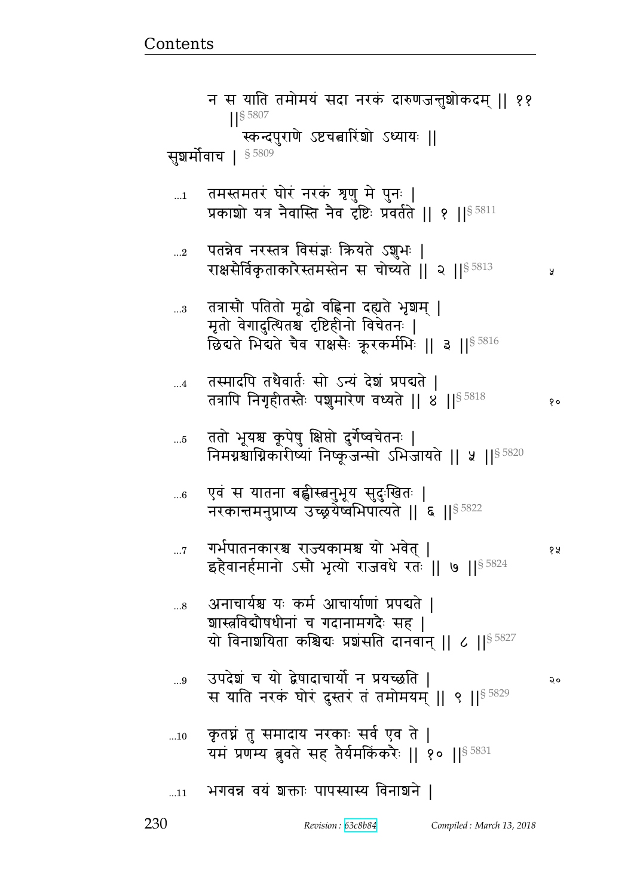न स याति तमोमयं सदा नरकं दारुणजन्तुशोकदम् || ११ ||§ 5807

स्कन्दपुराणे ऽष्टचत्वारिंशो ऽध्यायः ||

सुशर्मोवाच | § 5809

...1 तमस्तमतरं घोरं नरकं शृणु मे पुनः |
प्रकाशो यत्र नैवास्ति नैव दृष्टिः प्रवर्तते || १ ||§ 5811

...2 पतन्नेव नरस्तत्र विसंज्ञः क्रियते ऽशुभः |
राक्षसैर्विकृताकारैस्तमस्तेन स चोच्यते || २ ||§ 5813

...3 तत्रासौ पतितो मूढो वह्निना दह्यते भृशम् |
मृतो वेगादुत्थितश्च दृष्टिहीनो विचेतनः |
छिद्यते भिद्यते चैव राक्षसैः क्रूरकर्मभिः || ३ ||§ 5816

...4 तस्मादपि तथैवार्तः सो ऽन्यं देशं प्रपद्यते |
तत्रापि निगृहीतस्तैः पशुमारेण वध्यते || ४ ||§ 5818

...5 ततो भूयश्च कूपेषु क्षिप्तो दुर्गेष्वचेतनः |
निमग्नश्चाग्निकारीष्यां निष्कूजन्सो ऽभिजायते || ५ ||§ 5820

...6 एवं स यातना बह्वीस्त्वनुभूय सुदुःखितः |
नरकान्तमनुप्राप्य उच्छ्रयेष्वभिपात्यते || ६ ||§ 5822

...7 गर्भपातनकारश्च राज्यकामश्च यो भवेत् |
इहैवानर्हमानो ऽसौ भृत्यो राजवधे रतः || ७ ||§ 5824

...8 अनाचार्यश्च यः कर्म आचार्याणां प्रपद्यते |
शास्त्रविद्यौषधीनां च गदानामगदैः सह |
यो विनाशयिता कश्चिद्यः प्रशंसति दानवान् || ८ ||§ 5827

...9 उपदेशं च यो द्वेषादाचार्यो न प्रयच्छति |
स याति नरकं घोरं दुस्तरं तं तमोमयम् || ९ ||§ 5829

...10 कृतघ्नं तु समादाय नरकाः सर्व एव ते |
यमं प्रणम्य ब्रुवते सह तैर्यमकिंकरैः || १० ||§ 5831

...11 भगवन्न वयं शक्ताः पापस्यास्य विनाशने |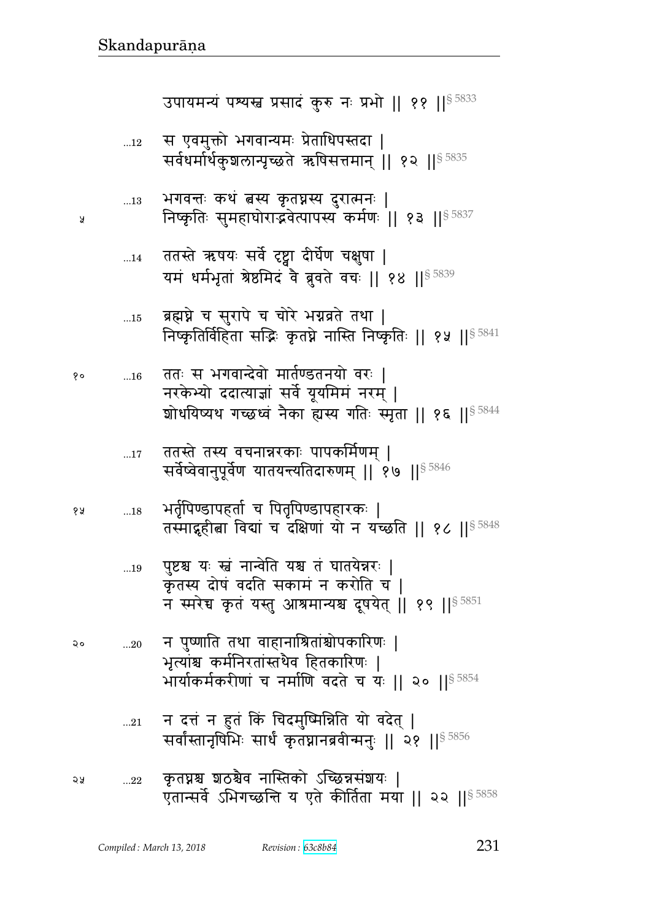उपायमन्यं पश्यस्व प्रसादं कुरु नः प्रभो || ११ ||§ 5833

...12 स एवमुक्तो भगवान्यमः प्रेताधिपस्तदा |
सर्वधर्मार्थकुशलान्पृच्छते ऋषिसत्तमान् || १२ ||§ 5835

...13 भगवन्तः कथं त्वस्य कृतघ्नस्य दुरात्मनः |
निष्कृतिः सुमहाघोराद्भवेत्पापस्य कर्मणः || १३ ||§ 5837

...14 ततस्ते ऋषयः सर्वे दृष्ट्वा दीर्घेण चक्षुषा |
यमं धर्मभृतां श्रेष्ठमिदं वै ब्रुवते वचः || १४ ||§ 5839

...15 ब्रह्मघ्ने च सुरापे च चोरे भग्नव्रते तथा |
निष्कृतिर्विहिता सद्भिः कृतघ्ने नास्ति निष्कृतिः || १५ ||§ 5841

...16 ततः स भगवान्देवो मार्तण्डतनयो वरः |
नरकेभ्यो ददात्याज्ञां सर्वे यूयमिमं नरम् |
शोधयिष्यथ गच्छध्वं नैका ह्यस्य गतिः स्मृता || १६ ||§ 5844

...17 ततस्ते तस्य वचनान्नरकाः पापकर्मिणम् |
सर्वेष्वेवानुपूर्वेण यातयन्त्यतिदारुणम् || १७ ||§ 5846

...18 भर्तृपिण्डापहर्ता च पितृपिण्डापहारकः |
तस्माद्गृहीत्वा विद्यां च दक्षिणां यो न यच्छति || १८ ||§ 5848

...19 पुष्टश्च यः स्वं नान्वेति यश्च तं घातयेन्नरः |
कृतस्य दोषं वदति सकामं न करोति च |
न स्मरेच्च कृतं यस्तु आश्रमान्यश्च दूषयेत् || १९ ||§ 5851

...20 न पुष्णाति तथा वाहानाश्रितांश्चोपकारिणः |
भृत्यांश्च कर्मनिरतांस्तथैव हितकारिणः |
भार्याकर्मकरीणां च नर्माणि वदते च यः || २० ||§ 5854

...21 न दत्तं न हुतं किं चिदमुष्मिन्निति यो वदेत् |
सर्वांस्तानृषिभिः सार्धं कृतघ्नानब्रवीन्मनुः || २१ ||§ 5856

...22 कृतघ्नश्च शठश्चैव नास्तिको ऽच्छिन्नसंशयः |
एतान्सर्वे ऽभिगच्छन्ति य एते कीर्तिता मया || २२ ||§ 5858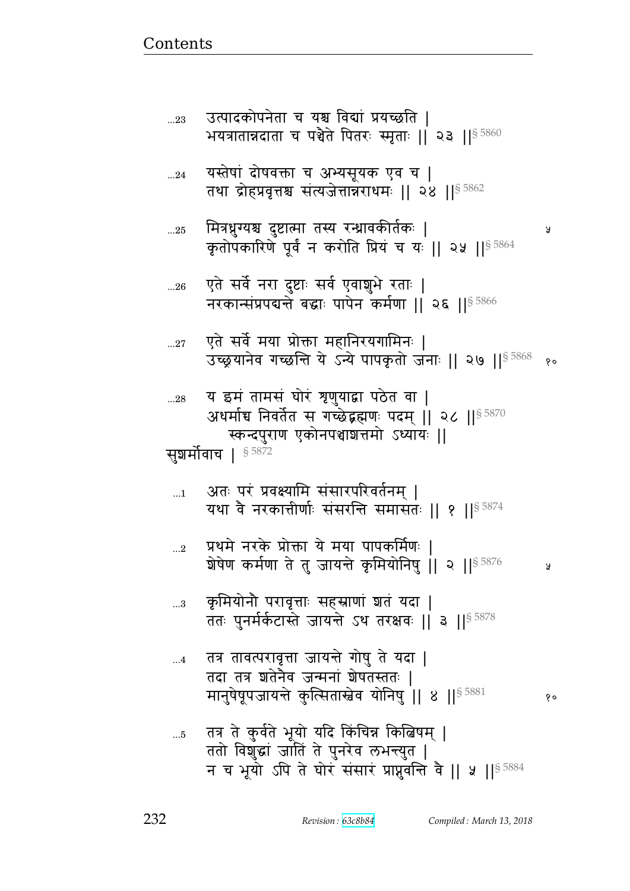...23 उत्पादकोपनेता च यश्च विद्यां प्रयच्छति |
भयत्रातान्नदाता च पञ्चैते पितरः स्मृताः || २३ ||§ 5860

...24 यस्तेषां दोषवक्ता च अभ्यसूयक एव च |
तथा द्रोहप्रवृत्तश्च संत्यजेत्तान्नराधमः || २४ ||§ 5862

...25 मित्रध्रुग्यश्च दुष्टात्मा तस्य रन्ध्रावकीर्तकः |
कृतोपकारिणे पूर्वं न करोति प्रियं च यः || २५ ||§ 5864

...26 एते सर्वे नरा दुष्टाः सर्व एवाशुभे रताः |
नरकान्संप्रपद्यन्ते बद्धाः पापेन कर्मणा || २६ ||§ 5866

...27 एते सर्वे मया प्रोक्ता महानिरयगामिनः |
उच्छ्रयानेव गच्छन्ति ये ऽन्ये पापकृतो जनाः || २७ ||§ 5868

...28 य इमं तामसं घोरं शृणुयाद्वा पठेत वा |
अधर्माच्च निवर्तेत स गच्छेद्ब्रह्मणः पदम् || २८ ||§ 5870
स्कन्दपुराण एकोनपञ्चाशत्तमो ऽध्यायः ||

सुशर्मोवाच | § 5872

...1 अतः परं प्रवक्ष्यामि संसारपरिवर्तनम् |
यथा वै नरकात्तीर्णाः संसरन्ति समासतः || १ ||§ 5874

...2 प्रथमे नरके प्रोक्ता ये मया पापकर्मिणः |
शेषेण कर्मणा ते तु जायन्ते कृमियोनिषु || २ ||§ 5876

...3 कृमियोनौ परावृत्ताः सहस्राणां शतं यदा |
ततः पुनर्मर्कटास्ते जायन्ते ऽथ तरक्षवः || ३ ||§ 5878

...4 तत्र तावत्परावृत्ता जायन्ते गोषु ते यदा |
तदा तत्र शतेनैव जन्मनां शेषतस्ततः |
मानुषेषूपजायन्ते कुत्सितास्वेव योनिषु || ४ ||§ 5881

...5 तत्र ते कुर्वते भूयो यदि किंचिन्न किल्बिषम् |
ततो विशुद्धां जातिं ते पुनरेव लभन्त्युत |
न च भूयो ऽपि ते घोरं संसारं प्राप्नुवन्ति वै || ५ ||§ 5884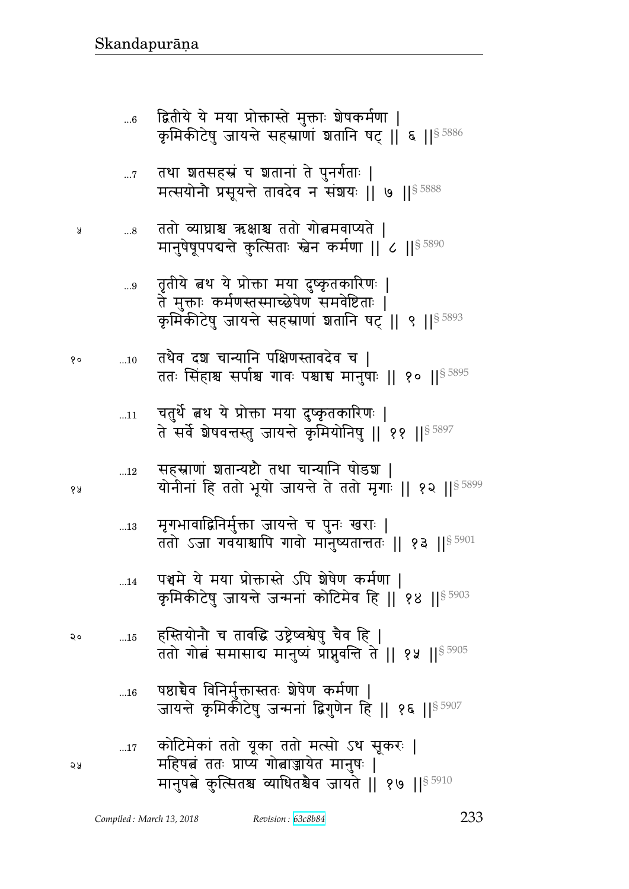...6 द्वितीये ये मया प्रोक्तास्ते मुक्ताः शेषकर्मणा |
कृमिकीटेषु जायन्ते सहस्राणां शतानि षट् || ६ ||§ 5886

...7 तथा शतसहस्रं च शतानां ते पुनर्गताः |
मत्स्ययोनौ प्रसूयन्ते तावदेव न संशयः || ७ ||§ 5888

...8 ततो व्याघ्राश्च ऋक्षाश्च ततो गोत्वमवाप्यते |
मानुषेषूपपद्यन्ते कुत्सिताः स्वेन कर्मणा || ८ ||§ 5890

...9 तृतीये त्वथ ये प्रोक्ता मया दुष्कृतकारिणः |
ते मुक्ताः कर्मणस्तस्माच्छेषेण समवेष्टिताः |
कृमिकीटेषु जायन्ते सहस्राणां शतानि षट् || ९ ||§ 5893

...10 तथैव दश चान्यानि पक्षिणस्तावदेव च |
ततः सिंहाश्च सर्पाश्च गावः पश्चाच्च मानुषाः || १० ||§ 5895

...11 चतुर्थे त्वथ ये प्रोक्ता मया दुष्कृतकारिणः |
ते सर्वे शेषवन्तस्तु जायन्ते कृमियोनिषु || ११ ||§ 5897

...12 सहस्राणां शतान्यष्टौ तथा चान्यानि षोडश |
योनीनां हि ततो भूयो जायन्ते ते ततो मृगाः || १२ ||§ 5899

...13 मृगभावाद्विनिर्मुक्ता जायन्ते च पुनः खराः |
ततो ऽजा गवयाश्चापि गावो मानुष्यतान्ततः || १३ ||§ 5901

...14 पञ्चमे ये मया प्रोक्तास्ते ऽपि शेषेण कर्मणा |
कृमिकीटेषु जायन्ते जन्मनां कोटिमेव हि || १४ ||§ 5903

...15 हस्तियोनौ च तावद्धि उष्ट्रेष्वश्वेषु चैव हि |
ततो गोत्वं समासाद्य मानुष्यं प्राप्नुवन्ति ते || १५ ||§ 5905

...16 षष्ठाच्चैव विनिर्मुक्तास्ततः शेषेण कर्मणा |
जायन्ते कृमिकीटेषु जन्मनां द्विगुणेन हि || १६ ||§ 5907

...17 कोटिमेकां ततो यूका ततो मत्स्यो ऽथ सूकरः |
महिषत्वं ततः प्राप्य गोत्वाज्जायेत मानुषः |
मानुषत्वे कुत्सितश्च व्याधितश्चैव जायते || १७ ||§ 5910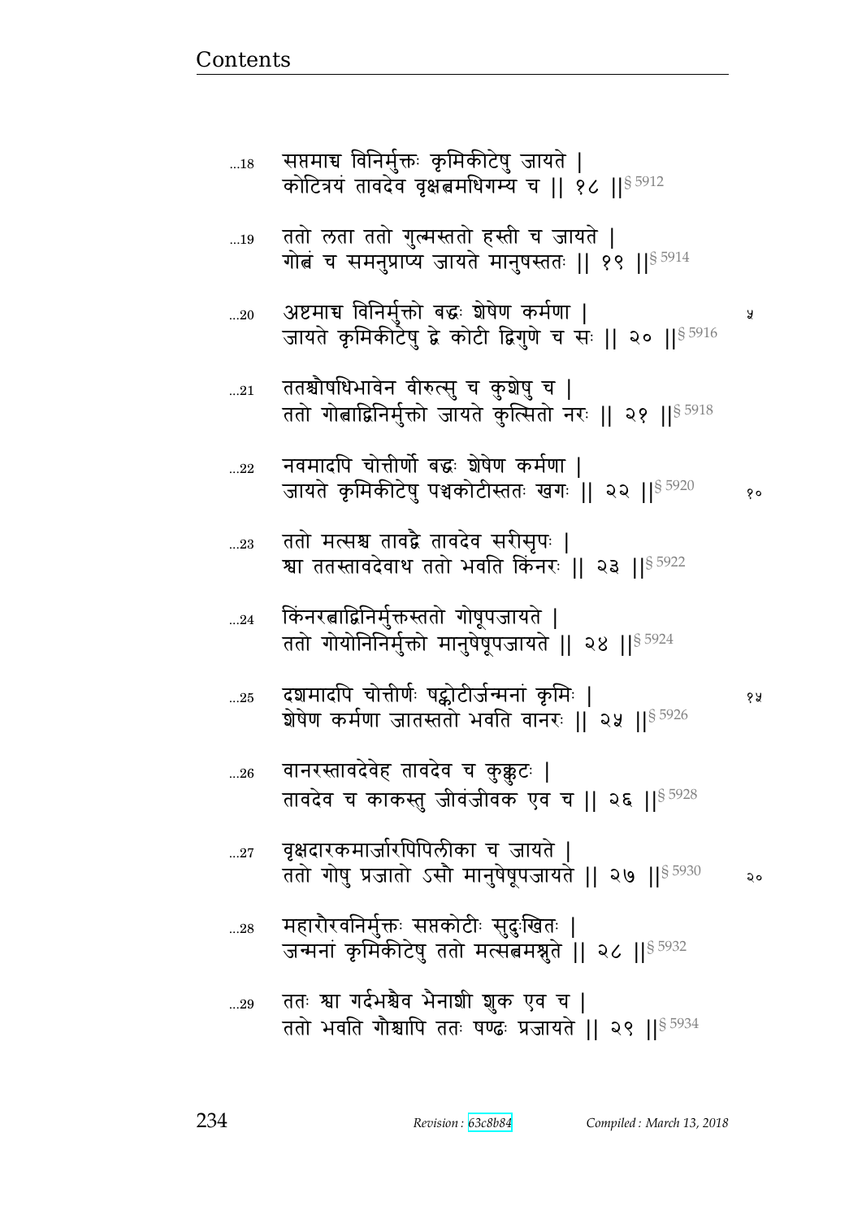...18 सप्तमाच्च विनिर्मुक्तः कृमिकीटेषु जायते |
कोटित्रयं तावदेव वृक्षत्वमधिगम्य च || १८ ||§ 5912

...19 ततो लता ततो गुल्मस्ततो हस्ती च जायते |
गोत्वं च समनुप्राप्य जायते मानुषस्ततः || १९ ||§ 5914

...20 अष्टमाच्च विनिर्मुक्तो बद्धः शेषेण कर्मणा |
जायते कृमिकीटेषु द्वे कोटी द्विगुणे च सः || २० ||§ 5916

...21 ततश्चौषधिभावेन वीरुत्सु च कुशेषु च |
ततो गोत्वाद्विनिर्मुक्तो जायते कुत्सितो नरः || २१ ||§ 5918

...22 नवमादपि चोत्तीर्णो बद्धः शेषेण कर्मणा |
जायते कृमिकीटेषु पञ्चकोटीस्ततः खगः || २२ ||§ 5920

...23 ततो मत्सश्च तावद्वै तावदेव सरीसृपः |
श्वा ततस्तावदेवाथ ततो भवति किंनरः || २३ ||§ 5922

...24 किंनरत्वाद्विनिर्मुक्तस्ततो गोषूपजायते |
ततो गोयोनिनिर्मुक्तो मानुषेषूपजायते || २४ ||§ 5924

...25 दशमादपि चोत्तीर्णः षट्कोटीर्जन्मनां कृमिः |
शेषेण कर्मणा जातस्ततो भवति वानरः || २५ ||§ 5926

...26 वानरस्तावदेवेह तावदेव च कुक्कुटः |
तावदेव च काकस्तु जीवंजीवक एव च || २६ ||§ 5928

...27 वृक्षदारकमार्जारपिपिलीका च जायते |
ततो गोषु प्रजातो ऽसौ मानुषेषूपजायते || २७ ||§ 5930

...28 महारौरवनिर्मुक्तः सप्तकोटीः सुदुःखितः |
जन्मनां कृमिकीटेषु ततो मत्सत्वमश्नुते || २८ ||§ 5932

...29 ततः श्वा गर्दभश्चैव भेनाशी शुक एव च |
ततो भवति गौश्चापि ततः षण्ढः प्रजायते || २९ ||§ 5934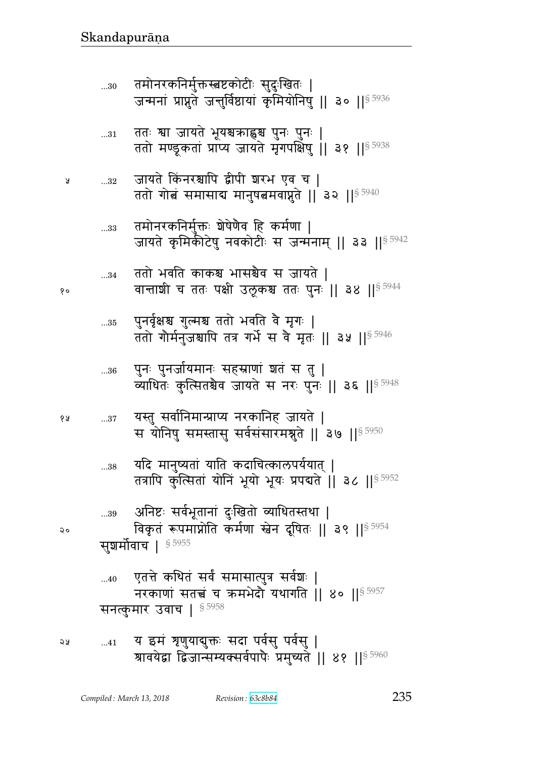...30 तमोनरकनिर्मुक्तस्त्वष्टकोटीः सुदुःखितः |
जन्मनां प्राप्नुते जन्तुर्विष्ठायां कृमियोनिषु || ३० ||§ 5936

...31 ततः श्वा जायते भूयश्चक्राह्वश्च पुनः पुनः |
ततो मण्डूकतां प्राप्य जायते मृगपक्षिषु || ३१ ||§ 5938

५ ...32 जायते किंनरश्चापि द्वीपी शरभ एव च |
ततो गोत्वं समासाद्य मानुषत्वमवाप्नुते || ३२ ||§ 5940

...33 तमोनरकनिर्मुक्तः शेषेणैव हि कर्मणा |
जायते कृमिकीटेषु नवकोटीः स जन्मनाम् || ३३ ||§ 5942

...34 ततो भवति काकश्च भासश्चैव स जायते |
१० वान्ताशी च ततः पक्षी उलूकश्च ततः पुनः || ३४ ||§ 5944

...35 पुनर्वृक्षश्च गुल्मश्च ततो भवति वै मृगः |
ततो गौर्मनुजश्चापि तत्र गर्भे स वै मृतः || ३५ ||§ 5946

...36 पुनः पुनर्जायमानः सहस्राणां शतं स तु |
व्याधितः कुत्सितश्चैव जायते स नरः पुनः || ३६ ||§ 5948

१५ ...37 यस्तु सर्वानिमान्प्राप्य नरकानिह जायते |
स योनिषु समस्तासु सर्वसंसारमश्नुते || ३७ ||§ 5950

...38 यदि मानुष्यतां याति कदाचित्कालपर्ययात् |
तत्रापि कुत्सितां योनिं भूयो भूयः प्रपद्यते || ३८ ||§ 5952

...39 अनिष्टः सर्वभूतानां दुःखितो व्याधितस्तथा |
२० विकृतं रूपमाप्नोति कर्मणा स्वेन दूषितः || ३९ ||§ 5954

सुशर्मोवाच | § 5955

...40 एतत्ते कथितं सर्वं समासात्पुत्र सर्वशः |
नरकाणां सतत्त्वं च क्रमभेदौ यथागति || ४० ||§ 5957

सनत्कुमार उवाच | § 5958

२५ ...41 य इमं शृणुयाद्युक्तः सदा पर्वसु पर्वसु |
श्रावयेद्वा द्विजान्सम्यक्सर्वपापैः प्रमुच्यते || ४१ ||§ 5960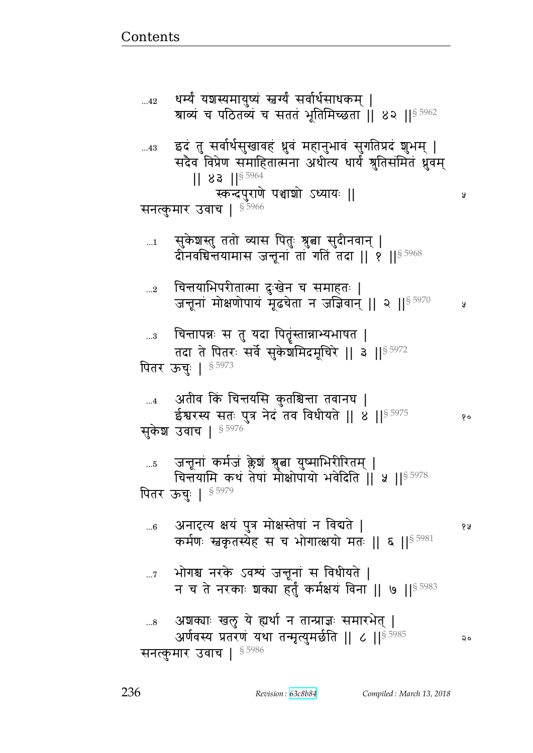...42 धर्म्यं यशस्यमायुष्यं स्वर्ग्यं सर्वार्थसाधकम् |
श्राव्यं च पठितव्यं च सततं भूतिमिच्छता || ४२ ||§ 5962

...43 इदं तु सर्वार्थसुखावहं ध्रुवं महानुभावं सुगतिप्रदं शुभम् |
सदैव विप्रेण समाहितात्मना अधीत्य धार्यं श्रुतिसंमितं ध्रुवम्
|| ४३ ||§ 5964

स्कन्दपुराणे पञ्चाशो ऽध्यायः || ५

सनत्कुमार उवाच | § 5966

...1 सुकेशस्तु ततो व्यास पितुः श्रुत्वा सुदीनवान् |
दीनवच्चिन्तयामास जन्तूनां तां गतिं तदा || १ ||§ 5968

...2 चिन्तयाभिपरीतात्मा दुःखेन च समाहतः |
जन्तूनां मोक्षणोपायं मूढचेता न जज्ञिवान् || २ ||§ 5970 ५

...3 चिन्तापन्नः स तु यदा पितॄंस्तान्नाभ्यभाषत |
तदा ते पितरः सर्वे सुकेशमिदमूचिरे || ३ ||§ 5972

पितर ऊचुः | § 5973

...4 अतीव किं चिन्तयसि कुतश्चिन्ता तवानघ |
ईश्वरस्य सतः पुत्र नेदं तव विधीयते || ४ ||§ 5975 १०

सुकेश उवाच | § 5976

...5 जन्तूनां कर्मजं क्लेशं श्रुत्वा युष्माभिरीरितम् |
चिन्तयामि कथं तेषां मोक्षोपायो भवेदिति || ५ ||§ 5978

पितर ऊचुः | § 5979

...6 अनादृत्य क्षयं पुत्र मोक्षस्तेषां न विद्यते | १५
कर्मणः स्वकृतस्येह स च भोगात्क्षयो मतः || ६ ||§ 5981

...7 भोगश्च नरके ऽवश्यं जन्तूनां स विधीयते |
न च ते नरकाः शक्या हर्तुं कर्मक्षयं विना || ७ ||§ 5983

...8 अशक्याः खलु ये ह्यर्था न तान्प्राज्ञः समारभेत् |
अर्णवस्य प्रतरणं यथा तन्मृत्युमर्छति || ८ ||§ 5985 २०

सनत्कुमार उवाच | § 5986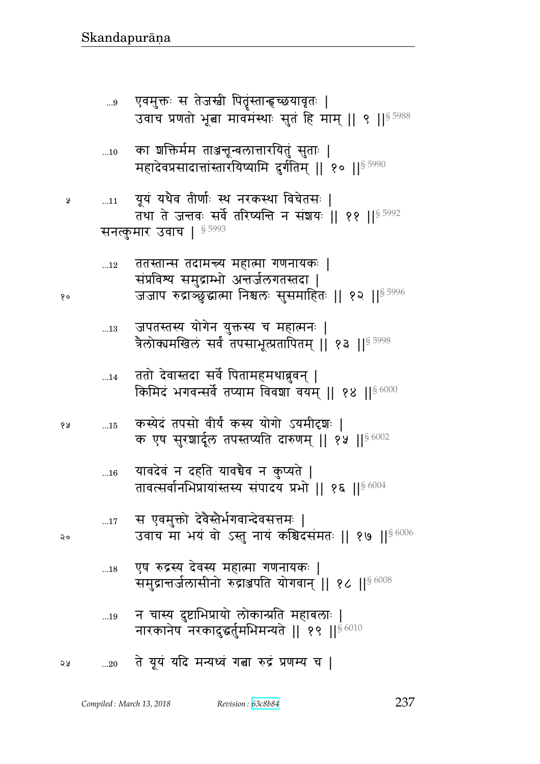...9 एवमुक्तः स तेजस्वी पितॄंस्तान्हृच्छयावृतः |
उवाच प्रणतो भूत्वा मावमंस्थाः सुतं हि माम् || ९ ||§ 5988

...10 का शक्तिर्मम ताञ्जन्तून्बलात्तारयितुं सुताः |
महादेवप्रसादात्तांस्तारयिष्यामि दुर्गतिम् || १० ||§ 5990

...11 यूयं यथैव तीर्णाः स्थ नरकस्था विचेतसः |
तथा ते जन्तवः सर्वे तरिष्यन्ति न संशयः || ११ ||§ 5992

सनत्कुमार उवाच | § 5993

...12 ततस्तान्स तदामन्त्र्य महात्मा गणनायकः |
संप्रविश्य समुद्राम्भो अन्तर्जलगतस्तदा |
जजाप रुद्राञ्छुद्धात्मा निश्चलः सुसमाहितः || १२ ||§ 5996

...13 जपतस्तस्य योगेन युक्तस्य च महात्मनः |
त्रैलोक्यमखिलं सर्वं तपसाभूत्प्रतापितम् || १३ ||§ 5998

...14 ततो देवास्तदा सर्वे पितामहमथाब्रुवन् |
किमिदं भगवन्सर्वे तप्याम विवशा वयम् || १४ ||§ 6000

...15 कस्येदं तपसो वीर्यं कस्य योगो ऽयमीदृशः |
क एष सुरशार्दूल तपस्तप्यति दारुणम् || १५ ||§ 6002

...16 यावदेवं न दहति यावच्चैव न कुप्यते |
तावत्सर्वानभिप्रायांस्तस्य संपादय प्रभो || १६ ||§ 6004

...17 स एवमुक्तो देवैस्तैर्भगवान्देवसत्तमः |
उवाच मा भयं वो ऽस्तु नायं कश्चिदसंमतः || १७ ||§ 6006

...18 एष रुद्रस्य देवस्य महात्मा गणनायकः |
समुद्रान्तर्जलासीनो रुद्राञ्जपति योगवान् || १८ ||§ 6008

...19 न चास्य दुष्टाभिप्रायो लोकान्प्रति महाबलाः |
नारकानेष नरकादुद्धर्तुमभिमन्यते || १९ ||§ 6010

...20 ते यूयं यदि मन्यध्वं गत्वा रुद्रं प्रणम्य च |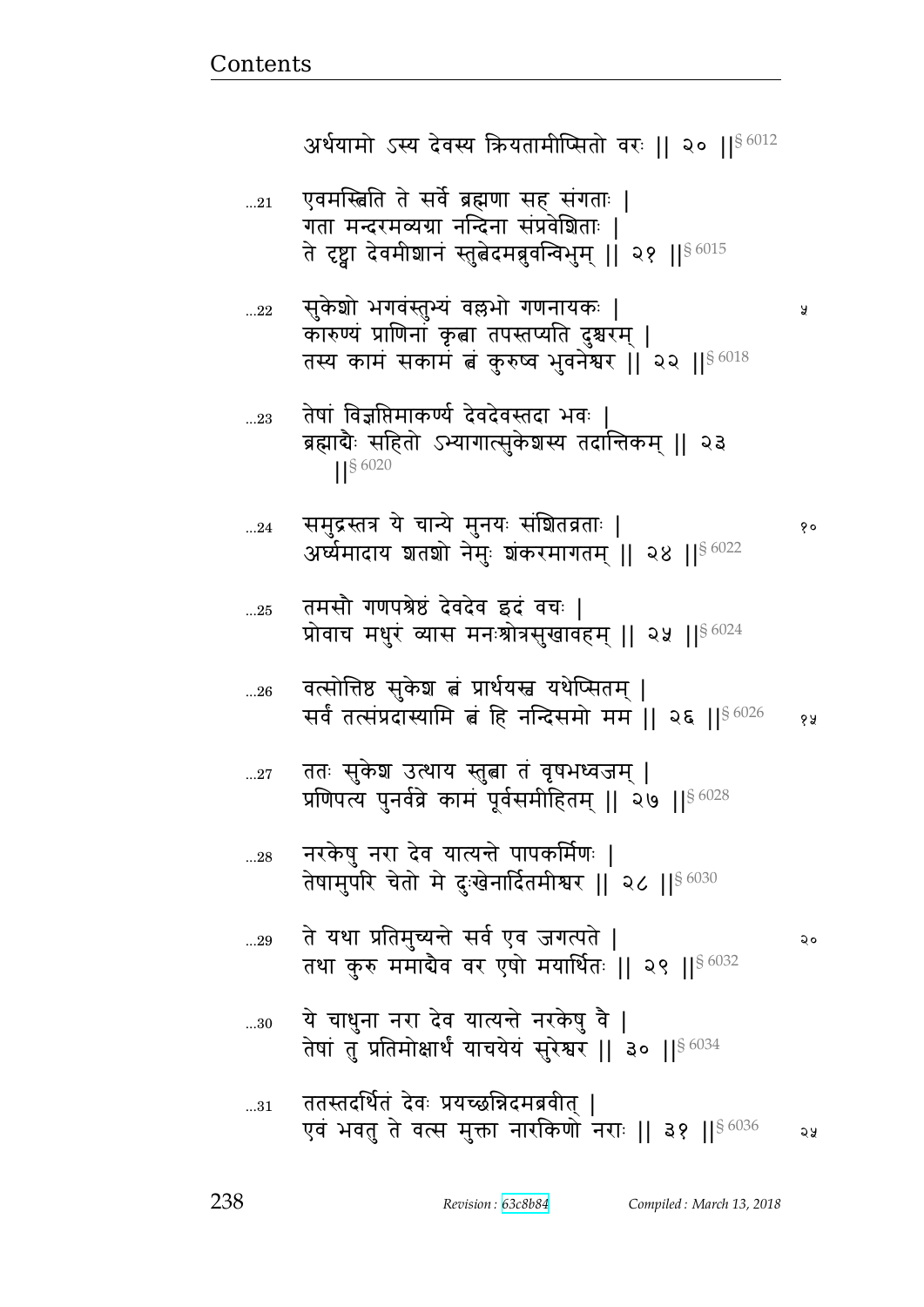अर्थयामो ऽस्य देवस्य क्रियतामीप्सितो वरः || २० ||§ 6012

…21 एवमस्त्विति ते सर्वे ब्रह्मणा सह संगताः |
गता मन्दरमव्यग्रा नन्दिना संप्रवेशिताः |
ते दृष्ट्वा देवमीशानं स्तुत्वेदमब्रुवन्विभुम् || २१ ||§ 6015

…22 सुकेशो भगवंस्तुभ्यं वल्लभो गणनायकः | ५
कारुण्यं प्राणिनां कृत्वा तपस्तप्यति दुश्चरम् |
तस्य कामं सकामं त्वं कुरुष्व भुवनेश्वर || २२ ||§ 6018

…23 तेषां विज्ञप्तिमाकर्ण्य देवदेवस्तदा भवः |
ब्रह्माद्यैः सहितो ऽभ्यागात्सुकेशस्य तदान्तिकम् || २३ ||§ 6020

…24 समुद्रस्तत्र ये चान्ये मुनयः संशितव्रताः | १०
अर्घ्यमादाय शतशो नेमुः शंकरमागतम् || २४ ||§ 6022

…25 तमसौ गणपश्रेष्ठं देवदेव इदं वचः |
प्रोवाच मधुरं व्यास मनःश्रोत्रसुखावहम् || २५ ||§ 6024

…26 वत्सोत्तिष्ठ सुकेश त्वं प्रार्थयस्व यथेप्सितम् |
सर्वं तत्संप्रदास्यामि त्वं हि नन्दिसमो मम || २६ ||§ 6026 १५

…27 ततः सुकेश उत्थाय स्तुत्वा तं वृषभध्वजम् |
प्रणिपत्य पुनर्वव्रे कामं पूर्वसमीहितम् || २७ ||§ 6028

…28 नरकेषु नरा देव यात्यन्ते पापकर्मिणः |
तेषामुपरि चेतो मे दुःखेनार्दितमीश्वर || २८ ||§ 6030

…29 ते यथा प्रतिमुच्यन्ते सर्व एव जगत्पते | २०
तथा कुरु ममाद्यैव वर एषो मयार्थितः || २९ ||§ 6032

…30 ये चाधुना नरा देव यात्यन्ते नरकेषु वै |
तेषां तु प्रतिमोक्षार्थं याचयेयं सुरेश्वर || ३० ||§ 6034

…31 ततस्तदर्थितं देवः प्रयच्छन्निदमब्रवीत् |
एवं भवतु ते वत्स मुक्ता नारकिणो नराः || ३१ ||§ 6036 २५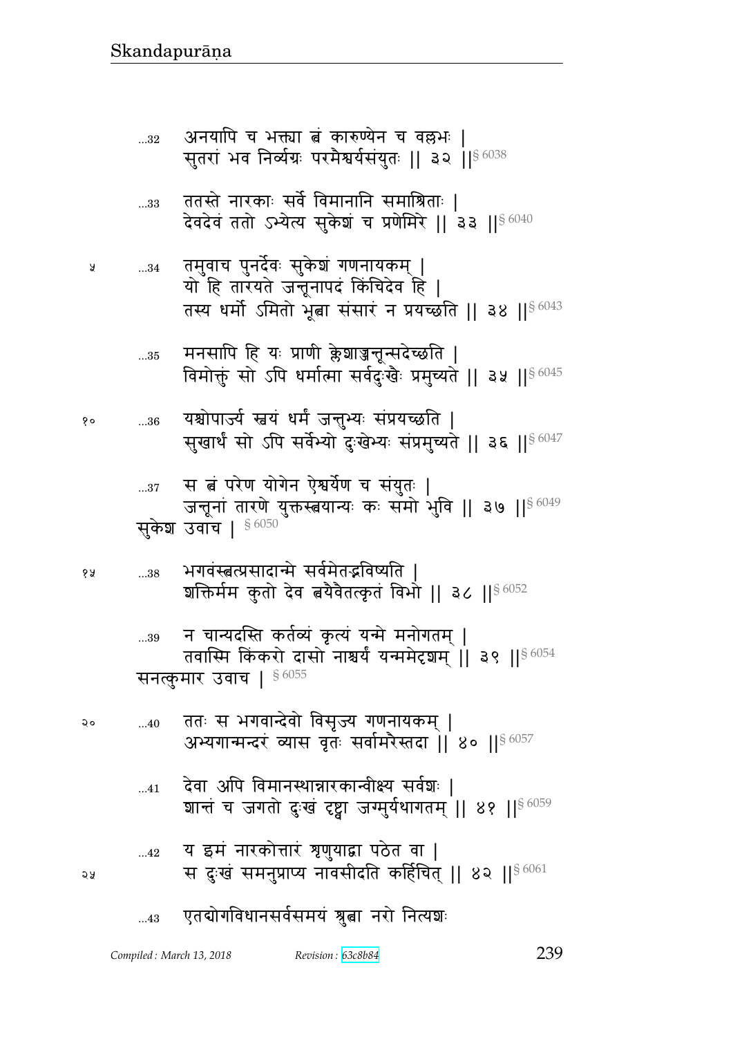...32 अनयापि च भक्त्या त्वं कारुण्येन च वल्लभः |
सुतरां भव निर्व्यग्रः परमैश्वर्यसंयुतः || ३२ ||§ 6038

...33 ततस्ते नारकाः सर्वे विमानानि समाश्रिताः |
देवदेवं ततो ऽभ्येत्य सुकेशं च प्रणेमिरे || ३३ ||§ 6040

...34 तमुवाच पुनर्देवः सुकेशं गणनायकम् |
यो हि तारयते जन्तूनापदं किंचिदेव हि |
तस्य धर्मो ऽमितो भूत्वा संसारं न प्रयच्छति || ३४ ||§ 6043

...35 मनसापि हि यः प्राणी क्लेशाज्जन्तून्सदेच्छति |
विमोक्तुं सो ऽपि धर्मात्मा सर्वदुःखैः प्रमुच्यते || ३५ ||§ 6045

...36 यश्चोपार्ज्य स्वयं धर्मं जन्तुभ्यः संप्रयच्छति |
सुखार्थं सो ऽपि सर्वेभ्यो दुःखेभ्यः संप्रमुच्यते || ३६ ||§ 6047

...37 स त्वं परेण योगेन ऐश्वर्येण च संयुतः |
जन्तूनां तारणे युक्तस्त्वयान्यः कः समो भुवि || ३७ ||§ 6049

सुकेश उवाच | § 6050

...38 भगवंस्त्वत्प्रसादान्मे सर्वमेतद्भविष्यति |
शक्तिर्मम कुतो देव त्वयैवैतत्कृतं विभो || ३८ ||§ 6052

...39 न चान्यदस्ति कर्तव्यं कृत्यं यन्मे मनोगतम् |
तवास्मि किंकरो दासो नाश्चर्यं यन्ममेदृशम् || ३९ ||§ 6054

सनत्कुमार उवाच | § 6055

...40 ततः स भगवान्देवो विसृज्य गणनायकम् |
अभ्यगान्मन्दरं व्यास वृतः सर्वामरैस्तदा || ४० ||§ 6057

...41 देवा अपि विमानस्थान्नारकान्वीक्ष्य सर्वशः |
शान्तं च जगतो दुःखं दृष्ट्वा जग्मुर्यथागतम् || ४१ ||§ 6059

...42 य इमं नारकोत्तारं शृणुयाद्वा पठेत वा |
स दुःखं समनुप्राप्य नावसीदति कर्हिचित् || ४२ ||§ 6061

...43 एतद्योगविधानसर्वसमयं श्रुत्वा नरो नित्यशः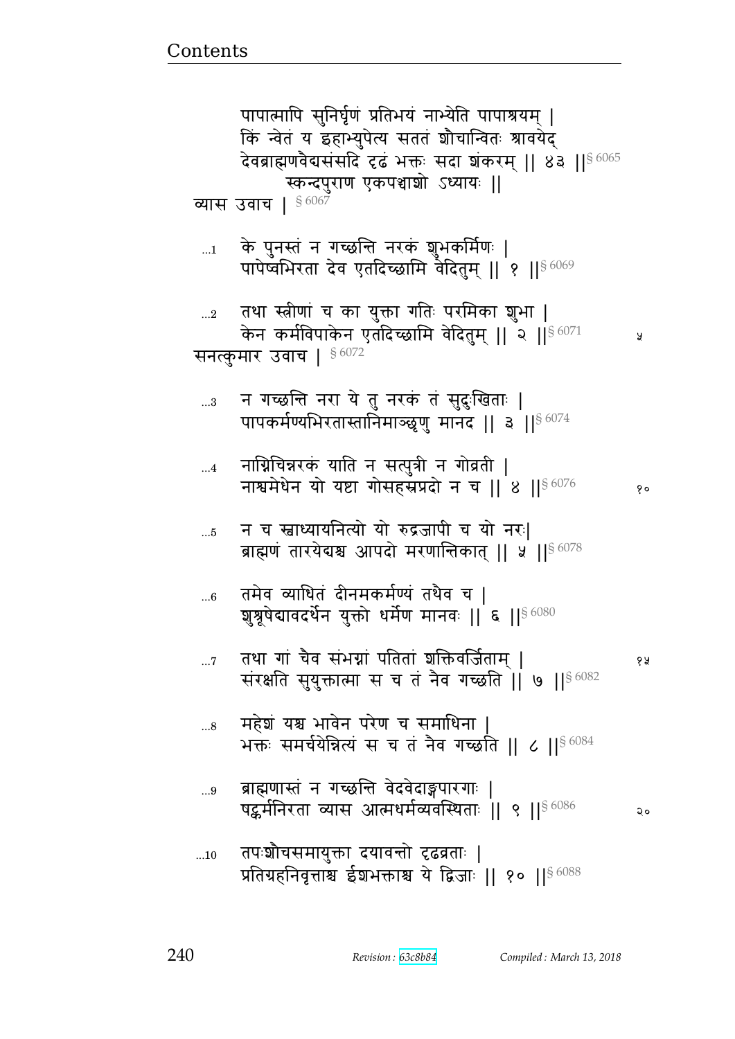पापात्मापि सुनिर्घृणं प्रतिभयं नाभ्येति पापाश्रयम् |
किं न्वेतं य इहाभ्युपेत्य सततं शौचान्वितः श्रावयेद्
देवब्राह्मणवैद्यसंसदि दृढं भक्तः सदा शंकरम् || ४३ ||§ 6065

स्कन्दपुराण एकपञ्चाशो ऽध्यायः ||

व्यास उवाच | § 6067

...1 के पुनस्तं न गच्छन्ति नरकं शुभकर्मिणः |
पापेष्वभिरता देव एतदिच्छामि वेदितुम् || १ ||§ 6069

...2 तथा स्त्रीणां च का युक्ता गतिः परमिका शुभा |
केन कर्मविपाकेन एतदिच्छामि वेदितुम् || २ ||§ 6071 ५

सनत्कुमार उवाच | § 6072

...3 न गच्छन्ति नरा ये तु नरकं तं सुदुःखिताः |
पापकर्मण्यभिरतास्तानिमाञ्छृणु मानद || ३ ||§ 6074

...4 नाग्निचिन्नरकं याति न सत्पुत्री न गोव्रती |
नाश्वमेधेन यो यष्टा गोसहस्रप्रदो न च || ४ ||§ 6076 १०

...5 न च स्वाध्यायनित्यो यो रुद्रजापी च यो नरः|
ब्राह्मणं तारयेद्यश्च आपदो मरणान्तिकात् || ५ ||§ 6078

...6 तमेव व्याधितं दीनमकर्मण्यं तथैव च |
शुश्रूषेद्यावदर्थेन युक्तो धर्मेण मानवः || ६ ||§ 6080

...7 तथा गां चैव संभग्नां पतितां शक्तिवर्जिताम् | १५
संरक्षति सुयुक्तात्मा स च तं नैव गच्छति || ७ ||§ 6082

...8 महेशं यश्च भावेन परेण च समाधिना |
भक्तः समर्चयेन्नित्यं स च तं नैव गच्छति || ८ ||§ 6084

...9 ब्राह्मणास्तं न गच्छन्ति वेदवेदाङ्गपारगाः |
षट्कर्मनिरता व्यास आत्मधर्मव्यवस्थिताः || ९ ||§ 6086 २०

...10 तपःशौचसमायुक्ता दयावन्तो दृढव्रताः |
प्रतिग्रहनिवृत्ताश्च ईशभक्ताश्च ये द्विजाः || १० ||§ 6088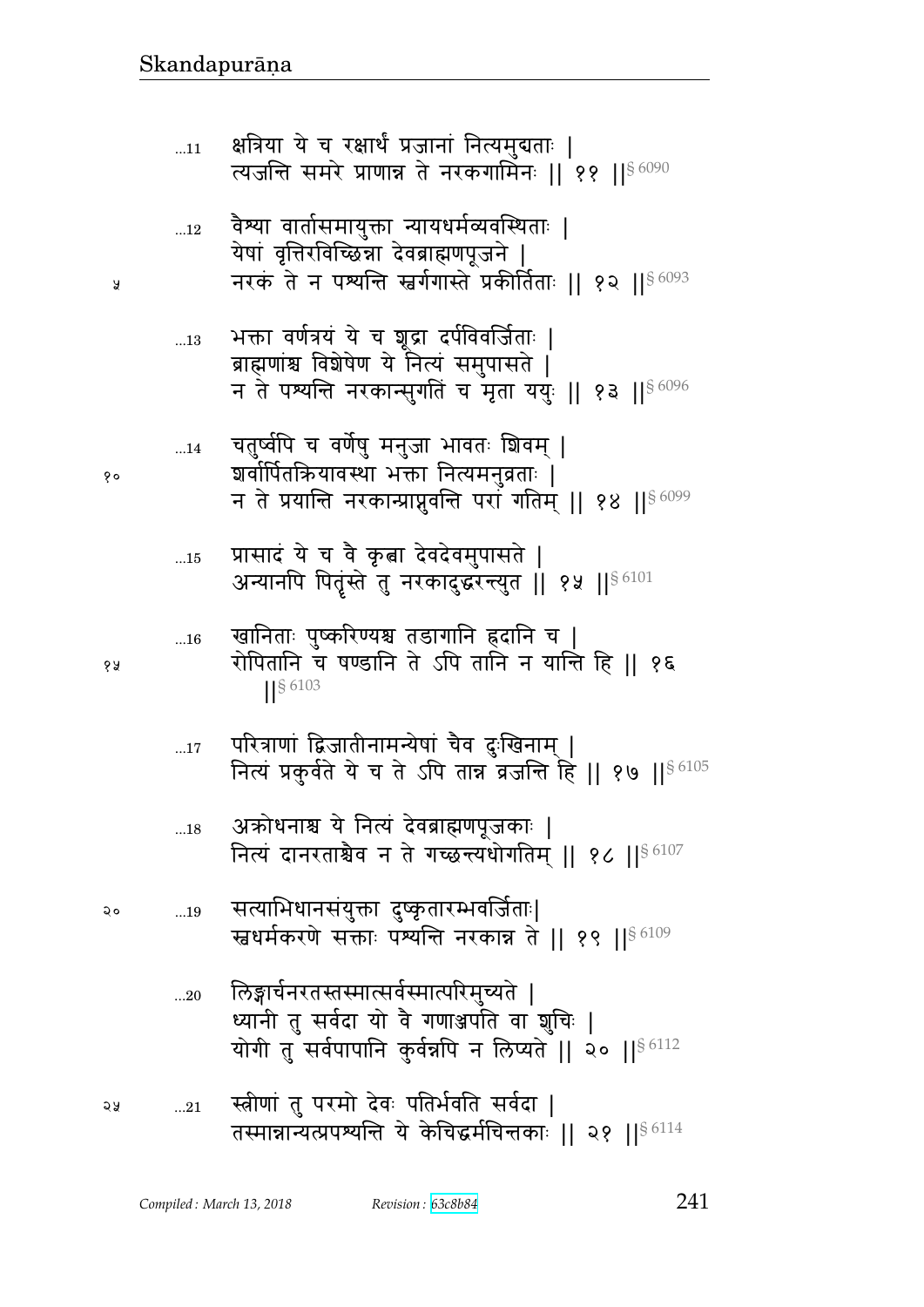...11 क्षत्रिया ये च रक्षार्थं प्रजानां नित्यमुद्यताः |
त्यजन्ति समरे प्राणान्न ते नरकगामिनः || ११ ||§ 6090

...12 वैश्या वार्तासमायुक्ता न्यायधर्मव्यवस्थिताः |
येषां वृत्तिरविच्छिन्ना देवब्राह्मणपूजने |
नरकं ते न पश्यन्ति स्वर्गगास्ते प्रकीर्तिताः || १२ ||§ 6093

...13 भक्ता वर्णत्रयं ये च शूद्रा दर्पविवर्जिताः |
ब्राह्मणांश्च विशेषेण ये नित्यं समुपासते |
न ते पश्यन्ति नरकान्सुगतिं च मृता ययुः || १३ ||§ 6096

...14 चतुर्ष्वपि च वर्णेषु मनुजा भावतः शिवम् |
शर्वार्पितक्रियावस्था भक्ता नित्यमनुव्रताः |
न ते प्रयान्ति नरकान्प्राप्नुवन्ति परां गतिम् || १४ ||§ 6099

...15 प्रासादं ये च वै कृत्वा देवदेवमुपासते |
अन्यानपि पितॄंस्ते तु नरकादुद्धरन्त्युत || १५ ||§ 6101

...16 खानिताः पुष्करिण्यश्च तडागानि ह्रदानि च |
रोपितानि च षण्डानि ते ऽपि तानि न यान्ति हि || १६ ||§ 6103

...17 परित्राणां द्विजातीनामन्येषां चैव दुःखिनाम् |
नित्यं प्रकुर्वते ये च ते ऽपि तान्न व्रजन्ति हि || १७ ||§ 6105

...18 अक्रोधनाश्च ये नित्यं देवब्राह्मणपूजकाः |
नित्यं दानरताश्चैव न ते गच्छन्त्यधोगतिम् || १८ ||§ 6107

...19 सत्याभिधानसंयुक्ता दुष्कृतारम्भवर्जिताः|
स्वधर्मकरणे सक्ताः पश्यन्ति नरकान्न ते || १९ ||§ 6109

...20 लिङ्गार्चनरतस्तस्मात्सर्वस्मात्परिमुच्यते |
ध्यानी तु सर्वदा यो वै गणाञ्पति वा शुचिः |
योगी तु सर्वपापानि कुर्वन्नपि न लिप्यते || २० ||§ 6112

...21 स्त्रीणां तु परमो देवः पतिर्भवति सर्वदा |
तस्मान्नान्यत्प्रपश्यन्ति ये केचिद्धर्मचिन्तकाः || २१ ||§ 6114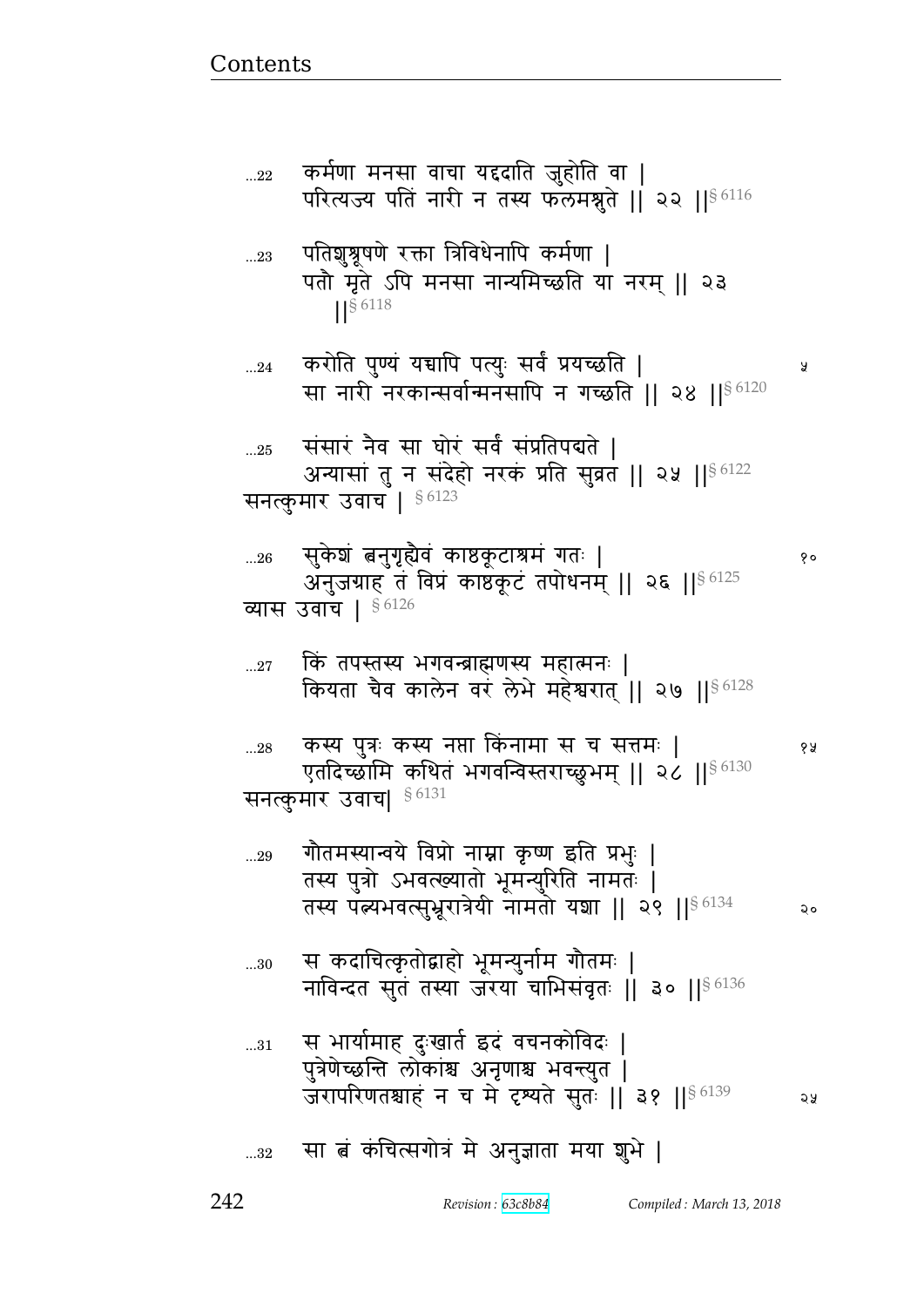...22 कर्मणा मनसा वाचा यद्ददाति जुहोति वा |
परित्यज्य पतिं नारी न तस्य फलमश्नुते || २२ ||§ 6116

...23 पतिशुश्रूषणे रक्ता त्रिविधेनापि कर्मणा |
पतौ मृते ऽपि मनसा नान्यमिच्छति या नरम् || २३ ||§ 6118

...24 करोति पुण्यं यच्चापि पत्युः सर्वं प्रयच्छति |
सा नारी नरकान्सर्वान्मनसापि न गच्छति || २४ ||§ 6120

...25 संसारं नैव सा घोरं सर्वं संप्रतिपद्यते |
अन्यासां तु न संदेहो नरकं प्रति सुव्रत || २५ ||§ 6122

सनत्कुमार उवाच | § 6123

...26 सुकेशं त्वनुगृह्यैवं काष्ठकूटाश्रमं गतः |
अनुजग्राह तं विप्रं काष्ठकूटं तपोधनम् || २६ ||§ 6125

व्यास उवाच | § 6126

...27 किं तपस्तस्य भगवन्ब्राह्मणस्य महात्मनः |
कियता चैव कालेन वरं लेभे महेश्वरात् || २७ ||§ 6128

...28 कस्य पुत्रः कस्य नप्ता किंनामा स च सत्तमः |
एतदिच्छामि कथितं भगवन्विस्तराच्छुभम् || २८ ||§ 6130

सनत्कुमार उवाच| § 6131

...29 गौतमस्यान्वये विप्रो नाम्ना कृष्ण इति प्रभुः |
तस्य पुत्रो ऽभवत्ख्यातो भूमन्युरिति नामतः |
तस्य पत्न्यभवत्सुभ्रूरात्रेयी नामतो यशा || २९ ||§ 6134

...30 स कदाचित्कृतोद्वाहो भूमन्युर्नाम गौतमः |
नाविन्दत सुतं तस्या जरया चाभिसंवृतः || ३० ||§ 6136

...31 स भार्यामाह दुःखार्त इदं वचनकोविदः |
पुत्रेणेच्छन्ति लोकांश्च अनृणाश्च भवन्त्युत |
जरापरिणतश्चाहं न च मे दृश्यते सुतः || ३१ ||§ 6139

...32 सा त्वं कंचित्सगोत्रं मे अनुज्ञाता मया शुभे |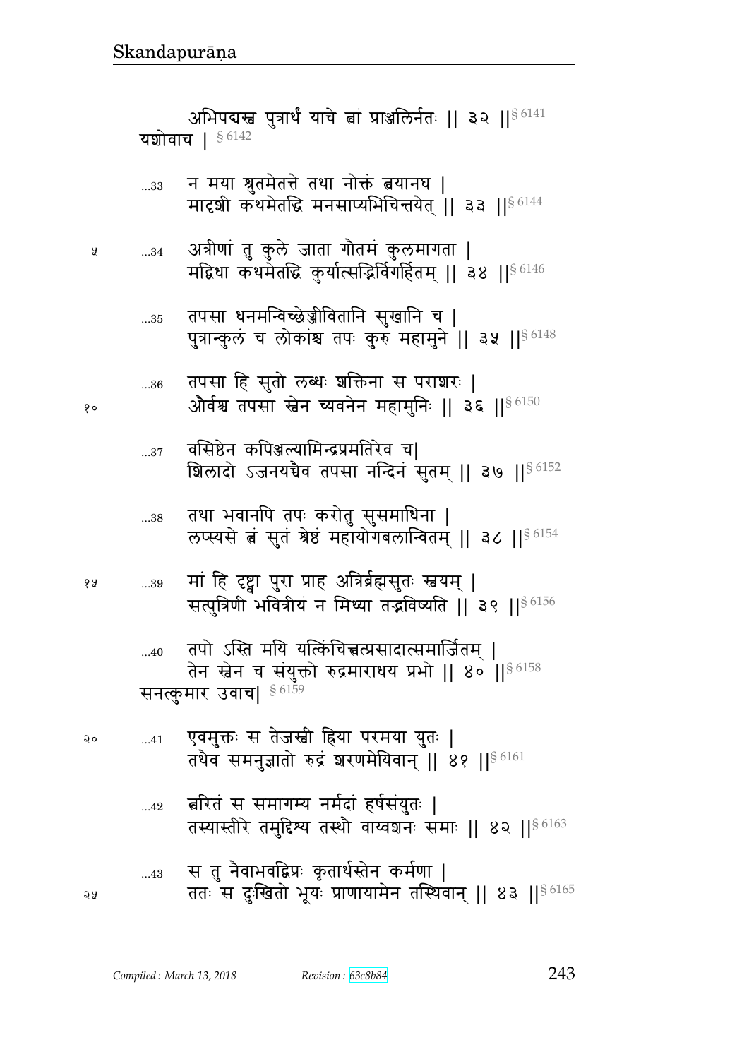अभिपद्यस्व पुत्रार्थं याचे त्वां प्राञ्जलिर्नतः ॥ ३२ ॥§ 6141

यशोवाच । § 6142

...33 न मया श्रुतमेतत्ते तथा नोक्तं त्वयानघ ।
मादृशी कथमेतद्धि मनसाप्यभिचिन्तयेत् ॥ ३३ ॥§ 6144

...34 अत्रीणां तु कुले जाता गौतमं कुलमागता ।
मद्विधा कथमेतद्धि कुर्यात्सद्भिर्विगर्हितम् ॥ ३४ ॥§ 6146

...35 तपसा धनमन्विच्छेज्जीवितानि सुखानि च ।
पुत्रान्कुलं च लोकांश्च तपः कुरु महामुने ॥ ३५ ॥§ 6148

...36 तपसा हि सुतो लब्धः शक्तिना स पराशरः ।
और्वश्च तपसा स्वेन च्यवनेन महामुनिः ॥ ३६ ॥§ 6150

...37 वसिष्ठेन कपिञ्जल्यामिन्द्रप्रमतिरेव च।
शिलादो ऽजनयच्चैव तपसा नन्दिनं सुतम् ॥ ३७ ॥§ 6152

...38 तथा भवानपि तपः करोतु सुसमाधिना ।
लप्स्यसे त्वं सुतं श्रेष्ठं महायोगबलान्वितम् ॥ ३८ ॥§ 6154

...39 मां हि दृष्ट्वा पुरा प्राह अत्रिर्ब्रह्मसुतः स्वयम् ।
सत्पुत्रिणी भवित्रीयं न मिथ्या तद्भविष्यति ॥ ३९ ॥§ 6156

...40 तपो ऽस्ति मयि यत्किंचित्त्वत्प्रसादात्समार्जितम् ।
तेन स्वेन च संयुक्तो रुद्रमाराधय प्रभो ॥ ४० ॥§ 6158

सनत्कुमार उवाच। § 6159

...41 एवमुक्तः स तेजस्वी ह्रिया परमया युतः ।
तथैव समनुज्ञातो रुद्रं शरणमेयिवान् ॥ ४१ ॥§ 6161

...42 त्वरितं स समागम्य नर्मदां हर्षसंयुतः ।
तस्यास्तीरे तमुद्दिश्य तस्थौ वाय्वशनः समाः ॥ ४२ ॥§ 6163

...43 स तु नैवाभवद्विप्रः कृतार्थस्तेन कर्मणा ।
ततः स दुःखितो भूयः प्राणायामेन तस्थिवान् ॥ ४३ ॥§ 6165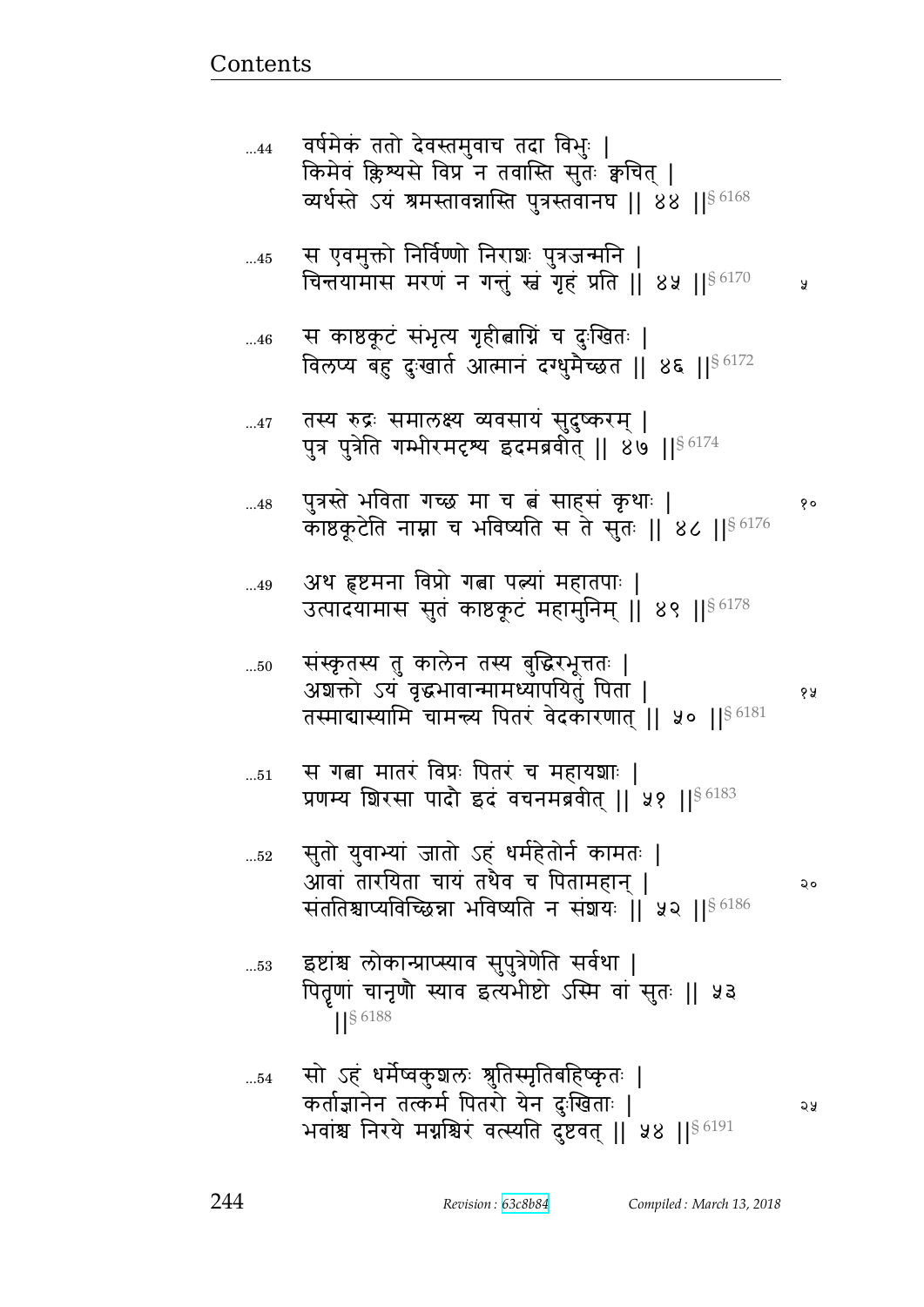...44 वर्षमेकं ततो देवस्तमुवाच तदा विभुः |
किमेवं क्लिश्यसे विप्र न तवास्ति सुतः क्वचित् |
व्यर्थस्ते ऽयं श्रमस्तावन्नास्ति पुत्रस्तवानघ || ४४ ||§ 6168

...45 स एवमुक्तो निर्विण्णो निराशः पुत्रजन्मनि |
चिन्तयामास मरणं न गन्तुं स्वं गृहं प्रति || ४५ ||§ 6170 ५

...46 स काष्ठकूटं संभृत्य गृहीत्वाग्निं च दुःखितः |
विलप्य बहु दुःखार्त आत्मानं दग्धुमैच्छत || ४६ ||§ 6172

...47 तस्य रुद्रः समालक्ष्य व्यवसायं सुदुष्करम् |
पुत्र पुत्रेति गम्भीरमदृश्य इदमब्रवीत् || ४७ ||§ 6174

...48 पुत्रस्ते भविता गच्छ मा च त्वं साहसं कृथाः | १०
काष्ठकूटेति नाम्ना च भविष्यति स ते सुतः || ४८ ||§ 6176

...49 अथ हृष्टमना विप्रो गत्वा पत्न्यां महातपाः |
उत्पादयामास सुतं काष्ठकूटं महामुनिम् || ४९ ||§ 6178

...50 संस्कृतस्य तु कालेन तस्य बुद्धिरभूत्ततः |
अशक्तो ऽयं वृद्धभावान्मामध्यापयितुं पिता | १५
तस्माद्यास्यामि चामन्त्र्य पितरं वेदकारणात् || ५० ||§ 6181

...51 स गत्वा मातरं विप्रः पितरं च महायशाः |
प्रणम्य शिरसा पादौ इदं वचनमब्रवीत् || ५१ ||§ 6183

...52 सुतो युवाभ्यां जातो ऽहं धर्महेतोर्न कामतः |
आवां तारयिता चायं तथैव च पितामहान् | २०
संततिश्चाप्यविच्छिन्ना भविष्यति न संशयः || ५२ ||§ 6186

...53 इष्टांश्च लोकान्प्राप्स्याव सुपुत्रेणेति सर्वथा |
पितृणां चानृणौ स्याव इत्यभीष्टो ऽस्मि वां सुतः || ५३
||§ 6188

...54 सो ऽहं धर्मेष्वकुशलः श्रुतिस्मृतिबहिष्कृतः |
कर्ताज्ञानेन तत्कर्म पितरो येन दुःखिताः | २५
भवांश्च निरये मग्नश्चिरं वत्स्यति दुष्टवत् || ५४ ||§ 6191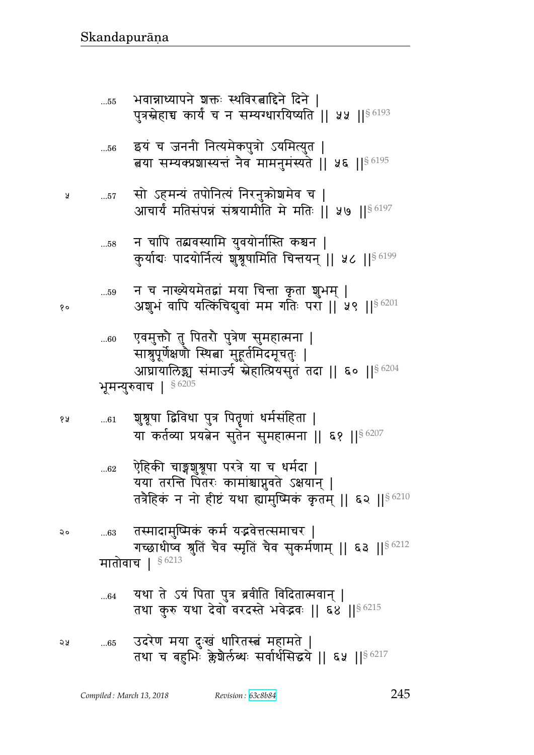...55 भवान्नाध्यापने शक्तः स्थविरत्वादिने दिने |
पुत्रस्नेहाच्च कार्यं च न सम्यग्धारयिष्यति || ५५ ||§ 6193

...56 इयं च जननी नित्यमेकपुत्रो ऽयमित्युत |
त्वया सम्यक्प्रशास्यन्तं नैव मामनुमंस्यते || ५६ ||§ 6195

५ ...57 सो ऽहमन्यं तपोनित्यं निरनुक्रोशमेव च |
आचार्यं मतिसंपन्नं संश्रयामीति मे मतिः || ५७ ||§ 6197

...58 न चापि तद्वदस्यामि युवयोर्नास्ति कश्चन |
कुर्याद्यः पादयोर्नित्यं शुश्रूषामिति चिन्तयन् || ५८ ||§ 6199

...59 न च नाख्येयमेतद्वां मया चिन्ता कृता शुभम् |
१० अशुभं वापि यत्किंचिद्युवां मम गतिः परा || ५९ ||§ 6201

...60 एवमुक्तौ तु पितरौ पुत्रेण सुमहात्मना |
साश्रुपूर्णेक्षणौ स्थित्वा मुहूर्तमिदमूचतुः |
आघ्रायालिङ्ग्य संमार्ज्य स्नेहात्प्रियसुतं तदा || ६० ||§ 6204

भूमन्युरुवाच | § 6205

१५ ...61 शुश्रूषा द्विविधा पुत्र पितॄणां धर्मसंहिता |
या कर्तव्या प्रयत्नेन सुतेन सुमहात्मना || ६१ ||§ 6207

...62 ऐहिकी चाङ्गशुश्रूषा परत्रे या च धर्मदा |
यया तरन्ति पितरः कामांश्चाप्नुवते ऽक्षयान् |
तत्रैहिकं न नो हीष्टं यथा ह्यामुष्मिकं कृतम् || ६२ ||§ 6210

२० ...63 तस्मादामुष्मिकं कर्म यद्भवेत्तत्समाचर |
गच्छाधीष्व श्रुतिं चैव स्मृतिं चैव सुकर्मणाम् || ६३ ||§ 6212

मातोवाच | § 6213

...64 यथा ते ऽयं पिता पुत्र ब्रवीति विदितात्मवान् |
तथा कुरु यथा देवो वरदस्ते भवेद्भवः || ६४ ||§ 6215

२५ ...65 उदरेण मया दुःखं धारितस्त्वं महामते |
तथा च बहुभिः क्लेशैर्लब्धः सर्वार्थसिद्धये || ६५ ||§ 6217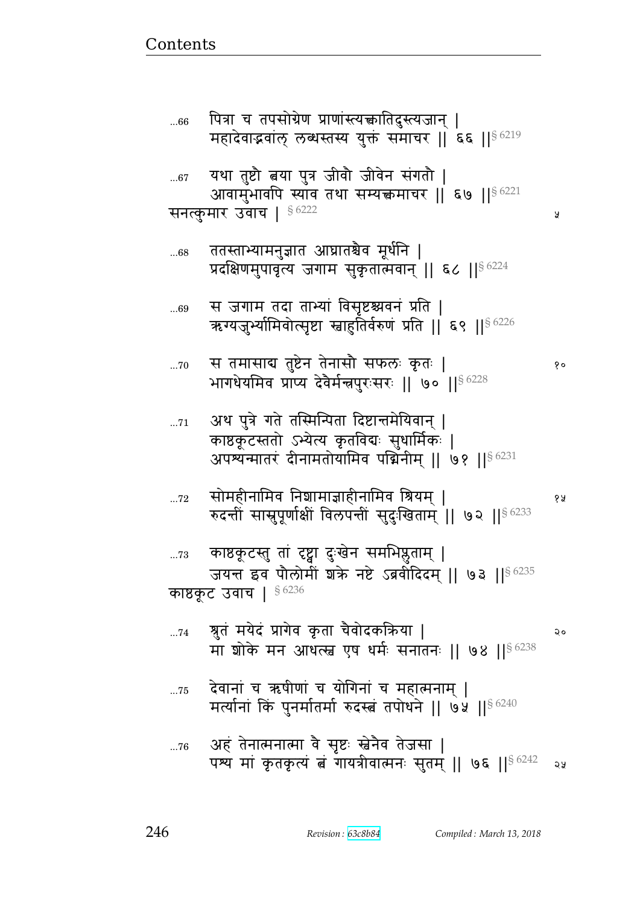...66 पित्रा च तपसोग्रेण प्राणांस्त्यक्त्वातिदुस्त्यजान् |
महादेवाद्भवांल् लब्धस्तस्य युक्तं समाचर || ६६ ||§ 6219

...67 यथा तुष्टौ त्वया पुत्र जीवौ जीवेन संगतौ |
आवामुभावपि स्याव तथा सम्यक्त्वमाचर || ६७ ||§ 6221

सनत्कुमार उवाच | § 6222

...68 ततस्ताभ्यामनुज्ञात आघ्रातश्चैव मूर्धनि |
प्रदक्षिणमुपावृत्य जगाम सुकृतात्मवान् || ६८ ||§ 6224

...69 स जगाम तदा ताभ्यां विसृष्टश्चवनं प्रति |
ऋग्यजुर्भ्यामिवोत्सृष्टा स्वाहुतिर्वरुणं प्रति || ६९ ||§ 6226

...70 स तमासाद्य तुष्टेन तेनासौ सफलः कृतः |
भागधेयमिव प्राप्य देवैर्मन्त्रपुरःसरः || ७० ||§ 6228

...71 अथ पुत्रे गते तस्मिन्पिता दिष्टान्तमेयिवान् |
काष्ठकूटस्ततो ऽभ्येत्य कृतविद्यः सुधार्मिकः |
अपश्यन्मातरं दीनामतोयामिव पद्मिनीम् || ७१ ||§ 6231

...72 सोमहीनामिव निशामाज्ञाहीनामिव श्रियम् |
रुदन्तीं सास्रुपूर्णाक्षीं विलपन्तीं सुदुःखिताम् || ७२ ||§ 6233

...73 काष्ठकूटस्तु तां दृष्ट्वा दुःखेन समभिप्लुताम् |
जयन्त इव पौलोमीं शक्रे नष्टे ऽब्रवीदिदम् || ७३ ||§ 6235

काष्ठकूट उवाच | § 6236

...74 श्रुतं मयेदं प्रागेव कृता चैवोदकक्रिया |
मा शोके मन आधत्स्व एष धर्मः सनातनः || ७४ ||§ 6238

...75 देवानां च ऋषीणां च योगिनां च महात्मनाम् |
मर्त्यानां किं पुनर्मातर्मा रुदस्त्वं तपोधने || ७५ ||§ 6240

...76 अहं तेनात्मनात्मा वै सृष्टः स्वेनैव तेजसा |
पश्य मां कृतकृत्यं त्वं गायत्रीवात्मनः सुतम् || ७६ ||§ 6242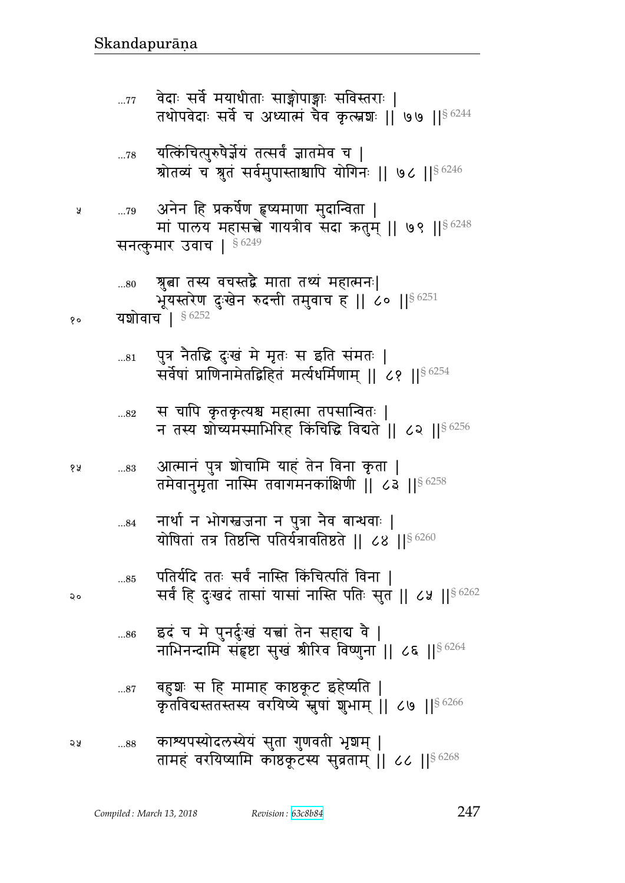...77 वेदाः सर्वे मयाधीताः साङ्गोपाङ्गाः सविस्तराः |
तथोपवेदाः सर्वे च अध्यात्मं चैव कृत्स्नशः || ७७ ||§ 6244

...78 यत्किंचित्पुरुषैर्ज्ञेयं तत्सर्वं ज्ञातमेव च |
श्रोतव्यं च श्रुतं सर्वमुपास्ताश्चापि योगिनः || ७८ ||§ 6246

...79 अनेन हि प्रकर्षेण हृष्यमाणा मुदान्विता |
मां पालय महासत्त्वे गायत्रीव सदा ऋतुम् || ७९ ||§ 6248

सनत्कुमार उवाच | § 6249

...80 श्रुत्वा तस्य वचस्तद्वै माता तथ्यं महात्मनः|
भूयस्तरेण दुःखेन रुदन्ती तमुवाच ह || ८० ||§ 6251

यशोवाच | § 6252

...81 पुत्र नैतद्धि दुःखं मे मृतः स इति संमतः |
सर्वेषां प्राणिनामेतद्विहितं मर्त्यधर्मिणाम् || ८१ ||§ 6254

...82 स चापि कृतकृत्यश्च महात्मा तपसान्वितः |
न तस्य शोच्यमस्माभिरिह किंचिद्धि विद्यते || ८२ ||§ 6256

...83 आत्मानं पुत्र शोचामि याहं तेन विना कृता |
तमेवानुमृता नास्मि तवागमनकाङ्क्षिणी || ८३ ||§ 6258

...84 नार्था न भोगस्वजना न पुत्रा नैव बान्धवाः |
योषितां तत्र तिष्ठन्ति पतिर्यत्रावतिष्ठते || ८४ ||§ 6260

...85 पतिर्यदि ततः सर्वं नास्ति किंचित्पतिं विना |
सर्वं हि दुःखदं तासां यासां नास्ति पतिः सुत || ८५ ||§ 6262

...86 इदं च मे पुनर्दुःखं यत्त्वां तेन सहाद्य वै |
नाभिनन्दामि संहृष्टा सुखं श्रीरिव विष्णुना || ८६ ||§ 6264

...87 बहुशः स हि मामाह काष्ठकूट इहेष्यति |
कृतविद्यस्ततस्तस्य वरयिष्ये स्नुषां शुभाम् || ८७ ||§ 6266

...88 काश्यपस्योदलस्येयं सुता गुणवती भृशम् |
तामहं वरयिष्यामि काष्ठकूटस्य सुव्रताम् || ८८ ||§ 6268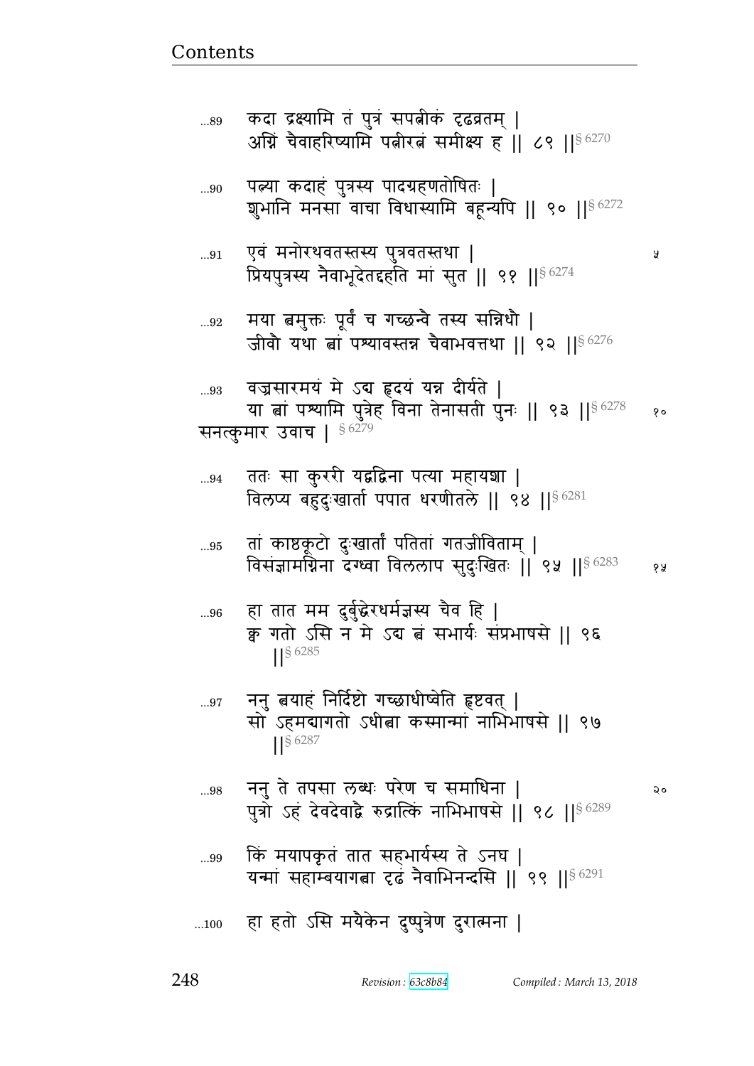...89 कदा द्रक्ष्यामि तं पुत्रं सपत्नीकं दृढव्रतम् |
अग्निं चैवाहरिष्यामि पत्नीरत्नं समीक्ष्य ह || ८९ ||§ 6270

...90 पत्न्या कदाहं पुत्रस्य पादग्रहणतोषितः |
शुभानि मनसा वाचा विधास्यामि बहून्यपि || ९० ||§ 6272

...91 एवं मनोरथवतस्तस्य पुत्रवतस्तथा | ५
प्रियपुत्रस्य नैवाभूदेतद्दहति मां सुत || ९१ ||§ 6274

...92 मया त्वमुक्तः पूर्वं च गच्छन्वै तस्य सन्निधौ |
जीवौ यथा त्वां पश्यावस्तन्न चैवाभवत्तथा || ९२ ||§ 6276

...93 वज्रसारमयं मे ऽद्य हृदयं यन्न दीर्यते |
या त्वां पश्यामि पुत्रेह विना तेनासती पुनः || ९३ ||§ 6278 १०

सनत्कुमार उवाच | § 6279

...94 ततः सा कुररी यद्वद्विना पत्या महायशा |
विलप्य बहुदुःखार्ता पपात धरणीतले || ९४ ||§ 6281

...95 तां काष्ठकूटो दुःखार्तां पतितां गतजीविताम् |
विसंज्ञामग्निना दग्ध्वा विललाप सुदुःखितः || ९५ ||§ 6283 १५

...96 हा तात मम दुर्बुद्धेरधर्मज्ञस्य चैव हि |
क्व गतो ऽसि न मे ऽद्य त्वं सभार्यः संप्रभाषसे || ९६ ||§ 6285

...97 ननु त्वयाहं निर्दिष्टो गच्छाधीष्वेति हृष्टवत् |
सो ऽहमद्यागतो ऽधीत्वा कस्मान्मां नाभिभाषसे || ९७ ||§ 6287

...98 ननु ते तपसा लब्धः परेण च समाधिना | २०
पुत्रो ऽहं देवदेवाद्वै रुद्रात्किं नाभिभाषसे || ९८ ||§ 6289

...99 किं मयापकृतं तात सहभार्यस्य ते ऽनघ |
यन्मां सहाम्बयागत्वा दृढं नैवाभिनन्दसि || ९९ ||§ 6291

...100 हा हतो ऽसि मयैकेन दुष्पुत्रेण दुरात्मना |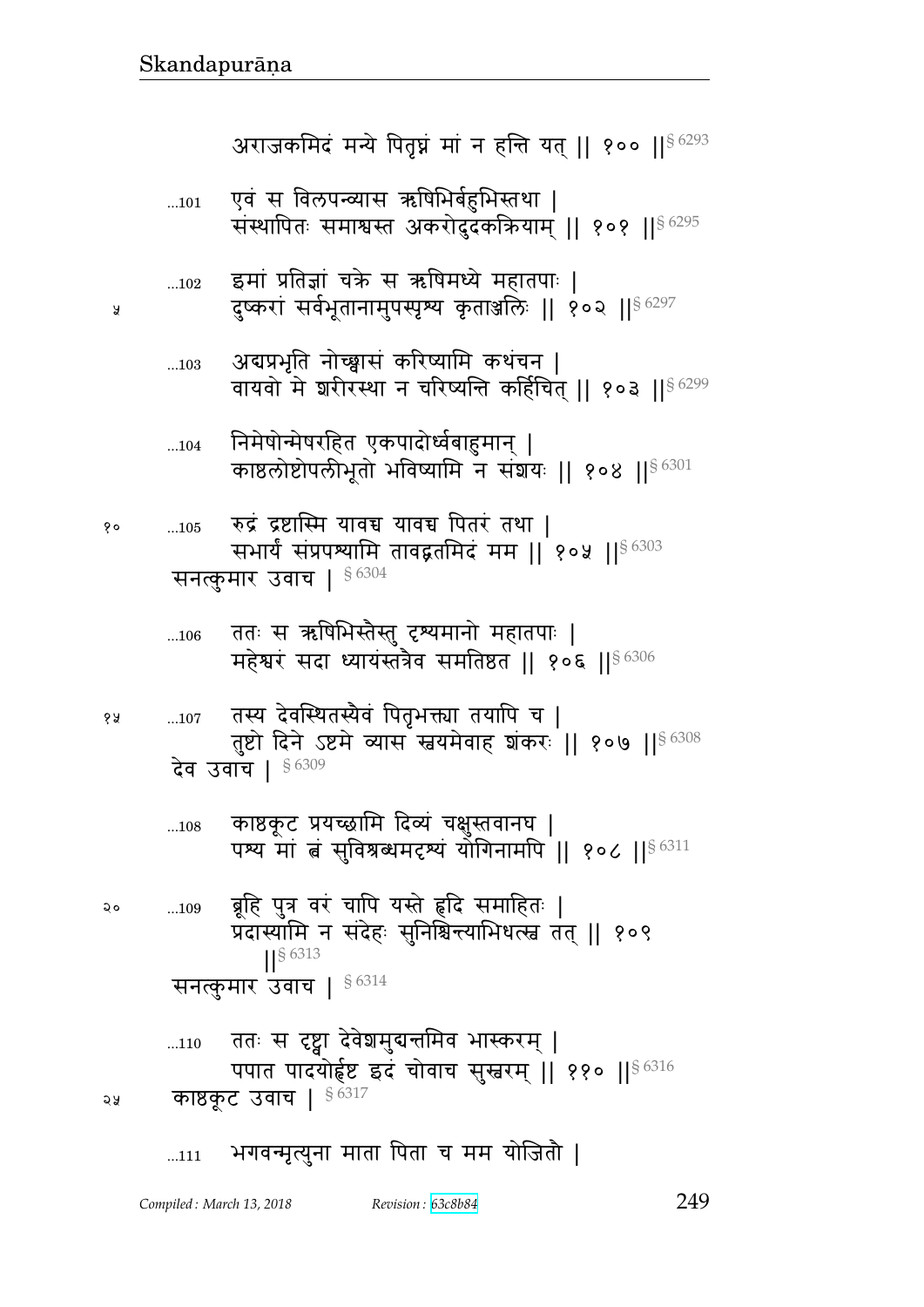अराजकमिदं मन्ये पितृघ्नं मां न हन्ति यत् || १०० ||§ 6293

...101 एवं स विलपन्व्यास ऋषिभिर्बहुभिस्तथा |
संस्थापितः समाश्वस्त अकरोदुदकक्रियाम् || १०१ ||§ 6295

...102 इमां प्रतिज्ञां चक्रे स ऋषिमध्ये महातपाः |
दुष्करां सर्वभूतानामुपस्पृश्य कृताञ्जलिः || १०२ ||§ 6297

...103 अद्यप्रभृति नोच्छ्वासं करिष्यामि कथंचन |
वायवो मे शरीरस्था न चरिष्यन्ति कर्हिचित् || १०३ ||§ 6299

...104 निमेषोन्मेषरहित एकपादोर्ध्वबाहुमान् |
काष्ठलोष्टोपलीभूतो भविष्यामि न संशयः || १०४ ||§ 6301

...105 रुद्रं द्रष्टास्मि यावच्च यावच्च पितरं तथा |
सभार्यं संप्रपश्यामि तावद्व्रतमिदं मम || १०५ ||§ 6303

सनत्कुमार उवाच | § 6304

...106 ततः स ऋषिभिस्तैस्तु दृश्यमानो महातपाः |
महेश्वरं सदा ध्यायंस्तत्रैव समतिष्ठत || १०६ ||§ 6306

...107 तस्य देवस्थितस्यैवं पितृभक्त्या तयापि च |
तुष्टो दिने ऽष्टमे व्यास स्वयमेवाह शंकरः || १०७ ||§ 6308

देव उवाच | § 6309

...108 काष्ठकूट प्रयच्छामि दिव्यं चक्षुस्तवानघ |
पश्य मां त्वं सुविश्रब्धमदृश्यं योगिनामपि || १०८ ||§ 6311

...109 ब्रूहि पुत्र वरं चापि यस्ते हृदि समाहितः |
प्रदास्यामि न संदेहः सुनिश्चिन्त्याभिधत्स्व तत् || १०९ ||§ 6313

सनत्कुमार उवाच | § 6314

...110 ततः स दृष्ट्वा देवेशमुद्यन्तमिव भास्करम् |
पपात पादयोर्हृष्ट इदं चोवाच सुस्वरम् || ११० ||§ 6316

काष्ठकूट उवाच | § 6317

...111 भगवन्मृत्युना माता पिता च मम योजितौ |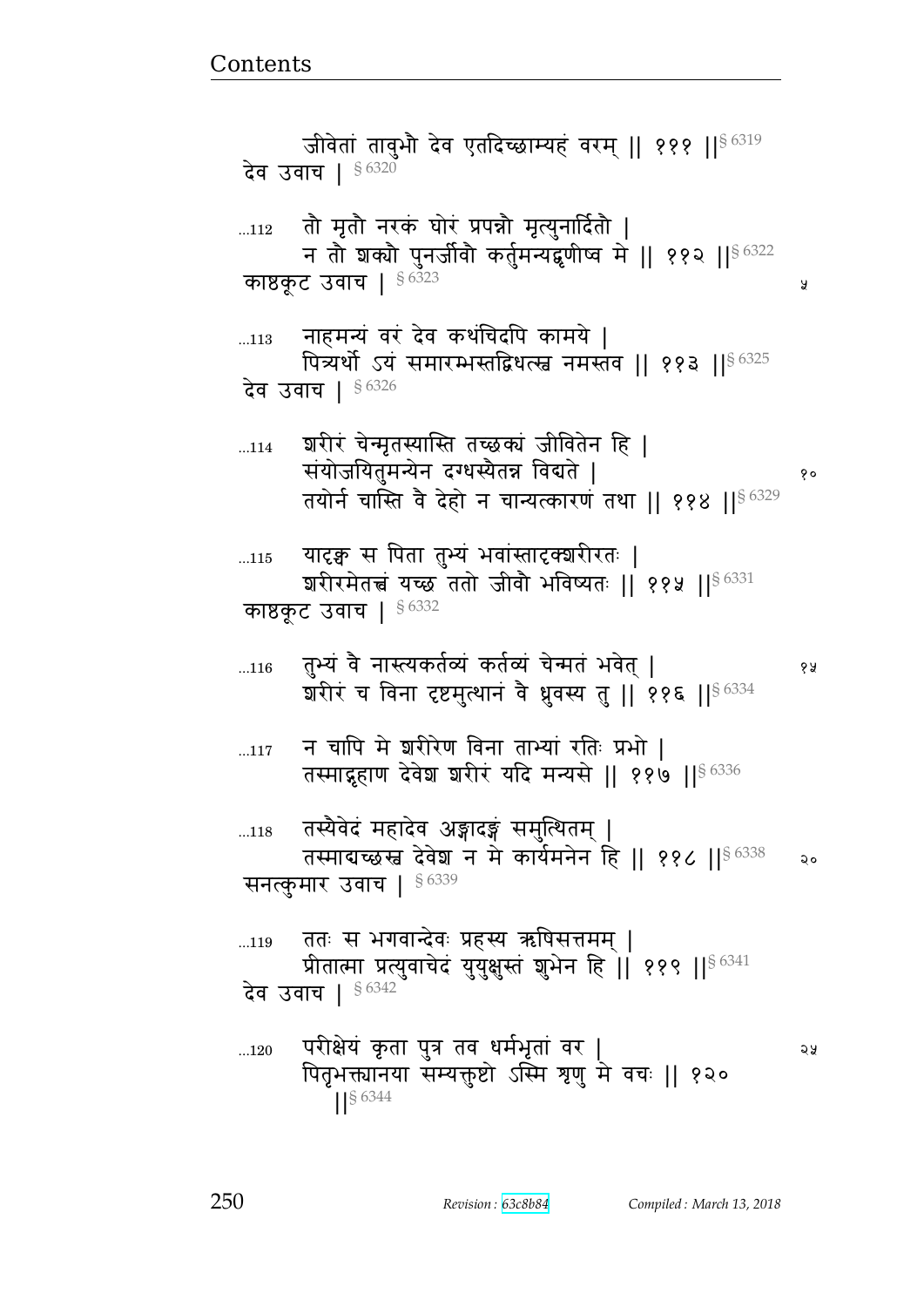जीवेतां तावुभौ देव एतदिच्छाम्यहं वरम् || १११ ||§ 6319
देव उवाच | § 6320

...112 तौ मृतौ नरकं घोरं प्रपन्नौ मृत्युनार्दितौ |
न तौ शक्यौ पुनर्जीवौ कर्तुमन्यद्वृणीष्व मे || ११२ ||§ 6322
काष्ठकूट उवाच | § 6323

...113 नाहमन्यं वरं देव कथंचिदपि कामये |
पित्र्यर्थो ऽयं समारम्भस्तद्विधत्स्व नमस्तव || ११३ ||§ 6325
देव उवाच | § 6326

...114 शरीरं चेन्मृतस्यास्ति तच्छक्यं जीवितेन हि |
संयोजयितुमन्येन दग्धस्यैतन्न विद्यते |
तयोर्न चास्ति वै देहो न चान्यत्कारणं तथा || ११४ ||§ 6329

...115 यादृक्च स पिता तुभ्यं भवांस्तादृक्शरीरतः |
शरीरमेतत्त्वं यच्छ ततो जीवौ भविष्यतः || ११५ ||§ 6331
काष्ठकूट उवाच | § 6332

...116 तुभ्यं वै नास्त्यकर्तव्यं कर्तव्यं चेन्मतं भवेत् |
शरीरं च विना दृष्टमुत्थानं वै ध्रुवस्य तु || ११६ ||§ 6334

...117 न चापि मे शरीरेण विना ताभ्यां रतिः प्रभो |
तस्माद्गृहाण देवेश शरीरं यदि मन्यसे || ११७ ||§ 6336

...118 तस्यैवेदं महादेव अङ्गादङ्गं समुत्थितम् |
तस्माद्यच्छस्व देवेश न मे कार्यमनेन हि || ११८ ||§ 6338
सनत्कुमार उवाच | § 6339

...119 ततः स भगवान्देवः प्रहस्य ऋषिसत्तमम् |
प्रीतात्मा प्रत्युवाचेदं युयुक्षुस्तं शुभेन हि || ११९ ||§ 6341
देव उवाच | § 6342

...120 परीक्षेयं कृता पुत्र तव धर्मभृतां वर |
पितृभक्त्यानया सम्यक्तुष्टो ऽस्मि शृणु मे वचः || १२० ||§ 6344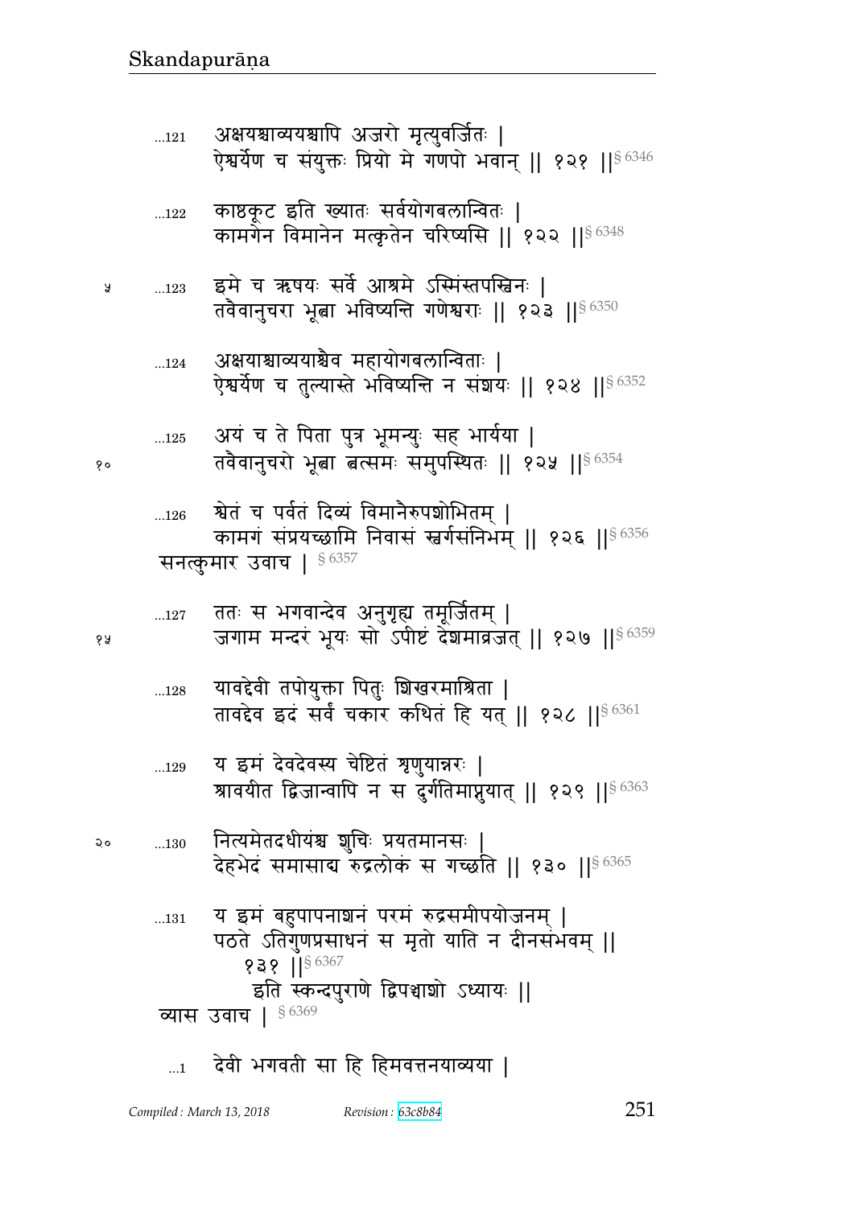...121 अक्षयश्चाव्ययश्चापि अजरो मृत्युवर्जितः |
ऐश्वर्येण च संयुक्तः प्रियो मे गणपो भवान् || १२१ ||§ 6346

...122 काष्ठकूट इति ख्यातः सर्वयोगबलान्वितः |
कामगेन विमानेन मत्कृतेन चरिष्यसि || १२२ ||§ 6348

...123 इमे च ऋषयः सर्वे आश्रमे ऽस्मिंस्तपस्विनः |
तवैवानुचरा भूत्वा भविष्यन्ति गणेश्वराः || १२३ ||§ 6350

...124 अक्षयाश्चाव्ययाश्चैव महायोगबलान्विताः |
ऐश्वर्येण च तुल्यास्ते भविष्यन्ति न संशयः || १२४ ||§ 6352

...125 अयं च ते पिता पुत्र भूमन्युः सह भार्यया |
तवैवानुचरो भूत्वा त्वत्समः समुपस्थितः || १२५ ||§ 6354

...126 श्वेतं च पर्वतं दिव्यं विमानैरुपशोभितम् |
कामगं संप्रयच्छामि निवासं स्वर्गसंनिभम् || १२६ ||§ 6356

सनत्कुमार उवाच | § 6357

...127 ततः स भगवान्देव अनुगृह्य तमूर्जितम् |
जगाम मन्दरं भूयः सो ऽपीष्टं देशमाव्रजत् || १२७ ||§ 6359

...128 यावद्देवी तपोयुक्ता पितुः शिखरमाश्रिता |
तावद्देव इदं सर्वं चकार कथितं हि यत् || १२८ ||§ 6361

...129 य इमं देवदेवस्य चेष्टितं शृणुयान्नरः |
श्रावयीत द्विजान्वापि न स दुर्गतिमाप्नुयात् || १२९ ||§ 6363

...130 नित्यमेतदधीयंश्च शुचिः प्रयतमानसः |
देहभेदं समासाद्य रुद्रलोकं स गच्छति || १३० ||§ 6365

...131 य इमं बहुपापनाशनं परमं रुद्रसमीपयोजनम् |
पठते ऽतिगुणप्रसाधनं स मृतो याति न दीनसंभवम् ||
१३१ ||§ 6367

इति स्कन्दपुराणे द्विपञ्चाशो ऽध्यायः ||

व्यास उवाच | § 6369

...1 देवी भगवती सा हि हिमवत्तनयाव्यया |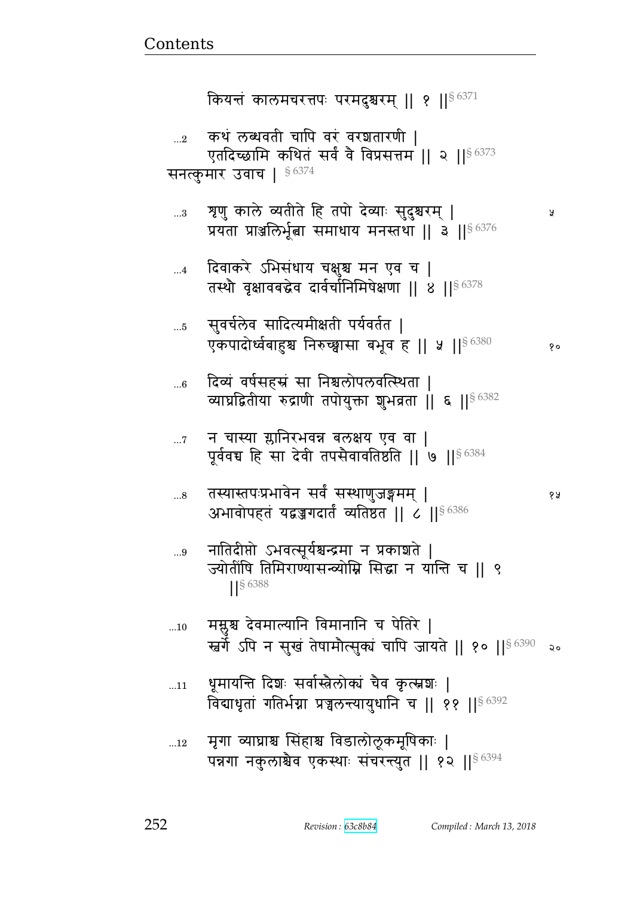कियन्तं कालमचरत्तपः परमदुश्चरम् || १ ||§ 6371

…2 कथं लब्धवती चापि वरं वरशतारणी |
एतदिच्छामि कथितं सर्वं वै विप्रसत्तम || २ ||§ 6373

सनत्कुमार उवाच | § 6374

…3 शृणु काले व्यतीते हि तपो देव्याः सुदुश्चरम् |
प्रयता प्राञ्जलिर्भूत्वा समाधाय मनस्तथा || ३ ||§ 6376

…4 दिवाकरे ऽभिसंधाय चक्षुश्च मन एव च |
तस्थौ वृक्षावबद्धेव दार्वर्चानिमिषेक्षणा || ४ ||§ 6378

…5 सुवर्चलेव सादित्यमीक्षती पर्यवर्तत |
एकपादोर्ध्वबाहुश्च निरुच्छ्वासा बभूव ह || ५ ||§ 6380

…6 दिव्यं वर्षसहस्रं सा निश्चलोपलवत्स्थिता |
व्याघ्रद्वितीया रुद्राणी तपोयुक्ता शुभव्रता || ६ ||§ 6382

…7 न चास्या ग्लानिरभवन्न बलक्षय एव वा |
पूर्ववच्च हि सा देवी तपसैवावतिष्ठति || ७ ||§ 6384

…8 तस्यास्तपःप्रभावेन सर्वं सस्थाणुजङ्गमम् |
अभावोपहतं यद्वज्जगदार्तं व्यतिष्ठत || ८ ||§ 6386

…9 नातिदीप्तो ऽभवत्सूर्यश्चन्द्रमा न प्रकाशते |
ज्योतींषि तिमिराण्यासन्व्योम्नि सिद्धा न यान्ति च || ९ ||§ 6388

…10 मम्लुश्च देवमाल्यानि विमानानि च पेतिरे |
स्वर्गे ऽपि न सुखं तेषामौत्सुक्यं चापि जायते || १० ||§ 6390

…11 धूमायन्ति दिशः सर्वास्त्रैलोक्यं चैव कृत्स्नशः |
विद्याधृतां गतिर्भग्ना प्रज्वलन्त्यायुधानि च || ११ ||§ 6392

…12 मृगा व्याघ्राश्च सिंहाश्च विडालोलूकमूषिकाः |
पन्नगा नकुलाश्चैव एकस्थाः संचरन्त्युत || १२ ||§ 6394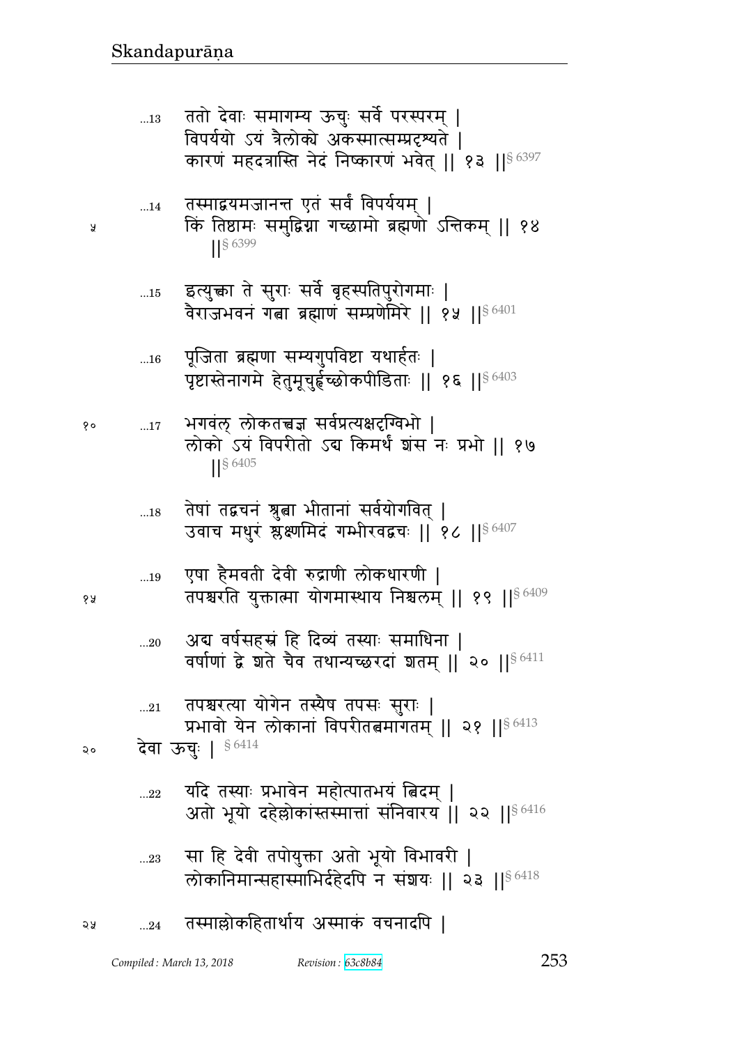...13 ततो देवाः समागम्य ऊचुः सर्वे परस्परम् |
विपर्ययो ऽयं त्रैलोक्ये अकस्मात्सम्प्रदृश्यते |
कारणं महदत्रास्ति नेदं निष्कारणं भवेत् || १३ ||§ 6397

...14 तस्माद्वयमजानन्त एतं सर्वं विपर्ययम् |
किं तिष्ठामः समुद्विग्ना गच्छामो ब्रह्मणो ऽन्तिकम् || १४ ||§ 6399

...15 इत्युक्त्वा ते सुराः सर्वे बृहस्पतिपुरोगमाः |
वैराजभवनं गत्वा ब्रह्माणं सम्प्रणेमिरे || १५ ||§ 6401

...16 पूजिता ब्रह्मणा सम्यगुपविष्टा यथार्हतः |
पृष्टास्तेनागमे हेतुमूचुर्हृच्छोकपीडिताः || १६ ||§ 6403

...17 भगवंल् लोकतत्त्वज्ञ सर्वप्रत्यक्षदृग्विभो |
लोको ऽयं विपरीतो ऽद्य किमर्थं शंस नः प्रभो || १७ ||§ 6405

...18 तेषां तद्वचनं श्रुत्वा भीतानां सर्वयोगवित् |
उवाच मधुरं श्लक्ष्णमिदं गम्भीरवद्वचः || १८ ||§ 6407

...19 एषा हैमवती देवी रुद्राणी लोकधारणी |
तपश्चरति युक्तात्मा योगमास्थाय निश्चलम् || १९ ||§ 6409

...20 अद्य वर्षसहस्रं हि दिव्यं तस्याः समाधिना |
वर्षाणां द्वे शते चैव तथान्यच्छरदां शतम् || २० ||§ 6411

...21 तपश्चरत्या योगेन तस्यैष तपसः सुराः |
प्रभावो येन लोकानां विपरीतत्वमागतम् || २१ ||§ 6413

देवा ऊचुः | § 6414

...22 यदि तस्याः प्रभावेन महोत्पातभयं त्विदम् |
अतो भूयो दहेल्लोकांस्तस्मात्तां संनिवारय || २२ ||§ 6416

...23 सा हि देवी तपोयुक्ता अतो भूयो विभावरी |
लोकानिमान्सहास्माभिर्दहेदपि न संशयः || २३ ||§ 6418

...24 तस्माल्लोकहितार्थाय अस्माकं वचनादपि |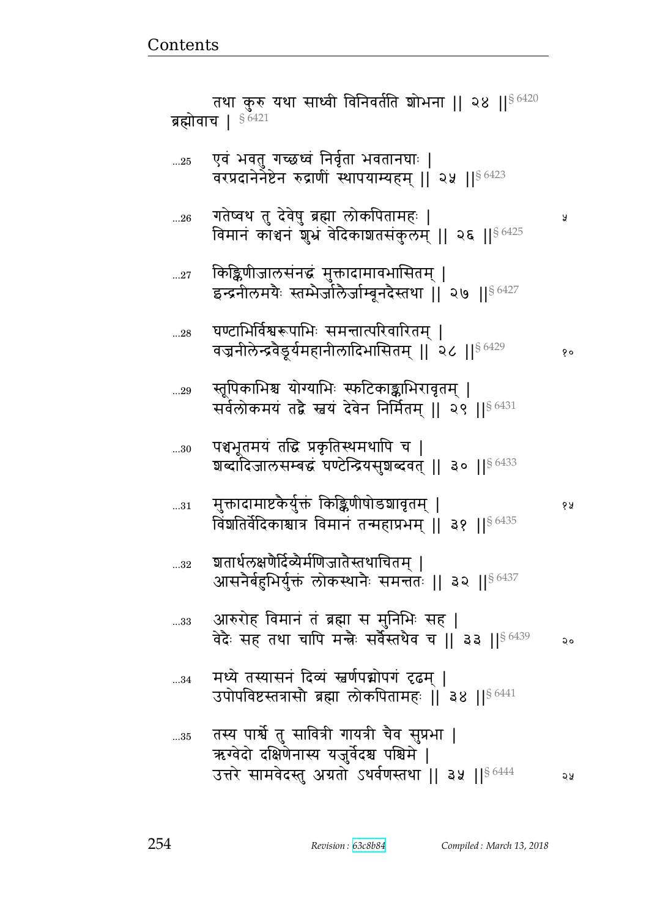तथा कुरु यथा साध्वी विनिवर्तति शोभना || २४ ||§ 6420

ब्रह्मोवाच | § 6421

...25 एवं भवतु गच्छध्वं निर्वृता भवतानघाः |
वरप्रदानेनेष्टेन रुद्राणीं स्थापयाम्यहम् || २५ ||§ 6423

...26 गतेष्वथ तु देवेषु ब्रह्मा लोकपितामहः |
विमानं काञ्चनं शुभ्रं वेदिकाशतसंकुलम् || २६ ||§ 6425

...27 किङ्किणीजालसंनद्धं मुक्तादामावभासितम् |
इन्द्रनीलमयैः स्तम्भैर्जालैर्जाम्बूनदैस्तथा || २७ ||§ 6427

...28 घण्टाभिर्विश्वरूपाभिः समन्तात्परिवारितम् |
वज्रनीलेन्द्रवैडूर्यमहानीलादिभासितम् || २८ ||§ 6429

...29 स्तूपिकाभिश्च योग्याभिः स्फटिकाङ्काभिरावृतम् |
सर्वलोकमयं तद्वै स्वयं देवेन निर्मितम् || २९ ||§ 6431

...30 पञ्चभूतमयं तद्धि प्रकृतिस्थमथापि च |
शब्दादिजालसम्बद्धं घण्टेन्द्रियसुशब्दवत् || ३० ||§ 6433

...31 मुक्तादामाष्टकैर्युक्तं किङ्किणीषोडशावृतम् |
विंशतिर्वेदिकाश्चात्र विमानं तन्महाप्रभम् || ३१ ||§ 6435

...32 शतार्धलक्षणैर्दिव्यैर्मणिजातैस्तथाचितम् |
आसनैर्बहुभिर्युक्तं लोकस्थानैः समन्ततः || ३२ ||§ 6437

...33 आरुरोह विमानं तं ब्रह्मा स मुनिभिः सह |
वेदैः सह तथा चापि मन्त्रैः सर्वैस्तथैव च || ३३ ||§ 6439

...34 मध्ये तस्यासनं दिव्यं स्वर्णपद्मोपगं दृढम् |
उपोपविष्टस्तत्रासौ ब्रह्मा लोकपितामहः || ३४ ||§ 6441

...35 तस्य पार्श्वे तु सावित्री गायत्री चैव सुप्रभा |
ऋग्वेदो दक्षिणेनास्य यजुर्वेदश्च पश्चिमे |
उत्तरे सामवेदस्तु अग्रतो ऽथर्वणस्तथा || ३५ ||§ 6444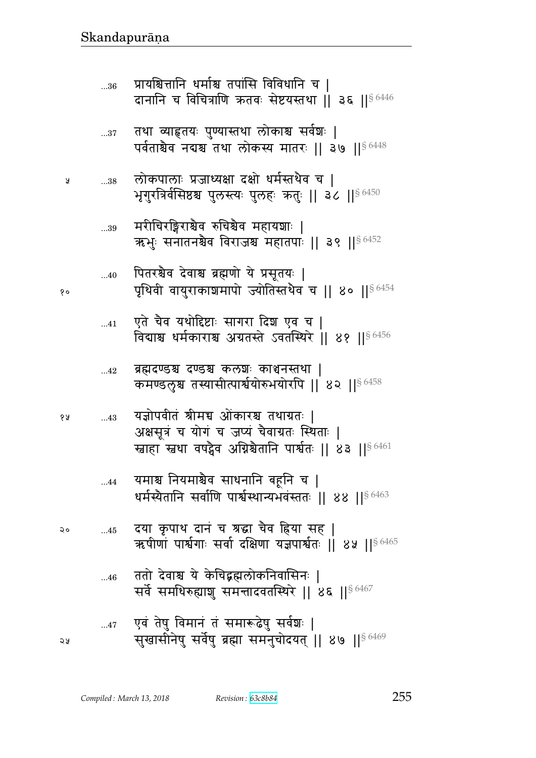...36 प्रायश्चित्तानि धर्माश्च तपांसि विविधानि च |
दानानि च विचित्राणि ऋतवः सेष्टयस्तथा || ३६ ||§ 6446

...37 तथा व्याहृतयः पुण्यास्तथा लोकाश्च सर्वशः |
पर्वताश्चैव नद्यश्च तथा लोकस्य मातरः || ३७ ||§ 6448

...38 लोकपालाः प्रजाध्यक्षा दक्षो धर्मस्तथैव च |
भृगुरत्रिर्वसिष्ठश्च पुलस्त्यः पुलहः क्रतुः || ३८ ||§ 6450

...39 मरीचिरङ्गिराश्चैव रुचिश्चैव महायशाः |
ऋभुः सनातनश्चैव विराजश्च महातपाः || ३९ ||§ 6452

...40 पितरश्चैव देवाश्च ब्रह्मणो ये प्रसूतयः |
पृथिवी वायुराकाशमापो ज्योतिस्तथैव च || ४० ||§ 6454

...41 एते चैव यथोद्दिष्टाः सागरा दिश एव च |
विद्याश्च धर्मकाराश्च अग्रतस्ते ऽवतस्थिरे || ४१ ||§ 6456

...42 ब्रह्मदण्डश्च दण्डश्च कलशः काञ्चनस्तथा |
कमण्डलुश्च तस्यासीत्पार्श्वयोरुभयोरपि || ४२ ||§ 6458

...43 यज्ञोपवीतं श्रीमच्च ओंकारश्च तथाग्रतः |
अक्षसूत्रं च योगं च जप्यं चैवाग्रतः स्थिताः |
स्वाहा स्वधा वषट्चैव अग्निश्चैतानि पार्श्वतः || ४३ ||§ 6461

...44 यमाश्च नियमाश्चैव साधनानि बहूनि च |
धर्मस्यैतानि सर्वाणि पार्श्वस्थान्यभवंस्ततः || ४४ ||§ 6463

...45 दया कृपाथ दानं च श्रद्धा चैव ह्रिया सह |
ऋषीणां पार्श्वगाः सर्वा दक्षिणा यज्ञपार्श्वतः || ४५ ||§ 6465

...46 ततो देवाश्च ये केचिद्ब्रह्मलोकनिवासिनः |
सर्वे समधिरुह्याशु समन्तादवतस्थिरे || ४६ ||§ 6467

...47 एवं तेषु विमानं तं समारूढेषु सर्वशः |
सुखासीनेषु सर्वेषु ब्रह्मा समनुचोदयत् || ४७ ||§ 6469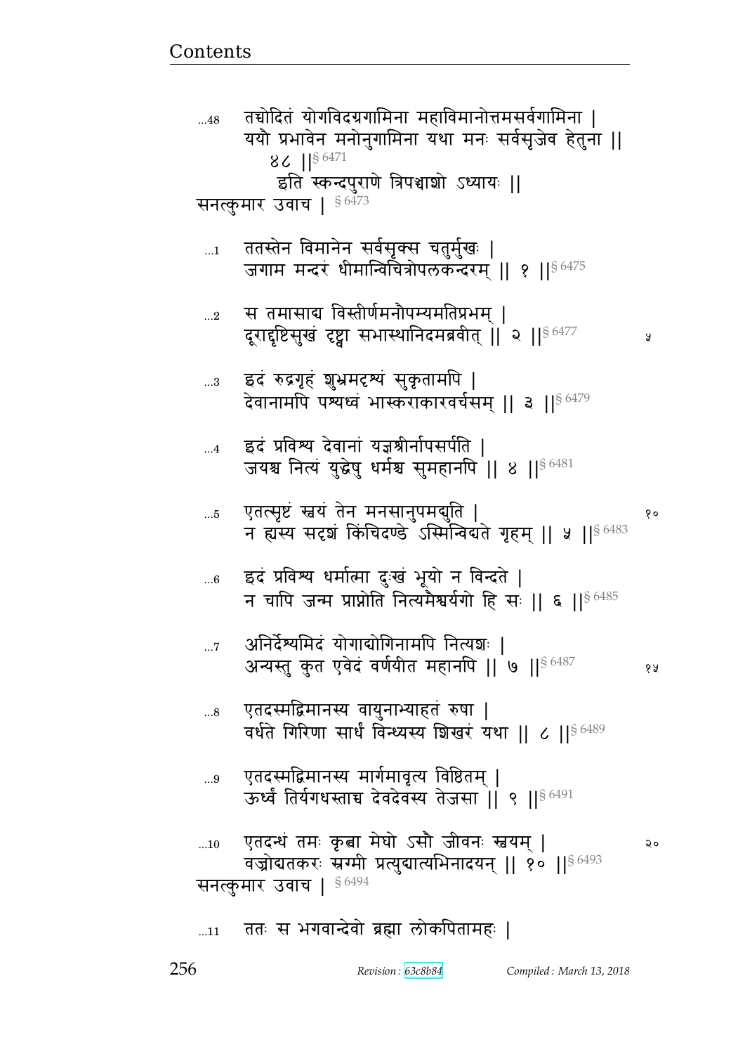...48 तच्चोदितं योगविदग्रगामिना महाविमानोत्तमसर्वगामिना |
ययौ प्रभावेन मनोनुगामिना यथा मनः सर्वसृजेव हेतुना ||
४८ ||§ 6471
इति स्कन्दपुराणे त्रिपञ्चाशो ऽध्यायः ||

सनत्कुमार उवाच | § 6473

...1 ततस्तेन विमानेन सर्वसृक्स चतुर्मुखः |
जगाम मन्दरं धीमान्विचित्रोपलकन्दरम् || १ ||§ 6475

...2 स तमासाद्य विस्तीर्णमनौपम्यमतिप्रभम् |
दूराद्दृष्टिसुखं दृष्ट्वा सभास्थानिदमब्रवीत् || २ ||§ 6477

...3 इदं रुद्रगृहं शुभ्रमदृश्यं सुकृतामपि |
देवानामपि पश्यध्वं भास्कराकारवर्चसम् || ३ ||§ 6479

...4 इदं प्रविश्य देवानां यज्ञश्रीर्नापसर्पति |
जयश्च नित्यं युद्धेषु धर्मश्च सुमहानपि || ४ ||§ 6481

...5 एतत्सृष्टं स्वयं तेन मनसानुपमद्युति |
न ह्यस्य सदृशं किंचिदण्डे ऽस्मिन्विद्यते गृहम् || ५ ||§ 6483

...6 इदं प्रविश्य धर्मात्मा दुःखं भूयो न विन्दते |
न चापि जन्म प्राप्नोति नित्यमैश्वर्यगो हि सः || ६ ||§ 6485

...7 अनिर्देश्यमिदं योगाद्योगिनामपि नित्यशः |
अन्यस्तु कुत एवेदं वर्णयीत महानपि || ७ ||§ 6487

...8 एतदस्माद्विमानस्य वायुनाभ्याहतं रुषा |
वर्धते गिरिणा सार्धं विन्ध्यस्य शिखरं यथा || ८ ||§ 6489

...9 एतदस्माद्विमानस्य मार्गमावृत्य विष्ठितम् |
ऊर्ध्वं तिर्यगधस्ताच्च देवदेवस्य तेजसा || ९ ||§ 6491

...10 एतदन्धं तमः कृत्वा मेघो ऽसौ जीवनः स्वयम् |
वज्रोद्यतकरः स्रग्मी प्रत्युद्यात्यभिनादयन् || १० ||§ 6493

सनत्कुमार उवाच | § 6494

...11 ततः स भगवान्देवो ब्रह्मा लोकपितामहः |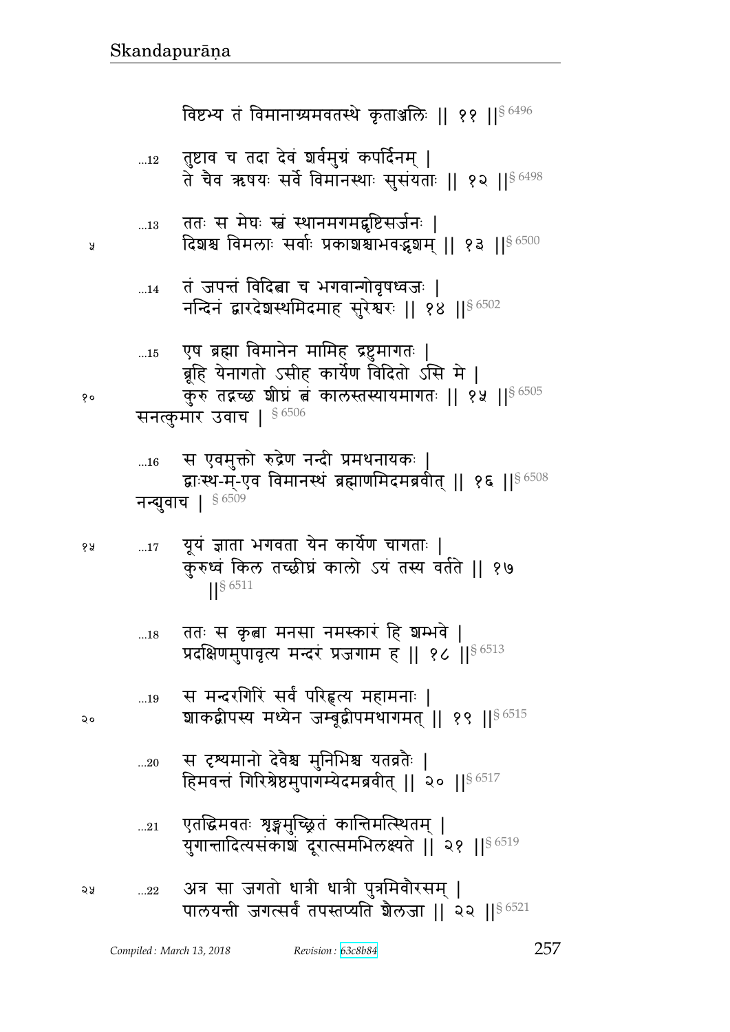विष्टभ्य तं विमानाग्र्यमवतस्थे कृताञ्जलिः ॥ ११ ॥§ 6496

…12 तुष्टाव च तदा देवं शर्वमुग्रं कपर्दिनम् ।
ते चैव ऋषयः सर्वे विमानस्थाः सुसंयताः ॥ १२ ॥§ 6498

…13 ततः स मेघः स्वं स्थानमगमद्वृष्टिसर्जनः ।
दिशश्च विमलाः सर्वाः प्रकाशश्चाभवद्भृशम् ॥ १३ ॥§ 6500

…14 तं जपन्तं विदित्वा च भगवान्गोवृषध्वजः ।
नन्दिनं द्वारदेशस्थमिदमाह सुरेश्वरः ॥ १४ ॥§ 6502

…15 एष ब्रह्मा विमानेन मामिह द्रष्टुमागतः ।
ब्रूहि येनागतो ऽसीह कार्येण विदितो ऽसि मे ।
कुरु तद्गच्छ शीघ्रं त्वं कालस्तस्यायमागतः ॥ १५ ॥§ 6505

सनत्कुमार उवाच । § 6506

…16 स एवमुक्तो रुद्रेण नन्दी प्रमथनायकः ।
द्वाःस्थ-म्-एव विमानस्थं ब्रह्माणमिदमब्रवीत् ॥ १६ ॥§ 6508

नन्द्युवाच । § 6509

…17 यूयं ज्ञाता भगवता येन कार्येण चागताः ।
कुरुध्वं किल तच्छीघ्रं कालो ऽयं तस्य वर्तते ॥ १७ ॥§ 6511

…18 ततः स कृत्वा मनसा नमस्कारं हि शम्भवे ।
प्रदक्षिणमुपावृत्य मन्दरं प्रजगाम ह ॥ १८ ॥§ 6513

…19 स मन्दरगिरिं सर्वं परिहृत्य महामनाः ।
शाकद्वीपस्य मध्येन जम्बूद्वीपमथागमत् ॥ १९ ॥§ 6515

…20 स दृश्यमानो देवैश्च मुनिभिश्च यतव्रतैः ।
हिमवन्तं गिरिश्रेष्ठमुपागम्येदमब्रवीत् ॥ २० ॥§ 6517

…21 एतद्धिमवतः शृङ्गमुच्छ्रितं कान्तिमत्स्थितम् ।
युगान्तादित्यसंकाशं दूरात्समभिलक्ष्यते ॥ २१ ॥§ 6519

…22 अत्र सा जगतो धात्री धात्री पुत्रमिवौरसम् ।
पालयन्ती जगत्सर्वं तपस्तप्यति शैलजा ॥ २२ ॥§ 6521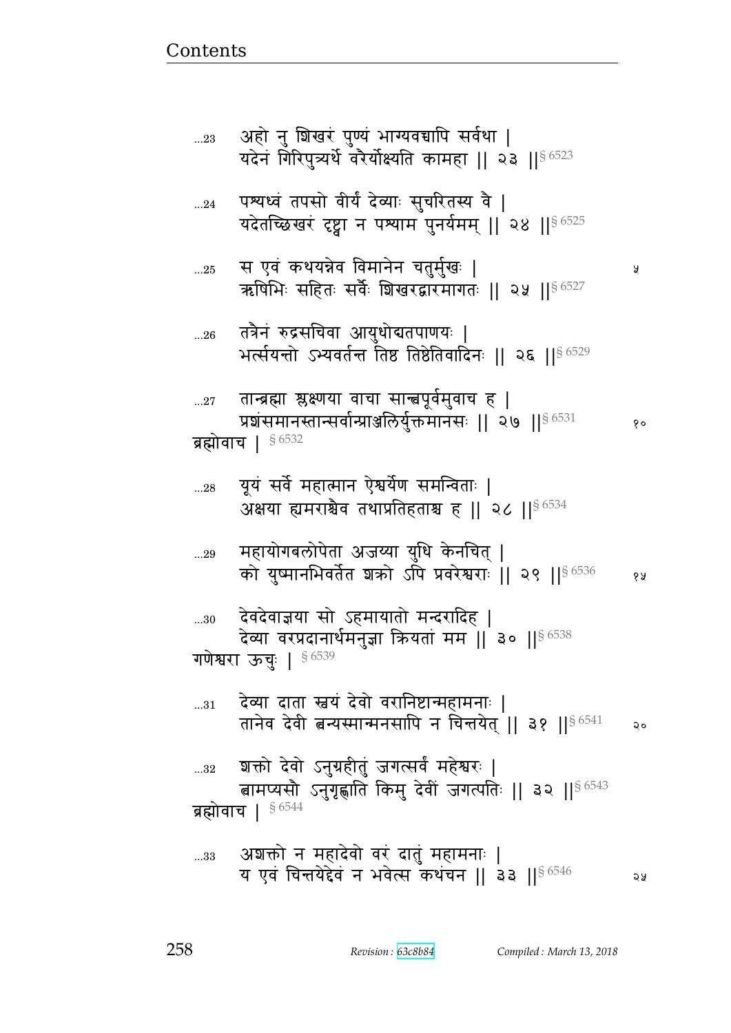...23 अहो नु शिखरं पुण्यं भाग्यवच्चापि सर्वथा |
यदेनं गिरिपुत्र्यर्थे वरैर्योक्ष्यति कामहा || २३ ||§ 6523

...24 पश्यध्वं तपसो वीर्यं देव्याः सुचरितस्य वै |
यदेतच्छिखरं दृष्ट्वा न पश्याम पुनर्यमम् || २४ ||§ 6525

...25 स एवं कथयन्नेव विमानेन चतुर्मुखः |
ऋषिभिः सहितः सर्वैः शिखरद्वारमागतः || २५ ||§ 6527

...26 तत्रैनं रुद्रसचिवा आयुधोद्यतपाणयः |
भर्त्सयन्तो ऽभ्यवर्तन्त तिष्ठ तिष्ठेतिवादिनः || २६ ||§ 6529

...27 तान्ब्रह्मा श्लक्ष्णया वाचा सान्त्वपूर्वमुवाच ह |
प्रशंसमानस्तान्सर्वान्प्राञ्जलिर्युक्तमानसः || २७ ||§ 6531

ब्रह्मोवाच | § 6532

...28 यूयं सर्वे महात्मान ऐश्वर्येण समन्विताः |
अक्षया ह्यमराश्चैव तथाप्रतिहताश्च ह || २८ ||§ 6534

...29 महायोगबलोपेता अजय्या युधि केनचित् |
को युष्मानभिवर्तेत शक्रो ऽपि प्रवरेश्वराः || २९ ||§ 6536

...30 देवदेवाज्ञया सो ऽहमायातो मन्दरादिह |
देव्या वरप्रदानार्थमनुज्ञा क्रियतां मम || ३० ||§ 6538

गणेश्वरा ऊचुः | § 6539

...31 देव्या दाता स्वयं देवो वरानिष्टान्महामनाः |
तानेव देवी त्वन्यस्मान्मनसापि न चिन्तयेत् || ३१ ||§ 6541

...32 शक्तो देवो ऽनुग्रहीतुं जगत्सर्वं महेश्वरः |
त्वामप्यसौ ऽनुगृह्णाति किमु देवीं जगत्पतिः || ३२ ||§ 6543

ब्रह्मोवाच | § 6544

...33 अशक्तो न महादेवो वरं दातुं महामनाः |
य एवं चिन्तयेद्देवं न भवेत्स कथंचन || ३३ ||§ 6546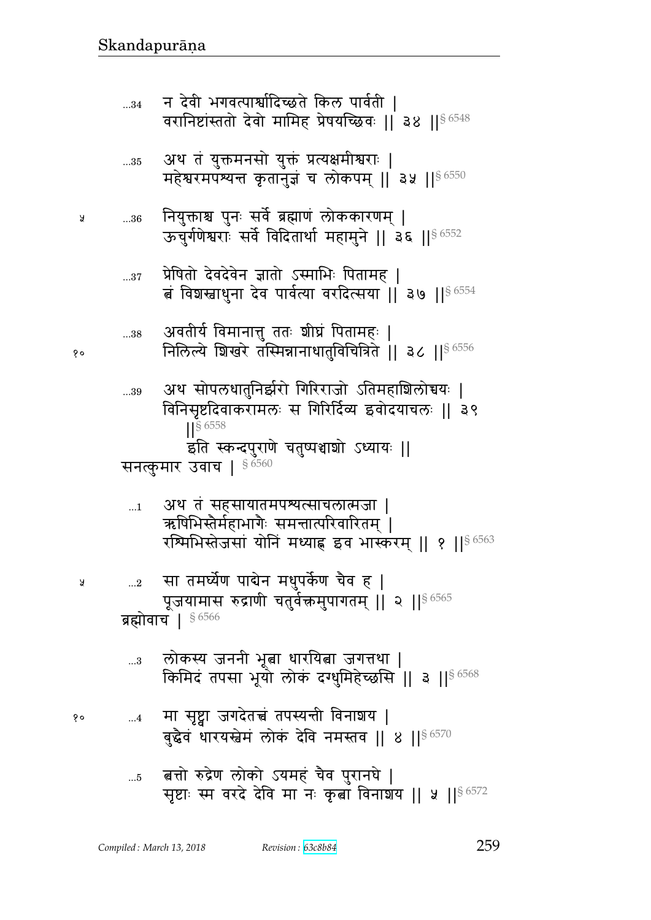...34 न देवी भगवत्पार्श्वादिच्छते किल पार्वती |
वरानिष्टांस्ततो देवो मामिह प्रेषयच्छिवः || ३४ ||§ 6548

...35 अथ तं युक्तमनसो युक्तं प्रत्यक्षमीश्वराः |
महेश्वरमपश्यन्त कृतानुज्ञं च लोकपम् || ३५ ||§ 6550

५ ...36 नियुक्ताश्च पुनः सर्वे ब्रह्माणं लोककारणम् |
ऊचुर्गणेश्वराः सर्वे विदितार्था महामुने || ३६ ||§ 6552

...37 प्रेषितो देवदेवेन ज्ञातो ऽस्माभिः पितामह |
त्वं विशस्वाधुना देव पार्वत्या वरदित्सया || ३७ ||§ 6554

...38 अवतीर्य विमानात्तु ततः शीघ्रं पितामहः |
१० निलिल्ये शिखरे तस्मिन्नानाधातुविचित्रिते || ३८ ||§ 6556

...39 अथ सोपलधातुनिर्झरो गिरिराजो ऽतिमहाशिलोच्चयः |
विनिसृष्टदिवाकरामलः स गिरिर्दिव्य इवोदयाचलः || ३९ ||§ 6558

इति स्कन्दपुराणे चतुष्पञ्चाशो ऽध्यायः ||

सनत्कुमार उवाच | § 6560

...1 अथ तं सहसायातमपश्यत्साचलात्मजा |
ऋषिभिस्तैर्महाभागैः समन्तात्परिवारितम् |
रश्मिभिस्तेजसां योनिं मध्याह्न इव भास्करम् || १ ||§ 6563

५ ...2 सा तमर्घ्येण पाद्येन मधुपर्केण चैव ह |
पूजयामास रुद्राणी चतुर्वक्त्रमुपागतम् || २ ||§ 6565

ब्रह्मोवाच | § 6566

...3 लोकस्य जननी भूत्वा धारयित्वा जगत्तथा |
किमिदं तपसा भूयो लोकं दग्धुमिहेच्छसि || ३ ||§ 6568

१० ...4 मा सृष्ट्वा जगदेतत्त्वं तपस्यन्ती विनाशय |
बुद्ध्वैवं धारयस्वेमं लोकं देवि नमस्तव || ४ ||§ 6570

...5 त्वत्तो रुद्रेण लोको ऽयमहं चैव पुरानघे |
सृष्टाः स्म वरदे देवि मा नः कृत्वा विनाशय || ५ ||§ 6572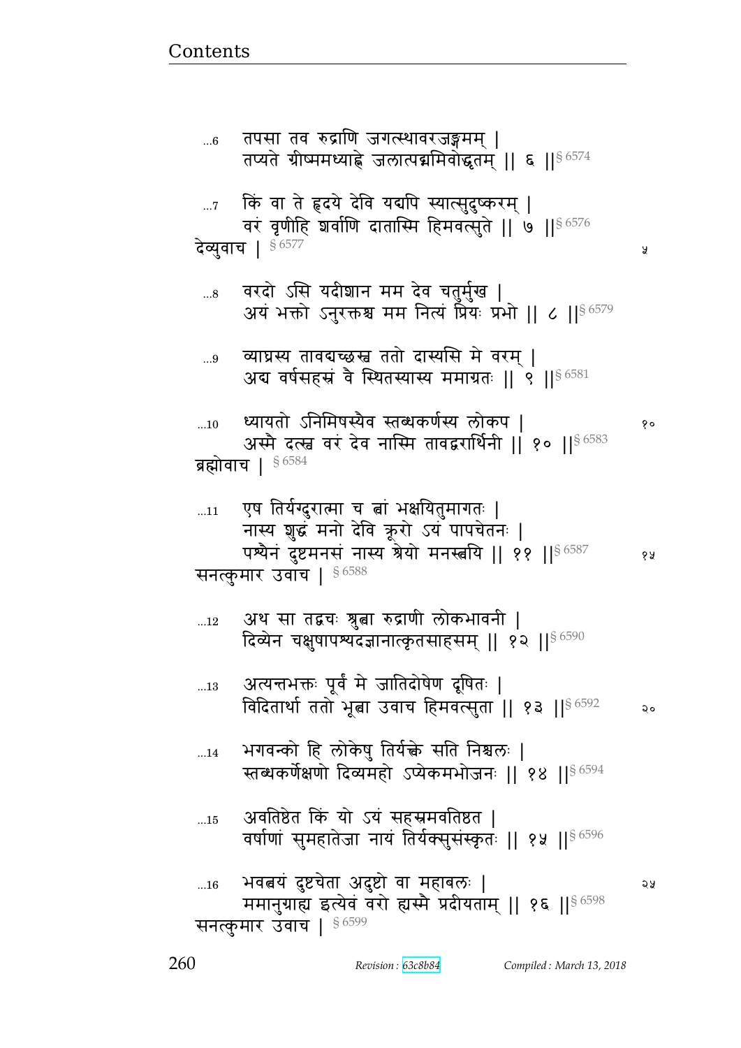...6 तपसा तव रुद्राणि जगत्स्थावरजङ्गमम् |
तप्यते ग्रीष्ममध्याह्ने जलात्पद्ममिवोद्धृतम् || ६ ||§ 6574

...7 किं वा ते हृदये देवि यद्यपि स्यात्सुदुष्करम् |
वरं वृणीहि शर्वाणि दातास्मि हिमवत्सुते || ७ ||§ 6576

देव्युवाच | § 6577

...8 वरदो ऽसि यदीशान मम देव चतुर्मुख |
अयं भक्तो ऽनुरक्तश्च मम नित्यं प्रियः प्रभो || ८ ||§ 6579

...9 व्याघ्रस्य तावद्यच्छस्व ततो दास्यसि मे वरम् |
अद्य वर्षसहस्रं वै स्थितस्यास्य ममाग्रतः || ९ ||§ 6581

...10 ध्यायतो ऽनिमिषस्यैव स्तब्धकर्णस्य लोकप |
अस्मै दत्स्व वरं देव नास्मि तावद्वरार्थिनी || १० ||§ 6583

ब्रह्मोवाच | § 6584

...11 एष तिर्यग्दुरात्मा च त्वां भक्षयितुमागतः |
नास्य शुद्धं मनो देवि क्रूरो ऽयं पापचेतनः |
पश्यैनं दुष्टमनसं नास्य श्रेयो मनस्त्वयि || ११ ||§ 6587

सनत्कुमार उवाच | § 6588

...12 अथ सा तद्वचः श्रुत्वा रुद्राणी लोकभावनी |
दिव्येन चक्षुषापश्यदज्ञानात्कृतसाहसम् || १२ ||§ 6590

...13 अत्यन्तभक्तः पूर्वं मे जातिदोषेण दूषितः |
विदितार्था ततो भूत्वा उवाच हिमवत्सुता || १३ ||§ 6592

...14 भगवन्को हि लोकेषु तिर्यक्त्वे सति निश्चलः |
स्तब्धकर्णेक्षणो दिव्यमहो ऽप्येकमभोजनः || १४ ||§ 6594

...15 अवतिष्ठेत किं यो ऽयं सहस्रमवतिष्ठत |
वर्षाणां सुमहातेजा नायं तिर्यक्सुसंस्कृतः || १५ ||§ 6596

...16 भवत्वयं दुष्टचेता अदुष्टो वा महाबलः |
ममानुग्राह्य इत्येवं वरो ह्यस्मै प्रदीयताम् || १६ ||§ 6598

सनत्कुमार उवाच | § 6599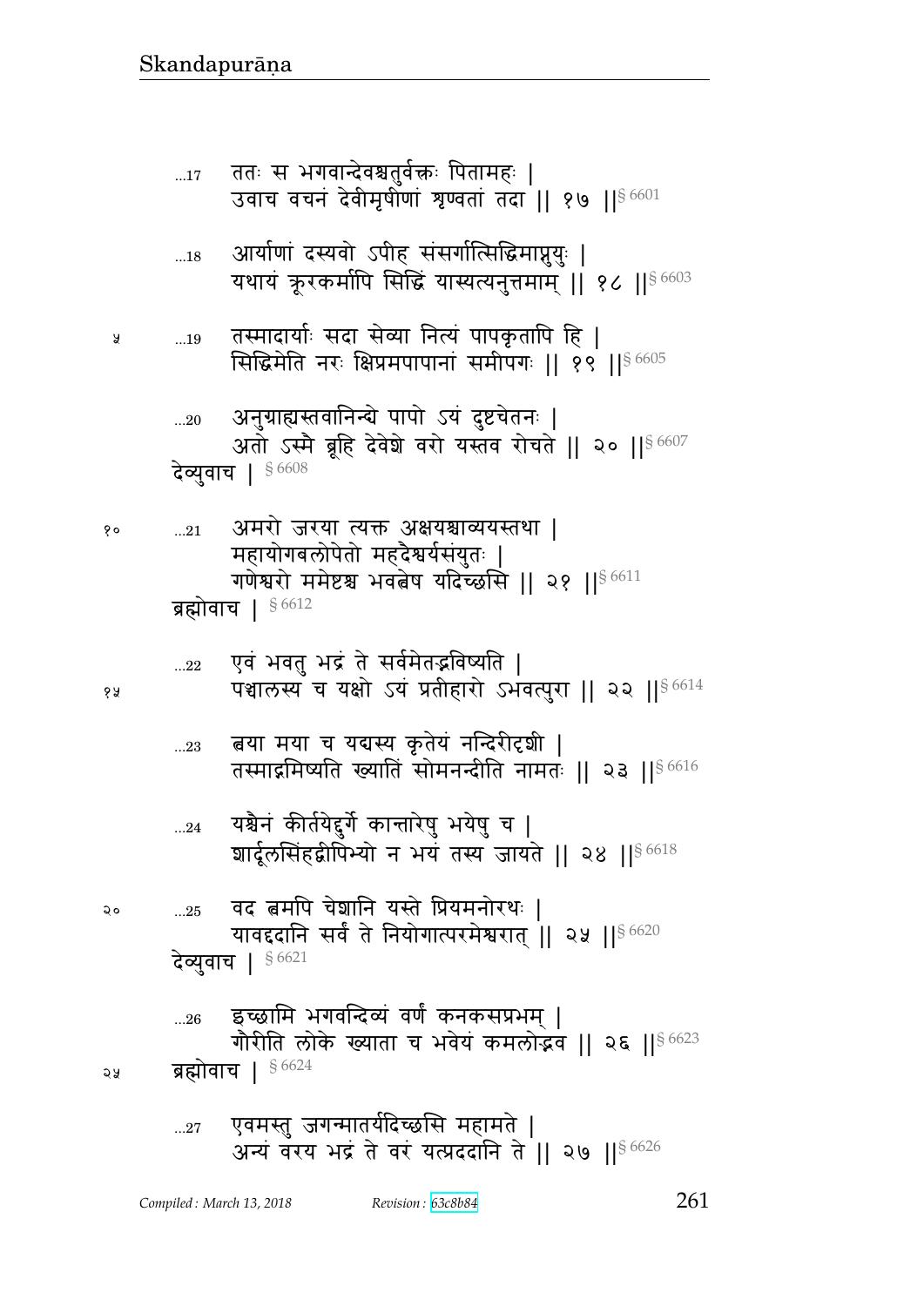...17 ततः स भगवान्देवश्चतुर्वक्त्रः पितामहः ।
उवाच वचनं देवीमृषीणां शृण्वतां तदा ॥ १७ ॥§ 6601

...18 आर्याणां दस्यवो ऽपीह संसर्गात्सिद्धिमाप्नुयुः ।
यथायं क्रूरकर्मापि सिद्धिं यास्यत्यनुत्तमाम् ॥ १८ ॥§ 6603

५ ...19 तस्मादार्याः सदा सेव्या नित्यं पापकृतापि हि ।
सिद्धिमेति नरः क्षिप्रमपापानां समीपगः ॥ १९ ॥§ 6605

...20 अनुग्राह्यस्तवानिन्द्ये पापो ऽयं दुष्टचेतनः ।
अतो ऽस्मै ब्रूहि देवेशे वरो यस्तव रोचते ॥ २० ॥§ 6607

देव्युवाच । § 6608

१० ...21 अमरो जरया त्यक्त अक्षयश्चाव्ययस्तथा ।
महायोगबलोपेतो महदैश्वर्यसंयुतः ।
गणेश्वरो ममेष्टश्च भवत्वेष यदिच्छसि ॥ २१ ॥§ 6611

ब्रह्मोवाच । § 6612

...22 एवं भवतु भद्रं ते सर्वमेतद्भविष्यति ।
१५ पञ्चालस्य च यक्षो ऽयं प्रतीहारो ऽभवत्पुरा ॥ २२ ॥§ 6614

...23 त्वया मया च यद्यस्य कृतेयं नन्दिरीदृशी ।
तस्माद्गमिष्यति ख्यातिं सोमनन्दीति नामतः ॥ २३ ॥§ 6616

...24 यश्चैनं कीर्तयेद्दुर्गे कान्तारेषु भयेषु च ।
शार्दूलसिंहद्वीपिभ्यो न भयं तस्य जायते ॥ २४ ॥§ 6618

२० ...25 वद त्वमपि चेशानि यस्ते प्रियमनोरथः ।
यावद्ददानि सर्वं ते नियोगात्परमेश्वरात् ॥ २५ ॥§ 6620

देव्युवाच । § 6621

...26 इच्छामि भगवन्दिव्यं वर्णं कनकसप्रभम् ।
गौरीति लोके ख्याता च भवेयं कमलोद्भव ॥ २६ ॥§ 6623

२५ ब्रह्मोवाच । § 6624

...27 एवमस्तु जगन्मातर्यदिच्छसि महामते ।
अन्यं वरय भद्रं ते वरं यत्प्रददानि ते ॥ २७ ॥§ 6626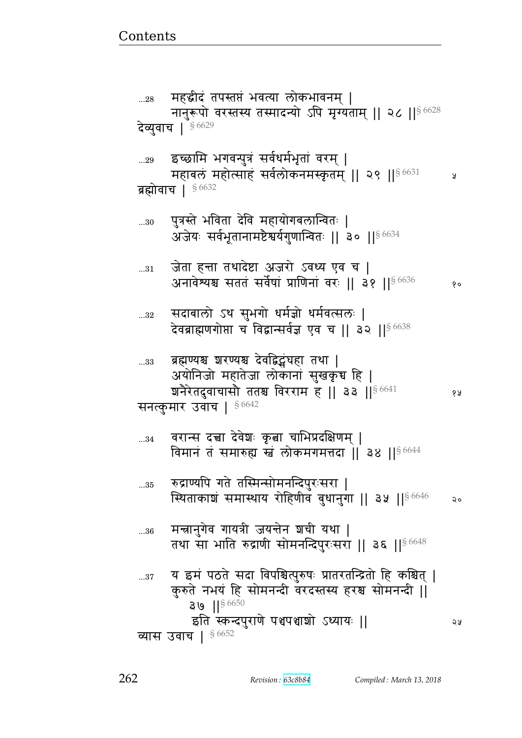…28 महद्धीदं तपस्तप्तं भवत्या लोकभावनम् |
नानुरूपो वरस्तस्य तस्मादन्यो ऽपि मृग्यताम् || २८ ||§ 6628

देव्युवाच | § 6629

…29 इच्छामि भगवन्पुत्रं सर्वधर्मभृतां वरम् |
महाबलं महोत्साहं सर्वलोकनमस्कृतम् || २९ ||§ 6631 ५

ब्रह्मोवाच | § 6632

…30 पुत्रस्ते भविता देवि महायोगबलान्वितः |
अजेयः सर्वभूतानामष्टैश्वर्यगुणान्वितः || ३० ||§ 6634

…31 जेता हन्ता तथादेष्टा अजरो ऽवध्य एव च |
अनावेश्यश्च सततं सर्वेषां प्राणिनां वरः || ३१ ||§ 6636 १०

…32 सदाबालो ऽथ सुभगो धर्मज्ञो धर्मवत्सलः |
देवब्राह्मणगोप्ता च विद्वान्सर्वज्ञ एव च || ३२ ||§ 6638

…33 ब्रह्मण्यश्च शरण्यश्च देवद्विड्विघहा तथा |
अयोनिजो महातेजा लोकानां सुखकृच्च हि |
शनैरेतदुवाचासौ ततश्च विरराम ह || ३३ ||§ 6641 १५

सनत्कुमार उवाच | § 6642

…34 वरान्स दत्त्वा देवेशः कृत्वा चाभिप्रदक्षिणम् |
विमानं तं समारुह्य स्वं लोकमगमत्तदा || ३४ ||§ 6644

…35 रुद्राण्यपि गते तस्मिन्सोमनन्दिपुरःसरा |
स्थिताकाशं समास्थाय रोहिणीव बुधानुगा || ३५ ||§ 6646 २०

…36 मन्त्रानुगेव गायत्री जयन्तेन शची यथा |
तथा सा भाति रुद्राणी सोमनन्दिपुरःसरा || ३६ ||§ 6648

…37 य इमं पठते सदा विपश्चित्पुरुषः प्रातरतन्द्रितो हि कश्चित् |
कुरुते नभयं हि सोमनन्दी वरदस्तस्य हरश्च सोमनन्दी ||
३७ ||§ 6650

इति स्कन्दपुराणे पञ्चपञ्चाशो ऽध्यायः || २५

व्यास उवाच | § 6652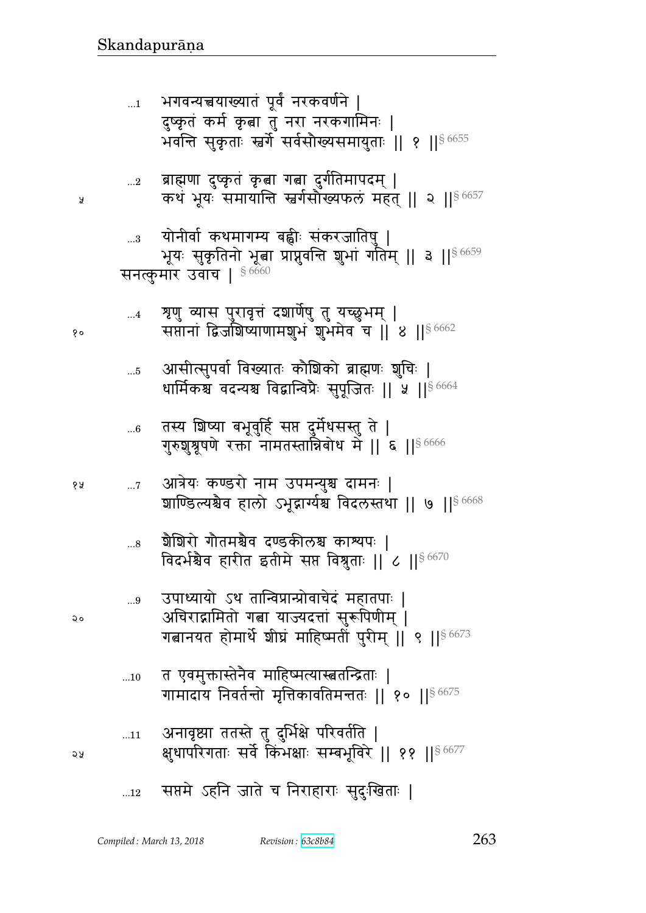...1 भगवन्यत्त्वयाख्यातं पूर्वं नरकवर्णने |
दुष्कृतं कर्म कृत्वा तु नरा नरकगामिनः |
भवन्ति सुकृताः स्वर्गे सर्वसौख्यसमायुताः || १ ||§ 6655

...2 ब्राह्मणा दुष्कृतं कृत्वा गत्वा दुर्गतिमापदम् |
कथं भूयः समायान्ति स्वर्गसौख्यफलं महत् || २ ||§ 6657

...3 योनीर्वा कथमागम्य बह्वीः संकरजातिषु |
भूयः सुकृतिनो भूत्वा प्राप्नुवन्ति शुभां गतिम् || ३ ||§ 6659

सनत्कुमार उवाच | § 6660

...4 शृणु व्यास पुरावृत्तं दशार्णेषु तु यच्छुभम् |
सप्तानां द्विजशिष्याणामशुभं शुभमेव च || ४ ||§ 6662

...5 आसीत्सुपर्वा विख्यातः कौशिको ब्राह्मणः शुचिः |
धार्मिकश्च वदन्यश्च विद्वान्विप्रैः सुपूजितः || ५ ||§ 6664

...6 तस्य शिष्या बभूवुर्हि सप्त दुर्मेधसस्तु ते |
गुरुशुश्रूषणे रक्ता नामतस्तान्निबोध मे || ६ ||§ 6666

...7 आत्रेयः कण्डरो नाम उपमन्युश्च दामनः |
शाण्डिल्यश्चैव हालो ऽभूद्गार्ग्यश्च विदलस्तथा || ७ ||§ 6668

...8 शैशिरो गौतमश्चैव दण्डकीलश्च काश्यपः |
विदर्भश्चैव हारीत इतीमे सप्त विश्रुताः || ८ ||§ 6670

...9 उपाध्यायो ऽथ तान्विप्रान्प्रोवाचेदं महातपाः |
अचिराद्गामितो गत्वा याज्यदत्तां सुरूपिणीम् |
गत्वानयत होमार्थे शीघ्रं माहिष्मतीं पुरीम् || ९ ||§ 6673

...10 त एवमुक्तास्तेनैव माहिष्मत्यास्त्वतन्द्रिताः |
गामादाय निवर्तन्तो मृत्तिकावतिमन्ततः || १० ||§ 6675

...11 अनावृष्ट्या ततस्ते तु दुर्भिक्षे परिवर्तति |
क्षुधापरिगताः सर्वे किंभक्षाः सम्बभूविरे || ११ ||§ 6677

...12 सप्तमे ऽहनि जाते च निराहाराः सुदुःखिताः |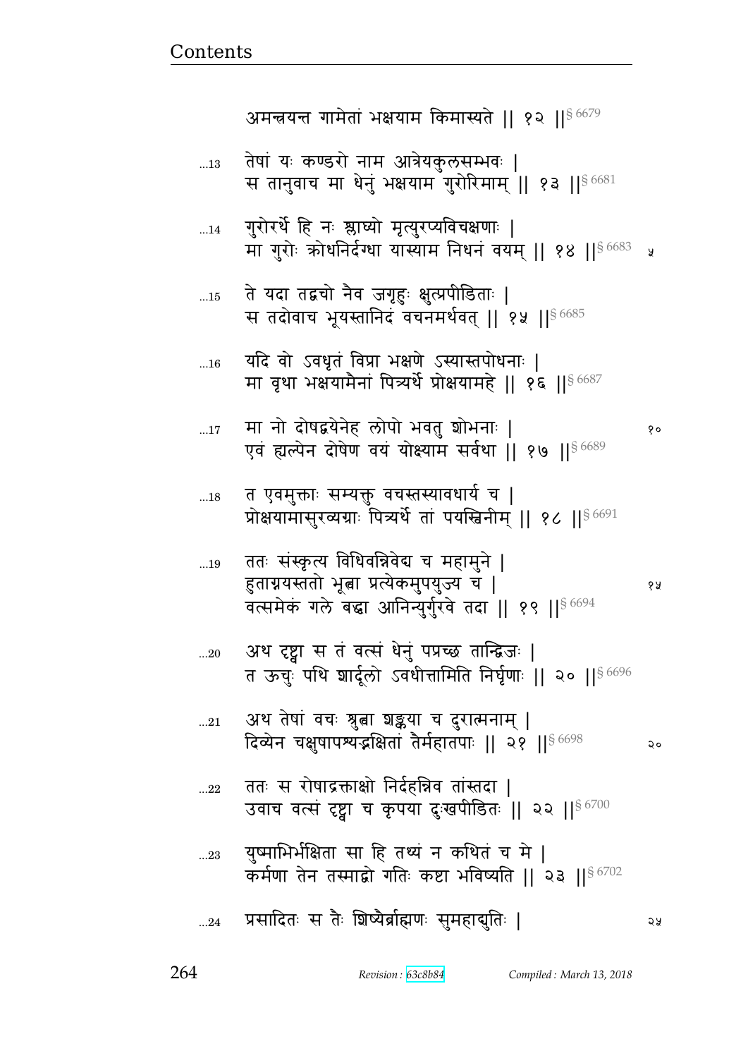अमन्त्रयन्त गामेतां भक्षयाम किमास्यते || १२ ||§ 6679

…13 तेषां यः कण्डरो नाम आत्रेयकुलसम्भवः |
स तानुवाच मा धेनुं भक्षयाम गुरोरिमाम् || १३ ||§ 6681

…14 गुरोरर्थे हि नः श्लाघ्यो मृत्युरप्यविचक्षणाः |
मा गुरोः क्रोधनिर्दग्धा यास्याम निधनं वयम् || १४ ||§ 6683

…15 ते यदा तद्वचो नैव जगृहुः क्षुत्प्रपीडिताः |
स तदोवाच भूयस्तानिदं वचनमर्थवत् || १५ ||§ 6685

…16 यदि वो ऽवधृतं विप्रा भक्षणे ऽस्यास्तपोधनाः |
मा वृथा भक्षयामैनां पित्र्यर्थे प्रोक्षयामहे || १६ ||§ 6687

…17 मा नो दोषद्वयेनेह लोपो भवतु शोभनाः |
एवं ह्यल्पेन दोषेण वयं योक्ष्याम सर्वथा || १७ ||§ 6689

…18 त एवमुक्ताः सम्यक्तु वचस्तस्यावधार्य च |
प्रोक्षयामासुरव्यग्राः पित्र्यर्थे तां पयस्विनीम् || १८ ||§ 6691

…19 ततः संस्कृत्य विधिवन्निवेद्य च महामुने |
हुताग्नयस्ततो भूत्वा प्रत्येकमुपयुज्य च |
वत्समेकं गले बद्धा आनिन्युर्गुरवे तदा || १९ ||§ 6694

…20 अथ दृष्ट्वा स तं वत्सं धेनुं पप्रच्छ तान्द्विजः |
त ऊचुः पथि शार्दूलो ऽवधीत्तामिति निर्घृणाः || २० ||§ 6696

…21 अथ तेषां वचः श्रुत्वा शङ्कया च दुरात्मनाम् |
दिव्येन चक्षुषापश्यद्भक्षितां तैर्महातपाः || २१ ||§ 6698

…22 ततः स रोषाद्रक्ताक्षो निर्दहन्निव तांस्तदा |
उवाच वत्सं दृष्ट्वा च कृपया दुःखपीडितः || २२ ||§ 6700

…23 युष्माभिर्भक्षिता सा हि तथ्यं न कथितं च मे |
कर्मणा तेन तस्माद्वो गतिः कष्टा भविष्यति || २३ ||§ 6702

…24 प्रसादितः स तैः शिष्यैर्ब्राह्मणः सुमहाद्युतिः |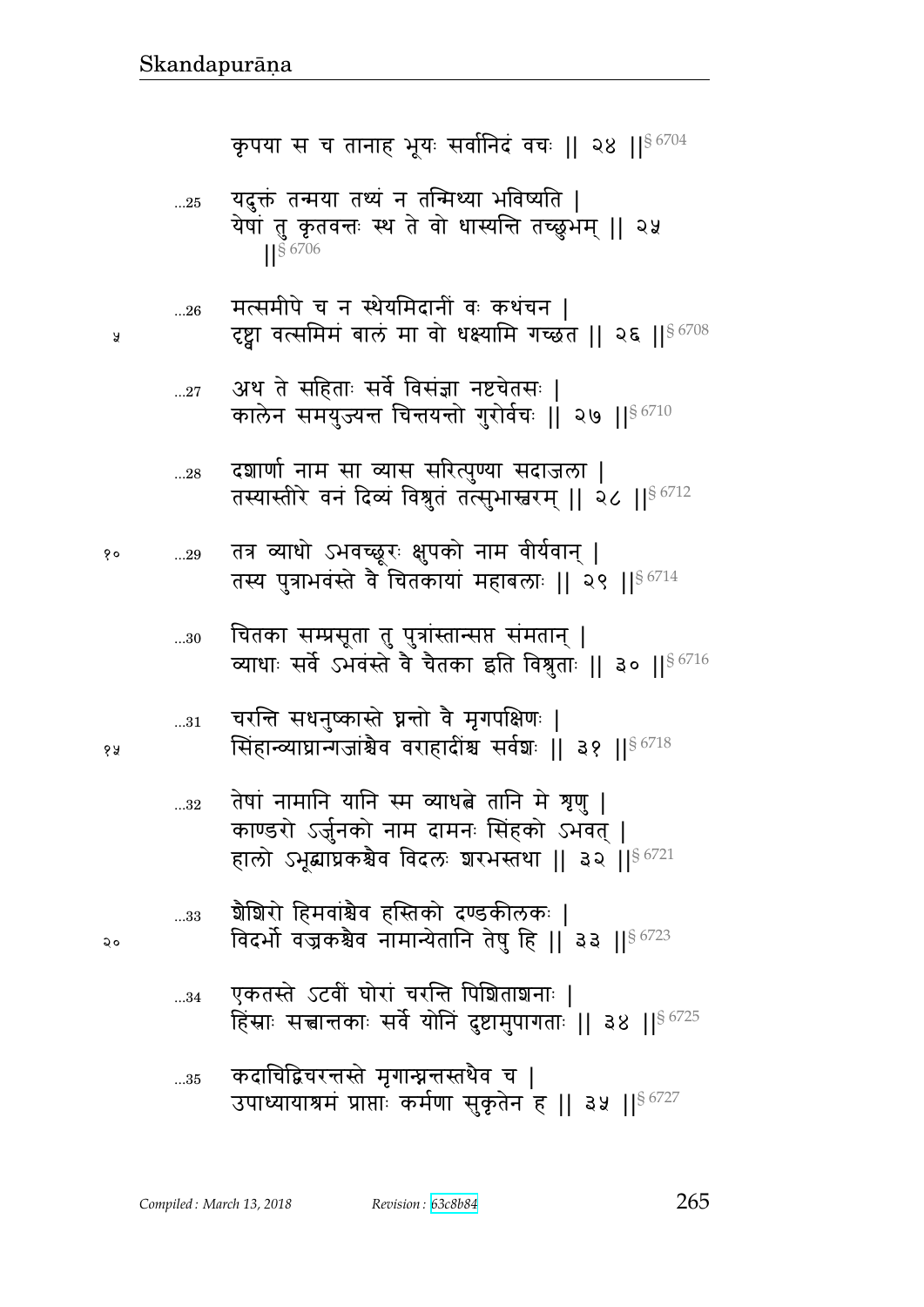कृपया स च तानाह भूयः सर्वानिदं वचः || २४ ||§ 6704

...25 यदुक्तं तन्मया तथ्यं न तन्मिथ्या भविष्यति |
येषां तु कृतवन्तः स्थ ते वो धास्यन्ति तच्छुभम् || २५ ||§ 6706

...26 मत्समीपे च न स्थेयमिदानीं वः कथंचन |
दृष्ट्वा वत्समिमं बालं मा वो धक्ष्यामि गच्छत || २६ ||§ 6708

...27 अथ ते सहिताः सर्वे विसंज्ञा नष्टचेतसः |
कालेन समयुज्यन्त चिन्तयन्तो गुरोर्वचः || २७ ||§ 6710

...28 दशार्णा नाम सा व्यास सरित्पुण्या सदाजला |
तस्यास्तीरे वनं दिव्यं विश्रुतं तत्सुभास्वरम् || २८ ||§ 6712

...29 तत्र व्याधो ऽभवच्छूरः क्षुपको नाम वीर्यवान् |
तस्य पुत्राभवंस्ते वै चितकायां महाबलाः || २९ ||§ 6714

...30 चितका सम्प्रसूता तु पुत्रांस्तान्सप्त संमतान् |
व्याधाः सर्वे ऽभवंस्ते वै चैतका इति विश्रुताः || ३० ||§ 6716

...31 चरन्ति सधनुष्कास्ते घ्नन्तो वै मृगपक्षिणः |
सिंहान्व्याघ्रान्गजांश्चैव वराहादींश्च सर्वशः || ३१ ||§ 6718

...32 तेषां नामानि यानि स्म व्याधत्वे तानि मे शृणु |
काण्डरो ऽर्जुनको नाम दामनः सिंहको ऽभवत् |
हालो ऽभूद्व्याघ्रकश्चैव विदलः शरभस्तथा || ३२ ||§ 6721

...33 शैशिरो हिमवांश्चैव हस्तिको दण्डकीलकः |
विदर्भो वज्रकश्चैव नामान्येतानि तेषु हि || ३३ ||§ 6723

...34 एकतस्ते ऽटवीं घोरां चरन्ति पिशिताशनाः |
हिंस्राः सत्त्वान्तकाः सर्वे योनिं दुष्टामुपागताः || ३४ ||§ 6725

...35 कदाचिद्विचरन्तस्ते मृगान्घ्नन्तस्तथैव च |
उपाध्यायाश्रमं प्राप्ताः कर्मणा सुकृतेन ह || ३५ ||§ 6727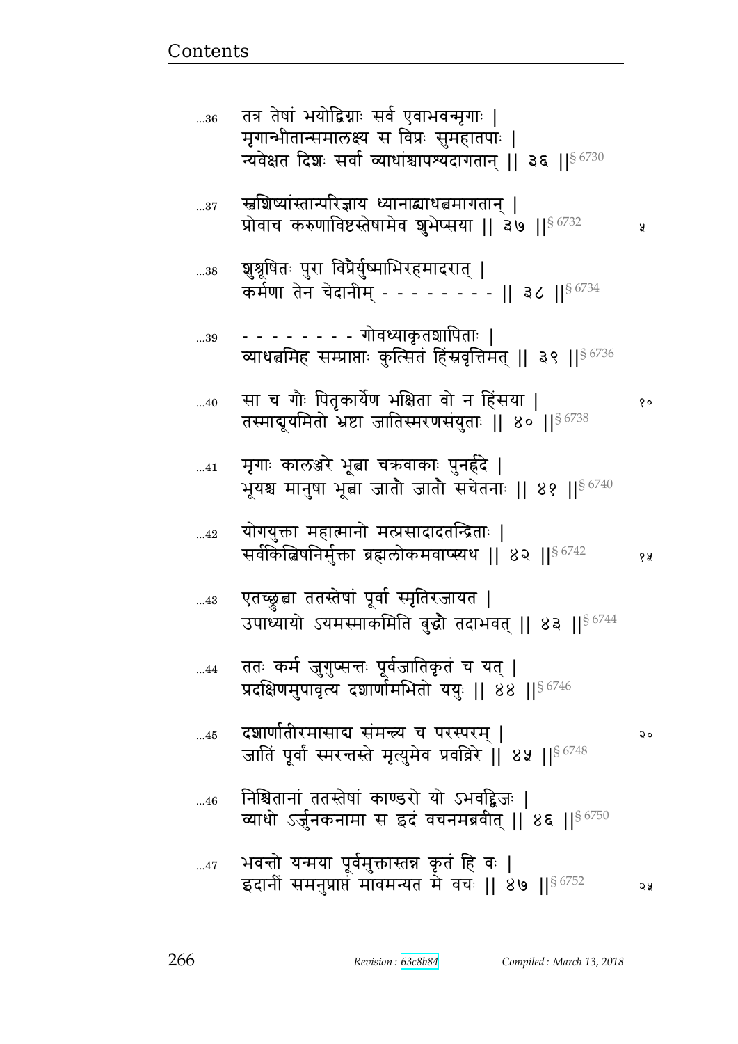...36 तत्र तेषां भयोद्विग्नाः सर्व एवाभवन्मृगाः |
मृगान्भीतान्समालक्ष्य स विप्रः सुमहातपाः |
न्यवेक्षत दिशः सर्वा व्याधांश्चापश्यदागतान् || ३६ ||§ 6730

...37 स्वशिष्यांस्तान्परिज्ञाय ध्यानाद्व्याधत्वमागतान् |
प्रोवाच करुणाविष्टस्तेषामेव शुभेप्सया || ३७ ||§ 6732

...38 शुश्रूषितः पुरा विप्रैर्युष्माभिरहमादरात् |
कर्मणा तेन चेदानीम् - - - - - - - - || ३८ ||§ 6734

...39 - - - - - - - - गोवध्याकृतशापिताः |
व्याधत्वमिह सम्प्राप्ताः कुत्सितं हिंस्रवृत्तिमत् || ३९ ||§ 6736

...40 सा च गौः पितृकार्येण भक्षिता वो न हिंसया |
तस्माद्यूयमितो भ्रष्टा जातिस्मरणसंयुताः || ४० ||§ 6738

...41 मृगाः कालञ्जरे भूत्वा चक्रवाकाः पुनर्ह्रदे |
भूयश्च मानुषा भूत्वा जातौ जातौ सचेतनाः || ४१ ||§ 6740

...42 योगयुक्ता महात्मानो मत्प्रसादादतन्द्रिताः |
सर्वकिल्बिषनिर्मुक्ता ब्रह्मलोकमवाप्स्यथ || ४२ ||§ 6742

...43 एतच्छ्रुत्वा ततस्तेषां पूर्वा स्मृतिरजायत |
उपाध्यायो ऽयमस्माकमिति बुद्धौ तदाभवत् || ४३ ||§ 6744

...44 ततः कर्म जुगुप्सन्तः पूर्वजातिकृतं च यत् |
प्रदक्षिणमुपावृत्य दशार्णामभितो ययुः || ४४ ||§ 6746

...45 दशार्णातीरमासाद्य संमन्त्र्य च परस्परम् |
जातिं पूर्वां स्मरन्तस्ते मृत्युमेव प्रवव्रिरे || ४५ ||§ 6748

...46 निश्चितानां ततस्तेषां काण्डरो यो ऽभवद्द्विजः |
व्याधो ऽर्जुनकनामा स इदं वचनमब्रवीत् || ४६ ||§ 6750

...47 भवन्तो यन्मया पूर्वमुक्तास्तन्न कृतं हि वः |
इदानीं समनुप्राप्तं मावमन्यत मे वचः || ४७ ||§ 6752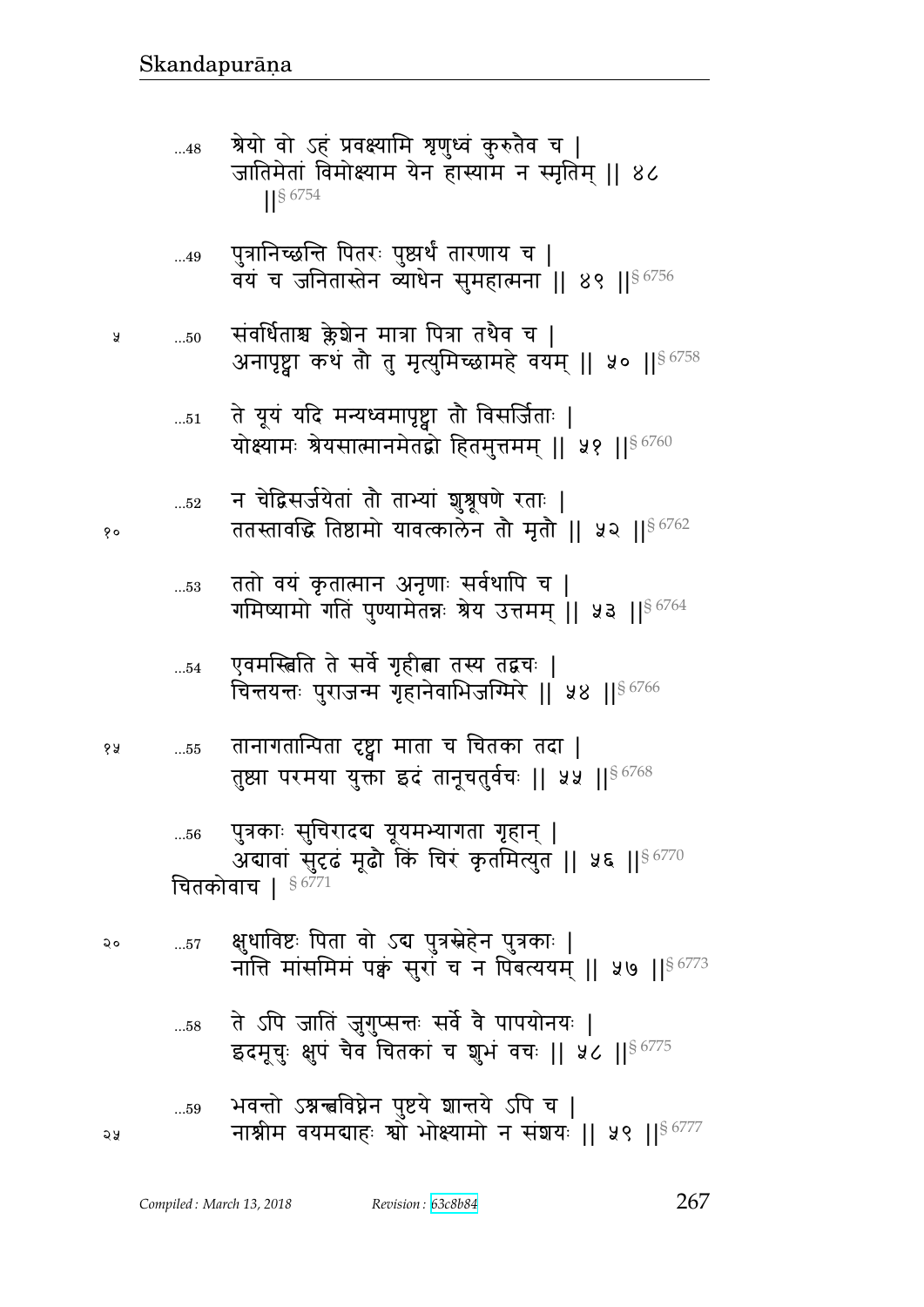...48 श्रेयो वो ऽहं प्रवक्ष्यामि शृणुध्वं कुरुतैव च |
जातिमेतां विमोक्ष्याम येन हास्याम न स्मृतिम् || ४८ ||§ 6754

...49 पुत्रानिच्छन्ति पितरः पुष्ट्यर्थं तारणाय च |
वयं च जनितास्तेन व्याधेन सुमहात्मना || ४९ ||§ 6756

...50 संवर्धिताश्च क्लेशेन मात्रा पित्रा तथैव च |
अनापृष्ट्वा कथं तौ तु मृत्युमिच्छामहे वयम् || ५० ||§ 6758

...51 ते यूयं यदि मन्यध्वमापृष्ट्वा तौ विसर्जिताः |
योक्ष्यामः श्रेयसात्मानमेतद्वो हितमुत्तमम् || ५१ ||§ 6760

...52 न चेद्विसर्जयेतां तौ ताभ्यां शुश्रूषणे रताः |
ततस्तावद्धि तिष्ठामो यावत्कालेन तौ मृतौ || ५२ ||§ 6762

...53 ततो वयं कृतात्मान अनृणाः सर्वथापि च |
गमिष्यामो गतिं पुण्यामेतन्नः श्रेय उत्तमम् || ५३ ||§ 6764

...54 एवमस्त्विति ते सर्वे गृहीत्वा तस्य तद्वचः |
चिन्तयन्तः पुराजन्म गृहानेवाभिजग्मिरे || ५४ ||§ 6766

...55 तानागतान्पिता दृष्ट्वा माता च चितका तदा |
तुष्ट्या परमया युक्ता इदं तानूचतुर्वचः || ५५ ||§ 6768

...56 पुत्रकाः सुचिरादद्य यूयमभ्यागता गृहान् |
अद्यावां सुदृढं मूढौ किं चिरं कृतमित्युत || ५६ ||§ 6770

चितकोवाच | § 6771

...57 क्षुधाविष्टः पिता वो ऽद्य पुत्रस्नेहेन पुत्रकाः |
नात्ति मांसमिमं पक्वं सुरां च न पिबत्ययम् || ५७ ||§ 6773

...58 ते ऽपि जातिं जुगुप्सन्तः सर्वे वै पापयोनयः |
इदमूचुः क्षुपं चैव चितकां च शुभं वचः || ५८ ||§ 6775

...59 भवन्तो ऽन्नत्वविघ्नेन पुष्टये शान्तये ऽपि च |
नाश्नीम वयमद्याहः श्वो भोक्ष्यामो न संशयः || ५९ ||§ 6777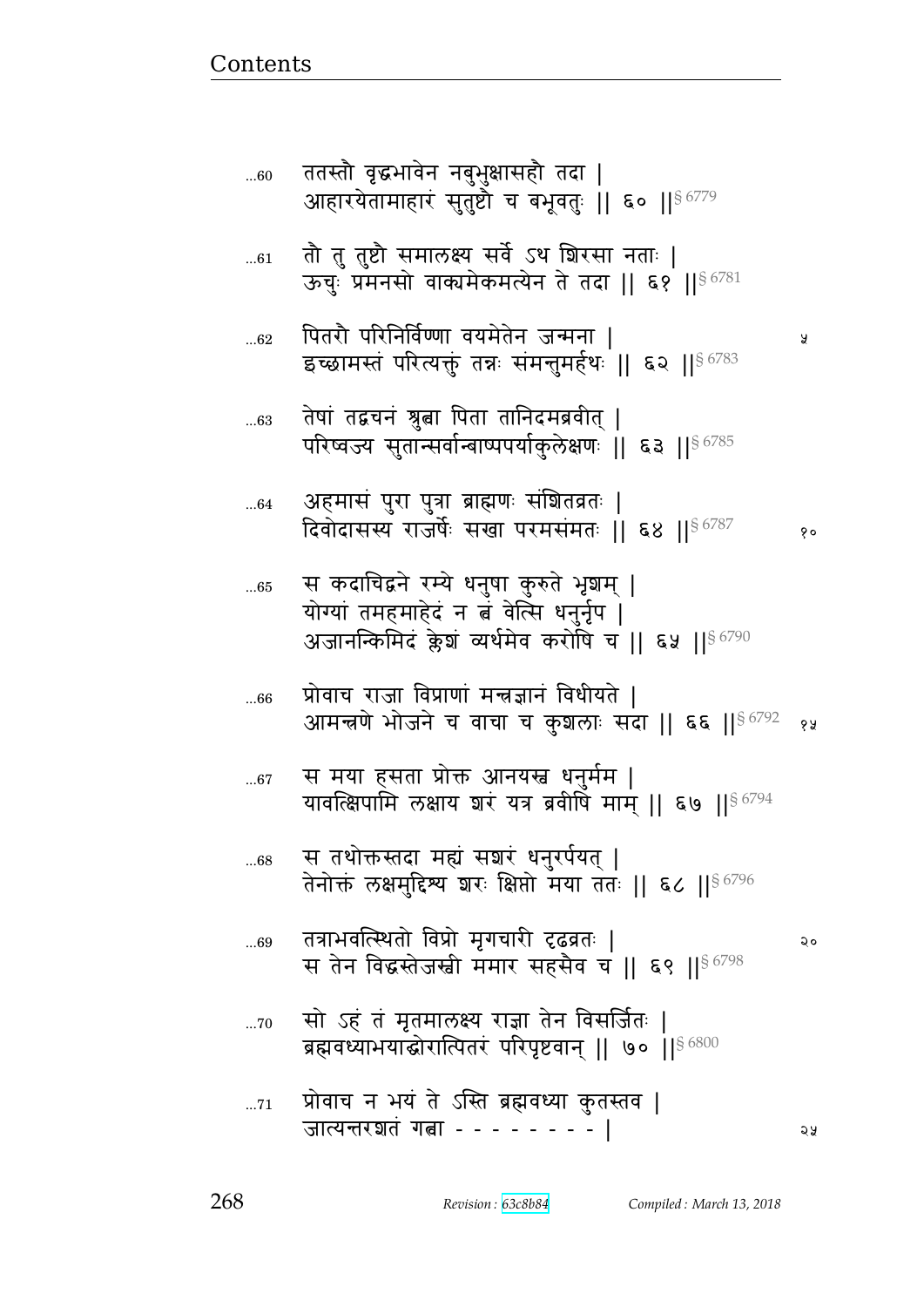...60 ततस्तौ वृद्धभावेन नबुभुक्षासहौ तदा |
आहारयेतामाहारं सुतुष्टौ च बभूवतुः || ६० ||§ 6779

...61 तौ तु तुष्टौ समालक्ष्य सर्वे ऽथ शिरसा नताः |
ऊचुः प्रमनसो वाक्यमेकमत्येन ते तदा || ६१ ||§ 6781

...62 पितरौ परिनिर्विण्णा वयमेतेन जन्मना |
इच्छामस्तं परित्यक्तुं तन्नः संमन्तुमर्हथः || ६२ ||§ 6783

...63 तेषां तद्वचनं श्रुत्वा पिता तानिदमब्रवीत् |
परिष्वज्य सुतान्सर्वान्बाष्पपर्याकुलेक्षणः || ६३ ||§ 6785

...64 अहमासं पुरा पुत्रा ब्राह्मणः संशितव्रतः |
दिवोदासस्य राजर्षेः सखा परमसंमतः || ६४ ||§ 6787

...65 स कदाचिद्वने रम्ये धनुषा कुरुते भृशम् |
योग्यां तमहमाहेदं न त्वं वेत्सि धनुर्नृप |
अजानन्किमिदं क्लेशं व्यर्थमेव करोषि च || ६५ ||§ 6790

...66 प्रोवाच राजा विप्राणां मन्त्रज्ञानं विधीयते |
आमन्त्रणे भोजने च वाचा च कुशलाः सदा || ६६ ||§ 6792

...67 स मया हसता प्रोक्त आनयस्व धनुर्मम |
यावत्क्षिपामि लक्षाय शरं यत्र ब्रवीषि माम् || ६७ ||§ 6794

...68 स तथोक्तस्तदा मह्यं सशरं धनुरर्पयत् |
तेनोक्तं लक्षमुद्दिश्य शरः क्षिप्तो मया ततः || ६८ ||§ 6796

...69 तत्राभवत्स्थितो विप्रो मृगचारी दृढव्रतः |
स तेन विद्धस्तेजस्वी ममार सहसैव च || ६९ ||§ 6798

...70 सो ऽहं तं मृतमालक्ष्य राज्ञा तेन विसर्जितः |
ब्रह्मवध्याभयाद्धोरात्पितरं परिपृष्टवान् || ७० ||§ 6800

...71 प्रोवाच न भयं ते ऽस्ति ब्रह्मवध्या कुतस्तव |
जात्यन्तरशतं गत्वा - - - - - - - - |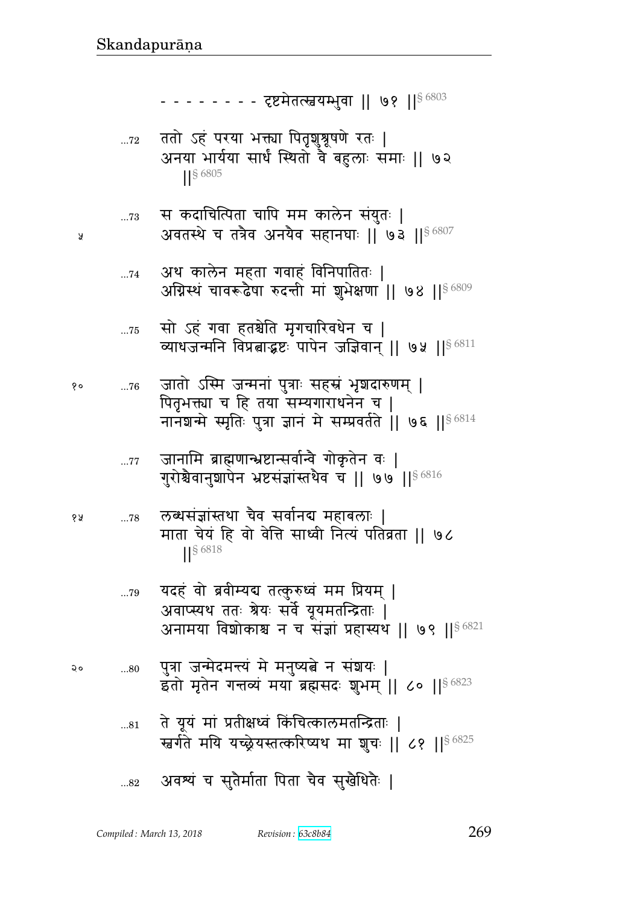- - - - - - - - दृष्टमेतत्स्वयम्भुवा || ७१ ||§ 6803

...72 ततो ऽहं परया भक्त्या पितृशुश्रूषणे रतः |
अनया भार्यया सार्धं स्थितो वै बहुलाः समाः || ७२ ||§ 6805

...73 स कदाचित्पिता चापि मम कालेन संयुतः |
अवतस्थे च तत्रैव अनयैव सहानघाः || ७३ ||§ 6807

...74 अथ कालेन महता गवाहं विनिपातितः |
अग्निस्थं चावरूढैषा रुदन्ती मां शुभेक्षणा || ७४ ||§ 6809

...75 सो ऽहं गवा हतश्चेति मृगचारिविधेन च |
व्याधजन्मनि विप्रत्वाद्भ्रष्टः पापेन जज्ञिवान् || ७५ ||§ 6811

...76 जातो ऽस्मि जन्मनां पुत्राः सहस्रं भृशदारुणम् |
पितृभक्त्या च हि तया सम्यगाराधनेन च |
नानशन्मे स्मृतिः पुत्रा ज्ञानं मे सम्प्रवर्तते || ७६ ||§ 6814

...77 जानामि ब्राह्मणान्भ्रष्टान्सर्वान्वै गोकृतेन वः |
गुरोश्चैवानुशापेन भ्रष्टसंज्ञांस्तथैव च || ७७ ||§ 6816

...78 लब्धसंज्ञांस्तथा चैव सर्वानद्य महाबलाः |
माता चेयं हि वो वेत्ति साध्वी नित्यं पतिव्रता || ७८ ||§ 6818

...79 यदहं वो ब्रवीम्यद्य तत्कुरुध्वं मम प्रियम् |
अवाप्स्यथ ततः श्रेयः सर्वे यूयमतन्द्रिताः |
अनामया विशोकाश्च न च संज्ञां प्रहास्यथ || ७९ ||§ 6821

...80 पुत्रा जन्मेदमन्त्यं मे मनुष्यत्वे न संशयः |
इतो मृतेन गन्तव्यं मया ब्रह्मसदः शुभम् || ८० ||§ 6823

...81 ते यूयं मां प्रतीक्षध्वं किंचित्कालमतन्द्रिताः |
स्वर्गते मयि यच्छ्रेयस्तत्करिष्यथ मा शुचः || ८१ ||§ 6825

...82 अवश्यं च सुतैर्माता पिता चैव सुखैधितैः |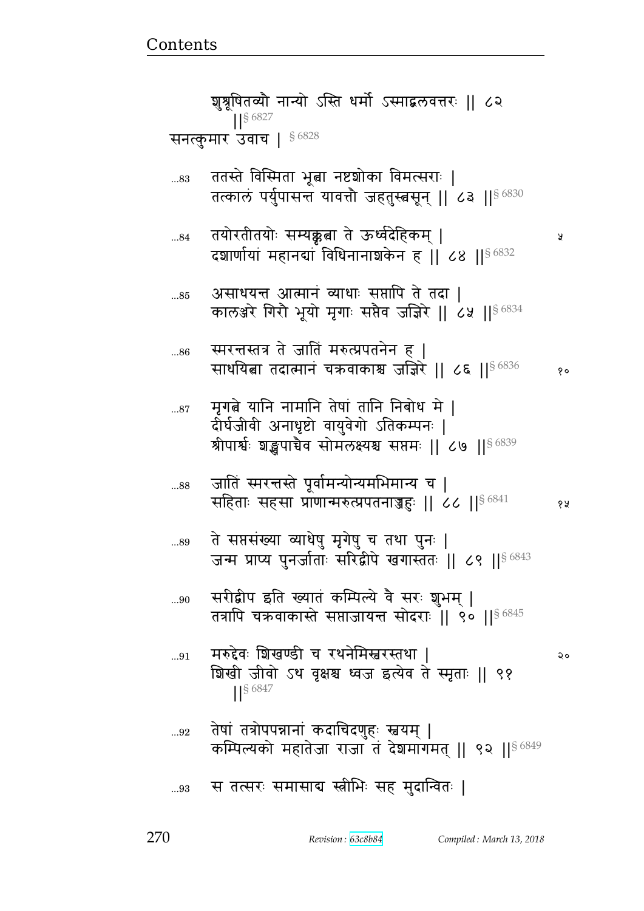शुश्रूषितव्यौ नान्यो ऽस्ति धर्मो ऽस्माद्बलवत्तरः ॥ ८२ ॥§ 6827

सनत्कुमार उवाच । § 6828

...83 ततस्ते विस्मिता भूत्वा नष्टशोका विमत्सराः ।
तत्कालं पर्युपासन्त यावत्तौ जहतुस्त्वसून् ॥ ८३ ॥§ 6830

...84 तयोरतीतयोः सम्यक्कृत्वा ते ऊर्ध्वदेहिकम् । ५
दशार्णायां महानद्यां विधिनानाशकेन ह ॥ ८४ ॥§ 6832

...85 असाधयन्त आत्मानं व्याधाः सप्तापि ते तदा ।
कालञ्जरे गिरौ भूयो मृगाः सप्तैव जज्ञिरे ॥ ८५ ॥§ 6834

...86 स्मरन्तस्तत्र ते जातिं मरुत्प्रपतनेन ह ।
साधयित्वा तदात्मानं चक्रवाकाश्च जज्ञिरे ॥ ८६ ॥§ 6836 १०

...87 मृगत्वे यानि नामानि तेषां तानि निबोध मे ।
दीर्घजीवी अनाधृष्टो वायुवेगो ऽतिकम्पनः ।
श्रीपार्श्वः शङ्खपाश्चैव सोमलक्ष्यश्च सप्तमः ॥ ८७ ॥§ 6839

...88 जातिं स्मरन्तस्ते पूर्वामन्योन्यमभिमान्य च ।
सहिताः सहसा प्राणान्मरुत्प्रपतनाज्जहुः ॥ ८८ ॥§ 6841 १५

...89 ते सप्तसंख्या व्याधेषु मृगेषु च तथा पुनः ।
जन्म प्राप्य पुनर्जाताः सरिद्वीपे खगास्ततः ॥ ८९ ॥§ 6843

...90 सरीद्वीप इति ख्यातं कम्पिल्ये वै सरः शुभम् ।
तत्रापि चक्रवाकास्ते सप्ताजायन्त सोदराः ॥ ९० ॥§ 6845

...91 मरुद्देवः शिखण्डी च रथनेमिस्वरस्तथा । २०
शिखी जीवो ऽथ वृक्षश्च ध्वज इत्येव ते स्मृताः ॥ ९१ ॥§ 6847

...92 तेषां तत्रोपपन्नानां कदाचिदणुहः स्वयम् ।
कम्पिल्यको महातेजा राजा तं देशमागमत् ॥ ९२ ॥§ 6849

...93 स तत्सरः समासाद्य स्त्रीभिः सह मुदान्वितः ।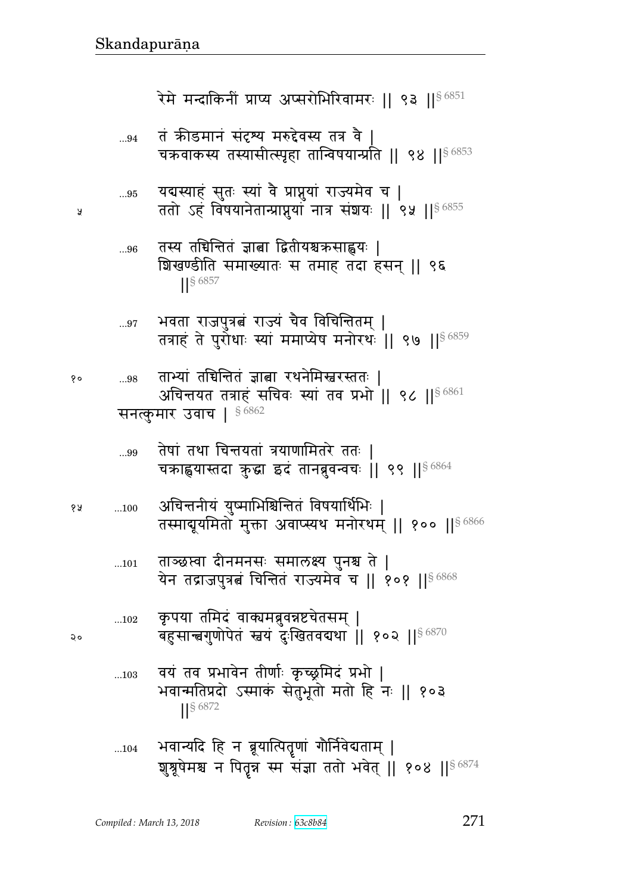रेमे मन्दाकिनीं प्राप्य अप्सरोभिरिवामरः ॥ ९३ ॥§ 6851

...94 तं क्रीडमानं संदृश्य मरुद्देवस्य तत्र वै ।
चक्रवाकस्य तस्यासीत्स्पृहा तान्विषयान्प्रति ॥ ९४ ॥§ 6853

...95 यद्यस्याहं सुतः स्यां वै प्राप्नुयां राज्यमेव च ।
ततो ऽहं विषयानेतान्प्राप्नुयां नात्र संशयः ॥ ९५ ॥§ 6855

...96 तस्य तच्चिन्तितं ज्ञात्वा द्वितीयश्चक्रसाह्वयः ।
शिखण्डीति समाख्यातः स तमाह तदा हसन् ॥ ९६ ॥§ 6857

...97 भवता राजपुत्रत्वं राज्यं चैव विचिन्तितम् ।
तत्राहं ते पुरोधाः स्यां ममाप्येष मनोरथः ॥ ९७ ॥§ 6859

...98 ताभ्यां तच्चिन्तितं ज्ञात्वा रथनेमिस्वरस्ततः ।
अचिन्तयत तत्राहं सचिवः स्यां तव प्रभो ॥ ९८ ॥§ 6861

सनत्कुमार उवाच । § 6862

...99 तेषां तथा चिन्तयतां त्रयाणामितरे ततः ।
चक्राह्वयास्तदा क्रुद्धा इदं तानब्रुवन्वचः ॥ ९९ ॥§ 6864

...100 अचिन्तनीयं युष्माभिश्चिन्तितं विषयार्थिभिः ।
तस्माद्यूयमितो मुक्ता अवाप्स्यथ मनोरथम् ॥ १०० ॥§ 6866

...101 ताञ्छस्त्वा दीनमनसः समालक्ष्य पुनश्च ते ।
येन तद्राजपुत्रत्वं चिन्तितं राज्यमेव च ॥ १०१ ॥§ 6868

...102 कृपया तमिदं वाक्यमब्रुवन्नष्टचेतसम् ।
बहुसान्त्वगुणोपेतं स्वयं दुःखितवद्यथा ॥ १०२ ॥§ 6870

...103 वयं तव प्रभावेन तीर्णाः कृच्छ्रमिदं प्रभो ।
भवान्मतिप्रदो ऽस्माकं सेतुभूतो मतो हि नः ॥ १०३ ॥§ 6872

...104 भवान्यदि हि न ब्रूयात्पितॄणां गौर्निवेद्यताम् ।
शुश्रूषेमश्च न पितॄन्न स्म संज्ञा ततो भवेत् ॥ १०४ ॥§ 6874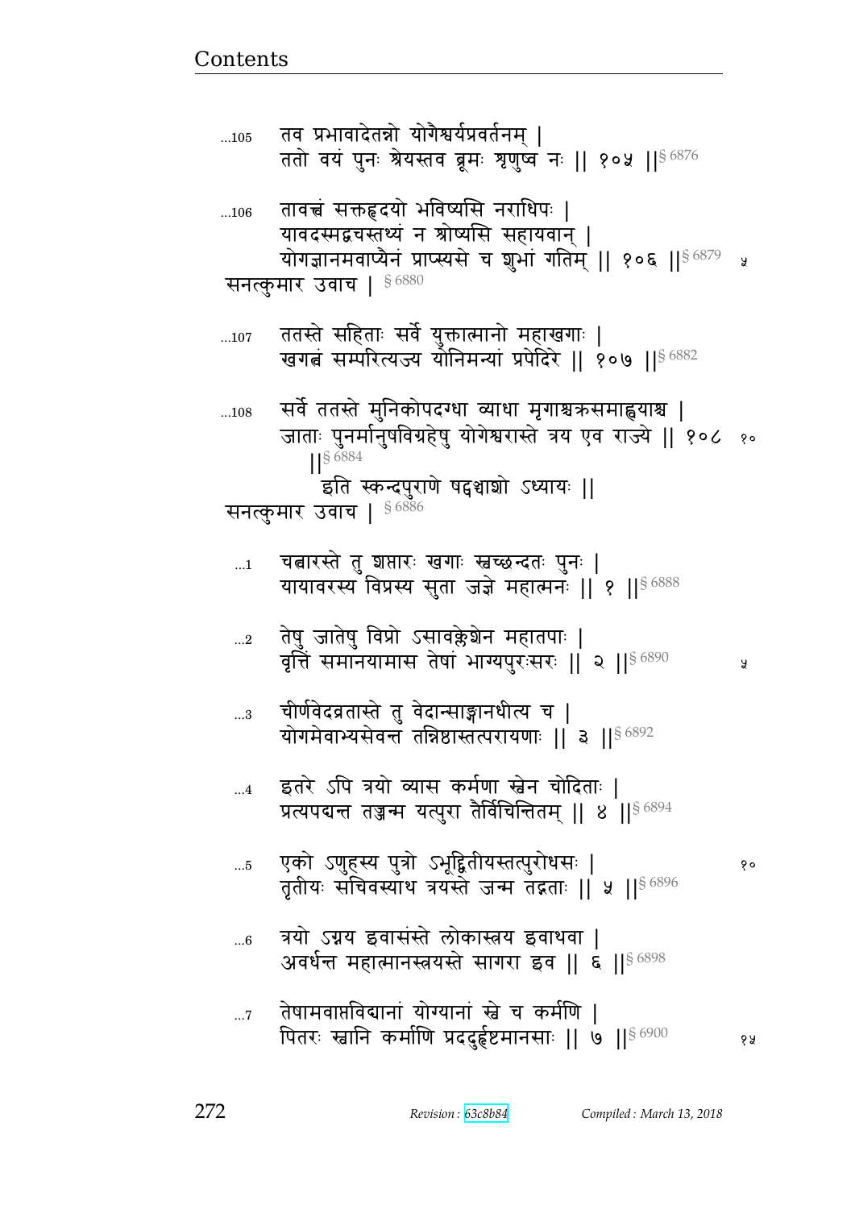...105 तव प्रभावादेतन्नो योगैश्वर्यप्रवर्तनम् |
ततो वयं पुनः श्रेयस्तव ब्रूमः शृणुष्व नः || १०५ ||§ 6876

...106 तावत्त्वं सक्तहृदयो भविष्यसि नराधिपः |
यावदस्मद्वचस्तथ्यं न श्रोष्यसि सहायवान् |
योगज्ञानमवाप्यैनं प्राप्स्यसे च शुभां गतिम् || १०६ ||§ 6879 ५

सनत्कुमार उवाच | § 6880

...107 ततस्ते सहिताः सर्वे युक्तात्मानो महाखगाः |
खगत्वं सम्परित्यज्य योनिमन्यां प्रपेदिरे || १०७ ||§ 6882

...108 सर्वे ततस्ते मुनिकोपदग्धा व्याधा मृगाश्चक्रसमाह्वयाश्च |
जाताः पुनर्मानुषविग्रहेषु योगेश्वरास्ते त्रय एव राज्ये || १०८ १०
||§ 6884

इति स्कन्दपुराणे षड्विंशो ऽध्यायः ||

सनत्कुमार उवाच | § 6886

...1 चत्वारस्ते तु शप्तारः खगाः स्वच्छन्दतः पुनः |
यायावरस्य विप्रस्य सुता जज्ञे महात्मनः || १ ||§ 6888

...2 तेषु जातेषु विप्रो ऽसावक्लेशेन महातपाः |
वृत्तिं समानयामास तेषां भाग्यपुरःसरः || २ ||§ 6890 ५

...3 चीर्णवेदव्रतास्ते तु वेदान्साङ्गानधीत्य च |
योगमेवाभ्यसेवन्त तन्निष्ठास्तत्परायणाः || ३ ||§ 6892

...4 इतरे ऽपि त्रयो व्यास कर्मणा स्वेन चोदिताः |
प्रत्यपद्यन्त तज्जन्म यत्पुरा तैर्विचिन्तितम् || ४ ||§ 6894

...5 एको ऽणुहस्य पुत्रो ऽभूद्द्वितीयस्तत्पुरोधसः | १०
तृतीयः सचिवस्याथ त्रयस्ते जन्म तद्गताः || ५ ||§ 6896

...6 त्रयो ऽग्नय इवासंस्ते लोकास्त्रय इवाथवा |
अवर्धन्त महात्मानस्त्रयस्ते सागरा इव || ६ ||§ 6898

...7 तेषामवाप्तविद्यानां योग्यानां स्वे च कर्मणि |
पितरः स्वानि कर्माणि प्रददुर्हृष्टमानसाः || ७ ||§ 6900 १५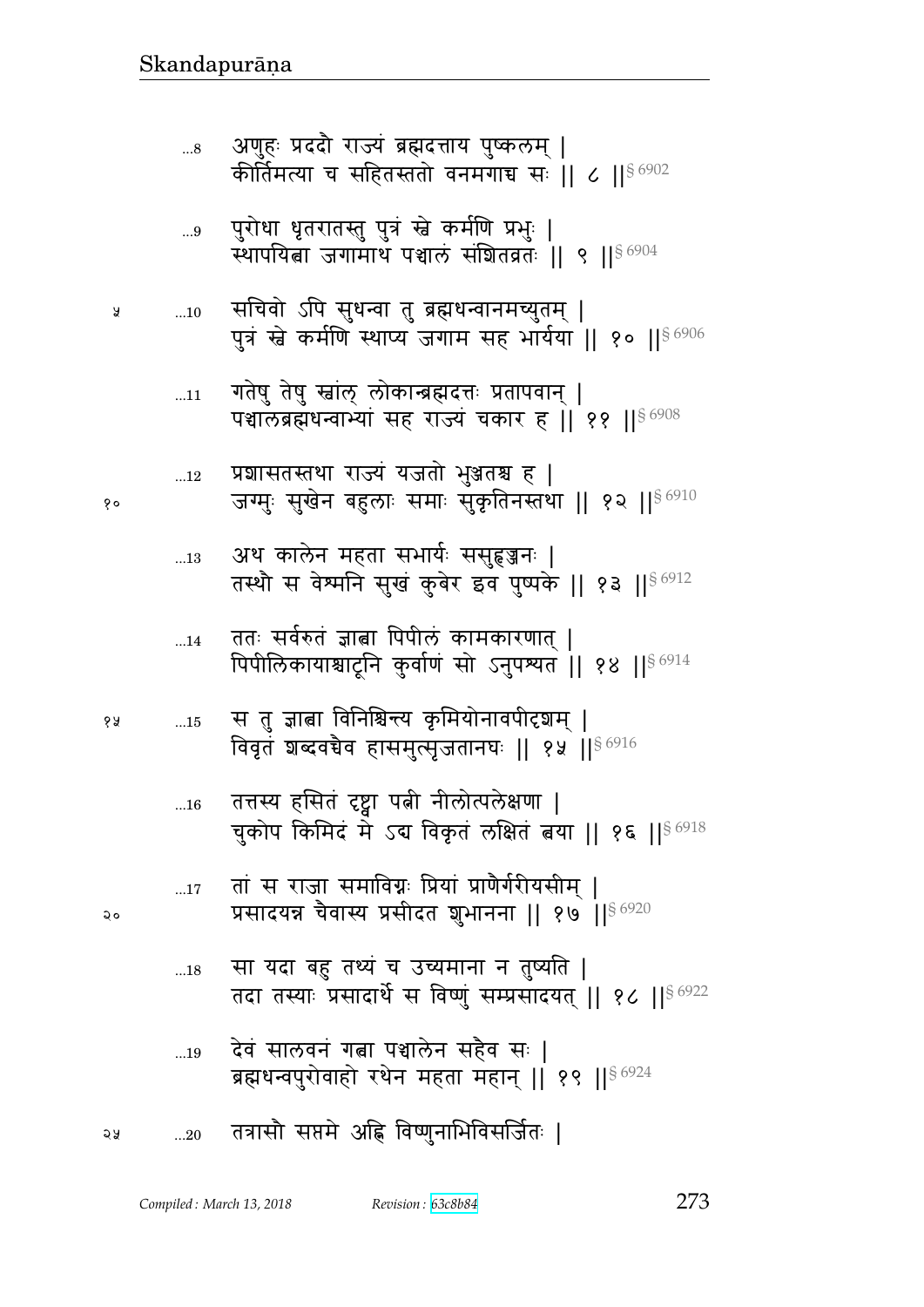...8 अणुहः प्रददौ राज्यं ब्रह्मदत्ताय पुष्कलम् |
कीर्तिमत्या च सहितस्ततो वनमगाच्च सः || ८ ||§ 6902

...9 पुरोधा धृतरातस्तु पुत्रं स्वे कर्मणि प्रभुः |
स्थापयित्वा जगामाथ पञ्चालं संशितव्रतः || ९ ||§ 6904

...10 सचिवो ऽपि सुधन्वा तु ब्रह्मधन्वानमच्युतम् |
पुत्रं स्वे कर्मणि स्थाप्य जगाम सह भार्यया || १० ||§ 6906

...11 गतेषु तेषु स्वांल् लोकान्ब्रह्मदत्तः प्रतापवान् |
पञ्चालब्रह्मधन्वाभ्यां सह राज्यं चकार ह || ११ ||§ 6908

...12 प्रशासतस्तथा राज्यं यजतो भुञ्जतश्च ह |
जग्मुः सुखेन बहुलाः समाः सुकृतिनस्तथा || १२ ||§ 6910

...13 अथ कालेन महता सभार्यः ससुहृज्जनः |
तस्थौ स वेश्मनि सुखं कुबेर इव पुष्पके || १३ ||§ 6912

...14 ततः सर्वरुतं ज्ञात्वा पिपीलं कामकारणात् |
पिपीलिकायाश्चाटूनि कुर्वाणं सो ऽनुपश्यत || १४ ||§ 6914

...15 स तु ज्ञात्वा विनिश्चिन्त्य कृमियोनावपीदृशम् |
विवृतं शब्दवच्चैव हासमुत्सृजतानघः || १५ ||§ 6916

...16 तत्तस्य हसितं दृष्ट्वा पत्नी नीलोत्पलेक्षणा |
चुकोप किमिदं मे ऽद्य विकृतं लक्षितं त्वया || १६ ||§ 6918

...17 तां स राजा समाविग्नः प्रियां प्राणैर्गरीयसीम् |
प्रसादयन्न चैवास्य प्रसीदत शुभानना || १७ ||§ 6920

...18 सा यदा बहु तथ्यं च उच्यमाना न तुष्यति |
तदा तस्याः प्रसादार्थे स विष्णुं सम्प्रसादयत् || १८ ||§ 6922

...19 देवं सालवनं गत्वा पञ्चालेन सहैव सः |
ब्रह्मधन्वपुरोवाहो रथेन महता महान् || १९ ||§ 6924

...20 तत्रासौ सप्तमे अह्नि विष्णुनाभिविसर्जितः |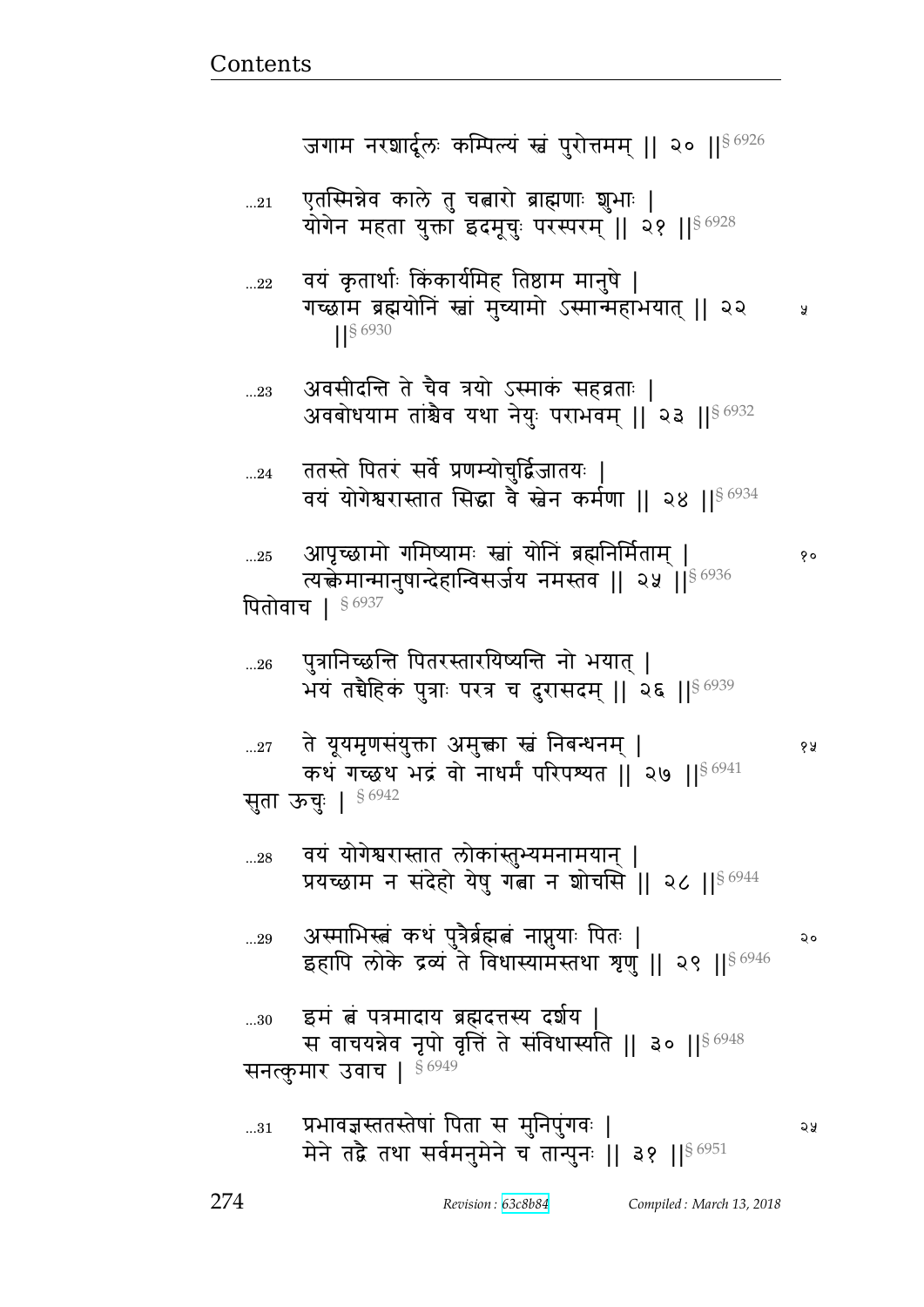जगाम नरशार्दूलः कम्पिल्यं स्वं पुरोत्तमम् || २० ||§ 6926

...21 एतस्मिन्नेव काले तु चत्वारो ब्राह्मणाः शुभाः |
योगेन महता युक्ता इदमूचुः परस्परम् || २१ ||§ 6928

...22 वयं कृतार्थाः किंकार्यमिह तिष्ठाम मानुषे |
गच्छाम ब्रह्मयोनिं स्वां मुच्यामो ऽस्मान्महाभयात् || २२ ||§ 6930

...23 अवसीदन्ति ते चैव त्रयो ऽस्माकं सहव्रताः |
अवबोधयाम तांश्चैव यथा नेयुः पराभवम् || २३ ||§ 6932

...24 ततस्ते पितरं सर्वे प्रणम्योचुर्द्विजातयः |
वयं योगेश्वरास्तात सिद्धा वै स्वेन कर्मणा || २४ ||§ 6934

...25 आपृच्छामो गमिष्यामः स्वां योनिं ब्रह्मनिर्मिताम् |
त्यक्त्वेमान्मानुषान्देहान्विसर्जय नमस्तव || २५ ||§ 6936

पितोवाच | § 6937

...26 पुत्रानिच्छन्ति पितरस्तारयिष्यन्ति नो भयात् |
भयं तच्चैहिकं पुत्राः परत्र च दुरासदम् || २६ ||§ 6939

...27 ते यूयमृणसंयुक्ता अमुक्त्वा स्वं निबन्धनम् |
कथं गच्छथ भद्रं वो नाधर्मं परिपश्यत || २७ ||§ 6941

सुता ऊचुः | § 6942

...28 वयं योगेश्वरास्तात लोकांस्तुभ्यमनामयान् |
प्रयच्छाम न संदेहो येषु गत्वा न शोचसि || २८ ||§ 6944

...29 अस्माभिस्त्वं कथं पुत्रैर्ब्रह्मत्वं नाप्नुयाः पितः |
इहापि लोके द्रव्यं ते विधास्यामस्तथा शृणु || २९ ||§ 6946

...30 इमं त्वं पत्रमादाय ब्रह्मदत्तस्य दर्शय |
स वाचयन्नेव नृपो वृत्तिं ते संविधास्यति || ३० ||§ 6948

सनत्कुमार उवाच | § 6949

...31 प्रभावज्ञस्ततस्तेषां पिता स मुनिपुंगवः |
मेने तद्वै तथा सर्वमनुमेने च तान्पुनः || ३१ ||§ 6951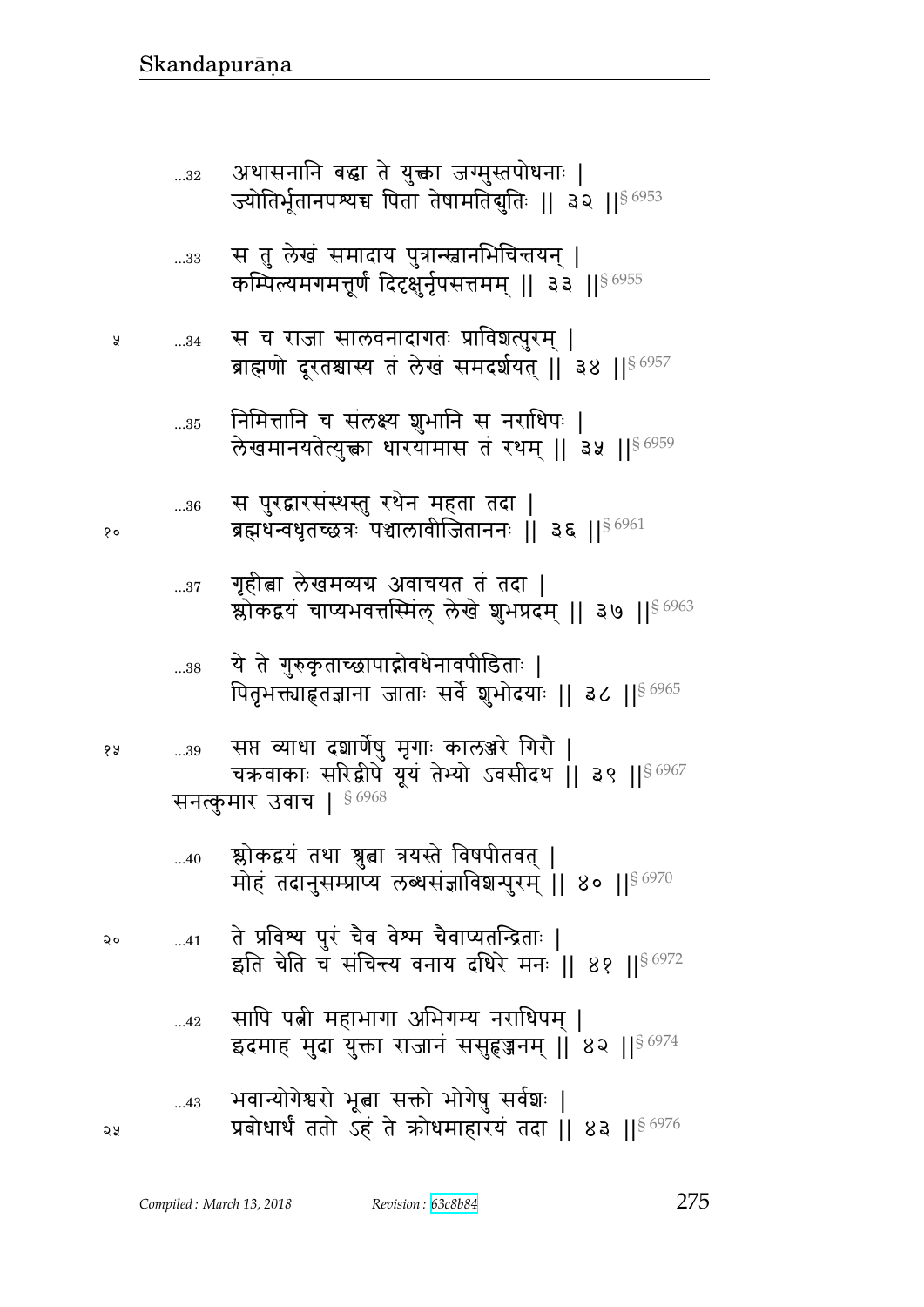...32 अथासनानि बद्धा ते युक्त्वा जग्मुस्तपोधनाः |
ज्योतिर्भूतानपश्यच्च पिता तेषामतिद्युतिः || ३२ ||§ 6953

...33 स तु लेखं समादाय पुत्रान्स्वानभिचिन्तयन् |
कम्पिल्यमगमत्तूर्णं दिदृक्षुर्नृपसत्तमम् || ३३ ||§ 6955

५ ...34 स च राजा सालवनादागतः प्राविशत्पुरम् |
ब्राह्मणो दूरतश्चास्य तं लेखं समदर्शयत् || ३४ ||§ 6957

...35 निमित्तानि च संलक्ष्य शुभानि स नराधिपः |
लेखमानयतेत्युक्त्वा धारयामास तं रथम् || ३५ ||§ 6959

...36 स पुरद्वारसंस्थस्तु रथेन महता तदा |
१० ब्रह्मधन्वधृतच्छत्रः पञ्चालावीजिताननः || ३६ ||§ 6961

...37 गृहीत्वा लेखमव्यग्र अवाचयत तं तदा |
श्लोकद्वयं चाप्यभवत्तस्मिंल् लेखे शुभप्रदम् || ३७ ||§ 6963

...38 ये ते गुरुकृताच्छापाद्गोवधेनावपीडिताः |
पितृभक्त्याहृतज्ञाना जाताः सर्वे शुभोदयाः || ३८ ||§ 6965

१५ ...39 सप्त व्याधा दशार्णेषु मृगाः कालञ्जरे गिरौ |
चक्रवाकाः सरिद्वीपे यूयं तेभ्यो ऽवसीदथ || ३९ ||§ 6967

सनत्कुमार उवाच | § 6968

...40 श्लोकद्वयं तथा श्रुत्वा त्रयस्ते विषपीतवत् |
मोहं तदानुसम्प्राप्य लब्धसंज्ञाविशन्पुरम् || ४० ||§ 6970

२० ...41 ते प्रविश्य पुरं चैव वेश्म चैवाप्यतन्द्रिताः |
इति चेति च संचिन्त्य वनाय दधिरे मनः || ४१ ||§ 6972

...42 सापि पत्नी महाभागा अभिगम्य नराधिपम् |
इदमाह मुदा युक्ता राजानं ससुहृज्जनम् || ४२ ||§ 6974

...43 भवान्योगेश्वरो भूत्वा सक्तो भोगेषु सर्वशः |
२५ प्रबोधार्थं ततो ऽहं ते क्रोधमाहारयं तदा || ४३ ||§ 6976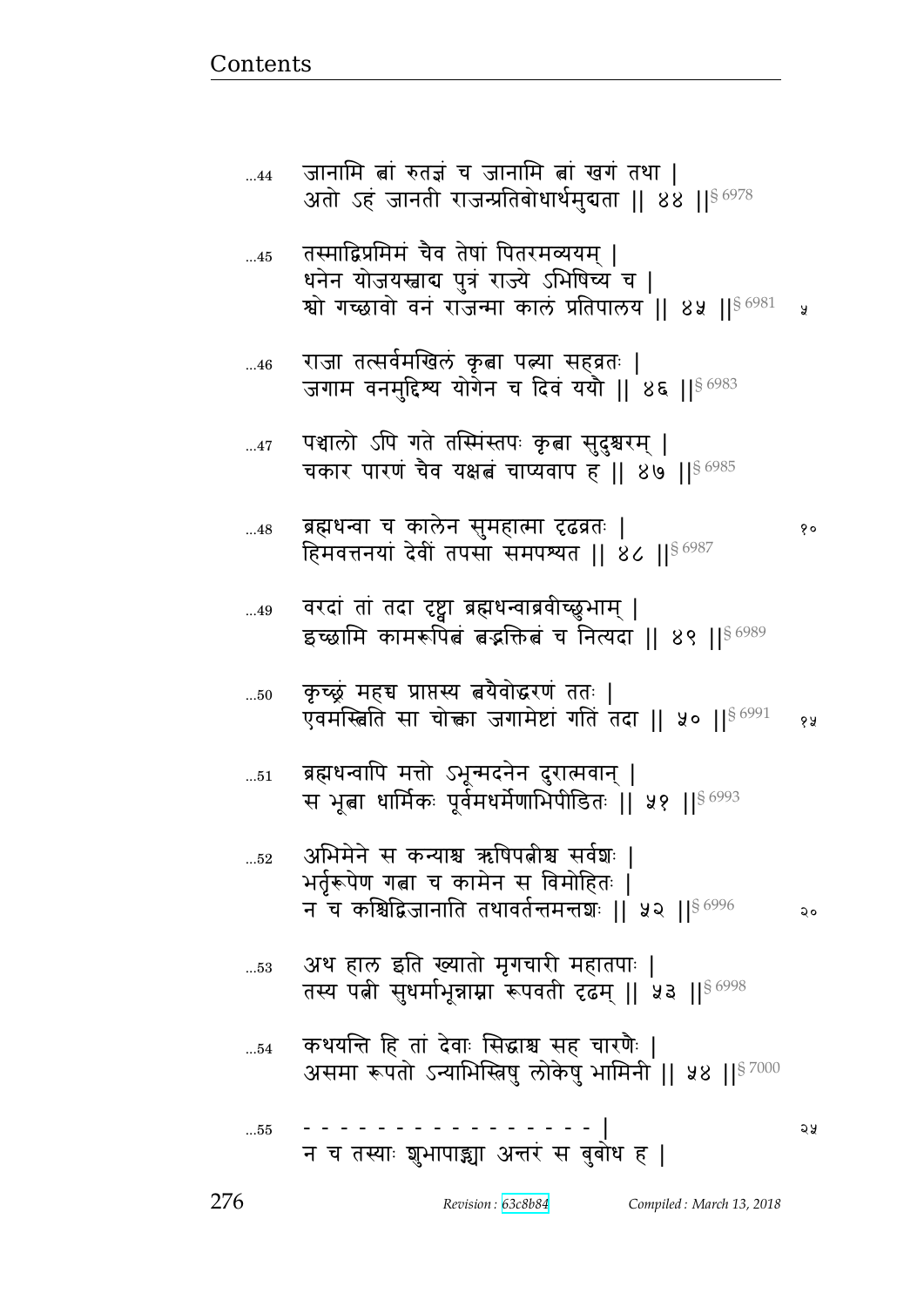...44 जानामि त्वां रुतज्ञं च जानामि त्वां खगं तथा |
अतो ऽहं जानती राजन्प्रतिबोधार्थमुद्यता || ४४ ||§ 6978

...45 तस्माद्विप्रमिमं चैव तेषां पितरमव्ययम् |
धनेन योजयस्वाद्य पुत्रं राज्ये ऽभिषिच्य च |
श्वो गच्छावो वनं राजन्मा कालं प्रतिपालय || ४५ ||§ 6981 ५

...46 राजा तत्सर्वमखिलं कृत्वा पत्न्या सहव्रतः |
जगाम वनमुद्दिश्य योगेन च दिवं ययौ || ४६ ||§ 6983

...47 पञ्चालो ऽपि गते तस्मिंस्तपः कृत्वा सुदुश्चरम् |
चकार पारणं चैव यक्षत्वं चाप्यवाप ह || ४७ ||§ 6985

...48 ब्रह्मधन्वा च कालेन सुमहात्मा दृढव्रतः | १०
हिमवत्तनयां देवीं तपसा समपश्यत || ४८ ||§ 6987

...49 वरदां तां तदा दृष्ट्वा ब्रह्मधन्वाब्रवीच्छुभाम् |
इच्छामि कामरूपित्वं त्वद्भक्तित्वं च नित्यदा || ४९ ||§ 6989

...50 कृच्छ्रं महच्च प्राप्तस्य त्वयैवोद्धरणं ततः |
एवमस्त्विति सा चोक्त्वा जगामेष्टां गतिं तदा || ५० ||§ 6991 १५

...51 ब्रह्मधन्वापि मत्तो ऽभून्मदनेन दुरात्मवान् |
स भूत्वा धार्मिकः पूर्वमधर्मेणाभिपीडितः || ५१ ||§ 6993

...52 अभिमेने स कन्याश्च ऋषिपत्नीश्च सर्वशः |
भर्तृरूपेण गत्वा च कामेन स विमोहितः |
न च कश्चिद्विजानाति तथावर्तन्तमन्तशः || ५२ ||§ 6996 २०

...53 अथ हाल इति ख्यातो मृगचारी महातपाः |
तस्य पत्नी सुधर्माभून्नाम्ना रूपवती दृढम् || ५३ ||§ 6998

...54 कथयन्ति हि तां देवाः सिद्धाश्च सह चारणैः |
असमा रूपतो ऽन्याभिस्त्रिषु लोकेषु भामिनी || ५४ ||§ 7000

...55 - - - - - - - - - - - - - - - - | २५
न च तस्याः शुभापाङ्ग्या अन्तरं स बुबोध ह |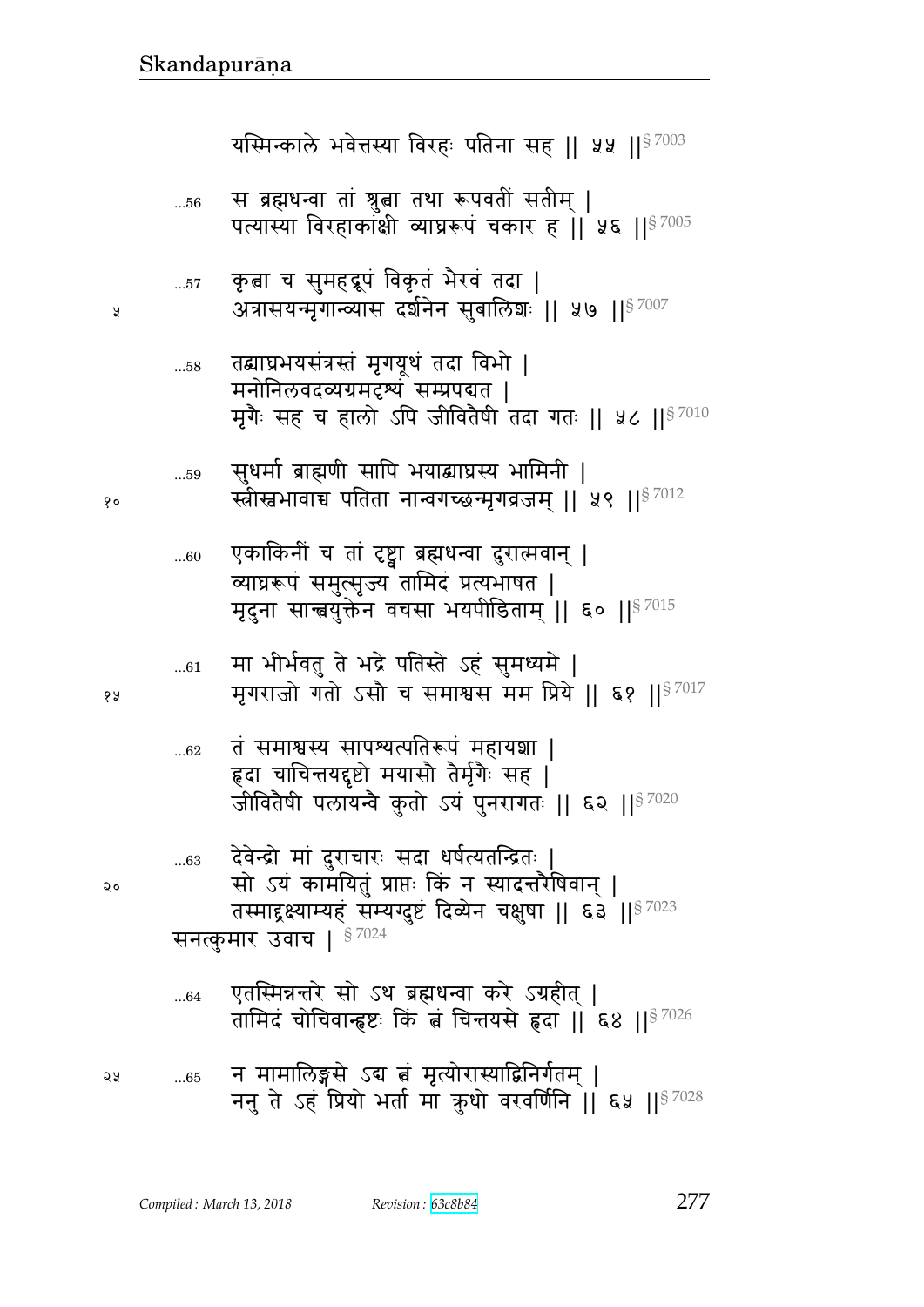यस्मिन्काले भवेत्तस्या विरहः पतिना सह ॥ ५५ ॥§ 7003

...56 स ब्रह्मधन्वा तां श्रुत्वा तथा रूपवतीं सतीम् ।
पत्यास्या विरहाकाङ्क्षी व्याघ्ररूपं चकार ह ॥ ५६ ॥§ 7005

...57 कृत्वा च सुमहद्रूपं विकृतं भैरवं तदा ।
अत्रासयन्मृगान्व्यास दर्शनेन सुबालिशः ॥ ५७ ॥§ 7007

...58 तद्व्याघ्रभयसंत्रस्तं मृगयूथं तदा विभो ।
मनोनिलवदव्यग्रमदृश्यं सम्प्रपद्यत ।
मृगैः सह च हालो ऽपि जीवितैषी तदा गतः ॥ ५८ ॥§ 7010

...59 सुधर्मा ब्राह्मणी सापि भयाद्व्याघ्रस्य भामिनी ।
स्त्रीस्वभावाच्च पतिता नान्वगच्छन्मृगव्रजम् ॥ ५९ ॥§ 7012

...60 एकाकिनीं च तां दृष्ट्वा ब्रह्मधन्वा दुरात्मवान् ।
व्याघ्ररूपं समुत्सृज्य तामिदं प्रत्यभाषत ।
मृदुना सान्त्वयुक्तेन वचसा भयपीडिताम् ॥ ६० ॥§ 7015

...61 मा भीर्भवतु ते भद्रे पतिस्ते ऽहं सुमध्यमे ।
मृगराजो गतो ऽसौ च समाश्वस मम प्रिये ॥ ६१ ॥§ 7017

...62 तं समाश्वस्य सापश्यत्पतिरूपं महायशा ।
हृदा चाचिन्तयद्दृष्टो मयासौ तैर्मृगैः सह ।
जीवितैषी पलायन्वै कुतो ऽयं पुनरागतः ॥ ६२ ॥§ 7020

...63 देवेन्द्रो मां दुराचारः सदा धर्षत्यतन्द्रितः ।
सो ऽयं कामयितुं प्राप्तः किं न स्यादन्तरैषिवान् ।
तस्माद्द्रक्ष्याम्यहं सम्यग्दुष्टं दिव्येन चक्षुषा ॥ ६३ ॥§ 7023

सनत्कुमार उवाच । § 7024

...64 एतस्मिन्नन्तरे सो ऽथ ब्रह्मधन्वा करे ऽग्रहीत् ।
तामिदं चोचिवान्हृष्टः किं त्वं चिन्तयसे हृदा ॥ ६४ ॥§ 7026

...65 न मामालिङ्गसे ऽद्य त्वं मृत्योरास्याद्विनिर्गतम् ।
ननु ते ऽहं प्रियो भर्ता मा क्रुधो वरवर्णिनि ॥ ६५ ॥§ 7028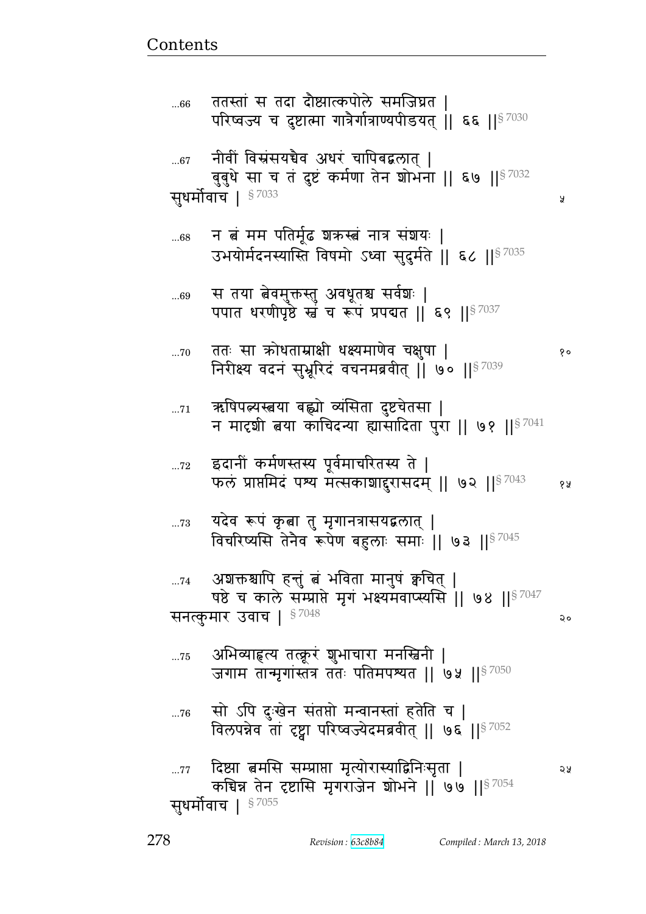…66 ततस्तां स तदा दौष्ट्यात्कपोले समजिघ्रत |
परिष्वज्य च दुष्टात्मा गात्रैर्गात्राण्यपीडयत् || ६६ ||§ 7030

…67 नीवीं विस्रंसयच्चैव अधरं चापिबद्बलात् |
बुबुधे सा च तं दुष्टं कर्मणा तेन शोभना || ६७ ||§ 7032

सुधर्मोवाच | § 7033

…68 न त्वं मम पतिर्मूढ शक्रस्त्वं नात्र संशयः |
उभयोर्मदनस्यास्ति विषमो ऽध्वा सुदुर्मते || ६८ ||§ 7035

…69 स तया त्वेवमुक्तस्तु अवधूतश्च सर्वशः |
पपात धरणीपृष्ठे स्वं च रूपं प्रपद्यत || ६९ ||§ 7037

…70 ततः सा क्रोधताम्राक्षी धक्ष्यमाणेव चक्षुषा |
निरीक्ष्य वदनं सुभ्रूरिदं वचनमब्रवीत् || ७० ||§ 7039

…71 ऋषिपत्न्यस्त्वया बह्व्यो व्यंसिता दुष्टचेतसा |
न मादृशी त्वया काचिदन्या ह्यासादिता पुरा || ७१ ||§ 7041

…72 इदानीं कर्मणस्तस्य पूर्वमाचरितस्य ते |
फलं प्राप्तमिदं पश्य मत्सकाशाद्दुरासदम् || ७२ ||§ 7043

…73 यदेव रूपं कृत्वा तु मृगानत्रासयद्बलात् |
विचरिष्यसि तेनैव रूपेण बहुलाः समाः || ७३ ||§ 7045

…74 अशक्तश्चापि हन्तुं त्वं भविता मानुषं क्वचित् |
षष्ठे च काले सम्प्राप्ते मृगं भक्ष्यमवाप्स्यसि || ७४ ||§ 7047

सनत्कुमार उवाच | § 7048

…75 अभिव्याहृत्य तत्क्रूरं शुभाचारा मनस्विनी |
जगाम तान्मृगांस्तत्र ततः पतिमपश्यत || ७५ ||§ 7050

…76 सो ऽपि दुःखेन संतप्तो मन्वानस्तां हतेति च |
विलपन्नेव तां दृष्ट्वा परिष्वज्येदमब्रवीत् || ७६ ||§ 7052

…77 दिष्ट्या त्वमसि सम्प्राप्ता मृत्योरास्याद्विनिःसृता |
कच्चिन्न तेन दृष्टासि मृगराजेन शोभने || ७७ ||§ 7054

सुधर्मोवाच | § 7055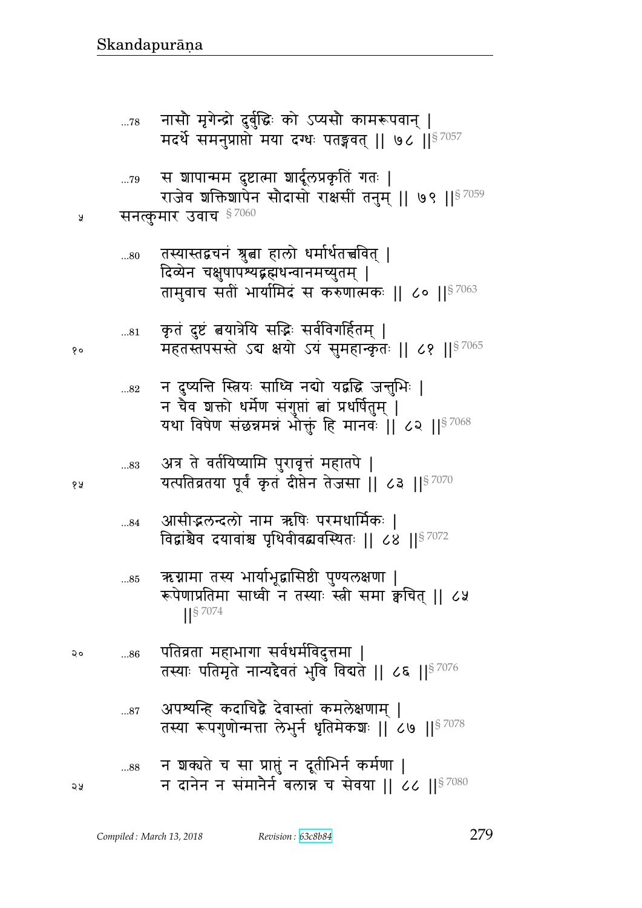...78 नासौ मृगेन्द्रो दुर्बुद्धिः को ऽप्यसौ कामरूपवान् |
मदर्थे समनुप्राप्तो मया दग्धः पतङ्गवत् || ७८ ||§ 7057

...79 स शापान्मम दुष्टात्मा शार्दूलप्रकृतिं गतः |
राजेव शक्तिशापेन सौदासो राक्षसीं तनुम् || ७९ ||§ 7059

सनत्कुमार उवाच § 7060

...80 तस्यास्तद्वचनं श्रुत्वा हालो धर्मार्थतत्त्ववित् |
दिव्येन चक्षुषापश्यद्ब्रह्मधन्वानमच्युतम् |
तामुवाच सतीं भार्यामिदं स करुणात्मकः || ८० ||§ 7063

...81 कृतं दुष्टं त्वयात्रेयि सद्भिः सर्वविगर्हितम् |
महतस्तपसस्ते ऽद्य क्षयो ऽयं सुमहान्कृतः || ८१ ||§ 7065

...82 न दुष्यन्ति स्त्रियः साध्वि नद्यो यद्वद्धि जन्तुभिः |
न चैव शक्तो धर्मेण संगुप्तां त्वां प्रधर्षितुम् |
यथा विषेण संछन्नमन्नं भोक्तुं हि मानवः || ८२ ||§ 7068

...83 अत्र ते वर्तयिष्यामि पुरावृत्तं महातपे |
यत्पतिव्रतया पूर्वं कृतं दीप्तेन तेजसा || ८३ ||§ 7070

...84 आसीद्नलन्दलो नाम ऋषिः परमधार्मिकः |
विद्वांश्चैव दयावांश्च पृथिवीवद्व्यवस्थितः || ८४ ||§ 7072

...85 ऋग्नामा तस्य भार्याभूद्वासिष्ठी पुण्यलक्षणा |
रूपेणाप्रतिमा साध्वी न तस्याः स्त्री समा क्वचित् || ८५ ||§ 7074

...86 पतिव्रता महाभागा सर्वधर्मविदुत्तमा |
तस्याः पतिमृते नान्यद्दैवतं भुवि विद्यते || ८६ ||§ 7076

...87 अपश्यन्हि कदाचिद्वै देवास्तां कमलेक्षणाम् |
तस्या रूपगुणोन्मत्ता लेभुर्न धृतिमेकशः || ८७ ||§ 7078

...88 न शक्यते च सा प्राप्तुं न दूतीभिर्न कर्मणा |
न दानेन न संमानैर्न बलान्न च सेवया || ८८ ||§ 7080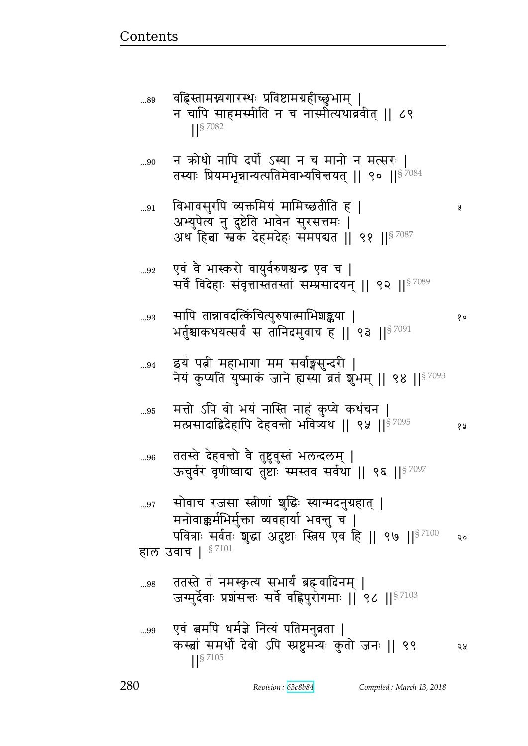...89 वह्निस्तामग्न्यगारस्थः प्रविष्टामग्रहीच्छुभाम् |
न चापि साहमस्मीति न च नास्मीत्यथाब्रवीत् || ८९ ||§ 7082

...90 न क्रोधो नापि दर्पो ऽस्या न च मानो न मत्सरः |
तस्याः प्रियमभून्नान्यत्पतिमेवाभ्यचिन्तयत् || ९० ||§ 7084

...91 विभावसुरपि व्यक्तमियं मामिच्छतीति ह | ५
अभ्युपेत्य नु दुष्टेति भावेन सुरसत्तमः |
अथ हित्वा स्वकं देहमदेहः समपद्यत || ९१ ||§ 7087

...92 एवं वै भास्करो वायुर्वरुणश्चन्द्र एव च |
सर्वे विदेहाः संवृत्तास्ततस्तां सम्प्रसादयन् || ९२ ||§ 7089

...93 सापि तान्नावदत्किंचित्पुरुषात्माभिशङ्कया | १०
भर्तुश्चाकथयत्सर्वं स तानिदमुवाच ह || ९३ ||§ 7091

...94 इयं पत्नी महाभागा मम सर्वाङ्गसुन्दरी |
नेयं कुप्यति युष्माकं जाने ह्यस्या व्रतं शुभम् || ९४ ||§ 7093

...95 मत्तो ऽपि वो भयं नास्ति नाहं कुप्ये कथंचन |
मत्प्रसादाद्विदेहापि देहवन्तो भविष्यथ || ९५ ||§ 7095 १५

...96 ततस्ते देहवन्तो वै तुष्टुवुस्तं भलन्दलम् |
ऊचुर्वरं वृणीष्वाद्य तुष्टाः स्मस्तव सर्वथा || ९६ ||§ 7097

...97 सोवाच रजसा स्त्रीणां शुद्धिः स्यान्मदनुग्रहात् |
मनोवाक्कर्मभिर्मुक्ता व्यवहार्या भवन्तु च |
पवित्राः सर्वतः शुद्धा अदुष्टाः स्त्रिय एव हि || ९७ ||§ 7100 २०

हाल उवाच | § 7101

...98 ततस्ते तं नमस्कृत्य सभार्यं ब्रह्मवादिनम् |
जग्मुर्देवाः प्रशंसन्तः सर्वे वह्निपुरोगमाः || ९८ ||§ 7103

...99 एवं त्वमपि धर्मज्ञे नित्यं पतिमनुव्रता |
कस्त्वां समर्थो देवो ऽपि स्प्रष्टुमन्यः कुतो जनः || ९९ २५
||§ 7105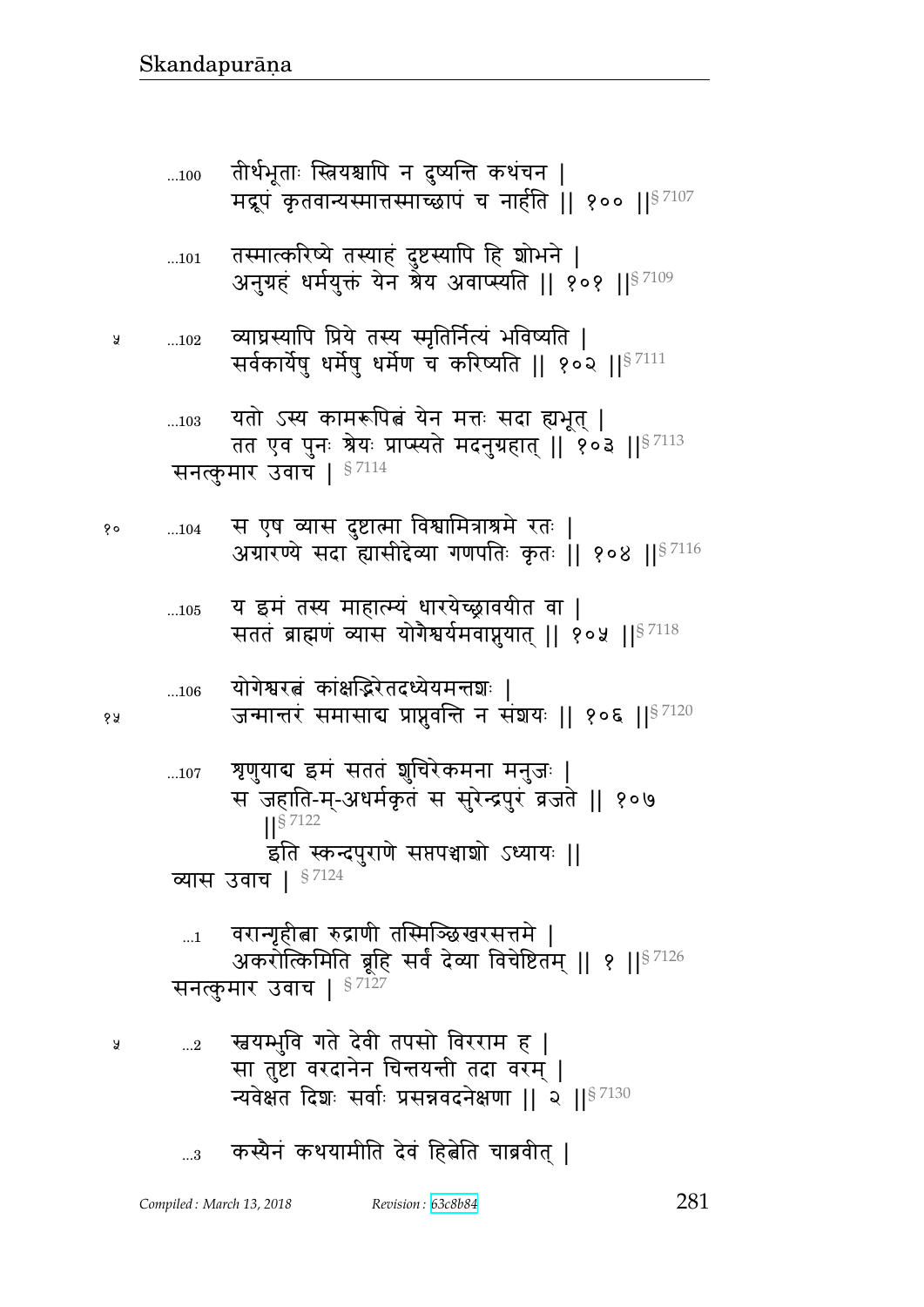...100 तीर्थभूताः स्त्रियश्चापि न दुष्यन्ति कथंचन |
मद्रूपं कृतवान्यस्मात्तस्माच्छापं च नार्हति || १०० ||§ 7107

...101 तस्मात्करिष्ये तस्याहं दुष्टस्यापि हि शोभने |
अनुग्रहं धर्मयुक्तं येन श्रेय अवाप्स्यति || १०१ ||§ 7109

५ ...102 व्याघ्रस्यापि प्रिये तस्य स्मृतिर्नित्यं भविष्यति |
सर्वकार्येषु धर्मेषु धर्मेण च करिष्यति || १०२ ||§ 7111

...103 यतो ऽस्य कामरूपित्वं येन मत्तः सदा ह्यभूत् |
तत एव पुनः श्रेयः प्राप्स्यते मदनुग्रहात् || १०३ ||§ 7113

सनत्कुमार उवाच | § 7114

१० ...104 स एष व्यास दुष्टात्मा विश्वामित्राश्रमे रतः |
अग्रारण्ये सदा ह्यासीद्देव्या गणपतिः कृतः || १०४ ||§ 7116

...105 य इमं तस्य माहात्म्यं धारयेच्छ्रावयीत वा |
सततं ब्राह्मणं व्यास योगैश्वर्यमवाप्नुयात् || १०५ ||§ 7118

...106 योगेश्वरत्वं कांक्षद्भिरेतदध्येयमन्तशः |
१५ जन्मान्तरं समासाद्य प्राप्नुवन्ति न संशयः || १०६ ||§ 7120

...107 शृणुयाद्य इमं सततं शुचिरेकमना मनुजः |
स जहाति-म्-अधर्मकृतं स सुरेन्द्रपुरं व्रजते || १०७ ||§ 7122

इति स्कन्दपुराणे सप्तपञ्चाशो ऽध्यायः ||

व्यास उवाच | § 7124

...1 वरान्गृहीत्वा रुद्राणी तस्मिञ्छिखरसत्तमे |
अकरोत्किमिति ब्रूहि सर्वं देव्या विचेष्टितम् || १ ||§ 7126

सनत्कुमार उवाच | § 7127

५ ...2 स्वयम्भुवि गते देवी तपसो विरराम ह |
सा तुष्टा वरदानेन चिन्तयन्ती तदा वरम् |
न्यवेक्षत दिशः सर्वाः प्रसन्नवदनेक्षणा || २ ||§ 7130

...3 कस्यैनं कथयामीति देवं हित्वेति चाब्रवीत् |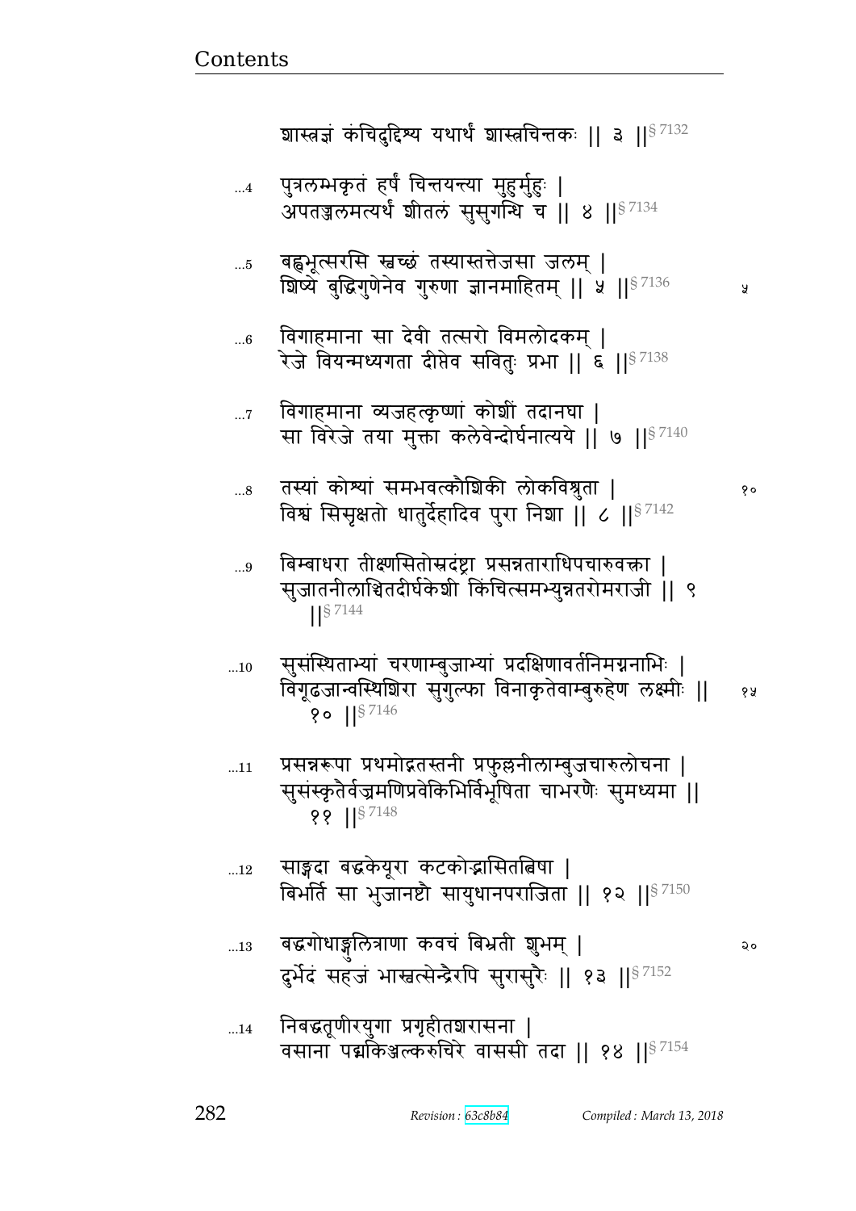शास्त्रज्ञं कंचिदुद्दिश्य यथार्थं शास्त्रचिन्तकः || ३ ||§ 7132

...4 पुत्रलम्भकृतं हर्षं चिन्तयन्त्या मुहुर्मुहुः |
अपतज्जलमत्यर्थं शीतलं सुसुगन्धि च || ४ ||§ 7134

...5 बहुभूत्सरसि स्वच्छं तस्यास्तत्तेजसा जलम् |
शिष्ये बुद्धिगुणेनेव गुरुणा ज्ञानमाहितम् || ५ ||§ 7136

...6 विगाहमाना सा देवी तत्सरो विमलोदकम् |
रेजे वियन्मध्यगता दीप्तेव सवितुः प्रभा || ६ ||§ 7138

...7 विगाहमाना व्यजहत्कृष्णां कोशीं तदानघा |
सा विरेजे तया मुक्ता कलेवेन्दोर्घनात्यये || ७ ||§ 7140

...8 तस्यां कोश्यां समभवत्कौशिकी लोकविश्रुता |
विश्वं सिसृक्षतो धातुर्देहादिव पुरा निशा || ८ ||§ 7142

...9 बिम्बाधरा तीक्ष्णसितोस्रदंष्ट्रा प्रसन्नताराधिपचारुवक्त्रा |
सुजातनीलाञ्चितदीर्घकेशी किंचित्समभ्युन्नतरोमराजी || ९ ||§ 7144

...10 सुसंस्थिताभ्यां चरणाम्बुजाभ्यां प्रदक्षिणावर्तनिमग्ननाभिः |
विगूढजान्वस्थिशिरा सुगुल्फा विनाकृतेवाम्बुरुहेण लक्ष्मीः || १० ||§ 7146

...11 प्रसन्नरूपा प्रथमोद्गतस्तनी प्रफुल्लनीलाम्बुजचारुलोचना |
सुसंस्कृतैर्वज्रमणिप्रवेकिभिर्विभूषिता चाभरणैः सुमध्यमा || ११ ||§ 7148

...12 साङ्गदा बद्धकेयूरा कटकोद्भासितत्विषा |
बिभर्ति सा भुजानष्टौ सायुधानपराजिता || १२ ||§ 7150

...13 बद्धगोधाङ्गुलित्राणा कवचं बिभ्रती शुभम् |
दुर्भेदं सहजं भास्वत्सेन्द्रैरपि सुरासुरैः || १३ ||§ 7152

...14 निबद्धतूणीरयुगा प्रगृहीतशरासना |
वसाना पद्मकिञ्जल्करुचिरे वाससी तदा || १४ ||§ 7154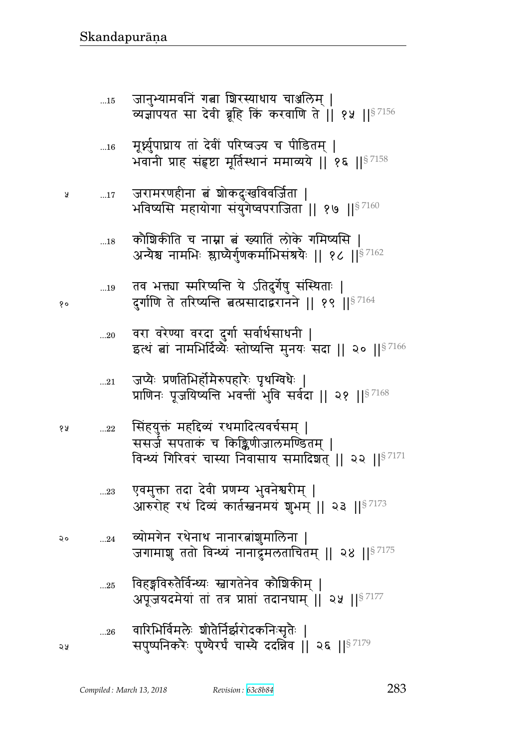...15 जानुभ्यामवनिं गत्वा शिरस्याधाय चाञ्जलिम् |
व्यज्ञापयत सा देवी ब्रूहि किं करवाणि ते || १५ ||§ 7156

...16 मूर्ध्न्युपाघ्राय तां देवीं परिष्वज्य च पीडितम् |
भवानी प्राह संहृष्टा मूर्तिस्थानं ममाव्यये || १६ ||§ 7158

५ ...17 जरामरणहीना त्वं शोकदुःखविवर्जिता |
भविष्यसि महायोगा संयुगेष्वपराजिता || १७ ||§ 7160

...18 कौशिकीति च नाम्ना त्वं ख्यातिं लोके गमिष्यसि |
अन्यैश्च नामभिः श्लाघ्यैर्गुणकर्माभिसंश्रयैः || १८ ||§ 7162

...19 तव भक्त्या स्मरिष्यन्ति ये ऽतिदुर्गेषु संस्थिताः |
१० दुर्गाणि ते तरिष्यन्ति त्वत्प्रसादाद्वरानने || १९ ||§ 7164

...20 वरा वरेण्या वरदा दुर्गा सर्वार्थसाधनी |
इत्थं त्वां नामभिर्दिव्यैः स्तोष्यन्ति मुनयः सदा || २० ||§ 7166

...21 जप्यैः प्रणतिभिर्होमैरुपहारैः पृथग्विधैः |
प्राणिनः पूजयिष्यन्ति भवन्तीं भुवि सर्वदा || २१ ||§ 7168

१५ ...22 सिंहयुक्तं महद्दिव्यं रथमादित्यवर्चसम् |
ससर्ज सपताकं च किङ्किणीजालमण्डितम् |
विन्ध्यं गिरिवरं चास्या निवासाय समादिशत् || २२ ||§ 7171

...23 एवमुक्ता तदा देवी प्रणम्य भुवनेश्वरीम् |
आरुरोह रथं दिव्यं कार्तस्वनमयं शुभम् || २३ ||§ 7173

२० ...24 व्योमगेन रथेनाथ नानारत्नांशुमालिना |
जगामाशु ततो विन्ध्यं नानाद्रुमलताचितम् || २४ ||§ 7175

...25 विहङ्गविरुतैर्विन्ध्यः स्वागतेनेव कौशिकीम् |
अपूजयदमेयां तां तत्र प्राप्तां तदानघाम् || २५ ||§ 7177

...26 वारिभिर्विमलैः शीतैर्निर्झरोदकनिःसृतैः |
२५ सपुष्पनिकरैः पुण्यैरर्घं चास्यै ददन्निव || २६ ||§ 7179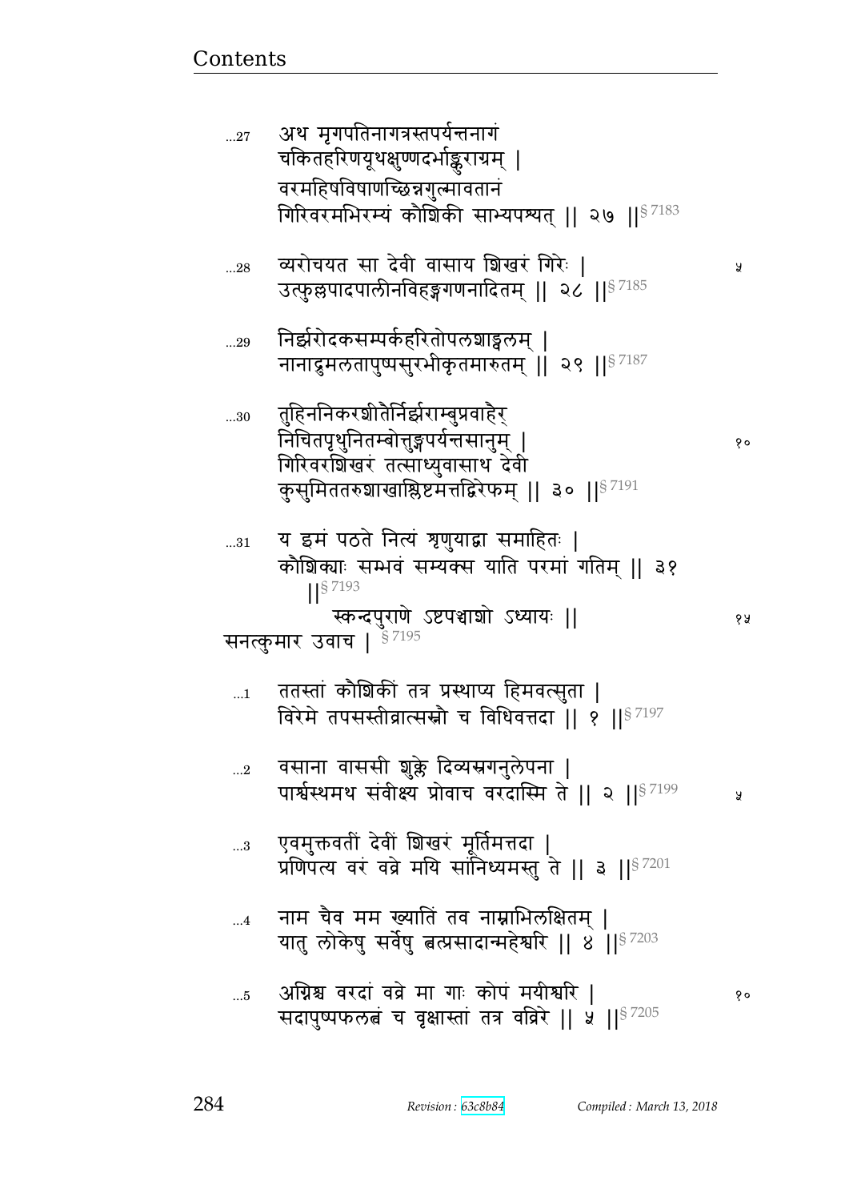...27 अथ मृगपतिनागत्रस्तपर्यन्तनागं
चकितहरिणयूथक्षुण्णदर्भाङ्कुराग्रम् ।
वरमहिषविषाणच्छिन्नगुल्मावतानं
गिरिवरमभिरम्यं कौशिकी साभ्यपश्यत् ॥ २७ ॥§ 7183

...28 व्यरोचयत सा देवी वासाय शिखरं गिरेः ।
उत्फुल्लपादपालीनविहङ्गगणनादितम् ॥ २८ ॥§ 7185

...29 निर्झरोदकसम्पर्कहरितोपलशाड्वलम् ।
नानाद्रुमलतापुष्पसुरभीकृतमारुतम् ॥ २९ ॥§ 7187

...30 तुहिननिकरशीतैर्निर्झराम्बुप्रवाहैर्
निचितपृथुनितम्बोत्तुङ्गपर्यन्तसानुम् ।
गिरिवरशिखरं तत्साध्युवासाथ देवी
कुसुमिततरुशाखाश्लिष्टमत्तद्विरेफम् ॥ ३० ॥§ 7191

...31 य इमं पठते नित्यं शृणुयाद्वा समाहितः ।
कौशिक्याः सम्भवं सम्यक्स याति परमां गतिम् ॥ ३१ ॥§ 7193

स्कन्दपुराणे ऽष्टपञ्चाशो ऽध्यायः ॥

सनत्कुमार उवाच । § 7195

...1 ततस्तां कौशिकीं तत्र प्रस्थाप्य हिमवत्सुता ।
विरेमे तपसस्तीव्रात्सस्नौ च विधिवत्तदा ॥ १ ॥§ 7197

...2 वसाना वाससी शुक्ले दिव्यस्रगनुलेपना ।
पार्श्वस्थमथ संवीक्ष्य प्रोवाच वरदास्मि ते ॥ २ ॥§ 7199

...3 एवमुक्तवतीं देवीं शिखरं मूर्तिमत्तदा ।
प्रणिपत्य वरं वव्रे मयि सांनिध्यमस्तु ते ॥ ३ ॥§ 7201

...4 नाम चैव मम ख्यातिं तव नाम्नाभिलक्षितम् ।
यातु लोकेषु सर्वेषु त्वत्प्रसादान्महेश्वरि ॥ ४ ॥§ 7203

...5 अग्निश्च वरदां वव्रे मा गाः कोपं मयीश्वरि ।
सदापुष्पफलत्वं च वृक्षास्तां तत्र वव्रिरे ॥ ५ ॥§ 7205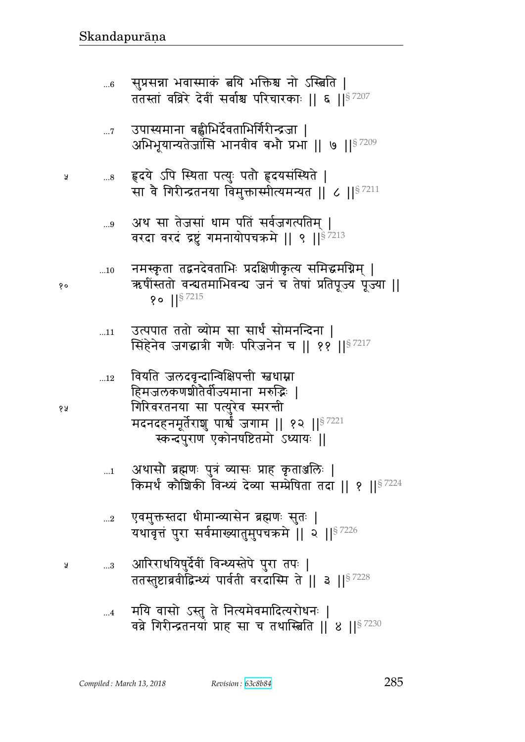...6 सुप्रसन्ना भवास्माकं त्वयि भक्तिश्च नो ऽस्त्विति |
ततस्तां वव्रिरे देवीं सर्वाश्च परिचारकाः || ६ ||§ 7207

...7 उपास्यमाना बह्वीभिर्देवताभिर्गिरीन्द्रजा |
अभिभूयान्यतेजांसि भानवीव बभौ प्रभा || ७ ||§ 7209

...8 हृदये ऽपि स्थिता पत्युः पतौ हृदयसंस्थिते |
सा वै गिरीन्द्रतनया विमुक्तास्मीत्यमन्यत || ८ ||§ 7211

...9 अथ सा तेजसां धाम पतिं सर्वजगत्पतिम् |
वरदा वरदं द्रष्टुं गमनायोपचक्रमे || ९ ||§ 7213

...10 नमस्कृता तद्वनदेवताभिः प्रदक्षिणीकृत्य समिद्धमग्निम् |
ऋषींस्ततो वन्द्यतमाभिवन्द्य जनं च तेषां प्रतिपूज्य पूज्या ||
१० ||§ 7215

...11 उत्पपात ततो व्योम सा सार्धं सोमनन्दिना |
सिंहेनेव जगद्धात्री गणैः परिजनेन च || ११ ||§ 7217

...12 वियति जलदवृन्दान्विक्षिपन्ती स्वधाम्ना
हिमजलकणशीतैर्वीज्यमाना मरुद्भिः |
गिरिवरतनया सा पत्युरेव स्मरन्ती
मदनदहनमूर्तेराशु पार्श्वं जगाम || १२ ||§ 7221
स्कन्दपुराण एकोनषष्टितमो ऽध्यायः ||

...1 अथासौ ब्रह्मणः पुत्रं व्यासः प्राह कृताञ्जलिः |
किमर्थं कौशिकी विन्ध्यं देव्या सम्प्रेषिता तदा || १ ||§ 7224

...2 एवमुक्तस्तदा धीमान्व्यासेन ब्रह्मणः सुतः |
यथावृत्तं पुरा सर्वमाख्यातुमुपचक्रमे || २ ||§ 7226

...3 आरिराधयिषुर्देवीं विन्ध्यस्तेपे पुरा तपः |
ततस्तुष्टाब्रवीद्विन्ध्यं पार्वती वरदास्मि ते || ३ ||§ 7228

...4 मयि वासो ऽस्तु ते नित्यमेवमादित्यरोधनः |
वव्रे गिरीन्द्रतनयां प्राह सा च तथास्त्विति || ४ ||§ 7230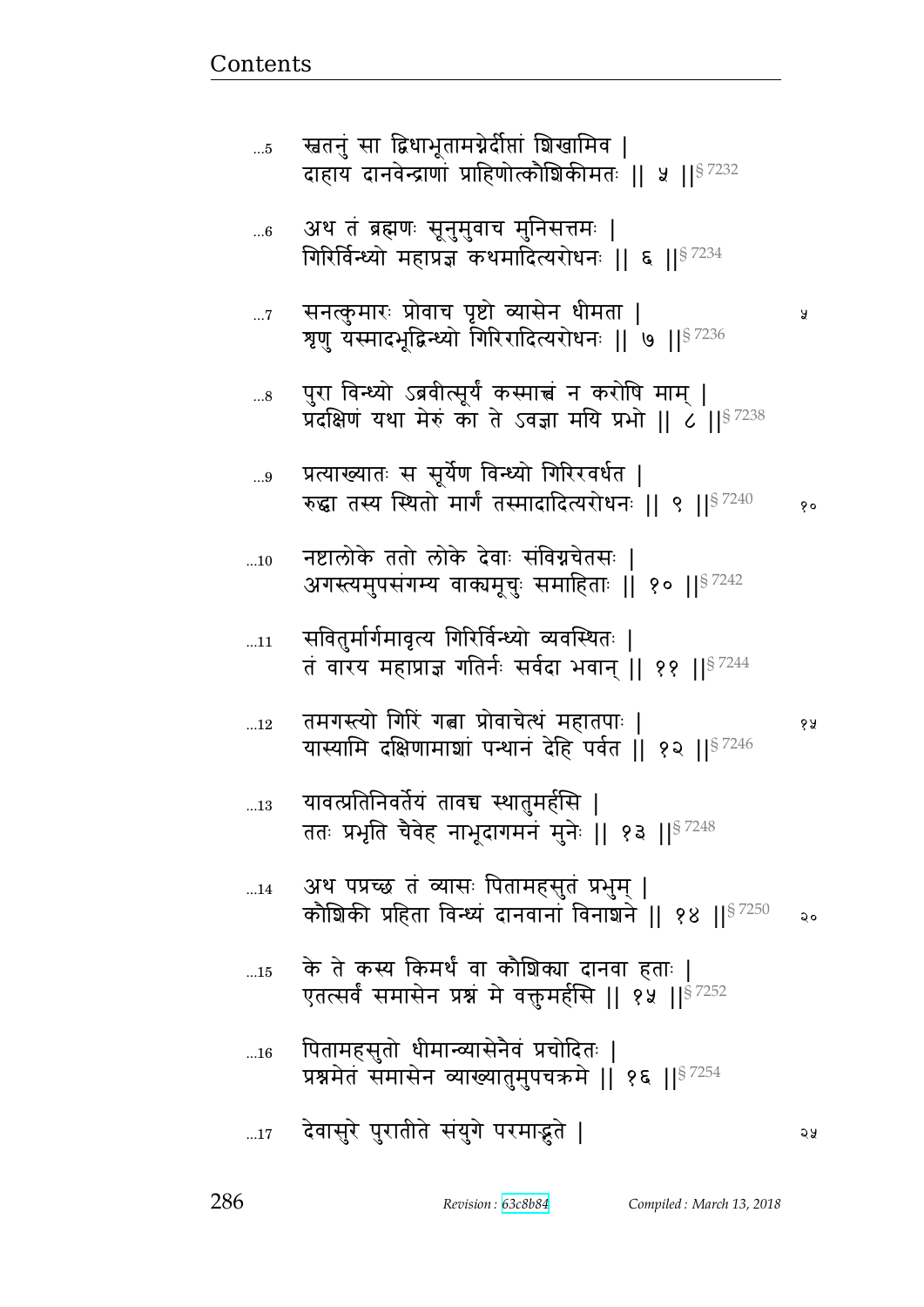...5 स्वतनुं सा द्विधाभूतामग्नेर्दीप्तां शिखामिव |
दाहाय दानवेन्द्राणां प्राहिणोत्कौशिकीमतः || ५ ||§ 7232

...6 अथ तं ब्रह्मणः सूनुमुवाच मुनिसत्तमः |
गिरिर्विन्ध्यो महाप्रज्ञ कथमादित्यरोधनः || ६ ||§ 7234

...7 सनत्कुमारः प्रोवाच पृष्टो व्यासेन धीमता | ५
शृणु यस्मादभूद्विन्ध्यो गिरिरादित्यरोधनः || ७ ||§ 7236

...8 पुरा विन्ध्यो ऽब्रवीत्सूर्यं कस्मात्त्वं न करोषि माम् |
प्रदक्षिणं यथा मेरुं का ते ऽवज्ञा मयि प्रभो || ८ ||§ 7238

...9 प्रत्याख्यातः स सूर्येण विन्ध्यो गिरिरवर्धत |
रुद्धा तस्य स्थितो मार्गं तस्मादादित्यरोधनः || ९ ||§ 7240 १०

...10 नष्टालोके ततो लोके देवाः संविग्नचेतसः |
अगस्त्यमुपसंगम्य वाक्यमूचुः समाहिताः || १० ||§ 7242

...11 सवितुर्मार्गमावृत्य गिरिर्विन्ध्यो व्यवस्थितः |
तं वारय महाप्राज्ञ गतिर्नः सर्वदा भवान् || ११ ||§ 7244

...12 तमगस्त्यो गिरिं गत्वा प्रोवाचेत्थं महातपाः | १५
यास्यामि दक्षिणामाशां पन्थानं देहि पर्वत || १२ ||§ 7246

...13 यावत्प्रतिनिवर्तेयं तावच्च स्थातुमर्हसि |
ततः प्रभृति चैवेह नाभूदागमनं मुनेः || १३ ||§ 7248

...14 अथ पप्रच्छ तं व्यासः पितामहसुतं प्रभुम् |
कौशिकी प्रहिता विन्ध्यं दानवानां विनाशने || १४ ||§ 7250 २०

...15 के ते कस्य किमर्थं वा कौशिक्या दानवा हताः |
एतत्सर्वं समासेन प्रश्नं मे वक्तुमर्हसि || १५ ||§ 7252

...16 पितामहसुतो धीमान्व्यासेनैवं प्रचोदितः |
प्रश्नमेतं समासेन व्याख्यातुमुपचक्रमे || १६ ||§ 7254

...17 देवासुरे पुरातीते संयुगे परमाद्भुते | २५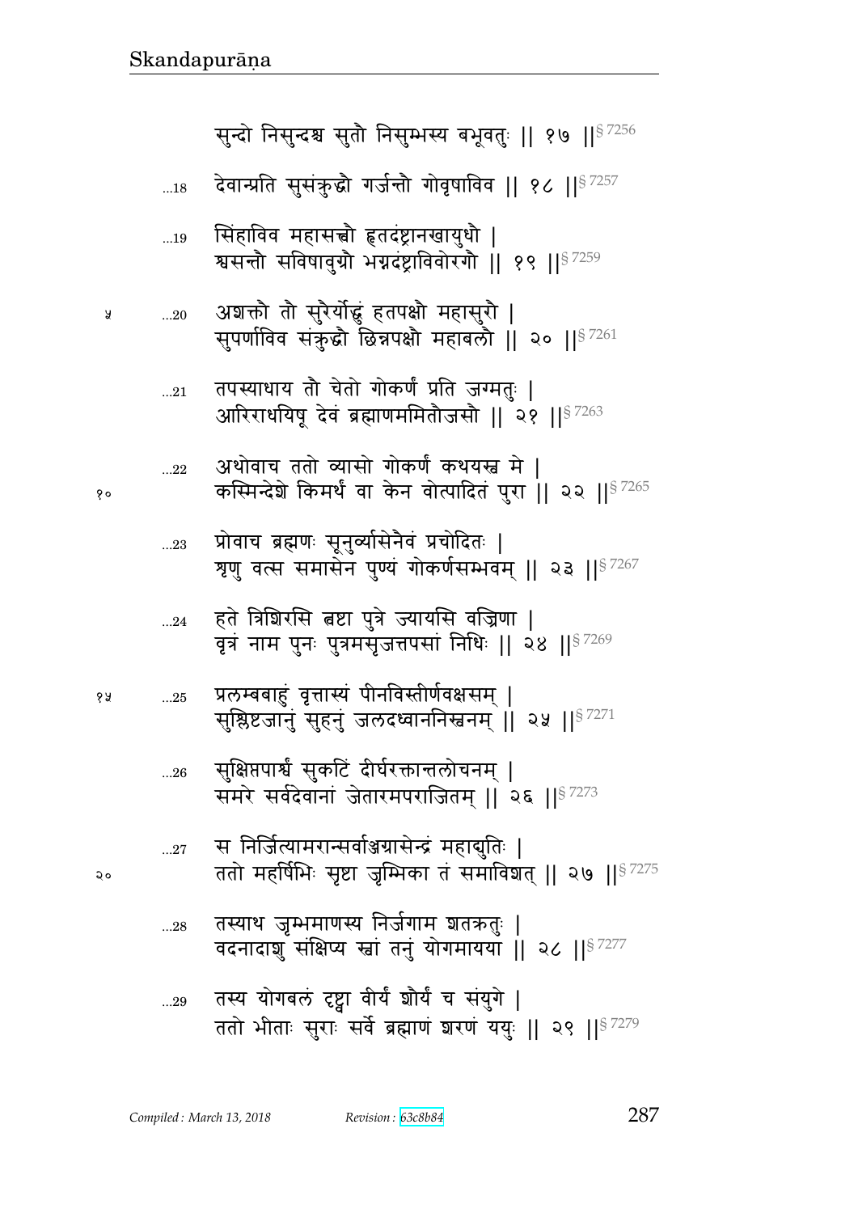सुन्दो निसुन्दश्च सुतौ निसुम्भस्य बभूवतुः || १७ ||§ 7256

...18 देवान्प्रति सुसंक्रुद्धौ गर्जन्तौ गोवृषाविव || १८ ||§ 7257

...19 सिंहाविव महासत्त्वौ हृतदंष्ट्रानखायुधौ |
श्वसन्तौ सविषावुग्रौ भग्नदंष्ट्राविवोरगौ || १९ ||§ 7259

...20 अशक्तौ तौ सुरैर्योद्धुं हतपक्षौ महासुरौ |
सुपर्णाविव संक्रुद्धौ छिन्नपक्षौ महाबलौ || २० ||§ 7261

...21 तपस्याधाय तौ चेतो गोकर्णं प्रति जग्मतुः |
आरिराधयिषू देवं ब्रह्माणममितौजसौ || २१ ||§ 7263

...22 अथोवाच ततो व्यासो गोकर्णं कथयस्व मे |
कस्मिन्देशे किमर्थं वा केन वोत्पादितं पुरा || २२ ||§ 7265

...23 प्रोवाच ब्रह्मणः सूनुर्व्यासेनैवं प्रचोदितः |
शृणु वत्स समासेन पुण्यं गोकर्णसम्भवम् || २३ ||§ 7267

...24 हते त्रिशिरसि त्वष्टा पुत्रे ज्यायसि वज्रिणा |
वृत्रं नाम पुनः पुत्रमसृजत्तपसां निधिः || २४ ||§ 7269

...25 प्रलम्बबाहुं वृत्तास्यं पीनविस्तीर्णवक्षसम् |
सुश्लिष्टजानुं सुहनुं जलदध्वाननिस्वनम् || २५ ||§ 7271

...26 सुक्षिप्तपार्श्वं सुकटिं दीर्घरक्तान्तलोचनम् |
समरे सर्वदेवानां जेतारमपराजितम् || २६ ||§ 7273

...27 स निर्जित्यामरान्सर्वाञ्ग्रासेन्द्रं महाद्युतिः |
ततो महर्षिभिः सृष्टा जृम्भिका तं समाविशत् || २७ ||§ 7275

...28 तस्याथ जृम्भमाणस्य निर्जगाम शतक्रतुः |
वदनादाशु संक्षिप्य स्वां तनुं योगमायया || २८ ||§ 7277

...29 तस्य योगबलं दृष्ट्वा वीर्यं शौर्यं च संयुगे |
ततो भीताः सुराः सर्वे ब्रह्माणं शरणं ययुः || २९ ||§ 7279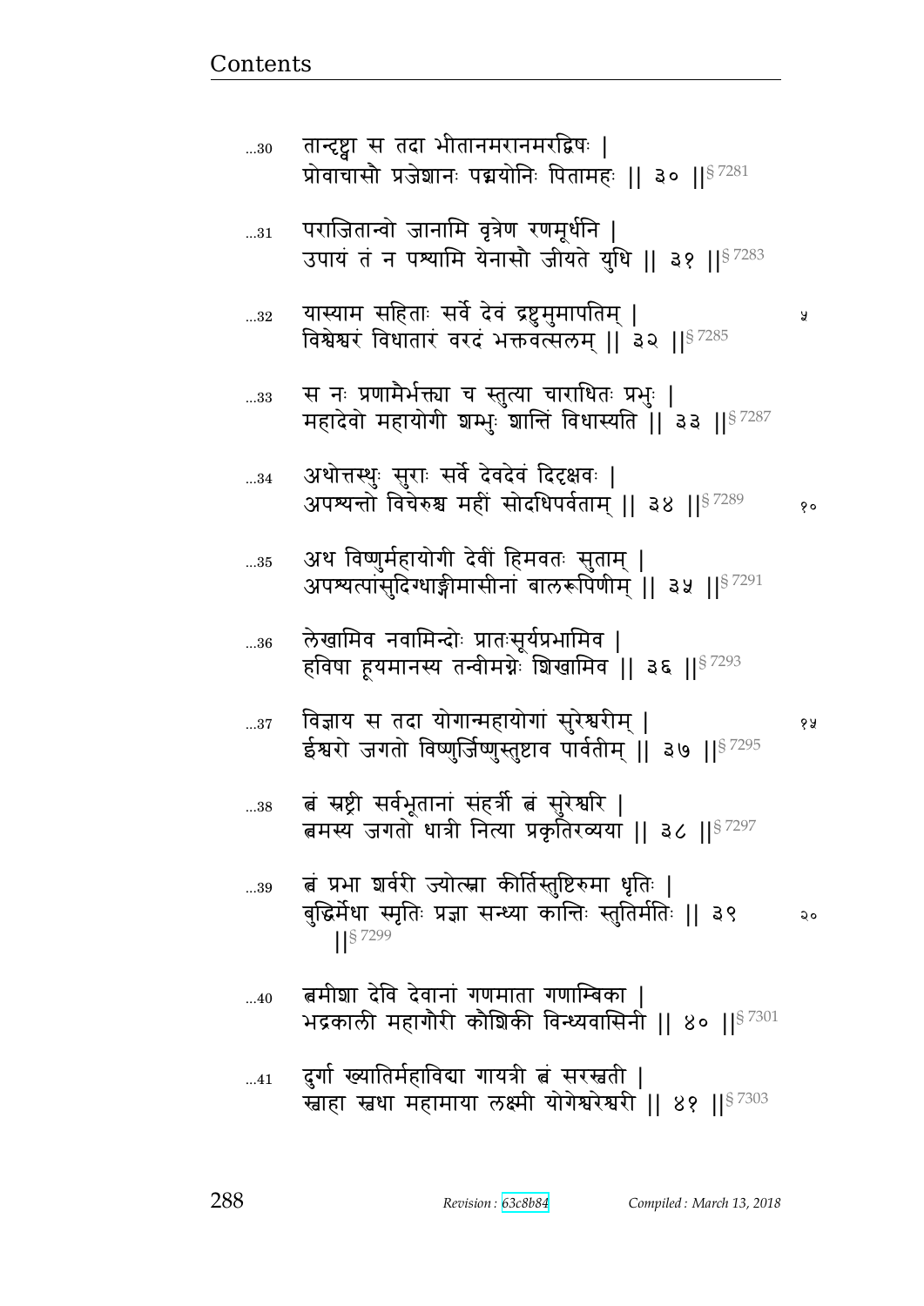...30 तान्दृष्ट्वा स तदा भीतानमरानमरद्विषः ।
प्रोवाचासौ प्रजेशानः पद्मयोनिः पितामहः ॥ ३० ॥§ 7281

...31 पराजितान्वो जानामि वृत्रेण रणमूर्धनि ।
उपायं तं न पश्यामि येनासौ जीयते युधि ॥ ३१ ॥§ 7283

...32 यास्याम सहिताः सर्वे देवं द्रष्टुमुमापतिम् ।
विश्वेश्वरं विधातारं वरदं भक्तवत्सलम् ॥ ३२ ॥§ 7285 ५

...33 स नः प्रणामैर्भक्त्या च स्तुत्या चाराधितः प्रभुः ।
महादेवो महायोगी शम्भुः शान्तिं विधास्यति ॥ ३३ ॥§ 7287

...34 अथोत्तस्थुः सुराः सर्वे देवदेवं दिदृक्षवः ।
अपश्यन्तो विचेरुश्च महीं सोदधिपर्वताम् ॥ ३४ ॥§ 7289 १०

...35 अथ विष्णुर्महायोगी देवीं हिमवतः सुताम् ।
अपश्यत्पांसुदिग्धाङ्गीमासीनां बालरूपिणीम् ॥ ३५ ॥§ 7291

...36 लेखामिव नवामिन्दोः प्रातःसूर्यप्रभामिव ।
हविषा हूयमानस्य तन्वीमग्नेः शिखामिव ॥ ३६ ॥§ 7293

...37 विज्ञाय स तदा योगान्महायोगां सुरेश्वरीम् ।
ईश्वरो जगतो विष्णुर्जिष्णुस्तुष्टाव पार्वतीम् ॥ ३७ ॥§ 7295 १५

...38 त्वं स्रष्ट्री सर्वभूतानां संहर्त्री त्वं सुरेश्वरि ।
त्वमस्य जगतो धात्री नित्या प्रकृतिरव्यया ॥ ३८ ॥§ 7297

...39 त्वं प्रभा शर्वरी ज्योत्स्ना कीर्तिस्तुष्टिरुमा धृतिः ।
बुद्धिर्मेधा स्मृतिः प्रज्ञा सन्ध्या कान्तिः स्तुतिर्मतिः ॥ ३९ ॥§ 7299 २०

...40 त्वमीशा देवि देवानां गणमाता गणाम्बिका ।
भद्रकाली महागौरी कौशिकी विन्ध्यवासिनी ॥ ४० ॥§ 7301

...41 दुर्गा ख्यातिर्महाविद्या गायत्री त्वं सरस्वती ।
स्वाहा स्वधा महामाया लक्ष्मी योगेश्वरेश्वरी ॥ ४१ ॥§ 7303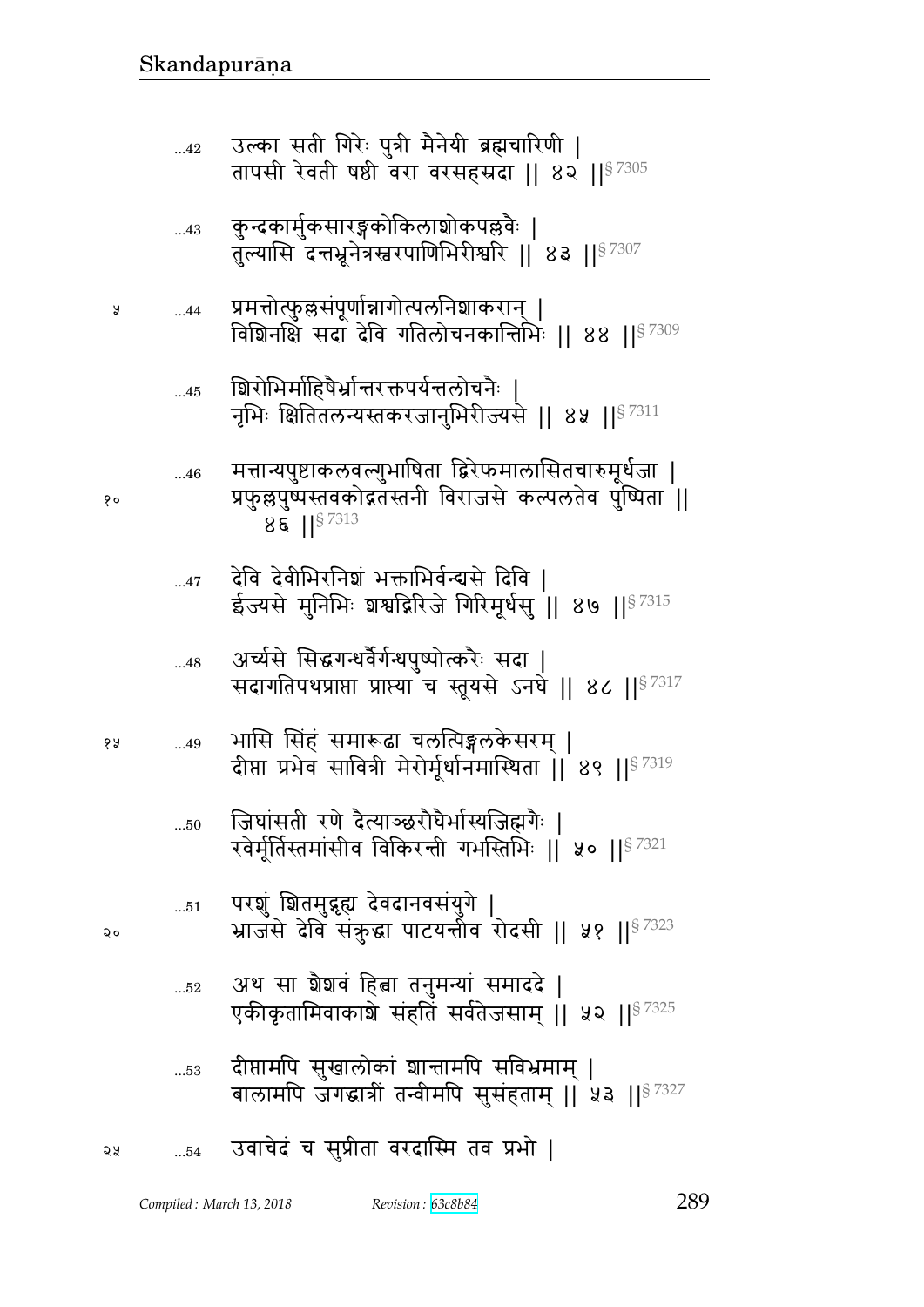...42 उल्का सती गिरेः पुत्री मैनेयी ब्रह्मचारिणी |
तापसी रेवती षष्ठी वरा वरसहस्रदा || ४२ ||§ 7305

...43 कुन्दकार्मुकसारङ्गकोकिलाशोकपल्लवैः |
तुल्यासि दन्तभ्रूनेत्रस्वरपाणिभिरीश्वरि || ४३ ||§ 7307

५ ...44 प्रमत्तोत्फुल्लसंपूर्णान्नागोत्पलनिशाकरान् |
विशिनक्षि सदा देवि गतिलोचनकान्तिभिः || ४४ ||§ 7309

...45 शिरोभिर्माहिषैर्भ्रान्तरक्तपर्यन्तलोचनैः |
नृभिः क्षितितलन्यस्तकरजानुभिरीज्यसे || ४५ ||§ 7311

...46 मत्तान्यपुष्टाकलवल्गुभाषिता द्विरेफमालासितचारुमूर्धजा |
१० प्रफुल्लपुष्पस्तवकोद्गतस्तनी विराजसे कल्पलतेव पुष्पिता ||
४६ ||§ 7313

...47 देवि देवीभिरनिशं भक्ताभिर्वन्द्यसे दिवि |
ईज्यसे मुनिभिः शश्वद्गिरिजे गिरिमूर्धसु || ४७ ||§ 7315

...48 अर्च्यसे सिद्धगन्धर्वैर्गन्धपुष्पोत्करैः सदा |
सदागतिपथप्राप्ता प्राप्त्या च स्तूयसे ऽनघे || ४८ ||§ 7317

१५ ...49 भासि सिंहं समारूढा चलत्पिङ्गलकेसरम् |
दीप्ता प्रभेव सावित्री मेरोर्मूर्धानमास्थिता || ४९ ||§ 7319

...50 जिघांसती रणे दैत्याञ्छरौघैर्भास्यजिह्मगैः |
रवेर्मूर्तिस्तमांसीव विकिरन्ती गभस्तिभिः || ५० ||§ 7321

...51 परशुं शितमुद्गृह्य देवदानवसंयुगे |
२० भ्राजसे देवि संक्रुद्धा पाटयन्तीव रोदसी || ५१ ||§ 7323

...52 अथ सा शैशवं हित्वा तनुमन्यां समाददे |
एकीकृतामिवाकाशे संहतिं सर्वतेजसाम् || ५२ ||§ 7325

...53 दीप्तामपि सुखालोकां शान्तामपि सविभ्रमाम् |
बालामपि जगद्धात्रीं तन्वीमपि सुसंहताम् || ५३ ||§ 7327

२५ ...54 उवाचेदं च सुप्रीता वरदास्मि तव प्रभो |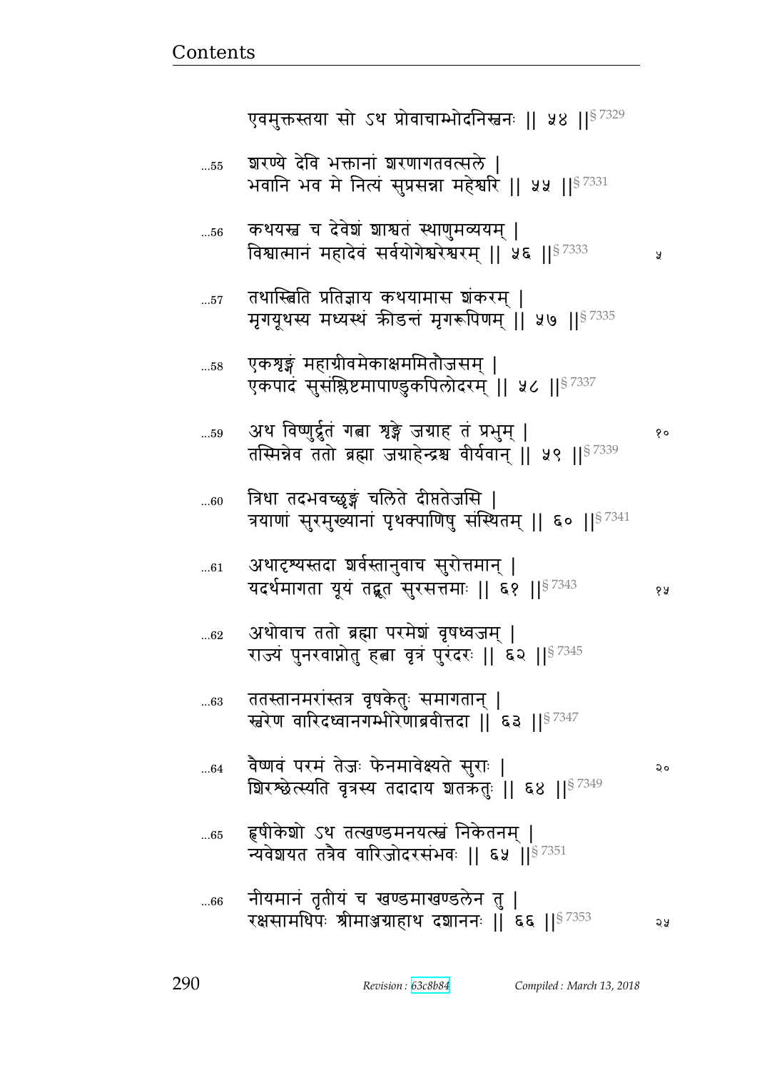एवमुक्तस्तया सो ऽथ प्रोवाचाम्भोदनिस्वनः ॥ ५४ ॥§ 7329

...55 शरण्ये देवि भक्तानां शरणागतवत्सले ।
भवानि भव मे नित्यं सुप्रसन्ना महेश्वरि ॥ ५५ ॥§ 7331

...56 कथयस्व च देवेशं शाश्वतं स्थाणुमव्ययम् ।
विश्वात्मानं महादेवं सर्वयोगेश्वरेश्वरम् ॥ ५६ ॥§ 7333 ५

...57 तथास्त्विति प्रतिज्ञाय कथयामास शंकरम् ।
मृगयूथस्य मध्यस्थं क्रीडन्तं मृगरूपिणम् ॥ ५७ ॥§ 7335

...58 एकशृङ्गं महाग्रीवमेकाक्षममितौजसम् ।
एकपादं सुसंश्लिष्टमापाण्डुकपिलोदरम् ॥ ५८ ॥§ 7337

...59 अथ विष्णुर्द्रुतं गत्वा शृङ्गे जग्राह तं प्रभुम् । १०
तस्मिन्नेव ततो ब्रह्मा जग्राहेन्द्रश्च वीर्यवान् ॥ ५९ ॥§ 7339

...60 त्रिधा तदभवच्छृङ्गं चलिते दीप्ततेजसि ।
त्रयाणां सुरमुख्यानां पृथक्पाणिषु संस्थितम् ॥ ६० ॥§ 7341

...61 अथादृश्यस्तदा शर्वस्तानुवाच सुरोत्तमान् ।
यदर्थमागता यूयं तद्भूत सुरसत्तमाः ॥ ६१ ॥§ 7343 १५

...62 अथोवाच ततो ब्रह्मा परमेशं वृषध्वजम् ।
राज्यं पुनरवाप्नोतु हत्वा वृत्रं पुरंदरः ॥ ६२ ॥§ 7345

...63 ततस्तानमरांस्तत्र वृषकेतुः समागतान् ।
स्वरेण वारिदध्वानगम्भीरेणाब्रवीत्तदा ॥ ६३ ॥§ 7347

...64 वैष्णवं परमं तेजः फेनमावेक्ष्यते सुराः । २०
शिरश्छेत्स्यति वृत्रस्य तदादाय शतक्रतुः ॥ ६४ ॥§ 7349

...65 हृषीकेशो ऽथ तत्खण्डमनयत्स्वं निकेतनम् ।
न्यवेशयत तत्रैव वारिजोदरसंभवः ॥ ६५ ॥§ 7351

...66 नीयमानं तृतीयं च खण्डमाखण्डलेन तु ।
रक्षसामधिपः श्रीमाञ्जग्राहाथ दशाननः ॥ ६६ ॥§ 7353 २५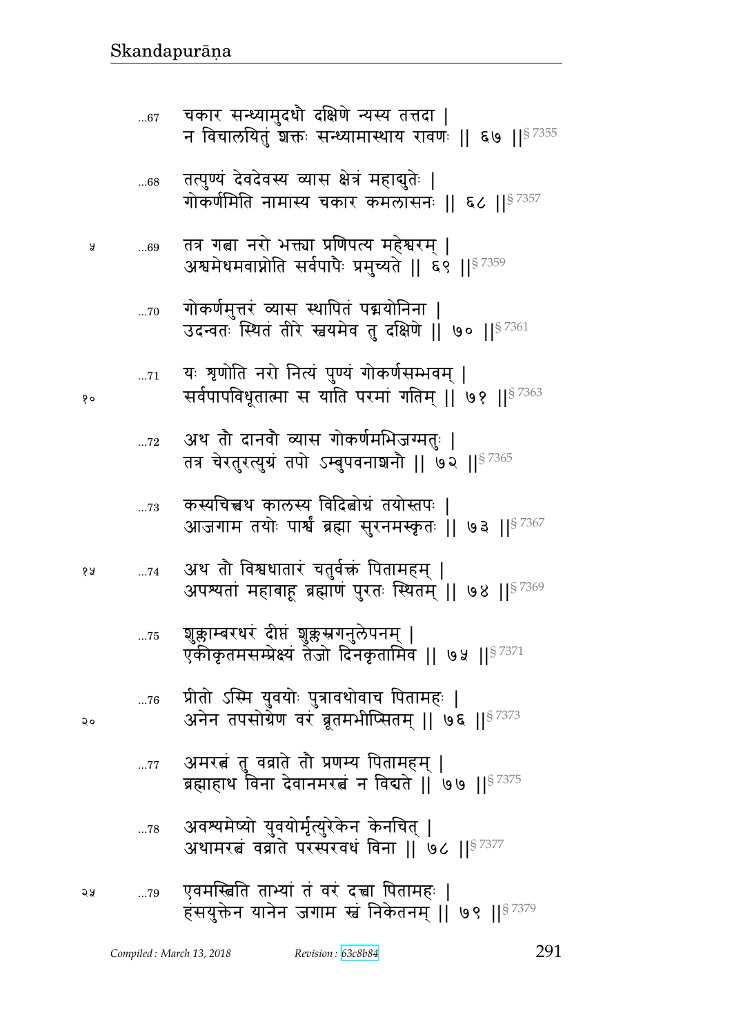...67 चकार सन्ध्यामुदधौ दक्षिणे न्यस्य तत्तदा |
न विचालयितुं शक्तः सन्ध्यामास्थाय रावणः || ६७ ||§ 7355

...68 तत्पुण्यं देवदेवस्य व्यास क्षेत्रं महाद्युतेः |
गोकर्णमिति नामास्य चकार कमलासनः || ६८ ||§ 7357

५ ...69 तत्र गत्वा नरो भक्त्या प्रणिपत्य महेश्वरम् |
अश्वमेधमवाप्नोति सर्वपापैः प्रमुच्यते || ६९ ||§ 7359

...70 गोकर्णमुत्तरं व्यास स्थापितं पद्मयोनिना |
उदन्वतः स्थितं तीरे स्वयमेव तु दक्षिणे || ७० ||§ 7361

...71 यः शृणोति नरो नित्यं पुण्यं गोकर्णसम्भवम् |
१० सर्वपापविधूतात्मा स याति परमां गतिम् || ७१ ||§ 7363

...72 अथ तौ दानवौ व्यास गोकर्णमभिजग्मतुः |
तत्र चेरतुरत्युग्रं तपो ऽम्बुपवनाशनौ || ७२ ||§ 7365

...73 कस्यचित्त्वथ कालस्य विदित्वोग्रं तयोस्तपः |
आजगाम तयोः पार्श्वं ब्रह्मा सुरनमस्कृतः || ७३ ||§ 7367

१५ ...74 अथ तौ विश्वधातारं चतुर्वक्त्रं पितामहम् |
अपश्यतां महाबाहू ब्रह्माणं पुरतः स्थितम् || ७४ ||§ 7369

...75 शुक्लाम्बरधरं दीप्तं शुक्लस्रगनुलेपनम् |
एकीकृतमसम्प्रेक्ष्यं तेजो दिनकृतामिव || ७५ ||§ 7371

...76 प्रीतो ऽस्मि युवयोः पुत्रावथोवाच पितामहः |
२० अनेन तपसोग्रेण वरं ब्रूतमभीप्सितम् || ७६ ||§ 7373

...77 अमरत्वं तु वव्राते तौ प्रणम्य पितामहम् |
ब्रह्माहाथ विना देवानमरत्वं न विद्यते || ७७ ||§ 7375

...78 अवश्यमेष्यो युवयोर्मृत्युरेकेन केनचित् |
अथामरत्वं वव्राते परस्परवधं विना || ७८ ||§ 7377

२५ ...79 एवमस्त्विति ताभ्यां तं वरं दत्त्वा पितामहः |
हंसयुक्तेन यानेन जगाम स्वं निकेतनम् || ७९ ||§ 7379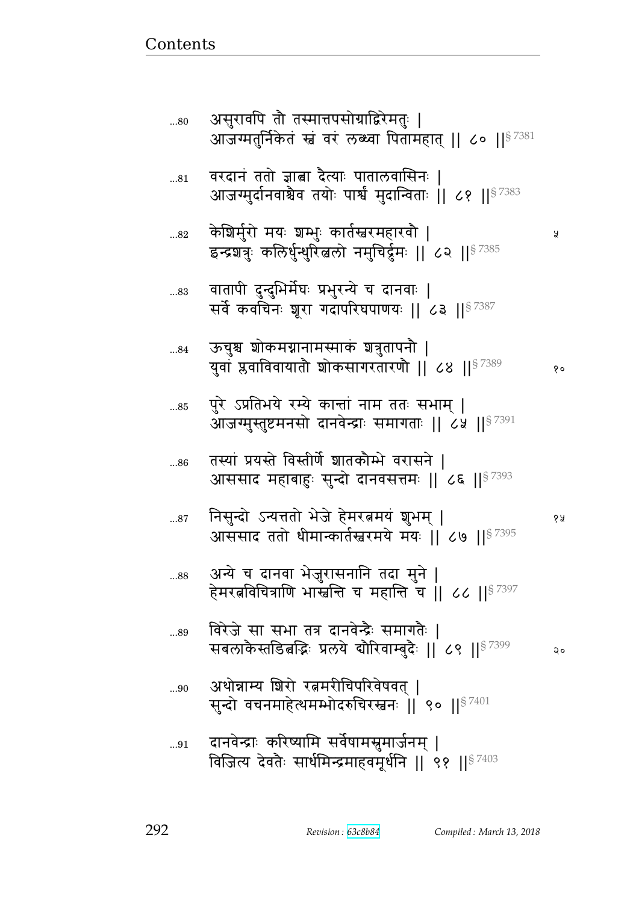...80 असुरावपि तौ तस्मात्तपसोग्राद्विरेमतुः |
आजग्मतुर्निकेतं स्वं वरं लब्ध्वा पितामहात् || ८० ||§ 7381

...81 वरदानं ततो ज्ञात्वा दैत्याः पातालवासिनः |
आजग्मुर्दानवाश्चैव तयोः पार्श्वं मुदान्विताः || ८१ ||§ 7383

...82 केशिर्मुरो मयः शम्भुः कार्तस्वरमहारवौ | ५
इन्द्रशत्रुः कलिर्धुन्धुरिल्वलो नमुचिर्द्रुमः || ८२ ||§ 7385

...83 वातापी दुन्दुभिर्मेघः प्रभुरन्ये च दानवाः |
सर्वे कवचिनः शूरा गदापरिघपाणयः || ८३ ||§ 7387

...84 ऊचुश्च शोकमग्नानामस्माकं शत्रुतापनौ |
युवां प्लवाविवायातौ शोकसागरतारणौ || ८४ ||§ 7389 १०

...85 पुरे ऽप्रतिभये रम्ये कान्तां नाम ततः सभाम् |
आजग्मुस्तुष्टमनसो दानवेन्द्राः समागताः || ८५ ||§ 7391

...86 तस्यां प्रयस्ते विस्तीर्णे शातकौम्भे वरासने |
आससाद महाबाहुः सुन्दो दानवसत्तमः || ८६ ||§ 7393

...87 निसुन्दो ऽन्यत्ततो भेजे हेमरत्नमयं शुभम् | १५
आससाद ततो धीमान्कार्तस्वरमये मयः || ८७ ||§ 7395

...88 अन्ये च दानवा भेजुरासनानि तदा मुने |
हेमरत्नविचित्राणि भास्वन्ति च महान्ति च || ८८ ||§ 7397

...89 विरेजे सा सभा तत्र दानवेन्द्रैः समागतैः |
सबलाकैस्तडित्वद्भिः प्रलये द्यौरिवाम्बुदैः || ८९ ||§ 7399 २०

...90 अथोन्नाम्य शिरो रत्नमरीचिपरिवेषवत् |
सुन्दो वचनमाहेत्थमम्भोदरुचिरस्वनः || ९० ||§ 7401

...91 दानवेन्द्राः करिष्यामि सर्वेषामस्नुमार्जनम् |
विजित्य दैवतैः सार्धमिन्द्रमाहवमूर्धनि || ९१ ||§ 7403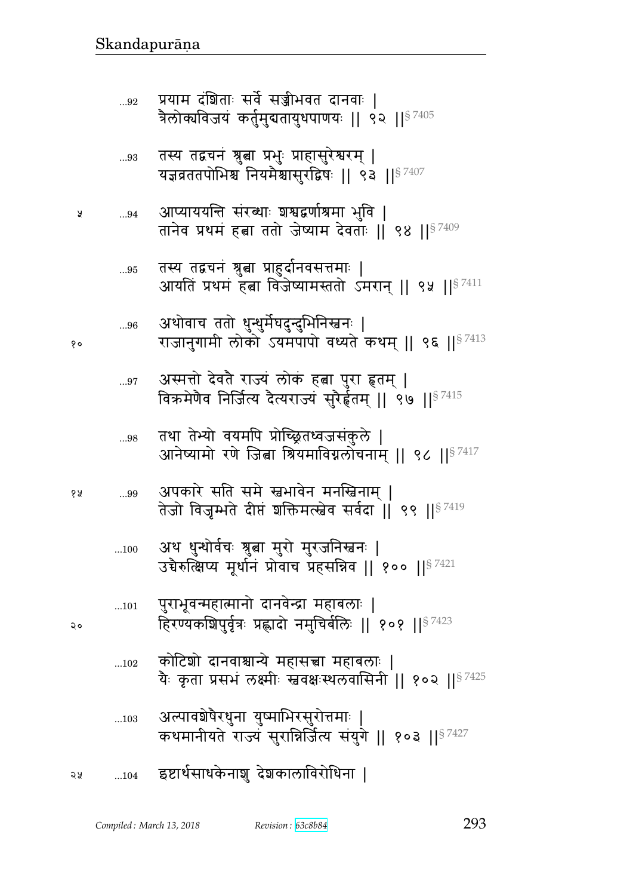...92 प्रयाम दंशिताः सर्वे सज्जीभवत दानवाः |
त्रैलोक्यविजयं कर्तुमुद्यतायुधपाणयः || ९२ ||§ 7405

...93 तस्य तद्वचनं श्रुत्वा प्रभुः प्राहासुरेश्वरम् |
यज्ञव्रततपोभिश्च नियमैश्चासुरद्विषः || ९३ ||§ 7407

५ ...94 आप्याययन्ति संरब्धाः शश्वद्वर्णाश्रमा भुवि |
तानेव प्रथमं हत्वा ततो जेष्याम देवताः || ९४ ||§ 7409

...95 तस्य तद्वचनं श्रुत्वा प्राहुर्दानवसत्तमाः |
आयतिं प्रथमं हत्वा विजेष्यामस्ततो ऽमरान् || ९५ ||§ 7411

...96 अथोवाच ततो धुन्धुर्मेघदुन्दुभिनिस्वनः |
१० राजानुगामी लोको ऽयमपापो वध्यते कथम् || ९६ ||§ 7413

...97 अस्मत्तो देवतै राज्यं लोकं हत्वा पुरा हृतम् |
विक्रमेणैव निर्जित्य दैत्यराज्यं सुरैर्हृतम् || ९७ ||§ 7415

...98 तथा तेभ्यो वयमपि प्रोच्छ्रितध्वजसंकुले |
आनेष्यामो रणे जित्वा श्रियमाविग्नलोचनाम् || ९८ ||§ 7417

१५ ...99 अपकारे सति समे स्वभावेन मनस्विनाम् |
तेजो विजृम्भते दीप्तं शक्तिमत्स्वेव सर्वदा || ९९ ||§ 7419

...100 अथ धुन्धोर्वचः श्रुत्वा मुरो मुरजनिस्वनः |
उच्चैरुत्क्षिप्य मूर्धानं प्रोवाच प्रहसन्निव || १०० ||§ 7421

...101 पुराभूवन्महात्मानो दानवेन्द्रा महाबलाः |
२० हिरण्यकशिपुर्वृत्रः प्रह्लादो नमुचिर्बलिः || १०१ ||§ 7423

...102 कोटिशो दानवाश्चान्ये महासत्त्वा महाबलाः |
यैः कृता प्रसभं लक्ष्मीः स्ववक्षःस्थलवासिनी || १०२ ||§ 7425

...103 अल्पावशेषैरधुना युष्माभिरसुरोत्तमाः |
कथमानीयते राज्यं सुरान्निर्जित्य संयुगे || १०३ ||§ 7427

२५ ...104 इष्टार्थसाधकेनाशु देशकालाविरोधिना |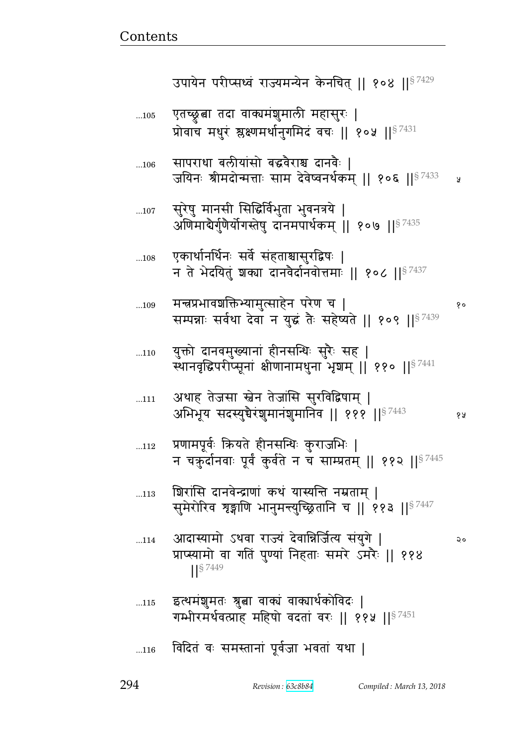उपायेन परीप्सध्वं राज्यमन्येन केनचित् || १०४ ||§ 7429

...105 एतच्छ्रुत्वा तदा वाक्यमंशुमाली महासुरः |
प्रोवाच मधुरं श्लक्ष्णमर्थानुगमिदं वचः || १०५ ||§ 7431

...106 सापराधा बलीयांसो बद्धवैराश्च दानवैः |
जयिनः श्रीमदोन्मत्ताः साम देवेष्वनर्थकम् || १०६ ||§ 7433

...107 सुरेषु मानसी सिद्धिर्विभुता भुवनत्रये |
अणिमाद्यैर्गुणैर्योगस्तेषु दानमपार्थकम् || १०७ ||§ 7435

...108 एकार्थानर्थिनः सर्वे संहताश्चासुरद्विषः |
न ते भेदयितुं शक्या दानवैर्दानवोत्तमाः || १०८ ||§ 7437

...109 मन्त्रप्रभावशक्तिभ्यामुत्साहेन परेण च |
सम्पन्नाः सर्वथा देवा न युद्धं तैः सहेष्यते || १०९ ||§ 7439

...110 युक्तो दानवमुख्यानां हीनसन्धिः सुरैः सह |
स्थानवृद्धिपरीप्सूनां क्षीणानामधुना भृशम् || ११० ||§ 7441

...111 अथाह तेजसा स्वेन तेजांसि सुरविद्विषाम् |
अभिभूय सदस्युच्चैरंशुमानंशुमानिव || १११ ||§ 7443

...112 प्रणामपूर्वः क्रियते हीनसन्धिः कुराजभिः |
न चक्रुर्दानवाः पूर्वं कुर्वते न च साम्प्रतम् || ११२ ||§ 7445

...113 शिरांसि दानवेन्द्राणां कथं यास्यन्ति नम्रताम् |
सुमेरोरिव शृङ्गाणि भानुमन्त्युच्छ्रितानि च || ११३ ||§ 7447

...114 आदास्यामो ऽथवा राज्यं देवान्निर्जित्य संयुगे |
प्राप्स्यामो वा गतिं पुण्यां निहताः समरे ऽमरैः || ११४ ||§ 7449

...115 इत्थमंशुमतः श्रुत्वा वाक्यं वाक्यार्थकोविदः |
गम्भीरमर्थवत्प्राह महिषो वदतां वरः || ११५ ||§ 7451

...116 विदितं वः समस्तानां पूर्वजा भवतां यथा |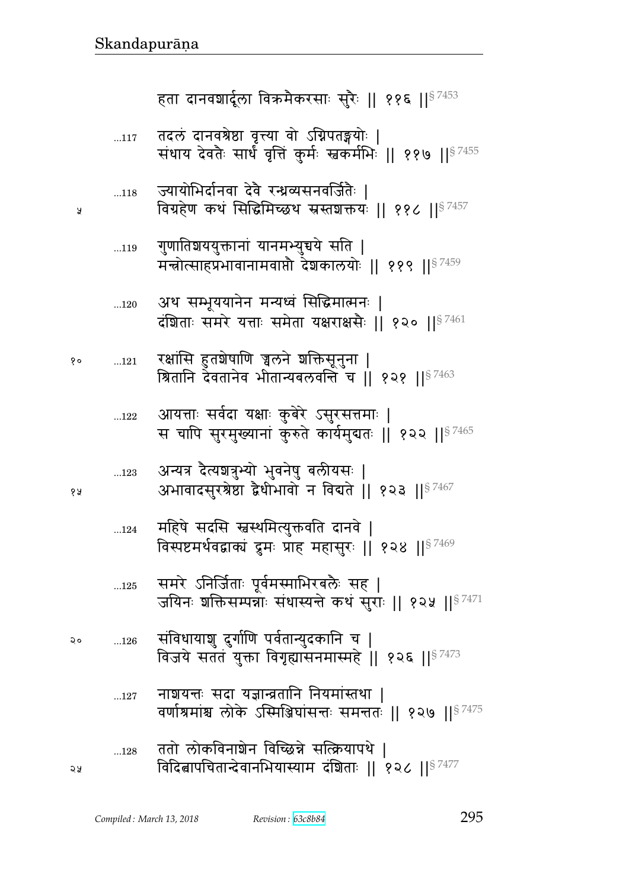हता दानवशार्दूला विक्रमैकरसाः सुरैः || ११६ ||§ 7453

...117 तदलं दानवश्रेष्ठा वृत्त्या वो ऽग्निपतङ्गयोः |
संधाय देवतैः सार्धं वृत्तिं कुर्मः स्वकर्मभिः || ११७ ||§ 7455

...118 ज्यायोभिर्दानवा देवै रन्ध्रव्यसनवर्जितैः |
विग्रहेण कथं सिद्धिमिच्छथ स्रस्तशक्तयः || ११८ ||§ 7457

...119 गुणातिशययुक्तानां यानमभ्युच्चये सति |
मन्त्रोत्साहप्रभावानामवाप्तौ देशकालयोः || ११९ ||§ 7459

...120 अथ सम्भूययानेन मन्यध्वं सिद्धिमात्मनः |
दंशिताः समरे यत्ताः समेता यक्षराक्षसैः || १२० ||§ 7461

...121 रक्षांसि हुतशेषाणि ज्वलने शक्तिसूनुना |
श्रितानि देवतानेव भीतान्यबलवन्ति च || १२१ ||§ 7463

...122 आयत्ताः सर्वदा यक्षाः कुबेरे ऽसुरसत्तमाः |
स चापि सुरमुख्यानां कुरुते कार्यमुद्यतः || १२२ ||§ 7465

...123 अन्यत्र दैत्यशत्रुभ्यो भुवनेषु बलीयसः |
अभावादसुरश्रेष्ठा द्वैधीभावो न विद्यते || १२३ ||§ 7467

...124 महिषे सदसि स्वस्थमित्युक्तवति दानवे |
विस्पष्टमर्थवद्वाक्यं द्रुमः प्राह महासुरः || १२४ ||§ 7469

...125 समरे ऽनिर्जिताः पूर्वमस्माभिरबलैः सह |
जयिनः शक्तिसम्पन्नाः संधास्यन्ते कथं सुराः || १२५ ||§ 7471

...126 संविधायाशु दुर्गाणि पर्वतान्युदकानि च |
विजये सततं युक्ता विगृह्यासनमास्महे || १२६ ||§ 7473

...127 नाशयन्तः सदा यज्ञान्व्रतानि नियमांस्तथा |
वर्णाश्रमांश्च लोके ऽस्मिञ्जिघांसन्तः समन्ततः || १२७ ||§ 7475

...128 ततो लोकविनाशेन विच्छिन्ने सत्क्रियापथे |
विदित्वापचितान्देवानभियास्याम दंशिताः || १२८ ||§ 7477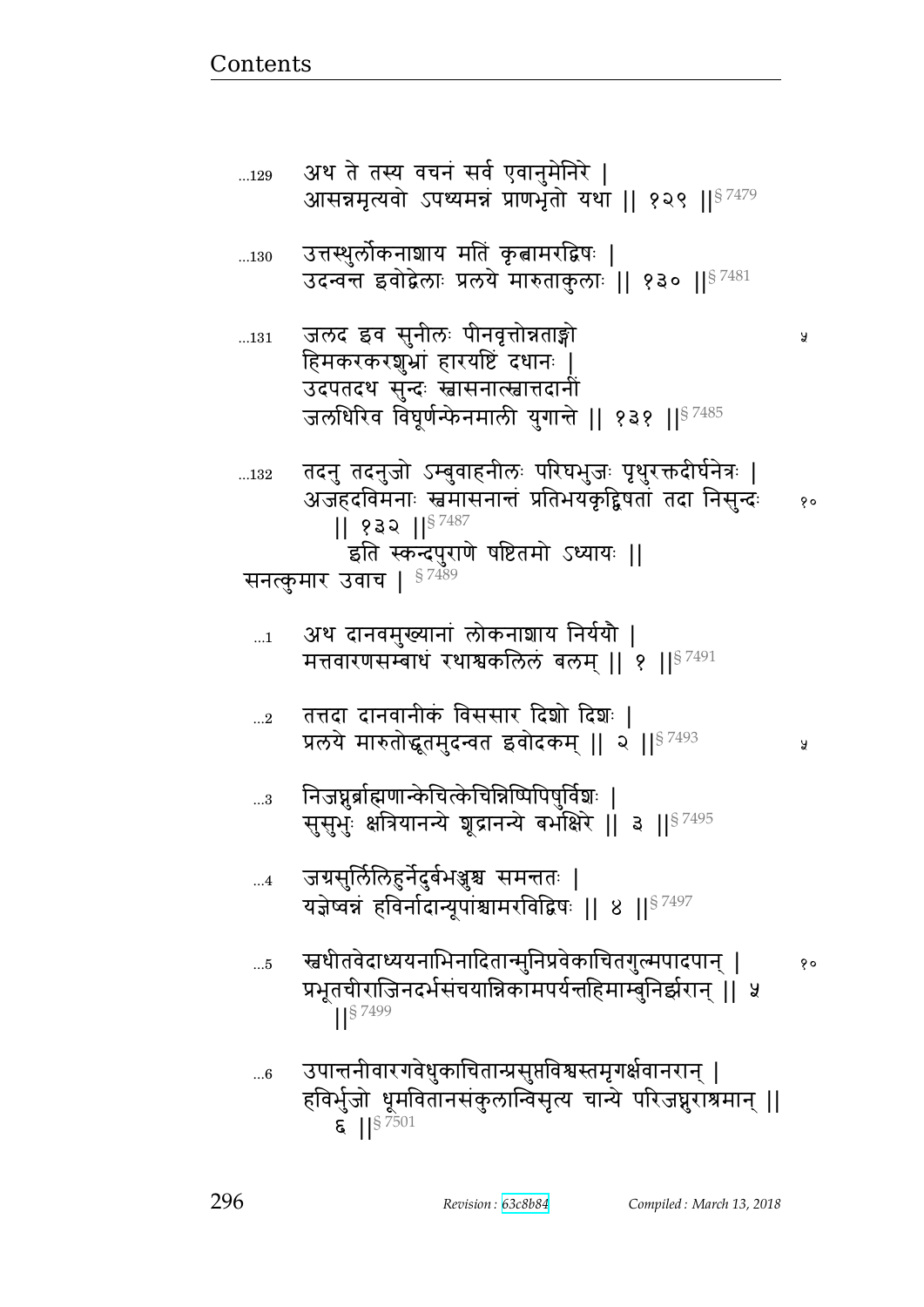...129 अथ ते तस्य वचनं सर्व एवानुमेनिरे ।
आसन्नमृत्यवो ऽपथ्यमन्नं प्राणभृतो यथा ॥ १२९ ॥§ 7479

...130 उत्तस्थुर्लोकनाशाय मतिं कृत्वामरद्विषः ।
उदन्वन्त इवोद्वेलाः प्रलये मारुताकुलाः ॥ १३० ॥§ 7481

...131 जलद इव सुनीलः पीनवृत्तोन्नताङ्गो
हिमकरकरशुभ्रां हारयष्टिं दधानः ।
उदपतदथ सुन्दः स्वासनात्स्वात्तदानीं
जलधिरिव विघूर्णन्फेनमाली युगान्ते ॥ १३१ ॥§ 7485

...132 तदनु तदनुजो ऽम्बुवाहनीलः परिघभुजः पृथुरक्तदीर्घनेत्रः ।
अजहदविमनाः स्वमासनान्तं प्रतिभयकृद्विषतां तदा निसुन्दः
॥ १३२ ॥§ 7487

इति स्कन्दपुराणे षष्टितमो ऽध्यायः ॥

सनत्कुमार उवाच । § 7489

...1 अथ दानवमुख्यानां लोकनाशाय निर्ययौ ।
मत्तवारणसम्बाधं रथाश्वकलिलं बलम् ॥ १ ॥§ 7491

...2 तत्तदा दानवानीकं विससार दिशो दिशः ।
प्रलये मारुतोद्धूतमुदन्वत इवोदकम् ॥ २ ॥§ 7493

...3 निजघ्नुर्ब्राह्मणान्केचित्केचिन्निष्पिपिषुर्विशः ।
सुसुभुः क्षत्रियानन्ये शूद्रानन्ये बभक्षिरे ॥ ३ ॥§ 7495

...4 जग्रसुर्लिलिहुर्नेदुर्बभञ्जुश्च समन्ततः ।
यज्ञेष्वन्नं हविर्नादान्यूपांश्चामरविद्विषः ॥ ४ ॥§ 7497

...5 स्वधीतवेदाध्ययनाभिनादितान्मुनिप्रवेकाचितगुल्मपादपान् ।
प्रभूतचीराजिनदर्भसंचयान्निकामपर्यन्तहिमाम्बुनिर्झरान् ॥ ५
॥§ 7499

...6 उपान्तनीवारगवेधुकाचितान्प्रसुप्तविश्वस्तमृगर्क्षवानरान् ।
हविर्भुजो धूमवितानसंकुलान्विसृत्य चान्ये परिजघ्नुराश्रमान् ॥
६ ॥§ 7501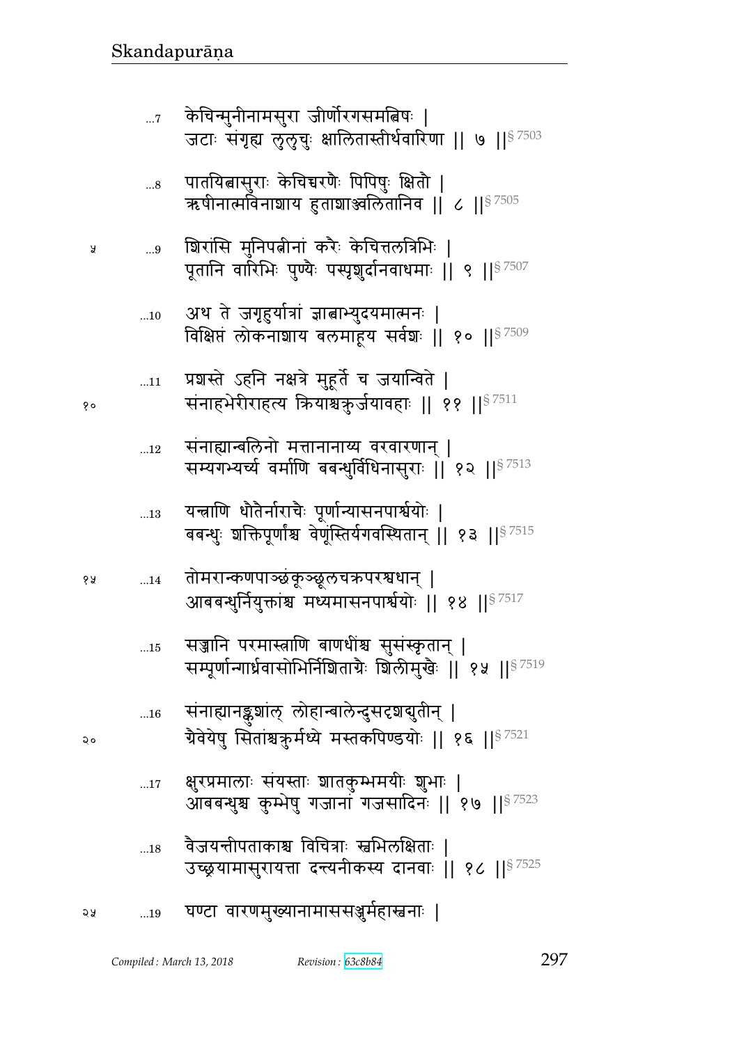...7 केचिन्मुनीनामसुरा जीर्णोरगसमत्विषः |
जटाः संगृह्य लुलुचुः क्षालितास्तीर्थवारिणा || ७ ||§ 7503

...8 पातयित्वासुराः केचिच्चरणैः पिपिषुः क्षितौ |
ऋषीनात्मविनाशाय हुताशाञ्ज्वलितानिव || ८ ||§ 7505

...9 शिरांसि मुनिपत्नीनां करैः केचित्तलत्रिभिः |
पूतानि वारिभिः पुण्यैः पस्पृशुर्दानवाधमाः || ९ ||§ 7507

...10 अथ ते जगृहुर्यात्रां ज्ञात्वाभ्युदयमात्मनः |
विक्षिप्तं लोकनाशाय बलमाहूय सर्वशः || १० ||§ 7509

...11 प्रशस्ते ऽहनि नक्षत्रे मुहूर्ते च जयान्विते |
संनाहभेरीराहत्य क्रियाश्चक्रुर्जयावहाः || ११ ||§ 7511

...12 संनाह्यान्बलिनो मत्तानानाय्य वरवारणान् |
सम्यगभ्यर्च्य वर्माणि बबन्धुर्विधिनासुराः || १२ ||§ 7513

...13 यन्त्राणि धौतैर्नाराचैः पूर्णान्यासनपार्श्वयोः |
बबन्धुः शक्तिपूर्णांश्च वेणूंस्तिर्यगवस्थितान् || १३ ||§ 7515

...14 तोमरान्कणपाञ्छंकूञ्छूलचक्रपरश्वधान् |
आबबन्धुर्नियुक्तांश्च मध्यमासनपार्श्वयोः || १४ ||§ 7517

...15 सज्जानि परमास्त्राणि बाणधींश्च सुसंस्कृतान् |
सम्पूर्णान्गार्ध्रवासोभिर्निशिताग्रैः शिलीमुखैः || १५ ||§ 7519

...16 संनाह्यानङ्कुशांल् लोहान्बालेन्दुसदृशद्युतीन् |
ग्रैवेयेषु सितांश्चक्रुर्मध्ये मस्तकपिण्डयोः || १६ ||§ 7521

...17 क्षुरप्रमालाः संयस्ताः शातकुम्भमयीः शुभाः |
आबबन्धुश्च कुम्भेषु गजानां गजसादिनः || १७ ||§ 7523

...18 वैजयन्तीपताकाश्च विचित्राः स्वभिलक्षिताः |
उच्छ्रयामासुरायत्ता दन्त्यनीकस्य दानवाः || १८ ||§ 7525

...19 घण्टा वारणमुख्यानामाससञ्जुर्महास्वनाः |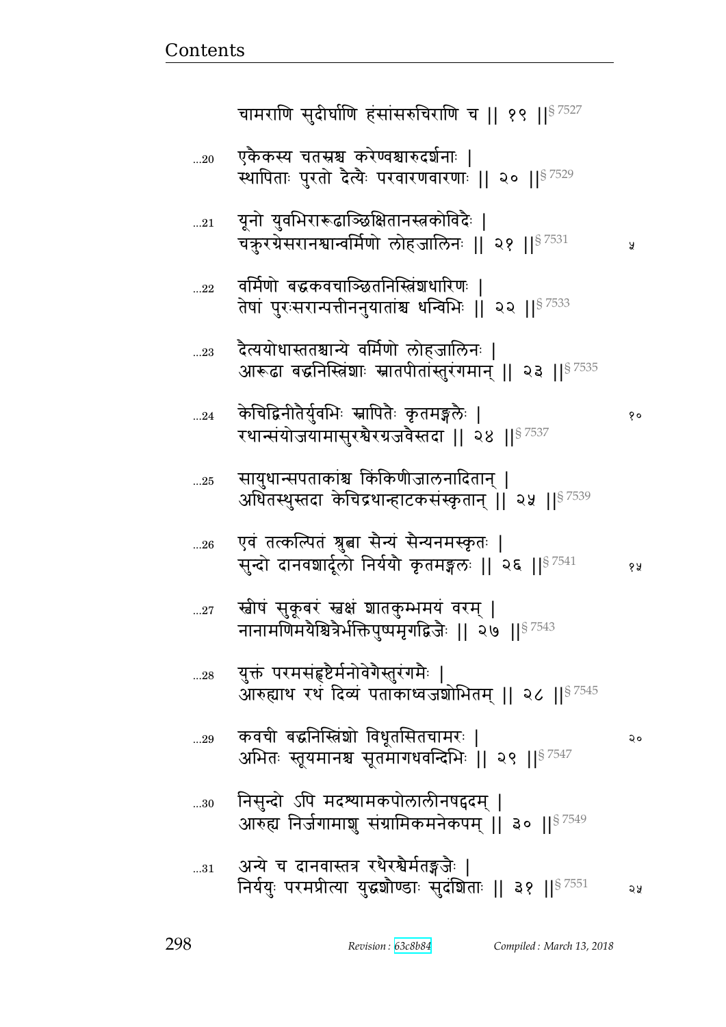चामराणि सुदीर्घाणि हंसांसरुचिराणि च || १९ ||§ 7527

...20 एकैकस्य चतस्रश्च करेण्वश्चारुदर्शनाः |
स्थापिताः पुरतो दैत्यैः परवारणवारणाः || २० ||§ 7529

...21 यूनो युवभिरारूढाञ्छिक्षितानस्त्रकोविदैः |
चक्रुरग्रेसरानश्वान्वर्मिणो लोहजालिनः || २१ ||§ 7531 ५

...22 वर्मिणो बद्धकवचाञ्छितनिस्त्रिंशधारिणः |
तेषां पुरःसरान्पत्तीननुयातांश्च धन्विभिः || २२ ||§ 7533

...23 दैत्ययोधास्ततश्चान्ये वर्मिणो लोहजालिनः |
आरूढा बद्धनिस्त्रिंशाः स्नातपीतांस्तुरंगमान् || २३ ||§ 7535

...24 केचिद्विनीतैर्युवभिः स्नापितैः कृतमङ्गलैः | १०
रथान्संयोजयामासुरश्वैरग्रजवैस्तदा || २४ ||§ 7537

...25 सायुधान्सपताकांश्च किंकिणीजालनादितान् |
अधितस्थुस्तदा केचिद्रथान्हाटकसंस्कृतान् || २५ ||§ 7539

...26 एवं तत्कल्पितं श्रुत्वा सैन्यं सैन्यनमस्कृतः |
सुन्दो दानवशार्दूलो निर्ययौ कृतमङ्गलः || २६ ||§ 7541 १५

...27 स्नीषं सुकूबरं स्नक्षं शातकुम्भमयं वरम् |
नानामणिमयैश्चित्रैर्भक्तिपुष्पमृगद्विजैः || २७ ||§ 7543

...28 युक्तं परमसंहृष्टैर्मनोवेगैस्तुरंगमैः |
आरुह्याथ रथं दिव्यं पताकाध्वजशोभितम् || २८ ||§ 7545

...29 कवची बद्धनिस्त्रिंशो विधूतसितचामरः | २०
अभितः स्तूयमानश्च सूतमागधवन्दिभिः || २९ ||§ 7547

...30 निसुन्दो ऽपि मदश्यामकपोलालीनषट्पदम् |
आरुह्य निर्जगामाशु संग्रामिकमनेकपम् || ३० ||§ 7549

...31 अन्ये च दानवास्तत्र रथैरश्वैर्मतङ्गजैः |
निर्ययुः परमप्रीत्या युद्धशौण्डाः सुदंशिताः || ३१ ||§ 7551 २५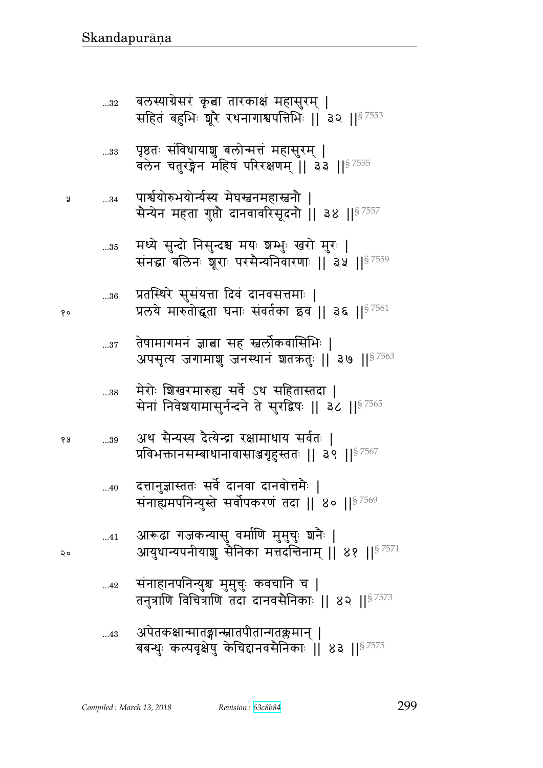...32 बलस्याग्रेसरं कृत्वा तारकाक्षं महासुरम् |
सहितं बहुभिः शूरै रथनागाश्वपत्तिभिः || ३२ ||§ 7553

...33 पृष्ठतः संविधायाशु बलोन्मत्तं महासुरम् |
बलेन चतुरङ्गेन महिषं परिरक्षणम् || ३३ ||§ 7555

५ ...34 पार्श्वयोरुभयोर्न्यस्य मेघस्वनमहास्वनौ |
सैन्येन महता गुप्तौ दानवावरिसूदनौ || ३४ ||§ 7557

...35 मध्ये सुन्दो निसुन्दश्च मयः शम्भुः खरो मुरः |
संनद्धा बलिनः शूराः परसैन्यनिवारणाः || ३५ ||§ 7559

...36 प्रतस्थिरे सुसंयत्ता दिवं दानवसत्तमाः |
१० प्रलये मारुतोद्धूता घनाः संवर्तका इव || ३६ ||§ 7561

...37 तेषामागमनं ज्ञात्वा सह स्वर्लोकवासिभिः |
अपसृत्य जगामाशु जनस्थानं शतक्रतुः || ३७ ||§ 7563

...38 मेरोः शिखरमारुह्य सर्वे ऽथ सहितास्तदा |
सेनां निवेशयामासुर्नन्दने ते सुरद्विषः || ३८ ||§ 7565

१५ ...39 अथ सैन्यस्य दैत्येन्द्रा रक्षामाधाय सर्वतः |
प्रविभक्तानसम्बाधानावासाञ्जगृहुस्ततः || ३९ ||§ 7567

...40 दत्तानुज्ञास्ततः सर्वे दानवा दानवोत्तमैः |
संनाह्यमपनिन्युस्ते सर्वोपकरणं तदा || ४० ||§ 7569

...41 आरूढा गजकन्यासु वर्माणि मुमुचुः शनैः |
२० आयुधान्यपनीयाशु सैनिका मत्तदन्तिनाम् || ४१ ||§ 7571

...42 संनाहानपनिन्युश्च मुमुचुः कवचानि च |
तनुत्राणि विचित्राणि तदा दानवसैनिकाः || ४२ ||§ 7573

...43 अपेतकक्षान्मातङ्गान्स्नातपीतान्गतक्लमान् |
बबन्धुः कल्पवृक्षेषु केचिद्दानवसैनिकाः || ४३ ||§ 7575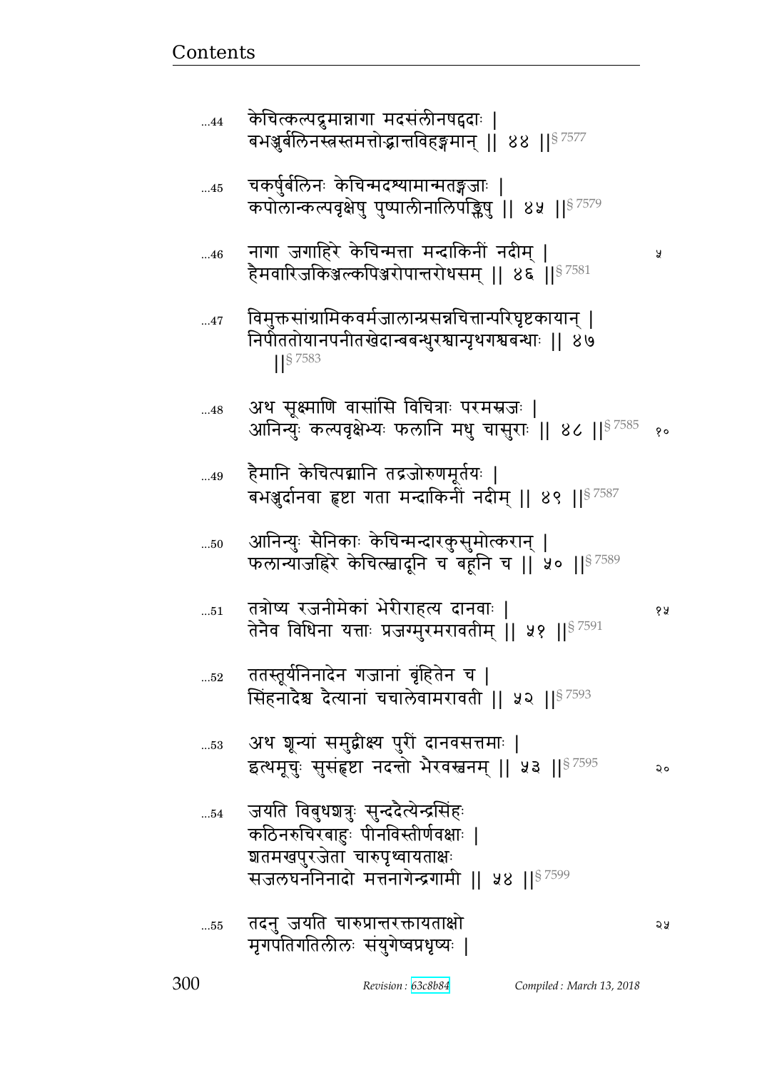...44 केचित्कल्पद्रुमान्नागा मदसंलीनषद्पदाः |
बभञ्जुर्बलिनस्त्रस्तमत्तोद्भ्रान्तविहङ्गमान् || ४४ ||§ 7577

...45 चकर्षुर्बलिनः केचिन्मदश्यामान्मतङ्गजाः |
कपोलान्कल्पवृक्षेषु पुष्पालीनालिपङ्क्तिषु || ४५ ||§ 7579

...46 नागा जगाहिरे केचिन्मत्ता मन्दाकिनीं नदीम् |
हैमवारिजकिञ्जल्कपिञ्जरोपान्तरोधसम् || ४६ ||§ 7581

...47 विमुक्तसांग्रामिकवर्मजालान्प्रसन्नचित्तान्परिघृष्टकायान् |
निपीततोयानपनीतखेदान्बबन्धुरश्वान्पृथगश्वबन्धाः || ४७ ||§ 7583

...48 अथ सूक्ष्माणि वासांसि विचित्राः परमस्रजः |
आनिन्युः कल्पवृक्षेभ्यः फलानि मधु चासुराः || ४८ ||§ 7585

...49 हैमानि केचित्पद्मानि तद्रजोरुणमूर्तयः |
बभञ्जुर्दानवा हृष्टा गता मन्दाकिनीं नदीम् || ४९ ||§ 7587

...50 आनिन्युः सैनिकाः केचिन्मन्दारकुसुमोत्करान् |
फलान्याजह्रिरे केचित्स्वादूनि च बहूनि च || ५० ||§ 7589

...51 तत्रोष्य रजनीमेकां भेरीराहत्य दानवाः |
तेनैव विधिना यत्ताः प्रजग्मुरमरावतीम् || ५१ ||§ 7591

...52 ततस्तूर्यनिनादेन गजानां बृंहितेन च |
सिंहनादैश्च दैत्यानां चचालेवामरावती || ५२ ||§ 7593

...53 अथ शून्यां समुद्वीक्ष्य पुरीं दानवसत्तमाः |
इत्थमूचुः सुसंहृष्टा नदन्तो भैरवस्वनम् || ५३ ||§ 7595

...54 जयति विबुधशत्रुः सुन्ददैत्येन्द्रसिंहः
कठिनरुचिरबाहुः पीनविस्तीर्णवक्षाः |
शतमखपुरजेता चारुपृथ्वायताक्षः
सजलघननिनादो मत्तनागेन्द्रगामी || ५४ ||§ 7599

...55 तदनु जयति चारुप्रान्तरक्तायताक्षो
मृगपतिगतिलीलः संयुगेष्वप्रधृष्यः |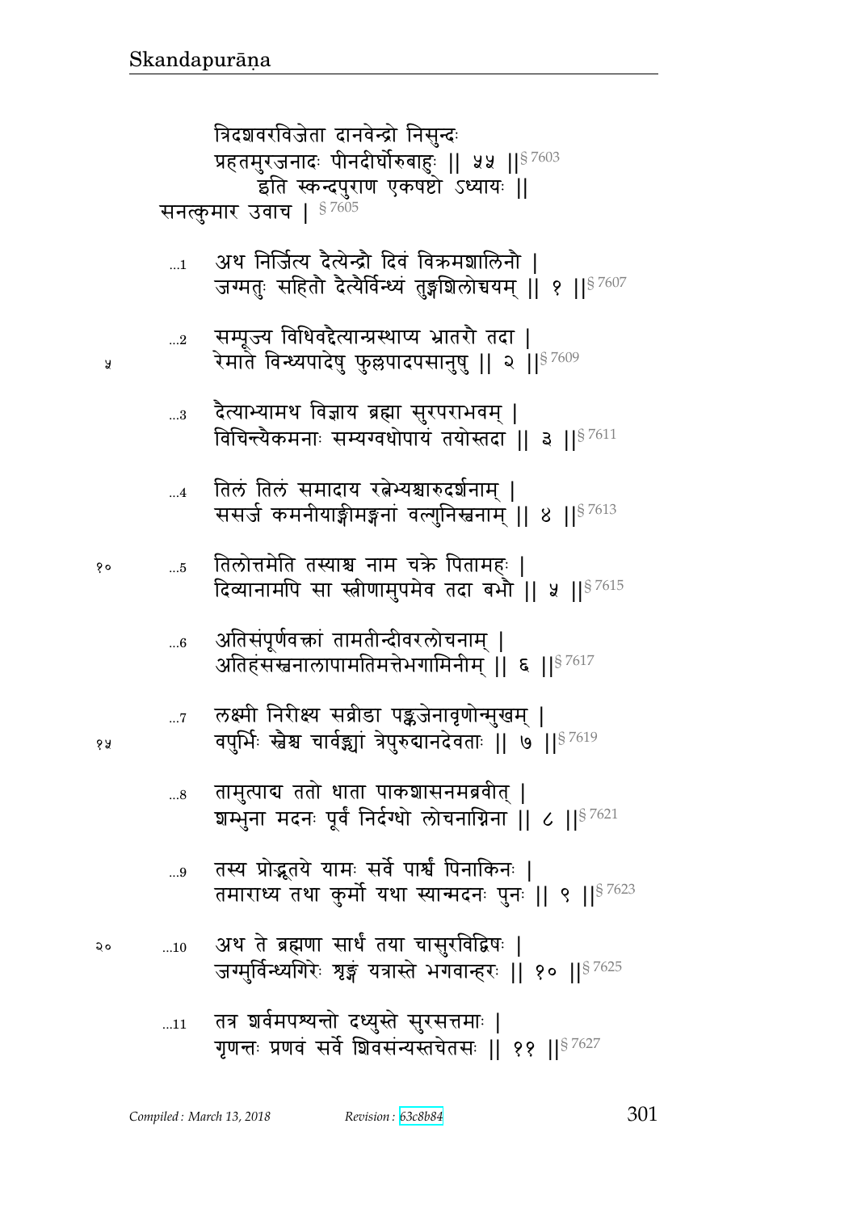त्रिदशवरविजेता दानवेन्द्रो निसुन्दः
प्रहतमुरजनादः पीनदीर्घोरुबाहुः || ५५ ||§ 7603
इति स्कन्दपुराण एकषष्टो ऽध्यायः ||
सनत्कुमार उवाच | § 7605

...1 अथ निर्जित्य दैत्येन्द्रौ दिवं विक्रमशालिनौ |
जग्मतुः सहितौ दैत्यैर्विन्ध्यं तुङ्गशिलोच्चयम् || १ ||§ 7607

...2 सम्पूज्य विधिवद्दैत्यान्प्रस्थाप्य भ्रातरौ तदा |
रेमाते विन्ध्यपादेषु फुल्लपादपसानुषु || २ ||§ 7609

...3 दैत्याभ्यामथ विज्ञाय ब्रह्मा सुरपराभवम् |
विचिन्त्यैकमनाः सम्यग्वधोपायं तयोस्तदा || ३ ||§ 7611

...4 तिलं तिलं समादाय रत्नेभ्यश्चारुदर्शनाम् |
ससर्ज कमनीयाङ्गीमङ्गनां वल्गुनिस्वनाम् || ४ ||§ 7613

...5 तिलोत्तमेति तस्याश्च नाम चक्रे पितामहः |
दिव्यानामपि सा स्त्रीणामुपमेव तदा बभौ || ५ ||§ 7615

...6 अतिसंपूर्णवक्त्रां तामतीन्दीवरलोचनाम् |
अतिहंसस्वनालापामतिमत्तेभगामिनीम् || ६ ||§ 7617

...7 लक्ष्मी निरीक्ष्य सव्रीडा पङ्कजेनावृणोन्मुखम् |
वपुर्भिः स्वैश्च चार्वङ्ग्यां त्रैपुरुद्यानदेवताः || ७ ||§ 7619

...8 तामुत्पाद्य ततो धाता पाकशासनमब्रवीत् |
शम्भुना मदनः पूर्वं निर्दग्धो लोचनाग्निना || ८ ||§ 7621

...9 तस्य प्रोद्भूतये यामः सर्वे पार्श्वं पिनाकिनः |
तमाराध्य तथा कुर्मो यथा स्यान्मदनः पुनः || ९ ||§ 7623

...10 अथ ते ब्रह्मणा सार्धं तया चासुरविद्विषः |
जग्मुर्विन्ध्यगिरेः शृङ्गं यत्रास्ते भगवान्हरः || १० ||§ 7625

...11 तत्र शर्वमपश्यन्तो दध्युस्ते सुरसत्तमाः |
गृणन्तः प्रणवं सर्वे शिवसंन्यस्तचेतसः || ११ ||§ 7627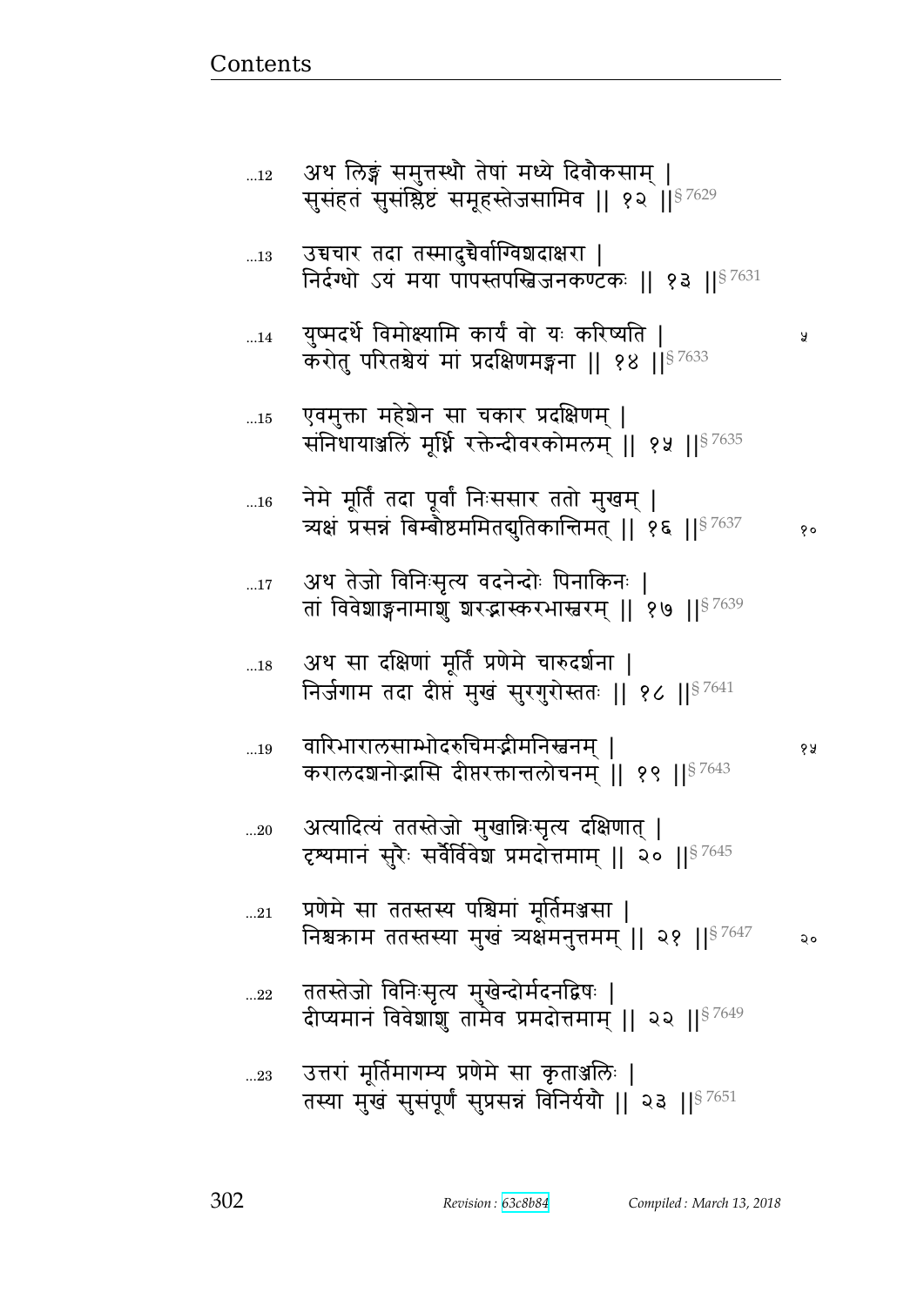...12 अथ लिङ्गं समुत्तस्थौ तेषां मध्ये दिवौकसाम् |
सुसंहतं सुसंश्लिष्टं समूहस्तेजसामिव || १२ ||§ 7629

...13 उच्चचार तदा तस्मादुच्चैर्वाग्विशदाक्षरा |
निर्दग्धो ऽयं मया पापस्तपस्विजनकण्टकः || १३ ||§ 7631

...14 युष्मदर्थे विमोक्ष्यामि कार्यं वो यः करिष्यति | ५
करोतु परितश्चेयं मां प्रदक्षिणमङ्गना || १४ ||§ 7633

...15 एवमुक्ता महेशेन सा चकार प्रदक्षिणम् |
संनिधायाञ्जलिं मूर्ध्नि रक्तेन्दीवरकोमलम् || १५ ||§ 7635

...16 नेमे मूर्तिं तदा पूर्वां निःससार ततो मुखम् |
त्र्यक्षं प्रसन्नं बिम्बौष्ठममितद्युतिकान्तिमत् || १६ ||§ 7637 १०

...17 अथ तेजो विनिःसृत्य वदनेन्दोः पिनाकिनः |
तां विवेशाङ्गनामाशु शरद्भास्करभास्वरम् || १७ ||§ 7639

...18 अथ सा दक्षिणां मूर्तिं प्रणेमे चारुदर्शना |
निर्जगाम तदा दीप्तं मुखं सुरगुरोस्ततः || १८ ||§ 7641

...19 वारिभारालसाम्भोदरुचिमद्भीमनिस्वनम् | १५
करालदशनोद्भासि दीप्तरक्तान्तलोचनम् || १९ ||§ 7643

...20 अत्यादित्यं ततस्तेजो मुखान्निःसृत्य दक्षिणात् |
दृश्यमानं सुरैः सर्वैर्विवेश प्रमदोत्तमाम् || २० ||§ 7645

...21 प्रणेमे सा ततस्तस्य पश्चिमां मूर्तिमञ्जसा |
निश्चक्राम ततस्तस्या मुखं त्र्यक्षमनुत्तमम् || २१ ||§ 7647 २०

...22 ततस्तेजो विनिःसृत्य मुखेन्दोर्मदनद्विषः |
दीप्यमानं विवेशाशु तामेव प्रमदोत्तमाम् || २२ ||§ 7649

...23 उत्तरां मूर्तिमागम्य प्रणेमे सा कृताञ्जलिः |
तस्या मुखं सुसंपूर्णं सुप्रसन्नं विनिर्ययौ || २३ ||§ 7651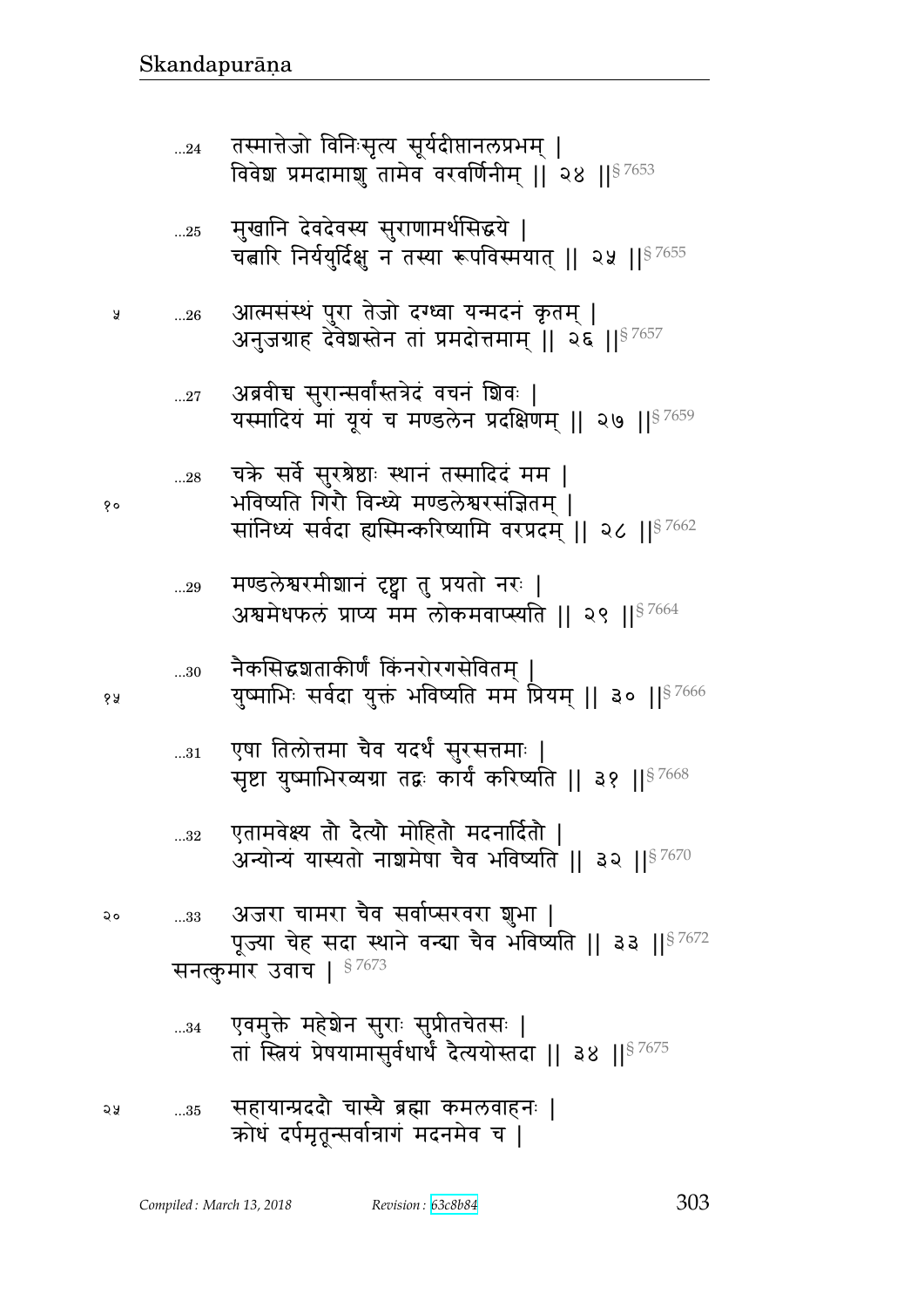...24 तस्मात्तेजो विनिःसृत्य सूर्यदीप्तानलप्रभम् |
विवेश प्रमदामाशु तामेव वरवर्णिनीम् || २४ ||§ 7653

...25 मुखानि देवदेवस्य सुराणामर्थसिद्धये |
चत्वारि निर्ययुर्दिक्षु न तस्या रूपविस्मयात् || २५ ||§ 7655

...26 आत्मसंस्थं पुरा तेजो दग्ध्वा यन्मदनं कृतम् |
अनुजग्राह देवेशस्तेन तां प्रमदोत्तमाम् || २६ ||§ 7657

...27 अब्रवीच्च सुरान्सर्वांस्तत्रेदं वचनं शिवः |
यस्मादियं मां यूयं च मण्डलेन प्रदक्षिणम् || २७ ||§ 7659

...28 चक्रे सर्वे सुरश्रेष्ठाः स्थानं तस्मादिदं मम |
भविष्यति गिरौ विन्ध्ये मण्डलेश्वरसंज्ञितम् |
सांनिध्यं सर्वदा ह्यस्मिन्करिष्यामि वरप्रदम् || २८ ||§ 7662

...29 मण्डलेश्वरमीशानं दृष्ट्वा तु प्रयतो नरः |
अश्वमेधफलं प्राप्य मम लोकमवाप्स्यति || २९ ||§ 7664

...30 नैकसिद्धशताकीर्णं किंनरोरगसेवितम् |
युष्माभिः सर्वदा युक्तं भविष्यति मम प्रियम् || ३० ||§ 7666

...31 एषा तिलोत्तमा चैव यदर्थं सुरसत्तमाः |
सृष्टा युष्माभिरव्यग्रा तद्वः कार्यं करिष्यति || ३१ ||§ 7668

...32 एतामवेक्ष्य तौ दैत्यौ मोहितौ मदनार्दितौ |
अन्योन्यं यास्यतो नाशमेषा चैव भविष्यति || ३२ ||§ 7670

...33 अजरा चामरा चैव सर्वाप्सरवरा शुभा |
पूज्या चेह सदा स्थाने वन्द्या चैव भविष्यति || ३३ ||§ 7672

सनत्कुमार उवाच | § 7673

...34 एवमुक्ते महेशेन सुराः सुप्रीतचेतसः |
तां स्त्रियं प्रेषयामासुर्वधार्थं दैत्ययोस्तदा || ३४ ||§ 7675

...35 सहायान्प्रददौ चास्यै ब्रह्मा कमलवाहनः |
क्रोधं दर्पमृतून्सर्वान्रागं मदनमेव च |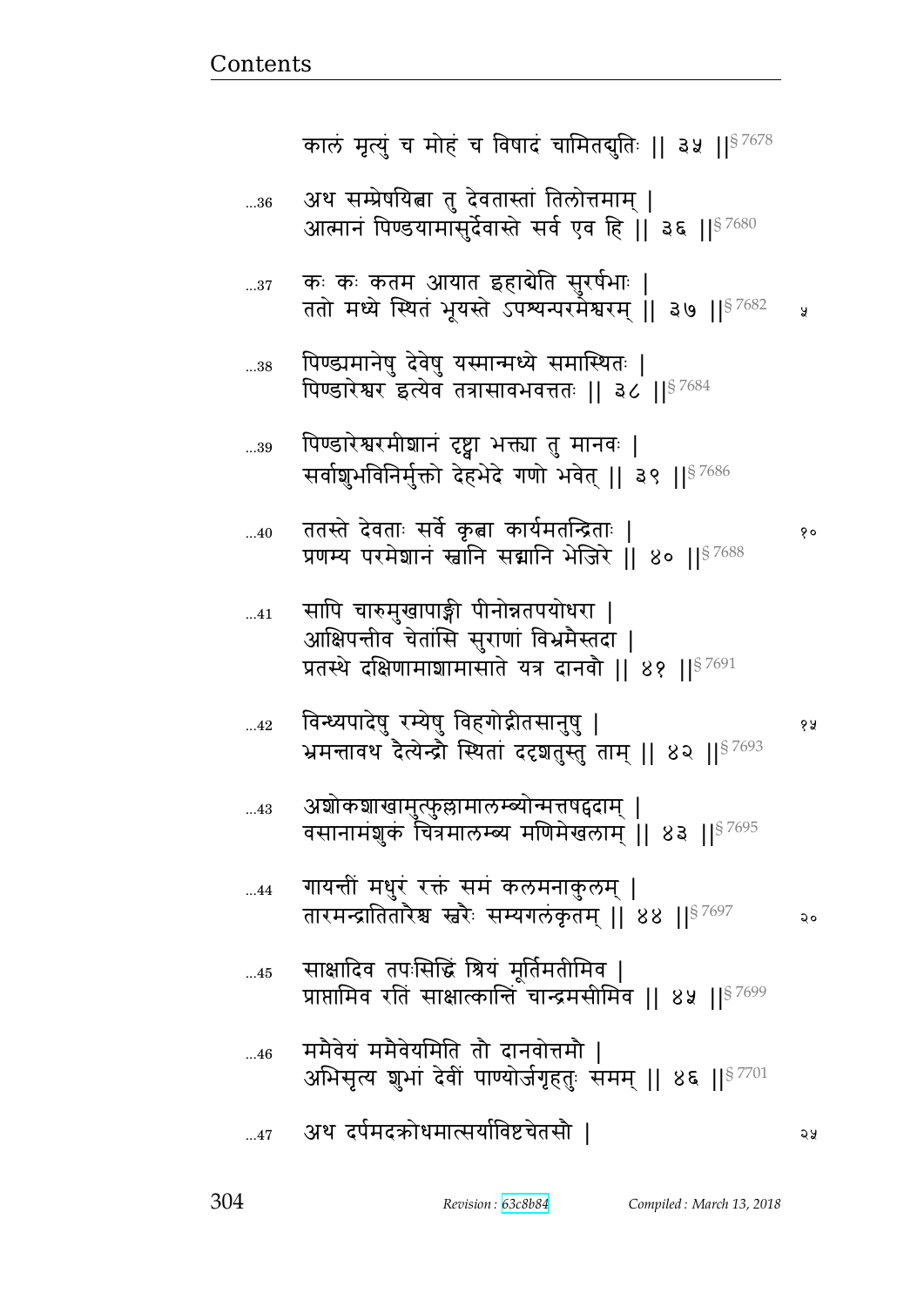कालं मृत्युं च मोहं च विषादं चामितद्युतिः || ३५ ||§ 7678

...36 अथ सम्प्रेषयित्वा तु देवतास्तां तिलोत्तमाम् |
आत्मानं पिण्डयामासुर्देवास्ते सर्व एव हि || ३६ ||§ 7680

...37 कः कः कतम आयात इहाद्येति सुरर्षभाः |
ततो मध्ये स्थितं भूयस्ते ऽपश्यन्परमेश्वरम् || ३७ ||§ 7682

...38 पिण्ड्यमानेषु देवेषु यस्मान्मध्ये समास्थितः |
पिण्डारेश्वर इत्येव तत्रासावभवत्ततः || ३८ ||§ 7684

...39 पिण्डारेश्वरमीशानं दृष्ट्वा भक्त्या तु मानवः |
सर्वाशुभविनिर्मुक्तो देहभेदे गणो भवेत् || ३९ ||§ 7686

...40 ततस्ते देवताः सर्वे कृत्वा कार्यमतन्द्रिताः |
प्रणम्य परमेशानं स्वानि सद्मानि भेजिरे || ४० ||§ 7688

...41 सापि चारुमुखापाङ्गी पीनोन्नतपयोधरा |
आक्षिपन्तीव चेतांसि सुराणां विभ्रमैस्तदा |
प्रतस्थे दक्षिणामाशामासाते यत्र दानवौ || ४१ ||§ 7691

...42 विन्ध्यपादेषु रम्येषु विहगोद्गीतसानुषु |
भ्रमन्तावथ दैत्येन्द्रौ स्थितां ददृशतुस्तु ताम् || ४२ ||§ 7693

...43 अशोकशाखामुत्फुल्लामालम्ब्योन्मत्तषट्पदाम् |
वसानामंशुकं चित्रमालम्ब्य मणिमेखलाम् || ४३ ||§ 7695

...44 गायन्तीं मधुरं रक्तं समं कलमनाकुलम् |
तारमन्द्रातितारैश्च स्वरैः सम्यगलंकृतम् || ४४ ||§ 7697

...45 साक्षादिव तपःसिद्धिं श्रियं मूर्तिमतीमिव |
प्राप्तामिव रतिं साक्षात्कान्तिं चान्द्रमसीमिव || ४५ ||§ 7699

...46 ममैवेयं ममैवेयमिति तौ दानवोत्तमौ |
अभिसृत्य शुभां देवीं पाण्योर्जगृहतुः समम् || ४६ ||§ 7701

...47 अथ दर्पमदक्रोधमात्सर्याविष्टचेतसौ |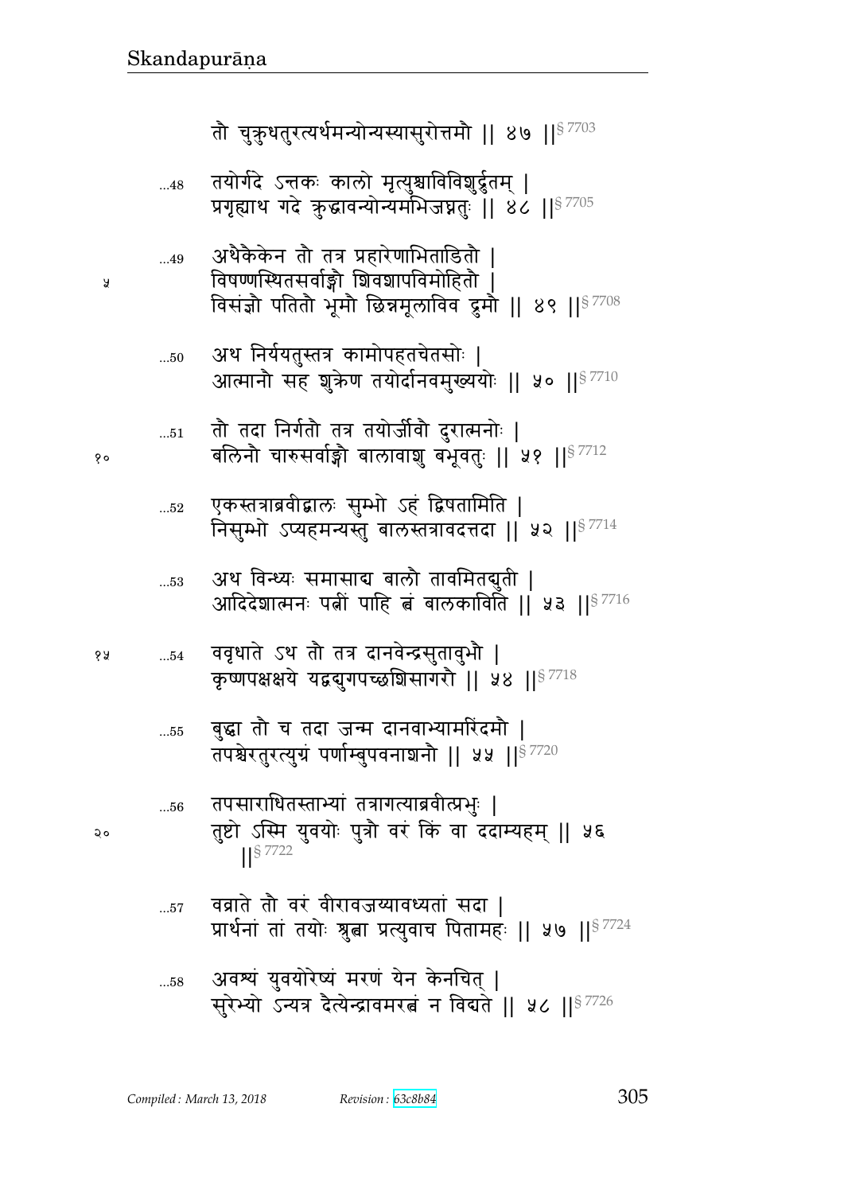तौ चुक्रुधतुरत्यर्थमन्योन्यस्यासुरोत्तमौ ॥ ४७ ॥§ 7703

...48 तयोर्गदे ऽन्तकः कालो मृत्युश्चाविविशुर्द्रुतम् ।
प्रगृह्याथ गदे क्रुद्धावन्योन्यमभिजघ्नतुः ॥ ४८ ॥§ 7705

...49 अथैकैकेन तौ तत्र प्रहारेणाभिताडितौ ।
विषण्णस्थितसर्वाङ्गौ शिवशापविमोहितौ ।
विसंज्ञौ पतितौ भूमौ छिन्नमूलाविव द्रुमौ ॥ ४९ ॥§ 7708

...50 अथ निर्ययतुस्तत्र कामोपहतचेतसोः ।
आत्मानौ सह शुक्रेण तयोर्दानवमुख्ययोः ॥ ५० ॥§ 7710

...51 तौ तदा निर्गतौ तत्र तयोर्जीवौ दुरात्मनोः ।
बलिनौ चारुसर्वाङ्गौ बालावाशु बभूवतुः ॥ ५१ ॥§ 7712

...52 एकस्तत्राब्रवीद्बालः सुम्भो ऽहं द्विषतामिति ।
निसुम्भो ऽप्यहमन्यस्तु बालस्तत्रावदत्तदा ॥ ५२ ॥§ 7714

...53 अथ विन्ध्यः समासाद्य बालौ तावमितद्युती ।
आदिदेशात्मनः पत्नीं पाहि त्वं बालकाविति ॥ ५३ ॥§ 7716

...54 ववृधाते ऽथ तौ तत्र दानवेन्द्रसुतावुभौ ।
कृष्णपक्षक्षये यद्वद्युगपच्छशिसागरौ ॥ ५४ ॥§ 7718

...55 बुद्ध्वा तौ च तदा जन्म दानवाभ्यामरिंदमौ ।
तपश्चेरतुरत्युग्रं पर्णाम्बुपवनाशनौ ॥ ५५ ॥§ 7720

...56 तपसाराधितस्ताभ्यां तत्रागत्याब्रवीत्प्रभुः ।
तुष्टो ऽस्मि युवयोः पुत्रौ वरं किं वा ददाम्यहम् ॥ ५६ ॥§ 7722

...57 वव्राते तौ वरं वीरावजय्यावध्यतां सदा ।
प्रार्थनां तां तयोः श्रुत्वा प्रत्युवाच पितामहः ॥ ५७ ॥§ 7724

...58 अवश्यं युवयोरेष्यं मरणं येन केनचित् ।
सुरेभ्यो ऽन्यत्र दैत्येन्द्रावमरत्वं न विद्यते ॥ ५८ ॥§ 7726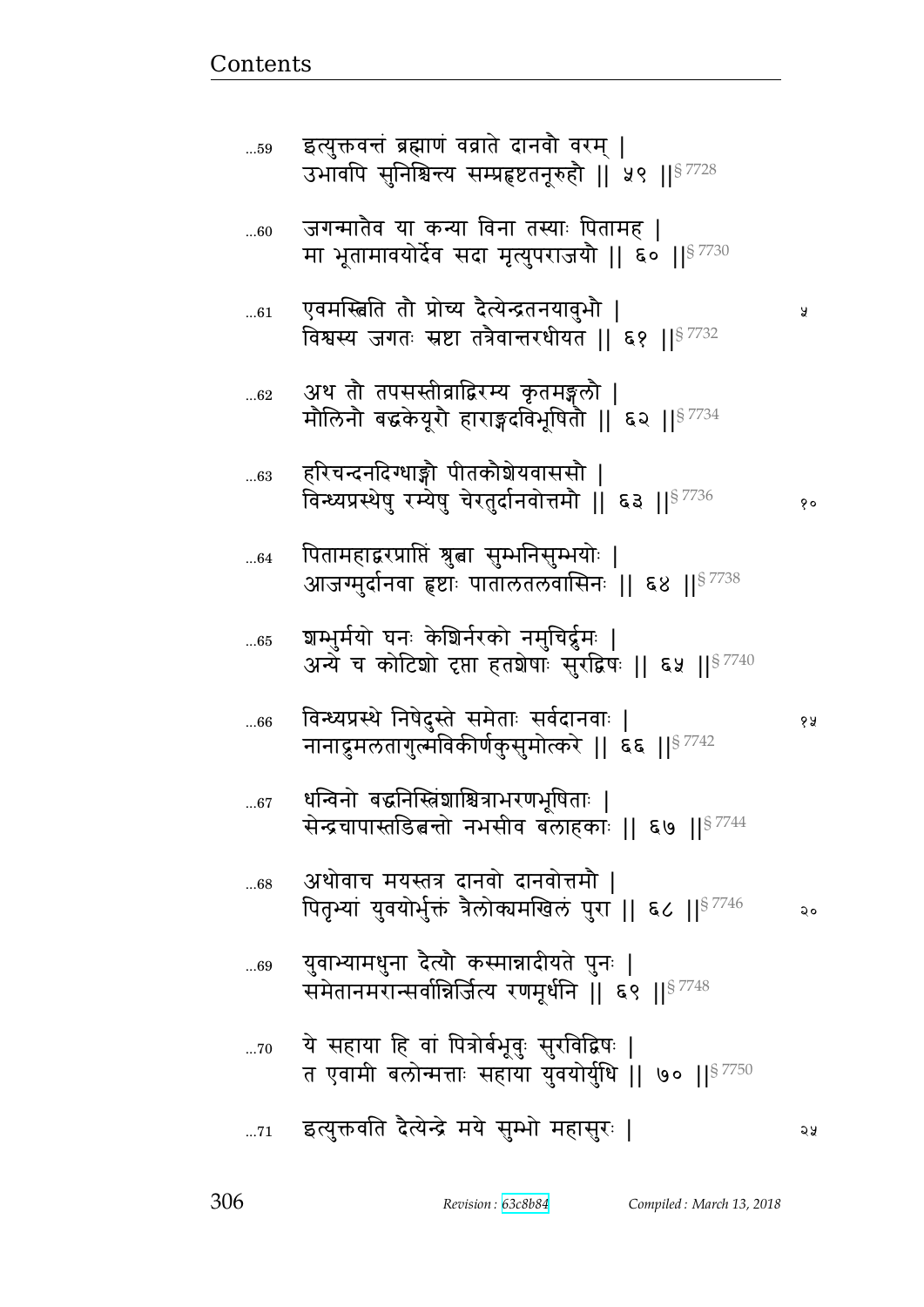...59 इत्युक्तवन्तं ब्रह्माणं वव्राते दानवौ वरम् |
उभावपि सुनिश्चिन्त्य सम्प्रहृष्टतनूरुहौ || ५९ ||§ 7728

...60 जगन्मातेव या कन्या विना तस्याः पितामह |
मा भूतामावयोर्देव सदा मृत्युपराजयौ || ६० ||§ 7730

...61 एवमस्त्विति तौ प्रोच्य दैत्येन्द्रतनयावुभौ |
विश्वस्य जगतः स्रष्टा तत्रैवान्तरधीयत || ६१ ||§ 7732

...62 अथ तौ तपसस्तीव्राद्विरम्य कृतमङ्गलौ |
मौलिनौ बद्धकेयूरौ हाराङ्गदविभूषितौ || ६२ ||§ 7734

...63 हरिचन्दनदिग्धाङ्गौ पीतकौशेयवाससौ |
विन्ध्यप्रस्थेषु रम्येषु चेरतुर्दानवोत्तमौ || ६३ ||§ 7736

...64 पितामहाद्वरप्राप्तिं श्रुत्वा सुम्भनिसुम्भयोः |
आजग्मुर्दानवा हृष्टाः पातालतलवासिनः || ६४ ||§ 7738

...65 शम्भुर्मयो घनः केशिर्नरको नमुचिर्द्रुमः |
अन्ये च कोटिशो दृप्ता हतशेषाः सुरद्विषः || ६५ ||§ 7740

...66 विन्ध्यप्रस्थे निषेदुस्ते समेताः सर्वदानवाः |
नानाद्रुमलतागुल्मविकीर्णकुसुमोत्करे || ६६ ||§ 7742

...67 धन्विनो बद्धनिस्त्रिंशाश्चित्राभरणभूषिताः |
सेन्द्रचापास्तडित्वन्तो नभसीव बलाहकाः || ६७ ||§ 7744

...68 अथोवाच मयस्तत्र दानवो दानवोत्तमौ |
पितृभ्यां युवयोर्भुक्तं त्रैलोक्यमखिलं पुरा || ६८ ||§ 7746

...69 युवाभ्यामधुना दैत्यौ कस्मान्नादीयते पुनः |
समेतानमरान्सर्वान्निर्जित्य रणमूर्धनि || ६९ ||§ 7748

...70 ये सहाया हि वां पित्रोर्बभूवुः सुरविद्विषः |
त एवामी बलोन्मत्ताः सहाया युवयोर्युधि || ७० ||§ 7750

...71 इत्युक्तवति दैत्येन्द्रे मये सुम्भो महासुरः |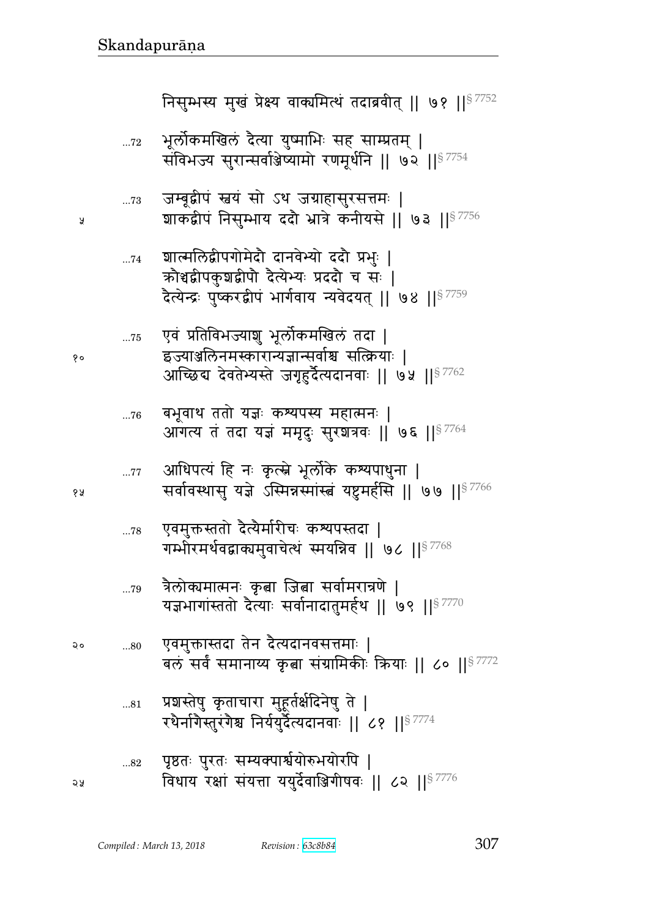निसुम्भस्य मुखं प्रेक्ष्य वाक्यमित्थं तदाब्रवीत् ॥ ७१ ॥§ 7752

...72 भूर्लोकमखिलं दैत्या युष्माभिः सह साम्प्रतम् ।
संविभज्य सुरान्सर्वाञ्जेष्यामो रणमूर्धनि ॥ ७२ ॥§ 7754

...73 जम्बूद्वीपं स्वयं सो ऽथ जग्राहासुरसत्तमः ।
शाकद्वीपं निसुम्भाय ददौ भ्रात्रे कनीयसे ॥ ७३ ॥§ 7756

...74 शाल्मलिद्वीपगोमेदौ दानवेभ्यो ददौ प्रभुः ।
क्रौञ्चद्वीपकुशद्वीपौ दैत्येभ्यः प्रददौ च सः ।
दैत्येन्द्रः पुष्करद्वीपं भार्गवाय न्यवेदयत् ॥ ७४ ॥§ 7759

...75 एवं प्रतिविभज्याशु भूर्लोकमखिलं तदा ।
इज्याञ्जलिनमस्कारान्यज्ञान्सर्वाश्च सत्क्रियाः ।
आच्छिद्य देवतेभ्यस्ते जगृहुर्दैत्यदानवाः ॥ ७५ ॥§ 7762

...76 बभूवाथ ततो यज्ञः कश्यपस्य महात्मनः ।
आगत्य तं तदा यज्ञं ममृदुः सुरशत्रवः ॥ ७६ ॥§ 7764

...77 आधिपत्यं हि नः कृत्स्ने भूर्लोके कश्यपाधुना ।
सर्वावस्थासु यज्ञे ऽस्मिन्नस्मांस्त्वं यष्टुमर्हसि ॥ ७७ ॥§ 7766

...78 एवमुक्तस्ततो दैत्यैर्मारीचः कश्यपस्तदा ।
गम्भीरमर्थवद्वाक्यमुवाचेत्थं स्मयन्निव ॥ ७८ ॥§ 7768

...79 त्रैलोक्यमात्मनः कृत्वा जित्वा सर्वामरात्रणे ।
यज्ञभागांस्ततो दैत्याः सर्वानादातुमर्हथ ॥ ७९ ॥§ 7770

...80 एवमुक्तास्तदा तेन दैत्यदानवसत्तमाः ।
बलं सर्वं समानाय्य कृत्वा संग्रामिकीः क्रियाः ॥ ८० ॥§ 7772

...81 प्रशस्तेषु कृताचारा मुहूर्तर्क्षदिनेषु ते ।
रथैर्नागैस्तुरंगैश्च निर्ययुर्दैत्यदानवाः ॥ ८१ ॥§ 7774

...82 पृष्ठतः पुरतः सम्यक्पार्श्वयोरुभयोरपि ।
विधाय रक्षां संयत्ता ययुर्देवाञ्जिगीषवः ॥ ८२ ॥§ 7776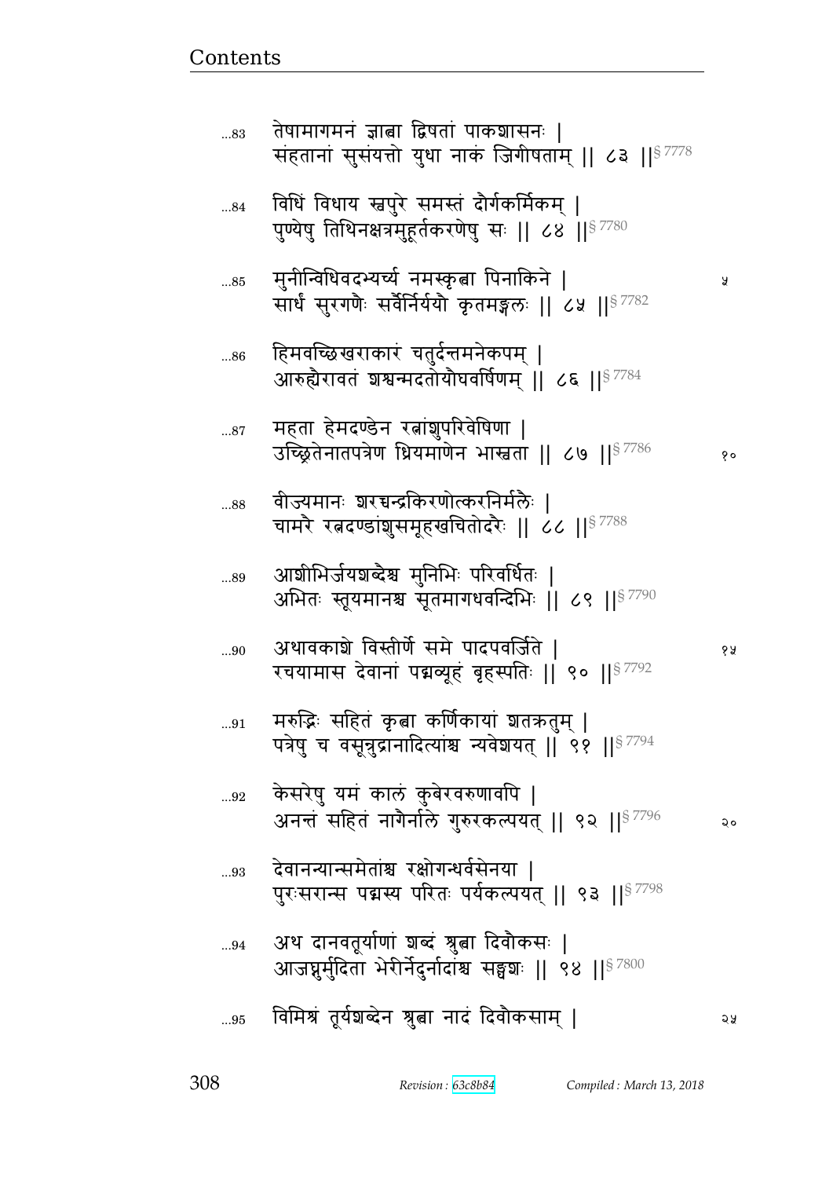...83 तेषामागमनं ज्ञात्वा द्विषतां पाकशासनः |
संहतानां सुसंयत्तो युधा नाकं जिगीषताम् || ८३ ||§ 7778

...84 विधिं विधाय स्वपुरे समस्तं दौर्गकर्मिकम् |
पुण्येषु तिथिनक्षत्रमुहूर्तकरणेषु सः || ८४ ||§ 7780

...85 मुनीन्विधिवदभ्यर्च्य नमस्कृत्वा पिनाकिने | ५
सार्धं सुरगणैः सर्वैर्निर्ययौ कृतमङ्गलः || ८५ ||§ 7782

...86 हिमवच्छिखराकारं चतुर्दन्तमनेकपम् |
आरुह्यैरावतं शश्वन्मदतोयौघवर्षिणम् || ८६ ||§ 7784

...87 महता हेमदण्डेन रत्नांशुपरिवेषिणा |
उच्छ्रितेनातपत्रेण ध्रियमाणेन भास्वता || ८७ ||§ 7786 १०

...88 वीज्यमानः शरच्चन्द्रकिरणोत्करनिर्मलैः |
चामरै रत्नदण्डांशुसमूहखचितोदरैः || ८८ ||§ 7788

...89 आशीभिर्जयशब्दैश्च मुनिभिः परिवर्धितः |
अभितः स्तूयमानश्च सूतमागधवन्दिभिः || ८९ ||§ 7790

...90 अथावकाशे विस्तीर्णे समे पादपवर्जिते | १५
रचयामास देवानां पद्मव्यूहं बृहस्पतिः || ९० ||§ 7792

...91 मरुद्भिः सहितं कृत्वा कर्णिकायां शतक्रतुम् |
पत्रेषु च वसून्रुद्रानादित्यांश्च न्यवेशयत् || ९१ ||§ 7794

...92 केसरेषु यमं कालं कुबेरवरुणावपि |
अनन्तं सहितं नागैर्नाले गुरुरकल्पयत् || ९२ ||§ 7796 २०

...93 देवानन्यान्समेतांश्च रक्षोगन्धर्वसेनया |
पुरःसरान्स पद्मस्य परितः पर्यकल्पयत् || ९३ ||§ 7798

...94 अथ दानवतूर्याणां शब्दं श्रुत्वा दिवौकसः |
आजघ्नुर्मुदिता भेरीर्नदुर्नादांश्च सङ्घशः || ९४ ||§ 7800

...95 विमिश्रं तूर्यशब्देन श्रुत्वा नादं दिवौकसाम् | २५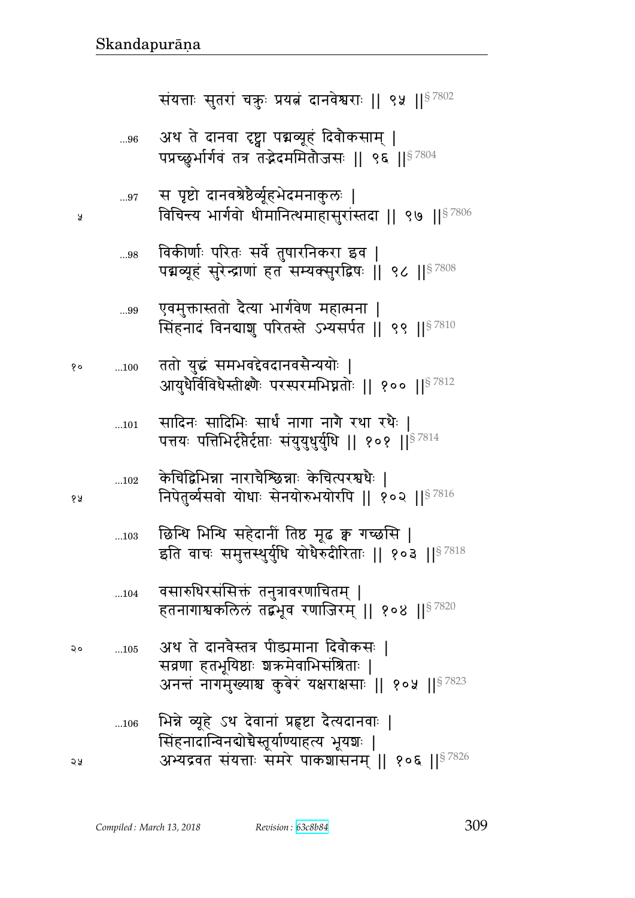संयत्ताः सुतरां चक्रुः प्रयत्नं दानवेश्वराः || ९५ ||§ 7802

...96 अथ ते दानवा दृष्ट्वा पद्मव्यूहं दिवौकसाम् |
पप्रच्छुर्भार्गवं तत्र तद्भेदममितौजसः || ९६ ||§ 7804

...97 स पृष्टो दानवश्रेष्ठैर्व्यूहभेदमनाकुलः |
विचिन्त्य भार्गवो धीमानित्थमाहासुरांस्तदा || ९७ ||§ 7806

...98 विकीर्णाः परितः सर्वे तुषारनिकरा इव |
पद्मव्यूहं सुरेन्द्राणां हत सम्यक्सुरद्विषः || ९८ ||§ 7808

...99 एवमुक्तास्ततो दैत्या भार्गवेण महात्मना |
सिंहनादं विनद्याशु परितस्ते ऽभ्यसर्पत || ९९ ||§ 7810

...100 ततो युद्धं समभवद्देवदानवसैन्ययोः |
आयुधैर्विविधैस्तीक्ष्णैः परस्परमभिघ्नतोः || १०० ||§ 7812

...101 सादिनः सादिभिः सार्धं नागा नागै रथा रथैः |
पत्तयः पत्तिभिर्दृप्तैर्दृप्ताः संयुयुधुर्युधि || १०१ ||§ 7814

...102 केचिद्विभिन्ना नाराचैश्छिन्नाः केचित्परश्वधैः |
निपेतुर्व्यसवो योधाः सेनयोरुभयोरपि || १०२ ||§ 7816

...103 छिन्धि भिन्धि सहेदानीं तिष्ठ मूढ क्व गच्छसि |
इति वाचः समुत्तस्थुर्युधि योधैरुदीरिताः || १०३ ||§ 7818

...104 वसारुधिरसंसिक्तं तनुत्रावरणाचितम् |
हतनागाश्वकलिलं तद्बभूव रणाजिरम् || १०४ ||§ 7820

...105 अथ ते दानवैस्तत्र पीड्यमाना दिवौकसः |
सव्रणा हतभूयिष्ठाः शक्रमेवाभिसंश्रिताः |
अनन्तं नागमुख्याश्च कुबेरं यक्षराक्षसाः || १०५ ||§ 7823

...106 भिन्ने व्यूहे ऽथ देवानां प्रहृष्टा दैत्यदानवाः |
सिंहनादान्विनद्योच्चैस्तूर्याण्याहत्य भूयशः |
अभ्यद्रवत संयत्ताः समरे पाकशासनम् || १०६ ||§ 7826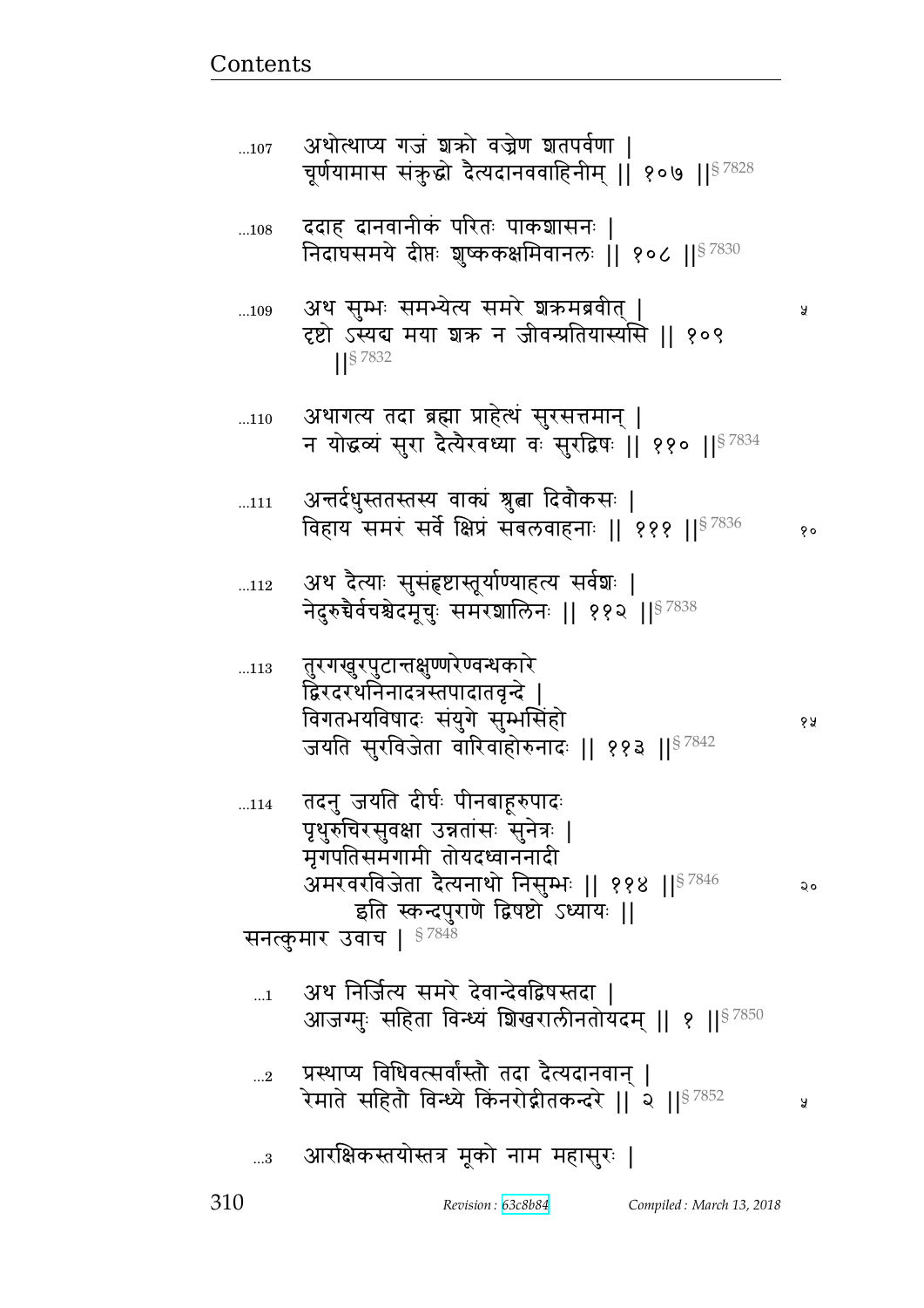...107 अथोत्थाप्य गजं शक्रो वज्रेण शतपर्वणा |
चूर्णयामास संक्रुद्धो दैत्यदानववाहिनीम् || १०७ ||§ 7828

...108 ददाह दानवानीकं परितः पाकशासनः |
निदाघसमये दीप्तः शुष्ककक्षमिवानलः || १०८ ||§ 7830

...109 अथ सुम्भः समभ्येत्य समरे शक्रमब्रवीत् |
दृष्टो ऽस्यद्य मया शक्र न जीवन्प्रतियास्यसि || १०९ ||§ 7832

...110 अथागत्य तदा ब्रह्मा प्राहेत्थं सुरसत्तमान् |
न योद्धव्यं सुरा दैत्यैरवध्या वः सुरद्विषः || ११० ||§ 7834

...111 अन्तर्दधुस्ततस्तस्य वाक्यं श्रुत्वा दिवौकसः |
विहाय समरं सर्वे क्षिप्रं सबलवाहनाः || १११ ||§ 7836

...112 अथ दैत्याः सुसंहृष्टास्तूर्याण्याहत्य सर्वशः |
नेदुरुच्चैर्वचश्चेदमूचुः समरशालिनः || ११२ ||§ 7838

...113 तुरगखुरपुटान्तक्षुण्णरेण्वन्धकारे
द्विरदरथनिनादत्रस्तपादातवृन्दे |
विगतभयविषादः संयुगे सुम्भसिंहो
जयति सुरविजेता वारिवाहोरुनादः || ११३ ||§ 7842

...114 तदनु जयति दीर्घः पीनबाहूरुपादः
पृथुरुचिरसुवक्षा उन्नतांसः सुनेत्रः |
मृगपतिसमगामी तोयदध्वाननादी
अमरवरविजेता दैत्यनाथो निसुम्भः || ११४ ||§ 7846

इति स्कन्दपुराणे द्विषष्टो ऽध्यायः ||

सनत्कुमार उवाच | § 7848

...1 अथ निर्जित्य समरे देवान्देवद्विषस्तदा |
आजग्मुः सहिता विन्ध्यं शिखरालीनतोयदम् || १ ||§ 7850

...2 प्रस्थाप्य विधिवत्सर्वांस्तौ तदा दैत्यदानवान् |
रेमाते सहितौ विन्ध्ये किंनरोद्गीतकन्दरे || २ ||§ 7852

...3 आरक्षिकस्तयोस्तत्र मूको नाम महासुरः |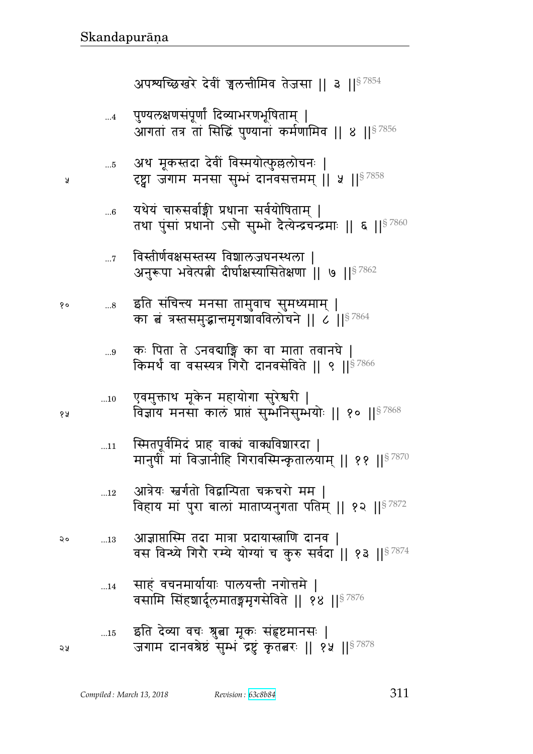अपश्यच्छिखरे देवीं ज्वलन्तीमिव तेजसा || ३ ||§ 7854

...4 पुण्यलक्षणसंपूर्णां दिव्याभरणभूषिताम् |
आगतां तत्र तां सिद्धिं पुण्यानां कर्मणामिव || ४ ||§ 7856

...5 अथ मूकस्तदा देवीं विस्मयोत्फुल्ललोचनः |
दृष्ट्वा जगाम मनसा सुम्भं दानवसत्तमम् || ५ ||§ 7858

...6 यथेयं चारुसर्वाङ्गी प्रधाना सर्वयोषिताम् |
तथा पुंसां प्रधानो ऽसौ सुम्भो दैत्येन्द्रचन्द्रमाः || ६ ||§ 7860

...7 विस्तीर्णवक्षसस्तस्य विशालजघनस्थला |
अनुरूपा भवेत्पत्नी दीर्घाक्षस्यासितेक्षणा || ७ ||§ 7862

...8 इति संचिन्त्य मनसा तामुवाच सुमध्यमाम् |
का त्वं त्रस्तसमुद्भ्रान्तमृगशावविलोचने || ८ ||§ 7864

...9 कः पिता ते ऽनवद्याङ्गि का वा माता तवानघे |
किमर्थं वा वसस्यत्र गिरौ दानवसेविते || ९ ||§ 7866

...10 एवमुक्ताथ मूकेन महायोगा सुरेश्वरी |
विज्ञाय मनसा कालं प्राप्तं सुम्भनिसुम्भयोः || १० ||§ 7868

...11 स्मितपूर्वमिदं प्राह वाक्यं वाक्यविशारदा |
मानुषीं मां विजानीहि गिरावस्मिन्कृतालयाम् || ११ ||§ 7870

...12 आत्रेयः स्वर्गतो विद्धान्पिता चक्रचरो मम |
विहाय मां पुरा बालां माताप्यनुगता पतिम् || १२ ||§ 7872

...13 आज्ञाप्तास्मि तदा मात्रा प्रदायास्त्राणि दानव |
वस विन्ध्ये गिरौ रम्ये योग्यां च कुरु सर्वदा || १३ ||§ 7874

...14 साहं वचनमार्यायाः पालयन्ती नगोत्तमे |
वसामि सिंहशार्दूलमातङ्गमृगसेविते || १४ ||§ 7876

...15 इति देव्या वचः श्रुत्वा मूकः संहृष्टमानसः |
जगाम दानवश्रेष्ठं सुम्भं द्रष्टुं कृतत्वरः || १५ ||§ 7878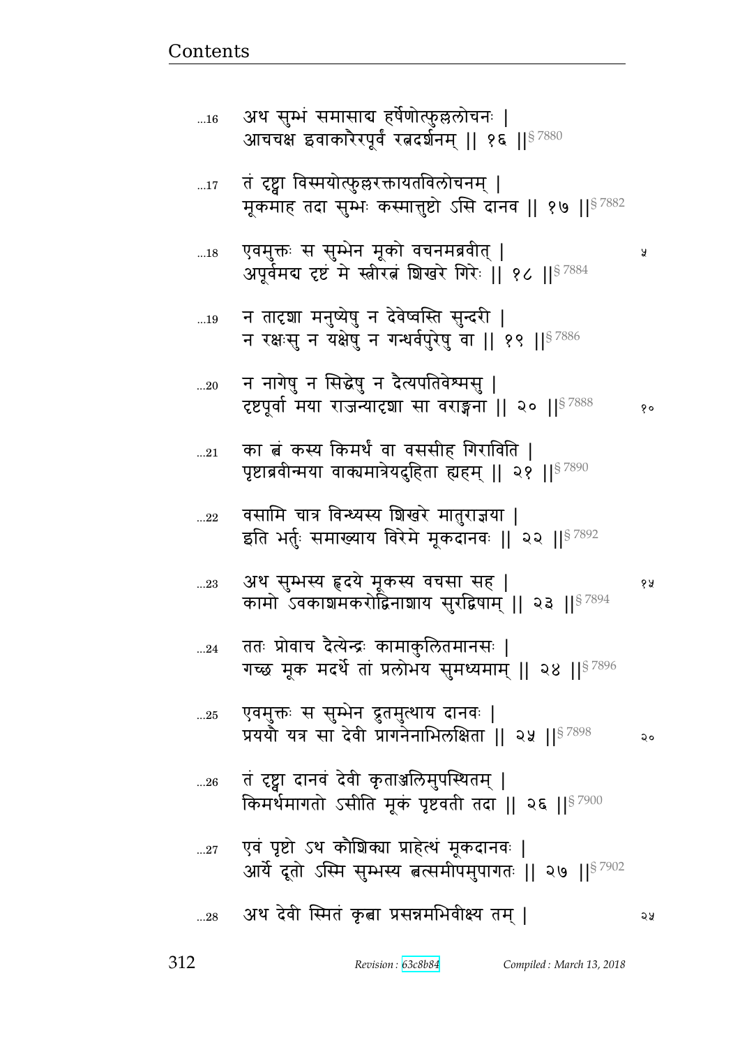...16 अथ सुम्भं समासाद्य हर्षेणोत्फुल्ललोचनः |
आचचक्ष इवाकारैरपूर्वं रत्नदर्शनम् || १६ ||§ 7880

...17 तं दृष्ट्वा विस्मयोत्फुल्लरक्तायतविलोचनम् |
मूकमाह तदा सुम्भः कस्मात्तुष्टो ऽसि दानव || १७ ||§ 7882

...18 एवमुक्तः स सुम्भेन मूको वचनमब्रवीत् | ५
अपूर्वमद्य दृष्टं मे स्त्रीरत्नं शिखरे गिरेः || १८ ||§ 7884

...19 न तादृशा मनुष्येषु न देवेष्वस्ति सुन्दरी |
न रक्षःसु न यक्षेषु न गन्धर्वपुरेषु वा || १९ ||§ 7886

...20 न नागेषु न सिद्धेषु न दैत्यपतिवेश्मसु |
दृष्टपूर्वा मया राजन्यादृशा सा वराङ्गना || २० ||§ 7888 १०

...21 का त्वं कस्य किमर्थं वा वससीह गिराविति |
पृष्टाब्रवीन्मया वाक्यमात्रेयदुहिता ह्यहम् || २१ ||§ 7890

...22 वसामि चात्र विन्ध्यस्य शिखरे मातुराज्ञया |
इति भर्तुः समाख्याय विरेमे मूकदानवः || २२ ||§ 7892

...23 अथ सुम्भस्य हृदये मूकस्य वचसा सह | १५
कामो ऽवकाशमकरोद्विनाशाय सुरद्विषाम् || २३ ||§ 7894

...24 ततः प्रोवाच दैत्येन्द्रः कामाकुलितमानसः |
गच्छ मूक मदर्थे तां प्रलोभय सुमध्यमाम् || २४ ||§ 7896

...25 एवमुक्तः स सुम्भेन द्रुतमुत्थाय दानवः |
प्रययौ यत्र सा देवी प्रागनेनाभिलक्षिता || २५ ||§ 7898 २०

...26 तं दृष्ट्वा दानवं देवी कृताञ्जलिमुपस्थितम् |
किमर्थमागतो ऽसीति मूकं पृष्टवती तदा || २६ ||§ 7900

...27 एवं पृष्टो ऽथ कौशिक्या प्राहेत्थं मूकदानवः |
आर्ये दूतो ऽस्मि सुम्भस्य त्वत्समीपमुपागतः || २७ ||§ 7902

...28 अथ देवी स्मितं कृत्वा प्रसन्नमभिवीक्ष्य तम् | २५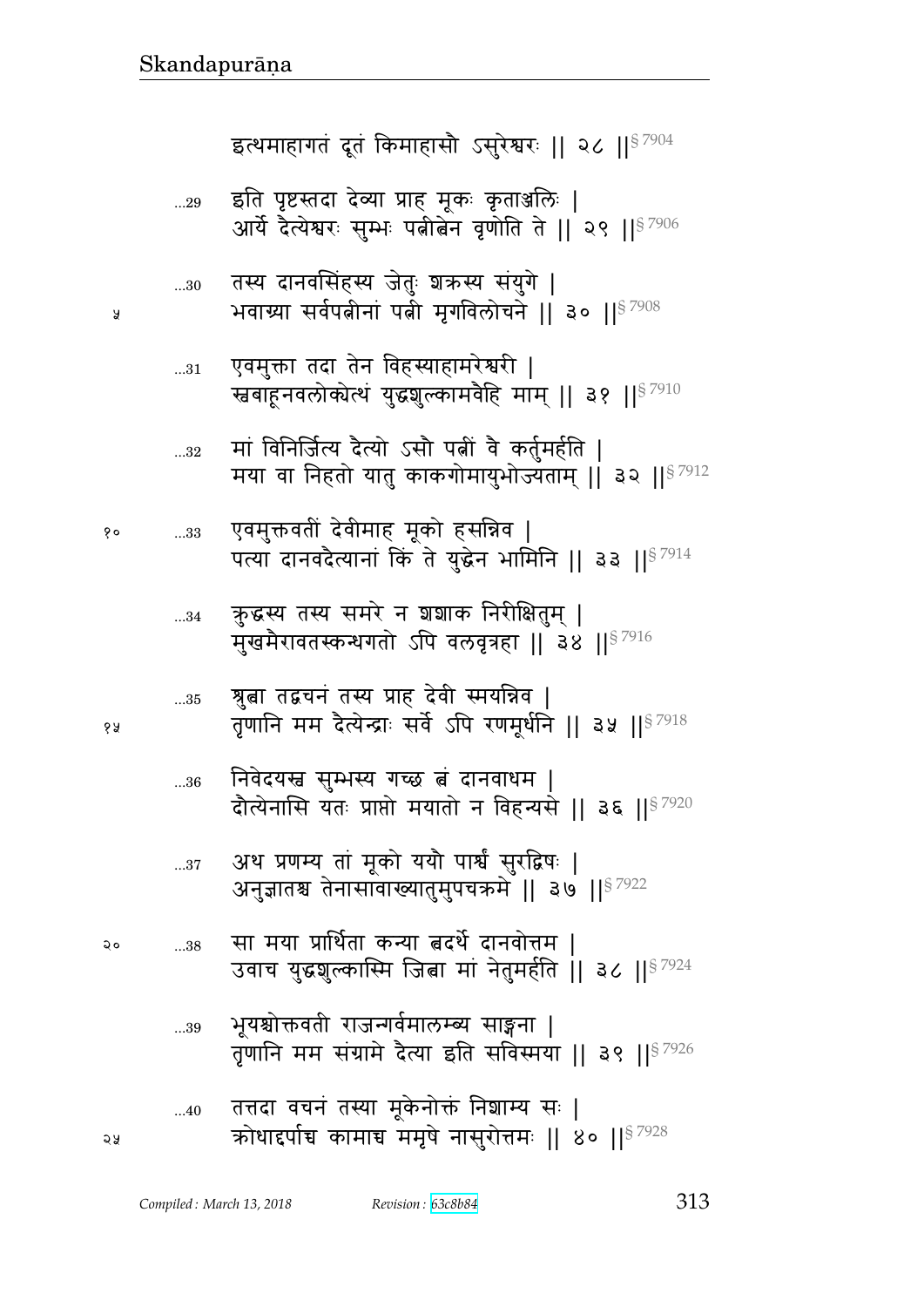इत्थमाहागतं दूतं किमाहासौ ऽसुरेश्वरः ‖ २८ ‖§ 7904

...29 इति पृष्टस्तदा देव्या प्राह मूकः कृताञ्जलिः ।
आर्ये दैत्येश्वरः सुम्भः पत्नीत्वेन वृणोति ते ‖ २९ ‖§ 7906

...30 तस्य दानवसिंहस्य जेतुः शक्रस्य संयुगे ।
भवाग्र्या सर्वपत्नीनां पत्नी मृगविलोचने ‖ ३० ‖§ 7908

...31 एवमुक्ता तदा तेन विहस्याहामरेश्वरी ।
स्वबाहूनवलोक्येत्थं युद्धशुल्कामवेहि माम् ‖ ३१ ‖§ 7910

...32 मां विनिर्जित्य दैत्यो ऽसौ पत्नीं वै कर्तुमर्हति ।
मया वा निहतो यातु काकगोमायुभोज्यताम् ‖ ३२ ‖§ 7912

...33 एवमुक्तवतीं देवीमाह मूको हसन्निव ।
पत्या दानवदैत्यानां किं ते युद्धेन भामिनि ‖ ३३ ‖§ 7914

...34 क्रुद्धस्य तस्य समरे न शशाक निरीक्षितुम् ।
मुखमैरावतस्कन्धगतो ऽपि वलवृत्रहा ‖ ३४ ‖§ 7916

...35 श्रुत्वा तद्वचनं तस्य प्राह देवी स्मयन्निव ।
तृणानि मम दैत्येन्द्राः सर्वे ऽपि रणमूर्धनि ‖ ३५ ‖§ 7918

...36 निवेदयस्व सुम्भस्य गच्छ त्वं दानवाधम ।
दौत्येनासि यतः प्राप्तो मयातो न विहन्यसे ‖ ३६ ‖§ 7920

...37 अथ प्रणम्य तां मूको ययौ पार्श्वं सुरद्विषः ।
अनुज्ञातश्च तेनासावाख्यातुमुपचक्रमे ‖ ३७ ‖§ 7922

...38 सा मया प्रार्थिता कन्या त्वदर्थे दानवोत्तम ।
उवाच युद्धशुल्कास्मि जित्वा मां नेतुमर्हति ‖ ३८ ‖§ 7924

...39 भूयश्चोक्तवती राजन्गर्वमालम्ब्य साङ्गना ।
तृणानि मम संग्रामे दैत्या इति सविस्मया ‖ ३९ ‖§ 7926

...40 तत्तदा वचनं तस्या मूकेनोक्तं निशाम्य सः ।
क्रोधाद्दर्पाच्च कामाच्च ममृषे नासुरोत्तमः ‖ ४० ‖§ 7928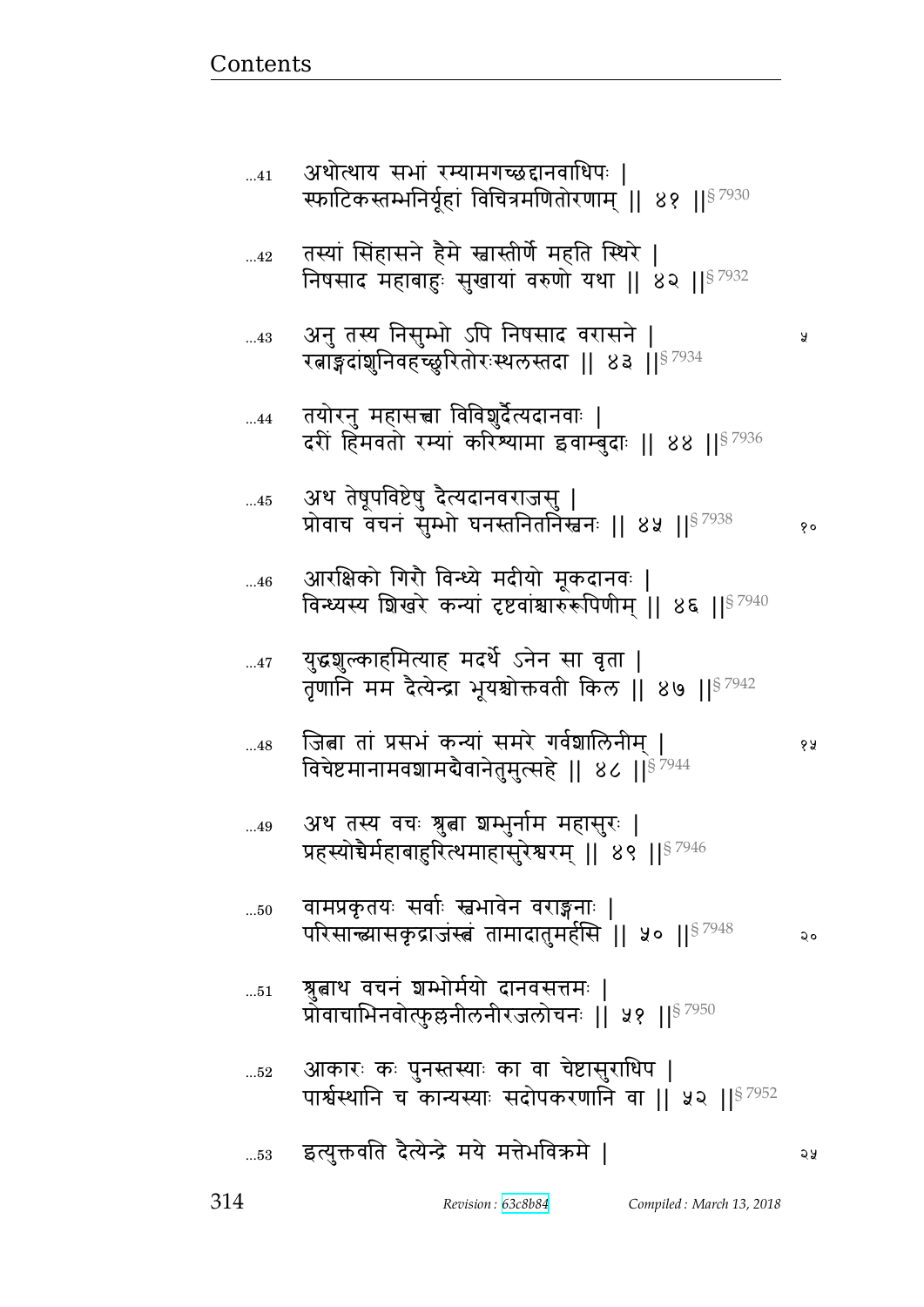...41 अथोत्थाय सभां रम्यामगच्छद्दानवाधिपः |
स्फाटिकस्तम्भनिर्यूहां विचित्रमणितोरणाम् || ४१ ||§ 7930

...42 तस्यां सिंहासने हैमे स्वास्तीर्णे महति स्थिरे |
निषसाद महाबाहुः सुखायां वरुणो यथा || ४२ ||§ 7932

...43 अनु तस्य निसुम्भो ऽपि निषसाद वरासने | ५
रत्नाङ्गदांशुनिवहच्छुरितोरःस्थलस्तदा || ४३ ||§ 7934

...44 तयोरनु महासत्त्वा विविशुर्दैत्यदानवाः |
दरीं हिमवतो रम्यां करिश्यामा इवाम्बुदाः || ४४ ||§ 7936

...45 अथ तेषूपविष्टेषु दैत्यदानवराजसु |
प्रोवाच वचनं सुम्भो घनस्तनितनिस्वनः || ४५ ||§ 7938 १०

...46 आरक्षिको गिरौ विन्ध्ये मदीयो मूकदानवः |
विन्ध्यस्य शिखरे कन्यां दृष्टवांश्चारुरूपिणीम् || ४६ ||§ 7940

...47 युद्धशुल्काहमित्याह मदर्थे ऽनेन सा वृता |
तृणानि मम दैत्येन्द्रा भूयश्चोक्तवती किल || ४७ ||§ 7942

...48 जित्वा तां प्रसभं कन्यां समरे गर्वशालिनीम् | १५
विचेष्टमानामवशामद्यैवानेतुमुत्सहे || ४८ ||§ 7944

...49 अथ तस्य वचः श्रुत्वा शम्भुर्नाम महासुरः |
प्रहस्योच्चैर्महाबाहुरित्थमाहासुरेश्वरम् || ४९ ||§ 7946

...50 वामप्रकृतयः सर्वाः स्वभावेन वराङ्गनाः |
परिसान्त्व्यासकृद्राजंस्त्वं तामादातुमर्हसि || ५० ||§ 7948 २०

...51 श्रुत्वाथ वचनं शम्भोर्मयो दानवसत्तमः |
प्रोवाचाभिनवोत्फुल्लनीलनीरजलोचनः || ५१ ||§ 7950

...52 आकारः कः पुनस्तस्याः का वा चेष्टासुराधिप |
पार्श्वस्थानि च कान्यस्याः सदोपकरणानि वा || ५२ ||§ 7952

...53 इत्युक्तवति दैत्येन्द्रे मये मत्तेभविक्रमे | २५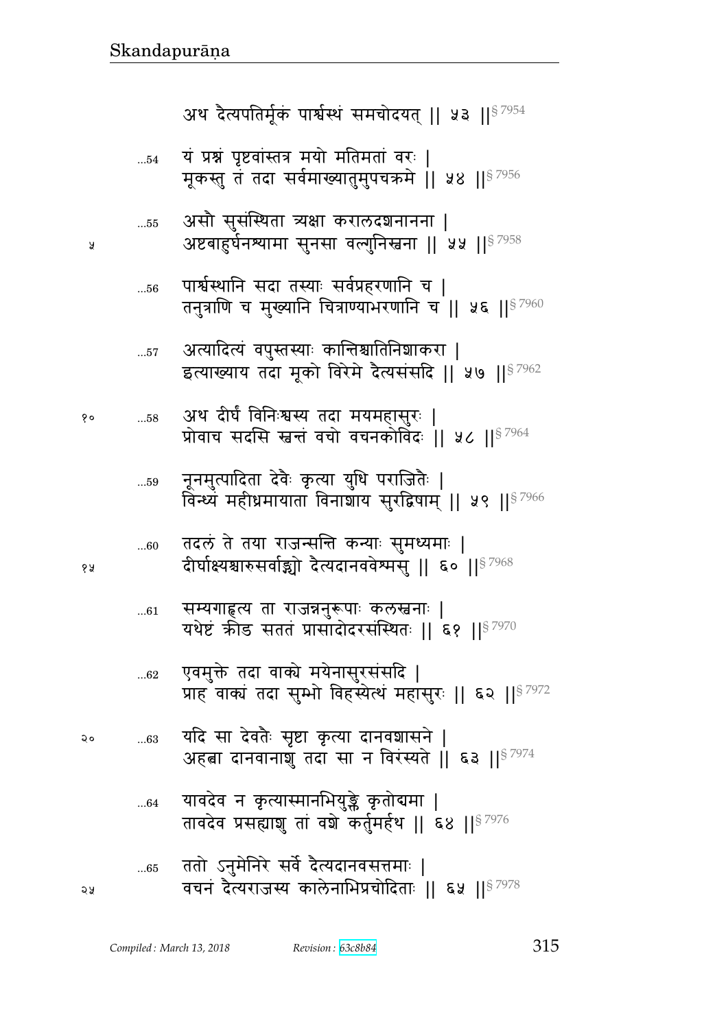अथ दैत्यपतिर्मूकं पार्श्वस्थं समचोदयत् ॥ ५३ ॥§ 7954

...54 यं प्रश्नं पृष्टवांस्तत्र मयो मतिमतां वरः ।
मूकस्तु तं तदा सर्वमाख्यातुमुपचक्रमे ॥ ५४ ॥§ 7956

...55 असौ सुसंस्थिता त्र्यक्षा करालदशनानना ।
अष्टबाहुर्घनश्यामा सुनसा वल्गुनिस्वना ॥ ५५ ॥§ 7958

...56 पार्श्वस्थानि सदा तस्याः सर्वप्रहरणानि च ।
तनुत्राणि च मुख्यानि चित्राण्याभरणानि च ॥ ५६ ॥§ 7960

...57 अत्यादित्यं वपुस्तस्याः कान्तिश्चातिनिशाकरा ।
इत्याख्याय तदा मूको विरेमे दैत्यसंसदि ॥ ५७ ॥§ 7962

...58 अथ दीर्घं विनिःश्वस्य तदा मयमहासुरः ।
प्रोवाच सदसि स्वन्तं वचो वचनकोविदः ॥ ५८ ॥§ 7964

...59 नूनमुत्पादिता देवैः कृत्या युधि पराजितैः ।
विन्ध्यं महीध्रमायाता विनाशाय सुरद्विषाम् ॥ ५९ ॥§ 7966

...60 तदलं ते तया राजन्सन्ति कन्याः सुमध्यमाः ।
दीर्घाक्ष्यश्चारुसर्वाङ्ग्यो दैत्यदानववेश्मसु ॥ ६० ॥§ 7968

...61 सम्यगाहृत्य ता राजन्ननुरूपाः कलस्वनाः ।
यथेष्टं क्रीड सततं प्रासादोदरसंस्थितः ॥ ६१ ॥§ 7970

...62 एवमुक्ते तदा वाक्ये मयेनासुरसंसदि ।
प्राह वाक्यं तदा सुम्भो विहस्येत्थं महासुरः ॥ ६२ ॥§ 7972

...63 यदि सा देवतैः सृष्टा कृत्या दानवशासने ।
अहत्वा दानवानाशु तदा सा न विरंस्यते ॥ ६३ ॥§ 7974

...64 यावदेव न कृत्यास्मानभियुङ्क्ते कृतोद्यमा ।
तावदेव प्रसह्याशु तां वशे कर्तुमर्हथ ॥ ६४ ॥§ 7976

...65 ततो ऽनुमेनिरे सर्वे दैत्यदानवसत्तमाः ।
वचनं दैत्यराजस्य कालेनाभिप्रचोदिताः ॥ ६५ ॥§ 7978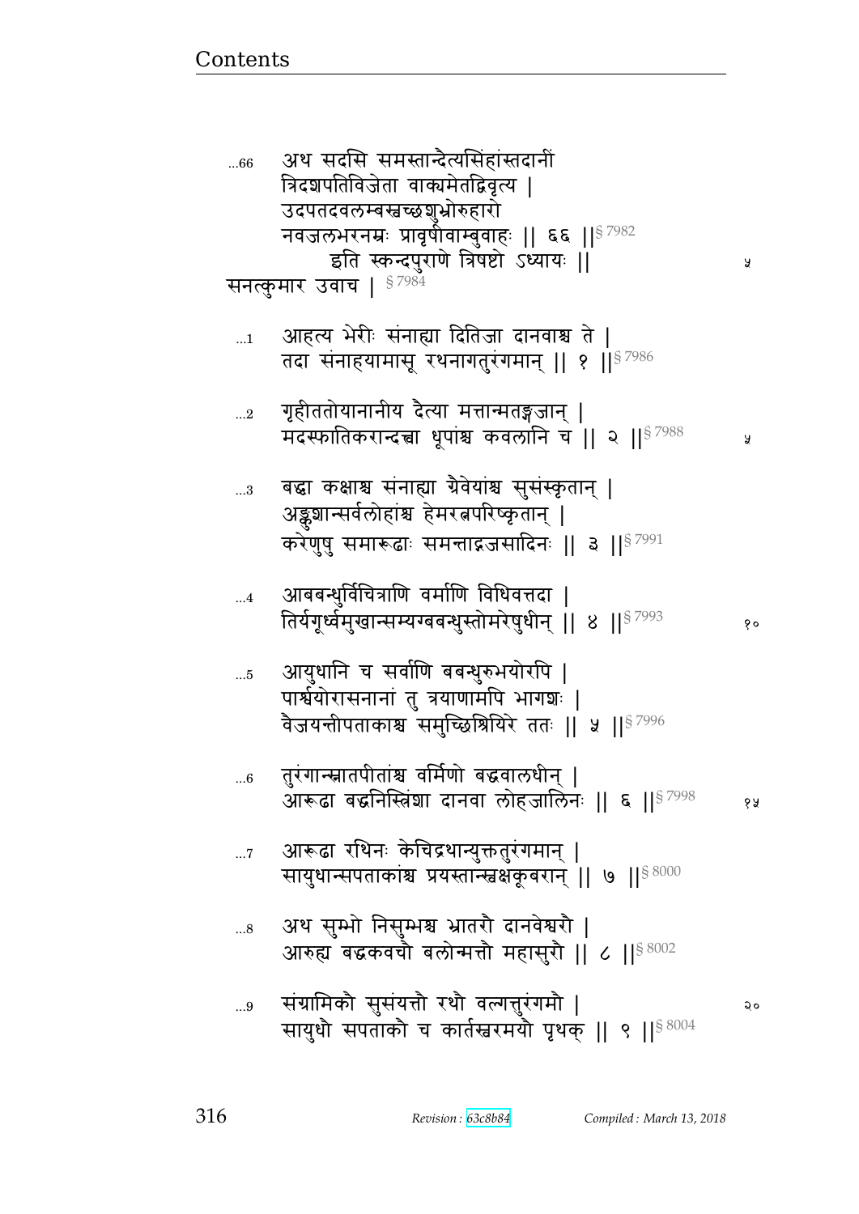...66 अथ सदसि समस्तान्दैत्यसिंहांस्तदानीं
त्रिदशपतिविजेता वाक्यमेतद्विवृत्य ।
उदपतदवलम्बस्रच्छशुभ्रोरुहारो
नवजलभरनम्रः प्रावृषीवाम्बुवाहः ॥ ६६ ॥§ 7982

इति स्कन्दपुराणे त्रिषष्टो ऽध्यायः ॥ ५

सनत्कुमार उवाच । § 7984

...1 आहत्य भेरीः संनाह्या दितिजा दानवाश्च ते ।
तदा संनाहयामासू रथनागतुरंगमान् ॥ १ ॥§ 7986

...2 गृहीततोयानानीय दैत्या मत्तान्मतङ्गजान् ।
मदस्फातिकरान्दत्त्वा धूपांश्च कवलानि च ॥ २ ॥§ 7988 ५

...3 बद्धा कक्षाश्च संनाह्या ग्रैवेयांश्च सुसंस्कृतान् ।
अङ्कुशान्सर्वलोहांश्च हेमरत्नपरिष्कृतान् ।
करेणुषु समारूढाः समन्ताद्गजसादिनः ॥ ३ ॥§ 7991

...4 आबबन्धुर्विचित्राणि वर्माणि विधिवत्तदा ।
तिर्यगूर्ध्वमुखान्सम्यग्बबन्धुस्तोमरेषुधीन् ॥ ४ ॥§ 7993 १०

...5 आयुधानि च सर्वाणि बबन्धुरुभयोरपि ।
पार्श्वयोरासनानां तु त्रयाणामपि भागशः ।
वैजयन्तीपताकाश्च समुच्छिश्रियिरे ततः ॥ ५ ॥§ 7996

...6 तुरंगान्स्नातपीतांश्च वर्मिणो बद्धवालधीन् ।
आरूढा बद्धनिस्त्रिंशा दानवा लोहजालिनः ॥ ६ ॥§ 7998 १५

...7 आरूढा रथिनः केचिद्रथान्युक्ततुरंगमान् ।
सायुधान्सपताकांश्च प्रयस्तान्स्वक्षकूबरान् ॥ ७ ॥§ 8000

...8 अथ सुम्भो निसुम्भश्च भ्रातरौ दानवेश्वरौ ।
आरुह्य बद्धकवचौ बलोन्मत्तौ महासुरौ ॥ ८ ॥§ 8002

...9 संग्रामिकौ सुसंयत्तौ रथौ वल्गत्तुरंगमौ । २०
सायुधौ सपताकौ च कार्तस्वरमयौ पृथक् ॥ ९ ॥§ 8004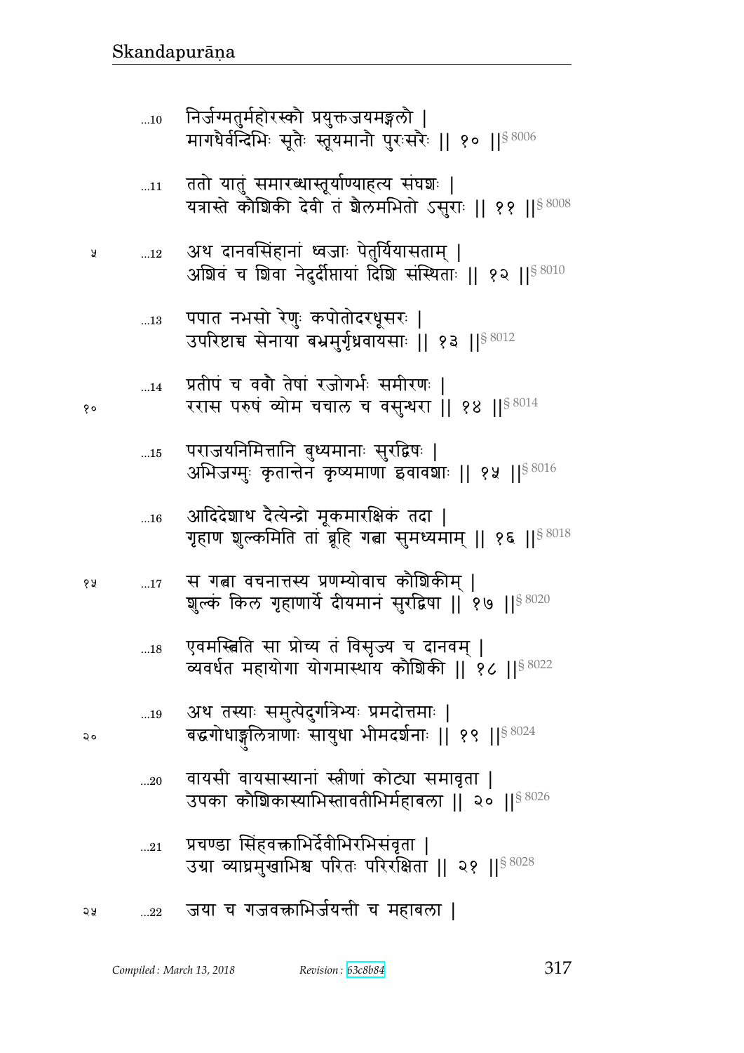...10 निर्जग्मतुर्महोरस्कौ प्रयुक्तजयमङ्गलौ |
मागधैर्वन्दिभिः सूतैः स्तूयमानौ पुरःसरैः || १० ||§ 8006

...11 ततो यातुं समारब्धास्तूर्याण्याहत्य संघशः |
यत्रास्ते कौशिकी देवी तं शैलमभितो ऽसुराः || ११ ||§ 8008

५ ...12 अथ दानवसिंहानां ध्वजाः पेतुर्यियासताम् |
अशिवं च शिवा नेदुर्दीप्तायां दिशि संस्थिताः || १२ ||§ 8010

...13 पपात नभसो रेणुः कपोतोदरधूसरः |
उपरिष्टाच्च सेनाया बभ्रमुर्गृध्रवायसाः || १३ ||§ 8012

...14 प्रतीपं च ववौ तेषां रजोगर्भः समीरणः |
१० ररास परुषं व्योम चचाल च वसुन्धरा || १४ ||§ 8014

...15 पराजयनिमित्तानि बुध्यमानाः सुरद्विषः |
अभिजग्मुः कृतान्तेन कृष्यमाणा इवावशाः || १५ ||§ 8016

...16 आदिदेशाथ दैत्येन्द्रो मूकमारक्षिकं तदा |
गृहाण शुल्कमिति तां ब्रूहि गत्वा सुमध्यमाम् || १६ ||§ 8018

१५ ...17 स गत्वा वचनात्तस्य प्रणम्योवाच कौशिकीम् |
शुल्कं किल गृहाणार्ये दीयमानं सुरद्विषा || १७ ||§ 8020

...18 एवमस्त्विति सा प्रोच्य तं विसृज्य च दानवम् |
व्यवर्धत महायोगा योगमास्थाय कौशिकी || १८ ||§ 8022

...19 अथ तस्याः समुत्पेतुर्गात्रेभ्यः प्रमदोत्तमाः |
२० बद्धगोधाङ्गुलित्राणाः सायुधा भीमदर्शनाः || १९ ||§ 8024

...20 वायसी वायसास्यानां स्त्रीणां कोट्या समावृता |
उपका कौशिकास्याभिस्तावतीभिर्महाबला || २० ||§ 8026

...21 प्रचण्डा सिंहवक्त्राभिर्देवीभिरभिसंवृता |
उग्रा व्याघ्रमुखाभिश्च परितः परिरक्षिता || २१ ||§ 8028

२५ ...22 जया च गजवक्त्राभिर्जयन्ती च महाबला |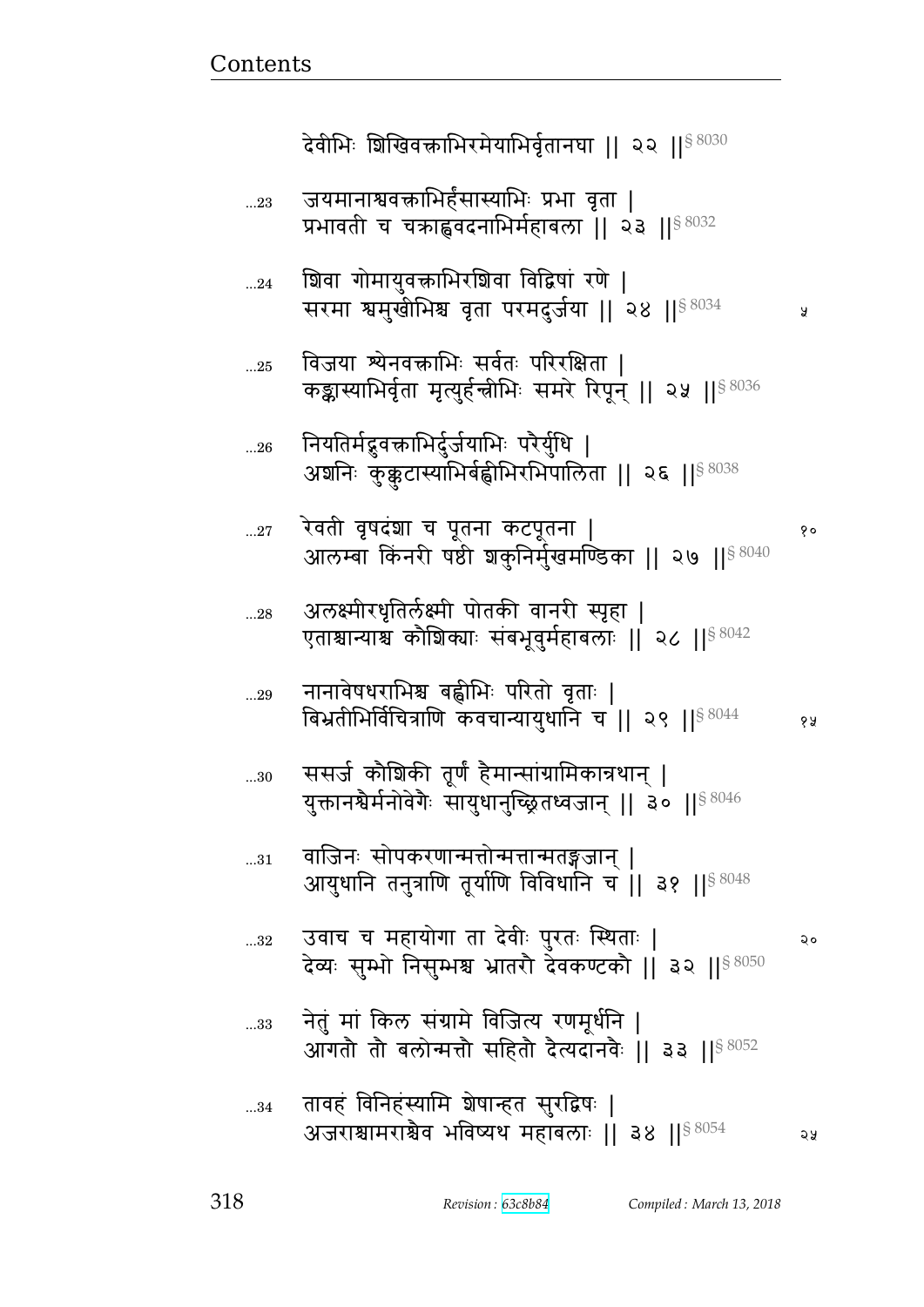देवीभिः शिखिवक्त्राभिरमेयाभिर्वृतानघा || २२ ||§ 8030

...23 जयमानाश्ववक्त्राभिर्हंसास्याभिः प्रभा वृता |
प्रभावती च चक्राह्ववदनाभिर्महाबला || २३ ||§ 8032

...24 शिवा गोमायुवक्त्राभिरशिवा विद्विषां रणे |
सरमा श्वमुखीभिश्च वृता परमदुर्जया || २४ ||§ 8034

...25 विजया श्येनवक्त्राभिः सर्वतः परिरक्षिता |
कङ्कास्याभिर्वृता मृत्युर्हन्त्रीभिः समरे रिपून् || २५ ||§ 8036

...26 नियतिर्मद्गुवक्त्राभिर्दुर्जयाभिः परैर्युधि |
अशनिः कुक्कुटास्याभिर्बह्वीभिरभिपालिता || २६ ||§ 8038

...27 रेवती वृषदंशा च पूतना कटपूतना |
आलम्बा किंनरी षष्ठी शकुनिर्मुखमण्डिका || २७ ||§ 8040

...28 अलक्ष्मीरधृतिर्लक्ष्मी पोतकी वानरी स्पृहा |
एताश्चान्याश्च कौशिक्याः संबभूवुर्महाबलाः || २८ ||§ 8042

...29 नानावेषधराभिश्च बह्वीभिः परितो वृताः |
बिभ्रतीभिर्विचित्राणि कवचान्यायुधानि च || २९ ||§ 8044

...30 ससर्ज कौशिकी तूर्णं हैमान्सांग्रामिकान्रथान् |
युक्तानश्वैर्मनोवेगैः सायुधानुच्छ्रितध्वजान् || ३० ||§ 8046

...31 वाजिनः सोपकरणान्मत्तोन्मत्तान्मतङ्गजान् |
आयुधानि तनुत्राणि तूर्याणि विविधानि च || ३१ ||§ 8048

...32 उवाच च महायोगा ता देवीः पुरतः स्थिताः |
देव्यः सुम्भो निसुम्भश्च भ्रातरौ देवकण्टकौ || ३२ ||§ 8050

...33 नेतुं मां किल संग्रामे विजित्य रणमूर्धनि |
आगतौ तौ बलोन्मत्तौ सहितौ दैत्यदानवैः || ३३ ||§ 8052

...34 तावहं विनिहंस्यामि शेषान्हत सुरद्विषः |
अजराश्चामराश्चैव भविष्यथ महाबलाः || ३४ ||§ 8054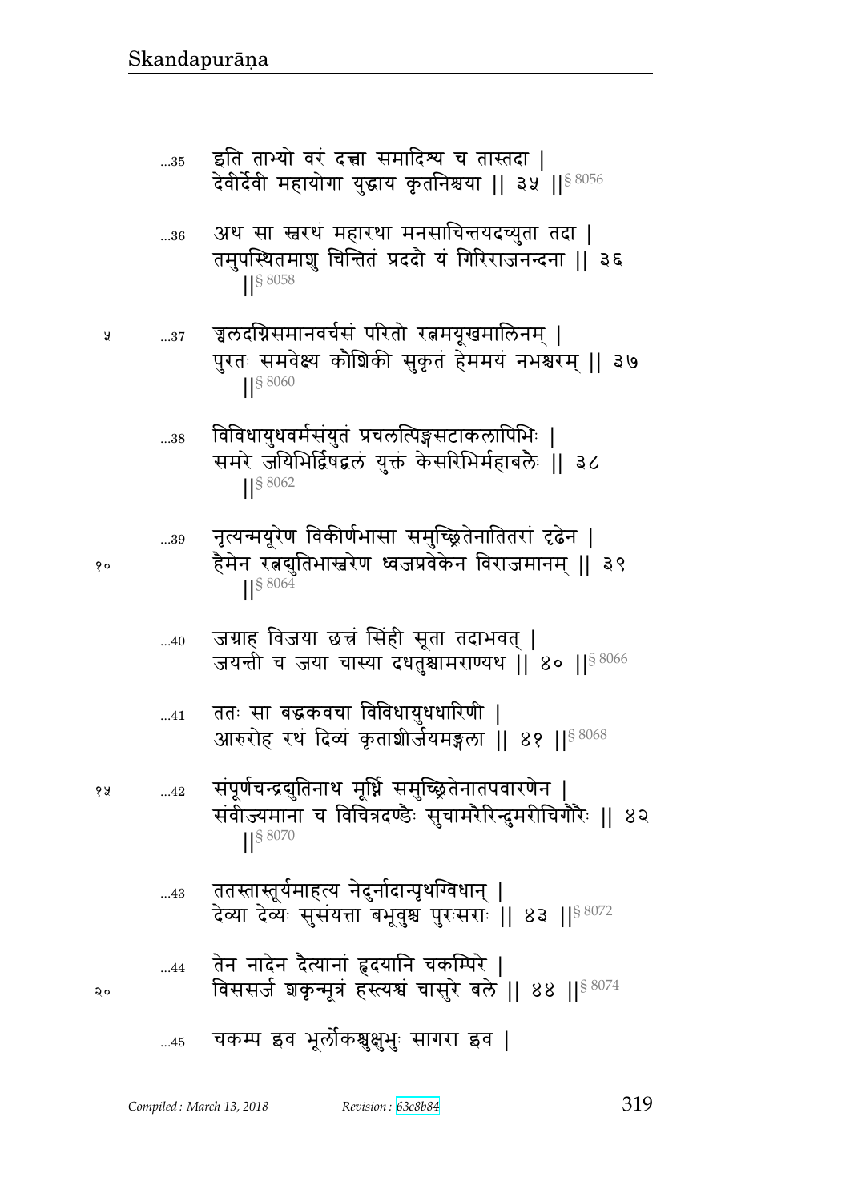...35 इति ताभ्यो वरं दत्त्वा समादिश्य च तास्तदा |
देवीर्देवी महायोगा युद्धाय कृतनिश्चया || ३५ ||§ 8056

...36 अथ सा स्वरथं महारथा मनसाचिन्तयदच्युता तदा |
तमुपस्थितमाशु चिन्तितं प्रददौ यं गिरिराजनन्दना || ३६ ||§ 8058

...37 ज्वलदग्निसमानवर्चसं परितो रत्नमयूखमालिनम् |
पुरतः समवेक्ष्य कौशिकी सुकृतं हेममयं नभश्चरम् || ३७ ||§ 8060

...38 विविधायुधवर्मसंयुतं प्रचलत्पिङ्गसटाकलापिभिः |
समरे जयिभिर्द्विषद्बलं युक्तं केसरिभिर्महाबलैः || ३८ ||§ 8062

...39 नृत्यन्मयूरेण विकीर्णभासा समुच्छ्रितेनातितरां दृढेन |
हैमेन रत्नद्युतिभास्वरेण ध्वजप्रवेकेन विराजमानम् || ३९ ||§ 8064

...40 जग्राह विजया छत्रं सिंही सूता तदाभवत् |
जयन्ती च जया चास्या दधतुश्चामराण्यथ || ४० ||§ 8066

...41 ततः सा बद्धकवचा विविधायुधधारिणी |
आरुरोह रथं दिव्यं कृताशीर्जयमङ्गला || ४१ ||§ 8068

...42 संपूर्णचन्द्रद्युतिनाथ मूर्ध्नि समुच्छ्रितेनातपवारणेन |
संवीज्यमाना च विचित्रदण्डैः सुचामरैरिन्दुमरीचिगौरैः || ४२ ||§ 8070

...43 ततस्तास्तूर्यमाहत्य नेदुर्नादान्पृथग्विधान् |
देव्या देव्यः सुसंयत्ता बभूवुश्च पुरःसराः || ४३ ||§ 8072

...44 तेन नादेन दैत्यानां हृदयानि चकम्पिरे |
विससर्ज शकृन्मूत्रं हस्त्यश्वं चासुरे बले || ४४ ||§ 8074

...45 चकम्प इव भूर्लोकश्चुक्षुभुः सागरा इव |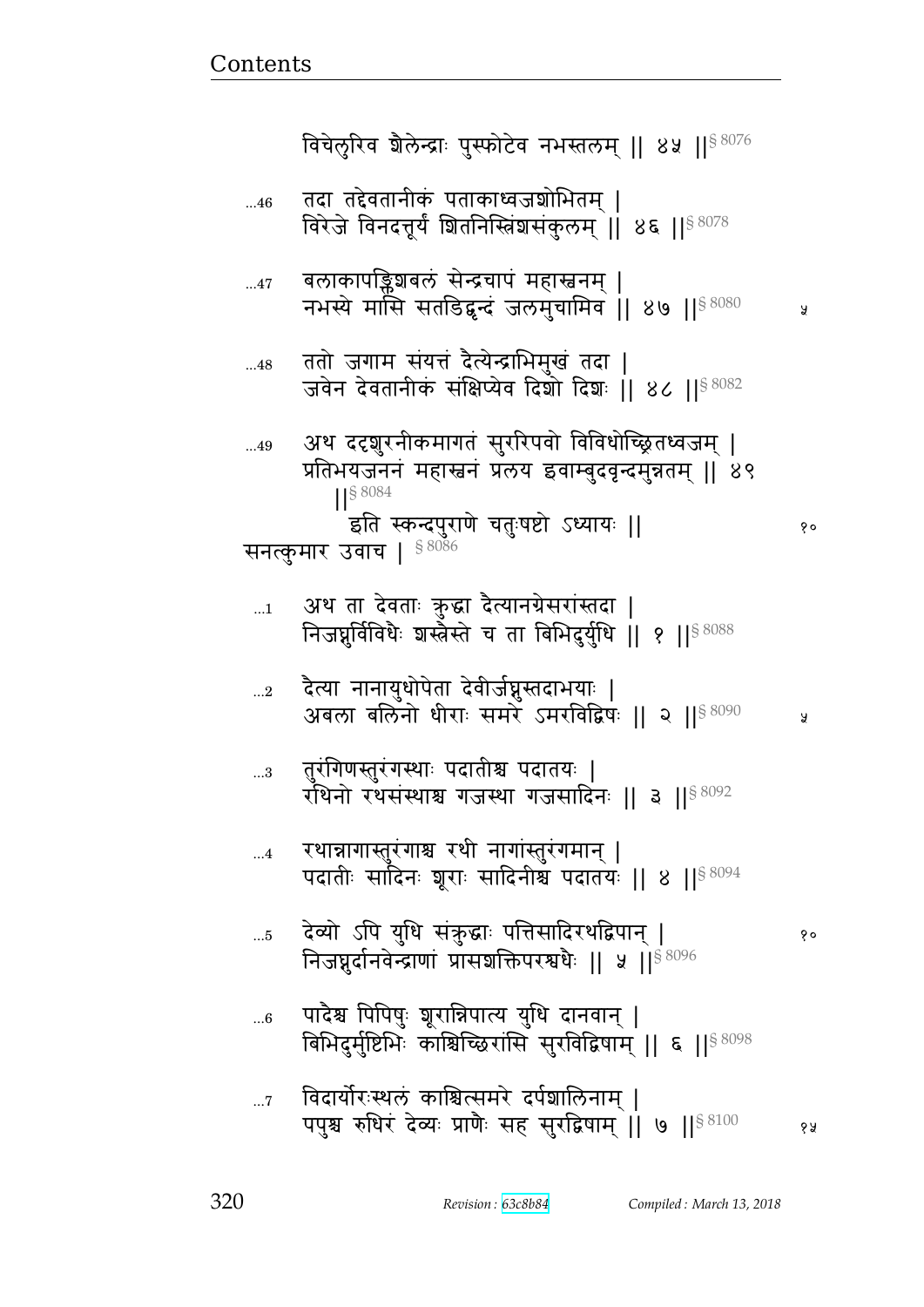विचेलुरिव शैलेन्द्राः पुस्फोटेव नभस्तलम् ॥ ४५ ॥§ 8076

...46 तदा तद्देवतानीकं पताकाध्वजशोभितम् ।
विरेजे विनदत्तूर्यं शितनिस्त्रिंशसंकुलम् ॥ ४६ ॥§ 8078

...47 बलाकापङ्क्तिशबलं सेन्द्रचापं महास्वनम् ।
नभस्ये मासि सतडिद्वृन्दं जलमुचामिव ॥ ४७ ॥§ 8080

...48 ततो जगाम संयत्तं दैत्येन्द्राभिमुखं तदा ।
जवेन देवतानीकं संक्षिप्येव दिशो दिशः ॥ ४८ ॥§ 8082

...49 अथ ददृशुरनीकमागतं सुररिपवो विविधोच्छ्रितध्वजम् ।
प्रतिभयजननं महास्वनं प्रलय इवाम्बुदवृन्दमुन्नतम् ॥ ४९ ॥§ 8084

इति स्कन्दपुराणे चतुःषष्टो ऽध्यायः ॥

सनत्कुमार उवाच । § 8086

...1 अथ ता देवताः क्रुद्धा दैत्यानग्रेसरांस्तदा ।
निजघ्नुर्विविधैः शस्त्रैस्ते च ता बिभिदुर्युधि ॥ १ ॥§ 8088

...2 दैत्या नानायुधोपेता देवीर्जघ्नुस्तदाभयाः ।
अबला बलिनो धीराः समरे ऽमरविद्विषः ॥ २ ॥§ 8090

...3 तुरंगिणस्तुरंगस्थाः पदातीश्च पदातयः ।
रथिनो रथसंस्थाश्च गजस्था गजसादिनः ॥ ३ ॥§ 8092

...4 रथान्नागास्तुरंगाश्च रथी नागांस्तुरंगमान् ।
पदातीः सादिनः शूराः सादिनीश्च पदातयः ॥ ४ ॥§ 8094

...5 देव्यो ऽपि युधि संक्रुद्धाः पत्तिसादिरथद्विपान् ।
निजघ्नुर्दानवेन्द्राणां प्रासशक्तिपरश्वधैः ॥ ५ ॥§ 8096

...6 पादैश्च पिपिषुः शूरान्निपात्य युधि दानवान् ।
बिभिदुर्मुष्टिभिः काश्चिच्छिरांसि सुरविद्विषाम् ॥ ६ ॥§ 8098

...7 विदार्योरःस्थलं काश्चित्समरे दर्पशालिनाम् ।
पपुश्च रुधिरं देव्यः प्राणैः सह सुरद्विषाम् ॥ ७ ॥§ 8100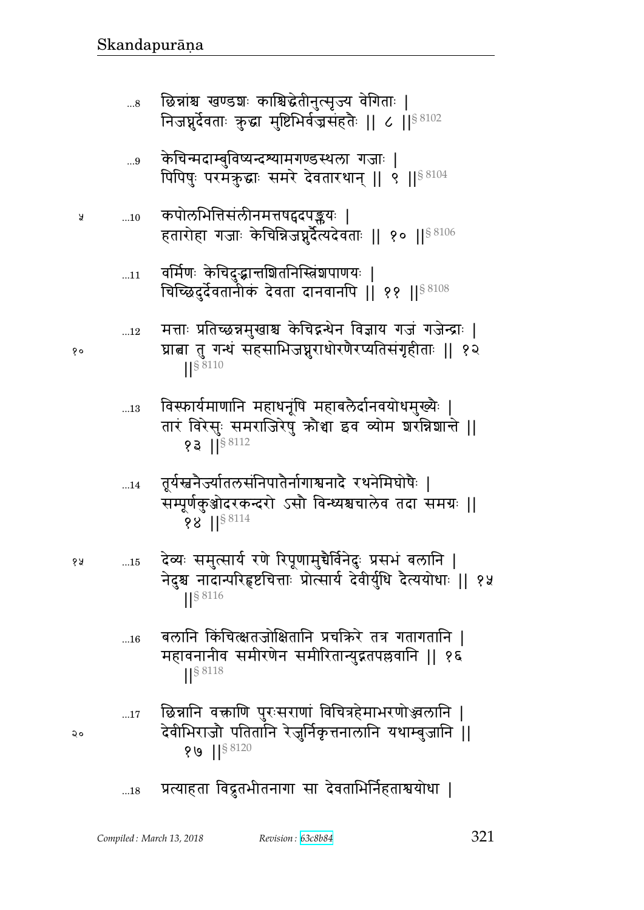...8 छिन्नांश्च खण्डशः कांश्चिद्धेतीनुत्सृज्य वेगिताः |
निजघ्नुर्देवताः क्रुद्धा मुष्टिभिर्वज्रसंहतैः || ८ ||§ 8102

...9 केचिन्मदाम्बुविष्यन्दश्यामगण्डस्थला गजाः |
पिपिषुः परमक्रुद्धाः समरे देवतारथान् || ९ ||§ 8104

...10 कपोलभित्तिसंलीनमत्तषट्पदपङ्क्तयः |
हतारोहा गजाः केचिन्निजघ्नुर्दैत्यदेवताः || १० ||§ 8106

...11 वर्मिणः केचिदुद्भ्रान्तशितनिस्त्रिंशपाणयः |
चिच्छिदुर्देवतानीकं देवता दानवानपि || ११ ||§ 8108

...12 मत्ताः प्रतिच्छन्नमुखाश्च केचिद्गन्धेन विज्ञाय गजं गजेन्द्राः |
घ्रात्वा तु गन्धं सहसाभिजघ्नुराधोरणैरप्यतिसंगृहीताः || १२ ||§ 8110

...13 विस्फार्यमाणानि महाधनूंषि महाबलैर्दानवयोधमुख्यैः |
तारं विरेसुः समराजिरेषु क्रौञ्चा इव व्योम शरन्निशान्ते || १३ ||§ 8112

...14 तूर्यस्वनैर्ज्यातलसंनिपातैर्नागाश्वनादै रथनेमिघोषैः |
सम्पूर्णकुञ्जोदरकन्दरो ऽसौ विन्ध्यश्चचालेव तदा समग्रः || १४ ||§ 8114

...15 देव्यः समुत्सार्य रणे रिपूणामुच्चैर्विनेदुः प्रसभं बलानि |
नेदुश्च नादान्परिहृष्टचित्ताः प्रोत्सार्य देवीर्युधि दैत्ययोधाः || १५ ||§ 8116

...16 बलानि किंचित्क्षतजोक्षितानि प्रचक्रिरे तत्र गतागतानि |
महावनानीव समीरणेन समीरितान्युद्गतपल्लवानि || १६ ||§ 8118

...17 छिन्नानि वक्त्राणि पुरःसराणां विचित्रहेमाभरणोज्ज्वलानि |
देवीभिराजौ पतितानि रेजुर्निकृत्तनालानि यथाम्बुजानि || १७ ||§ 8120

...18 प्रत्याहता विद्रुतभीतनागा सा देवताभिर्निहताश्वयोधा |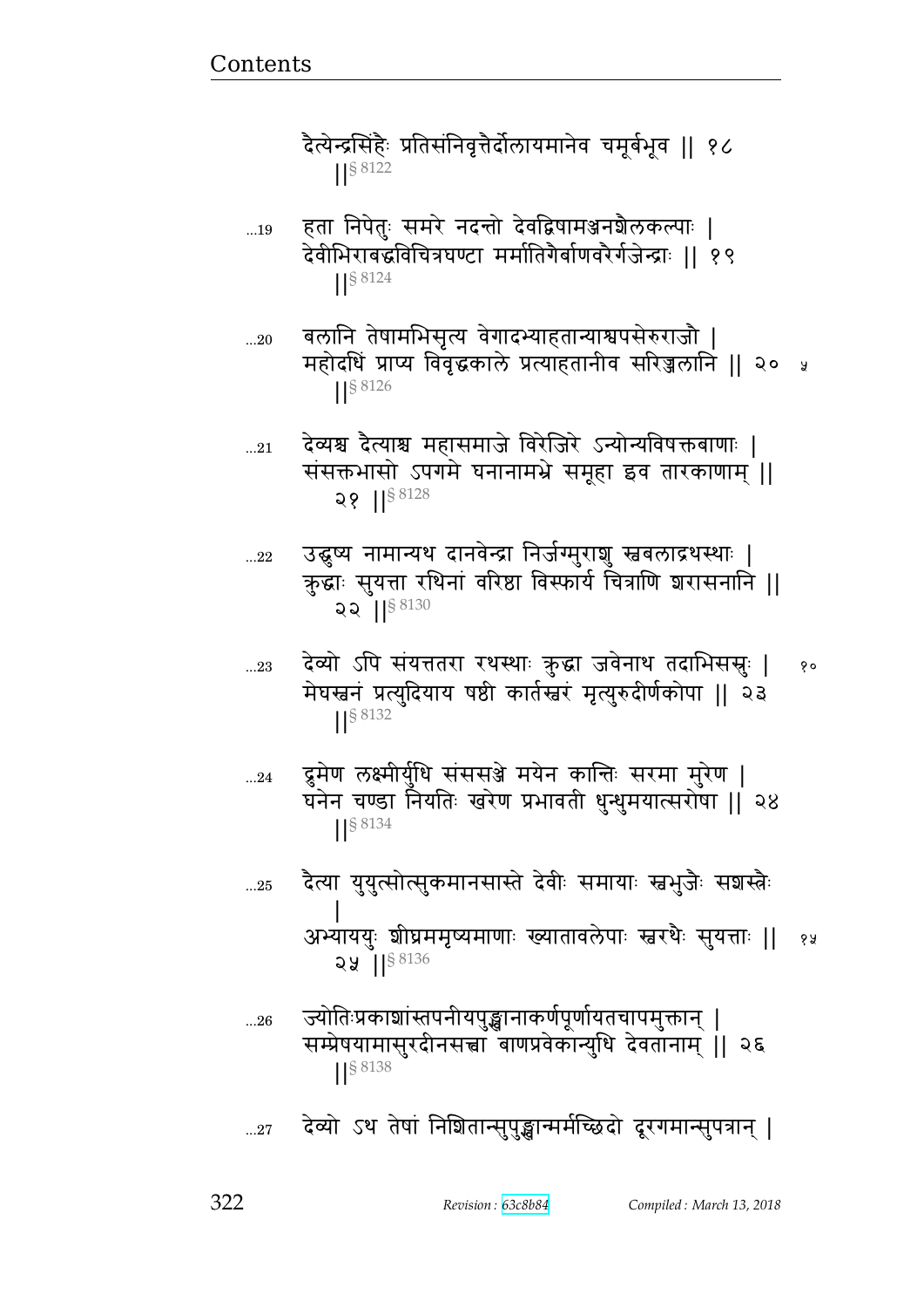दैत्येन्द्रसिंहैः प्रतिसंनिवृत्तैर्दोलायमानेव चमूर्बभूव || १८ ||§ 8122

...19 हता निपेतुः समरे नदन्तो देवद्विषामञ्जनशैलकल्पाः |
देवीभिराबद्धविचित्रघण्टा मर्मातिगैर्बाणवरैर्गजेन्द्राः || १९ ||§ 8124

...20 बलानि तेषामभिसृत्य वेगादभ्याहतान्याश्वपसेरुराजौ |
महोदधिं प्राप्य विवृद्धकाले प्रत्याहतानीव सरिज्जलानि || २० ||§ 8126 ५

...21 देव्यश्च दैत्याश्च महासमाजे विरेजिरे ऽन्योन्यविषक्तबाणाः |
संसक्तभासो ऽपगमे घनानामभ्रे समूहा इव तारकाणाम् || २१ ||§ 8128

...22 उद्घुष्य नामान्यथ दानवेन्द्रा निर्जग्मुराशु स्वबलाद्रथस्थाः |
क्रुद्धाः सुयत्ता रथिनां वरिष्ठा विस्फार्य चित्राणि शरासनानि || २२ ||§ 8130

...23 देव्यो ऽपि संयत्ततरा रथस्थाः क्रुद्धा जवेनाथ तदाभिसस्रुः | १०
मेघस्वनं प्रत्युदियाय षष्ठी कार्तस्वरं मृत्युरुदीर्णकोपा || २३ ||§ 8132

...24 द्रुमेण लक्ष्मीर्युधि संससञ्जे मयेन कान्तिः सरमा मुरेण |
घनेन चण्डा नियतिः खरेण प्रभावती धुन्धुमयात्सरोषा || २४ ||§ 8134

...25 दैत्या युयुत्सोत्सुकमानसास्ते देवीः समायाः स्वभुजैः सशस्त्रैः |
अभ्याययुः शीघ्रममृष्यमाणाः ख्यातावलेपाः स्वरथैः सुयत्ताः || २५ ||§ 8136 १५

...26 ज्योतिःप्रकाशांस्तपनीयपुङ्खानाकर्णपूर्णायतचापमुक्तान् |
सम्प्रेषयामासुरदीनसत्त्वा बाणप्रवेकान्युधि देवतानाम् || २६ ||§ 8138

...27 देव्यो ऽथ तेषां निशितान्सुपुङ्खान्मर्मच्छिदो दूरगमान्सुपत्रान् |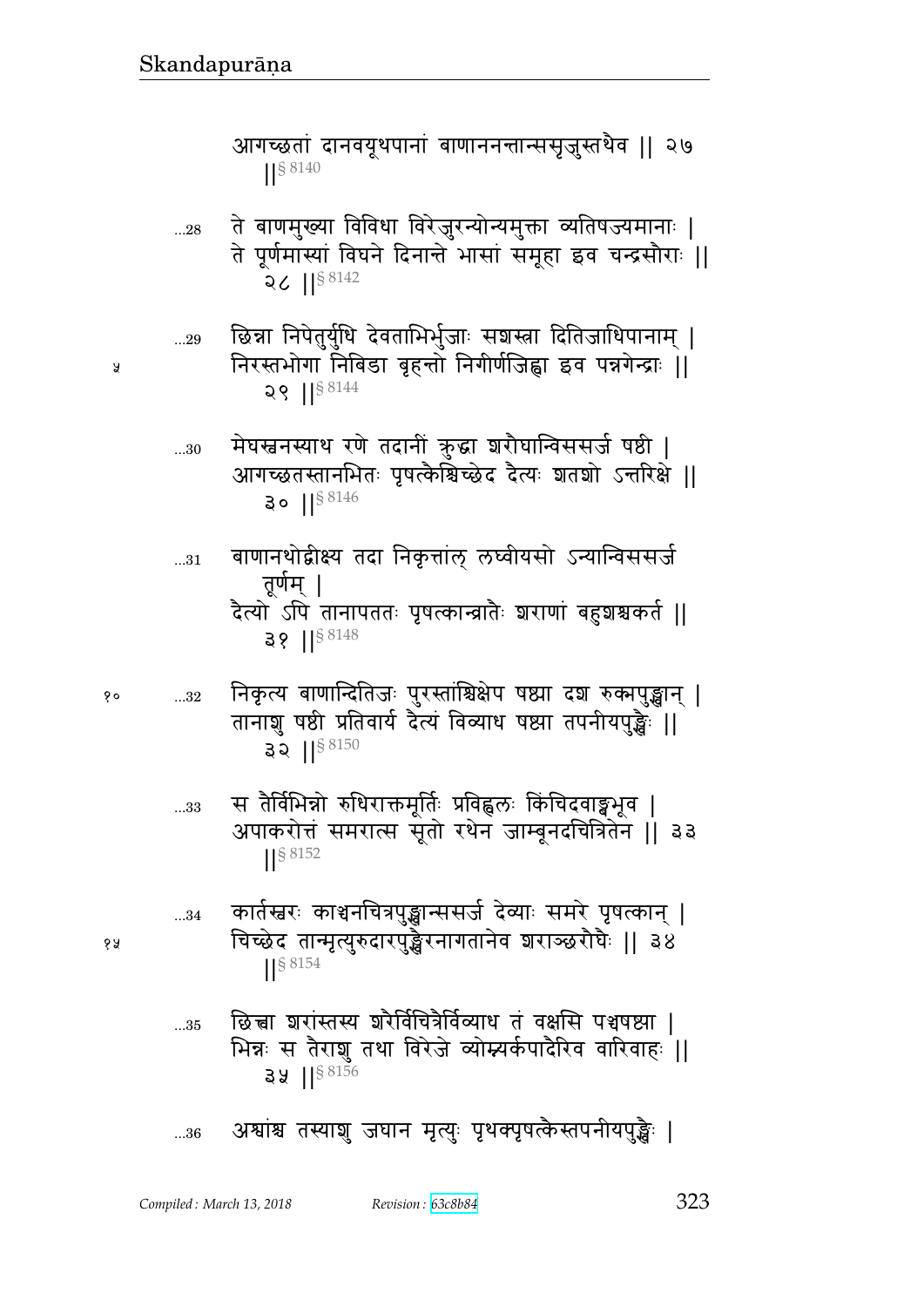आगच्छतां दानवयूथपानां बाणाननन्तान्ससृजुस्तथैव ॥ २७ ॥§ 8140

…28 ते बाणमुख्या विविधा विरेजुरन्योन्यमुक्ता व्यतिषज्यमानाः ।
ते पूर्णमास्यां विघने दिनान्ते भासां समूहा इव चन्द्रसौराः ॥ २८ ॥§ 8142

…29 छिन्ना निपेतुर्युधि देवताभिर्भुजाः सशस्त्रा दितिजाधिपानाम् ।
निरस्तभोगा निबिडा बृहन्तो निर्गीर्णजिह्वा इव पन्नगेन्द्राः ॥ २९ ॥§ 8144

…30 मेघस्वनस्याथ रणे तदानीं क्रुद्धा शरौघान्विससर्ज षष्ठी ।
आगच्छतस्तानभितः पृषत्कैश्चिच्छेद दैत्यः शतशो ऽन्तरिक्षे ॥ ३० ॥§ 8146

…31 बाणानथोद्वीक्ष्य तदा निकृत्तांल् लघ्वीयसो ऽन्यान्विससर्ज तूर्णम् ।
दैत्यो ऽपि तानापततः पृषत्कान्व्रातैः शराणां बहुशश्चकर्त ॥ ३१ ॥§ 8148

…32 निकृत्य बाणान्दितिजः पुरस्तांश्चिक्षेप षष्ठ्या दश रुक्मपुङ्खान् ।
तानाशु षष्ठी प्रतिवार्य दैत्यं विव्याध षष्ठ्या तपनीयपुङ्खैः ॥ ३२ ॥§ 8150

…33 स तैर्विभिन्नो रुधिराक्तमूर्तिः प्रविह्वलः किंचिदवाङ्मुभूव ।
अपाकरोत्तं समरात्स सूतो रथेन जाम्बूनदचित्रितेन ॥ ३३ ॥§ 8152

…34 कार्तस्वरः काञ्चनचित्रपुङ्खान्ससर्ज देव्याः समरे पृषत्कान् ।
चिच्छेद तान्मृत्युरुदारपुङ्खैरनागतानेव शराञ्छरौघैः ॥ ३४ ॥§ 8154

…35 छित्त्वा शरांस्तस्य शरैर्विचित्रैर्विव्याध तं वक्षसि पञ्चषष्ट्या ।
भिन्नः स तैराशु तथा विरेजे व्योम्न्यर्कपादैरिव वारिवाहः ॥ ३५ ॥§ 8156

…36 अश्वांश्च तस्याशु जघान मृत्युः पृथक्पृषत्कैस्तपनीयपुङ्खैः ।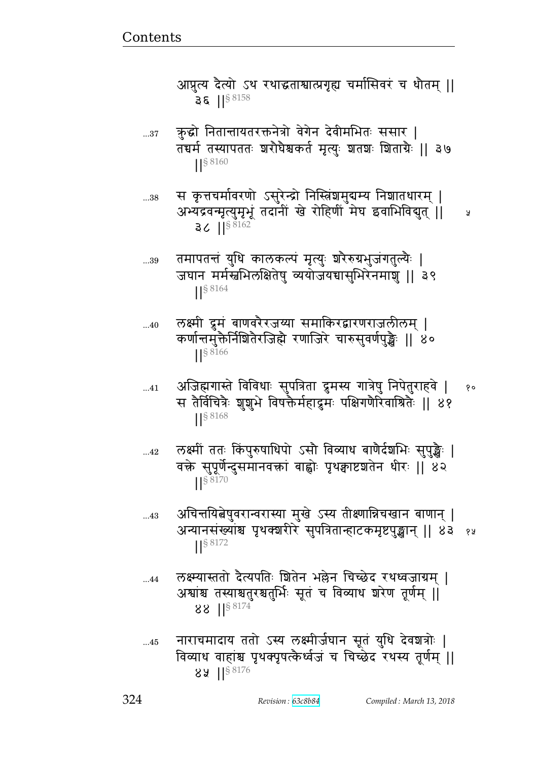आप्लुत्य दैत्यो ऽथ रथाद्धताश्वात्प्रगृह्य चर्मासिवरं च धौतम् || ३६ ||§ 8158

...37 क्रुद्धो नितान्तायतरक्तनेत्रो वेगेन देवीमभितः ससार |
तच्चर्म तस्यापततः शरौघैश्चकर्त मृत्युः शतशः शिताग्रैः || ३७ ||§ 8160

...38 स कृत्तचर्मावरणो ऽसुरेन्द्रो निस्त्रिंशमुद्यम्य निशातधारम् |
अभ्यद्रवन्मृत्युमृभुं तदानीं खे रोहिणीं मेघ इवाभिविद्युत् || ३८ ||§ 8162 ५

...39 तमापतन्तं युधि कालकल्पं मृत्युः शरैरुग्रभुजंगतुल्यैः |
जघान मर्मस्वभिलक्षितेषु व्ययोजयच्चासुभिरेनमाशु || ३९ ||§ 8164

...40 लक्ष्मी द्रुमं बाणवरैरजय्या समाकिरद्वारणराजलीलम् |
कर्णान्तमुक्तैर्निशितैरजिह्मै रणाजिरे चारुसुवर्णपुङ्खैः || ४० ||§ 8166

...41 अजिह्मगास्ते विविधाः सुपत्रिता द्रुमस्य गात्रेषु निपेतुराहवे | १०
स तैर्विचित्रैः शुशुभे विषक्तैर्महाद्रुमः पक्षिगणैरिवाश्रितैः || ४१ ||§ 8168

...42 लक्ष्मीं ततः किंपुरुषाधिपो ऽसौ विव्याध बाणैर्दशभिः सुपुङ्खैः |
वक्त्रे सुपूर्णेन्दुसमानवक्त्रां बाह्वोः पृथक्चाष्टशतेन धीरः || ४२ ||§ 8170

...43 अचिन्तयित्वेषुवरान्वरास्या मुखे ऽस्य तीक्ष्णान्निचखान बाणान् |
अन्यानसंख्यांश्च पृथक्शरीरे सुपत्रितान्हाटकमृष्टपुङ्खान् || ४३ ||§ 8172 १५

...44 लक्ष्म्यास्ततो दैत्यपतिः शितेन भल्लेन चिच्छेद रथध्वजाग्रम् |
अश्वांश्च तस्याश्चतुरश्चतुर्भिः सूतं च विव्याध शरेण तूर्णम् || ४४ ||§ 8174

...45 नाराचमादाय ततो ऽस्य लक्ष्मीर्जघान सूतं युधि देवशत्रोः |
विव्याध वाहांश्च पृथक्पृषत्कैर्ध्वजं च चिच्छेद रथस्य तूर्णम् || ४५ ||§ 8176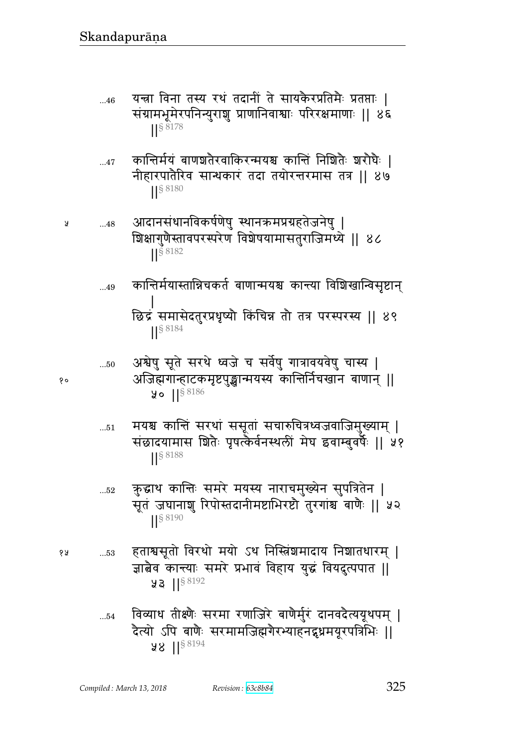...46 यन्त्रा विना तस्य रथं तदानीं ते सायकैरप्रतिमैः प्रतप्ताः ।
संग्रामभूमेरपनिन्युराशु प्राणानिवाश्वाः परिरक्षमाणाः ॥ ४६
॥§ 8178

...47 कान्तिर्मयं बाणशतैरवाकिरन्मयश्च कान्तिं निशितैः शरौघैः ।
नीहारपातैरिव सान्धकारं तदा तयोरन्तरमास तत्र ॥ ४७
॥§ 8180

५ ...48 आदानसंधानविकर्षणेषु स्थानक्रमप्रग्रहतेजनेषु ।
शिक्षागुणैस्तावपरस्परेण विशेषयामासतुराजिमध्ये ॥ ४८
॥§ 8182

...49 कान्तिर्मयास्तान्निचकर्त बाणान्मयश्च कान्त्या विशिखान्विसृष्टान्
।
छिद्रं समासेदतुरप्रधृष्यौ किंचिन्न तौ तत्र परस्परस्य ॥ ४९
॥§ 8184

...50 अश्वेषु सूते सरथे ध्वजे च सर्वेषु गात्रावयवेषु चास्य ।
१० अजिह्मगान्हाटकमृष्टपुङ्खान्मयस्य कान्तिर्निचखान बाणान् ॥
५० ॥§ 8186

...51 मयश्च कान्तिं सरथां ससूतां सचारुचित्रध्वजवाजिमुख्याम् ।
संछादयामास शितैः पृषत्कैर्वनस्थलीं मेघ इवाम्बुवर्षैः ॥ ५१
॥§ 8188

...52 क्रुद्धाथ कान्तिः समरे मयस्य नाराचमुख्येन सुपत्रितेन ।
सूतं जघानाशु रिपोस्तदानीमष्टाभिरष्टौ तुरगांश्च बाणैः ॥ ५२
॥§ 8190

१५ ...53 हताश्वसूतो विरथो मयो ऽथ निस्त्रिंशमादाय निशातधारम् ।
ज्ञात्वैव कान्त्याः समरे प्रभावं विहाय युद्धं वियदुत्पपात ॥
५३ ॥§ 8192

...54 विव्याध तीक्ष्णैः सरमा रणाजिरे बाणैर्मुरं दानवदैत्ययूथपम् ।
दैत्यो ऽपि बाणैः सरमामजिह्मगैरभ्याहनद्गृध्रमयूरपत्रिभिः ॥
५४ ॥§ 8194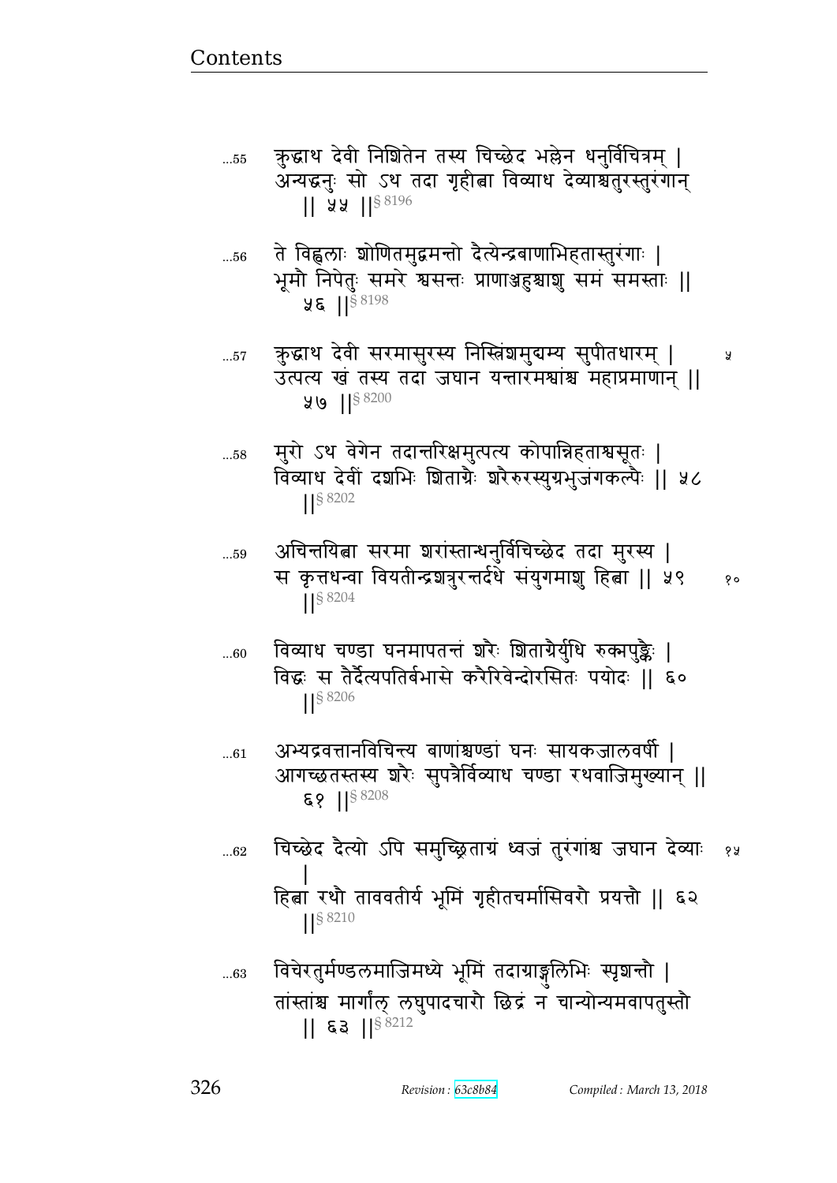...55 क्रुद्धाथ देवी निशितेन तस्य चिच्छेद भल्लेन धनुर्विचित्रम् |
अन्यद्धनुः सो ऽथ तदा गृहीत्वा विव्याध देव्याश्वतुरस्तुरंगान्
|| ५५ ||§ 8196

...56 ते विह्वलाः शोणितमुद्वमन्तो दैत्येन्द्रबाणाभिहतास्तुरंगाः |
भूमौ निपेतुः समरे श्वसन्तः प्राणाञ्जहुश्चाशु समं समस्ताः ||
५६ ||§ 8198

...57 क्रुद्धाथ देवी सरमासुरस्य निस्त्रिंशमुद्यम्य सुपीतधारम् | ५
उत्पत्य खं तस्य तदा जघान यन्तारमश्वांश्च महाप्रमाणान् ||
५७ ||§ 8200

...58 मुरो ऽथ वेगेन तदान्तरिक्षमुत्पत्य कोपान्निहताश्वसूतः |
विव्याध देवीं दशभिः शिताग्रैः शरैरुरस्युग्रभुजंगकल्पैः || ५८
||§ 8202

...59 अचिन्तयित्वा सरमा शरांस्तान्धनुर्विचिच्छेद तदा मुरस्य |
स कृत्तधन्वा वियतीन्द्रशत्रुरन्तर्दधे संयुगमाशु हित्वा || ५९ १०
||§ 8204

...60 विव्याध चण्डा घनमापतन्तं शरैः शिताग्रैर्युधि रुक्मपुङ्खैः |
विद्धः स तैर्दैत्यपतिर्बभासे करैरिवेन्दोरसितः पयोदः || ६०
||§ 8206

...61 अभ्यद्रवत्तानविचिन्त्य बाणांश्चण्डां घनः सायकजालवर्षी |
आगच्छतस्तस्य शरैः सुपत्रैर्विव्याध चण्डा रथवाजिमुख्यान् ||
६१ ||§ 8208

...62 चिच्छेद दैत्यो ऽपि समुच्छ्रिताग्रं ध्वजं तुरंगांश्च जघान देव्याः १५
|
हित्वा रथौ ताववतीर्य भूमिं गृहीतचर्मासिवरौ प्रयत्तौ || ६२
||§ 8210

...63 विचेरतुर्मण्डलमाजिमध्ये भूमिं तदाग्राङ्गुलिभिः स्पृशन्तौ |
तांस्तांश्च मार्गाल् लघुपादचारौ छिद्रं न चान्योन्यमवापतुस्तौ
|| ६३ ||§ 8212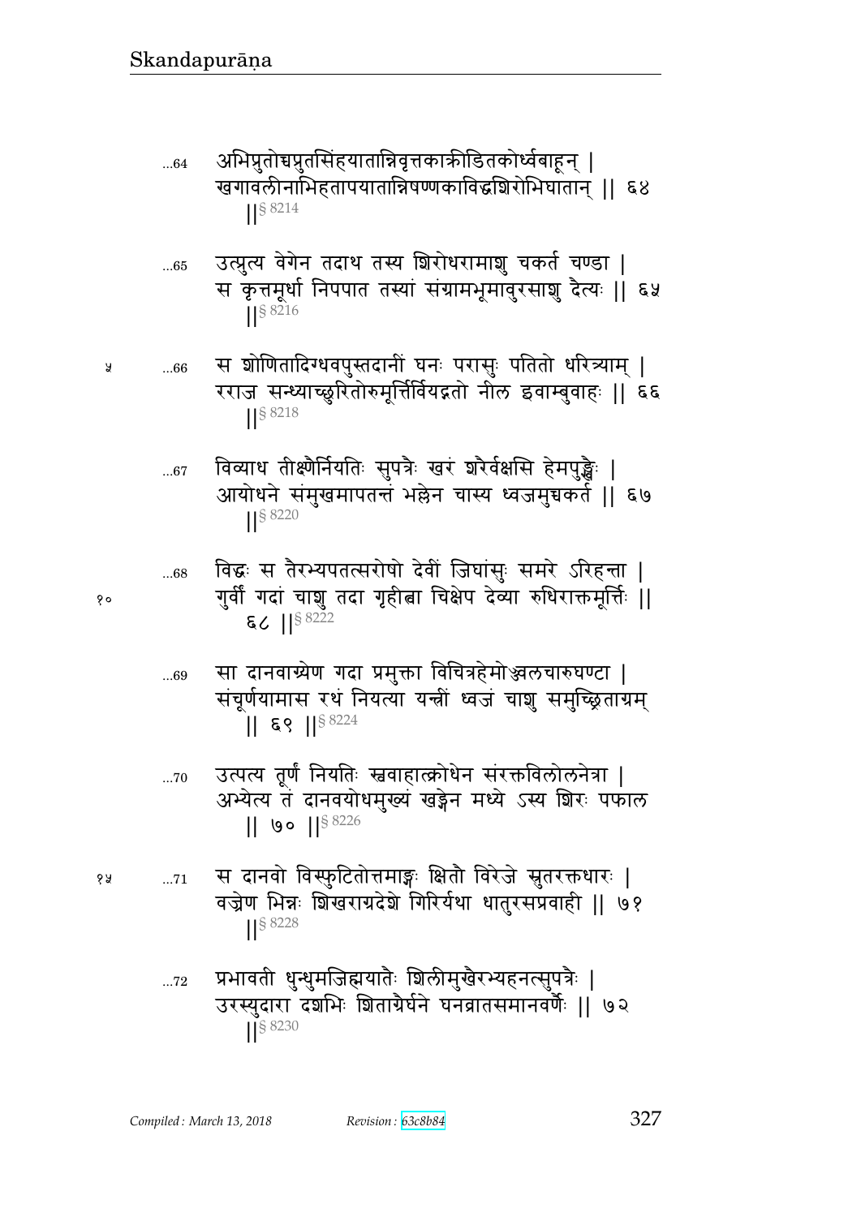...64 अभिप्लुतोच्चप्लुतसिंहयातान्निवृत्तकाक्रीडितकोर्ध्वबाहून् |
खगावलीनाभिहतापयातान्निषण्णकाविद्धशिरोभिघातान् || ६४
||§ 8214

...65 उत्प्लुत्य वेगेन तदाथ तस्य शिरोधरामाशु चकर्त चण्डा |
स कृत्तमूर्धा निपपात तस्यां संग्रामभूमावुरसाशु दैत्यः || ६५
||§ 8216

...66 स शोणितादिग्धवपुस्तदानीं घनः परासुः पतितो धरित्र्याम् |
रराज सन्ध्याच्छुरितोरुमूर्त्तिर्वियद्गतो नील इवाम्बुवाहः || ६६
||§ 8218

...67 विव्याध तीक्ष्णैर्नियतिः सुपत्रैः खरं शरैर्वक्षसि हेमपुङ्खैः |
आयोधने संमुखमापतन्तं भल्लेन चास्य ध्वजमुच्चकर्त || ६७
||§ 8220

...68 विद्धः स तैरभ्यपतत्सरोषो देवीं जिघांसुः समरे ऽरिहन्ता |
गुर्वीं गदां चाशु तदा गृहीत्वा चिक्षेप देव्या रुधिराक्तमूर्त्तिः ||
६८ ||§ 8222

...69 सा दानवाग्र्येण गदा प्रमुक्ता विचित्रहेमोज्ज्वलचारुघण्टा |
संचूर्णयामास रथं नियत्या यन्त्रीं ध्वजं चाशु समुच्छ्रिताग्रम्
|| ६९ ||§ 8224

...70 उत्पत्य तूर्णं नियतिः स्ववाहात्क्रोधेन संरक्तविलोलनेत्रा |
अभ्येत्य तं दानवयोधमुख्यं खड्गेन मध्ये ऽस्य शिरः पफाल
|| ७० ||§ 8226

...71 स दानवो विस्फुटितोत्तमाङ्गः क्षितौ विरेजे स्रुतरक्तधारः |
वज्रेण भिन्नः शिखराग्रदेशे गिरिर्यथा धातुरसप्रवाही || ७१
||§ 8228

...72 प्रभावती धुन्धुमजिह्मयातैः शिलीमुखैरभ्यहनत्सुपत्रैः |
उरस्युदारा दशभिः शिताग्रैर्घने घनव्रातसमानवर्णैः || ७२
||§ 8230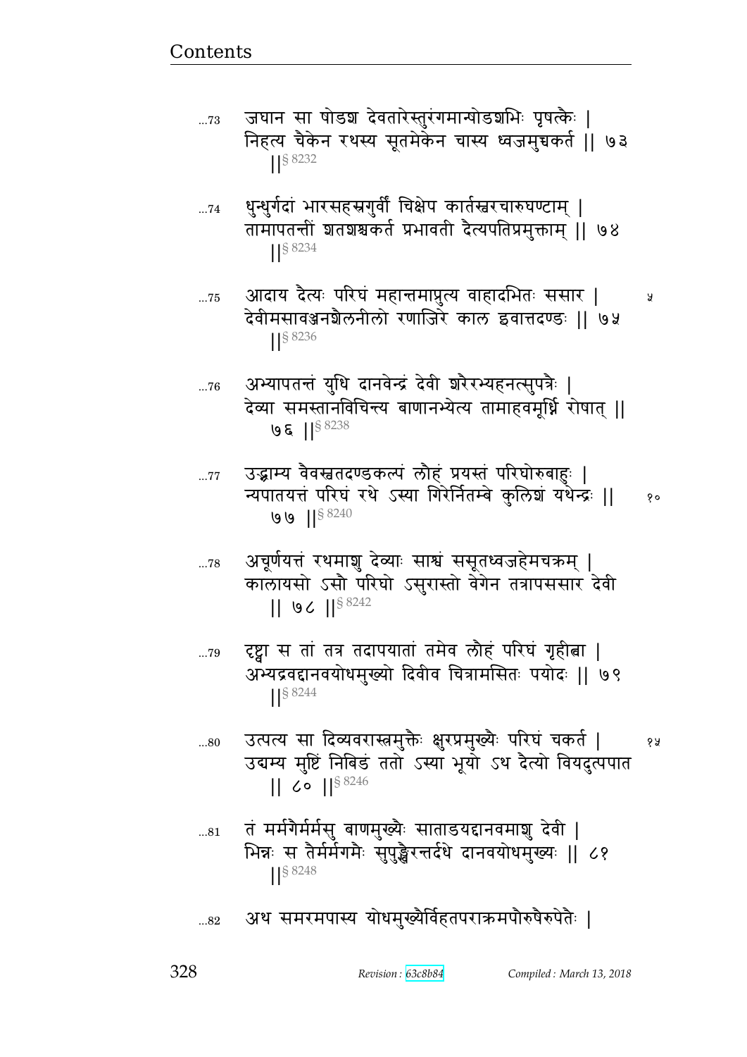...73 जघान सा षोडश देवतारेस्तुरंगमान्षोडशभिः पृषत्कैः |
निहत्य चैकेन रथस्य सूतमेकेन चास्य ध्वजमुच्चकर्त || ७३
||§ 8232

...74 धुन्धुर्गदां भारसहस्रगुर्वीं चिक्षेप कार्तस्वरचारुघण्टाम् |
तामापतन्तीं शतशश्चकर्त प्रभावती दैत्यपतिप्रमुक्ताम् || ७४
||§ 8234

...75 आदाय दैत्यः परिघं महान्तमाप्लुत्य वाहादभितः ससार | ५
देवीमसावञ्जनशैलनीलो रणाजिरे काल इवात्तदण्डः || ७५
||§ 8236

...76 अभ्यापतन्तं युधि दानवेन्द्रं देवी शरैरभ्यहनत्सुपत्रैः |
देव्या समस्तानविचिन्त्य बाणानभ्येत्य तामाहवमूर्ध्नि रोषात् ||
७६ ||§ 8238

...77 उद्भ्राम्य वैवस्वतदण्डकल्पं लौहं प्रयस्तं परिघोरुबाहुः |
न्यपातयत्तं परिघं रथे ऽस्या गिरेर्नितम्बे कुलिशं यथेन्द्रः || १०
७७ ||§ 8240

...78 अचूर्णयत्तं रथमाशु देव्याः साश्वं ससूतध्वजहेमचक्रम् |
कालायसो ऽसौ परिघो ऽसुरास्तो वेगेन तत्रापससार देवी
|| ७८ ||§ 8242

...79 दृष्ट्वा स तां तत्र तदापयातां तमेव लौहं परिघं गृहीत्वा |
अभ्यद्रवद्दानवयोधमुख्यो दिवीव चित्रामसितः पयोदः || ७९
||§ 8244

...80 उत्पत्य सा दिव्यवरास्त्रमुक्तैः क्षुरप्रमुख्यैः परिघं चकर्त | १५
उद्यम्य मुष्टिं निबिडं ततो ऽस्या भूयो ऽथ दैत्यो वियदुत्पपात
|| ८० ||§ 8246

...81 तं मर्मगैर्मर्मसु बाणमुख्यैः साताडयद्दानवमाशु देवी |
भिन्नः स तैर्मर्मगमैः सुपुङ्खैरन्तर्दधे दानवयोधमुख्यः || ८१
||§ 8248

...82 अथ समरमपास्य योधमुख्यैर्विहतपराक्रमपौरुषैरुपेतैः |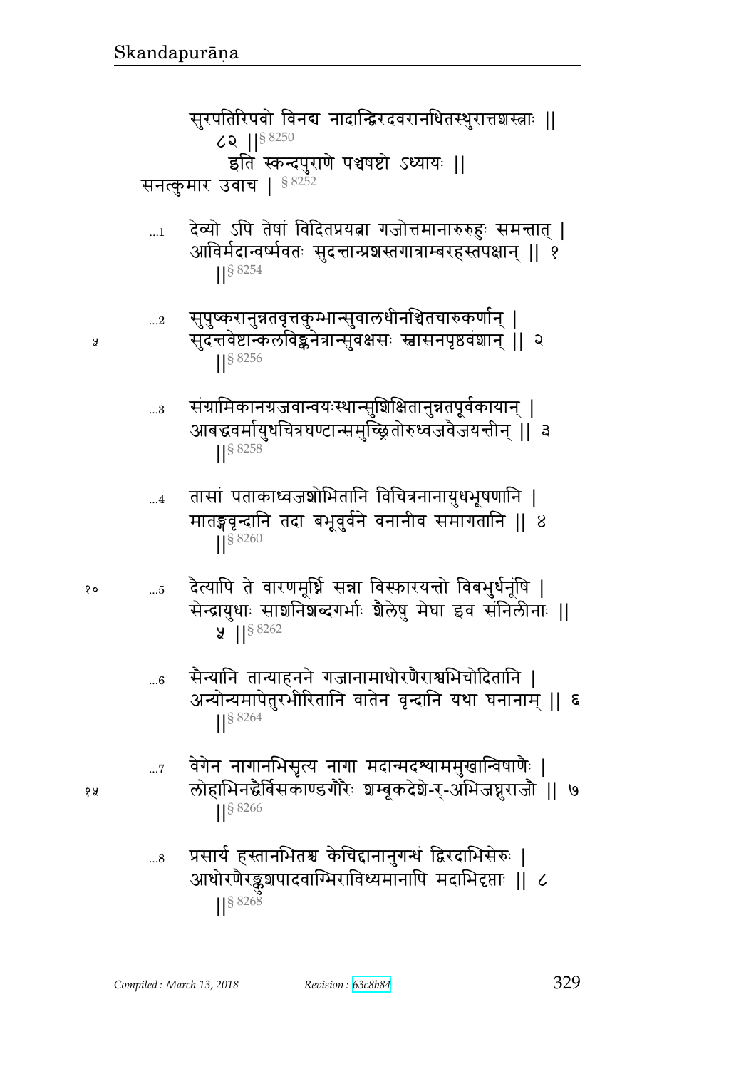सुरपतिरिपवो विनद्य नादान्द्विरदवरानधितस्थुरात्तशस्त्राः ||
८२ ||§ 8250

इति स्कन्दपुराणे पञ्चषष्टो ऽध्यायः ||

सनत्कुमार उवाच | § 8252

...1 देव्यो ऽपि तेषां विदितप्रयत्ना गजोत्तमानारुरुहुः समन्तात् |
आविर्मदान्वर्ष्मवतः सुदन्तान्प्रशस्तगात्राम्बरहस्तपक्षान् || १
||§ 8254

...2 सुपुष्करानुन्नतवृत्तकुम्भान्सुवालधीनञ्चितचारुकर्णान् |
सुदन्तवेष्टान्कलविङ्कनेत्रान्सुवक्षसः स्वासनपृष्ठवंशान् || २
||§ 8256

...3 संग्रामिकानग्रजवान्वयःस्थान्सुशिक्षितानुन्नतपूर्वकायान् |
आबद्धवर्मायुधचित्रघण्टान्समुच्छ्रितोरुध्वजवैजयन्तीन् || ३
||§ 8258

...4 तासां पताकाध्वजशोभितानि विचित्रनानायुधभूषणानि |
मातङ्गवृन्दानि तदा बभूवुर्वने वनानीव समागतानि || ४
||§ 8260

...5 दैत्यापि ते वारणमूर्ध्नि सन्ना विस्फारयन्तो विबभुर्धनूंषि |
सेन्द्रायुधाः साशनिशब्दगर्भाः शैलेषु मेघा इव संनिलीनाः ||
५ ||§ 8262

...6 सैन्यानि तान्याहनने गजानामाधोरणैराश्वभिचोदितानि |
अन्योन्यमापेतुरभीरितानि वातेन वृन्दानि यथा घनानाम् || ६
||§ 8264

...7 वेगेन नागानभिसृत्य नागा मदान्मदश्याममुखान्विषाणैः |
लोहाभिनद्धैर्बिसकाण्डगौरैः शम्बूकदेशे-र्-अभिजघ्नुराजौ || ७
||§ 8266

...8 प्रसार्य हस्तानभितश्च केचिद्दानानुगन्धं द्विरदाभिसेरुः |
आधोरणैरङ्कुशपादवाग्भिराविध्यमानापि मदाभिदृप्ताः || ८
||§ 8268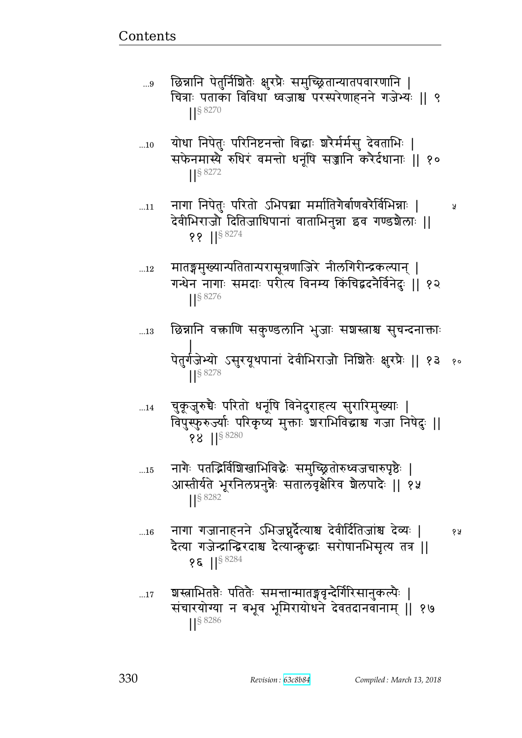...9 छिन्नानि पेतुर्निशितैः क्षुरप्रैः समुच्छ्रितान्यातपवारणानि ।
चित्राः पताका विविधा ध्वजाश्च परस्परेणाहनने गजेभ्यः ॥ ९ ॥§ 8270

...10 योधा निपेतुः परिनिष्टनन्तो विद्धाः शरैर्मर्मसु देवताभिः ।
सफेनमास्यै रुधिरं वमन्तो धनूंषि सज्ज्ञानि करैर्दधानाः ॥ १० ॥§ 8272

...11 नागा निपेतुः परितो ऽभिपद्मा मर्मातिगैर्बाणवरैर्विभिन्नाः ।
देवीभिराजौ दितिजाधिपानां वाताभिनुन्ना इव गण्डशैलाः ॥ ११ ॥§ 8274 ५

...12 मातङ्गमुख्यान्पतितान्परासूनणाजिरे नीलगिरीन्द्रकल्पान् ।
गन्धेन नागाः समदाः परीत्य विनम्य किंचिद्वदनैर्विनेदुः ॥ १२ ॥§ 8276

...13 छिन्नानि वक्त्राणि सकुण्डलानि भुजाः सशस्त्राश्च सुचन्दनाक्ताः ।
पेतुर्गजेभ्यो ऽसुरयूथपानां देवीभिराजौ निशितैः क्षुरप्रैः ॥ १३ ॥§ 8278 १०

...14 चुकूजुरुच्चैः परितो धनूंषि विनेदुराहत्य सुरारिमुख्याः ।
विपुस्फुरुर्ज्याः परिकृष्य मुक्ताः शराभिविद्धाश्च गजा निषेदुः ॥ १४ ॥§ 8280

...15 नागैः पतद्भिर्विशिखाभिविद्धैः समुच्छ्रितोरुध्वजचारुपृष्ठैः ।
आस्तीर्यते भूरनिलप्रनुन्नैः सतालवृक्षैरिव शैलपादैः ॥ १५ ॥§ 8282

...16 नागा गजानाहनने ऽभिजघ्नुर्दैत्याश्च देवीर्दितिजांश्च देव्यः ।
दैत्या गजेन्द्रान्द्विरदाश्च दैत्यान्क्रुद्धाः सरोषानभिसृत्य तत्र ॥ १६ ॥§ 8284 १५

...17 शस्त्राभितप्तैः पतितैः समन्तान्मातङ्गवृन्दैर्गिरिसानुकल्पैः ।
संचारयोग्या न बभूव भूमिरायोधने देवतदानवानाम् ॥ १७ ॥§ 8286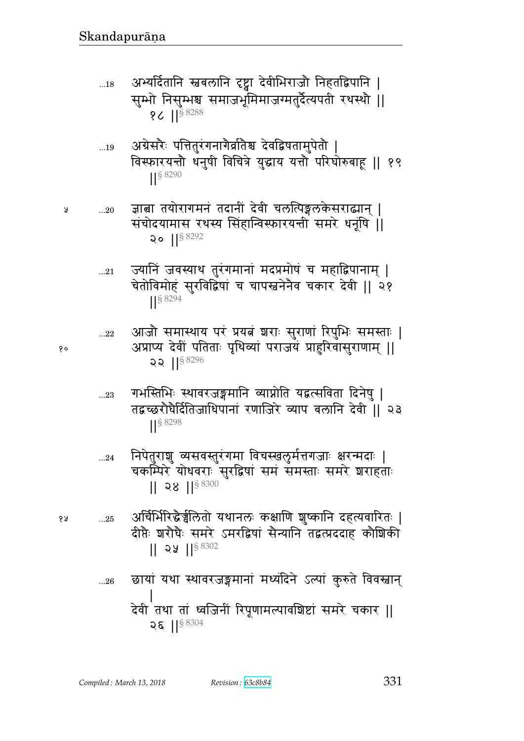…18 अभ्यर्दितानि स्वबलानि दृष्ट्वा देवीभिराजौ निहतद्विपानि |
सुम्भो निसुम्भश्च समाजभूमिमाजग्मतुर्दैत्यपती रथस्थौ ||
१८ ||§ 8288

…19 अग्रेसरैः पत्तितुरंगनागैर्व्रातैश्च देवद्विषतामुपेतौ |
विस्फारयन्तौ धनुषी विचित्रे युद्धाय यत्तौ परिघोरुबाहू || १९
||§ 8290

…20 ज्ञात्वा तयोरागमनं तदानीं देवी चलत्पिङ्गलकेसराढ्यान् |
संचोदयामास रथस्य सिंहान्विस्फारयन्ती समरे धनूंषि ||
२० ||§ 8292

…21 ज्यानिं जवस्याथ तुरंगमानां मदप्रमोषं च महाद्विपानाम् |
चेतोविमोहं सुरविद्विषां च चापस्वनेनैव चकार देवी || २१
||§ 8294

…22 आजौ समास्थाय परं प्रयत्नं शराः सुराणां रिपुभिः समस्ताः |
अप्राप्य देवीं पतिताः पृथिव्यां पराजयं प्राहुरिवासुराणाम् ||
२२ ||§ 8296

…23 गभस्तिभिः स्थावरजङ्गमानि व्याप्नोति यद्वत्सविता दिनेषु |
तद्वच्छरौघैर्दितिजाधिपानां रणाजिरे व्याप बलानि देवी || २३
||§ 8298

…24 निपेतुराशु व्यसवस्तुरंगमा विचस्खलुर्मत्तगजाः क्षरन्मदाः |
चकम्पिरे योधवराः सुरद्विषां समं समस्ताः समरे शराहताः
|| २४ ||§ 8300

…25 अर्चिर्भिरिद्धैर्ज्वलितो यथानलः कक्षाणि शुष्कानि दहत्यवारितः |
दीप्तैः शरौघैः समरे ऽमरद्विषां सैन्यानि तद्वत्प्रददाह कौशिकी
|| २५ ||§ 8302

…26 छायां यथा स्थावरजङ्गमानां मध्यंदिने ऽल्पां कुरुते विवस्वान्
|
देवी तथा तां ध्वजिनीं रिपूणामल्पावशिष्टां समरे चकार ||
२६ ||§ 8304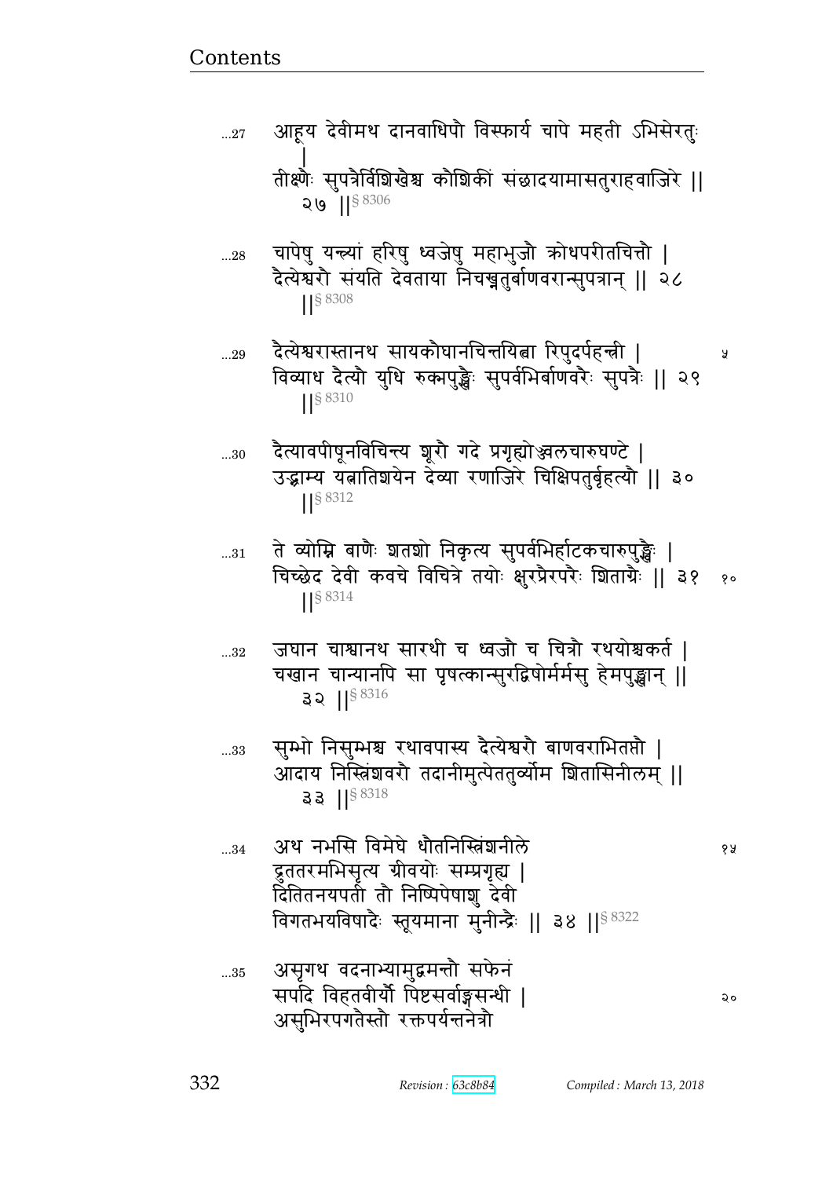...27 आहूय देवीमथ दानवाधिपौ विस्फार्य चापे महती ऽभिसेरतुः |
तीक्ष्णैः सुपत्रैर्विशिखैश्च कौशिकीं संछादयामासतुराहवाजिरे || २७ ||§ 8306

...28 चापेषु यन्त्र्यां हरिषु ध्वजेषु महाभुजौ क्रोधपरीतचित्तौ |
दैत्येश्वरौ संयति देवताया निचख्नतुर्बाणवरान्सुपत्रान् || २८ ||§ 8308

...29 दैत्येश्वरास्तानथ सायकौघानचिन्तयित्वा रिपुदर्पहन्त्री |
विव्याध दैत्यौ युधि रुक्मपुङ्खैः सुपर्वभिर्बाणवरैः सुपत्रैः || २९ ||§ 8310

...30 दैत्यावपीषूनविचिन्त्य शूरौ गदे प्रगृह्योज्ज्वलचारुघण्टे |
उद्भ्राम्य यत्नातिशयेन देव्या रणाजिरे चिक्षिपतुर्बृहत्यौ || ३० ||§ 8312

...31 ते व्योम्नि बाणैः शतशो निकृत्य सुपर्वभिर्हाटकचारुपुङ्खैः |
चिच्छेद देवी कवचे विचित्रे तयोः क्षुरप्रैरपरैः शिताग्रैः || ३१ ||§ 8314

...32 जघान चाश्वानथ सारथी च ध्वजौ च चित्रौ रथयोश्चकर्त |
चखान चान्यानपि सा पृषत्कान्सुरद्विषोर्मर्मसु हेमपुङ्खान् || ३२ ||§ 8316

...33 सुम्भो निसुम्भश्च रथावपास्य दैत्येश्वरौ बाणवराभितप्तौ |
आदाय निस्त्रिंशवरौ तदानीमुत्पेततुर्व्योम शितासिनीलम् || ३३ ||§ 8318

...34 अथ नभसि विमेघे धौतनिस्त्रिंशनीले
द्रुततरमभिसृत्य ग्रीवयोः सम्प्रगृह्य |
दितितनयपती तौ निष्पिपेषाशु देवी
विगतभयविषादैः स्तूयमाना मुनीन्द्रैः || ३४ ||§ 8322

...35 असृगथ वदनाभ्यामुद्वमन्तौ सफेनं
सपदि विहतवीर्यौ पिष्टसर्वाङ्गसन्धी |
असुभिरपगतैस्तौ रक्तपर्यन्तनेत्रौ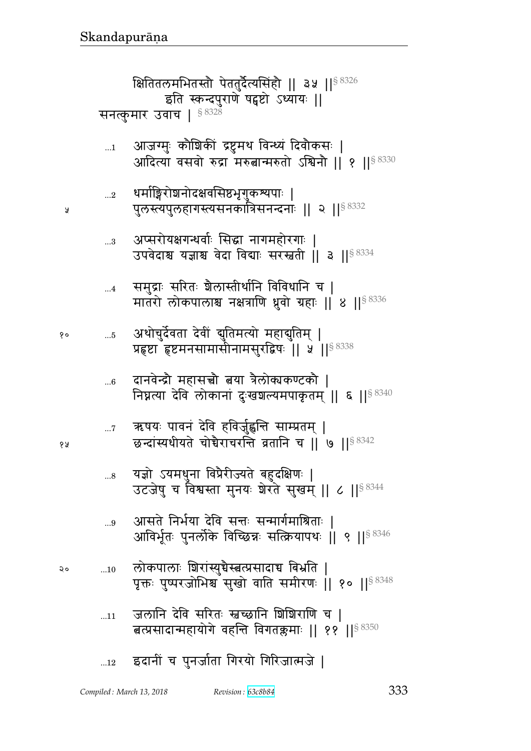क्षितितलमभितस्तौ पेततुर्दैत्यसिंहौ || ३५ ||§ 8326

इति स्कन्दपुराणे षट्षष्टो ऽध्यायः ||

सनत्कुमार उवाच | § 8328

...1 आजग्मुः कौशिकीं द्रष्टुमथ विन्ध्यं दिवौकसः |
आदित्या वसवो रुद्रा मरुत्वान्मरुतो ऽश्विनौ || १ ||§ 8330

...2 धर्माङ्गिरोशनोदक्षवसिष्ठभृगुकश्यपाः |
पुलस्त्यपुलहागस्त्यसनकात्रिसनन्दनाः || २ ||§ 8332

...3 अप्सरोयक्षगन्धर्वाः सिद्धा नागमहोरगाः |
उपवेदाश्च यज्ञाश्च वेदा विद्याः सरस्वती || ३ ||§ 8334

...4 समुद्राः सरितः शैलास्तीर्थानि विविधानि च |
मातरो लोकपालाश्च नक्षत्राणि ध्रुवो ग्रहाः || ४ ||§ 8336

...5 अथोचुर्देवता देवीं द्युतिमत्यो महाद्युतिम् |
प्रहृष्टा हृष्टमनसामासीनामसुरद्विषः || ५ ||§ 8338

...6 दानवेन्द्रौ महासत्त्वौ त्वया त्रैलोक्यकण्टकौ |
निघ्नत्या देवि लोकानां दुःखशल्यमपाकृतम् || ६ ||§ 8340

...7 ऋषयः पावनं देवि हविर्जुह्वन्ति साम्प्रतम् |
छन्दांस्यधीयते चोच्चैराचरन्ति व्रतानि च || ७ ||§ 8342

...8 यज्ञो ऽयमधुना विप्रैरीज्यते बहुदक्षिणः |
उटजेषु च विश्वस्ता मुनयः शेरते सुखम् || ८ ||§ 8344

...9 आसते निर्भया देवि सन्तः सन्मार्गमाश्रिताः |
आविर्भूतः पुनर्लोके विच्छिन्नः सत्क्रियापथः || ९ ||§ 8346

...10 लोकपालाः शिरांस्युच्चैस्त्वत्प्रसादाच्च बिभ्रति |
पृक्तः पुष्परजोभिश्च सुखो वाति समीरणः || १० ||§ 8348

...11 जलानि देवि सरितः स्वच्छानि शिशिराणि च |
त्वत्प्रसादान्महायोगे वहन्ति विगतक्लमाः || ११ ||§ 8350

...12 इदानीं च पुनर्जाता गिरयो गिरिजात्मजे |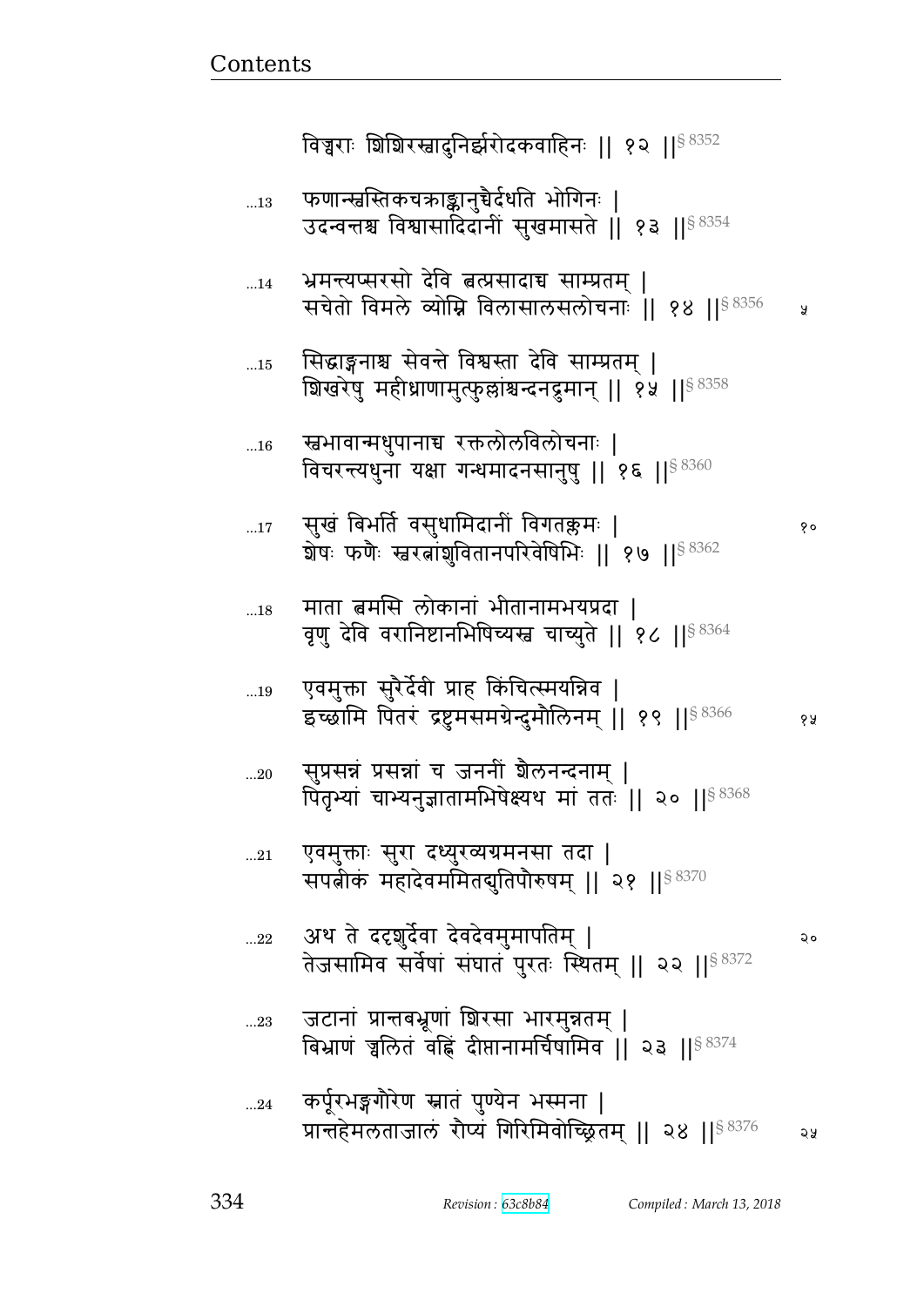विज्वराः शिशिरस्वादुनिर्झरोदकवाहिनः || १२ ||§ 8352

...13 फणान्स्वस्तिकचक्राङ्कानुच्चैर्दधति भोगिनः |
उदन्वन्तश्च विश्वासादिदानीं सुखमासते || १३ ||§ 8354

...14 भ्रमन्त्यप्सरसो देवि त्वत्प्रसादाच्च साम्प्रतम् |
सचेतो विमले व्योम्नि विलासालसलोचनाः || १४ ||§ 8356 ५

...15 सिद्धाङ्गनाश्च सेवन्ते विश्वस्ता देवि साम्प्रतम् |
शिखरेषु महीध्राणामुत्फुल्लांश्चन्दनद्रुमान् || १५ ||§ 8358

...16 स्वभावान्मधुपानाच्च रक्तलोलविलोचनाः |
विचरन्त्यधुना यक्षा गन्धमादनसानुषु || १६ ||§ 8360

...17 सुखं बिभर्ति वसुधामिदानीं विगतक्लमः | १०
शेषः फणैः स्वरत्नांशुवितानपरिवेषिभिः || १७ ||§ 8362

...18 माता त्वमसि लोकानां भीतानामभयप्रदा |
वृणु देवि वरानिष्टानभिषिच्यस्व चाच्युते || १८ ||§ 8364

...19 एवमुक्ता सुरैर्देवी प्राह किंचित्स्मयन्निव |
इच्छामि पितरं द्रष्टुमसमग्रेन्दुमौलिनम् || १९ ||§ 8366 १५

...20 सुप्रसन्नं प्रसन्नां च जननीं शैलनन्दनाम् |
पितृभ्यां चाभ्यनुज्ञातामभिषेक्ष्यथ मां ततः || २० ||§ 8368

...21 एवमुक्ताः सुरा दध्युरव्यग्रमनसा तदा |
सपत्नीकं महादेवममितद्युतिपौरुषम् || २१ ||§ 8370

...22 अथ ते ददृशुर्देवा देवदेवमुमापतिम् | २०
तेजसामिव सर्वेषां संघातं पुरतः स्थितम् || २२ ||§ 8372

...23 जटानां प्रान्तबभ्रूणां शिरसा भारमुन्नतम् |
बिभ्राणं ज्वलितं वह्निं दीप्तानामर्चिषामिव || २३ ||§ 8374

...24 कर्पूरभङ्गगौरेण स्नातं पुण्येन भस्मना |
प्रान्तहेमलताजालं रौप्यं गिरिमिवोच्छ्रितम् || २४ ||§ 8376 २५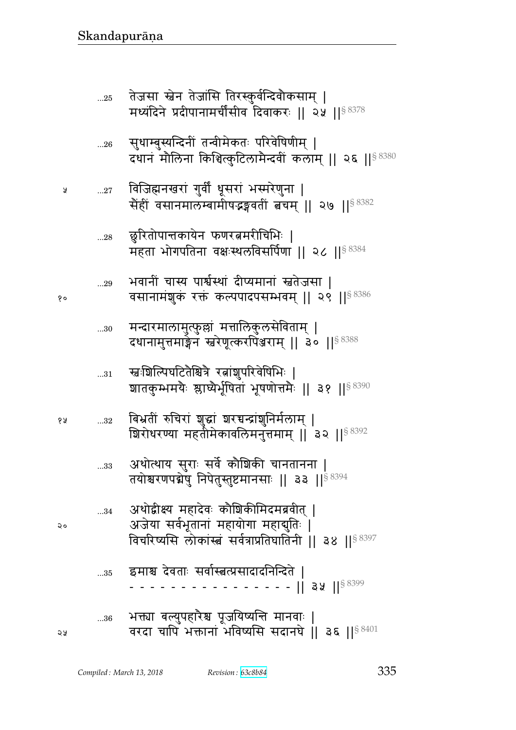...25 तेजसा स्वेन तेजांसि तिरस्कुर्वन्दिवौकसाम् |
मध्यंदिने प्रदीपानामर्चीषीव दिवाकरः || २५ ||§ 8378

...26 सुधाम्बुस्यन्दिनीं तन्वीमेकतः परिवेषिणीम् |
दधानं मौलिना किंचित्कुटिलामैन्दवीं कलाम् || २६ ||§ 8380

...27 विजिह्मनखरां गुर्वीं धूसरां भस्मरेणुना |
सैंहीं वसानमालम्बामीषद्वङ्गवतीं त्वचम् || २७ ||§ 8382

...28 छुरितोपान्तकायेन फणरत्नमरीचिभिः |
महता भोगपतिना वक्षःस्थलविसर्पिणा || २८ ||§ 8384

...29 भवानीं चास्य पार्श्वस्थां दीप्यमानां स्वतेजसा |
वसानामंशुकं रक्तं कल्पपादपसम्भवम् || २९ ||§ 8386

...30 मन्दारमालामुत्फुल्लां मत्तालिकुलसेविताम् |
दधानामुत्तमाङ्गेन स्वरेणूत्करपिञ्जराम् || ३० ||§ 8388

...31 स्वःशिल्पिघटितैश्चित्रै रत्नांशुपरिवेषिभिः |
शातकुम्भमयैः श्लाघ्यैर्भूषितां भूषणोत्तमैः || ३१ ||§ 8390

...32 बिभ्रतीं रुचिरां शुद्धां शरच्चन्द्रांशुनिर्मलाम् |
शिरोधरण्या महतीमेकावलिमनुत्तमाम् || ३२ ||§ 8392

...33 अथोत्थाय सुराः सर्वे कौशिकी चानतानना |
तयोश्चरणपद्मेषु निपेतुस्तुष्टमानसाः || ३३ ||§ 8394

...34 अथोद्वीक्ष्य महादेवः कौशिकीमिदमब्रवीत् |
अजेया सर्वभूतानां महायोगा महाद्युतिः |
विचरिष्यसि लोकांस्त्वं सर्वत्राप्रतिघातिनी || ३४ ||§ 8397

...35 इमाश्च देवताः सर्वास्त्वत्प्रसादादनिन्दिते |
- - - - - - - - - - - - - - - - || ३५ ||§ 8399

...36 भक्त्या बल्युपहारैश्च पूजयिष्यन्ति मानवाः |
वरदा चापि भक्तानां भविष्यसि सदानघे || ३६ ||§ 8401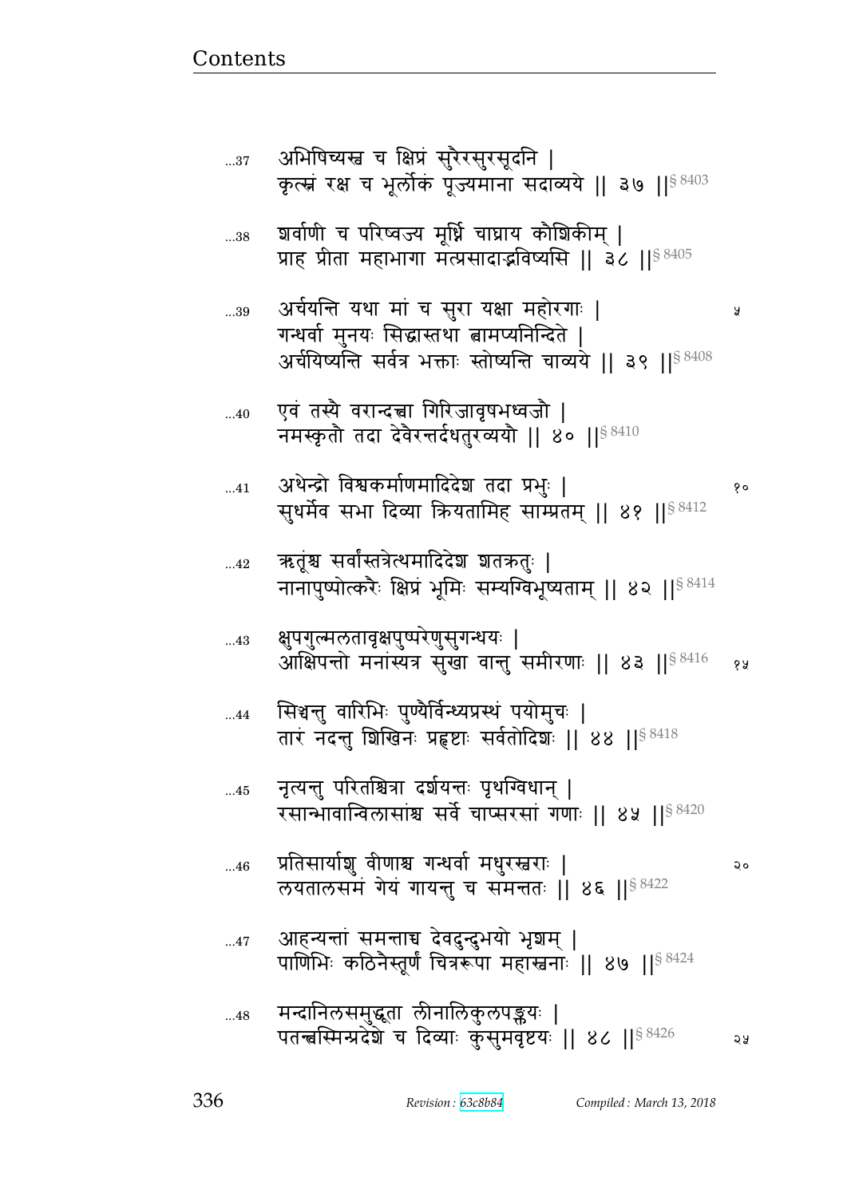...37 अभिषिच्यस्व च क्षिप्रं सुरैरसुरसूदनि ।
कृत्स्नं रक्ष च भूर्लोकं पूज्यमाना सदाव्यये ॥ ३७ ॥§ 8403

...38 शर्वाणी च परिष्वज्य मूर्ध्नि चाघ्राय कौशिकीम् ।
प्राह प्रीता महाभागा मत्प्रसादाद्भविष्यसि ॥ ३८ ॥§ 8405

...39 अर्चयन्ति यथा मां च सुरा यक्षा महोरगाः । ५
गन्धर्वा मुनयः सिद्धास्तथा त्वामप्यनिन्दिते ।
अर्चयिष्यन्ति सर्वत्र भक्ताः स्तोष्यन्ति चाव्यये ॥ ३९ ॥§ 8408

...40 एवं तस्यै वरान्दत्त्वा गिरिजावृषभध्वजौ ।
नमस्कृतौ तदा देवैरन्तर्दधतुरव्ययौ ॥ ४० ॥§ 8410

...41 अथेन्द्रो विश्वकर्माणमादिदेश तदा प्रभुः । १०
सुधर्मेव सभा दिव्या क्रियतामिह साम्प्रतम् ॥ ४१ ॥§ 8412

...42 ऋतूंश्च सर्वांस्तत्रेत्थमादिदेश शतक्रतुः ।
नानापुष्पोत्करैः क्षिप्रं भूमिः सम्यग्विभूष्यताम् ॥ ४२ ॥§ 8414

...43 क्षुपगुल्मलतावृक्षपुष्परेणुसुगन्धयः ।
आक्षिपन्तो मनांस्यत्र सुखा वान्तु समीरणाः ॥ ४३ ॥§ 8416 १५

...44 सिञ्चन्तु वारिभिः पुण्यैर्विन्ध्यप्रस्थं पयोमुचः ।
तारं नदन्तु शिखिनः प्रहृष्टाः सर्वतोदिशः ॥ ४४ ॥§ 8418

...45 नृत्यन्तु परितश्चित्रा दर्शयन्तः पृथग्विधान् ।
रसान्भावान्विलासांश्च सर्वे चाप्सरसां गणाः ॥ ४५ ॥§ 8420

...46 प्रतिसार्याशु वीणाश्च गन्धर्वा मधुरस्वराः । २०
लयतालसमं गेयं गायन्तु च समन्ततः ॥ ४६ ॥§ 8422

...47 आहन्यन्तां समन्ताच्च देवदुन्दुभयो भृशम् ।
पाणिभिः कठिनैस्तूर्णं चित्ररूपा महास्वनाः ॥ ४७ ॥§ 8424

...48 मन्दानिलसमुद्भूता लीनालिकुलपङ्क्तयः ।
पतन्त्वस्मिन्प्रदेशे च दिव्याः कुसुमवृष्टयः ॥ ४८ ॥§ 8426 २५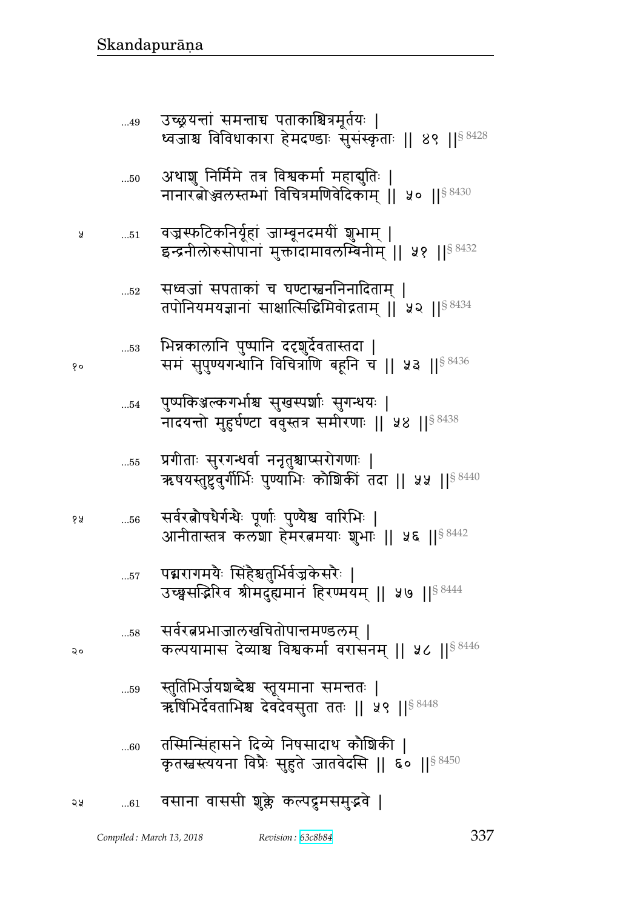...49 उच्छ्रयन्तां समन्ताच्च पताकाश्चित्रमूर्तयः |
ध्वजाश्च विविधाकारा हेमदण्डाः सुसंस्कृताः || ४९ ||[§ 8428]

...50 अथाशु निर्ममे तत्र विश्वकर्मा महाद्युतिः |
नानारत्नोज्ज्वलस्तम्भां विचित्रमणिवेदिकाम् || ५० ||[§ 8430]

५ ...51 वज्रस्फटिकनिर्यूहां जाम्बूनदमयीं शुभाम् |
इन्द्रनीलोरुसोपानां मुक्तादामावलम्बिनीम् || ५१ ||[§ 8432]

...52 सध्वजां सपताकां च घण्टास्वननिनादिताम् |
तपोनियमयज्ञानां साक्षात्सिद्धिमिवोद्गताम् || ५२ ||[§ 8434]

...53 भिन्नकालानि पुष्पानि ददृशुर्देवतास्तदा |
१० समं सुपुण्यगन्धानि विचित्राणि बहूनि च || ५३ ||[§ 8436]

...54 पुष्पकिञ्जल्कगर्भाश्च सुखस्पर्शाः सुगन्धयः |
नादयन्तो मुहुर्घण्टा ववुस्तत्र समीरणाः || ५४ ||[§ 8438]

...55 प्रगीताः सुरगन्धर्वा ननृतुश्चाप्सरोगणाः |
ऋषयस्तुष्टुवुर्गीर्भिः पुण्याभिः कौशिकीं तदा || ५५ ||[§ 8440]

१५ ...56 सर्वरत्नौषधैर्गन्धैः पूर्णाः पुण्यैश्च वारिभिः |
आनीतास्तत्र कलशा हेमरत्नमयाः शुभाः || ५६ ||[§ 8442]

...57 पद्मरागमयैः सिंहैश्चतुर्भिर्वज्रकेसरैः |
उच्छ्वसद्भिरिव श्रीमदुह्यमानं हिरण्मयम् || ५७ ||[§ 8444]

...58 सर्वरत्नप्रभाजालखचितोपान्तमण्डलम् |
२० कल्पयामास देव्याश्च विश्वकर्मा वरासनम् || ५८ ||[§ 8446]

...59 स्तुतिभिर्जयशब्दैश्च स्तूयमाना समन्ततः |
ऋषिभिर्देवताभिश्च देवदेवसुता ततः || ५९ ||[§ 8448]

...60 तस्मिन्सिंहासने दिव्ये निषसादाथ कौशिकी |
कृतस्वस्त्ययना विप्रैः सुहुते जातवेदसि || ६० ||[§ 8450]

२५ ...61 वसाना वाससी शुक्ले कल्पद्रुमसमुद्भवे |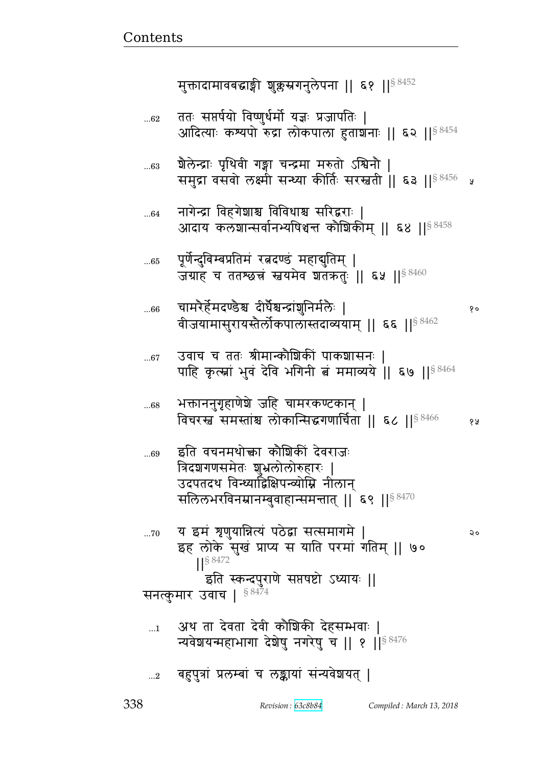मुक्तादामावबद्धाङ्गी शुक्लस्रगनुलेपना || ६१ ||§ 8452

...62 ततः सप्तर्षयो विष्णुर्धर्मो यज्ञः प्रजापतिः |
आदित्याः कश्यपो रुद्रा लोकपाला हुताशनाः || ६२ ||§ 8454

...63 शैलेन्द्राः पृथिवी गङ्गा चन्द्रमा मरुतो ऽश्विनौ |
समुद्रा वसवो लक्ष्मी सन्ध्या कीर्तिः सरस्वती || ६३ ||§ 8456 ५

...64 नागेन्द्रा विहगेशाश्च विविधाश्च सरिद्वराः |
आदाय कलशान्सर्वानभ्यषिञ्चन्त कौशिकीम् || ६४ ||§ 8458

...65 पूर्णेन्दुबिम्बप्रतिमं रत्नदण्डं महाद्युतिम् |
जग्राह च ततश्छत्त्रं स्वयमेव शतक्रतुः || ६५ ||§ 8460

...66 चामरैर्हेमदण्डैश्च दीर्घैश्चन्द्रांशुनिर्मलैः | १०
वीजयामासुरायस्तैर्लोकपालास्तदाव्ययाम् || ६६ ||§ 8462

...67 उवाच च ततः श्रीमान्कौशिकीं पाकशासनः |
पाहि कृत्स्नां भुवं देवि भगिनी त्वं ममाव्यये || ६७ ||§ 8464

...68 भक्ताननुगृहाणेशे जहि चामरकण्टकान् |
विचरस्व समस्तांश्च लोकान्सिद्धगणार्चिता || ६८ ||§ 8466 १५

...69 इति वचनमथोक्त्वा कौशिकीं देवराजः
त्रिदशगणसमेतः शुभ्रलोलोरुहारः |
उदपतदथ विन्ध्याद्रिक्षिपन्व्योम्नि नीलान्
सलिलभरविनम्रानम्बुवाहान्समन्तात् || ६९ ||§ 8470

...70 य इमं शृणुयान्नित्यं पठेद्वा सत्समागमे | २०
इह लोके सुखं प्राप्य स याति परमां गतिम् || ७० ||§ 8472

इति स्कन्दपुराणे सप्तषष्टो ऽध्यायः ||

सनत्कुमार उवाच | § 8474

...1 अथ ता देवता देवी कौशिकी देहसम्भवाः |
न्यवेशयन्महाभागा देशेषु नगरेषु च || १ ||§ 8476

...2 बहुपुत्रां प्रलम्बां च लङ्कायां संन्यवेशयत् |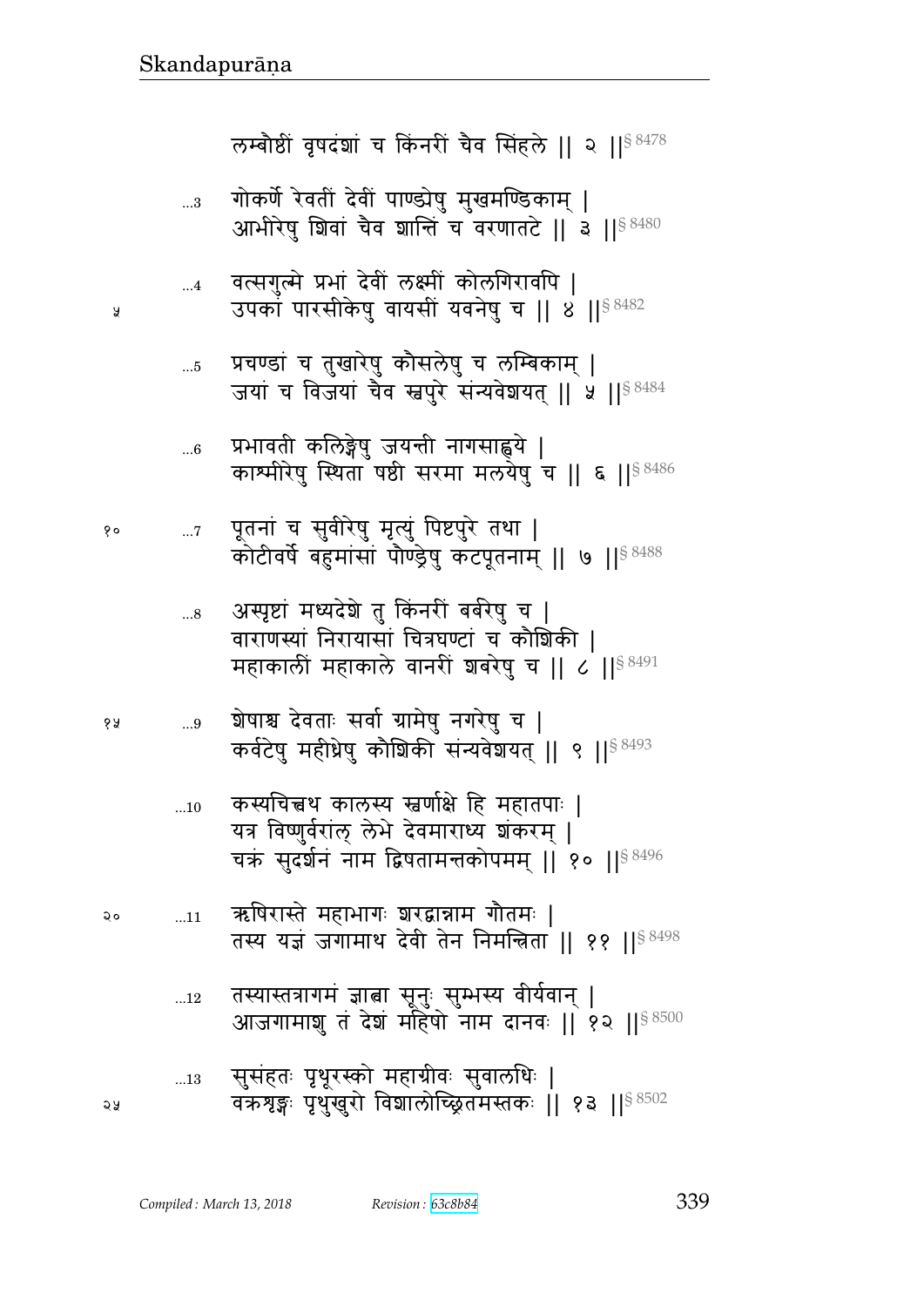लम्बौष्ठीं वृषदंशां च किंनरीं चैव सिंहले ॥ २ ॥[§ 8478]

...3 गोकर्णे रेवतीं देवीं पाण्ड्येषु मुखमण्डिकाम् ।
आभीरेषु शिवां चैव शान्तिं च वरणातटे ॥ ३ ॥[§ 8480]

...4 वत्सगुल्मे प्रभां देवीं लक्ष्मीं कोलगिरावपि ।
उपकां पारसीकेषु वायसीं यवनेषु च ॥ ४ ॥[§ 8482]

...5 प्रचण्डां च तुखारेषु कौसलेषु च लम्बिकाम् ।
जयां च विजयां चैव स्वपुरे संन्यवेशयत् ॥ ५ ॥[§ 8484]

...6 प्रभावती कलिङ्गेषु जयन्ती नागसाह्वये ।
काश्मीरेषु स्थिता षष्ठी सरमा मलयेषु च ॥ ६ ॥[§ 8486]

...7 पूतनां च सुवीरेषु मृत्युं पिष्टपुरे तथा ।
कोटीवर्षे बहुमांसां पौण्ड्रेषु कटपूतनाम् ॥ ७ ॥[§ 8488]

...8 अस्पृष्टां मध्यदेशे तु किंनरीं बर्बरेषु च ।
वाराणस्यां निरायासां चित्रघण्टां च कौशिकी ।
महाकालीं महाकाले वानरीं शबरेषु च ॥ ८ ॥[§ 8491]

...9 शेषाश्च देवताः सर्वा ग्रामेषु नगरेषु च ।
कर्वटेषु महीध्रेषु कौशिकी संन्यवेशयत् ॥ ९ ॥[§ 8493]

...10 कस्यचित्त्वथ कालस्य स्वर्णाक्षे हि महातपाः ।
यत्र विष्णुर्वरांल् लेभे देवमाराध्य शंकरम् ।
चक्रं सुदर्शनं नाम द्विषतामन्तकोपमम् ॥ १० ॥[§ 8496]

...11 ऋषिरास्ते महाभागः शरद्वान्नाम गौतमः ।
तस्य यज्ञं जगामाथ देवी तेन निमन्त्रिता ॥ ११ ॥[§ 8498]

...12 तस्यास्तत्रागमं ज्ञात्वा सूनुः सुम्भस्य वीर्यवान् ।
आजगामाशु तं देशं महिषो नाम दानवः ॥ १२ ॥[§ 8500]

...13 सुसंहतः पृथूरस्को महाग्रीवः सुवालधिः ।
वक्रशृङ्गः पृथुखुरो विशालोच्छ्रितमस्तकः ॥ १३ ॥[§ 8502]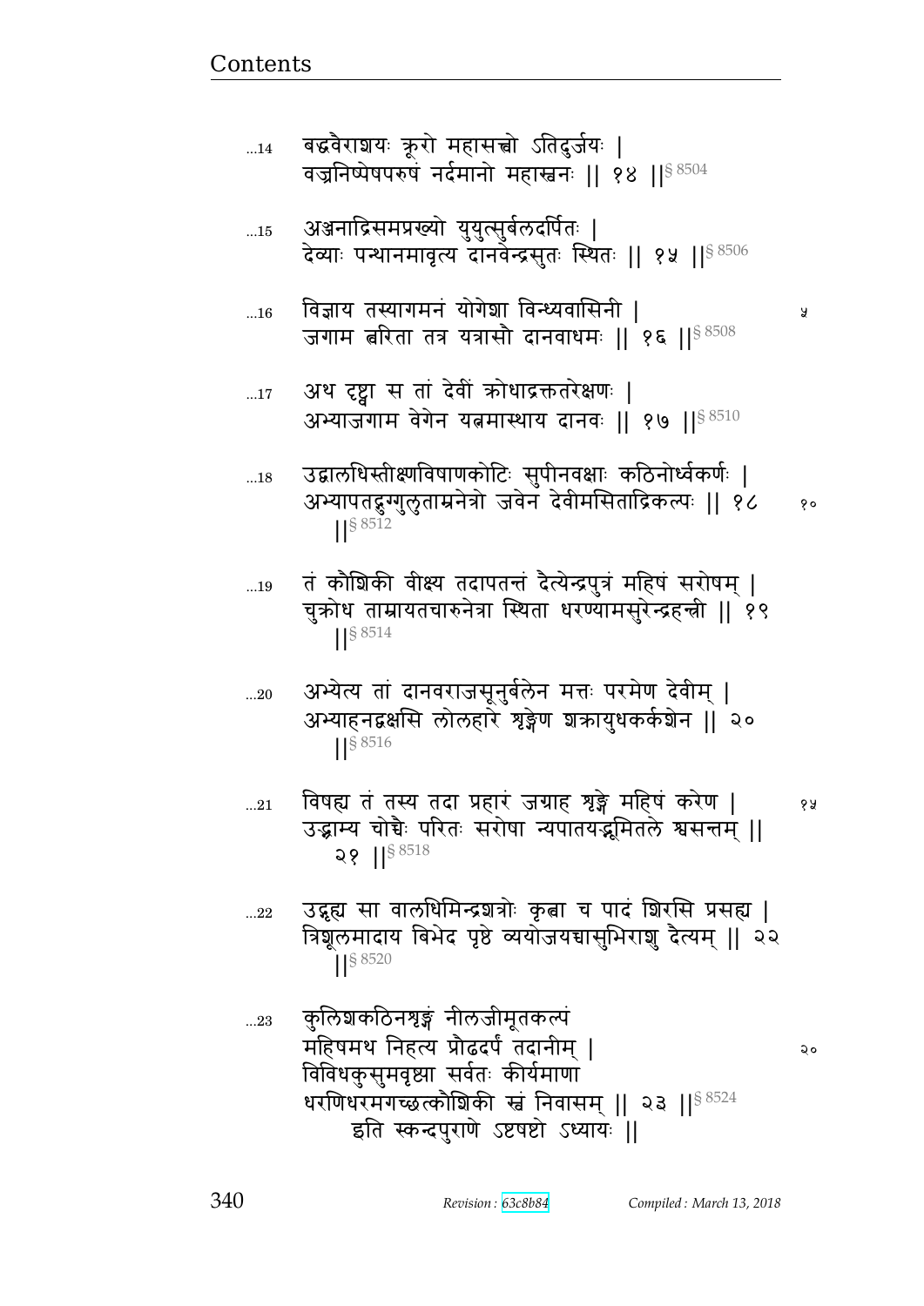...14 बद्धवैराशयः क्रूरो महासत्त्वो ऽतिदुर्जयः |
वज्रनिष्पेषपरुषं नर्दमानो महास्वनः || १४ ||§ 8504

...15 अञ्जनाद्रिसमप्रख्यो युयुत्सुर्बलदर्पितः |
देव्याः पन्थानमावृत्य दानवेन्द्रसुतः स्थितः || १५ ||§ 8506

...16 विज्ञाय तस्यागमनं योगेशा विन्ध्यवासिनी |
जगाम त्वरिता तत्र यत्रासौ दानवाधमः || १६ ||§ 8508

...17 अथ दृष्ट्वा स तां देवीं क्रोधाद्रक्ततरेक्षणः |
अभ्याजगाम वेगेन यत्नमास्थाय दानवः || १७ ||§ 8510

...18 उद्बालधिस्तीक्ष्णविषाणकोटिः सुपीनवक्षाः कठिनोर्ध्वकर्णः |
अभ्यापतद्गुग्गुलुताम्रनेत्रो जवेन देवीमसिताद्रिकल्पः || १८ ||§ 8512

...19 तं कौशिकी वीक्ष्य तदापतन्तं दैत्येन्द्रपुत्रं महिषं सरोषम् |
चुक्रोध ताम्रायतचारुनेत्रा स्थिता धरण्यामसुरेन्द्रहन्त्री || १९ ||§ 8514

...20 अभ्येत्य तां दानवराजसूनुर्बलेन मत्तः परमेण देवीम् |
अभ्याहनद्वक्षसि लोलहारे शृङ्गेण शक्रायुधकर्कशेन || २० ||§ 8516

...21 विषह्य तं तस्य तदा प्रहारं जग्राह शृङ्गे महिषं करेण |
उद्भ्राम्य चोच्चैः परितः सरोषा न्यपातयद्भूमितले श्वसन्तम् || २१ ||§ 8518

...22 उद्धृह्य सा वालधिमिन्द्रशत्रोः कृत्वा च पादं शिरसि प्रसह्य |
त्रिशूलमादाय बिभेद पृष्ठे व्ययोजयच्चासुभिराशु दैत्यम् || २२ ||§ 8520

...23 कुलिशकठिनशृङ्गं नीलजीमूतकल्पं
महिषमथ निहत्य प्रौढदर्पं तदानीम् |
विविधकुसुमवृष्ट्या सर्वतः कीर्यमाणा
धरणिधरमगच्छत्कौशिकी स्वं निवासम् || २३ ||§ 8524
इति स्कन्दपुराणे ऽष्टषष्टो ऽध्यायः ||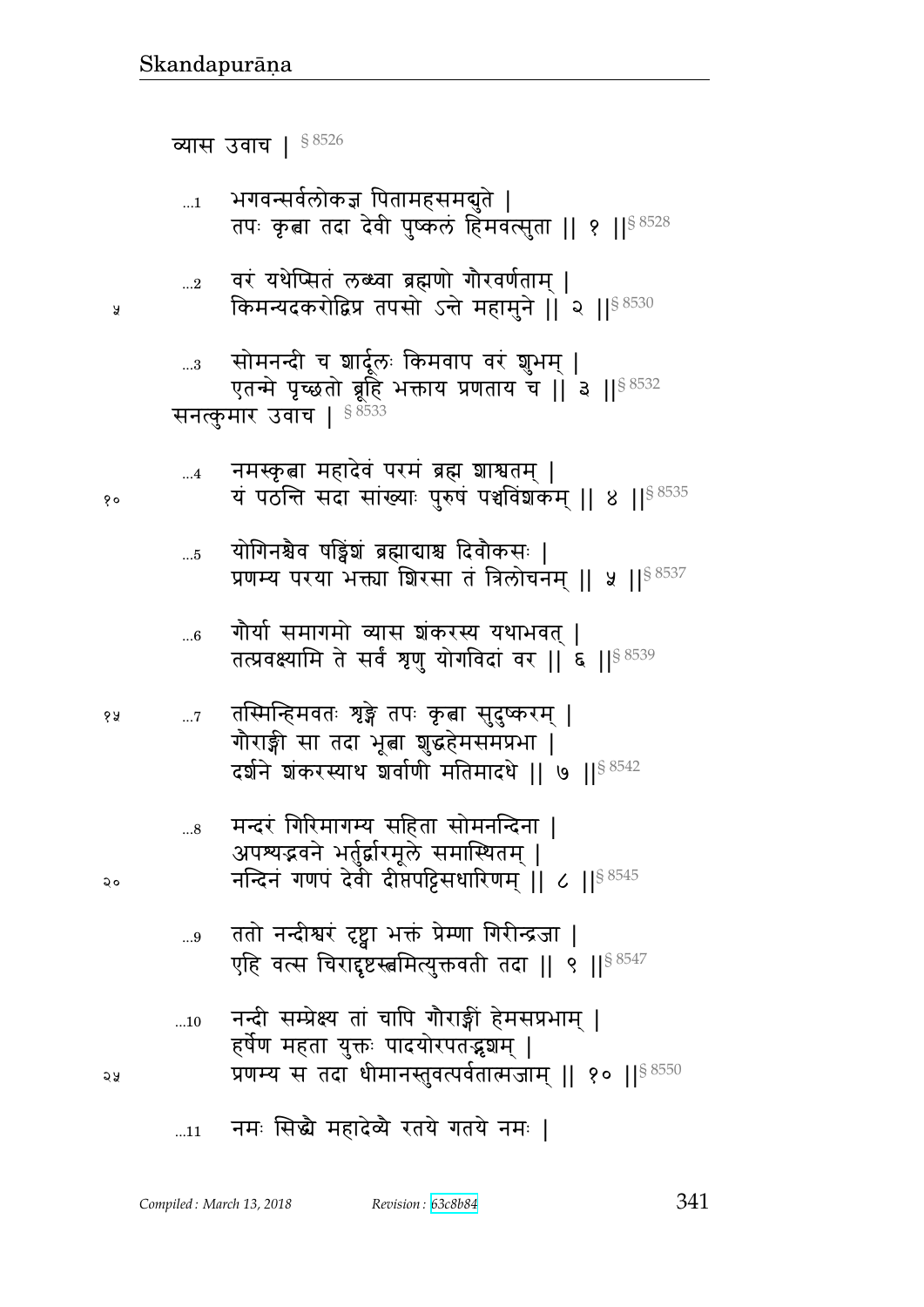व्यास उवाच | § 8526

...1 भगवन्सर्वलोकज्ञ पितामहसमद्युते |
तपः कृत्वा तदा देवी पुष्कलं हिमवत्सुता || १ ||§ 8528

...2 वरं यथेप्सितं लब्ध्वा ब्रह्मणो गौरवर्णताम् |
किमन्यदकरोद्विप्र तपसो ऽन्ते महामुने || २ ||§ 8530

...3 सोमनन्दी च शार्दूलः किमवाप वरं शुभम् |
एतन्मे पृच्छतो ब्रूहि भक्ताय प्रणताय च || ३ ||§ 8532

सनत्कुमार उवाच | § 8533

...4 नमस्कृत्वा महादेवं परमं ब्रह्म शाश्वतम् |
यं पठन्ति सदा सांख्याः पुरुषं पञ्चविंशकम् || ४ ||§ 8535

...5 योगिनश्चैव षड्विंशं ब्रह्माद्याश्च दिवौकसः |
प्रणम्य परया भक्त्या शिरसा तं त्रिलोचनम् || ५ ||§ 8537

...6 गौर्या समागमो व्यास शंकरस्य यथाभवत् |
तत्प्रवक्ष्यामि ते सर्वं शृणु योगविदां वर || ६ ||§ 8539

...7 तस्मिन्हिमवतः शृङ्गे तपः कृत्वा सुदुष्करम् |
गौराङ्गी सा तदा भूत्वा शुद्धहेमसमप्रभा |
दर्शने शंकरस्याथ शर्वाणी मतिमादधे || ७ ||§ 8542

...8 मन्दरं गिरिमागम्य सहिता सोमनन्दिना |
अपश्यद्भवने भर्तुर्द्वारमूले समास्थितम् |
नन्दिनं गणपं देवी दीप्तपट्टिसधारिणम् || ८ ||§ 8545

...9 ततो नन्दीश्वरं दृष्ट्वा भक्तं प्रेम्णा गिरीन्द्रजा |
एहि वत्स चिराद्दृष्टस्त्वमित्युक्तवती तदा || ९ ||§ 8547

...10 नन्दी सम्प्रेक्ष्य तां चापि गौराङ्गीं हेमसप्रभाम् |
हर्षेण महता युक्तः पादयोरपतद्भृशम् |
प्रणम्य स तदा धीमानस्तुवत्पर्वतात्मजाम् || १० ||§ 8550

...11 नमः सिद्ध्यै महादेव्यै रतये गतये नमः |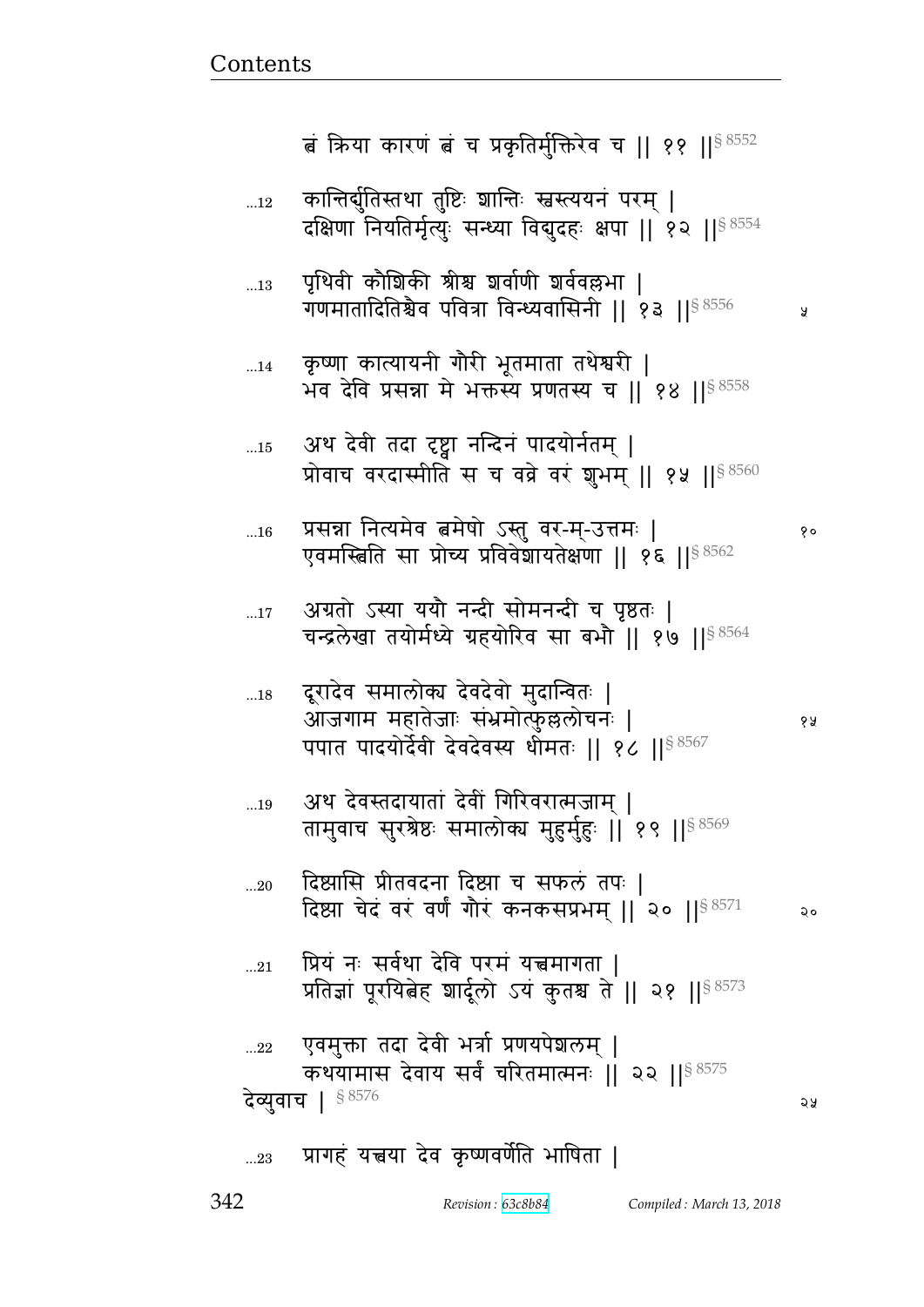त्वं क्रिया कारणं त्वं च प्रकृतिर्मुक्तिरेव च || ११ ||§ 8552

...12 कान्तिर्द्युतिस्तथा तुष्टिः शान्तिः स्वस्त्ययनं परम् |
दक्षिणा नियतिर्मृत्युः सन्ध्या विद्युदहः क्षपा || १२ ||§ 8554

...13 पृथिवी कौशिकी श्रीश्च शर्वाणी शर्ववल्लभा |
गणमातादितिश्चैव पवित्रा विन्ध्यवासिनी || १३ ||§ 8556

...14 कृष्णा कात्यायनी गौरी भूतमाता तथेश्वरी |
भव देवि प्रसन्ना मे भक्तस्य प्रणतस्य च || १४ ||§ 8558

...15 अथ देवी तदा दृष्ट्वा नन्दिनं पादयोर्नतम् |
प्रोवाच वरदास्मीति स च वव्रे वरं शुभम् || १५ ||§ 8560

...16 प्रसन्ना नित्यमेव त्वमेषो ऽस्तु वर-म्-उत्तमः |
एवमस्त्विति सा प्रोच्य प्रविवेशायतेक्षणा || १६ ||§ 8562

...17 अग्रतो ऽस्या ययौ नन्दी सोमनन्दी च पृष्ठतः |
चन्द्रलेखा तयोर्मध्ये ग्रहयोरिव सा बभौ || १७ ||§ 8564

...18 दूरादेव समालोक्य देवदेवो मुदान्वितः |
आजगाम महातेजाः संभ्रमोत्फुल्ललोचनः |
पपात पादयोर्देवी देवदेवस्य धीमतः || १८ ||§ 8567

...19 अथ देवस्तदायातां देवीं गिरिवरात्मजाम् |
तामुवाच सुरश्रेष्ठः समालोक्य मुहुर्मुहुः || १९ ||§ 8569

...20 दिष्ट्यासि प्रीतवदना दिष्ट्या च सफलं तपः |
दिष्ट्या चेदं वरं वर्णं गौरं कनकसप्रभम् || २० ||§ 8571

...21 प्रियं नः सर्वथा देवि परमं यत्त्वमागता |
प्रतिज्ञां पूरयित्वेह शार्दूलो ऽयं कुतश्च ते || २१ ||§ 8573

...22 एवमुक्ता तदा देवी भर्त्रा प्रणयपेशलम् |
कथयामास देवाय सर्वं चरितमात्मनः || २२ ||§ 8575

देव्युवाच | § 8576

...23 प्रागहं यत्त्वया देव कृष्णवर्णेति भाषिता |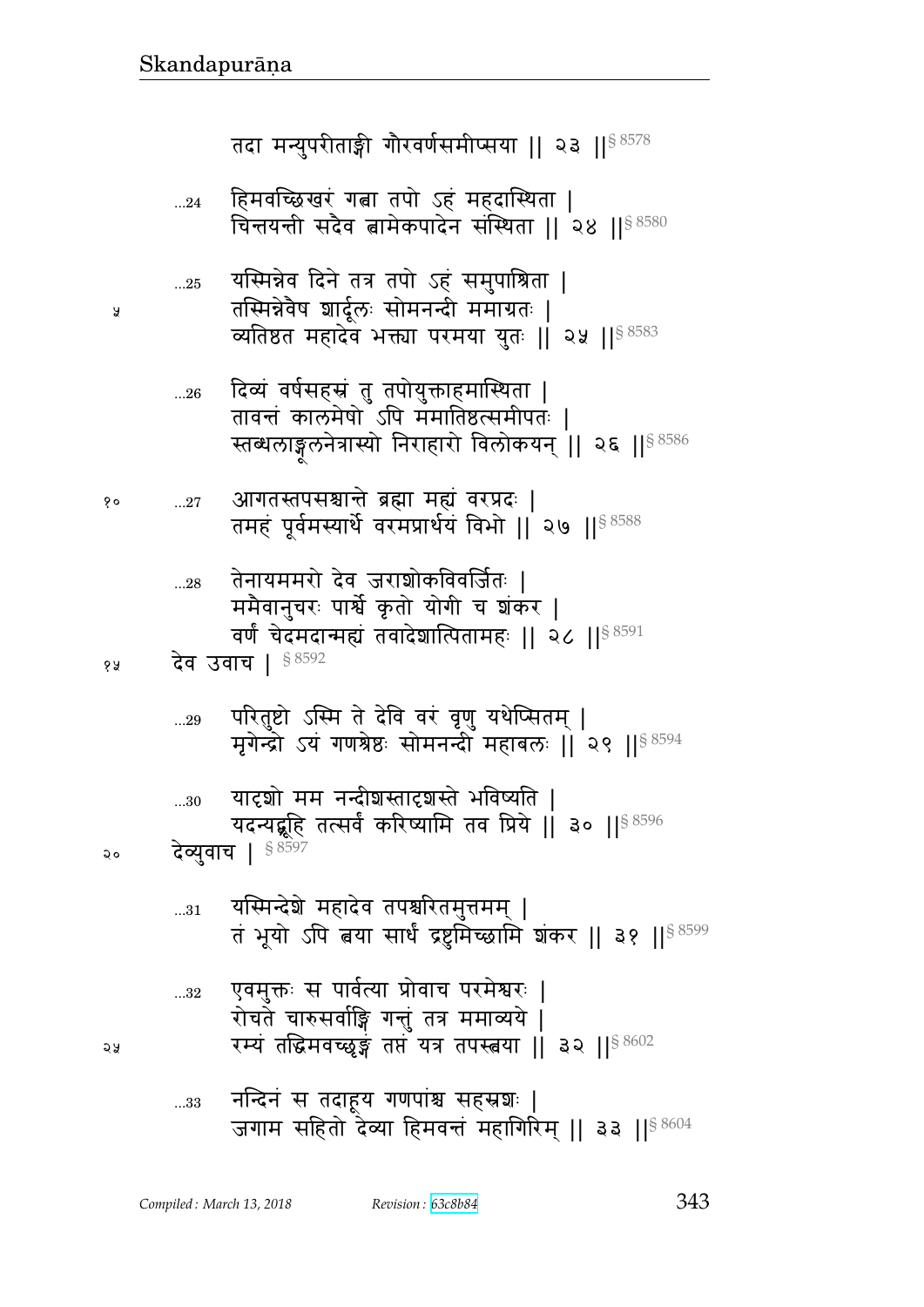तदा मन्युपरीताङ्गी गौरवर्णसमीप्सया ॥ २३ ॥§ 8578

...24 हिमवच्छिखरं गत्वा तपो ऽहं महदास्थिता ।
चिन्तयन्ती सदैव त्वामेकपादेन संस्थिता ॥ २४ ॥§ 8580

...25 यस्मिन्नेव दिने तत्र तपो ऽहं समुपाश्रिता ।
तस्मिन्नेवैष शार्दूलः सोमनन्दी ममाग्रतः ।
व्यतिष्ठत महादेव भक्त्या परमया युतः ॥ २५ ॥§ 8583

...26 दिव्यं वर्षसहस्रं तु तपोयुक्ताहमास्थिता ।
तावन्तं कालमेषो ऽपि ममातिष्ठत्समीपतः ।
स्तब्धलाङ्गूलनेत्रास्यो निराहारो विलोकयन् ॥ २६ ॥§ 8586

...27 आगतस्तपसश्चान्ते ब्रह्मा मह्यं वरप्रदः ।
तमहं पूर्वमस्यार्थे वरमप्रार्थयं विभो ॥ २७ ॥§ 8588

...28 तेनायममरो देव जराशोकविवर्जितः ।
ममैवानुचरः पार्श्वे कृतो योगी च शंकर ।
वर्णं चेदमदान्मह्यं तवादेशात्पितामहः ॥ २८ ॥§ 8591

देव उवाच । § 8592

...29 परितुष्टो ऽस्मि ते देवि वरं वृणु यथेप्सितम् ।
मृगेन्द्रो ऽयं गणश्रेष्ठः सोमनन्दी महाबलः ॥ २९ ॥§ 8594

...30 यादृशो मम नन्दीशस्तादृशस्ते भविष्यति ।
यदन्यद्ब्रूहि तत्सर्वं करिष्यामि तव प्रिये ॥ ३० ॥§ 8596

देव्युवाच । § 8597

...31 यस्मिन्देशे महादेव तपश्चरितमुत्तमम् ।
तं भूयो ऽपि त्वया सार्धं द्रष्टुमिच्छामि शंकर ॥ ३१ ॥§ 8599

...32 एवमुक्तः स पार्वत्या प्रोवाच परमेश्वरः ।
रोचते चारुसर्वाङ्गि गन्तुं तत्र ममाव्यये ।
रम्यं तद्धिमवच्छृङ्गं तप्तं यत्र तपस्त्वया ॥ ३२ ॥§ 8602

...33 नन्दिनं स तदाहूय गणपांश्च सहस्रशः ।
जगाम सहितो देव्या हिमवन्तं महागिरिम् ॥ ३३ ॥§ 8604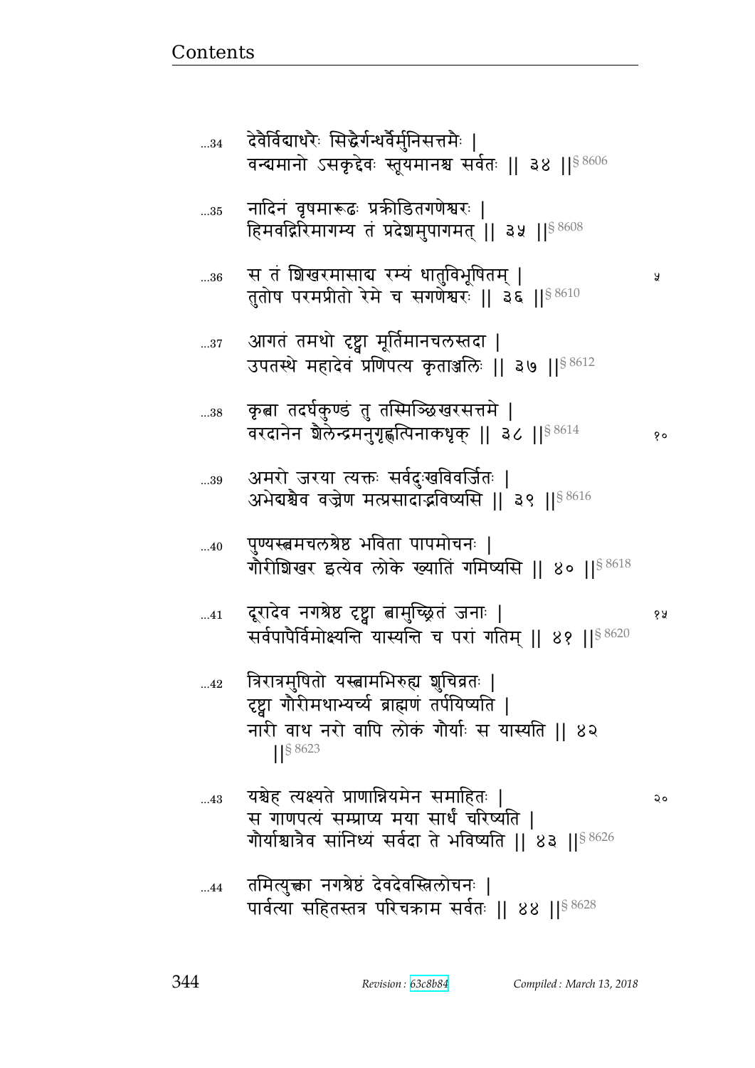...34 देवैर्विद्याधरैः सिद्धैर्गन्धर्वैर्मुनिसत्तमैः |
वन्द्यमानो ऽसकृद्देवः स्तूयमानश्च सर्वतः || ३४ ||§ 8606

...35 नादिनं वृषमारूढः प्रक्रीडितगणेश्वरः |
हिमवद्गिरिमागम्य तं प्रदेशमुपागमत् || ३५ ||§ 8608

...36 स तं शिखरमासाद्य रम्यं धातुविभूषितम् |
तुतोष परमप्रीतो रेमे च सगणेश्वरः || ३६ ||§ 8610

...37 आगतं तमथो दृष्ट्वा मूर्तिमानचलस्तदा |
उपतस्थे महादेवं प्रणिपत्य कृताञ्जलिः || ३७ ||§ 8612

...38 कृत्वा तदर्घकुण्डं तु तस्मिञ्छिखरसत्तमे |
वरदानेन शैलेन्द्रमनुगृह्णत्पिनाकधृक् || ३८ ||§ 8614

...39 अमरो जरया त्यक्तः सर्वदुःखविवर्जितः |
अभेद्यश्चैव वज्रेण मत्प्रसादाद्भविष्यसि || ३९ ||§ 8616

...40 पुण्यस्त्वमचलश्रेष्ठ भविता पापमोचनः |
गौरीशिखर इत्येव लोके ख्यातिं गमिष्यसि || ४० ||§ 8618

...41 दूरादेव नगश्रेष्ठ दृष्ट्वा त्वामुच्छ्रितं जनाः |
सर्वपापैर्विमोक्ष्यन्ति यास्यन्ति च परां गतिम् || ४१ ||§ 8620

...42 त्रिरात्रमुषितो यस्त्वामभिरुह्य शुचिव्रतः |
दृष्ट्वा गौरीमथाभ्यर्च्य ब्राह्मणं तर्पयिष्यति |
नारी वाथ नरो वापि लोकं गौर्याः स यास्यति || ४२ ||§ 8623

...43 यश्चेह त्यक्ष्यते प्राणान्नियमेन समाहितः |
स गाणपत्यं सम्प्राप्य मया सार्धं चरिष्यति |
गौर्याश्चात्रैव सांनिध्यं सर्वदा ते भविष्यति || ४३ ||§ 8626

...44 तमित्युक्त्वा नगश्रेष्ठं देवदेवस्त्रिलोचनः |
पार्वत्या सहितस्तत्र परिचक्राम सर्वतः || ४४ ||§ 8628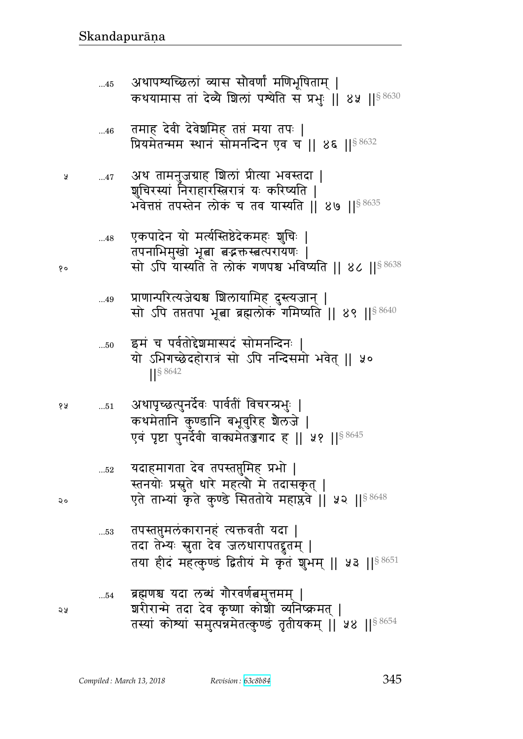...45 अथापश्यच्छिलां व्यास सौवर्णां मणिभूषिताम् |
कथयामास तां देव्यै शिलां पश्येति स प्रभुः || ४५ ||§ 8630

...46 तमाह देवी देवेशमिह तप्तं मया तपः |
प्रियमेतन्मम स्थानं सोमनन्दिन एव च || ४६ ||§ 8632

...47 अथ तामनुजग्राह शिलां प्रीत्या भवस्तदा |
शुचिरस्यां निराहारस्त्रिरात्रं यः करिष्यति |
भवेत्तप्तं तपस्तेन लोकं च तव यास्यति || ४७ ||§ 8635

...48 एकपादेन यो मर्त्यस्तिष्ठेदेकमहः शुचिः |
तपनाभिमुखो भूत्वा त्वद्भक्तस्त्वत्परायणः |
सो ऽपि यास्यति ते लोकं गणपश्च भविष्यति || ४८ ||§ 8638

...49 प्राणान्परित्यजेद्यश्च शिलायामिह दुस्त्यजान् |
सो ऽपि तप्ततपा भूत्वा ब्रह्मलोकं गमिष्यति || ४९ ||§ 8640

...50 इमं च पर्वतोद्देशमास्पदं सोमनन्दिनः |
यो ऽभिगच्छेदहोरात्रं सो ऽपि नन्दिसमो भवेत् || ५० ||§ 8642

...51 अथापृच्छत्पुनर्देवः पार्वतीं विचरन्प्रभुः |
कथमेतानि कुण्डानि बभूवुरिह शैलजे |
एवं पृष्टा पुनर्देवी वाक्यमेतज्जगाद ह || ५१ ||§ 8645

...52 यदाहमागता देव तपस्तप्तुमिह प्रभो |
स्तनयोः प्रस्नुते धारे महत्यौ मे तदासकृत् |
एते ताभ्यां कृते कुण्डे सिततोये महाप्लवे || ५२ ||§ 8648

...53 तपस्तप्तुमलंकारानहं त्यक्तवती यदा |
तदा तेभ्यः स्रुता देव जलधारापतद्द्रुतम् |
तया हीदं महत्कुण्डं द्वितीयं मे कृतं शुभम् || ५३ ||§ 8651

...54 ब्रह्मणश्च यदा लब्धं गौरवर्णत्वमुत्तमम् |
शरीरान्मे तदा देव कृष्णा कोशी व्यनिष्क्रमत् |
तस्यां कोश्यां समुत्पन्नमेतत्कुण्डं तृतीयकम् || ५४ ||§ 8654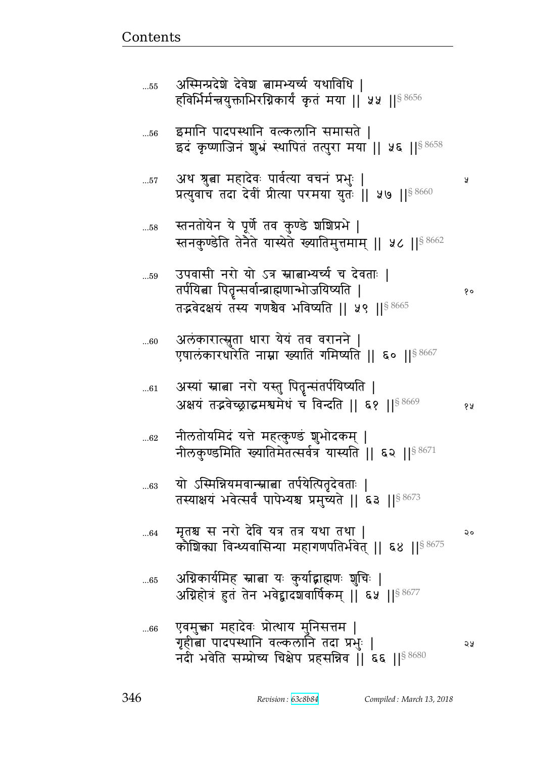...55 अस्मिन्प्रदेशे देवेश त्वामभ्यर्च्य यथाविधि |
हविर्भिर्मन्त्रयुक्ताभिरग्निकार्यं कृतं मया || ५५ ||§ 8656

...56 इमानि पादपस्थानि वल्कलानि समासते |
इदं कृष्णाजिनं शुभ्रं स्थापितं तत्पुरा मया || ५६ ||§ 8658

...57 अथ श्रुत्वा महादेवः पार्वत्या वचनं प्रभुः |
प्रत्युवाच तदा देवीं प्रीत्या परमया युतः || ५७ ||§ 8660 ५

...58 स्तनतोयेन ये पूर्णे तव कुण्डे शशिप्रभे |
स्तनकुण्डेति तेनैते यास्येते ख्यातिमुत्तमाम् || ५८ ||§ 8662

...59 उपवासी नरो यो ऽत्र स्नात्वाभ्यर्च्य च देवताः |
तर्पयित्वा पितॄन्सर्वान्ब्राह्मणान्भोजयिष्यति |
तद्भवेदक्षयं तस्य गणश्चैव भविष्यति || ५९ ||§ 8665 १०

...60 अलंकारात्स्रुता धारा येयं तव वरानने |
एषालंकारधारेति नाम्ना ख्यातिं गमिष्यति || ६० ||§ 8667

...61 अस्यां स्नात्वा नरो यस्तु पितॄन्संतर्पयिष्यति |
अक्षयं तद्भवेच्छ्राद्धमश्वमेधं च विन्दति || ६१ ||§ 8669 १५

...62 नीलतोयमिदं यत्ते महत्कुण्डं शुभोदकम् |
नीलकुण्डमिति ख्यातिमेतत्सर्वत्र यास्यति || ६२ ||§ 8671

...63 यो ऽस्मिन्नियमवान्स्नात्वा तर्पयेत्पितृदेवताः |
तस्याक्षयं भवेत्सर्वं पापेभ्यश्च प्रमुच्यते || ६३ ||§ 8673

...64 मृतश्च स नरो देवि यत्र तत्र यथा तथा |
कौशिक्या विन्ध्यवासिन्या महागणपतिर्भवेत् || ६४ ||§ 8675 २०

...65 अग्निकार्यमिह स्नात्वा यः कुर्याद्ब्राह्मणः शुचिः |
अग्निहोत्रं हुतं तेन भवेद्द्वादशवार्षिकम् || ६५ ||§ 8677

...66 एवमुक्त्वा महादेवः प्रोत्थाय मुनिसत्तम |
गृहीत्वा पादपस्थानि वल्कलानि तदा प्रभुः |
नदी भवेति सम्प्रोच्य चिक्षेप प्रहसन्निव || ६६ ||§ 8680 २५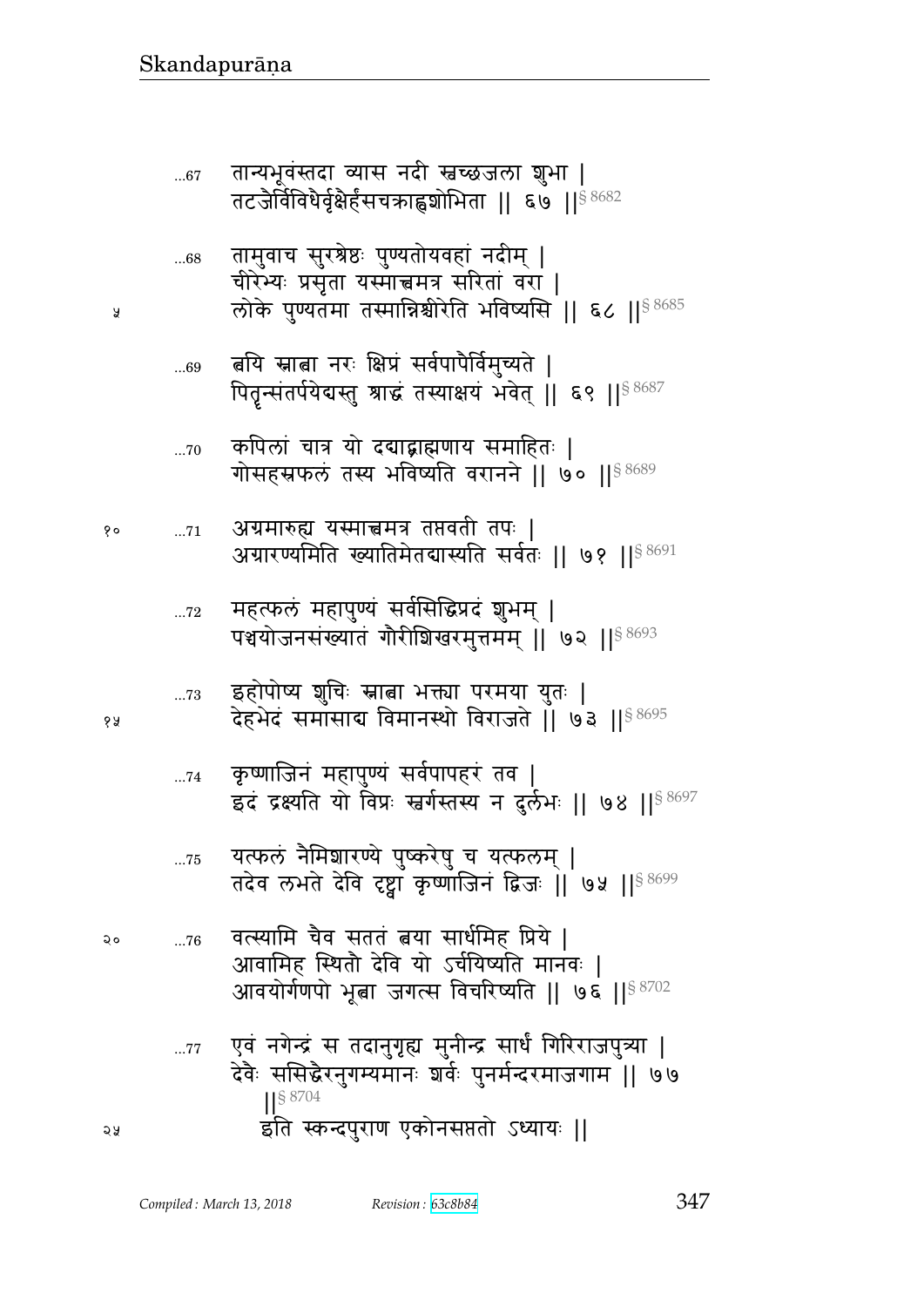...67 तान्यभूवंस्तदा व्यास नदी स्वच्छजला शुभा |
तटजैर्विविधैर्वृक्षैर्हंसचक्राह्वशोभिता || ६७ ||§ 8682

...68 तामुवाच सुरश्रेष्ठः पुण्यतोयवहां नदीम् |
चीरेभ्यः प्रसृता यस्मात्त्वमत्र सरितां वरा |
लोके पुण्यतमा तस्मान्निश्चीरेति भविष्यसि || ६८ ||§ 8685

...69 त्वयि स्नात्वा नरः क्षिप्रं सर्वपापैर्विमुच्यते |
पितॄन्संतर्पयेद्यस्तु श्राद्धं तस्याक्षयं भवेत् || ६९ ||§ 8687

...70 कपिलां चात्र यो दद्याद्ब्राह्मणाय समाहितः |
गोसहस्रफलं तस्य भविष्यति वरानने || ७० ||§ 8689

...71 अग्रमारुह्य यस्मात्त्वमत्र तप्तवती तपः |
अग्रारण्यमिति ख्यातिमेतद्यास्यति सर्वतः || ७१ ||§ 8691

...72 महत्फलं महापुण्यं सर्वसिद्धिप्रदं शुभम् |
पञ्चयोजनसंख्यातं गौरीशिखरमुत्तमम् || ७२ ||§ 8693

...73 इहोपोष्य शुचिः स्नात्वा भक्त्या परमया युतः |
देहभेदं समासाद्य विमानस्थो विराजते || ७३ ||§ 8695

...74 कृष्णाजिनं महापुण्यं सर्वपापहरं तव |
इदं द्रक्ष्यति यो विप्रः स्वर्गस्तस्य न दुर्लभः || ७४ ||§ 8697

...75 यत्फलं नैमिशारण्ये पुष्करेषु च यत्फलम् |
तदेव लभते देवि दृष्ट्वा कृष्णाजिनं द्विजः || ७५ ||§ 8699

...76 वत्स्यामि चैव सततं त्वया सार्धमिह प्रिये |
आवामिह स्थितौ देवि यो ऽर्चयिष्यति मानवः |
आवयोर्गणपो भूत्वा जगत्स विचरिष्यति || ७६ ||§ 8702

...77 एवं नगेन्द्रं स तदानुगृह्य मुनीन्द्र सार्धं गिरिराजपुत्र्या |
देवैः ससिद्धैरनुगम्यमानः शर्वः पुनर्मन्दरमाजगाम || ७७ ||§ 8704

इति स्कन्दपुराण एकोनसप्ततो ऽध्यायः ||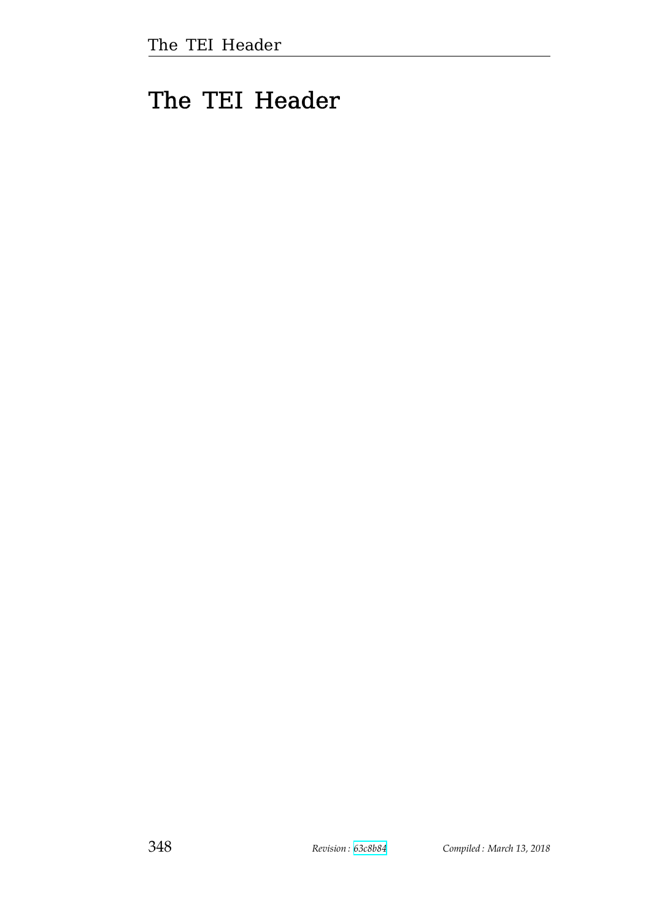# The TEI Header